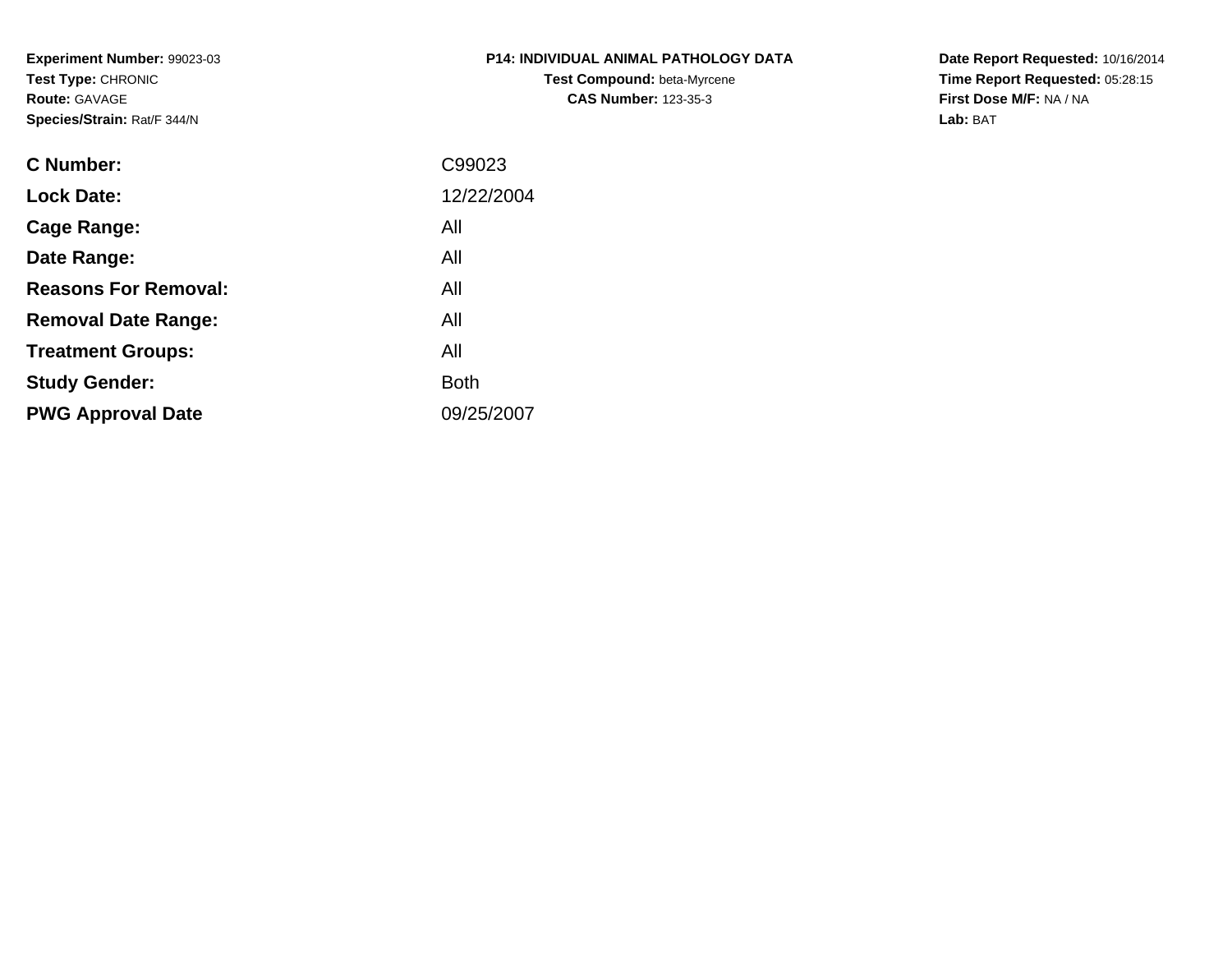**Experiment Number:** 99023-03
**Test Type:** CHRONIC
**Route:** GAVAGE
**Species/Strain:** Rat/F 344/N

**P14: INDIVIDUAL ANIMAL PATHOLOGY DATA**
**Test Compound:** beta-Myrcene
**CAS Number:** 123-35-3

**Date Report Requested:** 10/16/2014
**Time Report Requested:** 05:28:15
**First Dose M/F:** NA / NA
**Lab:** BAT

| | |
|---|---|
| **C Number:** | C99023 |
| **Lock Date:** | 12/22/2004 |
| **Cage Range:** | All |
| **Date Range:** | All |
| **Reasons For Removal:** | All |
| **Removal Date Range:** | All |
| **Treatment Groups:** | All |
| **Study Gender:** | Both |
| **PWG Approval Date** | 09/25/2007 |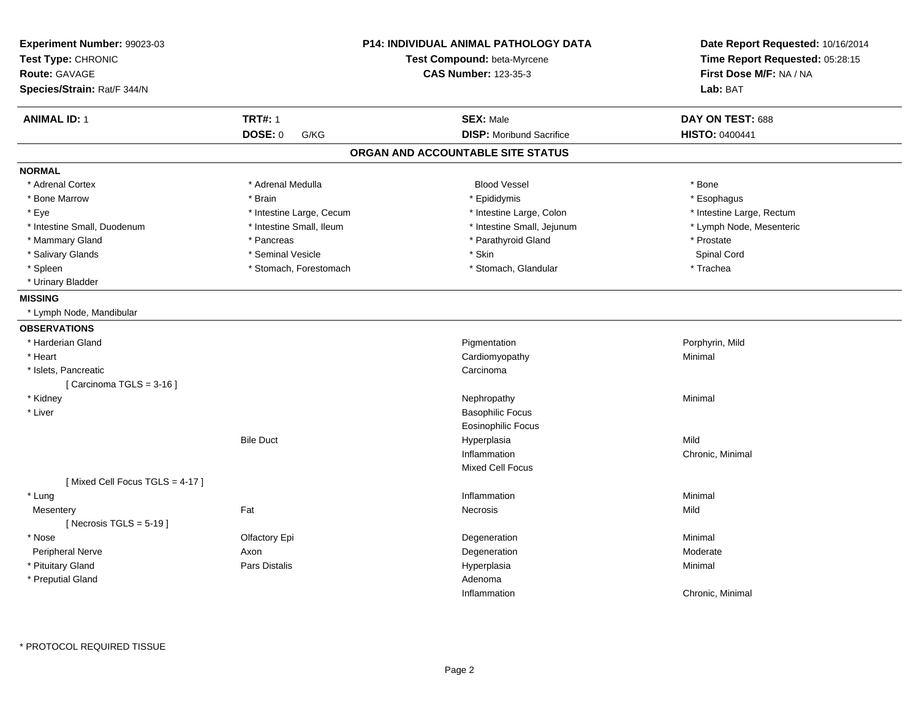**Experiment Number:** 99023-03
**Test Type:** CHRONIC
**Route:** GAVAGE
**Species/Strain:** Rat/F 344/N

**P14: INDIVIDUAL ANIMAL PATHOLOGY DATA**
**Test Compound:** beta-Myrcene
**CAS Number:** 123-35-3

**Date Report Requested:** 10/16/2014
**Time Report Requested:** 05:28:15
**First Dose M/F:** NA / NA
**Lab:** BAT

| **ANIMAL ID:** 1 | **TRT#:** 1 | **SEX:** Male | **DAY ON TEST:** 688 |
|---|---|---|---|
| | **DOSE:** 0 G/KG | **DISP:** Moribund Sacrifice | **HISTO:** 0400441 |

## ORGAN AND ACCOUNTABLE SITE STATUS

### NORMAL

| | | | |
|---|---|---|---|
| * Adrenal Cortex | * Adrenal Medulla | Blood Vessel | * Bone |
| * Bone Marrow | * Brain | * Epididymis | * Esophagus |
| * Eye | * Intestine Large, Cecum | * Intestine Large, Colon | * Intestine Large, Rectum |
| * Intestine Small, Duodenum | * Intestine Small, Ileum | * Intestine Small, Jejunum | * Lymph Node, Mesenteric |
| * Mammary Gland | * Pancreas | * Parathyroid Gland | * Prostate |
| * Salivary Glands | * Seminal Vesicle | * Skin | Spinal Cord |
| * Spleen | * Stomach, Forestomach | * Stomach, Glandular | * Trachea |
| * Urinary Bladder | | | |

### MISSING

* Lymph Node, Mandibular

### OBSERVATIONS

| | | | |
|---|---|---|---|
| * Harderian Gland | | Pigmentation | Porphyrin, Mild |
| * Heart | | Cardiomyopathy | Minimal |
| * Islets, Pancreatic | | Carcinoma | |
| [ Carcinoma TGLS = 3-16 ] | | | |
| * Kidney | | Nephropathy | Minimal |
| * Liver | | Basophilic Focus | |
| | | Eosinophilic Focus | |
| | Bile Duct | Hyperplasia | Mild |
| | | Inflammation | Chronic, Minimal |
| | | Mixed Cell Focus | |
| [ Mixed Cell Focus TGLS = 4-17 ] | | | |
| * Lung | | Inflammation | Minimal |
| Mesentery | Fat | Necrosis | Mild |
| [ Necrosis TGLS = 5-19 ] | | | |
| * Nose | Olfactory Epi | Degeneration | Minimal |
| Peripheral Nerve | Axon | Degeneration | Moderate |
| * Pituitary Gland | Pars Distalis | Hyperplasia | Minimal |
| * Preputial Gland | | Adenoma | |
| | | Inflammation | Chronic, Minimal |

* PROTOCOL REQUIRED TISSUE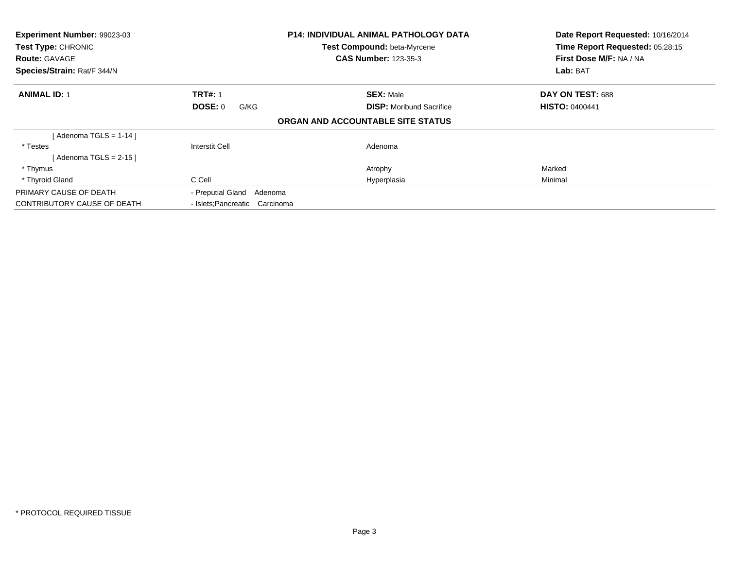| | | | |
|---|---|---|---|
| **Experiment Number:** 99023-03 | **P14: INDIVIDUAL ANIMAL PATHOLOGY DATA** | | **Date Report Requested:** 10/16/2014 |
| **Test Type:** CHRONIC | **Test Compound:** beta-Myrcene | | **Time Report Requested:** 05:28:15 |
| **Route:** GAVAGE | **CAS Number:** 123-35-3 | | **First Dose M/F:** NA / NA |
| **Species/Strain:** Rat/F 344/N | | | **Lab:** BAT |

| **ANIMAL ID:** 1 | **TRT#:** 1 | **SEX:** Male | **DAY ON TEST:** 688 |
|---|---|---|---|
| | **DOSE:** 0 G/KG | **DISP:** Moribund Sacrifice | **HISTO:** 0400441 |

**ORGAN AND ACCOUNTABLE SITE STATUS**

| | | | |
|---|---|---|---|
| [ Adenoma TGLS = 1-14 ] | | | |
| * Testes | Interstit Cell | Adenoma | |
| [ Adenoma TGLS = 2-15 ] | | | |
| * Thymus | | Atrophy | Marked |
| * Thyroid Gland | C Cell | Hyperplasia | Minimal |
| PRIMARY CAUSE OF DEATH | - Preputial Gland Adenoma | | |
| CONTRIBUTORY CAUSE OF DEATH | - Islets;Pancreatic Carcinoma | | |

* PROTOCOL REQUIRED TISSUE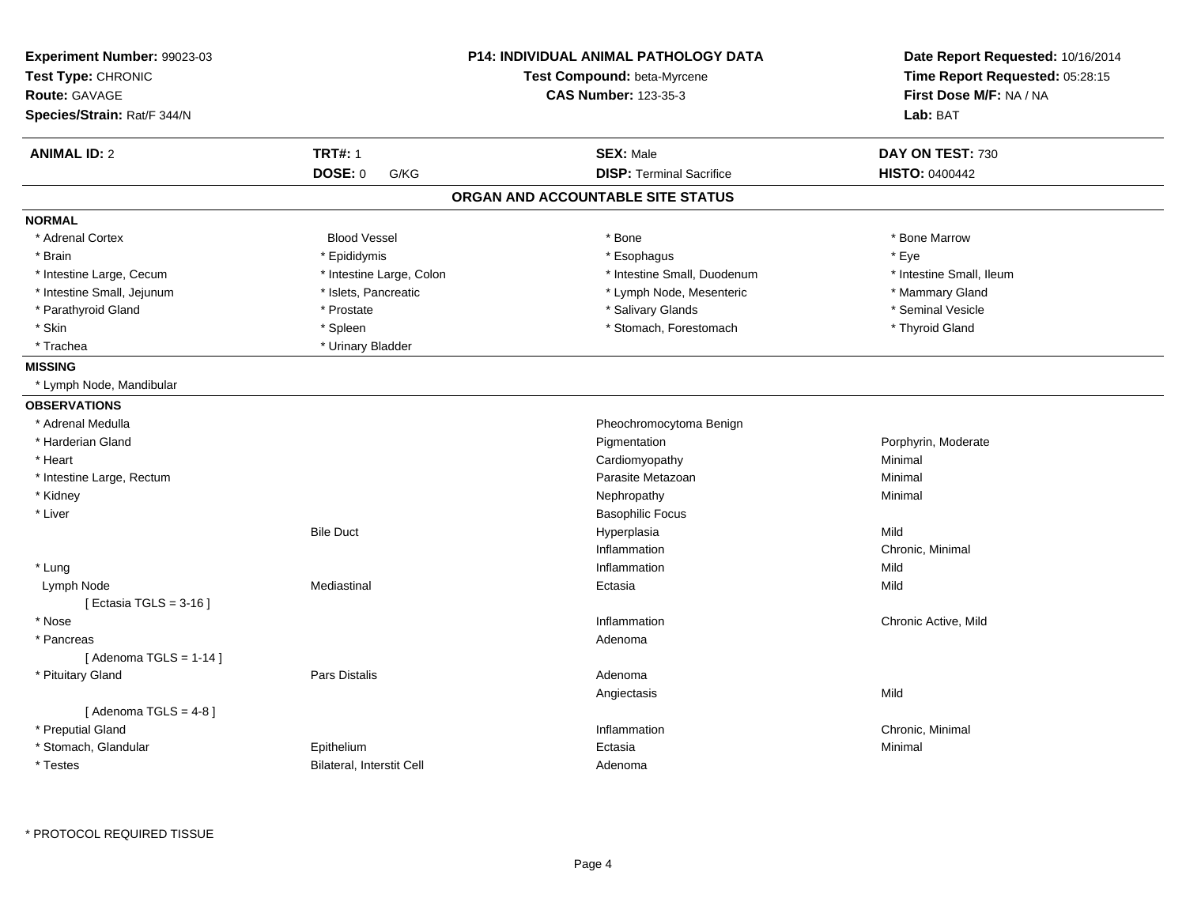**Experiment Number:** 99023-03
**Test Type:** CHRONIC
**Route:** GAVAGE
**Species/Strain:** Rat/F 344/N

**P14: INDIVIDUAL ANIMAL PATHOLOGY DATA**
**Test Compound:** beta-Myrcene
**CAS Number:** 123-35-3

**Date Report Requested:** 10/16/2014
**Time Report Requested:** 05:28:15
**First Dose M/F:** NA / NA
**Lab:** BAT

| **ANIMAL ID:** 2 | **TRT#:** 1 | **SEX:** Male | **DAY ON TEST:** 730 |
|---|---|---|---|
| | **DOSE:** 0 G/KG | **DISP:** Terminal Sacrifice | **HISTO:** 0400442 |

## ORGAN AND ACCOUNTABLE SITE STATUS

### NORMAL

| | | | |
|---|---|---|---|
| * Adrenal Cortex | Blood Vessel | * Bone | * Bone Marrow |
| * Brain | * Epididymis | * Esophagus | * Eye |
| * Intestine Large, Cecum | * Intestine Large, Colon | * Intestine Small, Duodenum | * Intestine Small, Ileum |
| * Intestine Small, Jejunum | * Islets, Pancreatic | * Lymph Node, Mesenteric | * Mammary Gland |
| * Parathyroid Gland | * Prostate | * Salivary Glands | * Seminal Vesicle |
| * Skin | * Spleen | * Stomach, Forestomach | * Thyroid Gland |
| * Trachea | * Urinary Bladder | | |

### MISSING

* Lymph Node, Mandibular

### OBSERVATIONS

| Organ | Site | Observation | Severity |
|---|---|---|---|
| * Adrenal Medulla | | Pheochromocytoma Benign | |
| * Harderian Gland | | Pigmentation | Porphyrin, Moderate |
| * Heart | | Cardiomyopathy | Minimal |
| * Intestine Large, Rectum | | Parasite Metazoan | Minimal |
| * Kidney | | Nephropathy | Minimal |
| * Liver | | Basophilic Focus | |
| | Bile Duct | Hyperplasia | Mild |
| | | Inflammation | Chronic, Minimal |
| * Lung | | Inflammation | Mild |
| Lymph Node | Mediastinal | Ectasia | Mild |
| [ Ectasia TGLS = 3-16 ] | | | |
| * Nose | | Inflammation | Chronic Active, Mild |
| * Pancreas | | Adenoma | |
| [ Adenoma TGLS = 1-14 ] | | | |
| * Pituitary Gland | Pars Distalis | Adenoma | |
| | | Angiectasis | Mild |
| [ Adenoma TGLS = 4-8 ] | | | |
| * Preputial Gland | | Inflammation | Chronic, Minimal |
| * Stomach, Glandular | Epithelium | Ectasia | Minimal |
| * Testes | Bilateral, Interstit Cell | Adenoma | |

* PROTOCOL REQUIRED TISSUE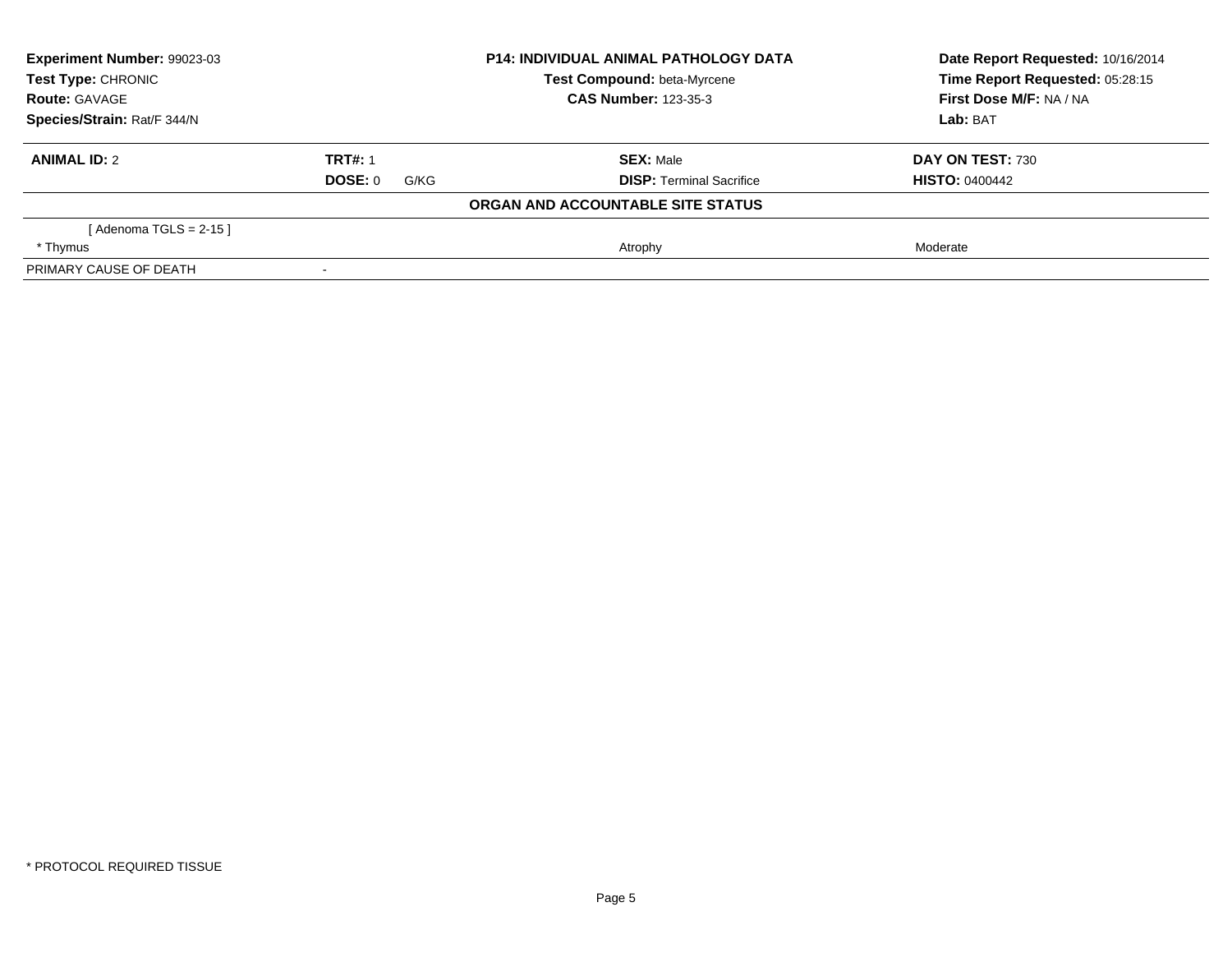**Experiment Number:** 99023-03
**Test Type:** CHRONIC
**Route:** GAVAGE
**Species/Strain:** Rat/F 344/N

**P14: INDIVIDUAL ANIMAL PATHOLOGY DATA**
**Test Compound:** beta-Myrcene
**CAS Number:** 123-35-3

**Date Report Requested:** 10/16/2014
**Time Report Requested:** 05:28:15
**First Dose M/F:** NA / NA
**Lab:** BAT

| **ANIMAL ID:** 2 | **TRT#:** 1 | **SEX:** Male | **DAY ON TEST:** 730 |
|---|---|---|---|
| | **DOSE:** 0 G/KG | **DISP:** Terminal Sacrifice | **HISTO:** 0400442 |

**ORGAN AND ACCOUNTABLE SITE STATUS**

| | | | |
|---|---|---|---|
| [ Adenoma TGLS = 2-15 ] | | | |
| * Thymus | | Atrophy | Moderate |
| PRIMARY CAUSE OF DEATH | - | | |

* PROTOCOL REQUIRED TISSUE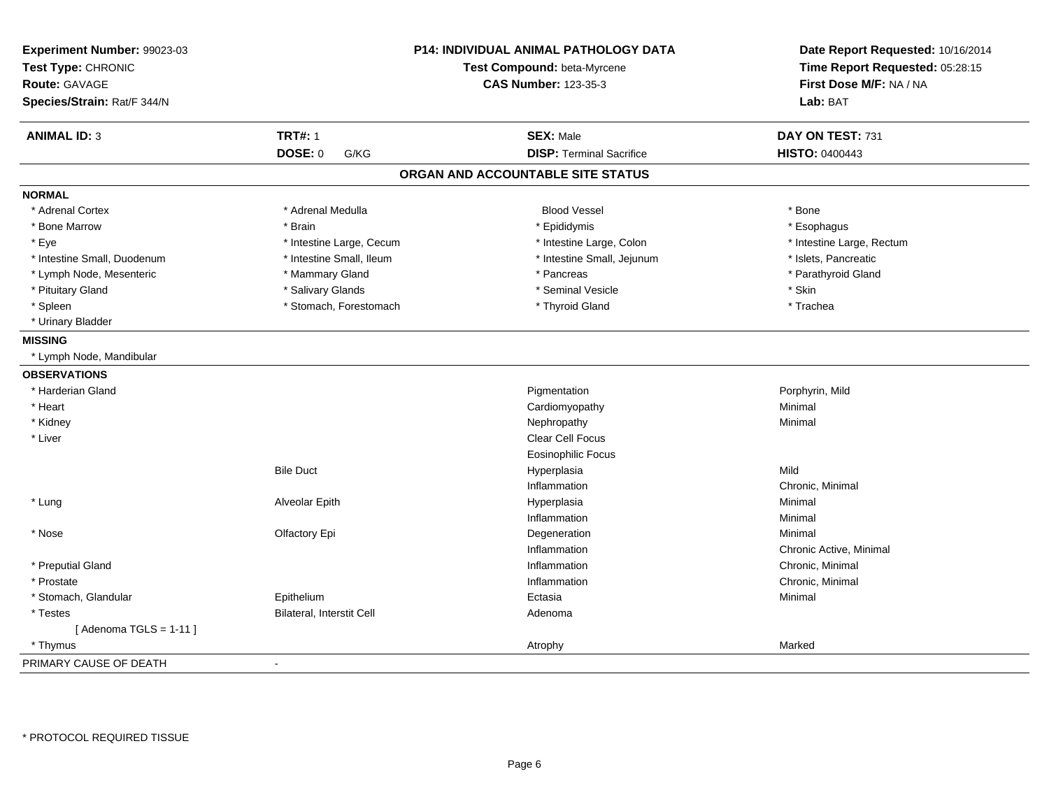**Experiment Number:** 99023-03
**Test Type:** CHRONIC
**Route:** GAVAGE
**Species/Strain:** Rat/F 344/N

**P14: INDIVIDUAL ANIMAL PATHOLOGY DATA**
**Test Compound:** beta-Myrcene
**CAS Number:** 123-35-3

**Date Report Requested:** 10/16/2014
**Time Report Requested:** 05:28:15
**First Dose M/F:** NA / NA
**Lab:** BAT

| **ANIMAL ID:** 3 | **TRT#:** 1 | **SEX:** Male | **DAY ON TEST:** 731 |
|---|---|---|---|
| | **DOSE:** 0 G/KG | **DISP:** Terminal Sacrifice | **HISTO:** 0400443 |

## ORGAN AND ACCOUNTABLE SITE STATUS

**NORMAL**

| | | | |
|---|---|---|---|
| * Adrenal Cortex | * Adrenal Medulla | Blood Vessel | * Bone |
| * Bone Marrow | * Brain | * Epididymis | * Esophagus |
| * Eye | * Intestine Large, Cecum | * Intestine Large, Colon | * Intestine Large, Rectum |
| * Intestine Small, Duodenum | * Intestine Small, Ileum | * Intestine Small, Jejunum | * Islets, Pancreatic |
| * Lymph Node, Mesenteric | * Mammary Gland | * Pancreas | * Parathyroid Gland |
| * Pituitary Gland | * Salivary Glands | * Seminal Vesicle | * Skin |
| * Spleen | * Stomach, Forestomach | * Thyroid Gland | * Trachea |
| * Urinary Bladder | | | |

**MISSING**

* Lymph Node, Mandibular

**OBSERVATIONS**

| | | | |
|---|---|---|---|
| * Harderian Gland | | Pigmentation | Porphyrin, Mild |
| * Heart | | Cardiomyopathy | Minimal |
| * Kidney | | Nephropathy | Minimal |
| * Liver | | Clear Cell Focus | |
| | | Eosinophilic Focus | |
| | Bile Duct | Hyperplasia | Mild |
| | | Inflammation | Chronic, Minimal |
| * Lung | Alveolar Epith | Hyperplasia | Minimal |
| | | Inflammation | Minimal |
| * Nose | Olfactory Epi | Degeneration | Minimal |
| | | Inflammation | Chronic Active, Minimal |
| * Preputial Gland | | Inflammation | Chronic, Minimal |
| * Prostate | | Inflammation | Chronic, Minimal |
| * Stomach, Glandular | Epithelium | Ectasia | Minimal |
| * Testes | Bilateral, Interstit Cell | Adenoma | |
| [ Adenoma TGLS = 1-11 ] | | | |
| * Thymus | | Atrophy | Marked |

PRIMARY CAUSE OF DEATH -

* PROTOCOL REQUIRED TISSUE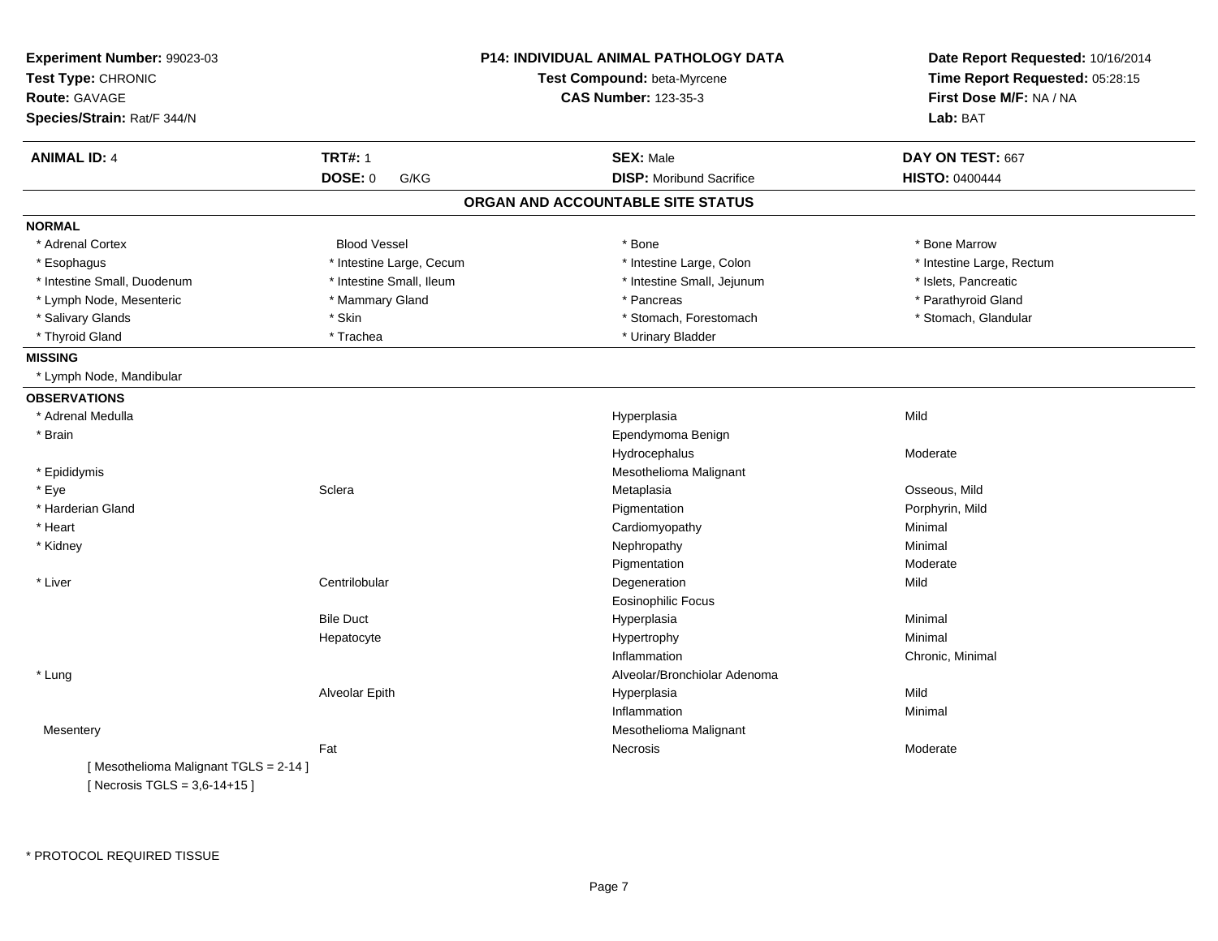**Experiment Number:** 99023-03
**Test Type:** CHRONIC
**Route:** GAVAGE
**Species/Strain:** Rat/F 344/N

**P14: INDIVIDUAL ANIMAL PATHOLOGY DATA**
**Test Compound:** beta-Myrcene
**CAS Number:** 123-35-3

**Date Report Requested:** 10/16/2014
**Time Report Requested:** 05:28:15
**First Dose M/F:** NA / NA
**Lab:** BAT

| **ANIMAL ID:** 4 | **TRT#:** 1 | **SEX:** Male | **DAY ON TEST:** 667 |
|---|---|---|---|
| | **DOSE:** 0 G/KG | **DISP:** Moribund Sacrifice | **HISTO:** 0400444 |

## ORGAN AND ACCOUNTABLE SITE STATUS

**NORMAL**

| | | | |
|---|---|---|---|
| * Adrenal Cortex | Blood Vessel | * Bone | * Bone Marrow |
| * Esophagus | * Intestine Large, Cecum | * Intestine Large, Colon | * Intestine Large, Rectum |
| * Intestine Small, Duodenum | * Intestine Small, Ileum | * Intestine Small, Jejunum | * Islets, Pancreatic |
| * Lymph Node, Mesenteric | * Mammary Gland | * Pancreas | * Parathyroid Gland |
| * Salivary Glands | * Skin | * Stomach, Forestomach | * Stomach, Glandular |
| * Thyroid Gland | * Trachea | * Urinary Bladder | |

**MISSING**

* Lymph Node, Mandibular

**OBSERVATIONS**

| Organ | Site | Observation | Severity |
|---|---|---|---|
| * Adrenal Medulla | | Hyperplasia | Mild |
| * Brain | | Ependymoma Benign | |
| | | Hydrocephalus | Moderate |
| * Epididymis | | Mesothelioma Malignant | |
| * Eye | Sclera | Metaplasia | Osseous, Mild |
| * Harderian Gland | | Pigmentation | Porphyrin, Mild |
| * Heart | | Cardiomyopathy | Minimal |
| * Kidney | | Nephropathy | Minimal |
| | | Pigmentation | Moderate |
| * Liver | Centrilobular | Degeneration | Mild |
| | | Eosinophilic Focus | |
| | Bile Duct | Hyperplasia | Minimal |
| | Hepatocyte | Hypertrophy | Minimal |
| | | Inflammation | Chronic, Minimal |
| * Lung | | Alveolar/Bronchiolar Adenoma | |
| | Alveolar Epith | Hyperplasia | Mild |
| | | Inflammation | Minimal |
| Mesentery | | Mesothelioma Malignant | |
| | Fat | Necrosis | Moderate |

[ Mesothelioma Malignant TGLS = 2-14 ]
[ Necrosis TGLS = 3,6-14+15 ]

* PROTOCOL REQUIRED TISSUE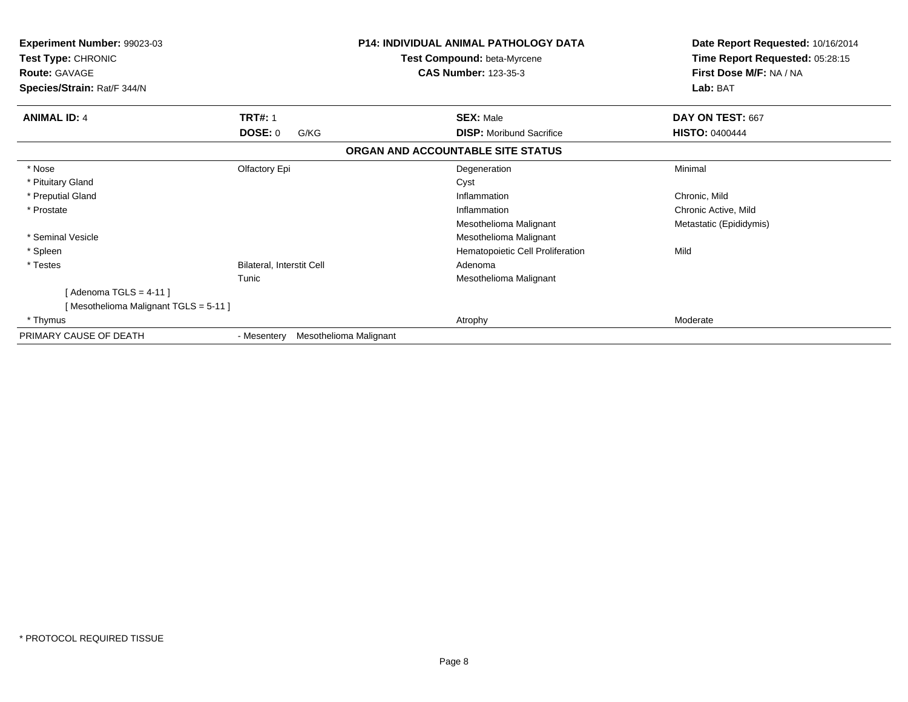**Experiment Number:** 99023-03
**Test Type:** CHRONIC
**Route:** GAVAGE
**Species/Strain:** Rat/F 344/N

**P14: INDIVIDUAL ANIMAL PATHOLOGY DATA**
**Test Compound:** beta-Myrcene
**CAS Number:** 123-35-3

**Date Report Requested:** 10/16/2014
**Time Report Requested:** 05:28:15
**First Dose M/F:** NA / NA
**Lab:** BAT

| **ANIMAL ID:** 4 | **TRT#:** 1 | **SEX:** Male | **DAY ON TEST:** 667 |
|---|---|---|---|
| | **DOSE:** 0 G/KG | **DISP:** Moribund Sacrifice | **HISTO:** 0400444 |

## ORGAN AND ACCOUNTABLE SITE STATUS

| | | | |
|---|---|---|---|
| * Nose | Olfactory Epi | Degeneration | Minimal |
| * Pituitary Gland | | Cyst | |
| * Preputial Gland | | Inflammation | Chronic, Mild |
| * Prostate | | Inflammation | Chronic Active, Mild |
| | | Mesothelioma Malignant | Metastatic (Epididymis) |
| * Seminal Vesicle | | Mesothelioma Malignant | |
| * Spleen | | Hematopoietic Cell Proliferation | Mild |
| * Testes | Bilateral, Interstit Cell | Adenoma | |
| | Tunic | Mesothelioma Malignant | |
| [ Adenoma TGLS = 4-11 ] | | | |
| [ Mesothelioma Malignant TGLS = 5-11 ] | | | |
| * Thymus | | Atrophy | Moderate |
| PRIMARY CAUSE OF DEATH | - Mesentery Mesothelioma Malignant | | |

* PROTOCOL REQUIRED TISSUE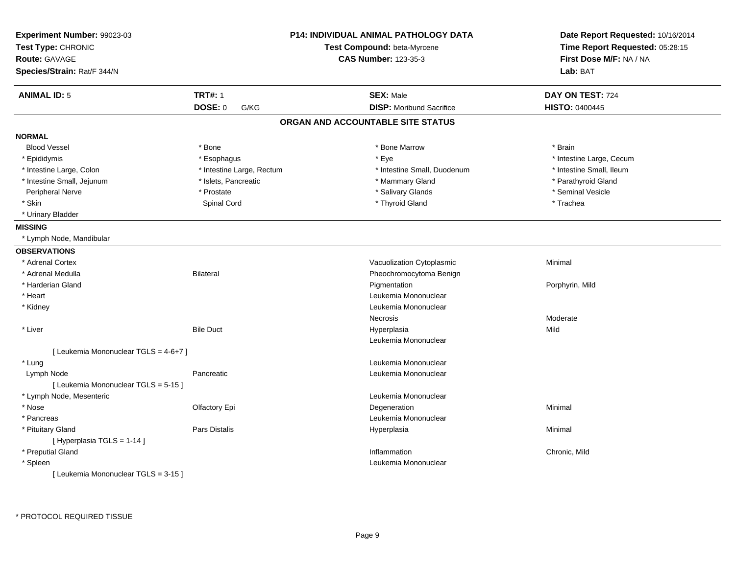**Experiment Number:** 99023-03
**Test Type:** CHRONIC
**Route:** GAVAGE
**Species/Strain:** Rat/F 344/N

**P14: INDIVIDUAL ANIMAL PATHOLOGY DATA**
**Test Compound:** beta-Myrcene
**CAS Number:** 123-35-3

**Date Report Requested:** 10/16/2014
**Time Report Requested:** 05:28:15
**First Dose M/F:** NA / NA
**Lab:** BAT

| **ANIMAL ID:** 5 | **TRT#:** 1 | **SEX:** Male | **DAY ON TEST:** 724 |
|---|---|---|---|
| | **DOSE:** 0 G/KG | **DISP:** Moribund Sacrifice | **HISTO:** 0400445 |

## ORGAN AND ACCOUNTABLE SITE STATUS

**NORMAL**

| | | | |
|---|---|---|---|
| Blood Vessel | * Bone | * Bone Marrow | * Brain |
| * Epididymis | * Esophagus | * Eye | * Intestine Large, Cecum |
| * Intestine Large, Colon | * Intestine Large, Rectum | * Intestine Small, Duodenum | * Intestine Small, Ileum |
| * Intestine Small, Jejunum | * Islets, Pancreatic | * Mammary Gland | * Parathyroid Gland |
| Peripheral Nerve | * Prostate | * Salivary Glands | * Seminal Vesicle |
| * Skin | Spinal Cord | * Thyroid Gland | * Trachea |
| * Urinary Bladder | | | |

**MISSING**

* Lymph Node, Mandibular

**OBSERVATIONS**

| Organ | Site | Observation | Severity |
|---|---|---|---|
| * Adrenal Cortex | | Vacuolization Cytoplasmic | Minimal |
| * Adrenal Medulla | Bilateral | Pheochromocytoma Benign | |
| * Harderian Gland | | Pigmentation | Porphyrin, Mild |
| * Heart | | Leukemia Mononuclear | |
| * Kidney | | Leukemia Mononuclear | |
| | | Necrosis | Moderate |
| * Liver | Bile Duct | Hyperplasia | Mild |
| | | Leukemia Mononuclear | |
| [ Leukemia Mononuclear TGLS = 4-6+7 ] | | | |
| * Lung | | Leukemia Mononuclear | |
| Lymph Node | Pancreatic | Leukemia Mononuclear | |
| [ Leukemia Mononuclear TGLS = 5-15 ] | | | |
| * Lymph Node, Mesenteric | | Leukemia Mononuclear | |
| * Nose | Olfactory Epi | Degeneration | Minimal |
| * Pancreas | | Leukemia Mononuclear | |
| * Pituitary Gland | Pars Distalis | Hyperplasia | Minimal |
| [ Hyperplasia TGLS = 1-14 ] | | | |
| * Preputial Gland | | Inflammation | Chronic, Mild |
| * Spleen | | Leukemia Mononuclear | |
| [ Leukemia Mononuclear TGLS = 3-15 ] | | | |

* PROTOCOL REQUIRED TISSUE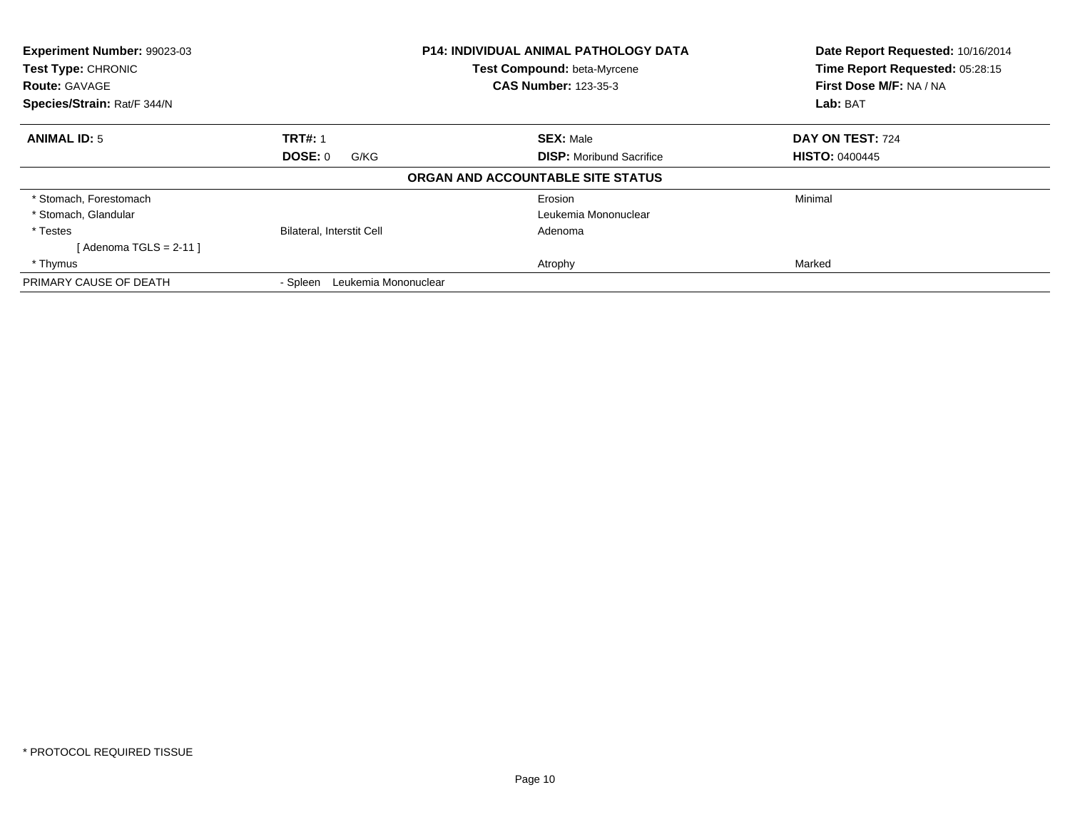**Experiment Number:** 99023-03
**Test Type:** CHRONIC
**Route:** GAVAGE
**Species/Strain:** Rat/F 344/N

**P14: INDIVIDUAL ANIMAL PATHOLOGY DATA**
**Test Compound:** beta-Myrcene
**CAS Number:** 123-35-3

**Date Report Requested:** 10/16/2014
**Time Report Requested:** 05:28:15
**First Dose M/F:** NA / NA
**Lab:** BAT

| **ANIMAL ID:** 5 | **TRT#:** 1 | **SEX:** Male | **DAY ON TEST:** 724 |
|---|---|---|---|
| | **DOSE:** 0 G/KG | **DISP:** Moribund Sacrifice | **HISTO:** 0400445 |

**ORGAN AND ACCOUNTABLE SITE STATUS**

| | | | |
|---|---|---|---|
| * Stomach, Forestomach | | Erosion | Minimal |
| * Stomach, Glandular | | Leukemia Mononuclear | |
| * Testes | Bilateral, Interstit Cell | Adenoma | |
| [ Adenoma TGLS = 2-11 ] | | | |
| * Thymus | | Atrophy | Marked |
| PRIMARY CAUSE OF DEATH | - Spleen Leukemia Mononuclear | | |

* PROTOCOL REQUIRED TISSUE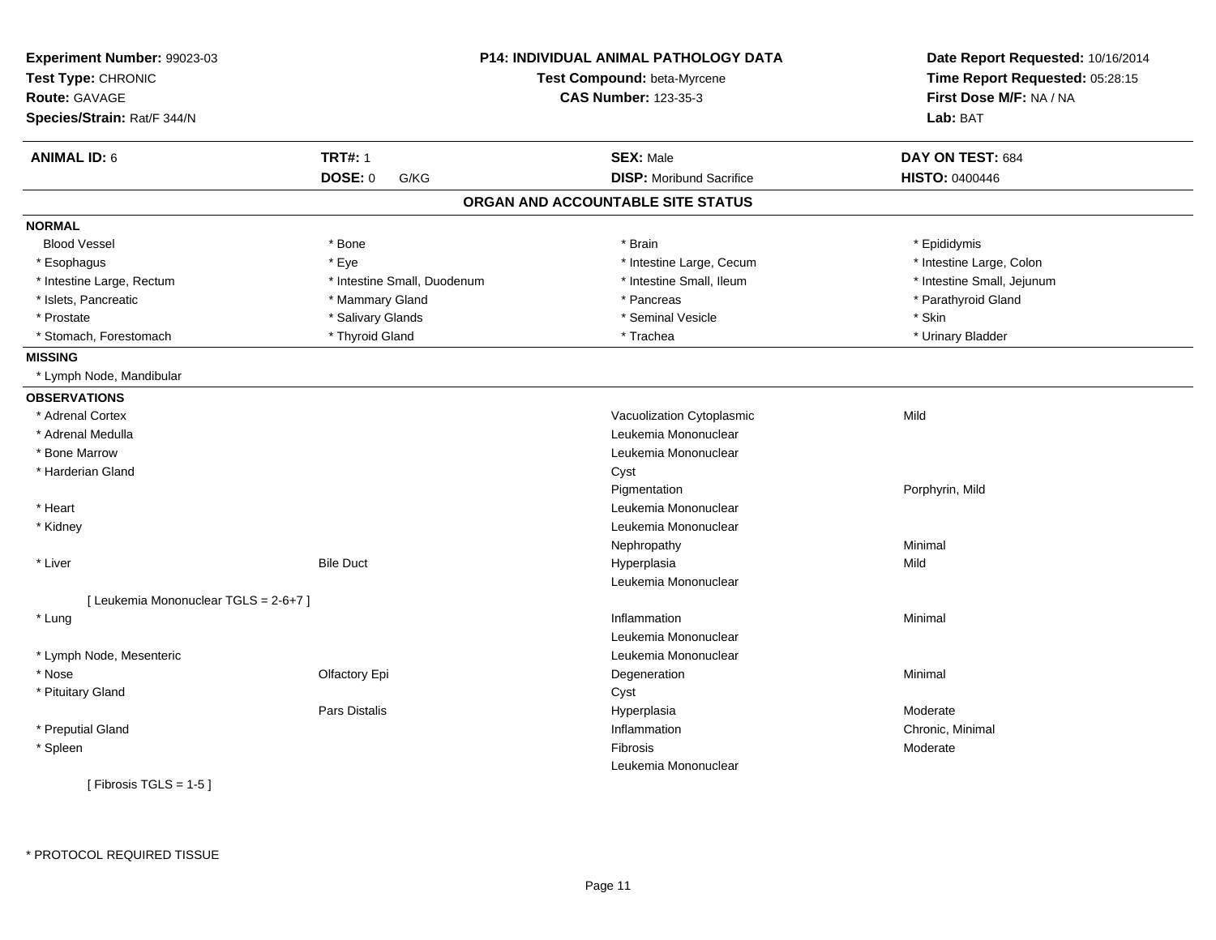**Experiment Number:** 99023-03
**Test Type:** CHRONIC
**Route:** GAVAGE
**Species/Strain:** Rat/F 344/N

**P14: INDIVIDUAL ANIMAL PATHOLOGY DATA**
**Test Compound:** beta-Myrcene
**CAS Number:** 123-35-3

**Date Report Requested:** 10/16/2014
**Time Report Requested:** 05:28:15
**First Dose M/F:** NA / NA
**Lab:** BAT

| **ANIMAL ID:** 6 | **TRT#:** 1 | **SEX:** Male | **DAY ON TEST:** 684 |
|---|---|---|---|
| | **DOSE:** 0 G/KG | **DISP:** Moribund Sacrifice | **HISTO:** 0400446 |

## ORGAN AND ACCOUNTABLE SITE STATUS

**NORMAL**

| | | | |
|---|---|---|---|
| Blood Vessel | * Bone | * Brain | * Epididymis |
| * Esophagus | * Eye | * Intestine Large, Cecum | * Intestine Large, Colon |
| * Intestine Large, Rectum | * Intestine Small, Duodenum | * Intestine Small, Ileum | * Intestine Small, Jejunum |
| * Islets, Pancreatic | * Mammary Gland | * Pancreas | * Parathyroid Gland |
| * Prostate | * Salivary Glands | * Seminal Vesicle | * Skin |
| * Stomach, Forestomach | * Thyroid Gland | * Trachea | * Urinary Bladder |

**MISSING**

* Lymph Node, Mandibular

**OBSERVATIONS**

| Organ | Site | Observation | Qualifier |
|---|---|---|---|
| * Adrenal Cortex | | Vacuolization Cytoplasmic | Mild |
| * Adrenal Medulla | | Leukemia Mononuclear | |
| * Bone Marrow | | Leukemia Mononuclear | |
| * Harderian Gland | | Cyst | |
| | | Pigmentation | Porphyrin, Mild |
| * Heart | | Leukemia Mononuclear | |
| * Kidney | | Leukemia Mononuclear | |
| | | Nephropathy | Minimal |
| * Liver | Bile Duct | Hyperplasia | Mild |
| | | Leukemia Mononuclear | |
| [ Leukemia Mononuclear TGLS = 2-6+7 ] | | | |
| * Lung | | Inflammation | Minimal |
| | | Leukemia Mononuclear | |
| * Lymph Node, Mesenteric | | Leukemia Mononuclear | |
| * Nose | Olfactory Epi | Degeneration | Minimal |
| * Pituitary Gland | | Cyst | |
| | Pars Distalis | Hyperplasia | Moderate |
| * Preputial Gland | | Inflammation | Chronic, Minimal |
| * Spleen | | Fibrosis | Moderate |
| | | Leukemia Mononuclear | |
| [ Fibrosis TGLS = 1-5 ] | | | |

* PROTOCOL REQUIRED TISSUE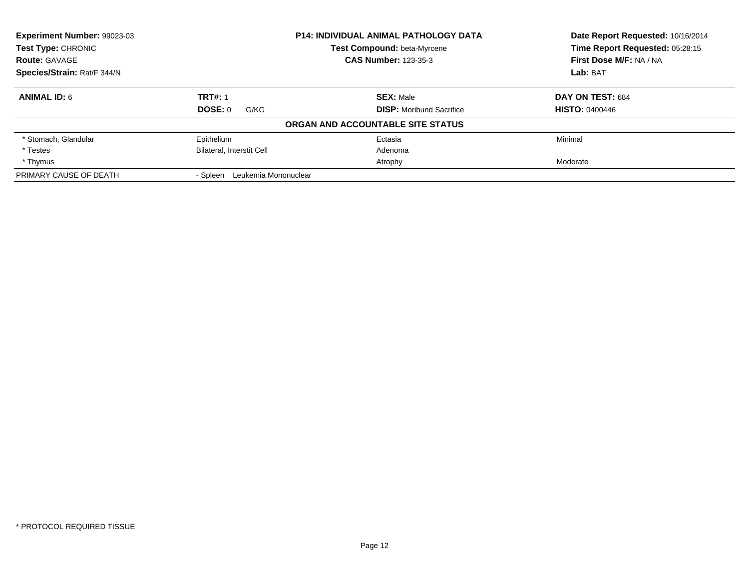**Experiment Number:** 99023-03
**Test Type:** CHRONIC
**Route:** GAVAGE
**Species/Strain:** Rat/F 344/N

**P14: INDIVIDUAL ANIMAL PATHOLOGY DATA**
**Test Compound:** beta-Myrcene
**CAS Number:** 123-35-3

**Date Report Requested:** 10/16/2014
**Time Report Requested:** 05:28:15
**First Dose M/F:** NA / NA
**Lab:** BAT

| **ANIMAL ID:** 6 | **TRT#:** 1 | **SEX:** Male | **DAY ON TEST:** 684 |
|---|---|---|---|
| | **DOSE:** 0 G/KG | **DISP:** Moribund Sacrifice | **HISTO:** 0400446 |

**ORGAN AND ACCOUNTABLE SITE STATUS**

| | | | |
|---|---|---|---|
| * Stomach, Glandular | Epithelium | Ectasia | Minimal |
| * Testes | Bilateral, Interstit Cell | Adenoma | |
| * Thymus | | Atrophy | Moderate |
| PRIMARY CAUSE OF DEATH | - Spleen Leukemia Mononuclear | | |

* PROTOCOL REQUIRED TISSUE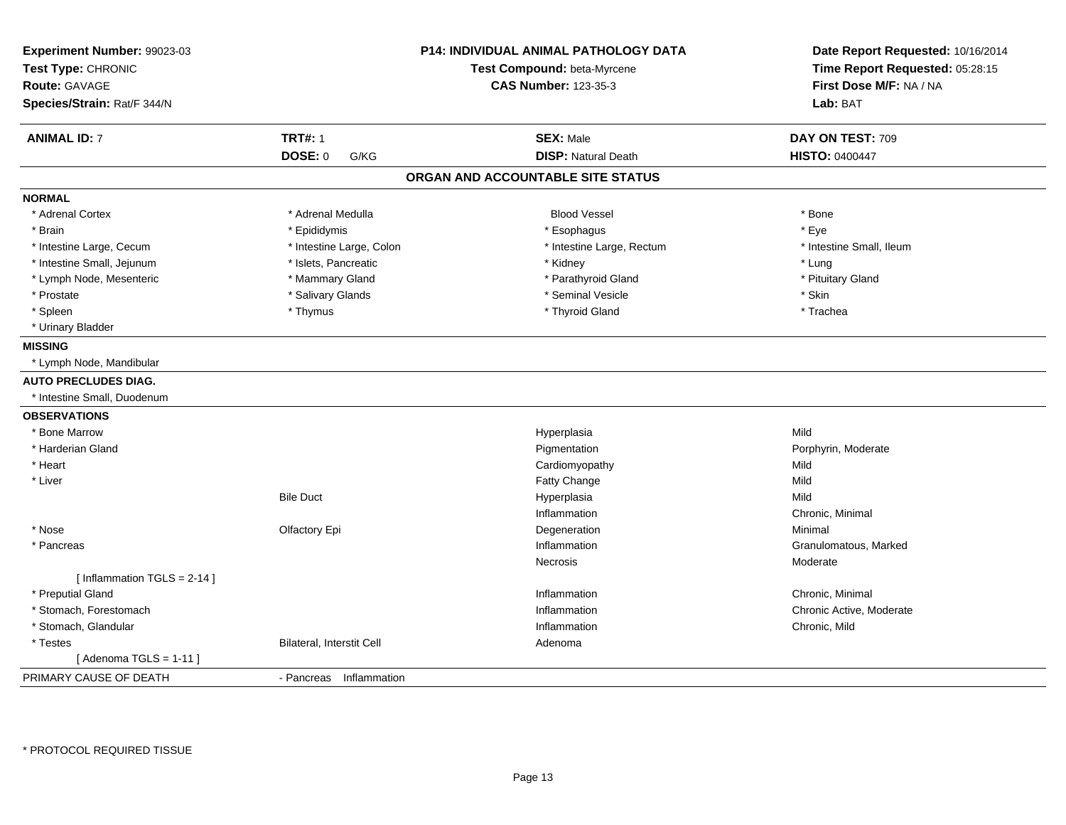**Experiment Number:** 99023-03
**Test Type:** CHRONIC
**Route:** GAVAGE
**Species/Strain:** Rat/F 344/N

**P14: INDIVIDUAL ANIMAL PATHOLOGY DATA**
**Test Compound:** beta-Myrcene
**CAS Number:** 123-35-3

**Date Report Requested:** 10/16/2014
**Time Report Requested:** 05:28:15
**First Dose M/F:** NA / NA
**Lab:** BAT

| **ANIMAL ID:** 7 | **TRT#:** 1 | **SEX:** Male | **DAY ON TEST:** 709 |
|---|---|---|---|
| | **DOSE:** 0 G/KG | **DISP:** Natural Death | **HISTO:** 0400447 |

## ORGAN AND ACCOUNTABLE SITE STATUS

**NORMAL**

| | | | |
|---|---|---|---|
| * Adrenal Cortex | * Adrenal Medulla | Blood Vessel | * Bone |
| * Brain | * Epididymis | * Esophagus | * Eye |
| * Intestine Large, Cecum | * Intestine Large, Colon | * Intestine Large, Rectum | * Intestine Small, Ileum |
| * Intestine Small, Jejunum | * Islets, Pancreatic | * Kidney | * Lung |
| * Lymph Node, Mesenteric | * Mammary Gland | * Parathyroid Gland | * Pituitary Gland |
| * Prostate | * Salivary Glands | * Seminal Vesicle | * Skin |
| * Spleen | * Thymus | * Thyroid Gland | * Trachea |
| * Urinary Bladder | | | |

**MISSING**

* Lymph Node, Mandibular

**AUTO PRECLUDES DIAG.**

* Intestine Small, Duodenum

**OBSERVATIONS**

| Organ | Site | Observation | Severity |
|---|---|---|---|
| * Bone Marrow | | Hyperplasia | Mild |
| * Harderian Gland | | Pigmentation | Porphyrin, Moderate |
| * Heart | | Cardiomyopathy | Mild |
| * Liver | | Fatty Change | Mild |
| | Bile Duct | Hyperplasia | Mild |
| | | Inflammation | Chronic, Minimal |
| * Nose | Olfactory Epi | Degeneration | Minimal |
| * Pancreas | | Inflammation | Granulomatous, Marked |
| | | Necrosis | Moderate |
| [ Inflammation TGLS = 2-14 ] | | | |
| * Preputial Gland | | Inflammation | Chronic, Minimal |
| * Stomach, Forestomach | | Inflammation | Chronic Active, Moderate |
| * Stomach, Glandular | | Inflammation | Chronic, Mild |
| * Testes | Bilateral, Interstit Cell | Adenoma | |
| [ Adenoma TGLS = 1-11 ] | | | |

PRIMARY CAUSE OF DEATH - Pancreas Inflammation

* PROTOCOL REQUIRED TISSUE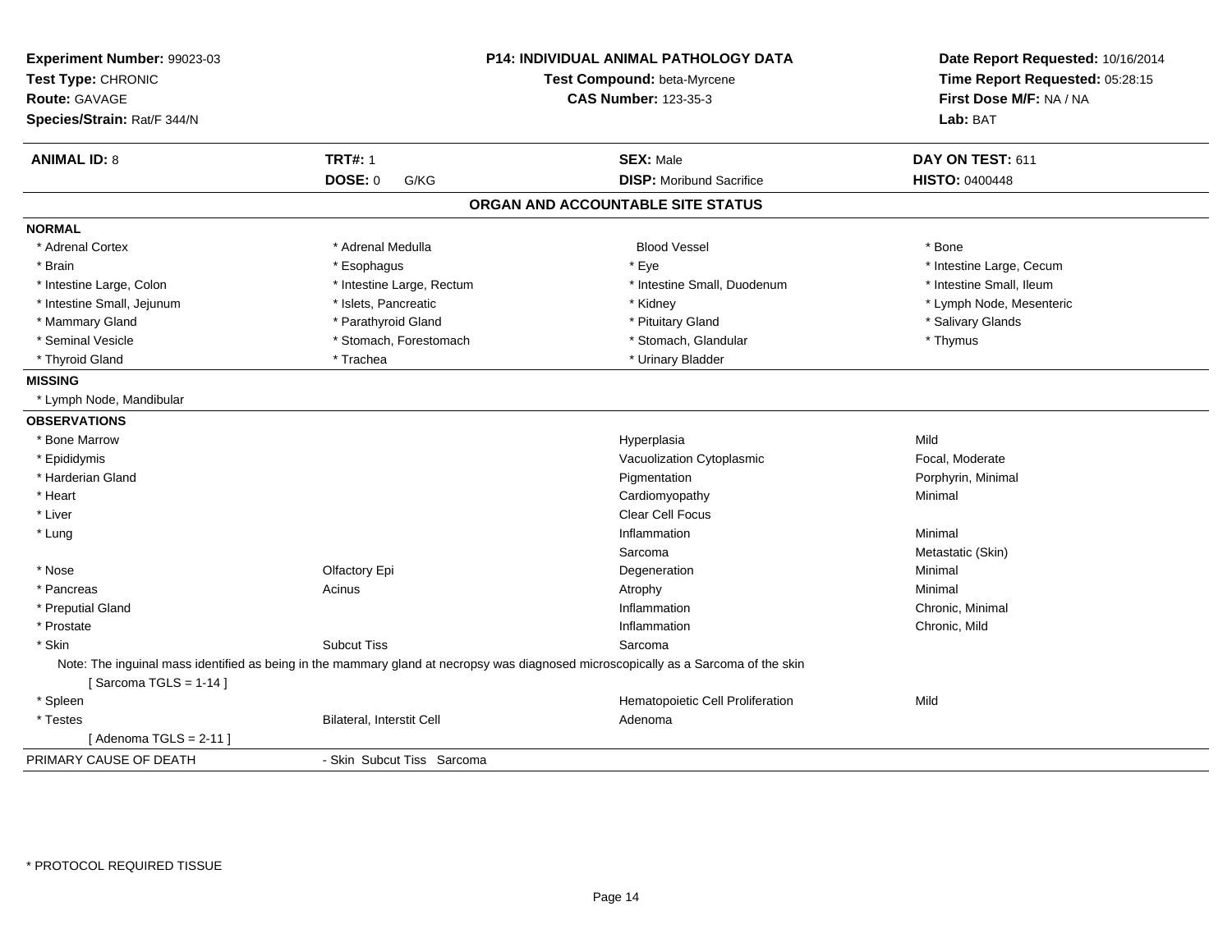**Experiment Number:** 99023-03
**Test Type:** CHRONIC
**Route:** GAVAGE
**Species/Strain:** Rat/F 344/N

**P14: INDIVIDUAL ANIMAL PATHOLOGY DATA**
**Test Compound:** beta-Myrcene
**CAS Number:** 123-35-3

**Date Report Requested:** 10/16/2014
**Time Report Requested:** 05:28:15
**First Dose M/F:** NA / NA
**Lab:** BAT

| **ANIMAL ID:** 8 | **TRT#:** 1 | **SEX:** Male | **DAY ON TEST:** 611 |
|---|---|---|---|
| | **DOSE:** 0 G/KG | **DISP:** Moribund Sacrifice | **HISTO:** 0400448 |

## ORGAN AND ACCOUNTABLE SITE STATUS

**NORMAL**

| | | | |
|---|---|---|---|
| * Adrenal Cortex | * Adrenal Medulla | Blood Vessel | * Bone |
| * Brain | * Esophagus | * Eye | * Intestine Large, Cecum |
| * Intestine Large, Colon | * Intestine Large, Rectum | * Intestine Small, Duodenum | * Intestine Small, Ileum |
| * Intestine Small, Jejunum | * Islets, Pancreatic | * Kidney | * Lymph Node, Mesenteric |
| * Mammary Gland | * Parathyroid Gland | * Pituitary Gland | * Salivary Glands |
| * Seminal Vesicle | * Stomach, Forestomach | * Stomach, Glandular | * Thymus |
| * Thyroid Gland | * Trachea | * Urinary Bladder | |

**MISSING**

* Lymph Node, Mandibular

**OBSERVATIONS**

| | | | |
|---|---|---|---|
| * Bone Marrow | | Hyperplasia | Mild |
| * Epididymis | | Vacuolization Cytoplasmic | Focal, Moderate |
| * Harderian Gland | | Pigmentation | Porphyrin, Minimal |
| * Heart | | Cardiomyopathy | Minimal |
| * Liver | | Clear Cell Focus | |
| * Lung | | Inflammation | Minimal |
| | | Sarcoma | Metastatic (Skin) |
| * Nose | Olfactory Epi | Degeneration | Minimal |
| * Pancreas | Acinus | Atrophy | Minimal |
| * Preputial Gland | | Inflammation | Chronic, Minimal |
| * Prostate | | Inflammation | Chronic, Mild |
| * Skin | Subcut Tiss | Sarcoma | |

Note: The inguinal mass identified as being in the mammary gland at necropsy was diagnosed microscopically as a Sarcoma of the skin
[ Sarcoma TGLS = 1-14 ]

| | | | |
|---|---|---|---|
| * Spleen | | Hematopoietic Cell Proliferation | Mild |
| * Testes | Bilateral, Interstit Cell | Adenoma | |

[ Adenoma TGLS = 2-11 ]

PRIMARY CAUSE OF DEATH - Skin Subcut Tiss Sarcoma

* PROTOCOL REQUIRED TISSUE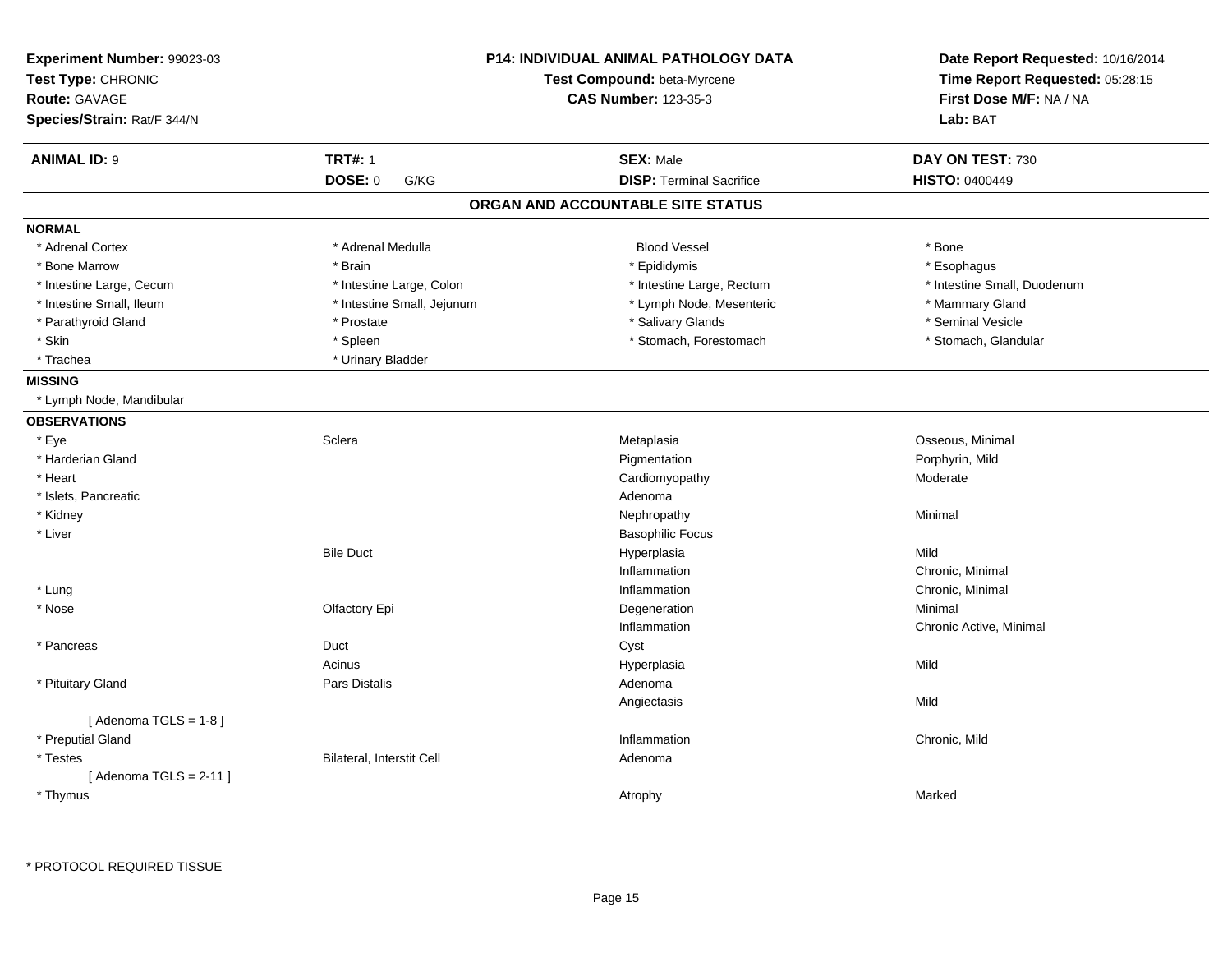**Experiment Number:** 99023-03
**Test Type:** CHRONIC
**Route:** GAVAGE
**Species/Strain:** Rat/F 344/N

**P14: INDIVIDUAL ANIMAL PATHOLOGY DATA**
**Test Compound:** beta-Myrcene
**CAS Number:** 123-35-3

**Date Report Requested:** 10/16/2014
**Time Report Requested:** 05:28:15
**First Dose M/F:** NA / NA
**Lab:** BAT

| **ANIMAL ID:** 9 | **TRT#:** 1 | **SEX:** Male | **DAY ON TEST:** 730 |
|---|---|---|---|
| | **DOSE:** 0 G/KG | **DISP:** Terminal Sacrifice | **HISTO:** 0400449 |

## ORGAN AND ACCOUNTABLE SITE STATUS

**NORMAL**

| | | | |
|---|---|---|---|
| * Adrenal Cortex | * Adrenal Medulla | Blood Vessel | * Bone |
| * Bone Marrow | * Brain | * Epididymis | * Esophagus |
| * Intestine Large, Cecum | * Intestine Large, Colon | * Intestine Large, Rectum | * Intestine Small, Duodenum |
| * Intestine Small, Ileum | * Intestine Small, Jejunum | * Lymph Node, Mesenteric | * Mammary Gland |
| * Parathyroid Gland | * Prostate | * Salivary Glands | * Seminal Vesicle |
| * Skin | * Spleen | * Stomach, Forestomach | * Stomach, Glandular |
| * Trachea | * Urinary Bladder | | |

**MISSING**

* Lymph Node, Mandibular

**OBSERVATIONS**

| | | | |
|---|---|---|---|
| * Eye | Sclera | Metaplasia | Osseous, Minimal |
| * Harderian Gland | | Pigmentation | Porphyrin, Mild |
| * Heart | | Cardiomyopathy | Moderate |
| * Islets, Pancreatic | | Adenoma | |
| * Kidney | | Nephropathy | Minimal |
| * Liver | | Basophilic Focus | |
| | Bile Duct | Hyperplasia | Mild |
| | | Inflammation | Chronic, Minimal |
| * Lung | | Inflammation | Chronic, Minimal |
| * Nose | Olfactory Epi | Degeneration | Minimal |
| | | Inflammation | Chronic Active, Minimal |
| * Pancreas | Duct | Cyst | |
| | Acinus | Hyperplasia | Mild |
| * Pituitary Gland | Pars Distalis | Adenoma | |
| | | Angiectasis | Mild |
| [ Adenoma TGLS = 1-8 ] | | | |
| * Preputial Gland | | Inflammation | Chronic, Mild |
| * Testes | Bilateral, Interstit Cell | Adenoma | |
| [ Adenoma TGLS = 2-11 ] | | | |
| * Thymus | | Atrophy | Marked |

* PROTOCOL REQUIRED TISSUE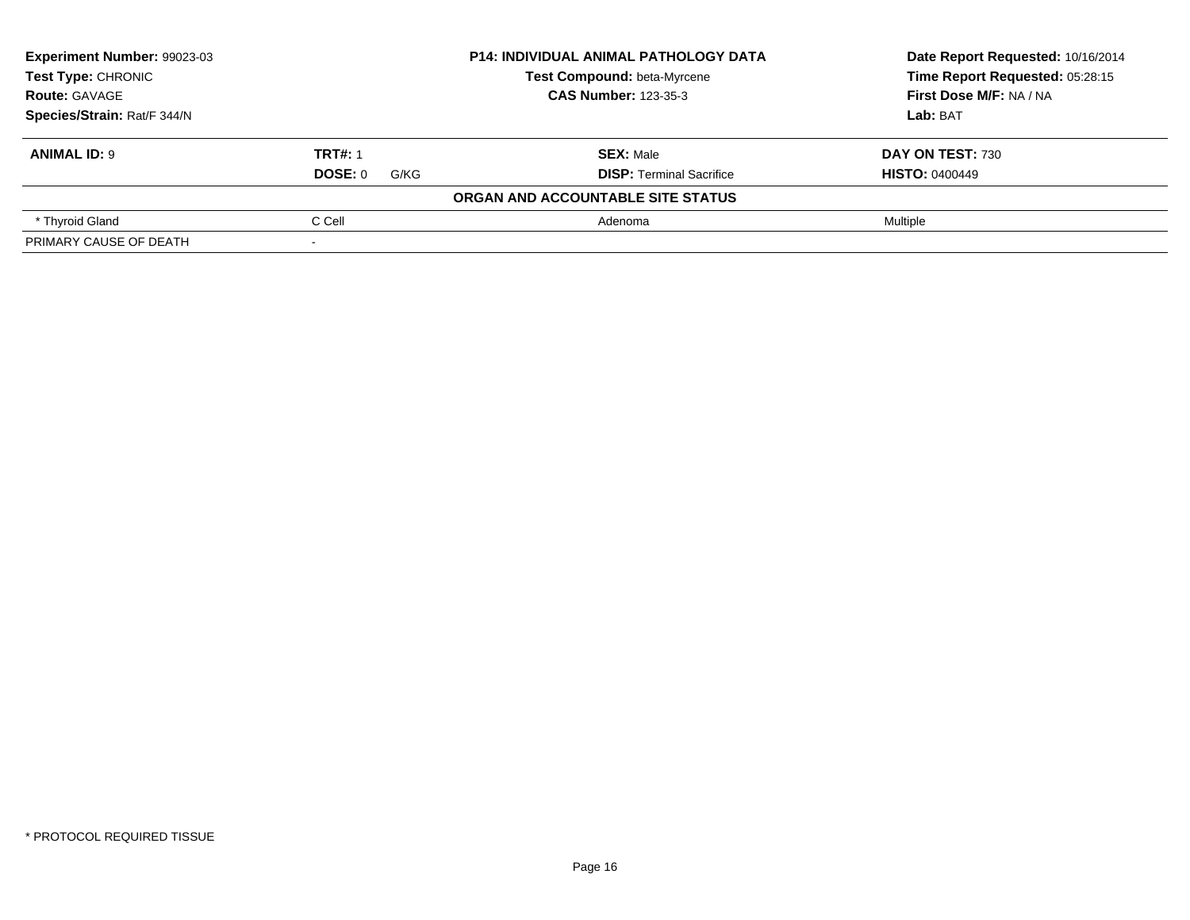**Experiment Number:** 99023-03
**Test Type:** CHRONIC
**Route:** GAVAGE
**Species/Strain:** Rat/F 344/N

**P14: INDIVIDUAL ANIMAL PATHOLOGY DATA**
**Test Compound:** beta-Myrcene
**CAS Number:** 123-35-3

**Date Report Requested:** 10/16/2014
**Time Report Requested:** 05:28:15
**First Dose M/F:** NA / NA
**Lab:** BAT

| **ANIMAL ID:** 9 | **TRT#:** 1 | **SEX:** Male | **DAY ON TEST:** 730 |
|---|---|---|---|
| | **DOSE:** 0 G/KG | **DISP:** Terminal Sacrifice | **HISTO:** 0400449 |
| | | **ORGAN AND ACCOUNTABLE SITE STATUS** | |
| * Thyroid Gland | C Cell | Adenoma | Multiple |
| PRIMARY CAUSE OF DEATH | - | | |

* PROTOCOL REQUIRED TISSUE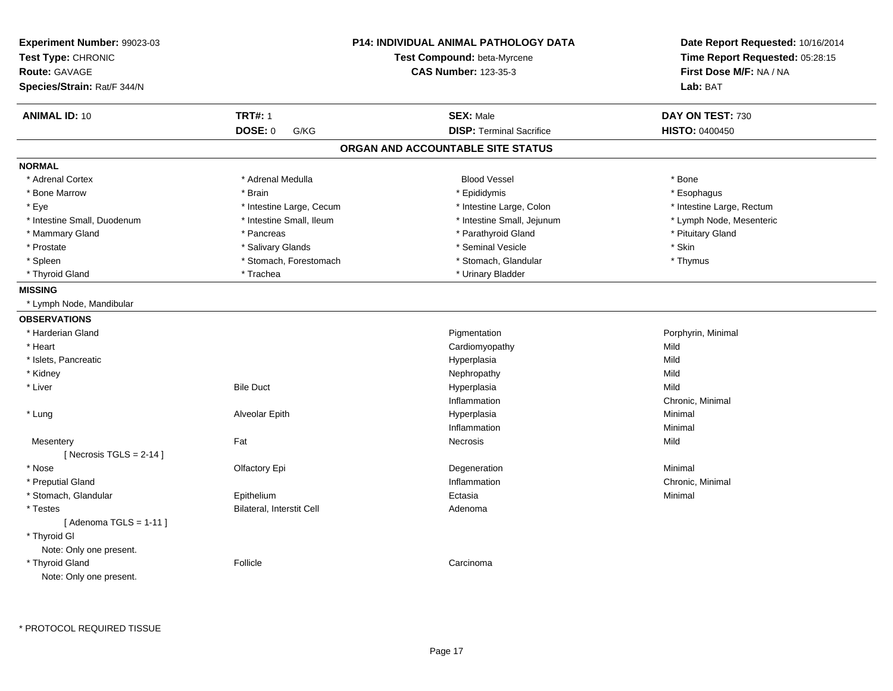**Experiment Number:** 99023-03
**Test Type:** CHRONIC
**Route:** GAVAGE
**Species/Strain:** Rat/F 344/N

**P14: INDIVIDUAL ANIMAL PATHOLOGY DATA**
**Test Compound:** beta-Myrcene
**CAS Number:** 123-35-3

**Date Report Requested:** 10/16/2014
**Time Report Requested:** 05:28:15
**First Dose M/F:** NA / NA
**Lab:** BAT

| **ANIMAL ID:** 10 | **TRT#:** 1 | **SEX:** Male | **DAY ON TEST:** 730 |
|---|---|---|---|
| | **DOSE:** 0 G/KG | **DISP:** Terminal Sacrifice | **HISTO:** 0400450 |

## ORGAN AND ACCOUNTABLE SITE STATUS

### NORMAL

| | | | |
|---|---|---|---|
| * Adrenal Cortex | * Adrenal Medulla | Blood Vessel | * Bone |
| * Bone Marrow | * Brain | * Epididymis | * Esophagus |
| * Eye | * Intestine Large, Cecum | * Intestine Large, Colon | * Intestine Large, Rectum |
| * Intestine Small, Duodenum | * Intestine Small, Ileum | * Intestine Small, Jejunum | * Lymph Node, Mesenteric |
| * Mammary Gland | * Pancreas | * Parathyroid Gland | * Pituitary Gland |
| * Prostate | * Salivary Glands | * Seminal Vesicle | * Skin |
| * Spleen | * Stomach, Forestomach | * Stomach, Glandular | * Thymus |
| * Thyroid Gland | * Trachea | * Urinary Bladder | |

### MISSING

* Lymph Node, Mandibular

### OBSERVATIONS

| | | | |
|---|---|---|---|
| * Harderian Gland | | Pigmentation | Porphyrin, Minimal |
| * Heart | | Cardiomyopathy | Mild |
| * Islets, Pancreatic | | Hyperplasia | Mild |
| * Kidney | | Nephropathy | Mild |
| * Liver | Bile Duct | Hyperplasia | Mild |
| | | Inflammation | Chronic, Minimal |
| * Lung | Alveolar Epith | Hyperplasia | Minimal |
| | | Inflammation | Minimal |
| Mesentery | Fat | Necrosis | Mild |
| [ Necrosis TGLS = 2-14 ] | | | |
| * Nose | Olfactory Epi | Degeneration | Minimal |
| * Preputial Gland | | Inflammation | Chronic, Minimal |
| * Stomach, Glandular | Epithelium | Ectasia | Minimal |
| * Testes | Bilateral, Interstit Cell | Adenoma | |
| [ Adenoma TGLS = 1-11 ] | | | |
| * Thyroid Gl | | | |
| Note: Only one present. | | | |
| * Thyroid Gland | Follicle | Carcinoma | |
| Note: Only one present. | | | |

\* PROTOCOL REQUIRED TISSUE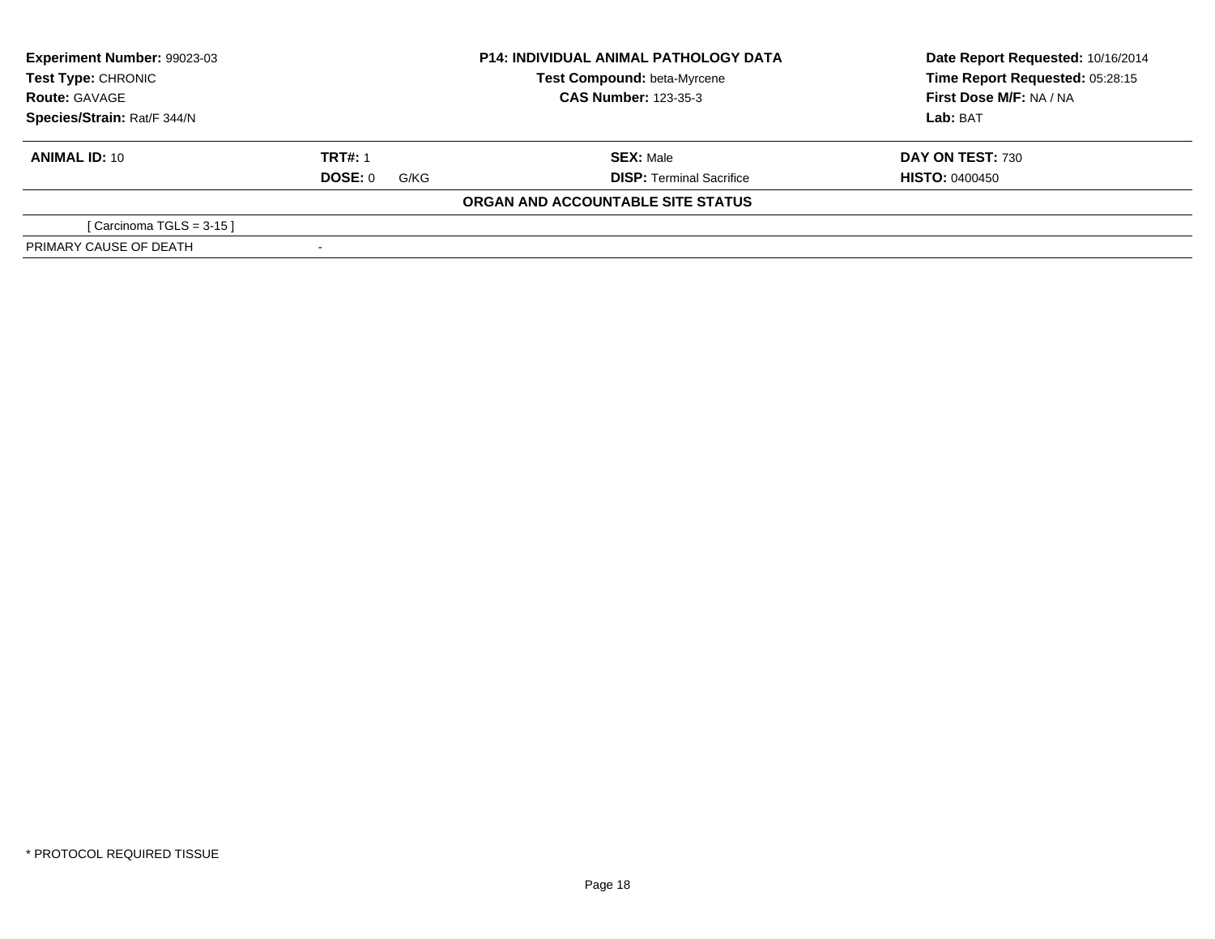| **Experiment Number:** 99023-03 | **P14: INDIVIDUAL ANIMAL PATHOLOGY DATA** | **Date Report Requested:** 10/16/2014 |
|---|---|---|
| **Test Type:** CHRONIC | **Test Compound:** beta-Myrcene | **Time Report Requested:** 05:28:15 |
| **Route:** GAVAGE | **CAS Number:** 123-35-3 | **First Dose M/F:** NA / NA |
| **Species/Strain:** Rat/F 344/N | | **Lab:** BAT |

| **ANIMAL ID:** 10 | **TRT#:** 1 | **SEX:** Male | **DAY ON TEST:** 730 |
|---|---|---|---|
| | **DOSE:** 0 G/KG | **DISP:** Terminal Sacrifice | **HISTO:** 0400450 |

**ORGAN AND ACCOUNTABLE SITE STATUS**

| | |
|---|---|
| [ Carcinoma TGLS = 3-15 ] | |
| PRIMARY CAUSE OF DEATH | - |

* PROTOCOL REQUIRED TISSUE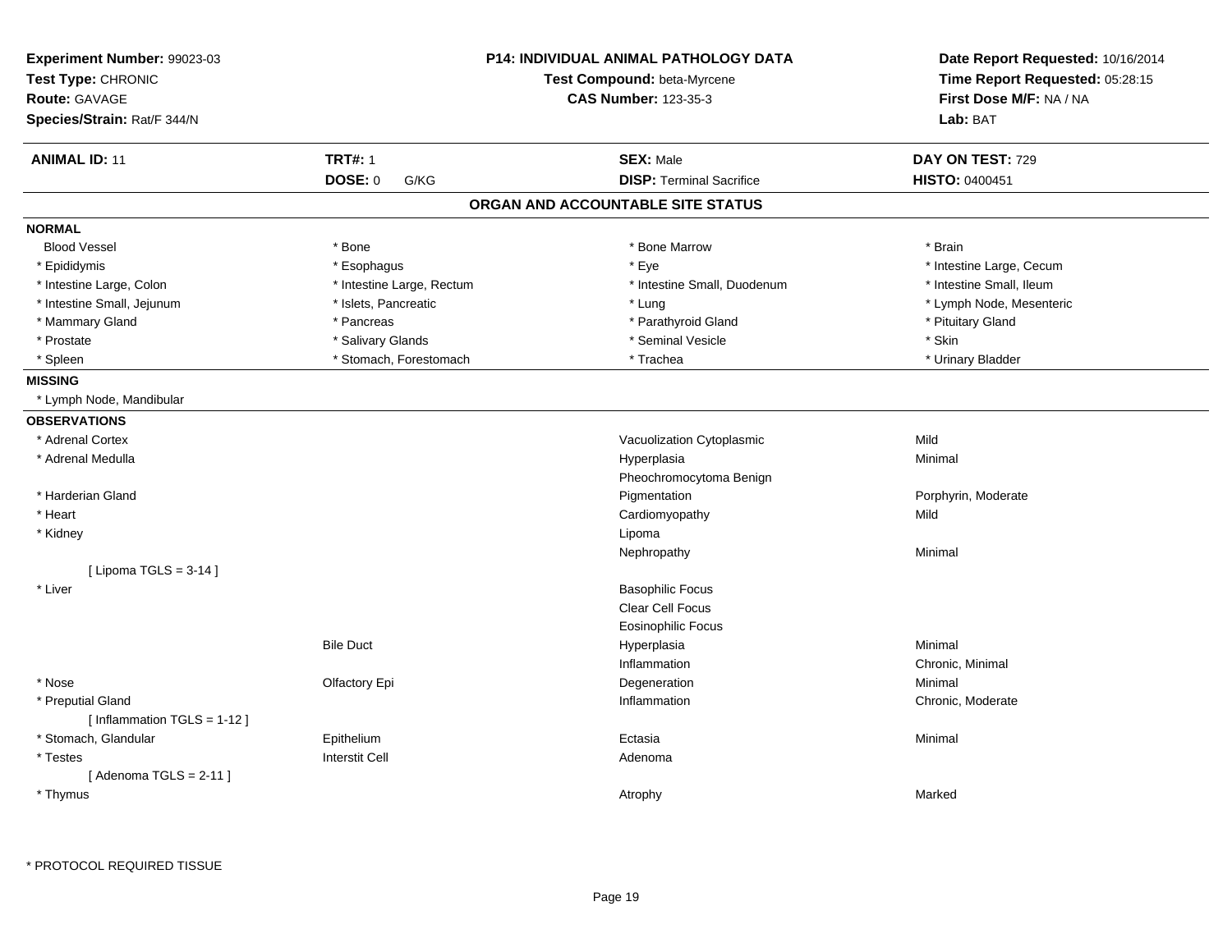**Experiment Number:** 99023-03
**Test Type:** CHRONIC
**Route:** GAVAGE
**Species/Strain:** Rat/F 344/N

**P14: INDIVIDUAL ANIMAL PATHOLOGY DATA**
**Test Compound:** beta-Myrcene
**CAS Number:** 123-35-3

**Date Report Requested:** 10/16/2014
**Time Report Requested:** 05:28:15
**First Dose M/F:** NA / NA
**Lab:** BAT

| **ANIMAL ID:** 11 | **TRT#:** 1 | **SEX:** Male | **DAY ON TEST:** 729 |
|---|---|---|---|
| | **DOSE:** 0 G/KG | **DISP:** Terminal Sacrifice | **HISTO:** 0400451 |

## ORGAN AND ACCOUNTABLE SITE STATUS

**NORMAL**

| | | | |
|---|---|---|---|
| Blood Vessel | * Bone | * Bone Marrow | * Brain |
| * Epididymis | * Esophagus | * Eye | * Intestine Large, Cecum |
| * Intestine Large, Colon | * Intestine Large, Rectum | * Intestine Small, Duodenum | * Intestine Small, Ileum |
| * Intestine Small, Jejunum | * Islets, Pancreatic | * Lung | * Lymph Node, Mesenteric |
| * Mammary Gland | * Pancreas | * Parathyroid Gland | * Pituitary Gland |
| * Prostate | * Salivary Glands | * Seminal Vesicle | * Skin |
| * Spleen | * Stomach, Forestomach | * Trachea | * Urinary Bladder |

**MISSING**

* Lymph Node, Mandibular

**OBSERVATIONS**

| | | | |
|---|---|---|---|
| * Adrenal Cortex | | Vacuolization Cytoplasmic | Mild |
| * Adrenal Medulla | | Hyperplasia | Minimal |
| | | Pheochromocytoma Benign | |
| * Harderian Gland | | Pigmentation | Porphyrin, Moderate |
| * Heart | | Cardiomyopathy | Mild |
| * Kidney | | Lipoma | |
| | | Nephropathy | Minimal |
| [ Lipoma TGLS = 3-14 ] | | | |
| * Liver | | Basophilic Focus | |
| | | Clear Cell Focus | |
| | | Eosinophilic Focus | |
| | Bile Duct | Hyperplasia | Minimal |
| | | Inflammation | Chronic, Minimal |
| * Nose | Olfactory Epi | Degeneration | Minimal |
| * Preputial Gland | | Inflammation | Chronic, Moderate |
| [ Inflammation TGLS = 1-12 ] | | | |
| * Stomach, Glandular | Epithelium | Ectasia | Minimal |
| * Testes | Interstit Cell | Adenoma | |
| [ Adenoma TGLS = 2-11 ] | | | |
| * Thymus | | Atrophy | Marked |

* PROTOCOL REQUIRED TISSUE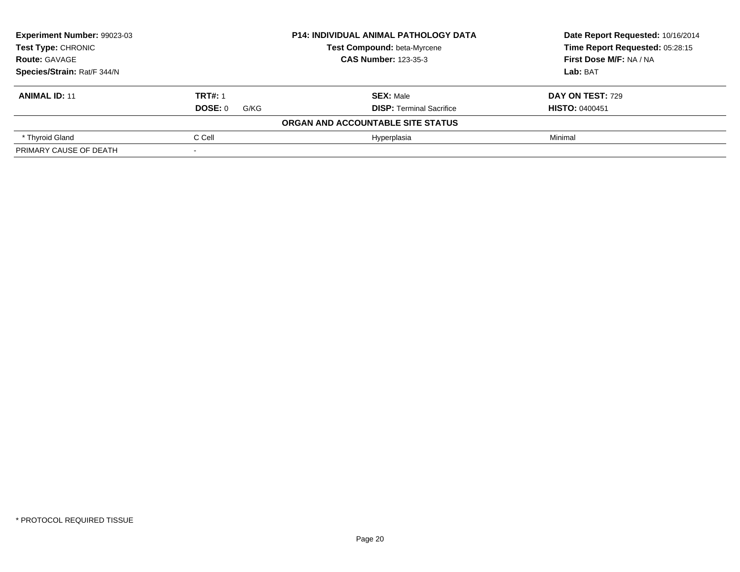| **Experiment Number:** 99023-03 | **P14: INDIVIDUAL ANIMAL PATHOLOGY DATA** | **Date Report Requested:** 10/16/2014 |
|---|---|---|
| **Test Type:** CHRONIC | **Test Compound:** beta-Myrcene | **Time Report Requested:** 05:28:15 |
| **Route:** GAVAGE | **CAS Number:** 123-35-3 | **First Dose M/F:** NA / NA |
| **Species/Strain:** Rat/F 344/N | | **Lab:** BAT |

| **ANIMAL ID:** 11 | **TRT#:** 1 | **SEX:** Male | **DAY ON TEST:** 729 |
|---|---|---|---|
| | **DOSE:** 0 G/KG | **DISP:** Terminal Sacrifice | **HISTO:** 0400451 |
| | | **ORGAN AND ACCOUNTABLE SITE STATUS** | |
| * Thyroid Gland | C Cell | Hyperplasia | Minimal |
| PRIMARY CAUSE OF DEATH | - | | |

* PROTOCOL REQUIRED TISSUE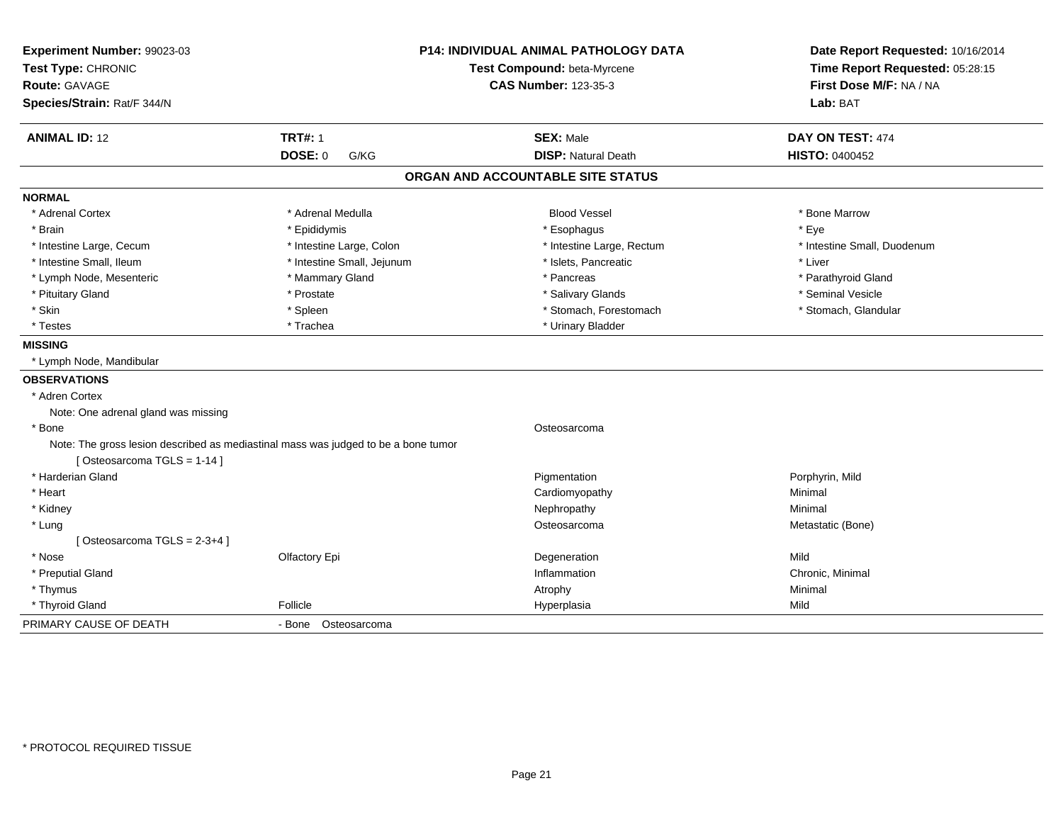**Experiment Number:** 99023-03
**Test Type:** CHRONIC
**Route:** GAVAGE
**Species/Strain:** Rat/F 344/N

**P14: INDIVIDUAL ANIMAL PATHOLOGY DATA**
**Test Compound:** beta-Myrcene
**CAS Number:** 123-35-3

**Date Report Requested:** 10/16/2014
**Time Report Requested:** 05:28:15
**First Dose M/F:** NA / NA
**Lab:** BAT

| **ANIMAL ID:** 12 | **TRT#:** 1 | **SEX:** Male | **DAY ON TEST:** 474 |
|---|---|---|---|
| | **DOSE:** 0 G/KG | **DISP:** Natural Death | **HISTO:** 0400452 |

## ORGAN AND ACCOUNTABLE SITE STATUS

**NORMAL**

| | | | |
|---|---|---|---|
| * Adrenal Cortex | * Adrenal Medulla | Blood Vessel | * Bone Marrow |
| * Brain | * Epididymis | * Esophagus | * Eye |
| * Intestine Large, Cecum | * Intestine Large, Colon | * Intestine Large, Rectum | * Intestine Small, Duodenum |
| * Intestine Small, Ileum | * Intestine Small, Jejunum | * Islets, Pancreatic | * Liver |
| * Lymph Node, Mesenteric | * Mammary Gland | * Pancreas | * Parathyroid Gland |
| * Pituitary Gland | * Prostate | * Salivary Glands | * Seminal Vesicle |
| * Skin | * Spleen | * Stomach, Forestomach | * Stomach, Glandular |
| * Testes | * Trachea | * Urinary Bladder | |

**MISSING**

* Lymph Node, Mandibular

**OBSERVATIONS**

| | | | |
|---|---|---|---|
| * Adren Cortex | | | |
| Note: One adrenal gland was missing | | | |
| * Bone | | Osteosarcoma | |
| Note: The gross lesion described as mediastinal mass was judged to be a bone tumor | | | |
| [ Osteosarcoma TGLS = 1-14 ] | | | |
| * Harderian Gland | | Pigmentation | Porphyrin, Mild |
| * Heart | | Cardiomyopathy | Minimal |
| * Kidney | | Nephropathy | Minimal |
| * Lung | | Osteosarcoma | Metastatic (Bone) |
| [ Osteosarcoma TGLS = 2-3+4 ] | | | |
| * Nose | Olfactory Epi | Degeneration | Mild |
| * Preputial Gland | | Inflammation | Chronic, Minimal |
| * Thymus | | Atrophy | Minimal |
| * Thyroid Gland | Follicle | Hyperplasia | Mild |

PRIMARY CAUSE OF DEATH - Bone Osteosarcoma

* PROTOCOL REQUIRED TISSUE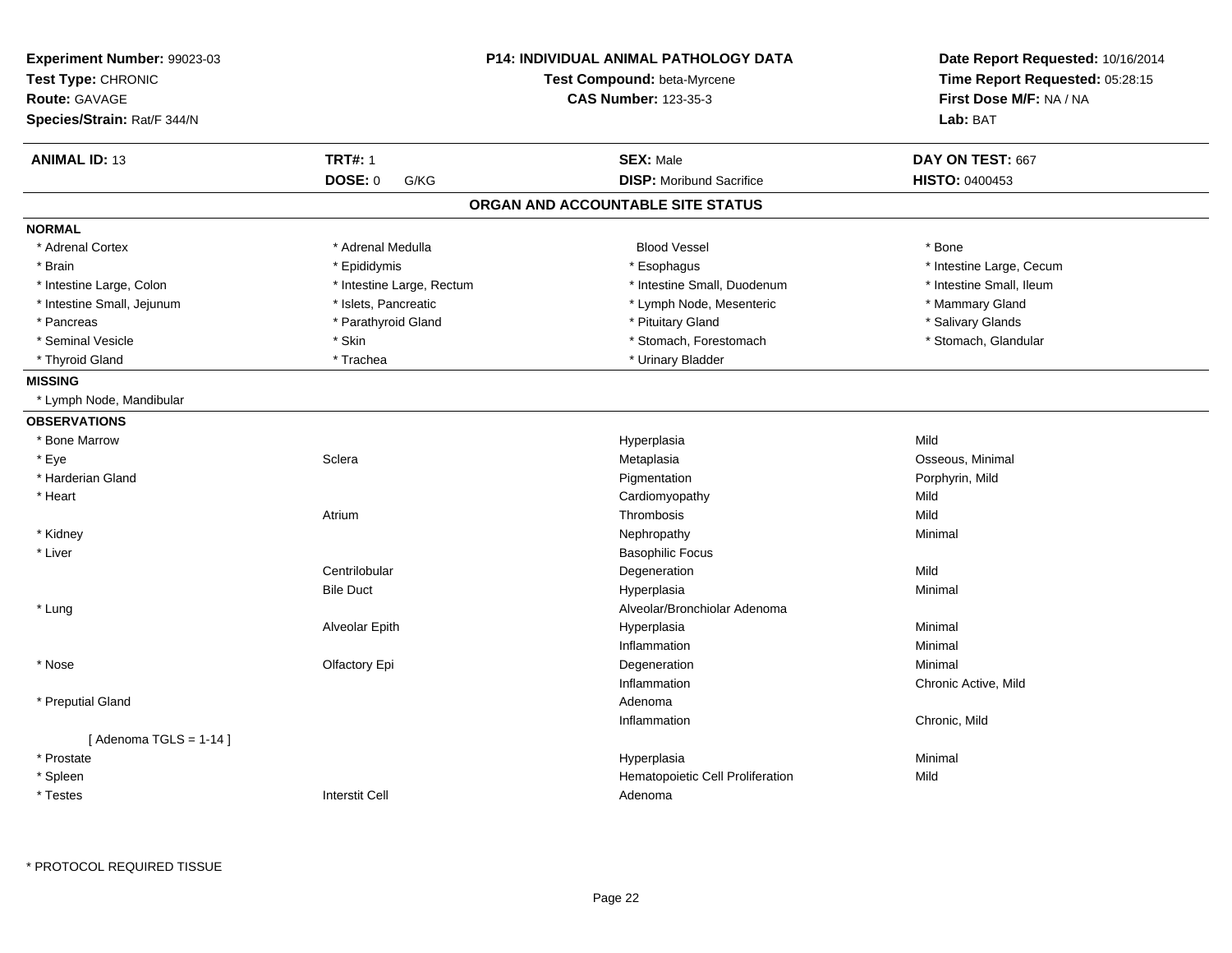**Experiment Number:** 99023-03
**Test Type:** CHRONIC
**Route:** GAVAGE
**Species/Strain:** Rat/F 344/N

**P14: INDIVIDUAL ANIMAL PATHOLOGY DATA**
**Test Compound:** beta-Myrcene
**CAS Number:** 123-35-3

**Date Report Requested:** 10/16/2014
**Time Report Requested:** 05:28:15
**First Dose M/F:** NA / NA
**Lab:** BAT

| **ANIMAL ID:** 13 | **TRT#:** 1 | **SEX:** Male | **DAY ON TEST:** 667 |
|---|---|---|---|
| | **DOSE:** 0 G/KG | **DISP:** Moribund Sacrifice | **HISTO:** 0400453 |

## ORGAN AND ACCOUNTABLE SITE STATUS

**NORMAL**

| | | | |
|---|---|---|---|
| * Adrenal Cortex | * Adrenal Medulla | Blood Vessel | * Bone |
| * Brain | * Epididymis | * Esophagus | * Intestine Large, Cecum |
| * Intestine Large, Colon | * Intestine Large, Rectum | * Intestine Small, Duodenum | * Intestine Small, Ileum |
| * Intestine Small, Jejunum | * Islets, Pancreatic | * Lymph Node, Mesenteric | * Mammary Gland |
| * Pancreas | * Parathyroid Gland | * Pituitary Gland | * Salivary Glands |
| * Seminal Vesicle | * Skin | * Stomach, Forestomach | * Stomach, Glandular |
| * Thyroid Gland | * Trachea | * Urinary Bladder | |

**MISSING**

* Lymph Node, Mandibular

**OBSERVATIONS**

| | | | |
|---|---|---|---|
| * Bone Marrow | | Hyperplasia | Mild |
| * Eye | Sclera | Metaplasia | Osseous, Minimal |
| * Harderian Gland | | Pigmentation | Porphyrin, Mild |
| * Heart | | Cardiomyopathy | Mild |
| | Atrium | Thrombosis | Mild |
| * Kidney | | Nephropathy | Minimal |
| * Liver | | Basophilic Focus | |
| | Centrilobular | Degeneration | Mild |
| | Bile Duct | Hyperplasia | Minimal |
| * Lung | | Alveolar/Bronchiolar Adenoma | |
| | Alveolar Epith | Hyperplasia | Minimal |
| | | Inflammation | Minimal |
| * Nose | Olfactory Epi | Degeneration | Minimal |
| | | Inflammation | Chronic Active, Mild |
| * Preputial Gland | | Adenoma | |
| | | Inflammation | Chronic, Mild |
| [ Adenoma TGLS = 1-14 ] | | | |
| * Prostate | | Hyperplasia | Minimal |
| * Spleen | | Hematopoietic Cell Proliferation | Mild |
| * Testes | Interstit Cell | Adenoma | |

* PROTOCOL REQUIRED TISSUE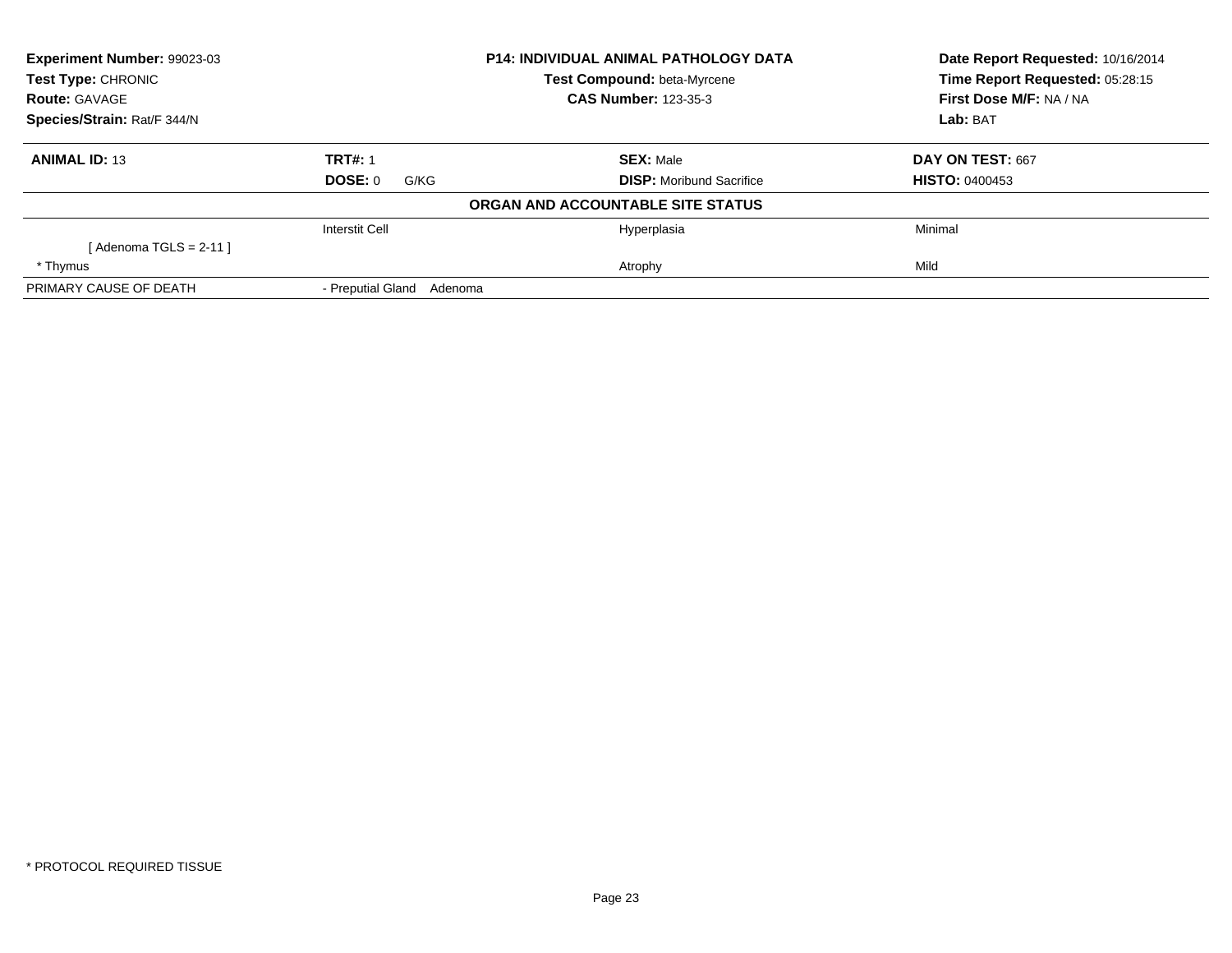| **Experiment Number:** 99023-03 | **P14: INDIVIDUAL ANIMAL PATHOLOGY DATA** | **Date Report Requested:** 10/16/2014 |
|---|---|---|
| **Test Type:** CHRONIC | **Test Compound:** beta-Myrcene | **Time Report Requested:** 05:28:15 |
| **Route:** GAVAGE | **CAS Number:** 123-35-3 | **First Dose M/F:** NA / NA |
| **Species/Strain:** Rat/F 344/N | | **Lab:** BAT |

| **ANIMAL ID:** 13 | **TRT#:** 1 | **SEX:** Male | **DAY ON TEST:** 667 |
|---|---|---|---|
| | **DOSE:** 0 G/KG | **DISP:** Moribund Sacrifice | **HISTO:** 0400453 |

**ORGAN AND ACCOUNTABLE SITE STATUS**

| | | | |
|---|---|---|---|
| | Interstit Cell | Hyperplasia | Minimal |
| [ Adenoma TGLS = 2-11 ] | | | |
| * Thymus | | Atrophy | Mild |
| PRIMARY CAUSE OF DEATH | - Preputial Gland Adenoma | | |

* PROTOCOL REQUIRED TISSUE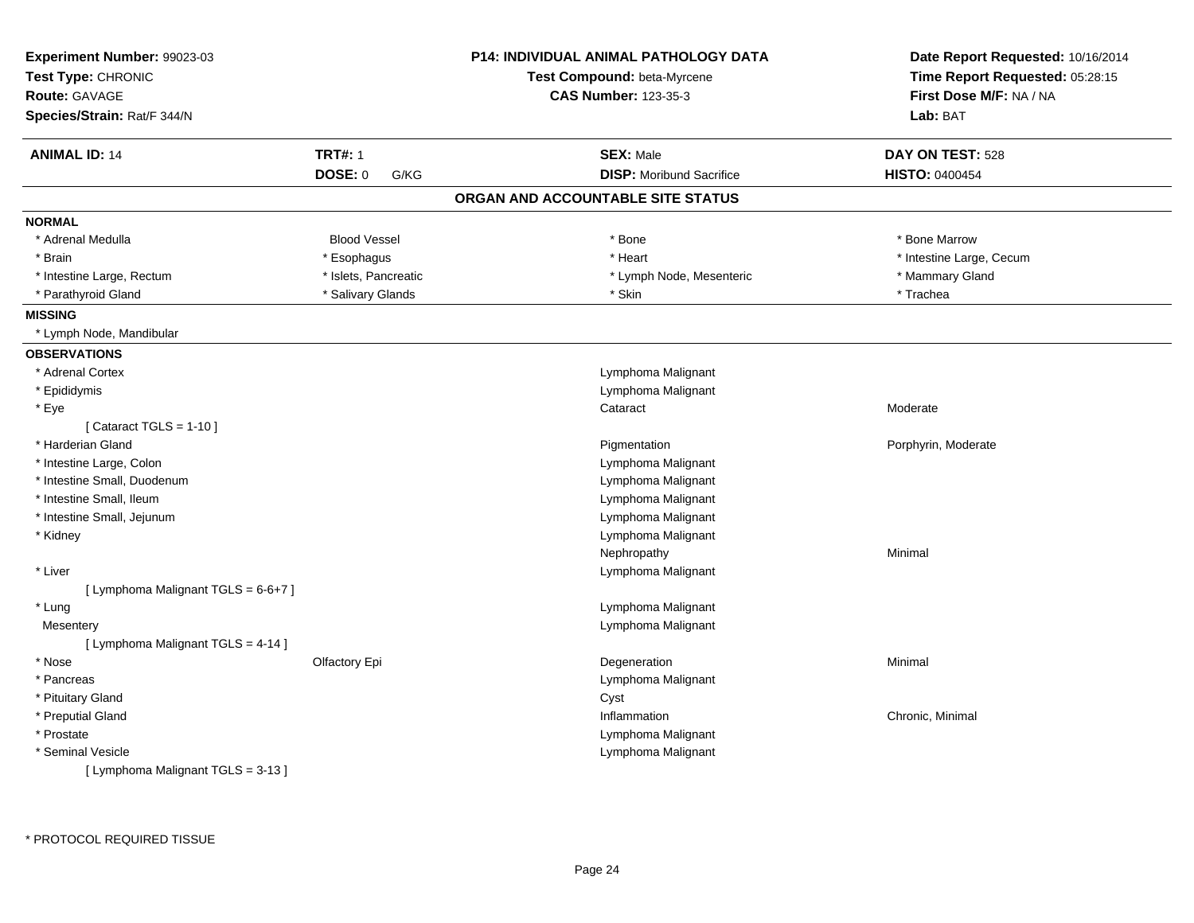**Experiment Number:** 99023-03
**Test Type:** CHRONIC
**Route:** GAVAGE
**Species/Strain:** Rat/F 344/N

**P14: INDIVIDUAL ANIMAL PATHOLOGY DATA**
**Test Compound:** beta-Myrcene
**CAS Number:** 123-35-3

**Date Report Requested:** 10/16/2014
**Time Report Requested:** 05:28:15
**First Dose M/F:** NA / NA
**Lab:** BAT

| **ANIMAL ID:** 14 | **TRT#:** 1 | **SEX:** Male | **DAY ON TEST:** 528 |
|---|---|---|---|
| | **DOSE:** 0 G/KG | **DISP:** Moribund Sacrifice | **HISTO:** 0400454 |

## ORGAN AND ACCOUNTABLE SITE STATUS

**NORMAL**

| | | | |
|---|---|---|---|
| * Adrenal Medulla | Blood Vessel | * Bone | * Bone Marrow |
| * Brain | * Esophagus | * Heart | * Intestine Large, Cecum |
| * Intestine Large, Rectum | * Islets, Pancreatic | * Lymph Node, Mesenteric | * Mammary Gland |
| * Parathyroid Gland | * Salivary Glands | * Skin | * Trachea |

**MISSING**

* Lymph Node, Mandibular

**OBSERVATIONS**

| Organ | Site | Observation | Severity |
|---|---|---|---|
| * Adrenal Cortex | | Lymphoma Malignant | |
| * Epididymis | | Lymphoma Malignant | |
| * Eye | | Cataract | Moderate |
| [ Cataract TGLS = 1-10 ] | | | |
| * Harderian Gland | | Pigmentation | Porphyrin, Moderate |
| * Intestine Large, Colon | | Lymphoma Malignant | |
| * Intestine Small, Duodenum | | Lymphoma Malignant | |
| * Intestine Small, Ileum | | Lymphoma Malignant | |
| * Intestine Small, Jejunum | | Lymphoma Malignant | |
| * Kidney | | Lymphoma Malignant | |
| | | Nephropathy | Minimal |
| * Liver | | Lymphoma Malignant | |
| [ Lymphoma Malignant TGLS = 6-6+7 ] | | | |
| * Lung | | Lymphoma Malignant | |
| Mesentery | | Lymphoma Malignant | |
| [ Lymphoma Malignant TGLS = 4-14 ] | | | |
| * Nose | Olfactory Epi | Degeneration | Minimal |
| * Pancreas | | Lymphoma Malignant | |
| * Pituitary Gland | | Cyst | |
| * Preputial Gland | | Inflammation | Chronic, Minimal |
| * Prostate | | Lymphoma Malignant | |
| * Seminal Vesicle | | Lymphoma Malignant | |
| [ Lymphoma Malignant TGLS = 3-13 ] | | | |

* PROTOCOL REQUIRED TISSUE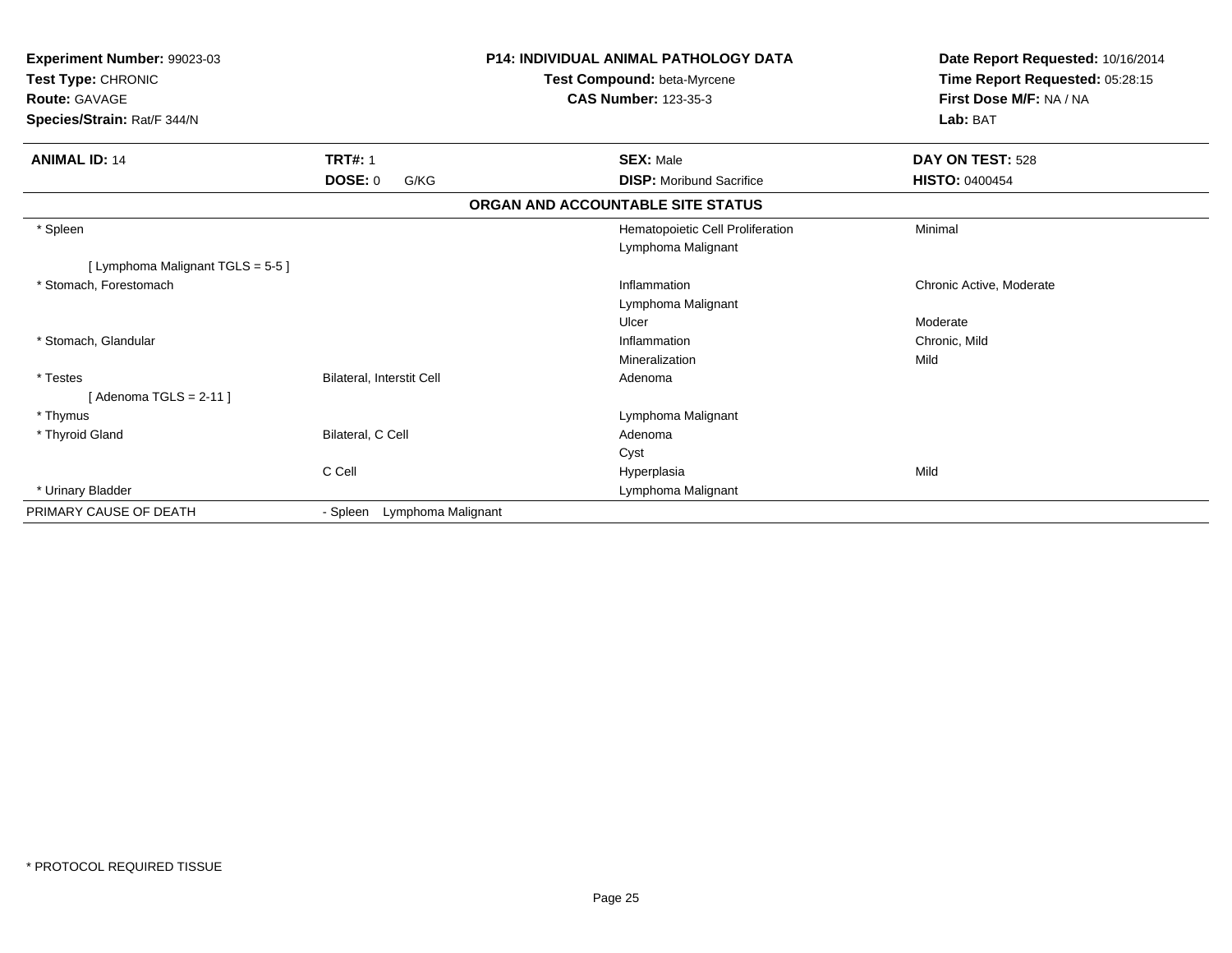**Experiment Number:** 99023-03
**Test Type:** CHRONIC
**Route:** GAVAGE
**Species/Strain:** Rat/F 344/N

**P14: INDIVIDUAL ANIMAL PATHOLOGY DATA**
**Test Compound:** beta-Myrcene
**CAS Number:** 123-35-3

**Date Report Requested:** 10/16/2014
**Time Report Requested:** 05:28:15
**First Dose M/F:** NA / NA
**Lab:** BAT

| **ANIMAL ID:** 14 | **TRT#:** 1 | **SEX:** Male | **DAY ON TEST:** 528 |
|---|---|---|---|
| | **DOSE:** 0 G/KG | **DISP:** Moribund Sacrifice | **HISTO:** 0400454 |

**ORGAN AND ACCOUNTABLE SITE STATUS**

| | | | |
|---|---|---|---|
| * Spleen | | Hematopoietic Cell Proliferation | Minimal |
| | | Lymphoma Malignant | |
| [ Lymphoma Malignant TGLS = 5-5 ] | | | |
| * Stomach, Forestomach | | Inflammation | Chronic Active, Moderate |
| | | Lymphoma Malignant | |
| | | Ulcer | Moderate |
| * Stomach, Glandular | | Inflammation | Chronic, Mild |
| | | Mineralization | Mild |
| * Testes | Bilateral, Interstit Cell | Adenoma | |
| [ Adenoma TGLS = 2-11 ] | | | |
| * Thymus | | Lymphoma Malignant | |
| * Thyroid Gland | Bilateral, C Cell | Adenoma | |
| | | Cyst | |
| | C Cell | Hyperplasia | Mild |
| * Urinary Bladder | | Lymphoma Malignant | |
| PRIMARY CAUSE OF DEATH | - Spleen Lymphoma Malignant | | |

* PROTOCOL REQUIRED TISSUE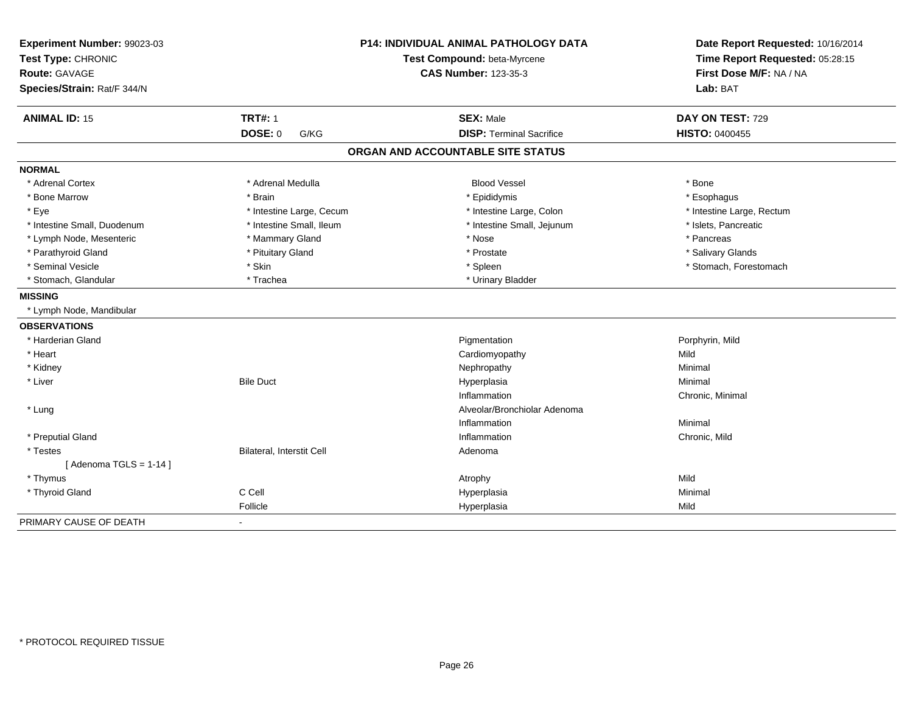**Experiment Number:** 99023-03
**Test Type:** CHRONIC
**Route:** GAVAGE
**Species/Strain:** Rat/F 344/N

**P14: INDIVIDUAL ANIMAL PATHOLOGY DATA**
**Test Compound:** beta-Myrcene
**CAS Number:** 123-35-3

**Date Report Requested:** 10/16/2014
**Time Report Requested:** 05:28:15
**First Dose M/F:** NA / NA
**Lab:** BAT

| **ANIMAL ID:** 15 | **TRT#:** 1 | **SEX:** Male | **DAY ON TEST:** 729 |
|---|---|---|---|
| | **DOSE:** 0 G/KG | **DISP:** Terminal Sacrifice | **HISTO:** 0400455 |

## ORGAN AND ACCOUNTABLE SITE STATUS

**NORMAL**

| | | | |
|---|---|---|---|
| * Adrenal Cortex | * Adrenal Medulla | Blood Vessel | * Bone |
| * Bone Marrow | * Brain | * Epididymis | * Esophagus |
| * Eye | * Intestine Large, Cecum | * Intestine Large, Colon | * Intestine Large, Rectum |
| * Intestine Small, Duodenum | * Intestine Small, Ileum | * Intestine Small, Jejunum | * Islets, Pancreatic |
| * Lymph Node, Mesenteric | * Mammary Gland | * Nose | * Pancreas |
| * Parathyroid Gland | * Pituitary Gland | * Prostate | * Salivary Glands |
| * Seminal Vesicle | * Skin | * Spleen | * Stomach, Forestomach |
| * Stomach, Glandular | * Trachea | * Urinary Bladder | |

**MISSING**

* Lymph Node, Mandibular

**OBSERVATIONS**

| | | | |
|---|---|---|---|
| * Harderian Gland | | Pigmentation | Porphyrin, Mild |
| * Heart | | Cardiomyopathy | Mild |
| * Kidney | | Nephropathy | Minimal |
| * Liver | Bile Duct | Hyperplasia | Minimal |
| | | Inflammation | Chronic, Minimal |
| * Lung | | Alveolar/Bronchiolar Adenoma | |
| | | Inflammation | Minimal |
| * Preputial Gland | | Inflammation | Chronic, Mild |
| * Testes | Bilateral, Interstit Cell | Adenoma | |
| [ Adenoma TGLS = 1-14 ] | | | |
| * Thymus | | Atrophy | Mild |
| * Thyroid Gland | C Cell | Hyperplasia | Minimal |
| | Follicle | Hyperplasia | Mild |

PRIMARY CAUSE OF DEATH -

* PROTOCOL REQUIRED TISSUE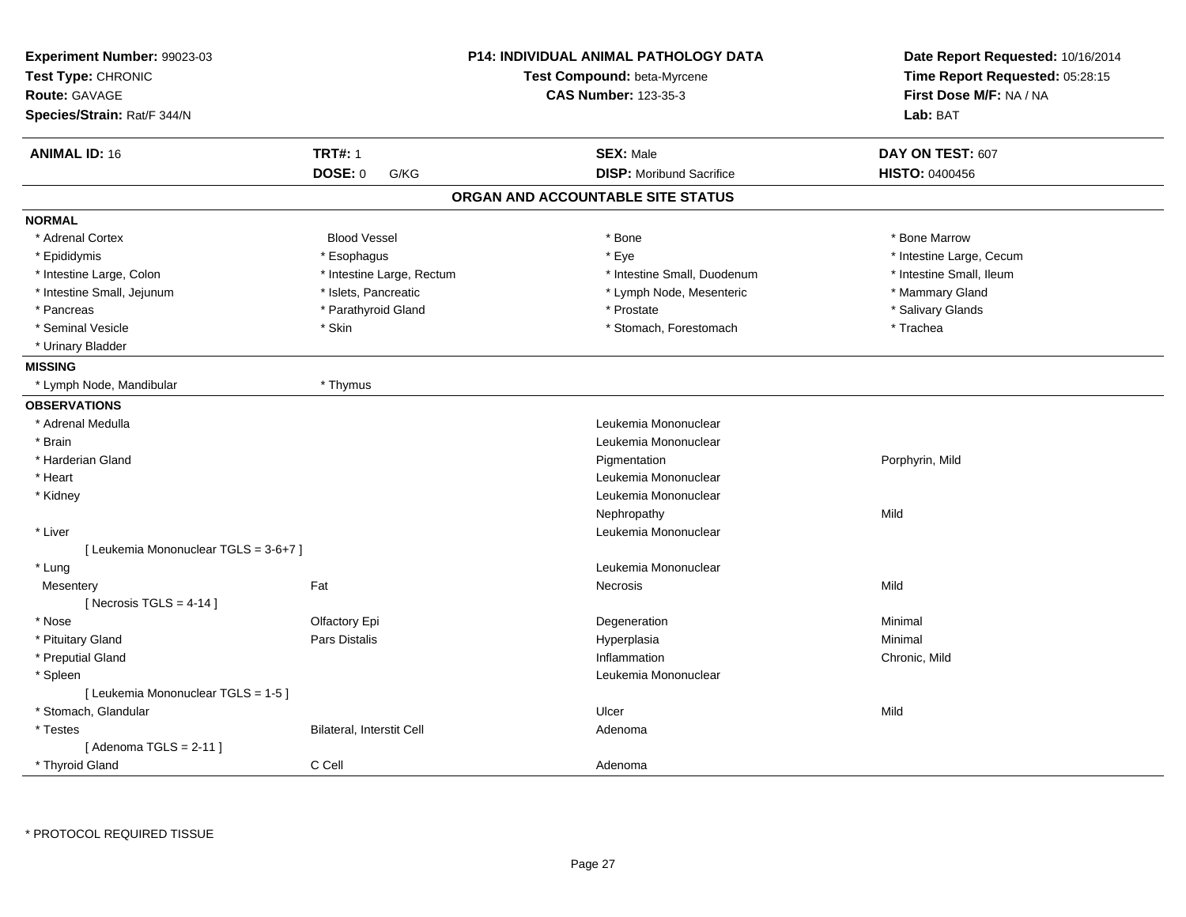**Experiment Number:** 99023-03
**Test Type:** CHRONIC
**Route:** GAVAGE
**Species/Strain:** Rat/F 344/N

**P14: INDIVIDUAL ANIMAL PATHOLOGY DATA**
**Test Compound:** beta-Myrcene
**CAS Number:** 123-35-3

**Date Report Requested:** 10/16/2014
**Time Report Requested:** 05:28:15
**First Dose M/F:** NA / NA
**Lab:** BAT

| **ANIMAL ID:** 16 | **TRT#:** 1 | **SEX:** Male | **DAY ON TEST:** 607 |
|---|---|---|---|
| | **DOSE:** 0 G/KG | **DISP:** Moribund Sacrifice | **HISTO:** 0400456 |

## ORGAN AND ACCOUNTABLE SITE STATUS

**NORMAL**

| | | | |
|---|---|---|---|
| * Adrenal Cortex | Blood Vessel | * Bone | * Bone Marrow |
| * Epididymis | * Esophagus | * Eye | * Intestine Large, Cecum |
| * Intestine Large, Colon | * Intestine Large, Rectum | * Intestine Small, Duodenum | * Intestine Small, Ileum |
| * Intestine Small, Jejunum | * Islets, Pancreatic | * Lymph Node, Mesenteric | * Mammary Gland |
| * Pancreas | * Parathyroid Gland | * Prostate | * Salivary Glands |
| * Seminal Vesicle | * Skin | * Stomach, Forestomach | * Trachea |
| * Urinary Bladder | | | |

**MISSING**

| | |
|---|---|
| * Lymph Node, Mandibular | * Thymus |

**OBSERVATIONS**

| | | | |
|---|---|---|---|
| * Adrenal Medulla | | Leukemia Mononuclear | |
| * Brain | | Leukemia Mononuclear | |
| * Harderian Gland | | Pigmentation | Porphyrin, Mild |
| * Heart | | Leukemia Mononuclear | |
| * Kidney | | Leukemia Mononuclear | |
| | | Nephropathy | Mild |
| * Liver | | Leukemia Mononuclear | |
| [ Leukemia Mononuclear TGLS = 3-6+7 ] | | | |
| * Lung | | Leukemia Mononuclear | |
| Mesentery | Fat | Necrosis | Mild |
| [ Necrosis TGLS = 4-14 ] | | | |
| * Nose | Olfactory Epi | Degeneration | Minimal |
| * Pituitary Gland | Pars Distalis | Hyperplasia | Minimal |
| * Preputial Gland | | Inflammation | Chronic, Mild |
| * Spleen | | Leukemia Mononuclear | |
| [ Leukemia Mononuclear TGLS = 1-5 ] | | | |
| * Stomach, Glandular | | Ulcer | Mild |
| * Testes | Bilateral, Interstit Cell | Adenoma | |
| [ Adenoma TGLS = 2-11 ] | | | |
| * Thyroid Gland | C Cell | Adenoma | |

* PROTOCOL REQUIRED TISSUE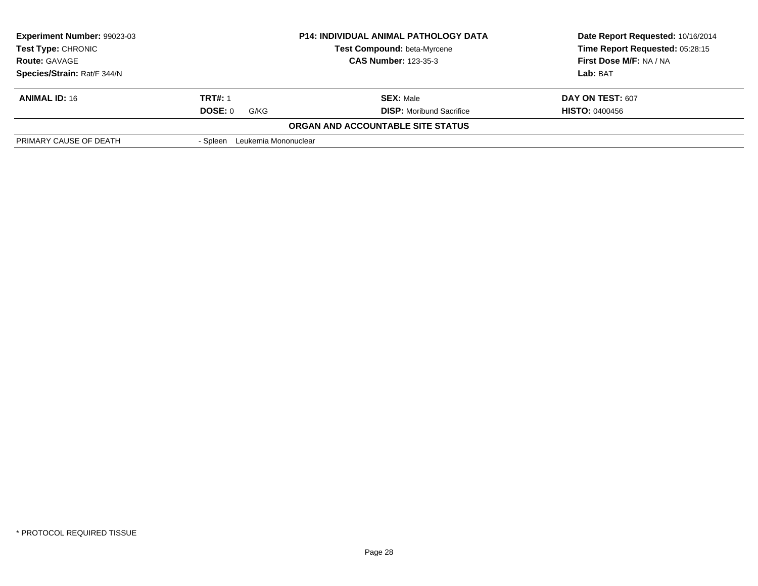| **Experiment Number:** 99023-03 | **P14: INDIVIDUAL ANIMAL PATHOLOGY DATA** | **Date Report Requested:** 10/16/2014 |
|---|---|---|
| **Test Type:** CHRONIC | **Test Compound:** beta-Myrcene | **Time Report Requested:** 05:28:15 |
| **Route:** GAVAGE | **CAS Number:** 123-35-3 | **First Dose M/F:** NA / NA |
| **Species/Strain:** Rat/F 344/N | | **Lab:** BAT |

| **ANIMAL ID:** 16 | **TRT#:** 1 | **SEX:** Male | **DAY ON TEST:** 607 |
|---|---|---|---|
| | **DOSE:** 0 G/KG | **DISP:** Moribund Sacrifice | **HISTO:** 0400456 |

**ORGAN AND ACCOUNTABLE SITE STATUS**

| | |
|---|---|
| PRIMARY CAUSE OF DEATH | - Spleen Leukemia Mononuclear |

\* PROTOCOL REQUIRED TISSUE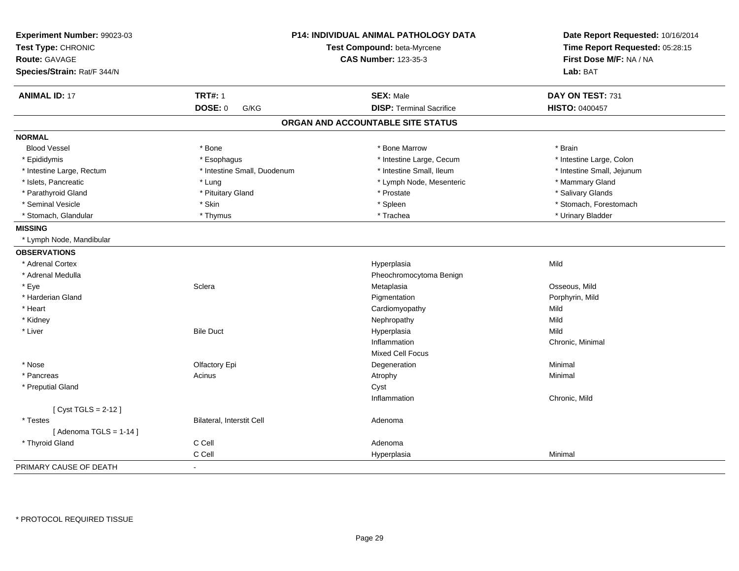**Experiment Number:** 99023-03
**Test Type:** CHRONIC
**Route:** GAVAGE
**Species/Strain:** Rat/F 344/N

**P14: INDIVIDUAL ANIMAL PATHOLOGY DATA**
**Test Compound:** beta-Myrcene
**CAS Number:** 123-35-3

**Date Report Requested:** 10/16/2014
**Time Report Requested:** 05:28:15
**First Dose M/F:** NA / NA
**Lab:** BAT

| **ANIMAL ID:** 17 | **TRT#:** 1 | **SEX:** Male | **DAY ON TEST:** 731 |
|---|---|---|---|
| | **DOSE:** 0 G/KG | **DISP:** Terminal Sacrifice | **HISTO:** 0400457 |

## ORGAN AND ACCOUNTABLE SITE STATUS

**NORMAL**

| | | | |
|---|---|---|---|
| Blood Vessel | * Bone | * Bone Marrow | * Brain |
| * Epididymis | * Esophagus | * Intestine Large, Cecum | * Intestine Large, Colon |
| * Intestine Large, Rectum | * Intestine Small, Duodenum | * Intestine Small, Ileum | * Intestine Small, Jejunum |
| * Islets, Pancreatic | * Lung | * Lymph Node, Mesenteric | * Mammary Gland |
| * Parathyroid Gland | * Pituitary Gland | * Prostate | * Salivary Glands |
| * Seminal Vesicle | * Skin | * Spleen | * Stomach, Forestomach |
| * Stomach, Glandular | * Thymus | * Trachea | * Urinary Bladder |

**MISSING**

* Lymph Node, Mandibular

**OBSERVATIONS**

| | | | |
|---|---|---|---|
| * Adrenal Cortex | | Hyperplasia | Mild |
| * Adrenal Medulla | | Pheochromocytoma Benign | |
| * Eye | Sclera | Metaplasia | Osseous, Mild |
| * Harderian Gland | | Pigmentation | Porphyrin, Mild |
| * Heart | | Cardiomyopathy | Mild |
| * Kidney | | Nephropathy | Mild |
| * Liver | Bile Duct | Hyperplasia | Mild |
| | | Inflammation | Chronic, Minimal |
| | | Mixed Cell Focus | |
| * Nose | Olfactory Epi | Degeneration | Minimal |
| * Pancreas | Acinus | Atrophy | Minimal |
| * Preputial Gland | | Cyst | |
| | | Inflammation | Chronic, Mild |
| [ Cyst TGLS = 2-12 ] | | | |
| * Testes | Bilateral, Interstit Cell | Adenoma | |
| [ Adenoma TGLS = 1-14 ] | | | |
| * Thyroid Gland | C Cell | Adenoma | |
| | C Cell | Hyperplasia | Minimal |

PRIMARY CAUSE OF DEATH -

* PROTOCOL REQUIRED TISSUE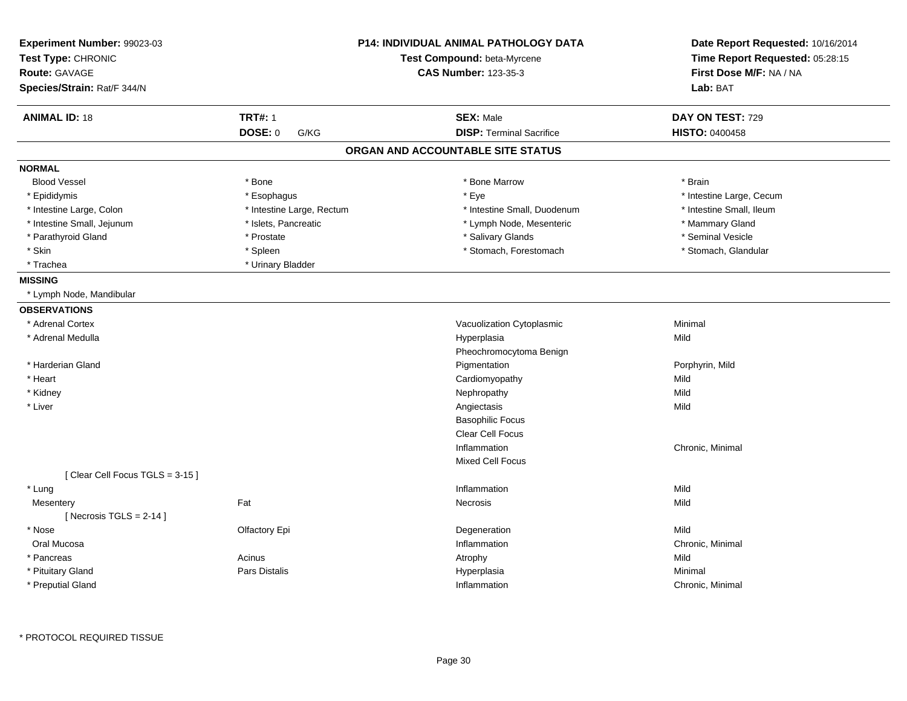**Experiment Number:** 99023-03
**Test Type:** CHRONIC
**Route:** GAVAGE
**Species/Strain:** Rat/F 344/N

**P14: INDIVIDUAL ANIMAL PATHOLOGY DATA**
**Test Compound:** beta-Myrcene
**CAS Number:** 123-35-3

**Date Report Requested:** 10/16/2014
**Time Report Requested:** 05:28:15
**First Dose M/F:** NA / NA
**Lab:** BAT

| **ANIMAL ID:** 18 | **TRT#:** 1 | **SEX:** Male | **DAY ON TEST:** 729 |
|---|---|---|---|
| | **DOSE:** 0 G/KG | **DISP:** Terminal Sacrifice | **HISTO:** 0400458 |

## ORGAN AND ACCOUNTABLE SITE STATUS

**NORMAL**

| | | | |
|---|---|---|---|
| Blood Vessel | * Bone | * Bone Marrow | * Brain |
| * Epididymis | * Esophagus | * Eye | * Intestine Large, Cecum |
| * Intestine Large, Colon | * Intestine Large, Rectum | * Intestine Small, Duodenum | * Intestine Small, Ileum |
| * Intestine Small, Jejunum | * Islets, Pancreatic | * Lymph Node, Mesenteric | * Mammary Gland |
| * Parathyroid Gland | * Prostate | * Salivary Glands | * Seminal Vesicle |
| * Skin | * Spleen | * Stomach, Forestomach | * Stomach, Glandular |
| * Trachea | * Urinary Bladder | | |

**MISSING**

* Lymph Node, Mandibular

**OBSERVATIONS**

| Organ | Site | Observation | Severity |
|---|---|---|---|
| * Adrenal Cortex | | Vacuolization Cytoplasmic | Minimal |
| * Adrenal Medulla | | Hyperplasia | Mild |
| | | Pheochromocytoma Benign | |
| * Harderian Gland | | Pigmentation | Porphyrin, Mild |
| * Heart | | Cardiomyopathy | Mild |
| * Kidney | | Nephropathy | Mild |
| * Liver | | Angiectasis | Mild |
| | | Basophilic Focus | |
| | | Clear Cell Focus | |
| | | Inflammation | Chronic, Minimal |
| | | Mixed Cell Focus | |
| [ Clear Cell Focus TGLS = 3-15 ] | | | |
| * Lung | | Inflammation | Mild |
| Mesentery | Fat | Necrosis | Mild |
| [ Necrosis TGLS = 2-14 ] | | | |
| * Nose | Olfactory Epi | Degeneration | Mild |
| Oral Mucosa | | Inflammation | Chronic, Minimal |
| * Pancreas | Acinus | Atrophy | Mild |
| * Pituitary Gland | Pars Distalis | Hyperplasia | Minimal |
| * Preputial Gland | | Inflammation | Chronic, Minimal |

\* PROTOCOL REQUIRED TISSUE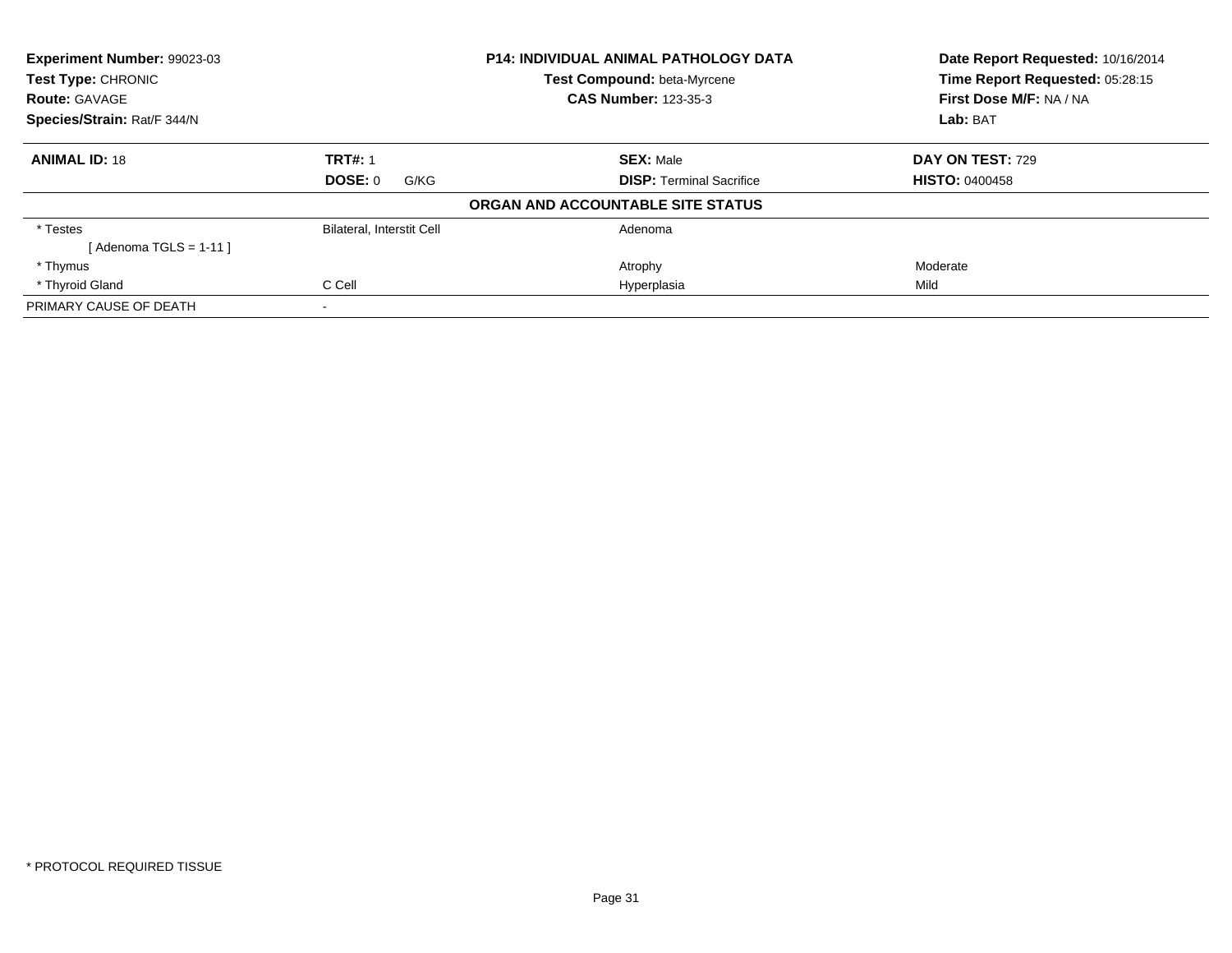**Experiment Number:** 99023-03
**Test Type:** CHRONIC
**Route:** GAVAGE
**Species/Strain:** Rat/F 344/N

**P14: INDIVIDUAL ANIMAL PATHOLOGY DATA**
**Test Compound:** beta-Myrcene
**CAS Number:** 123-35-3

**Date Report Requested:** 10/16/2014
**Time Report Requested:** 05:28:15
**First Dose M/F:** NA / NA
**Lab:** BAT

| **ANIMAL ID:** 18 | **TRT#:** 1 | **SEX:** Male | **DAY ON TEST:** 729 |
|---|---|---|---|
| | **DOSE:** 0 G/KG | **DISP:** Terminal Sacrifice | **HISTO:** 0400458 |

**ORGAN AND ACCOUNTABLE SITE STATUS**

| | | | |
|---|---|---|---|
| * Testes | Bilateral, Interstit Cell | Adenoma | |
| [ Adenoma TGLS = 1-11 ] | | | |
| * Thymus | | Atrophy | Moderate |
| * Thyroid Gland | C Cell | Hyperplasia | Mild |
| PRIMARY CAUSE OF DEATH | - | | |

* PROTOCOL REQUIRED TISSUE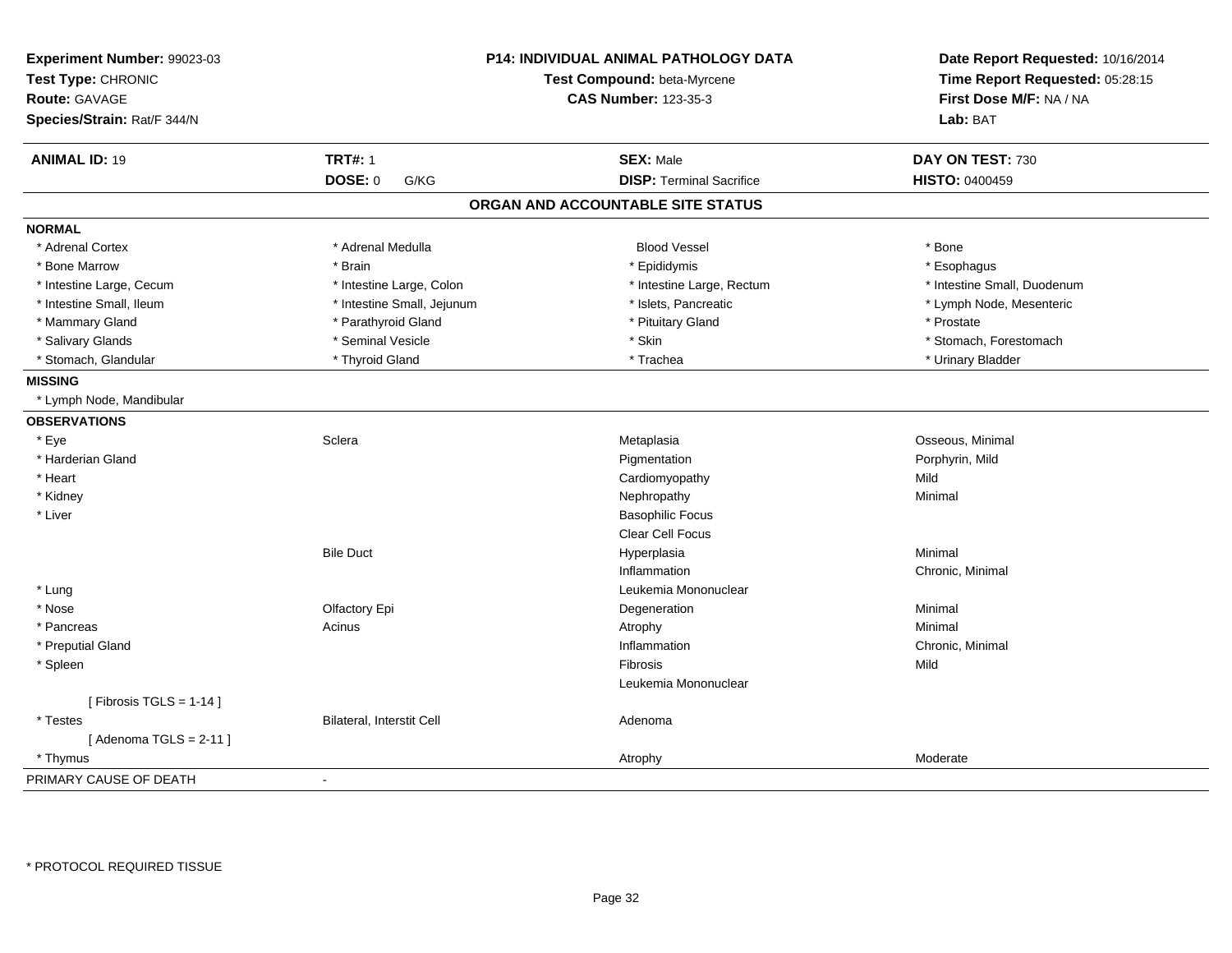**Experiment Number:** 99023-03
**Test Type:** CHRONIC
**Route:** GAVAGE
**Species/Strain:** Rat/F 344/N

**P14: INDIVIDUAL ANIMAL PATHOLOGY DATA**
**Test Compound:** beta-Myrcene
**CAS Number:** 123-35-3

**Date Report Requested:** 10/16/2014
**Time Report Requested:** 05:28:15
**First Dose M/F:** NA / NA
**Lab:** BAT

| **ANIMAL ID:** 19 | **TRT#:** 1 | **SEX:** Male | **DAY ON TEST:** 730 |
|---|---|---|---|
| | **DOSE:** 0 G/KG | **DISP:** Terminal Sacrifice | **HISTO:** 0400459 |

## ORGAN AND ACCOUNTABLE SITE STATUS

**NORMAL**

| | | | |
|---|---|---|---|
| * Adrenal Cortex | * Adrenal Medulla | Blood Vessel | * Bone |
| * Bone Marrow | * Brain | * Epididymis | * Esophagus |
| * Intestine Large, Cecum | * Intestine Large, Colon | * Intestine Large, Rectum | * Intestine Small, Duodenum |
| * Intestine Small, Ileum | * Intestine Small, Jejunum | * Islets, Pancreatic | * Lymph Node, Mesenteric |
| * Mammary Gland | * Parathyroid Gland | * Pituitary Gland | * Prostate |
| * Salivary Glands | * Seminal Vesicle | * Skin | * Stomach, Forestomach |
| * Stomach, Glandular | * Thyroid Gland | * Trachea | * Urinary Bladder |

**MISSING**

* Lymph Node, Mandibular

**OBSERVATIONS**

| | | | |
|---|---|---|---|
| * Eye | Sclera | Metaplasia | Osseous, Minimal |
| * Harderian Gland | | Pigmentation | Porphyrin, Mild |
| * Heart | | Cardiomyopathy | Mild |
| * Kidney | | Nephropathy | Minimal |
| * Liver | | Basophilic Focus | |
| | | Clear Cell Focus | |
| | Bile Duct | Hyperplasia | Minimal |
| | | Inflammation | Chronic, Minimal |
| * Lung | | Leukemia Mononuclear | |
| * Nose | Olfactory Epi | Degeneration | Minimal |
| * Pancreas | Acinus | Atrophy | Minimal |
| * Preputial Gland | | Inflammation | Chronic, Minimal |
| * Spleen | | Fibrosis | Mild |
| | | Leukemia Mononuclear | |
| [ Fibrosis TGLS = 1-14 ] | | | |
| * Testes | Bilateral, Interstit Cell | Adenoma | |
| [ Adenoma TGLS = 2-11 ] | | | |
| * Thymus | | Atrophy | Moderate |

PRIMARY CAUSE OF DEATH -

* PROTOCOL REQUIRED TISSUE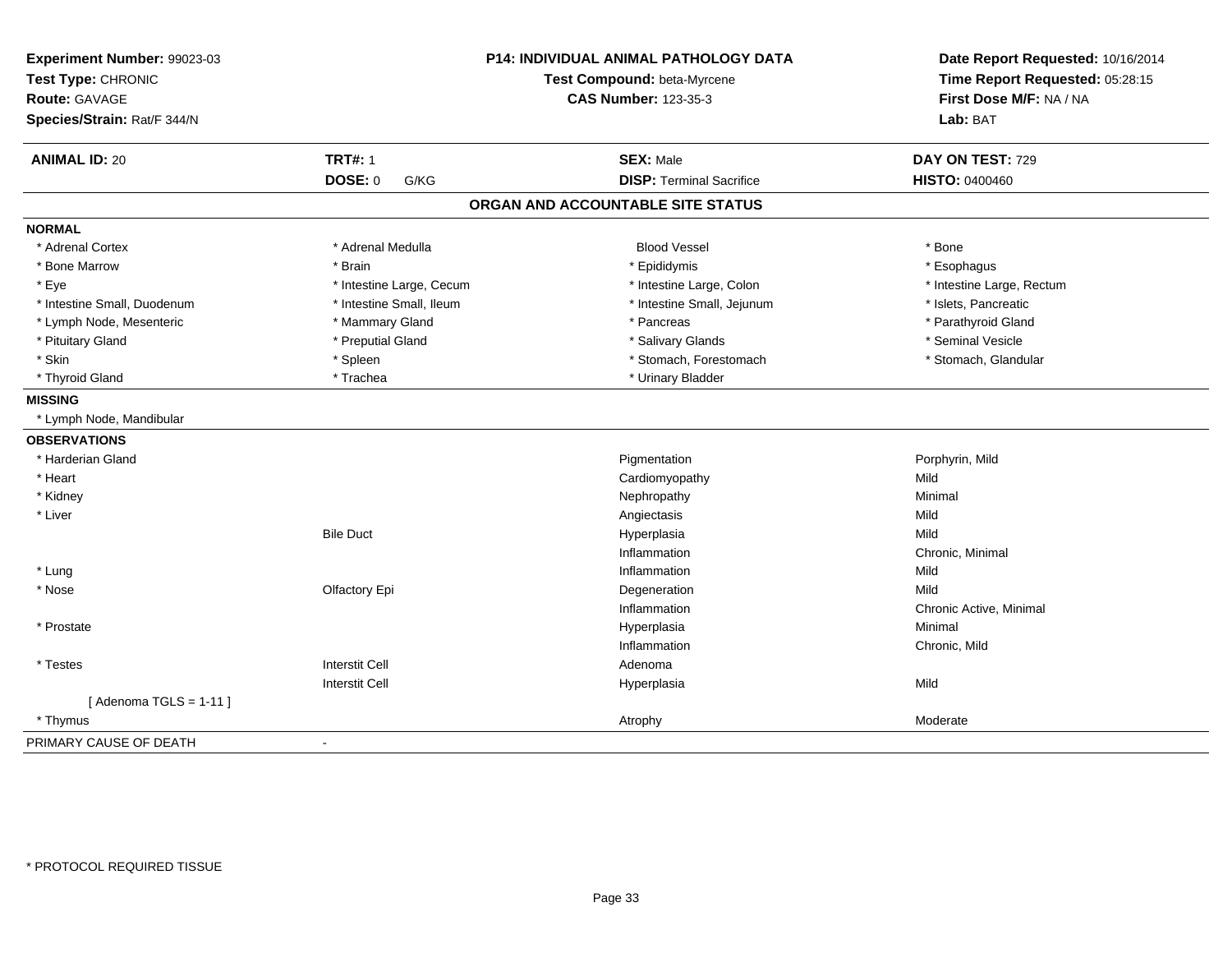**Experiment Number:** 99023-03
**Test Type:** CHRONIC
**Route:** GAVAGE
**Species/Strain:** Rat/F 344/N

**P14: INDIVIDUAL ANIMAL PATHOLOGY DATA**
**Test Compound:** beta-Myrcene
**CAS Number:** 123-35-3

**Date Report Requested:** 10/16/2014
**Time Report Requested:** 05:28:15
**First Dose M/F:** NA / NA
**Lab:** BAT

| **ANIMAL ID:** 20 | **TRT#:** 1 | **SEX:** Male | **DAY ON TEST:** 729 |
|---|---|---|---|
| | **DOSE:** 0 G/KG | **DISP:** Terminal Sacrifice | **HISTO:** 0400460 |

## ORGAN AND ACCOUNTABLE SITE STATUS

**NORMAL**

| | | | |
|---|---|---|---|
| * Adrenal Cortex | * Adrenal Medulla | Blood Vessel | * Bone |
| * Bone Marrow | * Brain | * Epididymis | * Esophagus |
| * Eye | * Intestine Large, Cecum | * Intestine Large, Colon | * Intestine Large, Rectum |
| * Intestine Small, Duodenum | * Intestine Small, Ileum | * Intestine Small, Jejunum | * Islets, Pancreatic |
| * Lymph Node, Mesenteric | * Mammary Gland | * Pancreas | * Parathyroid Gland |
| * Pituitary Gland | * Preputial Gland | * Salivary Glands | * Seminal Vesicle |
| * Skin | * Spleen | * Stomach, Forestomach | * Stomach, Glandular |
| * Thyroid Gland | * Trachea | * Urinary Bladder | |

**MISSING**

* Lymph Node, Mandibular

**OBSERVATIONS**

| | | | |
|---|---|---|---|
| * Harderian Gland | | Pigmentation | Porphyrin, Mild |
| * Heart | | Cardiomyopathy | Mild |
| * Kidney | | Nephropathy | Minimal |
| * Liver | | Angiectasis | Mild |
| | Bile Duct | Hyperplasia | Mild |
| | | Inflammation | Chronic, Minimal |
| * Lung | | Inflammation | Mild |
| * Nose | Olfactory Epi | Degeneration | Mild |
| | | Inflammation | Chronic Active, Minimal |
| * Prostate | | Hyperplasia | Minimal |
| | | Inflammation | Chronic, Mild |
| * Testes | Interstit Cell | Adenoma | |
| | Interstit Cell | Hyperplasia | Mild |
| [ Adenoma TGLS = 1-11 ] | | | |
| * Thymus | | Atrophy | Moderate |

PRIMARY CAUSE OF DEATH -

* PROTOCOL REQUIRED TISSUE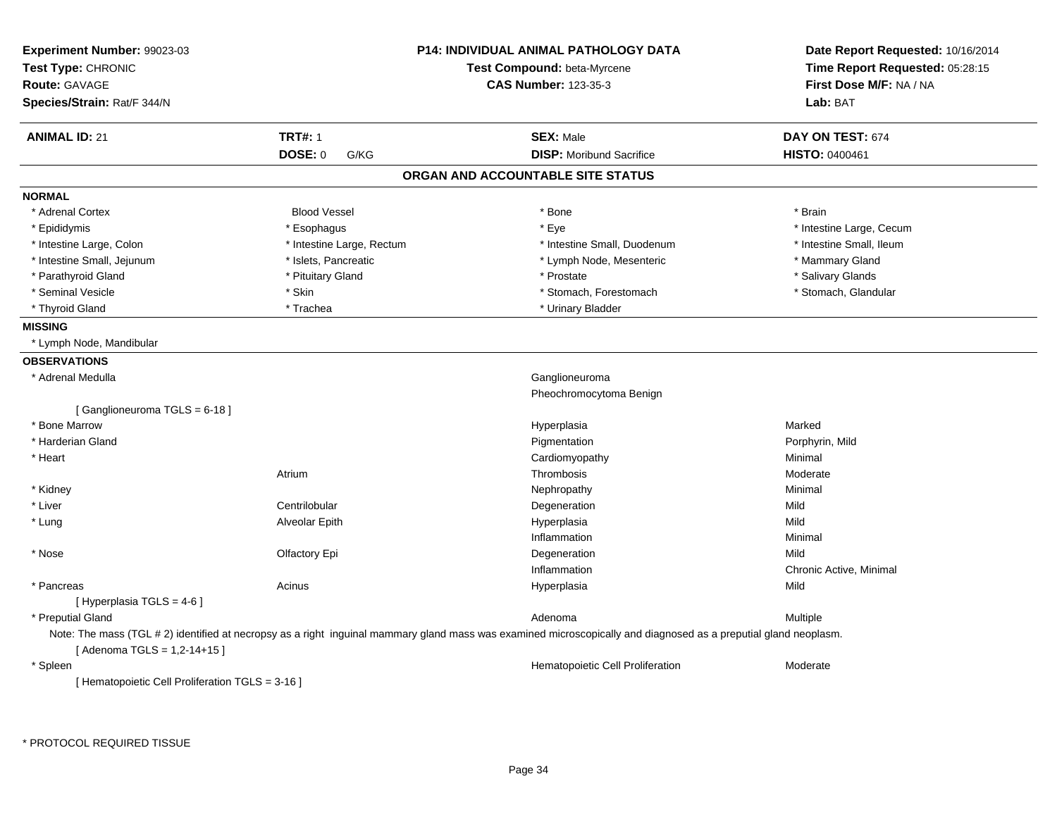**Experiment Number:** 99023-03
**Test Type:** CHRONIC
**Route:** GAVAGE
**Species/Strain:** Rat/F 344/N

**P14: INDIVIDUAL ANIMAL PATHOLOGY DATA**
**Test Compound:** beta-Myrcene
**CAS Number:** 123-35-3

**Date Report Requested:** 10/16/2014
**Time Report Requested:** 05:28:15
**First Dose M/F:** NA / NA
**Lab:** BAT

| **ANIMAL ID:** 21 | **TRT#:** 1 | **SEX:** Male | **DAY ON TEST:** 674 |
|---|---|---|---|
| | **DOSE:** 0 G/KG | **DISP:** Moribund Sacrifice | **HISTO:** 0400461 |

## ORGAN AND ACCOUNTABLE SITE STATUS

**NORMAL**

| | | | |
|---|---|---|---|
| * Adrenal Cortex | Blood Vessel | * Bone | * Brain |
| * Epididymis | * Esophagus | * Eye | * Intestine Large, Cecum |
| * Intestine Large, Colon | * Intestine Large, Rectum | * Intestine Small, Duodenum | * Intestine Small, Ileum |
| * Intestine Small, Jejunum | * Islets, Pancreatic | * Lymph Node, Mesenteric | * Mammary Gland |
| * Parathyroid Gland | * Pituitary Gland | * Prostate | * Salivary Glands |
| * Seminal Vesicle | * Skin | * Stomach, Forestomach | * Stomach, Glandular |
| * Thyroid Gland | * Trachea | * Urinary Bladder | |

**MISSING**

* Lymph Node, Mandibular

**OBSERVATIONS**

| Organ | Site | Observation | Severity |
|---|---|---|---|
| * Adrenal Medulla | | Ganglioneuroma | |
| | | Pheochromocytoma Benign | |
| [ Ganglioneuroma TGLS = 6-18 ] | | | |
| * Bone Marrow | | Hyperplasia | Marked |
| * Harderian Gland | | Pigmentation | Porphyrin, Mild |
| * Heart | | Cardiomyopathy | Minimal |
| | Atrium | Thrombosis | Moderate |
| * Kidney | | Nephropathy | Minimal |
| * Liver | Centrilobular | Degeneration | Mild |
| * Lung | Alveolar Epith | Hyperplasia | Mild |
| | | Inflammation | Minimal |
| * Nose | Olfactory Epi | Degeneration | Mild |
| | | Inflammation | Chronic Active, Minimal |
| * Pancreas | Acinus | Hyperplasia | Mild |
| [ Hyperplasia TGLS = 4-6 ] | | | |
| * Preputial Gland | | Adenoma | Multiple |

Note: The mass (TGL # 2) identified at necropsy as a right inguinal mammary gland mass was examined microscopically and diagnosed as a preputial gland neoplasm.

[ Adenoma TGLS = 1,2-14+15 ]

| Organ | Site | Observation | Severity |
|---|---|---|---|
| * Spleen | | Hematopoietic Cell Proliferation | Moderate |
| [ Hematopoietic Cell Proliferation TGLS = 3-16 ] | | | |

\* PROTOCOL REQUIRED TISSUE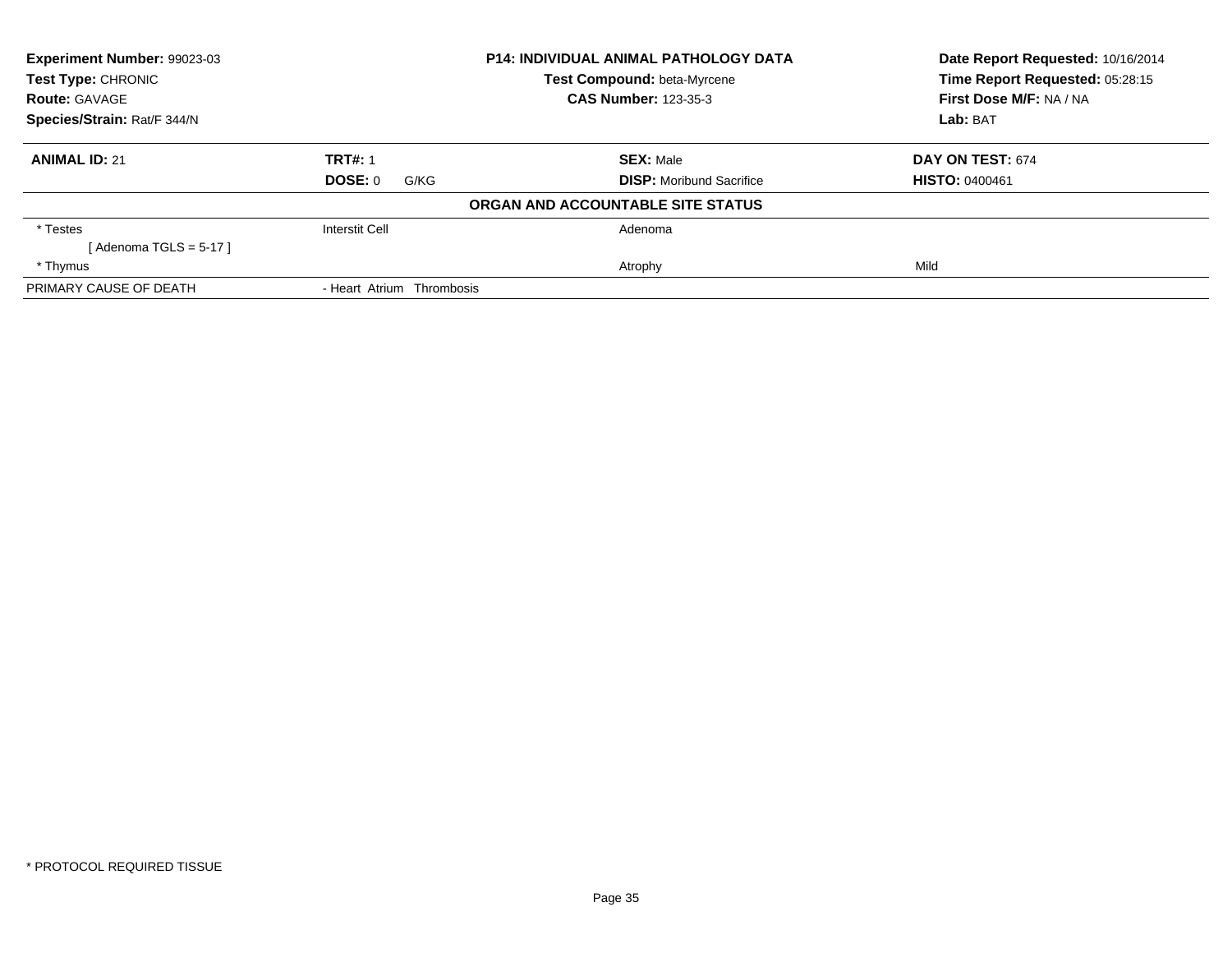| **Experiment Number:** 99023-03 | **P14: INDIVIDUAL ANIMAL PATHOLOGY DATA** | **Date Report Requested:** 10/16/2014 |
|---|---|---|
| **Test Type:** CHRONIC | **Test Compound:** beta-Myrcene | **Time Report Requested:** 05:28:15 |
| **Route:** GAVAGE | **CAS Number:** 123-35-3 | **First Dose M/F:** NA / NA |
| **Species/Strain:** Rat/F 344/N | | **Lab:** BAT |

| **ANIMAL ID:** 21 | **TRT#:** 1 | **SEX:** Male | **DAY ON TEST:** 674 |
|---|---|---|---|
| | **DOSE:** 0 G/KG | **DISP:** Moribund Sacrifice | **HISTO:** 0400461 |

**ORGAN AND ACCOUNTABLE SITE STATUS**

| | | | |
|---|---|---|---|
| * Testes | Interstit Cell | Adenoma | |
| [ Adenoma TGLS = 5-17 ] | | | |
| * Thymus | | Atrophy | Mild |
| PRIMARY CAUSE OF DEATH | - Heart Atrium Thrombosis | | |

* PROTOCOL REQUIRED TISSUE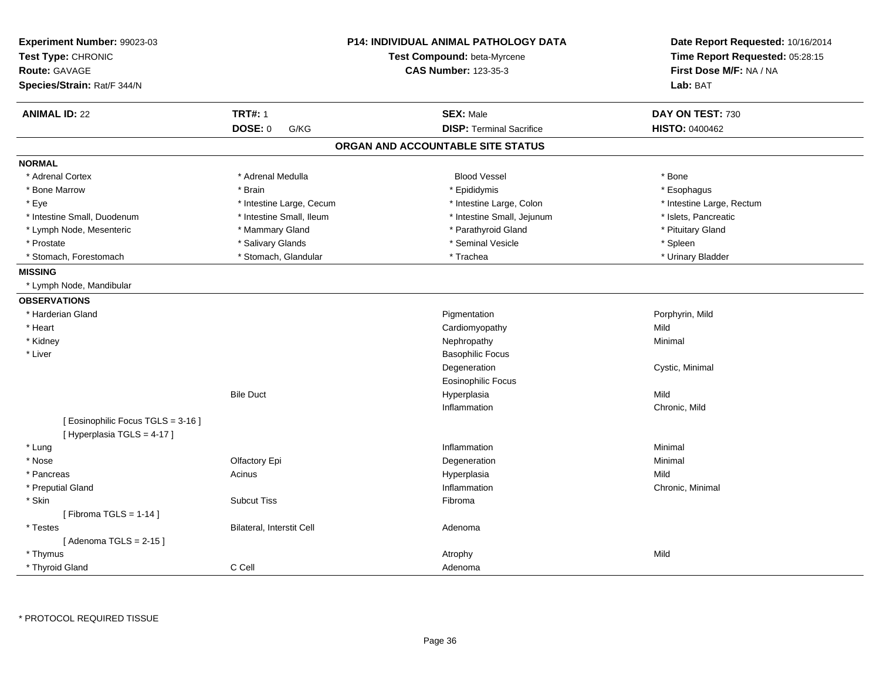**Experiment Number:** 99023-03
**Test Type:** CHRONIC
**Route:** GAVAGE
**Species/Strain:** Rat/F 344/N

**P14: INDIVIDUAL ANIMAL PATHOLOGY DATA**
**Test Compound:** beta-Myrcene
**CAS Number:** 123-35-3

**Date Report Requested:** 10/16/2014
**Time Report Requested:** 05:28:15
**First Dose M/F:** NA / NA
**Lab:** BAT

| **ANIMAL ID:** 22 | **TRT#:** 1 | **SEX:** Male | **DAY ON TEST:** 730 |
|---|---|---|---|
| | **DOSE:** 0 G/KG | **DISP:** Terminal Sacrifice | **HISTO:** 0400462 |

## ORGAN AND ACCOUNTABLE SITE STATUS

**NORMAL**

| | | | |
|---|---|---|---|
| * Adrenal Cortex | * Adrenal Medulla | Blood Vessel | * Bone |
| * Bone Marrow | * Brain | * Epididymis | * Esophagus |
| * Eye | * Intestine Large, Cecum | * Intestine Large, Colon | * Intestine Large, Rectum |
| * Intestine Small, Duodenum | * Intestine Small, Ileum | * Intestine Small, Jejunum | * Islets, Pancreatic |
| * Lymph Node, Mesenteric | * Mammary Gland | * Parathyroid Gland | * Pituitary Gland |
| * Prostate | * Salivary Glands | * Seminal Vesicle | * Spleen |
| * Stomach, Forestomach | * Stomach, Glandular | * Trachea | * Urinary Bladder |

**MISSING**

* Lymph Node, Mandibular

**OBSERVATIONS**

| | | | |
|---|---|---|---|
| * Harderian Gland | | Pigmentation | Porphyrin, Mild |
| * Heart | | Cardiomyopathy | Mild |
| * Kidney | | Nephropathy | Minimal |
| * Liver | | Basophilic Focus | |
| | | Degeneration | Cystic, Minimal |
| | | Eosinophilic Focus | |
| | Bile Duct | Hyperplasia | Mild |
| | | Inflammation | Chronic, Mild |
| [ Eosinophilic Focus TGLS = 3-16 ] | | | |
| [ Hyperplasia TGLS = 4-17 ] | | | |
| * Lung | | Inflammation | Minimal |
| * Nose | Olfactory Epi | Degeneration | Minimal |
| * Pancreas | Acinus | Hyperplasia | Mild |
| * Preputial Gland | | Inflammation | Chronic, Minimal |
| * Skin | Subcut Tiss | Fibroma | |
| [ Fibroma TGLS = 1-14 ] | | | |
| * Testes | Bilateral, Interstit Cell | Adenoma | |
| [ Adenoma TGLS = 2-15 ] | | | |
| * Thymus | | Atrophy | Mild |
| * Thyroid Gland | C Cell | Adenoma | |

* PROTOCOL REQUIRED TISSUE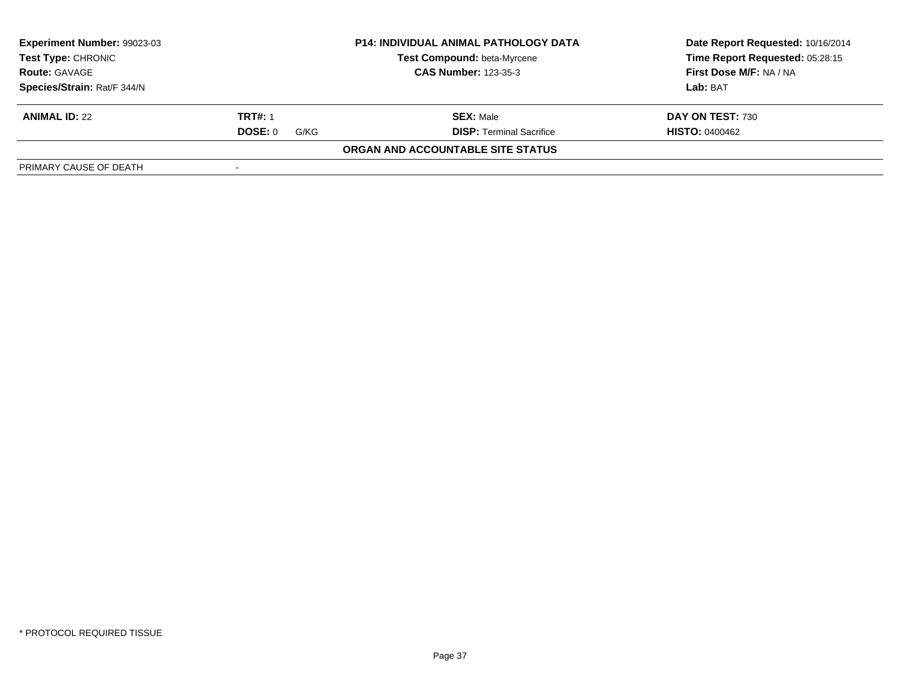| **Experiment Number:** 99023-03 | **P14: INDIVIDUAL ANIMAL PATHOLOGY DATA** | **Date Report Requested:** 10/16/2014 |
|---|---|---|
| **Test Type:** CHRONIC | **Test Compound:** beta-Myrcene | **Time Report Requested:** 05:28:15 |
| **Route:** GAVAGE | **CAS Number:** 123-35-3 | **First Dose M/F:** NA / NA |
| **Species/Strain:** Rat/F 344/N | | **Lab:** BAT |

| **ANIMAL ID:** 22 | **TRT#:** 1 | **SEX:** Male | **DAY ON TEST:** 730 |
|---|---|---|---|
| | **DOSE:** 0 G/KG | **DISP:** Terminal Sacrifice | **HISTO:** 0400462 |

**ORGAN AND ACCOUNTABLE SITE STATUS**

| PRIMARY CAUSE OF DEATH | - |
|---|---|

* PROTOCOL REQUIRED TISSUE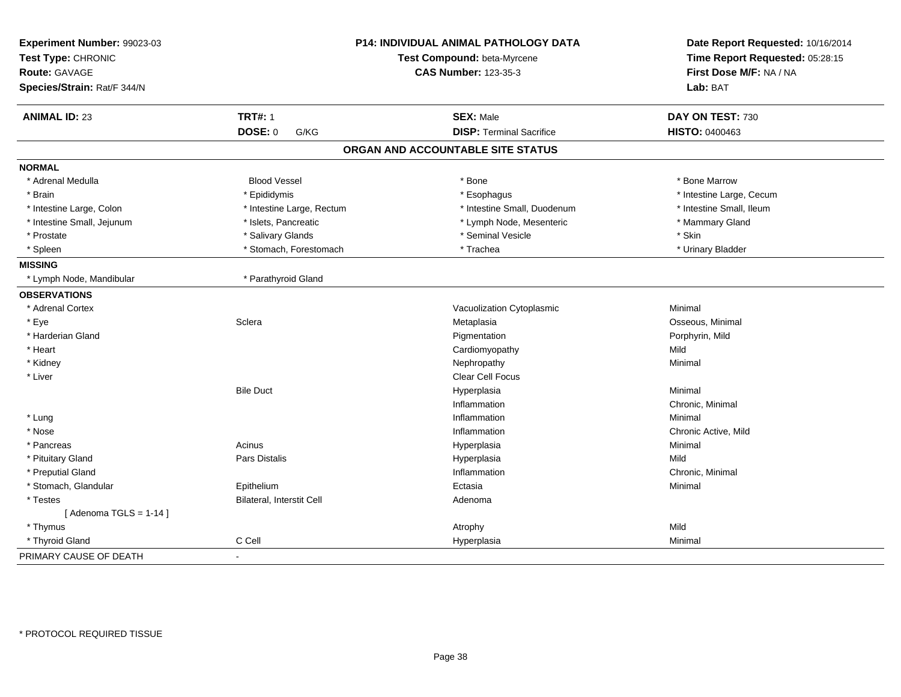**Experiment Number:** 99023-03
**Test Type:** CHRONIC
**Route:** GAVAGE
**Species/Strain:** Rat/F 344/N

**P14: INDIVIDUAL ANIMAL PATHOLOGY DATA**
**Test Compound:** beta-Myrcene
**CAS Number:** 123-35-3

**Date Report Requested:** 10/16/2014
**Time Report Requested:** 05:28:15
**First Dose M/F:** NA / NA
**Lab:** BAT

| **ANIMAL ID:** 23 | **TRT#:** 1 | **SEX:** Male | **DAY ON TEST:** 730 |
|---|---|---|---|
| | **DOSE:** 0 G/KG | **DISP:** Terminal Sacrifice | **HISTO:** 0400463 |

## ORGAN AND ACCOUNTABLE SITE STATUS

| | | | |
|---|---|---|---|
| **NORMAL** | | | |
| * Adrenal Medulla | Blood Vessel | * Bone | * Bone Marrow |
| * Brain | * Epididymis | * Esophagus | * Intestine Large, Cecum |
| * Intestine Large, Colon | * Intestine Large, Rectum | * Intestine Small, Duodenum | * Intestine Small, Ileum |
| * Intestine Small, Jejunum | * Islets, Pancreatic | * Lymph Node, Mesenteric | * Mammary Gland |
| * Prostate | * Salivary Glands | * Seminal Vesicle | * Skin |
| * Spleen | * Stomach, Forestomach | * Trachea | * Urinary Bladder |
| **MISSING** | | | |
| * Lymph Node, Mandibular | * Parathyroid Gland | | |
| **OBSERVATIONS** | | | |
| * Adrenal Cortex | | Vacuolization Cytoplasmic | Minimal |
| * Eye | Sclera | Metaplasia | Osseous, Minimal |
| * Harderian Gland | | Pigmentation | Porphyrin, Mild |
| * Heart | | Cardiomyopathy | Mild |
| * Kidney | | Nephropathy | Minimal |
| * Liver | | Clear Cell Focus | |
| | Bile Duct | Hyperplasia | Minimal |
| | | Inflammation | Chronic, Minimal |
| * Lung | | Inflammation | Minimal |
| * Nose | | Inflammation | Chronic Active, Mild |
| * Pancreas | Acinus | Hyperplasia | Minimal |
| * Pituitary Gland | Pars Distalis | Hyperplasia | Mild |
| * Preputial Gland | | Inflammation | Chronic, Minimal |
| * Stomach, Glandular | Epithelium | Ectasia | Minimal |
| * Testes | Bilateral, Interstit Cell | Adenoma | |
| [ Adenoma TGLS = 1-14 ] | | | |
| * Thymus | | Atrophy | Mild |
| * Thyroid Gland | C Cell | Hyperplasia | Minimal |
| PRIMARY CAUSE OF DEATH | - | | |

* PROTOCOL REQUIRED TISSUE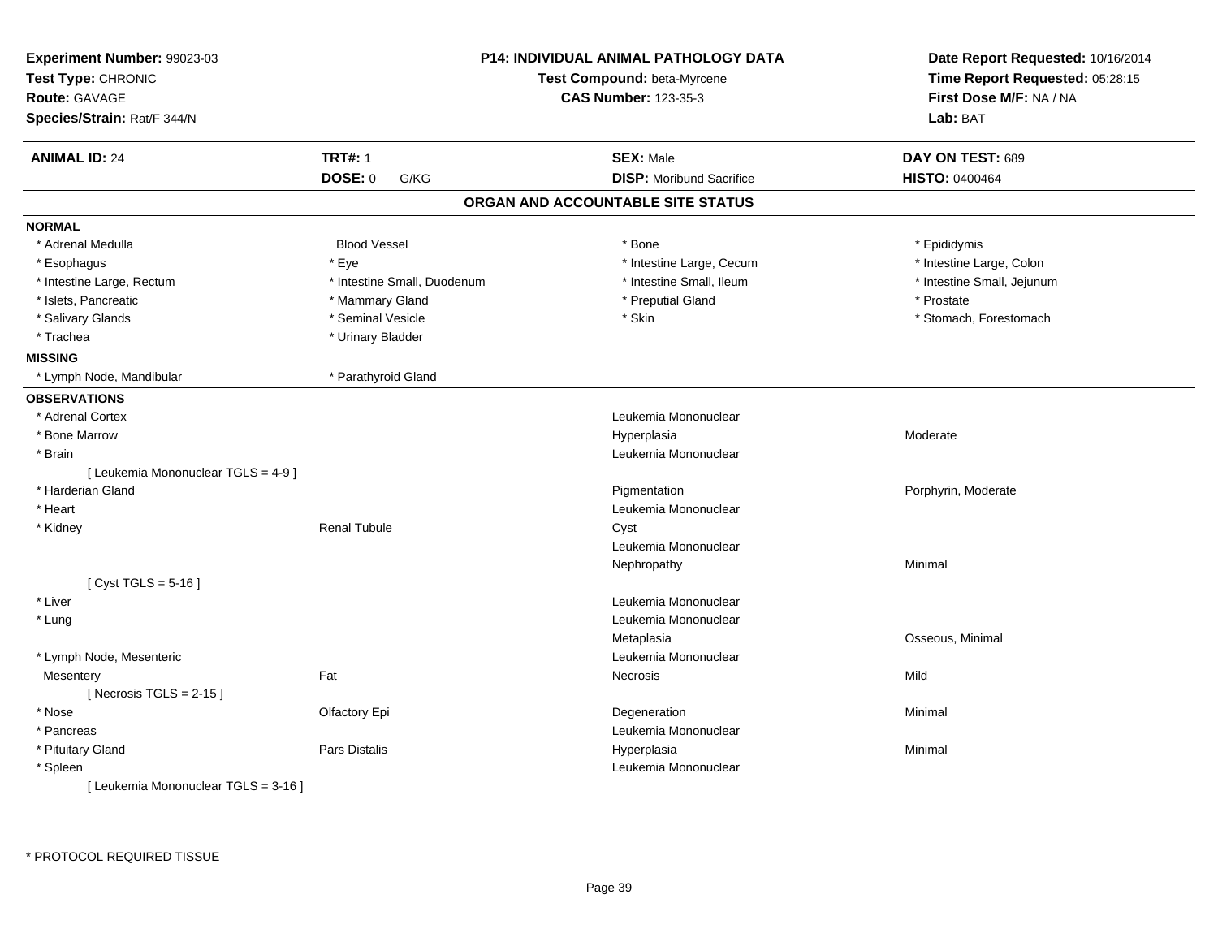**Experiment Number:** 99023-03
**Test Type:** CHRONIC
**Route:** GAVAGE
**Species/Strain:** Rat/F 344/N

**P14: INDIVIDUAL ANIMAL PATHOLOGY DATA**
**Test Compound:** beta-Myrcene
**CAS Number:** 123-35-3

**Date Report Requested:** 10/16/2014
**Time Report Requested:** 05:28:15
**First Dose M/F:** NA / NA
**Lab:** BAT

| **ANIMAL ID:** 24 | **TRT#:** 1 | **SEX:** Male | **DAY ON TEST:** 689 |
|---|---|---|---|
| | **DOSE:** 0 G/KG | **DISP:** Moribund Sacrifice | **HISTO:** 0400464 |

## ORGAN AND ACCOUNTABLE SITE STATUS

**NORMAL**

| | | | |
|---|---|---|---|
| * Adrenal Medulla | Blood Vessel | * Bone | * Epididymis |
| * Esophagus | * Eye | * Intestine Large, Cecum | * Intestine Large, Colon |
| * Intestine Large, Rectum | * Intestine Small, Duodenum | * Intestine Small, Ileum | * Intestine Small, Jejunum |
| * Islets, Pancreatic | * Mammary Gland | * Preputial Gland | * Prostate |
| * Salivary Glands | * Seminal Vesicle | * Skin | * Stomach, Forestomach |
| * Trachea | * Urinary Bladder | | |

**MISSING**

| | |
|---|---|
| * Lymph Node, Mandibular | * Parathyroid Gland |

**OBSERVATIONS**

| Organ | Site | Observation | Qualifier |
|---|---|---|---|
| * Adrenal Cortex | | Leukemia Mononuclear | |
| * Bone Marrow | | Hyperplasia | Moderate |
| * Brain | | Leukemia Mononuclear | |
| [ Leukemia Mononuclear TGLS = 4-9 ] | | | |
| * Harderian Gland | | Pigmentation | Porphyrin, Moderate |
| * Heart | | Leukemia Mononuclear | |
| * Kidney | Renal Tubule | Cyst | |
| | | Leukemia Mononuclear | |
| | | Nephropathy | Minimal |
| [ Cyst TGLS = 5-16 ] | | | |
| * Liver | | Leukemia Mononuclear | |
| * Lung | | Leukemia Mononuclear | |
| | | Metaplasia | Osseous, Minimal |
| * Lymph Node, Mesenteric | | Leukemia Mononuclear | |
| Mesentery | Fat | Necrosis | Mild |
| [ Necrosis TGLS = 2-15 ] | | | |
| * Nose | Olfactory Epi | Degeneration | Minimal |
| * Pancreas | | Leukemia Mononuclear | |
| * Pituitary Gland | Pars Distalis | Hyperplasia | Minimal |
| * Spleen | | Leukemia Mononuclear | |
| [ Leukemia Mononuclear TGLS = 3-16 ] | | | |

\* PROTOCOL REQUIRED TISSUE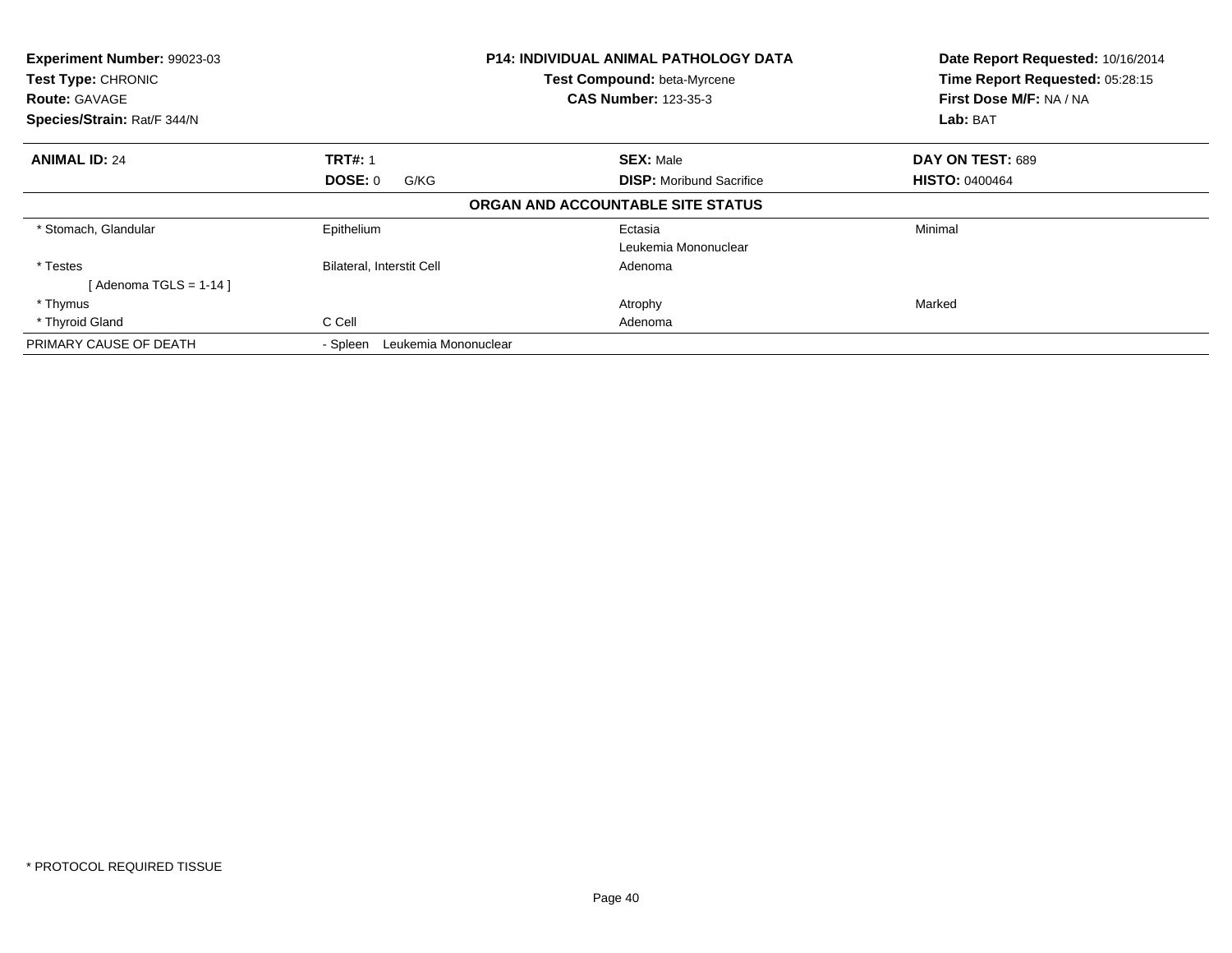**Experiment Number:** 99023-03
**Test Type:** CHRONIC
**Route:** GAVAGE
**Species/Strain:** Rat/F 344/N

**P14: INDIVIDUAL ANIMAL PATHOLOGY DATA**
**Test Compound:** beta-Myrcene
**CAS Number:** 123-35-3

**Date Report Requested:** 10/16/2014
**Time Report Requested:** 05:28:15
**First Dose M/F:** NA / NA
**Lab:** BAT

| **ANIMAL ID:** 24 | **TRT#:** 1 | **SEX:** Male | **DAY ON TEST:** 689 |
|---|---|---|---|
| | **DOSE:** 0 G/KG | **DISP:** Moribund Sacrifice | **HISTO:** 0400464 |

**ORGAN AND ACCOUNTABLE SITE STATUS**

| | | | |
|---|---|---|---|
| * Stomach, Glandular | Epithelium | Ectasia | Minimal |
| | | Leukemia Mononuclear | |
| * Testes | Bilateral, Interstit Cell | Adenoma | |
| [ Adenoma TGLS = 1-14 ] | | | |
| * Thymus | | Atrophy | Marked |
| * Thyroid Gland | C Cell | Adenoma | |
| PRIMARY CAUSE OF DEATH | - Spleen Leukemia Mononuclear | | |

* PROTOCOL REQUIRED TISSUE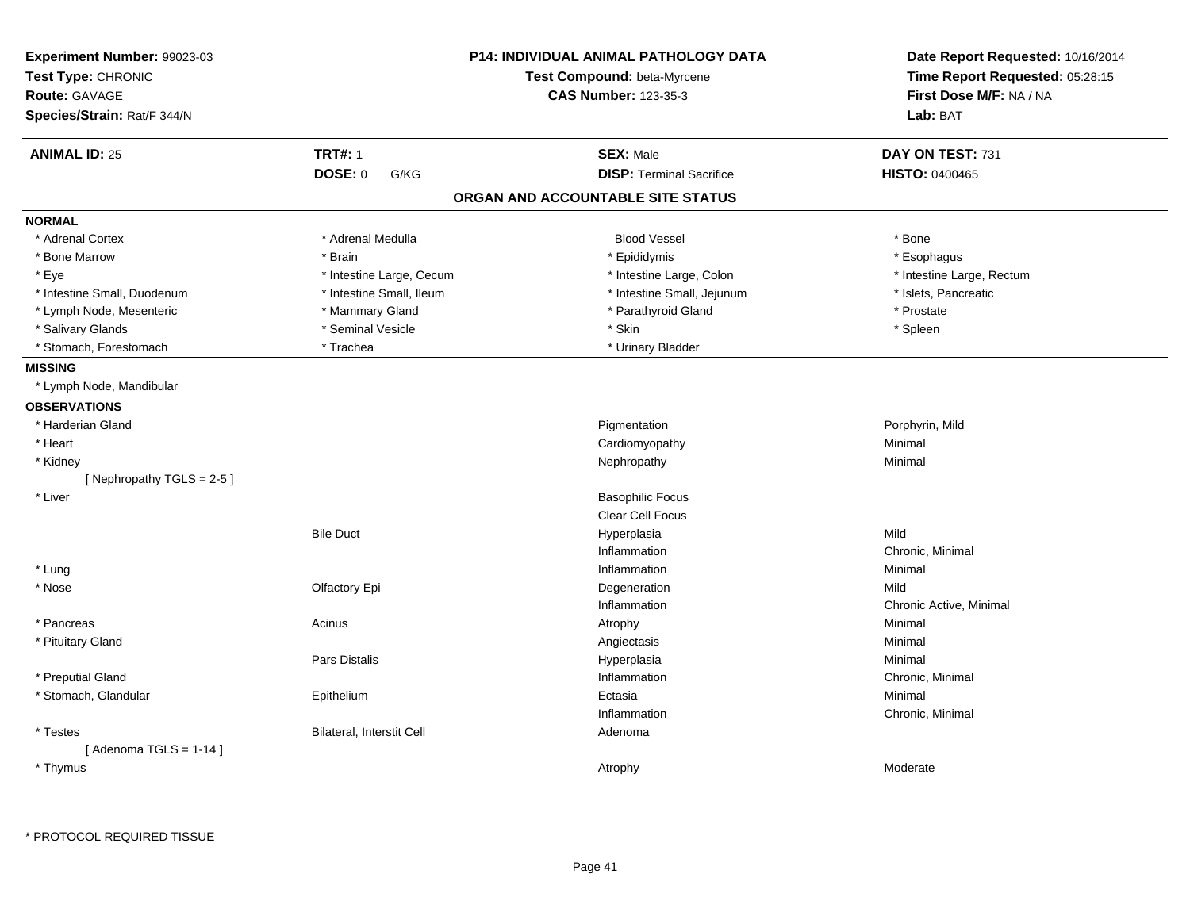**Experiment Number:** 99023-03
**Test Type:** CHRONIC
**Route:** GAVAGE
**Species/Strain:** Rat/F 344/N

**P14: INDIVIDUAL ANIMAL PATHOLOGY DATA**
**Test Compound:** beta-Myrcene
**CAS Number:** 123-35-3

**Date Report Requested:** 10/16/2014
**Time Report Requested:** 05:28:15
**First Dose M/F:** NA / NA
**Lab:** BAT

| **ANIMAL ID:** 25 | **TRT#:** 1 | **SEX:** Male | **DAY ON TEST:** 731 |
|---|---|---|---|
| | **DOSE:** 0 G/KG | **DISP:** Terminal Sacrifice | **HISTO:** 0400465 |

## ORGAN AND ACCOUNTABLE SITE STATUS

**NORMAL**

| | | | |
|---|---|---|---|
| * Adrenal Cortex | * Adrenal Medulla | Blood Vessel | * Bone |
| * Bone Marrow | * Brain | * Epididymis | * Esophagus |
| * Eye | * Intestine Large, Cecum | * Intestine Large, Colon | * Intestine Large, Rectum |
| * Intestine Small, Duodenum | * Intestine Small, Ileum | * Intestine Small, Jejunum | * Islets, Pancreatic |
| * Lymph Node, Mesenteric | * Mammary Gland | * Parathyroid Gland | * Prostate |
| * Salivary Glands | * Seminal Vesicle | * Skin | * Spleen |
| * Stomach, Forestomach | * Trachea | * Urinary Bladder | |

**MISSING**

* Lymph Node, Mandibular

**OBSERVATIONS**

| Organ | Site | Observation | Severity |
|---|---|---|---|
| * Harderian Gland | | Pigmentation | Porphyrin, Mild |
| * Heart | | Cardiomyopathy | Minimal |
| * Kidney | | Nephropathy | Minimal |
| [ Nephropathy TGLS = 2-5 ] | | | |
| * Liver | | Basophilic Focus | |
| | | Clear Cell Focus | |
| | Bile Duct | Hyperplasia | Mild |
| | | Inflammation | Chronic, Minimal |
| * Lung | | Inflammation | Minimal |
| * Nose | Olfactory Epi | Degeneration | Mild |
| | | Inflammation | Chronic Active, Minimal |
| * Pancreas | Acinus | Atrophy | Minimal |
| * Pituitary Gland | | Angiectasis | Minimal |
| | Pars Distalis | Hyperplasia | Minimal |
| * Preputial Gland | | Inflammation | Chronic, Minimal |
| * Stomach, Glandular | Epithelium | Ectasia | Minimal |
| | | Inflammation | Chronic, Minimal |
| * Testes | Bilateral, Interstit Cell | Adenoma | |
| [ Adenoma TGLS = 1-14 ] | | | |
| * Thymus | | Atrophy | Moderate |

* PROTOCOL REQUIRED TISSUE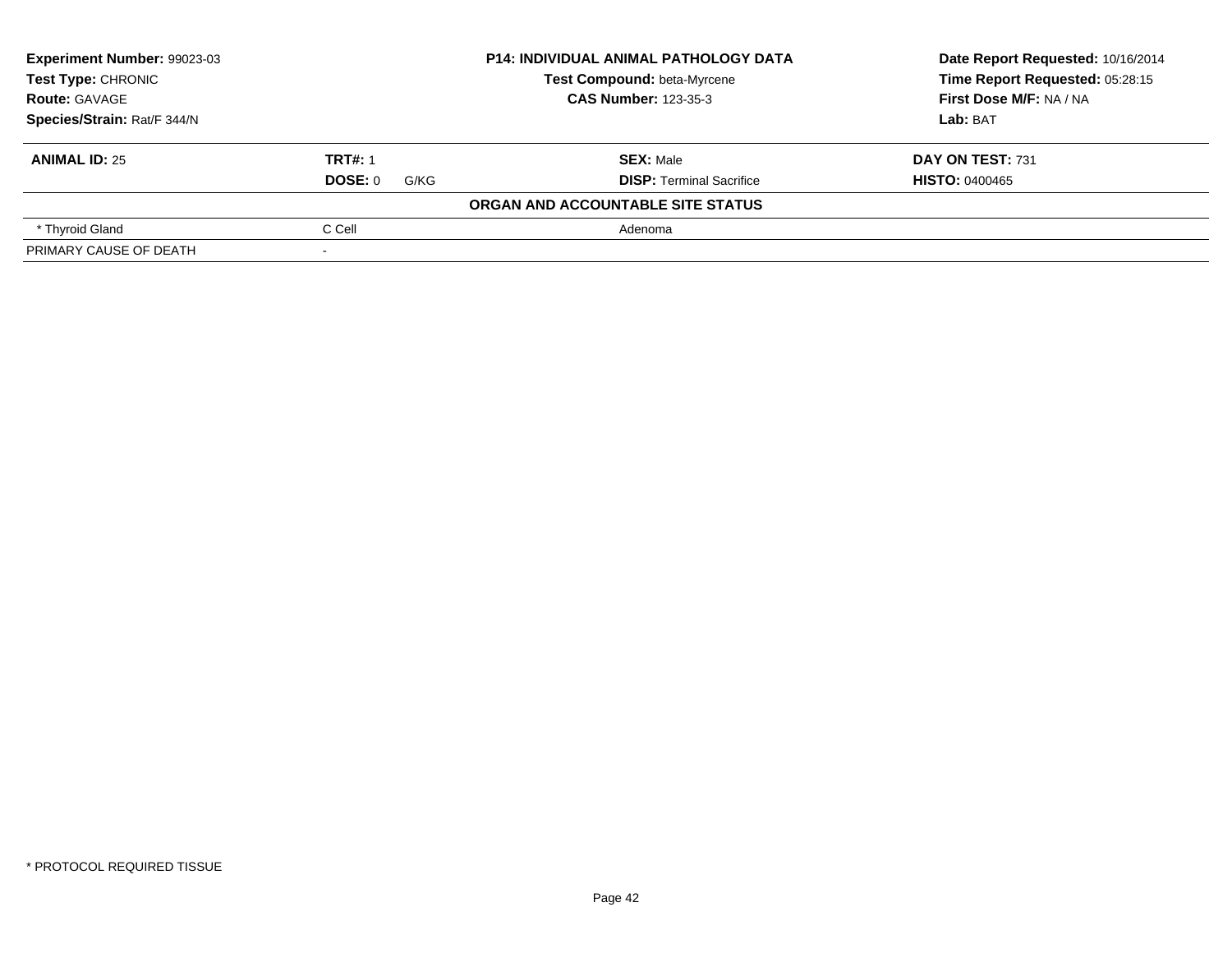**Experiment Number:** 99023-03
**Test Type:** CHRONIC
**Route:** GAVAGE
**Species/Strain:** Rat/F 344/N

**P14: INDIVIDUAL ANIMAL PATHOLOGY DATA**
**Test Compound:** beta-Myrcene
**CAS Number:** 123-35-3

**Date Report Requested:** 10/16/2014
**Time Report Requested:** 05:28:15
**First Dose M/F:** NA / NA
**Lab:** BAT

| **ANIMAL ID:** 25 | **TRT#:** 1 | **SEX:** Male | **DAY ON TEST:** 731 |
|---|---|---|---|
| | **DOSE:** 0 G/KG | **DISP:** Terminal Sacrifice | **HISTO:** 0400465 |

**ORGAN AND ACCOUNTABLE SITE STATUS**

| | | |
|---|---|---|
| * Thyroid Gland | C Cell | Adenoma |
| PRIMARY CAUSE OF DEATH | - | |

* PROTOCOL REQUIRED TISSUE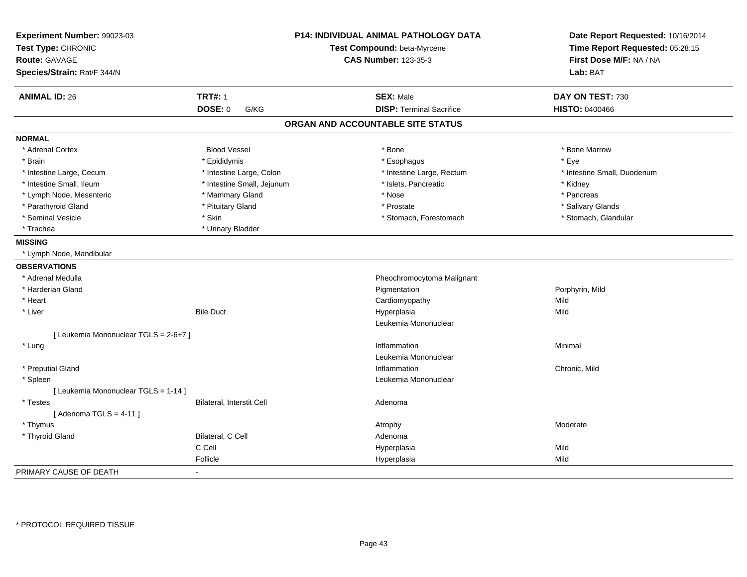**Experiment Number:** 99023-03
**Test Type:** CHRONIC
**Route:** GAVAGE
**Species/Strain:** Rat/F 344/N

**P14: INDIVIDUAL ANIMAL PATHOLOGY DATA**
**Test Compound:** beta-Myrcene
**CAS Number:** 123-35-3

**Date Report Requested:** 10/16/2014
**Time Report Requested:** 05:28:15
**First Dose M/F:** NA / NA
**Lab:** BAT

| **ANIMAL ID:** 26 | **TRT#:** 1 | **SEX:** Male | **DAY ON TEST:** 730 |
|---|---|---|---|
| | **DOSE:** 0 G/KG | **DISP:** Terminal Sacrifice | **HISTO:** 0400466 |

## ORGAN AND ACCOUNTABLE SITE STATUS

**NORMAL**

| | | | |
|---|---|---|---|
| * Adrenal Cortex | Blood Vessel | * Bone | * Bone Marrow |
| * Brain | * Epididymis | * Esophagus | * Eye |
| * Intestine Large, Cecum | * Intestine Large, Colon | * Intestine Large, Rectum | * Intestine Small, Duodenum |
| * Intestine Small, Ileum | * Intestine Small, Jejunum | * Islets, Pancreatic | * Kidney |
| * Lymph Node, Mesenteric | * Mammary Gland | * Nose | * Pancreas |
| * Parathyroid Gland | * Pituitary Gland | * Prostate | * Salivary Glands |
| * Seminal Vesicle | * Skin | * Stomach, Forestomach | * Stomach, Glandular |
| * Trachea | * Urinary Bladder | | |

**MISSING**

* Lymph Node, Mandibular

**OBSERVATIONS**

| | | | |
|---|---|---|---|
| * Adrenal Medulla | | Pheochromocytoma Malignant | |
| * Harderian Gland | | Pigmentation | Porphyrin, Mild |
| * Heart | | Cardiomyopathy | Mild |
| * Liver | Bile Duct | Hyperplasia | Mild |
| | | Leukemia Mononuclear | |
| [ Leukemia Mononuclear TGLS = 2-6+7 ] | | | |
| * Lung | | Inflammation | Minimal |
| | | Leukemia Mononuclear | |
| * Preputial Gland | | Inflammation | Chronic, Mild |
| * Spleen | | Leukemia Mononuclear | |
| [ Leukemia Mononuclear TGLS = 1-14 ] | | | |
| * Testes | Bilateral, Interstit Cell | Adenoma | |
| [ Adenoma TGLS = 4-11 ] | | | |
| * Thymus | | Atrophy | Moderate |
| * Thyroid Gland | Bilateral, C Cell | Adenoma | |
| | C Cell | Hyperplasia | Mild |
| | Follicle | Hyperplasia | Mild |

PRIMARY CAUSE OF DEATH -

* PROTOCOL REQUIRED TISSUE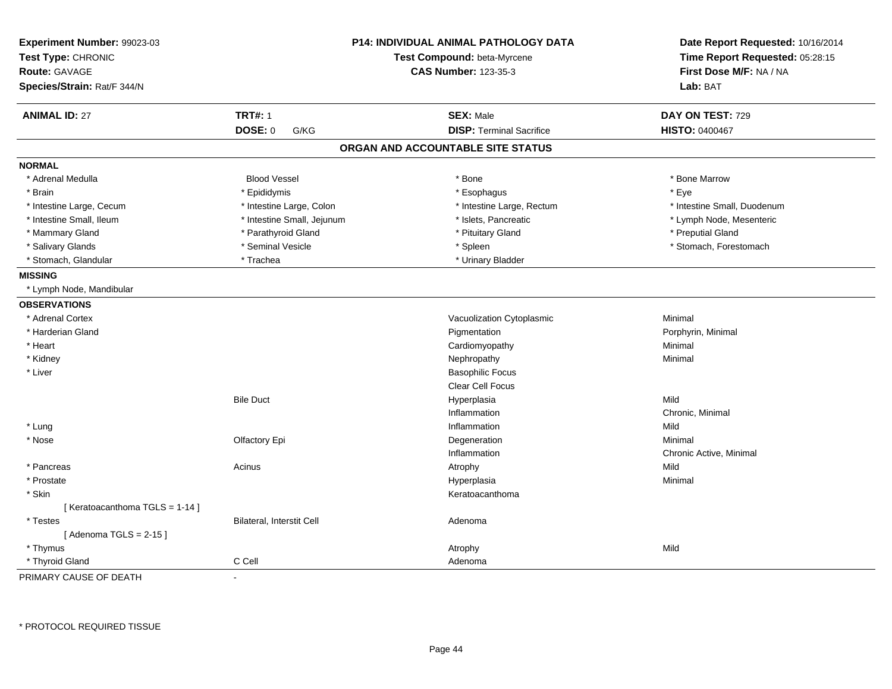**Experiment Number:** 99023-03
**Test Type:** CHRONIC
**Route:** GAVAGE
**Species/Strain:** Rat/F 344/N

**P14: INDIVIDUAL ANIMAL PATHOLOGY DATA**
**Test Compound:** beta-Myrcene
**CAS Number:** 123-35-3

**Date Report Requested:** 10/16/2014
**Time Report Requested:** 05:28:15
**First Dose M/F:** NA / NA
**Lab:** BAT

| **ANIMAL ID:** 27 | **TRT#:** 1 | **SEX:** Male | **DAY ON TEST:** 729 |
|---|---|---|---|
| | **DOSE:** 0 G/KG | **DISP:** Terminal Sacrifice | **HISTO:** 0400467 |

## ORGAN AND ACCOUNTABLE SITE STATUS

**NORMAL**

| | | | |
|---|---|---|---|
| * Adrenal Medulla | Blood Vessel | * Bone | * Bone Marrow |
| * Brain | * Epididymis | * Esophagus | * Eye |
| * Intestine Large, Cecum | * Intestine Large, Colon | * Intestine Large, Rectum | * Intestine Small, Duodenum |
| * Intestine Small, Ileum | * Intestine Small, Jejunum | * Islets, Pancreatic | * Lymph Node, Mesenteric |
| * Mammary Gland | * Parathyroid Gland | * Pituitary Gland | * Preputial Gland |
| * Salivary Glands | * Seminal Vesicle | * Spleen | * Stomach, Forestomach |
| * Stomach, Glandular | * Trachea | * Urinary Bladder | |

**MISSING**

* Lymph Node, Mandibular

**OBSERVATIONS**

| Organ | Site | Observation | Severity |
|---|---|---|---|
| * Adrenal Cortex | | Vacuolization Cytoplasmic | Minimal |
| * Harderian Gland | | Pigmentation | Porphyrin, Minimal |
| * Heart | | Cardiomyopathy | Minimal |
| * Kidney | | Nephropathy | Minimal |
| * Liver | | Basophilic Focus | |
| | | Clear Cell Focus | |
| | Bile Duct | Hyperplasia | Mild |
| | | Inflammation | Chronic, Minimal |
| * Lung | | Inflammation | Mild |
| * Nose | Olfactory Epi | Degeneration | Minimal |
| | | Inflammation | Chronic Active, Minimal |
| * Pancreas | Acinus | Atrophy | Mild |
| * Prostate | | Hyperplasia | Minimal |
| * Skin | | Keratoacanthoma | |
| [ Keratoacanthoma TGLS = 1-14 ] | | | |
| * Testes | Bilateral, Interstit Cell | Adenoma | |
| [ Adenoma TGLS = 2-15 ] | | | |
| * Thymus | | Atrophy | Mild |
| * Thyroid Gland | C Cell | Adenoma | |

PRIMARY CAUSE OF DEATH -

\* PROTOCOL REQUIRED TISSUE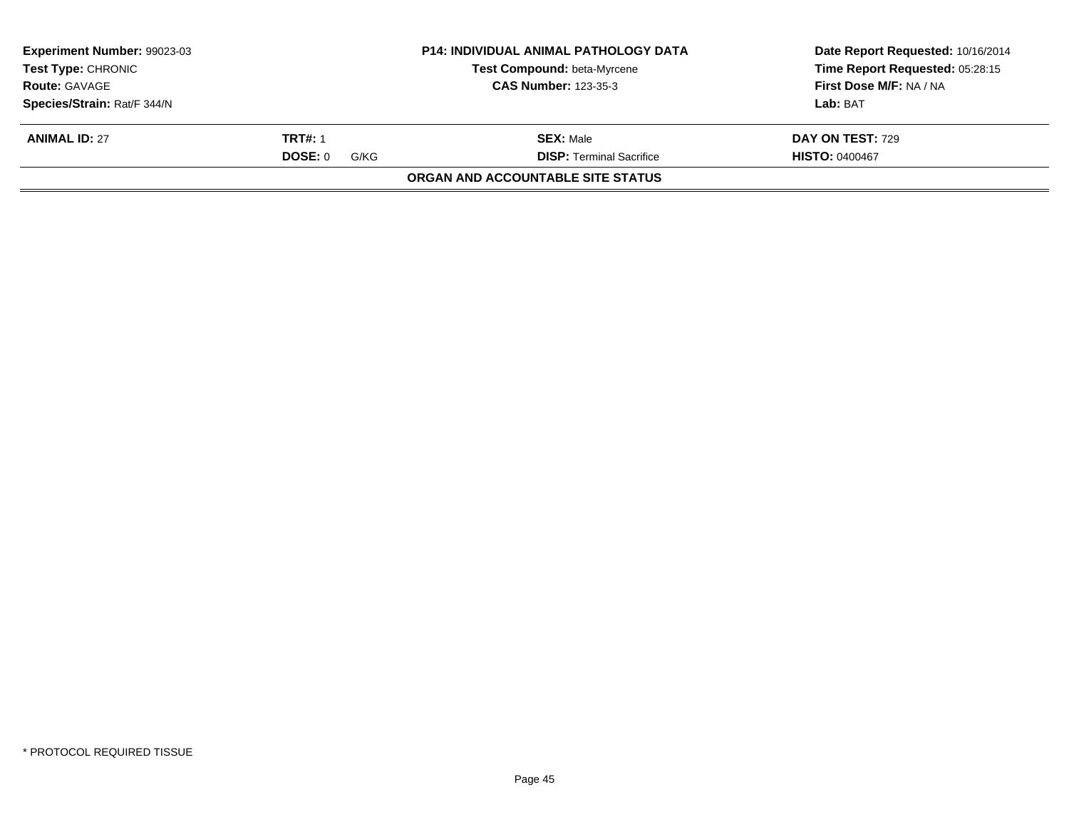| Experiment Number: 99023-03 | P14: INDIVIDUAL ANIMAL PATHOLOGY DATA | Date Report Requested: 10/16/2014 |
|---|---|---|
| Test Type: CHRONIC | Test Compound: beta-Myrcene | Time Report Requested: 05:28:15 |
| Route: GAVAGE | CAS Number: 123-35-3 | First Dose M/F: NA / NA |
| Species/Strain: Rat/F 344/N | | Lab: BAT |

| ANIMAL ID: 27 | TRT#: 1 | SEX: Male | DAY ON TEST: 729 |
|---|---|---|---|
| | DOSE: 0 G/KG | DISP: Terminal Sacrifice | HISTO: 0400467 |

**ORGAN AND ACCOUNTABLE SITE STATUS**

* PROTOCOL REQUIRED TISSUE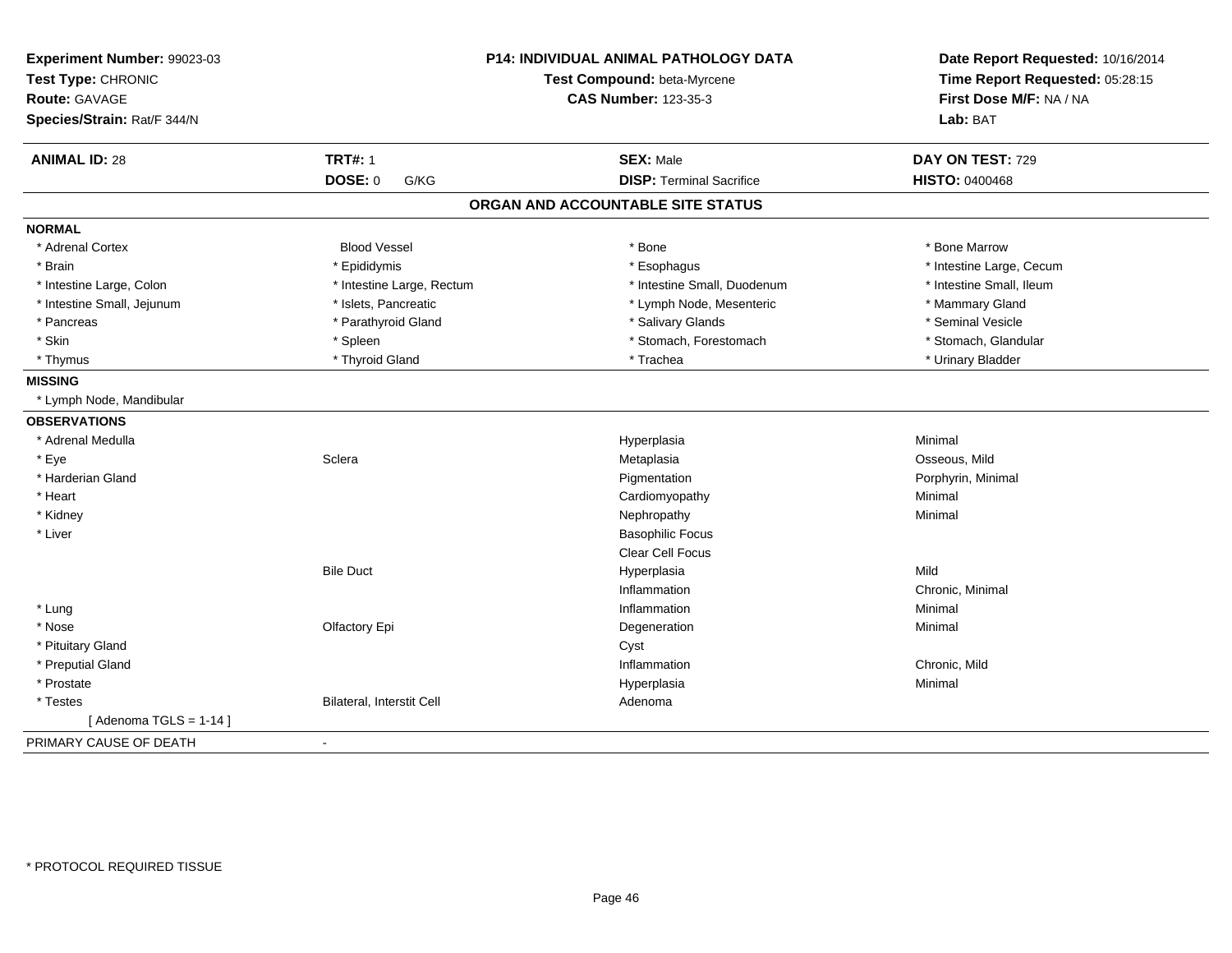**Experiment Number:** 99023-03
**Test Type:** CHRONIC
**Route:** GAVAGE
**Species/Strain:** Rat/F 344/N

**P14: INDIVIDUAL ANIMAL PATHOLOGY DATA**
**Test Compound:** beta-Myrcene
**CAS Number:** 123-35-3

**Date Report Requested:** 10/16/2014
**Time Report Requested:** 05:28:15
**First Dose M/F:** NA / NA
**Lab:** BAT

| **ANIMAL ID:** 28 | **TRT#:** 1 | **SEX:** Male | **DAY ON TEST:** 729 |
|---|---|---|---|
| | **DOSE:** 0 G/KG | **DISP:** Terminal Sacrifice | **HISTO:** 0400468 |

## ORGAN AND ACCOUNTABLE SITE STATUS

**NORMAL**

| | | | |
|---|---|---|---|
| * Adrenal Cortex | Blood Vessel | * Bone | * Bone Marrow |
| * Brain | * Epididymis | * Esophagus | * Intestine Large, Cecum |
| * Intestine Large, Colon | * Intestine Large, Rectum | * Intestine Small, Duodenum | * Intestine Small, Ileum |
| * Intestine Small, Jejunum | * Islets, Pancreatic | * Lymph Node, Mesenteric | * Mammary Gland |
| * Pancreas | * Parathyroid Gland | * Salivary Glands | * Seminal Vesicle |
| * Skin | * Spleen | * Stomach, Forestomach | * Stomach, Glandular |
| * Thymus | * Thyroid Gland | * Trachea | * Urinary Bladder |

**MISSING**

* Lymph Node, Mandibular

**OBSERVATIONS**

| | | | |
|---|---|---|---|
| * Adrenal Medulla | | Hyperplasia | Minimal |
| * Eye | Sclera | Metaplasia | Osseous, Mild |
| * Harderian Gland | | Pigmentation | Porphyrin, Minimal |
| * Heart | | Cardiomyopathy | Minimal |
| * Kidney | | Nephropathy | Minimal |
| * Liver | | Basophilic Focus | |
| | | Clear Cell Focus | |
| | Bile Duct | Hyperplasia | Mild |
| | | Inflammation | Chronic, Minimal |
| * Lung | | Inflammation | Minimal |
| * Nose | Olfactory Epi | Degeneration | Minimal |
| * Pituitary Gland | | Cyst | |
| * Preputial Gland | | Inflammation | Chronic, Mild |
| * Prostate | | Hyperplasia | Minimal |
| * Testes | Bilateral, Interstit Cell | Adenoma | |
| [ Adenoma TGLS = 1-14 ] | | | |

PRIMARY CAUSE OF DEATH -

* PROTOCOL REQUIRED TISSUE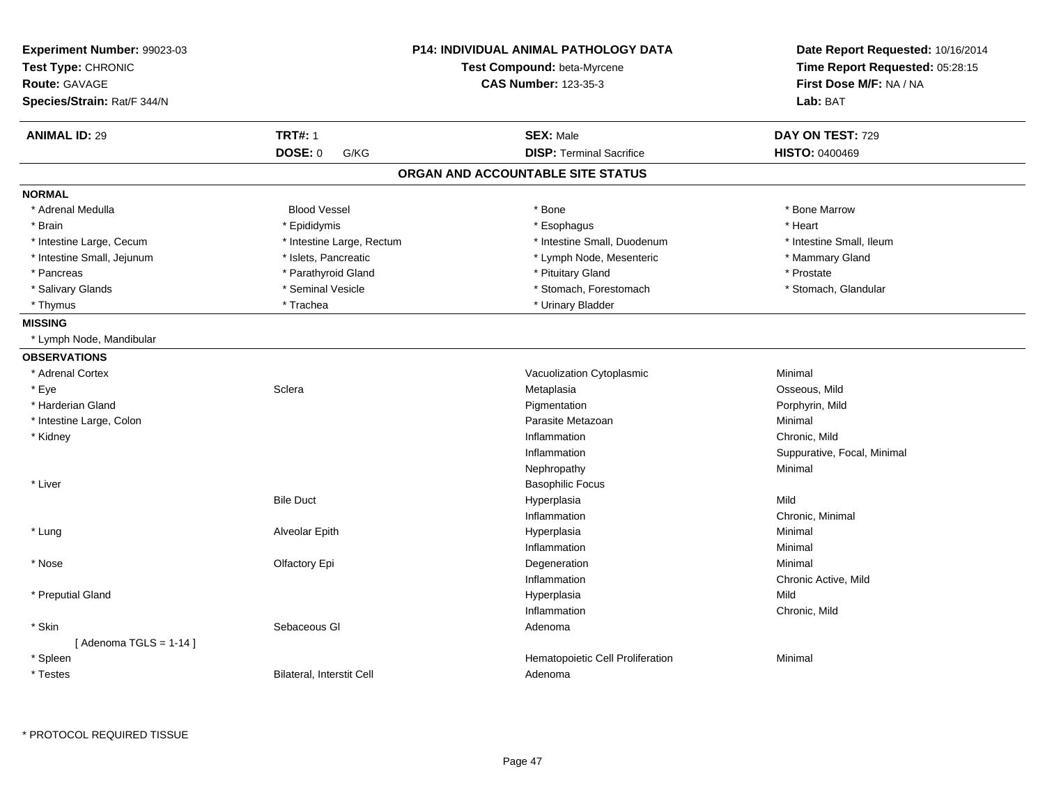**Experiment Number:** 99023-03
**Test Type:** CHRONIC
**Route:** GAVAGE
**Species/Strain:** Rat/F 344/N

**P14: INDIVIDUAL ANIMAL PATHOLOGY DATA**
**Test Compound:** beta-Myrcene
**CAS Number:** 123-35-3

**Date Report Requested:** 10/16/2014
**Time Report Requested:** 05:28:15
**First Dose M/F:** NA / NA
**Lab:** BAT

| **ANIMAL ID:** 29 | **TRT#:** 1 | **SEX:** Male | **DAY ON TEST:** 729 |
|---|---|---|---|
| | **DOSE:** 0 G/KG | **DISP:** Terminal Sacrifice | **HISTO:** 0400469 |

## ORGAN AND ACCOUNTABLE SITE STATUS

**NORMAL**

| | | | |
|---|---|---|---|
| * Adrenal Medulla | Blood Vessel | * Bone | * Bone Marrow |
| * Brain | * Epididymis | * Esophagus | * Heart |
| * Intestine Large, Cecum | * Intestine Large, Rectum | * Intestine Small, Duodenum | * Intestine Small, Ileum |
| * Intestine Small, Jejunum | * Islets, Pancreatic | * Lymph Node, Mesenteric | * Mammary Gland |
| * Pancreas | * Parathyroid Gland | * Pituitary Gland | * Prostate |
| * Salivary Glands | * Seminal Vesicle | * Stomach, Forestomach | * Stomach, Glandular |
| * Thymus | * Trachea | * Urinary Bladder | |

**MISSING**

* Lymph Node, Mandibular

**OBSERVATIONS**

| Organ | Site | Finding | Severity |
|---|---|---|---|
| * Adrenal Cortex | | Vacuolization Cytoplasmic | Minimal |
| * Eye | Sclera | Metaplasia | Osseous, Mild |
| * Harderian Gland | | Pigmentation | Porphyrin, Mild |
| * Intestine Large, Colon | | Parasite Metazoan | Minimal |
| * Kidney | | Inflammation | Chronic, Mild |
| | | Inflammation | Suppurative, Focal, Minimal |
| | | Nephropathy | Minimal |
| * Liver | | Basophilic Focus | |
| | Bile Duct | Hyperplasia | Mild |
| | | Inflammation | Chronic, Minimal |
| * Lung | Alveolar Epith | Hyperplasia | Minimal |
| | | Inflammation | Minimal |
| * Nose | Olfactory Epi | Degeneration | Minimal |
| | | Inflammation | Chronic Active, Mild |
| * Preputial Gland | | Hyperplasia | Mild |
| | | Inflammation | Chronic, Mild |
| * Skin | Sebaceous Gl | Adenoma | |
| [ Adenoma TGLS = 1-14 ] | | | |
| * Spleen | | Hematopoietic Cell Proliferation | Minimal |
| * Testes | Bilateral, Interstit Cell | Adenoma | |

* PROTOCOL REQUIRED TISSUE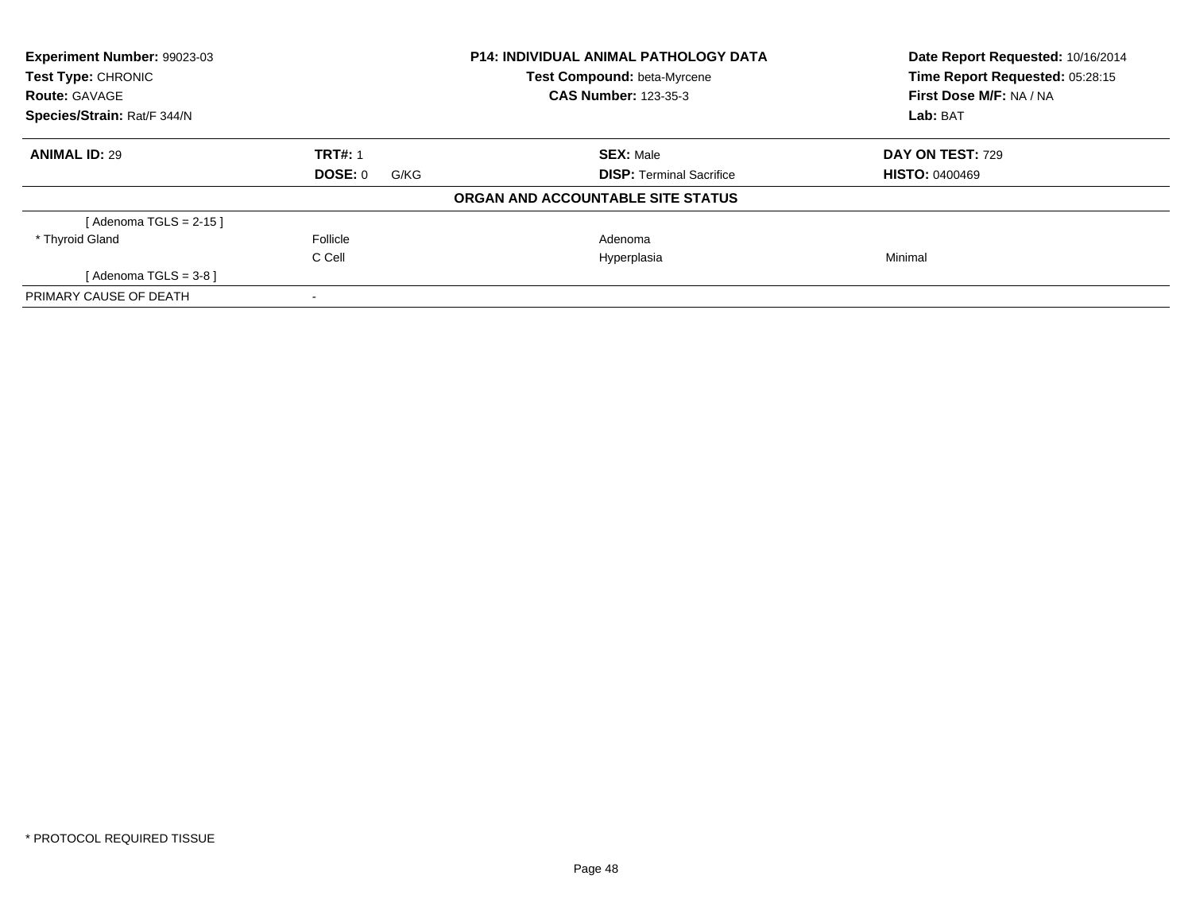**Experiment Number:** 99023-03
**Test Type:** CHRONIC
**Route:** GAVAGE
**Species/Strain:** Rat/F 344/N

**P14: INDIVIDUAL ANIMAL PATHOLOGY DATA**
**Test Compound:** beta-Myrcene
**CAS Number:** 123-35-3

**Date Report Requested:** 10/16/2014
**Time Report Requested:** 05:28:15
**First Dose M/F:** NA / NA
**Lab:** BAT

| **ANIMAL ID:** 29 | **TRT#:** 1 | **SEX:** Male | **DAY ON TEST:** 729 |
|---|---|---|---|
| | **DOSE:** 0 G/KG | **DISP:** Terminal Sacrifice | **HISTO:** 0400469 |

**ORGAN AND ACCOUNTABLE SITE STATUS**

| | | | |
|---|---|---|---|
| [ Adenoma TGLS = 2-15 ] | | | |
| * Thyroid Gland | Follicle | Adenoma | |
| | C Cell | Hyperplasia | Minimal |
| [ Adenoma TGLS = 3-8 ] | | | |
| PRIMARY CAUSE OF DEATH | - | | |

* PROTOCOL REQUIRED TISSUE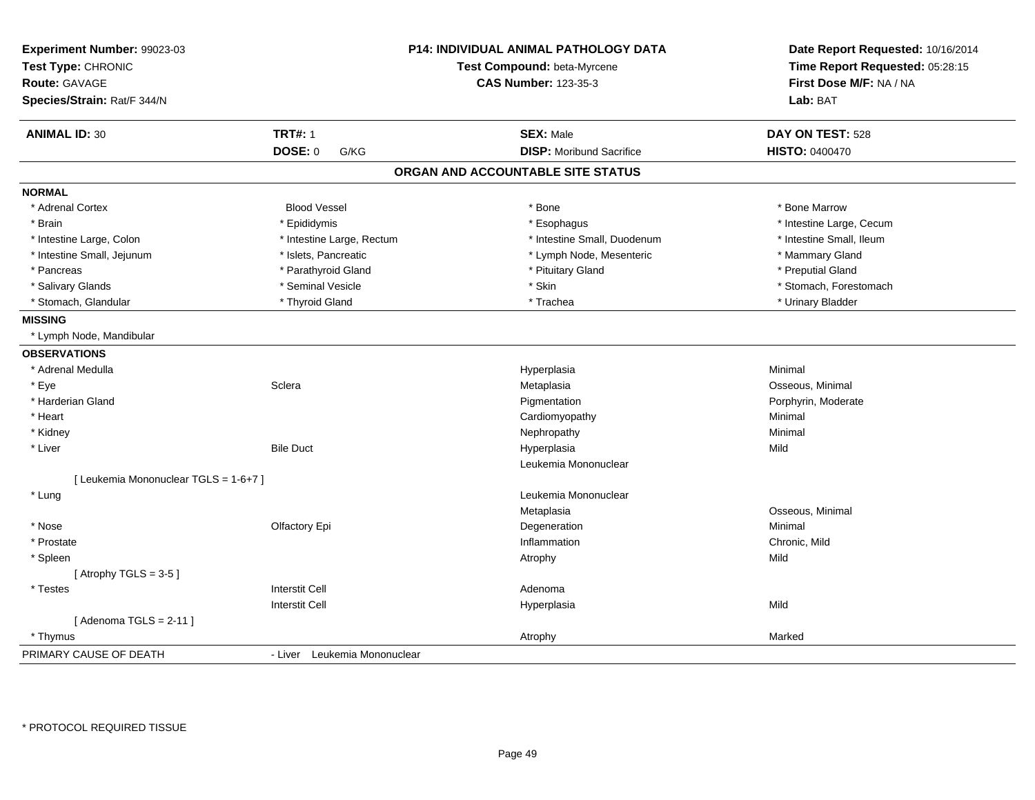**Experiment Number:** 99023-03
**Test Type:** CHRONIC
**Route:** GAVAGE
**Species/Strain:** Rat/F 344/N

**P14: INDIVIDUAL ANIMAL PATHOLOGY DATA**
**Test Compound:** beta-Myrcene
**CAS Number:** 123-35-3

**Date Report Requested:** 10/16/2014
**Time Report Requested:** 05:28:15
**First Dose M/F:** NA / NA
**Lab:** BAT

| **ANIMAL ID:** 30 | **TRT#:** 1 | **SEX:** Male | **DAY ON TEST:** 528 |
|---|---|---|---|
| | **DOSE:** 0 G/KG | **DISP:** Moribund Sacrifice | **HISTO:** 0400470 |

## ORGAN AND ACCOUNTABLE SITE STATUS

**NORMAL**

| | | | |
|---|---|---|---|
| * Adrenal Cortex | Blood Vessel | * Bone | * Bone Marrow |
| * Brain | * Epididymis | * Esophagus | * Intestine Large, Cecum |
| * Intestine Large, Colon | * Intestine Large, Rectum | * Intestine Small, Duodenum | * Intestine Small, Ileum |
| * Intestine Small, Jejunum | * Islets, Pancreatic | * Lymph Node, Mesenteric | * Mammary Gland |
| * Pancreas | * Parathyroid Gland | * Pituitary Gland | * Preputial Gland |
| * Salivary Glands | * Seminal Vesicle | * Skin | * Stomach, Forestomach |
| * Stomach, Glandular | * Thyroid Gland | * Trachea | * Urinary Bladder |

**MISSING**

* Lymph Node, Mandibular

**OBSERVATIONS**

| | | | |
|---|---|---|---|
| * Adrenal Medulla | | Hyperplasia | Minimal |
| * Eye | Sclera | Metaplasia | Osseous, Minimal |
| * Harderian Gland | | Pigmentation | Porphyrin, Moderate |
| * Heart | | Cardiomyopathy | Minimal |
| * Kidney | | Nephropathy | Minimal |
| * Liver | Bile Duct | Hyperplasia | Mild |
| | | Leukemia Mononuclear | |
| [ Leukemia Mononuclear TGLS = 1-6+7 ] | | | |
| * Lung | | Leukemia Mononuclear | |
| | | Metaplasia | Osseous, Minimal |
| * Nose | Olfactory Epi | Degeneration | Minimal |
| * Prostate | | Inflammation | Chronic, Mild |
| * Spleen | | Atrophy | Mild |
| [ Atrophy TGLS = 3-5 ] | | | |
| * Testes | Interstit Cell | Adenoma | |
| | Interstit Cell | Hyperplasia | Mild |
| [ Adenoma TGLS = 2-11 ] | | | |
| * Thymus | | Atrophy | Marked |

PRIMARY CAUSE OF DEATH - Liver Leukemia Mononuclear

* PROTOCOL REQUIRED TISSUE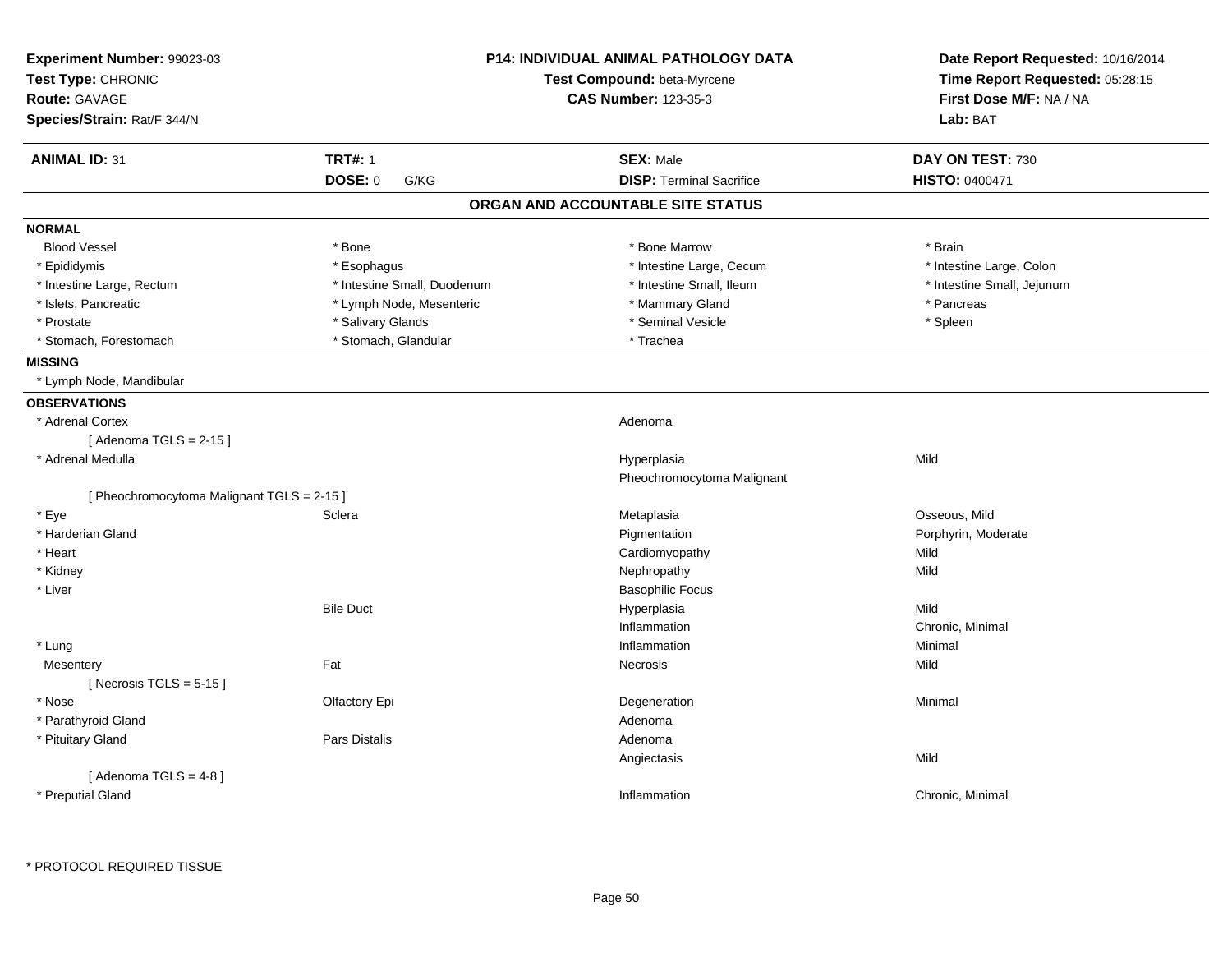**Experiment Number:** 99023-03
**Test Type:** CHRONIC
**Route:** GAVAGE
**Species/Strain:** Rat/F 344/N

**P14: INDIVIDUAL ANIMAL PATHOLOGY DATA**
**Test Compound:** beta-Myrcene
**CAS Number:** 123-35-3

**Date Report Requested:** 10/16/2014
**Time Report Requested:** 05:28:15
**First Dose M/F:** NA / NA
**Lab:** BAT

| **ANIMAL ID:** 31 | **TRT#:** 1 | **SEX:** Male | **DAY ON TEST:** 730 |
|---|---|---|---|
| | **DOSE:** 0 G/KG | **DISP:** Terminal Sacrifice | **HISTO:** 0400471 |

## ORGAN AND ACCOUNTABLE SITE STATUS

**NORMAL**

| | | | |
|---|---|---|---|
| Blood Vessel | * Bone | * Bone Marrow | * Brain |
| * Epididymis | * Esophagus | * Intestine Large, Cecum | * Intestine Large, Colon |
| * Intestine Large, Rectum | * Intestine Small, Duodenum | * Intestine Small, Ileum | * Intestine Small, Jejunum |
| * Islets, Pancreatic | * Lymph Node, Mesenteric | * Mammary Gland | * Pancreas |
| * Prostate | * Salivary Glands | * Seminal Vesicle | * Spleen |
| * Stomach, Forestomach | * Stomach, Glandular | * Trachea | |

**MISSING**

* Lymph Node, Mandibular

**OBSERVATIONS**

| Organ | Site | Observation | Qualifier |
|---|---|---|---|
| * Adrenal Cortex | | Adenoma | |
| [ Adenoma TGLS = 2-15 ] | | | |
| * Adrenal Medulla | | Hyperplasia | Mild |
| | | Pheochromocytoma Malignant | |
| [ Pheochromocytoma Malignant TGLS = 2-15 ] | | | |
| * Eye | Sclera | Metaplasia | Osseous, Mild |
| * Harderian Gland | | Pigmentation | Porphyrin, Moderate |
| * Heart | | Cardiomyopathy | Mild |
| * Kidney | | Nephropathy | Mild |
| * Liver | | Basophilic Focus | |
| | Bile Duct | Hyperplasia | Mild |
| | | Inflammation | Chronic, Minimal |
| * Lung | | Inflammation | Minimal |
| Mesentery | Fat | Necrosis | Mild |
| [ Necrosis TGLS = 5-15 ] | | | |
| * Nose | Olfactory Epi | Degeneration | Minimal |
| * Parathyroid Gland | | Adenoma | |
| * Pituitary Gland | Pars Distalis | Adenoma | |
| | | Angiectasis | Mild |
| [ Adenoma TGLS = 4-8 ] | | | |
| * Preputial Gland | | Inflammation | Chronic, Minimal |

* PROTOCOL REQUIRED TISSUE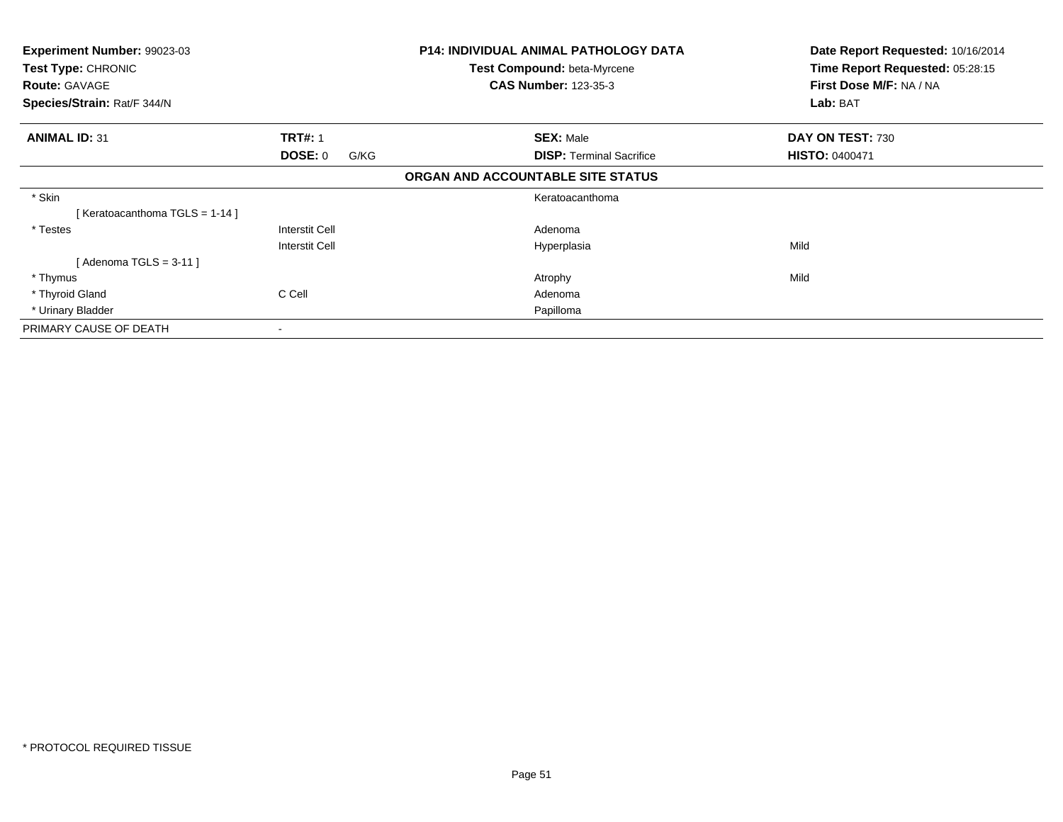**Experiment Number:** 99023-03
**Test Type:** CHRONIC
**Route:** GAVAGE
**Species/Strain:** Rat/F 344/N

**P14: INDIVIDUAL ANIMAL PATHOLOGY DATA**
**Test Compound:** beta-Myrcene
**CAS Number:** 123-35-3

**Date Report Requested:** 10/16/2014
**Time Report Requested:** 05:28:15
**First Dose M/F:** NA / NA
**Lab:** BAT

| **ANIMAL ID:** 31 | **TRT#:** 1 | **SEX:** Male | **DAY ON TEST:** 730 |
|---|---|---|---|
| | **DOSE:** 0 G/KG | **DISP:** Terminal Sacrifice | **HISTO:** 0400471 |

**ORGAN AND ACCOUNTABLE SITE STATUS**

| | | | |
|---|---|---|---|
| * Skin | | Keratoacanthoma | |
| [ Keratoacanthoma TGLS = 1-14 ] | | | |
| * Testes | Interstit Cell | Adenoma | |
| | Interstit Cell | Hyperplasia | Mild |
| [ Adenoma TGLS = 3-11 ] | | | |
| * Thymus | | Atrophy | Mild |
| * Thyroid Gland | C Cell | Adenoma | |
| * Urinary Bladder | | Papilloma | |
| PRIMARY CAUSE OF DEATH | - | | |

* PROTOCOL REQUIRED TISSUE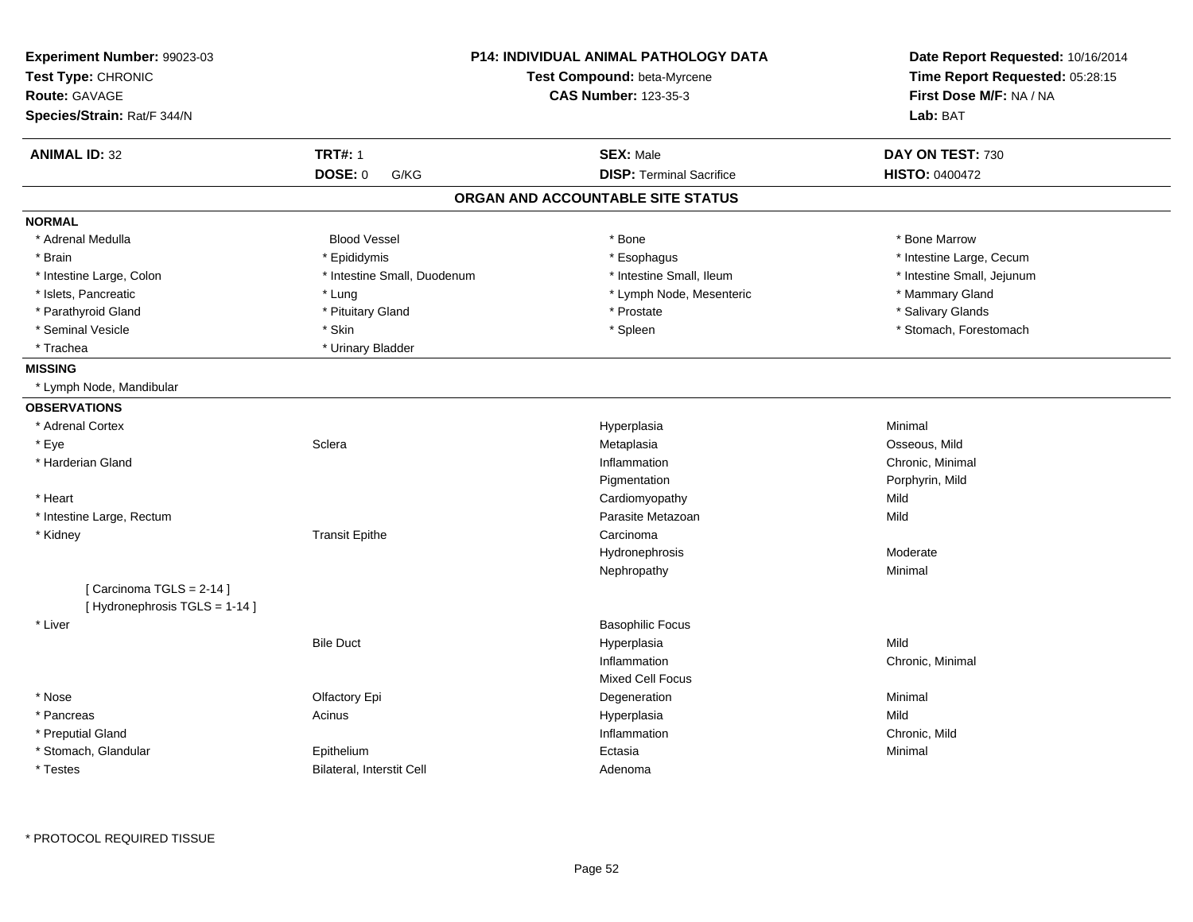**Experiment Number:** 99023-03
**Test Type:** CHRONIC
**Route:** GAVAGE
**Species/Strain:** Rat/F 344/N

**P14: INDIVIDUAL ANIMAL PATHOLOGY DATA**
**Test Compound:** beta-Myrcene
**CAS Number:** 123-35-3

**Date Report Requested:** 10/16/2014
**Time Report Requested:** 05:28:15
**First Dose M/F:** NA / NA
**Lab:** BAT

| **ANIMAL ID:** 32 | **TRT#:** 1 | **SEX:** Male | **DAY ON TEST:** 730 |
|---|---|---|---|
| | **DOSE:** 0 G/KG | **DISP:** Terminal Sacrifice | **HISTO:** 0400472 |

## ORGAN AND ACCOUNTABLE SITE STATUS

**NORMAL**

| | | | |
|---|---|---|---|
| * Adrenal Medulla | Blood Vessel | * Bone | * Bone Marrow |
| * Brain | * Epididymis | * Esophagus | * Intestine Large, Cecum |
| * Intestine Large, Colon | * Intestine Small, Duodenum | * Intestine Small, Ileum | * Intestine Small, Jejunum |
| * Islets, Pancreatic | * Lung | * Lymph Node, Mesenteric | * Mammary Gland |
| * Parathyroid Gland | * Pituitary Gland | * Prostate | * Salivary Glands |
| * Seminal Vesicle | * Skin | * Spleen | * Stomach, Forestomach |
| * Trachea | * Urinary Bladder | | |

**MISSING**

* Lymph Node, Mandibular

**OBSERVATIONS**

| | | | |
|---|---|---|---|
| * Adrenal Cortex | | Hyperplasia | Minimal |
| * Eye | Sclera | Metaplasia | Osseous, Mild |
| * Harderian Gland | | Inflammation | Chronic, Minimal |
| | | Pigmentation | Porphyrin, Mild |
| * Heart | | Cardiomyopathy | Mild |
| * Intestine Large, Rectum | | Parasite Metazoan | Mild |
| * Kidney | Transit Epithe | Carcinoma | |
| | | Hydronephrosis | Moderate |
| | | Nephropathy | Minimal |
| [ Carcinoma TGLS = 2-14 ] | | | |
| [ Hydronephrosis TGLS = 1-14 ] | | | |
| * Liver | | Basophilic Focus | |
| | Bile Duct | Hyperplasia | Mild |
| | | Inflammation | Chronic, Minimal |
| | | Mixed Cell Focus | |
| * Nose | Olfactory Epi | Degeneration | Minimal |
| * Pancreas | Acinus | Hyperplasia | Mild |
| * Preputial Gland | | Inflammation | Chronic, Mild |
| * Stomach, Glandular | Epithelium | Ectasia | Minimal |
| * Testes | Bilateral, Interstit Cell | Adenoma | |

* PROTOCOL REQUIRED TISSUE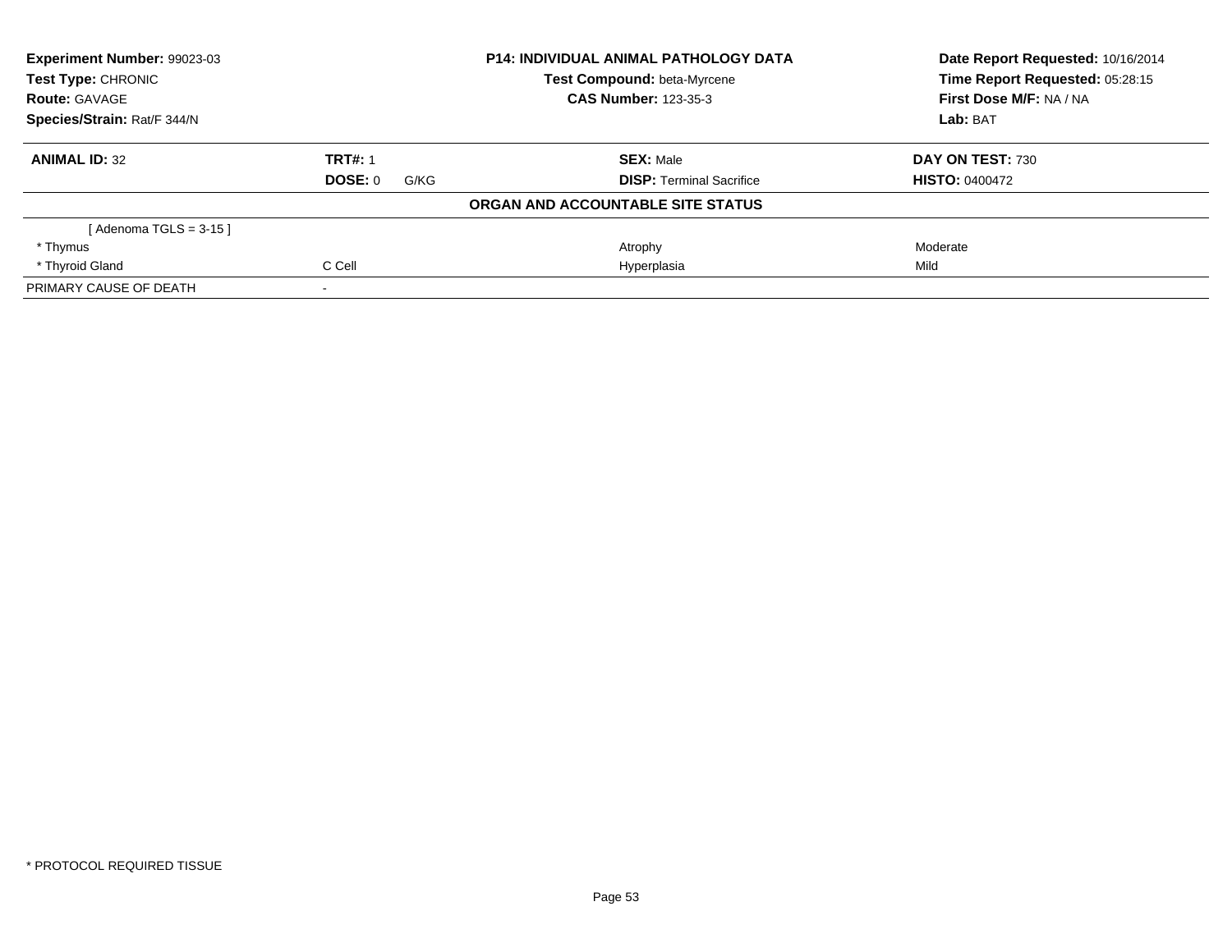**Experiment Number:** 99023-03
**Test Type:** CHRONIC
**Route:** GAVAGE
**Species/Strain:** Rat/F 344/N

**P14: INDIVIDUAL ANIMAL PATHOLOGY DATA**
**Test Compound:** beta-Myrcene
**CAS Number:** 123-35-3

**Date Report Requested:** 10/16/2014
**Time Report Requested:** 05:28:15
**First Dose M/F:** NA / NA
**Lab:** BAT

| **ANIMAL ID:** 32 | **TRT#:** 1 | **SEX:** Male | **DAY ON TEST:** 730 |
|---|---|---|---|
| | **DOSE:** 0 G/KG | **DISP:** Terminal Sacrifice | **HISTO:** 0400472 |

**ORGAN AND ACCOUNTABLE SITE STATUS**

| | | | |
|---|---|---|---|
| [ Adenoma TGLS = 3-15 ] | | | |
| * Thymus | | Atrophy | Moderate |
| * Thyroid Gland | C Cell | Hyperplasia | Mild |
| PRIMARY CAUSE OF DEATH | - | | |

* PROTOCOL REQUIRED TISSUE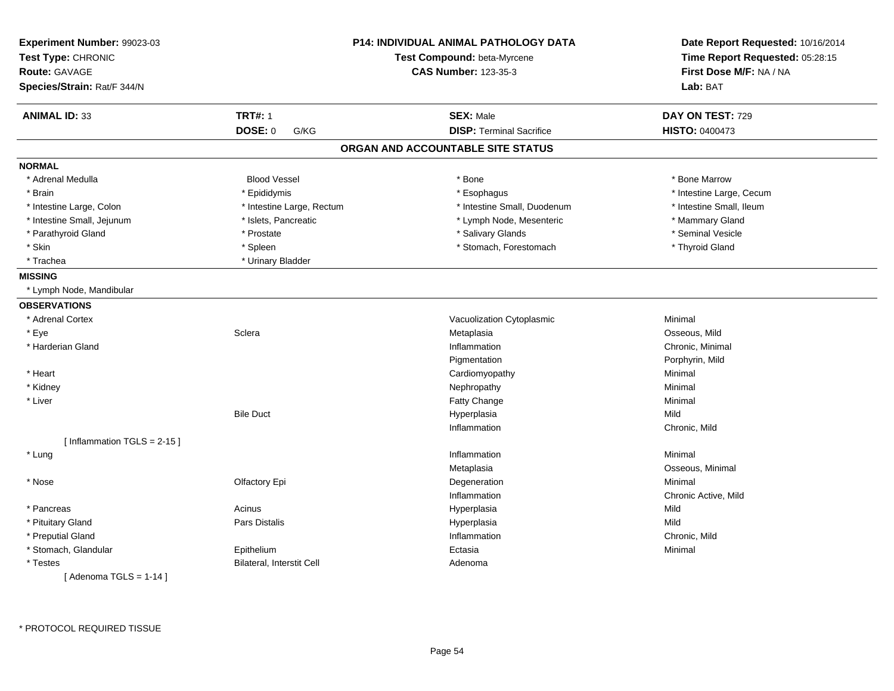**Experiment Number:** 99023-03
**Test Type:** CHRONIC
**Route:** GAVAGE
**Species/Strain:** Rat/F 344/N

**P14: INDIVIDUAL ANIMAL PATHOLOGY DATA**
**Test Compound:** beta-Myrcene
**CAS Number:** 123-35-3

**Date Report Requested:** 10/16/2014
**Time Report Requested:** 05:28:15
**First Dose M/F:** NA / NA
**Lab:** BAT

| **ANIMAL ID:** 33 | **TRT#:** 1 | **SEX:** Male | **DAY ON TEST:** 729 |
|---|---|---|---|
| | **DOSE:** 0 G/KG | **DISP:** Terminal Sacrifice | **HISTO:** 0400473 |

## ORGAN AND ACCOUNTABLE SITE STATUS

**NORMAL**

| | | | |
|---|---|---|---|
| * Adrenal Medulla | Blood Vessel | * Bone | * Bone Marrow |
| * Brain | * Epididymis | * Esophagus | * Intestine Large, Cecum |
| * Intestine Large, Colon | * Intestine Large, Rectum | * Intestine Small, Duodenum | * Intestine Small, Ileum |
| * Intestine Small, Jejunum | * Islets, Pancreatic | * Lymph Node, Mesenteric | * Mammary Gland |
| * Parathyroid Gland | * Prostate | * Salivary Glands | * Seminal Vesicle |
| * Skin | * Spleen | * Stomach, Forestomach | * Thyroid Gland |
| * Trachea | * Urinary Bladder | | |

**MISSING**

* Lymph Node, Mandibular

**OBSERVATIONS**

| | | | |
|---|---|---|---|
| * Adrenal Cortex | | Vacuolization Cytoplasmic | Minimal |
| * Eye | Sclera | Metaplasia | Osseous, Mild |
| * Harderian Gland | | Inflammation | Chronic, Minimal |
| | | Pigmentation | Porphyrin, Mild |
| * Heart | | Cardiomyopathy | Minimal |
| * Kidney | | Nephropathy | Minimal |
| * Liver | | Fatty Change | Minimal |
| | Bile Duct | Hyperplasia | Mild |
| | | Inflammation | Chronic, Mild |
| [ Inflammation TGLS = 2-15 ] | | | |
| * Lung | | Inflammation | Minimal |
| | | Metaplasia | Osseous, Minimal |
| * Nose | Olfactory Epi | Degeneration | Minimal |
| | | Inflammation | Chronic Active, Mild |
| * Pancreas | Acinus | Hyperplasia | Mild |
| * Pituitary Gland | Pars Distalis | Hyperplasia | Mild |
| * Preputial Gland | | Inflammation | Chronic, Mild |
| * Stomach, Glandular | Epithelium | Ectasia | Minimal |
| * Testes | Bilateral, Interstit Cell | Adenoma | |
| [ Adenoma TGLS = 1-14 ] | | | |

* PROTOCOL REQUIRED TISSUE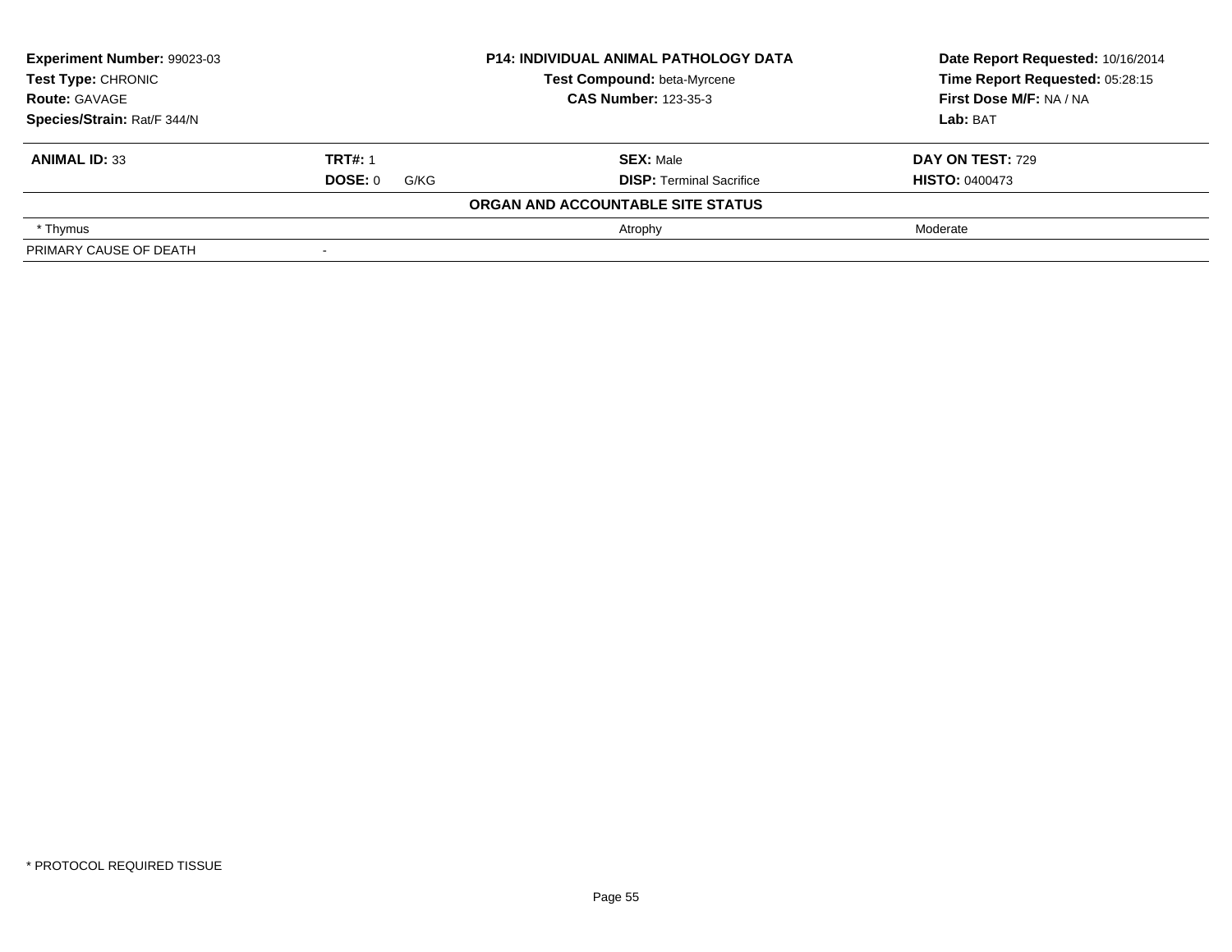| **Experiment Number:** 99023-03 | **P14: INDIVIDUAL ANIMAL PATHOLOGY DATA** | **Date Report Requested:** 10/16/2014 |
|---|---|---|
| **Test Type:** CHRONIC | **Test Compound:** beta-Myrcene | **Time Report Requested:** 05:28:15 |
| **Route:** GAVAGE | **CAS Number:** 123-35-3 | **First Dose M/F:** NA / NA |
| **Species/Strain:** Rat/F 344/N | | **Lab:** BAT |

| **ANIMAL ID:** 33 | **TRT#:** 1 | **SEX:** Male | **DAY ON TEST:** 729 |
|---|---|---|---|
| | **DOSE:** 0 G/KG | **DISP:** Terminal Sacrifice | **HISTO:** 0400473 |
| **ORGAN AND ACCOUNTABLE SITE STATUS** | | | |
| * Thymus | | Atrophy | Moderate |
| PRIMARY CAUSE OF DEATH | - | | |

* PROTOCOL REQUIRED TISSUE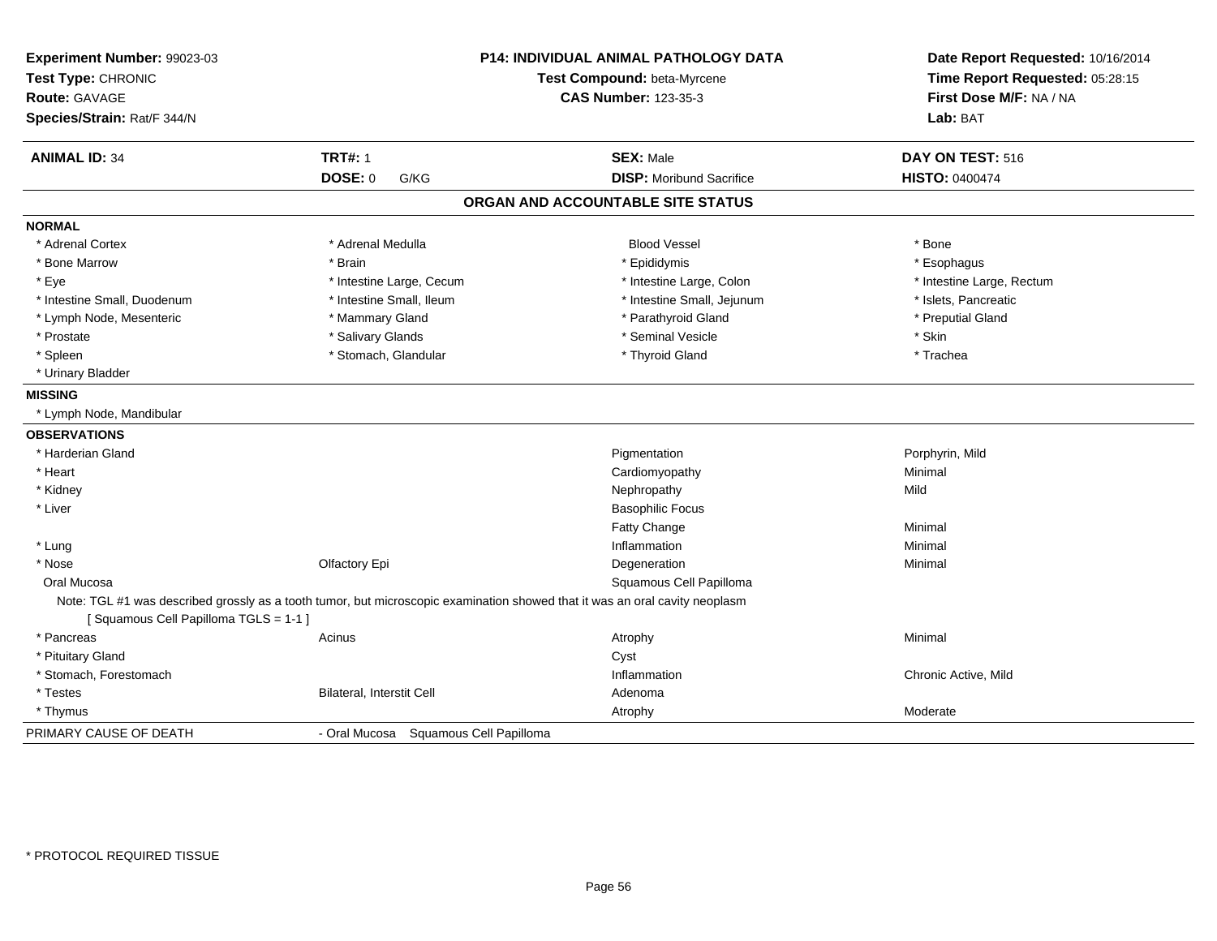**Experiment Number:** 99023-03
**Test Type:** CHRONIC
**Route:** GAVAGE
**Species/Strain:** Rat/F 344/N

**P14: INDIVIDUAL ANIMAL PATHOLOGY DATA**
**Test Compound:** beta-Myrcene
**CAS Number:** 123-35-3

**Date Report Requested:** 10/16/2014
**Time Report Requested:** 05:28:15
**First Dose M/F:** NA / NA
**Lab:** BAT

| **ANIMAL ID:** 34 | **TRT#:** 1 | **SEX:** Male | **DAY ON TEST:** 516 |
|---|---|---|---|
| | **DOSE:** 0 G/KG | **DISP:** Moribund Sacrifice | **HISTO:** 0400474 |

## ORGAN AND ACCOUNTABLE SITE STATUS

**NORMAL**

| | | | |
|---|---|---|---|
| * Adrenal Cortex | * Adrenal Medulla | Blood Vessel | * Bone |
| * Bone Marrow | * Brain | * Epididymis | * Esophagus |
| * Eye | * Intestine Large, Cecum | * Intestine Large, Colon | * Intestine Large, Rectum |
| * Intestine Small, Duodenum | * Intestine Small, Ileum | * Intestine Small, Jejunum | * Islets, Pancreatic |
| * Lymph Node, Mesenteric | * Mammary Gland | * Parathyroid Gland | * Preputial Gland |
| * Prostate | * Salivary Glands | * Seminal Vesicle | * Skin |
| * Spleen | * Stomach, Glandular | * Thyroid Gland | * Trachea |
| * Urinary Bladder | | | |

**MISSING**

* Lymph Node, Mandibular

**OBSERVATIONS**

| | | | |
|---|---|---|---|
| * Harderian Gland | | Pigmentation | Porphyrin, Mild |
| * Heart | | Cardiomyopathy | Minimal |
| * Kidney | | Nephropathy | Mild |
| * Liver | | Basophilic Focus | |
| | | Fatty Change | Minimal |
| * Lung | | Inflammation | Minimal |
| * Nose | Olfactory Epi | Degeneration | Minimal |
| Oral Mucosa | | Squamous Cell Papilloma | |

Note: TGL #1 was described grossly as a tooth tumor, but microscopic examination showed that it was an oral cavity neoplasm
[ Squamous Cell Papilloma TGLS = 1-1 ]

| | | | |
|---|---|---|---|
| * Pancreas | Acinus | Atrophy | Minimal |
| * Pituitary Gland | | Cyst | |
| * Stomach, Forestomach | | Inflammation | Chronic Active, Mild |
| * Testes | Bilateral, Interstit Cell | Adenoma | |
| * Thymus | | Atrophy | Moderate |

PRIMARY CAUSE OF DEATH - Oral Mucosa Squamous Cell Papilloma

\* PROTOCOL REQUIRED TISSUE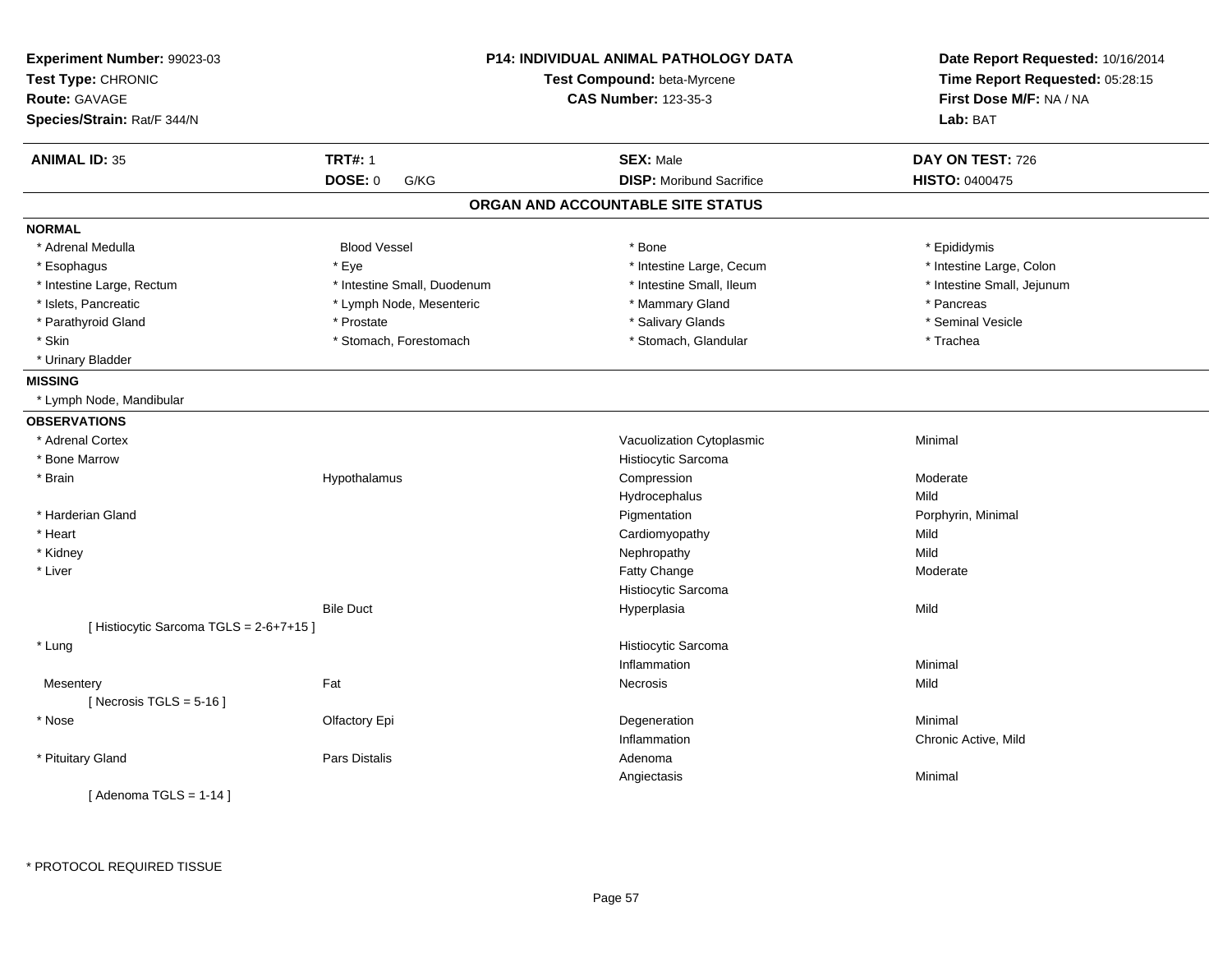**Experiment Number:** 99023-03
**Test Type:** CHRONIC
**Route:** GAVAGE
**Species/Strain:** Rat/F 344/N

**P14: INDIVIDUAL ANIMAL PATHOLOGY DATA**
**Test Compound:** beta-Myrcene
**CAS Number:** 123-35-3

**Date Report Requested:** 10/16/2014
**Time Report Requested:** 05:28:15
**First Dose M/F:** NA / NA
**Lab:** BAT

| **ANIMAL ID:** 35 | **TRT#:** 1 | **SEX:** Male | **DAY ON TEST:** 726 |
|---|---|---|---|
| | **DOSE:** 0 G/KG | **DISP:** Moribund Sacrifice | **HISTO:** 0400475 |

## ORGAN AND ACCOUNTABLE SITE STATUS

**NORMAL**

| | | | |
|---|---|---|---|
| * Adrenal Medulla | Blood Vessel | * Bone | * Epididymis |
| * Esophagus | * Eye | * Intestine Large, Cecum | * Intestine Large, Colon |
| * Intestine Large, Rectum | * Intestine Small, Duodenum | * Intestine Small, Ileum | * Intestine Small, Jejunum |
| * Islets, Pancreatic | * Lymph Node, Mesenteric | * Mammary Gland | * Pancreas |
| * Parathyroid Gland | * Prostate | * Salivary Glands | * Seminal Vesicle |
| * Skin | * Stomach, Forestomach | * Stomach, Glandular | * Trachea |
| * Urinary Bladder | | | |

**MISSING**

* Lymph Node, Mandibular

**OBSERVATIONS**

| Organ | Site | Observation | Severity |
|---|---|---|---|
| * Adrenal Cortex | | Vacuolization Cytoplasmic | Minimal |
| * Bone Marrow | | Histiocytic Sarcoma | |
| * Brain | Hypothalamus | Compression | Moderate |
| | | Hydrocephalus | Mild |
| * Harderian Gland | | Pigmentation | Porphyrin, Minimal |
| * Heart | | Cardiomyopathy | Mild |
| * Kidney | | Nephropathy | Mild |
| * Liver | | Fatty Change | Moderate |
| | | Histiocytic Sarcoma | |
| | Bile Duct | Hyperplasia | Mild |
| [ Histiocytic Sarcoma TGLS = 2-6+7+15 ] | | | |
| * Lung | | Histiocytic Sarcoma | |
| | | Inflammation | Minimal |
| Mesentery | Fat | Necrosis | Mild |
| [ Necrosis TGLS = 5-16 ] | | | |
| * Nose | Olfactory Epi | Degeneration | Minimal |
| | | Inflammation | Chronic Active, Mild |
| * Pituitary Gland | Pars Distalis | Adenoma | |
| | | Angiectasis | Minimal |
| [ Adenoma TGLS = 1-14 ] | | | |

* PROTOCOL REQUIRED TISSUE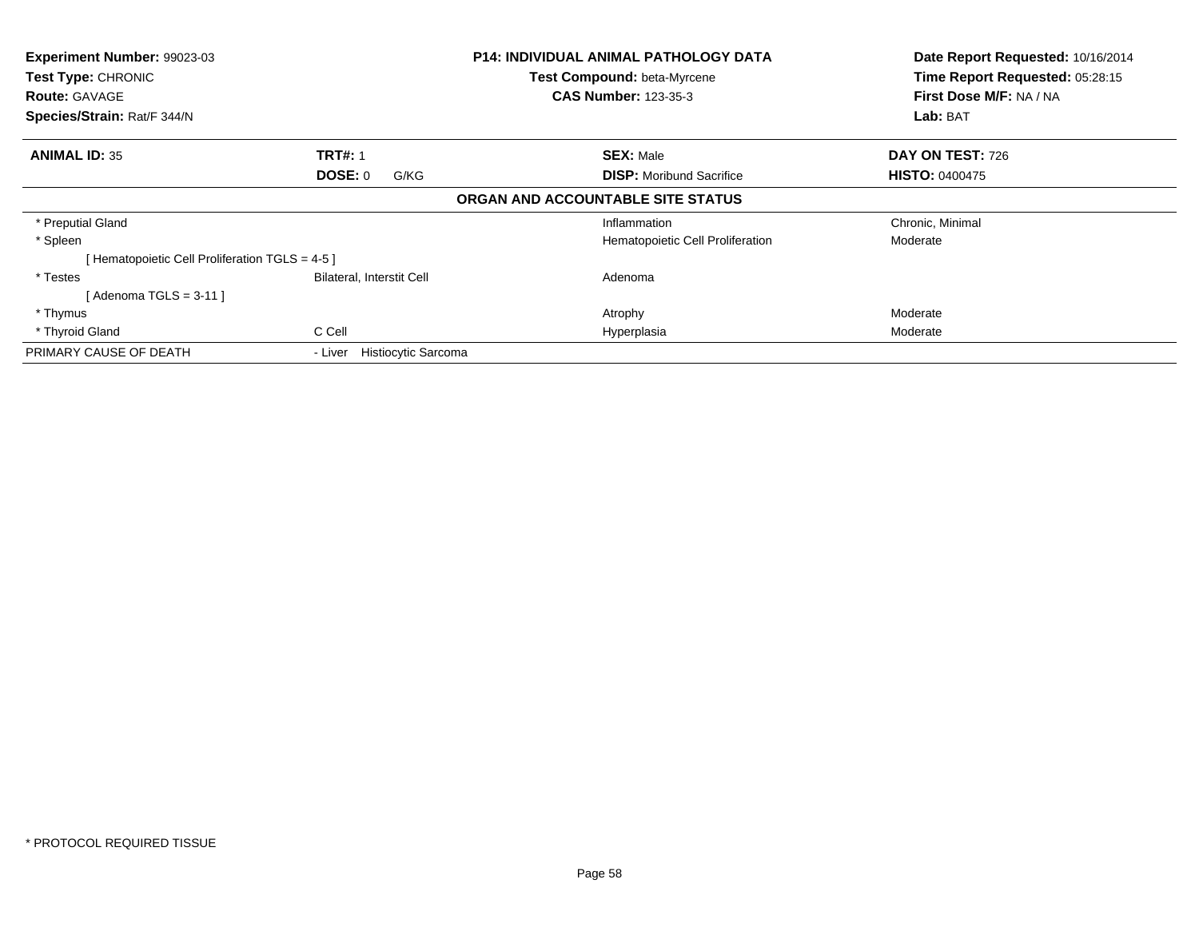**Experiment Number:** 99023-03
**Test Type:** CHRONIC
**Route:** GAVAGE
**Species/Strain:** Rat/F 344/N

**P14: INDIVIDUAL ANIMAL PATHOLOGY DATA**
**Test Compound:** beta-Myrcene
**CAS Number:** 123-35-3

**Date Report Requested:** 10/16/2014
**Time Report Requested:** 05:28:15
**First Dose M/F:** NA / NA
**Lab:** BAT

| **ANIMAL ID:** 35 | **TRT#:** 1 | **SEX:** Male | **DAY ON TEST:** 726 |
|---|---|---|---|
| | **DOSE:** 0 G/KG | **DISP:** Moribund Sacrifice | **HISTO:** 0400475 |

**ORGAN AND ACCOUNTABLE SITE STATUS**

| | | | |
|---|---|---|---|
| * Preputial Gland | | Inflammation | Chronic, Minimal |
| * Spleen | | Hematopoietic Cell Proliferation | Moderate |
| [ Hematopoietic Cell Proliferation TGLS = 4-5 ] | | | |
| * Testes | Bilateral, Interstit Cell | Adenoma | |
| [ Adenoma TGLS = 3-11 ] | | | |
| * Thymus | | Atrophy | Moderate |
| * Thyroid Gland | C Cell | Hyperplasia | Moderate |
| PRIMARY CAUSE OF DEATH | - Liver Histiocytic Sarcoma | | |

* PROTOCOL REQUIRED TISSUE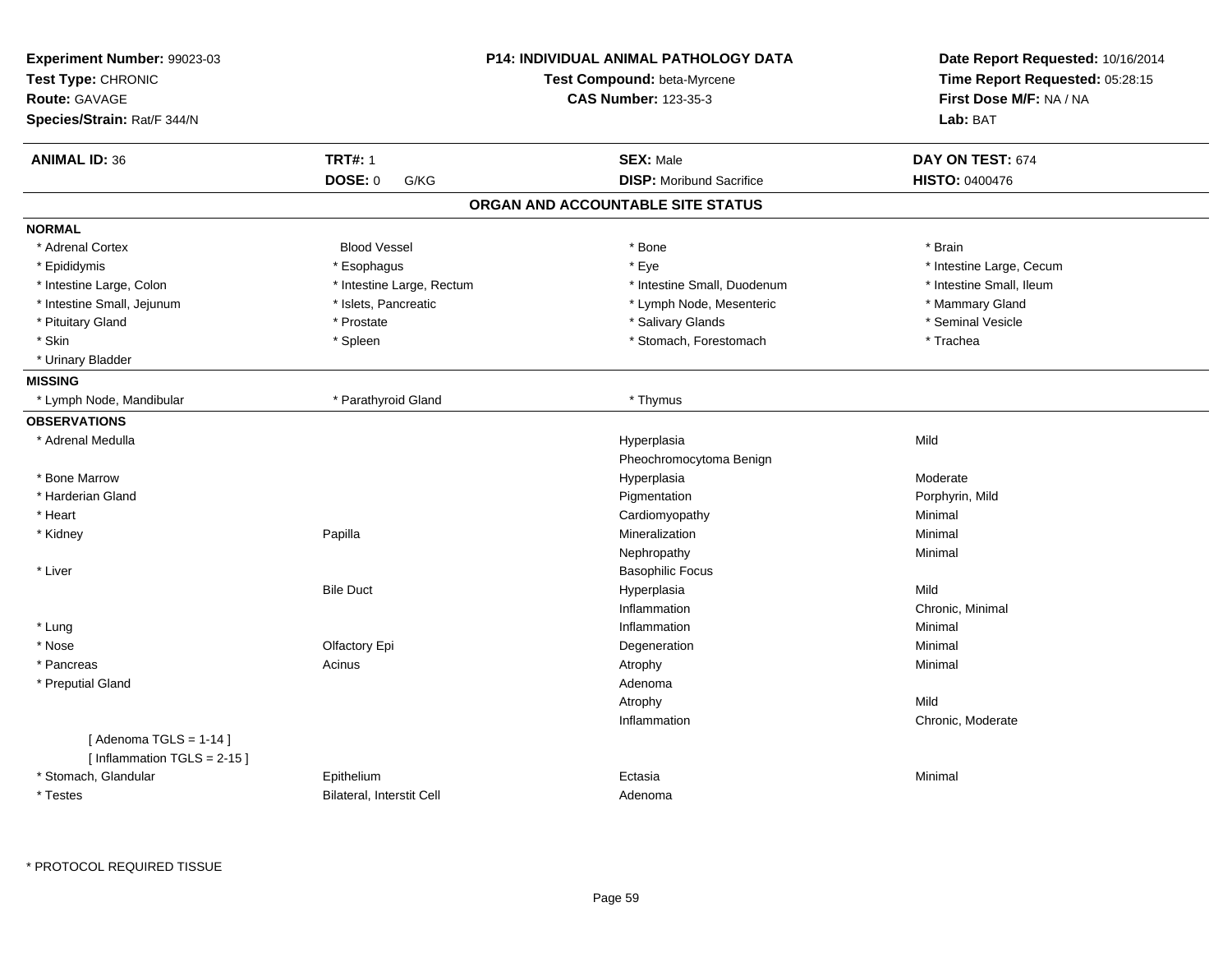**Experiment Number:** 99023-03
**Test Type:** CHRONIC
**Route:** GAVAGE
**Species/Strain:** Rat/F 344/N

**P14: INDIVIDUAL ANIMAL PATHOLOGY DATA**
**Test Compound:** beta-Myrcene
**CAS Number:** 123-35-3

**Date Report Requested:** 10/16/2014
**Time Report Requested:** 05:28:15
**First Dose M/F:** NA / NA
**Lab:** BAT

| **ANIMAL ID:** 36 | **TRT#:** 1 | **SEX:** Male | **DAY ON TEST:** 674 |
|---|---|---|---|
| | **DOSE:** 0 G/KG | **DISP:** Moribund Sacrifice | **HISTO:** 0400476 |

## ORGAN AND ACCOUNTABLE SITE STATUS

**NORMAL**

| | | | |
|---|---|---|---|
| * Adrenal Cortex | Blood Vessel | * Bone | * Brain |
| * Epididymis | * Esophagus | * Eye | * Intestine Large, Cecum |
| * Intestine Large, Colon | * Intestine Large, Rectum | * Intestine Small, Duodenum | * Intestine Small, Ileum |
| * Intestine Small, Jejunum | * Islets, Pancreatic | * Lymph Node, Mesenteric | * Mammary Gland |
| * Pituitary Gland | * Prostate | * Salivary Glands | * Seminal Vesicle |
| * Skin | * Spleen | * Stomach, Forestomach | * Trachea |
| * Urinary Bladder | | | |

**MISSING**

| | | |
|---|---|---|
| * Lymph Node, Mandibular | * Parathyroid Gland | * Thymus |

**OBSERVATIONS**

| | | | |
|---|---|---|---|
| * Adrenal Medulla | | Hyperplasia | Mild |
| | | Pheochromocytoma Benign | |
| * Bone Marrow | | Hyperplasia | Moderate |
| * Harderian Gland | | Pigmentation | Porphyrin, Mild |
| * Heart | | Cardiomyopathy | Minimal |
| * Kidney | Papilla | Mineralization | Minimal |
| | | Nephropathy | Minimal |
| * Liver | | Basophilic Focus | |
| | Bile Duct | Hyperplasia | Mild |
| | | Inflammation | Chronic, Minimal |
| * Lung | | Inflammation | Minimal |
| * Nose | Olfactory Epi | Degeneration | Minimal |
| * Pancreas | Acinus | Atrophy | Minimal |
| * Preputial Gland | | Adenoma | |
| | | Atrophy | Mild |
| | | Inflammation | Chronic, Moderate |
| [ Adenoma TGLS = 1-14 ] | | | |
| [ Inflammation TGLS = 2-15 ] | | | |
| * Stomach, Glandular | Epithelium | Ectasia | Minimal |
| * Testes | Bilateral, Interstit Cell | Adenoma | |

\* PROTOCOL REQUIRED TISSUE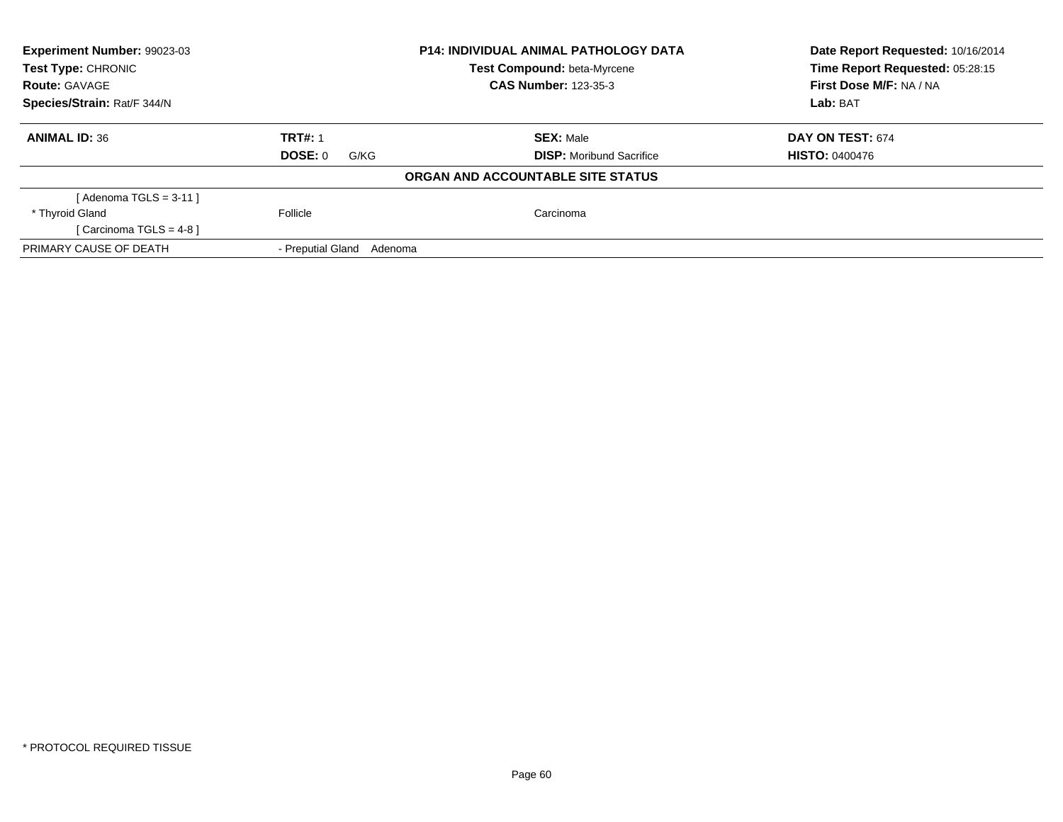| Experiment Number: 99023-03 | P14: INDIVIDUAL ANIMAL PATHOLOGY DATA | Date Report Requested: 10/16/2014 |
|---|---|---|
| Test Type: CHRONIC | Test Compound: beta-Myrcene | Time Report Requested: 05:28:15 |
| Route: GAVAGE | CAS Number: 123-35-3 | First Dose M/F: NA / NA |
| Species/Strain: Rat/F 344/N | | Lab: BAT |

| ANIMAL ID: 36 | TRT#: 1 | SEX: Male | DAY ON TEST: 674 |
|---|---|---|---|
| | DOSE: 0 G/KG | DISP: Moribund Sacrifice | HISTO: 0400476 |

**ORGAN AND ACCOUNTABLE SITE STATUS**

| | | |
|---|---|---|
| [ Adenoma TGLS = 3-11 ] | | |
| * Thyroid Gland | Follicle | Carcinoma |
| [ Carcinoma TGLS = 4-8 ] | | |
| PRIMARY CAUSE OF DEATH | - Preputial Gland Adenoma | |

* PROTOCOL REQUIRED TISSUE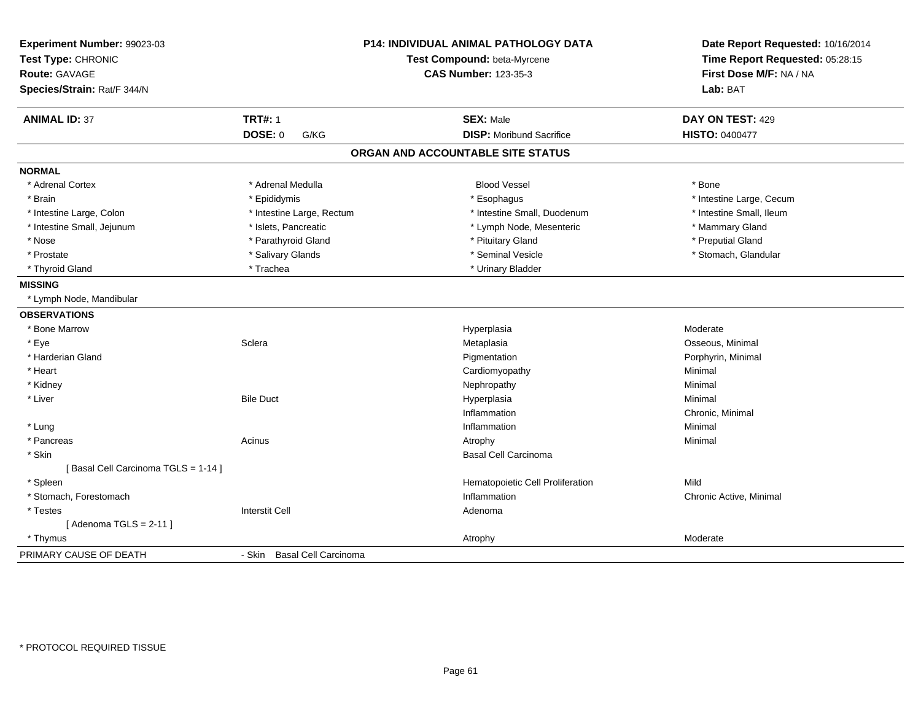**Experiment Number:** 99023-03
**Test Type:** CHRONIC
**Route:** GAVAGE
**Species/Strain:** Rat/F 344/N

**P14: INDIVIDUAL ANIMAL PATHOLOGY DATA**
**Test Compound:** beta-Myrcene
**CAS Number:** 123-35-3

**Date Report Requested:** 10/16/2014
**Time Report Requested:** 05:28:15
**First Dose M/F:** NA / NA
**Lab:** BAT

| **ANIMAL ID:** 37 | **TRT#:** 1 | **SEX:** Male | **DAY ON TEST:** 429 |
|---|---|---|---|
| | **DOSE:** 0 G/KG | **DISP:** Moribund Sacrifice | **HISTO:** 0400477 |

## ORGAN AND ACCOUNTABLE SITE STATUS

**NORMAL**

| | | | |
|---|---|---|---|
| * Adrenal Cortex | * Adrenal Medulla | Blood Vessel | * Bone |
| * Brain | * Epididymis | * Esophagus | * Intestine Large, Cecum |
| * Intestine Large, Colon | * Intestine Large, Rectum | * Intestine Small, Duodenum | * Intestine Small, Ileum |
| * Intestine Small, Jejunum | * Islets, Pancreatic | * Lymph Node, Mesenteric | * Mammary Gland |
| * Nose | * Parathyroid Gland | * Pituitary Gland | * Preputial Gland |
| * Prostate | * Salivary Glands | * Seminal Vesicle | * Stomach, Glandular |
| * Thyroid Gland | * Trachea | * Urinary Bladder | |

**MISSING**

* Lymph Node, Mandibular

**OBSERVATIONS**

| | | | |
|---|---|---|---|
| * Bone Marrow | | Hyperplasia | Moderate |
| * Eye | Sclera | Metaplasia | Osseous, Minimal |
| * Harderian Gland | | Pigmentation | Porphyrin, Minimal |
| * Heart | | Cardiomyopathy | Minimal |
| * Kidney | | Nephropathy | Minimal |
| * Liver | Bile Duct | Hyperplasia | Minimal |
| | | Inflammation | Chronic, Minimal |
| * Lung | | Inflammation | Minimal |
| * Pancreas | Acinus | Atrophy | Minimal |
| * Skin | | Basal Cell Carcinoma | |
| [ Basal Cell Carcinoma TGLS = 1-14 ] | | | |
| * Spleen | | Hematopoietic Cell Proliferation | Mild |
| * Stomach, Forestomach | | Inflammation | Chronic Active, Minimal |
| * Testes | Interstit Cell | Adenoma | |
| [ Adenoma TGLS = 2-11 ] | | | |
| * Thymus | | Atrophy | Moderate |

PRIMARY CAUSE OF DEATH - Skin Basal Cell Carcinoma

* PROTOCOL REQUIRED TISSUE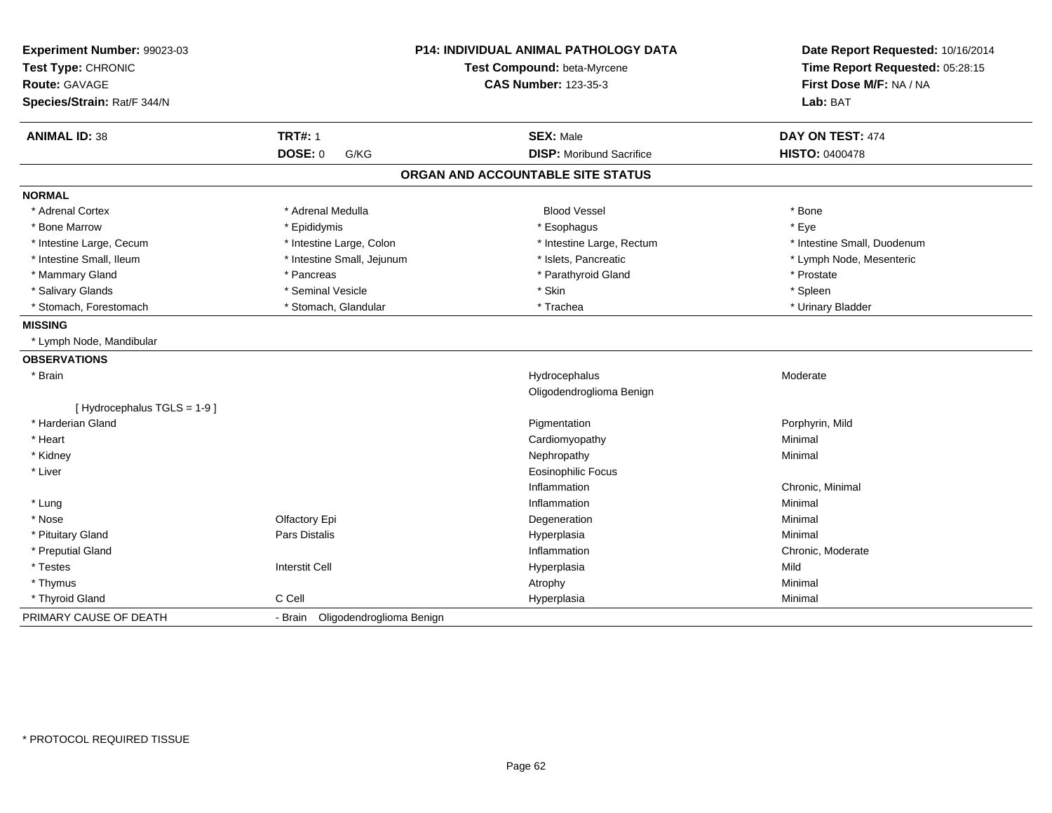**Experiment Number:** 99023-03
**Test Type:** CHRONIC
**Route:** GAVAGE
**Species/Strain:** Rat/F 344/N

**P14: INDIVIDUAL ANIMAL PATHOLOGY DATA**
**Test Compound:** beta-Myrcene
**CAS Number:** 123-35-3

**Date Report Requested:** 10/16/2014
**Time Report Requested:** 05:28:15
**First Dose M/F:** NA / NA
**Lab:** BAT

| **ANIMAL ID:** 38 | **TRT#:** 1 | **SEX:** Male | **DAY ON TEST:** 474 |
|---|---|---|---|
| | **DOSE:** 0 G/KG | **DISP:** Moribund Sacrifice | **HISTO:** 0400478 |

## ORGAN AND ACCOUNTABLE SITE STATUS

**NORMAL**

| | | | |
|---|---|---|---|
| * Adrenal Cortex | * Adrenal Medulla | Blood Vessel | * Bone |
| * Bone Marrow | * Epididymis | * Esophagus | * Eye |
| * Intestine Large, Cecum | * Intestine Large, Colon | * Intestine Large, Rectum | * Intestine Small, Duodenum |
| * Intestine Small, Ileum | * Intestine Small, Jejunum | * Islets, Pancreatic | * Lymph Node, Mesenteric |
| * Mammary Gland | * Pancreas | * Parathyroid Gland | * Prostate |
| * Salivary Glands | * Seminal Vesicle | * Skin | * Spleen |
| * Stomach, Forestomach | * Stomach, Glandular | * Trachea | * Urinary Bladder |

**MISSING**

* Lymph Node, Mandibular

**OBSERVATIONS**

| | | | |
|---|---|---|---|
| * Brain | | Hydrocephalus | Moderate |
| | | Oligodendroglioma Benign | |
| [ Hydrocephalus TGLS = 1-9 ] | | | |
| * Harderian Gland | | Pigmentation | Porphyrin, Mild |
| * Heart | | Cardiomyopathy | Minimal |
| * Kidney | | Nephropathy | Minimal |
| * Liver | | Eosinophilic Focus | |
| | | Inflammation | Chronic, Minimal |
| * Lung | | Inflammation | Minimal |
| * Nose | Olfactory Epi | Degeneration | Minimal |
| * Pituitary Gland | Pars Distalis | Hyperplasia | Minimal |
| * Preputial Gland | | Inflammation | Chronic, Moderate |
| * Testes | Interstit Cell | Hyperplasia | Mild |
| * Thymus | | Atrophy | Minimal |
| * Thyroid Gland | C Cell | Hyperplasia | Minimal |

PRIMARY CAUSE OF DEATH - Brain Oligodendroglioma Benign

* PROTOCOL REQUIRED TISSUE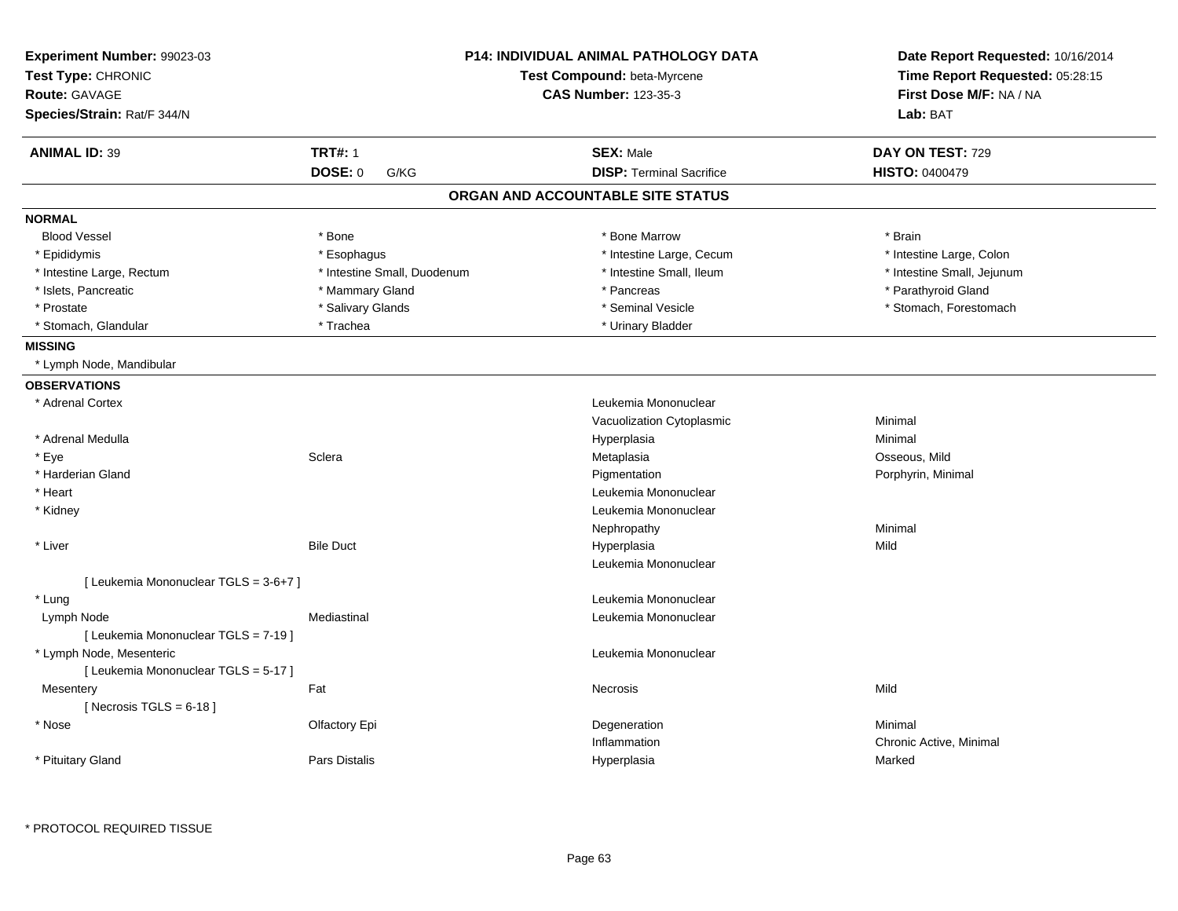**Experiment Number:** 99023-03
**Test Type:** CHRONIC
**Route:** GAVAGE
**Species/Strain:** Rat/F 344/N

**P14: INDIVIDUAL ANIMAL PATHOLOGY DATA**
**Test Compound:** beta-Myrcene
**CAS Number:** 123-35-3

**Date Report Requested:** 10/16/2014
**Time Report Requested:** 05:28:15
**First Dose M/F:** NA / NA
**Lab:** BAT

| **ANIMAL ID:** 39 | **TRT#:** 1 | **SEX:** Male | **DAY ON TEST:** 729 |
|---|---|---|---|
| | **DOSE:** 0 G/KG | **DISP:** Terminal Sacrifice | **HISTO:** 0400479 |

## ORGAN AND ACCOUNTABLE SITE STATUS

**NORMAL**

| | | | |
|---|---|---|---|
| Blood Vessel | * Bone | * Bone Marrow | * Brain |
| * Epididymis | * Esophagus | * Intestine Large, Cecum | * Intestine Large, Colon |
| * Intestine Large, Rectum | * Intestine Small, Duodenum | * Intestine Small, Ileum | * Intestine Small, Jejunum |
| * Islets, Pancreatic | * Mammary Gland | * Pancreas | * Parathyroid Gland |
| * Prostate | * Salivary Glands | * Seminal Vesicle | * Stomach, Forestomach |
| * Stomach, Glandular | * Trachea | * Urinary Bladder | |

**MISSING**

* Lymph Node, Mandibular

**OBSERVATIONS**

| | | | |
|---|---|---|---|
| * Adrenal Cortex | | Leukemia Mononuclear | |
| | | Vacuolization Cytoplasmic | Minimal |
| * Adrenal Medulla | | Hyperplasia | Minimal |
| * Eye | Sclera | Metaplasia | Osseous, Mild |
| * Harderian Gland | | Pigmentation | Porphyrin, Minimal |
| * Heart | | Leukemia Mononuclear | |
| * Kidney | | Leukemia Mononuclear | |
| | | Nephropathy | Minimal |
| * Liver | Bile Duct | Hyperplasia | Mild |
| | | Leukemia Mononuclear | |
| [ Leukemia Mononuclear TGLS = 3-6+7 ] | | | |
| * Lung | | Leukemia Mononuclear | |
| Lymph Node | Mediastinal | Leukemia Mononuclear | |
| [ Leukemia Mononuclear TGLS = 7-19 ] | | | |
| * Lymph Node, Mesenteric | | Leukemia Mononuclear | |
| [ Leukemia Mononuclear TGLS = 5-17 ] | | | |
| Mesentery | Fat | Necrosis | Mild |
| [ Necrosis TGLS = 6-18 ] | | | |
| * Nose | Olfactory Epi | Degeneration | Minimal |
| | | Inflammation | Chronic Active, Minimal |
| * Pituitary Gland | Pars Distalis | Hyperplasia | Marked |

* PROTOCOL REQUIRED TISSUE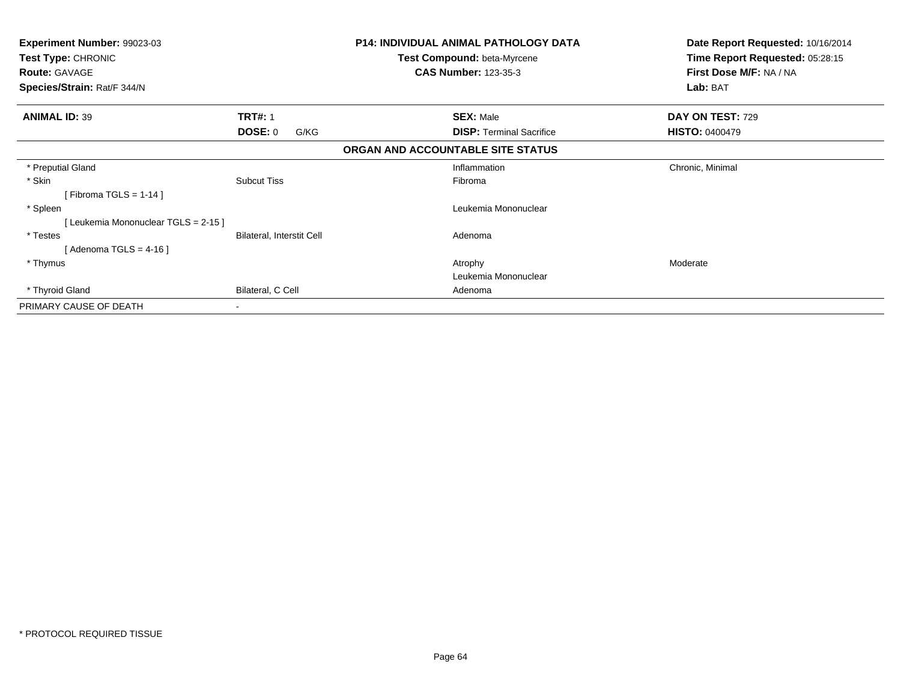**Experiment Number:** 99023-03
**Test Type:** CHRONIC
**Route:** GAVAGE
**Species/Strain:** Rat/F 344/N

**P14: INDIVIDUAL ANIMAL PATHOLOGY DATA**
**Test Compound:** beta-Myrcene
**CAS Number:** 123-35-3

**Date Report Requested:** 10/16/2014
**Time Report Requested:** 05:28:15
**First Dose M/F:** NA / NA
**Lab:** BAT

| **ANIMAL ID:** 39 | **TRT#:** 1 | **SEX:** Male | **DAY ON TEST:** 729 |
|---|---|---|---|
| | **DOSE:** 0 G/KG | **DISP:** Terminal Sacrifice | **HISTO:** 0400479 |

**ORGAN AND ACCOUNTABLE SITE STATUS**

| | | | |
|---|---|---|---|
| * Preputial Gland | | Inflammation | Chronic, Minimal |
| * Skin | Subcut Tiss | Fibroma | |
| [ Fibroma TGLS = 1-14 ] | | | |
| * Spleen | | Leukemia Mononuclear | |
| [ Leukemia Mononuclear TGLS = 2-15 ] | | | |
| * Testes | Bilateral, Interstit Cell | Adenoma | |
| [ Adenoma TGLS = 4-16 ] | | | |
| * Thymus | | Atrophy | Moderate |
| | | Leukemia Mononuclear | |
| * Thyroid Gland | Bilateral, C Cell | Adenoma | |
| PRIMARY CAUSE OF DEATH | - | | |

* PROTOCOL REQUIRED TISSUE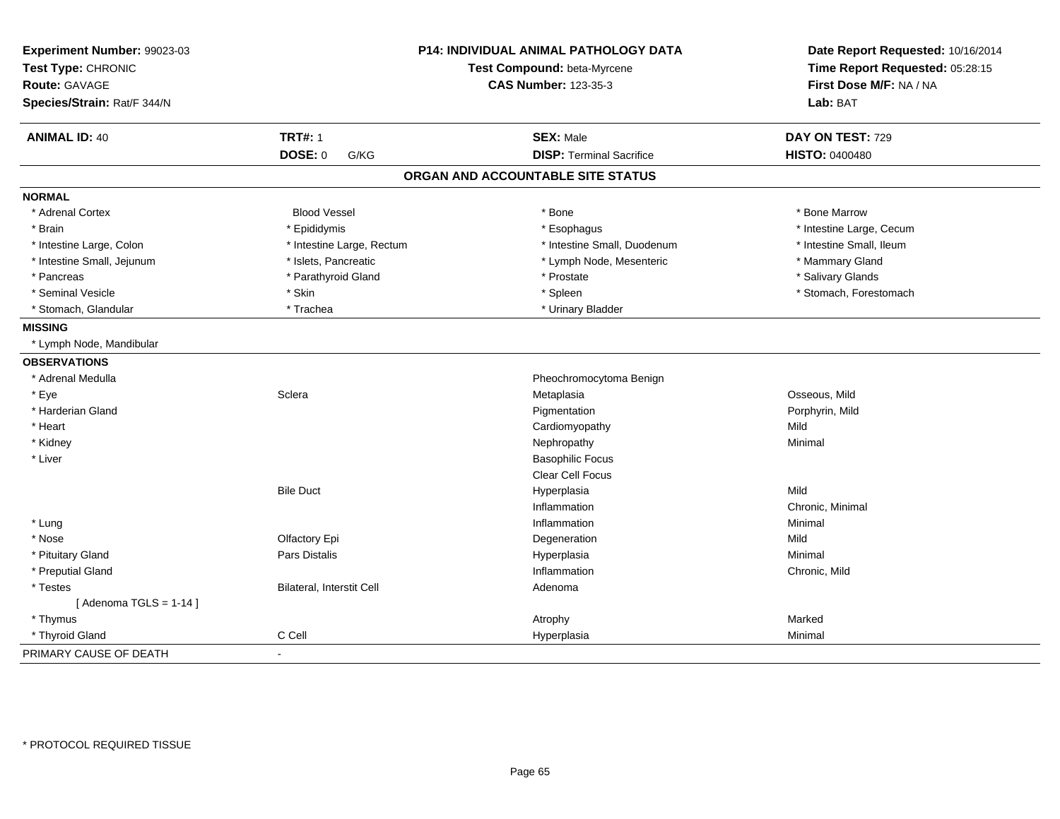**Experiment Number:** 99023-03
**Test Type:** CHRONIC
**Route:** GAVAGE
**Species/Strain:** Rat/F 344/N

**P14: INDIVIDUAL ANIMAL PATHOLOGY DATA**
**Test Compound:** beta-Myrcene
**CAS Number:** 123-35-3

**Date Report Requested:** 10/16/2014
**Time Report Requested:** 05:28:15
**First Dose M/F:** NA / NA
**Lab:** BAT

| **ANIMAL ID:** 40 | **TRT#:** 1 | **SEX:** Male | **DAY ON TEST:** 729 |
|---|---|---|---|
| | **DOSE:** 0 G/KG | **DISP:** Terminal Sacrifice | **HISTO:** 0400480 |

## ORGAN AND ACCOUNTABLE SITE STATUS

**NORMAL**

| | | | |
|---|---|---|---|
| * Adrenal Cortex | Blood Vessel | * Bone | * Bone Marrow |
| * Brain | * Epididymis | * Esophagus | * Intestine Large, Cecum |
| * Intestine Large, Colon | * Intestine Large, Rectum | * Intestine Small, Duodenum | * Intestine Small, Ileum |
| * Intestine Small, Jejunum | * Islets, Pancreatic | * Lymph Node, Mesenteric | * Mammary Gland |
| * Pancreas | * Parathyroid Gland | * Prostate | * Salivary Glands |
| * Seminal Vesicle | * Skin | * Spleen | * Stomach, Forestomach |
| * Stomach, Glandular | * Trachea | * Urinary Bladder | |

**MISSING**

* Lymph Node, Mandibular

**OBSERVATIONS**

| | | | |
|---|---|---|---|
| * Adrenal Medulla | | Pheochromocytoma Benign | |
| * Eye | Sclera | Metaplasia | Osseous, Mild |
| * Harderian Gland | | Pigmentation | Porphyrin, Mild |
| * Heart | | Cardiomyopathy | Mild |
| * Kidney | | Nephropathy | Minimal |
| * Liver | | Basophilic Focus | |
| | | Clear Cell Focus | |
| | Bile Duct | Hyperplasia | Mild |
| | | Inflammation | Chronic, Minimal |
| * Lung | | Inflammation | Minimal |
| * Nose | Olfactory Epi | Degeneration | Mild |
| * Pituitary Gland | Pars Distalis | Hyperplasia | Minimal |
| * Preputial Gland | | Inflammation | Chronic, Mild |
| * Testes | Bilateral, Interstit Cell | Adenoma | |
| [ Adenoma TGLS = 1-14 ] | | | |
| * Thymus | | Atrophy | Marked |
| * Thyroid Gland | C Cell | Hyperplasia | Minimal |

PRIMARY CAUSE OF DEATH -

* PROTOCOL REQUIRED TISSUE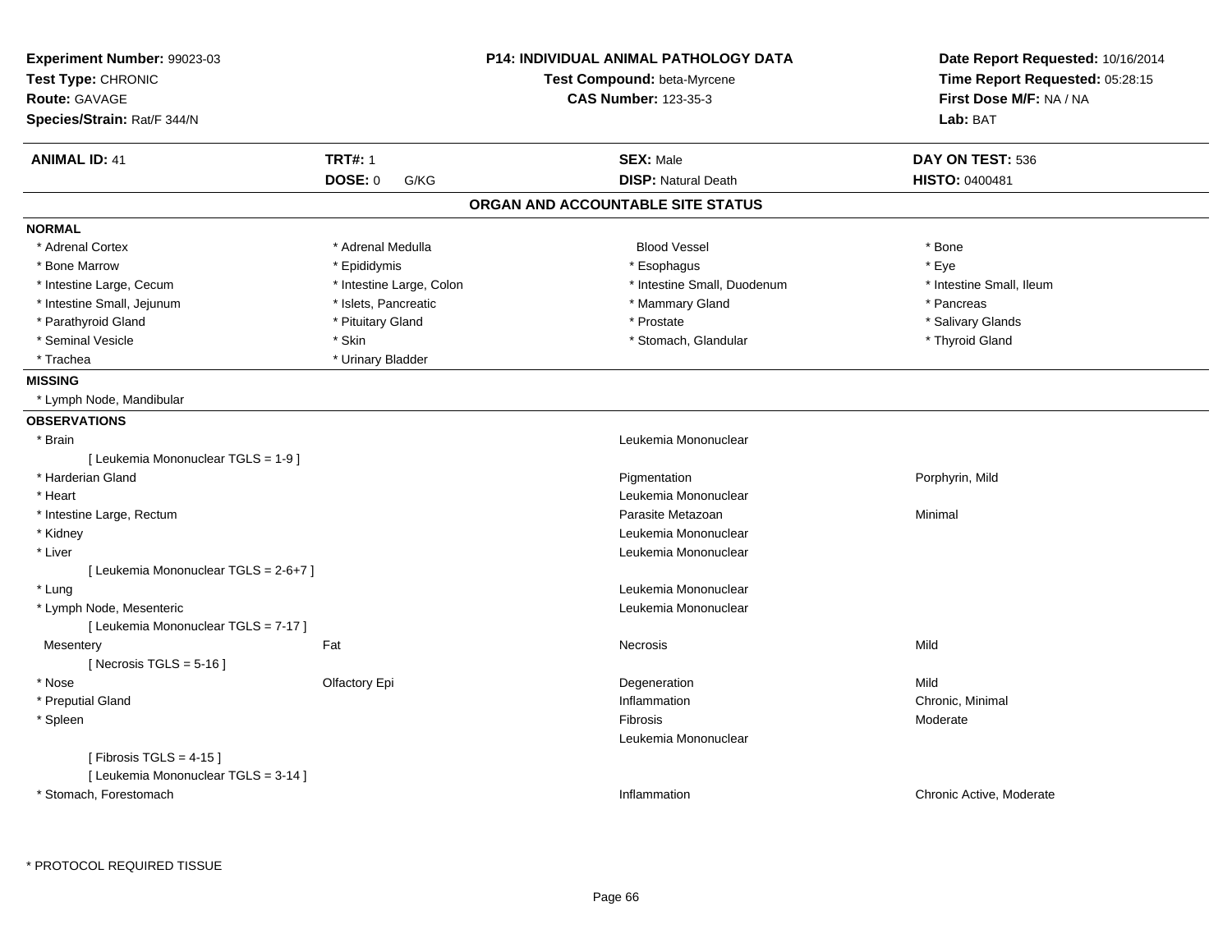**Experiment Number:** 99023-03
**Test Type:** CHRONIC
**Route:** GAVAGE
**Species/Strain:** Rat/F 344/N

**P14: INDIVIDUAL ANIMAL PATHOLOGY DATA**
**Test Compound:** beta-Myrcene
**CAS Number:** 123-35-3

**Date Report Requested:** 10/16/2014
**Time Report Requested:** 05:28:15
**First Dose M/F:** NA / NA
**Lab:** BAT

| **ANIMAL ID:** 41 | **TRT#:** 1 | **SEX:** Male | **DAY ON TEST:** 536 |
|---|---|---|---|
| | **DOSE:** 0 G/KG | **DISP:** Natural Death | **HISTO:** 0400481 |

## ORGAN AND ACCOUNTABLE SITE STATUS

### NORMAL

| | | | |
|---|---|---|---|
| * Adrenal Cortex | * Adrenal Medulla | Blood Vessel | * Bone |
| * Bone Marrow | * Epididymis | * Esophagus | * Eye |
| * Intestine Large, Cecum | * Intestine Large, Colon | * Intestine Small, Duodenum | * Intestine Small, Ileum |
| * Intestine Small, Jejunum | * Islets, Pancreatic | * Mammary Gland | * Pancreas |
| * Parathyroid Gland | * Pituitary Gland | * Prostate | * Salivary Glands |
| * Seminal Vesicle | * Skin | * Stomach, Glandular | * Thyroid Gland |
| * Trachea | * Urinary Bladder | | |

### MISSING

* Lymph Node, Mandibular

### OBSERVATIONS

| | | | |
|---|---|---|---|
| * Brain | | Leukemia Mononuclear | |
| [ Leukemia Mononuclear TGLS = 1-9 ] | | | |
| * Harderian Gland | | Pigmentation | Porphyrin, Mild |
| * Heart | | Leukemia Mononuclear | |
| * Intestine Large, Rectum | | Parasite Metazoan | Minimal |
| * Kidney | | Leukemia Mononuclear | |
| * Liver | | Leukemia Mononuclear | |
| [ Leukemia Mononuclear TGLS = 2-6+7 ] | | | |
| * Lung | | Leukemia Mononuclear | |
| * Lymph Node, Mesenteric | | Leukemia Mononuclear | |
| [ Leukemia Mononuclear TGLS = 7-17 ] | | | |
| Mesentery | Fat | Necrosis | Mild |
| [ Necrosis TGLS = 5-16 ] | | | |
| * Nose | Olfactory Epi | Degeneration | Mild |
| * Preputial Gland | | Inflammation | Chronic, Minimal |
| * Spleen | | Fibrosis | Moderate |
| | | Leukemia Mononuclear | |
| [ Fibrosis TGLS = 4-15 ] | | | |
| [ Leukemia Mononuclear TGLS = 3-14 ] | | | |
| * Stomach, Forestomach | | Inflammation | Chronic Active, Moderate |

\* PROTOCOL REQUIRED TISSUE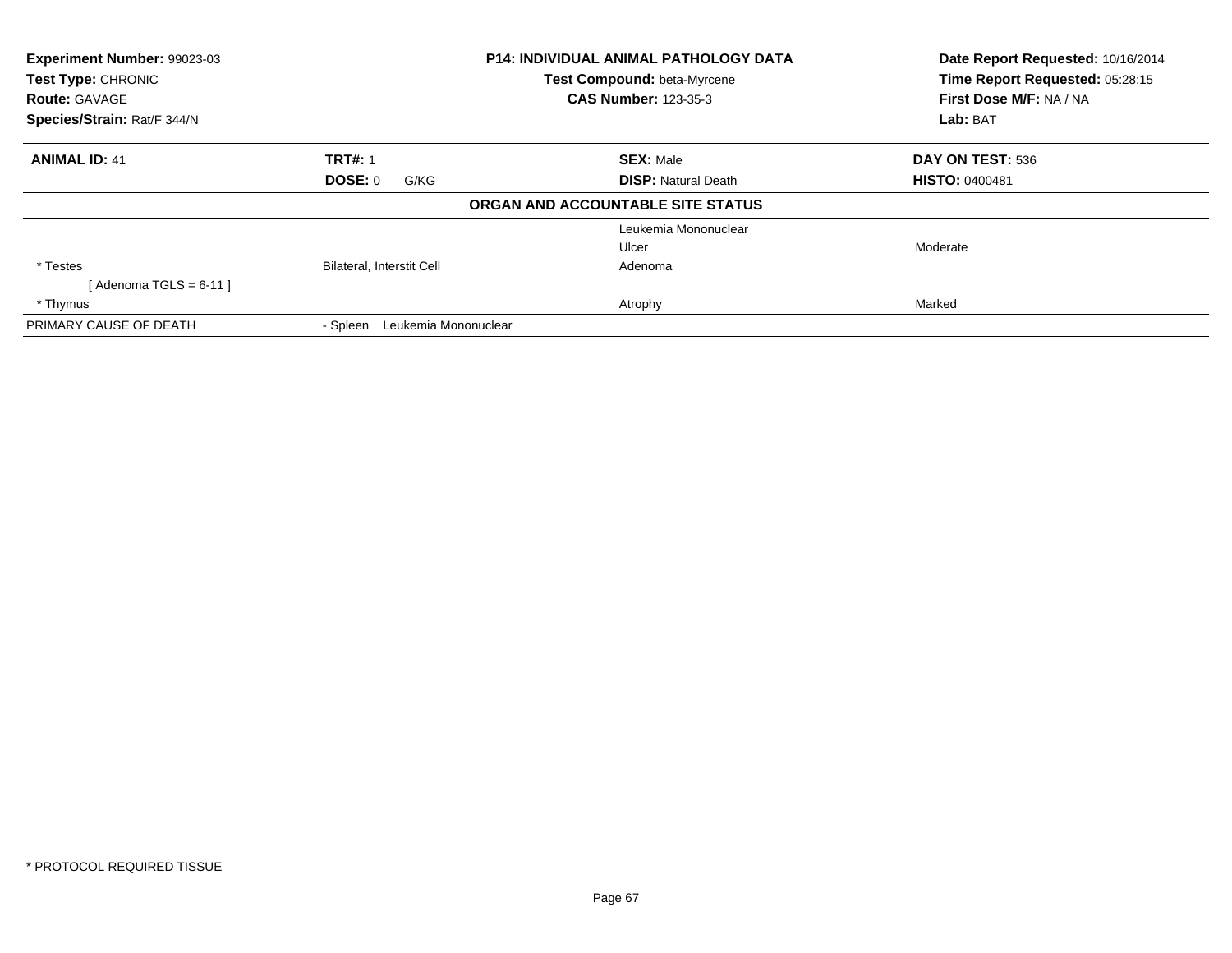**Experiment Number:** 99023-03
**Test Type:** CHRONIC
**Route:** GAVAGE
**Species/Strain:** Rat/F 344/N

**P14: INDIVIDUAL ANIMAL PATHOLOGY DATA**
**Test Compound:** beta-Myrcene
**CAS Number:** 123-35-3

**Date Report Requested:** 10/16/2014
**Time Report Requested:** 05:28:15
**First Dose M/F:** NA / NA
**Lab:** BAT

| **ANIMAL ID:** 41 | **TRT#:** 1 | **SEX:** Male | **DAY ON TEST:** 536 |
|---|---|---|---|
| | **DOSE:** 0 G/KG | **DISP:** Natural Death | **HISTO:** 0400481 |

**ORGAN AND ACCOUNTABLE SITE STATUS**

| | | | |
|---|---|---|---|
| | | Leukemia Mononuclear | |
| | | Ulcer | Moderate |
| * Testes | Bilateral, Interstit Cell | Adenoma | |
| [ Adenoma TGLS = 6-11 ] | | | |
| * Thymus | | Atrophy | Marked |
| PRIMARY CAUSE OF DEATH | - Spleen Leukemia Mononuclear | | |

* PROTOCOL REQUIRED TISSUE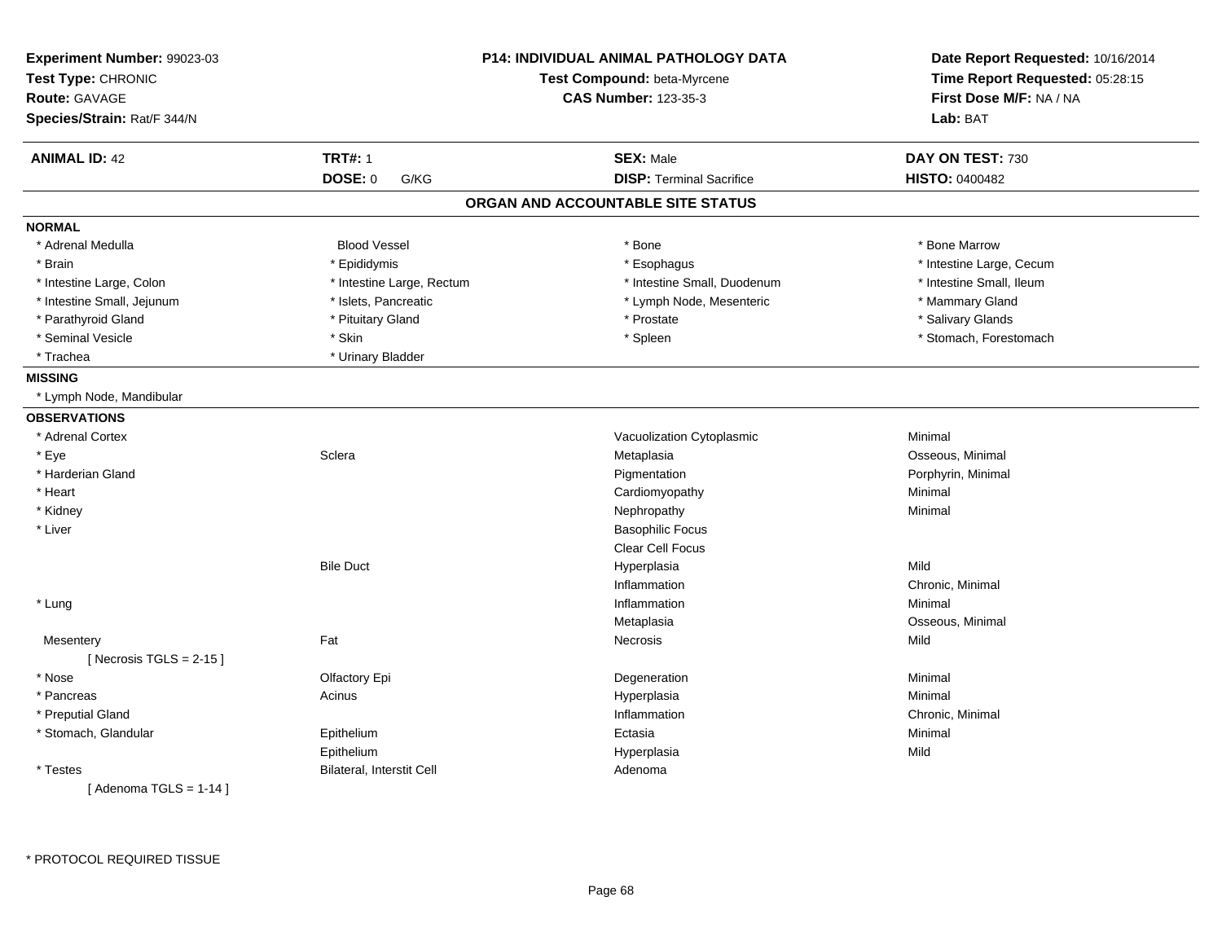**Experiment Number:** 99023-03
**Test Type:** CHRONIC
**Route:** GAVAGE
**Species/Strain:** Rat/F 344/N

**P14: INDIVIDUAL ANIMAL PATHOLOGY DATA**
**Test Compound:** beta-Myrcene
**CAS Number:** 123-35-3

**Date Report Requested:** 10/16/2014
**Time Report Requested:** 05:28:15
**First Dose M/F:** NA / NA
**Lab:** BAT

| **ANIMAL ID:** 42 | **TRT#:** 1 | **SEX:** Male | **DAY ON TEST:** 730 |
|---|---|---|---|
| | **DOSE:** 0 G/KG | **DISP:** Terminal Sacrifice | **HISTO:** 0400482 |

## ORGAN AND ACCOUNTABLE SITE STATUS

**NORMAL**

| | | | |
|---|---|---|---|
| * Adrenal Medulla | Blood Vessel | * Bone | * Bone Marrow |
| * Brain | * Epididymis | * Esophagus | * Intestine Large, Cecum |
| * Intestine Large, Colon | * Intestine Large, Rectum | * Intestine Small, Duodenum | * Intestine Small, Ileum |
| * Intestine Small, Jejunum | * Islets, Pancreatic | * Lymph Node, Mesenteric | * Mammary Gland |
| * Parathyroid Gland | * Pituitary Gland | * Prostate | * Salivary Glands |
| * Seminal Vesicle | * Skin | * Spleen | * Stomach, Forestomach |
| * Trachea | * Urinary Bladder | | |

**MISSING**

* Lymph Node, Mandibular

**OBSERVATIONS**

| | | | |
|---|---|---|---|
| * Adrenal Cortex | | Vacuolization Cytoplasmic | Minimal |
| * Eye | Sclera | Metaplasia | Osseous, Minimal |
| * Harderian Gland | | Pigmentation | Porphyrin, Minimal |
| * Heart | | Cardiomyopathy | Minimal |
| * Kidney | | Nephropathy | Minimal |
| * Liver | | Basophilic Focus | |
| | | Clear Cell Focus | |
| | Bile Duct | Hyperplasia | Mild |
| | | Inflammation | Chronic, Minimal |
| * Lung | | Inflammation | Minimal |
| | | Metaplasia | Osseous, Minimal |
| Mesentery | Fat | Necrosis | Mild |
| [ Necrosis TGLS = 2-15 ] | | | |
| * Nose | Olfactory Epi | Degeneration | Minimal |
| * Pancreas | Acinus | Hyperplasia | Minimal |
| * Preputial Gland | | Inflammation | Chronic, Minimal |
| * Stomach, Glandular | Epithelium | Ectasia | Minimal |
| | Epithelium | Hyperplasia | Mild |
| * Testes | Bilateral, Interstit Cell | Adenoma | |
| [ Adenoma TGLS = 1-14 ] | | | |

* PROTOCOL REQUIRED TISSUE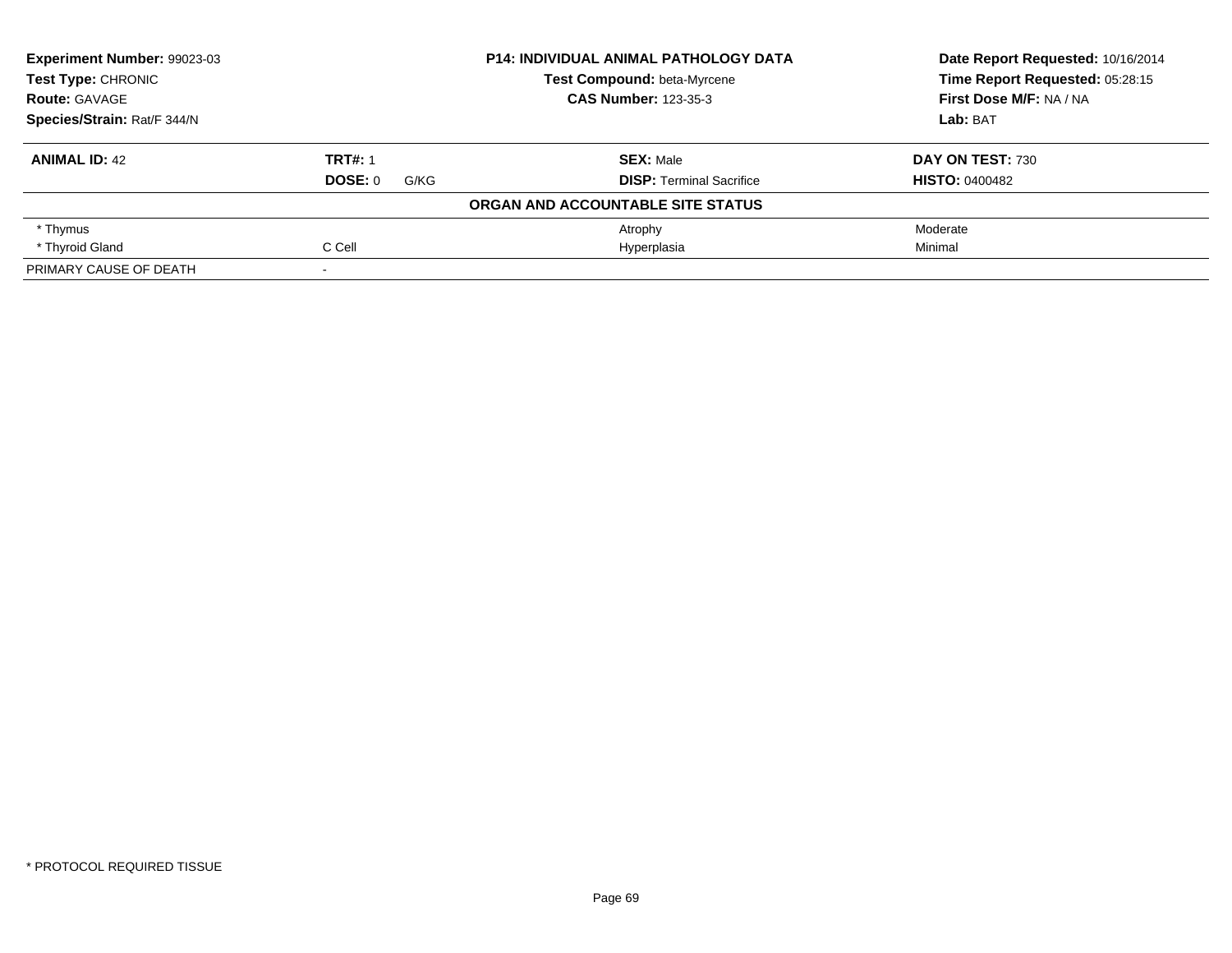**Experiment Number:** 99023-03
**Test Type:** CHRONIC
**Route:** GAVAGE
**Species/Strain:** Rat/F 344/N

**P14: INDIVIDUAL ANIMAL PATHOLOGY DATA**
**Test Compound:** beta-Myrcene
**CAS Number:** 123-35-3

**Date Report Requested:** 10/16/2014
**Time Report Requested:** 05:28:15
**First Dose M/F:** NA / NA
**Lab:** BAT

| **ANIMAL ID:** 42 | **TRT#:** 1 | **SEX:** Male | **DAY ON TEST:** 730 |
|---|---|---|---|
| | **DOSE:** 0 G/KG | **DISP:** Terminal Sacrifice | **HISTO:** 0400482 |

**ORGAN AND ACCOUNTABLE SITE STATUS**

| | | | |
|---|---|---|---|
| * Thymus | | Atrophy | Moderate |
| * Thyroid Gland | C Cell | Hyperplasia | Minimal |
| PRIMARY CAUSE OF DEATH | - | | |

* PROTOCOL REQUIRED TISSUE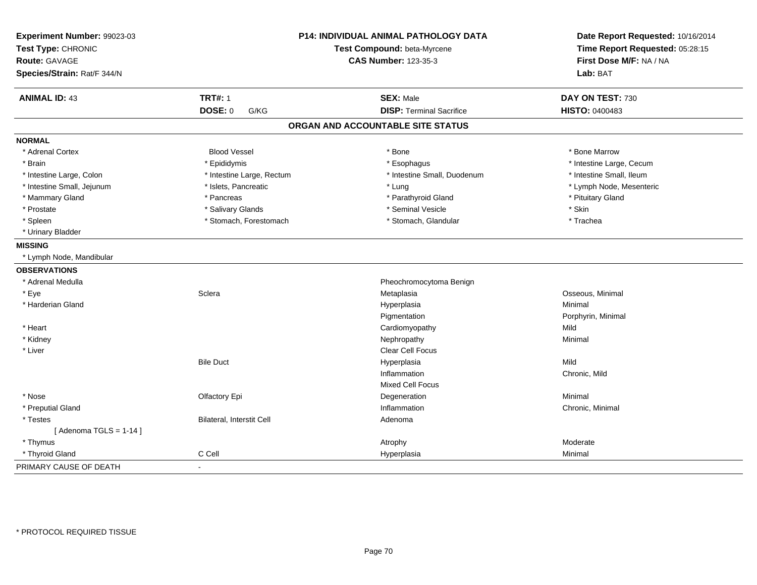**Experiment Number:** 99023-03
**Test Type:** CHRONIC
**Route:** GAVAGE
**Species/Strain:** Rat/F 344/N

**P14: INDIVIDUAL ANIMAL PATHOLOGY DATA**
**Test Compound:** beta-Myrcene
**CAS Number:** 123-35-3

**Date Report Requested:** 10/16/2014
**Time Report Requested:** 05:28:15
**First Dose M/F:** NA / NA
**Lab:** BAT

| **ANIMAL ID:** 43 | **TRT#:** 1 | **SEX:** Male | **DAY ON TEST:** 730 |
|---|---|---|---|
| | **DOSE:** 0 G/KG | **DISP:** Terminal Sacrifice | **HISTO:** 0400483 |

## ORGAN AND ACCOUNTABLE SITE STATUS

**NORMAL**

| | | | |
|---|---|---|---|
| * Adrenal Cortex | Blood Vessel | * Bone | * Bone Marrow |
| * Brain | * Epididymis | * Esophagus | * Intestine Large, Cecum |
| * Intestine Large, Colon | * Intestine Large, Rectum | * Intestine Small, Duodenum | * Intestine Small, Ileum |
| * Intestine Small, Jejunum | * Islets, Pancreatic | * Lung | * Lymph Node, Mesenteric |
| * Mammary Gland | * Pancreas | * Parathyroid Gland | * Pituitary Gland |
| * Prostate | * Salivary Glands | * Seminal Vesicle | * Skin |
| * Spleen | * Stomach, Forestomach | * Stomach, Glandular | * Trachea |
| * Urinary Bladder | | | |

**MISSING**

* Lymph Node, Mandibular

**OBSERVATIONS**

| | | | |
|---|---|---|---|
| * Adrenal Medulla | | Pheochromocytoma Benign | |
| * Eye | Sclera | Metaplasia | Osseous, Minimal |
| * Harderian Gland | | Hyperplasia | Minimal |
| | | Pigmentation | Porphyrin, Minimal |
| * Heart | | Cardiomyopathy | Mild |
| * Kidney | | Nephropathy | Minimal |
| * Liver | | Clear Cell Focus | |
| | Bile Duct | Hyperplasia | Mild |
| | | Inflammation | Chronic, Mild |
| | | Mixed Cell Focus | |
| * Nose | Olfactory Epi | Degeneration | Minimal |
| * Preputial Gland | | Inflammation | Chronic, Minimal |
| * Testes | Bilateral, Interstit Cell | Adenoma | |
| [ Adenoma TGLS = 1-14 ] | | | |
| * Thymus | | Atrophy | Moderate |
| * Thyroid Gland | C Cell | Hyperplasia | Minimal |

PRIMARY CAUSE OF DEATH -

* PROTOCOL REQUIRED TISSUE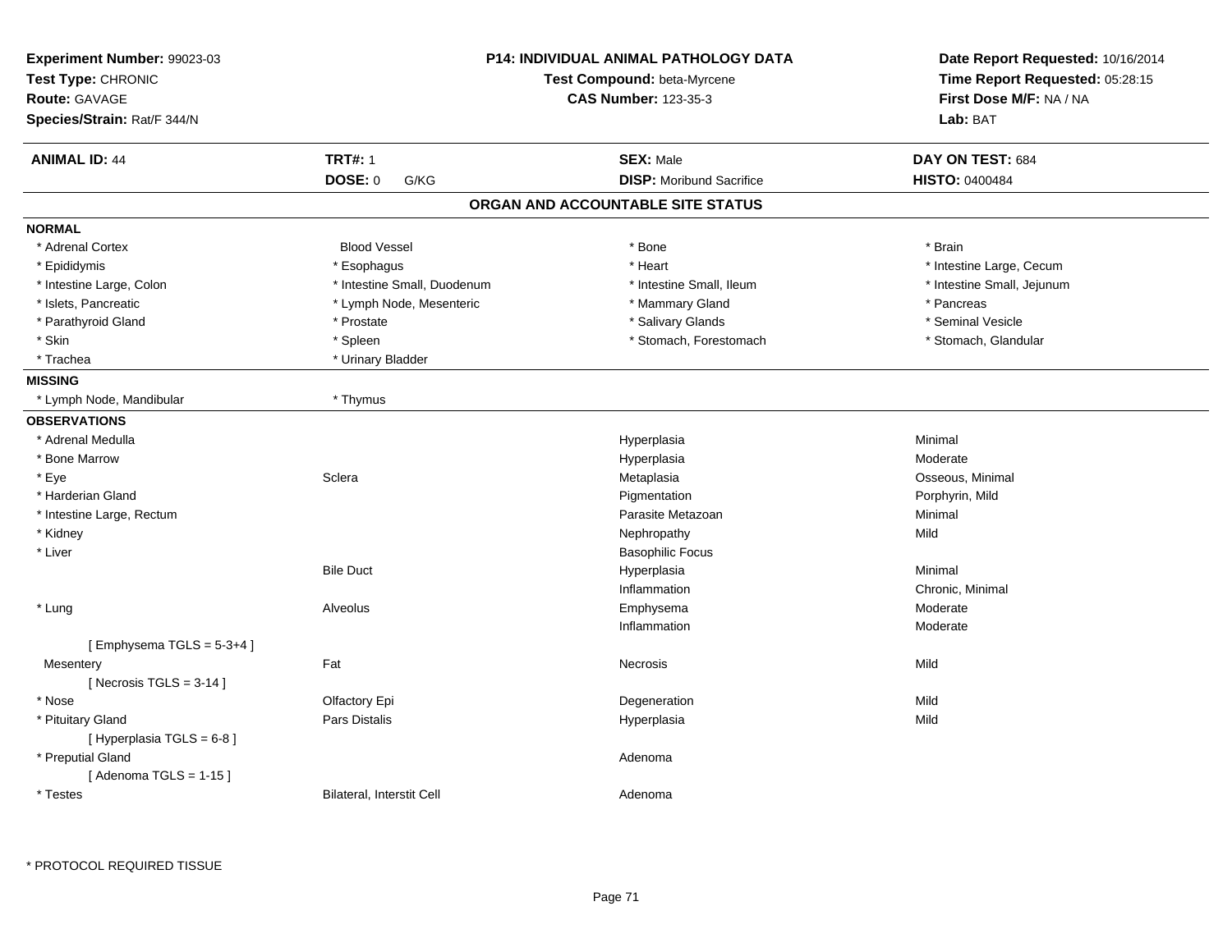**Experiment Number:** 99023-03
**Test Type:** CHRONIC
**Route:** GAVAGE
**Species/Strain:** Rat/F 344/N

**P14: INDIVIDUAL ANIMAL PATHOLOGY DATA**
**Test Compound:** beta-Myrcene
**CAS Number:** 123-35-3

**Date Report Requested:** 10/16/2014
**Time Report Requested:** 05:28:15
**First Dose M/F:** NA / NA
**Lab:** BAT

| **ANIMAL ID:** 44 | **TRT#:** 1 | **SEX:** Male | **DAY ON TEST:** 684 |
|---|---|---|---|
| | **DOSE:** 0 G/KG | **DISP:** Moribund Sacrifice | **HISTO:** 0400484 |

## ORGAN AND ACCOUNTABLE SITE STATUS

**NORMAL**

| | | | |
|---|---|---|---|
| * Adrenal Cortex | Blood Vessel | * Bone | * Brain |
| * Epididymis | * Esophagus | * Heart | * Intestine Large, Cecum |
| * Intestine Large, Colon | * Intestine Small, Duodenum | * Intestine Small, Ileum | * Intestine Small, Jejunum |
| * Islets, Pancreatic | * Lymph Node, Mesenteric | * Mammary Gland | * Pancreas |
| * Parathyroid Gland | * Prostate | * Salivary Glands | * Seminal Vesicle |
| * Skin | * Spleen | * Stomach, Forestomach | * Stomach, Glandular |
| * Trachea | * Urinary Bladder | | |

**MISSING**

| | |
|---|---|
| * Lymph Node, Mandibular | * Thymus |

**OBSERVATIONS**

| Organ | Site | Observation | Qualifier |
|---|---|---|---|
| * Adrenal Medulla | | Hyperplasia | Minimal |
| * Bone Marrow | | Hyperplasia | Moderate |
| * Eye | Sclera | Metaplasia | Osseous, Minimal |
| * Harderian Gland | | Pigmentation | Porphyrin, Mild |
| * Intestine Large, Rectum | | Parasite Metazoan | Minimal |
| * Kidney | | Nephropathy | Mild |
| * Liver | | Basophilic Focus | |
| | Bile Duct | Hyperplasia | Minimal |
| | | Inflammation | Chronic, Minimal |
| * Lung | Alveolus | Emphysema | Moderate |
| | | Inflammation | Moderate |
| [ Emphysema TGLS = 5-3+4 ] | | | |
| Mesentery | Fat | Necrosis | Mild |
| [ Necrosis TGLS = 3-14 ] | | | |
| * Nose | Olfactory Epi | Degeneration | Mild |
| * Pituitary Gland | Pars Distalis | Hyperplasia | Mild |
| [ Hyperplasia TGLS = 6-8 ] | | | |
| * Preputial Gland | | Adenoma | |
| [ Adenoma TGLS = 1-15 ] | | | |
| * Testes | Bilateral, Interstit Cell | Adenoma | |

* PROTOCOL REQUIRED TISSUE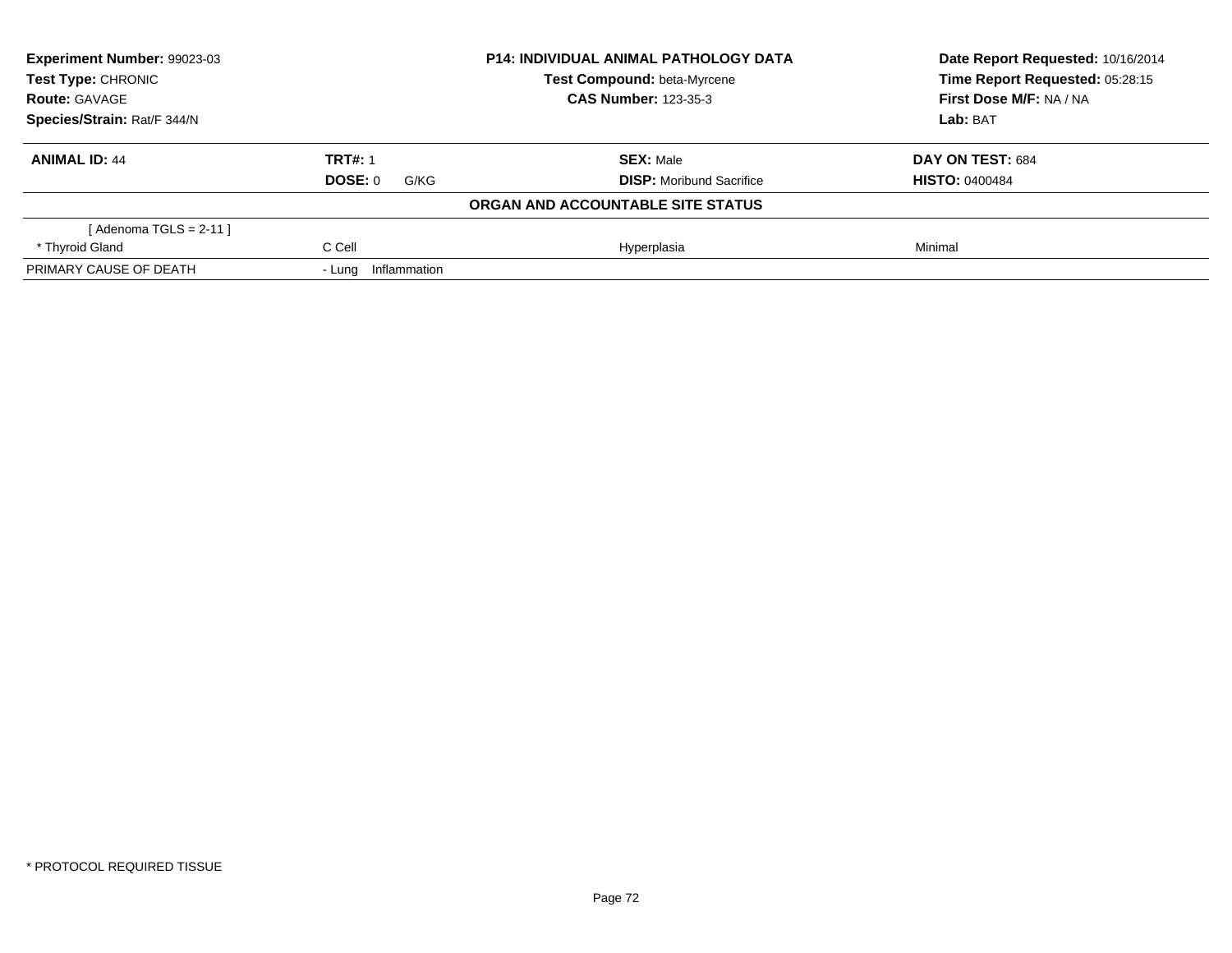| **Experiment Number:** 99023-03 | **P14: INDIVIDUAL ANIMAL PATHOLOGY DATA** | **Date Report Requested:** 10/16/2014 |
|---|---|---|
| **Test Type:** CHRONIC | **Test Compound:** beta-Myrcene | **Time Report Requested:** 05:28:15 |
| **Route:** GAVAGE | **CAS Number:** 123-35-3 | **First Dose M/F:** NA / NA |
| **Species/Strain:** Rat/F 344/N | | **Lab:** BAT |

| **ANIMAL ID:** 44 | **TRT#:** 1 | **SEX:** Male | **DAY ON TEST:** 684 |
|---|---|---|---|
| | **DOSE:** 0 G/KG | **DISP:** Moribund Sacrifice | **HISTO:** 0400484 |

**ORGAN AND ACCOUNTABLE SITE STATUS**

| | | | |
|---|---|---|---|
| [ Adenoma TGLS = 2-11 ] | | | |
| * Thyroid Gland | C Cell | Hyperplasia | Minimal |
| PRIMARY CAUSE OF DEATH | - Lung Inflammation | | |

* PROTOCOL REQUIRED TISSUE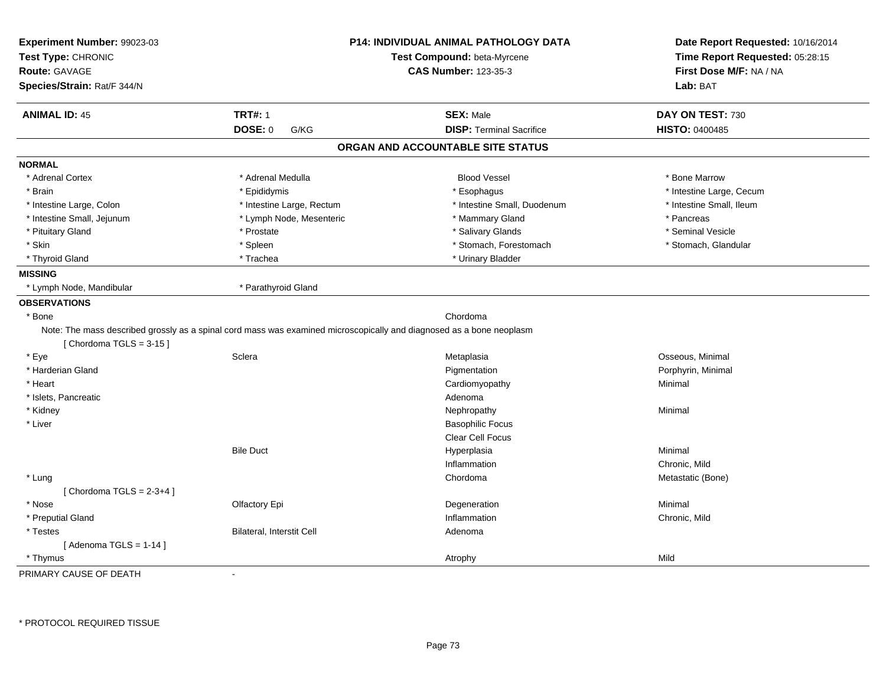**Experiment Number:** 99023-03
**Test Type:** CHRONIC
**Route:** GAVAGE
**Species/Strain:** Rat/F 344/N

**P14: INDIVIDUAL ANIMAL PATHOLOGY DATA**
**Test Compound:** beta-Myrcene
**CAS Number:** 123-35-3

**Date Report Requested:** 10/16/2014
**Time Report Requested:** 05:28:15
**First Dose M/F:** NA / NA
**Lab:** BAT

| **ANIMAL ID:** 45 | **TRT#:** 1 | **SEX:** Male | **DAY ON TEST:** 730 |
|---|---|---|---|
| | **DOSE:** 0 G/KG | **DISP:** Terminal Sacrifice | **HISTO:** 0400485 |

## ORGAN AND ACCOUNTABLE SITE STATUS

**NORMAL**

| | | | |
|---|---|---|---|
| * Adrenal Cortex | * Adrenal Medulla | Blood Vessel | * Bone Marrow |
| * Brain | * Epididymis | * Esophagus | * Intestine Large, Cecum |
| * Intestine Large, Colon | * Intestine Large, Rectum | * Intestine Small, Duodenum | * Intestine Small, Ileum |
| * Intestine Small, Jejunum | * Lymph Node, Mesenteric | * Mammary Gland | * Pancreas |
| * Pituitary Gland | * Prostate | * Salivary Glands | * Seminal Vesicle |
| * Skin | * Spleen | * Stomach, Forestomach | * Stomach, Glandular |
| * Thyroid Gland | * Trachea | * Urinary Bladder | |

**MISSING**

| | |
|---|---|
| * Lymph Node, Mandibular | * Parathyroid Gland |

**OBSERVATIONS**

| | | | |
|---|---|---|---|
| * Bone | | Chordoma | |
| Note: The mass described grossly as a spinal cord mass was examined microscopically and diagnosed as a bone neoplasm | | | |
| [ Chordoma TGLS = 3-15 ] | | | |
| * Eye | Sclera | Metaplasia | Osseous, Minimal |
| * Harderian Gland | | Pigmentation | Porphyrin, Minimal |
| * Heart | | Cardiomyopathy | Minimal |
| * Islets, Pancreatic | | Adenoma | |
| * Kidney | | Nephropathy | Minimal |
| * Liver | | Basophilic Focus | |
| | | Clear Cell Focus | |
| | Bile Duct | Hyperplasia | Minimal |
| | | Inflammation | Chronic, Mild |
| * Lung | | Chordoma | Metastatic (Bone) |
| [ Chordoma TGLS = 2-3+4 ] | | | |
| * Nose | Olfactory Epi | Degeneration | Minimal |
| * Preputial Gland | | Inflammation | Chronic, Mild |
| * Testes | Bilateral, Interstit Cell | Adenoma | |
| [ Adenoma TGLS = 1-14 ] | | | |
| * Thymus | | Atrophy | Mild |

PRIMARY CAUSE OF DEATH -

\* PROTOCOL REQUIRED TISSUE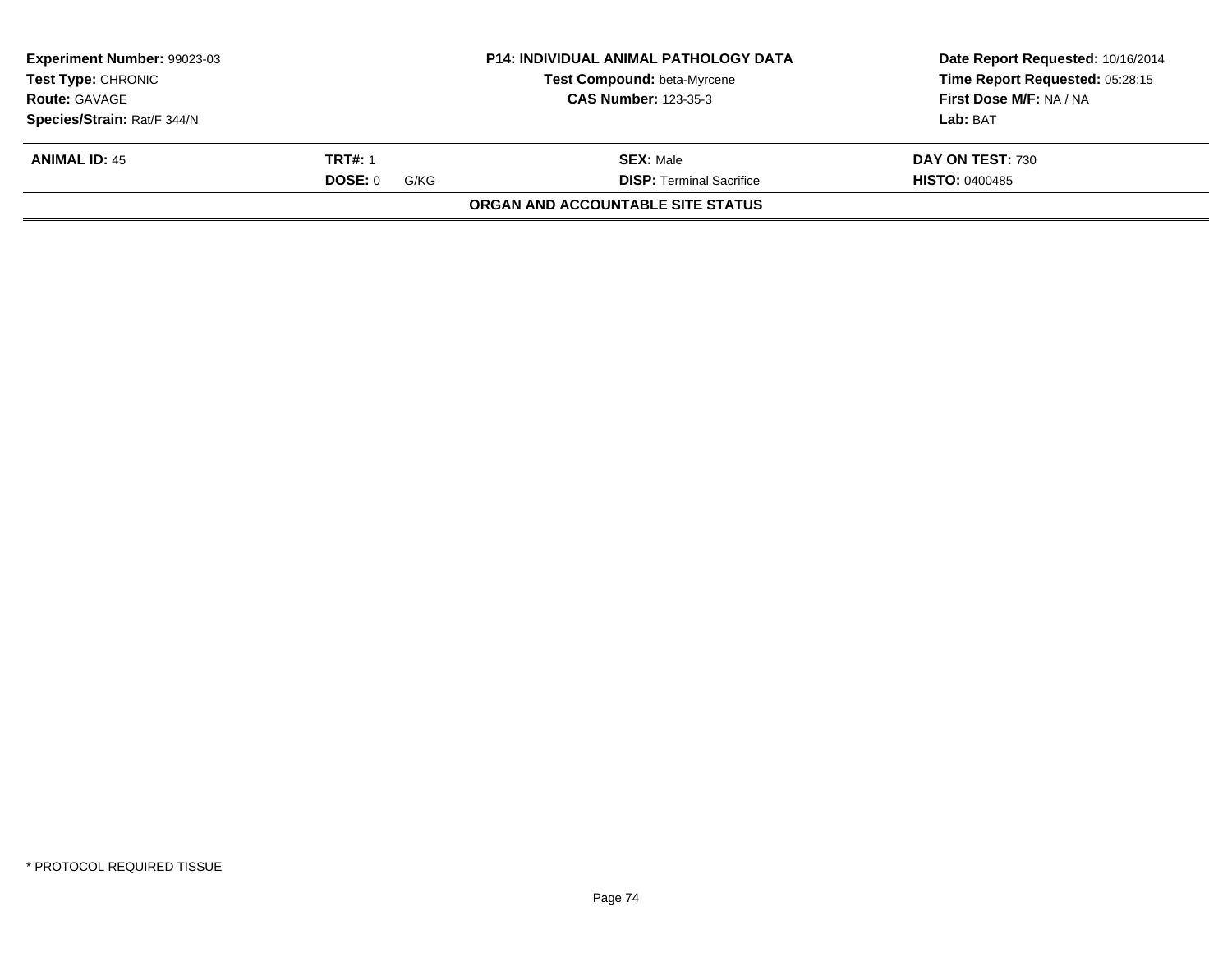| Experiment Number: 99023-03 | P14: INDIVIDUAL ANIMAL PATHOLOGY DATA | Date Report Requested: 10/16/2014 |
|---|---|---|
| Test Type: CHRONIC | Test Compound: beta-Myrcene | Time Report Requested: 05:28:15 |
| Route: GAVAGE | CAS Number: 123-35-3 | First Dose M/F: NA / NA |
| Species/Strain: Rat/F 344/N | | Lab: BAT |

| ANIMAL ID: 45 | TRT#: 1 | SEX: Male | DAY ON TEST: 730 |
|---|---|---|---|
| | DOSE: 0 G/KG | DISP: Terminal Sacrifice | HISTO: 0400485 |

**ORGAN AND ACCOUNTABLE SITE STATUS**

* PROTOCOL REQUIRED TISSUE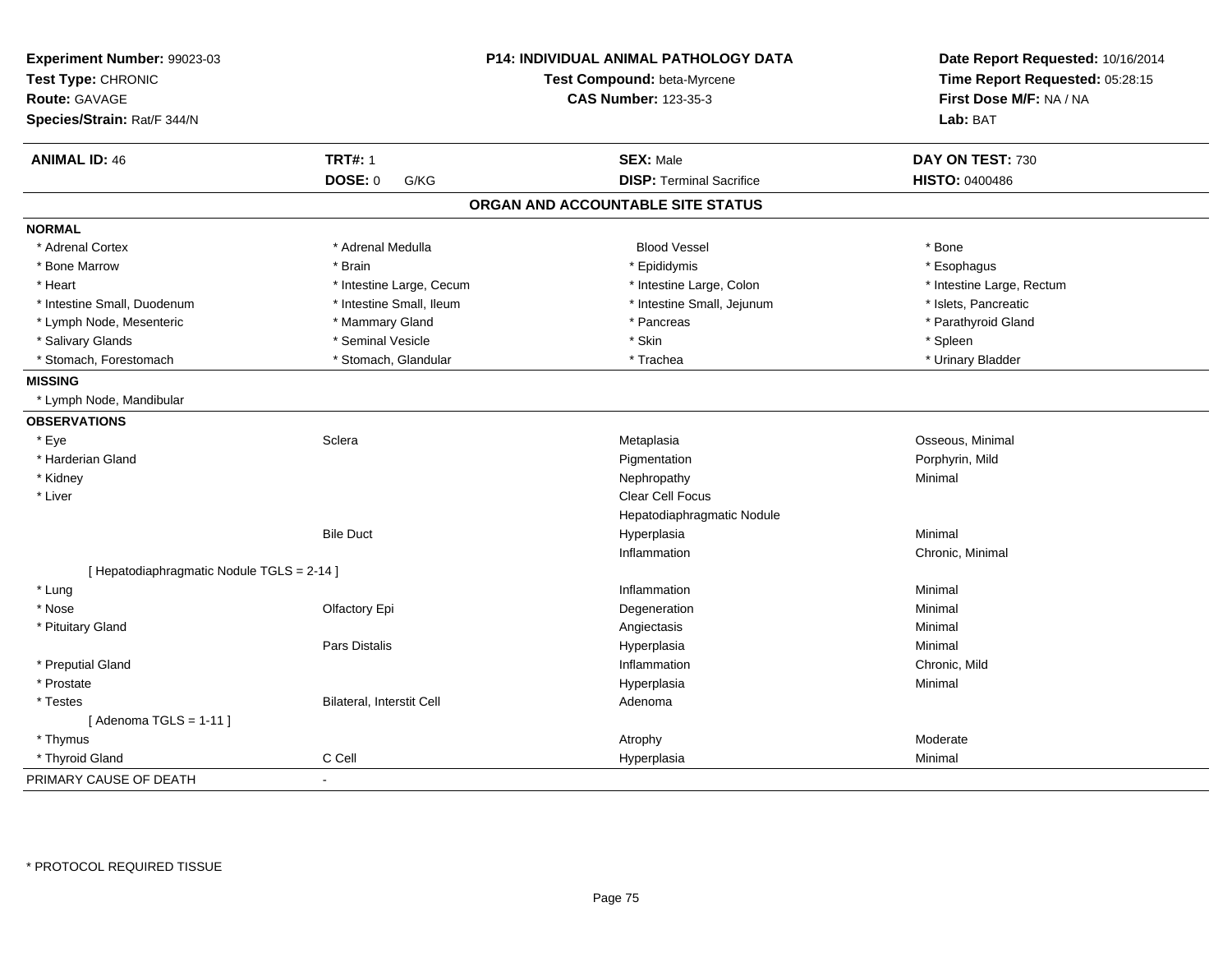**Experiment Number:** 99023-03
**Test Type:** CHRONIC
**Route:** GAVAGE
**Species/Strain:** Rat/F 344/N

**P14: INDIVIDUAL ANIMAL PATHOLOGY DATA**
**Test Compound:** beta-Myrcene
**CAS Number:** 123-35-3

**Date Report Requested:** 10/16/2014
**Time Report Requested:** 05:28:15
**First Dose M/F:** NA / NA
**Lab:** BAT

| **ANIMAL ID:** 46 | **TRT#:** 1 | **SEX:** Male | **DAY ON TEST:** 730 |
|---|---|---|---|
| | **DOSE:** 0 G/KG | **DISP:** Terminal Sacrifice | **HISTO:** 0400486 |

## ORGAN AND ACCOUNTABLE SITE STATUS

**NORMAL**

| | | | |
|---|---|---|---|
| * Adrenal Cortex | * Adrenal Medulla | Blood Vessel | * Bone |
| * Bone Marrow | * Brain | * Epididymis | * Esophagus |
| * Heart | * Intestine Large, Cecum | * Intestine Large, Colon | * Intestine Large, Rectum |
| * Intestine Small, Duodenum | * Intestine Small, Ileum | * Intestine Small, Jejunum | * Islets, Pancreatic |
| * Lymph Node, Mesenteric | * Mammary Gland | * Pancreas | * Parathyroid Gland |
| * Salivary Glands | * Seminal Vesicle | * Skin | * Spleen |
| * Stomach, Forestomach | * Stomach, Glandular | * Trachea | * Urinary Bladder |

**MISSING**

* Lymph Node, Mandibular

**OBSERVATIONS**

| | | | |
|---|---|---|---|
| * Eye | Sclera | Metaplasia | Osseous, Minimal |
| * Harderian Gland | | Pigmentation | Porphyrin, Mild |
| * Kidney | | Nephropathy | Minimal |
| * Liver | | Clear Cell Focus | |
| | | Hepatodiaphragmatic Nodule | |
| | Bile Duct | Hyperplasia | Minimal |
| | | Inflammation | Chronic, Minimal |
| [ Hepatodiaphragmatic Nodule TGLS = 2-14 ] | | | |
| * Lung | | Inflammation | Minimal |
| * Nose | Olfactory Epi | Degeneration | Minimal |
| * Pituitary Gland | | Angiectasis | Minimal |
| | Pars Distalis | Hyperplasia | Minimal |
| * Preputial Gland | | Inflammation | Chronic, Mild |
| * Prostate | | Hyperplasia | Minimal |
| * Testes | Bilateral, Interstit Cell | Adenoma | |
| [ Adenoma TGLS = 1-11 ] | | | |
| * Thymus | | Atrophy | Moderate |
| * Thyroid Gland | C Cell | Hyperplasia | Minimal |

PRIMARY CAUSE OF DEATH -

* PROTOCOL REQUIRED TISSUE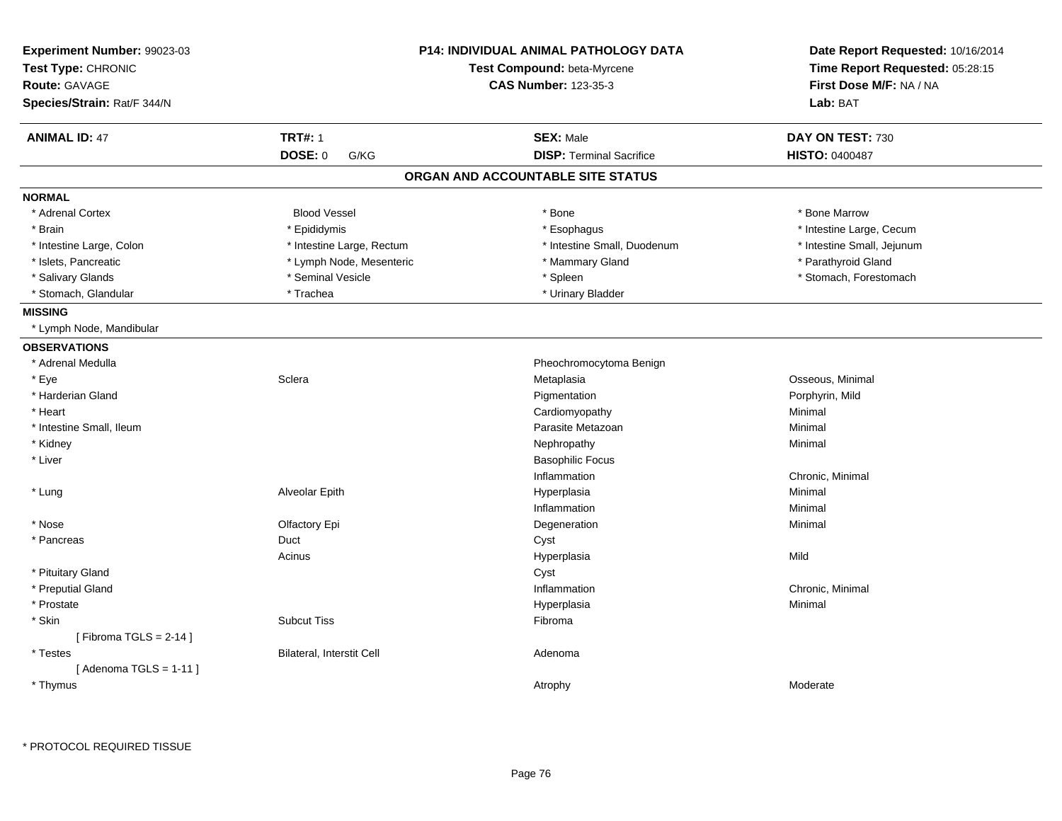**Experiment Number:** 99023-03
**Test Type:** CHRONIC
**Route:** GAVAGE
**Species/Strain:** Rat/F 344/N

**P14: INDIVIDUAL ANIMAL PATHOLOGY DATA**
**Test Compound:** beta-Myrcene
**CAS Number:** 123-35-3

**Date Report Requested:** 10/16/2014
**Time Report Requested:** 05:28:15
**First Dose M/F:** NA / NA
**Lab:** BAT

| **ANIMAL ID:** 47 | **TRT#:** 1 | **SEX:** Male | **DAY ON TEST:** 730 |
|---|---|---|---|
| | **DOSE:** 0 G/KG | **DISP:** Terminal Sacrifice | **HISTO:** 0400487 |

## ORGAN AND ACCOUNTABLE SITE STATUS

**NORMAL**

| | | | |
|---|---|---|---|
| * Adrenal Cortex | Blood Vessel | * Bone | * Bone Marrow |
| * Brain | * Epididymis | * Esophagus | * Intestine Large, Cecum |
| * Intestine Large, Colon | * Intestine Large, Rectum | * Intestine Small, Duodenum | * Intestine Small, Jejunum |
| * Islets, Pancreatic | * Lymph Node, Mesenteric | * Mammary Gland | * Parathyroid Gland |
| * Salivary Glands | * Seminal Vesicle | * Spleen | * Stomach, Forestomach |
| * Stomach, Glandular | * Trachea | * Urinary Bladder | |

**MISSING**

* Lymph Node, Mandibular

**OBSERVATIONS**

| | | | |
|---|---|---|---|
| * Adrenal Medulla | | Pheochromocytoma Benign | |
| * Eye | Sclera | Metaplasia | Osseous, Minimal |
| * Harderian Gland | | Pigmentation | Porphyrin, Mild |
| * Heart | | Cardiomyopathy | Minimal |
| * Intestine Small, Ileum | | Parasite Metazoan | Minimal |
| * Kidney | | Nephropathy | Minimal |
| * Liver | | Basophilic Focus | |
| | | Inflammation | Chronic, Minimal |
| * Lung | Alveolar Epith | Hyperplasia | Minimal |
| | | Inflammation | Minimal |
| * Nose | Olfactory Epi | Degeneration | Minimal |
| * Pancreas | Duct | Cyst | |
| | Acinus | Hyperplasia | Mild |
| * Pituitary Gland | | Cyst | |
| * Preputial Gland | | Inflammation | Chronic, Minimal |
| * Prostate | | Hyperplasia | Minimal |
| * Skin | Subcut Tiss | Fibroma | |
| [ Fibroma TGLS = 2-14 ] | | | |
| * Testes | Bilateral, Interstit Cell | Adenoma | |
| [ Adenoma TGLS = 1-11 ] | | | |
| * Thymus | | Atrophy | Moderate |

* PROTOCOL REQUIRED TISSUE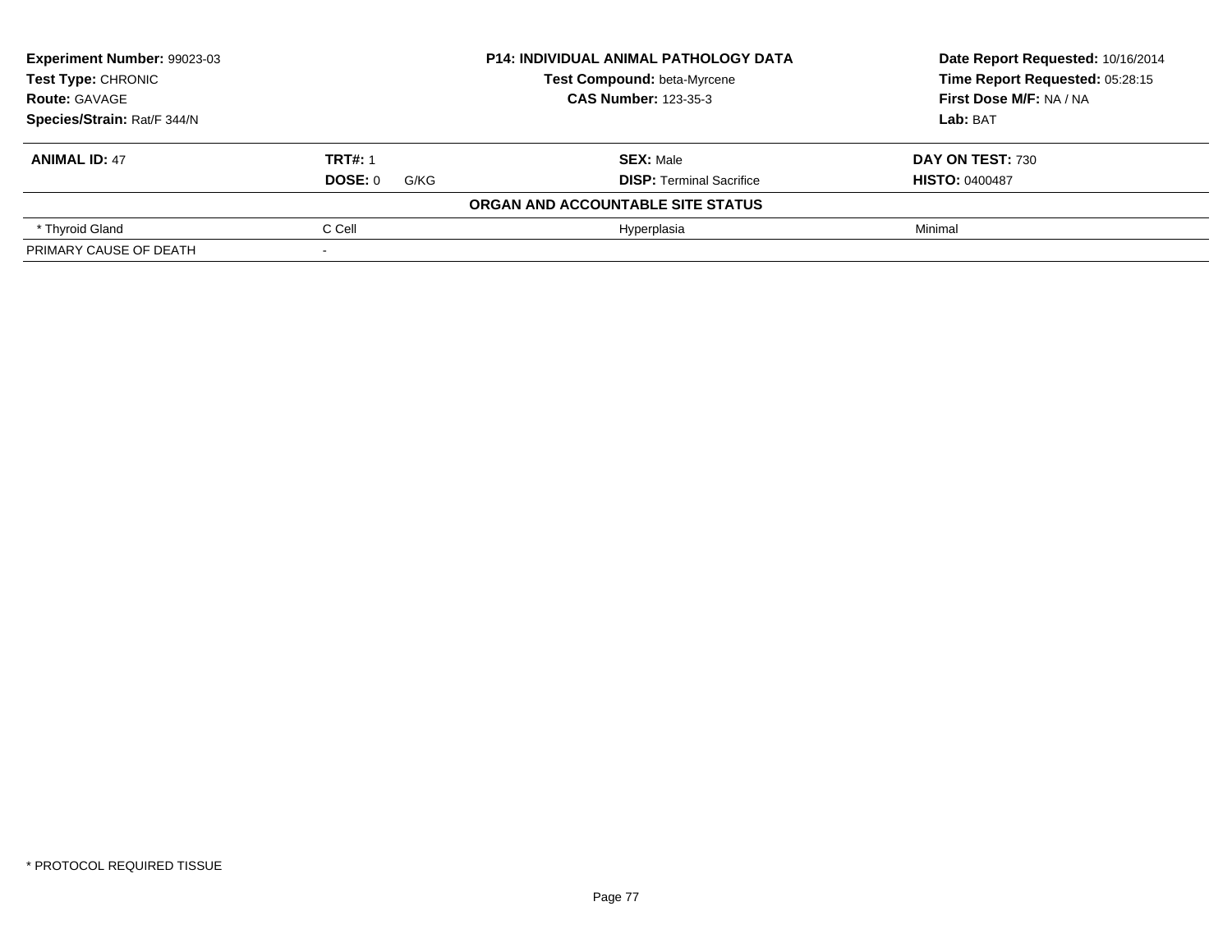**Experiment Number:** 99023-03
**Test Type:** CHRONIC
**Route:** GAVAGE
**Species/Strain:** Rat/F 344/N

**P14: INDIVIDUAL ANIMAL PATHOLOGY DATA**
**Test Compound:** beta-Myrcene
**CAS Number:** 123-35-3

**Date Report Requested:** 10/16/2014
**Time Report Requested:** 05:28:15
**First Dose M/F:** NA / NA
**Lab:** BAT

| **ANIMAL ID:** 47 | **TRT#:** 1 | **SEX:** Male | **DAY ON TEST:** 730 |
|---|---|---|---|
| | **DOSE:** 0 G/KG | **DISP:** Terminal Sacrifice | **HISTO:** 0400487 |
| | | **ORGAN AND ACCOUNTABLE SITE STATUS** | |
| * Thyroid Gland | C Cell | Hyperplasia | Minimal |
| PRIMARY CAUSE OF DEATH | - | | |

* PROTOCOL REQUIRED TISSUE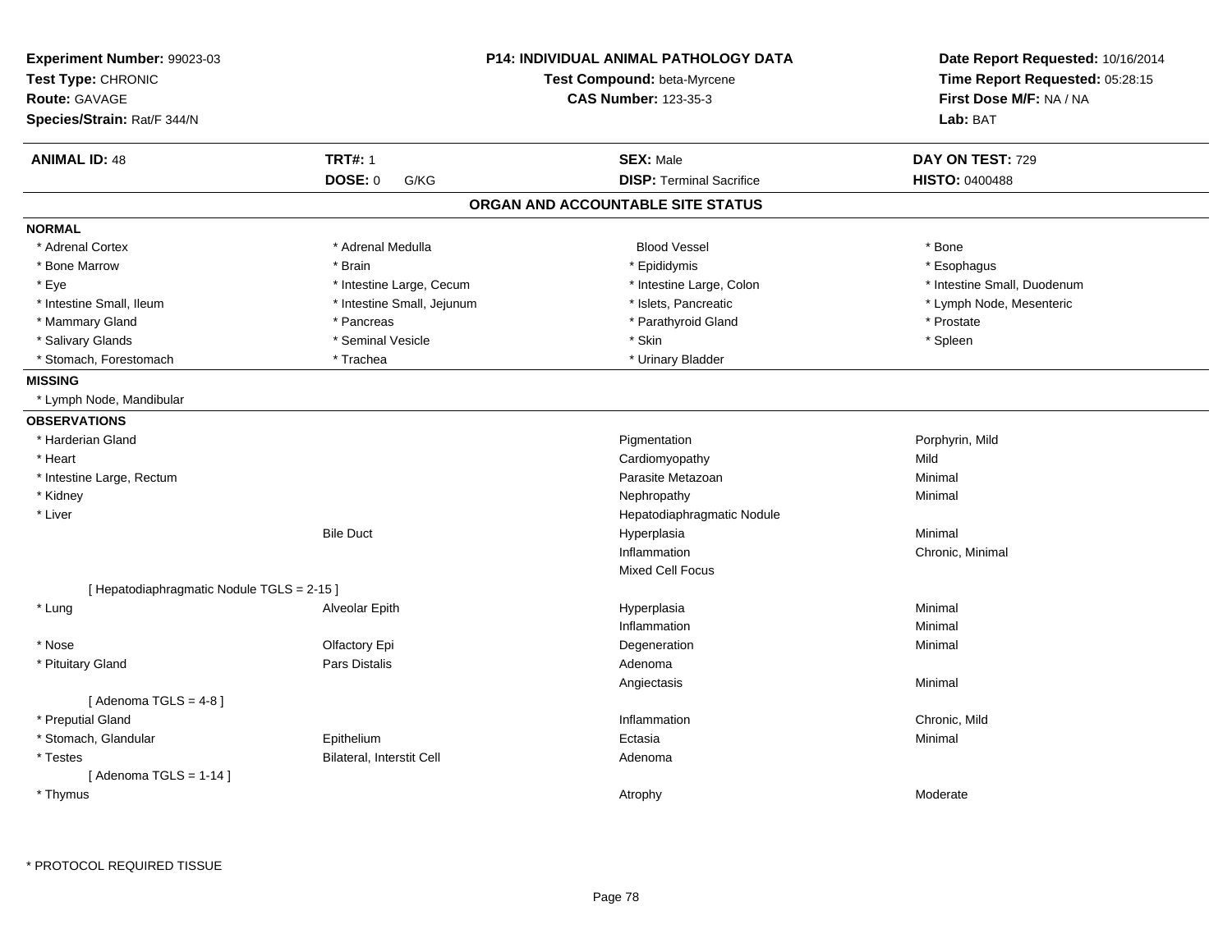**Experiment Number:** 99023-03
**Test Type:** CHRONIC
**Route:** GAVAGE
**Species/Strain:** Rat/F 344/N

**P14: INDIVIDUAL ANIMAL PATHOLOGY DATA**
**Test Compound:** beta-Myrcene
**CAS Number:** 123-35-3

**Date Report Requested:** 10/16/2014
**Time Report Requested:** 05:28:15
**First Dose M/F:** NA / NA
**Lab:** BAT

| **ANIMAL ID:** 48 | **TRT#:** 1 | **SEX:** Male | **DAY ON TEST:** 729 |
|---|---|---|---|
| | **DOSE:** 0 G/KG | **DISP:** Terminal Sacrifice | **HISTO:** 0400488 |

## ORGAN AND ACCOUNTABLE SITE STATUS

**NORMAL**

| | | | |
|---|---|---|---|
| * Adrenal Cortex | * Adrenal Medulla | Blood Vessel | * Bone |
| * Bone Marrow | * Brain | * Epididymis | * Esophagus |
| * Eye | * Intestine Large, Cecum | * Intestine Large, Colon | * Intestine Small, Duodenum |
| * Intestine Small, Ileum | * Intestine Small, Jejunum | * Islets, Pancreatic | * Lymph Node, Mesenteric |
| * Mammary Gland | * Pancreas | * Parathyroid Gland | * Prostate |
| * Salivary Glands | * Seminal Vesicle | * Skin | * Spleen |
| * Stomach, Forestomach | * Trachea | * Urinary Bladder | |

**MISSING**

* Lymph Node, Mandibular

**OBSERVATIONS**

| | | | |
|---|---|---|---|
| * Harderian Gland | | Pigmentation | Porphyrin, Mild |
| * Heart | | Cardiomyopathy | Mild |
| * Intestine Large, Rectum | | Parasite Metazoan | Minimal |
| * Kidney | | Nephropathy | Minimal |
| * Liver | | Hepatodiaphragmatic Nodule | |
| | Bile Duct | Hyperplasia | Minimal |
| | | Inflammation | Chronic, Minimal |
| | | Mixed Cell Focus | |
| [ Hepatodiaphragmatic Nodule TGLS = 2-15 ] | | | |
| * Lung | Alveolar Epith | Hyperplasia | Minimal |
| | | Inflammation | Minimal |
| * Nose | Olfactory Epi | Degeneration | Minimal |
| * Pituitary Gland | Pars Distalis | Adenoma | |
| | | Angiectasis | Minimal |
| [ Adenoma TGLS = 4-8 ] | | | |
| * Preputial Gland | | Inflammation | Chronic, Mild |
| * Stomach, Glandular | Epithelium | Ectasia | Minimal |
| * Testes | Bilateral, Interstit Cell | Adenoma | |
| [ Adenoma TGLS = 1-14 ] | | | |
| * Thymus | | Atrophy | Moderate |

* PROTOCOL REQUIRED TISSUE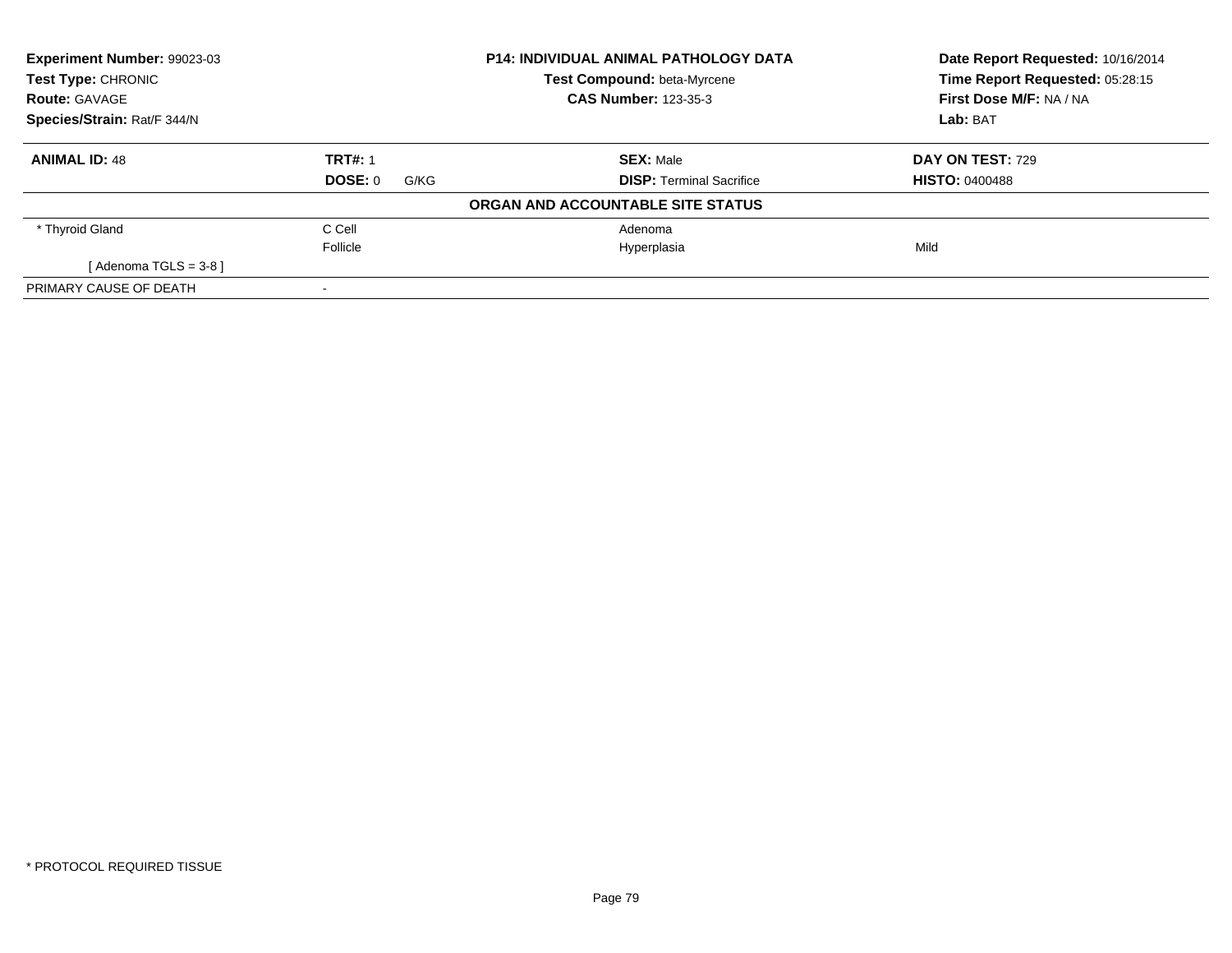| **Experiment Number:** 99023-03 | **P14: INDIVIDUAL ANIMAL PATHOLOGY DATA** | **Date Report Requested:** 10/16/2014 |
|---|---|---|
| **Test Type:** CHRONIC | **Test Compound:** beta-Myrcene | **Time Report Requested:** 05:28:15 |
| **Route:** GAVAGE | **CAS Number:** 123-35-3 | **First Dose M/F:** NA / NA |
| **Species/Strain:** Rat/F 344/N | | **Lab:** BAT |

| **ANIMAL ID:** 48 | **TRT#:** 1 | **SEX:** Male | **DAY ON TEST:** 729 |
|---|---|---|---|
| | **DOSE:** 0 G/KG | **DISP:** Terminal Sacrifice | **HISTO:** 0400488 |

**ORGAN AND ACCOUNTABLE SITE STATUS**

| | | | |
|---|---|---|---|
| * Thyroid Gland | C Cell | Adenoma | |
| | Follicle | Hyperplasia | Mild |
| [ Adenoma TGLS = 3-8 ] | | | |
| PRIMARY CAUSE OF DEATH | - | | |

* PROTOCOL REQUIRED TISSUE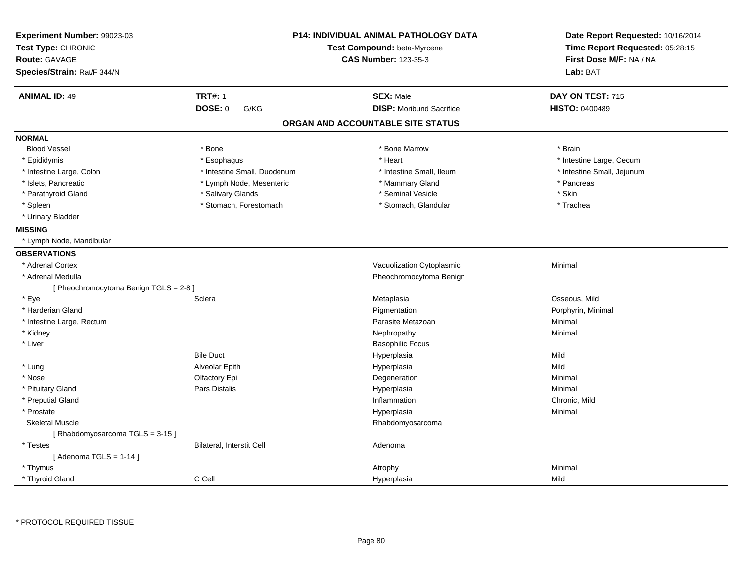**Experiment Number:** 99023-03
**Test Type:** CHRONIC
**Route:** GAVAGE
**Species/Strain:** Rat/F 344/N

**P14: INDIVIDUAL ANIMAL PATHOLOGY DATA**
**Test Compound:** beta-Myrcene
**CAS Number:** 123-35-3

**Date Report Requested:** 10/16/2014
**Time Report Requested:** 05:28:15
**First Dose M/F:** NA / NA
**Lab:** BAT

| **ANIMAL ID:** 49 | **TRT#:** 1 | **SEX:** Male | **DAY ON TEST:** 715 |
|---|---|---|---|
| | **DOSE:** 0 G/KG | **DISP:** Moribund Sacrifice | **HISTO:** 0400489 |

## ORGAN AND ACCOUNTABLE SITE STATUS

**NORMAL**

| | | | |
|---|---|---|---|
| Blood Vessel | * Bone | * Bone Marrow | * Brain |
| * Epididymis | * Esophagus | * Heart | * Intestine Large, Cecum |
| * Intestine Large, Colon | * Intestine Small, Duodenum | * Intestine Small, Ileum | * Intestine Small, Jejunum |
| * Islets, Pancreatic | * Lymph Node, Mesenteric | * Mammary Gland | * Pancreas |
| * Parathyroid Gland | * Salivary Glands | * Seminal Vesicle | * Skin |
| * Spleen | * Stomach, Forestomach | * Stomach, Glandular | * Trachea |
| * Urinary Bladder | | | |

**MISSING**

* Lymph Node, Mandibular

**OBSERVATIONS**

| Organ | Site | Observation | Severity |
|---|---|---|---|
| * Adrenal Cortex | | Vacuolization Cytoplasmic | Minimal |
| * Adrenal Medulla | | Pheochromocytoma Benign | |
| [ Pheochromocytoma Benign TGLS = 2-8 ] | | | |
| * Eye | Sclera | Metaplasia | Osseous, Mild |
| * Harderian Gland | | Pigmentation | Porphyrin, Minimal |
| * Intestine Large, Rectum | | Parasite Metazoan | Minimal |
| * Kidney | | Nephropathy | Minimal |
| * Liver | | Basophilic Focus | |
| | Bile Duct | Hyperplasia | Mild |
| * Lung | Alveolar Epith | Hyperplasia | Mild |
| * Nose | Olfactory Epi | Degeneration | Minimal |
| * Pituitary Gland | Pars Distalis | Hyperplasia | Minimal |
| * Preputial Gland | | Inflammation | Chronic, Mild |
| * Prostate | | Hyperplasia | Minimal |
| Skeletal Muscle | | Rhabdomyosarcoma | |
| [ Rhabdomyosarcoma TGLS = 3-15 ] | | | |
| * Testes | Bilateral, Interstit Cell | Adenoma | |
| [ Adenoma TGLS = 1-14 ] | | | |
| * Thymus | | Atrophy | Minimal |
| * Thyroid Gland | C Cell | Hyperplasia | Mild |

* PROTOCOL REQUIRED TISSUE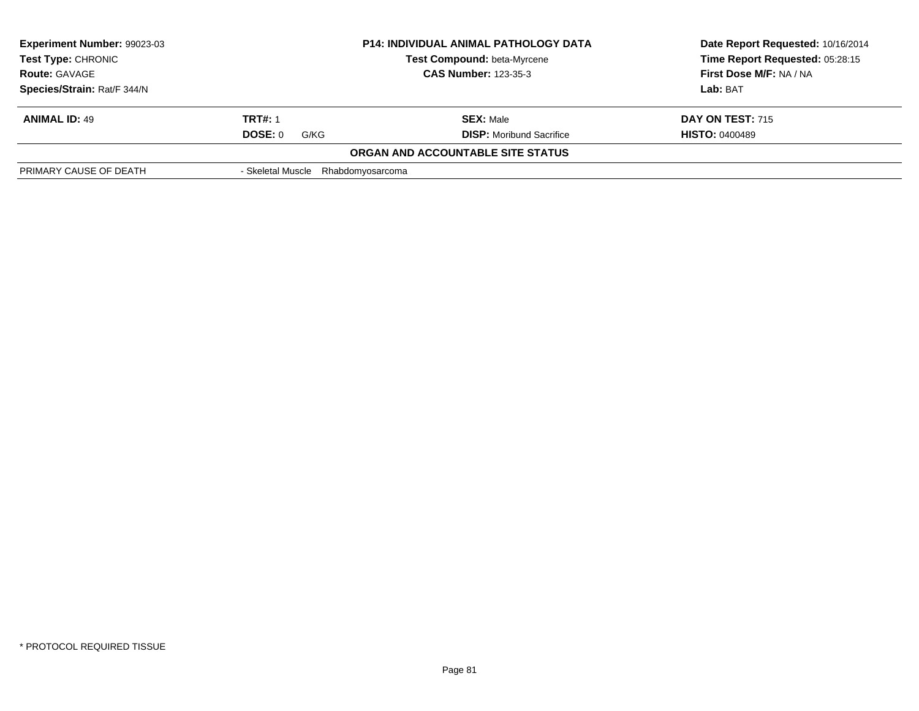| **Experiment Number:** 99023-03 | **P14: INDIVIDUAL ANIMAL PATHOLOGY DATA** | **Date Report Requested:** 10/16/2014 |
|---|---|---|
| **Test Type:** CHRONIC | **Test Compound:** beta-Myrcene | **Time Report Requested:** 05:28:15 |
| **Route:** GAVAGE | **CAS Number:** 123-35-3 | **First Dose M/F:** NA / NA |
| **Species/Strain:** Rat/F 344/N | | **Lab:** BAT |

| **ANIMAL ID:** 49 | **TRT#:** 1 | **SEX:** Male | **DAY ON TEST:** 715 |
|---|---|---|---|
| | **DOSE:** 0 G/KG | **DISP:** Moribund Sacrifice | **HISTO:** 0400489 |

**ORGAN AND ACCOUNTABLE SITE STATUS**

| | |
|---|---|
| PRIMARY CAUSE OF DEATH | - Skeletal Muscle Rhabdomyosarcoma |

\* PROTOCOL REQUIRED TISSUE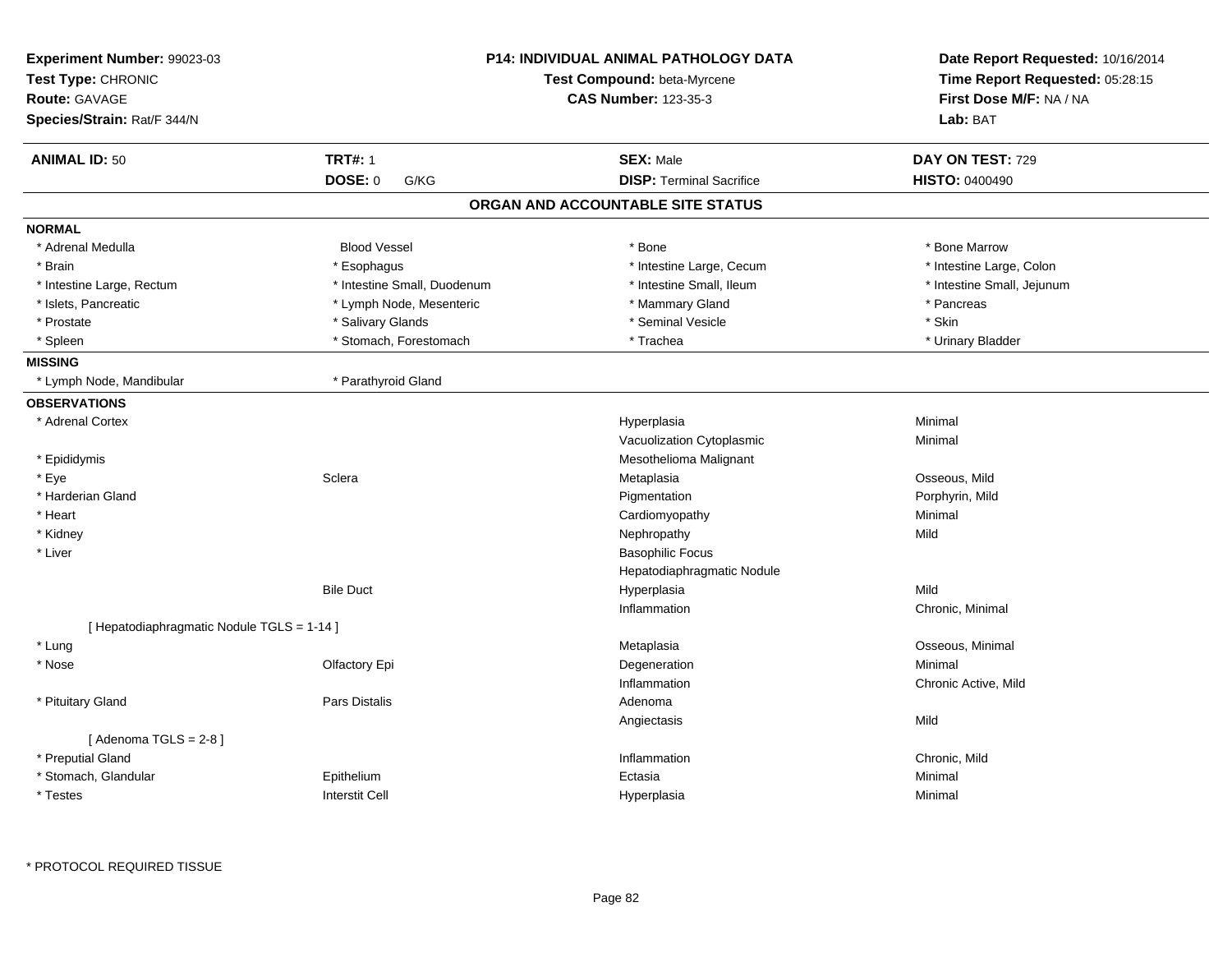**Experiment Number:** 99023-03
**Test Type:** CHRONIC
**Route:** GAVAGE
**Species/Strain:** Rat/F 344/N

**P14: INDIVIDUAL ANIMAL PATHOLOGY DATA**
**Test Compound:** beta-Myrcene
**CAS Number:** 123-35-3

**Date Report Requested:** 10/16/2014
**Time Report Requested:** 05:28:15
**First Dose M/F:** NA / NA
**Lab:** BAT

| **ANIMAL ID:** 50 | **TRT#:** 1 | **SEX:** Male | **DAY ON TEST:** 729 |
|---|---|---|---|
| | **DOSE:** 0 G/KG | **DISP:** Terminal Sacrifice | **HISTO:** 0400490 |

## ORGAN AND ACCOUNTABLE SITE STATUS

**NORMAL**

| | | | |
|---|---|---|---|
| * Adrenal Medulla | Blood Vessel | * Bone | * Bone Marrow |
| * Brain | * Esophagus | * Intestine Large, Cecum | * Intestine Large, Colon |
| * Intestine Large, Rectum | * Intestine Small, Duodenum | * Intestine Small, Ileum | * Intestine Small, Jejunum |
| * Islets, Pancreatic | * Lymph Node, Mesenteric | * Mammary Gland | * Pancreas |
| * Prostate | * Salivary Glands | * Seminal Vesicle | * Skin |
| * Spleen | * Stomach, Forestomach | * Trachea | * Urinary Bladder |

**MISSING**

| | |
|---|---|
| * Lymph Node, Mandibular | * Parathyroid Gland |

**OBSERVATIONS**

| Organ | Site | Observation | Severity |
|---|---|---|---|
| * Adrenal Cortex | | Hyperplasia | Minimal |
| | | Vacuolization Cytoplasmic | Minimal |
| * Epididymis | | Mesothelioma Malignant | |
| * Eye | Sclera | Metaplasia | Osseous, Mild |
| * Harderian Gland | | Pigmentation | Porphyrin, Mild |
| * Heart | | Cardiomyopathy | Minimal |
| * Kidney | | Nephropathy | Mild |
| * Liver | | Basophilic Focus | |
| | | Hepatodiaphragmatic Nodule | |
| | Bile Duct | Hyperplasia | Mild |
| | | Inflammation | Chronic, Minimal |
| [ Hepatodiaphragmatic Nodule TGLS = 1-14 ] | | | |
| * Lung | | Metaplasia | Osseous, Minimal |
| * Nose | Olfactory Epi | Degeneration | Minimal |
| | | Inflammation | Chronic Active, Mild |
| * Pituitary Gland | Pars Distalis | Adenoma | |
| | | Angiectasis | Mild |
| [ Adenoma TGLS = 2-8 ] | | | |
| * Preputial Gland | | Inflammation | Chronic, Mild |
| * Stomach, Glandular | Epithelium | Ectasia | Minimal |
| * Testes | Interstit Cell | Hyperplasia | Minimal |

* PROTOCOL REQUIRED TISSUE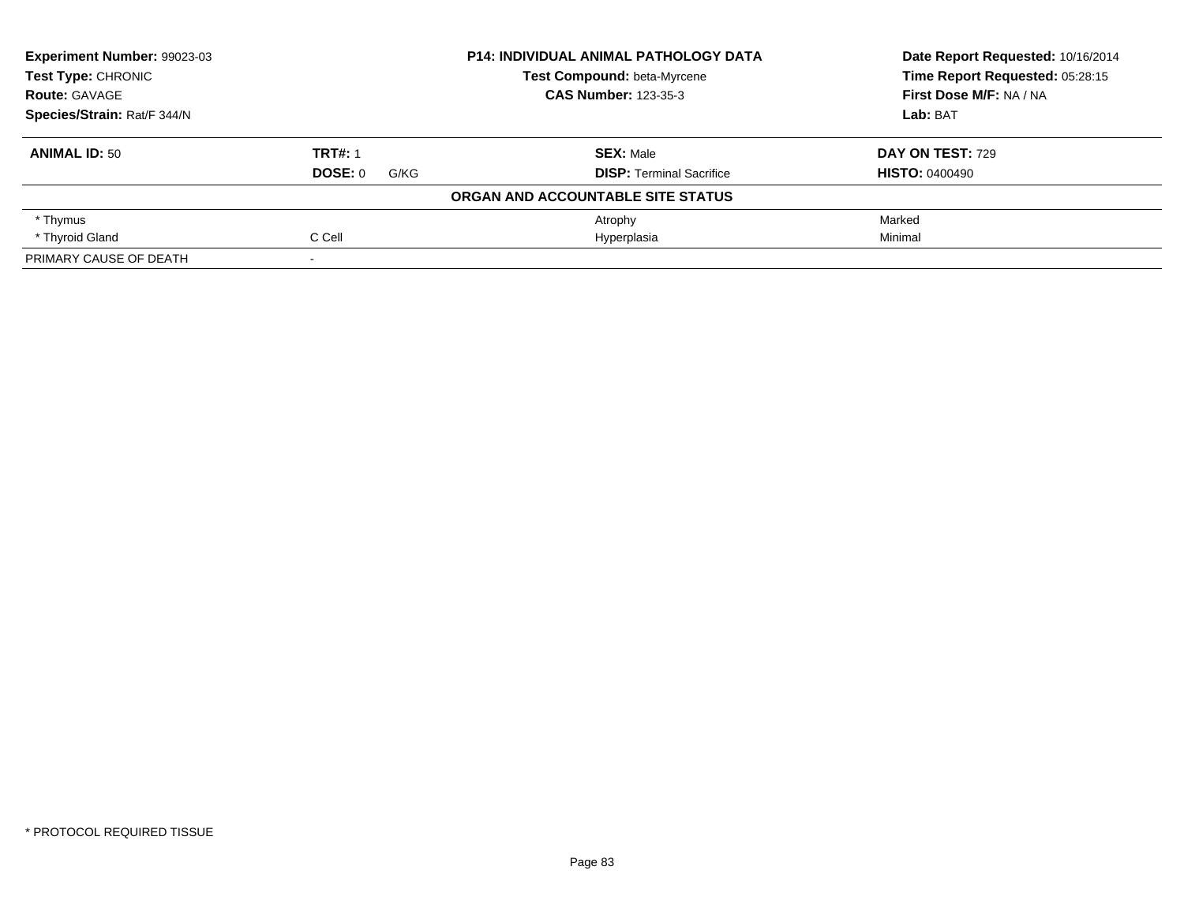**Experiment Number:** 99023-03
**Test Type:** CHRONIC
**Route:** GAVAGE
**Species/Strain:** Rat/F 344/N

**P14: INDIVIDUAL ANIMAL PATHOLOGY DATA**
**Test Compound:** beta-Myrcene
**CAS Number:** 123-35-3

**Date Report Requested:** 10/16/2014
**Time Report Requested:** 05:28:15
**First Dose M/F:** NA / NA
**Lab:** BAT

| **ANIMAL ID:** 50 | **TRT#:** 1 | **SEX:** Male | **DAY ON TEST:** 729 |
|---|---|---|---|
| | **DOSE:** 0 G/KG | **DISP:** Terminal Sacrifice | **HISTO:** 0400490 |

**ORGAN AND ACCOUNTABLE SITE STATUS**

| | | | |
|---|---|---|---|
| * Thymus | | Atrophy | Marked |
| * Thyroid Gland | C Cell | Hyperplasia | Minimal |
| PRIMARY CAUSE OF DEATH | - | | |

* PROTOCOL REQUIRED TISSUE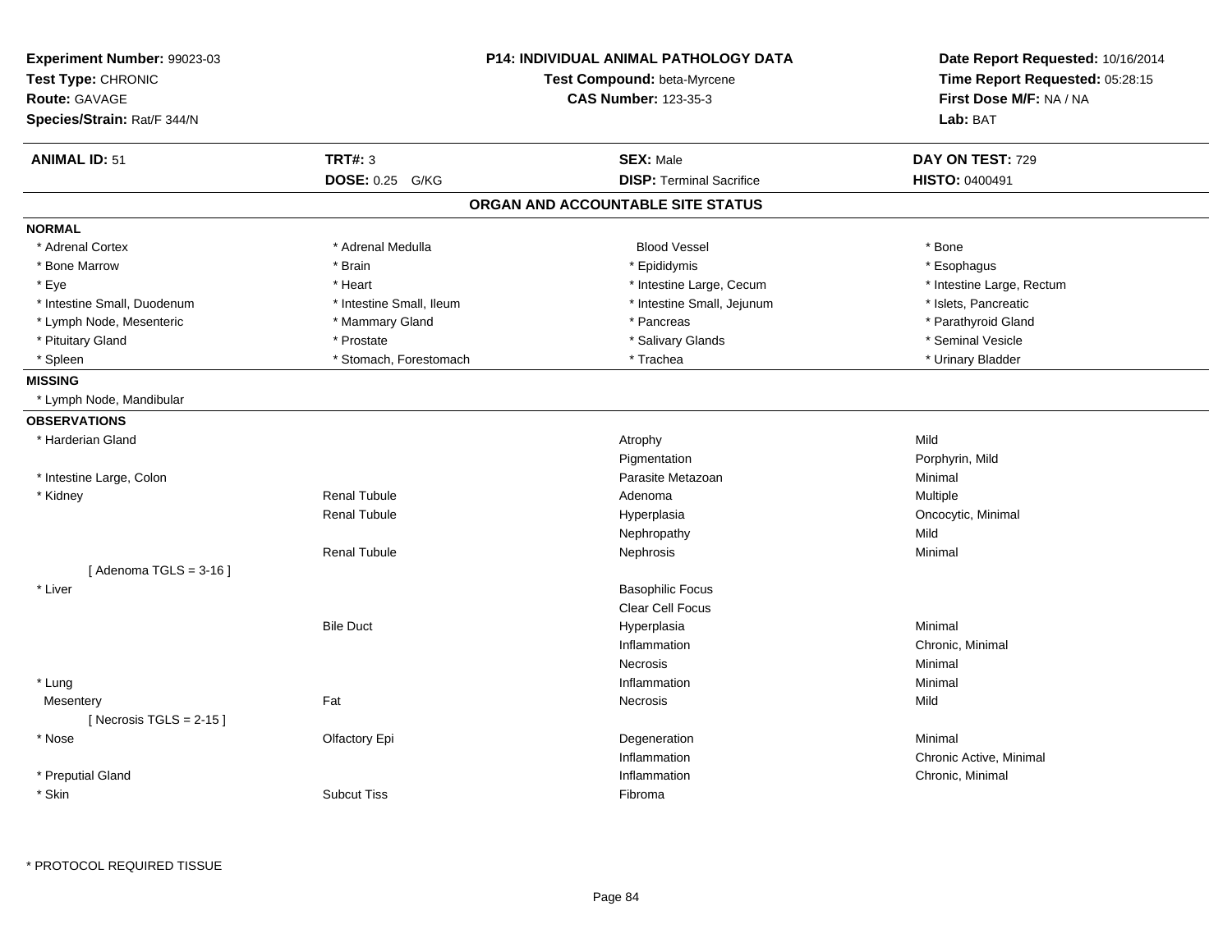**Experiment Number:** 99023-03
**Test Type:** CHRONIC
**Route:** GAVAGE
**Species/Strain:** Rat/F 344/N

**P14: INDIVIDUAL ANIMAL PATHOLOGY DATA**
**Test Compound:** beta-Myrcene
**CAS Number:** 123-35-3

**Date Report Requested:** 10/16/2014
**Time Report Requested:** 05:28:15
**First Dose M/F:** NA / NA
**Lab:** BAT

| **ANIMAL ID:** 51 | **TRT#:** 3 | **SEX:** Male | **DAY ON TEST:** 729 |
|---|---|---|---|
| | **DOSE:** 0.25 G/KG | **DISP:** Terminal Sacrifice | **HISTO:** 0400491 |

## ORGAN AND ACCOUNTABLE SITE STATUS

**NORMAL**

| | | | |
|---|---|---|---|
| * Adrenal Cortex | * Adrenal Medulla | Blood Vessel | * Bone |
| * Bone Marrow | * Brain | * Epididymis | * Esophagus |
| * Eye | * Heart | * Intestine Large, Cecum | * Intestine Large, Rectum |
| * Intestine Small, Duodenum | * Intestine Small, Ileum | * Intestine Small, Jejunum | * Islets, Pancreatic |
| * Lymph Node, Mesenteric | * Mammary Gland | * Pancreas | * Parathyroid Gland |
| * Pituitary Gland | * Prostate | * Salivary Glands | * Seminal Vesicle |
| * Spleen | * Stomach, Forestomach | * Trachea | * Urinary Bladder |

**MISSING**

* Lymph Node, Mandibular

**OBSERVATIONS**

| | | | |
|---|---|---|---|
| * Harderian Gland | | Atrophy | Mild |
| | | Pigmentation | Porphyrin, Mild |
| * Intestine Large, Colon | | Parasite Metazoan | Minimal |
| * Kidney | Renal Tubule | Adenoma | Multiple |
| | Renal Tubule | Hyperplasia | Oncocytic, Minimal |
| | | Nephropathy | Mild |
| | Renal Tubule | Nephrosis | Minimal |
| [ Adenoma TGLS = 3-16 ] | | | |
| * Liver | | Basophilic Focus | |
| | | Clear Cell Focus | |
| | Bile Duct | Hyperplasia | Minimal |
| | | Inflammation | Chronic, Minimal |
| | | Necrosis | Minimal |
| * Lung | | Inflammation | Minimal |
| Mesentery | Fat | Necrosis | Mild |
| [ Necrosis TGLS = 2-15 ] | | | |
| * Nose | Olfactory Epi | Degeneration | Minimal |
| | | Inflammation | Chronic Active, Minimal |
| * Preputial Gland | | Inflammation | Chronic, Minimal |
| * Skin | Subcut Tiss | Fibroma | |

* PROTOCOL REQUIRED TISSUE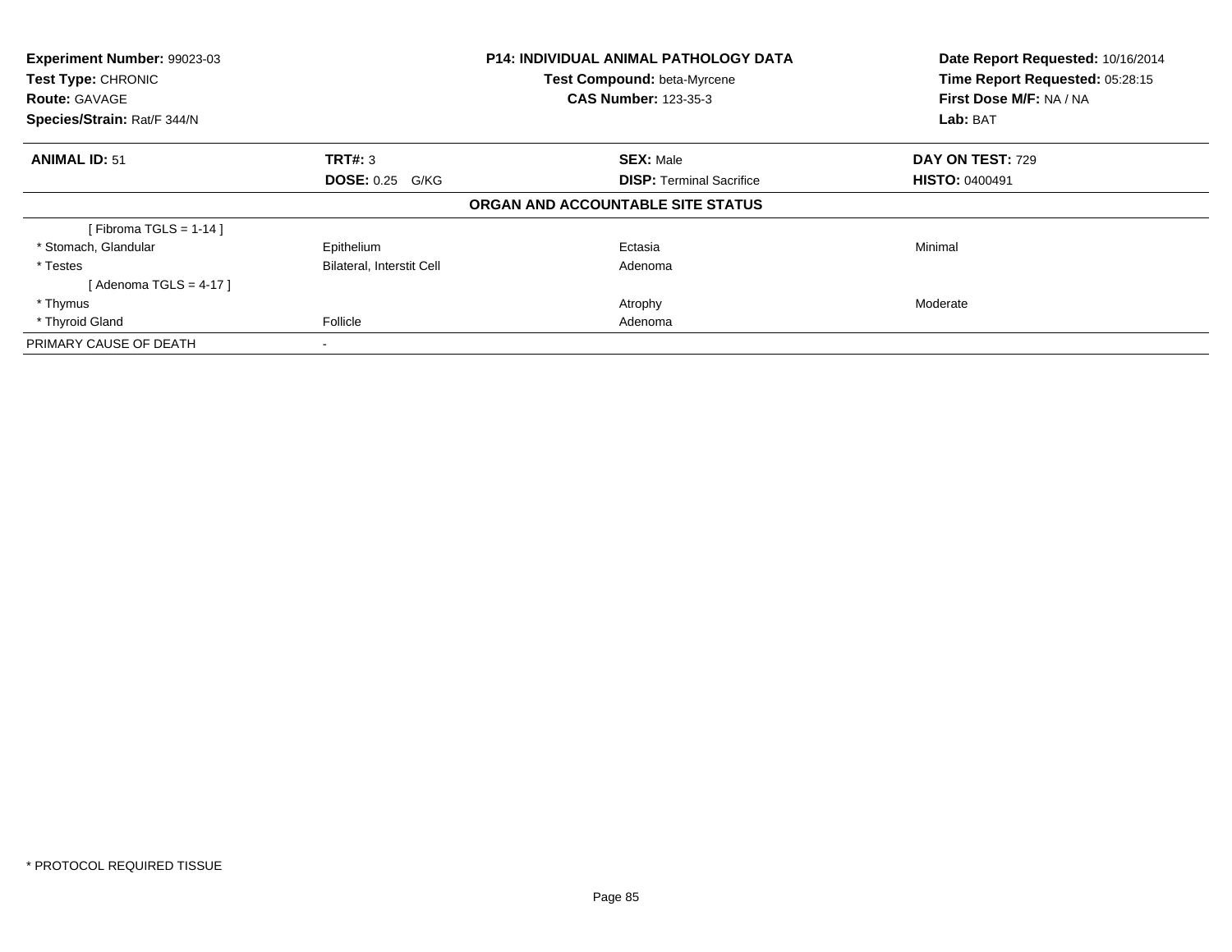**Experiment Number:** 99023-03
**Test Type:** CHRONIC
**Route:** GAVAGE
**Species/Strain:** Rat/F 344/N

**P14: INDIVIDUAL ANIMAL PATHOLOGY DATA**
**Test Compound:** beta-Myrcene
**CAS Number:** 123-35-3

**Date Report Requested:** 10/16/2014
**Time Report Requested:** 05:28:15
**First Dose M/F:** NA / NA
**Lab:** BAT

| **ANIMAL ID:** 51 | **TRT#:** 3 | **SEX:** Male | **DAY ON TEST:** 729 |
|---|---|---|---|
| | **DOSE:** 0.25 G/KG | **DISP:** Terminal Sacrifice | **HISTO:** 0400491 |

**ORGAN AND ACCOUNTABLE SITE STATUS**

| | | | |
|---|---|---|---|
| [ Fibroma TGLS = 1-14 ] | | | |
| * Stomach, Glandular | Epithelium | Ectasia | Minimal |
| * Testes | Bilateral, Interstit Cell | Adenoma | |
| [ Adenoma TGLS = 4-17 ] | | | |
| * Thymus | | Atrophy | Moderate |
| * Thyroid Gland | Follicle | Adenoma | |
| PRIMARY CAUSE OF DEATH | - | | |

* PROTOCOL REQUIRED TISSUE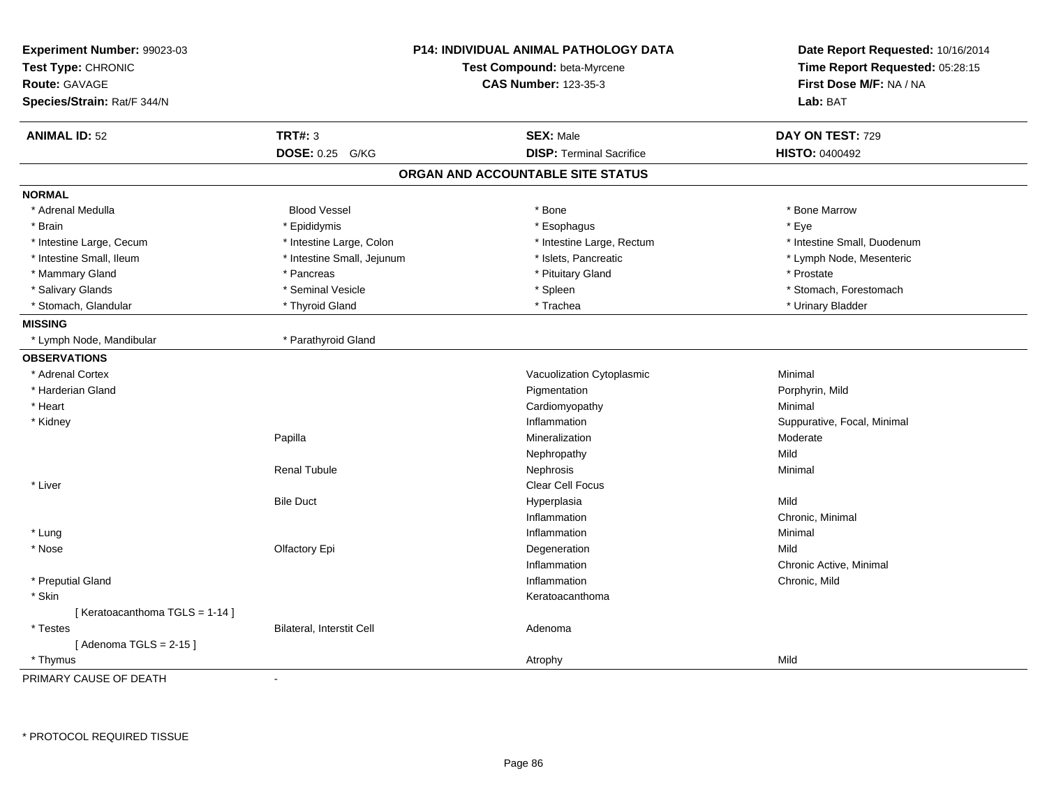**Experiment Number:** 99023-03
**Test Type:** CHRONIC
**Route:** GAVAGE
**Species/Strain:** Rat/F 344/N

**P14: INDIVIDUAL ANIMAL PATHOLOGY DATA**
**Test Compound:** beta-Myrcene
**CAS Number:** 123-35-3

**Date Report Requested:** 10/16/2014
**Time Report Requested:** 05:28:15
**First Dose M/F:** NA / NA
**Lab:** BAT

| **ANIMAL ID:** 52 | **TRT#:** 3 | **SEX:** Male | **DAY ON TEST:** 729 |
|---|---|---|---|
| | **DOSE:** 0.25 G/KG | **DISP:** Terminal Sacrifice | **HISTO:** 0400492 |

## ORGAN AND ACCOUNTABLE SITE STATUS

**NORMAL**

| | | | |
|---|---|---|---|
| * Adrenal Medulla | Blood Vessel | * Bone | * Bone Marrow |
| * Brain | * Epididymis | * Esophagus | * Eye |
| * Intestine Large, Cecum | * Intestine Large, Colon | * Intestine Large, Rectum | * Intestine Small, Duodenum |
| * Intestine Small, Ileum | * Intestine Small, Jejunum | * Islets, Pancreatic | * Lymph Node, Mesenteric |
| * Mammary Gland | * Pancreas | * Pituitary Gland | * Prostate |
| * Salivary Glands | * Seminal Vesicle | * Spleen | * Stomach, Forestomach |
| * Stomach, Glandular | * Thyroid Gland | * Trachea | * Urinary Bladder |

**MISSING**

| | |
|---|---|
| * Lymph Node, Mandibular | * Parathyroid Gland |

**OBSERVATIONS**

| | | | |
|---|---|---|---|
| * Adrenal Cortex | | Vacuolization Cytoplasmic | Minimal |
| * Harderian Gland | | Pigmentation | Porphyrin, Mild |
| * Heart | | Cardiomyopathy | Minimal |
| * Kidney | | Inflammation | Suppurative, Focal, Minimal |
| | Papilla | Mineralization | Moderate |
| | | Nephropathy | Mild |
| | Renal Tubule | Nephrosis | Minimal |
| * Liver | | Clear Cell Focus | |
| | Bile Duct | Hyperplasia | Mild |
| | | Inflammation | Chronic, Minimal |
| * Lung | | Inflammation | Minimal |
| * Nose | Olfactory Epi | Degeneration | Mild |
| | | Inflammation | Chronic Active, Minimal |
| * Preputial Gland | | Inflammation | Chronic, Mild |
| * Skin | | Keratoacanthoma | |
| [ Keratoacanthoma TGLS = 1-14 ] | | | |
| * Testes | Bilateral, Interstit Cell | Adenoma | |
| [ Adenoma TGLS = 2-15 ] | | | |
| * Thymus | | Atrophy | Mild |

PRIMARY CAUSE OF DEATH -

\* PROTOCOL REQUIRED TISSUE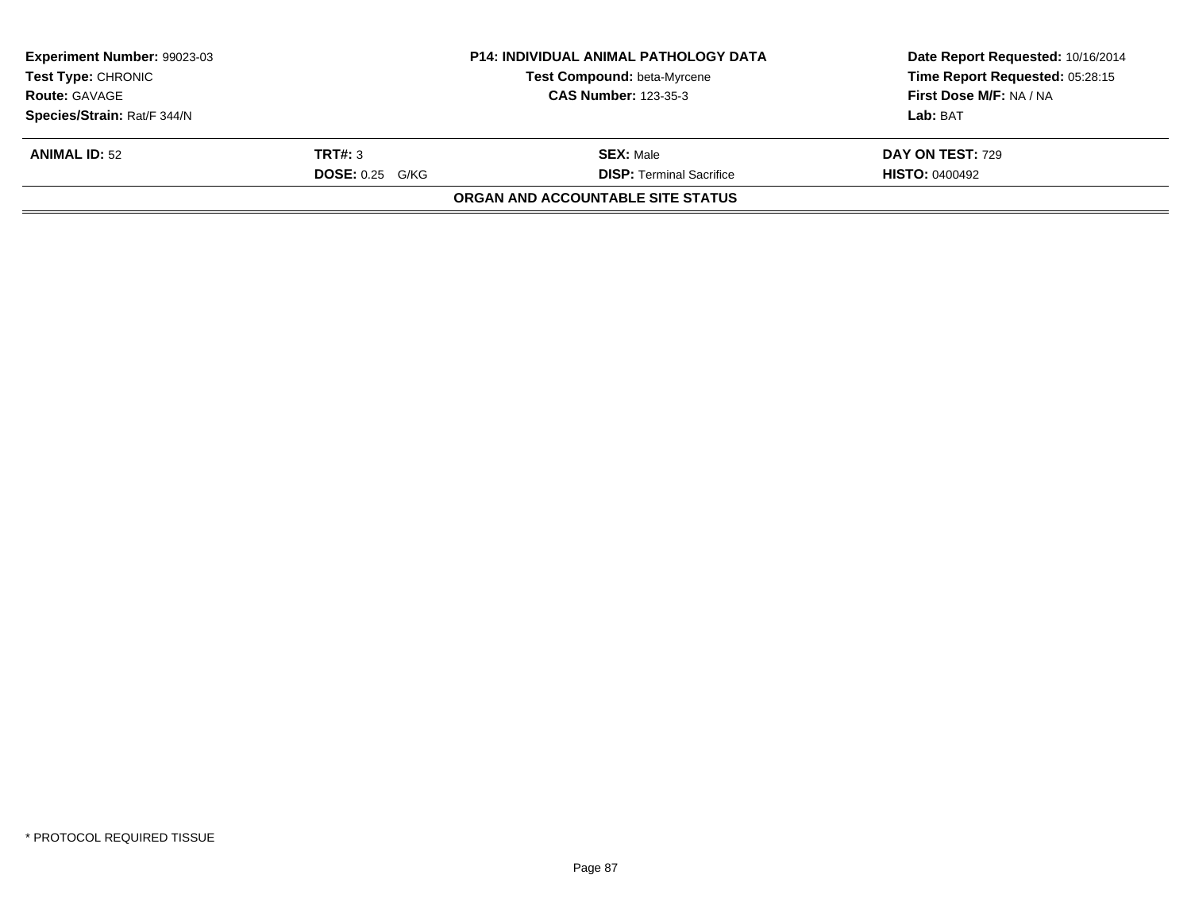| **Experiment Number:** 99023-03 | **P14: INDIVIDUAL ANIMAL PATHOLOGY DATA** | **Date Report Requested:** 10/16/2014 |
|---|---|---|
| **Test Type:** CHRONIC | **Test Compound:** beta-Myrcene | **Time Report Requested:** 05:28:15 |
| **Route:** GAVAGE | **CAS Number:** 123-35-3 | **First Dose M/F:** NA / NA |
| **Species/Strain:** Rat/F 344/N | | **Lab:** BAT |

| **ANIMAL ID:** 52 | **TRT#:** 3 | **SEX:** Male | **DAY ON TEST:** 729 |
|---|---|---|---|
| | **DOSE:** 0.25 G/KG | **DISP:** Terminal Sacrifice | **HISTO:** 0400492 |

**ORGAN AND ACCOUNTABLE SITE STATUS**

* PROTOCOL REQUIRED TISSUE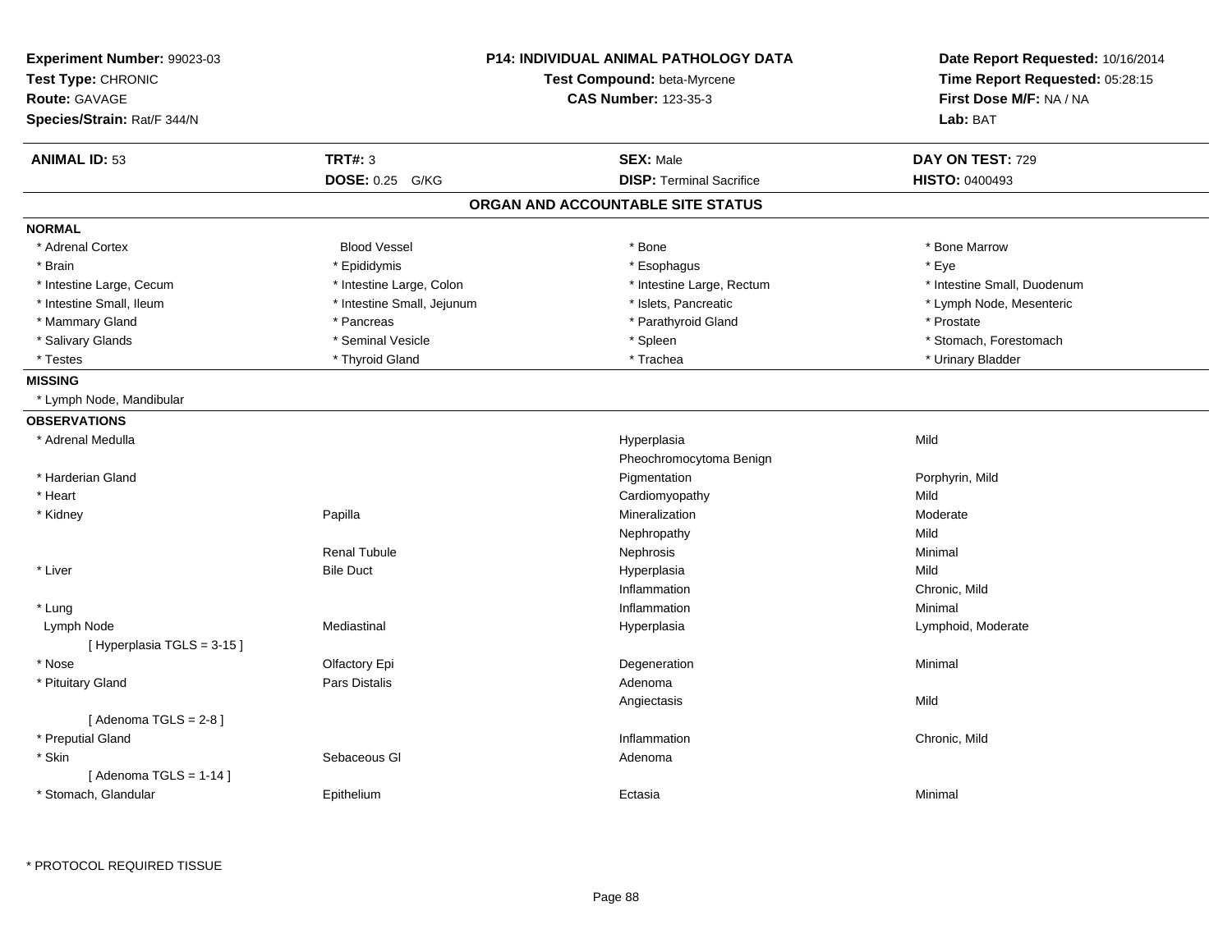**Experiment Number:** 99023-03
**Test Type:** CHRONIC
**Route:** GAVAGE
**Species/Strain:** Rat/F 344/N

**P14: INDIVIDUAL ANIMAL PATHOLOGY DATA**
**Test Compound:** beta-Myrcene
**CAS Number:** 123-35-3

**Date Report Requested:** 10/16/2014
**Time Report Requested:** 05:28:15
**First Dose M/F:** NA / NA
**Lab:** BAT

| **ANIMAL ID:** 53 | **TRT#:** 3 | **SEX:** Male | **DAY ON TEST:** 729 |
|---|---|---|---|
| | **DOSE:** 0.25 G/KG | **DISP:** Terminal Sacrifice | **HISTO:** 0400493 |

## ORGAN AND ACCOUNTABLE SITE STATUS

### NORMAL

| | | | |
|---|---|---|---|
| * Adrenal Cortex | Blood Vessel | * Bone | * Bone Marrow |
| * Brain | * Epididymis | * Esophagus | * Eye |
| * Intestine Large, Cecum | * Intestine Large, Colon | * Intestine Large, Rectum | * Intestine Small, Duodenum |
| * Intestine Small, Ileum | * Intestine Small, Jejunum | * Islets, Pancreatic | * Lymph Node, Mesenteric |
| * Mammary Gland | * Pancreas | * Parathyroid Gland | * Prostate |
| * Salivary Glands | * Seminal Vesicle | * Spleen | * Stomach, Forestomach |
| * Testes | * Thyroid Gland | * Trachea | * Urinary Bladder |

### MISSING

* Lymph Node, Mandibular

### OBSERVATIONS

| | | | |
|---|---|---|---|
| * Adrenal Medulla | | Hyperplasia | Mild |
| | | Pheochromocytoma Benign | |
| * Harderian Gland | | Pigmentation | Porphyrin, Mild |
| * Heart | | Cardiomyopathy | Mild |
| * Kidney | Papilla | Mineralization | Moderate |
| | | Nephropathy | Mild |
| | Renal Tubule | Nephrosis | Minimal |
| * Liver | Bile Duct | Hyperplasia | Mild |
| | | Inflammation | Chronic, Mild |
| * Lung | | Inflammation | Minimal |
| Lymph Node | Mediastinal | Hyperplasia | Lymphoid, Moderate |
| [ Hyperplasia TGLS = 3-15 ] | | | |
| * Nose | Olfactory Epi | Degeneration | Minimal |
| * Pituitary Gland | Pars Distalis | Adenoma | |
| | | Angiectasis | Mild |
| [ Adenoma TGLS = 2-8 ] | | | |
| * Preputial Gland | | Inflammation | Chronic, Mild |
| * Skin | Sebaceous Gl | Adenoma | |
| [ Adenoma TGLS = 1-14 ] | | | |
| * Stomach, Glandular | Epithelium | Ectasia | Minimal |

* PROTOCOL REQUIRED TISSUE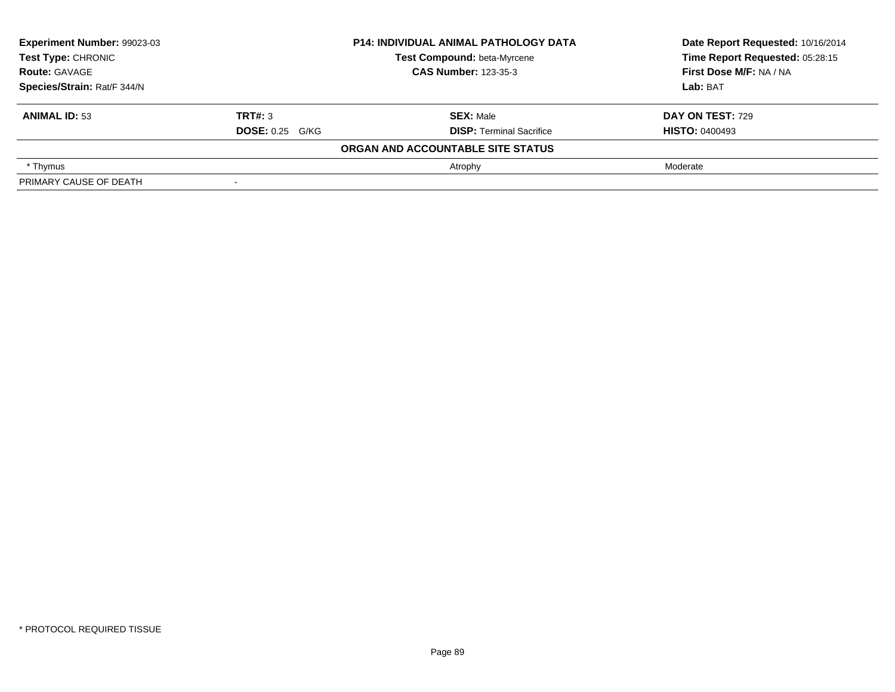| Experiment Number: 99023-03 | P14: INDIVIDUAL ANIMAL PATHOLOGY DATA | Date Report Requested: 10/16/2014 |
|---|---|---|
| Test Type: CHRONIC | Test Compound: beta-Myrcene | Time Report Requested: 05:28:15 |
| Route: GAVAGE | CAS Number: 123-35-3 | First Dose M/F: NA / NA |
| Species/Strain: Rat/F 344/N | | Lab: BAT |

| ANIMAL ID: 53 | TRT#: 3 | SEX: Male | DAY ON TEST: 729 |
|---|---|---|---|
| | DOSE: 0.25 G/KG | DISP: Terminal Sacrifice | HISTO: 0400493 |

**ORGAN AND ACCOUNTABLE SITE STATUS**

| | | | |
|---|---|---|---|
| * Thymus | | Atrophy | Moderate |
| PRIMARY CAUSE OF DEATH | - | | |

* PROTOCOL REQUIRED TISSUE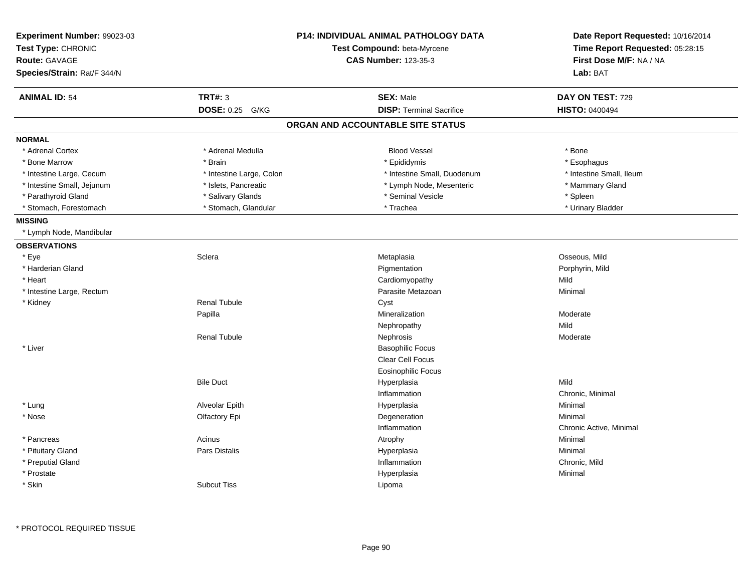**Experiment Number:** 99023-03
**Test Type:** CHRONIC
**Route:** GAVAGE
**Species/Strain:** Rat/F 344/N

**P14: INDIVIDUAL ANIMAL PATHOLOGY DATA**
**Test Compound:** beta-Myrcene
**CAS Number:** 123-35-3

**Date Report Requested:** 10/16/2014
**Time Report Requested:** 05:28:15
**First Dose M/F:** NA / NA
**Lab:** BAT

| **ANIMAL ID:** 54 | **TRT#:** 3 | **SEX:** Male | **DAY ON TEST:** 729 |
|---|---|---|---|
| | **DOSE:** 0.25 G/KG | **DISP:** Terminal Sacrifice | **HISTO:** 0400494 |

## ORGAN AND ACCOUNTABLE SITE STATUS

**NORMAL**

| | | | |
|---|---|---|---|
| * Adrenal Cortex | * Adrenal Medulla | Blood Vessel | * Bone |
| * Bone Marrow | * Brain | * Epididymis | * Esophagus |
| * Intestine Large, Cecum | * Intestine Large, Colon | * Intestine Small, Duodenum | * Intestine Small, Ileum |
| * Intestine Small, Jejunum | * Islets, Pancreatic | * Lymph Node, Mesenteric | * Mammary Gland |
| * Parathyroid Gland | * Salivary Glands | * Seminal Vesicle | * Spleen |
| * Stomach, Forestomach | * Stomach, Glandular | * Trachea | * Urinary Bladder |

**MISSING**

* Lymph Node, Mandibular

**OBSERVATIONS**

| | | | |
|---|---|---|---|
| * Eye | Sclera | Metaplasia | Osseous, Mild |
| * Harderian Gland | | Pigmentation | Porphyrin, Mild |
| * Heart | | Cardiomyopathy | Mild |
| * Intestine Large, Rectum | | Parasite Metazoan | Minimal |
| * Kidney | Renal Tubule | Cyst | |
| | Papilla | Mineralization | Moderate |
| | | Nephropathy | Mild |
| | Renal Tubule | Nephrosis | Moderate |
| * Liver | | Basophilic Focus | |
| | | Clear Cell Focus | |
| | | Eosinophilic Focus | |
| | Bile Duct | Hyperplasia | Mild |
| | | Inflammation | Chronic, Minimal |
| * Lung | Alveolar Epith | Hyperplasia | Minimal |
| * Nose | Olfactory Epi | Degeneration | Minimal |
| | | Inflammation | Chronic Active, Minimal |
| * Pancreas | Acinus | Atrophy | Minimal |
| * Pituitary Gland | Pars Distalis | Hyperplasia | Minimal |
| * Preputial Gland | | Inflammation | Chronic, Mild |
| * Prostate | | Hyperplasia | Minimal |
| * Skin | Subcut Tiss | Lipoma | |

* PROTOCOL REQUIRED TISSUE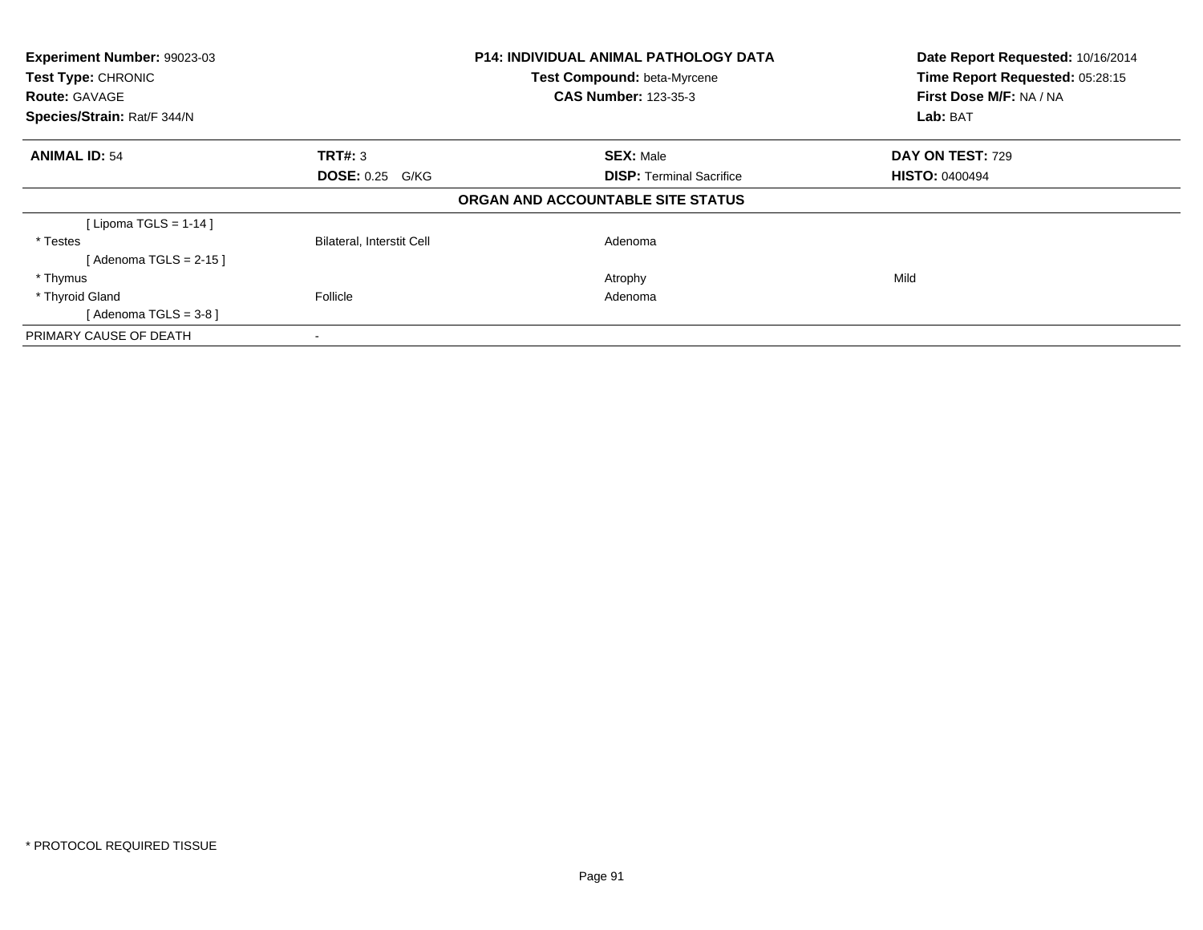| Experiment Number: 99023-03 | P14: INDIVIDUAL ANIMAL PATHOLOGY DATA | Date Report Requested: 10/16/2014 |
|---|---|---|
| Test Type: CHRONIC | Test Compound: beta-Myrcene | Time Report Requested: 05:28:15 |
| Route: GAVAGE | CAS Number: 123-35-3 | First Dose M/F: NA / NA |
| Species/Strain: Rat/F 344/N | | Lab: BAT |

| ANIMAL ID: 54 | TRT#: 3 | SEX: Male | DAY ON TEST: 729 |
|---|---|---|---|
| | DOSE: 0.25 G/KG | DISP: Terminal Sacrifice | HISTO: 0400494 |

**ORGAN AND ACCOUNTABLE SITE STATUS**

| | | | |
|---|---|---|---|
| [ Lipoma TGLS = 1-14 ] | | | |
| * Testes | Bilateral, Interstit Cell | Adenoma | |
| [ Adenoma TGLS = 2-15 ] | | | |
| * Thymus | | Atrophy | Mild |
| * Thyroid Gland | Follicle | Adenoma | |
| [ Adenoma TGLS = 3-8 ] | | | |
| PRIMARY CAUSE OF DEATH | - | | |

* PROTOCOL REQUIRED TISSUE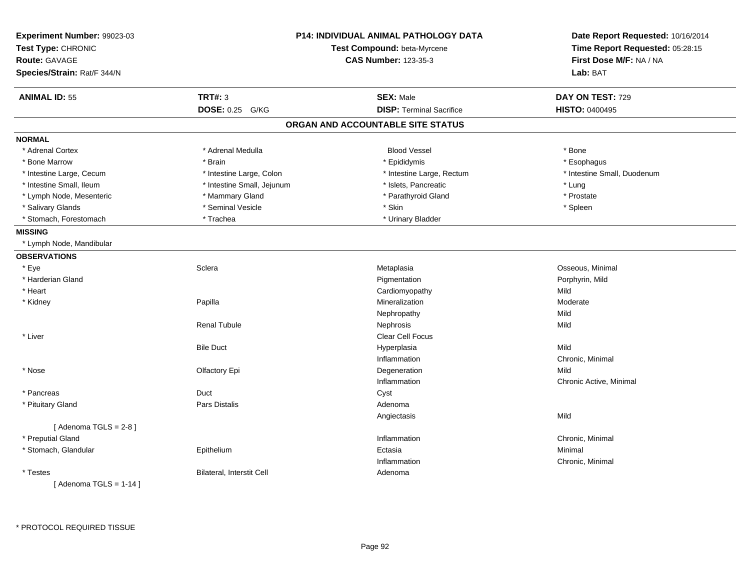**Experiment Number:** 99023-03
**Test Type:** CHRONIC
**Route:** GAVAGE
**Species/Strain:** Rat/F 344/N

**P14: INDIVIDUAL ANIMAL PATHOLOGY DATA**
**Test Compound:** beta-Myrcene
**CAS Number:** 123-35-3

**Date Report Requested:** 10/16/2014
**Time Report Requested:** 05:28:15
**First Dose M/F:** NA / NA
**Lab:** BAT

| **ANIMAL ID:** 55 | **TRT#:** 3 | **SEX:** Male | **DAY ON TEST:** 729 |
|---|---|---|---|
| | **DOSE:** 0.25 G/KG | **DISP:** Terminal Sacrifice | **HISTO:** 0400495 |

## ORGAN AND ACCOUNTABLE SITE STATUS

**NORMAL**

| | | | |
|---|---|---|---|
| * Adrenal Cortex | * Adrenal Medulla | Blood Vessel | * Bone |
| * Bone Marrow | * Brain | * Epididymis | * Esophagus |
| * Intestine Large, Cecum | * Intestine Large, Colon | * Intestine Large, Rectum | * Intestine Small, Duodenum |
| * Intestine Small, Ileum | * Intestine Small, Jejunum | * Islets, Pancreatic | * Lung |
| * Lymph Node, Mesenteric | * Mammary Gland | * Parathyroid Gland | * Prostate |
| * Salivary Glands | * Seminal Vesicle | * Skin | * Spleen |
| * Stomach, Forestomach | * Trachea | * Urinary Bladder | |

**MISSING**

* Lymph Node, Mandibular

**OBSERVATIONS**

| | | | |
|---|---|---|---|
| * Eye | Sclera | Metaplasia | Osseous, Minimal |
| * Harderian Gland | | Pigmentation | Porphyrin, Mild |
| * Heart | | Cardiomyopathy | Mild |
| * Kidney | Papilla | Mineralization | Moderate |
| | | Nephropathy | Mild |
| | Renal Tubule | Nephrosis | Mild |
| * Liver | | Clear Cell Focus | |
| | Bile Duct | Hyperplasia | Mild |
| | | Inflammation | Chronic, Minimal |
| * Nose | Olfactory Epi | Degeneration | Mild |
| | | Inflammation | Chronic Active, Minimal |
| * Pancreas | Duct | Cyst | |
| * Pituitary Gland | Pars Distalis | Adenoma | |
| | | Angiectasis | Mild |
| [ Adenoma TGLS = 2-8 ] | | | |
| * Preputial Gland | | Inflammation | Chronic, Minimal |
| * Stomach, Glandular | Epithelium | Ectasia | Minimal |
| | | Inflammation | Chronic, Minimal |
| * Testes | Bilateral, Interstit Cell | Adenoma | |
| [ Adenoma TGLS = 1-14 ] | | | |

* PROTOCOL REQUIRED TISSUE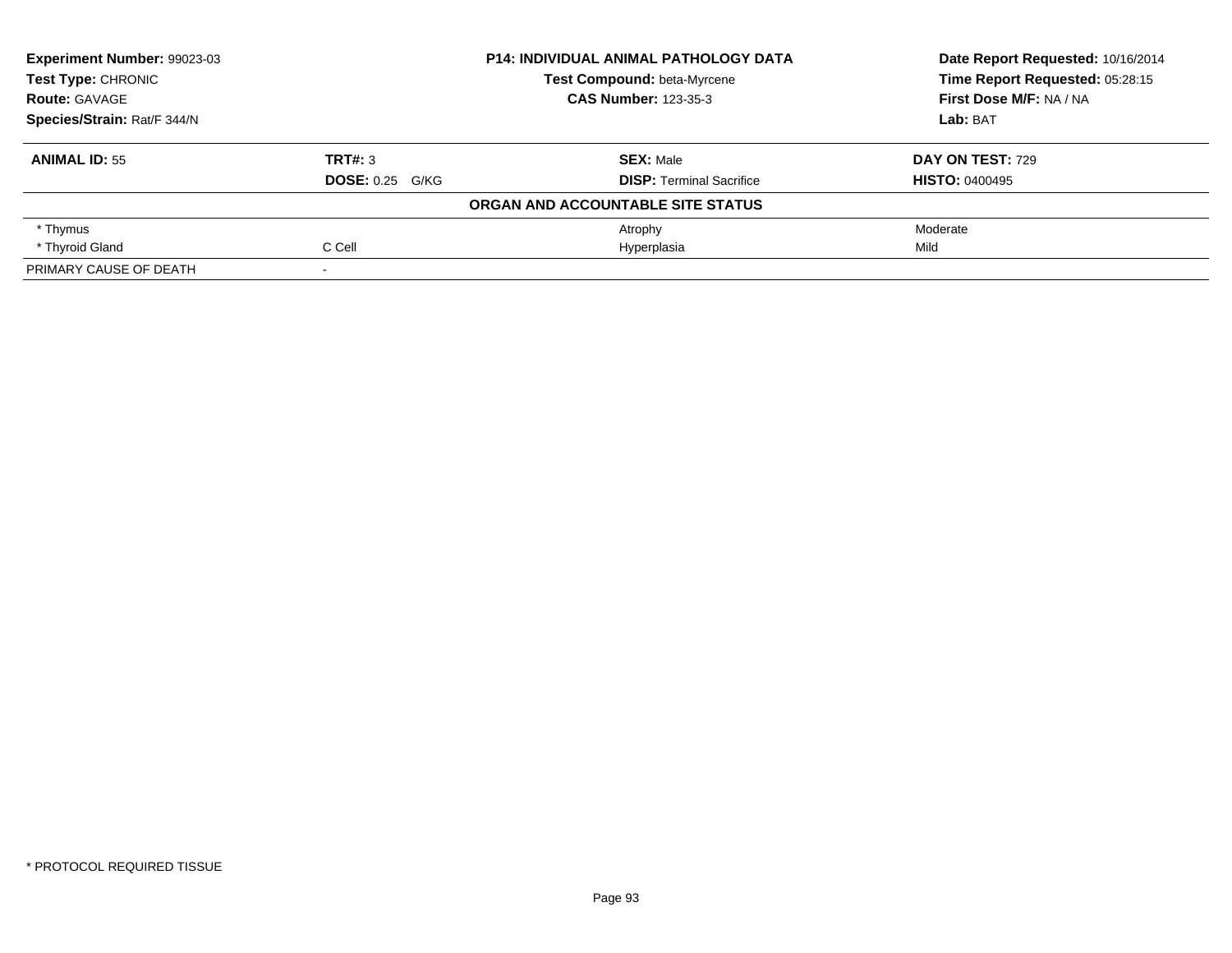**Experiment Number:** 99023-03
**Test Type:** CHRONIC
**Route:** GAVAGE
**Species/Strain:** Rat/F 344/N

**P14: INDIVIDUAL ANIMAL PATHOLOGY DATA**
**Test Compound:** beta-Myrcene
**CAS Number:** 123-35-3

**Date Report Requested:** 10/16/2014
**Time Report Requested:** 05:28:15
**First Dose M/F:** NA / NA
**Lab:** BAT

| **ANIMAL ID:** 55 | **TRT#:** 3 | **SEX:** Male | **DAY ON TEST:** 729 |
|---|---|---|---|
| | **DOSE:** 0.25 G/KG | **DISP:** Terminal Sacrifice | **HISTO:** 0400495 |
| **ORGAN AND ACCOUNTABLE SITE STATUS** | | | |
| * Thymus | | Atrophy | Moderate |
| * Thyroid Gland | C Cell | Hyperplasia | Mild |
| PRIMARY CAUSE OF DEATH | - | | |

* PROTOCOL REQUIRED TISSUE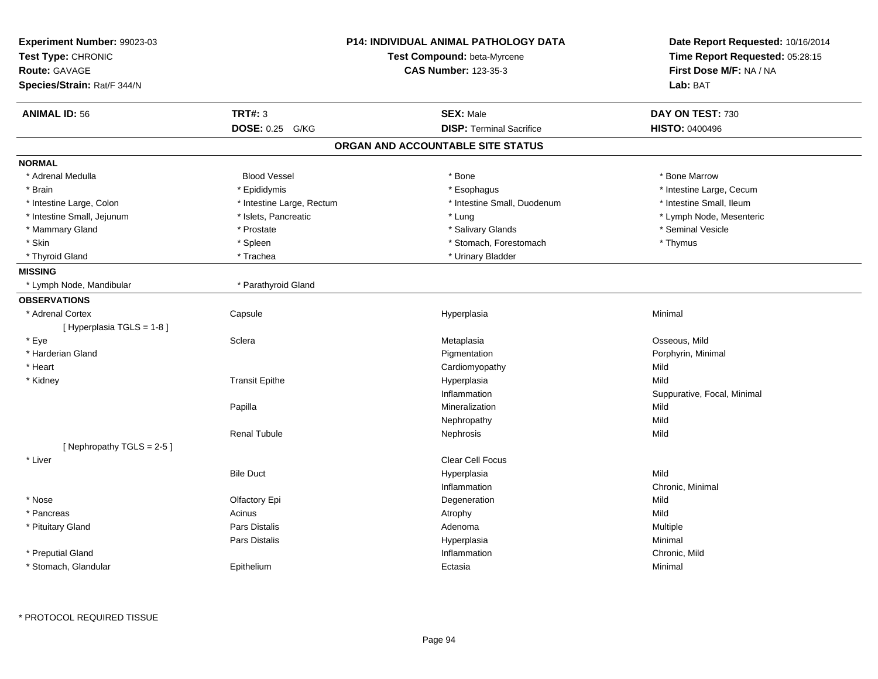**Experiment Number:** 99023-03
**Test Type:** CHRONIC
**Route:** GAVAGE
**Species/Strain:** Rat/F 344/N

**P14: INDIVIDUAL ANIMAL PATHOLOGY DATA**
**Test Compound:** beta-Myrcene
**CAS Number:** 123-35-3

**Date Report Requested:** 10/16/2014
**Time Report Requested:** 05:28:15
**First Dose M/F:** NA / NA
**Lab:** BAT

| **ANIMAL ID:** 56 | **TRT#:** 3 | **SEX:** Male | **DAY ON TEST:** 730 |
|---|---|---|---|
| | **DOSE:** 0.25 G/KG | **DISP:** Terminal Sacrifice | **HISTO:** 0400496 |

## ORGAN AND ACCOUNTABLE SITE STATUS

**NORMAL**

| | | | |
|---|---|---|---|
| * Adrenal Medulla | Blood Vessel | * Bone | * Bone Marrow |
| * Brain | * Epididymis | * Esophagus | * Intestine Large, Cecum |
| * Intestine Large, Colon | * Intestine Large, Rectum | * Intestine Small, Duodenum | * Intestine Small, Ileum |
| * Intestine Small, Jejunum | * Islets, Pancreatic | * Lung | * Lymph Node, Mesenteric |
| * Mammary Gland | * Prostate | * Salivary Glands | * Seminal Vesicle |
| * Skin | * Spleen | * Stomach, Forestomach | * Thymus |
| * Thyroid Gland | * Trachea | * Urinary Bladder | |

**MISSING**

| | |
|---|---|
| * Lymph Node, Mandibular | * Parathyroid Gland |

**OBSERVATIONS**

| | | | |
|---|---|---|---|
| * Adrenal Cortex | Capsule | Hyperplasia | Minimal |
| [ Hyperplasia TGLS = 1-8 ] | | | |
| * Eye | Sclera | Metaplasia | Osseous, Mild |
| * Harderian Gland | | Pigmentation | Porphyrin, Minimal |
| * Heart | | Cardiomyopathy | Mild |
| * Kidney | Transit Epithe | Hyperplasia | Mild |
| | | Inflammation | Suppurative, Focal, Minimal |
| | Papilla | Mineralization | Mild |
| | | Nephropathy | Mild |
| | Renal Tubule | Nephrosis | Mild |
| [ Nephropathy TGLS = 2-5 ] | | | |
| * Liver | | Clear Cell Focus | |
| | Bile Duct | Hyperplasia | Mild |
| | | Inflammation | Chronic, Minimal |
| * Nose | Olfactory Epi | Degeneration | Mild |
| * Pancreas | Acinus | Atrophy | Mild |
| * Pituitary Gland | Pars Distalis | Adenoma | Multiple |
| | Pars Distalis | Hyperplasia | Minimal |
| * Preputial Gland | | Inflammation | Chronic, Mild |
| * Stomach, Glandular | Epithelium | Ectasia | Minimal |

* PROTOCOL REQUIRED TISSUE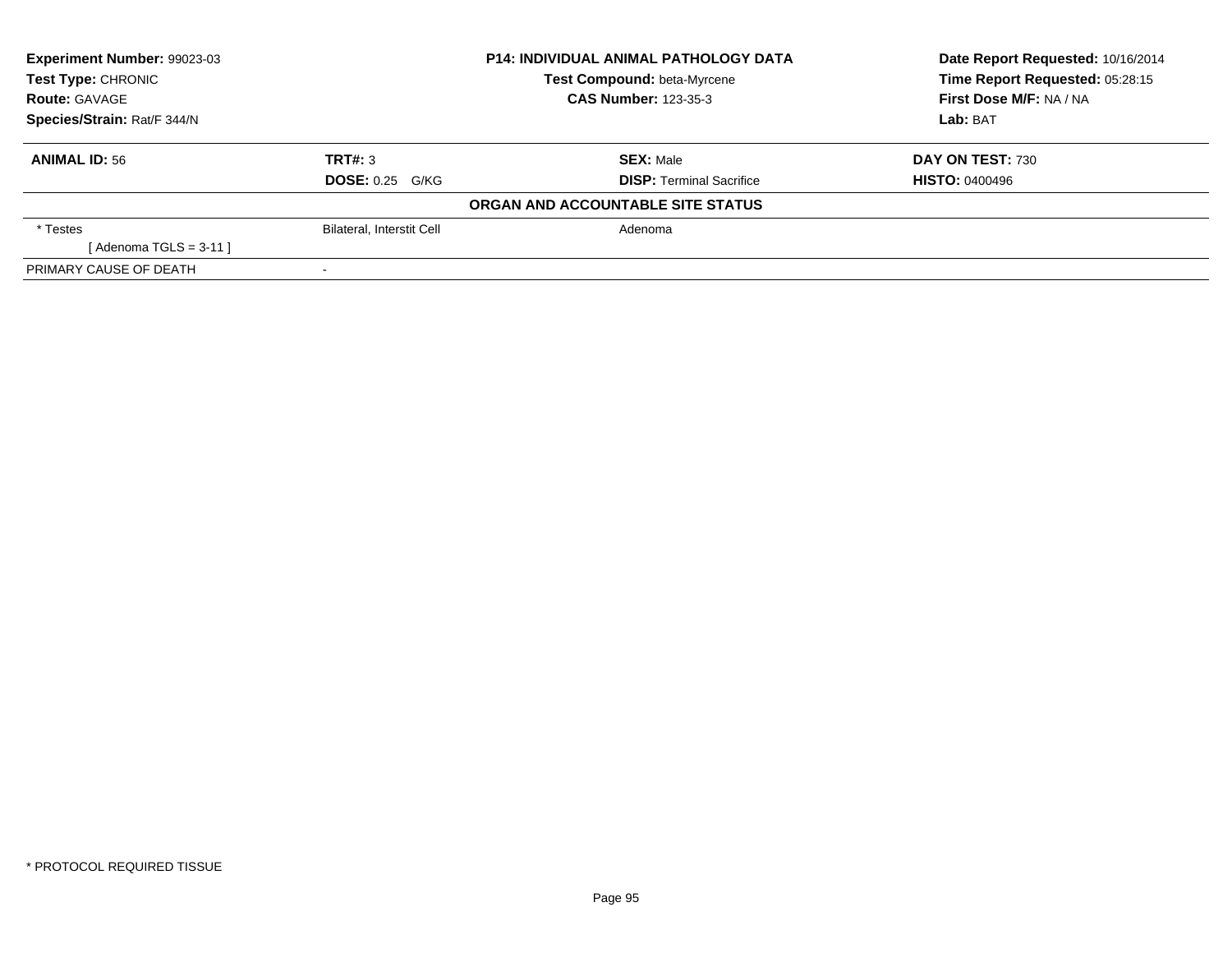**Experiment Number:** 99023-03
**Test Type:** CHRONIC
**Route:** GAVAGE
**Species/Strain:** Rat/F 344/N

**P14: INDIVIDUAL ANIMAL PATHOLOGY DATA**
**Test Compound:** beta-Myrcene
**CAS Number:** 123-35-3

**Date Report Requested:** 10/16/2014
**Time Report Requested:** 05:28:15
**First Dose M/F:** NA / NA
**Lab:** BAT

| **ANIMAL ID:** 56 | **TRT#:** 3 | **SEX:** Male | **DAY ON TEST:** 730 |
|---|---|---|---|
| | **DOSE:** 0.25 G/KG | **DISP:** Terminal Sacrifice | **HISTO:** 0400496 |

**ORGAN AND ACCOUNTABLE SITE STATUS**

| | | |
|---|---|---|
| * Testes | Bilateral, Interstit Cell | Adenoma |
| [ Adenoma TGLS = 3-11 ] | | |
| PRIMARY CAUSE OF DEATH | - | |

* PROTOCOL REQUIRED TISSUE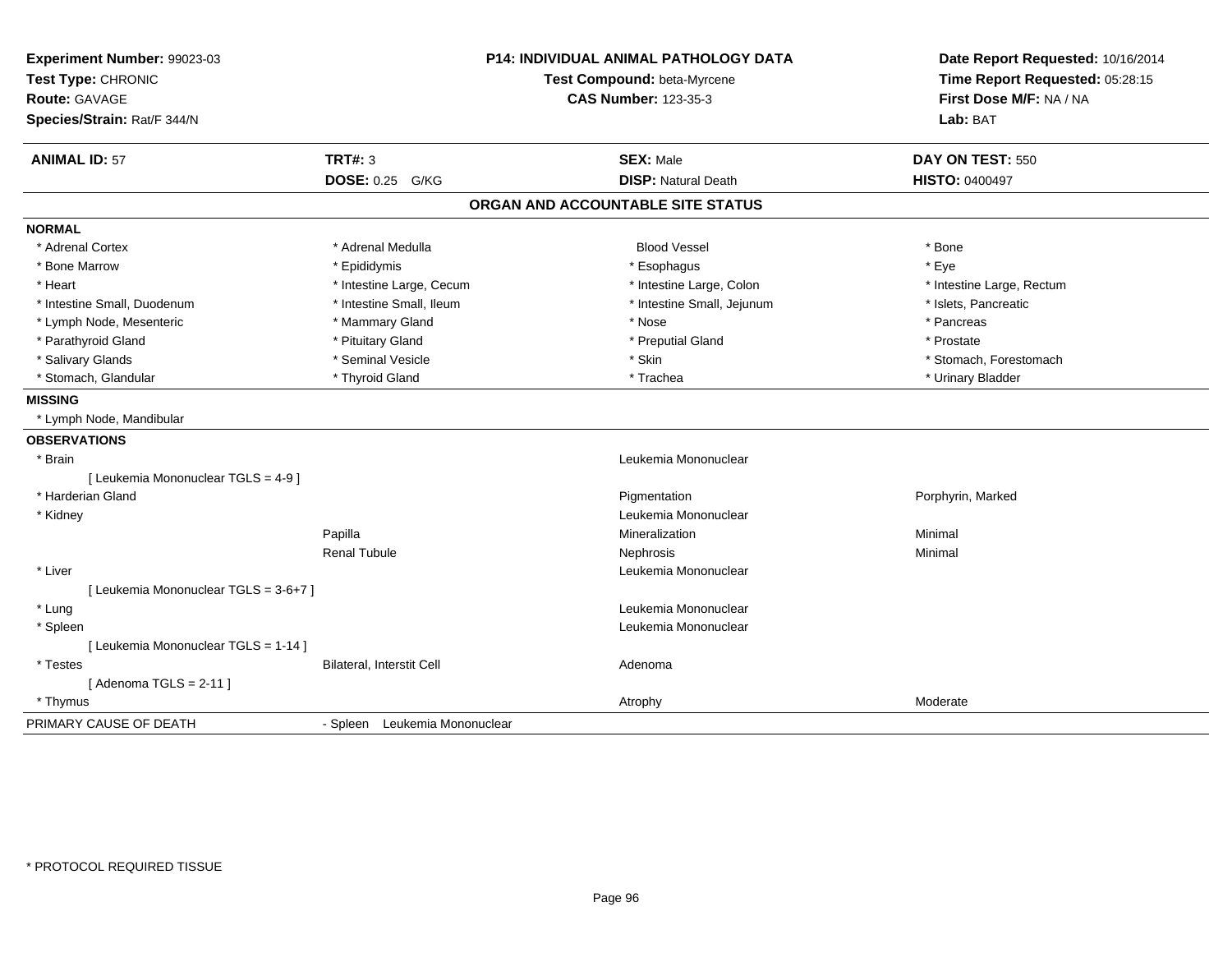**Experiment Number:** 99023-03
**Test Type:** CHRONIC
**Route:** GAVAGE
**Species/Strain:** Rat/F 344/N

**P14: INDIVIDUAL ANIMAL PATHOLOGY DATA**
**Test Compound:** beta-Myrcene
**CAS Number:** 123-35-3

**Date Report Requested:** 10/16/2014
**Time Report Requested:** 05:28:15
**First Dose M/F:** NA / NA
**Lab:** BAT

| **ANIMAL ID:** 57 | **TRT#:** 3 | **SEX:** Male | **DAY ON TEST:** 550 |
|---|---|---|---|
| | **DOSE:** 0.25 G/KG | **DISP:** Natural Death | **HISTO:** 0400497 |

## ORGAN AND ACCOUNTABLE SITE STATUS

**NORMAL**

| | | | |
|---|---|---|---|
| * Adrenal Cortex | * Adrenal Medulla | Blood Vessel | * Bone |
| * Bone Marrow | * Epididymis | * Esophagus | * Eye |
| * Heart | * Intestine Large, Cecum | * Intestine Large, Colon | * Intestine Large, Rectum |
| * Intestine Small, Duodenum | * Intestine Small, Ileum | * Intestine Small, Jejunum | * Islets, Pancreatic |
| * Lymph Node, Mesenteric | * Mammary Gland | * Nose | * Pancreas |
| * Parathyroid Gland | * Pituitary Gland | * Preputial Gland | * Prostate |
| * Salivary Glands | * Seminal Vesicle | * Skin | * Stomach, Forestomach |
| * Stomach, Glandular | * Thyroid Gland | * Trachea | * Urinary Bladder |

**MISSING**

* Lymph Node, Mandibular

**OBSERVATIONS**

| | | | |
|---|---|---|---|
| * Brain | | Leukemia Mononuclear | |
| [ Leukemia Mononuclear TGLS = 4-9 ] | | | |
| * Harderian Gland | | Pigmentation | Porphyrin, Marked |
| * Kidney | | Leukemia Mononuclear | |
| | Papilla | Mineralization | Minimal |
| | Renal Tubule | Nephrosis | Minimal |
| * Liver | | Leukemia Mononuclear | |
| [ Leukemia Mononuclear TGLS = 3-6+7 ] | | | |
| * Lung | | Leukemia Mononuclear | |
| * Spleen | | Leukemia Mononuclear | |
| [ Leukemia Mononuclear TGLS = 1-14 ] | | | |
| * Testes | Bilateral, Interstit Cell | Adenoma | |
| [ Adenoma TGLS = 2-11 ] | | | |
| * Thymus | | Atrophy | Moderate |

PRIMARY CAUSE OF DEATH - Spleen Leukemia Mononuclear

* PROTOCOL REQUIRED TISSUE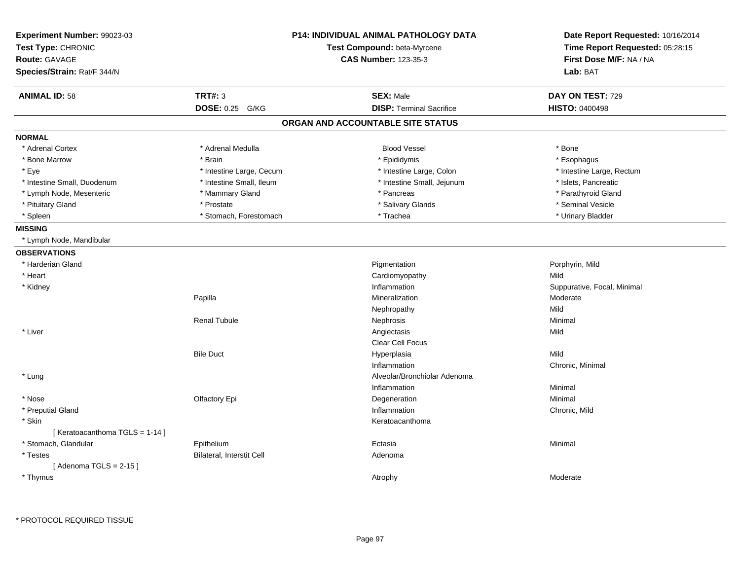**Experiment Number:** 99023-03
**Test Type:** CHRONIC
**Route:** GAVAGE
**Species/Strain:** Rat/F 344/N

**P14: INDIVIDUAL ANIMAL PATHOLOGY DATA**
**Test Compound:** beta-Myrcene
**CAS Number:** 123-35-3

**Date Report Requested:** 10/16/2014
**Time Report Requested:** 05:28:15
**First Dose M/F:** NA / NA
**Lab:** BAT

| **ANIMAL ID:** 58 | **TRT#:** 3 | **SEX:** Male | **DAY ON TEST:** 729 |
|---|---|---|---|
| | **DOSE:** 0.25 G/KG | **DISP:** Terminal Sacrifice | **HISTO:** 0400498 |

## ORGAN AND ACCOUNTABLE SITE STATUS

**NORMAL**

| | | | |
|---|---|---|---|
| * Adrenal Cortex | * Adrenal Medulla | Blood Vessel | * Bone |
| * Bone Marrow | * Brain | * Epididymis | * Esophagus |
| * Eye | * Intestine Large, Cecum | * Intestine Large, Colon | * Intestine Large, Rectum |
| * Intestine Small, Duodenum | * Intestine Small, Ileum | * Intestine Small, Jejunum | * Islets, Pancreatic |
| * Lymph Node, Mesenteric | * Mammary Gland | * Pancreas | * Parathyroid Gland |
| * Pituitary Gland | * Prostate | * Salivary Glands | * Seminal Vesicle |
| * Spleen | * Stomach, Forestomach | * Trachea | * Urinary Bladder |

**MISSING**

* Lymph Node, Mandibular

**OBSERVATIONS**

| Organ | Site | Observation | Qualifier |
|---|---|---|---|
| * Harderian Gland | | Pigmentation | Porphyrin, Mild |
| * Heart | | Cardiomyopathy | Mild |
| * Kidney | | Inflammation | Suppurative, Focal, Minimal |
| | Papilla | Mineralization | Moderate |
| | | Nephropathy | Mild |
| | Renal Tubule | Nephrosis | Minimal |
| * Liver | | Angiectasis | Mild |
| | | Clear Cell Focus | |
| | Bile Duct | Hyperplasia | Mild |
| | | Inflammation | Chronic, Minimal |
| * Lung | | Alveolar/Bronchiolar Adenoma | |
| | | Inflammation | Minimal |
| * Nose | Olfactory Epi | Degeneration | Minimal |
| * Preputial Gland | | Inflammation | Chronic, Mild |
| * Skin | | Keratoacanthoma | |
| [ Keratoacanthoma TGLS = 1-14 ] | | | |
| * Stomach, Glandular | Epithelium | Ectasia | Minimal |
| * Testes | Bilateral, Interstit Cell | Adenoma | |
| [ Adenoma TGLS = 2-15 ] | | | |
| * Thymus | | Atrophy | Moderate |

\* PROTOCOL REQUIRED TISSUE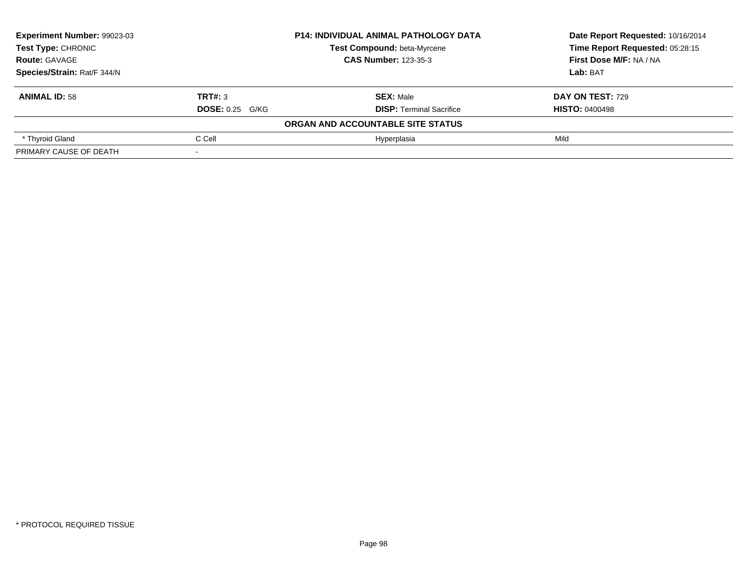**Experiment Number:** 99023-03
**Test Type:** CHRONIC
**Route:** GAVAGE
**Species/Strain:** Rat/F 344/N

**P14: INDIVIDUAL ANIMAL PATHOLOGY DATA**
**Test Compound:** beta-Myrcene
**CAS Number:** 123-35-3

**Date Report Requested:** 10/16/2014
**Time Report Requested:** 05:28:15
**First Dose M/F:** NA / NA
**Lab:** BAT

| **ANIMAL ID:** 58 | **TRT#:** 3 | **SEX:** Male | **DAY ON TEST:** 729 |
|---|---|---|---|
| | **DOSE:** 0.25 G/KG | **DISP:** Terminal Sacrifice | **HISTO:** 0400498 |
| | | **ORGAN AND ACCOUNTABLE SITE STATUS** | |
| * Thyroid Gland | C Cell | Hyperplasia | Mild |
| PRIMARY CAUSE OF DEATH | - | | |

* PROTOCOL REQUIRED TISSUE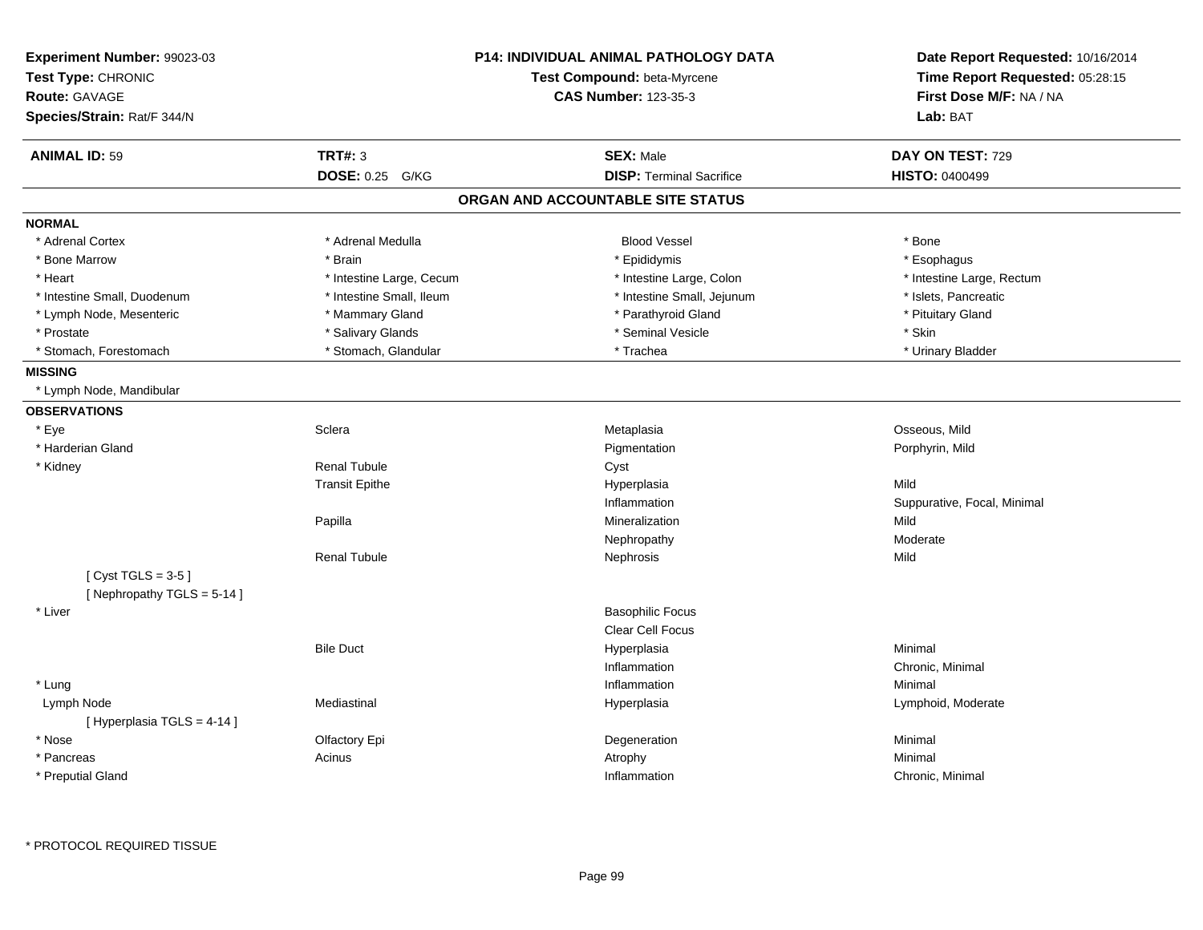**Experiment Number:** 99023-03
**Test Type:** CHRONIC
**Route:** GAVAGE
**Species/Strain:** Rat/F 344/N

**P14: INDIVIDUAL ANIMAL PATHOLOGY DATA**
**Test Compound:** beta-Myrcene
**CAS Number:** 123-35-3

**Date Report Requested:** 10/16/2014
**Time Report Requested:** 05:28:15
**First Dose M/F:** NA / NA
**Lab:** BAT

| **ANIMAL ID:** 59 | **TRT#:** 3 | **SEX:** Male | **DAY ON TEST:** 729 |
|---|---|---|---|
| | **DOSE:** 0.25 G/KG | **DISP:** Terminal Sacrifice | **HISTO:** 0400499 |

## ORGAN AND ACCOUNTABLE SITE STATUS

**NORMAL**

| | | | |
|---|---|---|---|
| * Adrenal Cortex | * Adrenal Medulla | Blood Vessel | * Bone |
| * Bone Marrow | * Brain | * Epididymis | * Esophagus |
| * Heart | * Intestine Large, Cecum | * Intestine Large, Colon | * Intestine Large, Rectum |
| * Intestine Small, Duodenum | * Intestine Small, Ileum | * Intestine Small, Jejunum | * Islets, Pancreatic |
| * Lymph Node, Mesenteric | * Mammary Gland | * Parathyroid Gland | * Pituitary Gland |
| * Prostate | * Salivary Glands | * Seminal Vesicle | * Skin |
| * Stomach, Forestomach | * Stomach, Glandular | * Trachea | * Urinary Bladder |

**MISSING**

* Lymph Node, Mandibular

**OBSERVATIONS**

| | | | |
|---|---|---|---|
| * Eye | Sclera | Metaplasia | Osseous, Mild |
| * Harderian Gland | | Pigmentation | Porphyrin, Mild |
| * Kidney | Renal Tubule | Cyst | |
| | Transit Epithe | Hyperplasia | Mild |
| | | Inflammation | Suppurative, Focal, Minimal |
| | Papilla | Mineralization | Mild |
| | | Nephropathy | Moderate |
| | Renal Tubule | Nephrosis | Mild |
| [ Cyst TGLS = 3-5 ] | | | |
| [ Nephropathy TGLS = 5-14 ] | | | |
| * Liver | | Basophilic Focus | |
| | | Clear Cell Focus | |
| | Bile Duct | Hyperplasia | Minimal |
| | | Inflammation | Chronic, Minimal |
| * Lung | | Inflammation | Minimal |
| Lymph Node | Mediastinal | Hyperplasia | Lymphoid, Moderate |
| [ Hyperplasia TGLS = 4-14 ] | | | |
| * Nose | Olfactory Epi | Degeneration | Minimal |
| * Pancreas | Acinus | Atrophy | Minimal |
| * Preputial Gland | | Inflammation | Chronic, Minimal |

* PROTOCOL REQUIRED TISSUE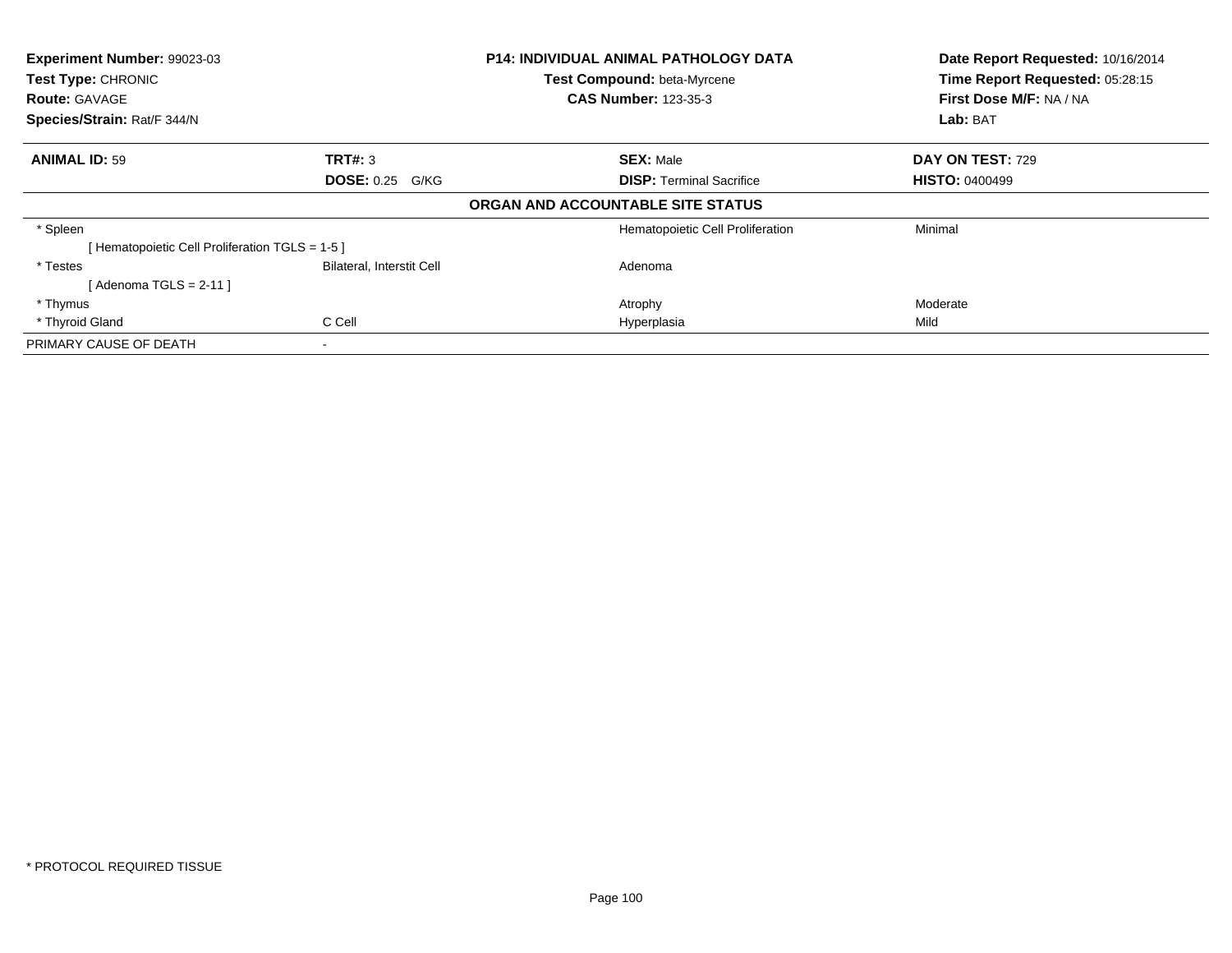**Experiment Number:** 99023-03
**Test Type:** CHRONIC
**Route:** GAVAGE
**Species/Strain:** Rat/F 344/N

**P14: INDIVIDUAL ANIMAL PATHOLOGY DATA**
**Test Compound:** beta-Myrcene
**CAS Number:** 123-35-3

**Date Report Requested:** 10/16/2014
**Time Report Requested:** 05:28:15
**First Dose M/F:** NA / NA
**Lab:** BAT

| **ANIMAL ID:** 59 | **TRT#:** 3 | **SEX:** Male | **DAY ON TEST:** 729 |
|---|---|---|---|
| | **DOSE:** 0.25 G/KG | **DISP:** Terminal Sacrifice | **HISTO:** 0400499 |

**ORGAN AND ACCOUNTABLE SITE STATUS**

| | | | |
|---|---|---|---|
| * Spleen | | Hematopoietic Cell Proliferation | Minimal |
| [ Hematopoietic Cell Proliferation TGLS = 1-5 ] | | | |
| * Testes | Bilateral, Interstit Cell | Adenoma | |
| [ Adenoma TGLS = 2-11 ] | | | |
| * Thymus | | Atrophy | Moderate |
| * Thyroid Gland | C Cell | Hyperplasia | Mild |
| PRIMARY CAUSE OF DEATH | - | | |

* PROTOCOL REQUIRED TISSUE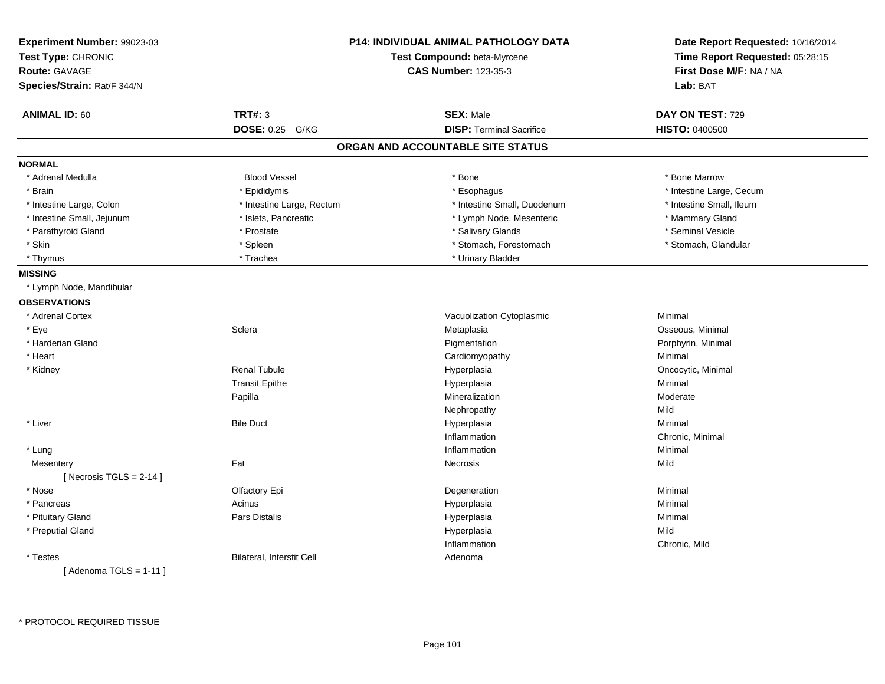**Experiment Number:** 99023-03
**Test Type:** CHRONIC
**Route:** GAVAGE
**Species/Strain:** Rat/F 344/N

**P14: INDIVIDUAL ANIMAL PATHOLOGY DATA**
**Test Compound:** beta-Myrcene
**CAS Number:** 123-35-3

**Date Report Requested:** 10/16/2014
**Time Report Requested:** 05:28:15
**First Dose M/F:** NA / NA
**Lab:** BAT

| **ANIMAL ID:** 60 | **TRT#:** 3 | **SEX:** Male | **DAY ON TEST:** 729 |
|---|---|---|---|
| | **DOSE:** 0.25 G/KG | **DISP:** Terminal Sacrifice | **HISTO:** 0400500 |

## ORGAN AND ACCOUNTABLE SITE STATUS

**NORMAL**

| | | | |
|---|---|---|---|
| * Adrenal Medulla | Blood Vessel | * Bone | * Bone Marrow |
| * Brain | * Epididymis | * Esophagus | * Intestine Large, Cecum |
| * Intestine Large, Colon | * Intestine Large, Rectum | * Intestine Small, Duodenum | * Intestine Small, Ileum |
| * Intestine Small, Jejunum | * Islets, Pancreatic | * Lymph Node, Mesenteric | * Mammary Gland |
| * Parathyroid Gland | * Prostate | * Salivary Glands | * Seminal Vesicle |
| * Skin | * Spleen | * Stomach, Forestomach | * Stomach, Glandular |
| * Thymus | * Trachea | * Urinary Bladder | |

**MISSING**

* Lymph Node, Mandibular

**OBSERVATIONS**

| | | | |
|---|---|---|---|
| * Adrenal Cortex | | Vacuolization Cytoplasmic | Minimal |
| * Eye | Sclera | Metaplasia | Osseous, Minimal |
| * Harderian Gland | | Pigmentation | Porphyrin, Minimal |
| * Heart | | Cardiomyopathy | Minimal |
| * Kidney | Renal Tubule | Hyperplasia | Oncocytic, Minimal |
| | Transit Epithe | Hyperplasia | Minimal |
| | Papilla | Mineralization | Moderate |
| | | Nephropathy | Mild |
| * Liver | Bile Duct | Hyperplasia | Minimal |
| | | Inflammation | Chronic, Minimal |
| * Lung | | Inflammation | Minimal |
| Mesentery | Fat | Necrosis | Mild |
| [ Necrosis TGLS = 2-14 ] | | | |
| * Nose | Olfactory Epi | Degeneration | Minimal |
| * Pancreas | Acinus | Hyperplasia | Minimal |
| * Pituitary Gland | Pars Distalis | Hyperplasia | Minimal |
| * Preputial Gland | | Hyperplasia | Mild |
| | | Inflammation | Chronic, Mild |
| * Testes | Bilateral, Interstit Cell | Adenoma | |
| [ Adenoma TGLS = 1-11 ] | | | |

* PROTOCOL REQUIRED TISSUE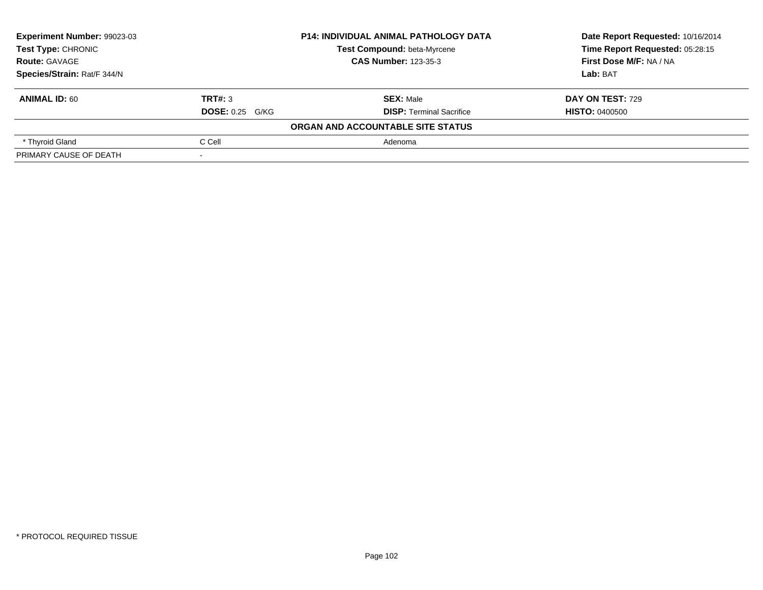| **Experiment Number:** 99023-03 | **P14: INDIVIDUAL ANIMAL PATHOLOGY DATA** | **Date Report Requested:** 10/16/2014 |
|---|---|---|
| **Test Type:** CHRONIC | **Test Compound:** beta-Myrcene | **Time Report Requested:** 05:28:15 |
| **Route:** GAVAGE | **CAS Number:** 123-35-3 | **First Dose M/F:** NA / NA |
| **Species/Strain:** Rat/F 344/N | | **Lab:** BAT |

| **ANIMAL ID:** 60 | **TRT#:** 3 | **SEX:** Male | **DAY ON TEST:** 729 |
|---|---|---|---|
| | **DOSE:** 0.25 G/KG | **DISP:** Terminal Sacrifice | **HISTO:** 0400500 |
| | | **ORGAN AND ACCOUNTABLE SITE STATUS** | |
| * Thyroid Gland | C Cell | Adenoma | |
| PRIMARY CAUSE OF DEATH | - | | |

* PROTOCOL REQUIRED TISSUE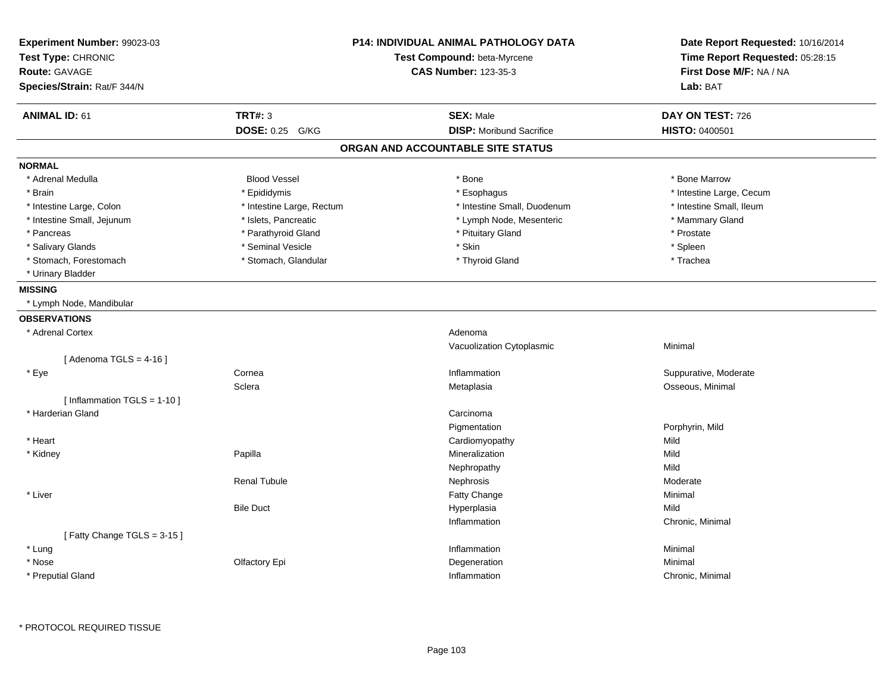**Experiment Number:** 99023-03
**Test Type:** CHRONIC
**Route:** GAVAGE
**Species/Strain:** Rat/F 344/N

**P14: INDIVIDUAL ANIMAL PATHOLOGY DATA**
**Test Compound:** beta-Myrcene
**CAS Number:** 123-35-3

**Date Report Requested:** 10/16/2014
**Time Report Requested:** 05:28:15
**First Dose M/F:** NA / NA
**Lab:** BAT

| **ANIMAL ID:** 61 | **TRT#:** 3 | **SEX:** Male | **DAY ON TEST:** 726 |
|---|---|---|---|
| | **DOSE:** 0.25 G/KG | **DISP:** Moribund Sacrifice | **HISTO:** 0400501 |

## ORGAN AND ACCOUNTABLE SITE STATUS

**NORMAL**

| | | | |
|---|---|---|---|
| * Adrenal Medulla | Blood Vessel | * Bone | * Bone Marrow |
| * Brain | * Epididymis | * Esophagus | * Intestine Large, Cecum |
| * Intestine Large, Colon | * Intestine Large, Rectum | * Intestine Small, Duodenum | * Intestine Small, Ileum |
| * Intestine Small, Jejunum | * Islets, Pancreatic | * Lymph Node, Mesenteric | * Mammary Gland |
| * Pancreas | * Parathyroid Gland | * Pituitary Gland | * Prostate |
| * Salivary Glands | * Seminal Vesicle | * Skin | * Spleen |
| * Stomach, Forestomach | * Stomach, Glandular | * Thyroid Gland | * Trachea |
| * Urinary Bladder | | | |

**MISSING**

* Lymph Node, Mandibular

**OBSERVATIONS**

| | | | |
|---|---|---|---|
| * Adrenal Cortex | | Adenoma | |
| | | Vacuolization Cytoplasmic | Minimal |
| [ Adenoma TGLS = 4-16 ] | | | |
| * Eye | Cornea | Inflammation | Suppurative, Moderate |
| | Sclera | Metaplasia | Osseous, Minimal |
| [ Inflammation TGLS = 1-10 ] | | | |
| * Harderian Gland | | Carcinoma | |
| | | Pigmentation | Porphyrin, Mild |
| * Heart | | Cardiomyopathy | Mild |
| * Kidney | Papilla | Mineralization | Mild |
| | | Nephropathy | Mild |
| | Renal Tubule | Nephrosis | Moderate |
| * Liver | | Fatty Change | Minimal |
| | Bile Duct | Hyperplasia | Mild |
| | | Inflammation | Chronic, Minimal |
| [ Fatty Change TGLS = 3-15 ] | | | |
| * Lung | | Inflammation | Minimal |
| * Nose | Olfactory Epi | Degeneration | Minimal |
| * Preputial Gland | | Inflammation | Chronic, Minimal |

* PROTOCOL REQUIRED TISSUE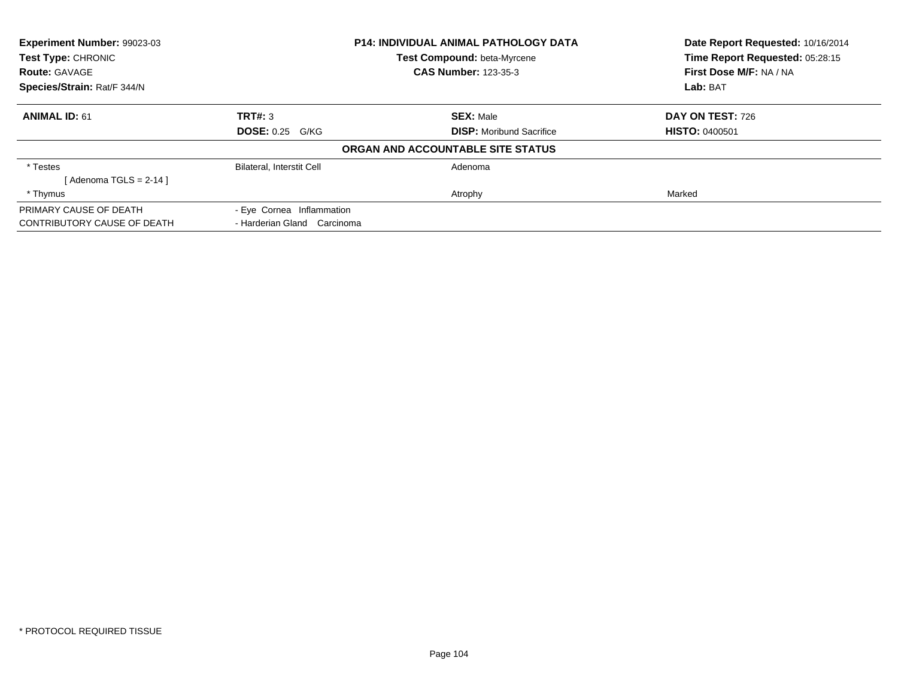**Experiment Number:** 99023-03
**Test Type:** CHRONIC
**Route:** GAVAGE
**Species/Strain:** Rat/F 344/N

**P14: INDIVIDUAL ANIMAL PATHOLOGY DATA**
**Test Compound:** beta-Myrcene
**CAS Number:** 123-35-3

**Date Report Requested:** 10/16/2014
**Time Report Requested:** 05:28:15
**First Dose M/F:** NA / NA
**Lab:** BAT

| **ANIMAL ID:** 61 | **TRT#:** 3 | **SEX:** Male | **DAY ON TEST:** 726 |
|---|---|---|---|
| | **DOSE:** 0.25 G/KG | **DISP:** Moribund Sacrifice | **HISTO:** 0400501 |

**ORGAN AND ACCOUNTABLE SITE STATUS**

| | | | |
|---|---|---|---|
| * Testes | Bilateral, Interstit Cell | Adenoma | |
| [ Adenoma TGLS = 2-14 ] | | | |
| * Thymus | | Atrophy | Marked |
| PRIMARY CAUSE OF DEATH | - Eye Cornea Inflammation | | |
| CONTRIBUTORY CAUSE OF DEATH | - Harderian Gland Carcinoma | | |

* PROTOCOL REQUIRED TISSUE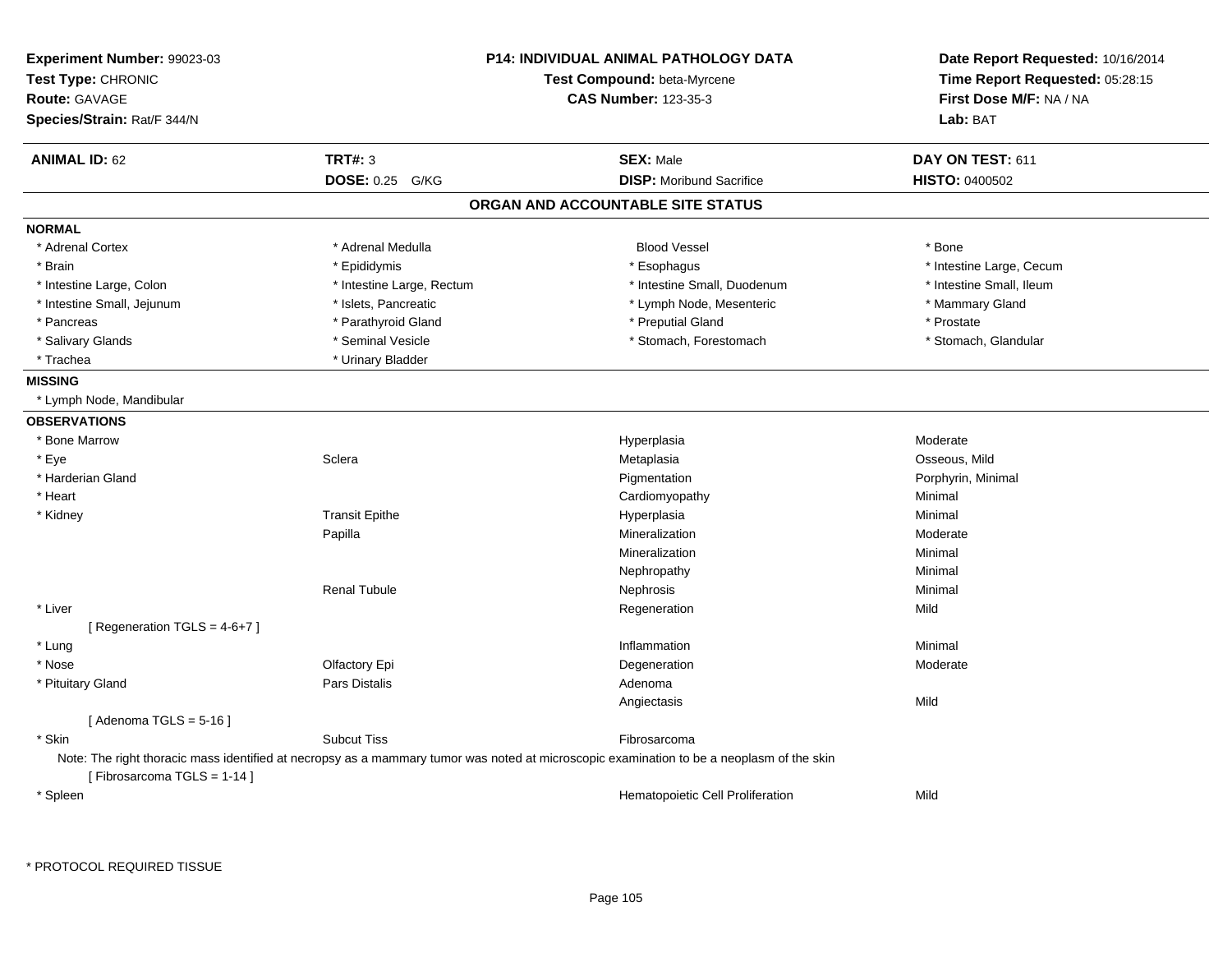**Experiment Number:** 99023-03
**Test Type:** CHRONIC
**Route:** GAVAGE
**Species/Strain:** Rat/F 344/N

**P14: INDIVIDUAL ANIMAL PATHOLOGY DATA**
**Test Compound:** beta-Myrcene
**CAS Number:** 123-35-3

**Date Report Requested:** 10/16/2014
**Time Report Requested:** 05:28:15
**First Dose M/F:** NA / NA
**Lab:** BAT

| **ANIMAL ID:** 62 | **TRT#:** 3 | **SEX:** Male | **DAY ON TEST:** 611 |
|---|---|---|---|
| | **DOSE:** 0.25 G/KG | **DISP:** Moribund Sacrifice | **HISTO:** 0400502 |

## ORGAN AND ACCOUNTABLE SITE STATUS

**NORMAL**

| | | | |
|---|---|---|---|
| * Adrenal Cortex | * Adrenal Medulla | Blood Vessel | * Bone |
| * Brain | * Epididymis | * Esophagus | * Intestine Large, Cecum |
| * Intestine Large, Colon | * Intestine Large, Rectum | * Intestine Small, Duodenum | * Intestine Small, Ileum |
| * Intestine Small, Jejunum | * Islets, Pancreatic | * Lymph Node, Mesenteric | * Mammary Gland |
| * Pancreas | * Parathyroid Gland | * Preputial Gland | * Prostate |
| * Salivary Glands | * Seminal Vesicle | * Stomach, Forestomach | * Stomach, Glandular |
| * Trachea | * Urinary Bladder | | |

**MISSING**

* Lymph Node, Mandibular

**OBSERVATIONS**

| Organ | Site | Observation | Severity |
|---|---|---|---|
| * Bone Marrow | | Hyperplasia | Moderate |
| * Eye | Sclera | Metaplasia | Osseous, Mild |
| * Harderian Gland | | Pigmentation | Porphyrin, Minimal |
| * Heart | | Cardiomyopathy | Minimal |
| * Kidney | Transit Epithe | Hyperplasia | Minimal |
| | Papilla | Mineralization | Moderate |
| | | Mineralization | Minimal |
| | | Nephropathy | Minimal |
| | Renal Tubule | Nephrosis | Minimal |
| * Liver | | Regeneration | Mild |
| [ Regeneration TGLS = 4-6+7 ] | | | |
| * Lung | | Inflammation | Minimal |
| * Nose | Olfactory Epi | Degeneration | Moderate |
| * Pituitary Gland | Pars Distalis | Adenoma | |
| | | Angiectasis | Mild |
| [ Adenoma TGLS = 5-16 ] | | | |
| * Skin | Subcut Tiss | Fibrosarcoma | |

Note: The right thoracic mass identified at necropsy as a mammary tumor was noted at microscopic examination to be a neoplasm of the skin

| Organ | Site | Observation | Severity |
|---|---|---|---|
| [ Fibrosarcoma TGLS = 1-14 ] | | | |
| * Spleen | | Hematopoietic Cell Proliferation | Mild |

* PROTOCOL REQUIRED TISSUE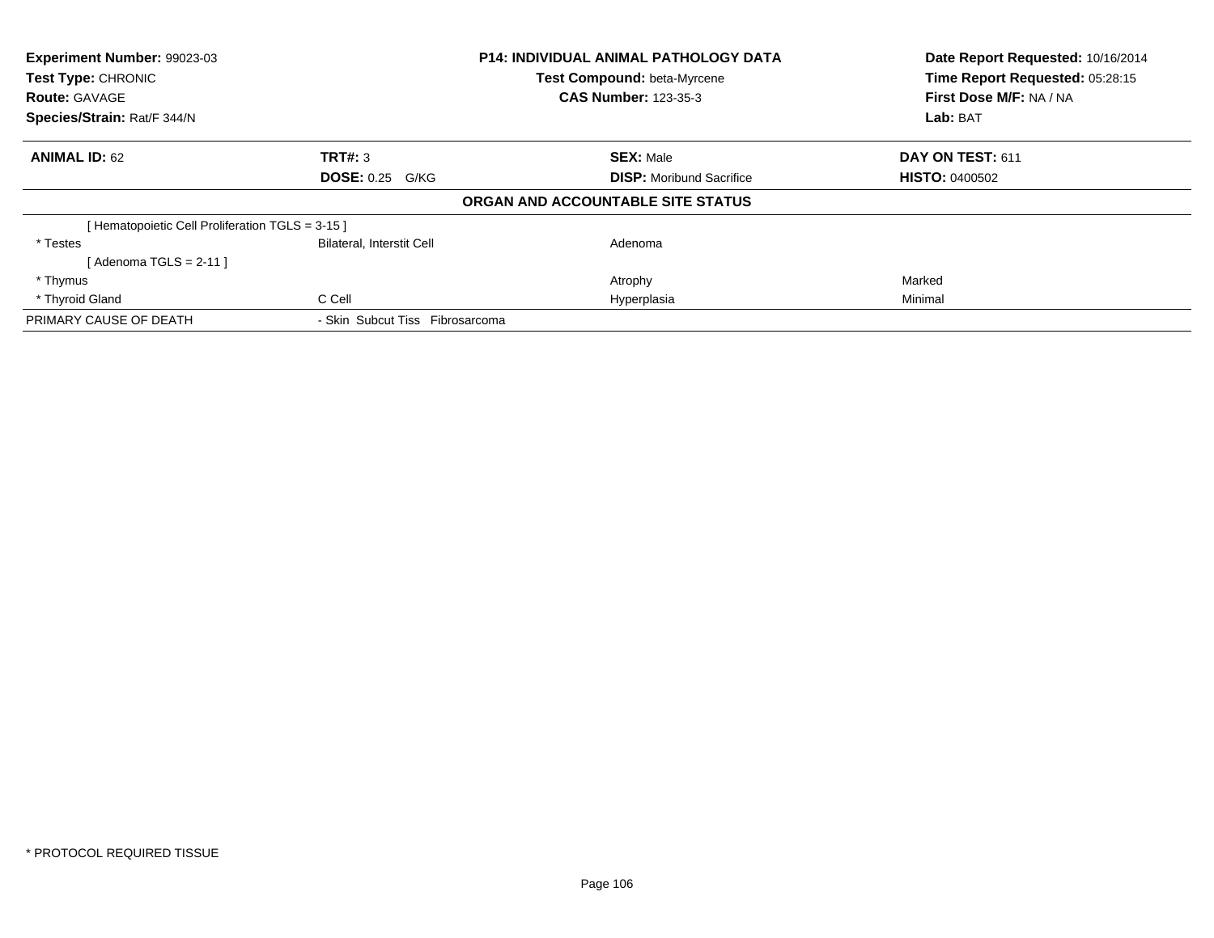| **Experiment Number:** 99023-03 | **P14: INDIVIDUAL ANIMAL PATHOLOGY DATA** | **Date Report Requested:** 10/16/2014 |
|---|---|---|
| **Test Type:** CHRONIC | **Test Compound:** beta-Myrcene | **Time Report Requested:** 05:28:15 |
| **Route:** GAVAGE | **CAS Number:** 123-35-3 | **First Dose M/F:** NA / NA |
| **Species/Strain:** Rat/F 344/N | | **Lab:** BAT |

| **ANIMAL ID:** 62 | **TRT#:** 3 | **SEX:** Male | **DAY ON TEST:** 611 |
|---|---|---|---|
| | **DOSE:** 0.25 G/KG | **DISP:** Moribund Sacrifice | **HISTO:** 0400502 |

**ORGAN AND ACCOUNTABLE SITE STATUS**

| | | | |
|---|---|---|---|
| [ Hematopoietic Cell Proliferation TGLS = 3-15 ] | | | |
| * Testes | Bilateral, Interstit Cell | Adenoma | |
| [ Adenoma TGLS = 2-11 ] | | | |
| * Thymus | | Atrophy | Marked |
| * Thyroid Gland | C Cell | Hyperplasia | Minimal |
| PRIMARY CAUSE OF DEATH | - Skin Subcut Tiss Fibrosarcoma | | |

* PROTOCOL REQUIRED TISSUE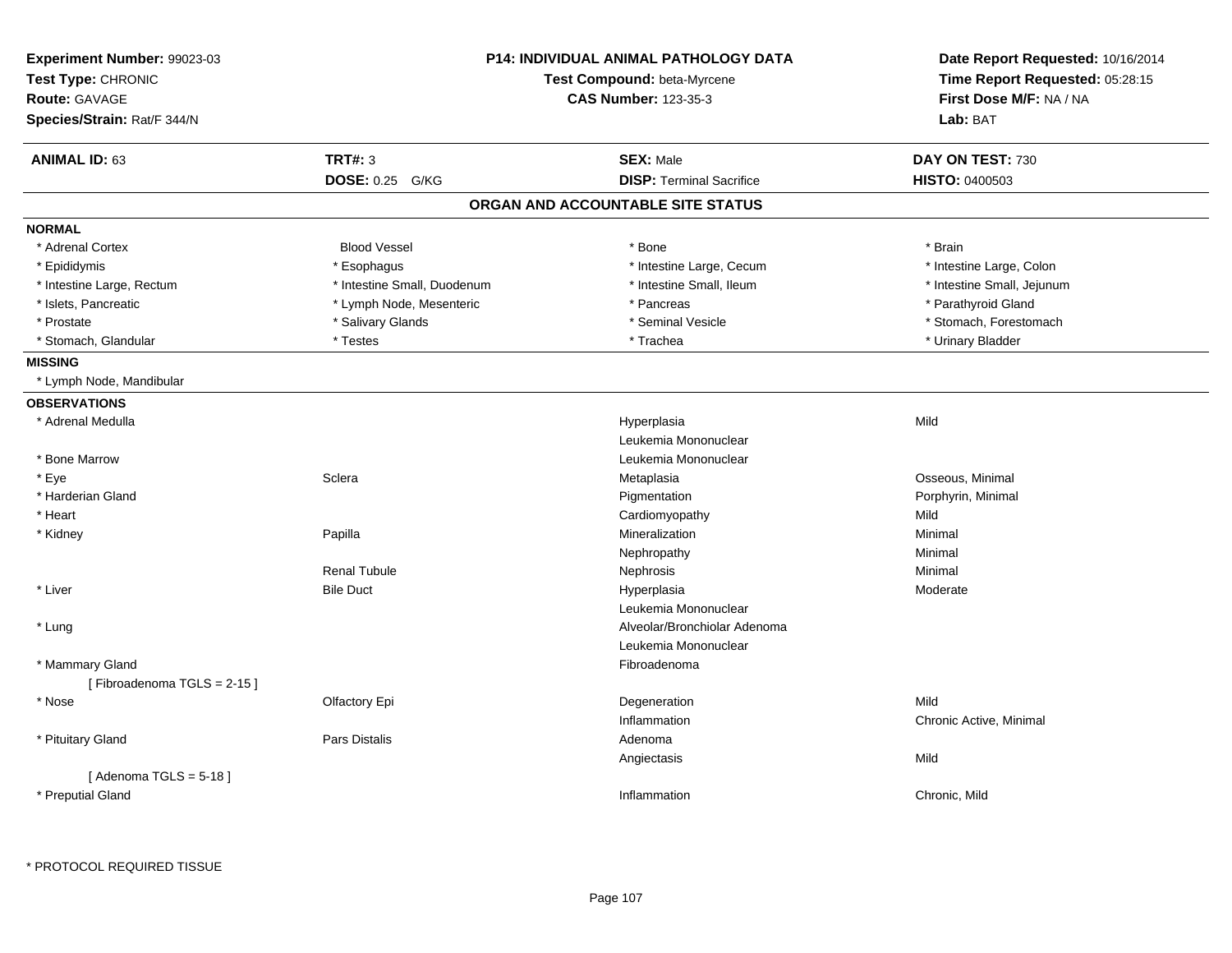**Experiment Number:** 99023-03
**Test Type:** CHRONIC
**Route:** GAVAGE
**Species/Strain:** Rat/F 344/N

**P14: INDIVIDUAL ANIMAL PATHOLOGY DATA**
**Test Compound:** beta-Myrcene
**CAS Number:** 123-35-3

**Date Report Requested:** 10/16/2014
**Time Report Requested:** 05:28:15
**First Dose M/F:** NA / NA
**Lab:** BAT

| **ANIMAL ID:** 63 | **TRT#:** 3 | **SEX:** Male | **DAY ON TEST:** 730 |
|---|---|---|---|
| | **DOSE:** 0.25 G/KG | **DISP:** Terminal Sacrifice | **HISTO:** 0400503 |

## ORGAN AND ACCOUNTABLE SITE STATUS

**NORMAL**

| | | | |
|---|---|---|---|
| * Adrenal Cortex | Blood Vessel | * Bone | * Brain |
| * Epididymis | * Esophagus | * Intestine Large, Cecum | * Intestine Large, Colon |
| * Intestine Large, Rectum | * Intestine Small, Duodenum | * Intestine Small, Ileum | * Intestine Small, Jejunum |
| * Islets, Pancreatic | * Lymph Node, Mesenteric | * Pancreas | * Parathyroid Gland |
| * Prostate | * Salivary Glands | * Seminal Vesicle | * Stomach, Forestomach |
| * Stomach, Glandular | * Testes | * Trachea | * Urinary Bladder |

**MISSING**

* Lymph Node, Mandibular

**OBSERVATIONS**

| | | | |
|---|---|---|---|
| * Adrenal Medulla | | Hyperplasia | Mild |
| | | Leukemia Mononuclear | |
| * Bone Marrow | | Leukemia Mononuclear | |
| * Eye | Sclera | Metaplasia | Osseous, Minimal |
| * Harderian Gland | | Pigmentation | Porphyrin, Minimal |
| * Heart | | Cardiomyopathy | Mild |
| * Kidney | Papilla | Mineralization | Minimal |
| | | Nephropathy | Minimal |
| | Renal Tubule | Nephrosis | Minimal |
| * Liver | Bile Duct | Hyperplasia | Moderate |
| | | Leukemia Mononuclear | |
| * Lung | | Alveolar/Bronchiolar Adenoma | |
| | | Leukemia Mononuclear | |
| * Mammary Gland | | Fibroadenoma | |
| [ Fibroadenoma TGLS = 2-15 ] | | | |
| * Nose | Olfactory Epi | Degeneration | Mild |
| | | Inflammation | Chronic Active, Minimal |
| * Pituitary Gland | Pars Distalis | Adenoma | |
| | | Angiectasis | Mild |
| [ Adenoma TGLS = 5-18 ] | | | |
| * Preputial Gland | | Inflammation | Chronic, Mild |

\* PROTOCOL REQUIRED TISSUE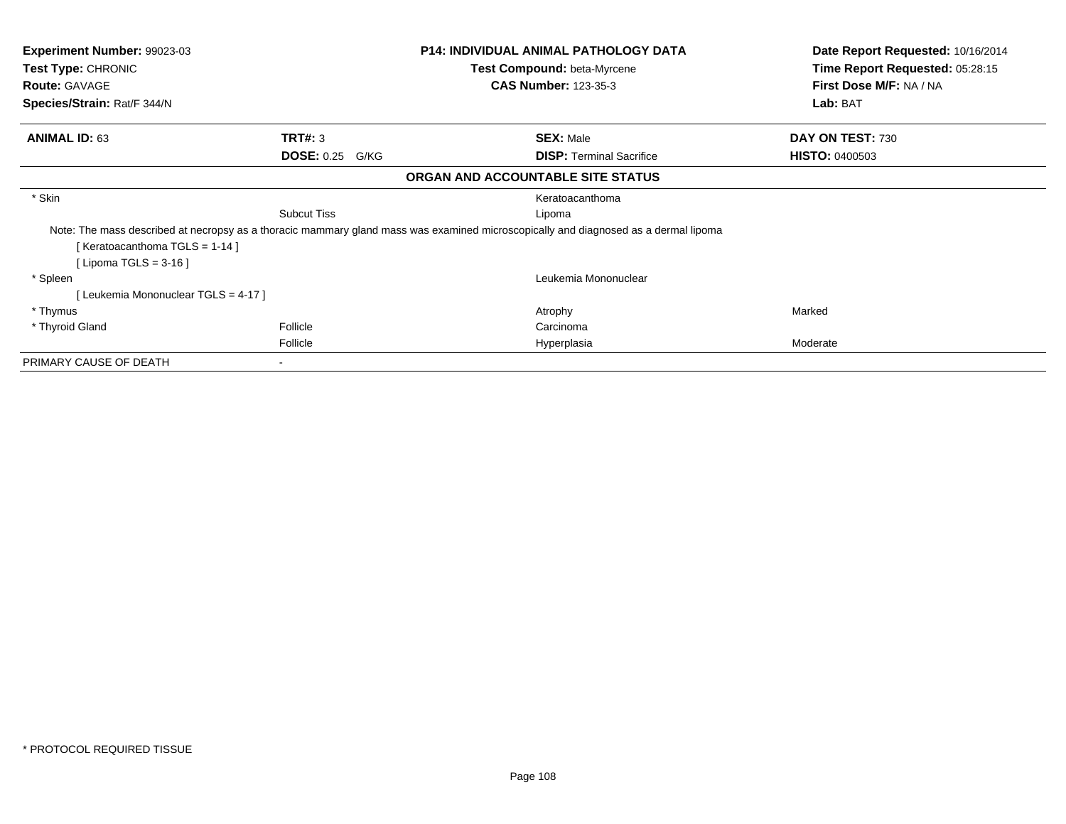**Experiment Number:** 99023-03
**Test Type:** CHRONIC
**Route:** GAVAGE
**Species/Strain:** Rat/F 344/N

**P14: INDIVIDUAL ANIMAL PATHOLOGY DATA**
**Test Compound:** beta-Myrcene
**CAS Number:** 123-35-3

**Date Report Requested:** 10/16/2014
**Time Report Requested:** 05:28:15
**First Dose M/F:** NA / NA
**Lab:** BAT

| **ANIMAL ID:** 63 | **TRT#:** 3 | **SEX:** Male | **DAY ON TEST:** 730 |
|---|---|---|---|
| | **DOSE:** 0.25 G/KG | **DISP:** Terminal Sacrifice | **HISTO:** 0400503 |

**ORGAN AND ACCOUNTABLE SITE STATUS**

| | | | |
|---|---|---|---|
| * Skin | | Keratoacanthoma | |
| | Subcut Tiss | Lipoma | |
| Note: The mass described at necropsy as a thoracic mammary gland mass was examined microscopically and diagnosed as a dermal lipoma | | | |
| [ Keratoacanthoma TGLS = 1-14 ] | | | |
| [ Lipoma TGLS = 3-16 ] | | | |
| * Spleen | | Leukemia Mononuclear | |
| [ Leukemia Mononuclear TGLS = 4-17 ] | | | |
| * Thymus | | Atrophy | Marked |
| * Thyroid Gland | Follicle | Carcinoma | |
| | Follicle | Hyperplasia | Moderate |
| PRIMARY CAUSE OF DEATH | - | | |

* PROTOCOL REQUIRED TISSUE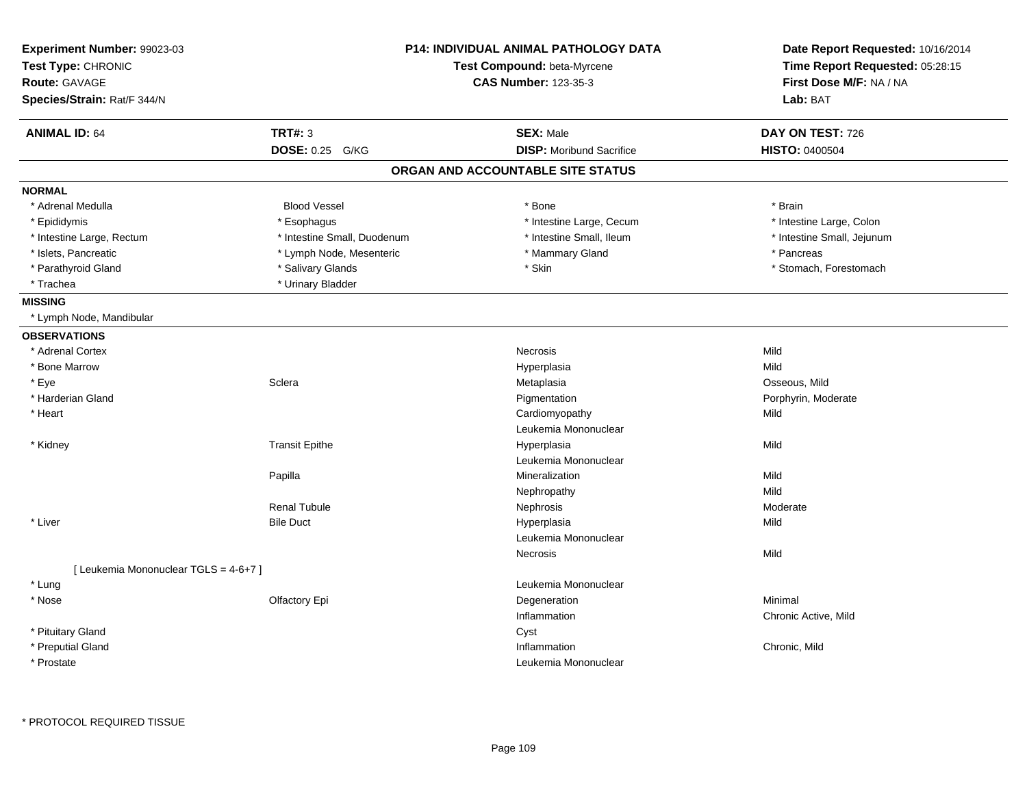**Experiment Number:** 99023-03
**Test Type:** CHRONIC
**Route:** GAVAGE
**Species/Strain:** Rat/F 344/N

**P14: INDIVIDUAL ANIMAL PATHOLOGY DATA**
**Test Compound:** beta-Myrcene
**CAS Number:** 123-35-3

**Date Report Requested:** 10/16/2014
**Time Report Requested:** 05:28:15
**First Dose M/F:** NA / NA
**Lab:** BAT

| **ANIMAL ID:** 64 | **TRT#:** 3 | **SEX:** Male | **DAY ON TEST:** 726 |
|---|---|---|---|
| | **DOSE:** 0.25 G/KG | **DISP:** Moribund Sacrifice | **HISTO:** 0400504 |

## ORGAN AND ACCOUNTABLE SITE STATUS

**NORMAL**

| | | | |
|---|---|---|---|
| * Adrenal Medulla | Blood Vessel | * Bone | * Brain |
| * Epididymis | * Esophagus | * Intestine Large, Cecum | * Intestine Large, Colon |
| * Intestine Large, Rectum | * Intestine Small, Duodenum | * Intestine Small, Ileum | * Intestine Small, Jejunum |
| * Islets, Pancreatic | * Lymph Node, Mesenteric | * Mammary Gland | * Pancreas |
| * Parathyroid Gland | * Salivary Glands | * Skin | * Stomach, Forestomach |
| * Trachea | * Urinary Bladder | | |

**MISSING**

* Lymph Node, Mandibular

**OBSERVATIONS**

| | | | |
|---|---|---|---|
| * Adrenal Cortex | | Necrosis | Mild |
| * Bone Marrow | | Hyperplasia | Mild |
| * Eye | Sclera | Metaplasia | Osseous, Mild |
| * Harderian Gland | | Pigmentation | Porphyrin, Moderate |
| * Heart | | Cardiomyopathy | Mild |
| | | Leukemia Mononuclear | |
| * Kidney | Transit Epithe | Hyperplasia | Mild |
| | | Leukemia Mononuclear | |
| | Papilla | Mineralization | Mild |
| | | Nephropathy | Mild |
| | Renal Tubule | Nephrosis | Moderate |
| * Liver | Bile Duct | Hyperplasia | Mild |
| | | Leukemia Mononuclear | |
| | | Necrosis | Mild |
| [ Leukemia Mononuclear TGLS = 4-6+7 ] | | | |
| * Lung | | Leukemia Mononuclear | |
| * Nose | Olfactory Epi | Degeneration | Minimal |
| | | Inflammation | Chronic Active, Mild |
| * Pituitary Gland | | Cyst | |
| * Preputial Gland | | Inflammation | Chronic, Mild |
| * Prostate | | Leukemia Mononuclear | |

* PROTOCOL REQUIRED TISSUE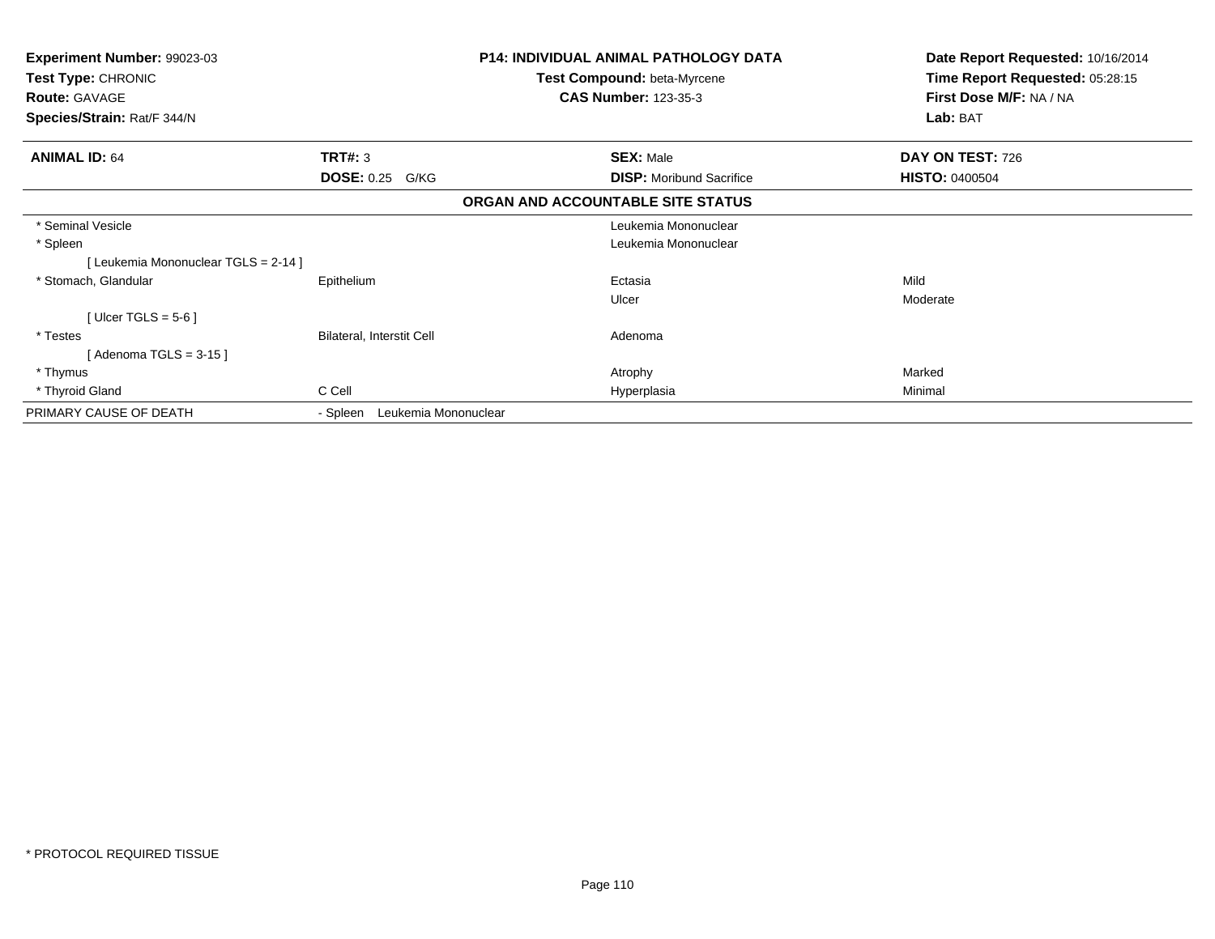| Experiment Number: 99023-03 | P14: INDIVIDUAL ANIMAL PATHOLOGY DATA | Date Report Requested: 10/16/2014 |
|---|---|---|
| Test Type: CHRONIC | Test Compound: beta-Myrcene | Time Report Requested: 05:28:15 |
| Route: GAVAGE | CAS Number: 123-35-3 | First Dose M/F: NA / NA |
| Species/Strain: Rat/F 344/N | | Lab: BAT |

| ANIMAL ID: 64 | TRT#: 3 | SEX: Male | DAY ON TEST: 726 |
|---|---|---|---|
| | DOSE: 0.25 G/KG | DISP: Moribund Sacrifice | HISTO: 0400504 |

## ORGAN AND ACCOUNTABLE SITE STATUS

| | | | |
|---|---|---|---|
| * Seminal Vesicle | | Leukemia Mononuclear | |
| * Spleen | | Leukemia Mononuclear | |
| [ Leukemia Mononuclear TGLS = 2-14 ] | | | |
| * Stomach, Glandular | Epithelium | Ectasia | Mild |
| | | Ulcer | Moderate |
| [ Ulcer TGLS = 5-6 ] | | | |
| * Testes | Bilateral, Interstit Cell | Adenoma | |
| [ Adenoma TGLS = 3-15 ] | | | |
| * Thymus | | Atrophy | Marked |
| * Thyroid Gland | C Cell | Hyperplasia | Minimal |
| PRIMARY CAUSE OF DEATH | - Spleen Leukemia Mononuclear | | |

* PROTOCOL REQUIRED TISSUE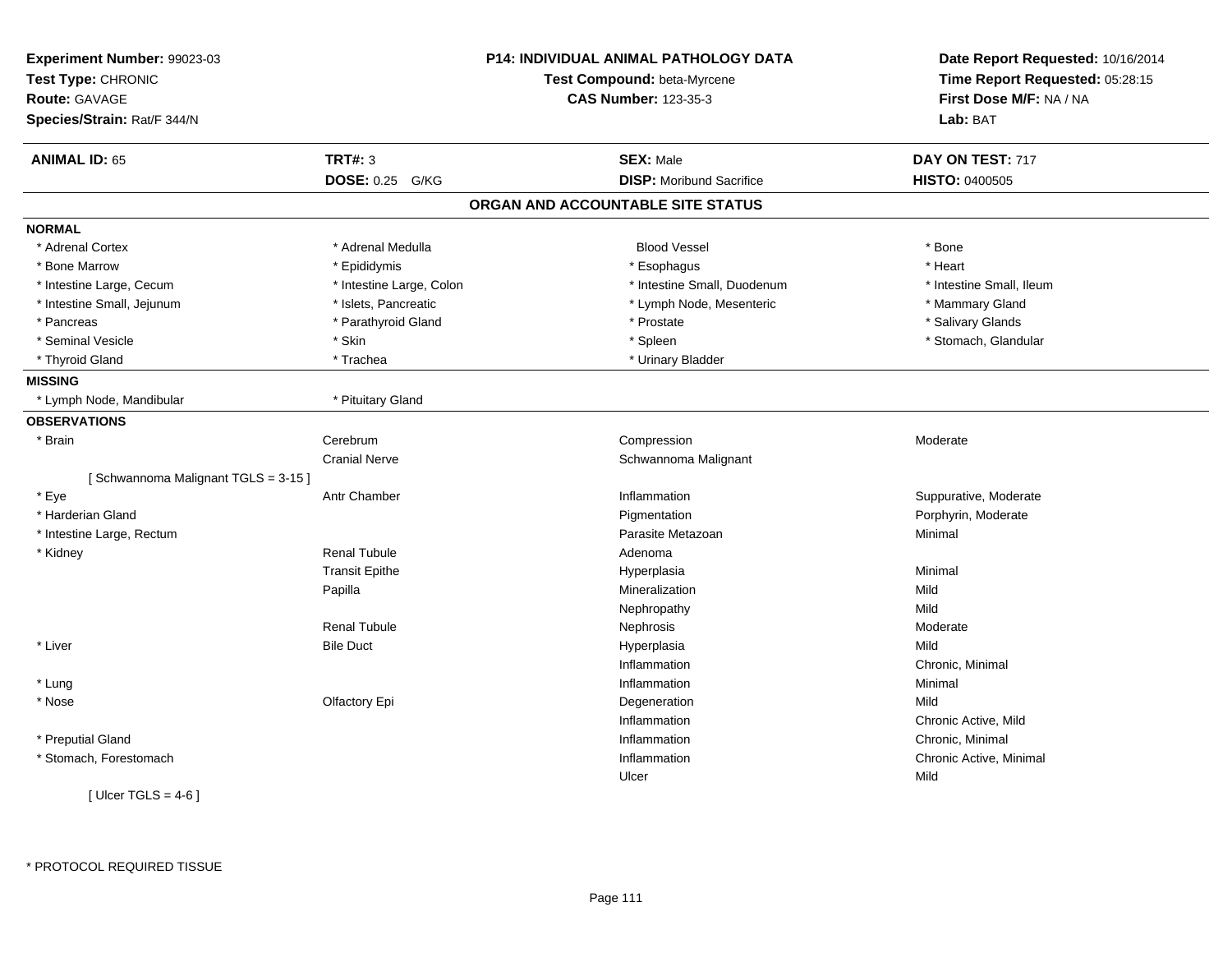**Experiment Number:** 99023-03
**Test Type:** CHRONIC
**Route:** GAVAGE
**Species/Strain:** Rat/F 344/N

**P14: INDIVIDUAL ANIMAL PATHOLOGY DATA**
**Test Compound:** beta-Myrcene
**CAS Number:** 123-35-3

**Date Report Requested:** 10/16/2014
**Time Report Requested:** 05:28:15
**First Dose M/F:** NA / NA
**Lab:** BAT

| **ANIMAL ID:** 65 | **TRT#:** 3 | **SEX:** Male | **DAY ON TEST:** 717 |
|---|---|---|---|
| | **DOSE:** 0.25 G/KG | **DISP:** Moribund Sacrifice | **HISTO:** 0400505 |

## ORGAN AND ACCOUNTABLE SITE STATUS

**NORMAL**

| | | | |
|---|---|---|---|
| * Adrenal Cortex | * Adrenal Medulla | Blood Vessel | * Bone |
| * Bone Marrow | * Epididymis | * Esophagus | * Heart |
| * Intestine Large, Cecum | * Intestine Large, Colon | * Intestine Small, Duodenum | * Intestine Small, Ileum |
| * Intestine Small, Jejunum | * Islets, Pancreatic | * Lymph Node, Mesenteric | * Mammary Gland |
| * Pancreas | * Parathyroid Gland | * Prostate | * Salivary Glands |
| * Seminal Vesicle | * Skin | * Spleen | * Stomach, Glandular |
| * Thyroid Gland | * Trachea | * Urinary Bladder | |

**MISSING**

| | |
|---|---|
| * Lymph Node, Mandibular | * Pituitary Gland |

**OBSERVATIONS**

| | | | |
|---|---|---|---|
| * Brain | Cerebrum | Compression | Moderate |
| | Cranial Nerve | Schwannoma Malignant | |
| [ Schwannoma Malignant TGLS = 3-15 ] | | | |
| * Eye | Antr Chamber | Inflammation | Suppurative, Moderate |
| * Harderian Gland | | Pigmentation | Porphyrin, Moderate |
| * Intestine Large, Rectum | | Parasite Metazoan | Minimal |
| * Kidney | Renal Tubule | Adenoma | |
| | Transit Epithe | Hyperplasia | Minimal |
| | Papilla | Mineralization | Mild |
| | | Nephropathy | Mild |
| | Renal Tubule | Nephrosis | Moderate |
| * Liver | Bile Duct | Hyperplasia | Mild |
| | | Inflammation | Chronic, Minimal |
| * Lung | | Inflammation | Minimal |
| * Nose | Olfactory Epi | Degeneration | Mild |
| | | Inflammation | Chronic Active, Mild |
| * Preputial Gland | | Inflammation | Chronic, Minimal |
| * Stomach, Forestomach | | Inflammation | Chronic Active, Minimal |
| | | Ulcer | Mild |
| [ Ulcer TGLS = 4-6 ] | | | |

* PROTOCOL REQUIRED TISSUE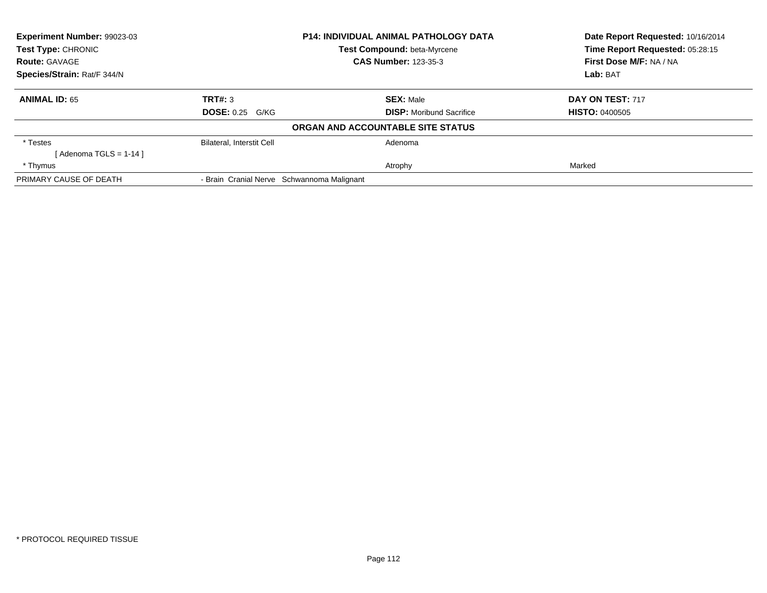**Experiment Number:** 99023-03
**Test Type:** CHRONIC
**Route:** GAVAGE
**Species/Strain:** Rat/F 344/N

**P14: INDIVIDUAL ANIMAL PATHOLOGY DATA**
**Test Compound:** beta-Myrcene
**CAS Number:** 123-35-3

**Date Report Requested:** 10/16/2014
**Time Report Requested:** 05:28:15
**First Dose M/F:** NA / NA
**Lab:** BAT

| **ANIMAL ID:** 65 | **TRT#:** 3 | **SEX:** Male | **DAY ON TEST:** 717 |
|---|---|---|---|
| | **DOSE:** 0.25 G/KG | **DISP:** Moribund Sacrifice | **HISTO:** 0400505 |

**ORGAN AND ACCOUNTABLE SITE STATUS**

| | | | |
|---|---|---|---|
| * Testes | Bilateral, Interstit Cell | Adenoma | |
| [ Adenoma TGLS = 1-14 ] | | | |
| * Thymus | | Atrophy | Marked |
| PRIMARY CAUSE OF DEATH | - Brain Cranial Nerve Schwannoma Malignant | | |

* PROTOCOL REQUIRED TISSUE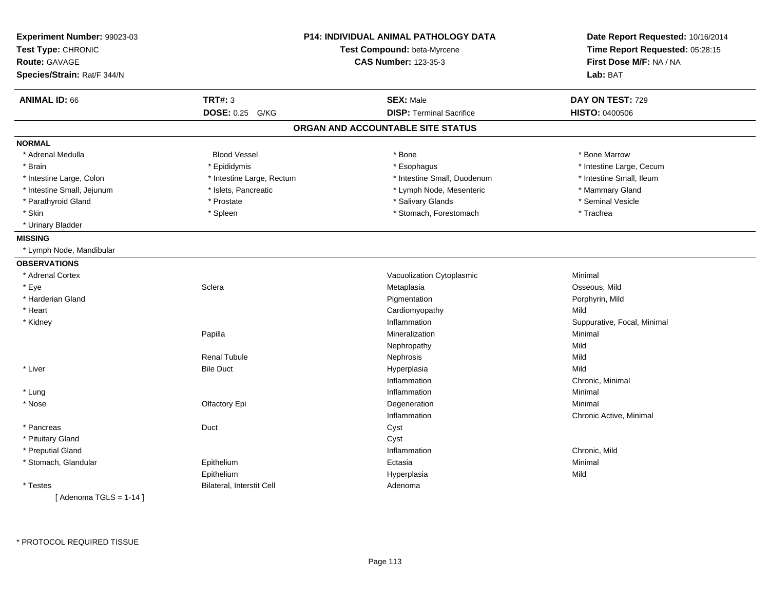**Experiment Number:** 99023-03
**Test Type:** CHRONIC
**Route:** GAVAGE
**Species/Strain:** Rat/F 344/N

**P14: INDIVIDUAL ANIMAL PATHOLOGY DATA**
**Test Compound:** beta-Myrcene
**CAS Number:** 123-35-3

**Date Report Requested:** 10/16/2014
**Time Report Requested:** 05:28:15
**First Dose M/F:** NA / NA
**Lab:** BAT

| **ANIMAL ID:** 66 | **TRT#:** 3 | **SEX:** Male | **DAY ON TEST:** 729 |
|---|---|---|---|
| | **DOSE:** 0.25 G/KG | **DISP:** Terminal Sacrifice | **HISTO:** 0400506 |

## ORGAN AND ACCOUNTABLE SITE STATUS

**NORMAL**

| | | | |
|---|---|---|---|
| * Adrenal Medulla | Blood Vessel | * Bone | * Bone Marrow |
| * Brain | * Epididymis | * Esophagus | * Intestine Large, Cecum |
| * Intestine Large, Colon | * Intestine Large, Rectum | * Intestine Small, Duodenum | * Intestine Small, Ileum |
| * Intestine Small, Jejunum | * Islets, Pancreatic | * Lymph Node, Mesenteric | * Mammary Gland |
| * Parathyroid Gland | * Prostate | * Salivary Glands | * Seminal Vesicle |
| * Skin | * Spleen | * Stomach, Forestomach | * Trachea |
| * Urinary Bladder | | | |

**MISSING**

* Lymph Node, Mandibular

**OBSERVATIONS**

| | | | |
|---|---|---|---|
| * Adrenal Cortex | | Vacuolization Cytoplasmic | Minimal |
| * Eye | Sclera | Metaplasia | Osseous, Mild |
| * Harderian Gland | | Pigmentation | Porphyrin, Mild |
| * Heart | | Cardiomyopathy | Mild |
| * Kidney | | Inflammation | Suppurative, Focal, Minimal |
| | Papilla | Mineralization | Minimal |
| | | Nephropathy | Mild |
| | Renal Tubule | Nephrosis | Mild |
| * Liver | Bile Duct | Hyperplasia | Mild |
| | | Inflammation | Chronic, Minimal |
| * Lung | | Inflammation | Minimal |
| * Nose | Olfactory Epi | Degeneration | Minimal |
| | | Inflammation | Chronic Active, Minimal |
| * Pancreas | Duct | Cyst | |
| * Pituitary Gland | | Cyst | |
| * Preputial Gland | | Inflammation | Chronic, Mild |
| * Stomach, Glandular | Epithelium | Ectasia | Minimal |
| | Epithelium | Hyperplasia | Mild |
| * Testes | Bilateral, Interstit Cell | Adenoma | |
| [ Adenoma TGLS = 1-14 ] | | | |

* PROTOCOL REQUIRED TISSUE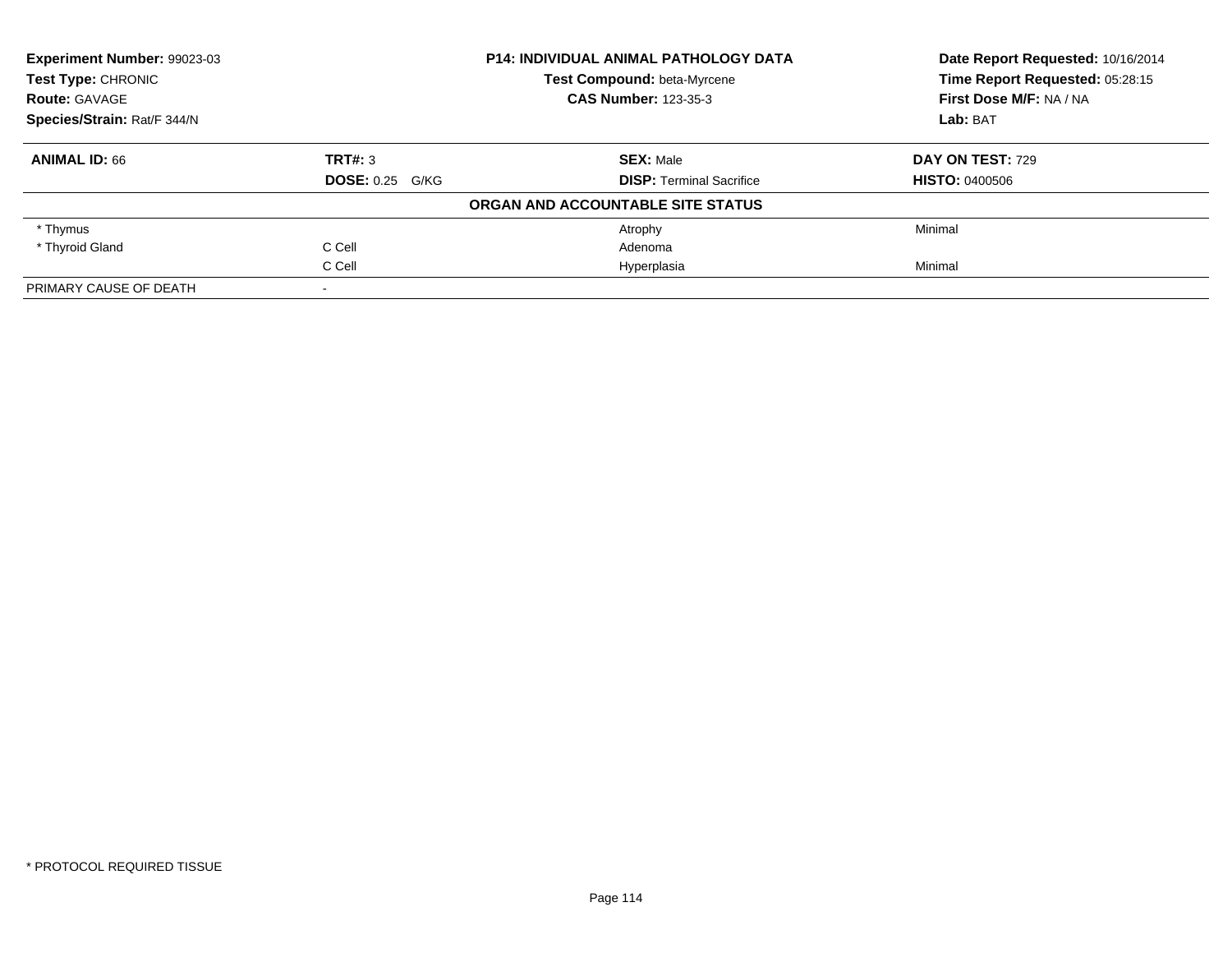**Experiment Number:** 99023-03
**Test Type:** CHRONIC
**Route:** GAVAGE
**Species/Strain:** Rat/F 344/N

**P14: INDIVIDUAL ANIMAL PATHOLOGY DATA**
**Test Compound:** beta-Myrcene
**CAS Number:** 123-35-3

**Date Report Requested:** 10/16/2014
**Time Report Requested:** 05:28:15
**First Dose M/F:** NA / NA
**Lab:** BAT

| **ANIMAL ID:** 66 | **TRT#:** 3 | **SEX:** Male | **DAY ON TEST:** 729 |
|---|---|---|---|
| | **DOSE:** 0.25 G/KG | **DISP:** Terminal Sacrifice | **HISTO:** 0400506 |

**ORGAN AND ACCOUNTABLE SITE STATUS**

| | | | |
|---|---|---|---|
| * Thymus | | Atrophy | Minimal |
| * Thyroid Gland | C Cell | Adenoma | |
| | C Cell | Hyperplasia | Minimal |
| PRIMARY CAUSE OF DEATH | - | | |

* PROTOCOL REQUIRED TISSUE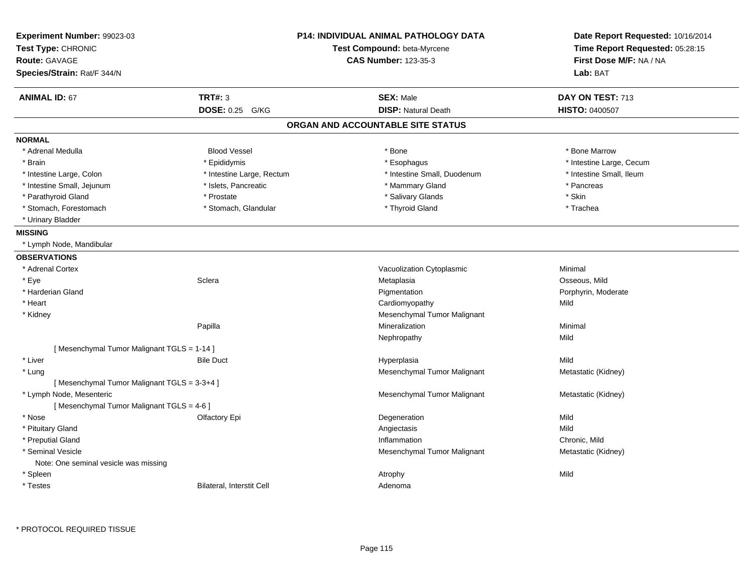**Experiment Number:** 99023-03
**Test Type:** CHRONIC
**Route:** GAVAGE
**Species/Strain:** Rat/F 344/N

**P14: INDIVIDUAL ANIMAL PATHOLOGY DATA**
**Test Compound:** beta-Myrcene
**CAS Number:** 123-35-3

**Date Report Requested:** 10/16/2014
**Time Report Requested:** 05:28:15
**First Dose M/F:** NA / NA
**Lab:** BAT

| **ANIMAL ID:** 67 | **TRT#:** 3 | **SEX:** Male | **DAY ON TEST:** 713 |
|---|---|---|---|
| | **DOSE:** 0.25 G/KG | **DISP:** Natural Death | **HISTO:** 0400507 |

## ORGAN AND ACCOUNTABLE SITE STATUS

**NORMAL**

| | | | |
|---|---|---|---|
| * Adrenal Medulla | Blood Vessel | * Bone | * Bone Marrow |
| * Brain | * Epididymis | * Esophagus | * Intestine Large, Cecum |
| * Intestine Large, Colon | * Intestine Large, Rectum | * Intestine Small, Duodenum | * Intestine Small, Ileum |
| * Intestine Small, Jejunum | * Islets, Pancreatic | * Mammary Gland | * Pancreas |
| * Parathyroid Gland | * Prostate | * Salivary Glands | * Skin |
| * Stomach, Forestomach | * Stomach, Glandular | * Thyroid Gland | * Trachea |
| * Urinary Bladder | | | |

**MISSING**

* Lymph Node, Mandibular

**OBSERVATIONS**

| | | | |
|---|---|---|---|
| * Adrenal Cortex | | Vacuolization Cytoplasmic | Minimal |
| * Eye | Sclera | Metaplasia | Osseous, Mild |
| * Harderian Gland | | Pigmentation | Porphyrin, Moderate |
| * Heart | | Cardiomyopathy | Mild |
| * Kidney | | Mesenchymal Tumor Malignant | |
| | Papilla | Mineralization | Minimal |
| | | Nephropathy | Mild |
| [ Mesenchymal Tumor Malignant TGLS = 1-14 ] | | | |
| * Liver | Bile Duct | Hyperplasia | Mild |
| * Lung | | Mesenchymal Tumor Malignant | Metastatic (Kidney) |
| [ Mesenchymal Tumor Malignant TGLS = 3-3+4 ] | | | |
| * Lymph Node, Mesenteric | | Mesenchymal Tumor Malignant | Metastatic (Kidney) |
| [ Mesenchymal Tumor Malignant TGLS = 4-6 ] | | | |
| * Nose | Olfactory Epi | Degeneration | Mild |
| * Pituitary Gland | | Angiectasis | Mild |
| * Preputial Gland | | Inflammation | Chronic, Mild |
| * Seminal Vesicle | | Mesenchymal Tumor Malignant | Metastatic (Kidney) |
| Note: One seminal vesicle was missing | | | |
| * Spleen | | Atrophy | Mild |
| * Testes | Bilateral, Interstit Cell | Adenoma | |

\* PROTOCOL REQUIRED TISSUE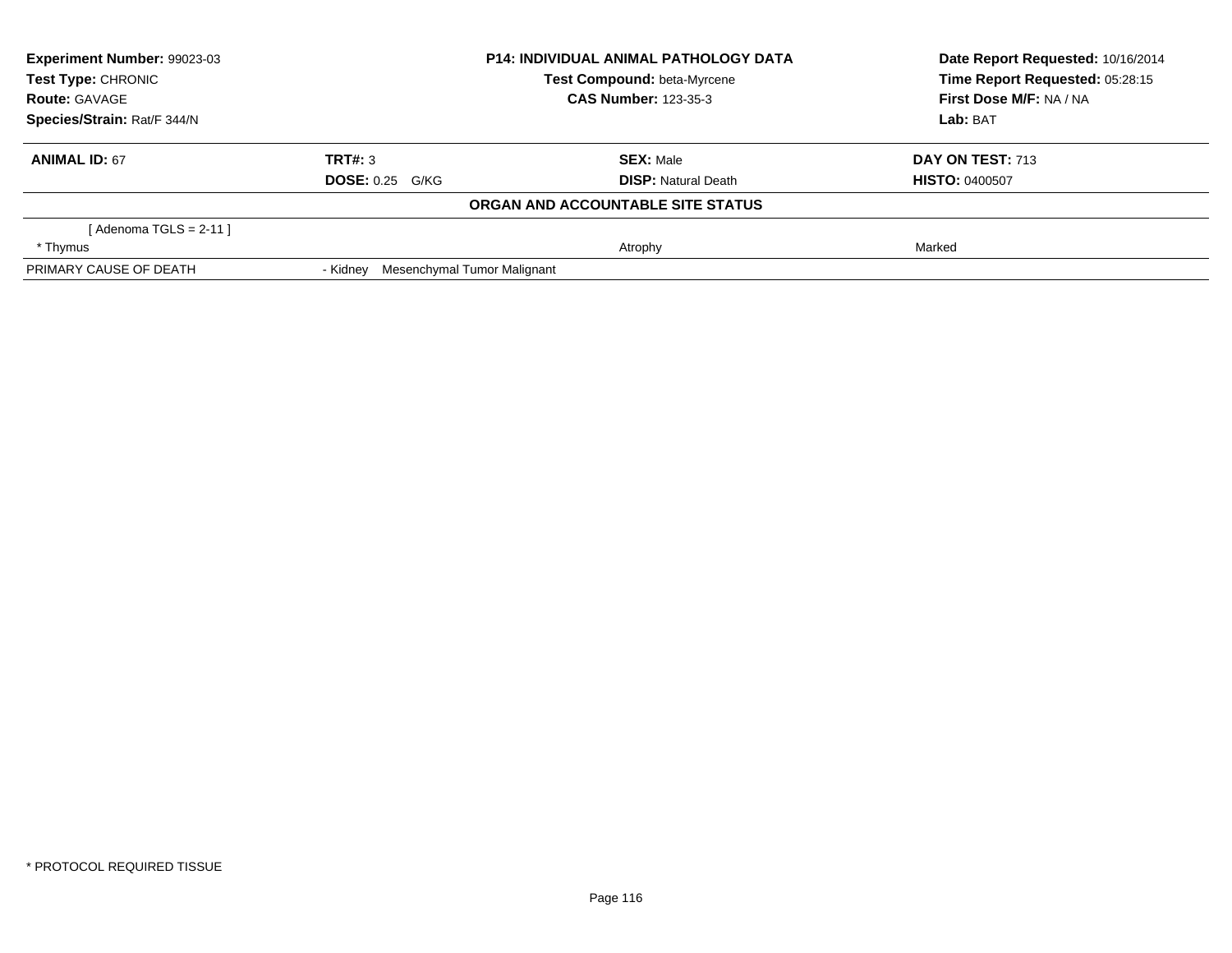| Experiment Number: 99023-03 | P14: INDIVIDUAL ANIMAL PATHOLOGY DATA | Date Report Requested: 10/16/2014 |
|---|---|---|
| Test Type: CHRONIC | Test Compound: beta-Myrcene | Time Report Requested: 05:28:15 |
| Route: GAVAGE | CAS Number: 123-35-3 | First Dose M/F: NA / NA |
| Species/Strain: Rat/F 344/N | | Lab: BAT |

| ANIMAL ID: 67 | TRT#: 3 | SEX: Male | DAY ON TEST: 713 |
|---|---|---|---|
| | DOSE: 0.25 G/KG | DISP: Natural Death | HISTO: 0400507 |

**ORGAN AND ACCOUNTABLE SITE STATUS**

| | | | |
|---|---|---|---|
| [ Adenoma TGLS = 2-11 ] | | | |
| * Thymus | | Atrophy | Marked |
| PRIMARY CAUSE OF DEATH | - Kidney Mesenchymal Tumor Malignant | | |

* PROTOCOL REQUIRED TISSUE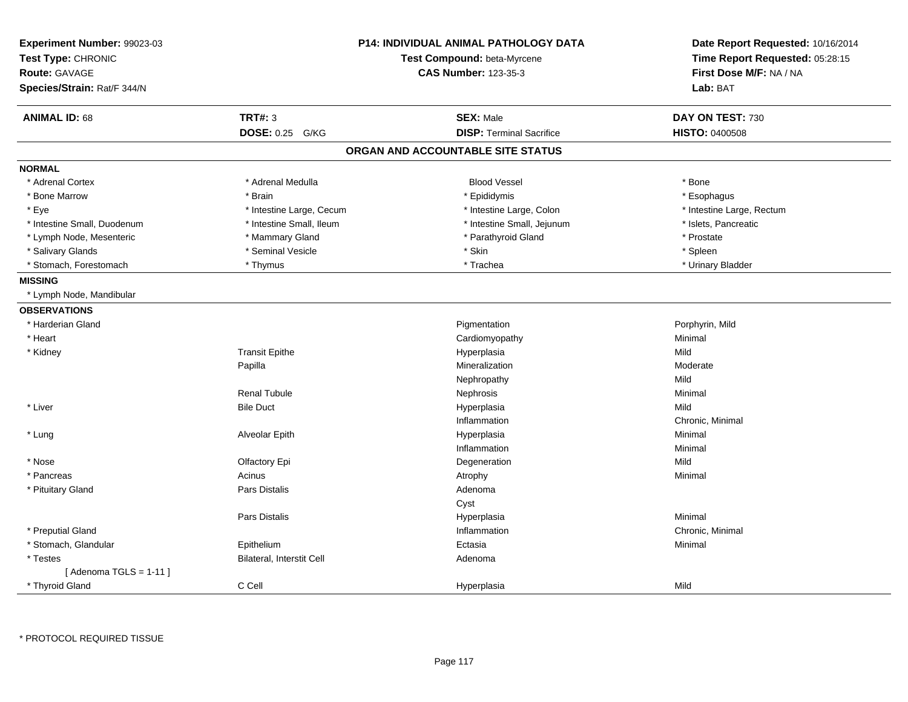**Experiment Number:** 99023-03
**Test Type:** CHRONIC
**Route:** GAVAGE
**Species/Strain:** Rat/F 344/N

**P14: INDIVIDUAL ANIMAL PATHOLOGY DATA**
**Test Compound:** beta-Myrcene
**CAS Number:** 123-35-3

**Date Report Requested:** 10/16/2014
**Time Report Requested:** 05:28:15
**First Dose M/F:** NA / NA
**Lab:** BAT

| **ANIMAL ID:** 68 | **TRT#:** 3 | **SEX:** Male | **DAY ON TEST:** 730 |
|---|---|---|---|
| | **DOSE:** 0.25 G/KG | **DISP:** Terminal Sacrifice | **HISTO:** 0400508 |

## ORGAN AND ACCOUNTABLE SITE STATUS

**NORMAL**

| | | | |
|---|---|---|---|
| * Adrenal Cortex | * Adrenal Medulla | Blood Vessel | * Bone |
| * Bone Marrow | * Brain | * Epididymis | * Esophagus |
| * Eye | * Intestine Large, Cecum | * Intestine Large, Colon | * Intestine Large, Rectum |
| * Intestine Small, Duodenum | * Intestine Small, Ileum | * Intestine Small, Jejunum | * Islets, Pancreatic |
| * Lymph Node, Mesenteric | * Mammary Gland | * Parathyroid Gland | * Prostate |
| * Salivary Glands | * Seminal Vesicle | * Skin | * Spleen |
| * Stomach, Forestomach | * Thymus | * Trachea | * Urinary Bladder |

**MISSING**

* Lymph Node, Mandibular

**OBSERVATIONS**

| | | | |
|---|---|---|---|
| * Harderian Gland | | Pigmentation | Porphyrin, Mild |
| * Heart | | Cardiomyopathy | Minimal |
| * Kidney | Transit Epithe | Hyperplasia | Mild |
| | Papilla | Mineralization | Moderate |
| | | Nephropathy | Mild |
| | Renal Tubule | Nephrosis | Minimal |
| * Liver | Bile Duct | Hyperplasia | Mild |
| | | Inflammation | Chronic, Minimal |
| * Lung | Alveolar Epith | Hyperplasia | Minimal |
| | | Inflammation | Minimal |
| * Nose | Olfactory Epi | Degeneration | Mild |
| * Pancreas | Acinus | Atrophy | Minimal |
| * Pituitary Gland | Pars Distalis | Adenoma | |
| | | Cyst | |
| | Pars Distalis | Hyperplasia | Minimal |
| * Preputial Gland | | Inflammation | Chronic, Minimal |
| * Stomach, Glandular | Epithelium | Ectasia | Minimal |
| * Testes | Bilateral, Interstit Cell | Adenoma | |
| [ Adenoma TGLS = 1-11 ] | | | |
| * Thyroid Gland | C Cell | Hyperplasia | Mild |

* PROTOCOL REQUIRED TISSUE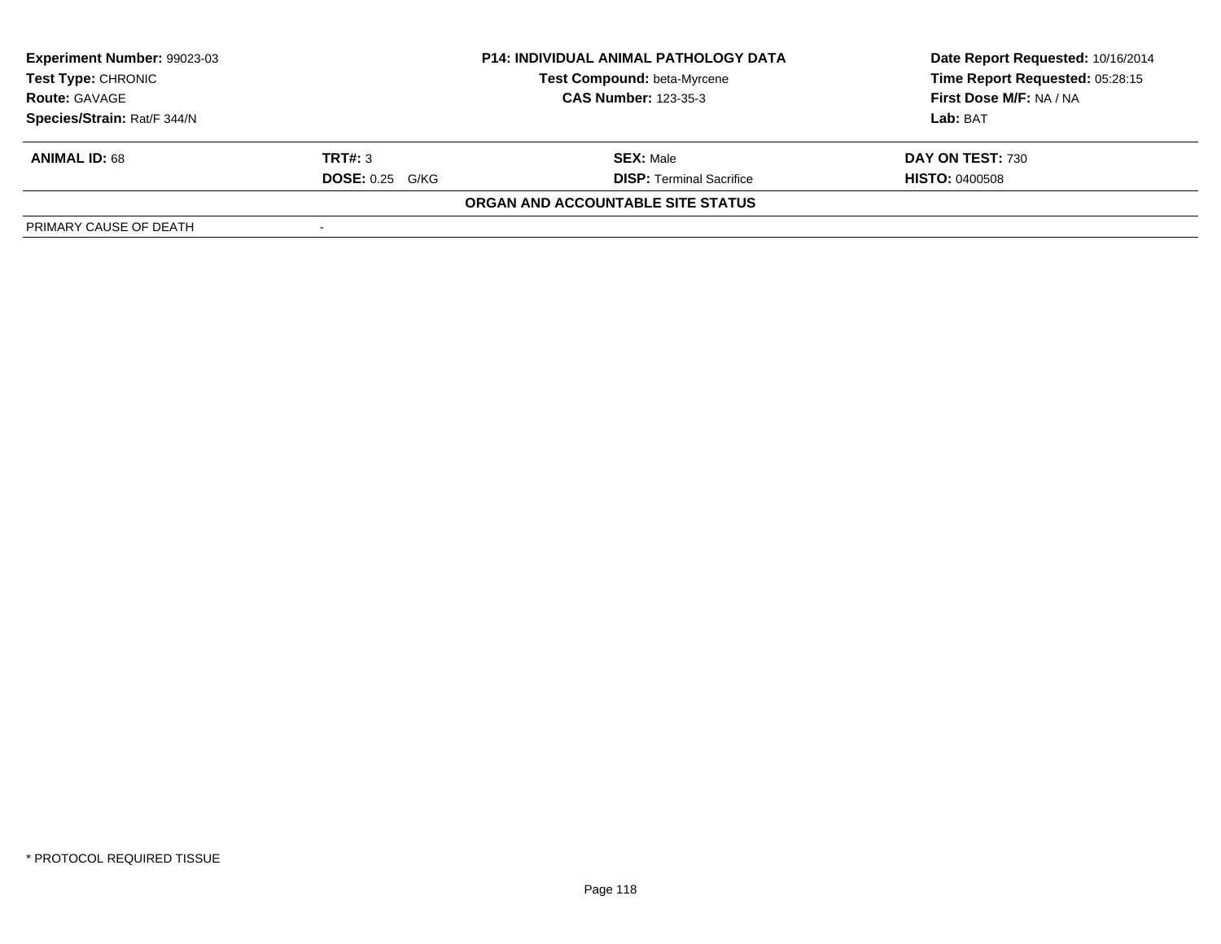| **Experiment Number:** 99023-03 | **P14: INDIVIDUAL ANIMAL PATHOLOGY DATA** | **Date Report Requested:** 10/16/2014 |
|---|---|---|
| **Test Type:** CHRONIC | **Test Compound:** beta-Myrcene | **Time Report Requested:** 05:28:15 |
| **Route:** GAVAGE | **CAS Number:** 123-35-3 | **First Dose M/F:** NA / NA |
| **Species/Strain:** Rat/F 344/N | | **Lab:** BAT |

| **ANIMAL ID:** 68 | **TRT#:** 3 | **SEX:** Male | **DAY ON TEST:** 730 |
|---|---|---|---|
| | **DOSE:** 0.25 G/KG | **DISP:** Terminal Sacrifice | **HISTO:** 0400508 |

**ORGAN AND ACCOUNTABLE SITE STATUS**

| PRIMARY CAUSE OF DEATH | - |
|---|---|

\* PROTOCOL REQUIRED TISSUE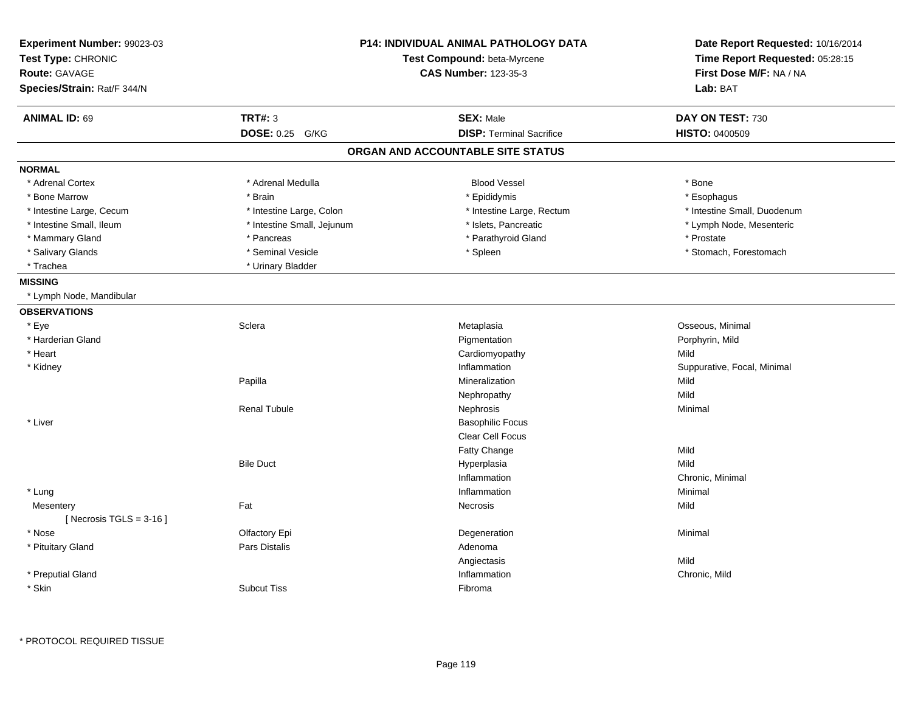**Experiment Number:** 99023-03
**Test Type:** CHRONIC
**Route:** GAVAGE
**Species/Strain:** Rat/F 344/N

**P14: INDIVIDUAL ANIMAL PATHOLOGY DATA**
**Test Compound:** beta-Myrcene
**CAS Number:** 123-35-3

**Date Report Requested:** 10/16/2014
**Time Report Requested:** 05:28:15
**First Dose M/F:** NA / NA
**Lab:** BAT

| **ANIMAL ID:** 69 | **TRT#:** 3 | **SEX:** Male | **DAY ON TEST:** 730 |
|---|---|---|---|
| | **DOSE:** 0.25 G/KG | **DISP:** Terminal Sacrifice | **HISTO:** 0400509 |

## ORGAN AND ACCOUNTABLE SITE STATUS

**NORMAL**

| | | | |
|---|---|---|---|
| * Adrenal Cortex | * Adrenal Medulla | Blood Vessel | * Bone |
| * Bone Marrow | * Brain | * Epididymis | * Esophagus |
| * Intestine Large, Cecum | * Intestine Large, Colon | * Intestine Large, Rectum | * Intestine Small, Duodenum |
| * Intestine Small, Ileum | * Intestine Small, Jejunum | * Islets, Pancreatic | * Lymph Node, Mesenteric |
| * Mammary Gland | * Pancreas | * Parathyroid Gland | * Prostate |
| * Salivary Glands | * Seminal Vesicle | * Spleen | * Stomach, Forestomach |
| * Trachea | * Urinary Bladder | | |

**MISSING**

* Lymph Node, Mandibular

**OBSERVATIONS**

| | | | |
|---|---|---|---|
| * Eye | Sclera | Metaplasia | Osseous, Minimal |
| * Harderian Gland | | Pigmentation | Porphyrin, Mild |
| * Heart | | Cardiomyopathy | Mild |
| * Kidney | | Inflammation | Suppurative, Focal, Minimal |
| | Papilla | Mineralization | Mild |
| | | Nephropathy | Mild |
| | Renal Tubule | Nephrosis | Minimal |
| * Liver | | Basophilic Focus | |
| | | Clear Cell Focus | |
| | | Fatty Change | Mild |
| | Bile Duct | Hyperplasia | Mild |
| | | Inflammation | Chronic, Minimal |
| * Lung | | Inflammation | Minimal |
| Mesentery | Fat | Necrosis | Mild |
| [ Necrosis TGLS = 3-16 ] | | | |
| * Nose | Olfactory Epi | Degeneration | Minimal |
| * Pituitary Gland | Pars Distalis | Adenoma | |
| | | Angiectasis | Mild |
| * Preputial Gland | | Inflammation | Chronic, Mild |
| * Skin | Subcut Tiss | Fibroma | |

* PROTOCOL REQUIRED TISSUE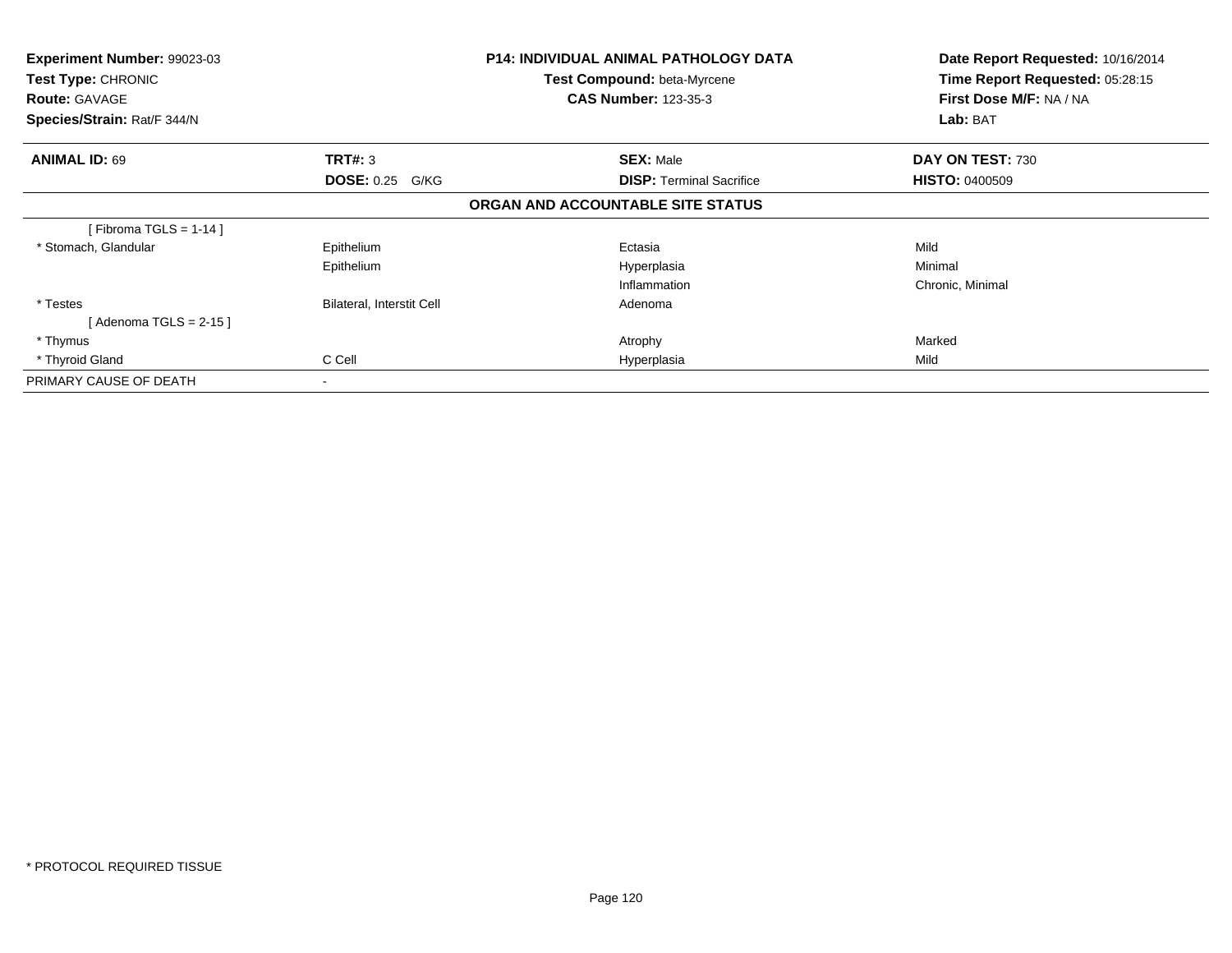**Experiment Number:** 99023-03
**Test Type:** CHRONIC
**Route:** GAVAGE
**Species/Strain:** Rat/F 344/N

**P14: INDIVIDUAL ANIMAL PATHOLOGY DATA**
**Test Compound:** beta-Myrcene
**CAS Number:** 123-35-3

**Date Report Requested:** 10/16/2014
**Time Report Requested:** 05:28:15
**First Dose M/F:** NA / NA
**Lab:** BAT

| **ANIMAL ID:** 69 | **TRT#:** 3 | **SEX:** Male | **DAY ON TEST:** 730 |
|---|---|---|---|
| | **DOSE:** 0.25 G/KG | **DISP:** Terminal Sacrifice | **HISTO:** 0400509 |

**ORGAN AND ACCOUNTABLE SITE STATUS**

| | | | |
|---|---|---|---|
| [ Fibroma TGLS = 1-14 ] | | | |
| * Stomach, Glandular | Epithelium | Ectasia | Mild |
| | Epithelium | Hyperplasia | Minimal |
| | | Inflammation | Chronic, Minimal |
| * Testes | Bilateral, Interstit Cell | Adenoma | |
| [ Adenoma TGLS = 2-15 ] | | | |
| * Thymus | | Atrophy | Marked |
| * Thyroid Gland | C Cell | Hyperplasia | Mild |
| PRIMARY CAUSE OF DEATH | - | | |

* PROTOCOL REQUIRED TISSUE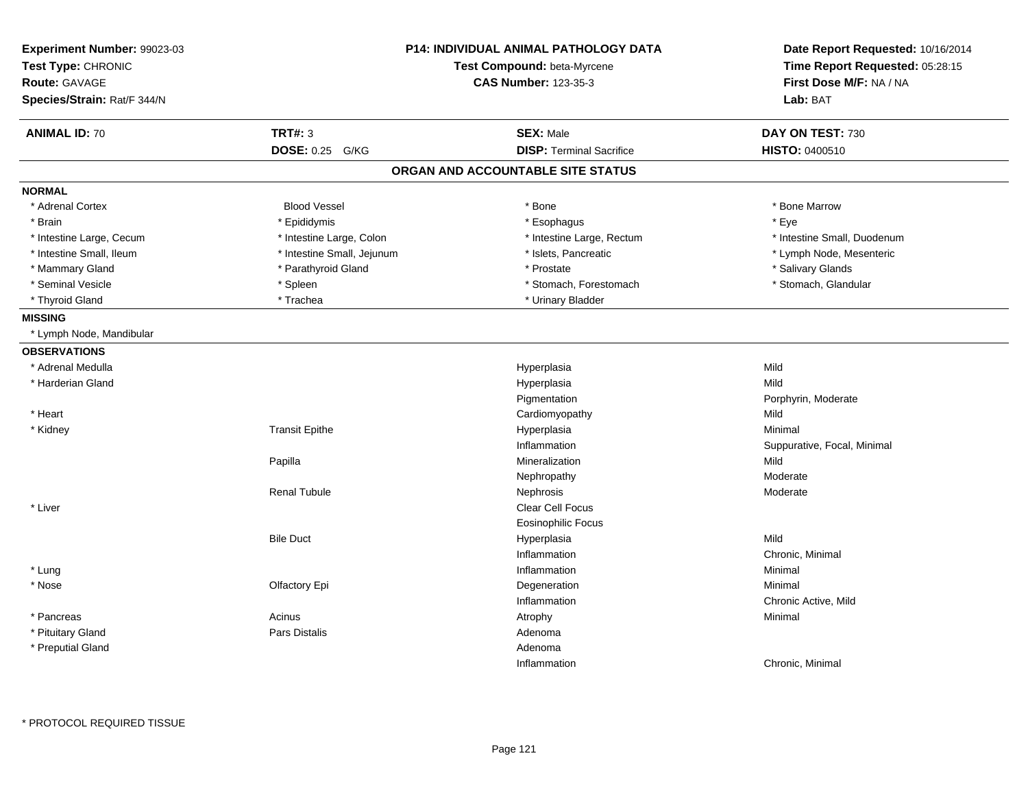**Experiment Number:** 99023-03
**Test Type:** CHRONIC
**Route:** GAVAGE
**Species/Strain:** Rat/F 344/N

**P14: INDIVIDUAL ANIMAL PATHOLOGY DATA**
**Test Compound:** beta-Myrcene
**CAS Number:** 123-35-3

**Date Report Requested:** 10/16/2014
**Time Report Requested:** 05:28:15
**First Dose M/F:** NA / NA
**Lab:** BAT

| **ANIMAL ID:** 70 | **TRT#:** 3 | **SEX:** Male | **DAY ON TEST:** 730 |
|---|---|---|---|
| | **DOSE:** 0.25 G/KG | **DISP:** Terminal Sacrifice | **HISTO:** 0400510 |

## ORGAN AND ACCOUNTABLE SITE STATUS

**NORMAL**

| | | | |
|---|---|---|---|
| * Adrenal Cortex | Blood Vessel | * Bone | * Bone Marrow |
| * Brain | * Epididymis | * Esophagus | * Eye |
| * Intestine Large, Cecum | * Intestine Large, Colon | * Intestine Large, Rectum | * Intestine Small, Duodenum |
| * Intestine Small, Ileum | * Intestine Small, Jejunum | * Islets, Pancreatic | * Lymph Node, Mesenteric |
| * Mammary Gland | * Parathyroid Gland | * Prostate | * Salivary Glands |
| * Seminal Vesicle | * Spleen | * Stomach, Forestomach | * Stomach, Glandular |
| * Thyroid Gland | * Trachea | * Urinary Bladder | |

**MISSING**

* Lymph Node, Mandibular

**OBSERVATIONS**

| Organ | Site | Observation | Severity |
|---|---|---|---|
| * Adrenal Medulla | | Hyperplasia | Mild |
| * Harderian Gland | | Hyperplasia | Mild |
| | | Pigmentation | Porphyrin, Moderate |
| * Heart | | Cardiomyopathy | Mild |
| * Kidney | Transit Epithe | Hyperplasia | Minimal |
| | | Inflammation | Suppurative, Focal, Minimal |
| | Papilla | Mineralization | Mild |
| | | Nephropathy | Moderate |
| | Renal Tubule | Nephrosis | Moderate |
| * Liver | | Clear Cell Focus | |
| | | Eosinophilic Focus | |
| | Bile Duct | Hyperplasia | Mild |
| | | Inflammation | Chronic, Minimal |
| * Lung | | Inflammation | Minimal |
| * Nose | Olfactory Epi | Degeneration | Minimal |
| | | Inflammation | Chronic Active, Mild |
| * Pancreas | Acinus | Atrophy | Minimal |
| * Pituitary Gland | Pars Distalis | Adenoma | |
| * Preputial Gland | | Adenoma | |
| | | Inflammation | Chronic, Minimal |

* PROTOCOL REQUIRED TISSUE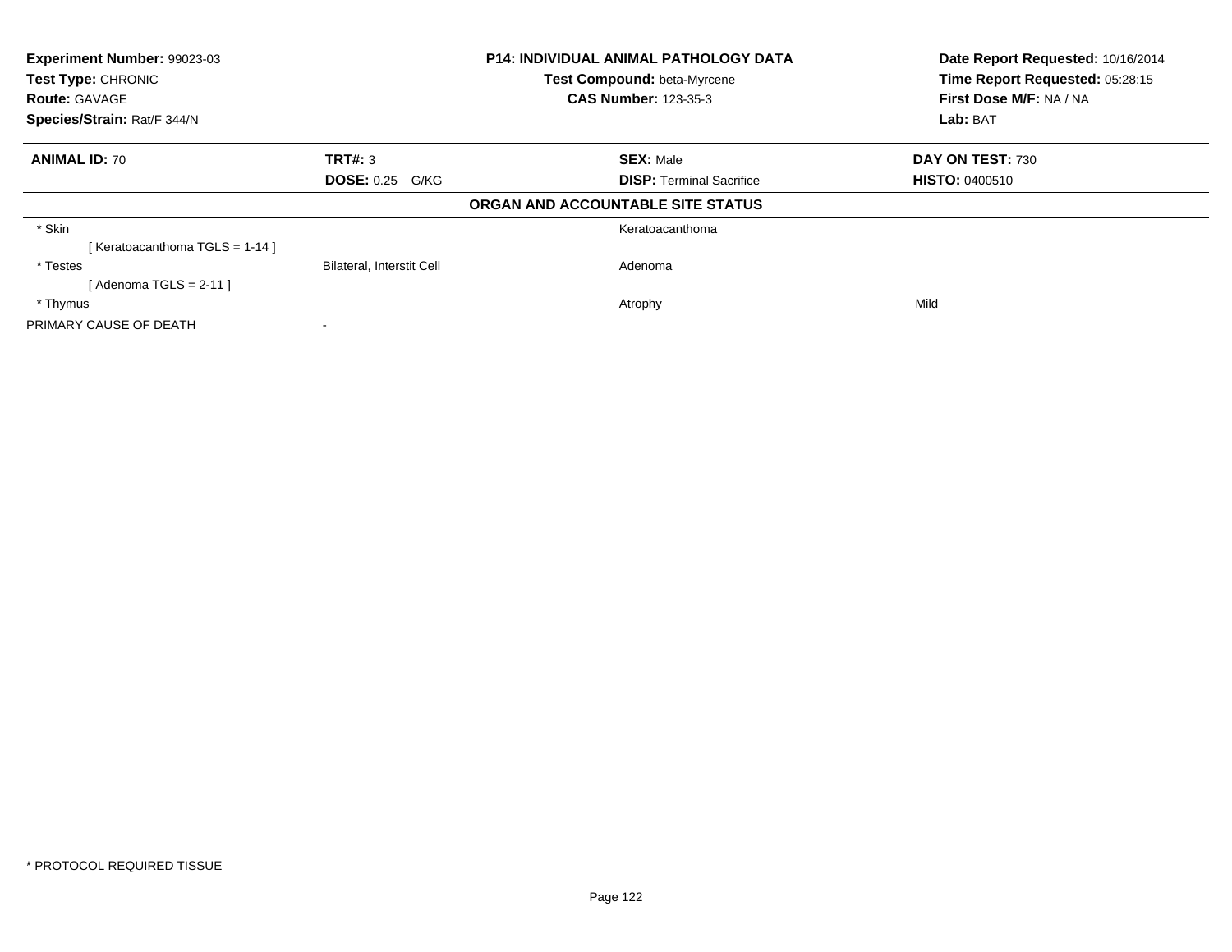**Experiment Number:** 99023-03
**Test Type:** CHRONIC
**Route:** GAVAGE
**Species/Strain:** Rat/F 344/N

**P14: INDIVIDUAL ANIMAL PATHOLOGY DATA**
**Test Compound:** beta-Myrcene
**CAS Number:** 123-35-3

**Date Report Requested:** 10/16/2014
**Time Report Requested:** 05:28:15
**First Dose M/F:** NA / NA
**Lab:** BAT

| **ANIMAL ID:** 70 | **TRT#:** 3 | **SEX:** Male | **DAY ON TEST:** 730 |
|---|---|---|---|
| | **DOSE:** 0.25 G/KG | **DISP:** Terminal Sacrifice | **HISTO:** 0400510 |

**ORGAN AND ACCOUNTABLE SITE STATUS**

| | | | |
|---|---|---|---|
| * Skin | | Keratoacanthoma | |
| [ Keratoacanthoma TGLS = 1-14 ] | | | |
| * Testes | Bilateral, Interstit Cell | Adenoma | |
| [ Adenoma TGLS = 2-11 ] | | | |
| * Thymus | | Atrophy | Mild |
| PRIMARY CAUSE OF DEATH | - | | |

* PROTOCOL REQUIRED TISSUE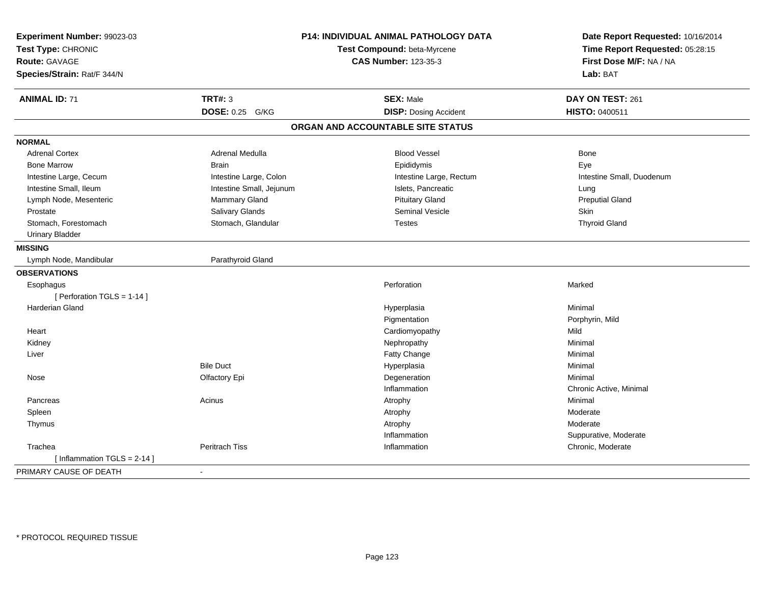**Experiment Number:** 99023-03
**Test Type:** CHRONIC
**Route:** GAVAGE
**Species/Strain:** Rat/F 344/N

**P14: INDIVIDUAL ANIMAL PATHOLOGY DATA**
**Test Compound:** beta-Myrcene
**CAS Number:** 123-35-3

**Date Report Requested:** 10/16/2014
**Time Report Requested:** 05:28:15
**First Dose M/F:** NA / NA
**Lab:** BAT

| **ANIMAL ID:** 71 | **TRT#:** 3 | **SEX:** Male | **DAY ON TEST:** 261 |
|---|---|---|---|
| | **DOSE:** 0.25 G/KG | **DISP:** Dosing Accident | **HISTO:** 0400511 |

## ORGAN AND ACCOUNTABLE SITE STATUS

**NORMAL**

| | | | |
|---|---|---|---|
| Adrenal Cortex | Adrenal Medulla | Blood Vessel | Bone |
| Bone Marrow | Brain | Epididymis | Eye |
| Intestine Large, Cecum | Intestine Large, Colon | Intestine Large, Rectum | Intestine Small, Duodenum |
| Intestine Small, Ileum | Intestine Small, Jejunum | Islets, Pancreatic | Lung |
| Lymph Node, Mesenteric | Mammary Gland | Pituitary Gland | Preputial Gland |
| Prostate | Salivary Glands | Seminal Vesicle | Skin |
| Stomach, Forestomach | Stomach, Glandular | Testes | Thyroid Gland |
| Urinary Bladder | | | |

**MISSING**

| | |
|---|---|
| Lymph Node, Mandibular | Parathyroid Gland |

**OBSERVATIONS**

| Organ | Site | Observation | Severity |
|---|---|---|---|
| Esophagus | | Perforation | Marked |
| [ Perforation TGLS = 1-14 ] | | | |
| Harderian Gland | | Hyperplasia | Minimal |
| | | Pigmentation | Porphyrin, Mild |
| Heart | | Cardiomyopathy | Mild |
| Kidney | | Nephropathy | Minimal |
| Liver | | Fatty Change | Minimal |
| | Bile Duct | Hyperplasia | Minimal |
| Nose | Olfactory Epi | Degeneration | Minimal |
| | | Inflammation | Chronic Active, Minimal |
| Pancreas | Acinus | Atrophy | Minimal |
| Spleen | | Atrophy | Moderate |
| Thymus | | Atrophy | Moderate |
| | | Inflammation | Suppurative, Moderate |
| Trachea | Peritrach Tiss | Inflammation | Chronic, Moderate |
| [ Inflammation TGLS = 2-14 ] | | | |

PRIMARY CAUSE OF DEATH -

\* PROTOCOL REQUIRED TISSUE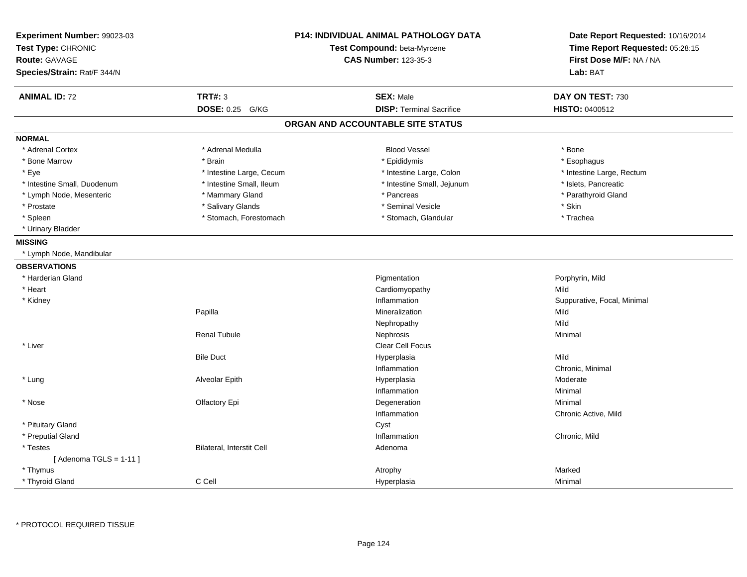**Experiment Number:** 99023-03
**Test Type:** CHRONIC
**Route:** GAVAGE
**Species/Strain:** Rat/F 344/N

**P14: INDIVIDUAL ANIMAL PATHOLOGY DATA**
**Test Compound:** beta-Myrcene
**CAS Number:** 123-35-3

**Date Report Requested:** 10/16/2014
**Time Report Requested:** 05:28:15
**First Dose M/F:** NA / NA
**Lab:** BAT

| **ANIMAL ID:** 72 | **TRT#:** 3 | **SEX:** Male | **DAY ON TEST:** 730 |
|---|---|---|---|
| | **DOSE:** 0.25 G/KG | **DISP:** Terminal Sacrifice | **HISTO:** 0400512 |

## ORGAN AND ACCOUNTABLE SITE STATUS

**NORMAL**

| | | | |
|---|---|---|---|
| * Adrenal Cortex | * Adrenal Medulla | Blood Vessel | * Bone |
| * Bone Marrow | * Brain | * Epididymis | * Esophagus |
| * Eye | * Intestine Large, Cecum | * Intestine Large, Colon | * Intestine Large, Rectum |
| * Intestine Small, Duodenum | * Intestine Small, Ileum | * Intestine Small, Jejunum | * Islets, Pancreatic |
| * Lymph Node, Mesenteric | * Mammary Gland | * Pancreas | * Parathyroid Gland |
| * Prostate | * Salivary Glands | * Seminal Vesicle | * Skin |
| * Spleen | * Stomach, Forestomach | * Stomach, Glandular | * Trachea |
| * Urinary Bladder | | | |

**MISSING**

* Lymph Node, Mandibular

**OBSERVATIONS**

| | | | |
|---|---|---|---|
| * Harderian Gland | | Pigmentation | Porphyrin, Mild |
| * Heart | | Cardiomyopathy | Mild |
| * Kidney | | Inflammation | Suppurative, Focal, Minimal |
| | Papilla | Mineralization | Mild |
| | | Nephropathy | Mild |
| | Renal Tubule | Nephrosis | Minimal |
| * Liver | | Clear Cell Focus | |
| | Bile Duct | Hyperplasia | Mild |
| | | Inflammation | Chronic, Minimal |
| * Lung | Alveolar Epith | Hyperplasia | Moderate |
| | | Inflammation | Minimal |
| * Nose | Olfactory Epi | Degeneration | Minimal |
| | | Inflammation | Chronic Active, Mild |
| * Pituitary Gland | | Cyst | |
| * Preputial Gland | | Inflammation | Chronic, Mild |
| * Testes | Bilateral, Interstit Cell | Adenoma | |
| [ Adenoma TGLS = 1-11 ] | | | |
| * Thymus | | Atrophy | Marked |
| * Thyroid Gland | C Cell | Hyperplasia | Minimal |

* PROTOCOL REQUIRED TISSUE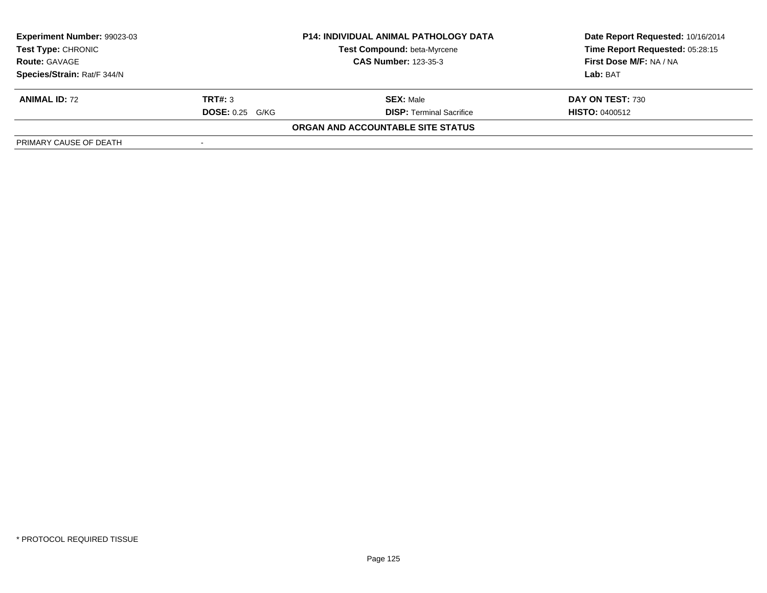| **Experiment Number:** 99023-03 | **P14: INDIVIDUAL ANIMAL PATHOLOGY DATA** | **Date Report Requested:** 10/16/2014 |
|---|---|---|
| **Test Type:** CHRONIC | **Test Compound:** beta-Myrcene | **Time Report Requested:** 05:28:15 |
| **Route:** GAVAGE | **CAS Number:** 123-35-3 | **First Dose M/F:** NA / NA |
| **Species/Strain:** Rat/F 344/N | | **Lab:** BAT |

| **ANIMAL ID:** 72 | **TRT#:** 3 | **SEX:** Male | **DAY ON TEST:** 730 |
|---|---|---|---|
| | **DOSE:** 0.25 G/KG | **DISP:** Terminal Sacrifice | **HISTO:** 0400512 |

**ORGAN AND ACCOUNTABLE SITE STATUS**

| PRIMARY CAUSE OF DEATH | - |
|---|---|

\* PROTOCOL REQUIRED TISSUE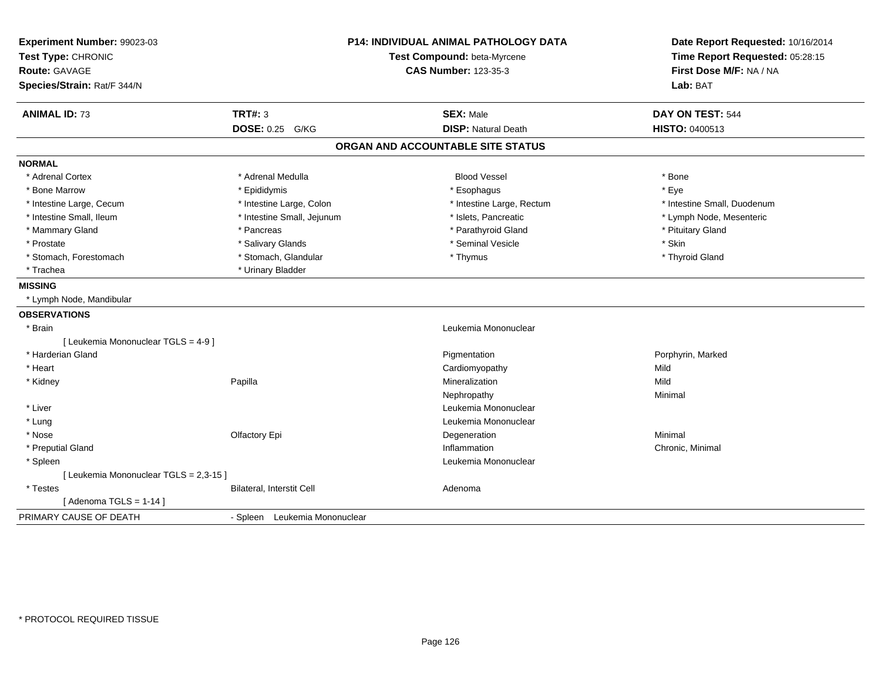**Experiment Number:** 99023-03
**Test Type:** CHRONIC
**Route:** GAVAGE
**Species/Strain:** Rat/F 344/N

**P14: INDIVIDUAL ANIMAL PATHOLOGY DATA**
**Test Compound:** beta-Myrcene
**CAS Number:** 123-35-3

**Date Report Requested:** 10/16/2014
**Time Report Requested:** 05:28:15
**First Dose M/F:** NA / NA
**Lab:** BAT

| **ANIMAL ID:** 73 | **TRT#:** 3 | **SEX:** Male | **DAY ON TEST:** 544 |
|---|---|---|---|
| | **DOSE:** 0.25 G/KG | **DISP:** Natural Death | **HISTO:** 0400513 |

## ORGAN AND ACCOUNTABLE SITE STATUS

**NORMAL**

| | | | |
|---|---|---|---|
| * Adrenal Cortex | * Adrenal Medulla | Blood Vessel | * Bone |
| * Bone Marrow | * Epididymis | * Esophagus | * Eye |
| * Intestine Large, Cecum | * Intestine Large, Colon | * Intestine Large, Rectum | * Intestine Small, Duodenum |
| * Intestine Small, Ileum | * Intestine Small, Jejunum | * Islets, Pancreatic | * Lymph Node, Mesenteric |
| * Mammary Gland | * Pancreas | * Parathyroid Gland | * Pituitary Gland |
| * Prostate | * Salivary Glands | * Seminal Vesicle | * Skin |
| * Stomach, Forestomach | * Stomach, Glandular | * Thymus | * Thyroid Gland |
| * Trachea | * Urinary Bladder | | |

**MISSING**

* Lymph Node, Mandibular

**OBSERVATIONS**

| | | | |
|---|---|---|---|
| * Brain | | Leukemia Mononuclear | |
| [ Leukemia Mononuclear TGLS = 4-9 ] | | | |
| * Harderian Gland | | Pigmentation | Porphyrin, Marked |
| * Heart | | Cardiomyopathy | Mild |
| * Kidney | Papilla | Mineralization | Mild |
| | | Nephropathy | Minimal |
| * Liver | | Leukemia Mononuclear | |
| * Lung | | Leukemia Mononuclear | |
| * Nose | Olfactory Epi | Degeneration | Minimal |
| * Preputial Gland | | Inflammation | Chronic, Minimal |
| * Spleen | | Leukemia Mononuclear | |
| [ Leukemia Mononuclear TGLS = 2,3-15 ] | | | |
| * Testes | Bilateral, Interstit Cell | Adenoma | |
| [ Adenoma TGLS = 1-14 ] | | | |

PRIMARY CAUSE OF DEATH - Spleen Leukemia Mononuclear

* PROTOCOL REQUIRED TISSUE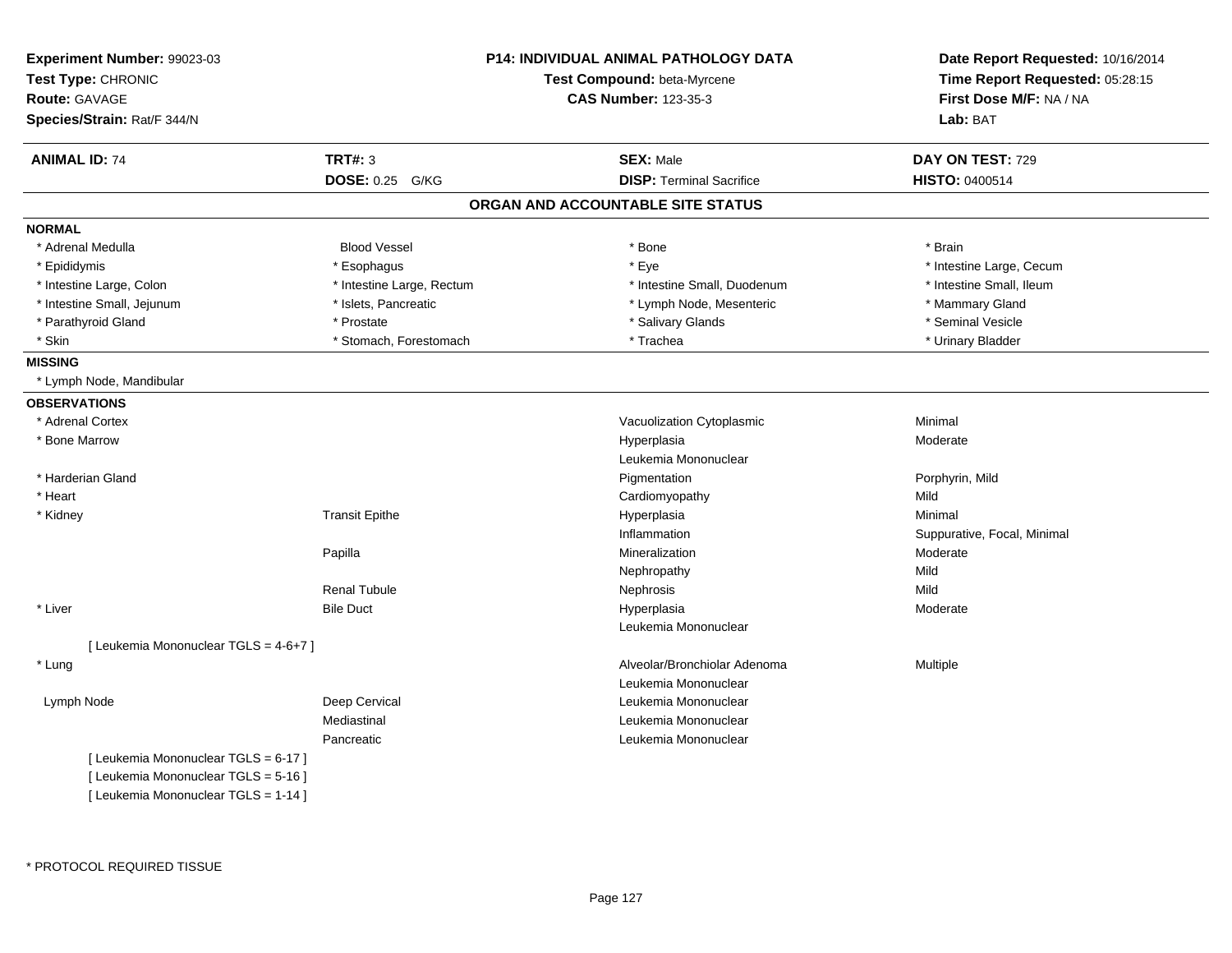**Experiment Number:** 99023-03
**Test Type:** CHRONIC
**Route:** GAVAGE
**Species/Strain:** Rat/F 344/N

**P14: INDIVIDUAL ANIMAL PATHOLOGY DATA**
**Test Compound:** beta-Myrcene
**CAS Number:** 123-35-3

**Date Report Requested:** 10/16/2014
**Time Report Requested:** 05:28:15
**First Dose M/F:** NA / NA
**Lab:** BAT

| **ANIMAL ID:** 74 | **TRT#:** 3 | **SEX:** Male | **DAY ON TEST:** 729 |
|---|---|---|---|
| | **DOSE:** 0.25 G/KG | **DISP:** Terminal Sacrifice | **HISTO:** 0400514 |

## ORGAN AND ACCOUNTABLE SITE STATUS

**NORMAL**

| | | | |
|---|---|---|---|
| * Adrenal Medulla | Blood Vessel | * Bone | * Brain |
| * Epididymis | * Esophagus | * Eye | * Intestine Large, Cecum |
| * Intestine Large, Colon | * Intestine Large, Rectum | * Intestine Small, Duodenum | * Intestine Small, Ileum |
| * Intestine Small, Jejunum | * Islets, Pancreatic | * Lymph Node, Mesenteric | * Mammary Gland |
| * Parathyroid Gland | * Prostate | * Salivary Glands | * Seminal Vesicle |
| * Skin | * Stomach, Forestomach | * Trachea | * Urinary Bladder |

**MISSING**

* Lymph Node, Mandibular

**OBSERVATIONS**

| Organ | Site | Observation | Severity |
|---|---|---|---|
| * Adrenal Cortex | | Vacuolization Cytoplasmic | Minimal |
| * Bone Marrow | | Hyperplasia | Moderate |
| | | Leukemia Mononuclear | |
| * Harderian Gland | | Pigmentation | Porphyrin, Mild |
| * Heart | | Cardiomyopathy | Mild |
| * Kidney | Transit Epithe | Hyperplasia | Minimal |
| | | Inflammation | Suppurative, Focal, Minimal |
| | Papilla | Mineralization | Moderate |
| | | Nephropathy | Mild |
| | Renal Tubule | Nephrosis | Mild |
| * Liver | Bile Duct | Hyperplasia | Moderate |
| | | Leukemia Mononuclear | |
| [ Leukemia Mononuclear TGLS = 4-6+7 ] | | | |
| * Lung | | Alveolar/Bronchiolar Adenoma | Multiple |
| | | Leukemia Mononuclear | |
| Lymph Node | Deep Cervical | Leukemia Mononuclear | |
| | Mediastinal | Leukemia Mononuclear | |
| | Pancreatic | Leukemia Mononuclear | |
| [ Leukemia Mononuclear TGLS = 6-17 ] | | | |
| [ Leukemia Mononuclear TGLS = 5-16 ] | | | |
| [ Leukemia Mononuclear TGLS = 1-14 ] | | | |

* PROTOCOL REQUIRED TISSUE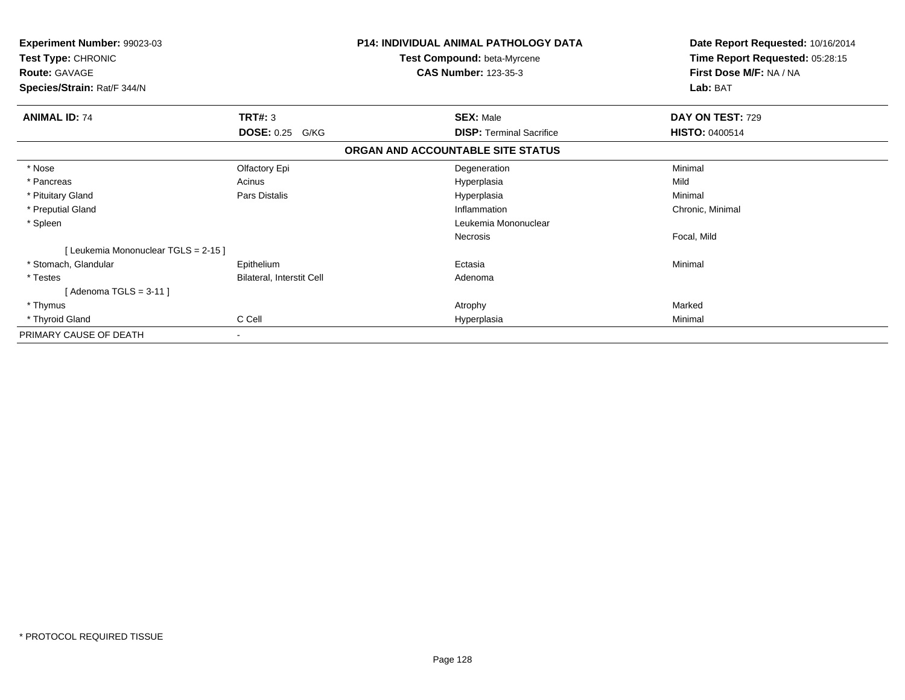**Experiment Number:** 99023-03
**Test Type:** CHRONIC
**Route:** GAVAGE
**Species/Strain:** Rat/F 344/N

**P14: INDIVIDUAL ANIMAL PATHOLOGY DATA**
**Test Compound:** beta-Myrcene
**CAS Number:** 123-35-3

**Date Report Requested:** 10/16/2014
**Time Report Requested:** 05:28:15
**First Dose M/F:** NA / NA
**Lab:** BAT

| **ANIMAL ID:** 74 | **TRT#:** 3 | **SEX:** Male | **DAY ON TEST:** 729 |
|---|---|---|---|
| | **DOSE:** 0.25 G/KG | **DISP:** Terminal Sacrifice | **HISTO:** 0400514 |

**ORGAN AND ACCOUNTABLE SITE STATUS**

| | | | |
|---|---|---|---|
| * Nose | Olfactory Epi | Degeneration | Minimal |
| * Pancreas | Acinus | Hyperplasia | Mild |
| * Pituitary Gland | Pars Distalis | Hyperplasia | Minimal |
| * Preputial Gland | | Inflammation | Chronic, Minimal |
| * Spleen | | Leukemia Mononuclear | |
| | | Necrosis | Focal, Mild |
| [ Leukemia Mononuclear TGLS = 2-15 ] | | | |
| * Stomach, Glandular | Epithelium | Ectasia | Minimal |
| * Testes | Bilateral, Interstit Cell | Adenoma | |
| [ Adenoma TGLS = 3-11 ] | | | |
| * Thymus | | Atrophy | Marked |
| * Thyroid Gland | C Cell | Hyperplasia | Minimal |
| PRIMARY CAUSE OF DEATH | - | | |

* PROTOCOL REQUIRED TISSUE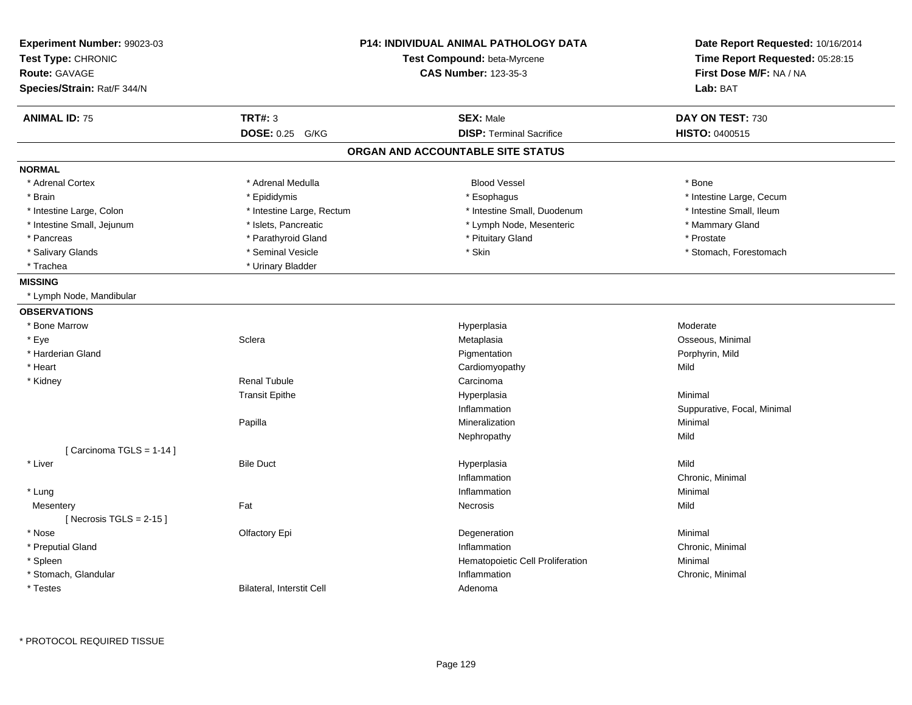**Experiment Number:** 99023-03
**Test Type:** CHRONIC
**Route:** GAVAGE
**Species/Strain:** Rat/F 344/N

**P14: INDIVIDUAL ANIMAL PATHOLOGY DATA**
**Test Compound:** beta-Myrcene
**CAS Number:** 123-35-3

**Date Report Requested:** 10/16/2014
**Time Report Requested:** 05:28:15
**First Dose M/F:** NA / NA
**Lab:** BAT

| **ANIMAL ID:** 75 | **TRT#:** 3 | **SEX:** Male | **DAY ON TEST:** 730 |
|---|---|---|---|
| | **DOSE:** 0.25 G/KG | **DISP:** Terminal Sacrifice | **HISTO:** 0400515 |

## ORGAN AND ACCOUNTABLE SITE STATUS

**NORMAL**

| | | | |
|---|---|---|---|
| * Adrenal Cortex | * Adrenal Medulla | Blood Vessel | * Bone |
| * Brain | * Epididymis | * Esophagus | * Intestine Large, Cecum |
| * Intestine Large, Colon | * Intestine Large, Rectum | * Intestine Small, Duodenum | * Intestine Small, Ileum |
| * Intestine Small, Jejunum | * Islets, Pancreatic | * Lymph Node, Mesenteric | * Mammary Gland |
| * Pancreas | * Parathyroid Gland | * Pituitary Gland | * Prostate |
| * Salivary Glands | * Seminal Vesicle | * Skin | * Stomach, Forestomach |
| * Trachea | * Urinary Bladder | | |

**MISSING**

* Lymph Node, Mandibular

**OBSERVATIONS**

| | | | |
|---|---|---|---|
| * Bone Marrow | | Hyperplasia | Moderate |
| * Eye | Sclera | Metaplasia | Osseous, Minimal |
| * Harderian Gland | | Pigmentation | Porphyrin, Mild |
| * Heart | | Cardiomyopathy | Mild |
| * Kidney | Renal Tubule | Carcinoma | |
| | Transit Epithe | Hyperplasia | Minimal |
| | | Inflammation | Suppurative, Focal, Minimal |
| | Papilla | Mineralization | Minimal |
| | | Nephropathy | Mild |
| [ Carcinoma TGLS = 1-14 ] | | | |
| * Liver | Bile Duct | Hyperplasia | Mild |
| | | Inflammation | Chronic, Minimal |
| * Lung | | Inflammation | Minimal |
| Mesentery | Fat | Necrosis | Mild |
| [ Necrosis TGLS = 2-15 ] | | | |
| * Nose | Olfactory Epi | Degeneration | Minimal |
| * Preputial Gland | | Inflammation | Chronic, Minimal |
| * Spleen | | Hematopoietic Cell Proliferation | Minimal |
| * Stomach, Glandular | | Inflammation | Chronic, Minimal |
| * Testes | Bilateral, Interstit Cell | Adenoma | |

* PROTOCOL REQUIRED TISSUE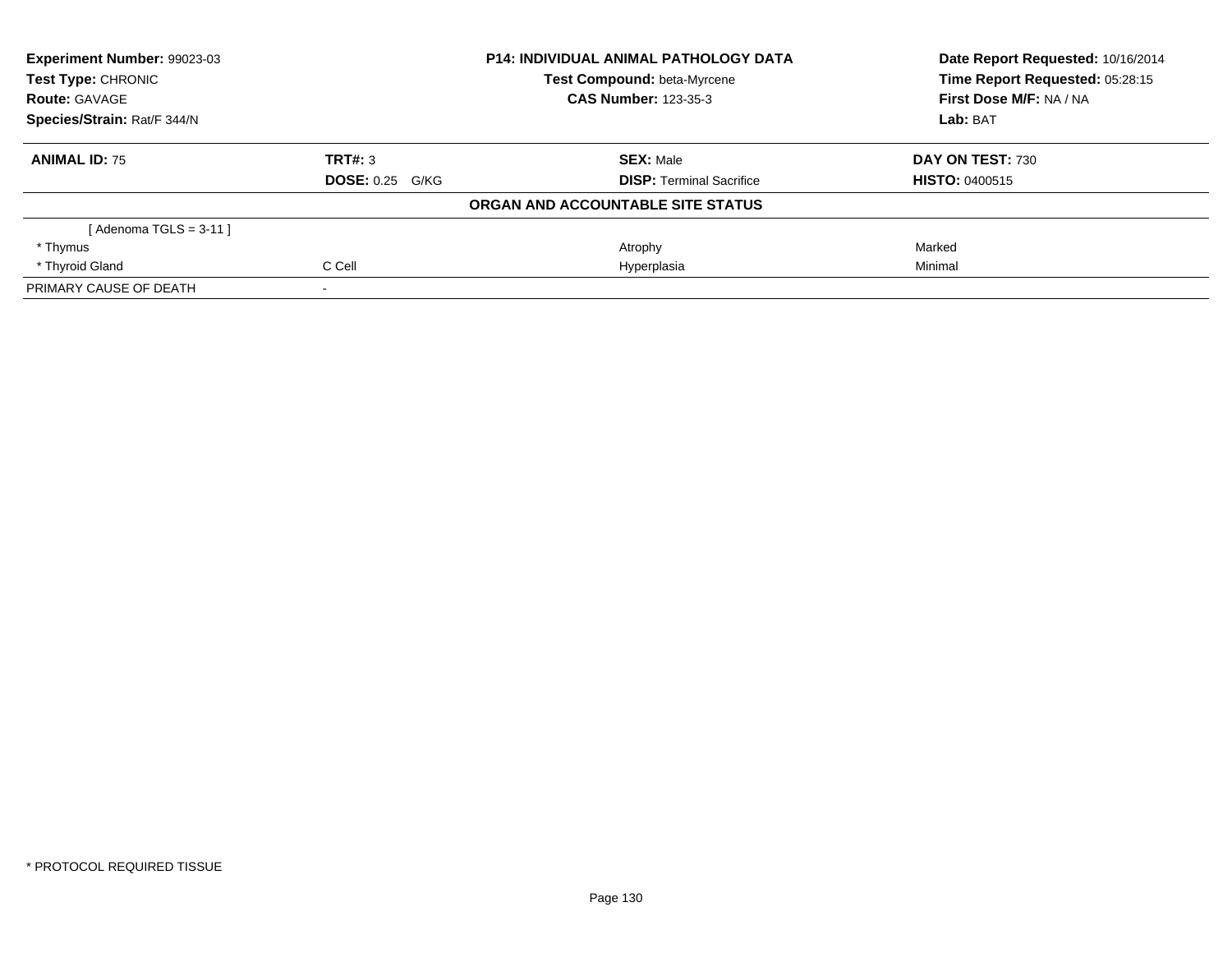| Experiment Number: 99023-03 | P14: INDIVIDUAL ANIMAL PATHOLOGY DATA | Date Report Requested: 10/16/2014 |
|---|---|---|
| Test Type: CHRONIC | Test Compound: beta-Myrcene | Time Report Requested: 05:28:15 |
| Route: GAVAGE | CAS Number: 123-35-3 | First Dose M/F: NA / NA |
| Species/Strain: Rat/F 344/N | | Lab: BAT |

| ANIMAL ID: 75 | TRT#: 3 | SEX: Male | DAY ON TEST: 730 |
|---|---|---|---|
| | DOSE: 0.25 G/KG | DISP: Terminal Sacrifice | HISTO: 0400515 |
| | | ORGAN AND ACCOUNTABLE SITE STATUS | |
| [ Adenoma TGLS = 3-11 ] | | | |
| * Thymus | | Atrophy | Marked |
| * Thyroid Gland | C Cell | Hyperplasia | Minimal |
| PRIMARY CAUSE OF DEATH | - | | |

* PROTOCOL REQUIRED TISSUE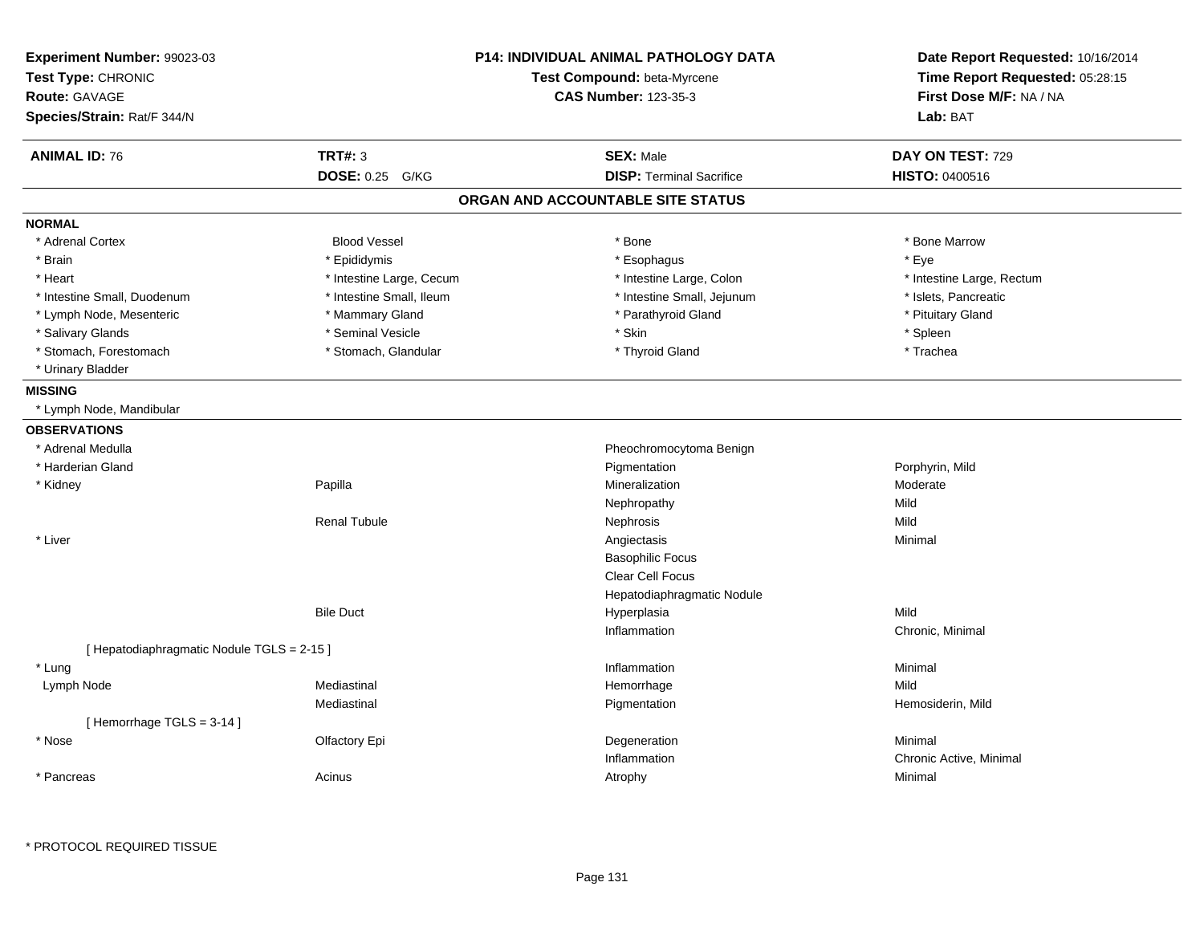**Experiment Number:** 99023-03
**Test Type:** CHRONIC
**Route:** GAVAGE
**Species/Strain:** Rat/F 344/N

**P14: INDIVIDUAL ANIMAL PATHOLOGY DATA**
**Test Compound:** beta-Myrcene
**CAS Number:** 123-35-3

**Date Report Requested:** 10/16/2014
**Time Report Requested:** 05:28:15
**First Dose M/F:** NA / NA
**Lab:** BAT

| **ANIMAL ID:** 76 | **TRT#:** 3 | **SEX:** Male | **DAY ON TEST:** 729 |
|---|---|---|---|
| | **DOSE:** 0.25 G/KG | **DISP:** Terminal Sacrifice | **HISTO:** 0400516 |

## ORGAN AND ACCOUNTABLE SITE STATUS

### NORMAL

| | | | |
|---|---|---|---|
| * Adrenal Cortex | Blood Vessel | * Bone | * Bone Marrow |
| * Brain | * Epididymis | * Esophagus | * Eye |
| * Heart | * Intestine Large, Cecum | * Intestine Large, Colon | * Intestine Large, Rectum |
| * Intestine Small, Duodenum | * Intestine Small, Ileum | * Intestine Small, Jejunum | * Islets, Pancreatic |
| * Lymph Node, Mesenteric | * Mammary Gland | * Parathyroid Gland | * Pituitary Gland |
| * Salivary Glands | * Seminal Vesicle | * Skin | * Spleen |
| * Stomach, Forestomach | * Stomach, Glandular | * Thyroid Gland | * Trachea |
| * Urinary Bladder | | | |

### MISSING

* Lymph Node, Mandibular

### OBSERVATIONS

| | | | |
|---|---|---|---|
| * Adrenal Medulla | | Pheochromocytoma Benign | |
| * Harderian Gland | | Pigmentation | Porphyrin, Mild |
| * Kidney | Papilla | Mineralization | Moderate |
| | | Nephropathy | Mild |
| | Renal Tubule | Nephrosis | Mild |
| * Liver | | Angiectasis | Minimal |
| | | Basophilic Focus | |
| | | Clear Cell Focus | |
| | | Hepatodiaphragmatic Nodule | |
| | Bile Duct | Hyperplasia | Mild |
| | | Inflammation | Chronic, Minimal |
| [ Hepatodiaphragmatic Nodule TGLS = 2-15 ] | | | |
| * Lung | | Inflammation | Minimal |
| Lymph Node | Mediastinal | Hemorrhage | Mild |
| | Mediastinal | Pigmentation | Hemosiderin, Mild |
| [ Hemorrhage TGLS = 3-14 ] | | | |
| * Nose | Olfactory Epi | Degeneration | Minimal |
| | | Inflammation | Chronic Active, Minimal |
| * Pancreas | Acinus | Atrophy | Minimal |

\* PROTOCOL REQUIRED TISSUE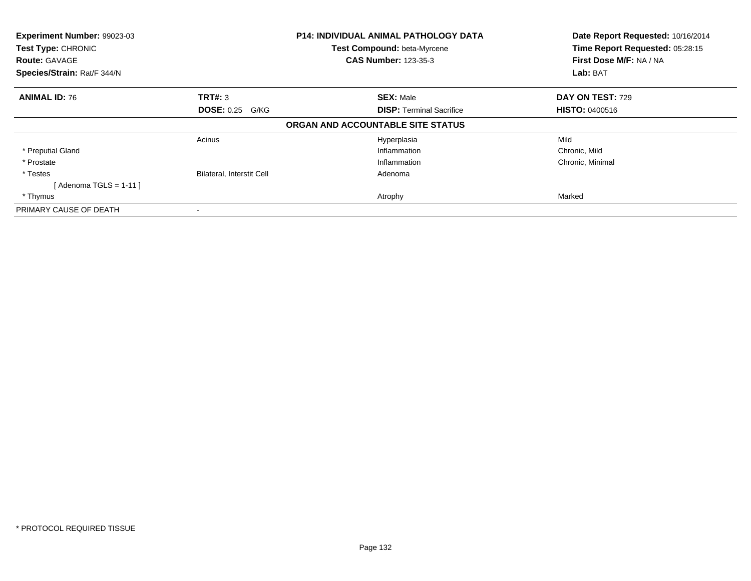**Experiment Number:** 99023-03
**Test Type:** CHRONIC
**Route:** GAVAGE
**Species/Strain:** Rat/F 344/N

**P14: INDIVIDUAL ANIMAL PATHOLOGY DATA**
**Test Compound:** beta-Myrcene
**CAS Number:** 123-35-3

**Date Report Requested:** 10/16/2014
**Time Report Requested:** 05:28:15
**First Dose M/F:** NA / NA
**Lab:** BAT

| **ANIMAL ID:** 76 | **TRT#:** 3 | **SEX:** Male | **DAY ON TEST:** 729 |
|---|---|---|---|
| | **DOSE:** 0.25 G/KG | **DISP:** Terminal Sacrifice | **HISTO:** 0400516 |

**ORGAN AND ACCOUNTABLE SITE STATUS**

| | | | |
|---|---|---|---|
| | Acinus | Hyperplasia | Mild |
| * Preputial Gland | | Inflammation | Chronic, Mild |
| * Prostate | | Inflammation | Chronic, Minimal |
| * Testes | Bilateral, Interstit Cell | Adenoma | |
| [ Adenoma TGLS = 1-11 ] | | | |
| * Thymus | | Atrophy | Marked |
| PRIMARY CAUSE OF DEATH | - | | |

* PROTOCOL REQUIRED TISSUE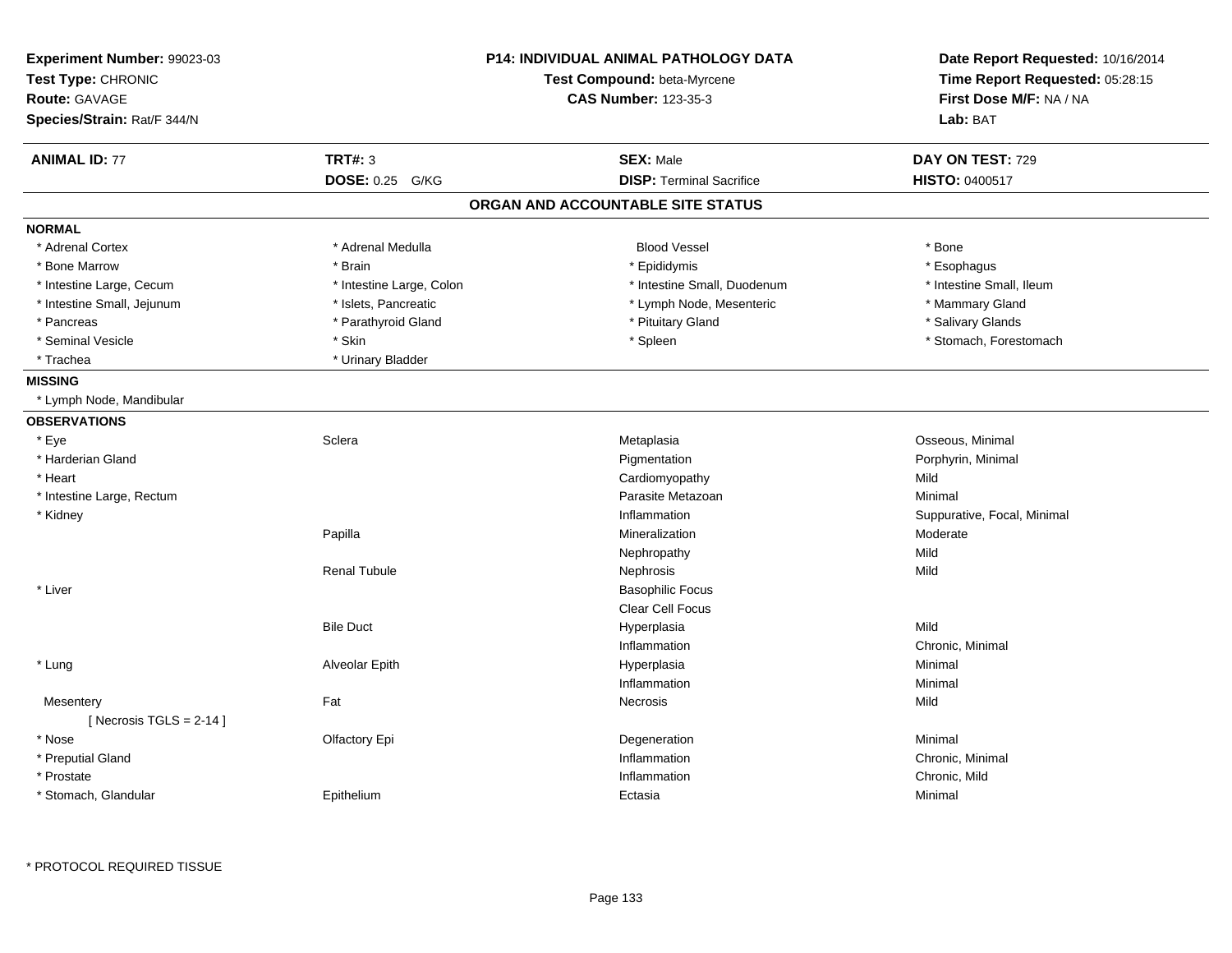**Experiment Number:** 99023-03
**Test Type:** CHRONIC
**Route:** GAVAGE
**Species/Strain:** Rat/F 344/N

**P14: INDIVIDUAL ANIMAL PATHOLOGY DATA**
**Test Compound:** beta-Myrcene
**CAS Number:** 123-35-3

**Date Report Requested:** 10/16/2014
**Time Report Requested:** 05:28:15
**First Dose M/F:** NA / NA
**Lab:** BAT

| **ANIMAL ID:** 77 | **TRT#:** 3 | **SEX:** Male | **DAY ON TEST:** 729 |
|---|---|---|---|
| | **DOSE:** 0.25 G/KG | **DISP:** Terminal Sacrifice | **HISTO:** 0400517 |

## ORGAN AND ACCOUNTABLE SITE STATUS

**NORMAL**

| | | | |
|---|---|---|---|
| * Adrenal Cortex | * Adrenal Medulla | Blood Vessel | * Bone |
| * Bone Marrow | * Brain | * Epididymis | * Esophagus |
| * Intestine Large, Cecum | * Intestine Large, Colon | * Intestine Small, Duodenum | * Intestine Small, Ileum |
| * Intestine Small, Jejunum | * Islets, Pancreatic | * Lymph Node, Mesenteric | * Mammary Gland |
| * Pancreas | * Parathyroid Gland | * Pituitary Gland | * Salivary Glands |
| * Seminal Vesicle | * Skin | * Spleen | * Stomach, Forestomach |
| * Trachea | * Urinary Bladder | | |

**MISSING**

* Lymph Node, Mandibular

**OBSERVATIONS**

| | | | |
|---|---|---|---|
| * Eye | Sclera | Metaplasia | Osseous, Minimal |
| * Harderian Gland | | Pigmentation | Porphyrin, Minimal |
| * Heart | | Cardiomyopathy | Mild |
| * Intestine Large, Rectum | | Parasite Metazoan | Minimal |
| * Kidney | | Inflammation | Suppurative, Focal, Minimal |
| | Papilla | Mineralization | Moderate |
| | | Nephropathy | Mild |
| | Renal Tubule | Nephrosis | Mild |
| * Liver | | Basophilic Focus | |
| | | Clear Cell Focus | |
| | Bile Duct | Hyperplasia | Mild |
| | | Inflammation | Chronic, Minimal |
| * Lung | Alveolar Epith | Hyperplasia | Minimal |
| | | Inflammation | Minimal |
| Mesentery | Fat | Necrosis | Mild |
| [ Necrosis TGLS = 2-14 ] | | | |
| * Nose | Olfactory Epi | Degeneration | Minimal |
| * Preputial Gland | | Inflammation | Chronic, Minimal |
| * Prostate | | Inflammation | Chronic, Mild |
| * Stomach, Glandular | Epithelium | Ectasia | Minimal |

* PROTOCOL REQUIRED TISSUE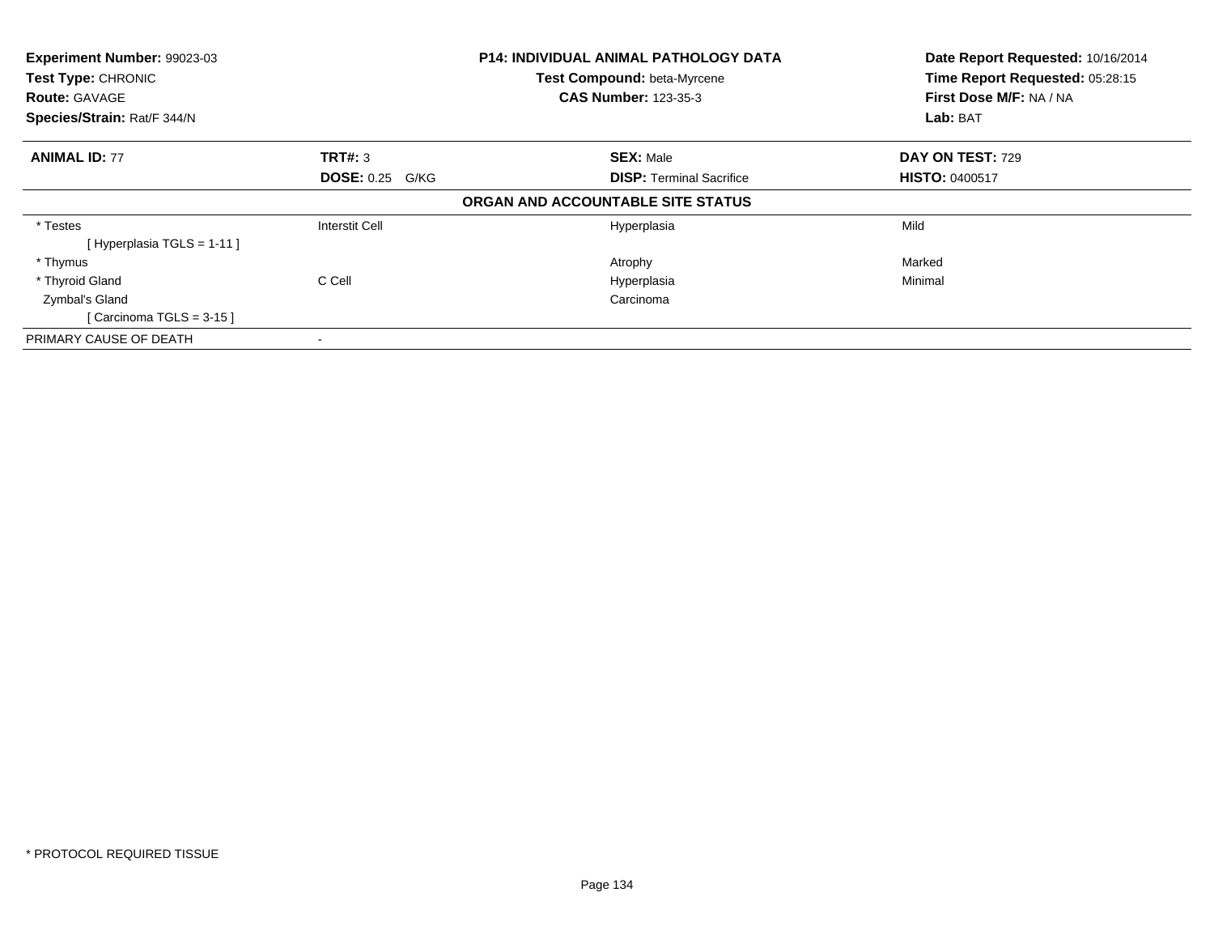**Experiment Number:** 99023-03
**Test Type:** CHRONIC
**Route:** GAVAGE
**Species/Strain:** Rat/F 344/N

**P14: INDIVIDUAL ANIMAL PATHOLOGY DATA**
**Test Compound:** beta-Myrcene
**CAS Number:** 123-35-3

**Date Report Requested:** 10/16/2014
**Time Report Requested:** 05:28:15
**First Dose M/F:** NA / NA
**Lab:** BAT

| **ANIMAL ID:** 77 | **TRT#:** 3 | **SEX:** Male | **DAY ON TEST:** 729 |
|---|---|---|---|
| | **DOSE:** 0.25 G/KG | **DISP:** Terminal Sacrifice | **HISTO:** 0400517 |

**ORGAN AND ACCOUNTABLE SITE STATUS**

| | | | |
|---|---|---|---|
| * Testes | Interstit Cell | Hyperplasia | Mild |
| [ Hyperplasia TGLS = 1-11 ] | | | |
| * Thymus | | Atrophy | Marked |
| * Thyroid Gland | C Cell | Hyperplasia | Minimal |
| Zymbal's Gland | | Carcinoma | |
| [ Carcinoma TGLS = 3-15 ] | | | |
| PRIMARY CAUSE OF DEATH | - | | |

* PROTOCOL REQUIRED TISSUE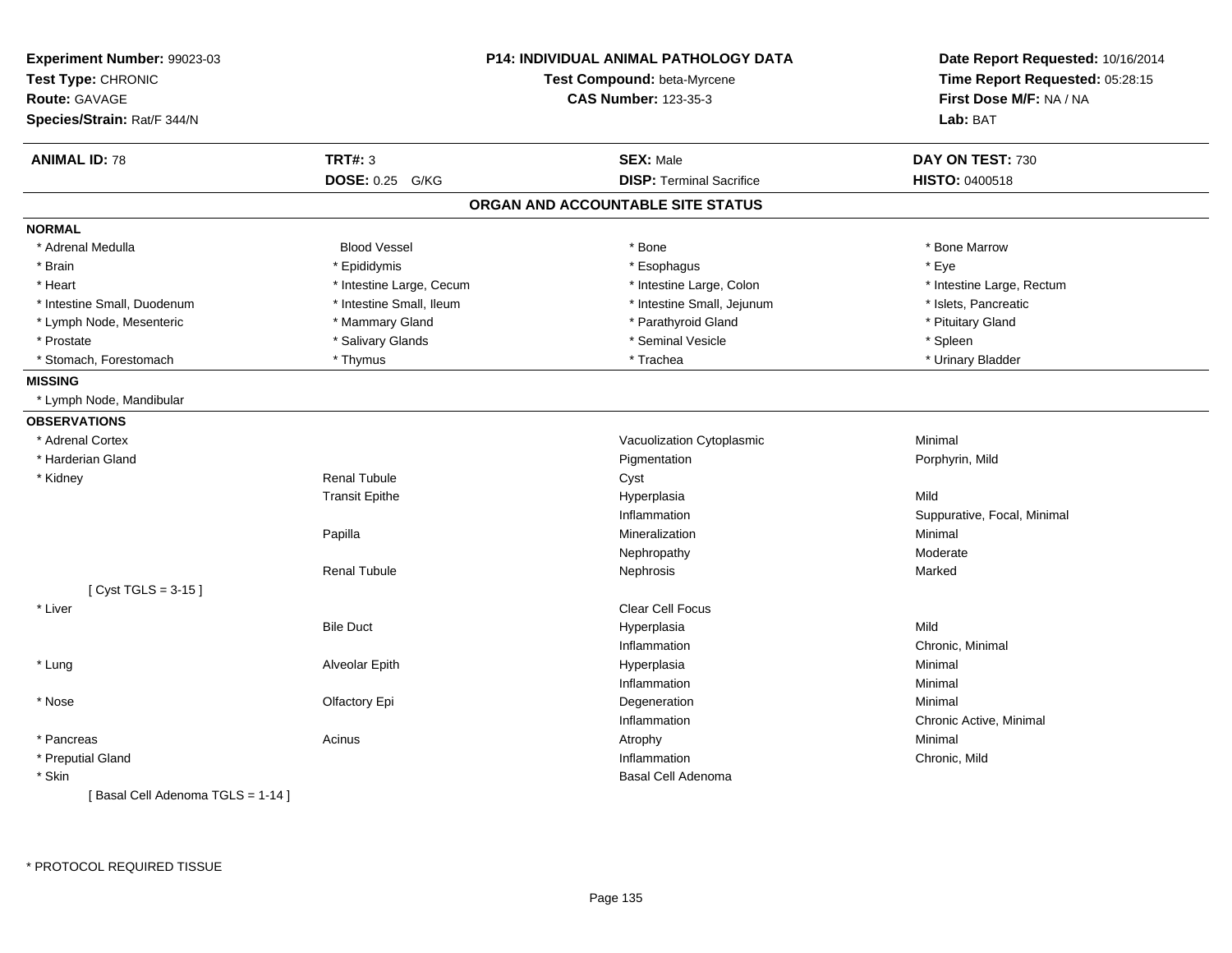**Experiment Number:** 99023-03
**Test Type:** CHRONIC
**Route:** GAVAGE
**Species/Strain:** Rat/F 344/N

**P14: INDIVIDUAL ANIMAL PATHOLOGY DATA**
**Test Compound:** beta-Myrcene
**CAS Number:** 123-35-3

**Date Report Requested:** 10/16/2014
**Time Report Requested:** 05:28:15
**First Dose M/F:** NA / NA
**Lab:** BAT

| **ANIMAL ID:** 78 | **TRT#:** 3 | **SEX:** Male | **DAY ON TEST:** 730 |
|---|---|---|---|
| | **DOSE:** 0.25 G/KG | **DISP:** Terminal Sacrifice | **HISTO:** 0400518 |

## ORGAN AND ACCOUNTABLE SITE STATUS

**NORMAL**

| | | | |
|---|---|---|---|
| * Adrenal Medulla | Blood Vessel | * Bone | * Bone Marrow |
| * Brain | * Epididymis | * Esophagus | * Eye |
| * Heart | * Intestine Large, Cecum | * Intestine Large, Colon | * Intestine Large, Rectum |
| * Intestine Small, Duodenum | * Intestine Small, Ileum | * Intestine Small, Jejunum | * Islets, Pancreatic |
| * Lymph Node, Mesenteric | * Mammary Gland | * Parathyroid Gland | * Pituitary Gland |
| * Prostate | * Salivary Glands | * Seminal Vesicle | * Spleen |
| * Stomach, Forestomach | * Thymus | * Trachea | * Urinary Bladder |

**MISSING**

* Lymph Node, Mandibular

**OBSERVATIONS**

| | | | |
|---|---|---|---|
| * Adrenal Cortex | | Vacuolization Cytoplasmic | Minimal |
| * Harderian Gland | | Pigmentation | Porphyrin, Mild |
| * Kidney | Renal Tubule | Cyst | |
| | Transit Epithe | Hyperplasia | Mild |
| | | Inflammation | Suppurative, Focal, Minimal |
| | Papilla | Mineralization | Minimal |
| | | Nephropathy | Moderate |
| | Renal Tubule | Nephrosis | Marked |
| [ Cyst TGLS = 3-15 ] | | | |
| * Liver | | Clear Cell Focus | |
| | Bile Duct | Hyperplasia | Mild |
| | | Inflammation | Chronic, Minimal |
| * Lung | Alveolar Epith | Hyperplasia | Minimal |
| | | Inflammation | Minimal |
| * Nose | Olfactory Epi | Degeneration | Minimal |
| | | Inflammation | Chronic Active, Minimal |
| * Pancreas | Acinus | Atrophy | Minimal |
| * Preputial Gland | | Inflammation | Chronic, Mild |
| * Skin | | Basal Cell Adenoma | |
| [ Basal Cell Adenoma TGLS = 1-14 ] | | | |

* PROTOCOL REQUIRED TISSUE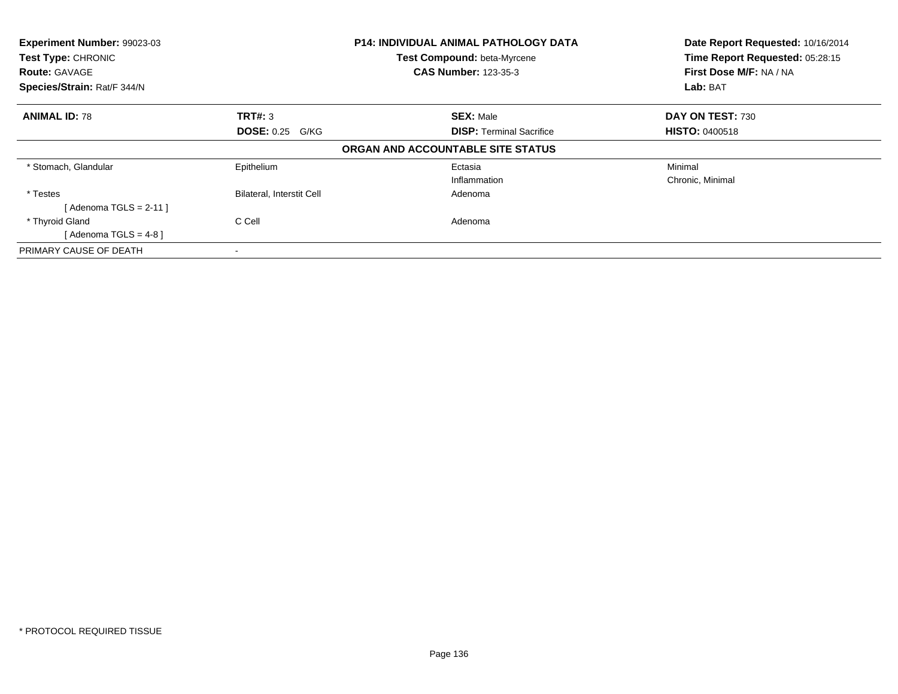**Experiment Number:** 99023-03
**Test Type:** CHRONIC
**Route:** GAVAGE
**Species/Strain:** Rat/F 344/N

**P14: INDIVIDUAL ANIMAL PATHOLOGY DATA**
**Test Compound:** beta-Myrcene
**CAS Number:** 123-35-3

**Date Report Requested:** 10/16/2014
**Time Report Requested:** 05:28:15
**First Dose M/F:** NA / NA
**Lab:** BAT

| **ANIMAL ID:** 78 | **TRT#:** 3 | **SEX:** Male | **DAY ON TEST:** 730 |
|---|---|---|---|
| | **DOSE:** 0.25 G/KG | **DISP:** Terminal Sacrifice | **HISTO:** 0400518 |

**ORGAN AND ACCOUNTABLE SITE STATUS**

| | | | |
|---|---|---|---|
| * Stomach, Glandular | Epithelium | Ectasia | Minimal |
| | | Inflammation | Chronic, Minimal |
| * Testes | Bilateral, Interstit Cell | Adenoma | |
| [ Adenoma TGLS = 2-11 ] | | | |
| * Thyroid Gland | C Cell | Adenoma | |
| [ Adenoma TGLS = 4-8 ] | | | |
| PRIMARY CAUSE OF DEATH | - | | |

* PROTOCOL REQUIRED TISSUE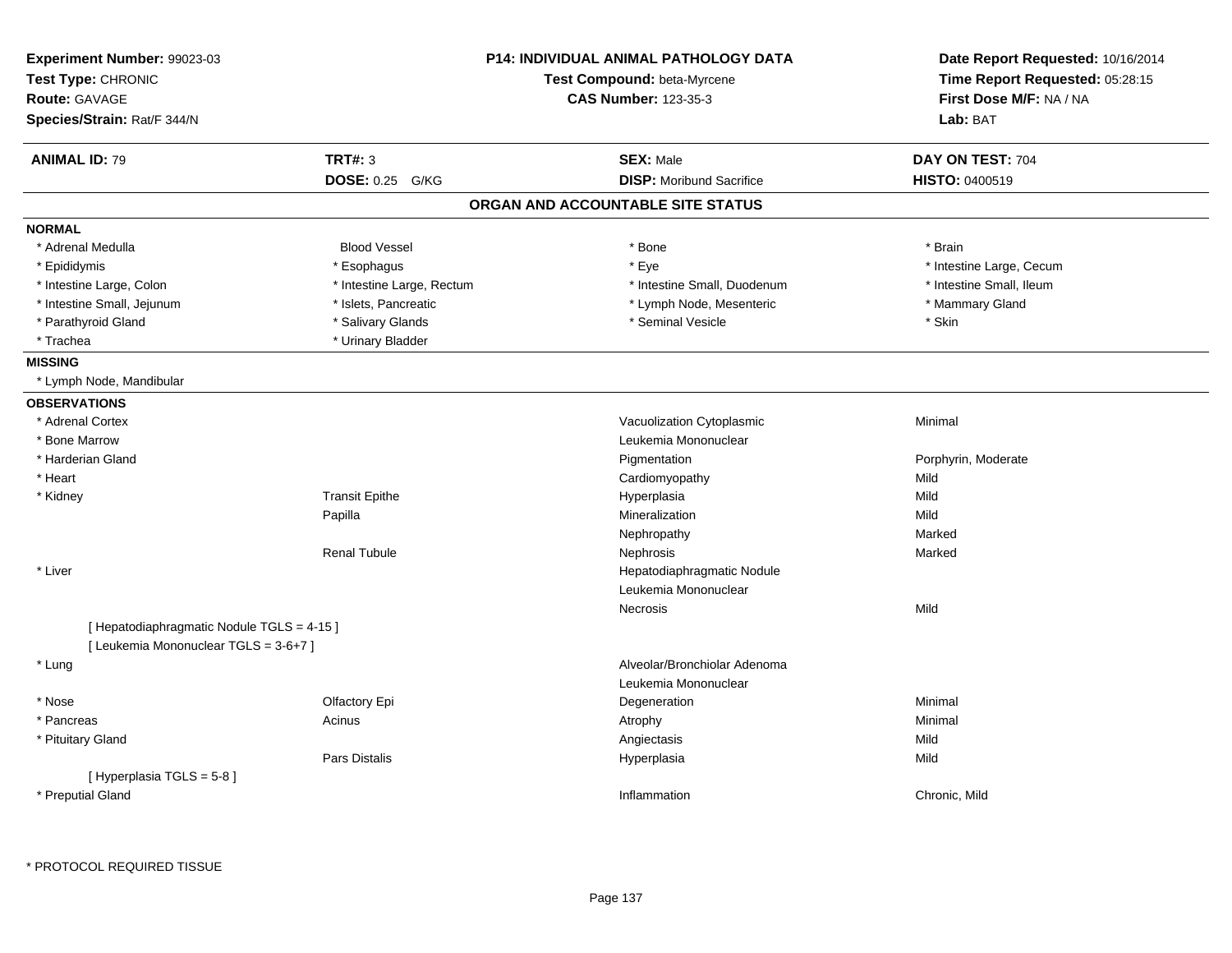**Experiment Number:** 99023-03
**Test Type:** CHRONIC
**Route:** GAVAGE
**Species/Strain:** Rat/F 344/N

**P14: INDIVIDUAL ANIMAL PATHOLOGY DATA**
**Test Compound:** beta-Myrcene
**CAS Number:** 123-35-3

**Date Report Requested:** 10/16/2014
**Time Report Requested:** 05:28:15
**First Dose M/F:** NA / NA
**Lab:** BAT

| **ANIMAL ID:** 79 | **TRT#:** 3 | **SEX:** Male | **DAY ON TEST:** 704 |
|---|---|---|---|
| | **DOSE:** 0.25 G/KG | **DISP:** Moribund Sacrifice | **HISTO:** 0400519 |

## ORGAN AND ACCOUNTABLE SITE STATUS

**NORMAL**

| | | | |
|---|---|---|---|
| * Adrenal Medulla | Blood Vessel | * Bone | * Brain |
| * Epididymis | * Esophagus | * Eye | * Intestine Large, Cecum |
| * Intestine Large, Colon | * Intestine Large, Rectum | * Intestine Small, Duodenum | * Intestine Small, Ileum |
| * Intestine Small, Jejunum | * Islets, Pancreatic | * Lymph Node, Mesenteric | * Mammary Gland |
| * Parathyroid Gland | * Salivary Glands | * Seminal Vesicle | * Skin |
| * Trachea | * Urinary Bladder | | |

**MISSING**

* Lymph Node, Mandibular

**OBSERVATIONS**

| Organ | Site | Observation | Severity |
|---|---|---|---|
| * Adrenal Cortex | | Vacuolization Cytoplasmic | Minimal |
| * Bone Marrow | | Leukemia Mononuclear | |
| * Harderian Gland | | Pigmentation | Porphyrin, Moderate |
| * Heart | | Cardiomyopathy | Mild |
| * Kidney | Transit Epithe | Hyperplasia | Mild |
| | Papilla | Mineralization | Mild |
| | | Nephropathy | Marked |
| | Renal Tubule | Nephrosis | Marked |
| * Liver | | Hepatodiaphragmatic Nodule | |
| | | Leukemia Mononuclear | |
| | | Necrosis | Mild |
| [ Hepatodiaphragmatic Nodule TGLS = 4-15 ] | | | |
| [ Leukemia Mononuclear TGLS = 3-6+7 ] | | | |
| * Lung | | Alveolar/Bronchiolar Adenoma | |
| | | Leukemia Mononuclear | |
| * Nose | Olfactory Epi | Degeneration | Minimal |
| * Pancreas | Acinus | Atrophy | Minimal |
| * Pituitary Gland | | Angiectasis | Mild |
| | Pars Distalis | Hyperplasia | Mild |
| [ Hyperplasia TGLS = 5-8 ] | | | |
| * Preputial Gland | | Inflammation | Chronic, Mild |

* PROTOCOL REQUIRED TISSUE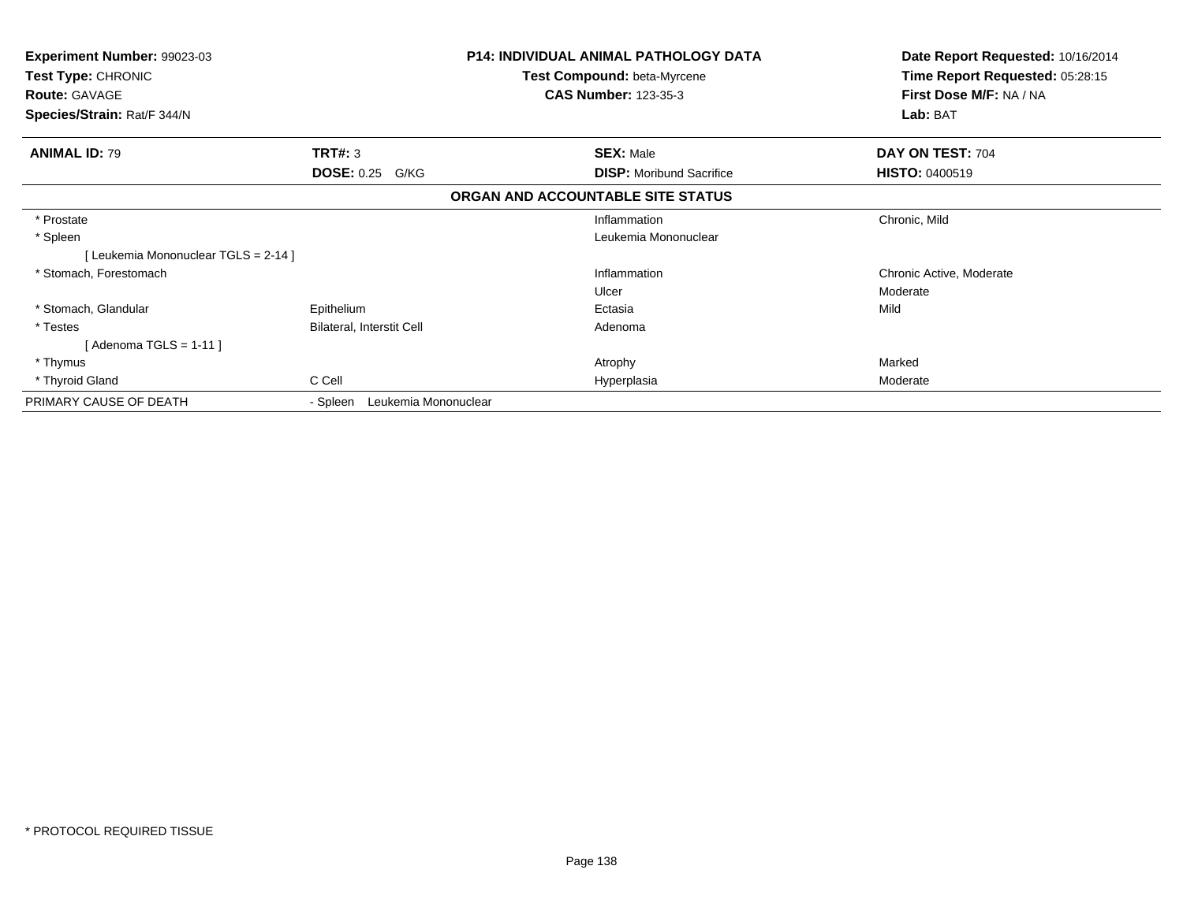**Experiment Number:** 99023-03
**Test Type:** CHRONIC
**Route:** GAVAGE
**Species/Strain:** Rat/F 344/N

**P14: INDIVIDUAL ANIMAL PATHOLOGY DATA**
**Test Compound:** beta-Myrcene
**CAS Number:** 123-35-3

**Date Report Requested:** 10/16/2014
**Time Report Requested:** 05:28:15
**First Dose M/F:** NA / NA
**Lab:** BAT

| **ANIMAL ID:** 79 | **TRT#:** 3 | **SEX:** Male | **DAY ON TEST:** 704 |
|---|---|---|---|
| | **DOSE:** 0.25 G/KG | **DISP:** Moribund Sacrifice | **HISTO:** 0400519 |

**ORGAN AND ACCOUNTABLE SITE STATUS**

| | | | |
|---|---|---|---|
| * Prostate | | Inflammation | Chronic, Mild |
| * Spleen | | Leukemia Mononuclear | |
| [ Leukemia Mononuclear TGLS = 2-14 ] | | | |
| * Stomach, Forestomach | | Inflammation | Chronic Active, Moderate |
| | | Ulcer | Moderate |
| * Stomach, Glandular | Epithelium | Ectasia | Mild |
| * Testes | Bilateral, Interstit Cell | Adenoma | |
| [ Adenoma TGLS = 1-11 ] | | | |
| * Thymus | | Atrophy | Marked |
| * Thyroid Gland | C Cell | Hyperplasia | Moderate |
| PRIMARY CAUSE OF DEATH | - Spleen Leukemia Mononuclear | | |

* PROTOCOL REQUIRED TISSUE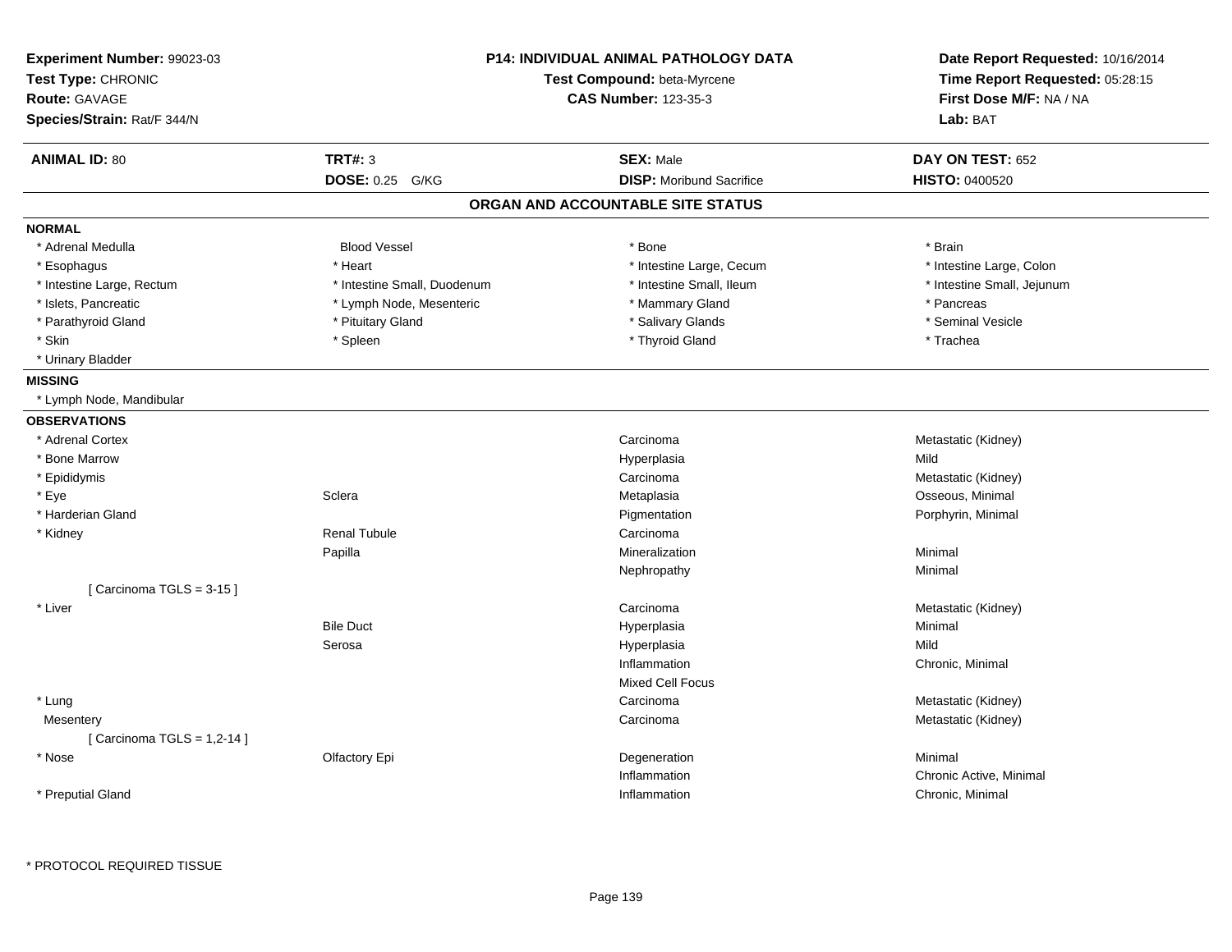**Experiment Number:** 99023-03
**Test Type:** CHRONIC
**Route:** GAVAGE
**Species/Strain:** Rat/F 344/N

**P14: INDIVIDUAL ANIMAL PATHOLOGY DATA**
**Test Compound:** beta-Myrcene
**CAS Number:** 123-35-3

**Date Report Requested:** 10/16/2014
**Time Report Requested:** 05:28:15
**First Dose M/F:** NA / NA
**Lab:** BAT

| **ANIMAL ID:** 80 | **TRT#:** 3 | **SEX:** Male | **DAY ON TEST:** 652 |
|---|---|---|---|
| | **DOSE:** 0.25 G/KG | **DISP:** Moribund Sacrifice | **HISTO:** 0400520 |

## ORGAN AND ACCOUNTABLE SITE STATUS

### NORMAL

| | | | |
|---|---|---|---|
| * Adrenal Medulla | Blood Vessel | * Bone | * Brain |
| * Esophagus | * Heart | * Intestine Large, Cecum | * Intestine Large, Colon |
| * Intestine Large, Rectum | * Intestine Small, Duodenum | * Intestine Small, Ileum | * Intestine Small, Jejunum |
| * Islets, Pancreatic | * Lymph Node, Mesenteric | * Mammary Gland | * Pancreas |
| * Parathyroid Gland | * Pituitary Gland | * Salivary Glands | * Seminal Vesicle |
| * Skin | * Spleen | * Thyroid Gland | * Trachea |
| * Urinary Bladder | | | |

### MISSING

* Lymph Node, Mandibular

### OBSERVATIONS

| | | | |
|---|---|---|---|
| * Adrenal Cortex | | Carcinoma | Metastatic (Kidney) |
| * Bone Marrow | | Hyperplasia | Mild |
| * Epididymis | | Carcinoma | Metastatic (Kidney) |
| * Eye | Sclera | Metaplasia | Osseous, Minimal |
| * Harderian Gland | | Pigmentation | Porphyrin, Minimal |
| * Kidney | Renal Tubule | Carcinoma | |
| | Papilla | Mineralization | Minimal |
| | | Nephropathy | Minimal |
| [ Carcinoma TGLS = 3-15 ] | | | |
| * Liver | | Carcinoma | Metastatic (Kidney) |
| | Bile Duct | Hyperplasia | Minimal |
| | Serosa | Hyperplasia | Mild |
| | | Inflammation | Chronic, Minimal |
| | | Mixed Cell Focus | |
| * Lung | | Carcinoma | Metastatic (Kidney) |
| Mesentery | | Carcinoma | Metastatic (Kidney) |
| [ Carcinoma TGLS = 1,2-14 ] | | | |
| * Nose | Olfactory Epi | Degeneration | Minimal |
| | | Inflammation | Chronic Active, Minimal |
| * Preputial Gland | | Inflammation | Chronic, Minimal |

* PROTOCOL REQUIRED TISSUE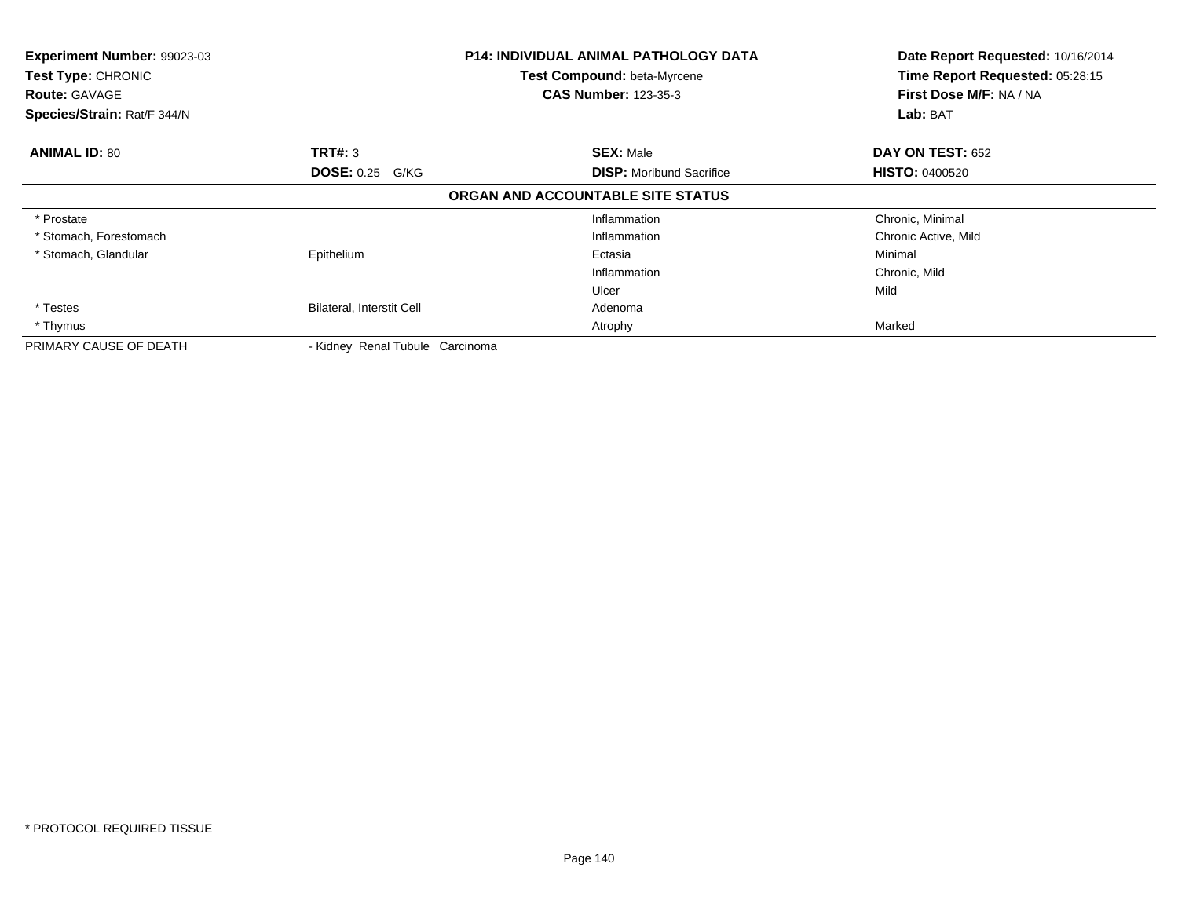**Experiment Number:** 99023-03
**Test Type:** CHRONIC
**Route:** GAVAGE
**Species/Strain:** Rat/F 344/N

**P14: INDIVIDUAL ANIMAL PATHOLOGY DATA**
**Test Compound:** beta-Myrcene
**CAS Number:** 123-35-3

**Date Report Requested:** 10/16/2014
**Time Report Requested:** 05:28:15
**First Dose M/F:** NA / NA
**Lab:** BAT

| **ANIMAL ID:** 80 | **TRT#:** 3 | **SEX:** Male | **DAY ON TEST:** 652 |
|---|---|---|---|
| | **DOSE:** 0.25 G/KG | **DISP:** Moribund Sacrifice | **HISTO:** 0400520 |

**ORGAN AND ACCOUNTABLE SITE STATUS**

| | | | |
|---|---|---|---|
| * Prostate | | Inflammation | Chronic, Minimal |
| * Stomach, Forestomach | | Inflammation | Chronic Active, Mild |
| * Stomach, Glandular | Epithelium | Ectasia | Minimal |
| | | Inflammation | Chronic, Mild |
| | | Ulcer | Mild |
| * Testes | Bilateral, Interstit Cell | Adenoma | |
| * Thymus | | Atrophy | Marked |
| PRIMARY CAUSE OF DEATH | - Kidney Renal Tubule Carcinoma | | |

* PROTOCOL REQUIRED TISSUE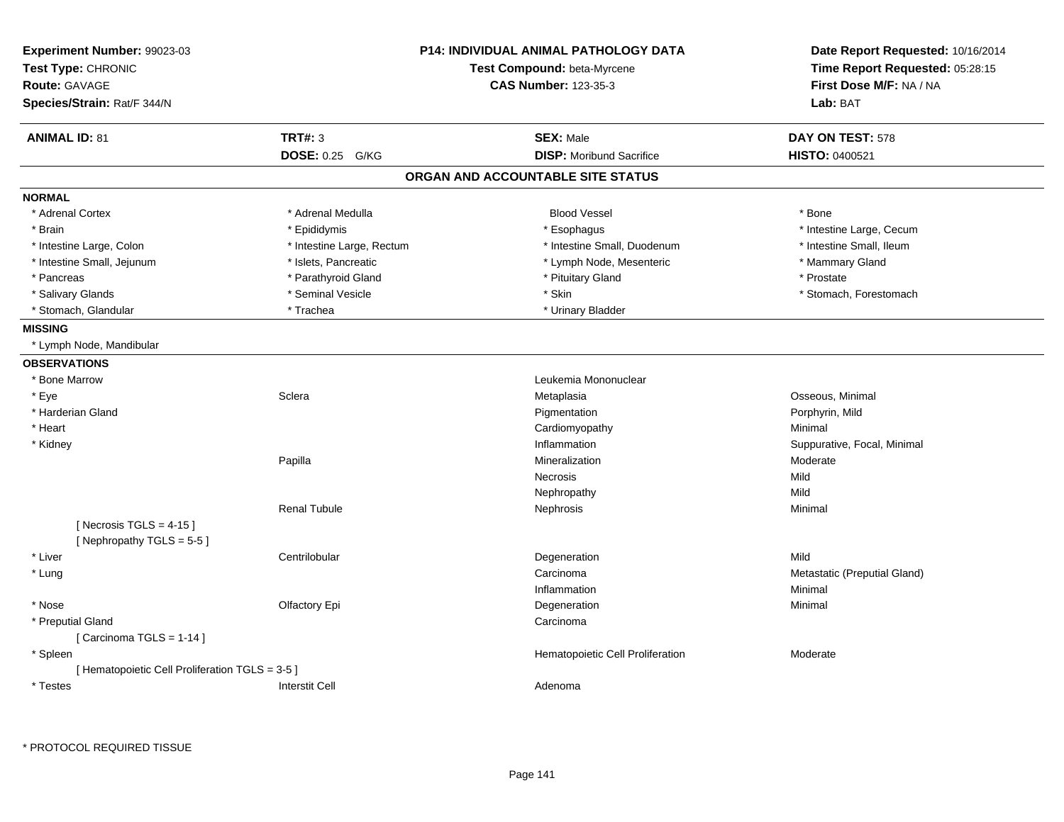**Experiment Number:** 99023-03
**Test Type:** CHRONIC
**Route:** GAVAGE
**Species/Strain:** Rat/F 344/N

**P14: INDIVIDUAL ANIMAL PATHOLOGY DATA**
**Test Compound:** beta-Myrcene
**CAS Number:** 123-35-3

**Date Report Requested:** 10/16/2014
**Time Report Requested:** 05:28:15
**First Dose M/F:** NA / NA
**Lab:** BAT

| **ANIMAL ID:** 81 | **TRT#:** 3 | **SEX:** Male | **DAY ON TEST:** 578 |
|---|---|---|---|
| | **DOSE:** 0.25 G/KG | **DISP:** Moribund Sacrifice | **HISTO:** 0400521 |

## ORGAN AND ACCOUNTABLE SITE STATUS

**NORMAL**

| | | | |
|---|---|---|---|
| * Adrenal Cortex | * Adrenal Medulla | Blood Vessel | * Bone |
| * Brain | * Epididymis | * Esophagus | * Intestine Large, Cecum |
| * Intestine Large, Colon | * Intestine Large, Rectum | * Intestine Small, Duodenum | * Intestine Small, Ileum |
| * Intestine Small, Jejunum | * Islets, Pancreatic | * Lymph Node, Mesenteric | * Mammary Gland |
| * Pancreas | * Parathyroid Gland | * Pituitary Gland | * Prostate |
| * Salivary Glands | * Seminal Vesicle | * Skin | * Stomach, Forestomach |
| * Stomach, Glandular | * Trachea | * Urinary Bladder | |

**MISSING**

* Lymph Node, Mandibular

**OBSERVATIONS**

| | | | |
|---|---|---|---|
| * Bone Marrow | | Leukemia Mononuclear | |
| * Eye | Sclera | Metaplasia | Osseous, Minimal |
| * Harderian Gland | | Pigmentation | Porphyrin, Mild |
| * Heart | | Cardiomyopathy | Minimal |
| * Kidney | | Inflammation | Suppurative, Focal, Minimal |
| | Papilla | Mineralization | Moderate |
| | | Necrosis | Mild |
| | | Nephropathy | Mild |
| | Renal Tubule | Nephrosis | Minimal |
| [ Necrosis TGLS = 4-15 ] | | | |
| [ Nephropathy TGLS = 5-5 ] | | | |
| * Liver | Centrilobular | Degeneration | Mild |
| * Lung | | Carcinoma | Metastatic (Preputial Gland) |
| | | Inflammation | Minimal |
| * Nose | Olfactory Epi | Degeneration | Minimal |
| * Preputial Gland | | Carcinoma | |
| [ Carcinoma TGLS = 1-14 ] | | | |
| * Spleen | | Hematopoietic Cell Proliferation | Moderate |
| [ Hematopoietic Cell Proliferation TGLS = 3-5 ] | | | |
| * Testes | Interstit Cell | Adenoma | |

\* PROTOCOL REQUIRED TISSUE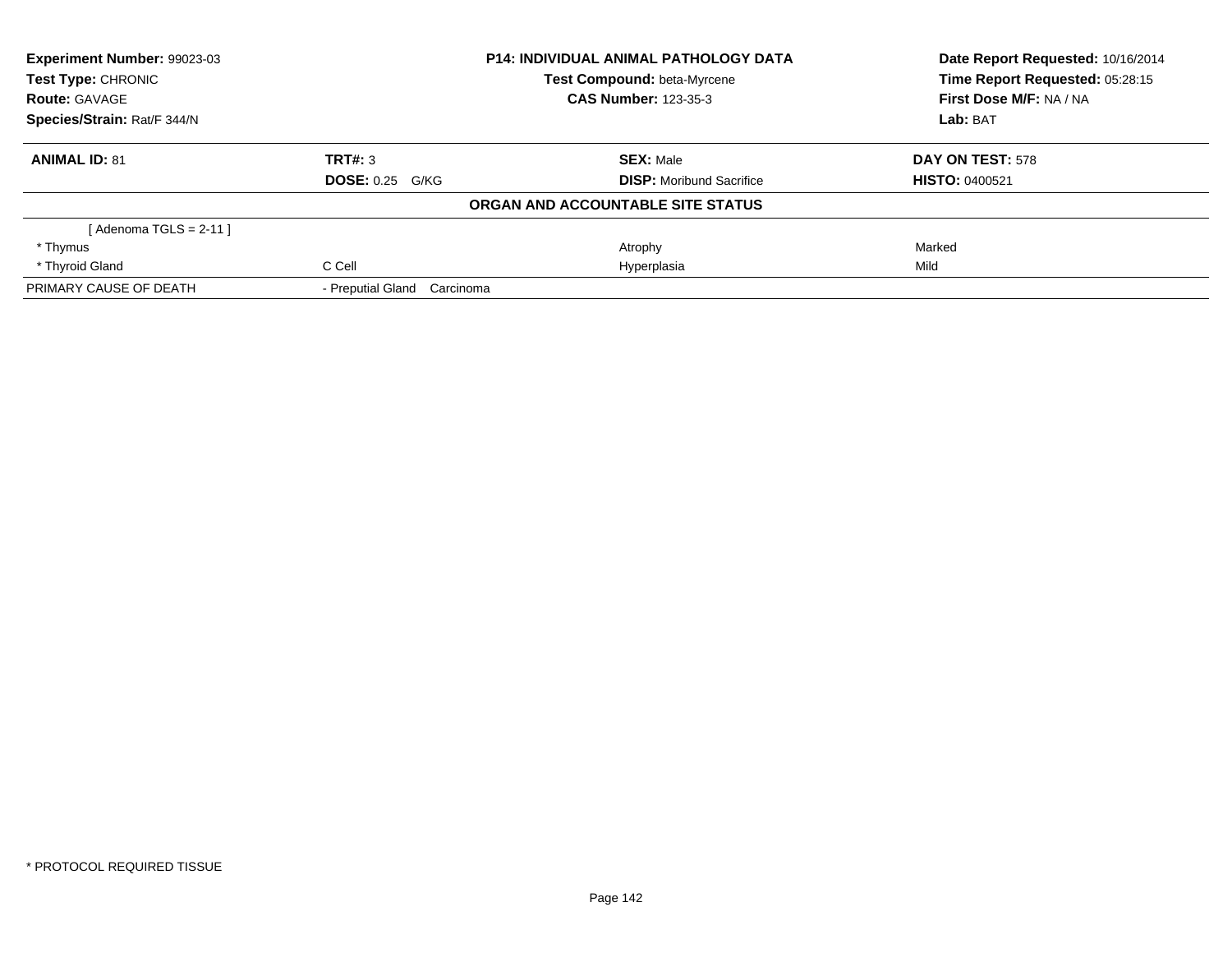| Experiment Number: 99023-03 | P14: INDIVIDUAL ANIMAL PATHOLOGY DATA | Date Report Requested: 10/16/2014 |
|---|---|---|
| Test Type: CHRONIC | Test Compound: beta-Myrcene | Time Report Requested: 05:28:15 |
| Route: GAVAGE | CAS Number: 123-35-3 | First Dose M/F: NA / NA |
| Species/Strain: Rat/F 344/N | | Lab: BAT |

| ANIMAL ID: 81 | TRT#: 3 | SEX: Male | DAY ON TEST: 578 |
|---|---|---|---|
| | DOSE: 0.25 G/KG | DISP: Moribund Sacrifice | HISTO: 0400521 |

**ORGAN AND ACCOUNTABLE SITE STATUS**

| | | | |
|---|---|---|---|
| [ Adenoma TGLS = 2-11 ] | | | |
| * Thymus | | Atrophy | Marked |
| * Thyroid Gland | C Cell | Hyperplasia | Mild |
| PRIMARY CAUSE OF DEATH | - Preputial Gland Carcinoma | | |

* PROTOCOL REQUIRED TISSUE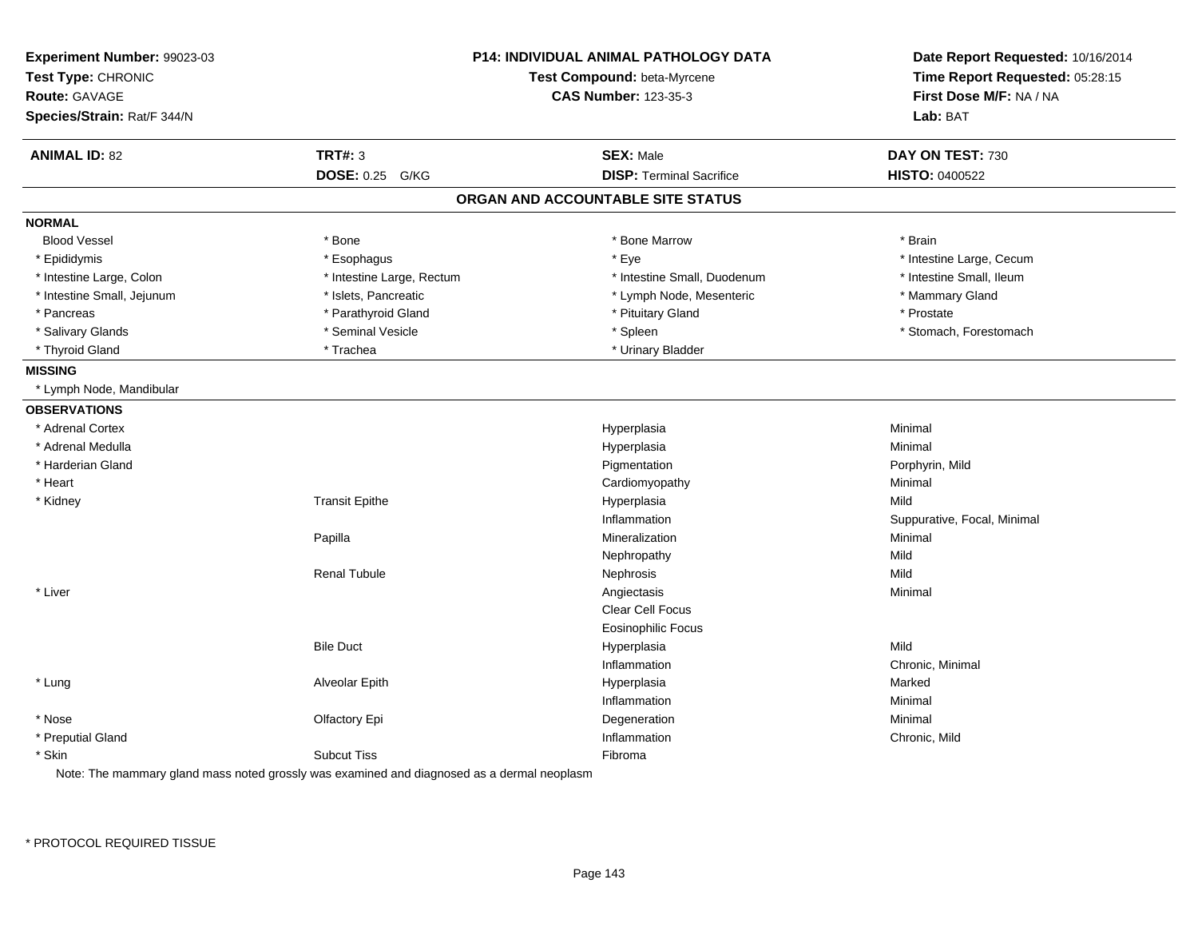**Experiment Number:** 99023-03
**Test Type:** CHRONIC
**Route:** GAVAGE
**Species/Strain:** Rat/F 344/N

**P14: INDIVIDUAL ANIMAL PATHOLOGY DATA**
**Test Compound:** beta-Myrcene
**CAS Number:** 123-35-3

**Date Report Requested:** 10/16/2014
**Time Report Requested:** 05:28:15
**First Dose M/F:** NA / NA
**Lab:** BAT

| **ANIMAL ID:** 82 | **TRT#:** 3 | **SEX:** Male | **DAY ON TEST:** 730 |
|---|---|---|---|
| | **DOSE:** 0.25 G/KG | **DISP:** Terminal Sacrifice | **HISTO:** 0400522 |

## ORGAN AND ACCOUNTABLE SITE STATUS

**NORMAL**

| | | | |
|---|---|---|---|
| Blood Vessel | * Bone | * Bone Marrow | * Brain |
| * Epididymis | * Esophagus | * Eye | * Intestine Large, Cecum |
| * Intestine Large, Colon | * Intestine Large, Rectum | * Intestine Small, Duodenum | * Intestine Small, Ileum |
| * Intestine Small, Jejunum | * Islets, Pancreatic | * Lymph Node, Mesenteric | * Mammary Gland |
| * Pancreas | * Parathyroid Gland | * Pituitary Gland | * Prostate |
| * Salivary Glands | * Seminal Vesicle | * Spleen | * Stomach, Forestomach |
| * Thyroid Gland | * Trachea | * Urinary Bladder | |

**MISSING**

* Lymph Node, Mandibular

**OBSERVATIONS**

| | | | |
|---|---|---|---|
| * Adrenal Cortex | | Hyperplasia | Minimal |
| * Adrenal Medulla | | Hyperplasia | Minimal |
| * Harderian Gland | | Pigmentation | Porphyrin, Mild |
| * Heart | | Cardiomyopathy | Minimal |
| * Kidney | Transit Epithe | Hyperplasia | Mild |
| | | Inflammation | Suppurative, Focal, Minimal |
| | Papilla | Mineralization | Minimal |
| | | Nephropathy | Mild |
| | Renal Tubule | Nephrosis | Mild |
| * Liver | | Angiectasis | Minimal |
| | | Clear Cell Focus | |
| | | Eosinophilic Focus | |
| | Bile Duct | Hyperplasia | Mild |
| | | Inflammation | Chronic, Minimal |
| * Lung | Alveolar Epith | Hyperplasia | Marked |
| | | Inflammation | Minimal |
| * Nose | Olfactory Epi | Degeneration | Minimal |
| * Preputial Gland | | Inflammation | Chronic, Mild |
| * Skin | Subcut Tiss | Fibroma | |

Note: The mammary gland mass noted grossly was examined and diagnosed as a dermal neoplasm

* PROTOCOL REQUIRED TISSUE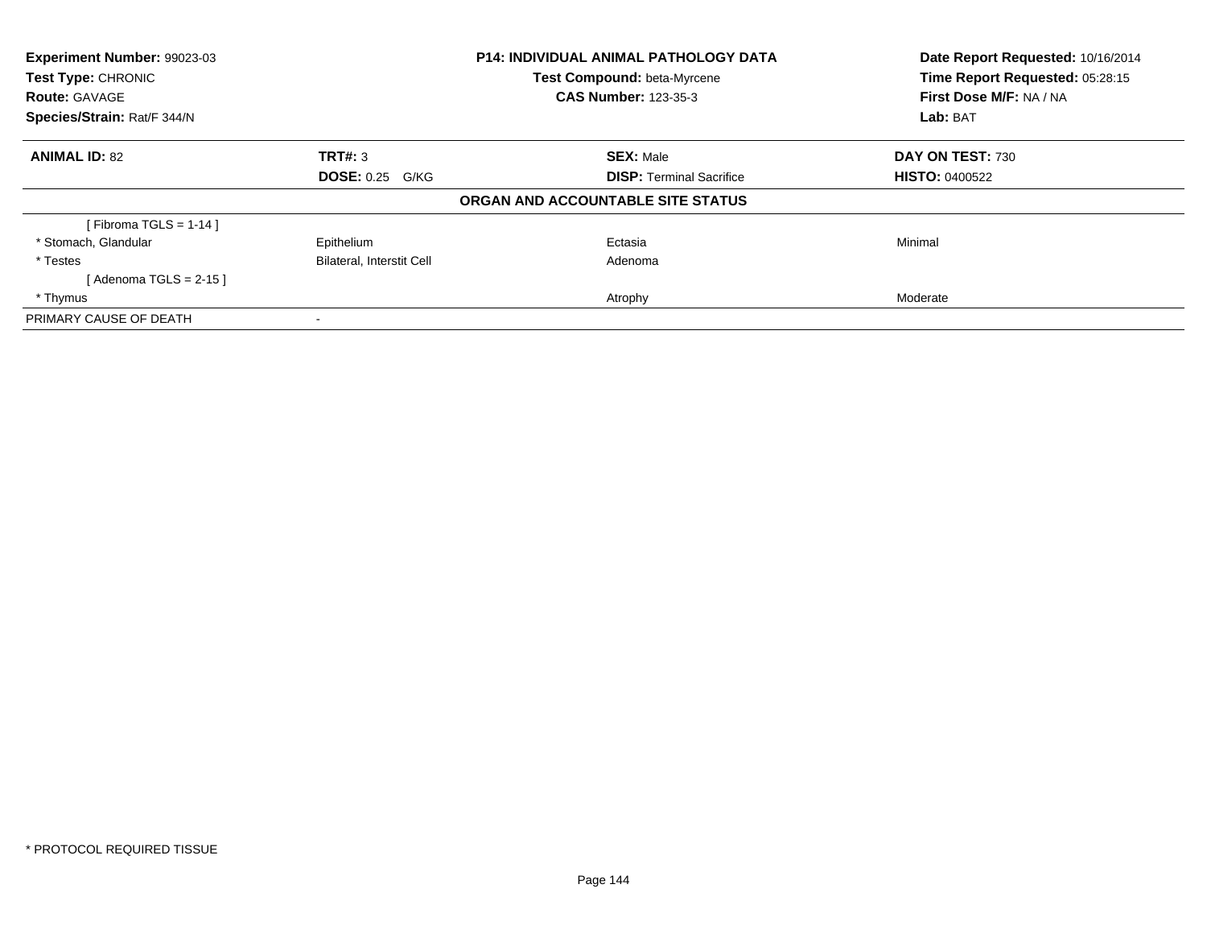**Experiment Number:** 99023-03
**Test Type:** CHRONIC
**Route:** GAVAGE
**Species/Strain:** Rat/F 344/N

**P14: INDIVIDUAL ANIMAL PATHOLOGY DATA**
**Test Compound:** beta-Myrcene
**CAS Number:** 123-35-3

**Date Report Requested:** 10/16/2014
**Time Report Requested:** 05:28:15
**First Dose M/F:** NA / NA
**Lab:** BAT

| **ANIMAL ID:** 82 | **TRT#:** 3 | **SEX:** Male | **DAY ON TEST:** 730 |
|---|---|---|---|
| | **DOSE:** 0.25 G/KG | **DISP:** Terminal Sacrifice | **HISTO:** 0400522 |

**ORGAN AND ACCOUNTABLE SITE STATUS**

| | | | |
|---|---|---|---|
| [ Fibroma TGLS = 1-14 ] | | | |
| * Stomach, Glandular | Epithelium | Ectasia | Minimal |
| * Testes | Bilateral, Interstit Cell | Adenoma | |
| [ Adenoma TGLS = 2-15 ] | | | |
| * Thymus | | Atrophy | Moderate |
| PRIMARY CAUSE OF DEATH | - | | |

* PROTOCOL REQUIRED TISSUE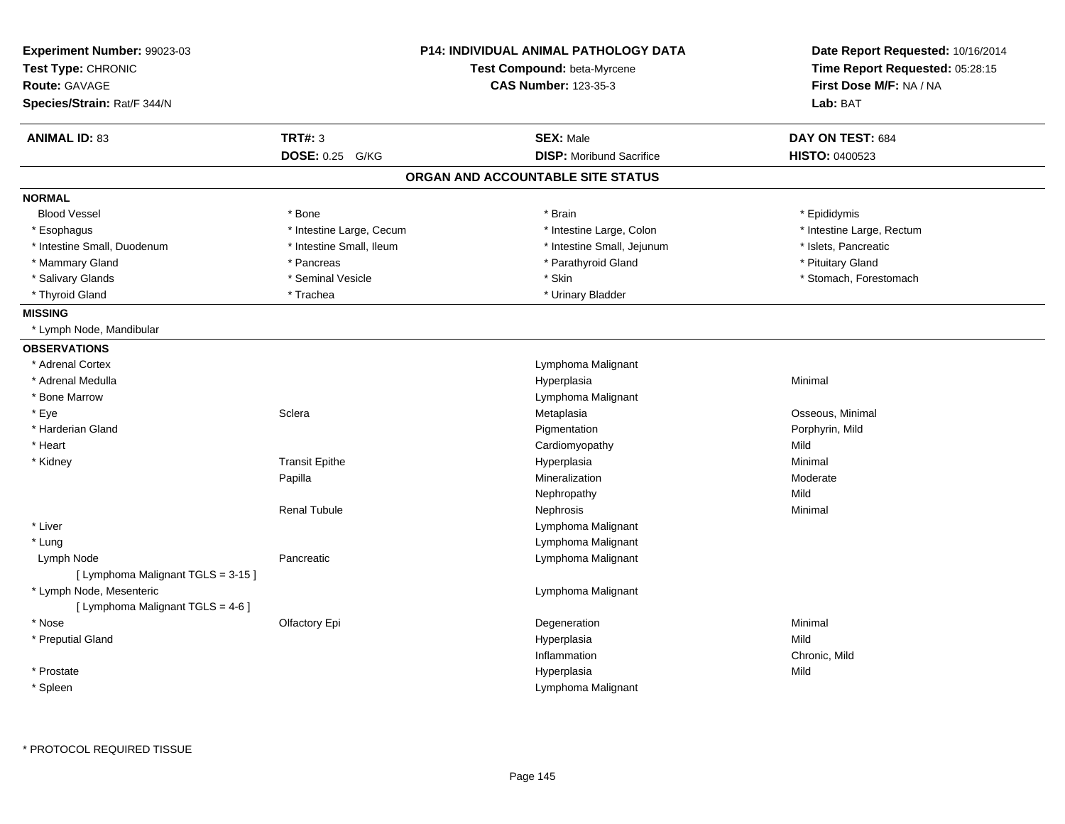**Experiment Number:** 99023-03
**Test Type:** CHRONIC
**Route:** GAVAGE
**Species/Strain:** Rat/F 344/N

**P14: INDIVIDUAL ANIMAL PATHOLOGY DATA**
**Test Compound:** beta-Myrcene
**CAS Number:** 123-35-3

**Date Report Requested:** 10/16/2014
**Time Report Requested:** 05:28:15
**First Dose M/F:** NA / NA
**Lab:** BAT

| **ANIMAL ID:** 83 | **TRT#:** 3 | **SEX:** Male | **DAY ON TEST:** 684 |
|---|---|---|---|
| | **DOSE:** 0.25 G/KG | **DISP:** Moribund Sacrifice | **HISTO:** 0400523 |

## ORGAN AND ACCOUNTABLE SITE STATUS

**NORMAL**

| | | | |
|---|---|---|---|
| Blood Vessel | * Bone | * Brain | * Epididymis |
| * Esophagus | * Intestine Large, Cecum | * Intestine Large, Colon | * Intestine Large, Rectum |
| * Intestine Small, Duodenum | * Intestine Small, Ileum | * Intestine Small, Jejunum | * Islets, Pancreatic |
| * Mammary Gland | * Pancreas | * Parathyroid Gland | * Pituitary Gland |
| * Salivary Glands | * Seminal Vesicle | * Skin | * Stomach, Forestomach |
| * Thyroid Gland | * Trachea | * Urinary Bladder | |

**MISSING**

* Lymph Node, Mandibular

**OBSERVATIONS**

| Organ | Site | Observation | Severity |
|---|---|---|---|
| * Adrenal Cortex | | Lymphoma Malignant | |
| * Adrenal Medulla | | Hyperplasia | Minimal |
| * Bone Marrow | | Lymphoma Malignant | |
| * Eye | Sclera | Metaplasia | Osseous, Minimal |
| * Harderian Gland | | Pigmentation | Porphyrin, Mild |
| * Heart | | Cardiomyopathy | Mild |
| * Kidney | Transit Epithe | Hyperplasia | Minimal |
| | Papilla | Mineralization | Moderate |
| | | Nephropathy | Mild |
| | Renal Tubule | Nephrosis | Minimal |
| * Liver | | Lymphoma Malignant | |
| * Lung | | Lymphoma Malignant | |
| Lymph Node | Pancreatic | Lymphoma Malignant | |
| [ Lymphoma Malignant TGLS = 3-15 ] | | | |
| * Lymph Node, Mesenteric | | Lymphoma Malignant | |
| [ Lymphoma Malignant TGLS = 4-6 ] | | | |
| * Nose | Olfactory Epi | Degeneration | Minimal |
| * Preputial Gland | | Hyperplasia | Mild |
| | | Inflammation | Chronic, Mild |
| * Prostate | | Hyperplasia | Mild |
| * Spleen | | Lymphoma Malignant | |

* PROTOCOL REQUIRED TISSUE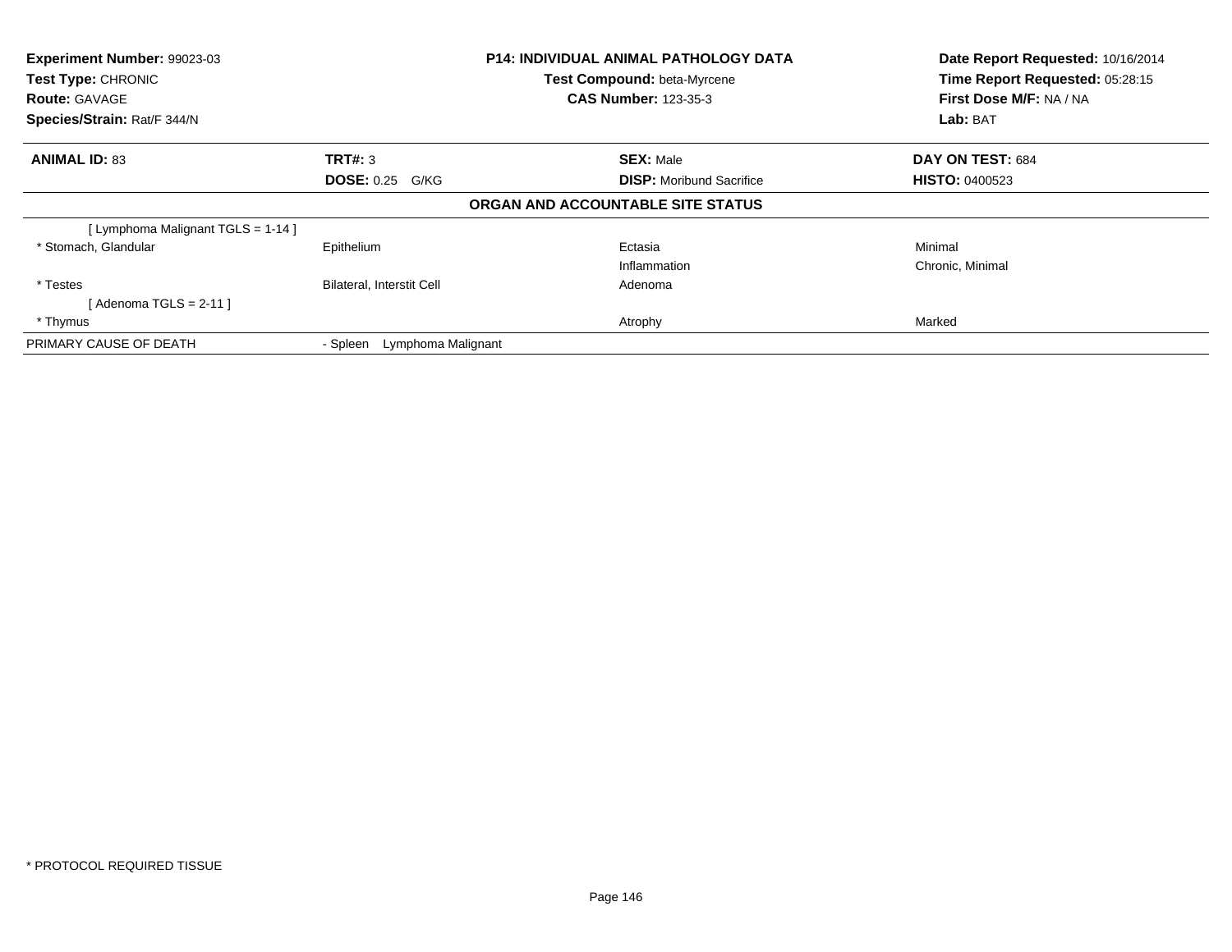| Experiment Number: 99023-03 | P14: INDIVIDUAL ANIMAL PATHOLOGY DATA | Date Report Requested: 10/16/2014 |
|---|---|---|
| Test Type: CHRONIC | Test Compound: beta-Myrcene | Time Report Requested: 05:28:15 |
| Route: GAVAGE | CAS Number: 123-35-3 | First Dose M/F: NA / NA |
| Species/Strain: Rat/F 344/N | | Lab: BAT |

| ANIMAL ID: 83 | TRT#: 3 | SEX: Male | DAY ON TEST: 684 |
|---|---|---|---|
| | DOSE: 0.25 G/KG | DISP: Moribund Sacrifice | HISTO: 0400523 |

**ORGAN AND ACCOUNTABLE SITE STATUS**

| | | | |
|---|---|---|---|
| [ Lymphoma Malignant TGLS = 1-14 ] | | | |
| * Stomach, Glandular | Epithelium | Ectasia | Minimal |
| | | Inflammation | Chronic, Minimal |
| * Testes | Bilateral, Interstit Cell | Adenoma | |
| [ Adenoma TGLS = 2-11 ] | | | |
| * Thymus | | Atrophy | Marked |
| PRIMARY CAUSE OF DEATH | - Spleen Lymphoma Malignant | | |

* PROTOCOL REQUIRED TISSUE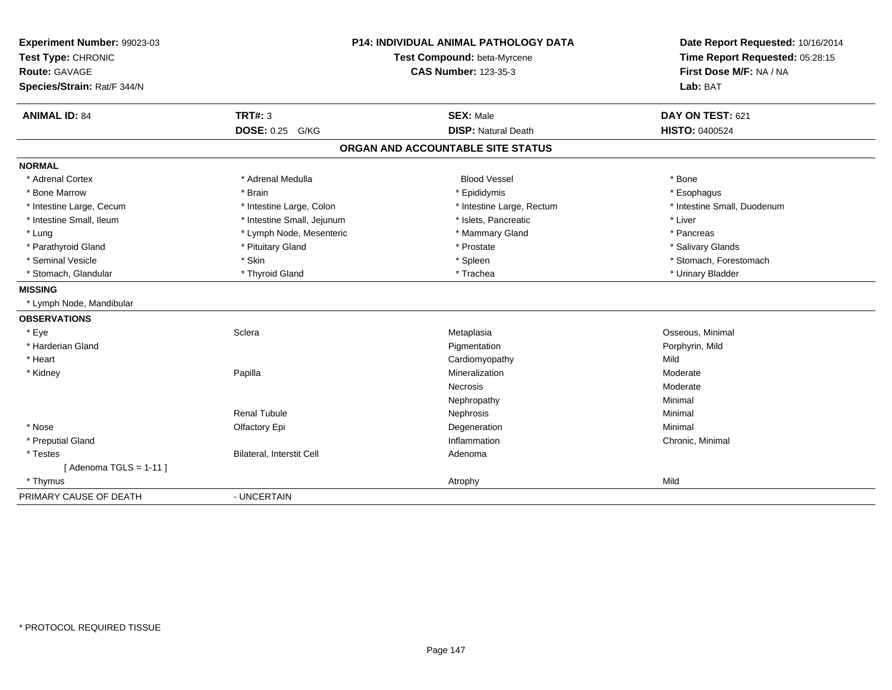**Experiment Number:** 99023-03
**Test Type:** CHRONIC
**Route:** GAVAGE
**Species/Strain:** Rat/F 344/N

**P14: INDIVIDUAL ANIMAL PATHOLOGY DATA**
**Test Compound:** beta-Myrcene
**CAS Number:** 123-35-3

**Date Report Requested:** 10/16/2014
**Time Report Requested:** 05:28:15
**First Dose M/F:** NA / NA
**Lab:** BAT

| **ANIMAL ID:** 84 | **TRT#:** 3 | **SEX:** Male | **DAY ON TEST:** 621 |
|---|---|---|---|
| | **DOSE:** 0.25 G/KG | **DISP:** Natural Death | **HISTO:** 0400524 |

## ORGAN AND ACCOUNTABLE SITE STATUS

| | | | |
|---|---|---|---|
| **NORMAL** | | | |
| * Adrenal Cortex | * Adrenal Medulla | Blood Vessel | * Bone |
| * Bone Marrow | * Brain | * Epididymis | * Esophagus |
| * Intestine Large, Cecum | * Intestine Large, Colon | * Intestine Large, Rectum | * Intestine Small, Duodenum |
| * Intestine Small, Ileum | * Intestine Small, Jejunum | * Islets, Pancreatic | * Liver |
| * Lung | * Lymph Node, Mesenteric | * Mammary Gland | * Pancreas |
| * Parathyroid Gland | * Pituitary Gland | * Prostate | * Salivary Glands |
| * Seminal Vesicle | * Skin | * Spleen | * Stomach, Forestomach |
| * Stomach, Glandular | * Thyroid Gland | * Trachea | * Urinary Bladder |
| **MISSING** | | | |
| * Lymph Node, Mandibular | | | |
| **OBSERVATIONS** | | | |
| * Eye | Sclera | Metaplasia | Osseous, Minimal |
| * Harderian Gland | | Pigmentation | Porphyrin, Mild |
| * Heart | | Cardiomyopathy | Mild |
| * Kidney | Papilla | Mineralization | Moderate |
| | | Necrosis | Moderate |
| | | Nephropathy | Minimal |
| | Renal Tubule | Nephrosis | Minimal |
| * Nose | Olfactory Epi | Degeneration | Minimal |
| * Preputial Gland | | Inflammation | Chronic, Minimal |
| * Testes | Bilateral, Interstit Cell | Adenoma | |
| [ Adenoma TGLS = 1-11 ] | | | |
| * Thymus | | Atrophy | Mild |
| PRIMARY CAUSE OF DEATH | - UNCERTAIN | | |

* PROTOCOL REQUIRED TISSUE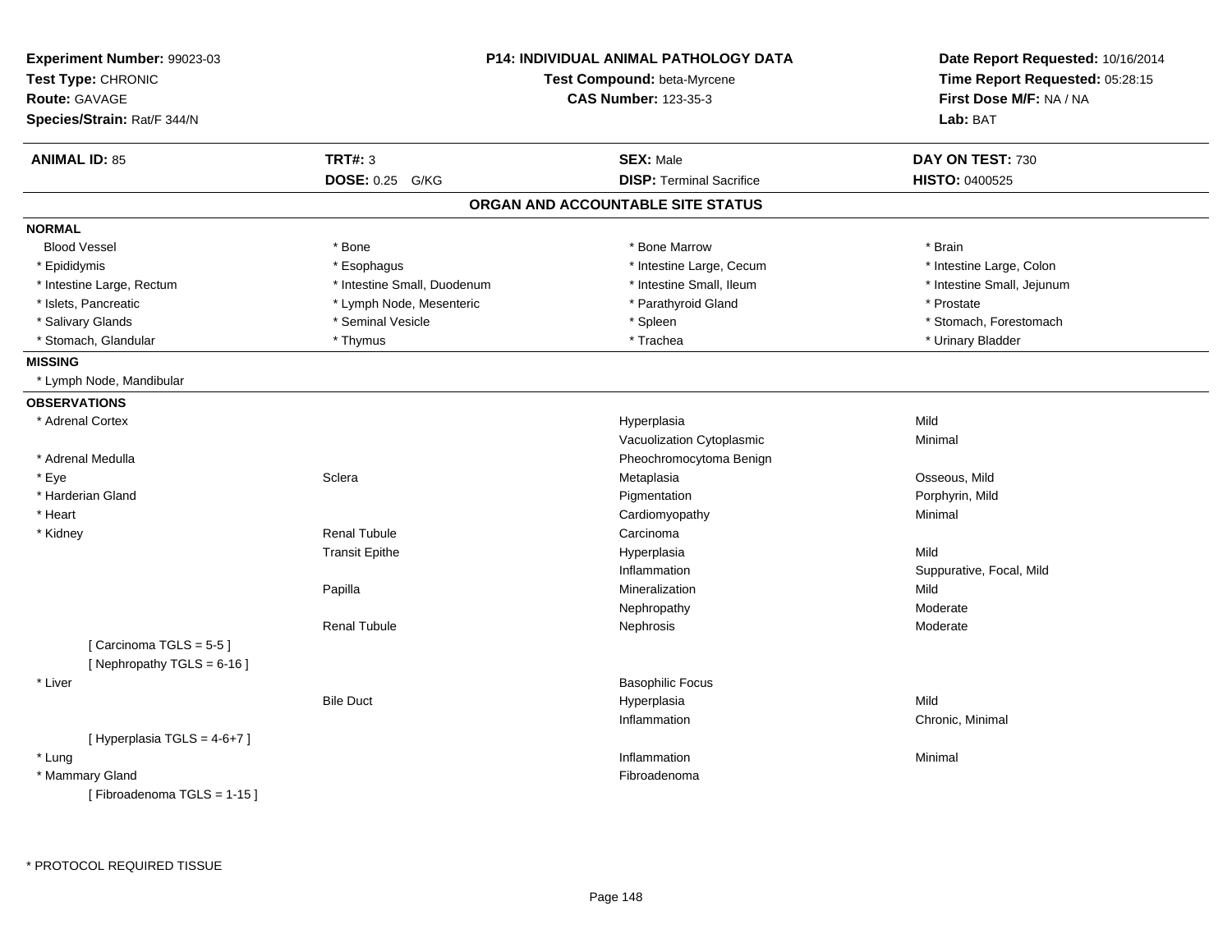**Experiment Number:** 99023-03
**Test Type:** CHRONIC
**Route:** GAVAGE
**Species/Strain:** Rat/F 344/N

**P14: INDIVIDUAL ANIMAL PATHOLOGY DATA**
**Test Compound:** beta-Myrcene
**CAS Number:** 123-35-3

**Date Report Requested:** 10/16/2014
**Time Report Requested:** 05:28:15
**First Dose M/F:** NA / NA
**Lab:** BAT

| **ANIMAL ID:** 85 | **TRT#:** 3 | **SEX:** Male | **DAY ON TEST:** 730 |
|---|---|---|---|
| | **DOSE:** 0.25 G/KG | **DISP:** Terminal Sacrifice | **HISTO:** 0400525 |

## ORGAN AND ACCOUNTABLE SITE STATUS

**NORMAL**

| | | | |
|---|---|---|---|
| Blood Vessel | * Bone | * Bone Marrow | * Brain |
| * Epididymis | * Esophagus | * Intestine Large, Cecum | * Intestine Large, Colon |
| * Intestine Large, Rectum | * Intestine Small, Duodenum | * Intestine Small, Ileum | * Intestine Small, Jejunum |
| * Islets, Pancreatic | * Lymph Node, Mesenteric | * Parathyroid Gland | * Prostate |
| * Salivary Glands | * Seminal Vesicle | * Spleen | * Stomach, Forestomach |
| * Stomach, Glandular | * Thymus | * Trachea | * Urinary Bladder |

**MISSING**

* Lymph Node, Mandibular

**OBSERVATIONS**

| Organ | Site | Observation | Qualifier |
|---|---|---|---|
| * Adrenal Cortex | | Hyperplasia | Mild |
| | | Vacuolization Cytoplasmic | Minimal |
| * Adrenal Medulla | | Pheochromocytoma Benign | |
| * Eye | Sclera | Metaplasia | Osseous, Mild |
| * Harderian Gland | | Pigmentation | Porphyrin, Mild |
| * Heart | | Cardiomyopathy | Minimal |
| * Kidney | Renal Tubule | Carcinoma | |
| | Transit Epithe | Hyperplasia | Mild |
| | | Inflammation | Suppurative, Focal, Mild |
| | Papilla | Mineralization | Mild |
| | | Nephropathy | Moderate |
| | Renal Tubule | Nephrosis | Moderate |
| [ Carcinoma TGLS = 5-5 ] | | | |
| [ Nephropathy TGLS = 6-16 ] | | | |
| * Liver | | Basophilic Focus | |
| | Bile Duct | Hyperplasia | Mild |
| | | Inflammation | Chronic, Minimal |
| [ Hyperplasia TGLS = 4-6+7 ] | | | |
| * Lung | | Inflammation | Minimal |
| * Mammary Gland | | Fibroadenoma | |
| [ Fibroadenoma TGLS = 1-15 ] | | | |

\* PROTOCOL REQUIRED TISSUE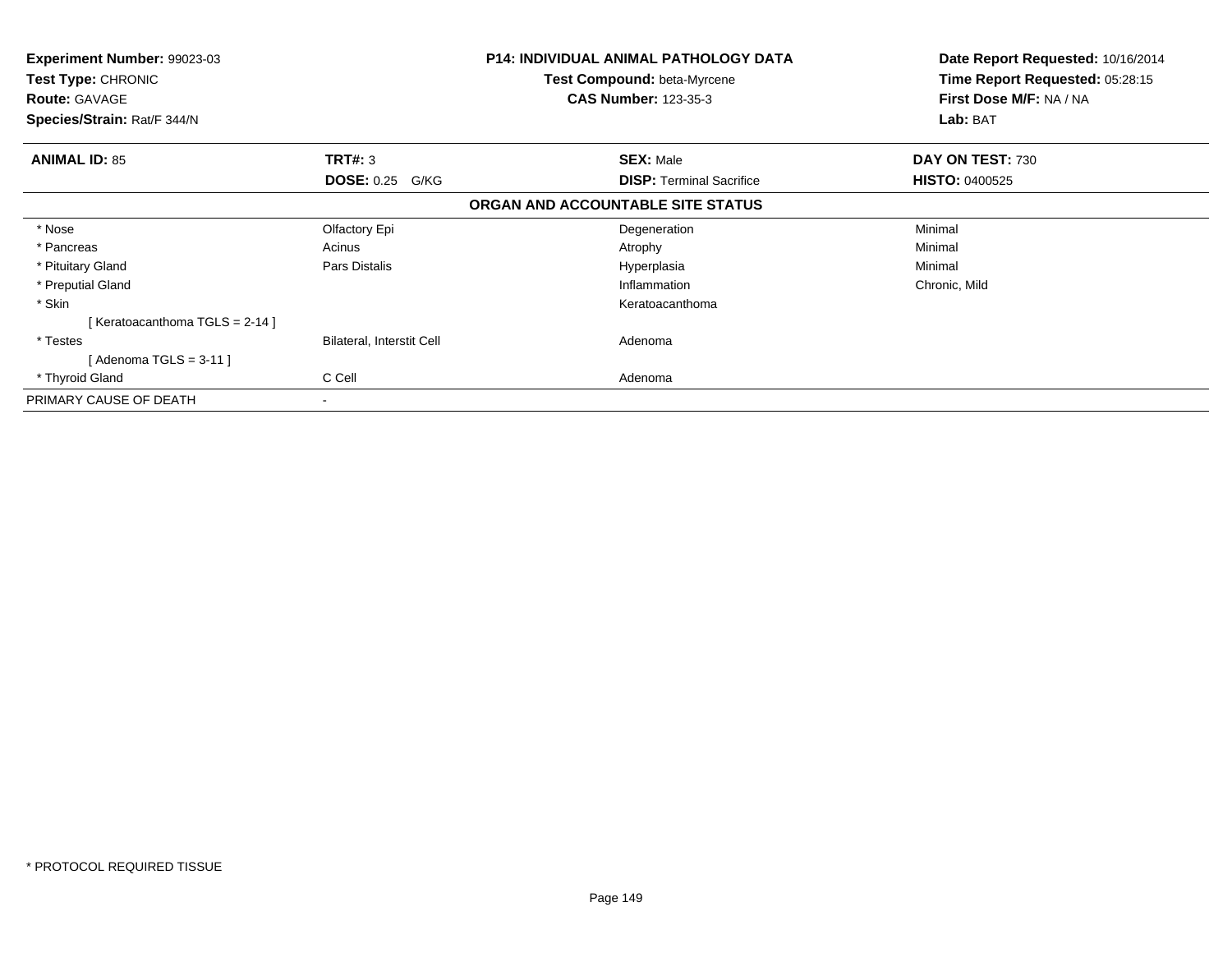**Experiment Number:** 99023-03
**Test Type:** CHRONIC
**Route:** GAVAGE
**Species/Strain:** Rat/F 344/N

**P14: INDIVIDUAL ANIMAL PATHOLOGY DATA**
**Test Compound:** beta-Myrcene
**CAS Number:** 123-35-3

**Date Report Requested:** 10/16/2014
**Time Report Requested:** 05:28:15
**First Dose M/F:** NA / NA
**Lab:** BAT

| **ANIMAL ID:** 85 | **TRT#:** 3 | **SEX:** Male | **DAY ON TEST:** 730 |
|---|---|---|---|
| | **DOSE:** 0.25 G/KG | **DISP:** Terminal Sacrifice | **HISTO:** 0400525 |

**ORGAN AND ACCOUNTABLE SITE STATUS**

| | | | |
|---|---|---|---|
| * Nose | Olfactory Epi | Degeneration | Minimal |
| * Pancreas | Acinus | Atrophy | Minimal |
| * Pituitary Gland | Pars Distalis | Hyperplasia | Minimal |
| * Preputial Gland | | Inflammation | Chronic, Mild |
| * Skin | | Keratoacanthoma | |
| [ Keratoacanthoma TGLS = 2-14 ] | | | |
| * Testes | Bilateral, Interstit Cell | Adenoma | |
| [ Adenoma TGLS = 3-11 ] | | | |
| * Thyroid Gland | C Cell | Adenoma | |
| PRIMARY CAUSE OF DEATH | - | | |

* PROTOCOL REQUIRED TISSUE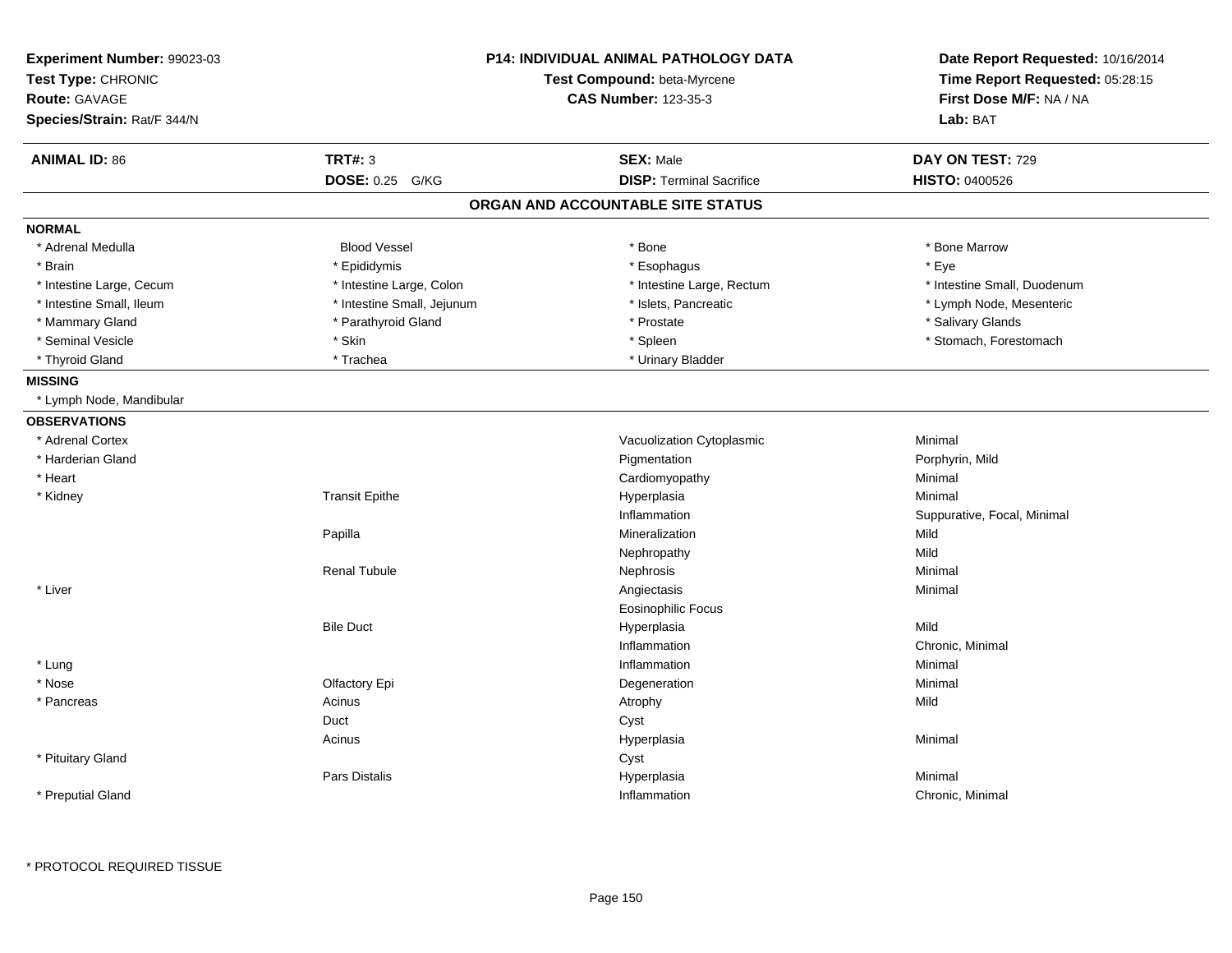**Experiment Number:** 99023-03
**Test Type:** CHRONIC
**Route:** GAVAGE
**Species/Strain:** Rat/F 344/N

**P14: INDIVIDUAL ANIMAL PATHOLOGY DATA**
**Test Compound:** beta-Myrcene
**CAS Number:** 123-35-3

**Date Report Requested:** 10/16/2014
**Time Report Requested:** 05:28:15
**First Dose M/F:** NA / NA
**Lab:** BAT

| **ANIMAL ID:** 86 | **TRT#:** 3 | **SEX:** Male | **DAY ON TEST:** 729 |
|---|---|---|---|
| | **DOSE:** 0.25 G/KG | **DISP:** Terminal Sacrifice | **HISTO:** 0400526 |

## ORGAN AND ACCOUNTABLE SITE STATUS

**NORMAL**

| | | | |
|---|---|---|---|
| * Adrenal Medulla | Blood Vessel | * Bone | * Bone Marrow |
| * Brain | * Epididymis | * Esophagus | * Eye |
| * Intestine Large, Cecum | * Intestine Large, Colon | * Intestine Large, Rectum | * Intestine Small, Duodenum |
| * Intestine Small, Ileum | * Intestine Small, Jejunum | * Islets, Pancreatic | * Lymph Node, Mesenteric |
| * Mammary Gland | * Parathyroid Gland | * Prostate | * Salivary Glands |
| * Seminal Vesicle | * Skin | * Spleen | * Stomach, Forestomach |
| * Thyroid Gland | * Trachea | * Urinary Bladder | |

**MISSING**

* Lymph Node, Mandibular

**OBSERVATIONS**

| | | | |
|---|---|---|---|
| * Adrenal Cortex | | Vacuolization Cytoplasmic | Minimal |
| * Harderian Gland | | Pigmentation | Porphyrin, Mild |
| * Heart | | Cardiomyopathy | Minimal |
| * Kidney | Transit Epithe | Hyperplasia | Minimal |
| | | Inflammation | Suppurative, Focal, Minimal |
| | Papilla | Mineralization | Mild |
| | | Nephropathy | Mild |
| | Renal Tubule | Nephrosis | Minimal |
| * Liver | | Angiectasis | Minimal |
| | | Eosinophilic Focus | |
| | Bile Duct | Hyperplasia | Mild |
| | | Inflammation | Chronic, Minimal |
| * Lung | | Inflammation | Minimal |
| * Nose | Olfactory Epi | Degeneration | Minimal |
| * Pancreas | Acinus | Atrophy | Mild |
| | Duct | Cyst | |
| | Acinus | Hyperplasia | Minimal |
| * Pituitary Gland | | Cyst | |
| | Pars Distalis | Hyperplasia | Minimal |
| * Preputial Gland | | Inflammation | Chronic, Minimal |

* PROTOCOL REQUIRED TISSUE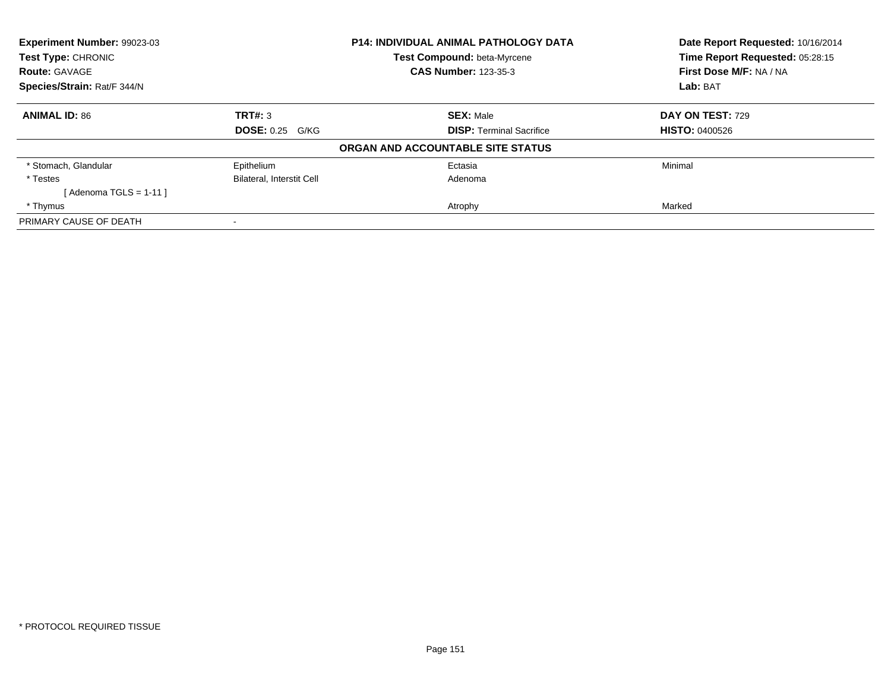| **Experiment Number:** 99023-03 | **P14: INDIVIDUAL ANIMAL PATHOLOGY DATA** | **Date Report Requested:** 10/16/2014 |
|---|---|---|
| **Test Type:** CHRONIC | **Test Compound:** beta-Myrcene | **Time Report Requested:** 05:28:15 |
| **Route:** GAVAGE | **CAS Number:** 123-35-3 | **First Dose M/F:** NA / NA |
| **Species/Strain:** Rat/F 344/N | | **Lab:** BAT |

| **ANIMAL ID:** 86 | **TRT#:** 3 | **SEX:** Male | **DAY ON TEST:** 729 |
|---|---|---|---|
| | **DOSE:** 0.25 G/KG | **DISP:** Terminal Sacrifice | **HISTO:** 0400526 |

**ORGAN AND ACCOUNTABLE SITE STATUS**

| | | | |
|---|---|---|---|
| * Stomach, Glandular | Epithelium | Ectasia | Minimal |
| * Testes | Bilateral, Interstit Cell | Adenoma | |
| [ Adenoma TGLS = 1-11 ] | | | |
| * Thymus | | Atrophy | Marked |
| PRIMARY CAUSE OF DEATH | - | | |

* PROTOCOL REQUIRED TISSUE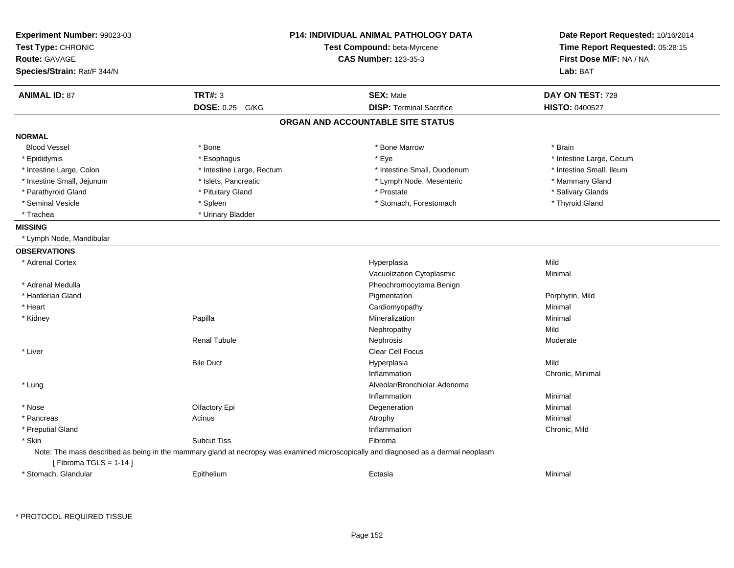**Experiment Number:** 99023-03
**Test Type:** CHRONIC
**Route:** GAVAGE
**Species/Strain:** Rat/F 344/N

**P14: INDIVIDUAL ANIMAL PATHOLOGY DATA**
**Test Compound:** beta-Myrcene
**CAS Number:** 123-35-3

**Date Report Requested:** 10/16/2014
**Time Report Requested:** 05:28:15
**First Dose M/F:** NA / NA
**Lab:** BAT

| **ANIMAL ID:** 87 | **TRT#:** 3 | **SEX:** Male | **DAY ON TEST:** 729 |
|---|---|---|---|
| | **DOSE:** 0.25 G/KG | **DISP:** Terminal Sacrifice | **HISTO:** 0400527 |

## ORGAN AND ACCOUNTABLE SITE STATUS

**NORMAL**

| | | | |
|---|---|---|---|
| Blood Vessel | * Bone | * Bone Marrow | * Brain |
| * Epididymis | * Esophagus | * Eye | * Intestine Large, Cecum |
| * Intestine Large, Colon | * Intestine Large, Rectum | * Intestine Small, Duodenum | * Intestine Small, Ileum |
| * Intestine Small, Jejunum | * Islets, Pancreatic | * Lymph Node, Mesenteric | * Mammary Gland |
| * Parathyroid Gland | * Pituitary Gland | * Prostate | * Salivary Glands |
| * Seminal Vesicle | * Spleen | * Stomach, Forestomach | * Thyroid Gland |
| * Trachea | * Urinary Bladder | | |

**MISSING**

* Lymph Node, Mandibular

**OBSERVATIONS**

| Organ | Site | Observation | Severity |
|---|---|---|---|
| * Adrenal Cortex | | Hyperplasia | Mild |
| | | Vacuolization Cytoplasmic | Minimal |
| * Adrenal Medulla | | Pheochromocytoma Benign | |
| * Harderian Gland | | Pigmentation | Porphyrin, Mild |
| * Heart | | Cardiomyopathy | Minimal |
| * Kidney | Papilla | Mineralization | Minimal |
| | | Nephropathy | Mild |
| | Renal Tubule | Nephrosis | Moderate |
| * Liver | | Clear Cell Focus | |
| | Bile Duct | Hyperplasia | Mild |
| | | Inflammation | Chronic, Minimal |
| * Lung | | Alveolar/Bronchiolar Adenoma | |
| | | Inflammation | Minimal |
| * Nose | Olfactory Epi | Degeneration | Minimal |
| * Pancreas | Acinus | Atrophy | Minimal |
| * Preputial Gland | | Inflammation | Chronic, Mild |
| * Skin | Subcut Tiss | Fibroma | |

Note: The mass described as being in the mammary gland at necropsy was examined microscopically and diagnosed as a dermal neoplasm
[ Fibroma TGLS = 1-14 ]

| Organ | Site | Observation | Severity |
|---|---|---|---|
| * Stomach, Glandular | Epithelium | Ectasia | Minimal |

* PROTOCOL REQUIRED TISSUE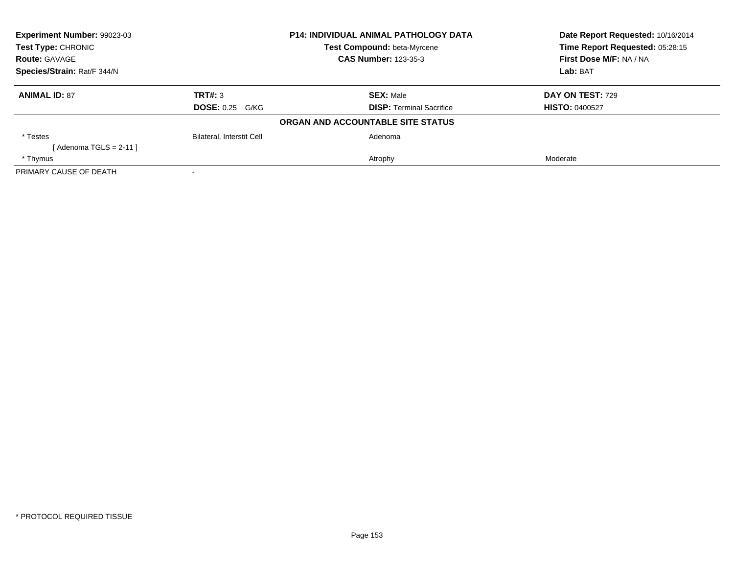| **Experiment Number:** 99023-03 | **P14: INDIVIDUAL ANIMAL PATHOLOGY DATA** | **Date Report Requested:** 10/16/2014 |
|---|---|---|
| **Test Type:** CHRONIC | **Test Compound:** beta-Myrcene | **Time Report Requested:** 05:28:15 |
| **Route:** GAVAGE | **CAS Number:** 123-35-3 | **First Dose M/F:** NA / NA |
| **Species/Strain:** Rat/F 344/N | | **Lab:** BAT |

| **ANIMAL ID:** 87 | **TRT#:** 3 | **SEX:** Male | **DAY ON TEST:** 729 |
|---|---|---|---|
| | **DOSE:** 0.25 G/KG | **DISP:** Terminal Sacrifice | **HISTO:** 0400527 |

**ORGAN AND ACCOUNTABLE SITE STATUS**

| | | | |
|---|---|---|---|
| * Testes | Bilateral, Interstit Cell | Adenoma | |
| [ Adenoma TGLS = 2-11 ] | | | |
| * Thymus | | Atrophy | Moderate |
| PRIMARY CAUSE OF DEATH | - | | |

* PROTOCOL REQUIRED TISSUE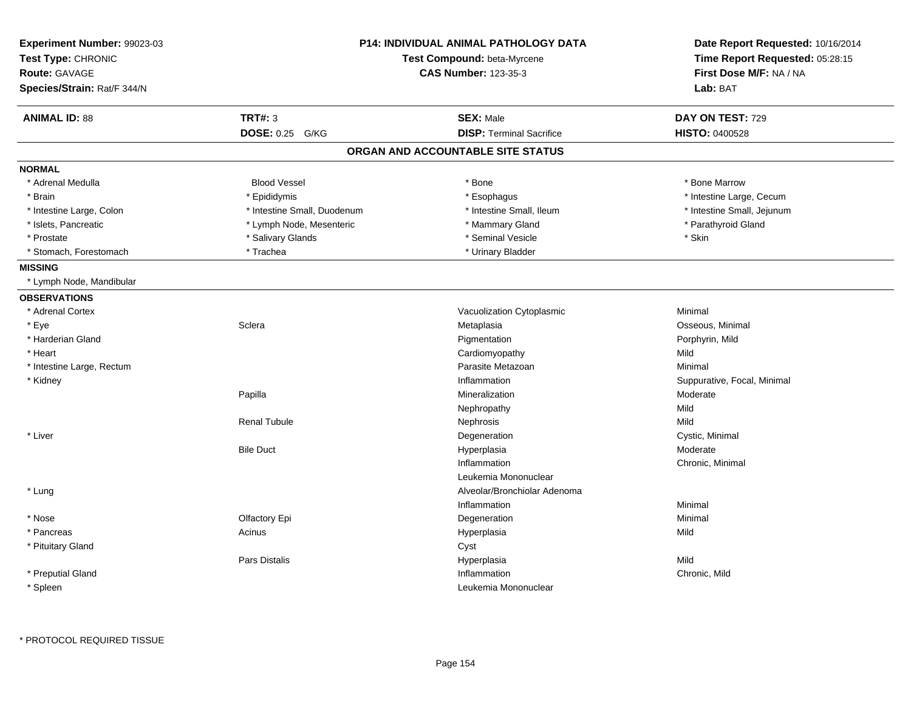**Experiment Number:** 99023-03
**Test Type:** CHRONIC
**Route:** GAVAGE
**Species/Strain:** Rat/F 344/N

**P14: INDIVIDUAL ANIMAL PATHOLOGY DATA**
**Test Compound:** beta-Myrcene
**CAS Number:** 123-35-3

**Date Report Requested:** 10/16/2014
**Time Report Requested:** 05:28:15
**First Dose M/F:** NA / NA
**Lab:** BAT

| **ANIMAL ID:** 88 | **TRT#:** 3 | **SEX:** Male | **DAY ON TEST:** 729 |
|---|---|---|---|
| | **DOSE:** 0.25 G/KG | **DISP:** Terminal Sacrifice | **HISTO:** 0400528 |

## ORGAN AND ACCOUNTABLE SITE STATUS

**NORMAL**

| | | | |
|---|---|---|---|
| * Adrenal Medulla | Blood Vessel | * Bone | * Bone Marrow |
| * Brain | * Epididymis | * Esophagus | * Intestine Large, Cecum |
| * Intestine Large, Colon | * Intestine Small, Duodenum | * Intestine Small, Ileum | * Intestine Small, Jejunum |
| * Islets, Pancreatic | * Lymph Node, Mesenteric | * Mammary Gland | * Parathyroid Gland |
| * Prostate | * Salivary Glands | * Seminal Vesicle | * Skin |
| * Stomach, Forestomach | * Trachea | * Urinary Bladder | |

**MISSING**

* Lymph Node, Mandibular

**OBSERVATIONS**

| Organ | Site | Observation | Qualifier |
|---|---|---|---|
| * Adrenal Cortex | | Vacuolization Cytoplasmic | Minimal |
| * Eye | Sclera | Metaplasia | Osseous, Minimal |
| * Harderian Gland | | Pigmentation | Porphyrin, Mild |
| * Heart | | Cardiomyopathy | Mild |
| * Intestine Large, Rectum | | Parasite Metazoan | Minimal |
| * Kidney | | Inflammation | Suppurative, Focal, Minimal |
| | Papilla | Mineralization | Moderate |
| | | Nephropathy | Mild |
| | Renal Tubule | Nephrosis | Mild |
| * Liver | | Degeneration | Cystic, Minimal |
| | Bile Duct | Hyperplasia | Moderate |
| | | Inflammation | Chronic, Minimal |
| | | Leukemia Mononuclear | |
| * Lung | | Alveolar/Bronchiolar Adenoma | |
| | | Inflammation | Minimal |
| * Nose | Olfactory Epi | Degeneration | Minimal |
| * Pancreas | Acinus | Hyperplasia | Mild |
| * Pituitary Gland | | Cyst | |
| | Pars Distalis | Hyperplasia | Mild |
| * Preputial Gland | | Inflammation | Chronic, Mild |
| * Spleen | | Leukemia Mononuclear | |

\* PROTOCOL REQUIRED TISSUE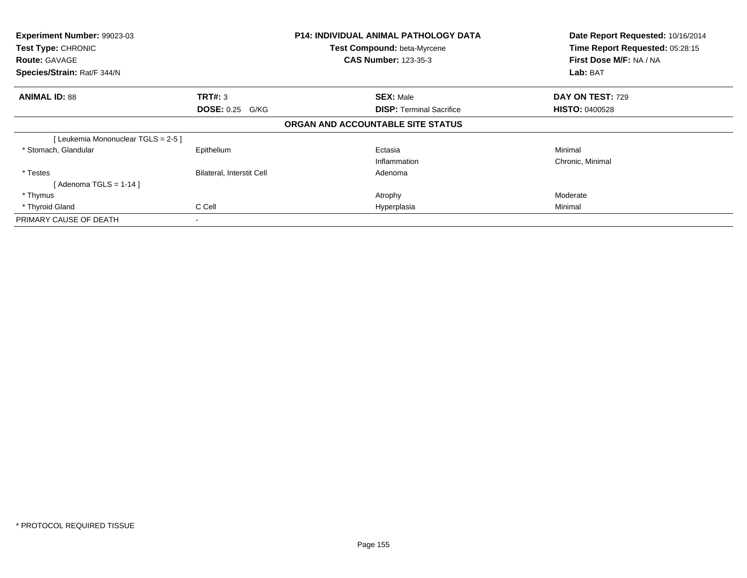**Experiment Number:** 99023-03
**Test Type:** CHRONIC
**Route:** GAVAGE
**Species/Strain:** Rat/F 344/N

**P14: INDIVIDUAL ANIMAL PATHOLOGY DATA**
**Test Compound:** beta-Myrcene
**CAS Number:** 123-35-3

**Date Report Requested:** 10/16/2014
**Time Report Requested:** 05:28:15
**First Dose M/F:** NA / NA
**Lab:** BAT

| **ANIMAL ID:** 88 | **TRT#:** 3 | **SEX:** Male | **DAY ON TEST:** 729 |
|---|---|---|---|
| | **DOSE:** 0.25 G/KG | **DISP:** Terminal Sacrifice | **HISTO:** 0400528 |

**ORGAN AND ACCOUNTABLE SITE STATUS**

| | | | |
|---|---|---|---|
| [ Leukemia Mononuclear TGLS = 2-5 ] | | | |
| * Stomach, Glandular | Epithelium | Ectasia | Minimal |
| | | Inflammation | Chronic, Minimal |
| * Testes | Bilateral, Interstit Cell | Adenoma | |
| [ Adenoma TGLS = 1-14 ] | | | |
| * Thymus | | Atrophy | Moderate |
| * Thyroid Gland | C Cell | Hyperplasia | Minimal |
| PRIMARY CAUSE OF DEATH | - | | |

* PROTOCOL REQUIRED TISSUE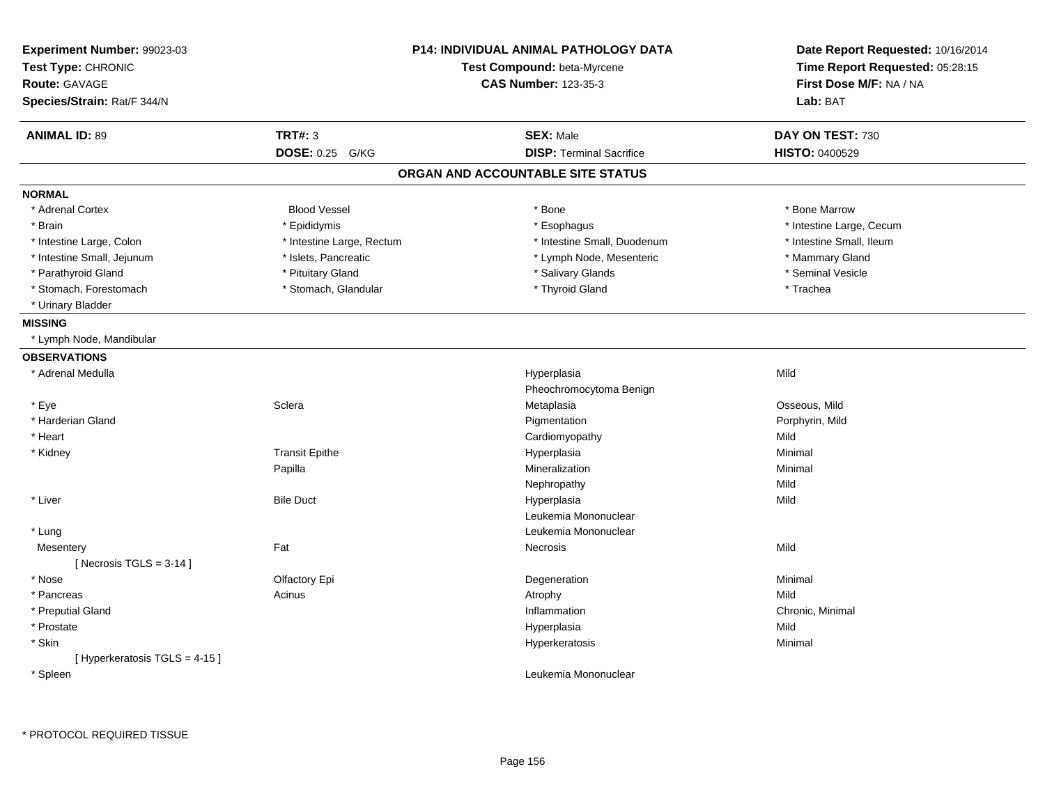**Experiment Number:** 99023-03
**Test Type:** CHRONIC
**Route:** GAVAGE
**Species/Strain:** Rat/F 344/N

**P14: INDIVIDUAL ANIMAL PATHOLOGY DATA**
**Test Compound:** beta-Myrcene
**CAS Number:** 123-35-3

**Date Report Requested:** 10/16/2014
**Time Report Requested:** 05:28:15
**First Dose M/F:** NA / NA
**Lab:** BAT

| **ANIMAL ID:** 89 | **TRT#:** 3 | **SEX:** Male | **DAY ON TEST:** 730 |
|---|---|---|---|
| | **DOSE:** 0.25 G/KG | **DISP:** Terminal Sacrifice | **HISTO:** 0400529 |

## ORGAN AND ACCOUNTABLE SITE STATUS

**NORMAL**

| | | | |
|---|---|---|---|
| * Adrenal Cortex | Blood Vessel | * Bone | * Bone Marrow |
| * Brain | * Epididymis | * Esophagus | * Intestine Large, Cecum |
| * Intestine Large, Colon | * Intestine Large, Rectum | * Intestine Small, Duodenum | * Intestine Small, Ileum |
| * Intestine Small, Jejunum | * Islets, Pancreatic | * Lymph Node, Mesenteric | * Mammary Gland |
| * Parathyroid Gland | * Pituitary Gland | * Salivary Glands | * Seminal Vesicle |
| * Stomach, Forestomach | * Stomach, Glandular | * Thyroid Gland | * Trachea |
| * Urinary Bladder | | | |

**MISSING**

* Lymph Node, Mandibular

**OBSERVATIONS**

| | | | |
|---|---|---|---|
| * Adrenal Medulla | | Hyperplasia | Mild |
| | | Pheochromocytoma Benign | |
| * Eye | Sclera | Metaplasia | Osseous, Mild |
| * Harderian Gland | | Pigmentation | Porphyrin, Mild |
| * Heart | | Cardiomyopathy | Mild |
| * Kidney | Transit Epithe | Hyperplasia | Minimal |
| | Papilla | Mineralization | Minimal |
| | | Nephropathy | Mild |
| * Liver | Bile Duct | Hyperplasia | Mild |
| | | Leukemia Mononuclear | |
| * Lung | | Leukemia Mononuclear | |
| Mesentery | Fat | Necrosis | Mild |
| [ Necrosis TGLS = 3-14 ] | | | |
| * Nose | Olfactory Epi | Degeneration | Minimal |
| * Pancreas | Acinus | Atrophy | Mild |
| * Preputial Gland | | Inflammation | Chronic, Minimal |
| * Prostate | | Hyperplasia | Mild |
| * Skin | | Hyperkeratosis | Minimal |
| [ Hyperkeratosis TGLS = 4-15 ] | | | |
| * Spleen | | Leukemia Mononuclear | |

* PROTOCOL REQUIRED TISSUE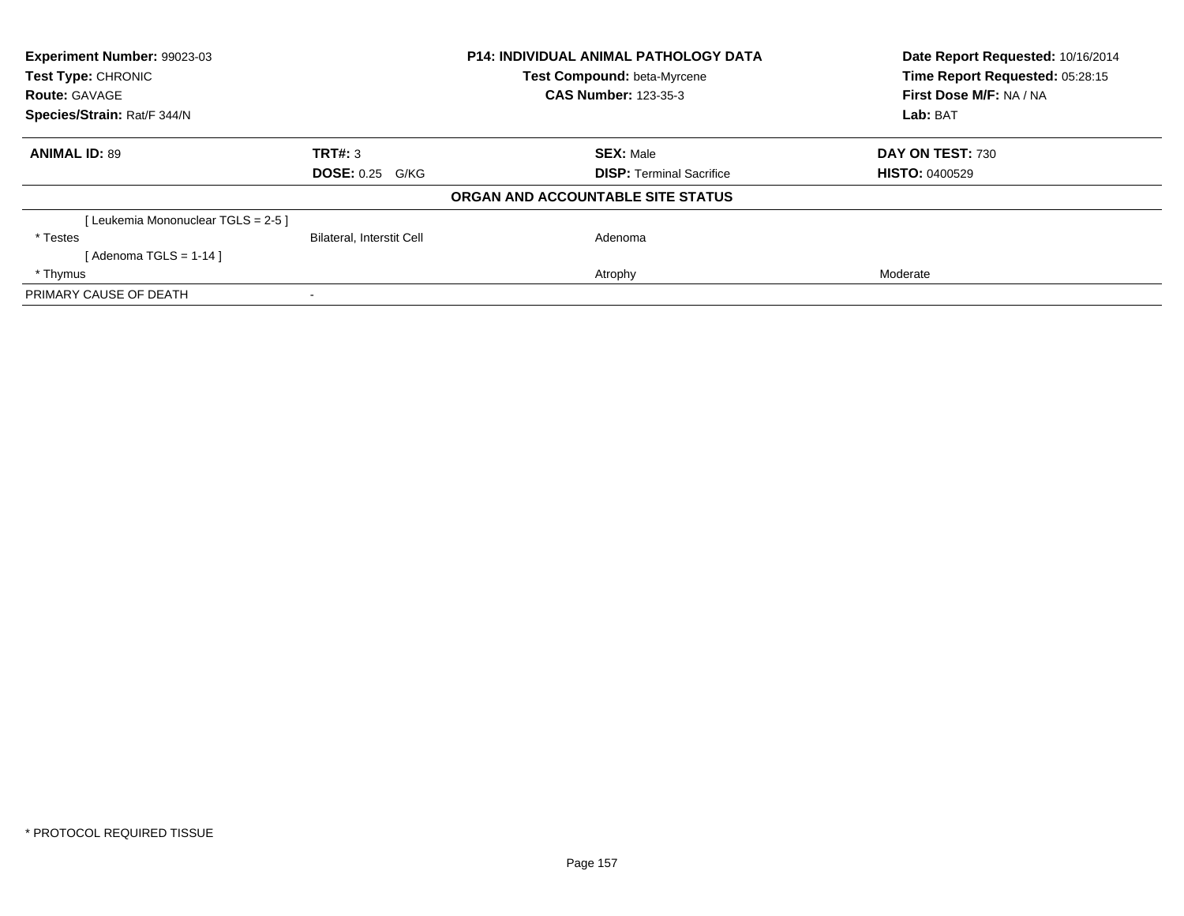**Experiment Number:** 99023-03
**Test Type:** CHRONIC
**Route:** GAVAGE
**Species/Strain:** Rat/F 344/N

**P14: INDIVIDUAL ANIMAL PATHOLOGY DATA**
**Test Compound:** beta-Myrcene
**CAS Number:** 123-35-3

**Date Report Requested:** 10/16/2014
**Time Report Requested:** 05:28:15
**First Dose M/F:** NA / NA
**Lab:** BAT

| **ANIMAL ID:** 89 | **TRT#:** 3 | **SEX:** Male | **DAY ON TEST:** 730 |
|---|---|---|---|
| | **DOSE:** 0.25 G/KG | **DISP:** Terminal Sacrifice | **HISTO:** 0400529 |

**ORGAN AND ACCOUNTABLE SITE STATUS**

| | | | |
|---|---|---|---|
| [ Leukemia Mononuclear TGLS = 2-5 ] | | | |
| * Testes | Bilateral, Interstit Cell | Adenoma | |
| [ Adenoma TGLS = 1-14 ] | | | |
| * Thymus | | Atrophy | Moderate |
| PRIMARY CAUSE OF DEATH | - | | |

* PROTOCOL REQUIRED TISSUE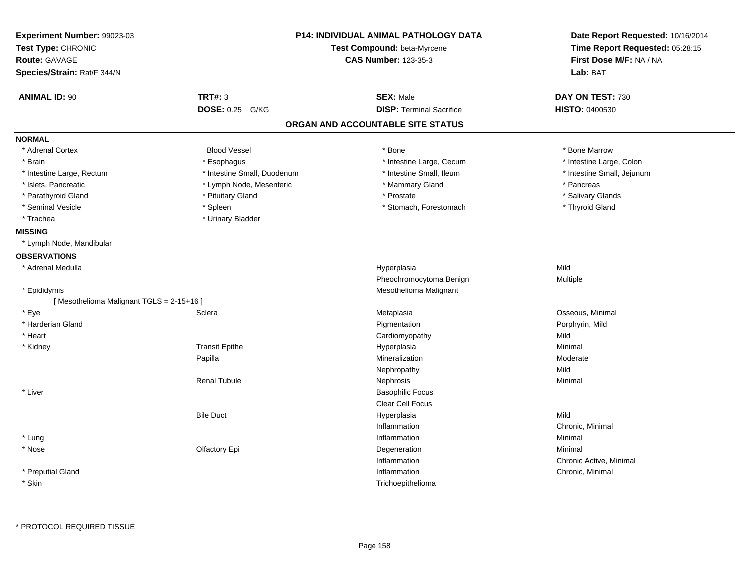**Experiment Number:** 99023-03
**Test Type:** CHRONIC
**Route:** GAVAGE
**Species/Strain:** Rat/F 344/N

**P14: INDIVIDUAL ANIMAL PATHOLOGY DATA**
**Test Compound:** beta-Myrcene
**CAS Number:** 123-35-3

**Date Report Requested:** 10/16/2014
**Time Report Requested:** 05:28:15
**First Dose M/F:** NA / NA
**Lab:** BAT

| **ANIMAL ID:** 90 | **TRT#:** 3 | **SEX:** Male | **DAY ON TEST:** 730 |
|---|---|---|---|
| | **DOSE:** 0.25 G/KG | **DISP:** Terminal Sacrifice | **HISTO:** 0400530 |

## ORGAN AND ACCOUNTABLE SITE STATUS

**NORMAL**

| | | | |
|---|---|---|---|
| * Adrenal Cortex | Blood Vessel | * Bone | * Bone Marrow |
| * Brain | * Esophagus | * Intestine Large, Cecum | * Intestine Large, Colon |
| * Intestine Large, Rectum | * Intestine Small, Duodenum | * Intestine Small, Ileum | * Intestine Small, Jejunum |
| * Islets, Pancreatic | * Lymph Node, Mesenteric | * Mammary Gland | * Pancreas |
| * Parathyroid Gland | * Pituitary Gland | * Prostate | * Salivary Glands |
| * Seminal Vesicle | * Spleen | * Stomach, Forestomach | * Thyroid Gland |
| * Trachea | * Urinary Bladder | | |

**MISSING**

* Lymph Node, Mandibular

**OBSERVATIONS**

| | | | |
|---|---|---|---|
| * Adrenal Medulla | | Hyperplasia | Mild |
| | | Pheochromocytoma Benign | Multiple |
| * Epididymis | | Mesothelioma Malignant | |
| [ Mesothelioma Malignant TGLS = 2-15+16 ] | | | |
| * Eye | Sclera | Metaplasia | Osseous, Minimal |
| * Harderian Gland | | Pigmentation | Porphyrin, Mild |
| * Heart | | Cardiomyopathy | Mild |
| * Kidney | Transit Epithe | Hyperplasia | Minimal |
| | Papilla | Mineralization | Moderate |
| | | Nephropathy | Mild |
| | Renal Tubule | Nephrosis | Minimal |
| * Liver | | Basophilic Focus | |
| | | Clear Cell Focus | |
| | Bile Duct | Hyperplasia | Mild |
| | | Inflammation | Chronic, Minimal |
| * Lung | | Inflammation | Minimal |
| * Nose | Olfactory Epi | Degeneration | Minimal |
| | | Inflammation | Chronic Active, Minimal |
| * Preputial Gland | | Inflammation | Chronic, Minimal |
| * Skin | | Trichoepithelioma | |

* PROTOCOL REQUIRED TISSUE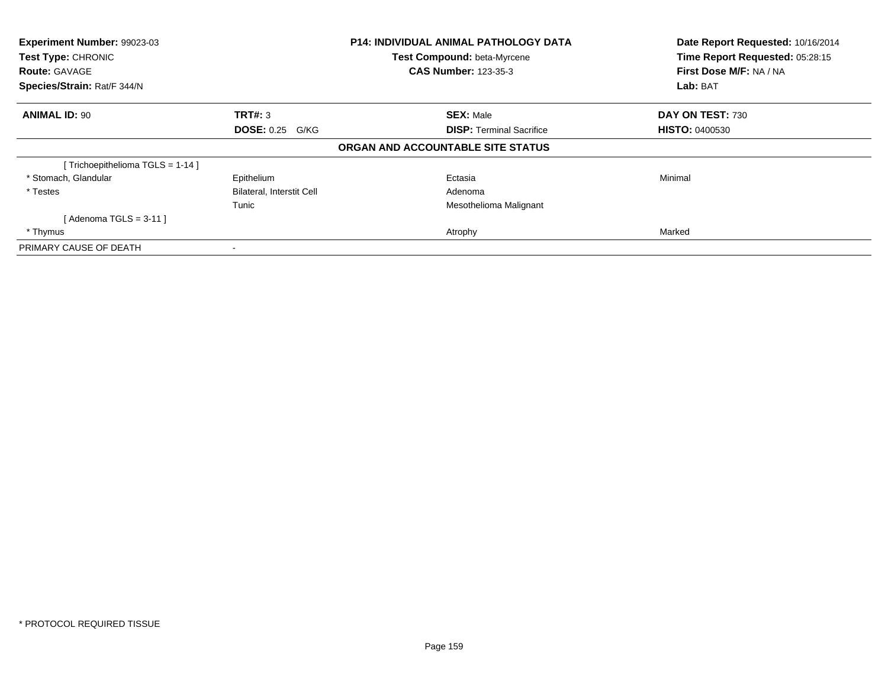**Experiment Number:** 99023-03
**Test Type:** CHRONIC
**Route:** GAVAGE
**Species/Strain:** Rat/F 344/N

**P14: INDIVIDUAL ANIMAL PATHOLOGY DATA**
**Test Compound:** beta-Myrcene
**CAS Number:** 123-35-3

**Date Report Requested:** 10/16/2014
**Time Report Requested:** 05:28:15
**First Dose M/F:** NA / NA
**Lab:** BAT

| **ANIMAL ID:** 90 | **TRT#:** 3 | **SEX:** Male | **DAY ON TEST:** 730 |
|---|---|---|---|
| | **DOSE:** 0.25 G/KG | **DISP:** Terminal Sacrifice | **HISTO:** 0400530 |

**ORGAN AND ACCOUNTABLE SITE STATUS**

| | | | |
|---|---|---|---|
| [ Trichoepithelioma TGLS = 1-14 ] | | | |
| * Stomach, Glandular | Epithelium | Ectasia | Minimal |
| * Testes | Bilateral, Interstit Cell | Adenoma | |
| | Tunic | Mesothelioma Malignant | |
| [ Adenoma TGLS = 3-11 ] | | | |
| * Thymus | | Atrophy | Marked |
| PRIMARY CAUSE OF DEATH | - | | |

* PROTOCOL REQUIRED TISSUE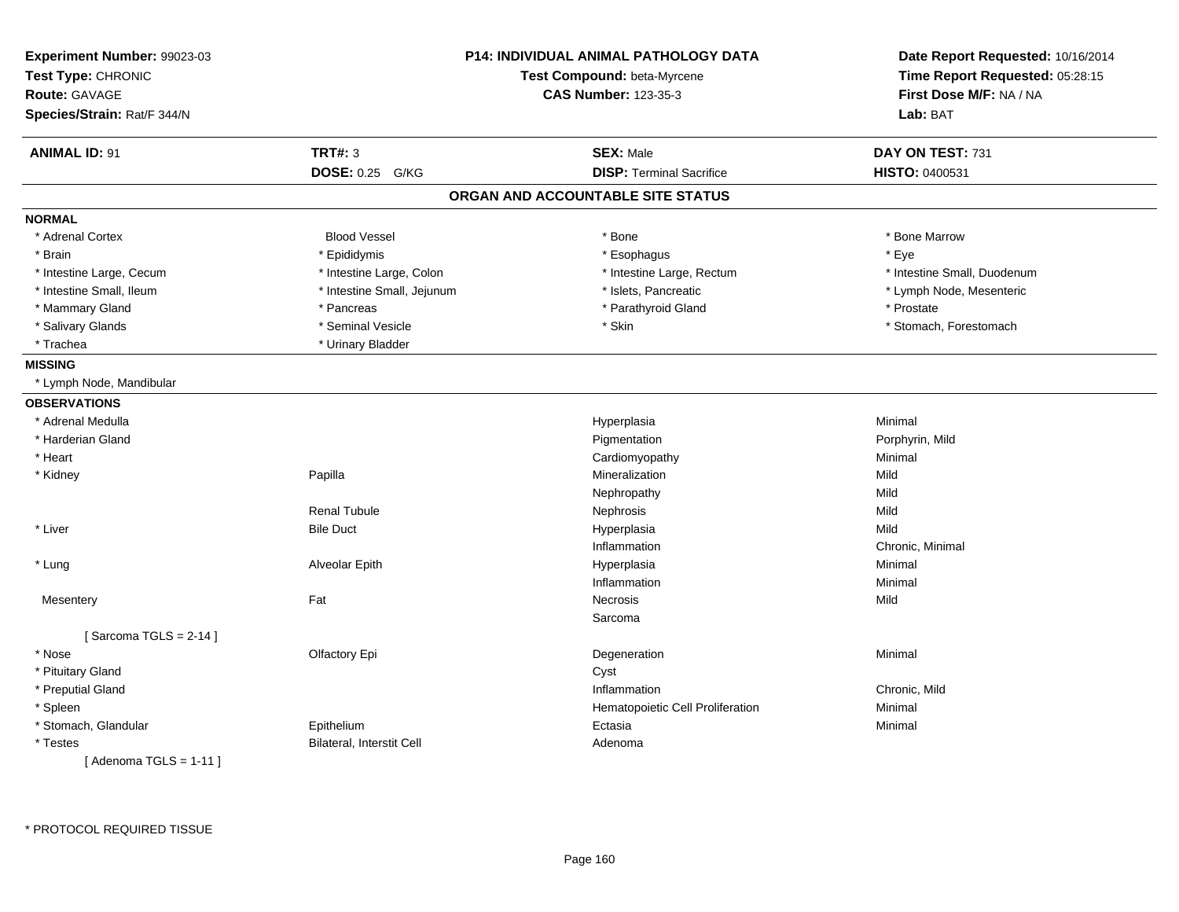**Experiment Number:** 99023-03
**Test Type:** CHRONIC
**Route:** GAVAGE
**Species/Strain:** Rat/F 344/N

**P14: INDIVIDUAL ANIMAL PATHOLOGY DATA**
**Test Compound:** beta-Myrcene
**CAS Number:** 123-35-3

**Date Report Requested:** 10/16/2014
**Time Report Requested:** 05:28:15
**First Dose M/F:** NA / NA
**Lab:** BAT

| **ANIMAL ID:** 91 | **TRT#:** 3 | **SEX:** Male | **DAY ON TEST:** 731 |
|---|---|---|---|
| | **DOSE:** 0.25 G/KG | **DISP:** Terminal Sacrifice | **HISTO:** 0400531 |

## ORGAN AND ACCOUNTABLE SITE STATUS

**NORMAL**

| | | | |
|---|---|---|---|
| * Adrenal Cortex | Blood Vessel | * Bone | * Bone Marrow |
| * Brain | * Epididymis | * Esophagus | * Eye |
| * Intestine Large, Cecum | * Intestine Large, Colon | * Intestine Large, Rectum | * Intestine Small, Duodenum |
| * Intestine Small, Ileum | * Intestine Small, Jejunum | * Islets, Pancreatic | * Lymph Node, Mesenteric |
| * Mammary Gland | * Pancreas | * Parathyroid Gland | * Prostate |
| * Salivary Glands | * Seminal Vesicle | * Skin | * Stomach, Forestomach |
| * Trachea | * Urinary Bladder | | |

**MISSING**

* Lymph Node, Mandibular

**OBSERVATIONS**

| | | | |
|---|---|---|---|
| * Adrenal Medulla | | Hyperplasia | Minimal |
| * Harderian Gland | | Pigmentation | Porphyrin, Mild |
| * Heart | | Cardiomyopathy | Minimal |
| * Kidney | Papilla | Mineralization | Mild |
| | | Nephropathy | Mild |
| | Renal Tubule | Nephrosis | Mild |
| * Liver | Bile Duct | Hyperplasia | Mild |
| | | Inflammation | Chronic, Minimal |
| * Lung | Alveolar Epith | Hyperplasia | Minimal |
| | | Inflammation | Minimal |
| Mesentery | Fat | Necrosis | Mild |
| | | Sarcoma | |
| [ Sarcoma TGLS = 2-14 ] | | | |
| * Nose | Olfactory Epi | Degeneration | Minimal |
| * Pituitary Gland | | Cyst | |
| * Preputial Gland | | Inflammation | Chronic, Mild |
| * Spleen | | Hematopoietic Cell Proliferation | Minimal |
| * Stomach, Glandular | Epithelium | Ectasia | Minimal |
| * Testes | Bilateral, Interstit Cell | Adenoma | |
| [ Adenoma TGLS = 1-11 ] | | | |

* PROTOCOL REQUIRED TISSUE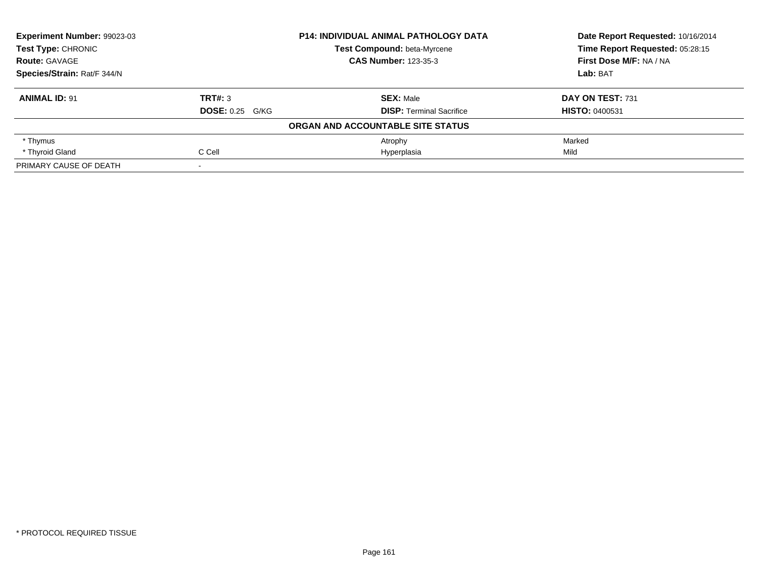**Experiment Number:** 99023-03
**Test Type:** CHRONIC
**Route:** GAVAGE
**Species/Strain:** Rat/F 344/N

**P14: INDIVIDUAL ANIMAL PATHOLOGY DATA**
**Test Compound:** beta-Myrcene
**CAS Number:** 123-35-3

**Date Report Requested:** 10/16/2014
**Time Report Requested:** 05:28:15
**First Dose M/F:** NA / NA
**Lab:** BAT

| **ANIMAL ID:** 91 | **TRT#:** 3 | **SEX:** Male | **DAY ON TEST:** 731 |
|---|---|---|---|
| | **DOSE:** 0.25 G/KG | **DISP:** Terminal Sacrifice | **HISTO:** 0400531 |
| **ORGAN AND ACCOUNTABLE SITE STATUS** | | | |
| * Thymus | | Atrophy | Marked |
| * Thyroid Gland | C Cell | Hyperplasia | Mild |
| PRIMARY CAUSE OF DEATH | - | | |

* PROTOCOL REQUIRED TISSUE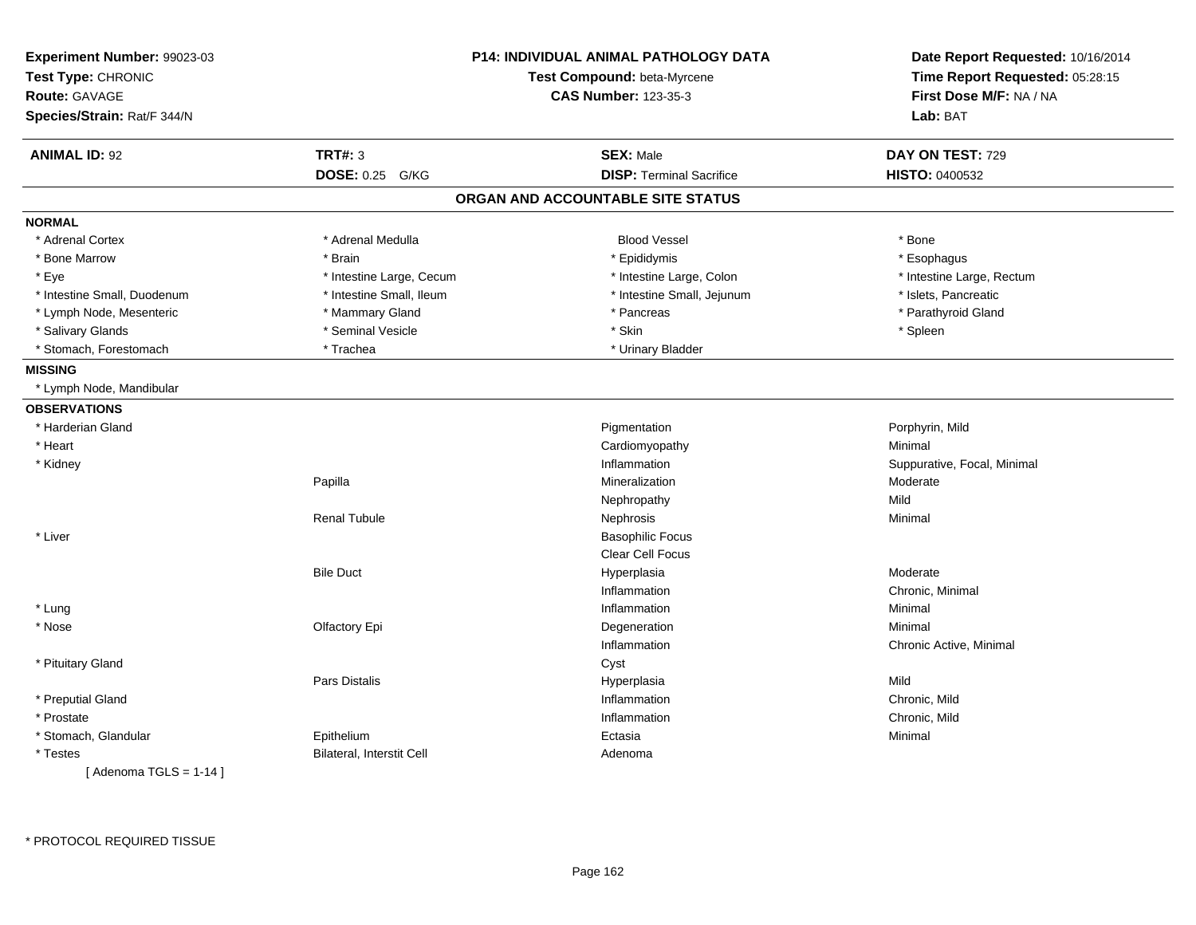**Experiment Number:** 99023-03
**Test Type:** CHRONIC
**Route:** GAVAGE
**Species/Strain:** Rat/F 344/N

**P14: INDIVIDUAL ANIMAL PATHOLOGY DATA**
**Test Compound:** beta-Myrcene
**CAS Number:** 123-35-3

**Date Report Requested:** 10/16/2014
**Time Report Requested:** 05:28:15
**First Dose M/F:** NA / NA
**Lab:** BAT

| **ANIMAL ID:** 92 | **TRT#:** 3 | **SEX:** Male | **DAY ON TEST:** 729 |
|---|---|---|---|
| | **DOSE:** 0.25 G/KG | **DISP:** Terminal Sacrifice | **HISTO:** 0400532 |

## ORGAN AND ACCOUNTABLE SITE STATUS

**NORMAL**

| | | | |
|---|---|---|---|
| * Adrenal Cortex | * Adrenal Medulla | Blood Vessel | * Bone |
| * Bone Marrow | * Brain | * Epididymis | * Esophagus |
| * Eye | * Intestine Large, Cecum | * Intestine Large, Colon | * Intestine Large, Rectum |
| * Intestine Small, Duodenum | * Intestine Small, Ileum | * Intestine Small, Jejunum | * Islets, Pancreatic |
| * Lymph Node, Mesenteric | * Mammary Gland | * Pancreas | * Parathyroid Gland |
| * Salivary Glands | * Seminal Vesicle | * Skin | * Spleen |
| * Stomach, Forestomach | * Trachea | * Urinary Bladder | |

**MISSING**

* Lymph Node, Mandibular

**OBSERVATIONS**

| | | | |
|---|---|---|---|
| * Harderian Gland | | Pigmentation | Porphyrin, Mild |
| * Heart | | Cardiomyopathy | Minimal |
| * Kidney | | Inflammation | Suppurative, Focal, Minimal |
| | Papilla | Mineralization | Moderate |
| | | Nephropathy | Mild |
| | Renal Tubule | Nephrosis | Minimal |
| * Liver | | Basophilic Focus | |
| | | Clear Cell Focus | |
| | Bile Duct | Hyperplasia | Moderate |
| | | Inflammation | Chronic, Minimal |
| * Lung | | Inflammation | Minimal |
| * Nose | Olfactory Epi | Degeneration | Minimal |
| | | Inflammation | Chronic Active, Minimal |
| * Pituitary Gland | | Cyst | |
| | Pars Distalis | Hyperplasia | Mild |
| * Preputial Gland | | Inflammation | Chronic, Mild |
| * Prostate | | Inflammation | Chronic, Mild |
| * Stomach, Glandular | Epithelium | Ectasia | Minimal |
| * Testes | Bilateral, Interstit Cell | Adenoma | |
| [ Adenoma TGLS = 1-14 ] | | | |

* PROTOCOL REQUIRED TISSUE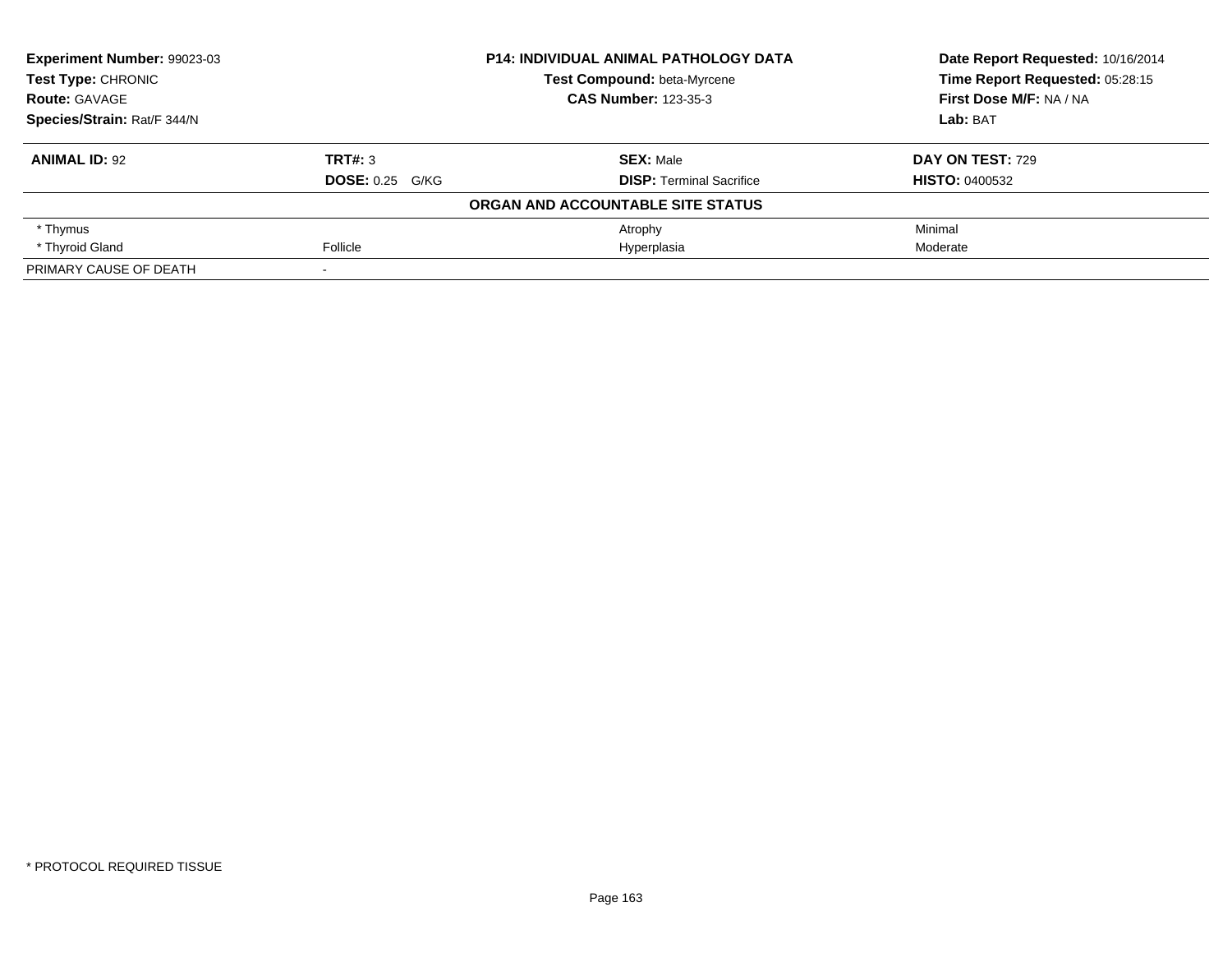**Experiment Number:** 99023-03
**Test Type:** CHRONIC
**Route:** GAVAGE
**Species/Strain:** Rat/F 344/N

**P14: INDIVIDUAL ANIMAL PATHOLOGY DATA**
**Test Compound:** beta-Myrcene
**CAS Number:** 123-35-3

**Date Report Requested:** 10/16/2014
**Time Report Requested:** 05:28:15
**First Dose M/F:** NA / NA
**Lab:** BAT

| **ANIMAL ID:** 92 | **TRT#:** 3 | **SEX:** Male | **DAY ON TEST:** 729 |
|---|---|---|---|
| | **DOSE:** 0.25 G/KG | **DISP:** Terminal Sacrifice | **HISTO:** 0400532 |

**ORGAN AND ACCOUNTABLE SITE STATUS**

| | | | |
|---|---|---|---|
| * Thymus | | Atrophy | Minimal |
| * Thyroid Gland | Follicle | Hyperplasia | Moderate |
| PRIMARY CAUSE OF DEATH | - | | |

* PROTOCOL REQUIRED TISSUE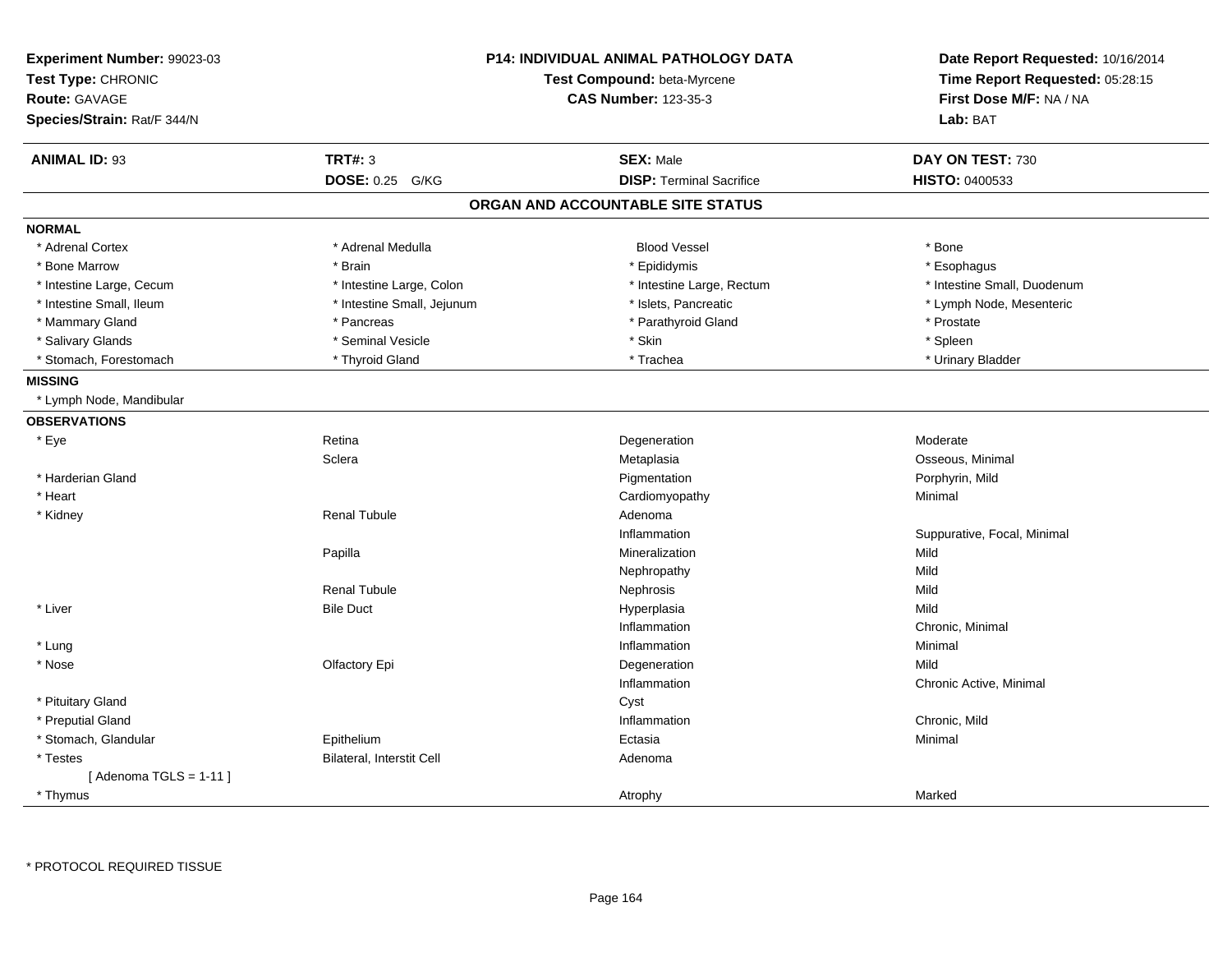**Experiment Number:** 99023-03
**Test Type:** CHRONIC
**Route:** GAVAGE
**Species/Strain:** Rat/F 344/N

**P14: INDIVIDUAL ANIMAL PATHOLOGY DATA**
**Test Compound:** beta-Myrcene
**CAS Number:** 123-35-3

**Date Report Requested:** 10/16/2014
**Time Report Requested:** 05:28:15
**First Dose M/F:** NA / NA
**Lab:** BAT

| **ANIMAL ID:** 93 | **TRT#:** 3 | **SEX:** Male | **DAY ON TEST:** 730 |
|---|---|---|---|
| | **DOSE:** 0.25 G/KG | **DISP:** Terminal Sacrifice | **HISTO:** 0400533 |

## ORGAN AND ACCOUNTABLE SITE STATUS

| | | | |
|---|---|---|---|
| **NORMAL** | | | |
| * Adrenal Cortex | * Adrenal Medulla | Blood Vessel | * Bone |
| * Bone Marrow | * Brain | * Epididymis | * Esophagus |
| * Intestine Large, Cecum | * Intestine Large, Colon | * Intestine Large, Rectum | * Intestine Small, Duodenum |
| * Intestine Small, Ileum | * Intestine Small, Jejunum | * Islets, Pancreatic | * Lymph Node, Mesenteric |
| * Mammary Gland | * Pancreas | * Parathyroid Gland | * Prostate |
| * Salivary Glands | * Seminal Vesicle | * Skin | * Spleen |
| * Stomach, Forestomach | * Thyroid Gland | * Trachea | * Urinary Bladder |
| **MISSING** | | | |
| * Lymph Node, Mandibular | | | |
| **OBSERVATIONS** | | | |
| * Eye | Retina | Degeneration | Moderate |
| | Sclera | Metaplasia | Osseous, Minimal |
| * Harderian Gland | | Pigmentation | Porphyrin, Mild |
| * Heart | | Cardiomyopathy | Minimal |
| * Kidney | Renal Tubule | Adenoma | |
| | | Inflammation | Suppurative, Focal, Minimal |
| | Papilla | Mineralization | Mild |
| | | Nephropathy | Mild |
| | Renal Tubule | Nephrosis | Mild |
| * Liver | Bile Duct | Hyperplasia | Mild |
| | | Inflammation | Chronic, Minimal |
| * Lung | | Inflammation | Minimal |
| * Nose | Olfactory Epi | Degeneration | Mild |
| | | Inflammation | Chronic Active, Minimal |
| * Pituitary Gland | | Cyst | |
| * Preputial Gland | | Inflammation | Chronic, Mild |
| * Stomach, Glandular | Epithelium | Ectasia | Minimal |
| * Testes | Bilateral, Interstit Cell | Adenoma | |
| [ Adenoma TGLS = 1-11 ] | | | |
| * Thymus | | Atrophy | Marked |

* PROTOCOL REQUIRED TISSUE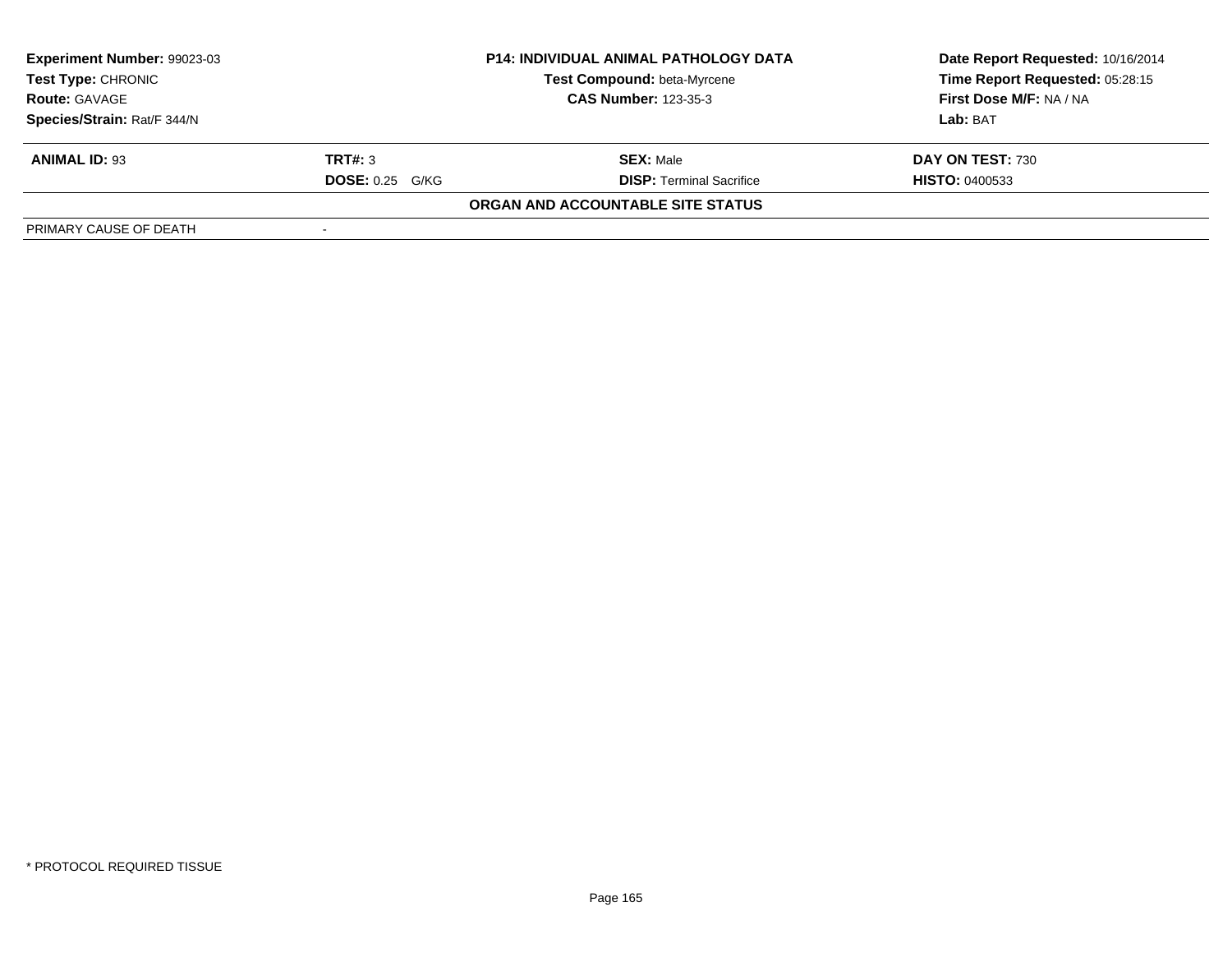| Experiment Number: 99023-03 | P14: INDIVIDUAL ANIMAL PATHOLOGY DATA | Date Report Requested: 10/16/2014 |
|---|---|---|
| Test Type: CHRONIC | Test Compound: beta-Myrcene | Time Report Requested: 05:28:15 |
| Route: GAVAGE | CAS Number: 123-35-3 | First Dose M/F: NA / NA |
| Species/Strain: Rat/F 344/N | | Lab: BAT |

| ANIMAL ID: 93 | TRT#: 3 | SEX: Male | DAY ON TEST: 730 |
|---|---|---|---|
| | DOSE: 0.25 G/KG | DISP: Terminal Sacrifice | HISTO: 0400533 |

**ORGAN AND ACCOUNTABLE SITE STATUS**

| PRIMARY CAUSE OF DEATH | - |
|---|---|

\* PROTOCOL REQUIRED TISSUE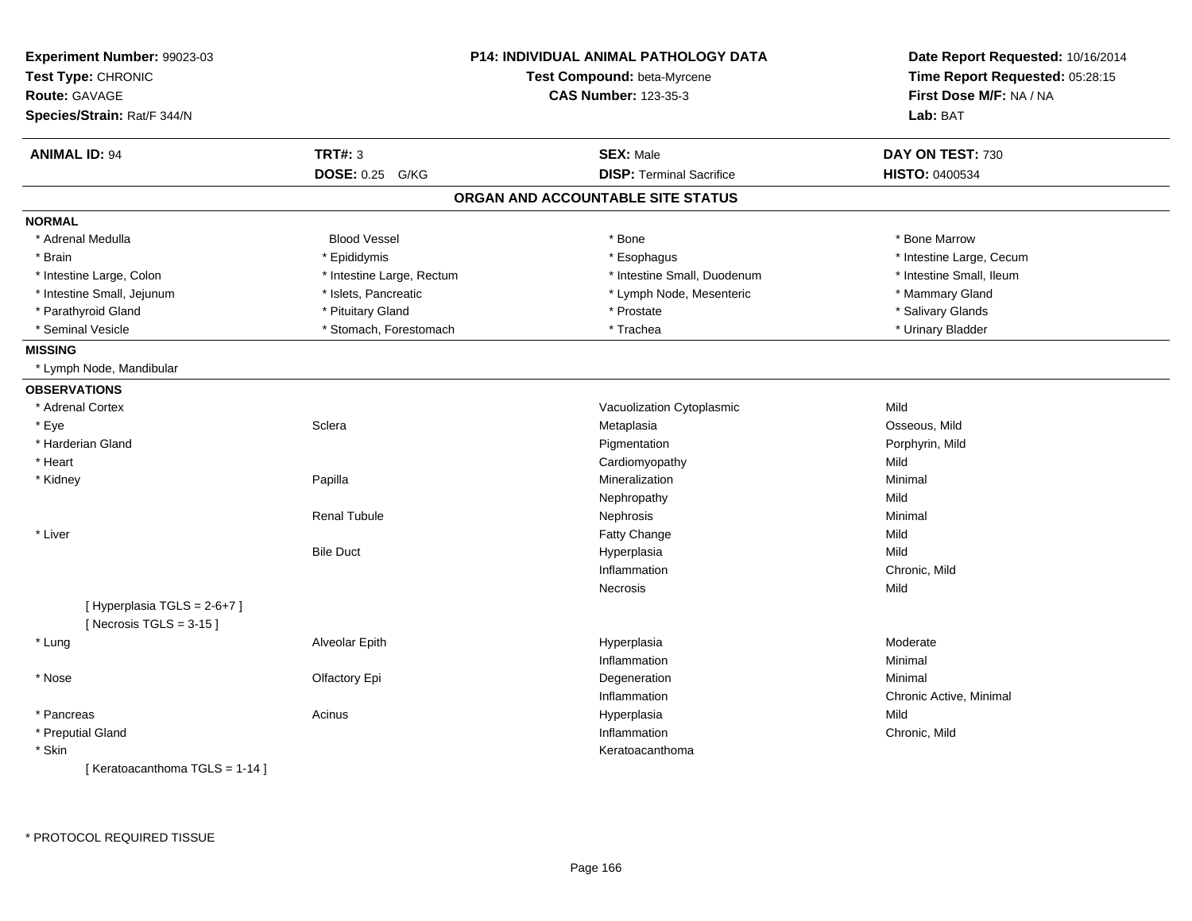**Experiment Number:** 99023-03
**Test Type:** CHRONIC
**Route:** GAVAGE
**Species/Strain:** Rat/F 344/N

**P14: INDIVIDUAL ANIMAL PATHOLOGY DATA**
**Test Compound:** beta-Myrcene
**CAS Number:** 123-35-3

**Date Report Requested:** 10/16/2014
**Time Report Requested:** 05:28:15
**First Dose M/F:** NA / NA
**Lab:** BAT

| **ANIMAL ID:** 94 | **TRT#:** 3 | **SEX:** Male | **DAY ON TEST:** 730 |
|---|---|---|---|
| | **DOSE:** 0.25 G/KG | **DISP:** Terminal Sacrifice | **HISTO:** 0400534 |

## ORGAN AND ACCOUNTABLE SITE STATUS

**NORMAL**

| | | | |
|---|---|---|---|
| * Adrenal Medulla | Blood Vessel | * Bone | * Bone Marrow |
| * Brain | * Epididymis | * Esophagus | * Intestine Large, Cecum |
| * Intestine Large, Colon | * Intestine Large, Rectum | * Intestine Small, Duodenum | * Intestine Small, Ileum |
| * Intestine Small, Jejunum | * Islets, Pancreatic | * Lymph Node, Mesenteric | * Mammary Gland |
| * Parathyroid Gland | * Pituitary Gland | * Prostate | * Salivary Glands |
| * Seminal Vesicle | * Stomach, Forestomach | * Trachea | * Urinary Bladder |

**MISSING**

* Lymph Node, Mandibular

**OBSERVATIONS**

| | | | |
|---|---|---|---|
| * Adrenal Cortex | | Vacuolization Cytoplasmic | Mild |
| * Eye | Sclera | Metaplasia | Osseous, Mild |
| * Harderian Gland | | Pigmentation | Porphyrin, Mild |
| * Heart | | Cardiomyopathy | Mild |
| * Kidney | Papilla | Mineralization | Minimal |
| | | Nephropathy | Mild |
| | Renal Tubule | Nephrosis | Minimal |
| * Liver | | Fatty Change | Mild |
| | Bile Duct | Hyperplasia | Mild |
| | | Inflammation | Chronic, Mild |
| | | Necrosis | Mild |
| [ Hyperplasia TGLS = 2-6+7 ] | | | |
| [ Necrosis TGLS = 3-15 ] | | | |
| * Lung | Alveolar Epith | Hyperplasia | Moderate |
| | | Inflammation | Minimal |
| * Nose | Olfactory Epi | Degeneration | Minimal |
| | | Inflammation | Chronic Active, Minimal |
| * Pancreas | Acinus | Hyperplasia | Mild |
| * Preputial Gland | | Inflammation | Chronic, Mild |
| * Skin | | Keratoacanthoma | |
| [ Keratoacanthoma TGLS = 1-14 ] | | | |

\* PROTOCOL REQUIRED TISSUE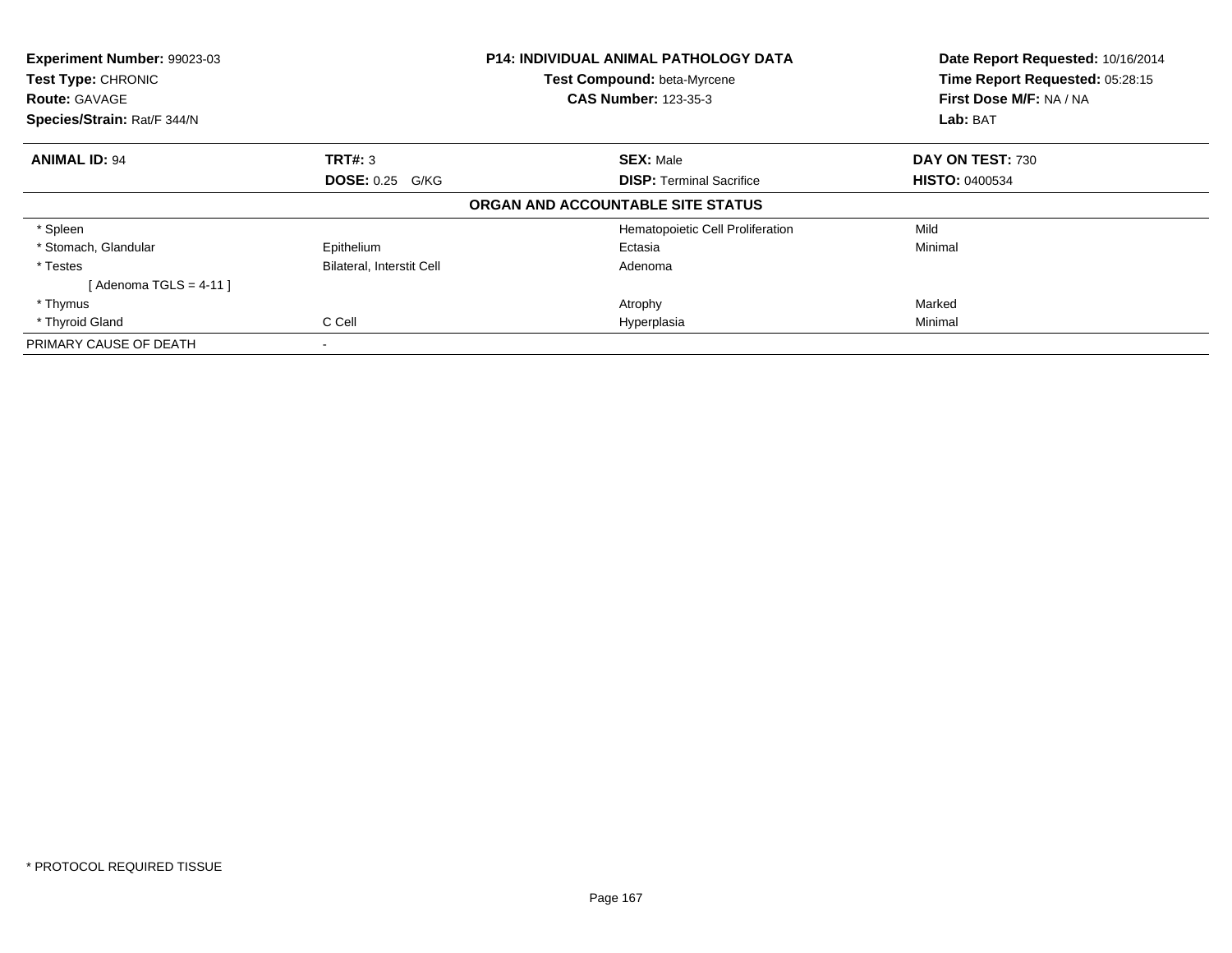**Experiment Number:** 99023-03
**Test Type:** CHRONIC
**Route:** GAVAGE
**Species/Strain:** Rat/F 344/N

**P14: INDIVIDUAL ANIMAL PATHOLOGY DATA**
**Test Compound:** beta-Myrcene
**CAS Number:** 123-35-3

**Date Report Requested:** 10/16/2014
**Time Report Requested:** 05:28:15
**First Dose M/F:** NA / NA
**Lab:** BAT

| **ANIMAL ID:** 94 | **TRT#:** 3 | **SEX:** Male | **DAY ON TEST:** 730 |
|---|---|---|---|
| | **DOSE:** 0.25 G/KG | **DISP:** Terminal Sacrifice | **HISTO:** 0400534 |

**ORGAN AND ACCOUNTABLE SITE STATUS**

| | | | |
|---|---|---|---|
| * Spleen | | Hematopoietic Cell Proliferation | Mild |
| * Stomach, Glandular | Epithelium | Ectasia | Minimal |
| * Testes | Bilateral, Interstit Cell | Adenoma | |
| [ Adenoma TGLS = 4-11 ] | | | |
| * Thymus | | Atrophy | Marked |
| * Thyroid Gland | C Cell | Hyperplasia | Minimal |
| PRIMARY CAUSE OF DEATH | - | | |

* PROTOCOL REQUIRED TISSUE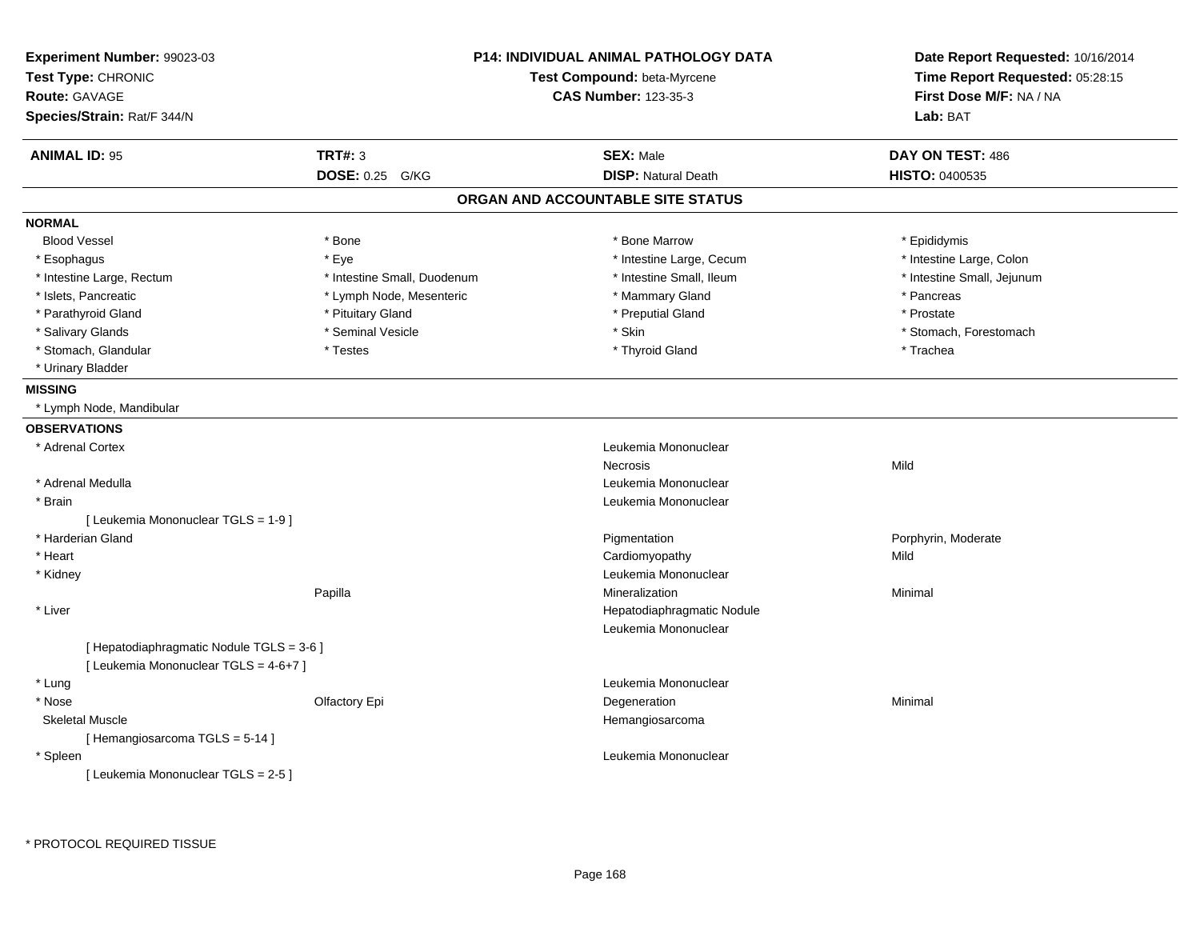**Experiment Number:** 99023-03
**Test Type:** CHRONIC
**Route:** GAVAGE
**Species/Strain:** Rat/F 344/N

**P14: INDIVIDUAL ANIMAL PATHOLOGY DATA**
**Test Compound:** beta-Myrcene
**CAS Number:** 123-35-3

**Date Report Requested:** 10/16/2014
**Time Report Requested:** 05:28:15
**First Dose M/F:** NA / NA
**Lab:** BAT

| **ANIMAL ID:** 95 | **TRT#:** 3 | **SEX:** Male | **DAY ON TEST:** 486 |
|---|---|---|---|
| | **DOSE:** 0.25 G/KG | **DISP:** Natural Death | **HISTO:** 0400535 |

## ORGAN AND ACCOUNTABLE SITE STATUS

**NORMAL**

| | | | |
|---|---|---|---|
| Blood Vessel | * Bone | * Bone Marrow | * Epididymis |
| * Esophagus | * Eye | * Intestine Large, Cecum | * Intestine Large, Colon |
| * Intestine Large, Rectum | * Intestine Small, Duodenum | * Intestine Small, Ileum | * Intestine Small, Jejunum |
| * Islets, Pancreatic | * Lymph Node, Mesenteric | * Mammary Gland | * Pancreas |
| * Parathyroid Gland | * Pituitary Gland | * Preputial Gland | * Prostate |
| * Salivary Glands | * Seminal Vesicle | * Skin | * Stomach, Forestomach |
| * Stomach, Glandular | * Testes | * Thyroid Gland | * Trachea |
| * Urinary Bladder | | | |

**MISSING**

* Lymph Node, Mandibular

**OBSERVATIONS**

| Organ | Site | Observation | Severity |
|---|---|---|---|
| * Adrenal Cortex | | Leukemia Mononuclear | |
| | | Necrosis | Mild |
| * Adrenal Medulla | | Leukemia Mononuclear | |
| * Brain | | Leukemia Mononuclear | |
| [ Leukemia Mononuclear TGLS = 1-9 ] | | | |
| * Harderian Gland | | Pigmentation | Porphyrin, Moderate |
| * Heart | | Cardiomyopathy | Mild |
| * Kidney | | Leukemia Mononuclear | |
| | Papilla | Mineralization | Minimal |
| * Liver | | Hepatodiaphragmatic Nodule | |
| | | Leukemia Mononuclear | |
| [ Hepatodiaphragmatic Nodule TGLS = 3-6 ] | | | |
| [ Leukemia Mononuclear TGLS = 4-6+7 ] | | | |
| * Lung | | Leukemia Mononuclear | |
| * Nose | Olfactory Epi | Degeneration | Minimal |
| Skeletal Muscle | | Hemangiosarcoma | |
| [ Hemangiosarcoma TGLS = 5-14 ] | | | |
| * Spleen | | Leukemia Mononuclear | |
| [ Leukemia Mononuclear TGLS = 2-5 ] | | | |

* PROTOCOL REQUIRED TISSUE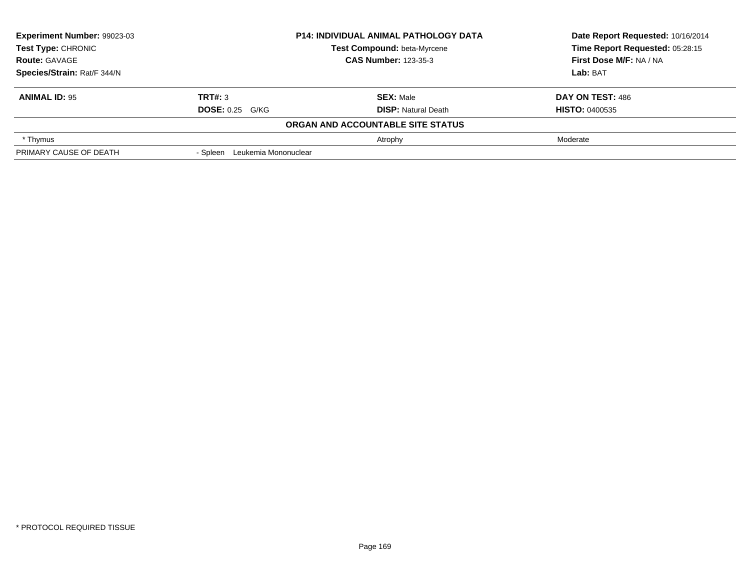**Experiment Number:** 99023-03
**Test Type:** CHRONIC
**Route:** GAVAGE
**Species/Strain:** Rat/F 344/N

**P14: INDIVIDUAL ANIMAL PATHOLOGY DATA**
**Test Compound:** beta-Myrcene
**CAS Number:** 123-35-3

**Date Report Requested:** 10/16/2014
**Time Report Requested:** 05:28:15
**First Dose M/F:** NA / NA
**Lab:** BAT

| **ANIMAL ID:** 95 | **TRT#:** 3 | **SEX:** Male | **DAY ON TEST:** 486 |
|---|---|---|---|
| | **DOSE:** 0.25 G/KG | **DISP:** Natural Death | **HISTO:** 0400535 |
| | | **ORGAN AND ACCOUNTABLE SITE STATUS** | |
| * Thymus | | Atrophy | Moderate |
| PRIMARY CAUSE OF DEATH | - Spleen Leukemia Mononuclear | | |

* PROTOCOL REQUIRED TISSUE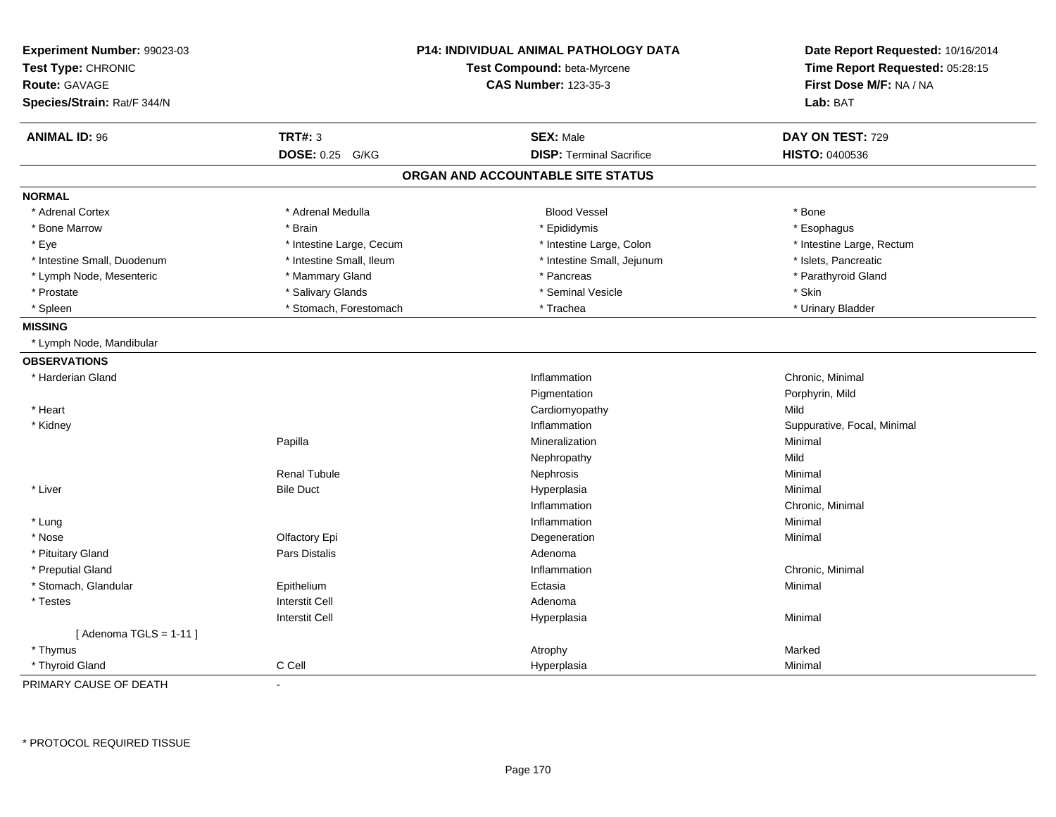**Experiment Number:** 99023-03
**Test Type:** CHRONIC
**Route:** GAVAGE
**Species/Strain:** Rat/F 344/N

**P14: INDIVIDUAL ANIMAL PATHOLOGY DATA**
**Test Compound:** beta-Myrcene
**CAS Number:** 123-35-3

**Date Report Requested:** 10/16/2014
**Time Report Requested:** 05:28:15
**First Dose M/F:** NA / NA
**Lab:** BAT

| **ANIMAL ID:** 96 | **TRT#:** 3 | **SEX:** Male | **DAY ON TEST:** 729 |
|---|---|---|---|
| | **DOSE:** 0.25 G/KG | **DISP:** Terminal Sacrifice | **HISTO:** 0400536 |

## ORGAN AND ACCOUNTABLE SITE STATUS

**NORMAL**

| | | | |
|---|---|---|---|
| * Adrenal Cortex | * Adrenal Medulla | Blood Vessel | * Bone |
| * Bone Marrow | * Brain | * Epididymis | * Esophagus |
| * Eye | * Intestine Large, Cecum | * Intestine Large, Colon | * Intestine Large, Rectum |
| * Intestine Small, Duodenum | * Intestine Small, Ileum | * Intestine Small, Jejunum | * Islets, Pancreatic |
| * Lymph Node, Mesenteric | * Mammary Gland | * Pancreas | * Parathyroid Gland |
| * Prostate | * Salivary Glands | * Seminal Vesicle | * Skin |
| * Spleen | * Stomach, Forestomach | * Trachea | * Urinary Bladder |

**MISSING**

* Lymph Node, Mandibular

**OBSERVATIONS**

| | | | |
|---|---|---|---|
| * Harderian Gland | | Inflammation | Chronic, Minimal |
| | | Pigmentation | Porphyrin, Mild |
| * Heart | | Cardiomyopathy | Mild |
| * Kidney | | Inflammation | Suppurative, Focal, Minimal |
| | Papilla | Mineralization | Minimal |
| | | Nephropathy | Mild |
| | Renal Tubule | Nephrosis | Minimal |
| * Liver | Bile Duct | Hyperplasia | Minimal |
| | | Inflammation | Chronic, Minimal |
| * Lung | | Inflammation | Minimal |
| * Nose | Olfactory Epi | Degeneration | Minimal |
| * Pituitary Gland | Pars Distalis | Adenoma | |
| * Preputial Gland | | Inflammation | Chronic, Minimal |
| * Stomach, Glandular | Epithelium | Ectasia | Minimal |
| * Testes | Interstit Cell | Adenoma | |
| | Interstit Cell | Hyperplasia | Minimal |
| [ Adenoma TGLS = 1-11 ] | | | |
| * Thymus | | Atrophy | Marked |
| * Thyroid Gland | C Cell | Hyperplasia | Minimal |

PRIMARY CAUSE OF DEATH -

* PROTOCOL REQUIRED TISSUE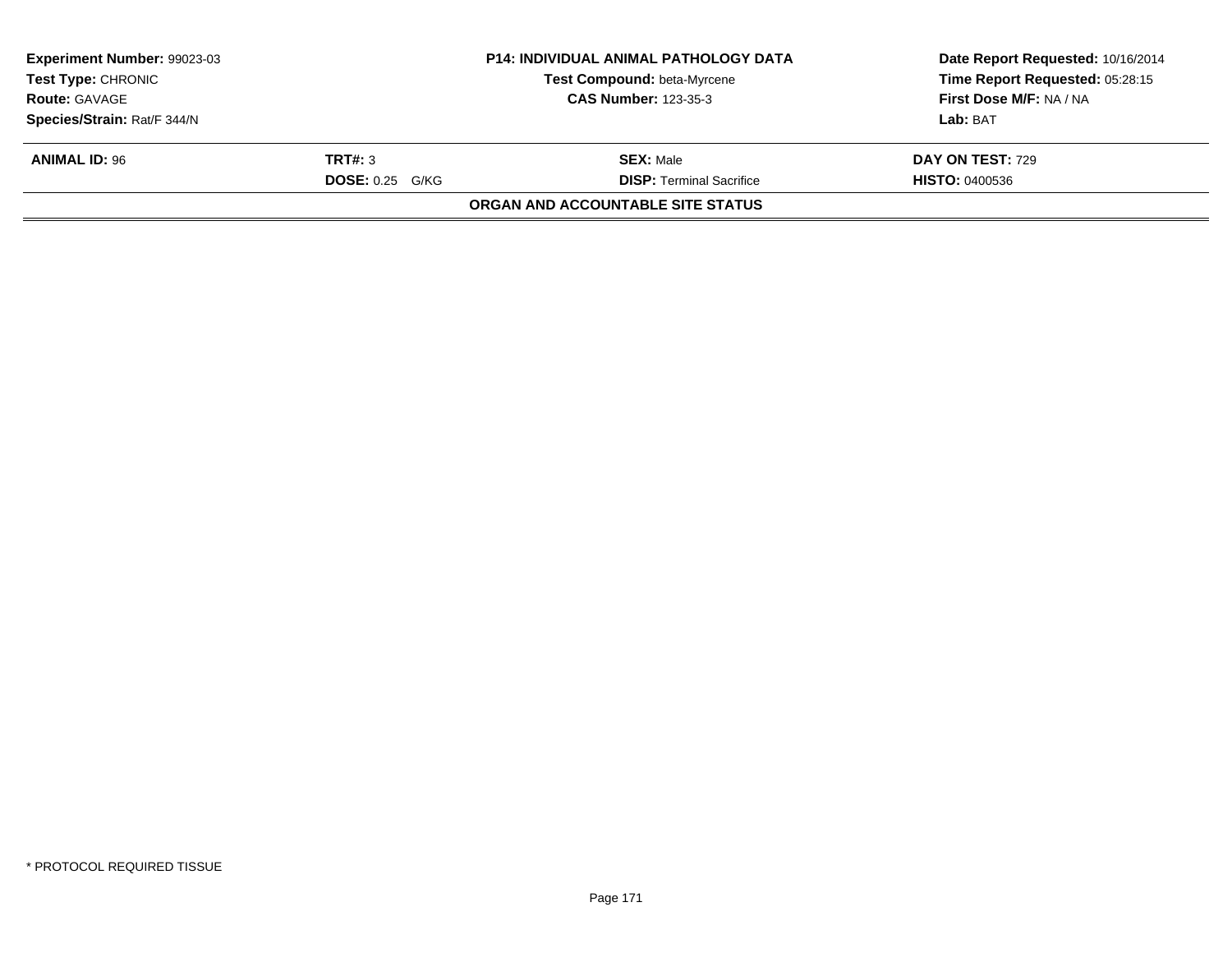| **Experiment Number:** 99023-03 | **P14: INDIVIDUAL ANIMAL PATHOLOGY DATA** | **Date Report Requested:** 10/16/2014 |
|---|---|---|
| **Test Type:** CHRONIC | **Test Compound:** beta-Myrcene | **Time Report Requested:** 05:28:15 |
| **Route:** GAVAGE | **CAS Number:** 123-35-3 | **First Dose M/F:** NA / NA |
| **Species/Strain:** Rat/F 344/N | | **Lab:** BAT |

| **ANIMAL ID:** 96 | **TRT#:** 3 | **SEX:** Male | **DAY ON TEST:** 729 |
|---|---|---|---|
| | **DOSE:** 0.25 G/KG | **DISP:** Terminal Sacrifice | **HISTO:** 0400536 |

**ORGAN AND ACCOUNTABLE SITE STATUS**

\* PROTOCOL REQUIRED TISSUE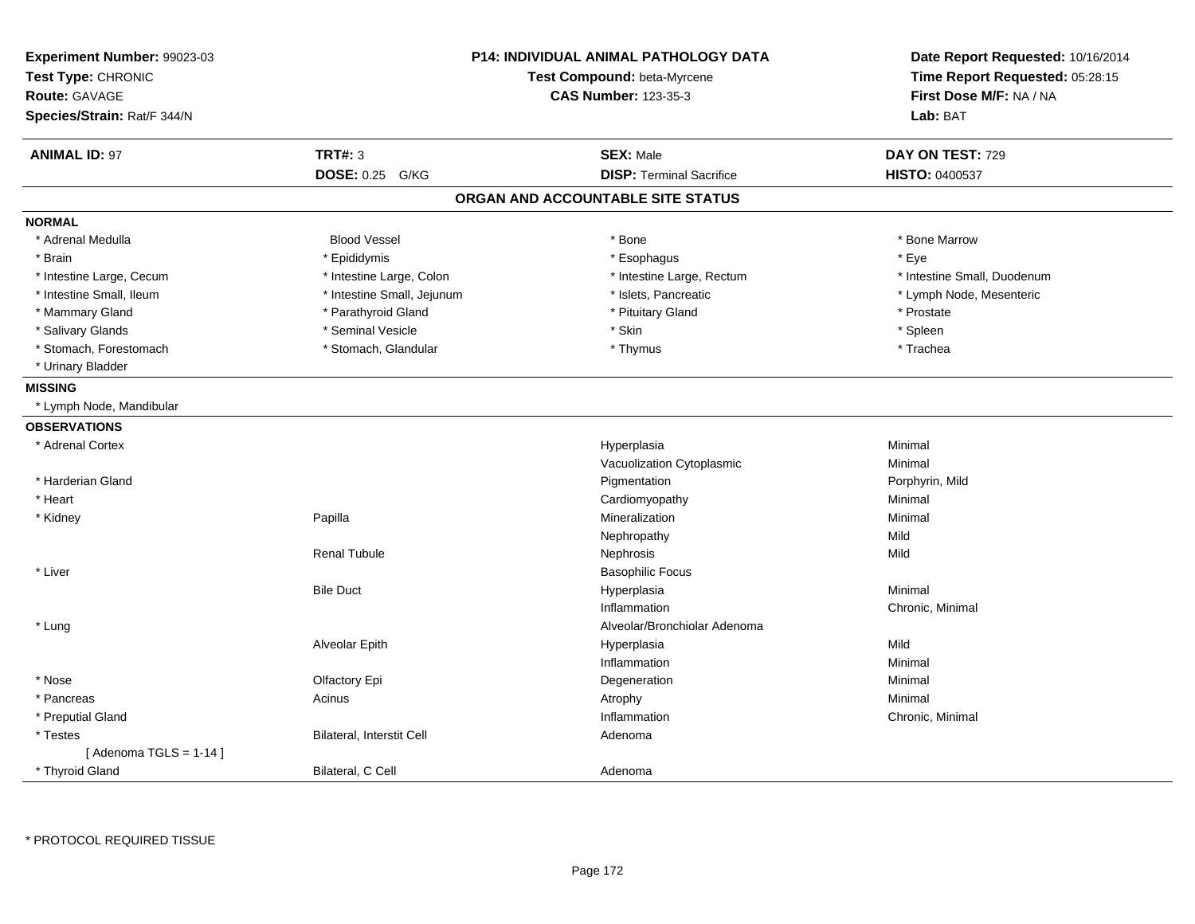**Experiment Number:** 99023-03
**Test Type:** CHRONIC
**Route:** GAVAGE
**Species/Strain:** Rat/F 344/N

**P14: INDIVIDUAL ANIMAL PATHOLOGY DATA**
**Test Compound:** beta-Myrcene
**CAS Number:** 123-35-3

**Date Report Requested:** 10/16/2014
**Time Report Requested:** 05:28:15
**First Dose M/F:** NA / NA
**Lab:** BAT

| **ANIMAL ID:** 97 | **TRT#:** 3 | **SEX:** Male | **DAY ON TEST:** 729 |
|---|---|---|---|
| | **DOSE:** 0.25 G/KG | **DISP:** Terminal Sacrifice | **HISTO:** 0400537 |

## ORGAN AND ACCOUNTABLE SITE STATUS

**NORMAL**

| | | | |
|---|---|---|---|
| * Adrenal Medulla | Blood Vessel | * Bone | * Bone Marrow |
| * Brain | * Epididymis | * Esophagus | * Eye |
| * Intestine Large, Cecum | * Intestine Large, Colon | * Intestine Large, Rectum | * Intestine Small, Duodenum |
| * Intestine Small, Ileum | * Intestine Small, Jejunum | * Islets, Pancreatic | * Lymph Node, Mesenteric |
| * Mammary Gland | * Parathyroid Gland | * Pituitary Gland | * Prostate |
| * Salivary Glands | * Seminal Vesicle | * Skin | * Spleen |
| * Stomach, Forestomach | * Stomach, Glandular | * Thymus | * Trachea |
| * Urinary Bladder | | | |

**MISSING**

* Lymph Node, Mandibular

**OBSERVATIONS**

| Organ | Site | Observation | Severity |
|---|---|---|---|
| * Adrenal Cortex | | Hyperplasia | Minimal |
| | | Vacuolization Cytoplasmic | Minimal |
| * Harderian Gland | | Pigmentation | Porphyrin, Mild |
| * Heart | | Cardiomyopathy | Minimal |
| * Kidney | Papilla | Mineralization | Minimal |
| | | Nephropathy | Mild |
| | Renal Tubule | Nephrosis | Mild |
| * Liver | | Basophilic Focus | |
| | Bile Duct | Hyperplasia | Minimal |
| | | Inflammation | Chronic, Minimal |
| * Lung | | Alveolar/Bronchiolar Adenoma | |
| | Alveolar Epith | Hyperplasia | Mild |
| | | Inflammation | Minimal |
| * Nose | Olfactory Epi | Degeneration | Minimal |
| * Pancreas | Acinus | Atrophy | Minimal |
| * Preputial Gland | | Inflammation | Chronic, Minimal |
| * Testes | Bilateral, Interstit Cell | Adenoma | |
| [ Adenoma TGLS = 1-14 ] | | | |
| * Thyroid Gland | Bilateral, C Cell | Adenoma | |

* PROTOCOL REQUIRED TISSUE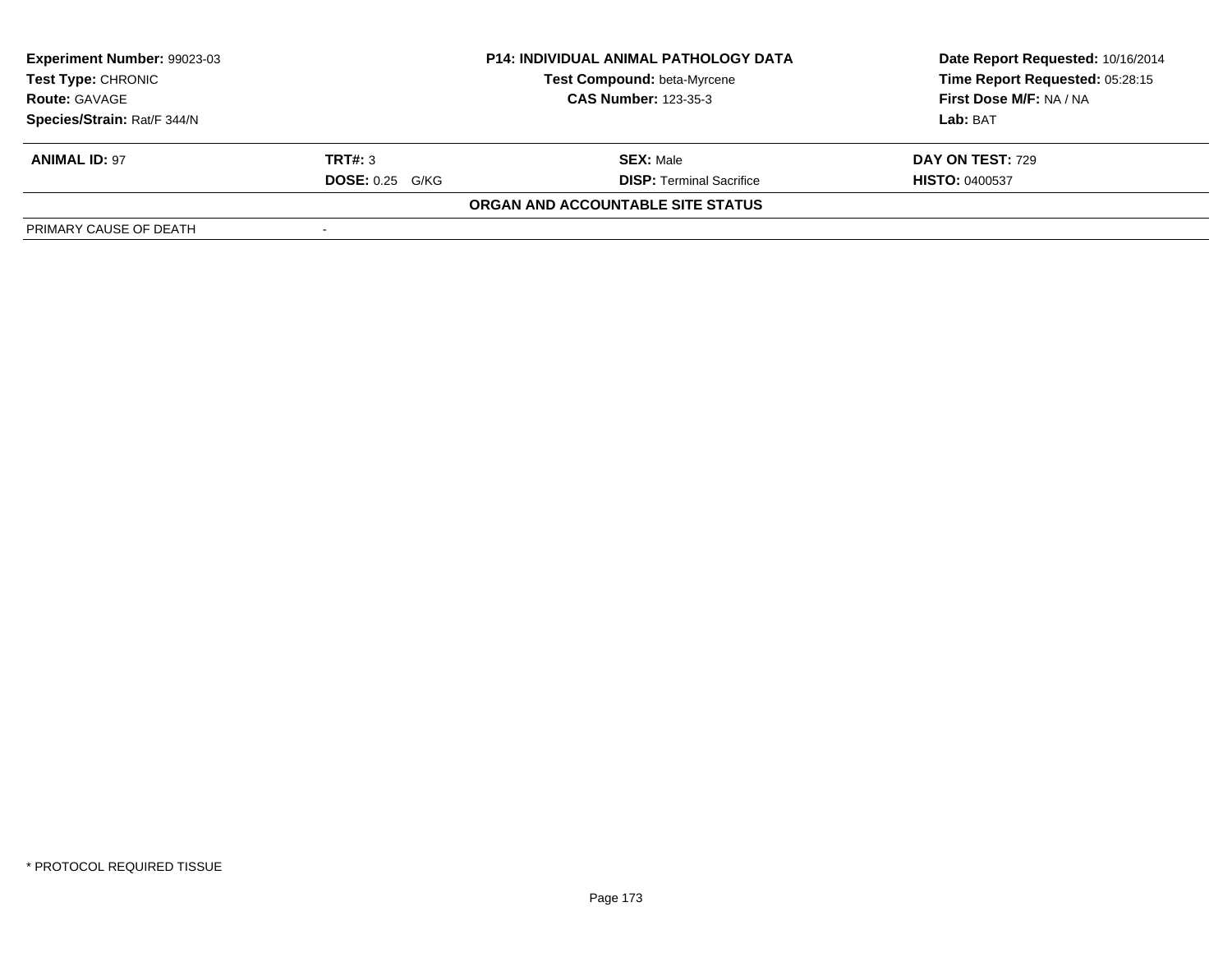| **Experiment Number:** 99023-03 | **P14: INDIVIDUAL ANIMAL PATHOLOGY DATA** | **Date Report Requested:** 10/16/2014 |
|---|---|---|
| **Test Type:** CHRONIC | **Test Compound:** beta-Myrcene | **Time Report Requested:** 05:28:15 |
| **Route:** GAVAGE | **CAS Number:** 123-35-3 | **First Dose M/F:** NA / NA |
| **Species/Strain:** Rat/F 344/N | | **Lab:** BAT |

| **ANIMAL ID:** 97 | **TRT#:** 3 | **SEX:** Male | **DAY ON TEST:** 729 |
|---|---|---|---|
| | **DOSE:** 0.25 G/KG | **DISP:** Terminal Sacrifice | **HISTO:** 0400537 |

**ORGAN AND ACCOUNTABLE SITE STATUS**

| PRIMARY CAUSE OF DEATH | - |
|---|---|

* PROTOCOL REQUIRED TISSUE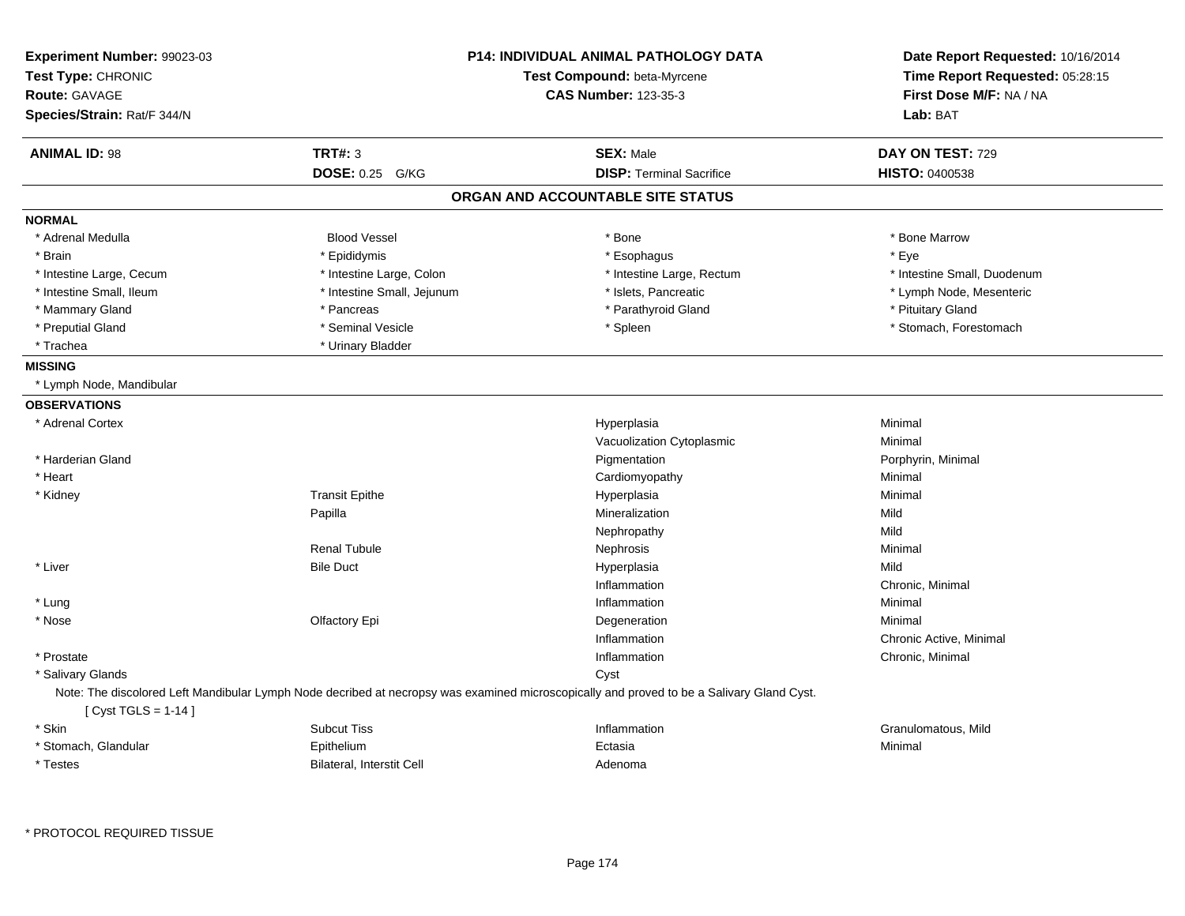**Experiment Number:** 99023-03
**Test Type:** CHRONIC
**Route:** GAVAGE
**Species/Strain:** Rat/F 344/N

**P14: INDIVIDUAL ANIMAL PATHOLOGY DATA**
**Test Compound:** beta-Myrcene
**CAS Number:** 123-35-3

**Date Report Requested:** 10/16/2014
**Time Report Requested:** 05:28:15
**First Dose M/F:** NA / NA
**Lab:** BAT

| **ANIMAL ID:** 98 | **TRT#:** 3 | **SEX:** Male | **DAY ON TEST:** 729 |
|---|---|---|---|
| | **DOSE:** 0.25 G/KG | **DISP:** Terminal Sacrifice | **HISTO:** 0400538 |

## ORGAN AND ACCOUNTABLE SITE STATUS

**NORMAL**

| | | | |
|---|---|---|---|
| * Adrenal Medulla | Blood Vessel | * Bone | * Bone Marrow |
| * Brain | * Epididymis | * Esophagus | * Eye |
| * Intestine Large, Cecum | * Intestine Large, Colon | * Intestine Large, Rectum | * Intestine Small, Duodenum |
| * Intestine Small, Ileum | * Intestine Small, Jejunum | * Islets, Pancreatic | * Lymph Node, Mesenteric |
| * Mammary Gland | * Pancreas | * Parathyroid Gland | * Pituitary Gland |
| * Preputial Gland | * Seminal Vesicle | * Spleen | * Stomach, Forestomach |
| * Trachea | * Urinary Bladder | | |

**MISSING**

* Lymph Node, Mandibular

**OBSERVATIONS**

| | | | |
|---|---|---|---|
| * Adrenal Cortex | | Hyperplasia | Minimal |
| | | Vacuolization Cytoplasmic | Minimal |
| * Harderian Gland | | Pigmentation | Porphyrin, Minimal |
| * Heart | | Cardiomyopathy | Minimal |
| * Kidney | Transit Epithe | Hyperplasia | Minimal |
| | Papilla | Mineralization | Mild |
| | | Nephropathy | Mild |
| | Renal Tubule | Nephrosis | Minimal |
| * Liver | Bile Duct | Hyperplasia | Mild |
| | | Inflammation | Chronic, Minimal |
| * Lung | | Inflammation | Minimal |
| * Nose | Olfactory Epi | Degeneration | Minimal |
| | | Inflammation | Chronic Active, Minimal |
| * Prostate | | Inflammation | Chronic, Minimal |
| * Salivary Glands | | Cyst | |

Note: The discolored Left Mandibular Lymph Node decribed at necropsy was examined microscopically and proved to be a Salivary Gland Cyst.
[ Cyst TGLS = 1-14 ]

| | | | |
|---|---|---|---|
| * Skin | Subcut Tiss | Inflammation | Granulomatous, Mild |
| * Stomach, Glandular | Epithelium | Ectasia | Minimal |
| * Testes | Bilateral, Interstit Cell | Adenoma | |

* PROTOCOL REQUIRED TISSUE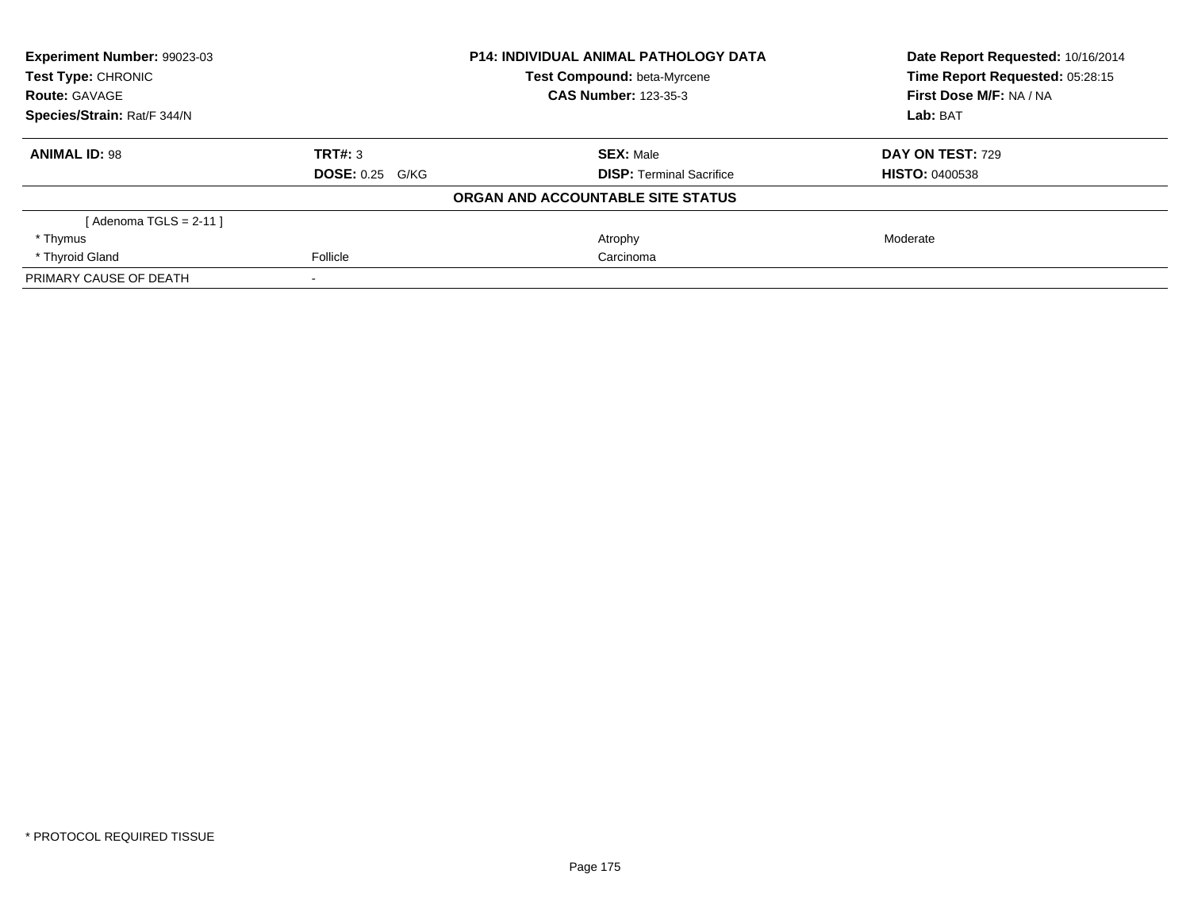| **Experiment Number:** 99023-03 | **P14: INDIVIDUAL ANIMAL PATHOLOGY DATA** | **Date Report Requested:** 10/16/2014 |
|---|---|---|
| **Test Type:** CHRONIC | **Test Compound:** beta-Myrcene | **Time Report Requested:** 05:28:15 |
| **Route:** GAVAGE | **CAS Number:** 123-35-3 | **First Dose M/F:** NA / NA |
| **Species/Strain:** Rat/F 344/N | | **Lab:** BAT |

| **ANIMAL ID:** 98 | **TRT#:** 3 | **SEX:** Male | **DAY ON TEST:** 729 |
|---|---|---|---|
| | **DOSE:** 0.25 G/KG | **DISP:** Terminal Sacrifice | **HISTO:** 0400538 |

**ORGAN AND ACCOUNTABLE SITE STATUS**

| | | | |
|---|---|---|---|
| [ Adenoma TGLS = 2-11 ] | | | |
| * Thymus | | Atrophy | Moderate |
| * Thyroid Gland | Follicle | Carcinoma | |
| PRIMARY CAUSE OF DEATH | - | | |

* PROTOCOL REQUIRED TISSUE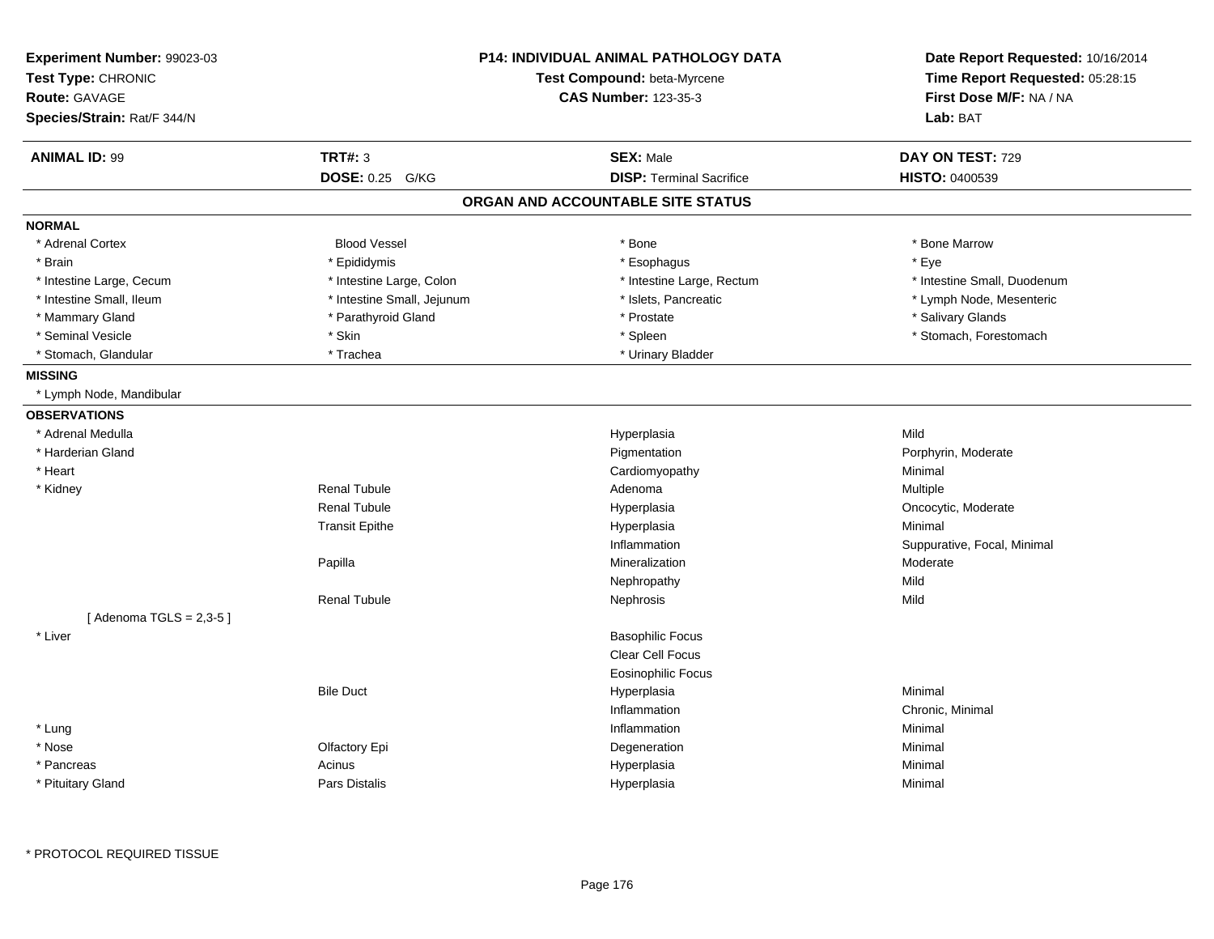**Experiment Number:** 99023-03
**Test Type:** CHRONIC
**Route:** GAVAGE
**Species/Strain:** Rat/F 344/N

**P14: INDIVIDUAL ANIMAL PATHOLOGY DATA**
**Test Compound:** beta-Myrcene
**CAS Number:** 123-35-3

**Date Report Requested:** 10/16/2014
**Time Report Requested:** 05:28:15
**First Dose M/F:** NA / NA
**Lab:** BAT

| **ANIMAL ID:** 99 | **TRT#:** 3 | **SEX:** Male | **DAY ON TEST:** 729 |
|---|---|---|---|
| | **DOSE:** 0.25 G/KG | **DISP:** Terminal Sacrifice | **HISTO:** 0400539 |

## ORGAN AND ACCOUNTABLE SITE STATUS

### NORMAL

| | | | |
|---|---|---|---|
| * Adrenal Cortex | Blood Vessel | * Bone | * Bone Marrow |
| * Brain | * Epididymis | * Esophagus | * Eye |
| * Intestine Large, Cecum | * Intestine Large, Colon | * Intestine Large, Rectum | * Intestine Small, Duodenum |
| * Intestine Small, Ileum | * Intestine Small, Jejunum | * Islets, Pancreatic | * Lymph Node, Mesenteric |
| * Mammary Gland | * Parathyroid Gland | * Prostate | * Salivary Glands |
| * Seminal Vesicle | * Skin | * Spleen | * Stomach, Forestomach |
| * Stomach, Glandular | * Trachea | * Urinary Bladder | |

### MISSING

* Lymph Node, Mandibular

### OBSERVATIONS

| | | | |
|---|---|---|---|
| * Adrenal Medulla | | Hyperplasia | Mild |
| * Harderian Gland | | Pigmentation | Porphyrin, Moderate |
| * Heart | | Cardiomyopathy | Minimal |
| * Kidney | Renal Tubule | Adenoma | Multiple |
| | Renal Tubule | Hyperplasia | Oncocytic, Moderate |
| | Transit Epithe | Hyperplasia | Minimal |
| | | Inflammation | Suppurative, Focal, Minimal |
| | Papilla | Mineralization | Moderate |
| | | Nephropathy | Mild |
| | Renal Tubule | Nephrosis | Mild |
| [ Adenoma TGLS = 2,3-5 ] | | | |
| * Liver | | Basophilic Focus | |
| | | Clear Cell Focus | |
| | | Eosinophilic Focus | |
| | Bile Duct | Hyperplasia | Minimal |
| | | Inflammation | Chronic, Minimal |
| * Lung | | Inflammation | Minimal |
| * Nose | Olfactory Epi | Degeneration | Minimal |
| * Pancreas | Acinus | Hyperplasia | Minimal |
| * Pituitary Gland | Pars Distalis | Hyperplasia | Minimal |

* PROTOCOL REQUIRED TISSUE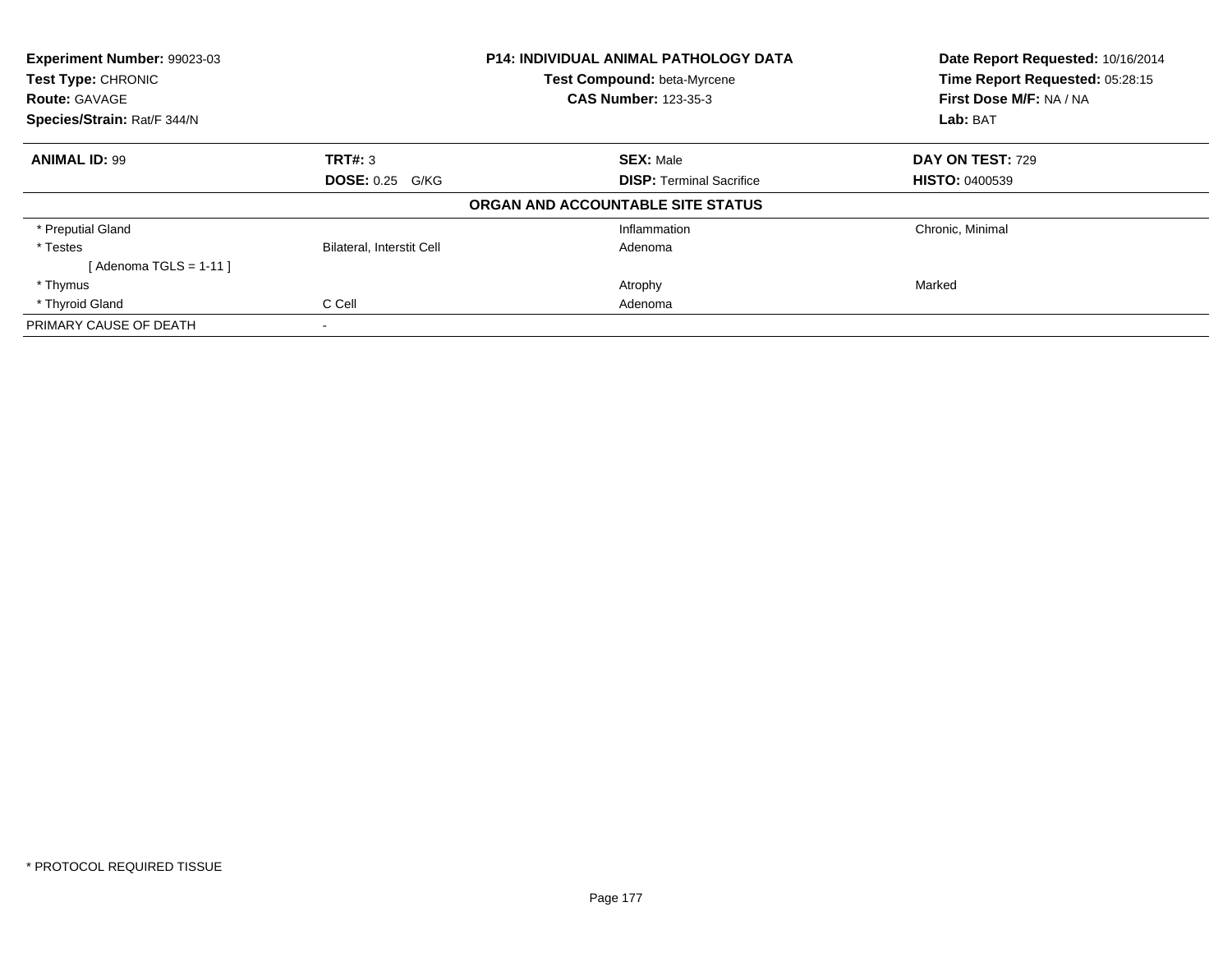**Experiment Number:** 99023-03
**Test Type:** CHRONIC
**Route:** GAVAGE
**Species/Strain:** Rat/F 344/N

**P14: INDIVIDUAL ANIMAL PATHOLOGY DATA**
**Test Compound:** beta-Myrcene
**CAS Number:** 123-35-3

**Date Report Requested:** 10/16/2014
**Time Report Requested:** 05:28:15
**First Dose M/F:** NA / NA
**Lab:** BAT

| **ANIMAL ID:** 99 | **TRT#:** 3 | **SEX:** Male | **DAY ON TEST:** 729 |
|---|---|---|---|
| | **DOSE:** 0.25 G/KG | **DISP:** Terminal Sacrifice | **HISTO:** 0400539 |

**ORGAN AND ACCOUNTABLE SITE STATUS**

| | | | |
|---|---|---|---|
| * Preputial Gland | | Inflammation | Chronic, Minimal |
| * Testes | Bilateral, Interstit Cell | Adenoma | |
| [ Adenoma TGLS = 1-11 ] | | | |
| * Thymus | | Atrophy | Marked |
| * Thyroid Gland | C Cell | Adenoma | |
| PRIMARY CAUSE OF DEATH | - | | |

* PROTOCOL REQUIRED TISSUE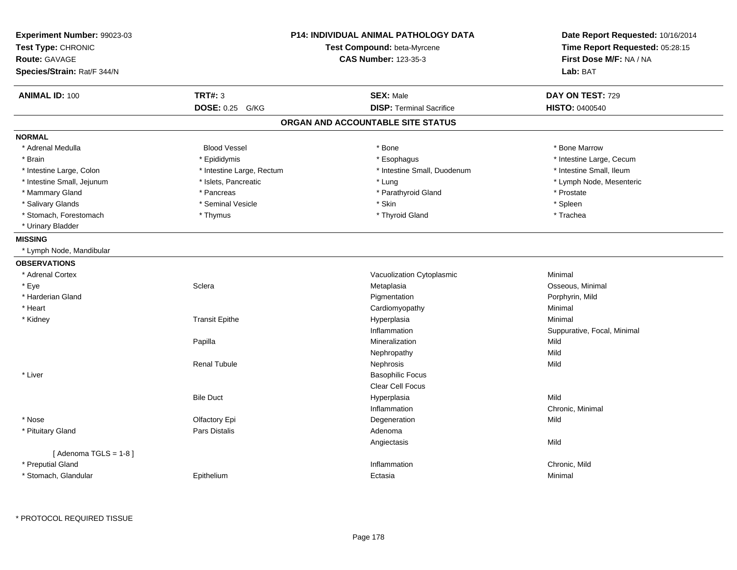**Experiment Number:** 99023-03
**Test Type:** CHRONIC
**Route:** GAVAGE
**Species/Strain:** Rat/F 344/N

**P14: INDIVIDUAL ANIMAL PATHOLOGY DATA**
**Test Compound:** beta-Myrcene
**CAS Number:** 123-35-3

**Date Report Requested:** 10/16/2014
**Time Report Requested:** 05:28:15
**First Dose M/F:** NA / NA
**Lab:** BAT

| **ANIMAL ID:** 100 | **TRT#:** 3 | **SEX:** Male | **DAY ON TEST:** 729 |
|---|---|---|---|
| | **DOSE:** 0.25 G/KG | **DISP:** Terminal Sacrifice | **HISTO:** 0400540 |

## ORGAN AND ACCOUNTABLE SITE STATUS

**NORMAL**

| | | | |
|---|---|---|---|
| * Adrenal Medulla | Blood Vessel | * Bone | * Bone Marrow |
| * Brain | * Epididymis | * Esophagus | * Intestine Large, Cecum |
| * Intestine Large, Colon | * Intestine Large, Rectum | * Intestine Small, Duodenum | * Intestine Small, Ileum |
| * Intestine Small, Jejunum | * Islets, Pancreatic | * Lung | * Lymph Node, Mesenteric |
| * Mammary Gland | * Pancreas | * Parathyroid Gland | * Prostate |
| * Salivary Glands | * Seminal Vesicle | * Skin | * Spleen |
| * Stomach, Forestomach | * Thymus | * Thyroid Gland | * Trachea |
| * Urinary Bladder | | | |

**MISSING**

* Lymph Node, Mandibular

**OBSERVATIONS**

| Organ | Site | Observation | Severity |
|---|---|---|---|
| * Adrenal Cortex | | Vacuolization Cytoplasmic | Minimal |
| * Eye | Sclera | Metaplasia | Osseous, Minimal |
| * Harderian Gland | | Pigmentation | Porphyrin, Mild |
| * Heart | | Cardiomyopathy | Minimal |
| * Kidney | Transit Epithe | Hyperplasia | Minimal |
| | | Inflammation | Suppurative, Focal, Minimal |
| | Papilla | Mineralization | Mild |
| | | Nephropathy | Mild |
| | Renal Tubule | Nephrosis | Mild |
| * Liver | | Basophilic Focus | |
| | | Clear Cell Focus | |
| | Bile Duct | Hyperplasia | Mild |
| | | Inflammation | Chronic, Minimal |
| * Nose | Olfactory Epi | Degeneration | Mild |
| * Pituitary Gland | Pars Distalis | Adenoma | |
| | | Angiectasis | Mild |
| [ Adenoma TGLS = 1-8 ] | | | |
| * Preputial Gland | | Inflammation | Chronic, Mild |
| * Stomach, Glandular | Epithelium | Ectasia | Minimal |

* PROTOCOL REQUIRED TISSUE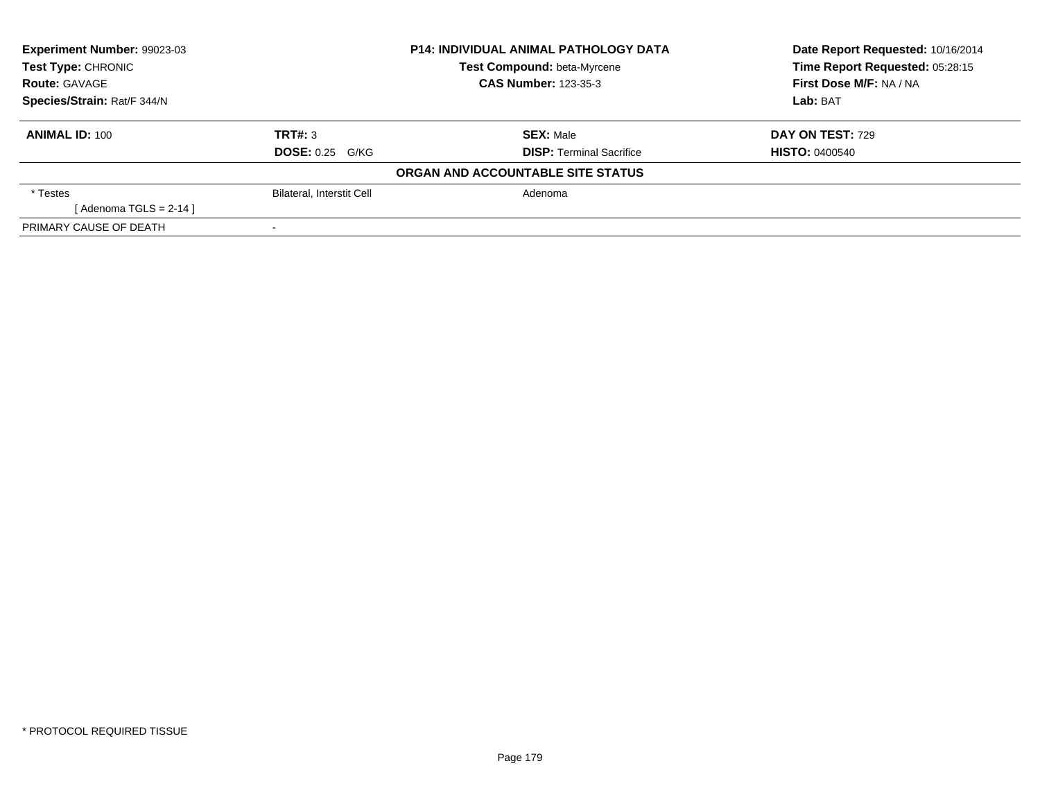**Experiment Number:** 99023-03
**Test Type:** CHRONIC
**Route:** GAVAGE
**Species/Strain:** Rat/F 344/N

**P14: INDIVIDUAL ANIMAL PATHOLOGY DATA**
**Test Compound:** beta-Myrcene
**CAS Number:** 123-35-3

**Date Report Requested:** 10/16/2014
**Time Report Requested:** 05:28:15
**First Dose M/F:** NA / NA
**Lab:** BAT

| **ANIMAL ID:** 100 | **TRT#:** 3 | **SEX:** Male | **DAY ON TEST:** 729 |
|---|---|---|---|
| | **DOSE:** 0.25 G/KG | **DISP:** Terminal Sacrifice | **HISTO:** 0400540 |

**ORGAN AND ACCOUNTABLE SITE STATUS**

| | | | |
|---|---|---|---|
| * Testes | Bilateral, Interstit Cell | Adenoma | |
| [ Adenoma TGLS = 2-14 ] | | | |
| PRIMARY CAUSE OF DEATH | - | | |

* PROTOCOL REQUIRED TISSUE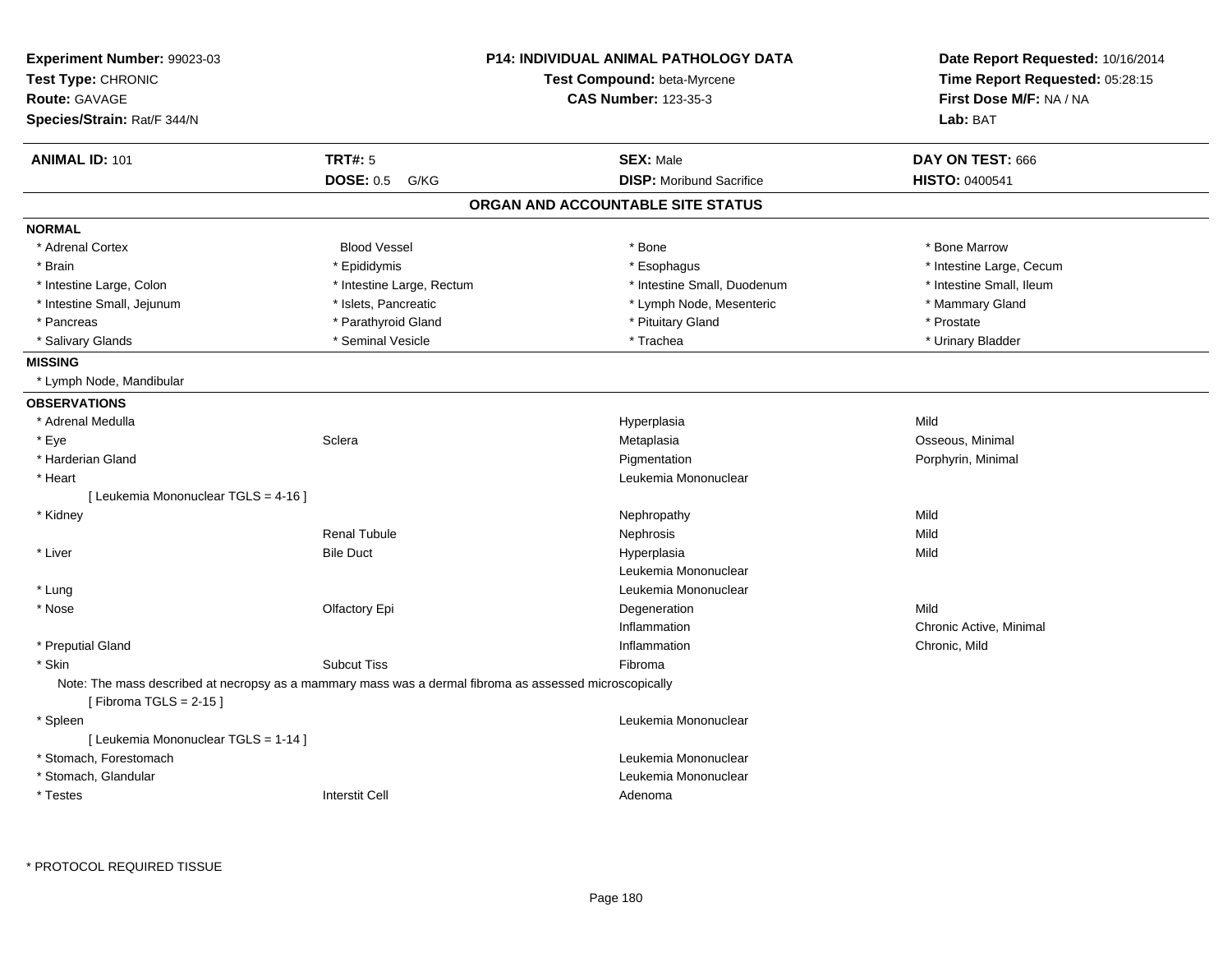**Experiment Number:** 99023-03
**Test Type:** CHRONIC
**Route:** GAVAGE
**Species/Strain:** Rat/F 344/N

**P14: INDIVIDUAL ANIMAL PATHOLOGY DATA**
**Test Compound:** beta-Myrcene
**CAS Number:** 123-35-3

**Date Report Requested:** 10/16/2014
**Time Report Requested:** 05:28:15
**First Dose M/F:** NA / NA
**Lab:** BAT

| **ANIMAL ID:** 101 | **TRT#:** 5 | **SEX:** Male | **DAY ON TEST:** 666 |
|---|---|---|---|
| | **DOSE:** 0.5 G/KG | **DISP:** Moribund Sacrifice | **HISTO:** 0400541 |

## ORGAN AND ACCOUNTABLE SITE STATUS

**NORMAL**

| | | | |
|---|---|---|---|
| * Adrenal Cortex | Blood Vessel | * Bone | * Bone Marrow |
| * Brain | * Epididymis | * Esophagus | * Intestine Large, Cecum |
| * Intestine Large, Colon | * Intestine Large, Rectum | * Intestine Small, Duodenum | * Intestine Small, Ileum |
| * Intestine Small, Jejunum | * Islets, Pancreatic | * Lymph Node, Mesenteric | * Mammary Gland |
| * Pancreas | * Parathyroid Gland | * Pituitary Gland | * Prostate |
| * Salivary Glands | * Seminal Vesicle | * Trachea | * Urinary Bladder |

**MISSING**

* Lymph Node, Mandibular

**OBSERVATIONS**

| | | | |
|---|---|---|---|
| * Adrenal Medulla | | Hyperplasia | Mild |
| * Eye | Sclera | Metaplasia | Osseous, Minimal |
| * Harderian Gland | | Pigmentation | Porphyrin, Minimal |
| * Heart | | Leukemia Mononuclear | |
| [ Leukemia Mononuclear TGLS = 4-16 ] | | | |
| * Kidney | | Nephropathy | Mild |
| | Renal Tubule | Nephrosis | Mild |
| * Liver | Bile Duct | Hyperplasia | Mild |
| | | Leukemia Mononuclear | |
| * Lung | | Leukemia Mononuclear | |
| * Nose | Olfactory Epi | Degeneration | Mild |
| | | Inflammation | Chronic Active, Minimal |
| * Preputial Gland | | Inflammation | Chronic, Mild |
| * Skin | Subcut Tiss | Fibroma | |

Note: The mass described at necropsy as a mammary mass was a dermal fibroma as assessed microscopically

[ Fibroma TGLS = 2-15 ]

| | | | |
|---|---|---|---|
| * Spleen | | Leukemia Mononuclear | |
| [ Leukemia Mononuclear TGLS = 1-14 ] | | | |
| * Stomach, Forestomach | | Leukemia Mononuclear | |
| * Stomach, Glandular | | Leukemia Mononuclear | |
| * Testes | Interstit Cell | Adenoma | |

* PROTOCOL REQUIRED TISSUE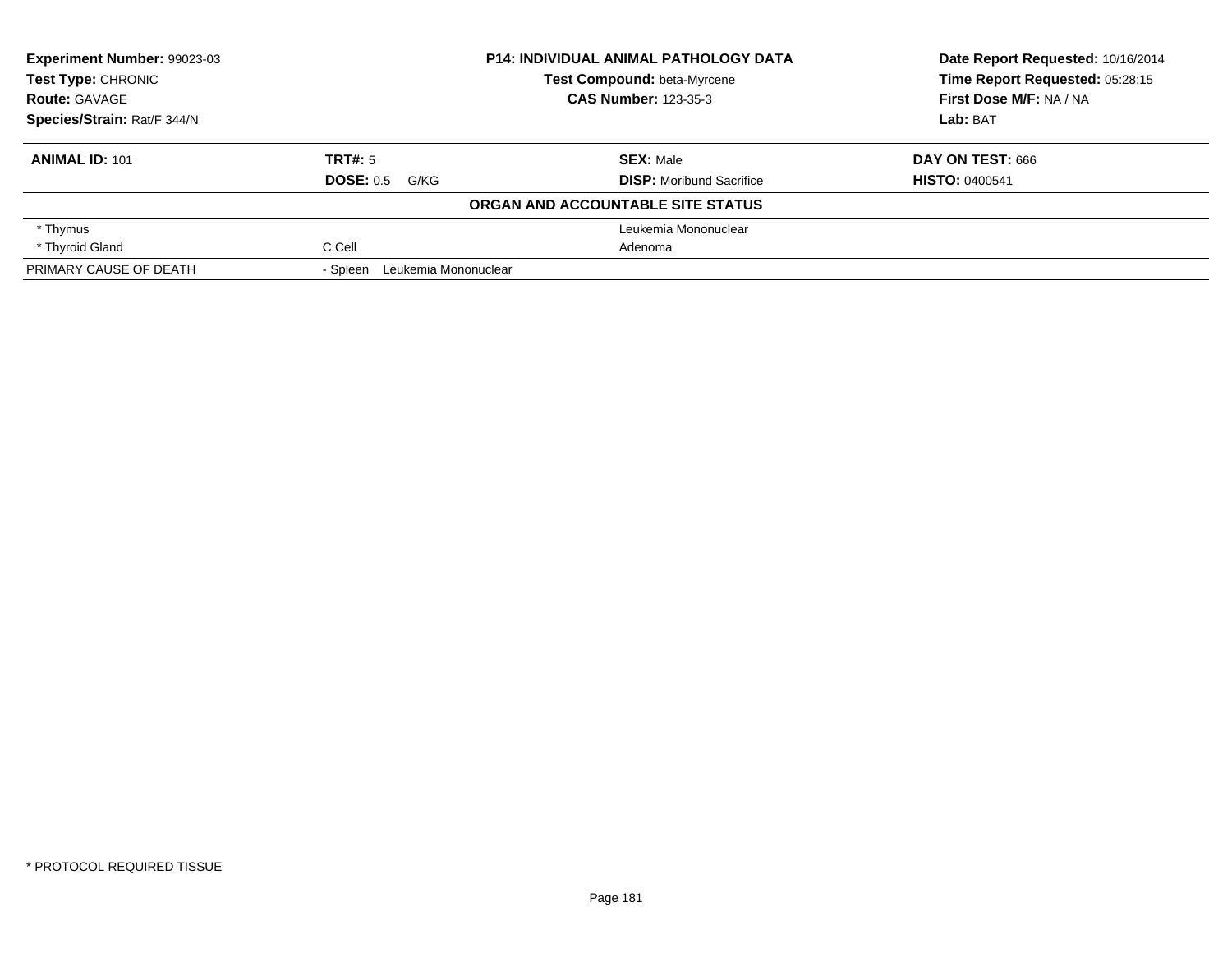| **Experiment Number:** 99023-03 | **P14: INDIVIDUAL ANIMAL PATHOLOGY DATA** | **Date Report Requested:** 10/16/2014 |
|---|---|---|
| **Test Type:** CHRONIC | **Test Compound:** beta-Myrcene | **Time Report Requested:** 05:28:15 |
| **Route:** GAVAGE | **CAS Number:** 123-35-3 | **First Dose M/F:** NA / NA |
| **Species/Strain:** Rat/F 344/N | | **Lab:** BAT |

| **ANIMAL ID:** 101 | **TRT#:** 5 | **SEX:** Male | **DAY ON TEST:** 666 |
|---|---|---|---|
| | **DOSE:** 0.5 G/KG | **DISP:** Moribund Sacrifice | **HISTO:** 0400541 |

**ORGAN AND ACCOUNTABLE SITE STATUS**

| | | | |
|---|---|---|---|
| * Thymus | | Leukemia Mononuclear | |
| * Thyroid Gland | C Cell | Adenoma | |
| PRIMARY CAUSE OF DEATH | - Spleen Leukemia Mononuclear | | |

* PROTOCOL REQUIRED TISSUE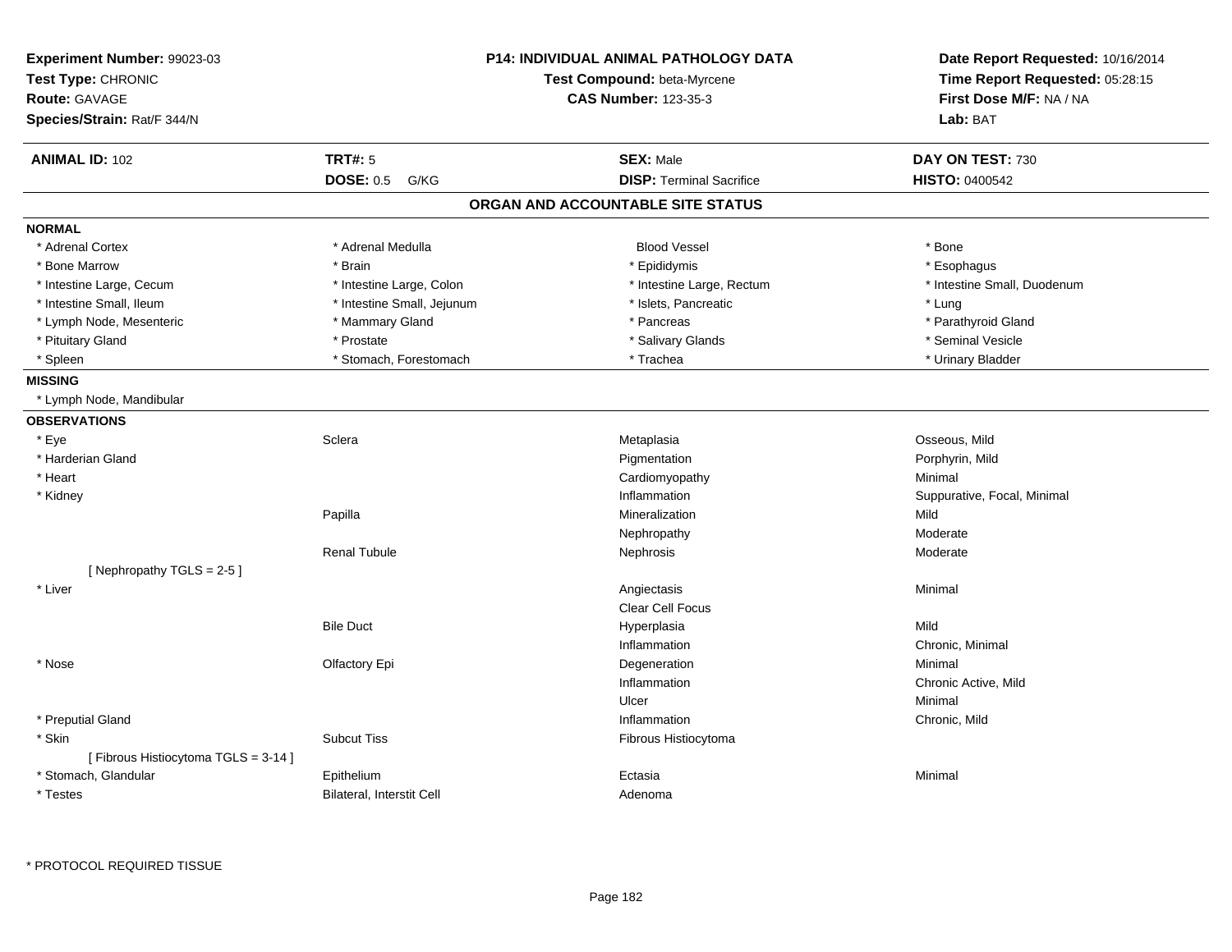**Experiment Number:** 99023-03
**Test Type:** CHRONIC
**Route:** GAVAGE
**Species/Strain:** Rat/F 344/N

**P14: INDIVIDUAL ANIMAL PATHOLOGY DATA**
**Test Compound:** beta-Myrcene
**CAS Number:** 123-35-3

**Date Report Requested:** 10/16/2014
**Time Report Requested:** 05:28:15
**First Dose M/F:** NA / NA
**Lab:** BAT

| **ANIMAL ID:** 102 | **TRT#:** 5 | **SEX:** Male | **DAY ON TEST:** 730 |
|---|---|---|---|
| | **DOSE:** 0.5 G/KG | **DISP:** Terminal Sacrifice | **HISTO:** 0400542 |

## ORGAN AND ACCOUNTABLE SITE STATUS

**NORMAL**

| | | | |
|---|---|---|---|
| * Adrenal Cortex | * Adrenal Medulla | Blood Vessel | * Bone |
| * Bone Marrow | * Brain | * Epididymis | * Esophagus |
| * Intestine Large, Cecum | * Intestine Large, Colon | * Intestine Large, Rectum | * Intestine Small, Duodenum |
| * Intestine Small, Ileum | * Intestine Small, Jejunum | * Islets, Pancreatic | * Lung |
| * Lymph Node, Mesenteric | * Mammary Gland | * Pancreas | * Parathyroid Gland |
| * Pituitary Gland | * Prostate | * Salivary Glands | * Seminal Vesicle |
| * Spleen | * Stomach, Forestomach | * Trachea | * Urinary Bladder |

**MISSING**

* Lymph Node, Mandibular

**OBSERVATIONS**

| | | | |
|---|---|---|---|
| * Eye | Sclera | Metaplasia | Osseous, Mild |
| * Harderian Gland | | Pigmentation | Porphyrin, Mild |
| * Heart | | Cardiomyopathy | Minimal |
| * Kidney | | Inflammation | Suppurative, Focal, Minimal |
| | Papilla | Mineralization | Mild |
| | | Nephropathy | Moderate |
| | Renal Tubule | Nephrosis | Moderate |
| [ Nephropathy TGLS = 2-5 ] | | | |
| * Liver | | Angiectasis | Minimal |
| | | Clear Cell Focus | |
| | Bile Duct | Hyperplasia | Mild |
| | | Inflammation | Chronic, Minimal |
| * Nose | Olfactory Epi | Degeneration | Minimal |
| | | Inflammation | Chronic Active, Mild |
| | | Ulcer | Minimal |
| * Preputial Gland | | Inflammation | Chronic, Mild |
| * Skin | Subcut Tiss | Fibrous Histiocytoma | |
| [ Fibrous Histiocytoma TGLS = 3-14 ] | | | |
| * Stomach, Glandular | Epithelium | Ectasia | Minimal |
| * Testes | Bilateral, Interstit Cell | Adenoma | |

* PROTOCOL REQUIRED TISSUE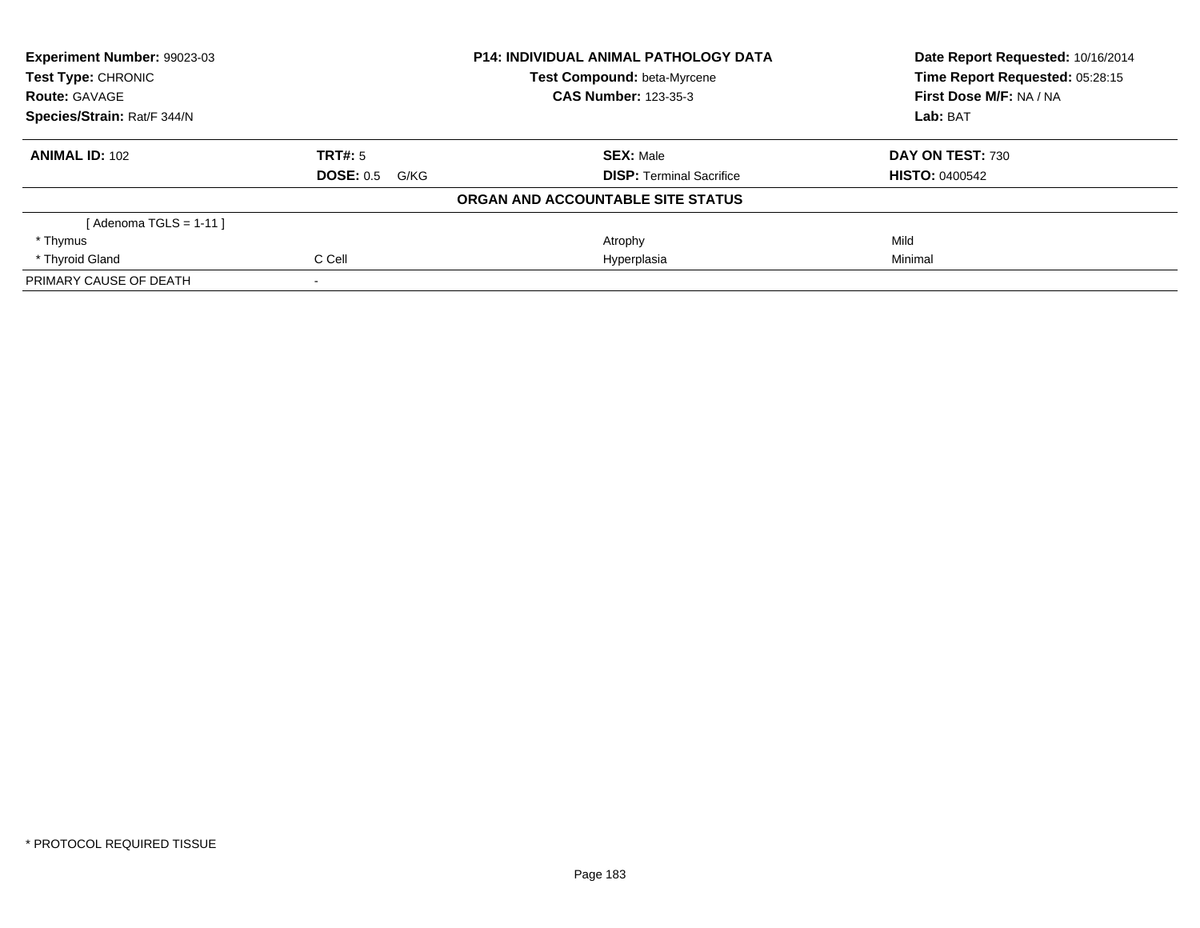**Experiment Number:** 99023-03
**Test Type:** CHRONIC
**Route:** GAVAGE
**Species/Strain:** Rat/F 344/N

**P14: INDIVIDUAL ANIMAL PATHOLOGY DATA**
**Test Compound:** beta-Myrcene
**CAS Number:** 123-35-3

**Date Report Requested:** 10/16/2014
**Time Report Requested:** 05:28:15
**First Dose M/F:** NA / NA
**Lab:** BAT

| **ANIMAL ID:** 102 | **TRT#:** 5 | **SEX:** Male | **DAY ON TEST:** 730 |
|---|---|---|---|
| | **DOSE:** 0.5 G/KG | **DISP:** Terminal Sacrifice | **HISTO:** 0400542 |

**ORGAN AND ACCOUNTABLE SITE STATUS**

| | | | |
|---|---|---|---|
| [ Adenoma TGLS = 1-11 ] | | | |
| * Thymus | | Atrophy | Mild |
| * Thyroid Gland | C Cell | Hyperplasia | Minimal |
| PRIMARY CAUSE OF DEATH | - | | |

* PROTOCOL REQUIRED TISSUE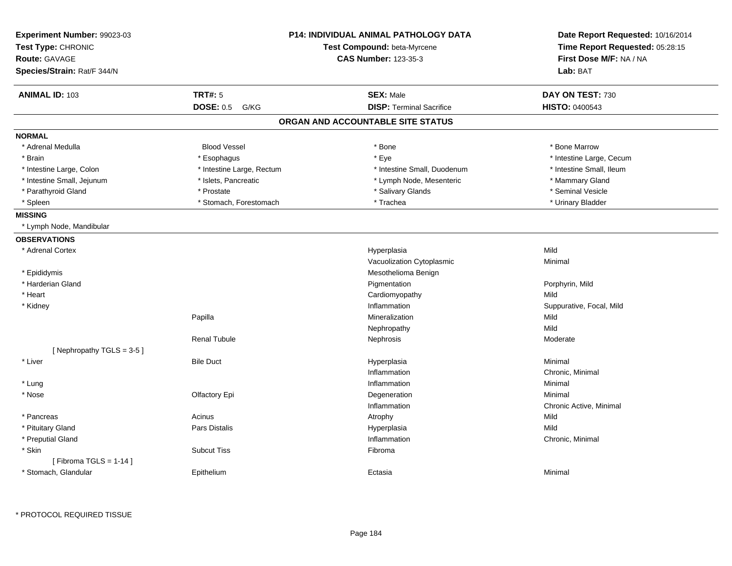**Experiment Number:** 99023-03
**Test Type:** CHRONIC
**Route:** GAVAGE
**Species/Strain:** Rat/F 344/N

**P14: INDIVIDUAL ANIMAL PATHOLOGY DATA**
**Test Compound:** beta-Myrcene
**CAS Number:** 123-35-3

**Date Report Requested:** 10/16/2014
**Time Report Requested:** 05:28:15
**First Dose M/F:** NA / NA
**Lab:** BAT

| **ANIMAL ID:** 103 | **TRT#:** 5 | **SEX:** Male | **DAY ON TEST:** 730 |
|---|---|---|---|
| | **DOSE:** 0.5 G/KG | **DISP:** Terminal Sacrifice | **HISTO:** 0400543 |

## ORGAN AND ACCOUNTABLE SITE STATUS

**NORMAL**

| | | | |
|---|---|---|---|
| * Adrenal Medulla | Blood Vessel | * Bone | * Bone Marrow |
| * Brain | * Esophagus | * Eye | * Intestine Large, Cecum |
| * Intestine Large, Colon | * Intestine Large, Rectum | * Intestine Small, Duodenum | * Intestine Small, Ileum |
| * Intestine Small, Jejunum | * Islets, Pancreatic | * Lymph Node, Mesenteric | * Mammary Gland |
| * Parathyroid Gland | * Prostate | * Salivary Glands | * Seminal Vesicle |
| * Spleen | * Stomach, Forestomach | * Trachea | * Urinary Bladder |

**MISSING**

* Lymph Node, Mandibular

**OBSERVATIONS**

| Organ | Site | Observation | Severity |
|---|---|---|---|
| * Adrenal Cortex | | Hyperplasia | Mild |
| | | Vacuolization Cytoplasmic | Minimal |
| * Epididymis | | Mesothelioma Benign | |
| * Harderian Gland | | Pigmentation | Porphyrin, Mild |
| * Heart | | Cardiomyopathy | Mild |
| * Kidney | | Inflammation | Suppurative, Focal, Mild |
| | Papilla | Mineralization | Mild |
| | | Nephropathy | Mild |
| | Renal Tubule | Nephrosis | Moderate |
| [ Nephropathy TGLS = 3-5 ] | | | |
| * Liver | Bile Duct | Hyperplasia | Minimal |
| | | Inflammation | Chronic, Minimal |
| * Lung | | Inflammation | Minimal |
| * Nose | Olfactory Epi | Degeneration | Minimal |
| | | Inflammation | Chronic Active, Minimal |
| * Pancreas | Acinus | Atrophy | Mild |
| * Pituitary Gland | Pars Distalis | Hyperplasia | Mild |
| * Preputial Gland | | Inflammation | Chronic, Minimal |
| * Skin | Subcut Tiss | Fibroma | |
| [ Fibroma TGLS = 1-14 ] | | | |
| * Stomach, Glandular | Epithelium | Ectasia | Minimal |

* PROTOCOL REQUIRED TISSUE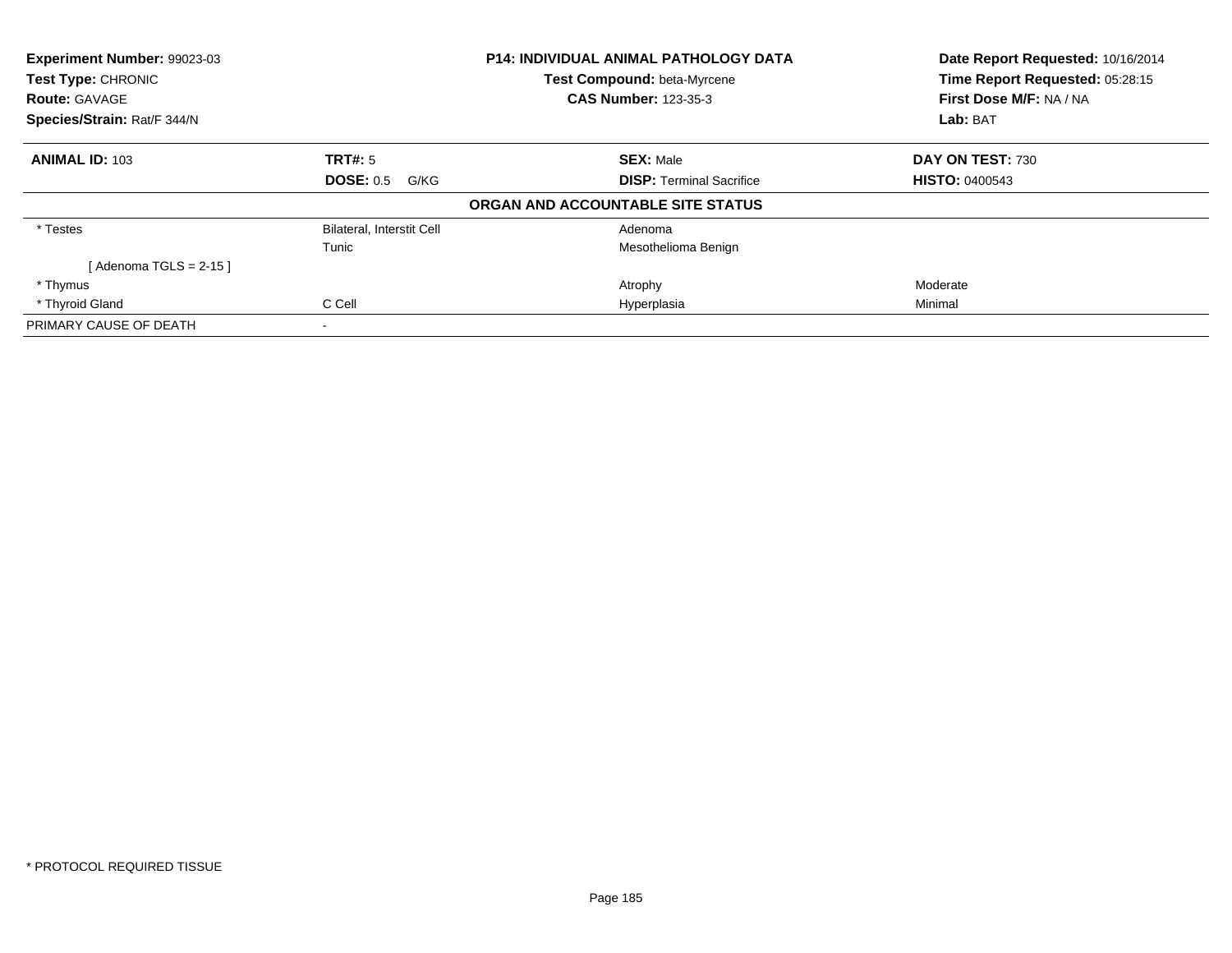**Experiment Number:** 99023-03
**Test Type:** CHRONIC
**Route:** GAVAGE
**Species/Strain:** Rat/F 344/N

**P14: INDIVIDUAL ANIMAL PATHOLOGY DATA**
**Test Compound:** beta-Myrcene
**CAS Number:** 123-35-3

**Date Report Requested:** 10/16/2014
**Time Report Requested:** 05:28:15
**First Dose M/F:** NA / NA
**Lab:** BAT

| **ANIMAL ID:** 103 | **TRT#:** 5 | **SEX:** Male | **DAY ON TEST:** 730 |
|---|---|---|---|
| | **DOSE:** 0.5 G/KG | **DISP:** Terminal Sacrifice | **HISTO:** 0400543 |

**ORGAN AND ACCOUNTABLE SITE STATUS**

| | | | |
|---|---|---|---|
| * Testes | Bilateral, Interstit Cell | Adenoma | |
| | Tunic | Mesothelioma Benign | |
| [ Adenoma TGLS = 2-15 ] | | | |
| * Thymus | | Atrophy | Moderate |
| * Thyroid Gland | C Cell | Hyperplasia | Minimal |
| PRIMARY CAUSE OF DEATH | - | | |

* PROTOCOL REQUIRED TISSUE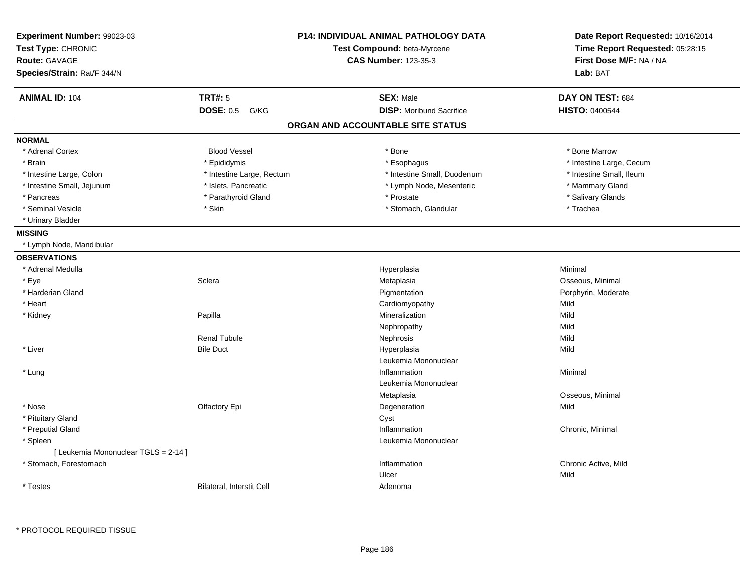**Experiment Number:** 99023-03
**Test Type:** CHRONIC
**Route:** GAVAGE
**Species/Strain:** Rat/F 344/N

**P14: INDIVIDUAL ANIMAL PATHOLOGY DATA**
**Test Compound:** beta-Myrcene
**CAS Number:** 123-35-3

**Date Report Requested:** 10/16/2014
**Time Report Requested:** 05:28:15
**First Dose M/F:** NA / NA
**Lab:** BAT

| **ANIMAL ID:** 104 | **TRT#:** 5 | **SEX:** Male | **DAY ON TEST:** 684 |
|---|---|---|---|
| | **DOSE:** 0.5 G/KG | **DISP:** Moribund Sacrifice | **HISTO:** 0400544 |

## ORGAN AND ACCOUNTABLE SITE STATUS

**NORMAL**

| | | | |
|---|---|---|---|
| * Adrenal Cortex | Blood Vessel | * Bone | * Bone Marrow |
| * Brain | * Epididymis | * Esophagus | * Intestine Large, Cecum |
| * Intestine Large, Colon | * Intestine Large, Rectum | * Intestine Small, Duodenum | * Intestine Small, Ileum |
| * Intestine Small, Jejunum | * Islets, Pancreatic | * Lymph Node, Mesenteric | * Mammary Gland |
| * Pancreas | * Parathyroid Gland | * Prostate | * Salivary Glands |
| * Seminal Vesicle | * Skin | * Stomach, Glandular | * Trachea |
| * Urinary Bladder | | | |

**MISSING**

* Lymph Node, Mandibular

**OBSERVATIONS**

| | | | |
|---|---|---|---|
| * Adrenal Medulla | | Hyperplasia | Minimal |
| * Eye | Sclera | Metaplasia | Osseous, Minimal |
| * Harderian Gland | | Pigmentation | Porphyrin, Moderate |
| * Heart | | Cardiomyopathy | Mild |
| * Kidney | Papilla | Mineralization | Mild |
| | | Nephropathy | Mild |
| | Renal Tubule | Nephrosis | Mild |
| * Liver | Bile Duct | Hyperplasia | Mild |
| | | Leukemia Mononuclear | |
| * Lung | | Inflammation | Minimal |
| | | Leukemia Mononuclear | |
| | | Metaplasia | Osseous, Minimal |
| * Nose | Olfactory Epi | Degeneration | Mild |
| * Pituitary Gland | | Cyst | |
| * Preputial Gland | | Inflammation | Chronic, Minimal |
| * Spleen | | Leukemia Mononuclear | |
| [ Leukemia Mononuclear TGLS = 2-14 ] | | | |
| * Stomach, Forestomach | | Inflammation | Chronic Active, Mild |
| | | Ulcer | Mild |
| * Testes | Bilateral, Interstit Cell | Adenoma | |

* PROTOCOL REQUIRED TISSUE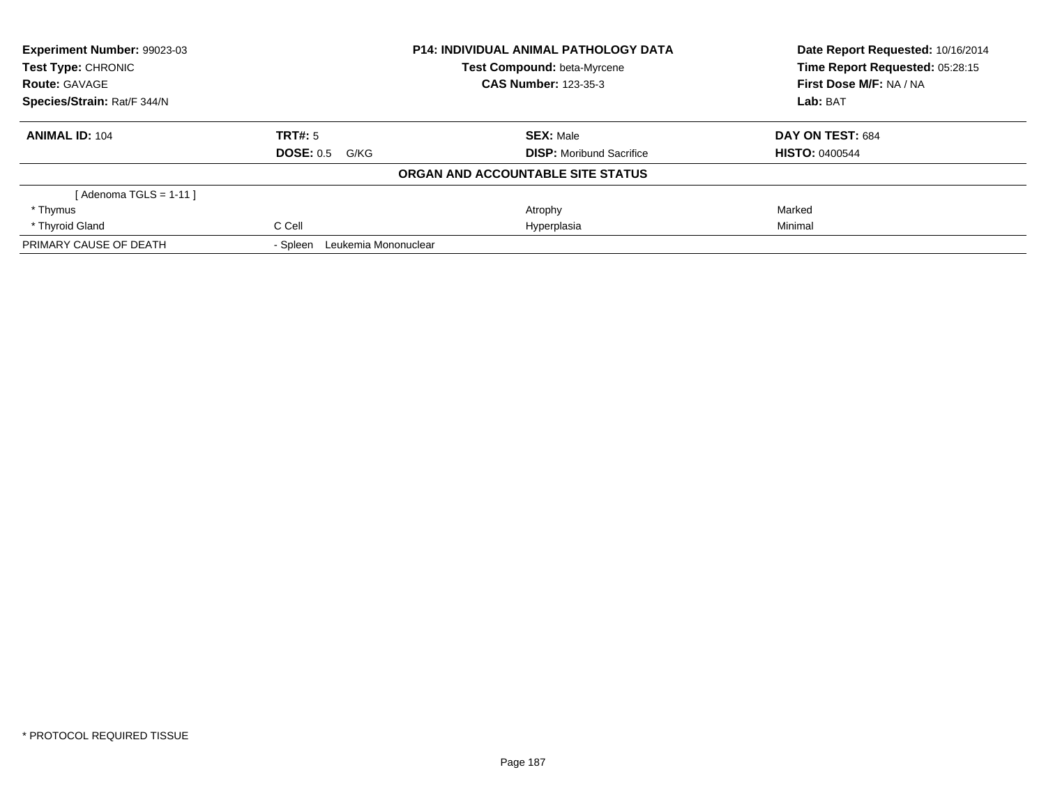| Experiment Number: 99023-03 | P14: INDIVIDUAL ANIMAL PATHOLOGY DATA | Date Report Requested: 10/16/2014 |
|---|---|---|
| Test Type: CHRONIC | Test Compound: beta-Myrcene | Time Report Requested: 05:28:15 |
| Route: GAVAGE | CAS Number: 123-35-3 | First Dose M/F: NA / NA |
| Species/Strain: Rat/F 344/N | | Lab: BAT |

| ANIMAL ID: 104 | TRT#: 5 | SEX: Male | DAY ON TEST: 684 |
|---|---|---|---|
| | DOSE: 0.5 G/KG | DISP: Moribund Sacrifice | HISTO: 0400544 |

**ORGAN AND ACCOUNTABLE SITE STATUS**

| | | | |
|---|---|---|---|
| [ Adenoma TGLS = 1-11 ] | | | |
| * Thymus | | Atrophy | Marked |
| * Thyroid Gland | C Cell | Hyperplasia | Minimal |
| PRIMARY CAUSE OF DEATH | - Spleen Leukemia Mononuclear | | |

* PROTOCOL REQUIRED TISSUE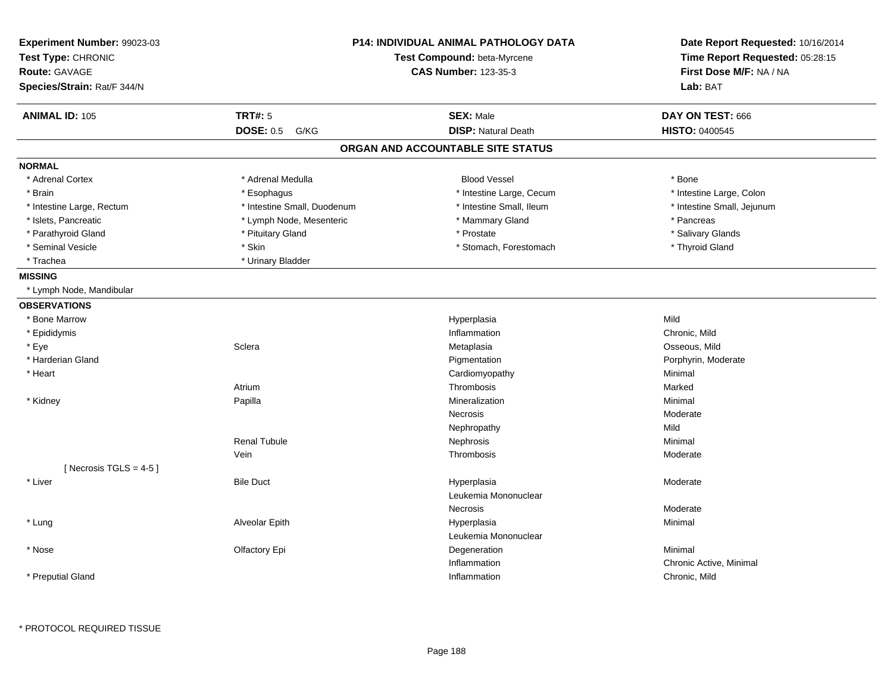**Experiment Number:** 99023-03
**Test Type:** CHRONIC
**Route:** GAVAGE
**Species/Strain:** Rat/F 344/N

**P14: INDIVIDUAL ANIMAL PATHOLOGY DATA**
**Test Compound:** beta-Myrcene
**CAS Number:** 123-35-3

**Date Report Requested:** 10/16/2014
**Time Report Requested:** 05:28:15
**First Dose M/F:** NA / NA
**Lab:** BAT

| **ANIMAL ID:** 105 | **TRT#:** 5 | **SEX:** Male | **DAY ON TEST:** 666 |
|---|---|---|---|
| | **DOSE:** 0.5 G/KG | **DISP:** Natural Death | **HISTO:** 0400545 |

## ORGAN AND ACCOUNTABLE SITE STATUS

**NORMAL**

| | | | |
|---|---|---|---|
| * Adrenal Cortex | * Adrenal Medulla | Blood Vessel | * Bone |
| * Brain | * Esophagus | * Intestine Large, Cecum | * Intestine Large, Colon |
| * Intestine Large, Rectum | * Intestine Small, Duodenum | * Intestine Small, Ileum | * Intestine Small, Jejunum |
| * Islets, Pancreatic | * Lymph Node, Mesenteric | * Mammary Gland | * Pancreas |
| * Parathyroid Gland | * Pituitary Gland | * Prostate | * Salivary Glands |
| * Seminal Vesicle | * Skin | * Stomach, Forestomach | * Thyroid Gland |
| * Trachea | * Urinary Bladder | | |

**MISSING**

* Lymph Node, Mandibular

**OBSERVATIONS**

| Organ | Site | Observation | Severity |
|---|---|---|---|
| * Bone Marrow | | Hyperplasia | Mild |
| * Epididymis | | Inflammation | Chronic, Mild |
| * Eye | Sclera | Metaplasia | Osseous, Mild |
| * Harderian Gland | | Pigmentation | Porphyrin, Moderate |
| * Heart | | Cardiomyopathy | Minimal |
| | Atrium | Thrombosis | Marked |
| * Kidney | Papilla | Mineralization | Minimal |
| | | Necrosis | Moderate |
| | | Nephropathy | Mild |
| | Renal Tubule | Nephrosis | Minimal |
| | Vein | Thrombosis | Moderate |
| [ Necrosis TGLS = 4-5 ] | | | |
| * Liver | Bile Duct | Hyperplasia | Moderate |
| | | Leukemia Mononuclear | |
| | | Necrosis | Moderate |
| * Lung | Alveolar Epith | Hyperplasia | Minimal |
| | | Leukemia Mononuclear | |
| * Nose | Olfactory Epi | Degeneration | Minimal |
| | | Inflammation | Chronic Active, Minimal |
| * Preputial Gland | | Inflammation | Chronic, Mild |

\* PROTOCOL REQUIRED TISSUE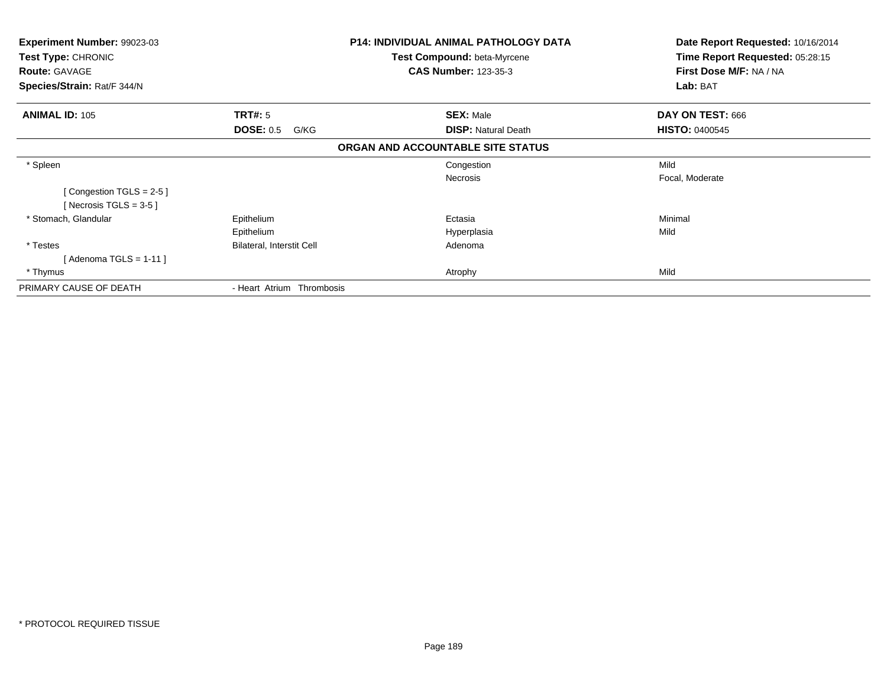**Experiment Number:** 99023-03
**Test Type:** CHRONIC
**Route:** GAVAGE
**Species/Strain:** Rat/F 344/N

**P14: INDIVIDUAL ANIMAL PATHOLOGY DATA**
**Test Compound:** beta-Myrcene
**CAS Number:** 123-35-3

**Date Report Requested:** 10/16/2014
**Time Report Requested:** 05:28:15
**First Dose M/F:** NA / NA
**Lab:** BAT

| **ANIMAL ID:** 105 | **TRT#:** 5 | **SEX:** Male | **DAY ON TEST:** 666 |
|---|---|---|---|
| | **DOSE:** 0.5 G/KG | **DISP:** Natural Death | **HISTO:** 0400545 |

**ORGAN AND ACCOUNTABLE SITE STATUS**

| | | | |
|---|---|---|---|
| * Spleen | | Congestion | Mild |
| | | Necrosis | Focal, Moderate |
| [ Congestion TGLS = 2-5 ] | | | |
| [ Necrosis TGLS = 3-5 ] | | | |
| * Stomach, Glandular | Epithelium | Ectasia | Minimal |
| | Epithelium | Hyperplasia | Mild |
| * Testes | Bilateral, Interstit Cell | Adenoma | |
| [ Adenoma TGLS = 1-11 ] | | | |
| * Thymus | | Atrophy | Mild |
| PRIMARY CAUSE OF DEATH | - Heart Atrium Thrombosis | | |

* PROTOCOL REQUIRED TISSUE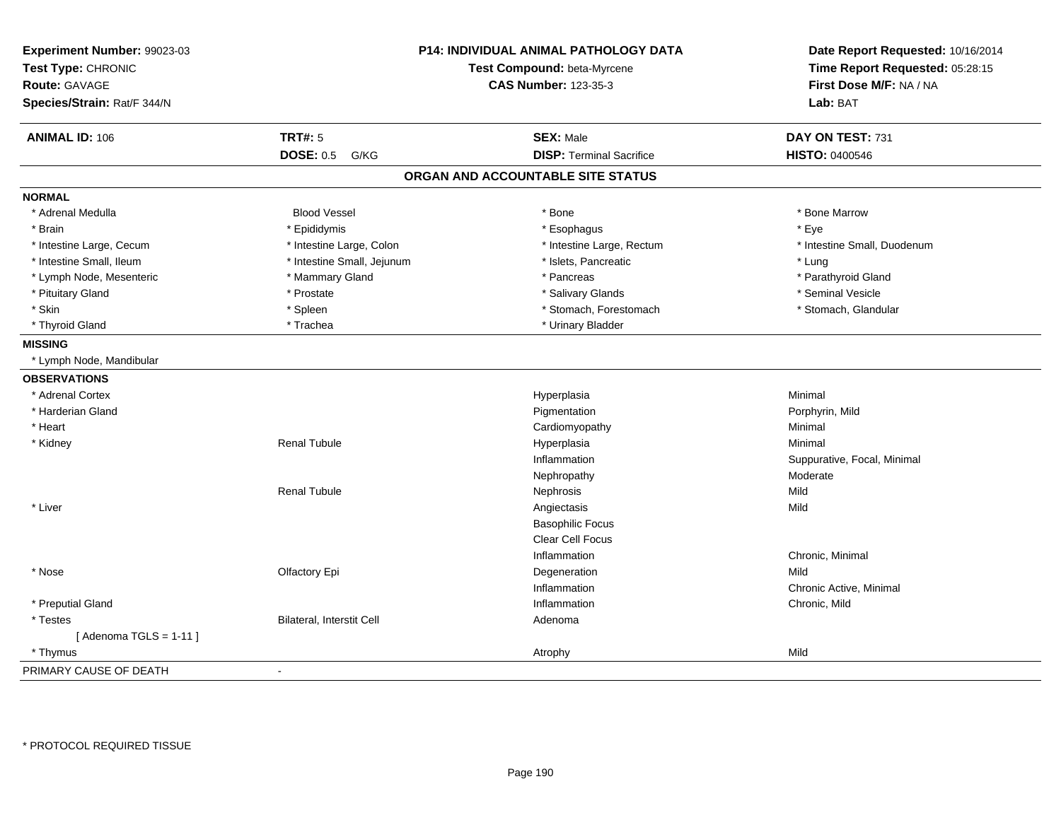**Experiment Number:** 99023-03
**Test Type:** CHRONIC
**Route:** GAVAGE
**Species/Strain:** Rat/F 344/N

**P14: INDIVIDUAL ANIMAL PATHOLOGY DATA**
**Test Compound:** beta-Myrcene
**CAS Number:** 123-35-3

**Date Report Requested:** 10/16/2014
**Time Report Requested:** 05:28:15
**First Dose M/F:** NA / NA
**Lab:** BAT

| **ANIMAL ID:** 106 | **TRT#:** 5 | **SEX:** Male | **DAY ON TEST:** 731 |
|---|---|---|---|
| | **DOSE:** 0.5 G/KG | **DISP:** Terminal Sacrifice | **HISTO:** 0400546 |

## ORGAN AND ACCOUNTABLE SITE STATUS

**NORMAL**

| | | | |
|---|---|---|---|
| * Adrenal Medulla | Blood Vessel | * Bone | * Bone Marrow |
| * Brain | * Epididymis | * Esophagus | * Eye |
| * Intestine Large, Cecum | * Intestine Large, Colon | * Intestine Large, Rectum | * Intestine Small, Duodenum |
| * Intestine Small, Ileum | * Intestine Small, Jejunum | * Islets, Pancreatic | * Lung |
| * Lymph Node, Mesenteric | * Mammary Gland | * Pancreas | * Parathyroid Gland |
| * Pituitary Gland | * Prostate | * Salivary Glands | * Seminal Vesicle |
| * Skin | * Spleen | * Stomach, Forestomach | * Stomach, Glandular |
| * Thyroid Gland | * Trachea | * Urinary Bladder | |

**MISSING**

* Lymph Node, Mandibular

**OBSERVATIONS**

| | | | |
|---|---|---|---|
| * Adrenal Cortex | | Hyperplasia | Minimal |
| * Harderian Gland | | Pigmentation | Porphyrin, Mild |
| * Heart | | Cardiomyopathy | Minimal |
| * Kidney | Renal Tubule | Hyperplasia | Minimal |
| | | Inflammation | Suppurative, Focal, Minimal |
| | | Nephropathy | Moderate |
| | Renal Tubule | Nephrosis | Mild |
| * Liver | | Angiectasis | Mild |
| | | Basophilic Focus | |
| | | Clear Cell Focus | |
| | | Inflammation | Chronic, Minimal |
| * Nose | Olfactory Epi | Degeneration | Mild |
| | | Inflammation | Chronic Active, Minimal |
| * Preputial Gland | | Inflammation | Chronic, Mild |
| * Testes | Bilateral, Interstit Cell | Adenoma | |
| [ Adenoma TGLS = 1-11 ] | | | |
| * Thymus | | Atrophy | Mild |

PRIMARY CAUSE OF DEATH -

\* PROTOCOL REQUIRED TISSUE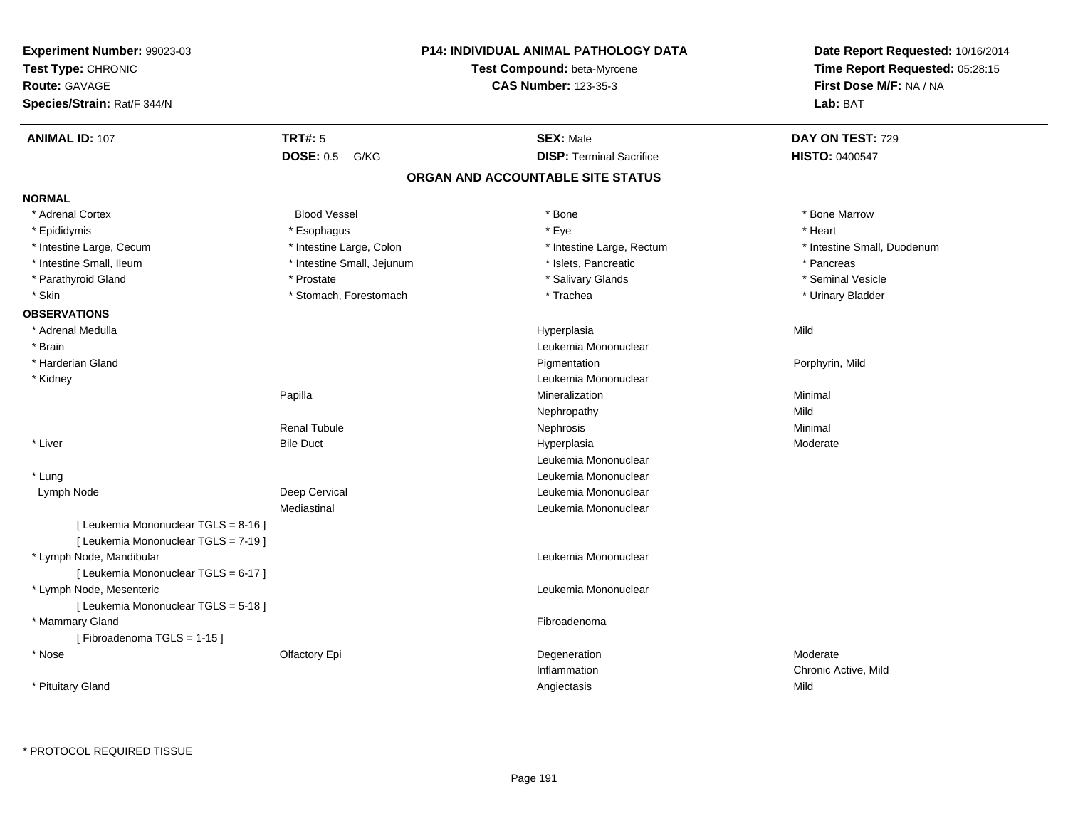**Experiment Number:** 99023-03
**Test Type:** CHRONIC
**Route:** GAVAGE
**Species/Strain:** Rat/F 344/N

**P14: INDIVIDUAL ANIMAL PATHOLOGY DATA**
**Test Compound:** beta-Myrcene
**CAS Number:** 123-35-3

**Date Report Requested:** 10/16/2014
**Time Report Requested:** 05:28:15
**First Dose M/F:** NA / NA
**Lab:** BAT

| **ANIMAL ID:** 107 | **TRT#:** 5 | **SEX:** Male | **DAY ON TEST:** 729 |
|---|---|---|---|
| | **DOSE:** 0.5 G/KG | **DISP:** Terminal Sacrifice | **HISTO:** 0400547 |

## ORGAN AND ACCOUNTABLE SITE STATUS

**NORMAL**

| | | | |
|---|---|---|---|
| * Adrenal Cortex | Blood Vessel | * Bone | * Bone Marrow |
| * Epididymis | * Esophagus | * Eye | * Heart |
| * Intestine Large, Cecum | * Intestine Large, Colon | * Intestine Large, Rectum | * Intestine Small, Duodenum |
| * Intestine Small, Ileum | * Intestine Small, Jejunum | * Islets, Pancreatic | * Pancreas |
| * Parathyroid Gland | * Prostate | * Salivary Glands | * Seminal Vesicle |
| * Skin | * Stomach, Forestomach | * Trachea | * Urinary Bladder |

**OBSERVATIONS**

| Organ | Site | Observation | Severity |
|---|---|---|---|
| * Adrenal Medulla | | Hyperplasia | Mild |
| * Brain | | Leukemia Mononuclear | |
| * Harderian Gland | | Pigmentation | Porphyrin, Mild |
| * Kidney | | Leukemia Mononuclear | |
| | Papilla | Mineralization | Minimal |
| | | Nephropathy | Mild |
| | Renal Tubule | Nephrosis | Minimal |
| * Liver | Bile Duct | Hyperplasia | Moderate |
| | | Leukemia Mononuclear | |
| * Lung | | Leukemia Mononuclear | |
| Lymph Node | Deep Cervical | Leukemia Mononuclear | |
| | Mediastinal | Leukemia Mononuclear | |
| [ Leukemia Mononuclear TGLS = 8-16 ] | | | |
| [ Leukemia Mononuclear TGLS = 7-19 ] | | | |
| * Lymph Node, Mandibular | | Leukemia Mononuclear | |
| [ Leukemia Mononuclear TGLS = 6-17 ] | | | |
| * Lymph Node, Mesenteric | | Leukemia Mononuclear | |
| [ Leukemia Mononuclear TGLS = 5-18 ] | | | |
| * Mammary Gland | | Fibroadenoma | |
| [ Fibroadenoma TGLS = 1-15 ] | | | |
| * Nose | Olfactory Epi | Degeneration | Moderate |
| | | Inflammation | Chronic Active, Mild |
| * Pituitary Gland | | Angiectasis | Mild |

\* PROTOCOL REQUIRED TISSUE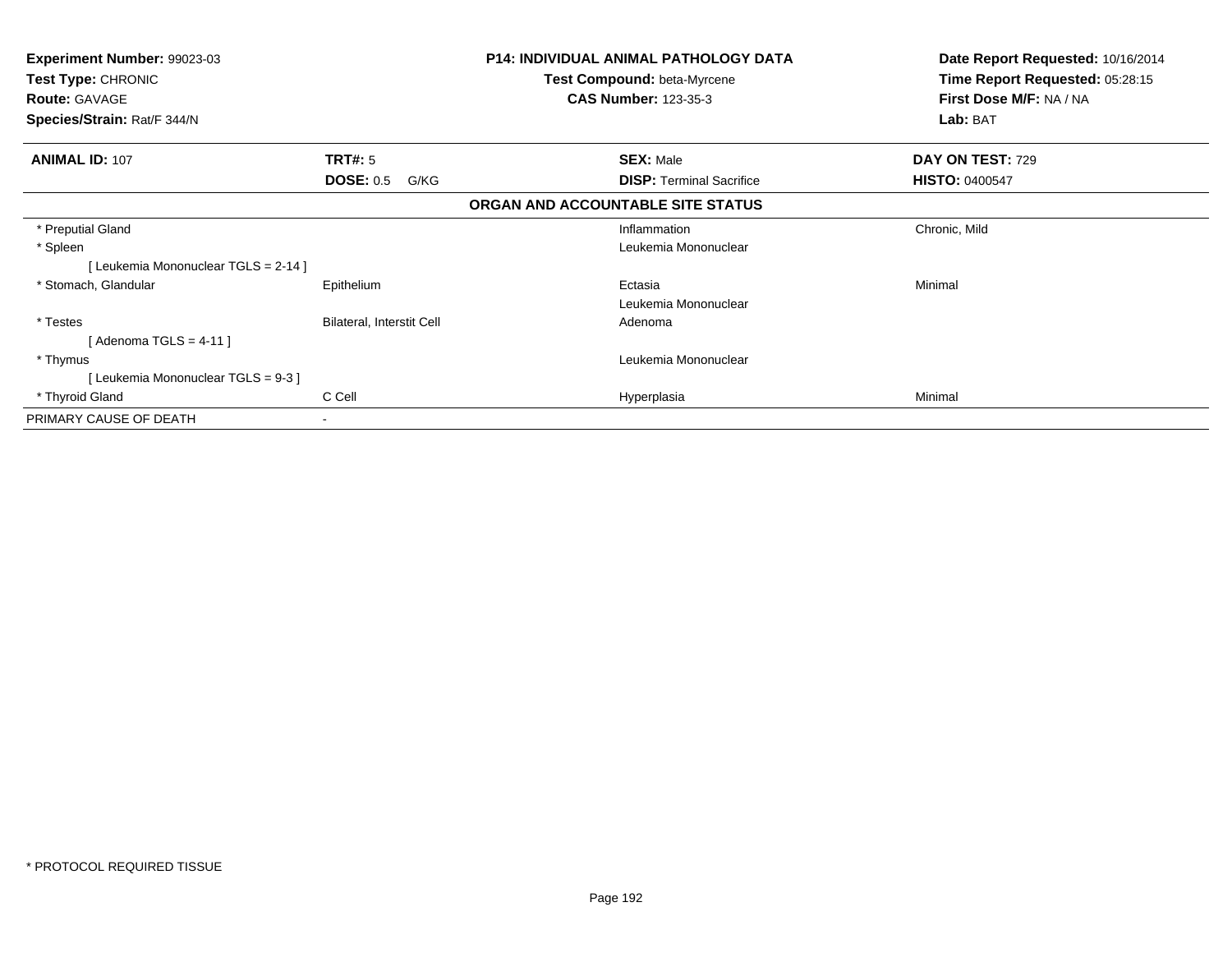**Experiment Number:** 99023-03
**Test Type:** CHRONIC
**Route:** GAVAGE
**Species/Strain:** Rat/F 344/N

**P14: INDIVIDUAL ANIMAL PATHOLOGY DATA**
**Test Compound:** beta-Myrcene
**CAS Number:** 123-35-3

**Date Report Requested:** 10/16/2014
**Time Report Requested:** 05:28:15
**First Dose M/F:** NA / NA
**Lab:** BAT

| **ANIMAL ID:** 107 | **TRT#:** 5 | **SEX:** Male | **DAY ON TEST:** 729 |
|---|---|---|---|
| | **DOSE:** 0.5 G/KG | **DISP:** Terminal Sacrifice | **HISTO:** 0400547 |

**ORGAN AND ACCOUNTABLE SITE STATUS**

| | | | |
|---|---|---|---|
| * Preputial Gland | | Inflammation | Chronic, Mild |
| * Spleen | | Leukemia Mononuclear | |
| [ Leukemia Mononuclear TGLS = 2-14 ] | | | |
| * Stomach, Glandular | Epithelium | Ectasia | Minimal |
| | | Leukemia Mononuclear | |
| * Testes | Bilateral, Interstit Cell | Adenoma | |
| [ Adenoma TGLS = 4-11 ] | | | |
| * Thymus | | Leukemia Mononuclear | |
| [ Leukemia Mononuclear TGLS = 9-3 ] | | | |
| * Thyroid Gland | C Cell | Hyperplasia | Minimal |
| PRIMARY CAUSE OF DEATH | - | | |

* PROTOCOL REQUIRED TISSUE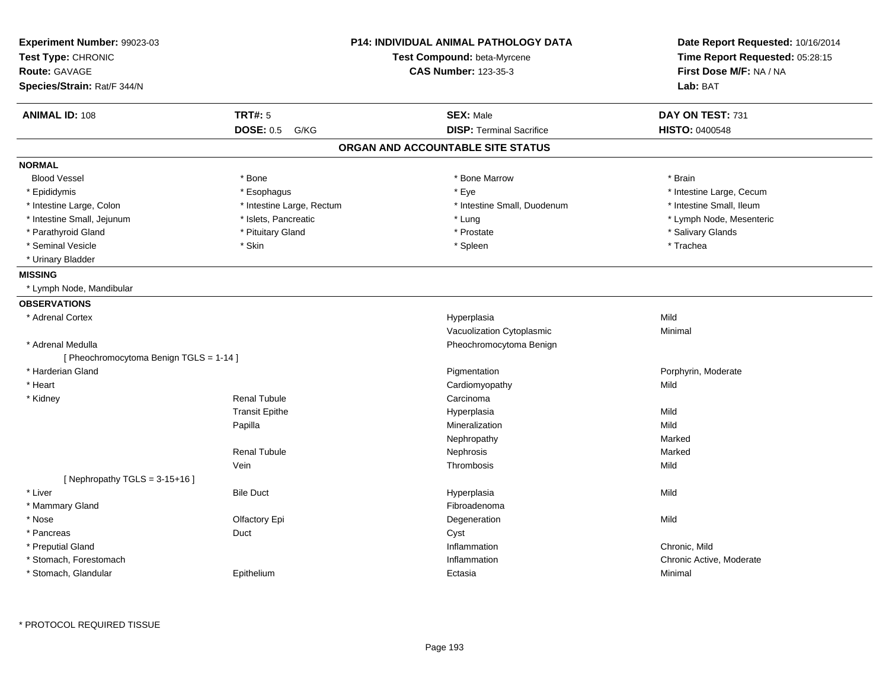**Experiment Number:** 99023-03
**Test Type:** CHRONIC
**Route:** GAVAGE
**Species/Strain:** Rat/F 344/N

**P14: INDIVIDUAL ANIMAL PATHOLOGY DATA**
**Test Compound:** beta-Myrcene
**CAS Number:** 123-35-3

**Date Report Requested:** 10/16/2014
**Time Report Requested:** 05:28:15
**First Dose M/F:** NA / NA
**Lab:** BAT

| **ANIMAL ID:** 108 | **TRT#:** 5 | **SEX:** Male | **DAY ON TEST:** 731 |
|---|---|---|---|
| | **DOSE:** 0.5 G/KG | **DISP:** Terminal Sacrifice | **HISTO:** 0400548 |

## ORGAN AND ACCOUNTABLE SITE STATUS

**NORMAL**

| | | | |
|---|---|---|---|
| Blood Vessel | * Bone | * Bone Marrow | * Brain |
| * Epididymis | * Esophagus | * Eye | * Intestine Large, Cecum |
| * Intestine Large, Colon | * Intestine Large, Rectum | * Intestine Small, Duodenum | * Intestine Small, Ileum |
| * Intestine Small, Jejunum | * Islets, Pancreatic | * Lung | * Lymph Node, Mesenteric |
| * Parathyroid Gland | * Pituitary Gland | * Prostate | * Salivary Glands |
| * Seminal Vesicle | * Skin | * Spleen | * Trachea |
| * Urinary Bladder | | | |

**MISSING**

* Lymph Node, Mandibular

**OBSERVATIONS**

| Organ | Site | Observation | Severity |
|---|---|---|---|
| * Adrenal Cortex | | Hyperplasia | Mild |
| | | Vacuolization Cytoplasmic | Minimal |
| * Adrenal Medulla | | Pheochromocytoma Benign | |
| [ Pheochromocytoma Benign TGLS = 1-14 ] | | | |
| * Harderian Gland | | Pigmentation | Porphyrin, Moderate |
| * Heart | | Cardiomyopathy | Mild |
| * Kidney | Renal Tubule | Carcinoma | |
| | Transit Epithe | Hyperplasia | Mild |
| | Papilla | Mineralization | Mild |
| | | Nephropathy | Marked |
| | Renal Tubule | Nephrosis | Marked |
| | Vein | Thrombosis | Mild |
| [ Nephropathy TGLS = 3-15+16 ] | | | |
| * Liver | Bile Duct | Hyperplasia | Mild |
| * Mammary Gland | | Fibroadenoma | |
| * Nose | Olfactory Epi | Degeneration | Mild |
| * Pancreas | Duct | Cyst | |
| * Preputial Gland | | Inflammation | Chronic, Mild |
| * Stomach, Forestomach | | Inflammation | Chronic Active, Moderate |
| * Stomach, Glandular | Epithelium | Ectasia | Minimal |

\* PROTOCOL REQUIRED TISSUE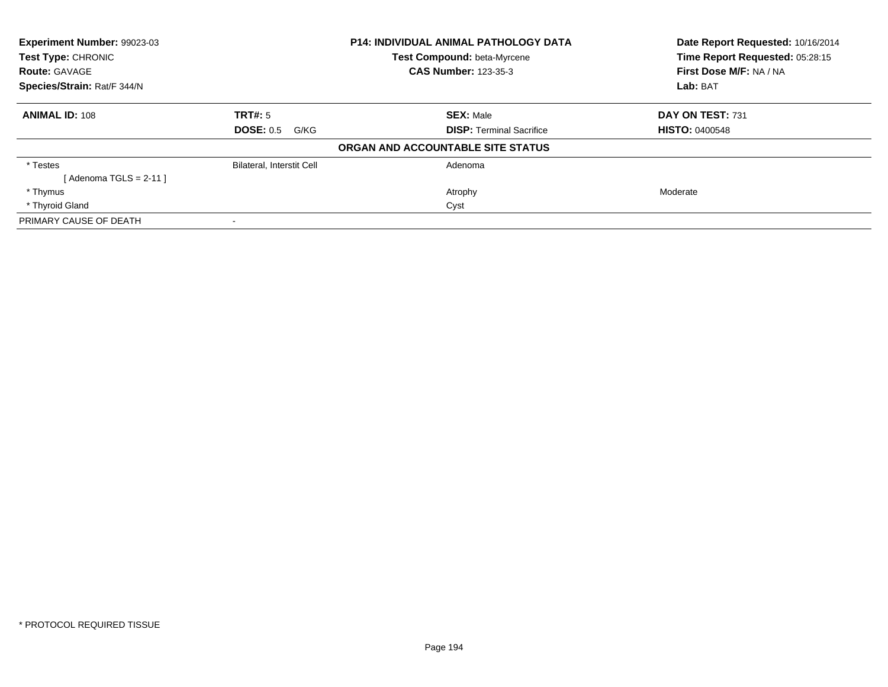**Experiment Number:** 99023-03
**Test Type:** CHRONIC
**Route:** GAVAGE
**Species/Strain:** Rat/F 344/N

**P14: INDIVIDUAL ANIMAL PATHOLOGY DATA**
**Test Compound:** beta-Myrcene
**CAS Number:** 123-35-3

**Date Report Requested:** 10/16/2014
**Time Report Requested:** 05:28:15
**First Dose M/F:** NA / NA
**Lab:** BAT

| **ANIMAL ID:** 108 | **TRT#:** 5 | **SEX:** Male | **DAY ON TEST:** 731 |
|---|---|---|---|
| | **DOSE:** 0.5 G/KG | **DISP:** Terminal Sacrifice | **HISTO:** 0400548 |

**ORGAN AND ACCOUNTABLE SITE STATUS**

| | | | |
|---|---|---|---|
| * Testes | Bilateral, Interstit Cell | Adenoma | |
| [ Adenoma TGLS = 2-11 ] | | | |
| * Thymus | | Atrophy | Moderate |
| * Thyroid Gland | | Cyst | |
| PRIMARY CAUSE OF DEATH | - | | |

* PROTOCOL REQUIRED TISSUE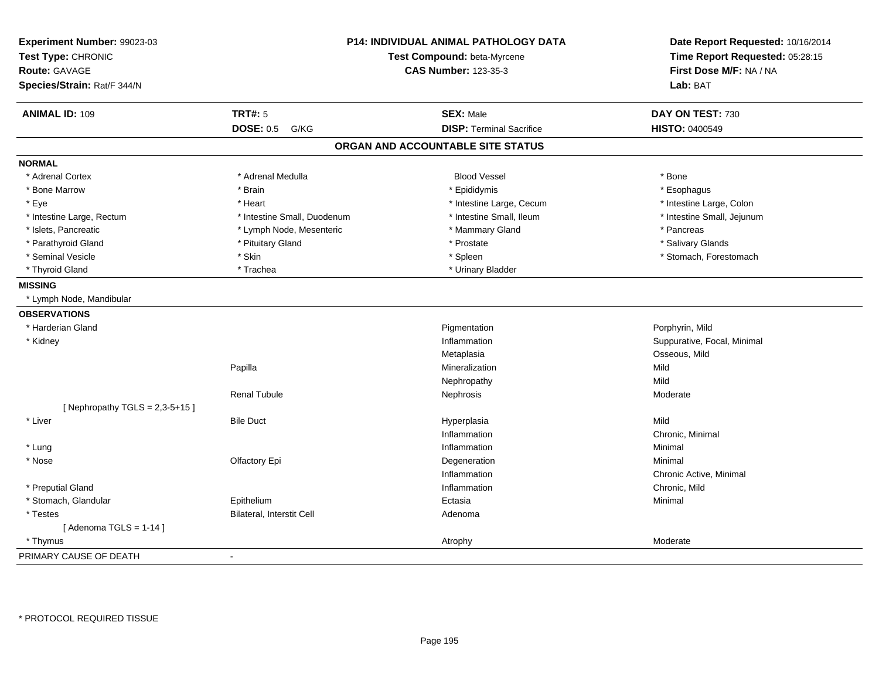**Experiment Number:** 99023-03
**Test Type:** CHRONIC
**Route:** GAVAGE
**Species/Strain:** Rat/F 344/N

**P14: INDIVIDUAL ANIMAL PATHOLOGY DATA**
**Test Compound:** beta-Myrcene
**CAS Number:** 123-35-3

**Date Report Requested:** 10/16/2014
**Time Report Requested:** 05:28:15
**First Dose M/F:** NA / NA
**Lab:** BAT

| **ANIMAL ID:** 109 | **TRT#:** 5 | **SEX:** Male | **DAY ON TEST:** 730 |
|---|---|---|---|
| | **DOSE:** 0.5 G/KG | **DISP:** Terminal Sacrifice | **HISTO:** 0400549 |

## ORGAN AND ACCOUNTABLE SITE STATUS

**NORMAL**

| | | | |
|---|---|---|---|
| * Adrenal Cortex | * Adrenal Medulla | Blood Vessel | * Bone |
| * Bone Marrow | * Brain | * Epididymis | * Esophagus |
| * Eye | * Heart | * Intestine Large, Cecum | * Intestine Large, Colon |
| * Intestine Large, Rectum | * Intestine Small, Duodenum | * Intestine Small, Ileum | * Intestine Small, Jejunum |
| * Islets, Pancreatic | * Lymph Node, Mesenteric | * Mammary Gland | * Pancreas |
| * Parathyroid Gland | * Pituitary Gland | * Prostate | * Salivary Glands |
| * Seminal Vesicle | * Skin | * Spleen | * Stomach, Forestomach |
| * Thyroid Gland | * Trachea | * Urinary Bladder | |

**MISSING**

* Lymph Node, Mandibular

**OBSERVATIONS**

| Organ | Site | Observation | Severity |
|---|---|---|---|
| * Harderian Gland | | Pigmentation | Porphyrin, Mild |
| * Kidney | | Inflammation | Suppurative, Focal, Minimal |
| | | Metaplasia | Osseous, Mild |
| | Papilla | Mineralization | Mild |
| | | Nephropathy | Mild |
| | Renal Tubule | Nephrosis | Moderate |
| [ Nephropathy TGLS = 2,3-5+15 ] | | | |
| * Liver | Bile Duct | Hyperplasia | Mild |
| | | Inflammation | Chronic, Minimal |
| * Lung | | Inflammation | Minimal |
| * Nose | Olfactory Epi | Degeneration | Minimal |
| | | Inflammation | Chronic Active, Minimal |
| * Preputial Gland | | Inflammation | Chronic, Mild |
| * Stomach, Glandular | Epithelium | Ectasia | Minimal |
| * Testes | Bilateral, Interstit Cell | Adenoma | |
| [ Adenoma TGLS = 1-14 ] | | | |
| * Thymus | | Atrophy | Moderate |

PRIMARY CAUSE OF DEATH -

* PROTOCOL REQUIRED TISSUE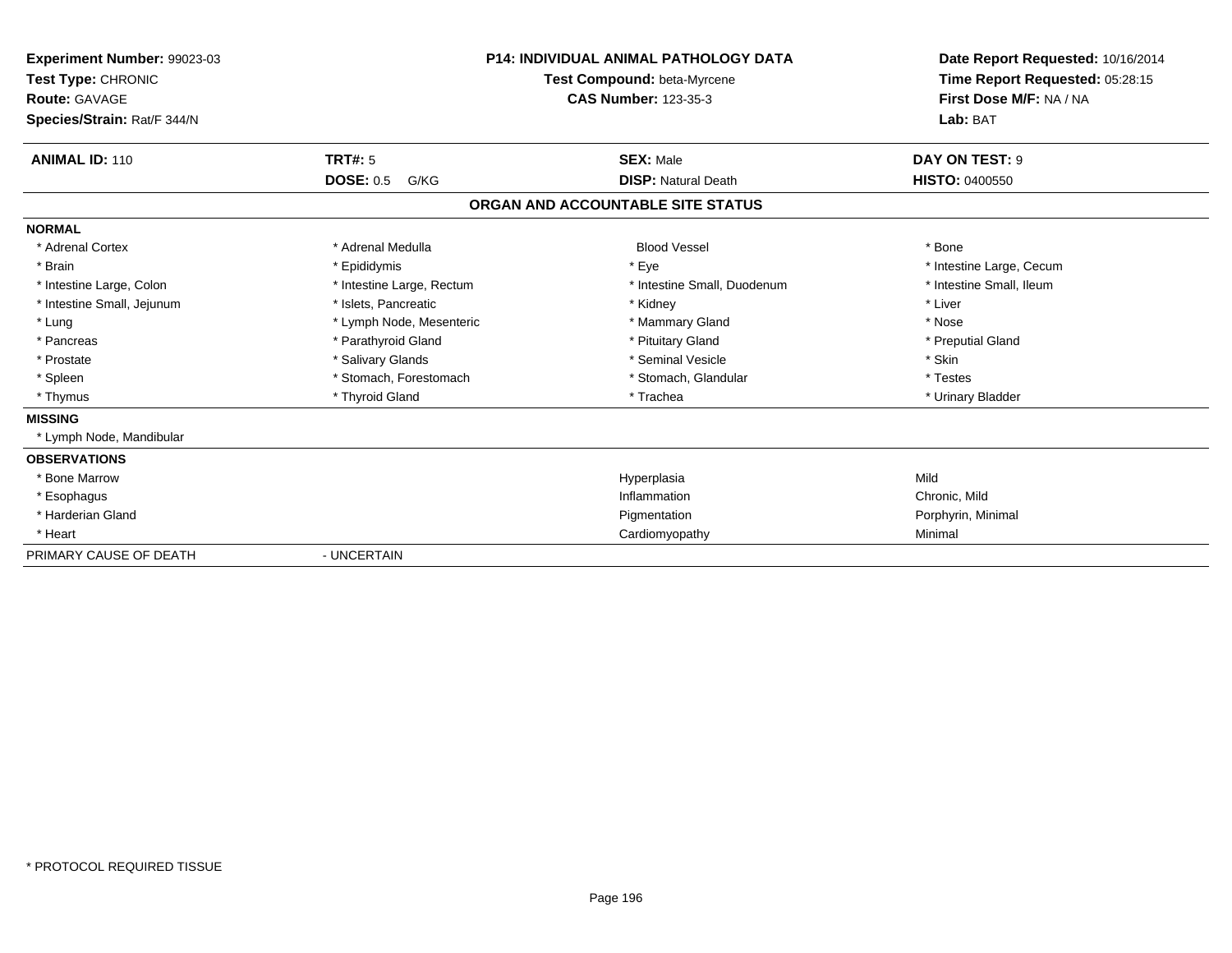**Experiment Number:** 99023-03
**Test Type:** CHRONIC
**Route:** GAVAGE
**Species/Strain:** Rat/F 344/N

**P14: INDIVIDUAL ANIMAL PATHOLOGY DATA**
**Test Compound:** beta-Myrcene
**CAS Number:** 123-35-3

**Date Report Requested:** 10/16/2014
**Time Report Requested:** 05:28:15
**First Dose M/F:** NA / NA
**Lab:** BAT

| **ANIMAL ID:** 110 | **TRT#:** 5 | **SEX:** Male | **DAY ON TEST:** 9 |
|---|---|---|---|
| | **DOSE:** 0.5 G/KG | **DISP:** Natural Death | **HISTO:** 0400550 |

## ORGAN AND ACCOUNTABLE SITE STATUS

**NORMAL**

| | | | |
|---|---|---|---|
| * Adrenal Cortex | * Adrenal Medulla | Blood Vessel | * Bone |
| * Brain | * Epididymis | * Eye | * Intestine Large, Cecum |
| * Intestine Large, Colon | * Intestine Large, Rectum | * Intestine Small, Duodenum | * Intestine Small, Ileum |
| * Intestine Small, Jejunum | * Islets, Pancreatic | * Kidney | * Liver |
| * Lung | * Lymph Node, Mesenteric | * Mammary Gland | * Nose |
| * Pancreas | * Parathyroid Gland | * Pituitary Gland | * Preputial Gland |
| * Prostate | * Salivary Glands | * Seminal Vesicle | * Skin |
| * Spleen | * Stomach, Forestomach | * Stomach, Glandular | * Testes |
| * Thymus | * Thyroid Gland | * Trachea | * Urinary Bladder |

**MISSING**

* Lymph Node, Mandibular

**OBSERVATIONS**

| | | |
|---|---|---|
| * Bone Marrow | Hyperplasia | Mild |
| * Esophagus | Inflammation | Chronic, Mild |
| * Harderian Gland | Pigmentation | Porphyrin, Minimal |
| * Heart | Cardiomyopathy | Minimal |

PRIMARY CAUSE OF DEATH - UNCERTAIN

* PROTOCOL REQUIRED TISSUE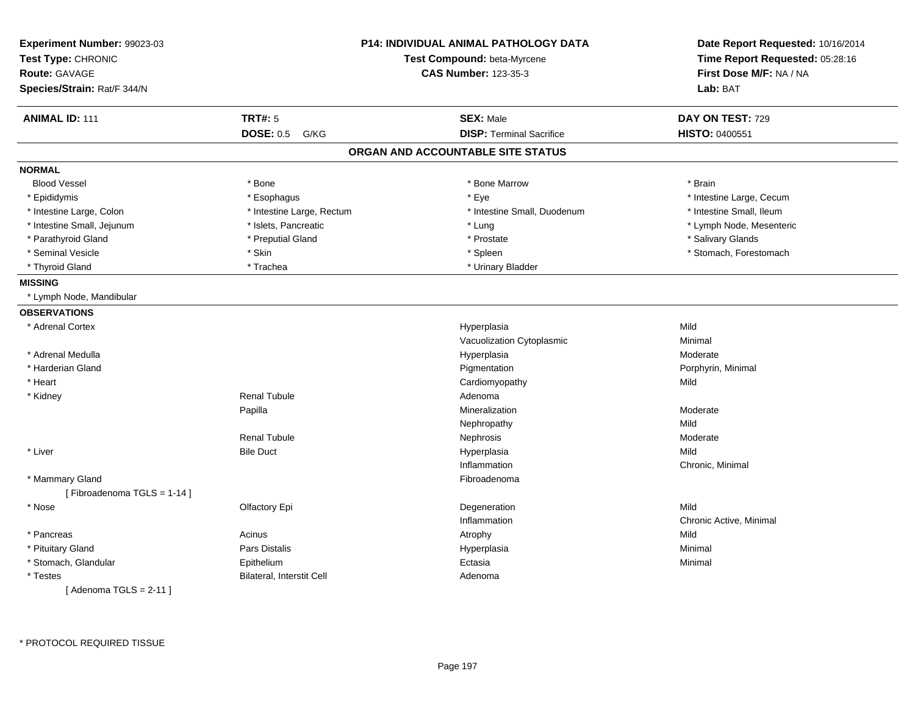**Experiment Number:** 99023-03
**Test Type:** CHRONIC
**Route:** GAVAGE
**Species/Strain:** Rat/F 344/N

**P14: INDIVIDUAL ANIMAL PATHOLOGY DATA**
**Test Compound:** beta-Myrcene
**CAS Number:** 123-35-3

**Date Report Requested:** 10/16/2014
**Time Report Requested:** 05:28:16
**First Dose M/F:** NA / NA
**Lab:** BAT

| **ANIMAL ID:** 111 | **TRT#:** 5 | **SEX:** Male | **DAY ON TEST:** 729 |
|---|---|---|---|
| | **DOSE:** 0.5 G/KG | **DISP:** Terminal Sacrifice | **HISTO:** 0400551 |

## ORGAN AND ACCOUNTABLE SITE STATUS

**NORMAL**

| | | | |
|---|---|---|---|
| Blood Vessel | * Bone | * Bone Marrow | * Brain |
| * Epididymis | * Esophagus | * Eye | * Intestine Large, Cecum |
| * Intestine Large, Colon | * Intestine Large, Rectum | * Intestine Small, Duodenum | * Intestine Small, Ileum |
| * Intestine Small, Jejunum | * Islets, Pancreatic | * Lung | * Lymph Node, Mesenteric |
| * Parathyroid Gland | * Preputial Gland | * Prostate | * Salivary Glands |
| * Seminal Vesicle | * Skin | * Spleen | * Stomach, Forestomach |
| * Thyroid Gland | * Trachea | * Urinary Bladder | |

**MISSING**

* Lymph Node, Mandibular

**OBSERVATIONS**

| Organ | Site | Observation | Severity |
|---|---|---|---|
| * Adrenal Cortex | | Hyperplasia | Mild |
| | | Vacuolization Cytoplasmic | Minimal |
| * Adrenal Medulla | | Hyperplasia | Moderate |
| * Harderian Gland | | Pigmentation | Porphyrin, Minimal |
| * Heart | | Cardiomyopathy | Mild |
| * Kidney | Renal Tubule | Adenoma | |
| | Papilla | Mineralization | Moderate |
| | | Nephropathy | Mild |
| | Renal Tubule | Nephrosis | Moderate |
| * Liver | Bile Duct | Hyperplasia | Mild |
| | | Inflammation | Chronic, Minimal |
| * Mammary Gland | | Fibroadenoma | |
| [ Fibroadenoma TGLS = 1-14 ] | | | |
| * Nose | Olfactory Epi | Degeneration | Mild |
| | | Inflammation | Chronic Active, Minimal |
| * Pancreas | Acinus | Atrophy | Mild |
| * Pituitary Gland | Pars Distalis | Hyperplasia | Minimal |
| * Stomach, Glandular | Epithelium | Ectasia | Minimal |
| * Testes | Bilateral, Interstit Cell | Adenoma | |
| [ Adenoma TGLS = 2-11 ] | | | |

* PROTOCOL REQUIRED TISSUE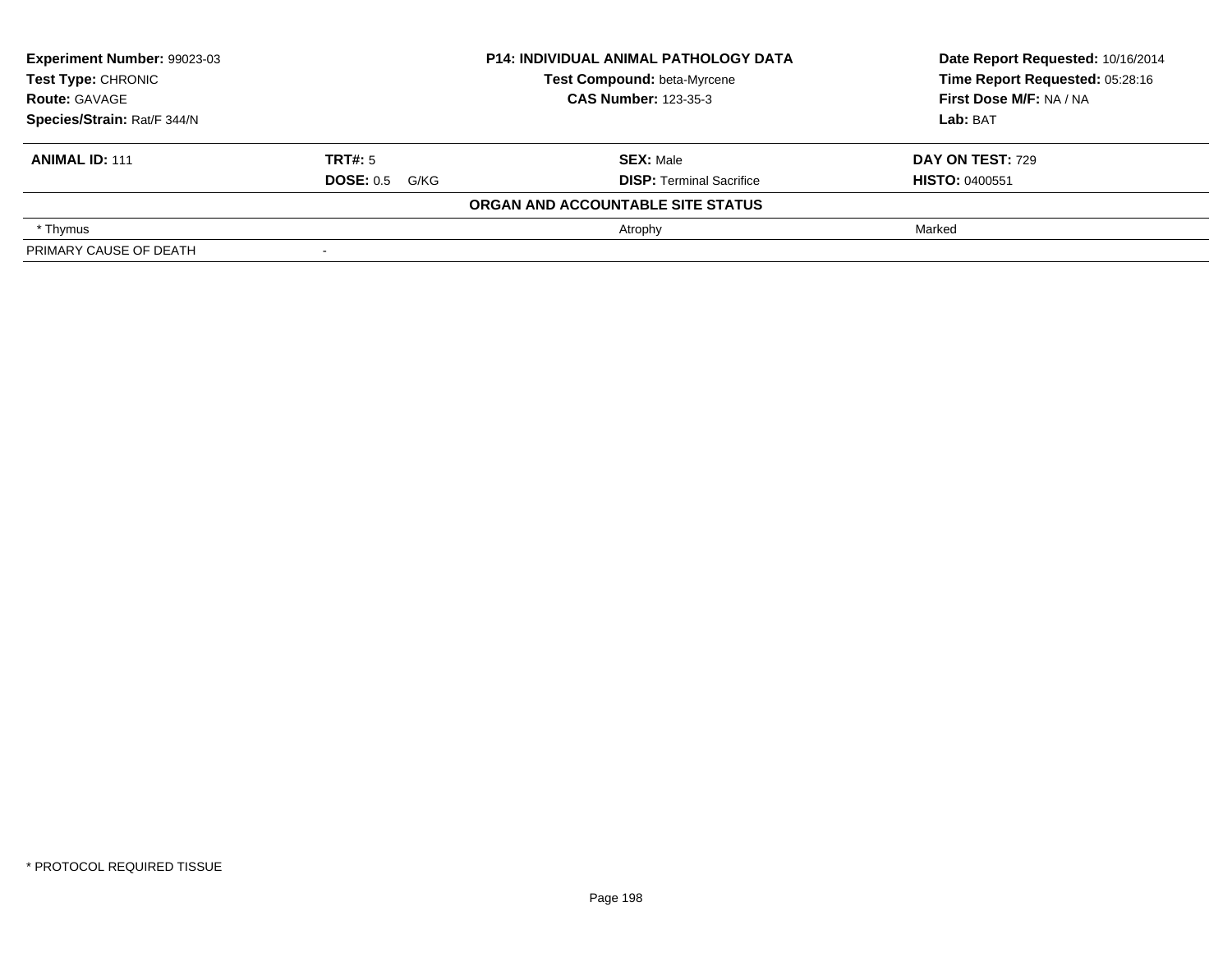| **Experiment Number:** 99023-03 | **P14: INDIVIDUAL ANIMAL PATHOLOGY DATA** | **Date Report Requested:** 10/16/2014 |
|---|---|---|
| **Test Type:** CHRONIC | **Test Compound:** beta-Myrcene | **Time Report Requested:** 05:28:16 |
| **Route:** GAVAGE | **CAS Number:** 123-35-3 | **First Dose M/F:** NA / NA |
| **Species/Strain:** Rat/F 344/N | | **Lab:** BAT |

| **ANIMAL ID:** 111 | **TRT#:** 5 | **SEX:** Male | **DAY ON TEST:** 729 |
|---|---|---|---|
| | **DOSE:** 0.5 G/KG | **DISP:** Terminal Sacrifice | **HISTO:** 0400551 |

**ORGAN AND ACCOUNTABLE SITE STATUS**

| | | | |
|---|---|---|---|
| * Thymus | | Atrophy | Marked |
| PRIMARY CAUSE OF DEATH | - | | |

* PROTOCOL REQUIRED TISSUE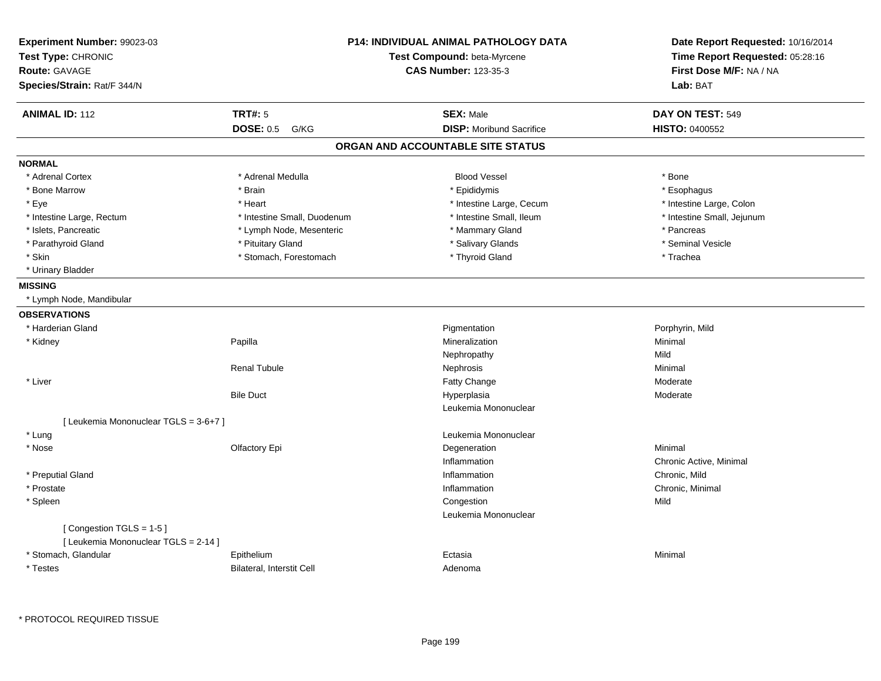**Experiment Number:** 99023-03
**Test Type:** CHRONIC
**Route:** GAVAGE
**Species/Strain:** Rat/F 344/N

**P14: INDIVIDUAL ANIMAL PATHOLOGY DATA**
**Test Compound:** beta-Myrcene
**CAS Number:** 123-35-3

**Date Report Requested:** 10/16/2014
**Time Report Requested:** 05:28:16
**First Dose M/F:** NA / NA
**Lab:** BAT

| **ANIMAL ID:** 112 | **TRT#:** 5 | **SEX:** Male | **DAY ON TEST:** 549 |
|---|---|---|---|
| | **DOSE:** 0.5 G/KG | **DISP:** Moribund Sacrifice | **HISTO:** 0400552 |

## ORGAN AND ACCOUNTABLE SITE STATUS

**NORMAL**

| | | | |
|---|---|---|---|
| * Adrenal Cortex | * Adrenal Medulla | Blood Vessel | * Bone |
| * Bone Marrow | * Brain | * Epididymis | * Esophagus |
| * Eye | * Heart | * Intestine Large, Cecum | * Intestine Large, Colon |
| * Intestine Large, Rectum | * Intestine Small, Duodenum | * Intestine Small, Ileum | * Intestine Small, Jejunum |
| * Islets, Pancreatic | * Lymph Node, Mesenteric | * Mammary Gland | * Pancreas |
| * Parathyroid Gland | * Pituitary Gland | * Salivary Glands | * Seminal Vesicle |
| * Skin | * Stomach, Forestomach | * Thyroid Gland | * Trachea |
| * Urinary Bladder | | | |

**MISSING**

* Lymph Node, Mandibular

**OBSERVATIONS**

| | | | |
|---|---|---|---|
| * Harderian Gland | | Pigmentation | Porphyrin, Mild |
| * Kidney | Papilla | Mineralization | Minimal |
| | | Nephropathy | Mild |
| | Renal Tubule | Nephrosis | Minimal |
| * Liver | | Fatty Change | Moderate |
| | Bile Duct | Hyperplasia | Moderate |
| | | Leukemia Mononuclear | |
| [ Leukemia Mononuclear TGLS = 3-6+7 ] | | | |
| * Lung | | Leukemia Mononuclear | |
| * Nose | Olfactory Epi | Degeneration | Minimal |
| | | Inflammation | Chronic Active, Minimal |
| * Preputial Gland | | Inflammation | Chronic, Mild |
| * Prostate | | Inflammation | Chronic, Minimal |
| * Spleen | | Congestion | Mild |
| | | Leukemia Mononuclear | |
| [ Congestion TGLS = 1-5 ] | | | |
| [ Leukemia Mononuclear TGLS = 2-14 ] | | | |
| * Stomach, Glandular | Epithelium | Ectasia | Minimal |
| * Testes | Bilateral, Interstit Cell | Adenoma | |

* PROTOCOL REQUIRED TISSUE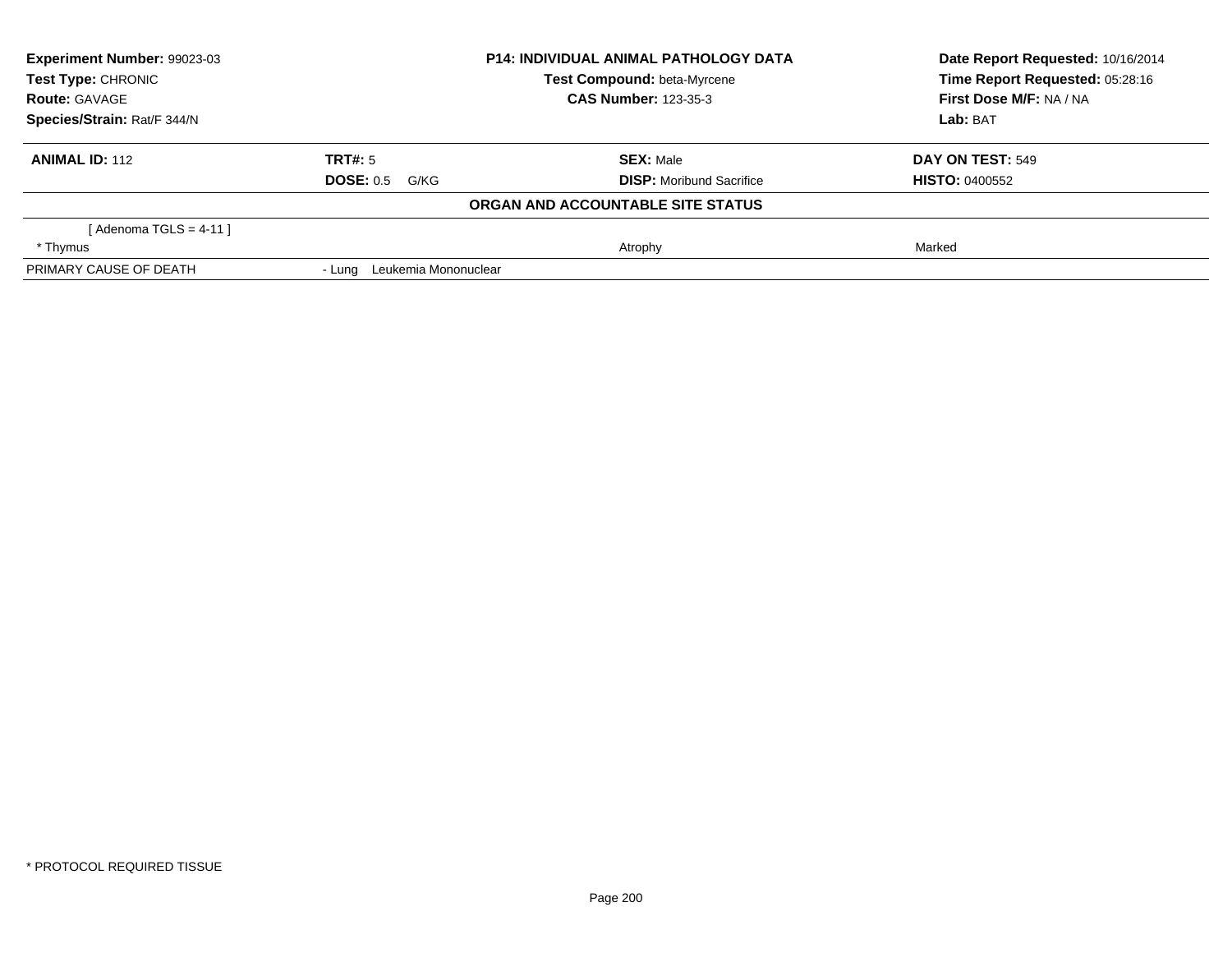**Experiment Number:** 99023-03
**Test Type:** CHRONIC
**Route:** GAVAGE
**Species/Strain:** Rat/F 344/N

**P14: INDIVIDUAL ANIMAL PATHOLOGY DATA**
**Test Compound:** beta-Myrcene
**CAS Number:** 123-35-3

**Date Report Requested:** 10/16/2014
**Time Report Requested:** 05:28:16
**First Dose M/F:** NA / NA
**Lab:** BAT

| **ANIMAL ID:** 112 | **TRT#:** 5 | **SEX:** Male | **DAY ON TEST:** 549 |
|---|---|---|---|
| | **DOSE:** 0.5 G/KG | **DISP:** Moribund Sacrifice | **HISTO:** 0400552 |

**ORGAN AND ACCOUNTABLE SITE STATUS**

| | | | |
|---|---|---|---|
| [ Adenoma TGLS = 4-11 ] | | | |
| * Thymus | | Atrophy | Marked |
| PRIMARY CAUSE OF DEATH | - Lung Leukemia Mononuclear | | |

* PROTOCOL REQUIRED TISSUE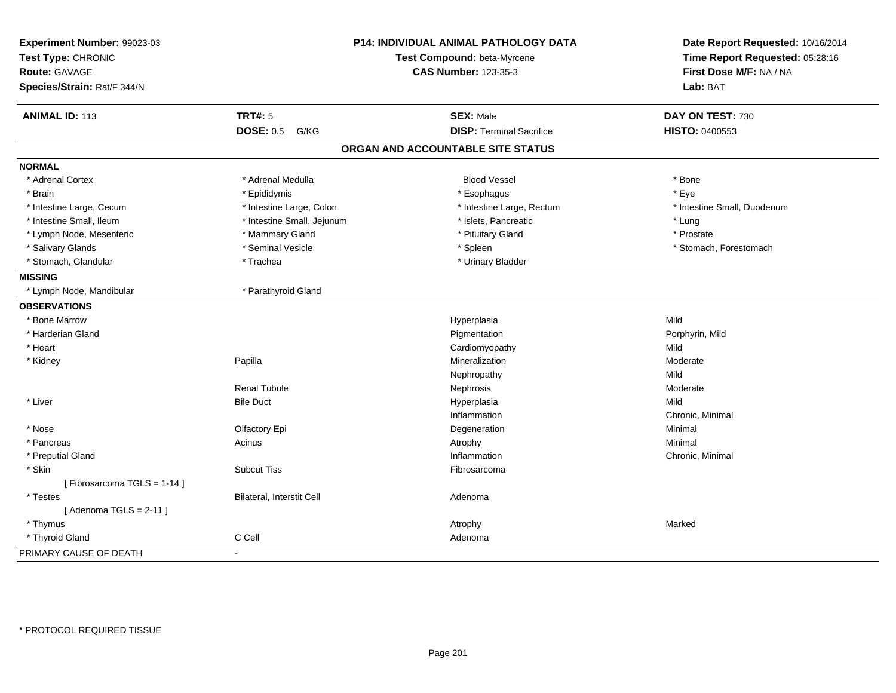**Experiment Number:** 99023-03
**Test Type:** CHRONIC
**Route:** GAVAGE
**Species/Strain:** Rat/F 344/N

**P14: INDIVIDUAL ANIMAL PATHOLOGY DATA**
**Test Compound:** beta-Myrcene
**CAS Number:** 123-35-3

**Date Report Requested:** 10/16/2014
**Time Report Requested:** 05:28:16
**First Dose M/F:** NA / NA
**Lab:** BAT

| **ANIMAL ID:** 113 | **TRT#:** 5 | **SEX:** Male | **DAY ON TEST:** 730 |
|---|---|---|---|
| | **DOSE:** 0.5 G/KG | **DISP:** Terminal Sacrifice | **HISTO:** 0400553 |

## ORGAN AND ACCOUNTABLE SITE STATUS

**NORMAL**

| | | | |
|---|---|---|---|
| * Adrenal Cortex | * Adrenal Medulla | Blood Vessel | * Bone |
| * Brain | * Epididymis | * Esophagus | * Eye |
| * Intestine Large, Cecum | * Intestine Large, Colon | * Intestine Large, Rectum | * Intestine Small, Duodenum |
| * Intestine Small, Ileum | * Intestine Small, Jejunum | * Islets, Pancreatic | * Lung |
| * Lymph Node, Mesenteric | * Mammary Gland | * Pituitary Gland | * Prostate |
| * Salivary Glands | * Seminal Vesicle | * Spleen | * Stomach, Forestomach |
| * Stomach, Glandular | * Trachea | * Urinary Bladder | |

**MISSING**

| | |
|---|---|
| * Lymph Node, Mandibular | * Parathyroid Gland |

**OBSERVATIONS**

| | | | |
|---|---|---|---|
| * Bone Marrow | | Hyperplasia | Mild |
| * Harderian Gland | | Pigmentation | Porphyrin, Mild |
| * Heart | | Cardiomyopathy | Mild |
| * Kidney | Papilla | Mineralization | Moderate |
| | | Nephropathy | Mild |
| | Renal Tubule | Nephrosis | Moderate |
| * Liver | Bile Duct | Hyperplasia | Mild |
| | | Inflammation | Chronic, Minimal |
| * Nose | Olfactory Epi | Degeneration | Minimal |
| * Pancreas | Acinus | Atrophy | Minimal |
| * Preputial Gland | | Inflammation | Chronic, Minimal |
| * Skin | Subcut Tiss | Fibrosarcoma | |
| [ Fibrosarcoma TGLS = 1-14 ] | | | |
| * Testes | Bilateral, Interstit Cell | Adenoma | |
| [ Adenoma TGLS = 2-11 ] | | | |
| * Thymus | | Atrophy | Marked |
| * Thyroid Gland | C Cell | Adenoma | |

PRIMARY CAUSE OF DEATH -

* PROTOCOL REQUIRED TISSUE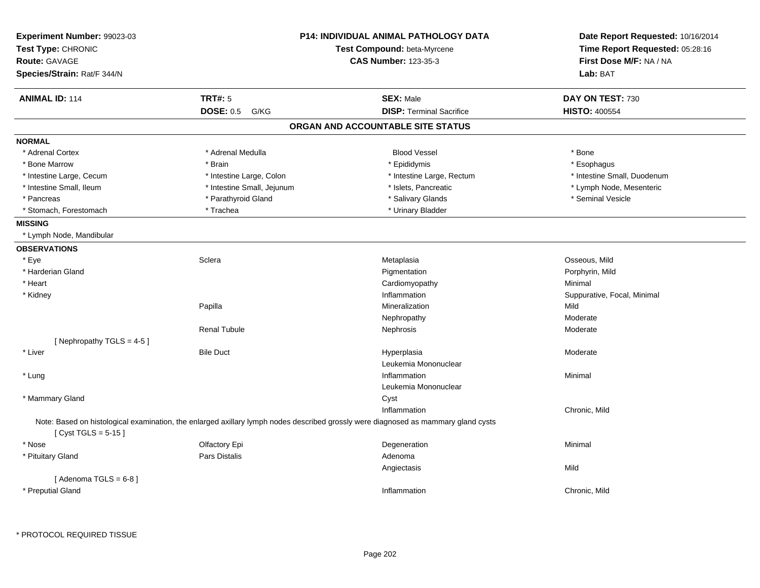**Experiment Number:** 99023-03
**Test Type:** CHRONIC
**Route:** GAVAGE
**Species/Strain:** Rat/F 344/N

**P14: INDIVIDUAL ANIMAL PATHOLOGY DATA**
**Test Compound:** beta-Myrcene
**CAS Number:** 123-35-3

**Date Report Requested:** 10/16/2014
**Time Report Requested:** 05:28:16
**First Dose M/F:** NA / NA
**Lab:** BAT

| **ANIMAL ID:** 114 | **TRT#:** 5 | **SEX:** Male | **DAY ON TEST:** 730 |
|---|---|---|---|
| | **DOSE:** 0.5 G/KG | **DISP:** Terminal Sacrifice | **HISTO:** 400554 |

## ORGAN AND ACCOUNTABLE SITE STATUS

**NORMAL**

| | | | |
|---|---|---|---|
| * Adrenal Cortex | * Adrenal Medulla | Blood Vessel | * Bone |
| * Bone Marrow | * Brain | * Epididymis | * Esophagus |
| * Intestine Large, Cecum | * Intestine Large, Colon | * Intestine Large, Rectum | * Intestine Small, Duodenum |
| * Intestine Small, Ileum | * Intestine Small, Jejunum | * Islets, Pancreatic | * Lymph Node, Mesenteric |
| * Pancreas | * Parathyroid Gland | * Salivary Glands | * Seminal Vesicle |
| * Stomach, Forestomach | * Trachea | * Urinary Bladder | |

**MISSING**

* Lymph Node, Mandibular

**OBSERVATIONS**

| | | | |
|---|---|---|---|
| * Eye | Sclera | Metaplasia | Osseous, Mild |
| * Harderian Gland | | Pigmentation | Porphyrin, Mild |
| * Heart | | Cardiomyopathy | Minimal |
| * Kidney | | Inflammation | Suppurative, Focal, Minimal |
| | Papilla | Mineralization | Mild |
| | | Nephropathy | Moderate |
| | Renal Tubule | Nephrosis | Moderate |
| [ Nephropathy TGLS = 4-5 ] | | | |
| * Liver | Bile Duct | Hyperplasia | Moderate |
| | | Leukemia Mononuclear | |
| * Lung | | Inflammation | Minimal |
| | | Leukemia Mononuclear | |
| * Mammary Gland | | Cyst | |
| | | Inflammation | Chronic, Mild |

Note: Based on histological examination, the enlarged axillary lymph nodes described grossly were diagnosed as mammary gland cysts

| | | | |
|---|---|---|---|
| [ Cyst TGLS = 5-15 ] | | | |
| * Nose | Olfactory Epi | Degeneration | Minimal |
| * Pituitary Gland | Pars Distalis | Adenoma | |
| | | Angiectasis | Mild |
| [ Adenoma TGLS = 6-8 ] | | | |
| * Preputial Gland | | Inflammation | Chronic, Mild |

* PROTOCOL REQUIRED TISSUE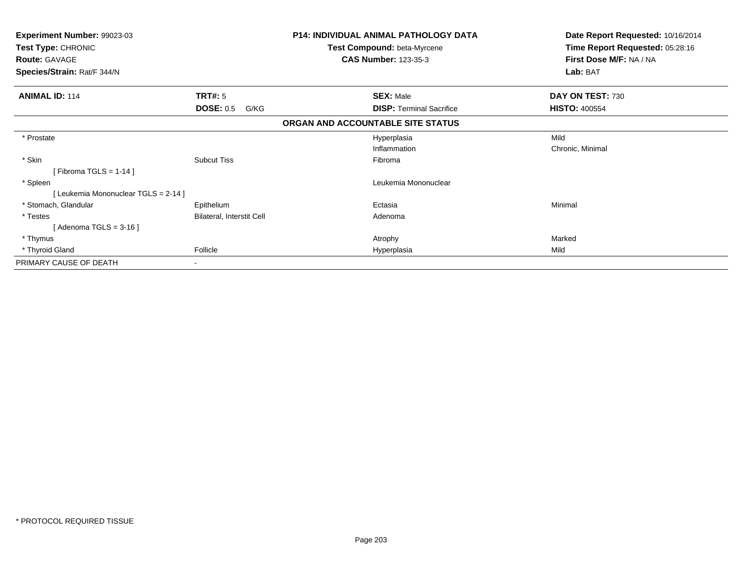**Experiment Number:** 99023-03
**Test Type:** CHRONIC
**Route:** GAVAGE
**Species/Strain:** Rat/F 344/N

**P14: INDIVIDUAL ANIMAL PATHOLOGY DATA**
**Test Compound:** beta-Myrcene
**CAS Number:** 123-35-3

**Date Report Requested:** 10/16/2014
**Time Report Requested:** 05:28:16
**First Dose M/F:** NA / NA
**Lab:** BAT

| **ANIMAL ID:** 114 | **TRT#:** 5 | **SEX:** Male | **DAY ON TEST:** 730 |
|---|---|---|---|
| | **DOSE:** 0.5 G/KG | **DISP:** Terminal Sacrifice | **HISTO:** 400554 |

**ORGAN AND ACCOUNTABLE SITE STATUS**

| | | | |
|---|---|---|---|
| * Prostate | | Hyperplasia | Mild |
| | | Inflammation | Chronic, Minimal |
| * Skin | Subcut Tiss | Fibroma | |
| [ Fibroma TGLS = 1-14 ] | | | |
| * Spleen | | Leukemia Mononuclear | |
| [ Leukemia Mononuclear TGLS = 2-14 ] | | | |
| * Stomach, Glandular | Epithelium | Ectasia | Minimal |
| * Testes | Bilateral, Interstit Cell | Adenoma | |
| [ Adenoma TGLS = 3-16 ] | | | |
| * Thymus | | Atrophy | Marked |
| * Thyroid Gland | Follicle | Hyperplasia | Mild |
| PRIMARY CAUSE OF DEATH | - | | |

* PROTOCOL REQUIRED TISSUE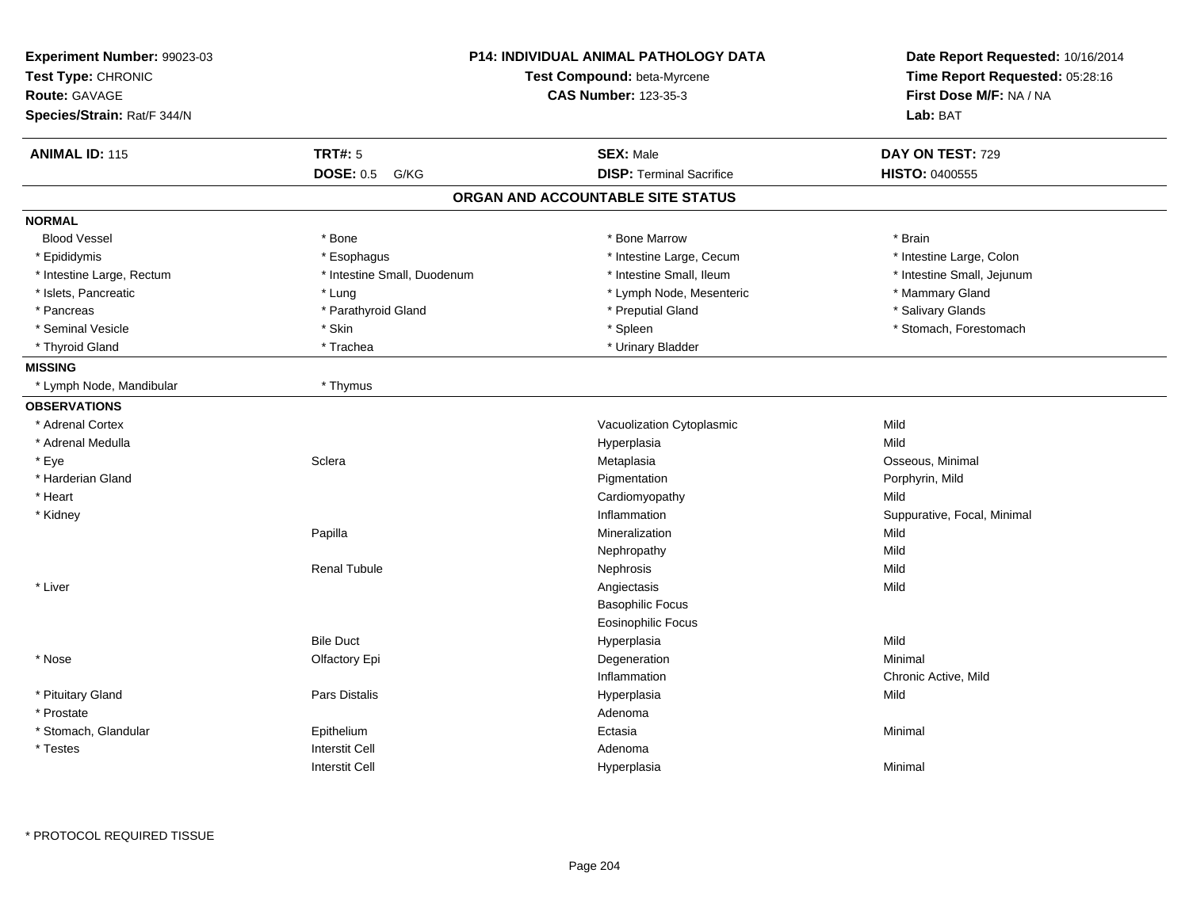**Experiment Number:** 99023-03
**Test Type:** CHRONIC
**Route:** GAVAGE
**Species/Strain:** Rat/F 344/N

**P14: INDIVIDUAL ANIMAL PATHOLOGY DATA**
**Test Compound:** beta-Myrcene
**CAS Number:** 123-35-3

**Date Report Requested:** 10/16/2014
**Time Report Requested:** 05:28:16
**First Dose M/F:** NA / NA
**Lab:** BAT

| **ANIMAL ID:** 115 | **TRT#:** 5 | **SEX:** Male | **DAY ON TEST:** 729 |
|---|---|---|---|
| | **DOSE:** 0.5 G/KG | **DISP:** Terminal Sacrifice | **HISTO:** 0400555 |

## ORGAN AND ACCOUNTABLE SITE STATUS

**NORMAL**

| | | | |
|---|---|---|---|
| Blood Vessel | * Bone | * Bone Marrow | * Brain |
| * Epididymis | * Esophagus | * Intestine Large, Cecum | * Intestine Large, Colon |
| * Intestine Large, Rectum | * Intestine Small, Duodenum | * Intestine Small, Ileum | * Intestine Small, Jejunum |
| * Islets, Pancreatic | * Lung | * Lymph Node, Mesenteric | * Mammary Gland |
| * Pancreas | * Parathyroid Gland | * Preputial Gland | * Salivary Glands |
| * Seminal Vesicle | * Skin | * Spleen | * Stomach, Forestomach |
| * Thyroid Gland | * Trachea | * Urinary Bladder | |

**MISSING**

| | |
|---|---|
| * Lymph Node, Mandibular | * Thymus |

**OBSERVATIONS**

| Organ | Site | Observation | Severity |
|---|---|---|---|
| * Adrenal Cortex | | Vacuolization Cytoplasmic | Mild |
| * Adrenal Medulla | | Hyperplasia | Mild |
| * Eye | Sclera | Metaplasia | Osseous, Minimal |
| * Harderian Gland | | Pigmentation | Porphyrin, Mild |
| * Heart | | Cardiomyopathy | Mild |
| * Kidney | | Inflammation | Suppurative, Focal, Minimal |
| | Papilla | Mineralization | Mild |
| | | Nephropathy | Mild |
| | Renal Tubule | Nephrosis | Mild |
| * Liver | | Angiectasis | Mild |
| | | Basophilic Focus | |
| | | Eosinophilic Focus | |
| | Bile Duct | Hyperplasia | Mild |
| * Nose | Olfactory Epi | Degeneration | Minimal |
| | | Inflammation | Chronic Active, Mild |
| * Pituitary Gland | Pars Distalis | Hyperplasia | Mild |
| * Prostate | | Adenoma | |
| * Stomach, Glandular | Epithelium | Ectasia | Minimal |
| * Testes | Interstit Cell | Adenoma | |
| | Interstit Cell | Hyperplasia | Minimal |

* PROTOCOL REQUIRED TISSUE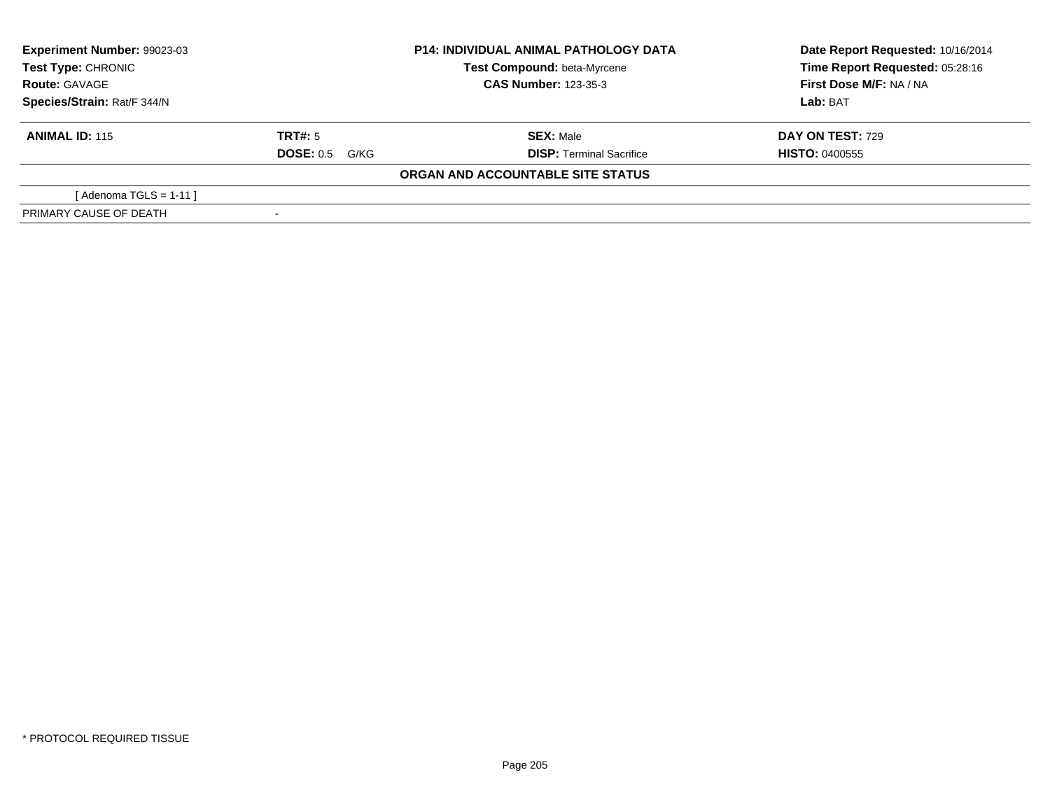| **Experiment Number:** 99023-03 | **P14: INDIVIDUAL ANIMAL PATHOLOGY DATA** | **Date Report Requested:** 10/16/2014 |
|---|---|---|
| **Test Type:** CHRONIC | **Test Compound:** beta-Myrcene | **Time Report Requested:** 05:28:16 |
| **Route:** GAVAGE | **CAS Number:** 123-35-3 | **First Dose M/F:** NA / NA |
| **Species/Strain:** Rat/F 344/N | | **Lab:** BAT |

| **ANIMAL ID:** 115 | **TRT#:** 5 | **SEX:** Male | **DAY ON TEST:** 729 |
|---|---|---|---|
| | **DOSE:** 0.5 G/KG | **DISP:** Terminal Sacrifice | **HISTO:** 0400555 |

**ORGAN AND ACCOUNTABLE SITE STATUS**

| | |
|---|---|
| [ Adenoma TGLS = 1-11 ] | |
| PRIMARY CAUSE OF DEATH | - |

* PROTOCOL REQUIRED TISSUE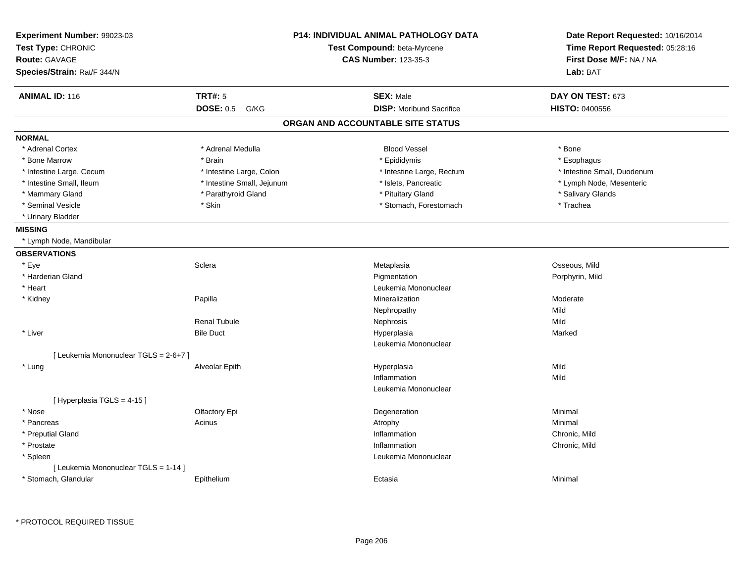| Experiment Number: 99023-03 | P14: INDIVIDUAL ANIMAL PATHOLOGY DATA | Date Report Requested: 10/16/2014 |
|---|---|---|
| Test Type: CHRONIC | Test Compound: beta-Myrcene | Time Report Requested: 05:28:16 |
| Route: GAVAGE | CAS Number: 123-35-3 | First Dose M/F: NA / NA |
| Species/Strain: Rat/F 344/N | | Lab: BAT |

| ANIMAL ID: 116 | TRT#: 5 | SEX: Male | DAY ON TEST: 673 |
|---|---|---|---|
| | DOSE: 0.5 G/KG | DISP: Moribund Sacrifice | HISTO: 0400556 |

## ORGAN AND ACCOUNTABLE SITE STATUS

**NORMAL**

| | | | |
|---|---|---|---|
| * Adrenal Cortex | * Adrenal Medulla | Blood Vessel | * Bone |
| * Bone Marrow | * Brain | * Epididymis | * Esophagus |
| * Intestine Large, Cecum | * Intestine Large, Colon | * Intestine Large, Rectum | * Intestine Small, Duodenum |
| * Intestine Small, Ileum | * Intestine Small, Jejunum | * Islets, Pancreatic | * Lymph Node, Mesenteric |
| * Mammary Gland | * Parathyroid Gland | * Pituitary Gland | * Salivary Glands |
| * Seminal Vesicle | * Skin | * Stomach, Forestomach | * Trachea |
| * Urinary Bladder | | | |

**MISSING**

* Lymph Node, Mandibular

**OBSERVATIONS**

| | | | |
|---|---|---|---|
| * Eye | Sclera | Metaplasia | Osseous, Mild |
| * Harderian Gland | | Pigmentation | Porphyrin, Mild |
| * Heart | | Leukemia Mononuclear | |
| * Kidney | Papilla | Mineralization | Moderate |
| | | Nephropathy | Mild |
| | Renal Tubule | Nephrosis | Mild |
| * Liver | Bile Duct | Hyperplasia | Marked |
| | | Leukemia Mononuclear | |
| [ Leukemia Mononuclear TGLS = 2-6+7 ] | | | |
| * Lung | Alveolar Epith | Hyperplasia | Mild |
| | | Inflammation | Mild |
| | | Leukemia Mononuclear | |
| [ Hyperplasia TGLS = 4-15 ] | | | |
| * Nose | Olfactory Epi | Degeneration | Minimal |
| * Pancreas | Acinus | Atrophy | Minimal |
| * Preputial Gland | | Inflammation | Chronic, Mild |
| * Prostate | | Inflammation | Chronic, Mild |
| * Spleen | | Leukemia Mononuclear | |
| [ Leukemia Mononuclear TGLS = 1-14 ] | | | |
| * Stomach, Glandular | Epithelium | Ectasia | Minimal |

\* PROTOCOL REQUIRED TISSUE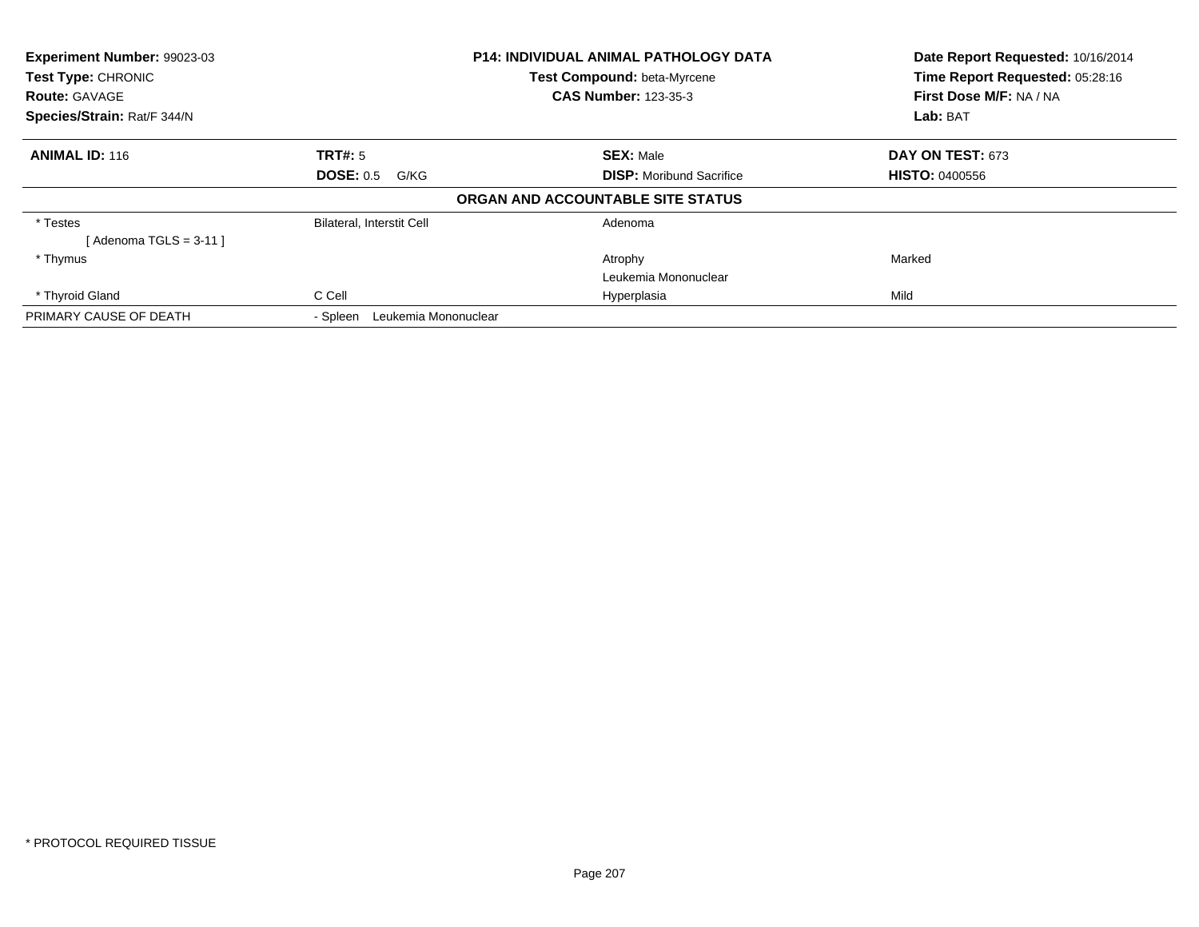**Experiment Number:** 99023-03
**Test Type:** CHRONIC
**Route:** GAVAGE
**Species/Strain:** Rat/F 344/N

**P14: INDIVIDUAL ANIMAL PATHOLOGY DATA**
**Test Compound:** beta-Myrcene
**CAS Number:** 123-35-3

**Date Report Requested:** 10/16/2014
**Time Report Requested:** 05:28:16
**First Dose M/F:** NA / NA
**Lab:** BAT

| **ANIMAL ID:** 116 | **TRT#:** 5 | **SEX:** Male | **DAY ON TEST:** 673 |
|---|---|---|---|
| | **DOSE:** 0.5 G/KG | **DISP:** Moribund Sacrifice | **HISTO:** 0400556 |

**ORGAN AND ACCOUNTABLE SITE STATUS**

| | | | |
|---|---|---|---|
| * Testes | Bilateral, Interstit Cell | Adenoma | |
| [ Adenoma TGLS = 3-11 ] | | | |
| * Thymus | | Atrophy | Marked |
| | | Leukemia Mononuclear | |
| * Thyroid Gland | C Cell | Hyperplasia | Mild |
| PRIMARY CAUSE OF DEATH | - Spleen Leukemia Mononuclear | | |

* PROTOCOL REQUIRED TISSUE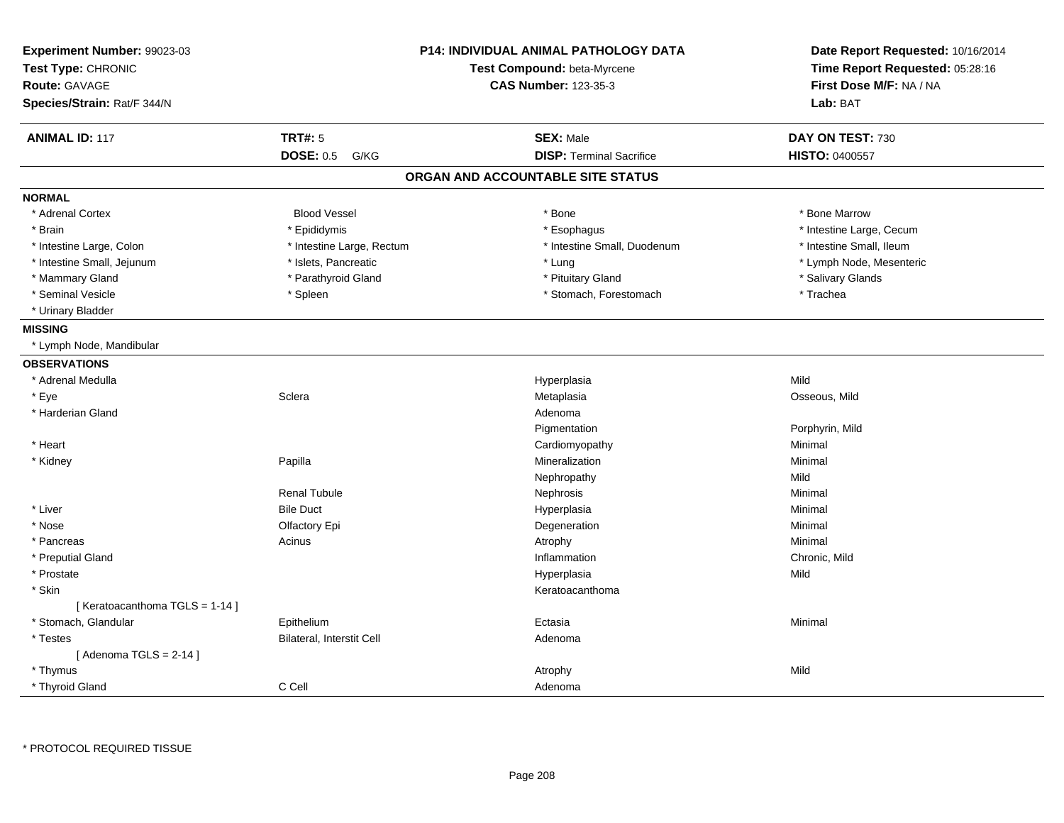**Experiment Number:** 99023-03
**Test Type:** CHRONIC
**Route:** GAVAGE
**Species/Strain:** Rat/F 344/N

**P14: INDIVIDUAL ANIMAL PATHOLOGY DATA**
**Test Compound:** beta-Myrcene
**CAS Number:** 123-35-3

**Date Report Requested:** 10/16/2014
**Time Report Requested:** 05:28:16
**First Dose M/F:** NA / NA
**Lab:** BAT

| **ANIMAL ID:** 117 | **TRT#:** 5 | **SEX:** Male | **DAY ON TEST:** 730 |
|---|---|---|---|
| | **DOSE:** 0.5 G/KG | **DISP:** Terminal Sacrifice | **HISTO:** 0400557 |

## ORGAN AND ACCOUNTABLE SITE STATUS

**NORMAL**

| | | | |
|---|---|---|---|
| * Adrenal Cortex | Blood Vessel | * Bone | * Bone Marrow |
| * Brain | * Epididymis | * Esophagus | * Intestine Large, Cecum |
| * Intestine Large, Colon | * Intestine Large, Rectum | * Intestine Small, Duodenum | * Intestine Small, Ileum |
| * Intestine Small, Jejunum | * Islets, Pancreatic | * Lung | * Lymph Node, Mesenteric |
| * Mammary Gland | * Parathyroid Gland | * Pituitary Gland | * Salivary Glands |
| * Seminal Vesicle | * Spleen | * Stomach, Forestomach | * Trachea |
| * Urinary Bladder | | | |

**MISSING**

* Lymph Node, Mandibular

**OBSERVATIONS**

| | | | |
|---|---|---|---|
| * Adrenal Medulla | | Hyperplasia | Mild |
| * Eye | Sclera | Metaplasia | Osseous, Mild |
| * Harderian Gland | | Adenoma | |
| | | Pigmentation | Porphyrin, Mild |
| * Heart | | Cardiomyopathy | Minimal |
| * Kidney | Papilla | Mineralization | Minimal |
| | | Nephropathy | Mild |
| | Renal Tubule | Nephrosis | Minimal |
| * Liver | Bile Duct | Hyperplasia | Minimal |
| * Nose | Olfactory Epi | Degeneration | Minimal |
| * Pancreas | Acinus | Atrophy | Minimal |
| * Preputial Gland | | Inflammation | Chronic, Mild |
| * Prostate | | Hyperplasia | Mild |
| * Skin | | Keratoacanthoma | |
| [ Keratoacanthoma TGLS = 1-14 ] | | | |
| * Stomach, Glandular | Epithelium | Ectasia | Minimal |
| * Testes | Bilateral, Interstit Cell | Adenoma | |
| [ Adenoma TGLS = 2-14 ] | | | |
| * Thymus | | Atrophy | Mild |
| * Thyroid Gland | C Cell | Adenoma | |

* PROTOCOL REQUIRED TISSUE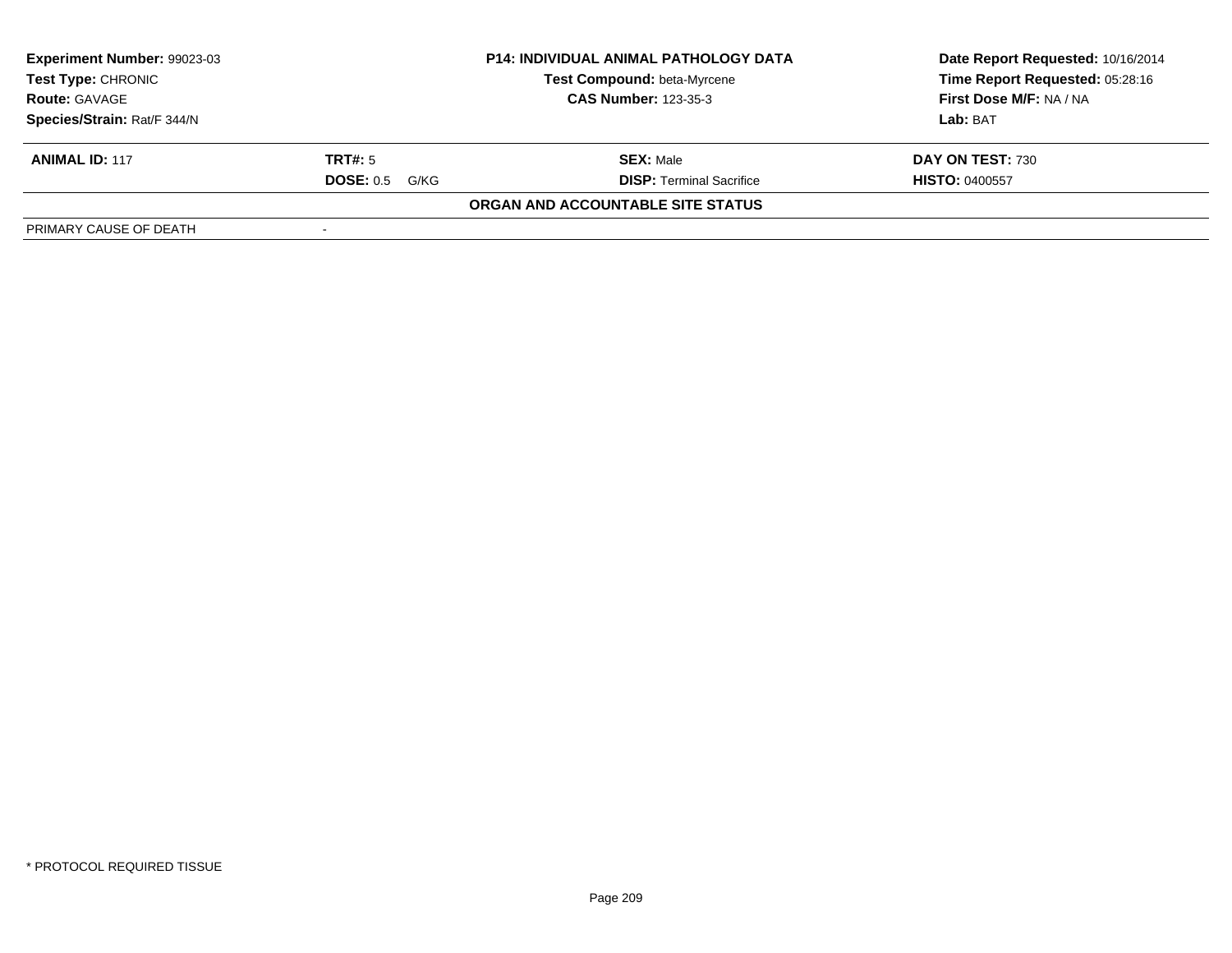| Experiment Number: 99023-03 | P14: INDIVIDUAL ANIMAL PATHOLOGY DATA | Date Report Requested: 10/16/2014 |
|---|---|---|
| Test Type: CHRONIC | Test Compound: beta-Myrcene | Time Report Requested: 05:28:16 |
| Route: GAVAGE | CAS Number: 123-35-3 | First Dose M/F: NA / NA |
| Species/Strain: Rat/F 344/N | | Lab: BAT |

| ANIMAL ID: 117 | TRT#: 5 | SEX: Male | DAY ON TEST: 730 |
|---|---|---|---|
| | DOSE: 0.5 G/KG | DISP: Terminal Sacrifice | HISTO: 0400557 |

**ORGAN AND ACCOUNTABLE SITE STATUS**

| PRIMARY CAUSE OF DEATH | - |
|---|---|

* PROTOCOL REQUIRED TISSUE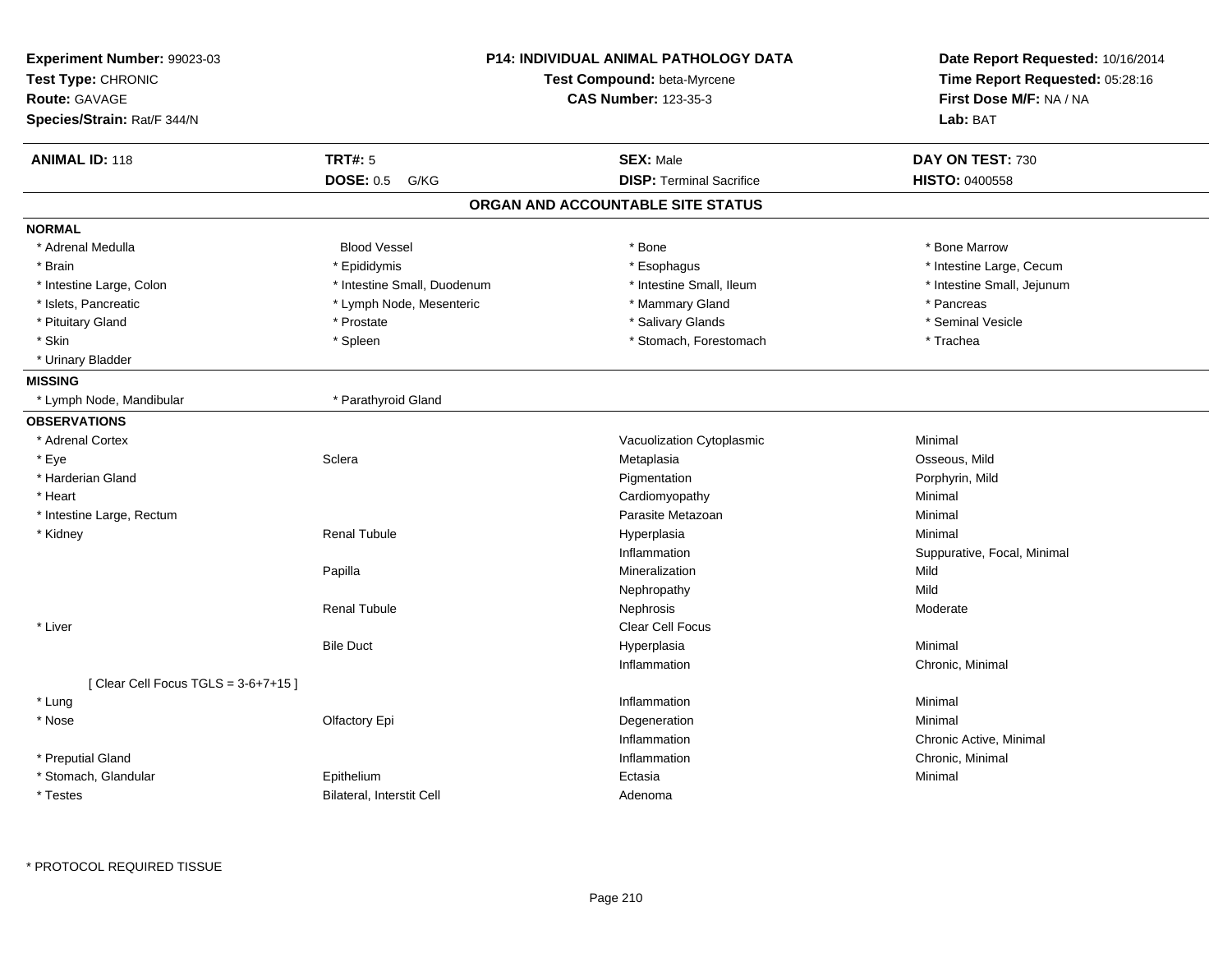**Experiment Number:** 99023-03
**Test Type:** CHRONIC
**Route:** GAVAGE
**Species/Strain:** Rat/F 344/N

**P14: INDIVIDUAL ANIMAL PATHOLOGY DATA**
**Test Compound:** beta-Myrcene
**CAS Number:** 123-35-3

**Date Report Requested:** 10/16/2014
**Time Report Requested:** 05:28:16
**First Dose M/F:** NA / NA
**Lab:** BAT

| **ANIMAL ID:** 118 | **TRT#:** 5 | **SEX:** Male | **DAY ON TEST:** 730 |
|---|---|---|---|
| | **DOSE:** 0.5 G/KG | **DISP:** Terminal Sacrifice | **HISTO:** 0400558 |

## ORGAN AND ACCOUNTABLE SITE STATUS

**NORMAL**

| | | | |
|---|---|---|---|
| * Adrenal Medulla | Blood Vessel | * Bone | * Bone Marrow |
| * Brain | * Epididymis | * Esophagus | * Intestine Large, Cecum |
| * Intestine Large, Colon | * Intestine Small, Duodenum | * Intestine Small, Ileum | * Intestine Small, Jejunum |
| * Islets, Pancreatic | * Lymph Node, Mesenteric | * Mammary Gland | * Pancreas |
| * Pituitary Gland | * Prostate | * Salivary Glands | * Seminal Vesicle |
| * Skin | * Spleen | * Stomach, Forestomach | * Trachea |
| * Urinary Bladder | | | |

**MISSING**

| | |
|---|---|
| * Lymph Node, Mandibular | * Parathyroid Gland |

**OBSERVATIONS**

| | | | |
|---|---|---|---|
| * Adrenal Cortex | | Vacuolization Cytoplasmic | Minimal |
| * Eye | Sclera | Metaplasia | Osseous, Mild |
| * Harderian Gland | | Pigmentation | Porphyrin, Mild |
| * Heart | | Cardiomyopathy | Minimal |
| * Intestine Large, Rectum | | Parasite Metazoan | Minimal |
| * Kidney | Renal Tubule | Hyperplasia | Minimal |
| | | Inflammation | Suppurative, Focal, Minimal |
| | Papilla | Mineralization | Mild |
| | | Nephropathy | Mild |
| | Renal Tubule | Nephrosis | Moderate |
| * Liver | | Clear Cell Focus | |
| | Bile Duct | Hyperplasia | Minimal |
| | | Inflammation | Chronic, Minimal |
| [ Clear Cell Focus TGLS = 3-6+7+15 ] | | | |
| * Lung | | Inflammation | Minimal |
| * Nose | Olfactory Epi | Degeneration | Minimal |
| | | Inflammation | Chronic Active, Minimal |
| * Preputial Gland | | Inflammation | Chronic, Minimal |
| * Stomach, Glandular | Epithelium | Ectasia | Minimal |
| * Testes | Bilateral, Interstit Cell | Adenoma | |

* PROTOCOL REQUIRED TISSUE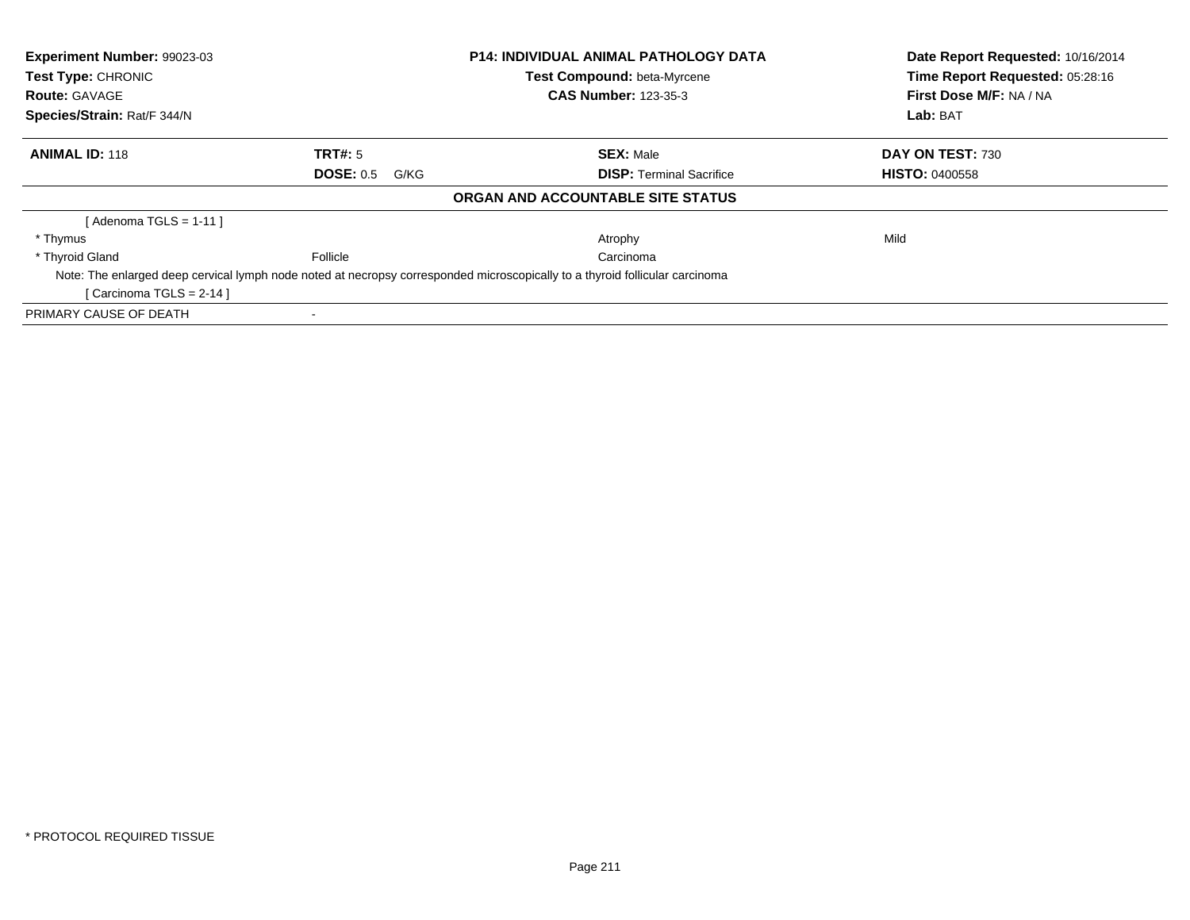| Experiment Number: 99023-03 | P14: INDIVIDUAL ANIMAL PATHOLOGY DATA | Date Report Requested: 10/16/2014 |
|---|---|---|
| Test Type: CHRONIC | Test Compound: beta-Myrcene | Time Report Requested: 05:28:16 |
| Route: GAVAGE | CAS Number: 123-35-3 | First Dose M/F: NA / NA |
| Species/Strain: Rat/F 344/N | | Lab: BAT |

| ANIMAL ID: 118 | TRT#: 5 | SEX: Male | DAY ON TEST: 730 |
|---|---|---|---|
| | DOSE: 0.5 G/KG | DISP: Terminal Sacrifice | HISTO: 0400558 |

**ORGAN AND ACCOUNTABLE SITE STATUS**

| | | | |
|---|---|---|---|
| [ Adenoma TGLS = 1-11 ] | | | |
| * Thymus | | Atrophy | Mild |
| * Thyroid Gland | Follicle | Carcinoma | |
| Note: The enlarged deep cervical lymph node noted at necropsy corresponded microscopically to a thyroid follicular carcinoma | | | |
| [ Carcinoma TGLS = 2-14 ] | | | |
| PRIMARY CAUSE OF DEATH | - | | |

* PROTOCOL REQUIRED TISSUE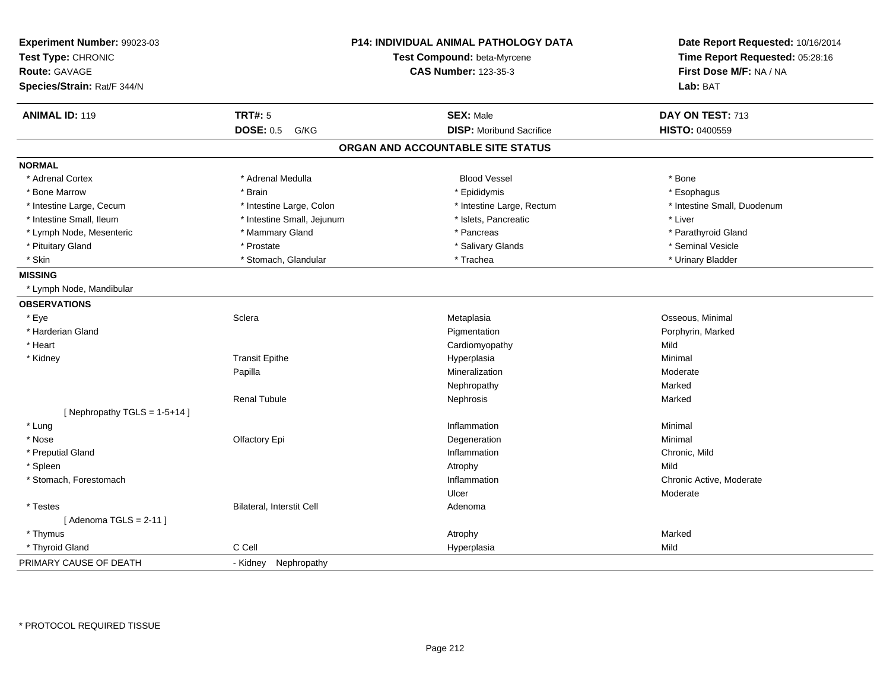**Experiment Number:** 99023-03
**Test Type:** CHRONIC
**Route:** GAVAGE
**Species/Strain:** Rat/F 344/N

**P14: INDIVIDUAL ANIMAL PATHOLOGY DATA**
**Test Compound:** beta-Myrcene
**CAS Number:** 123-35-3

**Date Report Requested:** 10/16/2014
**Time Report Requested:** 05:28:16
**First Dose M/F:** NA / NA
**Lab:** BAT

| **ANIMAL ID:** 119 | **TRT#:** 5 | **SEX:** Male | **DAY ON TEST:** 713 |
|---|---|---|---|
| | **DOSE:** 0.5 G/KG | **DISP:** Moribund Sacrifice | **HISTO:** 0400559 |

## ORGAN AND ACCOUNTABLE SITE STATUS

**NORMAL**

| | | | |
|---|---|---|---|
| * Adrenal Cortex | * Adrenal Medulla | Blood Vessel | * Bone |
| * Bone Marrow | * Brain | * Epididymis | * Esophagus |
| * Intestine Large, Cecum | * Intestine Large, Colon | * Intestine Large, Rectum | * Intestine Small, Duodenum |
| * Intestine Small, Ileum | * Intestine Small, Jejunum | * Islets, Pancreatic | * Liver |
| * Lymph Node, Mesenteric | * Mammary Gland | * Pancreas | * Parathyroid Gland |
| * Pituitary Gland | * Prostate | * Salivary Glands | * Seminal Vesicle |
| * Skin | * Stomach, Glandular | * Trachea | * Urinary Bladder |

**MISSING**

* Lymph Node, Mandibular

**OBSERVATIONS**

| | | | |
|---|---|---|---|
| * Eye | Sclera | Metaplasia | Osseous, Minimal |
| * Harderian Gland | | Pigmentation | Porphyrin, Marked |
| * Heart | | Cardiomyopathy | Mild |
| * Kidney | Transit Epithe | Hyperplasia | Minimal |
| | Papilla | Mineralization | Moderate |
| | | Nephropathy | Marked |
| | Renal Tubule | Nephrosis | Marked |
| [ Nephropathy TGLS = 1-5+14 ] | | | |
| * Lung | | Inflammation | Minimal |
| * Nose | Olfactory Epi | Degeneration | Minimal |
| * Preputial Gland | | Inflammation | Chronic, Mild |
| * Spleen | | Atrophy | Mild |
| * Stomach, Forestomach | | Inflammation | Chronic Active, Moderate |
| | | Ulcer | Moderate |
| * Testes | Bilateral, Interstit Cell | Adenoma | |
| [ Adenoma TGLS = 2-11 ] | | | |
| * Thymus | | Atrophy | Marked |
| * Thyroid Gland | C Cell | Hyperplasia | Mild |

PRIMARY CAUSE OF DEATH - Kidney Nephropathy

* PROTOCOL REQUIRED TISSUE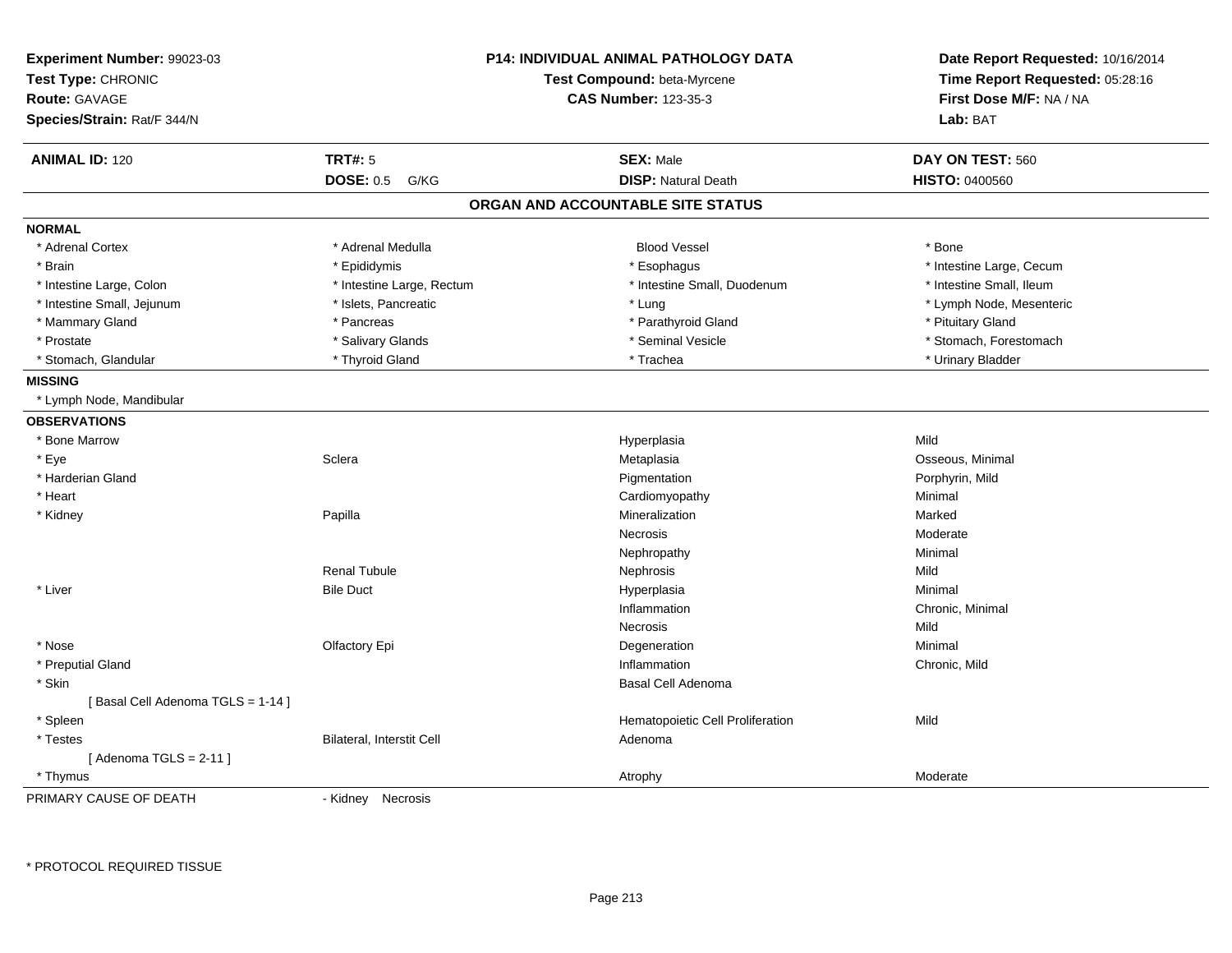**Experiment Number:** 99023-03
**Test Type:** CHRONIC
**Route:** GAVAGE
**Species/Strain:** Rat/F 344/N

**P14: INDIVIDUAL ANIMAL PATHOLOGY DATA**
**Test Compound:** beta-Myrcene
**CAS Number:** 123-35-3

**Date Report Requested:** 10/16/2014
**Time Report Requested:** 05:28:16
**First Dose M/F:** NA / NA
**Lab:** BAT

| **ANIMAL ID:** 120 | **TRT#:** 5 | **SEX:** Male | **DAY ON TEST:** 560 |
|---|---|---|---|
| | **DOSE:** 0.5 G/KG | **DISP:** Natural Death | **HISTO:** 0400560 |

## ORGAN AND ACCOUNTABLE SITE STATUS

**NORMAL**

| | | | |
|---|---|---|---|
| * Adrenal Cortex | * Adrenal Medulla | Blood Vessel | * Bone |
| * Brain | * Epididymis | * Esophagus | * Intestine Large, Cecum |
| * Intestine Large, Colon | * Intestine Large, Rectum | * Intestine Small, Duodenum | * Intestine Small, Ileum |
| * Intestine Small, Jejunum | * Islets, Pancreatic | * Lung | * Lymph Node, Mesenteric |
| * Mammary Gland | * Pancreas | * Parathyroid Gland | * Pituitary Gland |
| * Prostate | * Salivary Glands | * Seminal Vesicle | * Stomach, Forestomach |
| * Stomach, Glandular | * Thyroid Gland | * Trachea | * Urinary Bladder |

**MISSING**

* Lymph Node, Mandibular

**OBSERVATIONS**

| | | | |
|---|---|---|---|
| * Bone Marrow | | Hyperplasia | Mild |
| * Eye | Sclera | Metaplasia | Osseous, Minimal |
| * Harderian Gland | | Pigmentation | Porphyrin, Mild |
| * Heart | | Cardiomyopathy | Minimal |
| * Kidney | Papilla | Mineralization | Marked |
| | | Necrosis | Moderate |
| | | Nephropathy | Minimal |
| | Renal Tubule | Nephrosis | Mild |
| * Liver | Bile Duct | Hyperplasia | Minimal |
| | | Inflammation | Chronic, Minimal |
| | | Necrosis | Mild |
| * Nose | Olfactory Epi | Degeneration | Minimal |
| * Preputial Gland | | Inflammation | Chronic, Mild |
| * Skin | | Basal Cell Adenoma | |
| [ Basal Cell Adenoma TGLS = 1-14 ] | | | |
| * Spleen | | Hematopoietic Cell Proliferation | Mild |
| * Testes | Bilateral, Interstit Cell | Adenoma | |
| [ Adenoma TGLS = 2-11 ] | | | |
| * Thymus | | Atrophy | Moderate |

PRIMARY CAUSE OF DEATH - Kidney Necrosis

* PROTOCOL REQUIRED TISSUE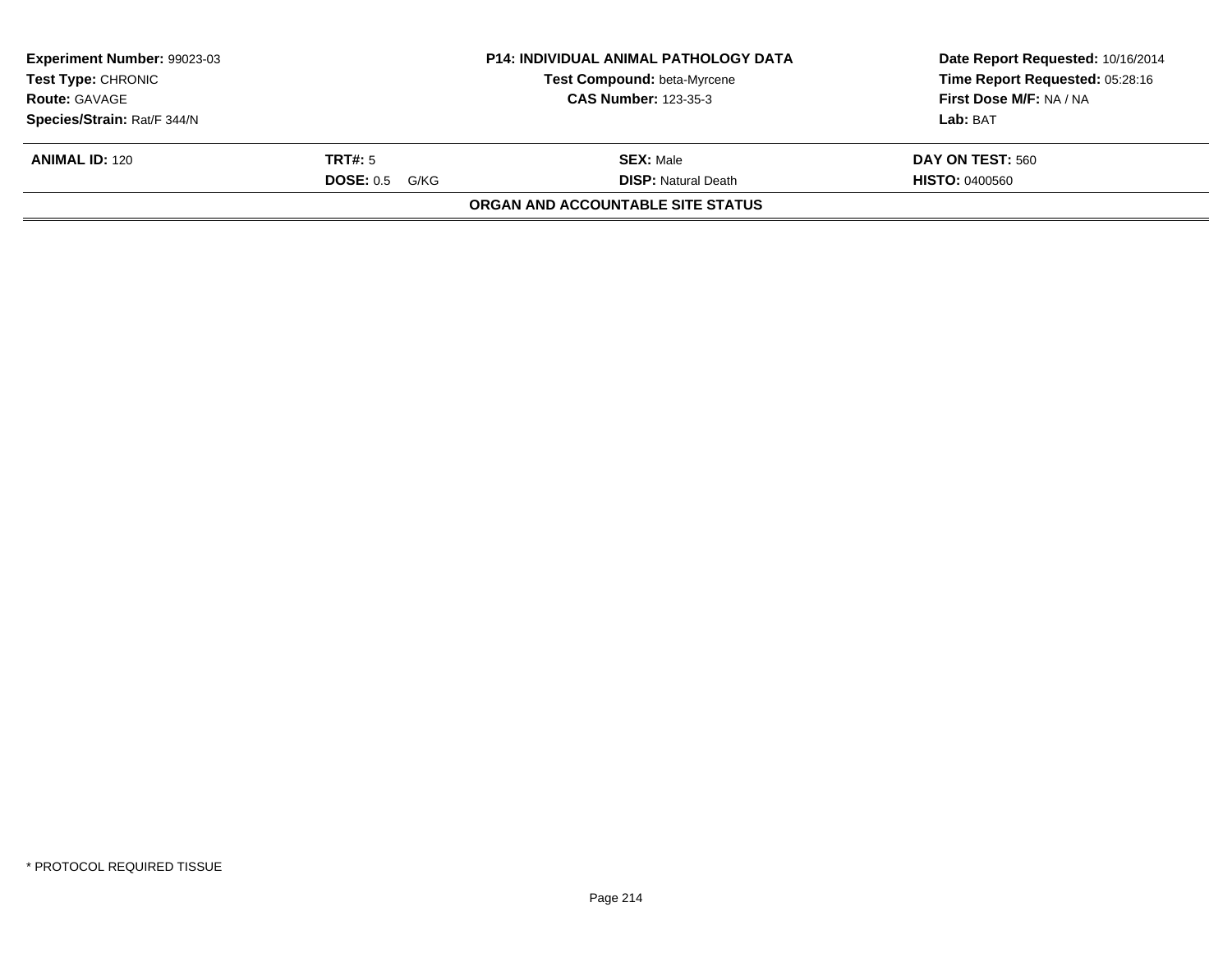| **Experiment Number:** 99023-03 | **P14: INDIVIDUAL ANIMAL PATHOLOGY DATA** | **Date Report Requested:** 10/16/2014 |
|---|---|---|
| **Test Type:** CHRONIC | **Test Compound:** beta-Myrcene | **Time Report Requested:** 05:28:16 |
| **Route:** GAVAGE | **CAS Number:** 123-35-3 | **First Dose M/F:** NA / NA |
| **Species/Strain:** Rat/F 344/N | | **Lab:** BAT |

| **ANIMAL ID:** 120 | **TRT#:** 5 | **SEX:** Male | **DAY ON TEST:** 560 |
|---|---|---|---|
| | **DOSE:** 0.5 G/KG | **DISP:** Natural Death | **HISTO:** 0400560 |

**ORGAN AND ACCOUNTABLE SITE STATUS**

* PROTOCOL REQUIRED TISSUE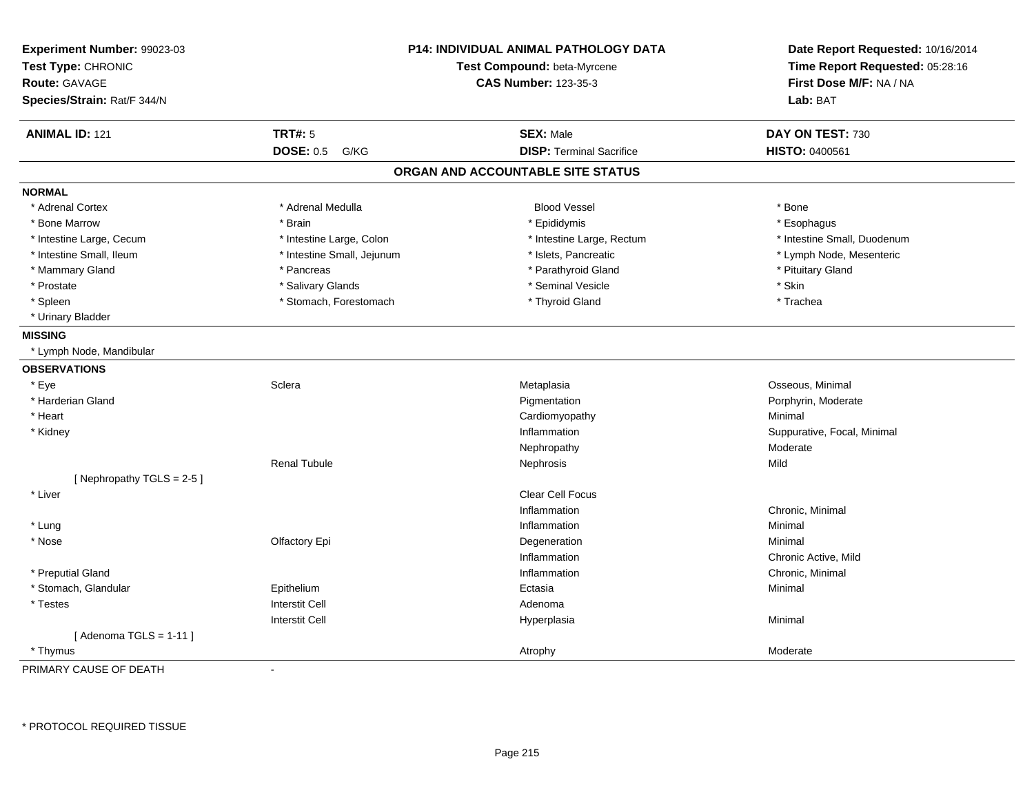**Experiment Number:** 99023-03
**Test Type:** CHRONIC
**Route:** GAVAGE
**Species/Strain:** Rat/F 344/N

**P14: INDIVIDUAL ANIMAL PATHOLOGY DATA**
**Test Compound:** beta-Myrcene
**CAS Number:** 123-35-3

**Date Report Requested:** 10/16/2014
**Time Report Requested:** 05:28:16
**First Dose M/F:** NA / NA
**Lab:** BAT

| **ANIMAL ID:** 121 | **TRT#:** 5 | **SEX:** Male | **DAY ON TEST:** 730 |
|---|---|---|---|
| | **DOSE:** 0.5 G/KG | **DISP:** Terminal Sacrifice | **HISTO:** 0400561 |

## ORGAN AND ACCOUNTABLE SITE STATUS

**NORMAL**

| | | | |
|---|---|---|---|
| * Adrenal Cortex | * Adrenal Medulla | Blood Vessel | * Bone |
| * Bone Marrow | * Brain | * Epididymis | * Esophagus |
| * Intestine Large, Cecum | * Intestine Large, Colon | * Intestine Large, Rectum | * Intestine Small, Duodenum |
| * Intestine Small, Ileum | * Intestine Small, Jejunum | * Islets, Pancreatic | * Lymph Node, Mesenteric |
| * Mammary Gland | * Pancreas | * Parathyroid Gland | * Pituitary Gland |
| * Prostate | * Salivary Glands | * Seminal Vesicle | * Skin |
| * Spleen | * Stomach, Forestomach | * Thyroid Gland | * Trachea |
| * Urinary Bladder | | | |

**MISSING**

* Lymph Node, Mandibular

**OBSERVATIONS**

| | | | |
|---|---|---|---|
| * Eye | Sclera | Metaplasia | Osseous, Minimal |
| * Harderian Gland | | Pigmentation | Porphyrin, Moderate |
| * Heart | | Cardiomyopathy | Minimal |
| * Kidney | | Inflammation | Suppurative, Focal, Minimal |
| | | Nephropathy | Moderate |
| | Renal Tubule | Nephrosis | Mild |
| [ Nephropathy TGLS = 2-5 ] | | | |
| * Liver | | Clear Cell Focus | |
| | | Inflammation | Chronic, Minimal |
| * Lung | | Inflammation | Minimal |
| * Nose | Olfactory Epi | Degeneration | Minimal |
| | | Inflammation | Chronic Active, Mild |
| * Preputial Gland | | Inflammation | Chronic, Minimal |
| * Stomach, Glandular | Epithelium | Ectasia | Minimal |
| * Testes | Interstit Cell | Adenoma | |
| | Interstit Cell | Hyperplasia | Minimal |
| [ Adenoma TGLS = 1-11 ] | | | |
| * Thymus | | Atrophy | Moderate |

PRIMARY CAUSE OF DEATH -

* PROTOCOL REQUIRED TISSUE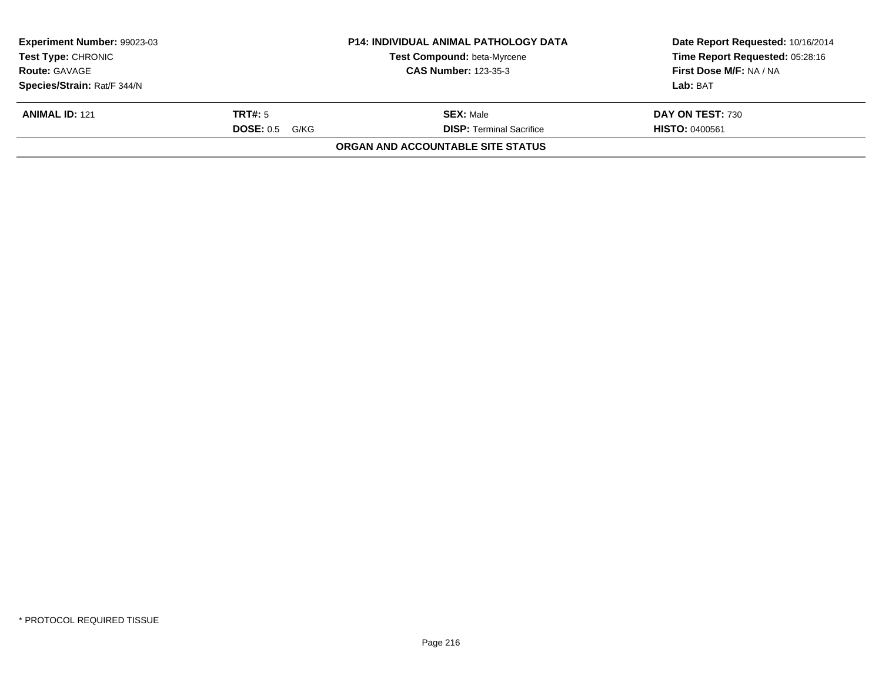| **Experiment Number:** 99023-03 | **P14: INDIVIDUAL ANIMAL PATHOLOGY DATA** | **Date Report Requested:** 10/16/2014 |
|---|---|---|
| **Test Type:** CHRONIC | **Test Compound:** beta-Myrcene | **Time Report Requested:** 05:28:16 |
| **Route:** GAVAGE | **CAS Number:** 123-35-3 | **First Dose M/F:** NA / NA |
| **Species/Strain:** Rat/F 344/N | | **Lab:** BAT |

| **ANIMAL ID:** 121 | **TRT#:** 5 | **SEX:** Male | **DAY ON TEST:** 730 |
|---|---|---|---|
| | **DOSE:** 0.5 G/KG | **DISP:** Terminal Sacrifice | **HISTO:** 0400561 |

**ORGAN AND ACCOUNTABLE SITE STATUS**

* PROTOCOL REQUIRED TISSUE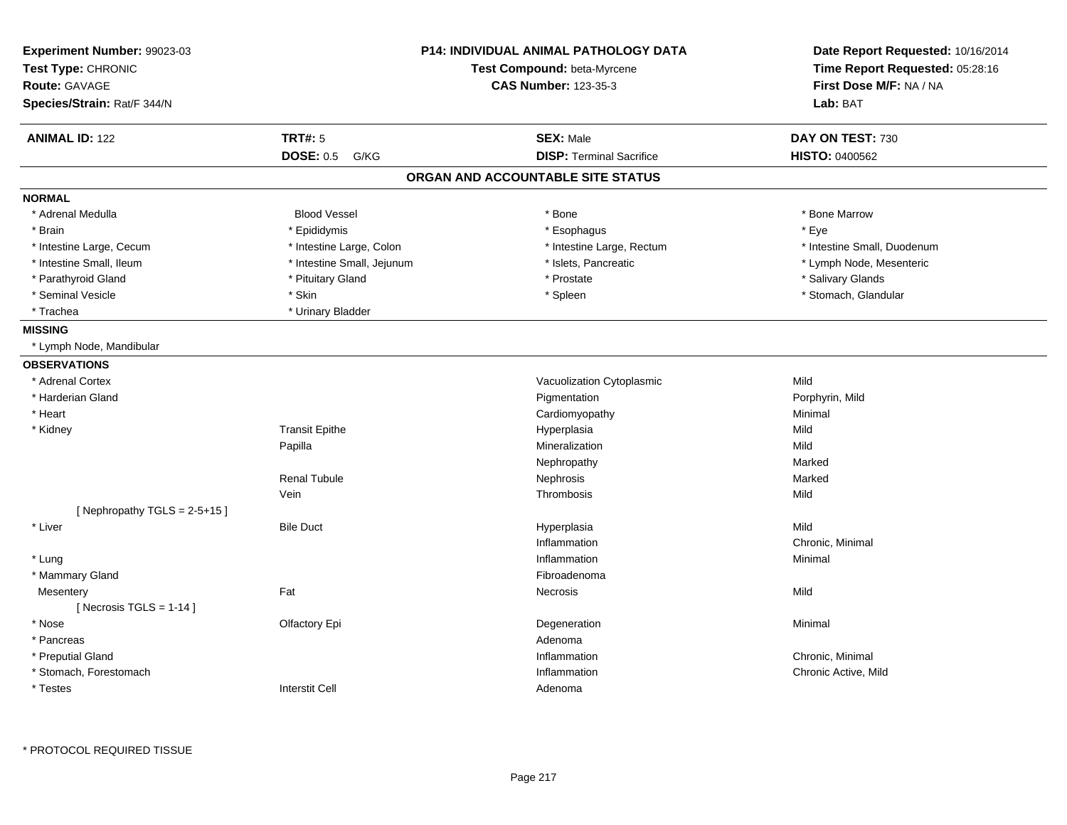**Experiment Number:** 99023-03
**Test Type:** CHRONIC
**Route:** GAVAGE
**Species/Strain:** Rat/F 344/N

**P14: INDIVIDUAL ANIMAL PATHOLOGY DATA**
**Test Compound:** beta-Myrcene
**CAS Number:** 123-35-3

**Date Report Requested:** 10/16/2014
**Time Report Requested:** 05:28:16
**First Dose M/F:** NA / NA
**Lab:** BAT

| **ANIMAL ID:** 122 | **TRT#:** 5 | **SEX:** Male | **DAY ON TEST:** 730 |
|---|---|---|---|
| | **DOSE:** 0.5 G/KG | **DISP:** Terminal Sacrifice | **HISTO:** 0400562 |

## ORGAN AND ACCOUNTABLE SITE STATUS

**NORMAL**

| | | | |
|---|---|---|---|
| * Adrenal Medulla | Blood Vessel | * Bone | * Bone Marrow |
| * Brain | * Epididymis | * Esophagus | * Eye |
| * Intestine Large, Cecum | * Intestine Large, Colon | * Intestine Large, Rectum | * Intestine Small, Duodenum |
| * Intestine Small, Ileum | * Intestine Small, Jejunum | * Islets, Pancreatic | * Lymph Node, Mesenteric |
| * Parathyroid Gland | * Pituitary Gland | * Prostate | * Salivary Glands |
| * Seminal Vesicle | * Skin | * Spleen | * Stomach, Glandular |
| * Trachea | * Urinary Bladder | | |

**MISSING**

* Lymph Node, Mandibular

**OBSERVATIONS**

| | | | |
|---|---|---|---|
| * Adrenal Cortex | | Vacuolization Cytoplasmic | Mild |
| * Harderian Gland | | Pigmentation | Porphyrin, Mild |
| * Heart | | Cardiomyopathy | Minimal |
| * Kidney | Transit Epithe | Hyperplasia | Mild |
| | Papilla | Mineralization | Mild |
| | | Nephropathy | Marked |
| | Renal Tubule | Nephrosis | Marked |
| | Vein | Thrombosis | Mild |
| [ Nephropathy TGLS = 2-5+15 ] | | | |
| * Liver | Bile Duct | Hyperplasia | Mild |
| | | Inflammation | Chronic, Minimal |
| * Lung | | Inflammation | Minimal |
| * Mammary Gland | | Fibroadenoma | |
| Mesentery | Fat | Necrosis | Mild |
| [ Necrosis TGLS = 1-14 ] | | | |
| * Nose | Olfactory Epi | Degeneration | Minimal |
| * Pancreas | | Adenoma | |
| * Preputial Gland | | Inflammation | Chronic, Minimal |
| * Stomach, Forestomach | | Inflammation | Chronic Active, Mild |
| * Testes | Interstit Cell | Adenoma | |

* PROTOCOL REQUIRED TISSUE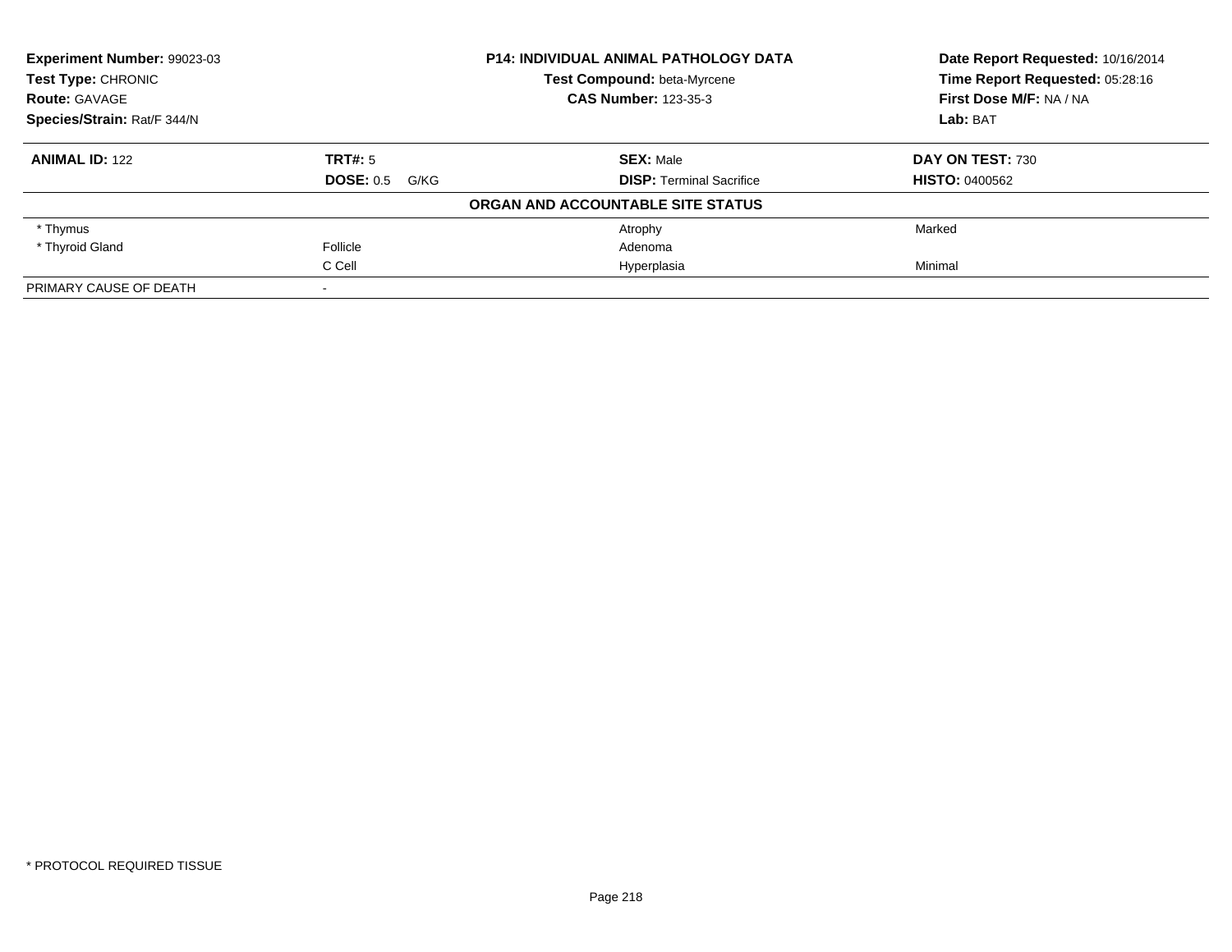**Experiment Number:** 99023-03
**Test Type:** CHRONIC
**Route:** GAVAGE
**Species/Strain:** Rat/F 344/N

**P14: INDIVIDUAL ANIMAL PATHOLOGY DATA**
**Test Compound:** beta-Myrcene
**CAS Number:** 123-35-3

**Date Report Requested:** 10/16/2014
**Time Report Requested:** 05:28:16
**First Dose M/F:** NA / NA
**Lab:** BAT

| **ANIMAL ID:** 122 | **TRT#:** 5 | **SEX:** Male | **DAY ON TEST:** 730 |
|---|---|---|---|
| | **DOSE:** 0.5 G/KG | **DISP:** Terminal Sacrifice | **HISTO:** 0400562 |

**ORGAN AND ACCOUNTABLE SITE STATUS**

| | | | |
|---|---|---|---|
| * Thymus | | Atrophy | Marked |
| * Thyroid Gland | Follicle | Adenoma | |
| | C Cell | Hyperplasia | Minimal |
| PRIMARY CAUSE OF DEATH | - | | |

* PROTOCOL REQUIRED TISSUE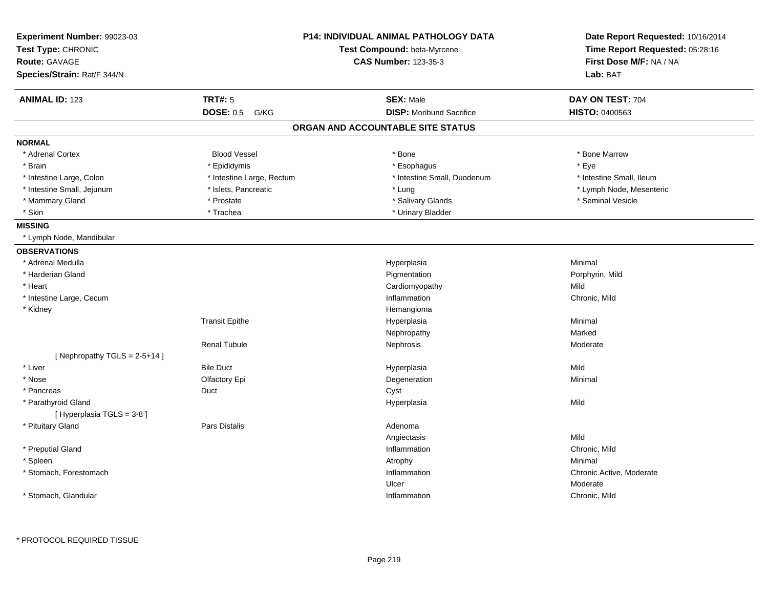**Experiment Number:** 99023-03
**Test Type:** CHRONIC
**Route:** GAVAGE
**Species/Strain:** Rat/F 344/N

**P14: INDIVIDUAL ANIMAL PATHOLOGY DATA**
**Test Compound:** beta-Myrcene
**CAS Number:** 123-35-3

**Date Report Requested:** 10/16/2014
**Time Report Requested:** 05:28:16
**First Dose M/F:** NA / NA
**Lab:** BAT

| **ANIMAL ID:** 123 | **TRT#:** 5 | **SEX:** Male | **DAY ON TEST:** 704 |
|---|---|---|---|
| | **DOSE:** 0.5 G/KG | **DISP:** Moribund Sacrifice | **HISTO:** 0400563 |

## ORGAN AND ACCOUNTABLE SITE STATUS

**NORMAL**

| | | | |
|---|---|---|---|
| * Adrenal Cortex | Blood Vessel | * Bone | * Bone Marrow |
| * Brain | * Epididymis | * Esophagus | * Eye |
| * Intestine Large, Colon | * Intestine Large, Rectum | * Intestine Small, Duodenum | * Intestine Small, Ileum |
| * Intestine Small, Jejunum | * Islets, Pancreatic | * Lung | * Lymph Node, Mesenteric |
| * Mammary Gland | * Prostate | * Salivary Glands | * Seminal Vesicle |
| * Skin | * Trachea | * Urinary Bladder | |

**MISSING**

* Lymph Node, Mandibular

**OBSERVATIONS**

| Organ | Site | Observation | Severity |
|---|---|---|---|
| * Adrenal Medulla | | Hyperplasia | Minimal |
| * Harderian Gland | | Pigmentation | Porphyrin, Mild |
| * Heart | | Cardiomyopathy | Mild |
| * Intestine Large, Cecum | | Inflammation | Chronic, Mild |
| * Kidney | | Hemangioma | |
| | Transit Epithe | Hyperplasia | Minimal |
| | | Nephropathy | Marked |
| | Renal Tubule | Nephrosis | Moderate |
| [ Nephropathy TGLS = 2-5+14 ] | | | |
| * Liver | Bile Duct | Hyperplasia | Mild |
| * Nose | Olfactory Epi | Degeneration | Minimal |
| * Pancreas | Duct | Cyst | |
| * Parathyroid Gland | | Hyperplasia | Mild |
| [ Hyperplasia TGLS = 3-8 ] | | | |
| * Pituitary Gland | Pars Distalis | Adenoma | |
| | | Angiectasis | Mild |
| * Preputial Gland | | Inflammation | Chronic, Mild |
| * Spleen | | Atrophy | Minimal |
| * Stomach, Forestomach | | Inflammation | Chronic Active, Moderate |
| | | Ulcer | Moderate |
| * Stomach, Glandular | | Inflammation | Chronic, Mild |

* PROTOCOL REQUIRED TISSUE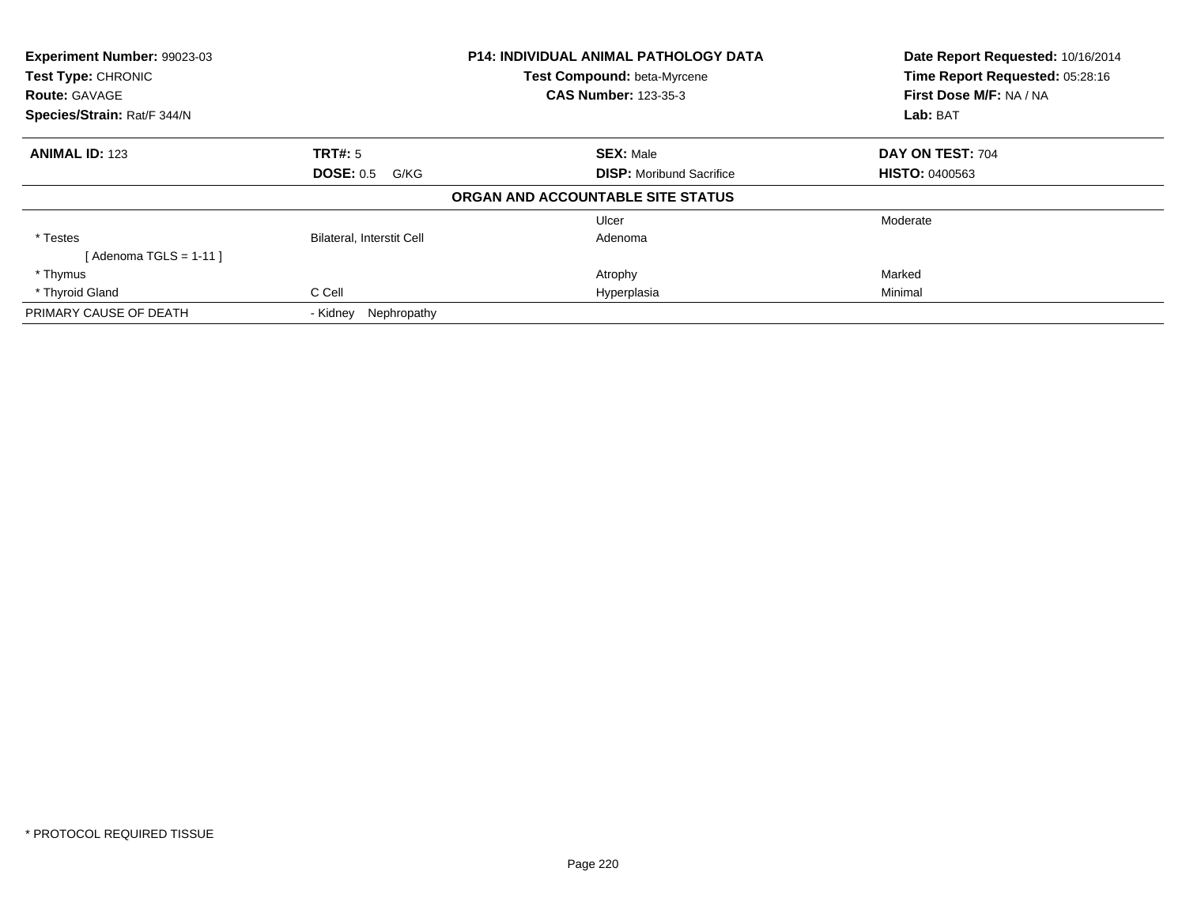| **Experiment Number:** 99023-03 | **P14: INDIVIDUAL ANIMAL PATHOLOGY DATA** | | **Date Report Requested:** 10/16/2014 |
|---|---|---|---|
| **Test Type:** CHRONIC | **Test Compound:** beta-Myrcene | | **Time Report Requested:** 05:28:16 |
| **Route:** GAVAGE | **CAS Number:** 123-35-3 | | **First Dose M/F:** NA / NA |
| **Species/Strain:** Rat/F 344/N | | | **Lab:** BAT |

| **ANIMAL ID:** 123 | **TRT#:** 5 | **SEX:** Male | **DAY ON TEST:** 704 |
|---|---|---|---|
| | **DOSE:** 0.5 G/KG | **DISP:** Moribund Sacrifice | **HISTO:** 0400563 |
| | | **ORGAN AND ACCOUNTABLE SITE STATUS** | |
| | | Ulcer | Moderate |
| * Testes | Bilateral, Interstit Cell | Adenoma | |
| [ Adenoma TGLS = 1-11 ] | | | |
| * Thymus | | Atrophy | Marked |
| * Thyroid Gland | C Cell | Hyperplasia | Minimal |
| PRIMARY CAUSE OF DEATH | - Kidney Nephropathy | | |

* PROTOCOL REQUIRED TISSUE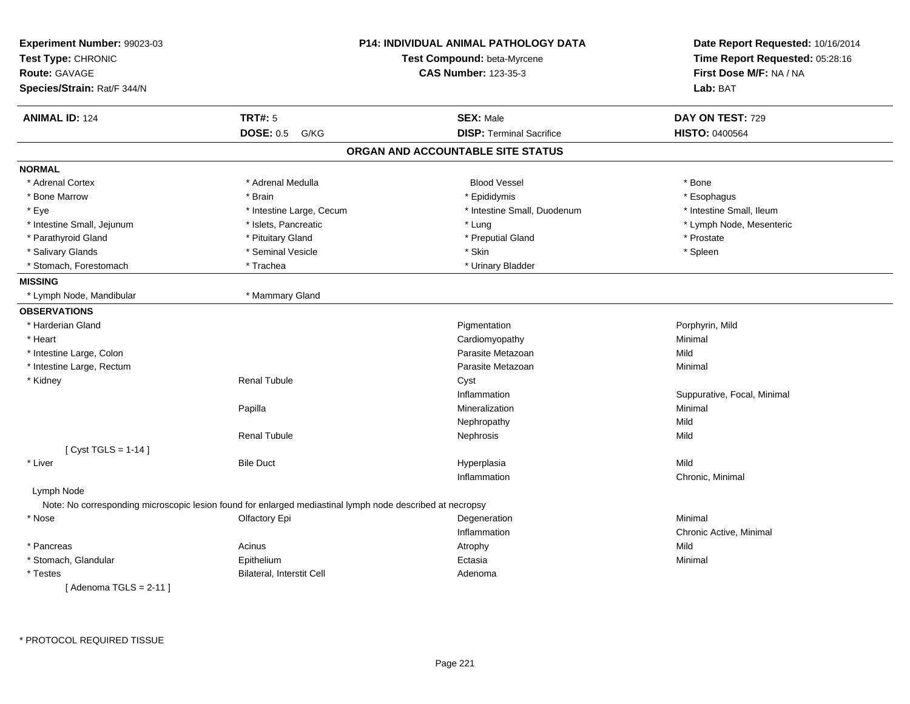**Experiment Number:** 99023-03
**Test Type:** CHRONIC
**Route:** GAVAGE
**Species/Strain:** Rat/F 344/N

**P14: INDIVIDUAL ANIMAL PATHOLOGY DATA**
**Test Compound:** beta-Myrcene
**CAS Number:** 123-35-3

**Date Report Requested:** 10/16/2014
**Time Report Requested:** 05:28:16
**First Dose M/F:** NA / NA
**Lab:** BAT

| **ANIMAL ID:** 124 | **TRT#:** 5 | **SEX:** Male | **DAY ON TEST:** 729 |
|---|---|---|---|
| | **DOSE:** 0.5 G/KG | **DISP:** Terminal Sacrifice | **HISTO:** 0400564 |

## ORGAN AND ACCOUNTABLE SITE STATUS

**NORMAL**

| | | | |
|---|---|---|---|
| * Adrenal Cortex | * Adrenal Medulla | Blood Vessel | * Bone |
| * Bone Marrow | * Brain | * Epididymis | * Esophagus |
| * Eye | * Intestine Large, Cecum | * Intestine Small, Duodenum | * Intestine Small, Ileum |
| * Intestine Small, Jejunum | * Islets, Pancreatic | * Lung | * Lymph Node, Mesenteric |
| * Parathyroid Gland | * Pituitary Gland | * Preputial Gland | * Prostate |
| * Salivary Glands | * Seminal Vesicle | * Skin | * Spleen |
| * Stomach, Forestomach | * Trachea | * Urinary Bladder | |

**MISSING**

| | |
|---|---|
| * Lymph Node, Mandibular | * Mammary Gland |

**OBSERVATIONS**

| | | | |
|---|---|---|---|
| * Harderian Gland | | Pigmentation | Porphyrin, Mild |
| * Heart | | Cardiomyopathy | Minimal |
| * Intestine Large, Colon | | Parasite Metazoan | Mild |
| * Intestine Large, Rectum | | Parasite Metazoan | Minimal |
| * Kidney | Renal Tubule | Cyst | |
| | | Inflammation | Suppurative, Focal, Minimal |
| | Papilla | Mineralization | Minimal |
| | | Nephropathy | Mild |
| | Renal Tubule | Nephrosis | Mild |
| [ Cyst TGLS = 1-14 ] | | | |
| * Liver | Bile Duct | Hyperplasia | Mild |
| | | Inflammation | Chronic, Minimal |
| Lymph Node | | | |
| Note: No corresponding microscopic lesion found for enlarged mediastinal lymph node described at necropsy | | | |
| * Nose | Olfactory Epi | Degeneration | Minimal |
| | | Inflammation | Chronic Active, Minimal |
| * Pancreas | Acinus | Atrophy | Mild |
| * Stomach, Glandular | Epithelium | Ectasia | Minimal |
| * Testes | Bilateral, Interstit Cell | Adenoma | |
| [ Adenoma TGLS = 2-11 ] | | | |

* PROTOCOL REQUIRED TISSUE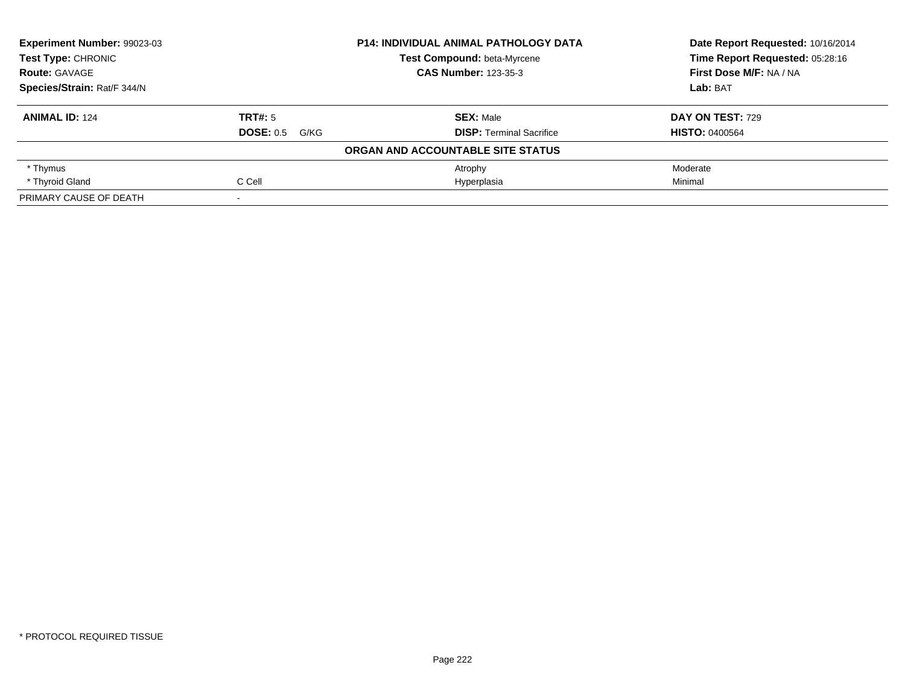**Experiment Number:** 99023-03
**Test Type:** CHRONIC
**Route:** GAVAGE
**Species/Strain:** Rat/F 344/N

**P14: INDIVIDUAL ANIMAL PATHOLOGY DATA**
**Test Compound:** beta-Myrcene
**CAS Number:** 123-35-3

**Date Report Requested:** 10/16/2014
**Time Report Requested:** 05:28:16
**First Dose M/F:** NA / NA
**Lab:** BAT

| **ANIMAL ID:** 124 | **TRT#:** 5 | **SEX:** Male | **DAY ON TEST:** 729 |
|---|---|---|---|
| | **DOSE:** 0.5 G/KG | **DISP:** Terminal Sacrifice | **HISTO:** 0400564 |

**ORGAN AND ACCOUNTABLE SITE STATUS**

| | | | |
|---|---|---|---|
| * Thymus | | Atrophy | Moderate |
| * Thyroid Gland | C Cell | Hyperplasia | Minimal |
| PRIMARY CAUSE OF DEATH | - | | |

* PROTOCOL REQUIRED TISSUE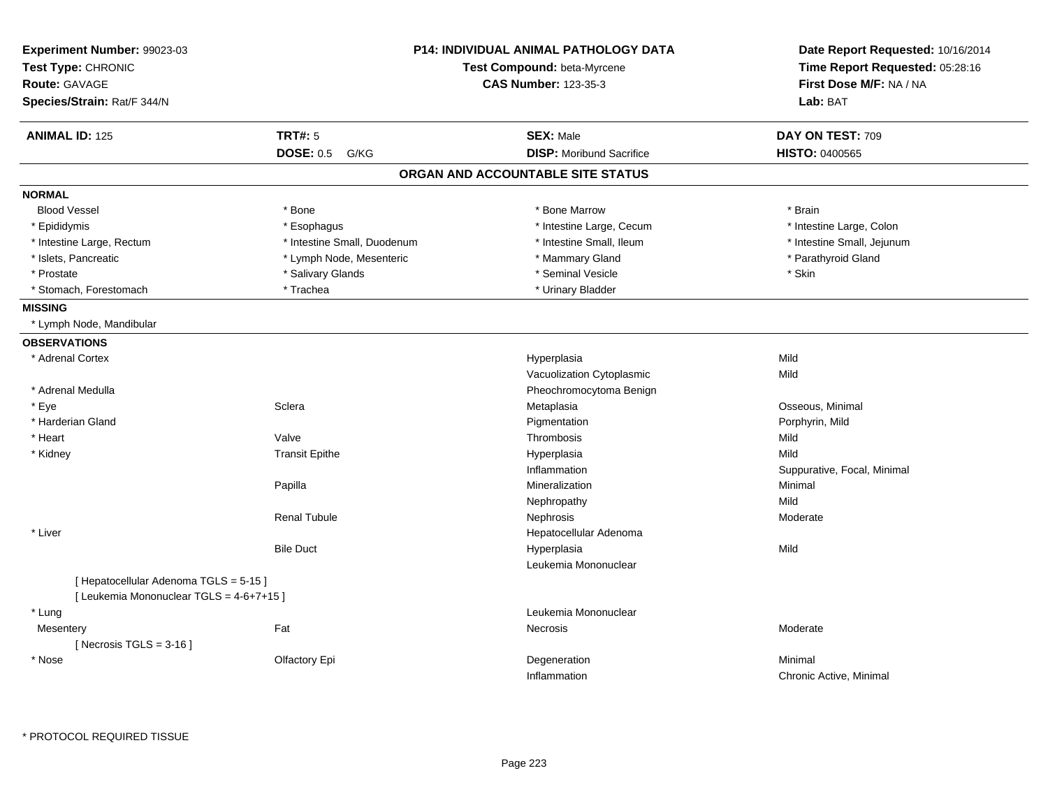**Experiment Number:** 99023-03
**Test Type:** CHRONIC
**Route:** GAVAGE
**Species/Strain:** Rat/F 344/N

**P14: INDIVIDUAL ANIMAL PATHOLOGY DATA**
**Test Compound:** beta-Myrcene
**CAS Number:** 123-35-3

**Date Report Requested:** 10/16/2014
**Time Report Requested:** 05:28:16
**First Dose M/F:** NA / NA
**Lab:** BAT

| **ANIMAL ID:** 125 | **TRT#:** 5 | **SEX:** Male | **DAY ON TEST:** 709 |
|---|---|---|---|
| | **DOSE:** 0.5 G/KG | **DISP:** Moribund Sacrifice | **HISTO:** 0400565 |

## ORGAN AND ACCOUNTABLE SITE STATUS

**NORMAL**

| | | | |
|---|---|---|---|
| Blood Vessel | * Bone | * Bone Marrow | * Brain |
| * Epididymis | * Esophagus | * Intestine Large, Cecum | * Intestine Large, Colon |
| * Intestine Large, Rectum | * Intestine Small, Duodenum | * Intestine Small, Ileum | * Intestine Small, Jejunum |
| * Islets, Pancreatic | * Lymph Node, Mesenteric | * Mammary Gland | * Parathyroid Gland |
| * Prostate | * Salivary Glands | * Seminal Vesicle | * Skin |
| * Stomach, Forestomach | * Trachea | * Urinary Bladder | |

**MISSING**

* Lymph Node, Mandibular

**OBSERVATIONS**

| Organ | Site | Observation | Severity/Qualifier |
|---|---|---|---|
| * Adrenal Cortex | | Hyperplasia | Mild |
| | | Vacuolization Cytoplasmic | Mild |
| * Adrenal Medulla | | Pheochromocytoma Benign | |
| * Eye | Sclera | Metaplasia | Osseous, Minimal |
| * Harderian Gland | | Pigmentation | Porphyrin, Mild |
| * Heart | Valve | Thrombosis | Mild |
| * Kidney | Transit Epithe | Hyperplasia | Mild |
| | | Inflammation | Suppurative, Focal, Minimal |
| | Papilla | Mineralization | Minimal |
| | | Nephropathy | Mild |
| | Renal Tubule | Nephrosis | Moderate |
| * Liver | | Hepatocellular Adenoma | |
| | Bile Duct | Hyperplasia | Mild |
| | | Leukemia Mononuclear | |
| [ Hepatocellular Adenoma TGLS = 5-15 ] | | | |
| [ Leukemia Mononuclear TGLS = 4-6+7+15 ] | | | |
| * Lung | | Leukemia Mononuclear | |
| Mesentery | Fat | Necrosis | Moderate |
| [ Necrosis TGLS = 3-16 ] | | | |
| * Nose | Olfactory Epi | Degeneration | Minimal |
| | | Inflammation | Chronic Active, Minimal |

* PROTOCOL REQUIRED TISSUE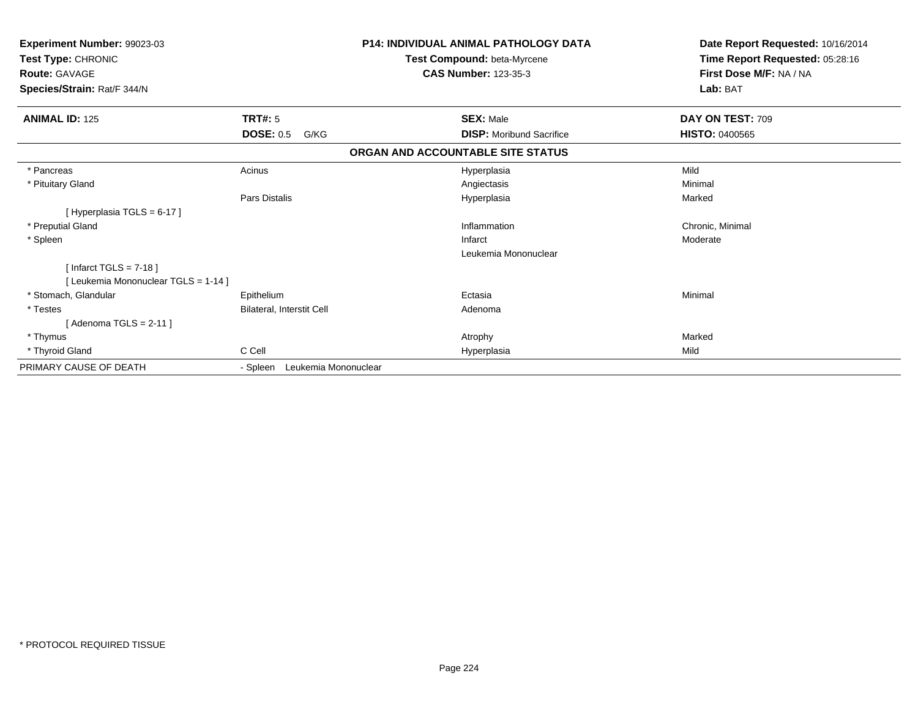**Experiment Number:** 99023-03
**Test Type:** CHRONIC
**Route:** GAVAGE
**Species/Strain:** Rat/F 344/N

**P14: INDIVIDUAL ANIMAL PATHOLOGY DATA**
**Test Compound:** beta-Myrcene
**CAS Number:** 123-35-3

**Date Report Requested:** 10/16/2014
**Time Report Requested:** 05:28:16
**First Dose M/F:** NA / NA
**Lab:** BAT

| **ANIMAL ID:** 125 | **TRT#:** 5 | **SEX:** Male | **DAY ON TEST:** 709 |
|---|---|---|---|
| | **DOSE:** 0.5 G/KG | **DISP:** Moribund Sacrifice | **HISTO:** 0400565 |

**ORGAN AND ACCOUNTABLE SITE STATUS**

| | | | |
|---|---|---|---|
| * Pancreas | Acinus | Hyperplasia | Mild |
| * Pituitary Gland | | Angiectasis | Minimal |
| | Pars Distalis | Hyperplasia | Marked |
| [ Hyperplasia TGLS = 6-17 ] | | | |
| * Preputial Gland | | Inflammation | Chronic, Minimal |
| * Spleen | | Infarct | Moderate |
| | | Leukemia Mononuclear | |
| [ Infarct TGLS = 7-18 ] | | | |
| [ Leukemia Mononuclear TGLS = 1-14 ] | | | |
| * Stomach, Glandular | Epithelium | Ectasia | Minimal |
| * Testes | Bilateral, Interstit Cell | Adenoma | |
| [ Adenoma TGLS = 2-11 ] | | | |
| * Thymus | | Atrophy | Marked |
| * Thyroid Gland | C Cell | Hyperplasia | Mild |
| PRIMARY CAUSE OF DEATH | - Spleen Leukemia Mononuclear | | |

* PROTOCOL REQUIRED TISSUE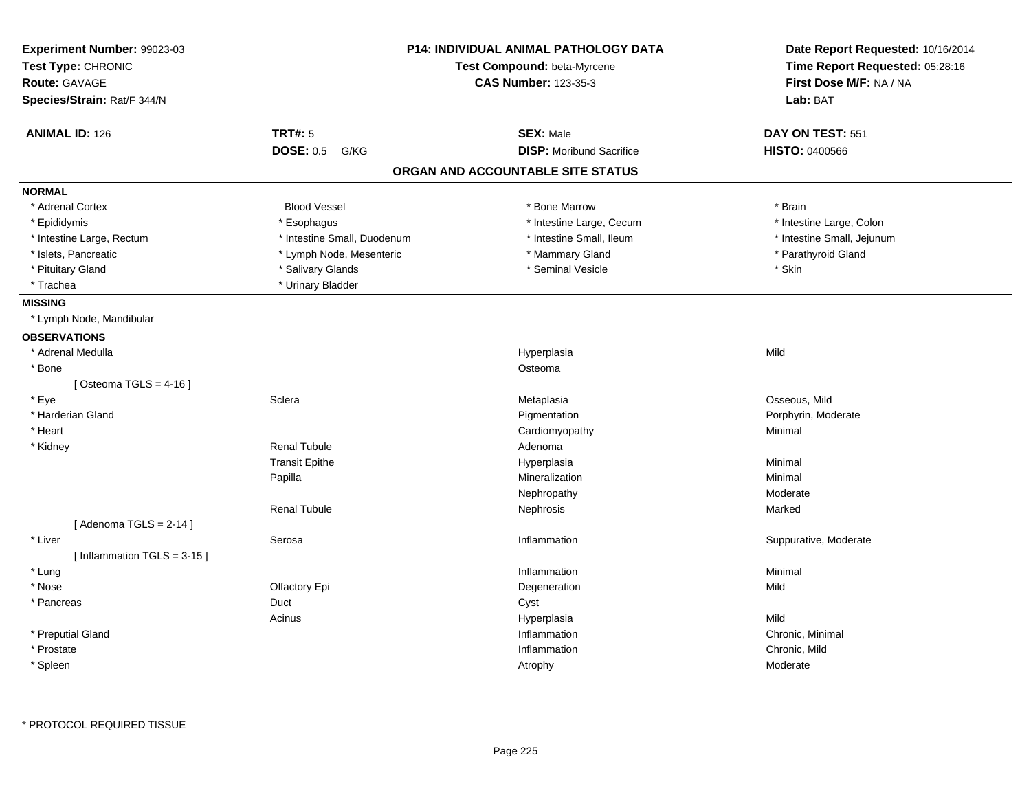**Experiment Number:** 99023-03
**Test Type:** CHRONIC
**Route:** GAVAGE
**Species/Strain:** Rat/F 344/N

**P14: INDIVIDUAL ANIMAL PATHOLOGY DATA**
**Test Compound:** beta-Myrcene
**CAS Number:** 123-35-3

**Date Report Requested:** 10/16/2014
**Time Report Requested:** 05:28:16
**First Dose M/F:** NA / NA
**Lab:** BAT

| **ANIMAL ID:** 126 | **TRT#:** 5 | **SEX:** Male | **DAY ON TEST:** 551 |
|---|---|---|---|
| | **DOSE:** 0.5 G/KG | **DISP:** Moribund Sacrifice | **HISTO:** 0400566 |

## ORGAN AND ACCOUNTABLE SITE STATUS

**NORMAL**

| | | | |
|---|---|---|---|
| * Adrenal Cortex | Blood Vessel | * Bone Marrow | * Brain |
| * Epididymis | * Esophagus | * Intestine Large, Cecum | * Intestine Large, Colon |
| * Intestine Large, Rectum | * Intestine Small, Duodenum | * Intestine Small, Ileum | * Intestine Small, Jejunum |
| * Islets, Pancreatic | * Lymph Node, Mesenteric | * Mammary Gland | * Parathyroid Gland |
| * Pituitary Gland | * Salivary Glands | * Seminal Vesicle | * Skin |
| * Trachea | * Urinary Bladder | | |

**MISSING**

* Lymph Node, Mandibular

**OBSERVATIONS**

| Organ | Site | Observation | Qualifier |
|---|---|---|---|
| * Adrenal Medulla | | Hyperplasia | Mild |
| * Bone | | Osteoma | |
| [ Osteoma TGLS = 4-16 ] | | | |
| * Eye | Sclera | Metaplasia | Osseous, Mild |
| * Harderian Gland | | Pigmentation | Porphyrin, Moderate |
| * Heart | | Cardiomyopathy | Minimal |
| * Kidney | Renal Tubule | Adenoma | |
| | Transit Epithe | Hyperplasia | Minimal |
| | Papilla | Mineralization | Minimal |
| | | Nephropathy | Moderate |
| | Renal Tubule | Nephrosis | Marked |
| [ Adenoma TGLS = 2-14 ] | | | |
| * Liver | Serosa | Inflammation | Suppurative, Moderate |
| [ Inflammation TGLS = 3-15 ] | | | |
| * Lung | | Inflammation | Minimal |
| * Nose | Olfactory Epi | Degeneration | Mild |
| * Pancreas | Duct | Cyst | |
| | Acinus | Hyperplasia | Mild |
| * Preputial Gland | | Inflammation | Chronic, Minimal |
| * Prostate | | Inflammation | Chronic, Mild |
| * Spleen | | Atrophy | Moderate |

\* PROTOCOL REQUIRED TISSUE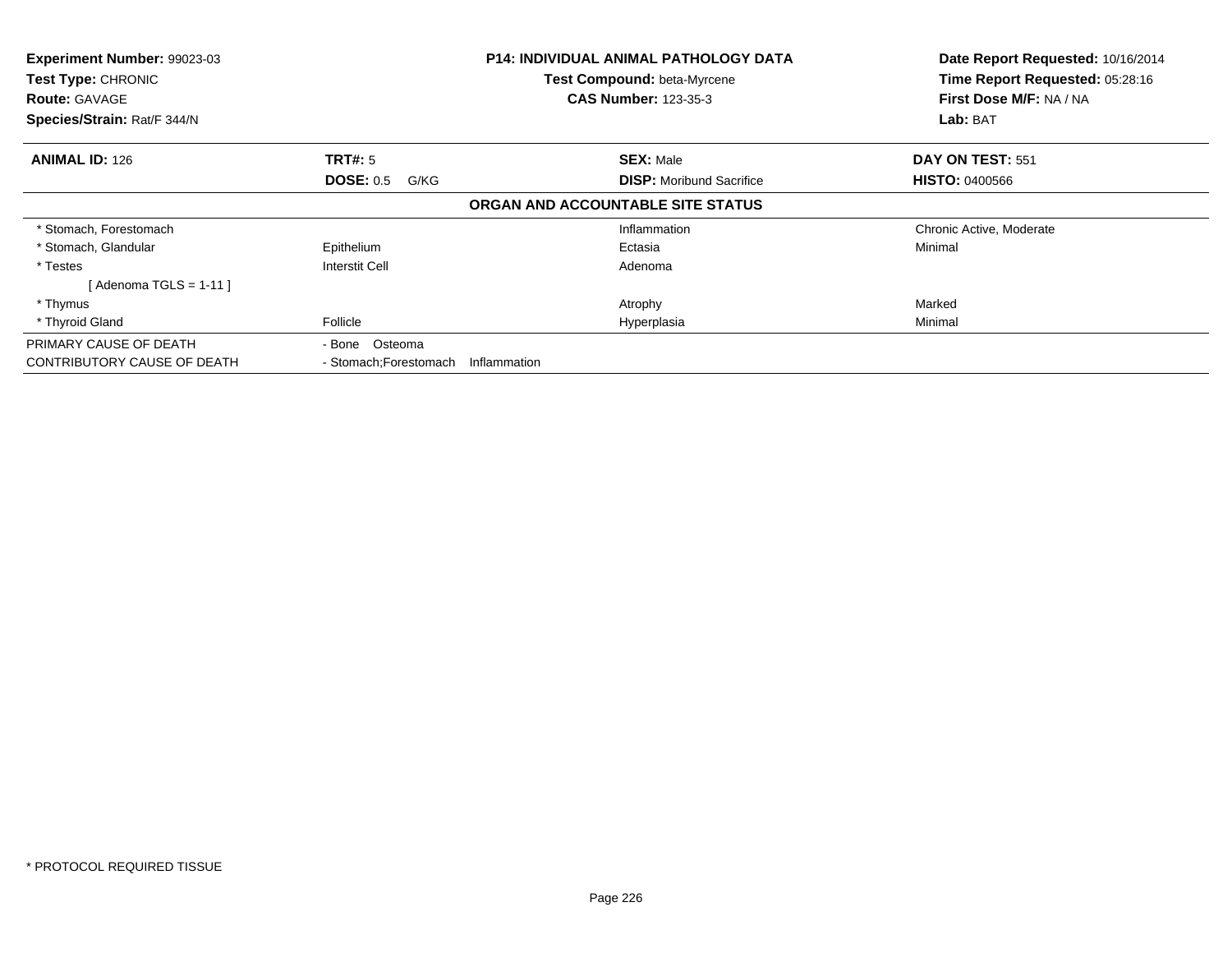**Experiment Number:** 99023-03
**Test Type:** CHRONIC
**Route:** GAVAGE
**Species/Strain:** Rat/F 344/N

**P14: INDIVIDUAL ANIMAL PATHOLOGY DATA**
**Test Compound:** beta-Myrcene
**CAS Number:** 123-35-3

**Date Report Requested:** 10/16/2014
**Time Report Requested:** 05:28:16
**First Dose M/F:** NA / NA
**Lab:** BAT

| **ANIMAL ID:** 126 | **TRT#:** 5 | **SEX:** Male | **DAY ON TEST:** 551 |
|---|---|---|---|
| | **DOSE:** 0.5 G/KG | **DISP:** Moribund Sacrifice | **HISTO:** 0400566 |

**ORGAN AND ACCOUNTABLE SITE STATUS**

| | | | |
|---|---|---|---|
| * Stomach, Forestomach | | Inflammation | Chronic Active, Moderate |
| * Stomach, Glandular | Epithelium | Ectasia | Minimal |
| * Testes | Interstit Cell | Adenoma | |
| [ Adenoma TGLS = 1-11 ] | | | |
| * Thymus | | Atrophy | Marked |
| * Thyroid Gland | Follicle | Hyperplasia | Minimal |
| PRIMARY CAUSE OF DEATH | - Bone Osteoma | | |
| CONTRIBUTORY CAUSE OF DEATH | - Stomach;Forestomach Inflammation | | |

* PROTOCOL REQUIRED TISSUE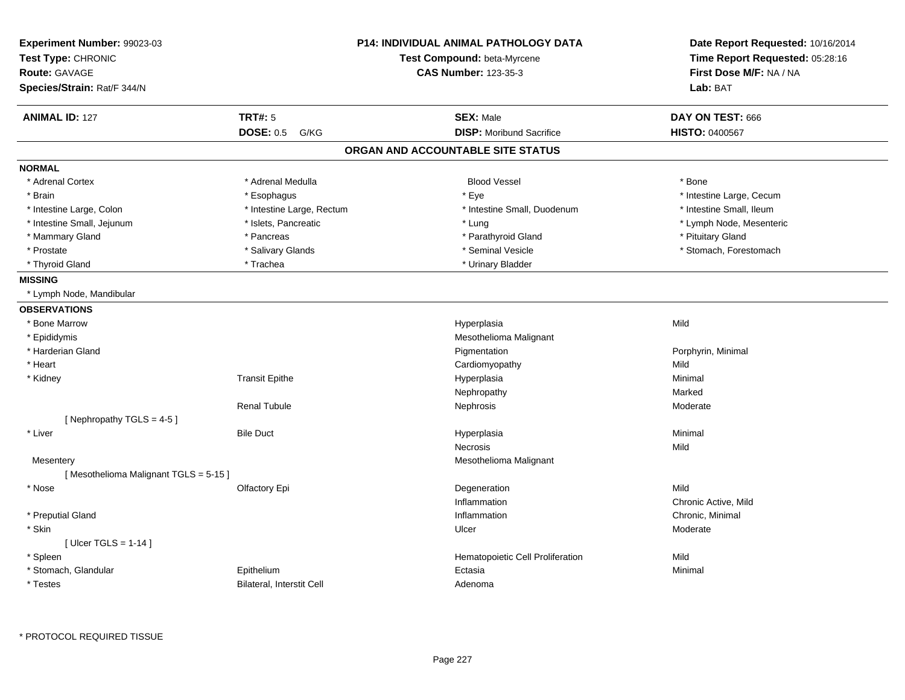**Experiment Number:** 99023-03
**Test Type:** CHRONIC
**Route:** GAVAGE
**Species/Strain:** Rat/F 344/N

**P14: INDIVIDUAL ANIMAL PATHOLOGY DATA**
**Test Compound:** beta-Myrcene
**CAS Number:** 123-35-3

**Date Report Requested:** 10/16/2014
**Time Report Requested:** 05:28:16
**First Dose M/F:** NA / NA
**Lab:** BAT

| **ANIMAL ID:** 127 | **TRT#:** 5 | **SEX:** Male | **DAY ON TEST:** 666 |
|---|---|---|---|
| | **DOSE:** 0.5 G/KG | **DISP:** Moribund Sacrifice | **HISTO:** 0400567 |

## ORGAN AND ACCOUNTABLE SITE STATUS

**NORMAL**

| | | | |
|---|---|---|---|
| * Adrenal Cortex | * Adrenal Medulla | Blood Vessel | * Bone |
| * Brain | * Esophagus | * Eye | * Intestine Large, Cecum |
| * Intestine Large, Colon | * Intestine Large, Rectum | * Intestine Small, Duodenum | * Intestine Small, Ileum |
| * Intestine Small, Jejunum | * Islets, Pancreatic | * Lung | * Lymph Node, Mesenteric |
| * Mammary Gland | * Pancreas | * Parathyroid Gland | * Pituitary Gland |
| * Prostate | * Salivary Glands | * Seminal Vesicle | * Stomach, Forestomach |
| * Thyroid Gland | * Trachea | * Urinary Bladder | |

**MISSING**

* Lymph Node, Mandibular

**OBSERVATIONS**

| | | | |
|---|---|---|---|
| * Bone Marrow | | Hyperplasia | Mild |
| * Epididymis | | Mesothelioma Malignant | |
| * Harderian Gland | | Pigmentation | Porphyrin, Minimal |
| * Heart | | Cardiomyopathy | Mild |
| * Kidney | Transit Epithe | Hyperplasia | Minimal |
| | | Nephropathy | Marked |
| | Renal Tubule | Nephrosis | Moderate |
| [ Nephropathy TGLS = 4-5 ] | | | |
| * Liver | Bile Duct | Hyperplasia | Minimal |
| | | Necrosis | Mild |
| Mesentery | | Mesothelioma Malignant | |
| [ Mesothelioma Malignant TGLS = 5-15 ] | | | |
| * Nose | Olfactory Epi | Degeneration | Mild |
| | | Inflammation | Chronic Active, Mild |
| * Preputial Gland | | Inflammation | Chronic, Minimal |
| * Skin | | Ulcer | Moderate |
| [ Ulcer TGLS = 1-14 ] | | | |
| * Spleen | | Hematopoietic Cell Proliferation | Mild |
| * Stomach, Glandular | Epithelium | Ectasia | Minimal |
| * Testes | Bilateral, Interstit Cell | Adenoma | |

* PROTOCOL REQUIRED TISSUE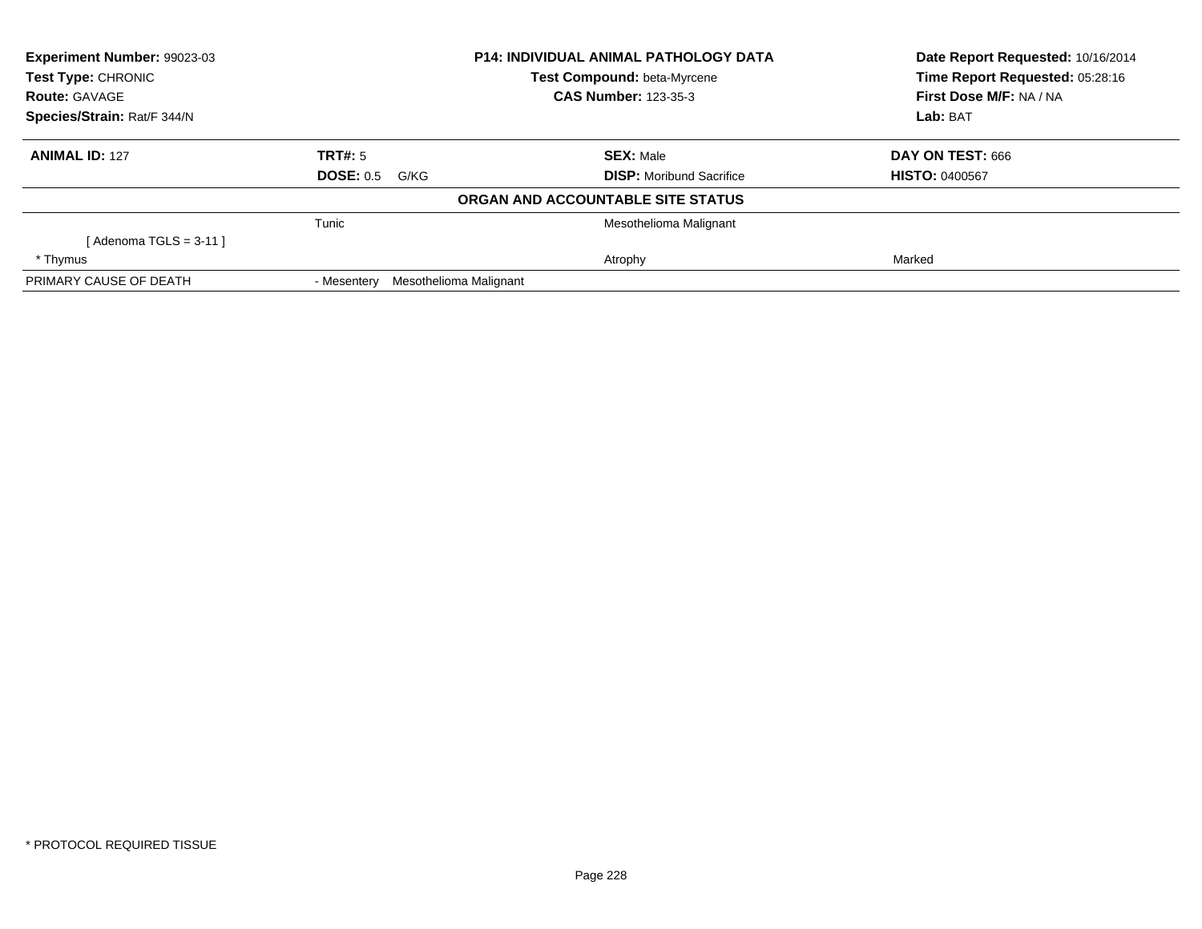| **Experiment Number:** 99023-03 | **P14: INDIVIDUAL ANIMAL PATHOLOGY DATA** | **Date Report Requested:** 10/16/2014 |
|---|---|---|
| **Test Type:** CHRONIC | **Test Compound:** beta-Myrcene | **Time Report Requested:** 05:28:16 |
| **Route:** GAVAGE | **CAS Number:** 123-35-3 | **First Dose M/F:** NA / NA |
| **Species/Strain:** Rat/F 344/N | | **Lab:** BAT |

| **ANIMAL ID:** 127 | **TRT#:** 5 | **SEX:** Male | **DAY ON TEST:** 666 |
|---|---|---|---|
| | **DOSE:** 0.5 G/KG | **DISP:** Moribund Sacrifice | **HISTO:** 0400567 |

**ORGAN AND ACCOUNTABLE SITE STATUS**

| | | | |
|---|---|---|---|
| | Tunic | Mesothelioma Malignant | |
| [ Adenoma TGLS = 3-11 ] | | | |
| * Thymus | | Atrophy | Marked |
| PRIMARY CAUSE OF DEATH | - Mesentery Mesothelioma Malignant | | |

* PROTOCOL REQUIRED TISSUE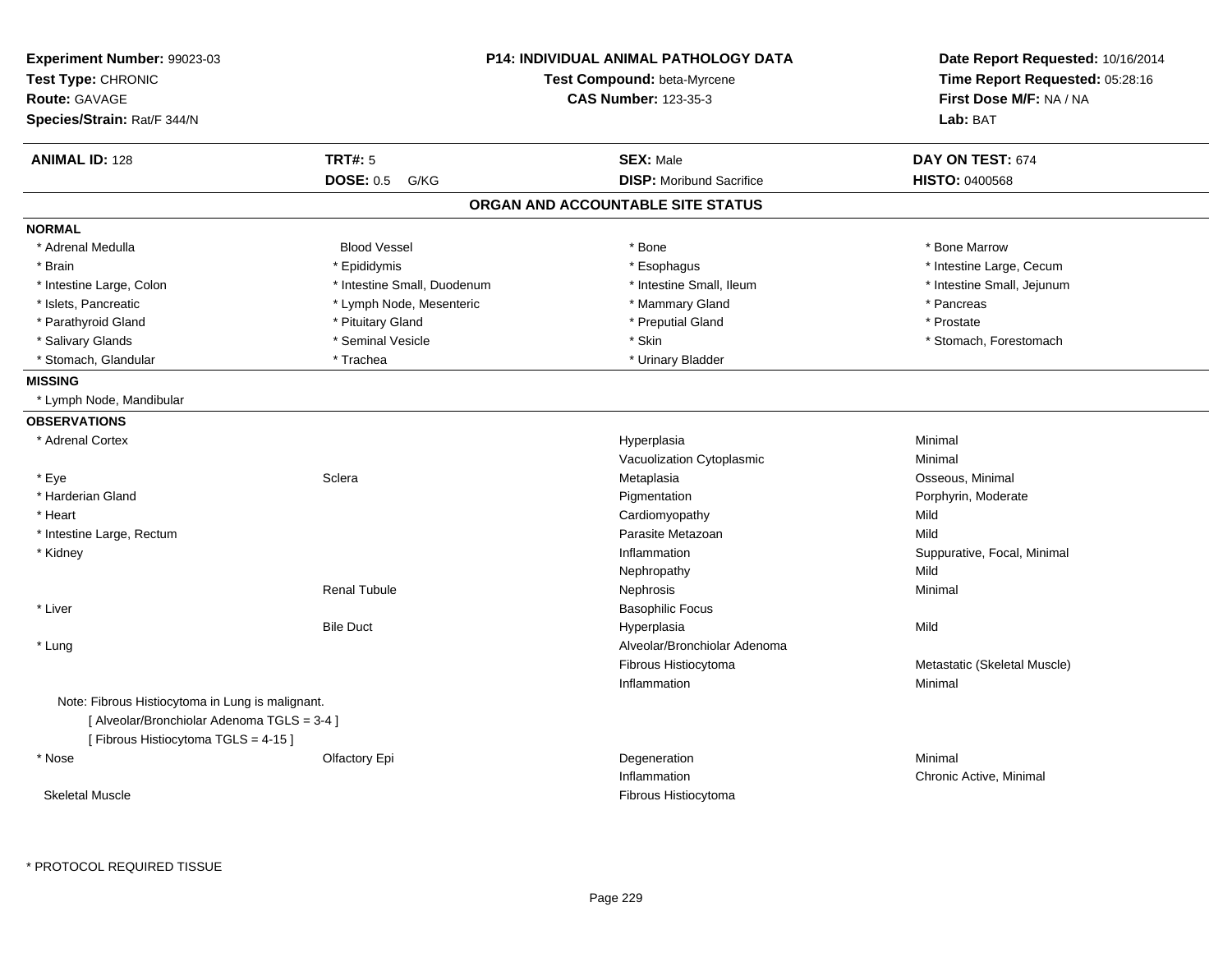**Experiment Number:** 99023-03
**Test Type:** CHRONIC
**Route:** GAVAGE
**Species/Strain:** Rat/F 344/N

**P14: INDIVIDUAL ANIMAL PATHOLOGY DATA**
**Test Compound:** beta-Myrcene
**CAS Number:** 123-35-3

**Date Report Requested:** 10/16/2014
**Time Report Requested:** 05:28:16
**First Dose M/F:** NA / NA
**Lab:** BAT

| **ANIMAL ID:** 128 | **TRT#:** 5 | **SEX:** Male | **DAY ON TEST:** 674 |
|---|---|---|---|
| | **DOSE:** 0.5 G/KG | **DISP:** Moribund Sacrifice | **HISTO:** 0400568 |

## ORGAN AND ACCOUNTABLE SITE STATUS

**NORMAL**

| | | | |
|---|---|---|---|
| * Adrenal Medulla | Blood Vessel | * Bone | * Bone Marrow |
| * Brain | * Epididymis | * Esophagus | * Intestine Large, Cecum |
| * Intestine Large, Colon | * Intestine Small, Duodenum | * Intestine Small, Ileum | * Intestine Small, Jejunum |
| * Islets, Pancreatic | * Lymph Node, Mesenteric | * Mammary Gland | * Pancreas |
| * Parathyroid Gland | * Pituitary Gland | * Preputial Gland | * Prostate |
| * Salivary Glands | * Seminal Vesicle | * Skin | * Stomach, Forestomach |
| * Stomach, Glandular | * Trachea | * Urinary Bladder | |

**MISSING**

* Lymph Node, Mandibular

**OBSERVATIONS**

| | | | |
|---|---|---|---|
| * Adrenal Cortex | | Hyperplasia | Minimal |
| | | Vacuolization Cytoplasmic | Minimal |
| * Eye | Sclera | Metaplasia | Osseous, Minimal |
| * Harderian Gland | | Pigmentation | Porphyrin, Moderate |
| * Heart | | Cardiomyopathy | Mild |
| * Intestine Large, Rectum | | Parasite Metazoan | Mild |
| * Kidney | | Inflammation | Suppurative, Focal, Minimal |
| | | Nephropathy | Mild |
| | Renal Tubule | Nephrosis | Minimal |
| * Liver | | Basophilic Focus | |
| | Bile Duct | Hyperplasia | Mild |
| * Lung | | Alveolar/Bronchiolar Adenoma | |
| | | Fibrous Histiocytoma | Metastatic (Skeletal Muscle) |
| | | Inflammation | Minimal |

Note: Fibrous Histiocytoma in Lung is malignant.
[ Alveolar/Bronchiolar Adenoma TGLS = 3-4 ]
[ Fibrous Histiocytoma TGLS = 4-15 ]

| | | | |
|---|---|---|---|
| * Nose | Olfactory Epi | Degeneration | Minimal |
| | | Inflammation | Chronic Active, Minimal |
| Skeletal Muscle | | Fibrous Histiocytoma | |

* PROTOCOL REQUIRED TISSUE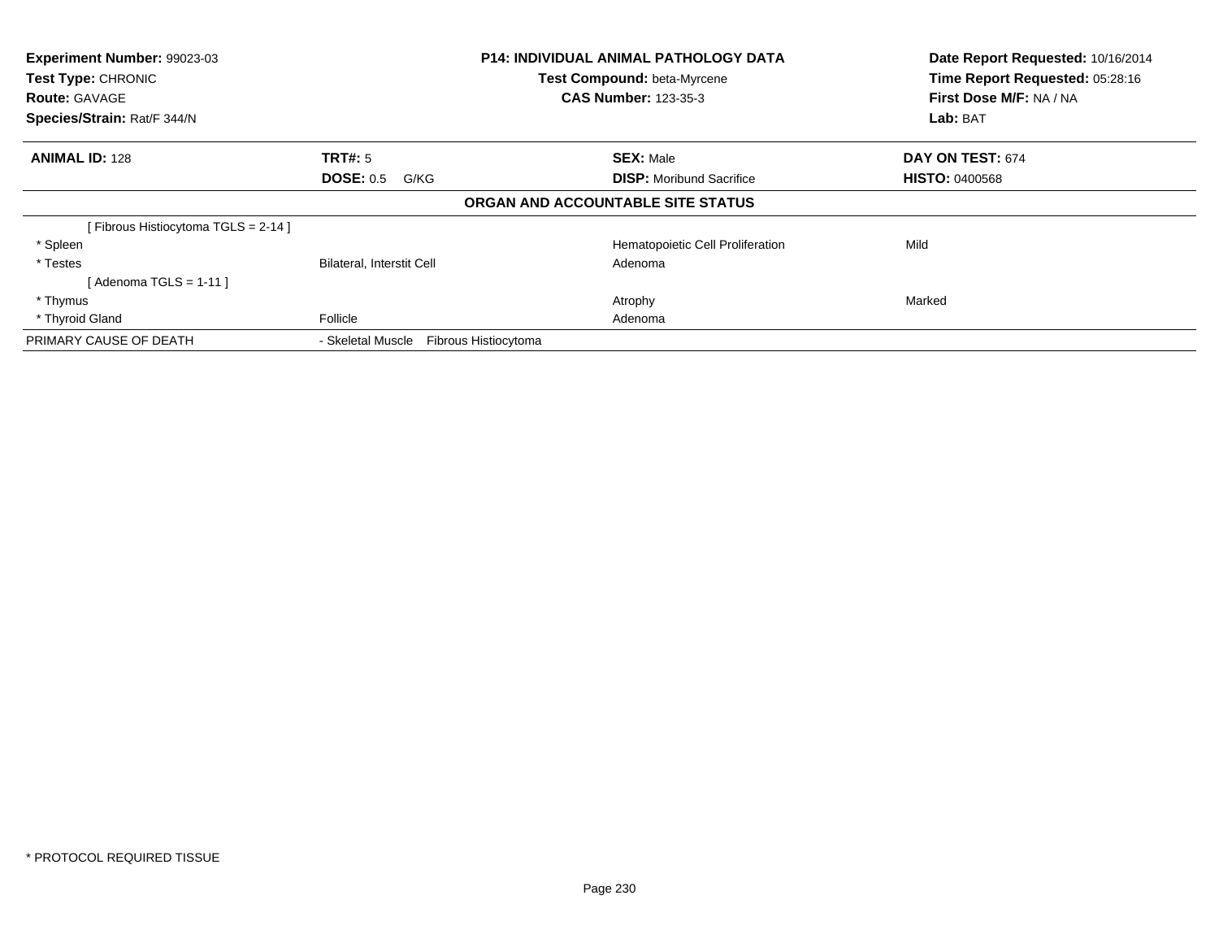**Experiment Number:** 99023-03
**Test Type:** CHRONIC
**Route:** GAVAGE
**Species/Strain:** Rat/F 344/N

**P14: INDIVIDUAL ANIMAL PATHOLOGY DATA**
**Test Compound:** beta-Myrcene
**CAS Number:** 123-35-3

**Date Report Requested:** 10/16/2014
**Time Report Requested:** 05:28:16
**First Dose M/F:** NA / NA
**Lab:** BAT

| **ANIMAL ID:** 128 | **TRT#:** 5 | **SEX:** Male | **DAY ON TEST:** 674 |
|---|---|---|---|
| | **DOSE:** 0.5 G/KG | **DISP:** Moribund Sacrifice | **HISTO:** 0400568 |

**ORGAN AND ACCOUNTABLE SITE STATUS**

| | | | |
|---|---|---|---|
| [ Fibrous Histiocytoma TGLS = 2-14 ] | | | |
| * Spleen | | Hematopoietic Cell Proliferation | Mild |
| * Testes | Bilateral, Interstit Cell | Adenoma | |
| [ Adenoma TGLS = 1-11 ] | | | |
| * Thymus | | Atrophy | Marked |
| * Thyroid Gland | Follicle | Adenoma | |
| PRIMARY CAUSE OF DEATH | - Skeletal Muscle Fibrous Histiocytoma | | |

* PROTOCOL REQUIRED TISSUE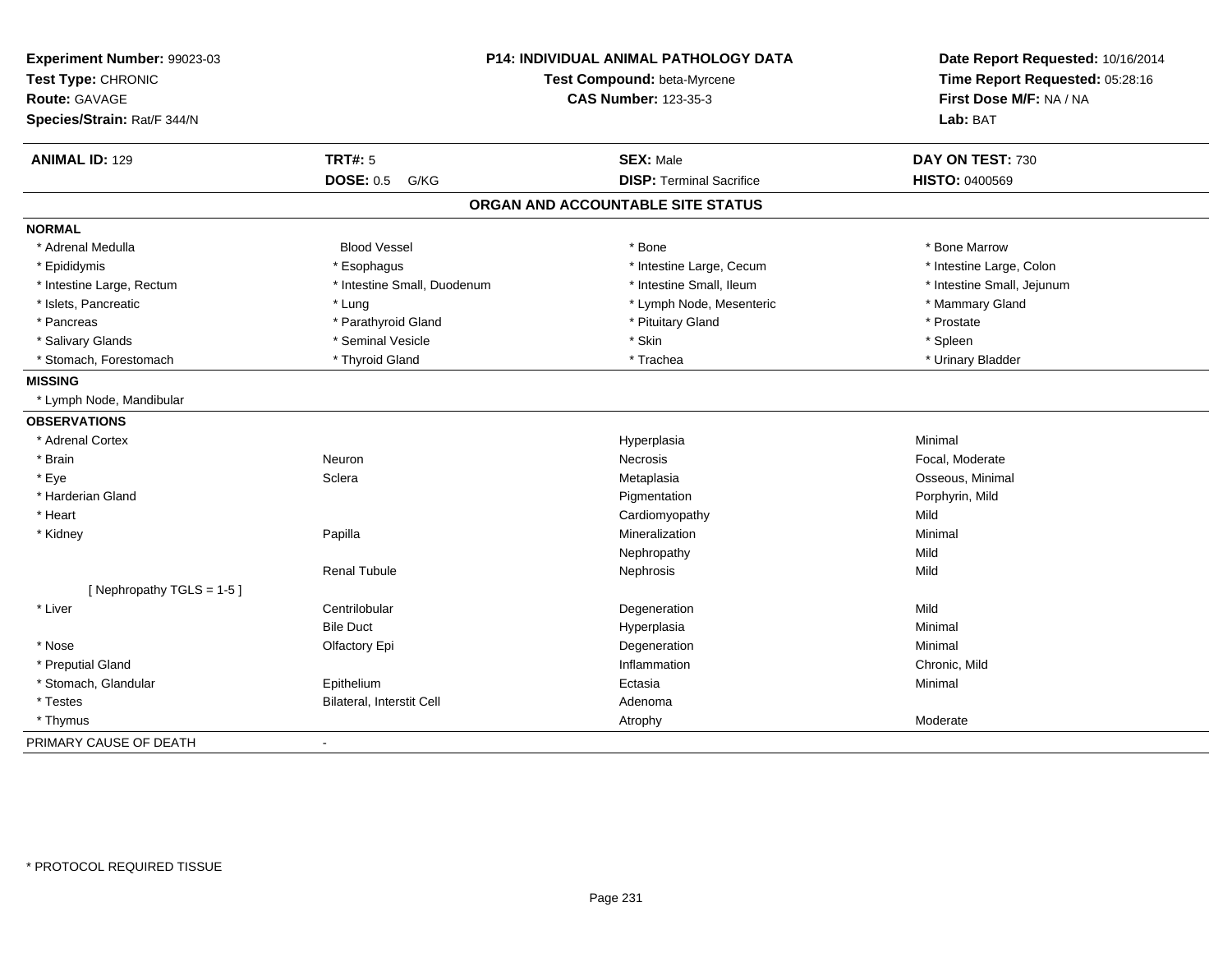**Experiment Number:** 99023-03
**Test Type:** CHRONIC
**Route:** GAVAGE
**Species/Strain:** Rat/F 344/N

**P14: INDIVIDUAL ANIMAL PATHOLOGY DATA**
**Test Compound:** beta-Myrcene
**CAS Number:** 123-35-3

**Date Report Requested:** 10/16/2014
**Time Report Requested:** 05:28:16
**First Dose M/F:** NA / NA
**Lab:** BAT

| **ANIMAL ID:** 129 | **TRT#:** 5 | **SEX:** Male | **DAY ON TEST:** 730 |
|---|---|---|---|
| | **DOSE:** 0.5 G/KG | **DISP:** Terminal Sacrifice | **HISTO:** 0400569 |

## ORGAN AND ACCOUNTABLE SITE STATUS

| | | | |
|---|---|---|---|
| **NORMAL** | | | |
| * Adrenal Medulla | Blood Vessel | * Bone | * Bone Marrow |
| * Epididymis | * Esophagus | * Intestine Large, Cecum | * Intestine Large, Colon |
| * Intestine Large, Rectum | * Intestine Small, Duodenum | * Intestine Small, Ileum | * Intestine Small, Jejunum |
| * Islets, Pancreatic | * Lung | * Lymph Node, Mesenteric | * Mammary Gland |
| * Pancreas | * Parathyroid Gland | * Pituitary Gland | * Prostate |
| * Salivary Glands | * Seminal Vesicle | * Skin | * Spleen |
| * Stomach, Forestomach | * Thyroid Gland | * Trachea | * Urinary Bladder |
| **MISSING** | | | |
| * Lymph Node, Mandibular | | | |
| **OBSERVATIONS** | | | |
| * Adrenal Cortex | | Hyperplasia | Minimal |
| * Brain | Neuron | Necrosis | Focal, Moderate |
| * Eye | Sclera | Metaplasia | Osseous, Minimal |
| * Harderian Gland | | Pigmentation | Porphyrin, Mild |
| * Heart | | Cardiomyopathy | Mild |
| * Kidney | Papilla | Mineralization | Minimal |
| | | Nephropathy | Mild |
| | Renal Tubule | Nephrosis | Mild |
| [ Nephropathy TGLS = 1-5 ] | | | |
| * Liver | Centrilobular | Degeneration | Mild |
| | Bile Duct | Hyperplasia | Minimal |
| * Nose | Olfactory Epi | Degeneration | Minimal |
| * Preputial Gland | | Inflammation | Chronic, Mild |
| * Stomach, Glandular | Epithelium | Ectasia | Minimal |
| * Testes | Bilateral, Interstit Cell | Adenoma | |
| * Thymus | | Atrophy | Moderate |
| PRIMARY CAUSE OF DEATH | - | | |

* PROTOCOL REQUIRED TISSUE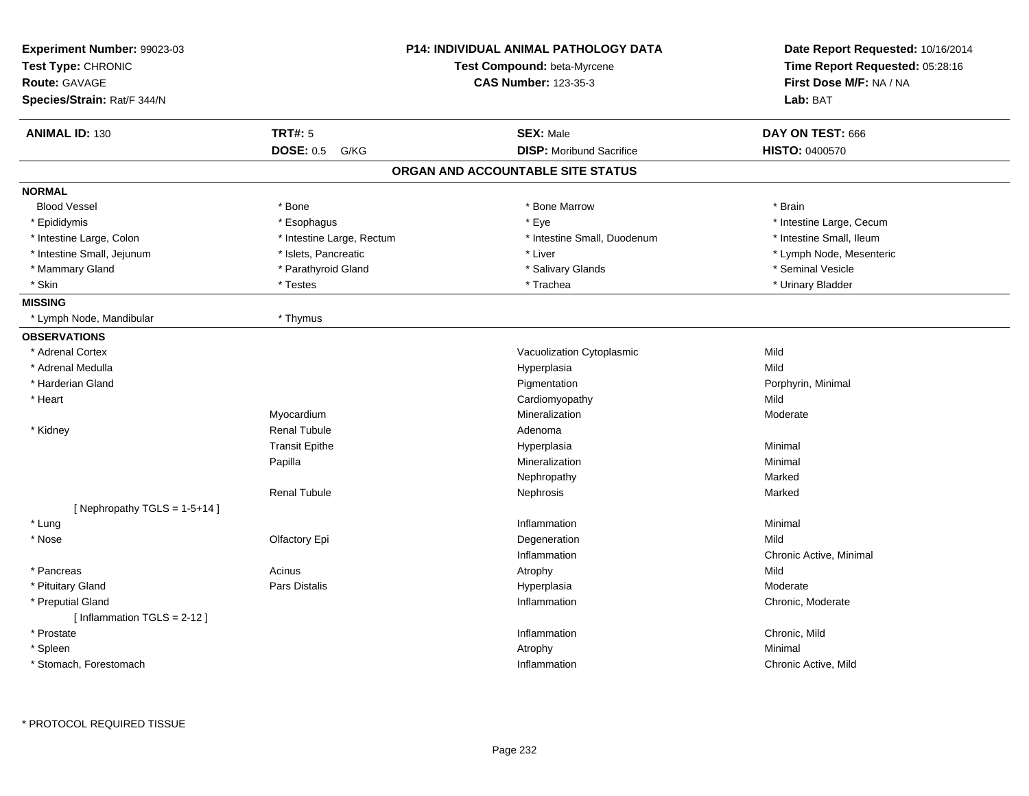| **Experiment Number:** 99023-03 | **P14: INDIVIDUAL ANIMAL PATHOLOGY DATA** | **Date Report Requested:** 10/16/2014 |
|---|---|---|
| **Test Type:** CHRONIC | **Test Compound:** beta-Myrcene | **Time Report Requested:** 05:28:16 |
| **Route:** GAVAGE | **CAS Number:** 123-35-3 | **First Dose M/F:** NA / NA |
| **Species/Strain:** Rat/F 344/N | | **Lab:** BAT |

| **ANIMAL ID:** 130 | **TRT#:** 5 | **SEX:** Male | **DAY ON TEST:** 666 |
|---|---|---|---|
| | **DOSE:** 0.5 G/KG | **DISP:** Moribund Sacrifice | **HISTO:** 0400570 |

## ORGAN AND ACCOUNTABLE SITE STATUS

**NORMAL**

| | | | |
|---|---|---|---|
| Blood Vessel | * Bone | * Bone Marrow | * Brain |
| * Epididymis | * Esophagus | * Eye | * Intestine Large, Cecum |
| * Intestine Large, Colon | * Intestine Large, Rectum | * Intestine Small, Duodenum | * Intestine Small, Ileum |
| * Intestine Small, Jejunum | * Islets, Pancreatic | * Liver | * Lymph Node, Mesenteric |
| * Mammary Gland | * Parathyroid Gland | * Salivary Glands | * Seminal Vesicle |
| * Skin | * Testes | * Trachea | * Urinary Bladder |

**MISSING**

| | |
|---|---|
| * Lymph Node, Mandibular | * Thymus |

**OBSERVATIONS**

| Organ | Site | Observation | Severity |
|---|---|---|---|
| * Adrenal Cortex | | Vacuolization Cytoplasmic | Mild |
| * Adrenal Medulla | | Hyperplasia | Mild |
| * Harderian Gland | | Pigmentation | Porphyrin, Minimal |
| * Heart | | Cardiomyopathy | Mild |
| | Myocardium | Mineralization | Moderate |
| * Kidney | Renal Tubule | Adenoma | |
| | Transit Epithe | Hyperplasia | Minimal |
| | Papilla | Mineralization | Minimal |
| | | Nephropathy | Marked |
| | Renal Tubule | Nephrosis | Marked |
| [ Nephropathy TGLS = 1-5+14 ] | | | |
| * Lung | | Inflammation | Minimal |
| * Nose | Olfactory Epi | Degeneration | Mild |
| | | Inflammation | Chronic Active, Minimal |
| * Pancreas | Acinus | Atrophy | Mild |
| * Pituitary Gland | Pars Distalis | Hyperplasia | Moderate |
| * Preputial Gland | | Inflammation | Chronic, Moderate |
| [ Inflammation TGLS = 2-12 ] | | | |
| * Prostate | | Inflammation | Chronic, Mild |
| * Spleen | | Atrophy | Minimal |
| * Stomach, Forestomach | | Inflammation | Chronic Active, Mild |

* PROTOCOL REQUIRED TISSUE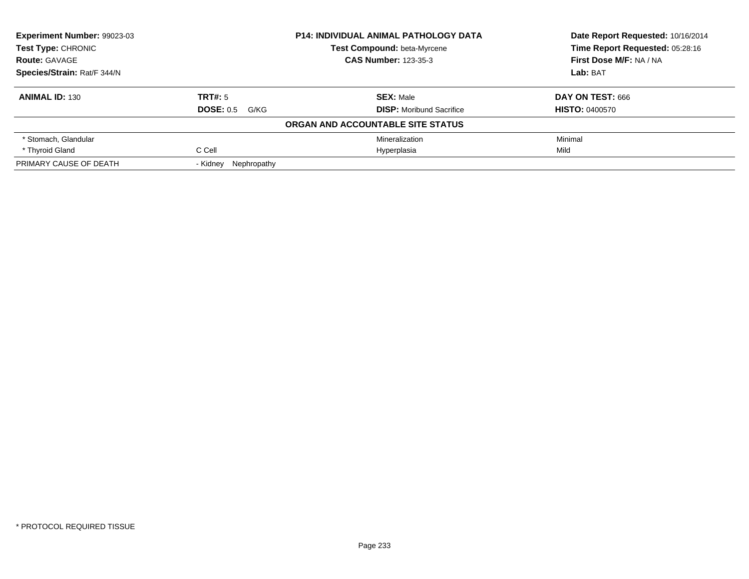**Experiment Number:** 99023-03
**Test Type:** CHRONIC
**Route:** GAVAGE
**Species/Strain:** Rat/F 344/N

**P14: INDIVIDUAL ANIMAL PATHOLOGY DATA**
**Test Compound:** beta-Myrcene
**CAS Number:** 123-35-3

**Date Report Requested:** 10/16/2014
**Time Report Requested:** 05:28:16
**First Dose M/F:** NA / NA
**Lab:** BAT

| **ANIMAL ID:** 130 | **TRT#:** 5 | **SEX:** Male | **DAY ON TEST:** 666 |
|---|---|---|---|
| | **DOSE:** 0.5 G/KG | **DISP:** Moribund Sacrifice | **HISTO:** 0400570 |
| **ORGAN AND ACCOUNTABLE SITE STATUS** | | | |
| * Stomach, Glandular | | Mineralization | Minimal |
| * Thyroid Gland | C Cell | Hyperplasia | Mild |
| PRIMARY CAUSE OF DEATH | - Kidney Nephropathy | | |

* PROTOCOL REQUIRED TISSUE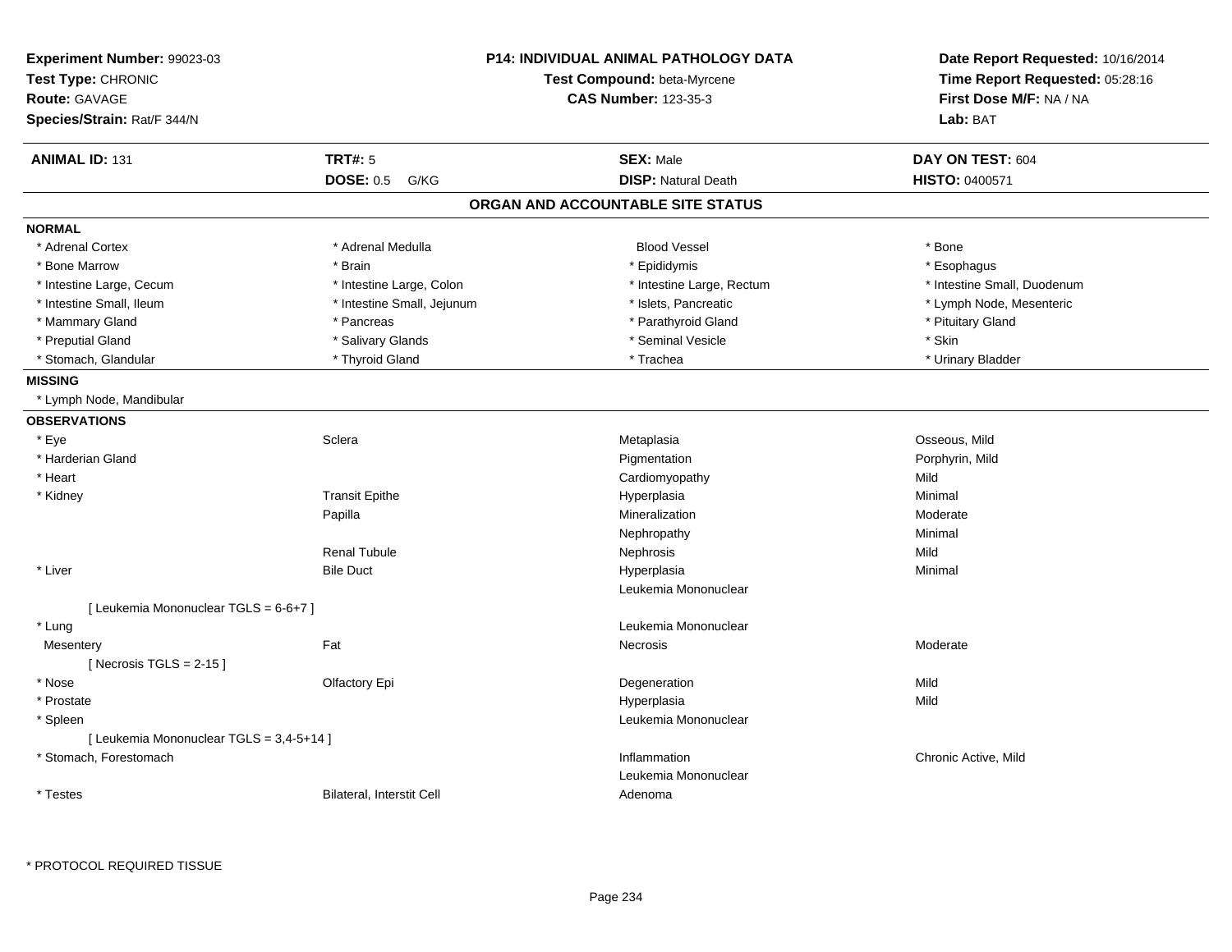**Experiment Number:** 99023-03
**Test Type:** CHRONIC
**Route:** GAVAGE
**Species/Strain:** Rat/F 344/N

**P14: INDIVIDUAL ANIMAL PATHOLOGY DATA**
**Test Compound:** beta-Myrcene
**CAS Number:** 123-35-3

**Date Report Requested:** 10/16/2014
**Time Report Requested:** 05:28:16
**First Dose M/F:** NA / NA
**Lab:** BAT

| **ANIMAL ID:** 131 | **TRT#:** 5 | **SEX:** Male | **DAY ON TEST:** 604 |
|---|---|---|---|
| | **DOSE:** 0.5 G/KG | **DISP:** Natural Death | **HISTO:** 0400571 |

## ORGAN AND ACCOUNTABLE SITE STATUS

**NORMAL**

| | | | |
|---|---|---|---|
| * Adrenal Cortex | * Adrenal Medulla | Blood Vessel | * Bone |
| * Bone Marrow | * Brain | * Epididymis | * Esophagus |
| * Intestine Large, Cecum | * Intestine Large, Colon | * Intestine Large, Rectum | * Intestine Small, Duodenum |
| * Intestine Small, Ileum | * Intestine Small, Jejunum | * Islets, Pancreatic | * Lymph Node, Mesenteric |
| * Mammary Gland | * Pancreas | * Parathyroid Gland | * Pituitary Gland |
| * Preputial Gland | * Salivary Glands | * Seminal Vesicle | * Skin |
| * Stomach, Glandular | * Thyroid Gland | * Trachea | * Urinary Bladder |

**MISSING**

* Lymph Node, Mandibular

**OBSERVATIONS**

| | | | |
|---|---|---|---|
| * Eye | Sclera | Metaplasia | Osseous, Mild |
| * Harderian Gland | | Pigmentation | Porphyrin, Mild |
| * Heart | | Cardiomyopathy | Mild |
| * Kidney | Transit Epithe | Hyperplasia | Minimal |
| | Papilla | Mineralization | Moderate |
| | | Nephropathy | Minimal |
| | Renal Tubule | Nephrosis | Mild |
| * Liver | Bile Duct | Hyperplasia | Minimal |
| | | Leukemia Mononuclear | |
| [ Leukemia Mononuclear TGLS = 6-6+7 ] | | | |
| * Lung | | Leukemia Mononuclear | |
| Mesentery | Fat | Necrosis | Moderate |
| [ Necrosis TGLS = 2-15 ] | | | |
| * Nose | Olfactory Epi | Degeneration | Mild |
| * Prostate | | Hyperplasia | Mild |
| * Spleen | | Leukemia Mononuclear | |
| [ Leukemia Mononuclear TGLS = 3,4-5+14 ] | | | |
| * Stomach, Forestomach | | Inflammation | Chronic Active, Mild |
| | | Leukemia Mononuclear | |
| * Testes | Bilateral, Interstit Cell | Adenoma | |

* PROTOCOL REQUIRED TISSUE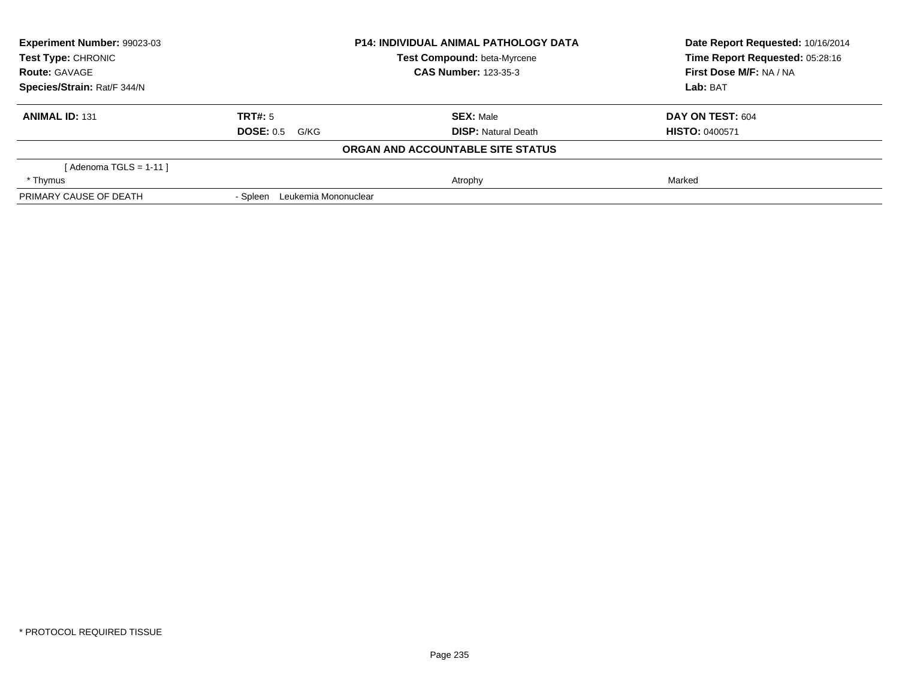| **Experiment Number:** 99023-03 | **P14: INDIVIDUAL ANIMAL PATHOLOGY DATA** | **Date Report Requested:** 10/16/2014 |
|---|---|---|
| **Test Type:** CHRONIC | **Test Compound:** beta-Myrcene | **Time Report Requested:** 05:28:16 |
| **Route:** GAVAGE | **CAS Number:** 123-35-3 | **First Dose M/F:** NA / NA |
| **Species/Strain:** Rat/F 344/N | | **Lab:** BAT |

| **ANIMAL ID:** 131 | **TRT#:** 5 | **SEX:** Male | **DAY ON TEST:** 604 |
|---|---|---|---|
| | **DOSE:** 0.5 G/KG | **DISP:** Natural Death | **HISTO:** 0400571 |
| **ORGAN AND ACCOUNTABLE SITE STATUS** | | | |
| [ Adenoma TGLS = 1-11 ] | | | |
| * Thymus | | Atrophy | Marked |
| PRIMARY CAUSE OF DEATH | - Spleen Leukemia Mononuclear | | |

* PROTOCOL REQUIRED TISSUE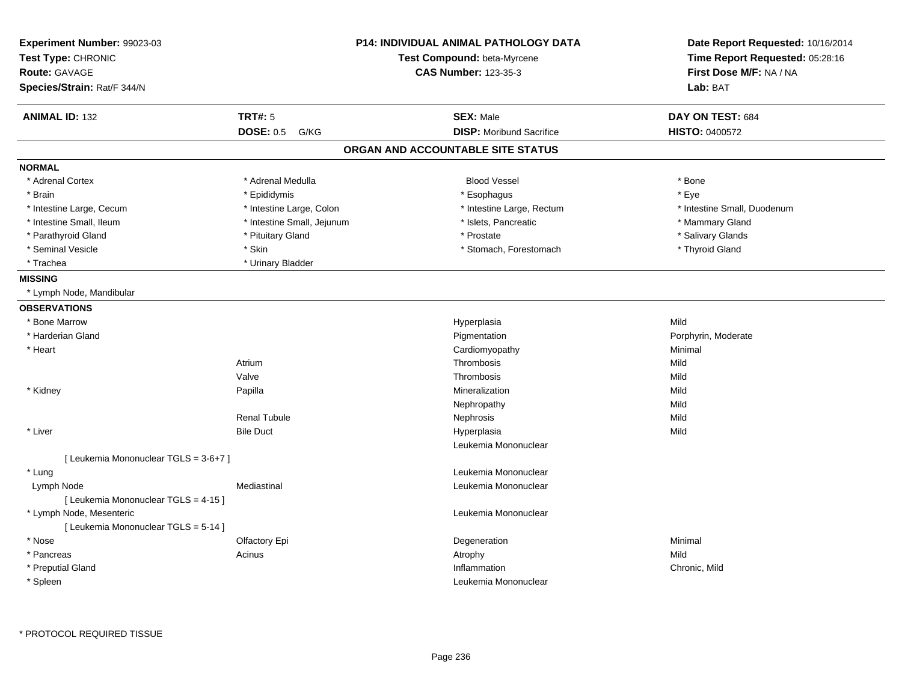**Experiment Number:** 99023-03
**Test Type:** CHRONIC
**Route:** GAVAGE
**Species/Strain:** Rat/F 344/N

**P14: INDIVIDUAL ANIMAL PATHOLOGY DATA**
**Test Compound:** beta-Myrcene
**CAS Number:** 123-35-3

**Date Report Requested:** 10/16/2014
**Time Report Requested:** 05:28:16
**First Dose M/F:** NA / NA
**Lab:** BAT

| **ANIMAL ID:** 132 | **TRT#:** 5 | **SEX:** Male | **DAY ON TEST:** 684 |
|---|---|---|---|
| | **DOSE:** 0.5 G/KG | **DISP:** Moribund Sacrifice | **HISTO:** 0400572 |

## ORGAN AND ACCOUNTABLE SITE STATUS

**NORMAL**

| | | | |
|---|---|---|---|
| * Adrenal Cortex | * Adrenal Medulla | Blood Vessel | * Bone |
| * Brain | * Epididymis | * Esophagus | * Eye |
| * Intestine Large, Cecum | * Intestine Large, Colon | * Intestine Large, Rectum | * Intestine Small, Duodenum |
| * Intestine Small, Ileum | * Intestine Small, Jejunum | * Islets, Pancreatic | * Mammary Gland |
| * Parathyroid Gland | * Pituitary Gland | * Prostate | * Salivary Glands |
| * Seminal Vesicle | * Skin | * Stomach, Forestomach | * Thyroid Gland |
| * Trachea | * Urinary Bladder | | |

**MISSING**

* Lymph Node, Mandibular

**OBSERVATIONS**

| Organ | Site | Observation | Severity |
|---|---|---|---|
| * Bone Marrow | | Hyperplasia | Mild |
| * Harderian Gland | | Pigmentation | Porphyrin, Moderate |
| * Heart | | Cardiomyopathy | Minimal |
| | Atrium | Thrombosis | Mild |
| | Valve | Thrombosis | Mild |
| * Kidney | Papilla | Mineralization | Mild |
| | | Nephropathy | Mild |
| | Renal Tubule | Nephrosis | Mild |
| * Liver | Bile Duct | Hyperplasia | Mild |
| | | Leukemia Mononuclear | |
| [ Leukemia Mononuclear TGLS = 3-6+7 ] | | | |
| * Lung | | Leukemia Mononuclear | |
| Lymph Node | Mediastinal | Leukemia Mononuclear | |
| [ Leukemia Mononuclear TGLS = 4-15 ] | | | |
| * Lymph Node, Mesenteric | | Leukemia Mononuclear | |
| [ Leukemia Mononuclear TGLS = 5-14 ] | | | |
| * Nose | Olfactory Epi | Degeneration | Minimal |
| * Pancreas | Acinus | Atrophy | Mild |
| * Preputial Gland | | Inflammation | Chronic, Mild |
| * Spleen | | Leukemia Mononuclear | |

\* PROTOCOL REQUIRED TISSUE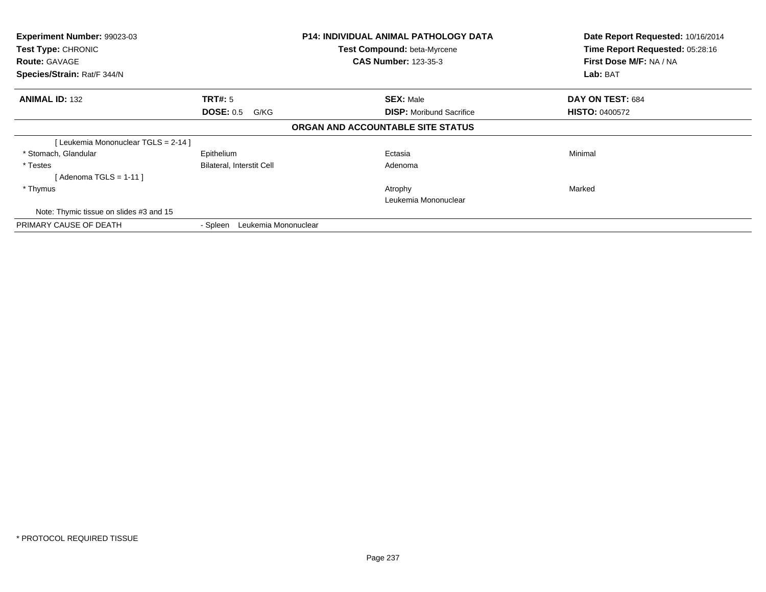**Experiment Number:** 99023-03
**Test Type:** CHRONIC
**Route:** GAVAGE
**Species/Strain:** Rat/F 344/N

**P14: INDIVIDUAL ANIMAL PATHOLOGY DATA**
**Test Compound:** beta-Myrcene
**CAS Number:** 123-35-3

**Date Report Requested:** 10/16/2014
**Time Report Requested:** 05:28:16
**First Dose M/F:** NA / NA
**Lab:** BAT

| **ANIMAL ID:** 132 | **TRT#:** 5 | **SEX:** Male | **DAY ON TEST:** 684 |
|---|---|---|---|
| | **DOSE:** 0.5 G/KG | **DISP:** Moribund Sacrifice | **HISTO:** 0400572 |

**ORGAN AND ACCOUNTABLE SITE STATUS**

| | | | |
|---|---|---|---|
| [ Leukemia Mononuclear TGLS = 2-14 ] | | | |
| * Stomach, Glandular | Epithelium | Ectasia | Minimal |
| * Testes | Bilateral, Interstit Cell | Adenoma | |
| [ Adenoma TGLS = 1-11 ] | | | |
| * Thymus | | Atrophy | Marked |
| | | Leukemia Mononuclear | |
| Note: Thymic tissue on slides #3 and 15 | | | |
| PRIMARY CAUSE OF DEATH | - Spleen Leukemia Mononuclear | | |

* PROTOCOL REQUIRED TISSUE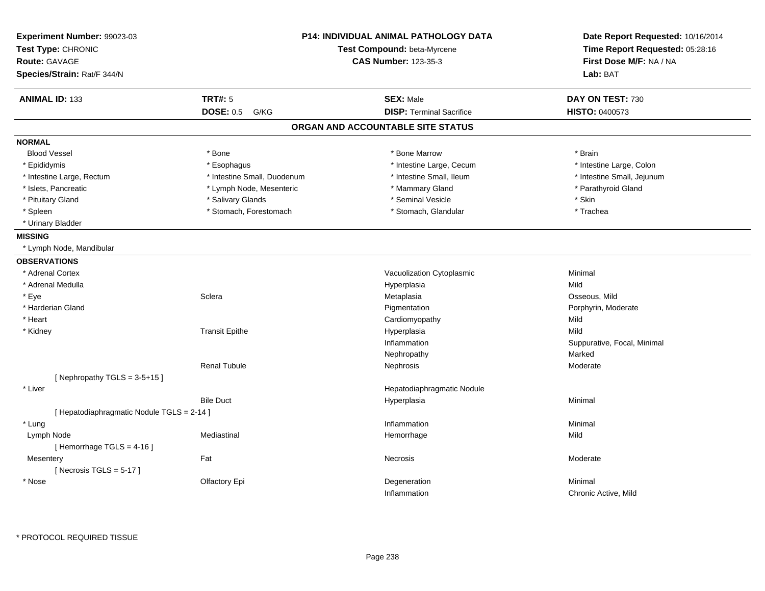**Experiment Number:** 99023-03
**Test Type:** CHRONIC
**Route:** GAVAGE
**Species/Strain:** Rat/F 344/N

**P14: INDIVIDUAL ANIMAL PATHOLOGY DATA**
**Test Compound:** beta-Myrcene
**CAS Number:** 123-35-3

**Date Report Requested:** 10/16/2014
**Time Report Requested:** 05:28:16
**First Dose M/F:** NA / NA
**Lab:** BAT

| **ANIMAL ID:** 133 | **TRT#:** 5 | **SEX:** Male | **DAY ON TEST:** 730 |
|---|---|---|---|
| | **DOSE:** 0.5 G/KG | **DISP:** Terminal Sacrifice | **HISTO:** 0400573 |

## ORGAN AND ACCOUNTABLE SITE STATUS

### NORMAL

| | | | |
|---|---|---|---|
| Blood Vessel | * Bone | * Bone Marrow | * Brain |
| * Epididymis | * Esophagus | * Intestine Large, Cecum | * Intestine Large, Colon |
| * Intestine Large, Rectum | * Intestine Small, Duodenum | * Intestine Small, Ileum | * Intestine Small, Jejunum |
| * Islets, Pancreatic | * Lymph Node, Mesenteric | * Mammary Gland | * Parathyroid Gland |
| * Pituitary Gland | * Salivary Glands | * Seminal Vesicle | * Skin |
| * Spleen | * Stomach, Forestomach | * Stomach, Glandular | * Trachea |
| * Urinary Bladder | | | |

### MISSING

* Lymph Node, Mandibular

### OBSERVATIONS

| Organ | Site | Observation | Severity |
|---|---|---|---|
| * Adrenal Cortex | | Vacuolization Cytoplasmic | Minimal |
| * Adrenal Medulla | | Hyperplasia | Mild |
| * Eye | Sclera | Metaplasia | Osseous, Mild |
| * Harderian Gland | | Pigmentation | Porphyrin, Moderate |
| * Heart | | Cardiomyopathy | Mild |
| * Kidney | Transit Epithe | Hyperplasia | Mild |
| | | Inflammation | Suppurative, Focal, Minimal |
| | | Nephropathy | Marked |
| | Renal Tubule | Nephrosis | Moderate |
| [ Nephropathy TGLS = 3-5+15 ] | | | |
| * Liver | | Hepatodiaphragmatic Nodule | |
| | Bile Duct | Hyperplasia | Minimal |
| [ Hepatodiaphragmatic Nodule TGLS = 2-14 ] | | | |
| * Lung | | Inflammation | Minimal |
| Lymph Node | Mediastinal | Hemorrhage | Mild |
| [ Hemorrhage TGLS = 4-16 ] | | | |
| Mesentery | Fat | Necrosis | Moderate |
| [ Necrosis TGLS = 5-17 ] | | | |
| * Nose | Olfactory Epi | Degeneration | Minimal |
| | | Inflammation | Chronic Active, Mild |

* PROTOCOL REQUIRED TISSUE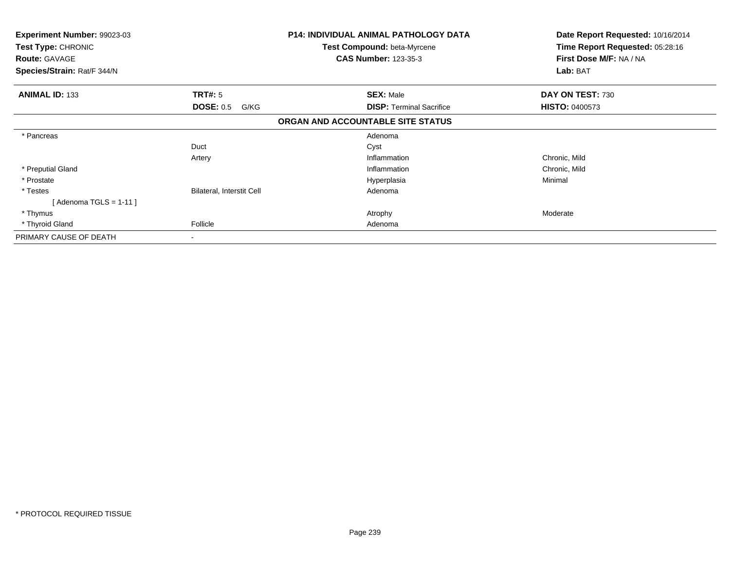**Experiment Number:** 99023-03
**Test Type:** CHRONIC
**Route:** GAVAGE
**Species/Strain:** Rat/F 344/N

**P14: INDIVIDUAL ANIMAL PATHOLOGY DATA**
**Test Compound:** beta-Myrcene
**CAS Number:** 123-35-3

**Date Report Requested:** 10/16/2014
**Time Report Requested:** 05:28:16
**First Dose M/F:** NA / NA
**Lab:** BAT

| **ANIMAL ID:** 133 | **TRT#:** 5 | **SEX:** Male | **DAY ON TEST:** 730 |
|---|---|---|---|
| | **DOSE:** 0.5 G/KG | **DISP:** Terminal Sacrifice | **HISTO:** 0400573 |

**ORGAN AND ACCOUNTABLE SITE STATUS**

| | | | |
|---|---|---|---|
| * Pancreas | | Adenoma | |
| | Duct | Cyst | |
| | Artery | Inflammation | Chronic, Mild |
| * Preputial Gland | | Inflammation | Chronic, Mild |
| * Prostate | | Hyperplasia | Minimal |
| * Testes | Bilateral, Interstit Cell | Adenoma | |
| [ Adenoma TGLS = 1-11 ] | | | |
| * Thymus | | Atrophy | Moderate |
| * Thyroid Gland | Follicle | Adenoma | |
| PRIMARY CAUSE OF DEATH | - | | |

* PROTOCOL REQUIRED TISSUE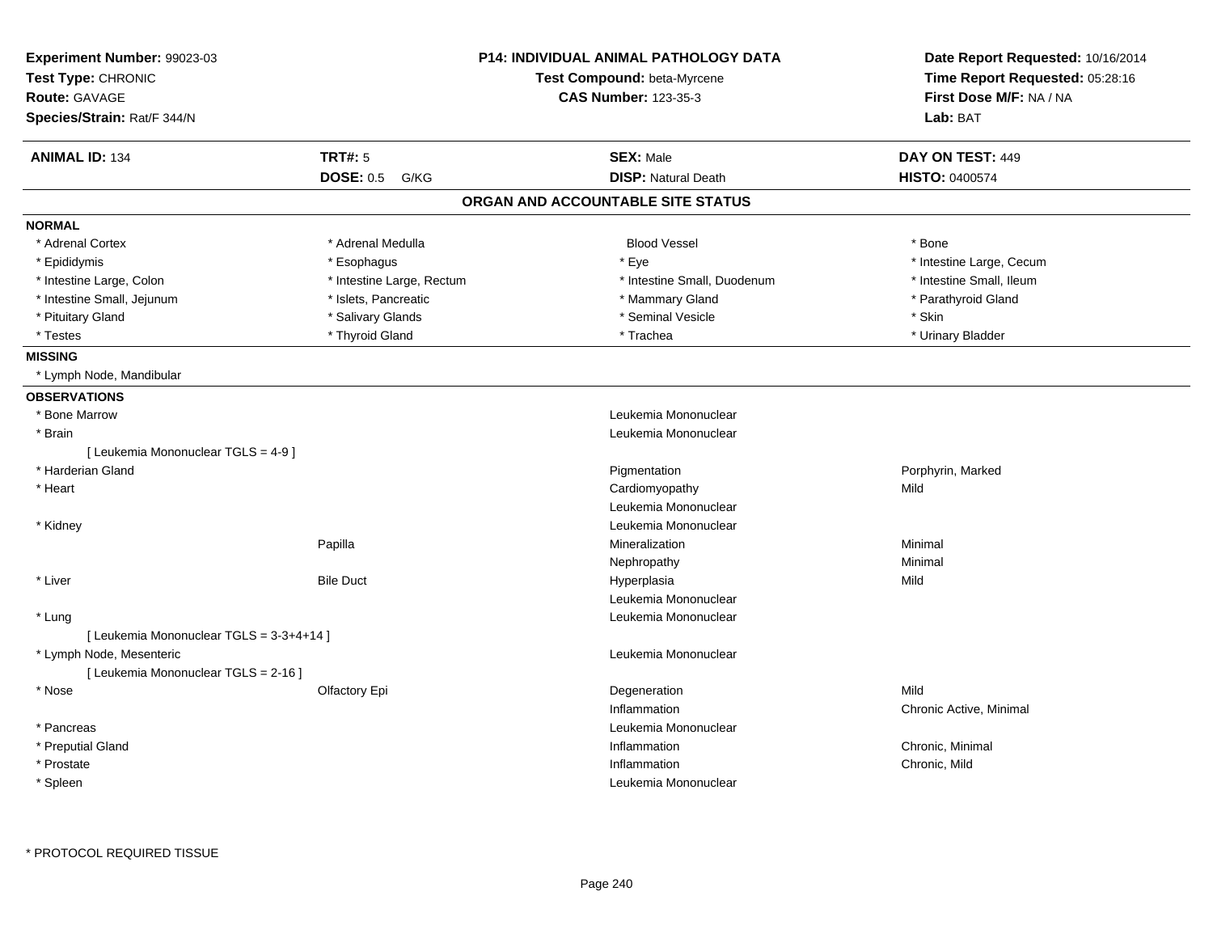**Experiment Number:** 99023-03
**Test Type:** CHRONIC
**Route:** GAVAGE
**Species/Strain:** Rat/F 344/N

**P14: INDIVIDUAL ANIMAL PATHOLOGY DATA**
**Test Compound:** beta-Myrcene
**CAS Number:** 123-35-3

**Date Report Requested:** 10/16/2014
**Time Report Requested:** 05:28:16
**First Dose M/F:** NA / NA
**Lab:** BAT

| **ANIMAL ID:** 134 | **TRT#:** 5 | **SEX:** Male | **DAY ON TEST:** 449 |
|---|---|---|---|
| | **DOSE:** 0.5 G/KG | **DISP:** Natural Death | **HISTO:** 0400574 |

## ORGAN AND ACCOUNTABLE SITE STATUS

**NORMAL**

| | | | |
|---|---|---|---|
| * Adrenal Cortex | * Adrenal Medulla | Blood Vessel | * Bone |
| * Epididymis | * Esophagus | * Eye | * Intestine Large, Cecum |
| * Intestine Large, Colon | * Intestine Large, Rectum | * Intestine Small, Duodenum | * Intestine Small, Ileum |
| * Intestine Small, Jejunum | * Islets, Pancreatic | * Mammary Gland | * Parathyroid Gland |
| * Pituitary Gland | * Salivary Glands | * Seminal Vesicle | * Skin |
| * Testes | * Thyroid Gland | * Trachea | * Urinary Bladder |

**MISSING**

* Lymph Node, Mandibular

**OBSERVATIONS**

| | | | |
|---|---|---|---|
| * Bone Marrow | | Leukemia Mononuclear | |
| * Brain | | Leukemia Mononuclear | |
| [ Leukemia Mononuclear TGLS = 4-9 ] | | | |
| * Harderian Gland | | Pigmentation | Porphyrin, Marked |
| * Heart | | Cardiomyopathy | Mild |
| | | Leukemia Mononuclear | |
| * Kidney | | Leukemia Mononuclear | |
| | Papilla | Mineralization | Minimal |
| | | Nephropathy | Minimal |
| * Liver | Bile Duct | Hyperplasia | Mild |
| | | Leukemia Mononuclear | |
| * Lung | | Leukemia Mononuclear | |
| [ Leukemia Mononuclear TGLS = 3-3+4+14 ] | | | |
| * Lymph Node, Mesenteric | | Leukemia Mononuclear | |
| [ Leukemia Mononuclear TGLS = 2-16 ] | | | |
| * Nose | Olfactory Epi | Degeneration | Mild |
| | | Inflammation | Chronic Active, Minimal |
| * Pancreas | | Leukemia Mononuclear | |
| * Preputial Gland | | Inflammation | Chronic, Minimal |
| * Prostate | | Inflammation | Chronic, Mild |
| * Spleen | | Leukemia Mononuclear | |

\* PROTOCOL REQUIRED TISSUE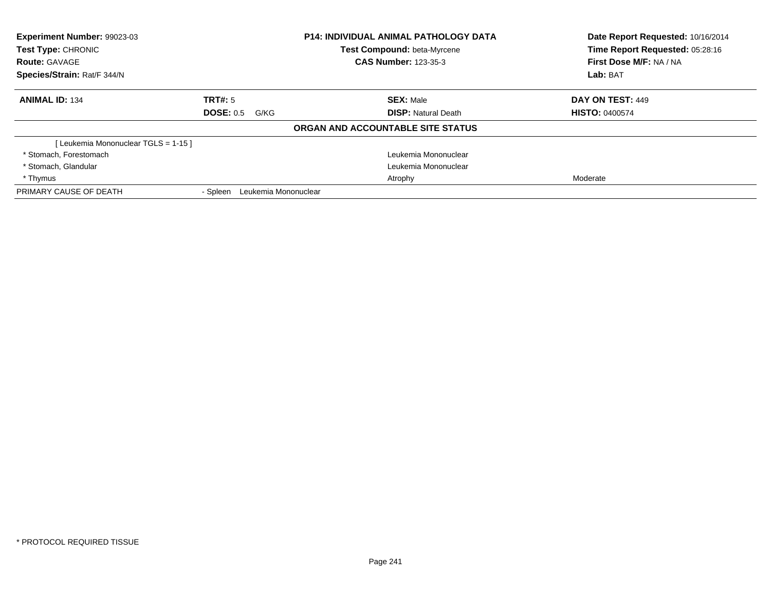| Experiment Number: 99023-03 | P14: INDIVIDUAL ANIMAL PATHOLOGY DATA | Date Report Requested: 10/16/2014 |
|---|---|---|
| Test Type: CHRONIC | Test Compound: beta-Myrcene | Time Report Requested: 05:28:16 |
| Route: GAVAGE | CAS Number: 123-35-3 | First Dose M/F: NA / NA |
| Species/Strain: Rat/F 344/N | | Lab: BAT |

| ANIMAL ID: 134 | TRT#: 5 | SEX: Male | DAY ON TEST: 449 |
|---|---|---|---|
| | DOSE: 0.5 G/KG | DISP: Natural Death | HISTO: 0400574 |

**ORGAN AND ACCOUNTABLE SITE STATUS**

| | | | |
|---|---|---|---|
| [ Leukemia Mononuclear TGLS = 1-15 ] | | | |
| * Stomach, Forestomach | | Leukemia Mononuclear | |
| * Stomach, Glandular | | Leukemia Mononuclear | |
| * Thymus | | Atrophy | Moderate |
| PRIMARY CAUSE OF DEATH | - Spleen Leukemia Mononuclear | | |

* PROTOCOL REQUIRED TISSUE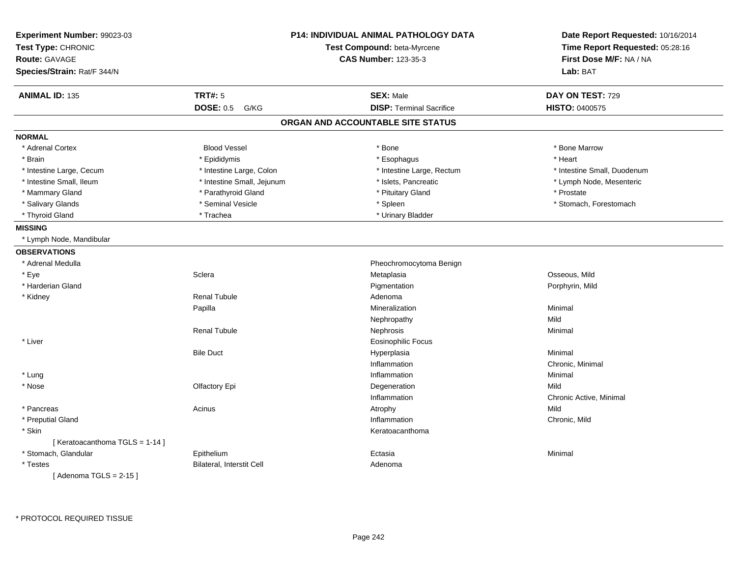**Experiment Number:** 99023-03
**Test Type:** CHRONIC
**Route:** GAVAGE
**Species/Strain:** Rat/F 344/N

**P14: INDIVIDUAL ANIMAL PATHOLOGY DATA**
**Test Compound:** beta-Myrcene
**CAS Number:** 123-35-3

**Date Report Requested:** 10/16/2014
**Time Report Requested:** 05:28:16
**First Dose M/F:** NA / NA
**Lab:** BAT

| **ANIMAL ID:** 135 | **TRT#:** 5 | **SEX:** Male | **DAY ON TEST:** 729 |
|---|---|---|---|
| | **DOSE:** 0.5 G/KG | **DISP:** Terminal Sacrifice | **HISTO:** 0400575 |

## ORGAN AND ACCOUNTABLE SITE STATUS

**NORMAL**

| | | | |
|---|---|---|---|
| * Adrenal Cortex | Blood Vessel | * Bone | * Bone Marrow |
| * Brain | * Epididymis | * Esophagus | * Heart |
| * Intestine Large, Cecum | * Intestine Large, Colon | * Intestine Large, Rectum | * Intestine Small, Duodenum |
| * Intestine Small, Ileum | * Intestine Small, Jejunum | * Islets, Pancreatic | * Lymph Node, Mesenteric |
| * Mammary Gland | * Parathyroid Gland | * Pituitary Gland | * Prostate |
| * Salivary Glands | * Seminal Vesicle | * Spleen | * Stomach, Forestomach |
| * Thyroid Gland | * Trachea | * Urinary Bladder | |

**MISSING**

* Lymph Node, Mandibular

**OBSERVATIONS**

| | | | |
|---|---|---|---|
| * Adrenal Medulla | | Pheochromocytoma Benign | |
| * Eye | Sclera | Metaplasia | Osseous, Mild |
| * Harderian Gland | | Pigmentation | Porphyrin, Mild |
| * Kidney | Renal Tubule | Adenoma | |
| | Papilla | Mineralization | Minimal |
| | | Nephropathy | Mild |
| | Renal Tubule | Nephrosis | Minimal |
| * Liver | | Eosinophilic Focus | |
| | Bile Duct | Hyperplasia | Minimal |
| | | Inflammation | Chronic, Minimal |
| * Lung | | Inflammation | Minimal |
| * Nose | Olfactory Epi | Degeneration | Mild |
| | | Inflammation | Chronic Active, Minimal |
| * Pancreas | Acinus | Atrophy | Mild |
| * Preputial Gland | | Inflammation | Chronic, Mild |
| * Skin | | Keratoacanthoma | |
| [ Keratoacanthoma TGLS = 1-14 ] | | | |
| * Stomach, Glandular | Epithelium | Ectasia | Minimal |
| * Testes | Bilateral, Interstit Cell | Adenoma | |
| [ Adenoma TGLS = 2-15 ] | | | |

* PROTOCOL REQUIRED TISSUE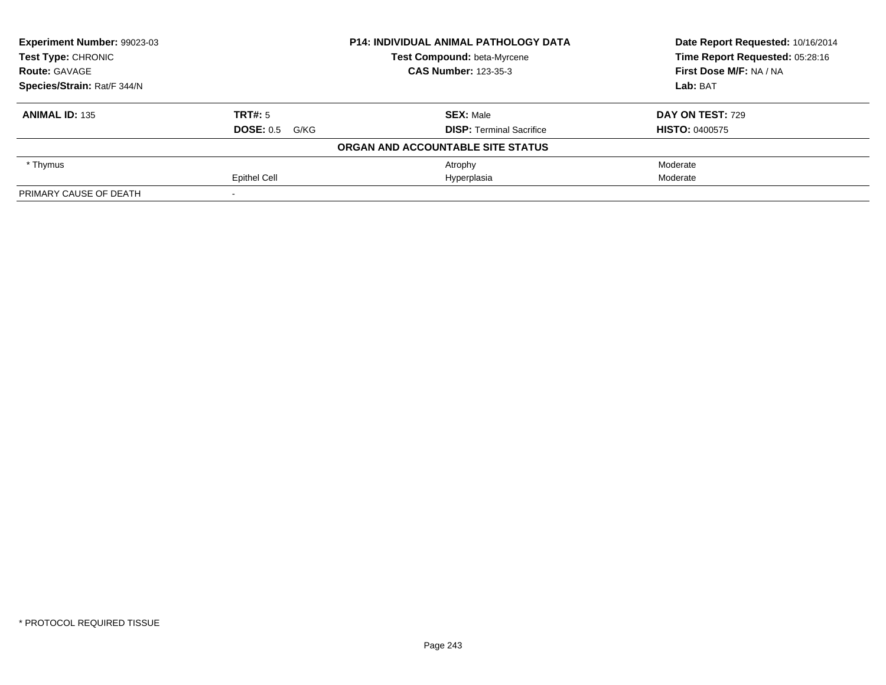**Experiment Number:** 99023-03
**Test Type:** CHRONIC
**Route:** GAVAGE
**Species/Strain:** Rat/F 344/N

**P14: INDIVIDUAL ANIMAL PATHOLOGY DATA**
**Test Compound:** beta-Myrcene
**CAS Number:** 123-35-3

**Date Report Requested:** 10/16/2014
**Time Report Requested:** 05:28:16
**First Dose M/F:** NA / NA
**Lab:** BAT

| **ANIMAL ID:** 135 | **TRT#:** 5 | **SEX:** Male | **DAY ON TEST:** 729 |
|---|---|---|---|
| | **DOSE:** 0.5 G/KG | **DISP:** Terminal Sacrifice | **HISTO:** 0400575 |
| | | **ORGAN AND ACCOUNTABLE SITE STATUS** | |
| * Thymus | | Atrophy | Moderate |
| | Epithel Cell | Hyperplasia | Moderate |
| PRIMARY CAUSE OF DEATH | - | | |

* PROTOCOL REQUIRED TISSUE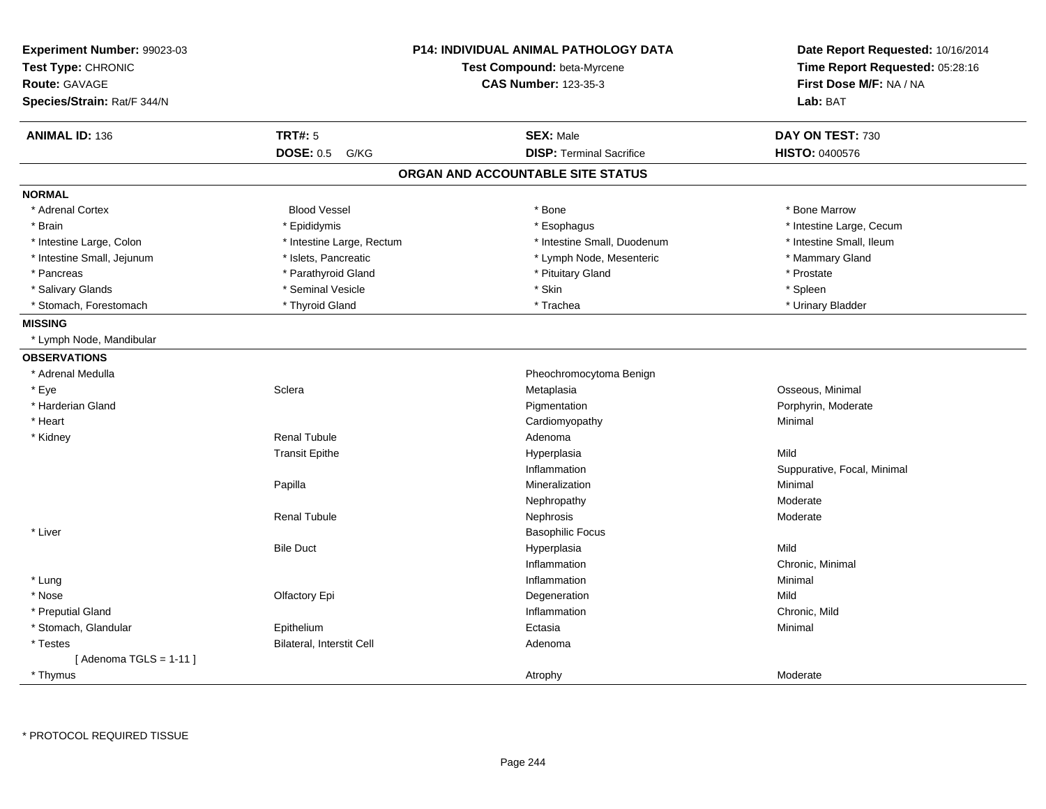**Experiment Number:** 99023-03
**Test Type:** CHRONIC
**Route:** GAVAGE
**Species/Strain:** Rat/F 344/N

**P14: INDIVIDUAL ANIMAL PATHOLOGY DATA**
**Test Compound:** beta-Myrcene
**CAS Number:** 123-35-3

**Date Report Requested:** 10/16/2014
**Time Report Requested:** 05:28:16
**First Dose M/F:** NA / NA
**Lab:** BAT

| **ANIMAL ID:** 136 | **TRT#:** 5 | **SEX:** Male | **DAY ON TEST:** 730 |
|---|---|---|---|
| | **DOSE:** 0.5 G/KG | **DISP:** Terminal Sacrifice | **HISTO:** 0400576 |

## ORGAN AND ACCOUNTABLE SITE STATUS

**NORMAL**

| | | | |
|---|---|---|---|
| * Adrenal Cortex | Blood Vessel | * Bone | * Bone Marrow |
| * Brain | * Epididymis | * Esophagus | * Intestine Large, Cecum |
| * Intestine Large, Colon | * Intestine Large, Rectum | * Intestine Small, Duodenum | * Intestine Small, Ileum |
| * Intestine Small, Jejunum | * Islets, Pancreatic | * Lymph Node, Mesenteric | * Mammary Gland |
| * Pancreas | * Parathyroid Gland | * Pituitary Gland | * Prostate |
| * Salivary Glands | * Seminal Vesicle | * Skin | * Spleen |
| * Stomach, Forestomach | * Thyroid Gland | * Trachea | * Urinary Bladder |

**MISSING**

* Lymph Node, Mandibular

**OBSERVATIONS**

| | | | |
|---|---|---|---|
| * Adrenal Medulla | | Pheochromocytoma Benign | |
| * Eye | Sclera | Metaplasia | Osseous, Minimal |
| * Harderian Gland | | Pigmentation | Porphyrin, Moderate |
| * Heart | | Cardiomyopathy | Minimal |
| * Kidney | Renal Tubule | Adenoma | |
| | Transit Epithe | Hyperplasia | Mild |
| | | Inflammation | Suppurative, Focal, Minimal |
| | Papilla | Mineralization | Minimal |
| | | Nephropathy | Moderate |
| | Renal Tubule | Nephrosis | Moderate |
| * Liver | | Basophilic Focus | |
| | Bile Duct | Hyperplasia | Mild |
| | | Inflammation | Chronic, Minimal |
| * Lung | | Inflammation | Minimal |
| * Nose | Olfactory Epi | Degeneration | Mild |
| * Preputial Gland | | Inflammation | Chronic, Mild |
| * Stomach, Glandular | Epithelium | Ectasia | Minimal |
| * Testes | Bilateral, Interstit Cell | Adenoma | |
| [ Adenoma TGLS = 1-11 ] | | | |
| * Thymus | | Atrophy | Moderate |

* PROTOCOL REQUIRED TISSUE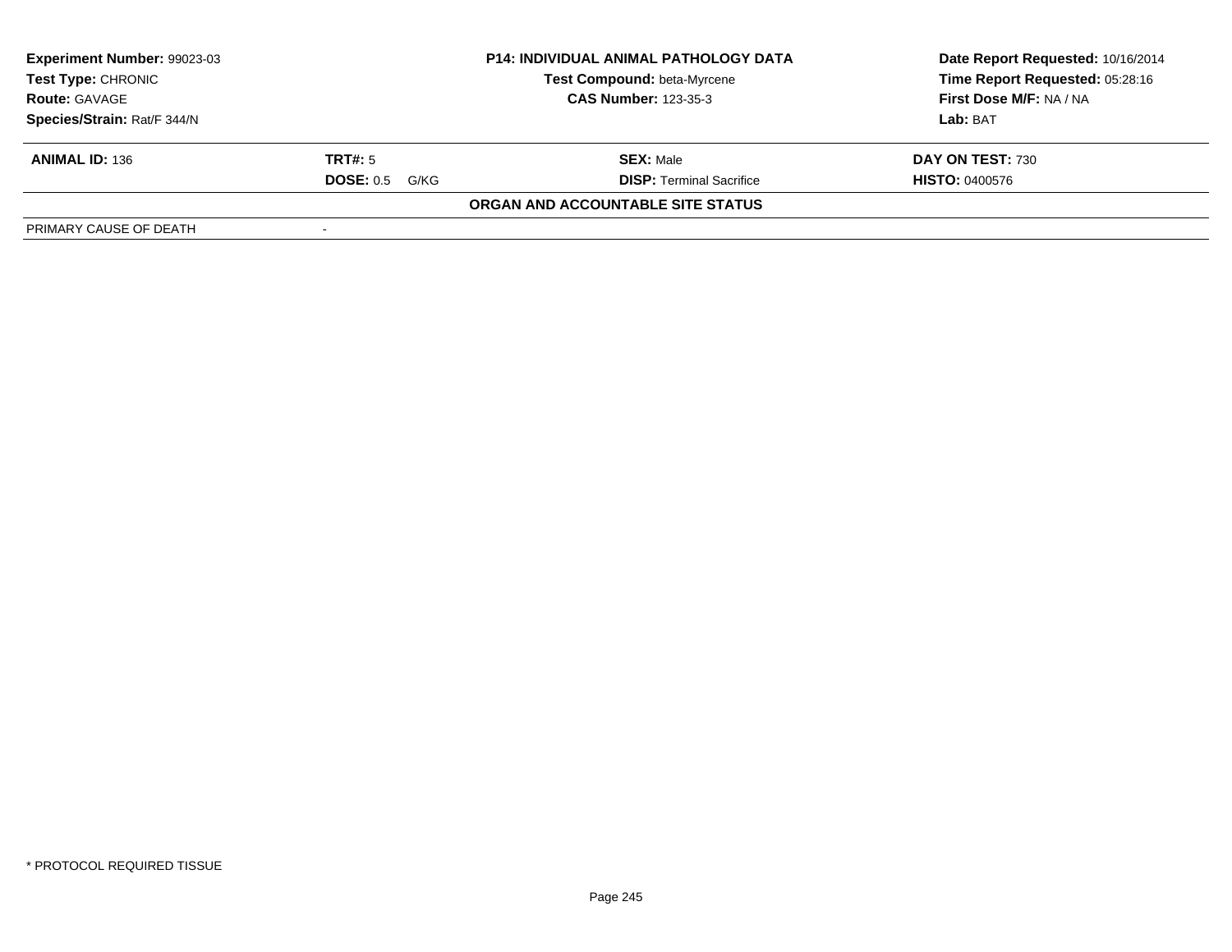| Experiment Number: 99023-03 | P14: INDIVIDUAL ANIMAL PATHOLOGY DATA | Date Report Requested: 10/16/2014 |
|---|---|---|
| Test Type: CHRONIC | Test Compound: beta-Myrcene | Time Report Requested: 05:28:16 |
| Route: GAVAGE | CAS Number: 123-35-3 | First Dose M/F: NA / NA |
| Species/Strain: Rat/F 344/N | | Lab: BAT |

| ANIMAL ID: 136 | TRT#: 5 | SEX: Male | DAY ON TEST: 730 |
|---|---|---|---|
| | DOSE: 0.5 G/KG | DISP: Terminal Sacrifice | HISTO: 0400576 |

**ORGAN AND ACCOUNTABLE SITE STATUS**

| PRIMARY CAUSE OF DEATH | - |
|---|---|

* PROTOCOL REQUIRED TISSUE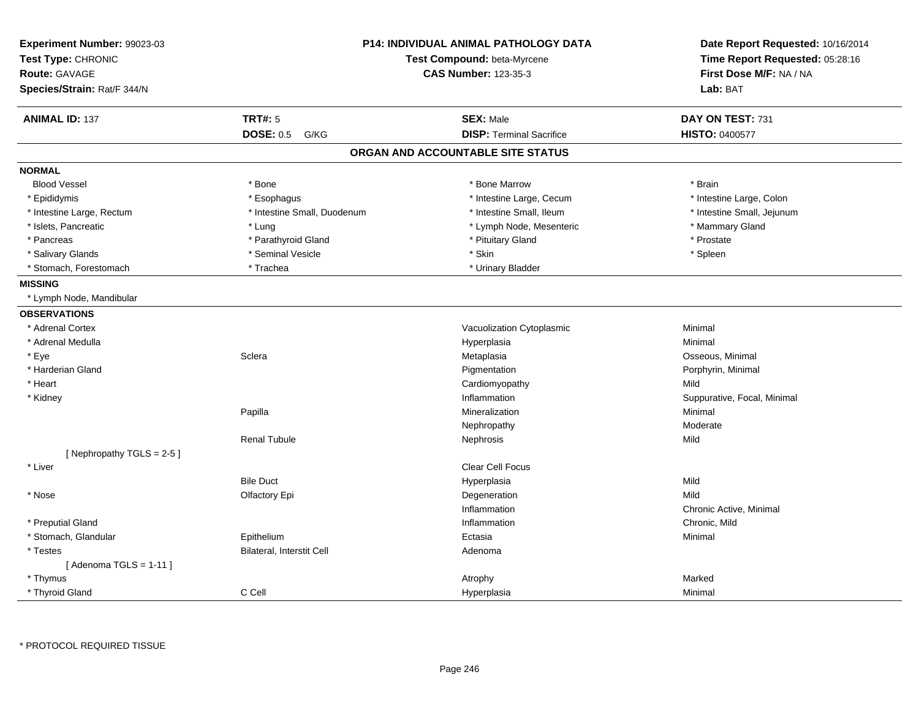**Experiment Number:** 99023-03
**Test Type:** CHRONIC
**Route:** GAVAGE
**Species/Strain:** Rat/F 344/N

**P14: INDIVIDUAL ANIMAL PATHOLOGY DATA**
**Test Compound:** beta-Myrcene
**CAS Number:** 123-35-3

**Date Report Requested:** 10/16/2014
**Time Report Requested:** 05:28:16
**First Dose M/F:** NA / NA
**Lab:** BAT

| **ANIMAL ID:** 137 | **TRT#:** 5 | **SEX:** Male | **DAY ON TEST:** 731 |
|---|---|---|---|
| | **DOSE:** 0.5 G/KG | **DISP:** Terminal Sacrifice | **HISTO:** 0400577 |

## ORGAN AND ACCOUNTABLE SITE STATUS

**NORMAL**

| | | | |
|---|---|---|---|
| Blood Vessel | * Bone | * Bone Marrow | * Brain |
| * Epididymis | * Esophagus | * Intestine Large, Cecum | * Intestine Large, Colon |
| * Intestine Large, Rectum | * Intestine Small, Duodenum | * Intestine Small, Ileum | * Intestine Small, Jejunum |
| * Islets, Pancreatic | * Lung | * Lymph Node, Mesenteric | * Mammary Gland |
| * Pancreas | * Parathyroid Gland | * Pituitary Gland | * Prostate |
| * Salivary Glands | * Seminal Vesicle | * Skin | * Spleen |
| * Stomach, Forestomach | * Trachea | * Urinary Bladder | |

**MISSING**

* Lymph Node, Mandibular

**OBSERVATIONS**

| Organ | Site | Observation | Qualifier |
|---|---|---|---|
| * Adrenal Cortex | | Vacuolization Cytoplasmic | Minimal |
| * Adrenal Medulla | | Hyperplasia | Minimal |
| * Eye | Sclera | Metaplasia | Osseous, Minimal |
| * Harderian Gland | | Pigmentation | Porphyrin, Minimal |
| * Heart | | Cardiomyopathy | Mild |
| * Kidney | | Inflammation | Suppurative, Focal, Minimal |
| | Papilla | Mineralization | Minimal |
| | | Nephropathy | Moderate |
| | Renal Tubule | Nephrosis | Mild |
| [ Nephropathy TGLS = 2-5 ] | | | |
| * Liver | | Clear Cell Focus | |
| | Bile Duct | Hyperplasia | Mild |
| * Nose | Olfactory Epi | Degeneration | Mild |
| | | Inflammation | Chronic Active, Minimal |
| * Preputial Gland | | Inflammation | Chronic, Mild |
| * Stomach, Glandular | Epithelium | Ectasia | Minimal |
| * Testes | Bilateral, Interstit Cell | Adenoma | |
| [ Adenoma TGLS = 1-11 ] | | | |
| * Thymus | | Atrophy | Marked |
| * Thyroid Gland | C Cell | Hyperplasia | Minimal |

* PROTOCOL REQUIRED TISSUE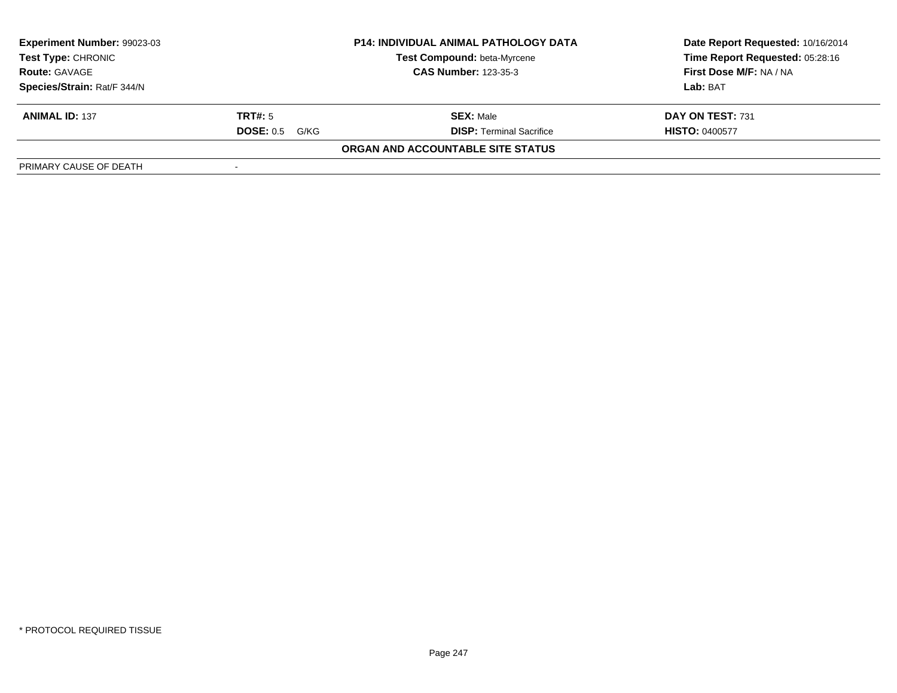| **Experiment Number:** 99023-03 | **P14: INDIVIDUAL ANIMAL PATHOLOGY DATA** | **Date Report Requested:** 10/16/2014 |
|---|---|---|
| **Test Type:** CHRONIC | **Test Compound:** beta-Myrcene | **Time Report Requested:** 05:28:16 |
| **Route:** GAVAGE | **CAS Number:** 123-35-3 | **First Dose M/F:** NA / NA |
| **Species/Strain:** Rat/F 344/N | | **Lab:** BAT |

| **ANIMAL ID:** 137 | **TRT#:** 5 | **SEX:** Male | **DAY ON TEST:** 731 |
|---|---|---|---|
| | **DOSE:** 0.5 G/KG | **DISP:** Terminal Sacrifice | **HISTO:** 0400577 |

**ORGAN AND ACCOUNTABLE SITE STATUS**

| PRIMARY CAUSE OF DEATH | - |
|---|---|

\* PROTOCOL REQUIRED TISSUE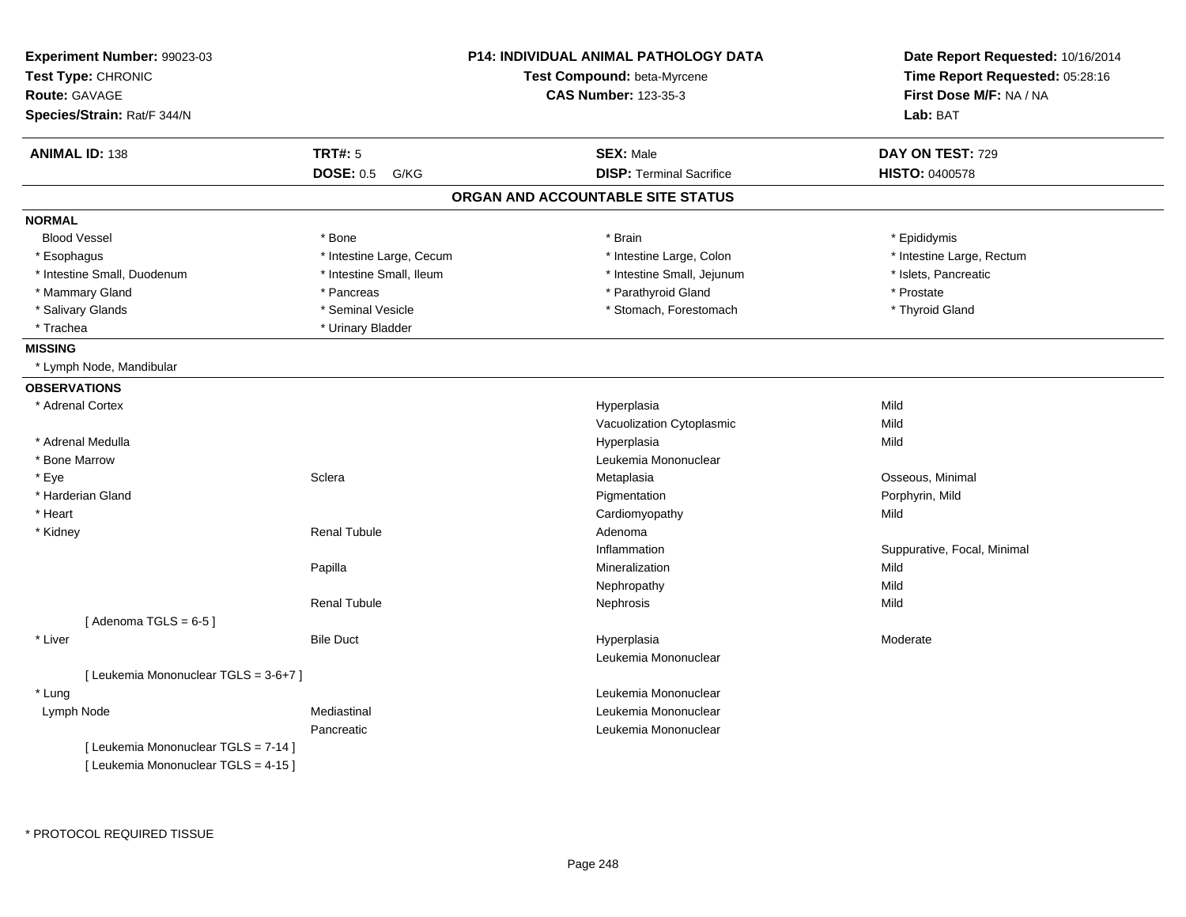**Experiment Number:** 99023-03
**Test Type:** CHRONIC
**Route:** GAVAGE
**Species/Strain:** Rat/F 344/N

**P14: INDIVIDUAL ANIMAL PATHOLOGY DATA**
**Test Compound:** beta-Myrcene
**CAS Number:** 123-35-3

**Date Report Requested:** 10/16/2014
**Time Report Requested:** 05:28:16
**First Dose M/F:** NA / NA
**Lab:** BAT

| **ANIMAL ID:** 138 | **TRT#:** 5 | **SEX:** Male | **DAY ON TEST:** 729 |
|---|---|---|---|
| | **DOSE:** 0.5 G/KG | **DISP:** Terminal Sacrifice | **HISTO:** 0400578 |

## ORGAN AND ACCOUNTABLE SITE STATUS

**NORMAL**

| | | | |
|---|---|---|---|
| Blood Vessel | * Bone | * Brain | * Epididymis |
| * Esophagus | * Intestine Large, Cecum | * Intestine Large, Colon | * Intestine Large, Rectum |
| * Intestine Small, Duodenum | * Intestine Small, Ileum | * Intestine Small, Jejunum | * Islets, Pancreatic |
| * Mammary Gland | * Pancreas | * Parathyroid Gland | * Prostate |
| * Salivary Glands | * Seminal Vesicle | * Stomach, Forestomach | * Thyroid Gland |
| * Trachea | * Urinary Bladder | | |

**MISSING**

* Lymph Node, Mandibular

**OBSERVATIONS**

| Organ | Site | Observation | Qualifier |
|---|---|---|---|
| * Adrenal Cortex | | Hyperplasia | Mild |
| | | Vacuolization Cytoplasmic | Mild |
| * Adrenal Medulla | | Hyperplasia | Mild |
| * Bone Marrow | | Leukemia Mononuclear | |
| * Eye | Sclera | Metaplasia | Osseous, Minimal |
| * Harderian Gland | | Pigmentation | Porphyrin, Mild |
| * Heart | | Cardiomyopathy | Mild |
| * Kidney | Renal Tubule | Adenoma | |
| | | Inflammation | Suppurative, Focal, Minimal |
| | Papilla | Mineralization | Mild |
| | | Nephropathy | Mild |
| | Renal Tubule | Nephrosis | Mild |
| [ Adenoma TGLS = 6-5 ] | | | |
| * Liver | Bile Duct | Hyperplasia | Moderate |
| | | Leukemia Mononuclear | |
| [ Leukemia Mononuclear TGLS = 3-6+7 ] | | | |
| * Lung | | Leukemia Mononuclear | |
| Lymph Node | Mediastinal | Leukemia Mononuclear | |
| | Pancreatic | Leukemia Mononuclear | |
| [ Leukemia Mononuclear TGLS = 7-14 ] | | | |
| [ Leukemia Mononuclear TGLS = 4-15 ] | | | |

\* PROTOCOL REQUIRED TISSUE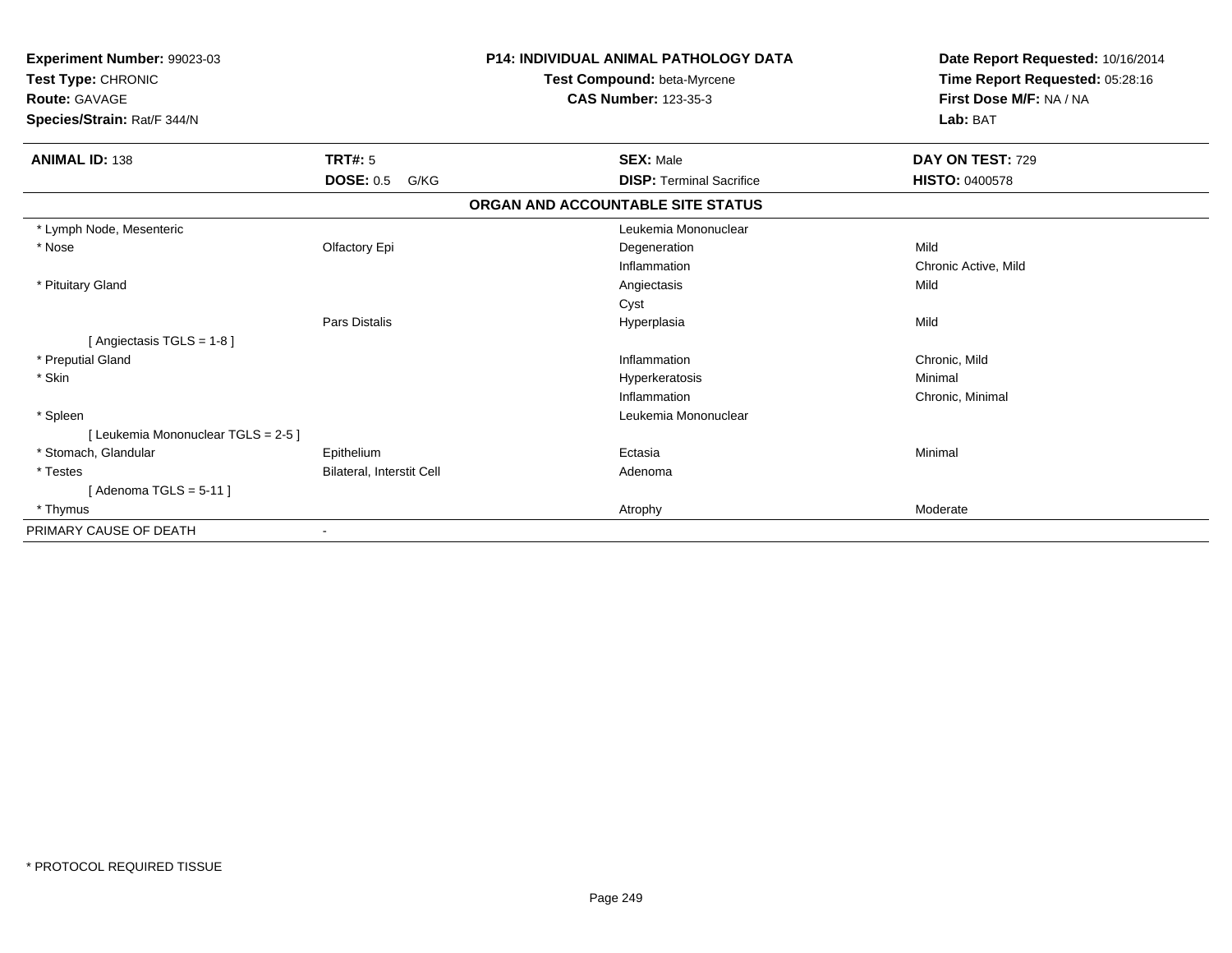**Experiment Number:** 99023-03
**Test Type:** CHRONIC
**Route:** GAVAGE
**Species/Strain:** Rat/F 344/N

## P14: INDIVIDUAL ANIMAL PATHOLOGY DATA

**Test Compound:** beta-Myrcene
**CAS Number:** 123-35-3

**Date Report Requested:** 10/16/2014
**Time Report Requested:** 05:28:16
**First Dose M/F:** NA / NA
**Lab:** BAT

| **ANIMAL ID:** 138 | **TRT#:** 5 | **SEX:** Male | **DAY ON TEST:** 729 |
|---|---|---|---|
| | **DOSE:** 0.5 G/KG | **DISP:** Terminal Sacrifice | **HISTO:** 0400578 |

### ORGAN AND ACCOUNTABLE SITE STATUS

| Organ | Site | Finding | Severity |
|---|---|---|---|
| * Lymph Node, Mesenteric | | Leukemia Mononuclear | |
| * Nose | Olfactory Epi | Degeneration | Mild |
| | | Inflammation | Chronic Active, Mild |
| * Pituitary Gland | | Angiectasis | Mild |
| | | Cyst | |
| | Pars Distalis | Hyperplasia | Mild |
| [ Angiectasis TGLS = 1-8 ] | | | |
| * Preputial Gland | | Inflammation | Chronic, Mild |
| * Skin | | Hyperkeratosis | Minimal |
| | | Inflammation | Chronic, Minimal |
| * Spleen | | Leukemia Mononuclear | |
| [ Leukemia Mononuclear TGLS = 2-5 ] | | | |
| * Stomach, Glandular | Epithelium | Ectasia | Minimal |
| * Testes | Bilateral, Interstit Cell | Adenoma | |
| [ Adenoma TGLS = 5-11 ] | | | |
| * Thymus | | Atrophy | Moderate |
| PRIMARY CAUSE OF DEATH | - | | |

* PROTOCOL REQUIRED TISSUE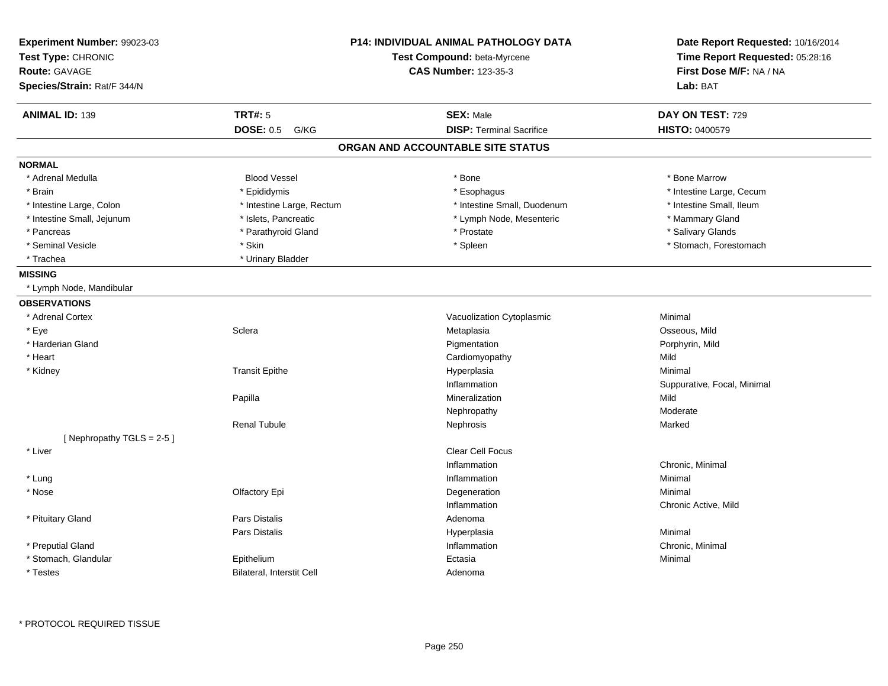**Experiment Number:** 99023-03
**Test Type:** CHRONIC
**Route:** GAVAGE
**Species/Strain:** Rat/F 344/N

**P14: INDIVIDUAL ANIMAL PATHOLOGY DATA**
**Test Compound:** beta-Myrcene
**CAS Number:** 123-35-3

**Date Report Requested:** 10/16/2014
**Time Report Requested:** 05:28:16
**First Dose M/F:** NA / NA
**Lab:** BAT

| **ANIMAL ID:** 139 | **TRT#:** 5 | **SEX:** Male | **DAY ON TEST:** 729 |
|---|---|---|---|
| | **DOSE:** 0.5 G/KG | **DISP:** Terminal Sacrifice | **HISTO:** 0400579 |

## ORGAN AND ACCOUNTABLE SITE STATUS

**NORMAL**

| | | | |
|---|---|---|---|
| * Adrenal Medulla | Blood Vessel | * Bone | * Bone Marrow |
| * Brain | * Epididymis | * Esophagus | * Intestine Large, Cecum |
| * Intestine Large, Colon | * Intestine Large, Rectum | * Intestine Small, Duodenum | * Intestine Small, Ileum |
| * Intestine Small, Jejunum | * Islets, Pancreatic | * Lymph Node, Mesenteric | * Mammary Gland |
| * Pancreas | * Parathyroid Gland | * Prostate | * Salivary Glands |
| * Seminal Vesicle | * Skin | * Spleen | * Stomach, Forestomach |
| * Trachea | * Urinary Bladder | | |

**MISSING**

* Lymph Node, Mandibular

**OBSERVATIONS**

| | | | |
|---|---|---|---|
| * Adrenal Cortex | | Vacuolization Cytoplasmic | Minimal |
| * Eye | Sclera | Metaplasia | Osseous, Mild |
| * Harderian Gland | | Pigmentation | Porphyrin, Mild |
| * Heart | | Cardiomyopathy | Mild |
| * Kidney | Transit Epithe | Hyperplasia | Minimal |
| | | Inflammation | Suppurative, Focal, Minimal |
| | Papilla | Mineralization | Mild |
| | | Nephropathy | Moderate |
| | Renal Tubule | Nephrosis | Marked |
| [ Nephropathy TGLS = 2-5 ] | | | |
| * Liver | | Clear Cell Focus | |
| | | Inflammation | Chronic, Minimal |
| * Lung | | Inflammation | Minimal |
| * Nose | Olfactory Epi | Degeneration | Minimal |
| | | Inflammation | Chronic Active, Mild |
| * Pituitary Gland | Pars Distalis | Adenoma | |
| | Pars Distalis | Hyperplasia | Minimal |
| * Preputial Gland | | Inflammation | Chronic, Minimal |
| * Stomach, Glandular | Epithelium | Ectasia | Minimal |
| * Testes | Bilateral, Interstit Cell | Adenoma | |

* PROTOCOL REQUIRED TISSUE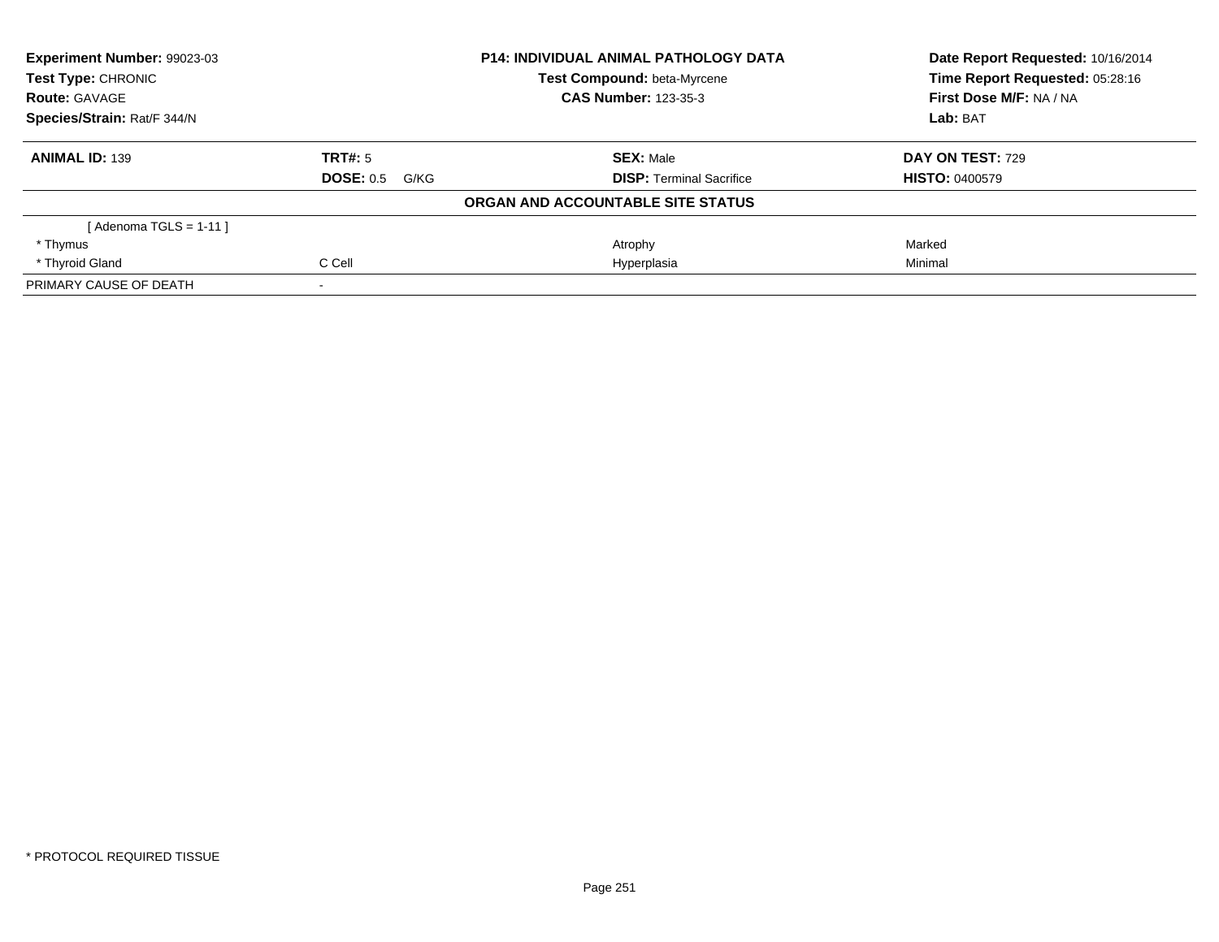| **Experiment Number:** 99023-03 | **P14: INDIVIDUAL ANIMAL PATHOLOGY DATA** | **Date Report Requested:** 10/16/2014 |
|---|---|---|
| **Test Type:** CHRONIC | **Test Compound:** beta-Myrcene | **Time Report Requested:** 05:28:16 |
| **Route:** GAVAGE | **CAS Number:** 123-35-3 | **First Dose M/F:** NA / NA |
| **Species/Strain:** Rat/F 344/N | | **Lab:** BAT |

| **ANIMAL ID:** 139 | **TRT#:** 5 | **SEX:** Male | **DAY ON TEST:** 729 |
|---|---|---|---|
| | **DOSE:** 0.5 G/KG | **DISP:** Terminal Sacrifice | **HISTO:** 0400579 |

**ORGAN AND ACCOUNTABLE SITE STATUS**

| | | | |
|---|---|---|---|
| [ Adenoma TGLS = 1-11 ] | | | |
| * Thymus | | Atrophy | Marked |
| * Thyroid Gland | C Cell | Hyperplasia | Minimal |
| PRIMARY CAUSE OF DEATH | - | | |

* PROTOCOL REQUIRED TISSUE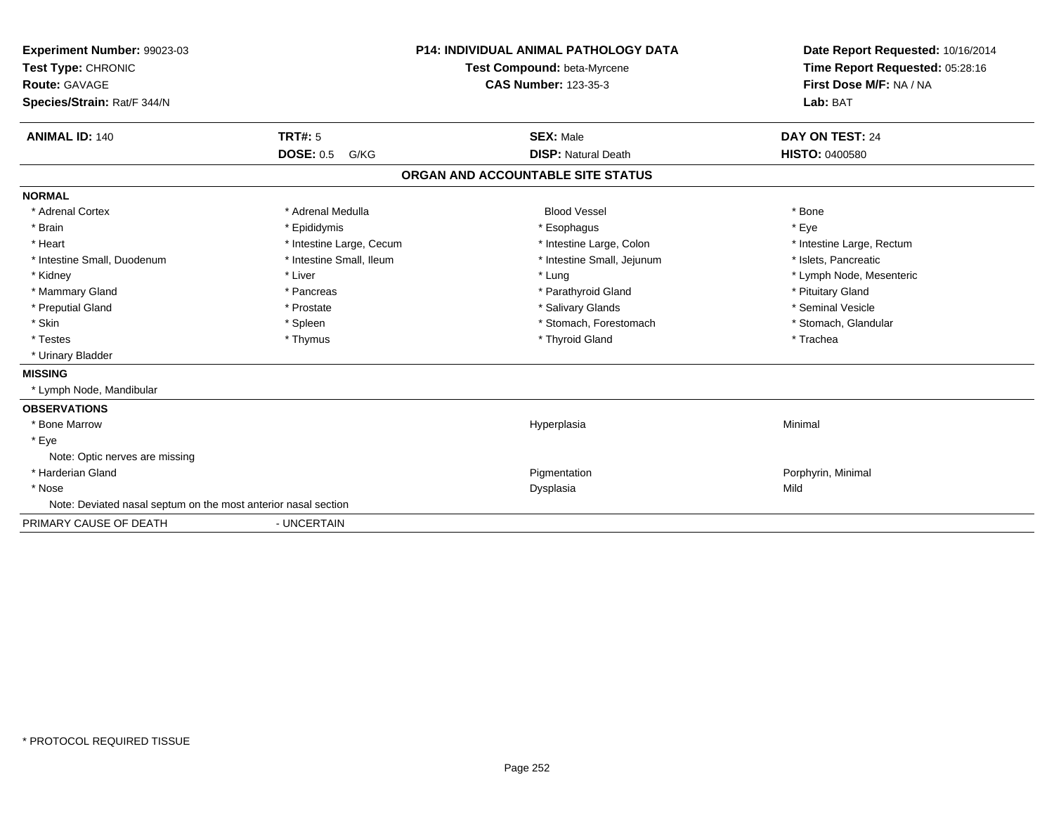**Experiment Number:** 99023-03
**Test Type:** CHRONIC
**Route:** GAVAGE
**Species/Strain:** Rat/F 344/N

**P14: INDIVIDUAL ANIMAL PATHOLOGY DATA**
**Test Compound:** beta-Myrcene
**CAS Number:** 123-35-3

**Date Report Requested:** 10/16/2014
**Time Report Requested:** 05:28:16
**First Dose M/F:** NA / NA
**Lab:** BAT

| **ANIMAL ID:** 140 | **TRT#:** 5 | **SEX:** Male | **DAY ON TEST:** 24 |
|---|---|---|---|
| | **DOSE:** 0.5 G/KG | **DISP:** Natural Death | **HISTO:** 0400580 |

## ORGAN AND ACCOUNTABLE SITE STATUS

**NORMAL**

| | | | |
|---|---|---|---|
| * Adrenal Cortex | * Adrenal Medulla | Blood Vessel | * Bone |
| * Brain | * Epididymis | * Esophagus | * Eye |
| * Heart | * Intestine Large, Cecum | * Intestine Large, Colon | * Intestine Large, Rectum |
| * Intestine Small, Duodenum | * Intestine Small, Ileum | * Intestine Small, Jejunum | * Islets, Pancreatic |
| * Kidney | * Liver | * Lung | * Lymph Node, Mesenteric |
| * Mammary Gland | * Pancreas | * Parathyroid Gland | * Pituitary Gland |
| * Preputial Gland | * Prostate | * Salivary Glands | * Seminal Vesicle |
| * Skin | * Spleen | * Stomach, Forestomach | * Stomach, Glandular |
| * Testes | * Thymus | * Thyroid Gland | * Trachea |
| * Urinary Bladder | | | |

**MISSING**

* Lymph Node, Mandibular

**OBSERVATIONS**

| | | |
|---|---|---|
| * Bone Marrow | Hyperplasia | Minimal |
| * Eye | | |
| Note: Optic nerves are missing | | |
| * Harderian Gland | Pigmentation | Porphyrin, Minimal |
| * Nose | Dysplasia | Mild |
| Note: Deviated nasal septum on the most anterior nasal section | | |

PRIMARY CAUSE OF DEATH - UNCERTAIN

* PROTOCOL REQUIRED TISSUE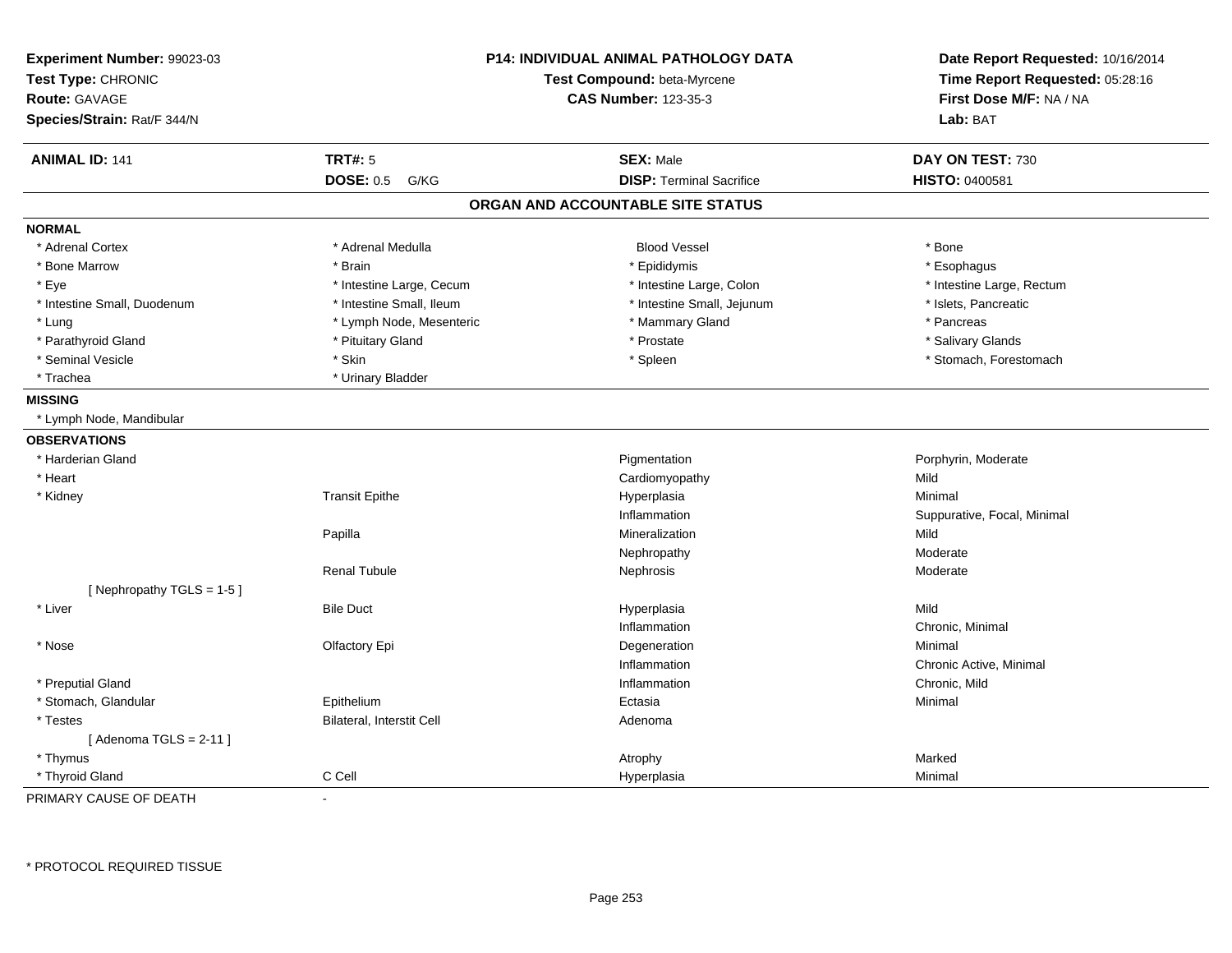**Experiment Number:** 99023-03
**Test Type:** CHRONIC
**Route:** GAVAGE
**Species/Strain:** Rat/F 344/N

**P14: INDIVIDUAL ANIMAL PATHOLOGY DATA**
**Test Compound:** beta-Myrcene
**CAS Number:** 123-35-3

**Date Report Requested:** 10/16/2014
**Time Report Requested:** 05:28:16
**First Dose M/F:** NA / NA
**Lab:** BAT

| **ANIMAL ID:** 141 | **TRT#:** 5 | **SEX:** Male | **DAY ON TEST:** 730 |
|---|---|---|---|
| | **DOSE:** 0.5 G/KG | **DISP:** Terminal Sacrifice | **HISTO:** 0400581 |

## ORGAN AND ACCOUNTABLE SITE STATUS

**NORMAL**

| | | | |
|---|---|---|---|
| * Adrenal Cortex | * Adrenal Medulla | Blood Vessel | * Bone |
| * Bone Marrow | * Brain | * Epididymis | * Esophagus |
| * Eye | * Intestine Large, Cecum | * Intestine Large, Colon | * Intestine Large, Rectum |
| * Intestine Small, Duodenum | * Intestine Small, Ileum | * Intestine Small, Jejunum | * Islets, Pancreatic |
| * Lung | * Lymph Node, Mesenteric | * Mammary Gland | * Pancreas |
| * Parathyroid Gland | * Pituitary Gland | * Prostate | * Salivary Glands |
| * Seminal Vesicle | * Skin | * Spleen | * Stomach, Forestomach |
| * Trachea | * Urinary Bladder | | |

**MISSING**

* Lymph Node, Mandibular

**OBSERVATIONS**

| | | | |
|---|---|---|---|
| * Harderian Gland | | Pigmentation | Porphyrin, Moderate |
| * Heart | | Cardiomyopathy | Mild |
| * Kidney | Transit Epithe | Hyperplasia | Minimal |
| | | Inflammation | Suppurative, Focal, Minimal |
| | Papilla | Mineralization | Mild |
| | | Nephropathy | Moderate |
| | Renal Tubule | Nephrosis | Moderate |
| [ Nephropathy TGLS = 1-5 ] | | | |
| * Liver | Bile Duct | Hyperplasia | Mild |
| | | Inflammation | Chronic, Minimal |
| * Nose | Olfactory Epi | Degeneration | Minimal |
| | | Inflammation | Chronic Active, Minimal |
| * Preputial Gland | | Inflammation | Chronic, Mild |
| * Stomach, Glandular | Epithelium | Ectasia | Minimal |
| * Testes | Bilateral, Interstit Cell | Adenoma | |
| [ Adenoma TGLS = 2-11 ] | | | |
| * Thymus | | Atrophy | Marked |
| * Thyroid Gland | C Cell | Hyperplasia | Minimal |

PRIMARY CAUSE OF DEATH -

* PROTOCOL REQUIRED TISSUE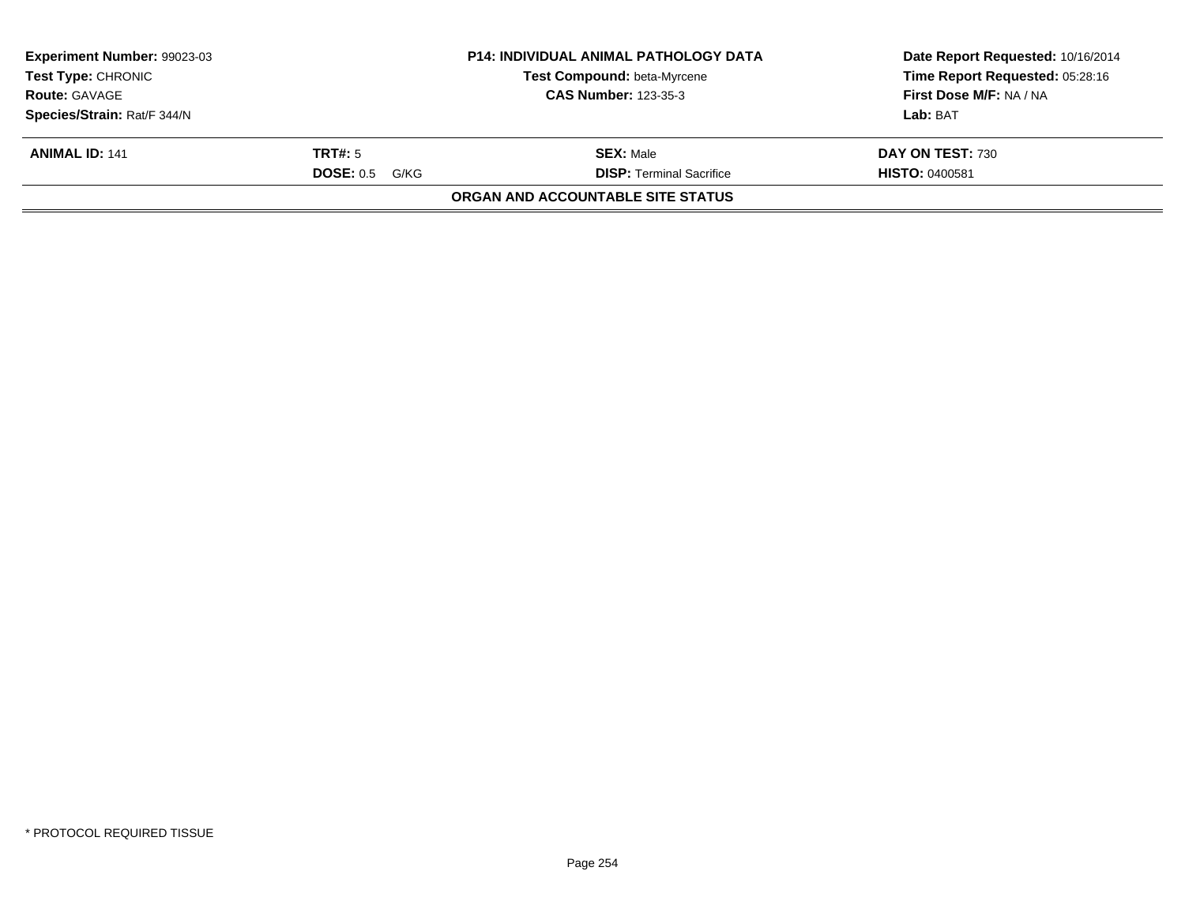| **Experiment Number:** 99023-03 | **P14: INDIVIDUAL ANIMAL PATHOLOGY DATA** | **Date Report Requested:** 10/16/2014 |
|---|---|---|
| **Test Type:** CHRONIC | **Test Compound:** beta-Myrcene | **Time Report Requested:** 05:28:16 |
| **Route:** GAVAGE | **CAS Number:** 123-35-3 | **First Dose M/F:** NA / NA |
| **Species/Strain:** Rat/F 344/N | | **Lab:** BAT |

| **ANIMAL ID:** 141 | **TRT#:** 5 | **SEX:** Male | **DAY ON TEST:** 730 |
|---|---|---|---|
| | **DOSE:** 0.5 G/KG | **DISP:** Terminal Sacrifice | **HISTO:** 0400581 |

**ORGAN AND ACCOUNTABLE SITE STATUS**

* PROTOCOL REQUIRED TISSUE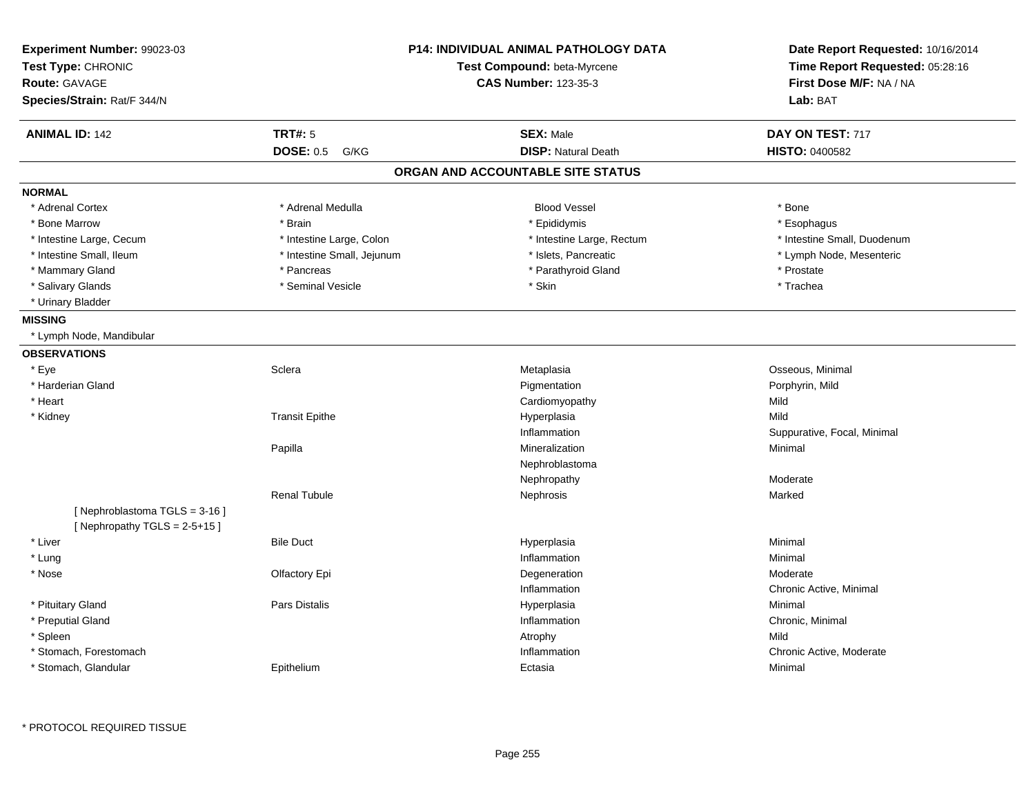**Experiment Number:** 99023-03
**Test Type:** CHRONIC
**Route:** GAVAGE
**Species/Strain:** Rat/F 344/N

**P14: INDIVIDUAL ANIMAL PATHOLOGY DATA**
**Test Compound:** beta-Myrcene
**CAS Number:** 123-35-3

**Date Report Requested:** 10/16/2014
**Time Report Requested:** 05:28:16
**First Dose M/F:** NA / NA
**Lab:** BAT

| **ANIMAL ID:** 142 | **TRT#:** 5 | **SEX:** Male | **DAY ON TEST:** 717 |
|---|---|---|---|
| | **DOSE:** 0.5 G/KG | **DISP:** Natural Death | **HISTO:** 0400582 |

## ORGAN AND ACCOUNTABLE SITE STATUS

**NORMAL**

| | | | |
|---|---|---|---|
| * Adrenal Cortex | * Adrenal Medulla | Blood Vessel | * Bone |
| * Bone Marrow | * Brain | * Epididymis | * Esophagus |
| * Intestine Large, Cecum | * Intestine Large, Colon | * Intestine Large, Rectum | * Intestine Small, Duodenum |
| * Intestine Small, Ileum | * Intestine Small, Jejunum | * Islets, Pancreatic | * Lymph Node, Mesenteric |
| * Mammary Gland | * Pancreas | * Parathyroid Gland | * Prostate |
| * Salivary Glands | * Seminal Vesicle | * Skin | * Trachea |
| * Urinary Bladder | | | |

**MISSING**

* Lymph Node, Mandibular

**OBSERVATIONS**

| | | | |
|---|---|---|---|
| * Eye | Sclera | Metaplasia | Osseous, Minimal |
| * Harderian Gland | | Pigmentation | Porphyrin, Mild |
| * Heart | | Cardiomyopathy | Mild |
| * Kidney | Transit Epithe | Hyperplasia | Mild |
| | | Inflammation | Suppurative, Focal, Minimal |
| | Papilla | Mineralization | Minimal |
| | | Nephroblastoma | |
| | | Nephropathy | Moderate |
| | Renal Tubule | Nephrosis | Marked |
| [ Nephroblastoma TGLS = 3-16 ] | | | |
| [ Nephropathy TGLS = 2-5+15 ] | | | |
| * Liver | Bile Duct | Hyperplasia | Minimal |
| * Lung | | Inflammation | Minimal |
| * Nose | Olfactory Epi | Degeneration | Moderate |
| | | Inflammation | Chronic Active, Minimal |
| * Pituitary Gland | Pars Distalis | Hyperplasia | Minimal |
| * Preputial Gland | | Inflammation | Chronic, Minimal |
| * Spleen | | Atrophy | Mild |
| * Stomach, Forestomach | | Inflammation | Chronic Active, Moderate |
| * Stomach, Glandular | Epithelium | Ectasia | Minimal |

* PROTOCOL REQUIRED TISSUE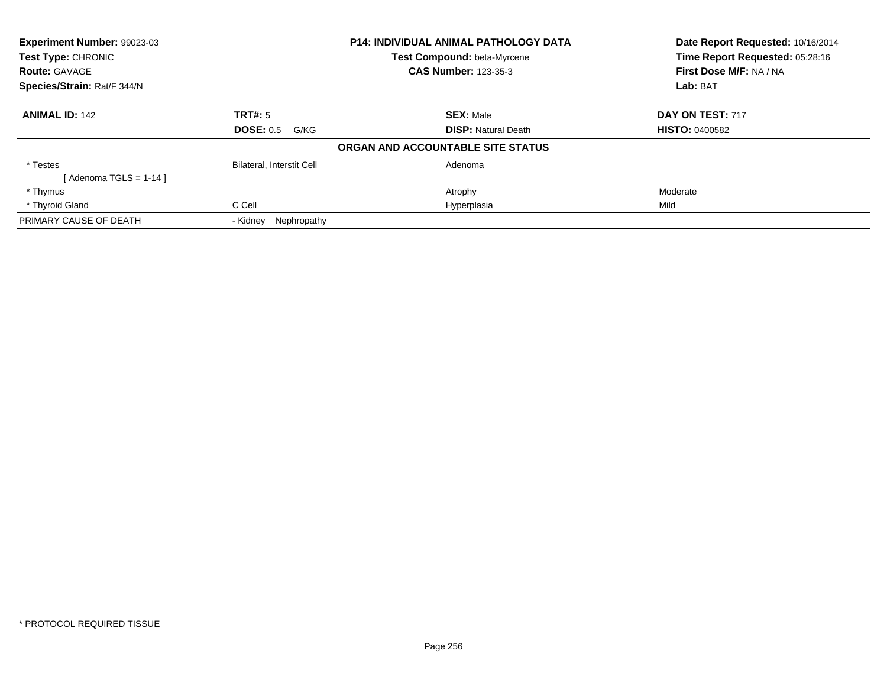| Experiment Number: 99023-03 | P14: INDIVIDUAL ANIMAL PATHOLOGY DATA | Date Report Requested: 10/16/2014 |
|---|---|---|
| Test Type: CHRONIC | Test Compound: beta-Myrcene | Time Report Requested: 05:28:16 |
| Route: GAVAGE | CAS Number: 123-35-3 | First Dose M/F: NA / NA |
| Species/Strain: Rat/F 344/N | | Lab: BAT |

| ANIMAL ID: 142 | TRT#: 5 | SEX: Male | DAY ON TEST: 717 |
|---|---|---|---|
| | DOSE: 0.5 G/KG | DISP: Natural Death | HISTO: 0400582 |

**ORGAN AND ACCOUNTABLE SITE STATUS**

| | | | |
|---|---|---|---|
| * Testes | Bilateral, Interstit Cell | Adenoma | |
| [ Adenoma TGLS = 1-14 ] | | | |
| * Thymus | | Atrophy | Moderate |
| * Thyroid Gland | C Cell | Hyperplasia | Mild |
| PRIMARY CAUSE OF DEATH | - Kidney Nephropathy | | |

* PROTOCOL REQUIRED TISSUE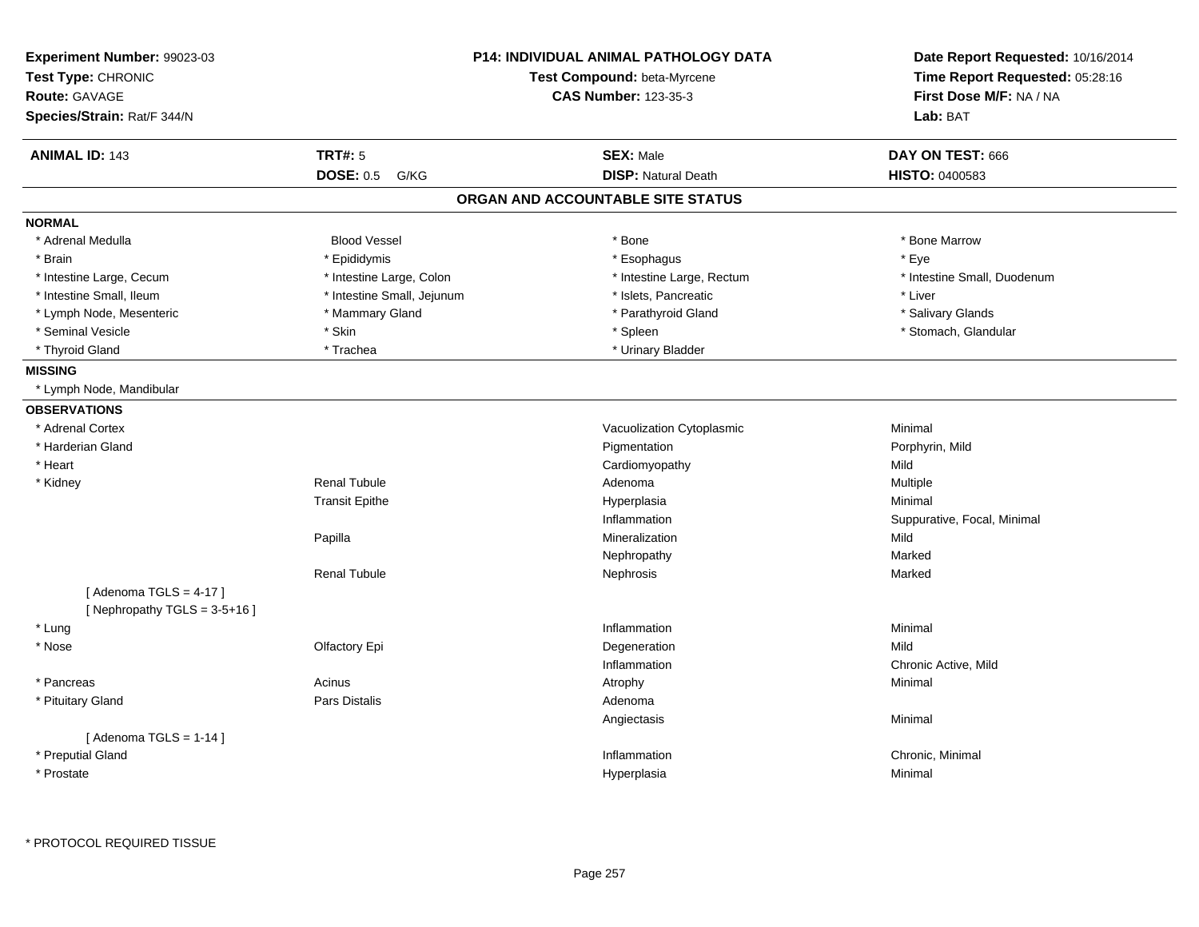**Experiment Number:** 99023-03
**Test Type:** CHRONIC
**Route:** GAVAGE
**Species/Strain:** Rat/F 344/N

**P14: INDIVIDUAL ANIMAL PATHOLOGY DATA**
**Test Compound:** beta-Myrcene
**CAS Number:** 123-35-3

**Date Report Requested:** 10/16/2014
**Time Report Requested:** 05:28:16
**First Dose M/F:** NA / NA
**Lab:** BAT

| **ANIMAL ID:** 143 | **TRT#:** 5 | **SEX:** Male | **DAY ON TEST:** 666 |
|---|---|---|---|
| | **DOSE:** 0.5 G/KG | **DISP:** Natural Death | **HISTO:** 0400583 |

## ORGAN AND ACCOUNTABLE SITE STATUS

**NORMAL**

| | | | |
|---|---|---|---|
| * Adrenal Medulla | Blood Vessel | * Bone | * Bone Marrow |
| * Brain | * Epididymis | * Esophagus | * Eye |
| * Intestine Large, Cecum | * Intestine Large, Colon | * Intestine Large, Rectum | * Intestine Small, Duodenum |
| * Intestine Small, Ileum | * Intestine Small, Jejunum | * Islets, Pancreatic | * Liver |
| * Lymph Node, Mesenteric | * Mammary Gland | * Parathyroid Gland | * Salivary Glands |
| * Seminal Vesicle | * Skin | * Spleen | * Stomach, Glandular |
| * Thyroid Gland | * Trachea | * Urinary Bladder | |

**MISSING**

* Lymph Node, Mandibular

**OBSERVATIONS**

| | | | |
|---|---|---|---|
| * Adrenal Cortex | | Vacuolization Cytoplasmic | Minimal |
| * Harderian Gland | | Pigmentation | Porphyrin, Mild |
| * Heart | | Cardiomyopathy | Mild |
| * Kidney | Renal Tubule | Adenoma | Multiple |
| | Transit Epithe | Hyperplasia | Minimal |
| | | Inflammation | Suppurative, Focal, Minimal |
| | Papilla | Mineralization | Mild |
| | | Nephropathy | Marked |
| | Renal Tubule | Nephrosis | Marked |
| [ Adenoma TGLS = 4-17 ] | | | |
| [ Nephropathy TGLS = 3-5+16 ] | | | |
| * Lung | | Inflammation | Minimal |
| * Nose | Olfactory Epi | Degeneration | Mild |
| | | Inflammation | Chronic Active, Mild |
| * Pancreas | Acinus | Atrophy | Minimal |
| * Pituitary Gland | Pars Distalis | Adenoma | |
| | | Angiectasis | Minimal |
| [ Adenoma TGLS = 1-14 ] | | | |
| * Preputial Gland | | Inflammation | Chronic, Minimal |
| * Prostate | | Hyperplasia | Minimal |

* PROTOCOL REQUIRED TISSUE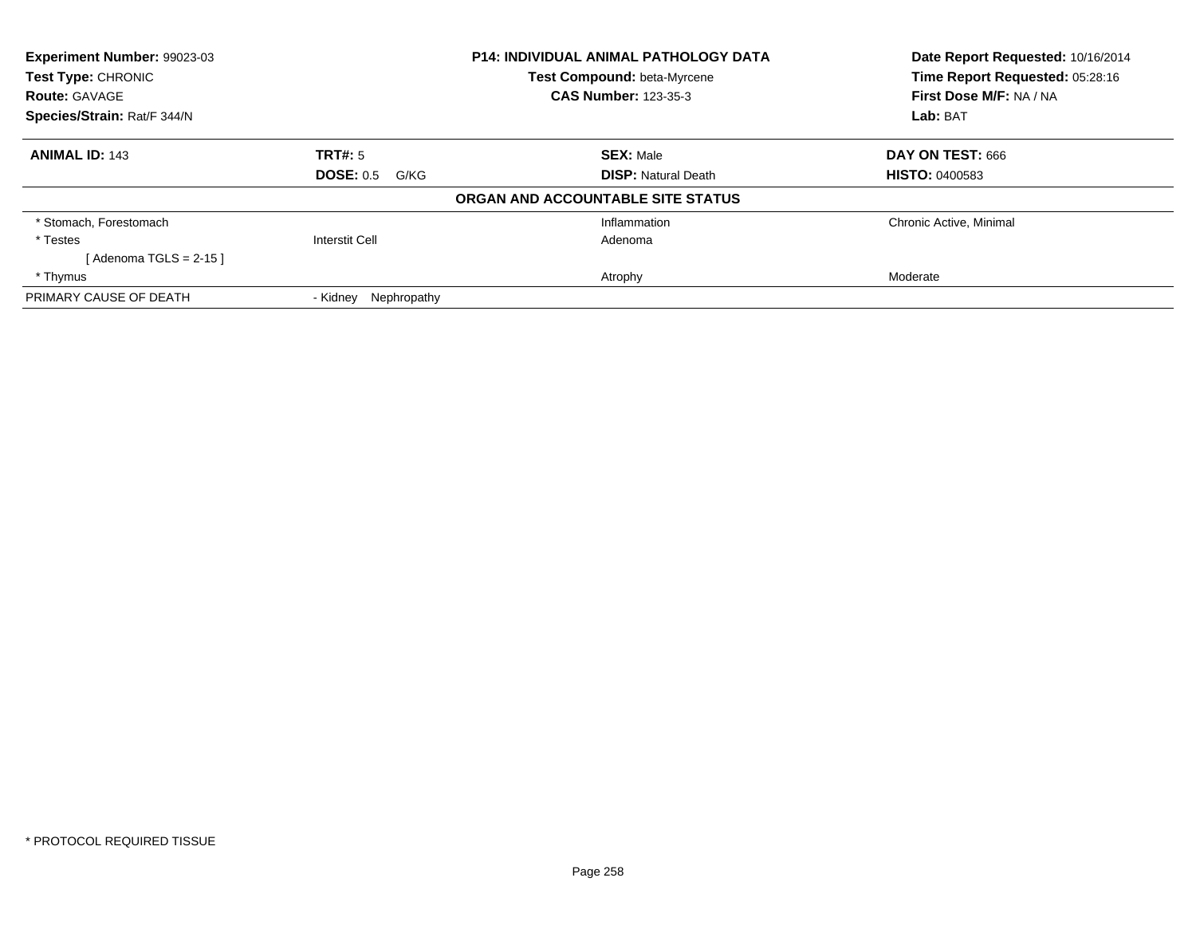**Experiment Number:** 99023-03
**Test Type:** CHRONIC
**Route:** GAVAGE
**Species/Strain:** Rat/F 344/N

**P14: INDIVIDUAL ANIMAL PATHOLOGY DATA**
**Test Compound:** beta-Myrcene
**CAS Number:** 123-35-3

**Date Report Requested:** 10/16/2014
**Time Report Requested:** 05:28:16
**First Dose M/F:** NA / NA
**Lab:** BAT

| **ANIMAL ID:** 143 | **TRT#:** 5 | **SEX:** Male | **DAY ON TEST:** 666 |
|---|---|---|---|
| | **DOSE:** 0.5 G/KG | **DISP:** Natural Death | **HISTO:** 0400583 |

**ORGAN AND ACCOUNTABLE SITE STATUS**

| | | | |
|---|---|---|---|
| * Stomach, Forestomach | | Inflammation | Chronic Active, Minimal |
| * Testes | Interstit Cell | Adenoma | |
| [ Adenoma TGLS = 2-15 ] | | | |
| * Thymus | | Atrophy | Moderate |
| PRIMARY CAUSE OF DEATH | - Kidney Nephropathy | | |

* PROTOCOL REQUIRED TISSUE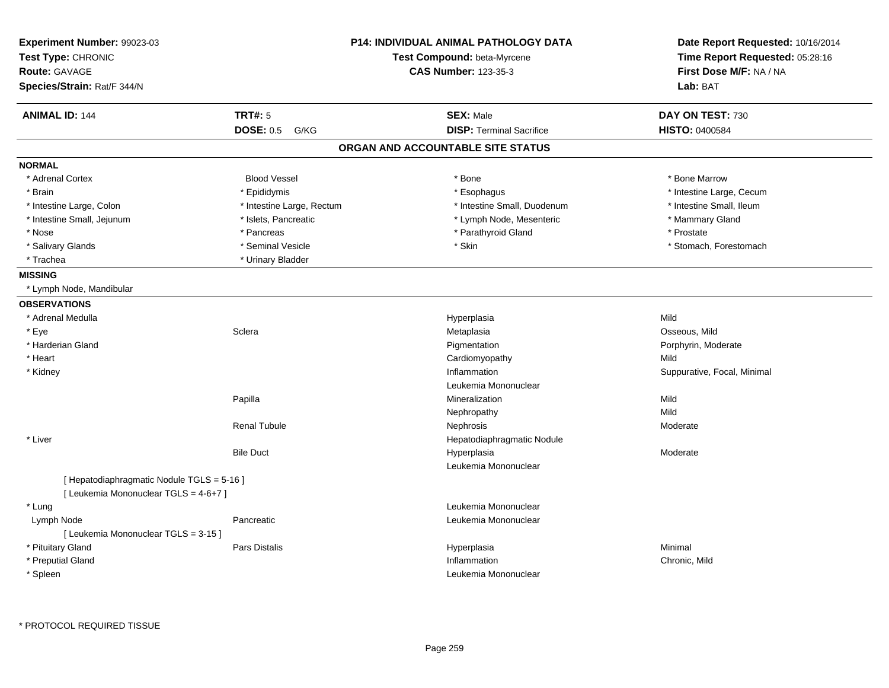**Experiment Number:** 99023-03
**Test Type:** CHRONIC
**Route:** GAVAGE
**Species/Strain:** Rat/F 344/N

**P14: INDIVIDUAL ANIMAL PATHOLOGY DATA**
**Test Compound:** beta-Myrcene
**CAS Number:** 123-35-3

**Date Report Requested:** 10/16/2014
**Time Report Requested:** 05:28:16
**First Dose M/F:** NA / NA
**Lab:** BAT

| **ANIMAL ID:** 144 | **TRT#:** 5 | **SEX:** Male | **DAY ON TEST:** 730 |
|---|---|---|---|
| | **DOSE:** 0.5 G/KG | **DISP:** Terminal Sacrifice | **HISTO:** 0400584 |

## ORGAN AND ACCOUNTABLE SITE STATUS

**NORMAL**

| | | | |
|---|---|---|---|
| * Adrenal Cortex | Blood Vessel | * Bone | * Bone Marrow |
| * Brain | * Epididymis | * Esophagus | * Intestine Large, Cecum |
| * Intestine Large, Colon | * Intestine Large, Rectum | * Intestine Small, Duodenum | * Intestine Small, Ileum |
| * Intestine Small, Jejunum | * Islets, Pancreatic | * Lymph Node, Mesenteric | * Mammary Gland |
| * Nose | * Pancreas | * Parathyroid Gland | * Prostate |
| * Salivary Glands | * Seminal Vesicle | * Skin | * Stomach, Forestomach |
| * Trachea | * Urinary Bladder | | |

**MISSING**

* Lymph Node, Mandibular

**OBSERVATIONS**

| | | | |
|---|---|---|---|
| * Adrenal Medulla | | Hyperplasia | Mild |
| * Eye | Sclera | Metaplasia | Osseous, Mild |
| * Harderian Gland | | Pigmentation | Porphyrin, Moderate |
| * Heart | | Cardiomyopathy | Mild |
| * Kidney | | Inflammation | Suppurative, Focal, Minimal |
| | | Leukemia Mononuclear | |
| | Papilla | Mineralization | Mild |
| | | Nephropathy | Mild |
| | Renal Tubule | Nephrosis | Moderate |
| * Liver | | Hepatodiaphragmatic Nodule | |
| | Bile Duct | Hyperplasia | Moderate |
| | | Leukemia Mononuclear | |
| [ Hepatodiaphragmatic Nodule TGLS = 5-16 ] | | | |
| [ Leukemia Mononuclear TGLS = 4-6+7 ] | | | |
| * Lung | | Leukemia Mononuclear | |
| Lymph Node | Pancreatic | Leukemia Mononuclear | |
| [ Leukemia Mononuclear TGLS = 3-15 ] | | | |
| * Pituitary Gland | Pars Distalis | Hyperplasia | Minimal |
| * Preputial Gland | | Inflammation | Chronic, Mild |
| * Spleen | | Leukemia Mononuclear | |

* PROTOCOL REQUIRED TISSUE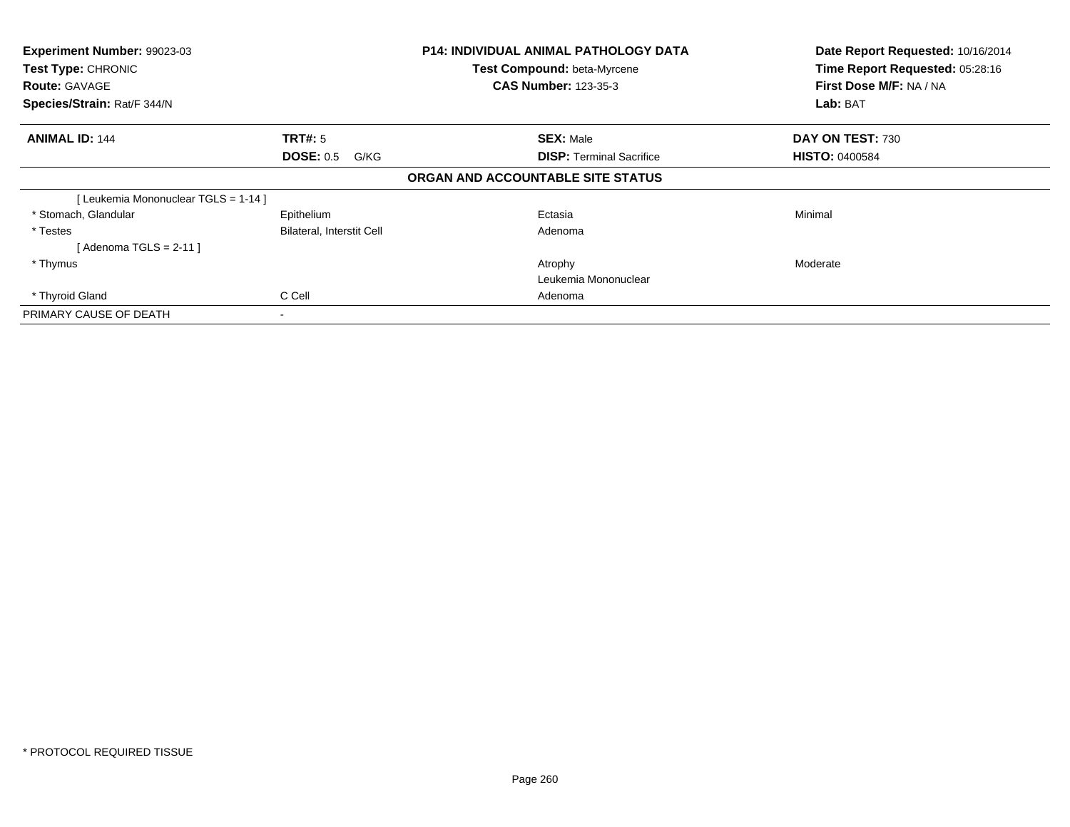**Experiment Number:** 99023-03
**Test Type:** CHRONIC
**Route:** GAVAGE
**Species/Strain:** Rat/F 344/N

**P14: INDIVIDUAL ANIMAL PATHOLOGY DATA**
**Test Compound:** beta-Myrcene
**CAS Number:** 123-35-3

**Date Report Requested:** 10/16/2014
**Time Report Requested:** 05:28:16
**First Dose M/F:** NA / NA
**Lab:** BAT

| **ANIMAL ID:** 144 | **TRT#:** 5 | **SEX:** Male | **DAY ON TEST:** 730 |
|---|---|---|---|
| | **DOSE:** 0.5 G/KG | **DISP:** Terminal Sacrifice | **HISTO:** 0400584 |

**ORGAN AND ACCOUNTABLE SITE STATUS**

| | | | |
|---|---|---|---|
| [ Leukemia Mononuclear TGLS = 1-14 ] | | | |
| * Stomach, Glandular | Epithelium | Ectasia | Minimal |
| * Testes | Bilateral, Interstit Cell | Adenoma | |
| [ Adenoma TGLS = 2-11 ] | | | |
| * Thymus | | Atrophy | Moderate |
| | | Leukemia Mononuclear | |
| * Thyroid Gland | C Cell | Adenoma | |
| PRIMARY CAUSE OF DEATH | - | | |

\* PROTOCOL REQUIRED TISSUE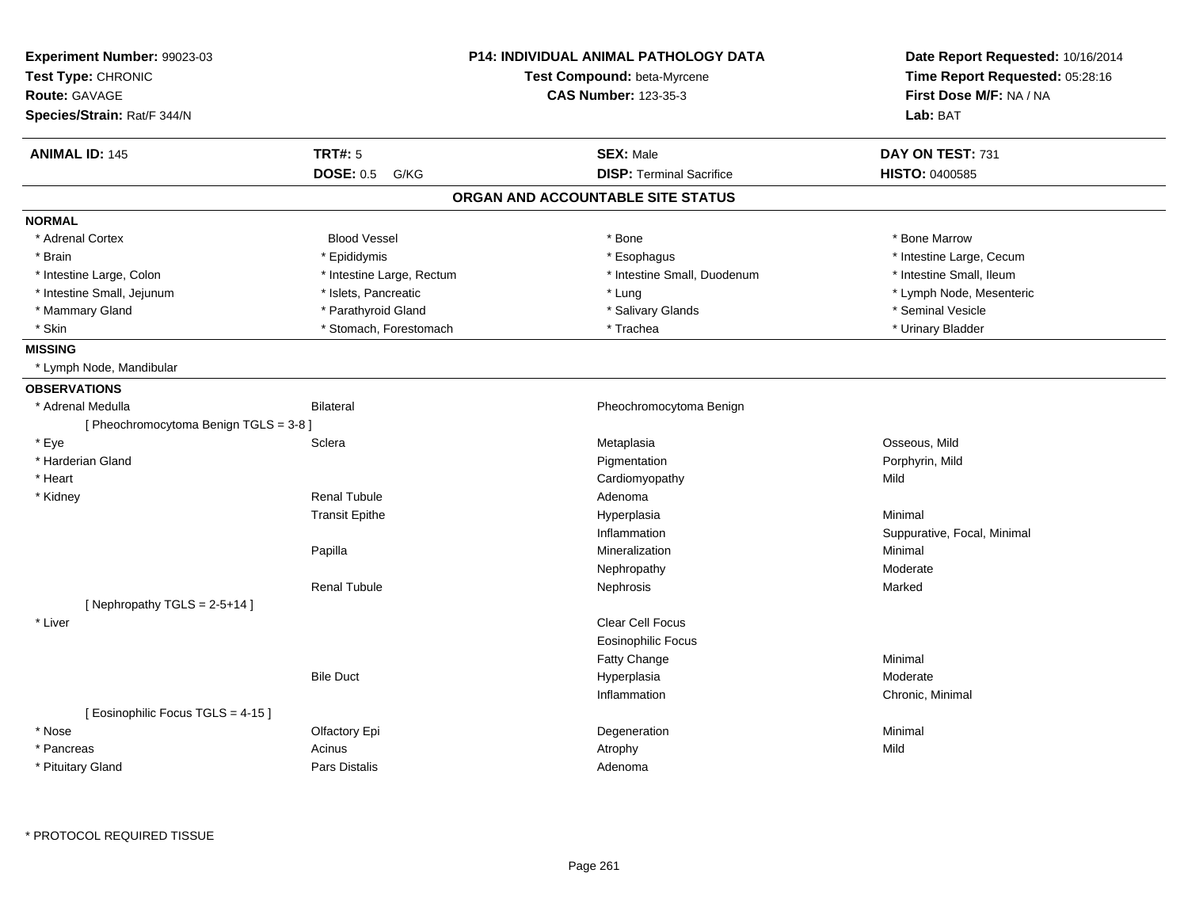**Experiment Number:** 99023-03
**Test Type:** CHRONIC
**Route:** GAVAGE
**Species/Strain:** Rat/F 344/N

**P14: INDIVIDUAL ANIMAL PATHOLOGY DATA**
**Test Compound:** beta-Myrcene
**CAS Number:** 123-35-3

**Date Report Requested:** 10/16/2014
**Time Report Requested:** 05:28:16
**First Dose M/F:** NA / NA
**Lab:** BAT

| **ANIMAL ID:** 145 | **TRT#:** 5 | **SEX:** Male | **DAY ON TEST:** 731 |
|---|---|---|---|
| | **DOSE:** 0.5 G/KG | **DISP:** Terminal Sacrifice | **HISTO:** 0400585 |

## ORGAN AND ACCOUNTABLE SITE STATUS

**NORMAL**

| | | | |
|---|---|---|---|
| * Adrenal Cortex | Blood Vessel | * Bone | * Bone Marrow |
| * Brain | * Epididymis | * Esophagus | * Intestine Large, Cecum |
| * Intestine Large, Colon | * Intestine Large, Rectum | * Intestine Small, Duodenum | * Intestine Small, Ileum |
| * Intestine Small, Jejunum | * Islets, Pancreatic | * Lung | * Lymph Node, Mesenteric |
| * Mammary Gland | * Parathyroid Gland | * Salivary Glands | * Seminal Vesicle |
| * Skin | * Stomach, Forestomach | * Trachea | * Urinary Bladder |

**MISSING**

* Lymph Node, Mandibular

**OBSERVATIONS**

| Organ | Site | Observation | Qualifier |
|---|---|---|---|
| * Adrenal Medulla | Bilateral | Pheochromocytoma Benign | |
| [ Pheochromocytoma Benign TGLS = 3-8 ] | | | |
| * Eye | Sclera | Metaplasia | Osseous, Mild |
| * Harderian Gland | | Pigmentation | Porphyrin, Mild |
| * Heart | | Cardiomyopathy | Mild |
| * Kidney | Renal Tubule | Adenoma | |
| | Transit Epithe | Hyperplasia | Minimal |
| | | Inflammation | Suppurative, Focal, Minimal |
| | Papilla | Mineralization | Minimal |
| | | Nephropathy | Moderate |
| | Renal Tubule | Nephrosis | Marked |
| [ Nephropathy TGLS = 2-5+14 ] | | | |
| * Liver | | Clear Cell Focus | |
| | | Eosinophilic Focus | |
| | | Fatty Change | Minimal |
| | Bile Duct | Hyperplasia | Moderate |
| | | Inflammation | Chronic, Minimal |
| [ Eosinophilic Focus TGLS = 4-15 ] | | | |
| * Nose | Olfactory Epi | Degeneration | Minimal |
| * Pancreas | Acinus | Atrophy | Mild |
| * Pituitary Gland | Pars Distalis | Adenoma | |

* PROTOCOL REQUIRED TISSUE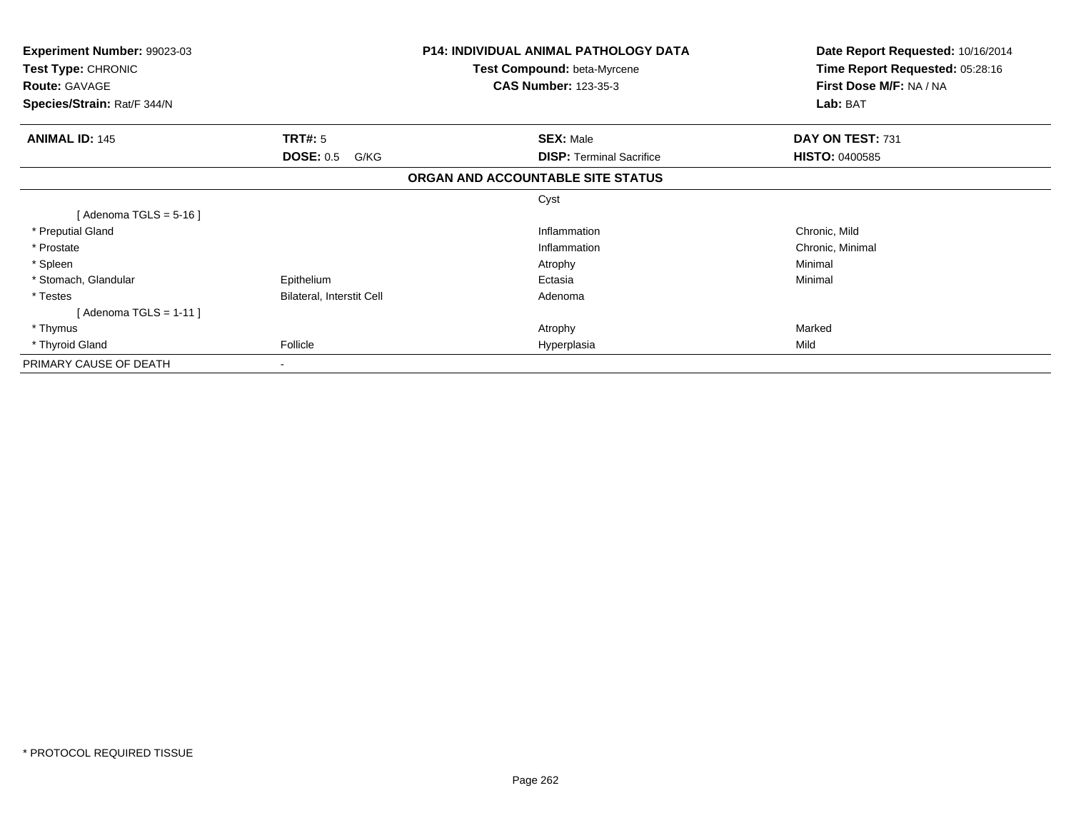**Experiment Number:** 99023-03
**Test Type:** CHRONIC
**Route:** GAVAGE
**Species/Strain:** Rat/F 344/N

**P14: INDIVIDUAL ANIMAL PATHOLOGY DATA**
**Test Compound:** beta-Myrcene
**CAS Number:** 123-35-3

**Date Report Requested:** 10/16/2014
**Time Report Requested:** 05:28:16
**First Dose M/F:** NA / NA
**Lab:** BAT

| **ANIMAL ID:** 145 | **TRT#:** 5 | **SEX:** Male | **DAY ON TEST:** 731 |
|---|---|---|---|
| | **DOSE:** 0.5 G/KG | **DISP:** Terminal Sacrifice | **HISTO:** 0400585 |

## ORGAN AND ACCOUNTABLE SITE STATUS

| | | | |
|---|---|---|---|
| | | Cyst | |
| [ Adenoma TGLS = 5-16 ] | | | |
| * Preputial Gland | | Inflammation | Chronic, Mild |
| * Prostate | | Inflammation | Chronic, Minimal |
| * Spleen | | Atrophy | Minimal |
| * Stomach, Glandular | Epithelium | Ectasia | Minimal |
| * Testes | Bilateral, Interstit Cell | Adenoma | |
| [ Adenoma TGLS = 1-11 ] | | | |
| * Thymus | | Atrophy | Marked |
| * Thyroid Gland | Follicle | Hyperplasia | Mild |
| PRIMARY CAUSE OF DEATH | - | | |

\* PROTOCOL REQUIRED TISSUE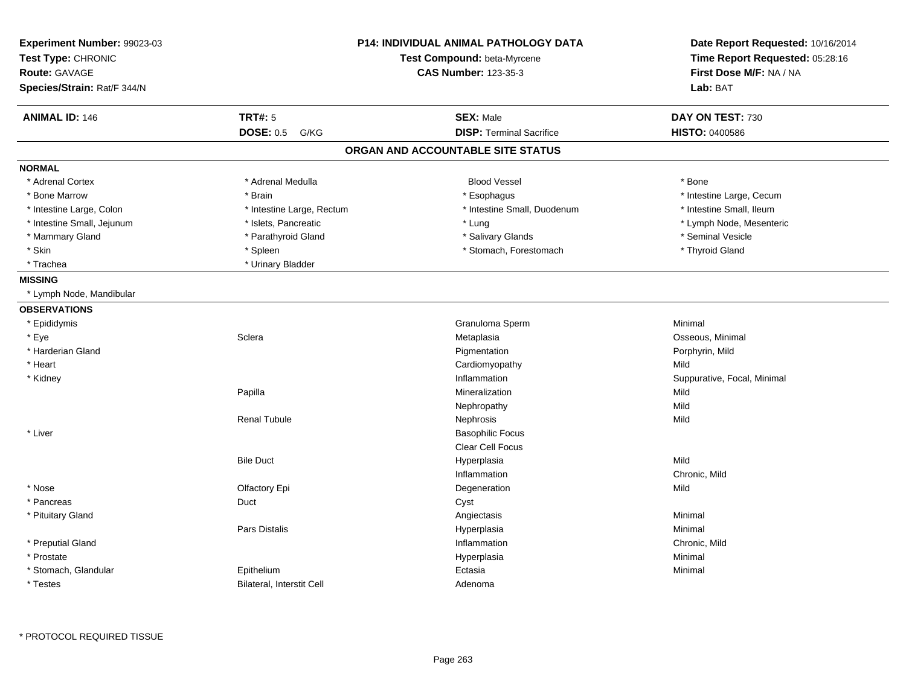**Experiment Number:** 99023-03
**Test Type:** CHRONIC
**Route:** GAVAGE
**Species/Strain:** Rat/F 344/N

**P14: INDIVIDUAL ANIMAL PATHOLOGY DATA**
**Test Compound:** beta-Myrcene
**CAS Number:** 123-35-3

**Date Report Requested:** 10/16/2014
**Time Report Requested:** 05:28:16
**First Dose M/F:** NA / NA
**Lab:** BAT

| **ANIMAL ID:** 146 | **TRT#:** 5 | **SEX:** Male | **DAY ON TEST:** 730 |
|---|---|---|---|
| | **DOSE:** 0.5 G/KG | **DISP:** Terminal Sacrifice | **HISTO:** 0400586 |

## ORGAN AND ACCOUNTABLE SITE STATUS

**NORMAL**

| | | | |
|---|---|---|---|
| * Adrenal Cortex | * Adrenal Medulla | Blood Vessel | * Bone |
| * Bone Marrow | * Brain | * Esophagus | * Intestine Large, Cecum |
| * Intestine Large, Colon | * Intestine Large, Rectum | * Intestine Small, Duodenum | * Intestine Small, Ileum |
| * Intestine Small, Jejunum | * Islets, Pancreatic | * Lung | * Lymph Node, Mesenteric |
| * Mammary Gland | * Parathyroid Gland | * Salivary Glands | * Seminal Vesicle |
| * Skin | * Spleen | * Stomach, Forestomach | * Thyroid Gland |
| * Trachea | * Urinary Bladder | | |

**MISSING**

* Lymph Node, Mandibular

**OBSERVATIONS**

| | | | |
|---|---|---|---|
| * Epididymis | | Granuloma Sperm | Minimal |
| * Eye | Sclera | Metaplasia | Osseous, Minimal |
| * Harderian Gland | | Pigmentation | Porphyrin, Mild |
| * Heart | | Cardiomyopathy | Mild |
| * Kidney | | Inflammation | Suppurative, Focal, Minimal |
| | Papilla | Mineralization | Mild |
| | | Nephropathy | Mild |
| | Renal Tubule | Nephrosis | Mild |
| * Liver | | Basophilic Focus | |
| | | Clear Cell Focus | |
| | Bile Duct | Hyperplasia | Mild |
| | | Inflammation | Chronic, Mild |
| * Nose | Olfactory Epi | Degeneration | Mild |
| * Pancreas | Duct | Cyst | |
| * Pituitary Gland | | Angiectasis | Minimal |
| | Pars Distalis | Hyperplasia | Minimal |
| * Preputial Gland | | Inflammation | Chronic, Mild |
| * Prostate | | Hyperplasia | Minimal |
| * Stomach, Glandular | Epithelium | Ectasia | Minimal |
| * Testes | Bilateral, Interstit Cell | Adenoma | |

* PROTOCOL REQUIRED TISSUE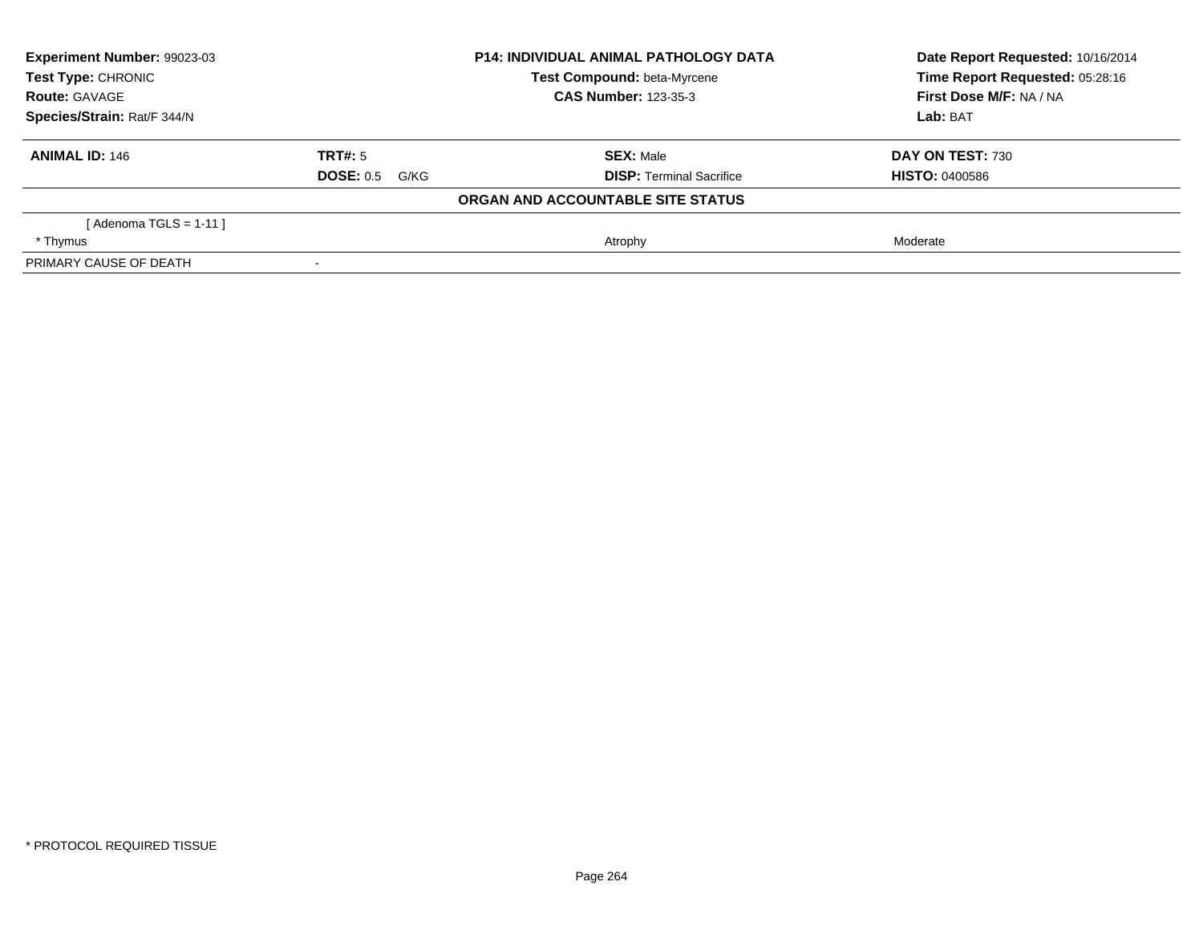**Experiment Number:** 99023-03
**Test Type:** CHRONIC
**Route:** GAVAGE
**Species/Strain:** Rat/F 344/N

**P14: INDIVIDUAL ANIMAL PATHOLOGY DATA**
**Test Compound:** beta-Myrcene
**CAS Number:** 123-35-3

**Date Report Requested:** 10/16/2014
**Time Report Requested:** 05:28:16
**First Dose M/F:** NA / NA
**Lab:** BAT

| **ANIMAL ID:** 146 | **TRT#:** 5 | **SEX:** Male | **DAY ON TEST:** 730 |
|---|---|---|---|
| | **DOSE:** 0.5 G/KG | **DISP:** Terminal Sacrifice | **HISTO:** 0400586 |

**ORGAN AND ACCOUNTABLE SITE STATUS**

| | | | |
|---|---|---|---|
| [ Adenoma TGLS = 1-11 ] | | | |
| * Thymus | | Atrophy | Moderate |
| PRIMARY CAUSE OF DEATH | - | | |

* PROTOCOL REQUIRED TISSUE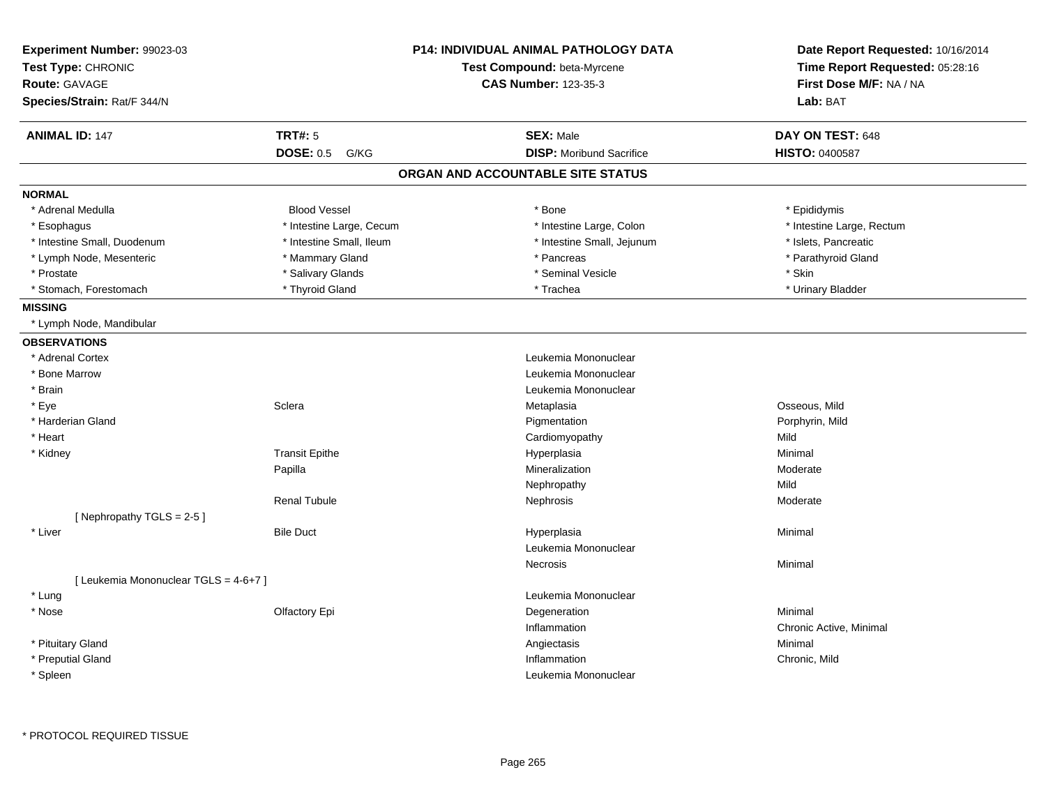**Experiment Number:** 99023-03
**Test Type:** CHRONIC
**Route:** GAVAGE
**Species/Strain:** Rat/F 344/N

**P14: INDIVIDUAL ANIMAL PATHOLOGY DATA**
**Test Compound:** beta-Myrcene
**CAS Number:** 123-35-3

**Date Report Requested:** 10/16/2014
**Time Report Requested:** 05:28:16
**First Dose M/F:** NA / NA
**Lab:** BAT

| **ANIMAL ID:** 147 | **TRT#:** 5 | **SEX:** Male | **DAY ON TEST:** 648 |
|---|---|---|---|
| | **DOSE:** 0.5 G/KG | **DISP:** Moribund Sacrifice | **HISTO:** 0400587 |

## ORGAN AND ACCOUNTABLE SITE STATUS

**NORMAL**

| | | | |
|---|---|---|---|
| * Adrenal Medulla | Blood Vessel | * Bone | * Epididymis |
| * Esophagus | * Intestine Large, Cecum | * Intestine Large, Colon | * Intestine Large, Rectum |
| * Intestine Small, Duodenum | * Intestine Small, Ileum | * Intestine Small, Jejunum | * Islets, Pancreatic |
| * Lymph Node, Mesenteric | * Mammary Gland | * Pancreas | * Parathyroid Gland |
| * Prostate | * Salivary Glands | * Seminal Vesicle | * Skin |
| * Stomach, Forestomach | * Thyroid Gland | * Trachea | * Urinary Bladder |

**MISSING**

* Lymph Node, Mandibular

**OBSERVATIONS**

| Organ | Site | Observation | Severity |
|---|---|---|---|
| * Adrenal Cortex | | Leukemia Mononuclear | |
| * Bone Marrow | | Leukemia Mononuclear | |
| * Brain | | Leukemia Mononuclear | |
| * Eye | Sclera | Metaplasia | Osseous, Mild |
| * Harderian Gland | | Pigmentation | Porphyrin, Mild |
| * Heart | | Cardiomyopathy | Mild |
| * Kidney | Transit Epithe | Hyperplasia | Minimal |
| | Papilla | Mineralization | Moderate |
| | | Nephropathy | Mild |
| | Renal Tubule | Nephrosis | Moderate |
| [ Nephropathy TGLS = 2-5 ] | | | |
| * Liver | Bile Duct | Hyperplasia | Minimal |
| | | Leukemia Mononuclear | |
| | | Necrosis | Minimal |
| [ Leukemia Mononuclear TGLS = 4-6+7 ] | | | |
| * Lung | | Leukemia Mononuclear | |
| * Nose | Olfactory Epi | Degeneration | Minimal |
| | | Inflammation | Chronic Active, Minimal |
| * Pituitary Gland | | Angiectasis | Minimal |
| * Preputial Gland | | Inflammation | Chronic, Mild |
| * Spleen | | Leukemia Mononuclear | |

* PROTOCOL REQUIRED TISSUE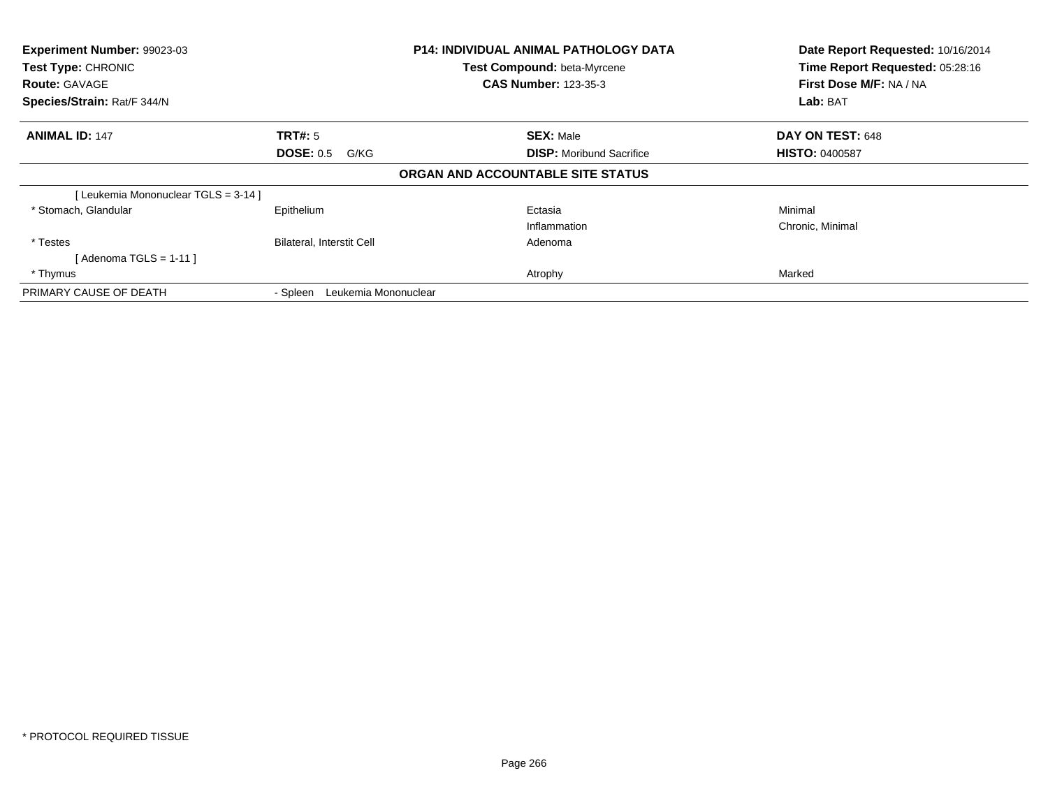| **Experiment Number:** 99023-03 | **P14: INDIVIDUAL ANIMAL PATHOLOGY DATA** | **Date Report Requested:** 10/16/2014 |
|---|---|---|
| **Test Type:** CHRONIC | **Test Compound:** beta-Myrcene | **Time Report Requested:** 05:28:16 |
| **Route:** GAVAGE | **CAS Number:** 123-35-3 | **First Dose M/F:** NA / NA |
| **Species/Strain:** Rat/F 344/N | | **Lab:** BAT |

| **ANIMAL ID:** 147 | **TRT#:** 5 | **SEX:** Male | **DAY ON TEST:** 648 |
|---|---|---|---|
| | **DOSE:** 0.5 G/KG | **DISP:** Moribund Sacrifice | **HISTO:** 0400587 |

**ORGAN AND ACCOUNTABLE SITE STATUS**

| | | | |
|---|---|---|---|
| [ Leukemia Mononuclear TGLS = 3-14 ] | | | |
| * Stomach, Glandular | Epithelium | Ectasia | Minimal |
| | | Inflammation | Chronic, Minimal |
| * Testes | Bilateral, Interstit Cell | Adenoma | |
| [ Adenoma TGLS = 1-11 ] | | | |
| * Thymus | | Atrophy | Marked |
| PRIMARY CAUSE OF DEATH | - Spleen Leukemia Mononuclear | | |

* PROTOCOL REQUIRED TISSUE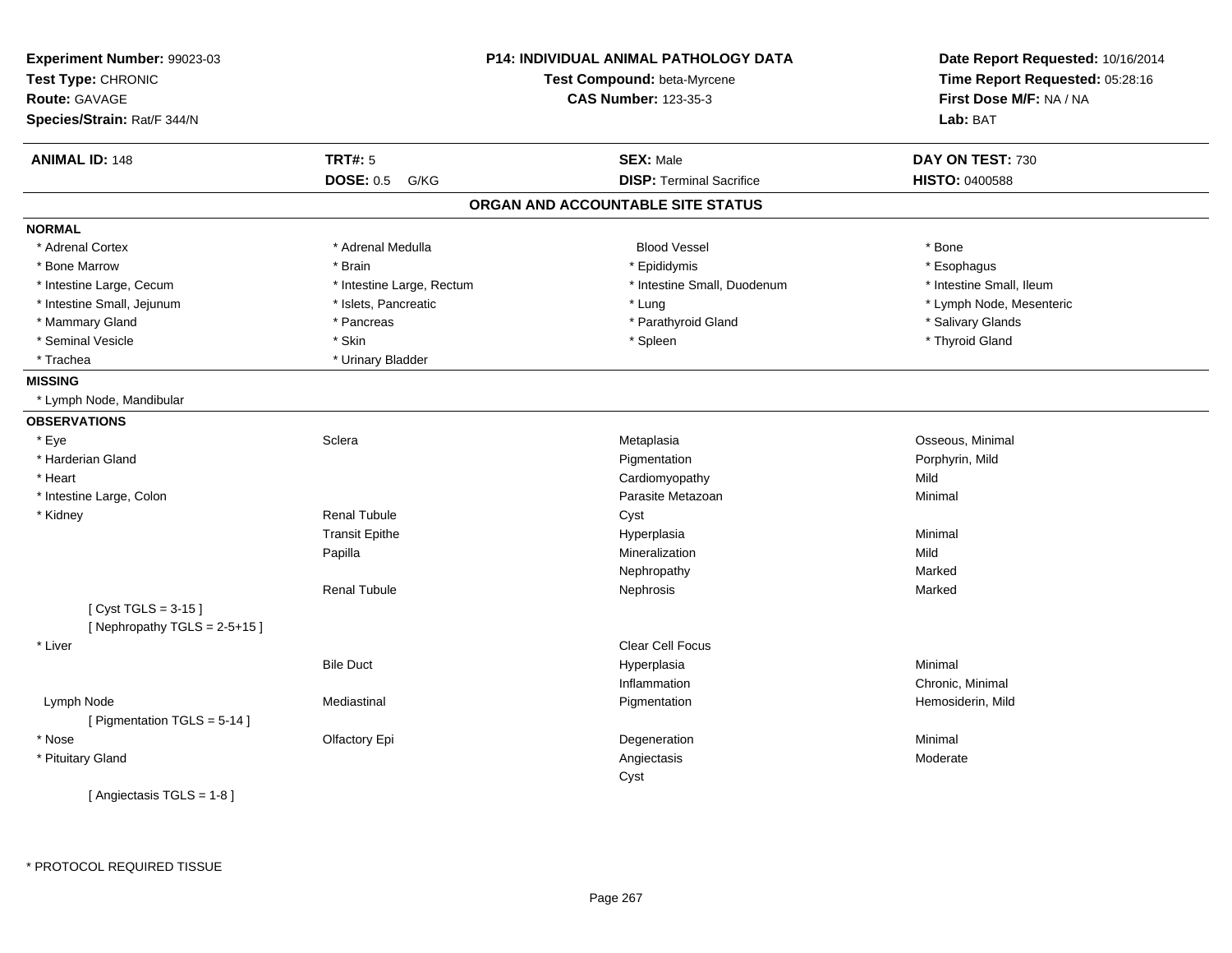**Experiment Number:** 99023-03
**Test Type:** CHRONIC
**Route:** GAVAGE
**Species/Strain:** Rat/F 344/N

**P14: INDIVIDUAL ANIMAL PATHOLOGY DATA**
**Test Compound:** beta-Myrcene
**CAS Number:** 123-35-3

**Date Report Requested:** 10/16/2014
**Time Report Requested:** 05:28:16
**First Dose M/F:** NA / NA
**Lab:** BAT

| **ANIMAL ID:** 148 | **TRT#:** 5 | **SEX:** Male | **DAY ON TEST:** 730 |
|---|---|---|---|
| | **DOSE:** 0.5 G/KG | **DISP:** Terminal Sacrifice | **HISTO:** 0400588 |

## ORGAN AND ACCOUNTABLE SITE STATUS

**NORMAL**

| | | | |
|---|---|---|---|
| * Adrenal Cortex | * Adrenal Medulla | Blood Vessel | * Bone |
| * Bone Marrow | * Brain | * Epididymis | * Esophagus |
| * Intestine Large, Cecum | * Intestine Large, Rectum | * Intestine Small, Duodenum | * Intestine Small, Ileum |
| * Intestine Small, Jejunum | * Islets, Pancreatic | * Lung | * Lymph Node, Mesenteric |
| * Mammary Gland | * Pancreas | * Parathyroid Gland | * Salivary Glands |
| * Seminal Vesicle | * Skin | * Spleen | * Thyroid Gland |
| * Trachea | * Urinary Bladder | | |

**MISSING**

* Lymph Node, Mandibular

**OBSERVATIONS**

| | | | |
|---|---|---|---|
| * Eye | Sclera | Metaplasia | Osseous, Minimal |
| * Harderian Gland | | Pigmentation | Porphyrin, Mild |
| * Heart | | Cardiomyopathy | Mild |
| * Intestine Large, Colon | | Parasite Metazoan | Minimal |
| * Kidney | Renal Tubule | Cyst | |
| | Transit Epithe | Hyperplasia | Minimal |
| | Papilla | Mineralization | Mild |
| | | Nephropathy | Marked |
| | Renal Tubule | Nephrosis | Marked |
| [ Cyst TGLS = 3-15 ] | | | |
| [ Nephropathy TGLS = 2-5+15 ] | | | |
| * Liver | | Clear Cell Focus | |
| | Bile Duct | Hyperplasia | Minimal |
| | | Inflammation | Chronic, Minimal |
| Lymph Node | Mediastinal | Pigmentation | Hemosiderin, Mild |
| [ Pigmentation TGLS = 5-14 ] | | | |
| * Nose | Olfactory Epi | Degeneration | Minimal |
| * Pituitary Gland | | Angiectasis | Moderate |
| | | Cyst | |
| [ Angiectasis TGLS = 1-8 ] | | | |

* PROTOCOL REQUIRED TISSUE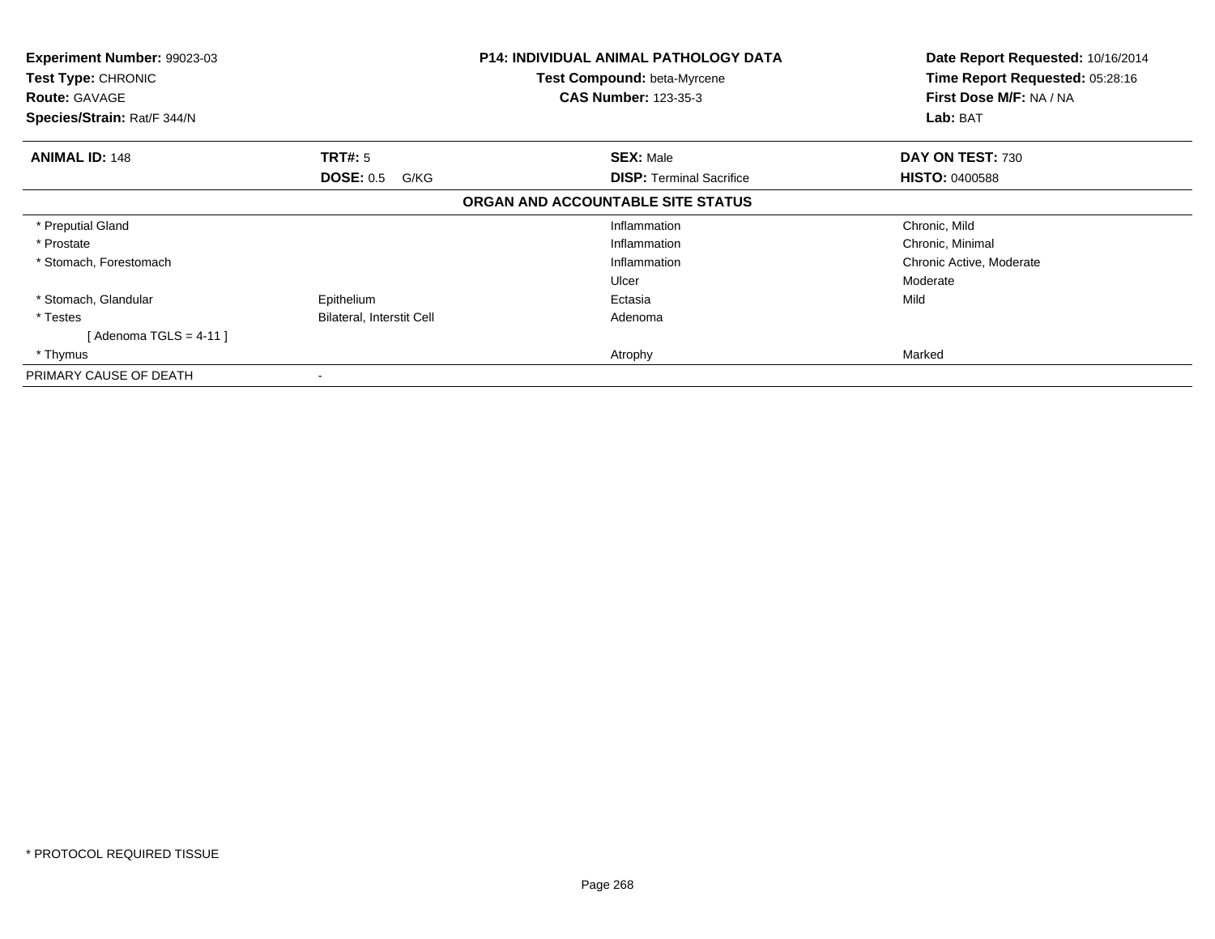**Experiment Number:** 99023-03
**Test Type:** CHRONIC
**Route:** GAVAGE
**Species/Strain:** Rat/F 344/N

**P14: INDIVIDUAL ANIMAL PATHOLOGY DATA**
**Test Compound:** beta-Myrcene
**CAS Number:** 123-35-3

**Date Report Requested:** 10/16/2014
**Time Report Requested:** 05:28:16
**First Dose M/F:** NA / NA
**Lab:** BAT

| **ANIMAL ID:** 148 | **TRT#:** 5 | **SEX:** Male | **DAY ON TEST:** 730 |
|---|---|---|---|
| | **DOSE:** 0.5 G/KG | **DISP:** Terminal Sacrifice | **HISTO:** 0400588 |

**ORGAN AND ACCOUNTABLE SITE STATUS**

| | | | |
|---|---|---|---|
| * Preputial Gland | | Inflammation | Chronic, Mild |
| * Prostate | | Inflammation | Chronic, Minimal |
| * Stomach, Forestomach | | Inflammation | Chronic Active, Moderate |
| | | Ulcer | Moderate |
| * Stomach, Glandular | Epithelium | Ectasia | Mild |
| * Testes | Bilateral, Interstit Cell | Adenoma | |
| [ Adenoma TGLS = 4-11 ] | | | |
| * Thymus | | Atrophy | Marked |
| PRIMARY CAUSE OF DEATH | - | | |

* PROTOCOL REQUIRED TISSUE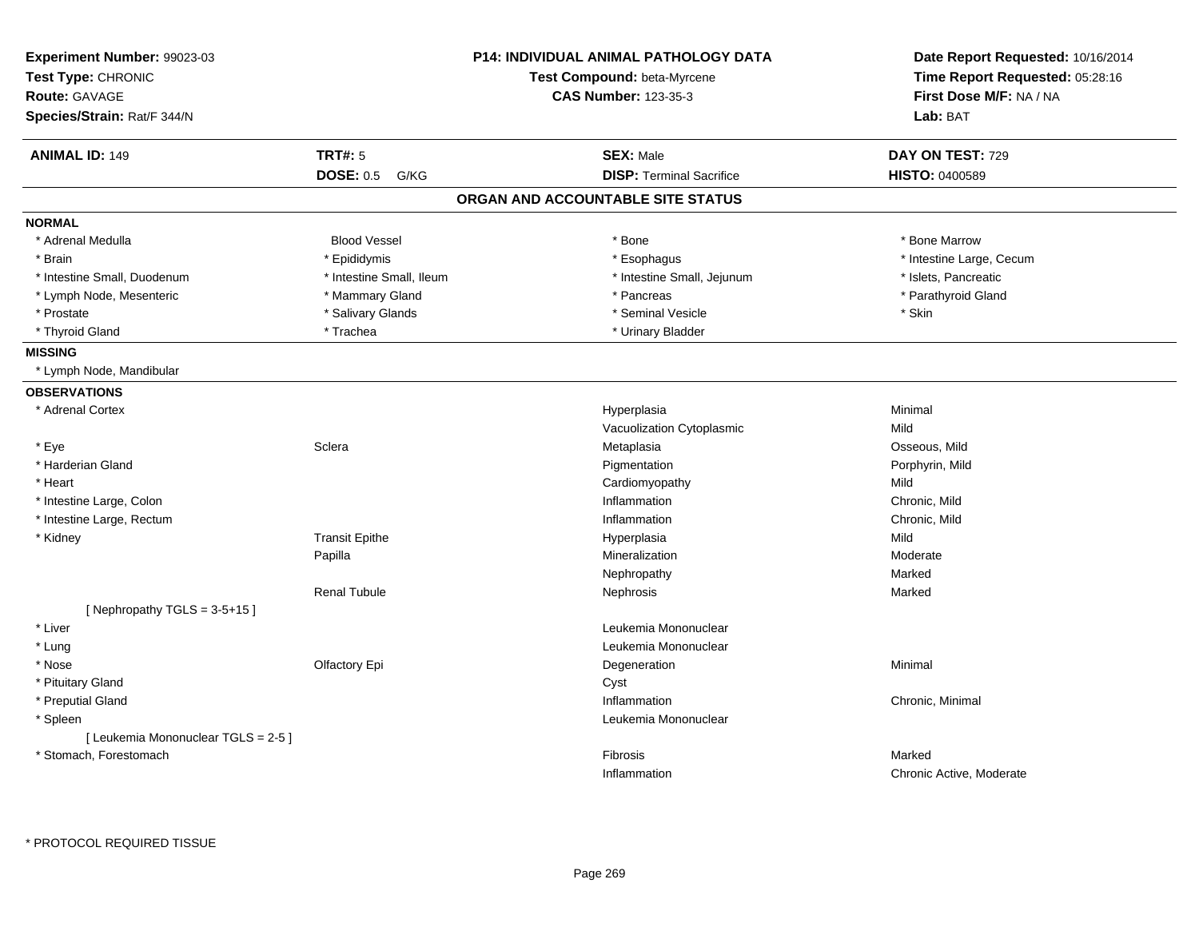**Experiment Number:** 99023-03
**Test Type:** CHRONIC
**Route:** GAVAGE
**Species/Strain:** Rat/F 344/N

**P14: INDIVIDUAL ANIMAL PATHOLOGY DATA**
**Test Compound:** beta-Myrcene
**CAS Number:** 123-35-3

**Date Report Requested:** 10/16/2014
**Time Report Requested:** 05:28:16
**First Dose M/F:** NA / NA
**Lab:** BAT

| **ANIMAL ID:** 149 | **TRT#:** 5 | **SEX:** Male | **DAY ON TEST:** 729 |
|---|---|---|---|
| | **DOSE:** 0.5 G/KG | **DISP:** Terminal Sacrifice | **HISTO:** 0400589 |

## ORGAN AND ACCOUNTABLE SITE STATUS

**NORMAL**

| | | | |
|---|---|---|---|
| * Adrenal Medulla | Blood Vessel | * Bone | * Bone Marrow |
| * Brain | * Epididymis | * Esophagus | * Intestine Large, Cecum |
| * Intestine Small, Duodenum | * Intestine Small, Ileum | * Intestine Small, Jejunum | * Islets, Pancreatic |
| * Lymph Node, Mesenteric | * Mammary Gland | * Pancreas | * Parathyroid Gland |
| * Prostate | * Salivary Glands | * Seminal Vesicle | * Skin |
| * Thyroid Gland | * Trachea | * Urinary Bladder | |

**MISSING**

* Lymph Node, Mandibular

**OBSERVATIONS**

| Organ | Site | Observation | Severity |
|---|---|---|---|
| * Adrenal Cortex | | Hyperplasia | Minimal |
| | | Vacuolization Cytoplasmic | Mild |
| * Eye | Sclera | Metaplasia | Osseous, Mild |
| * Harderian Gland | | Pigmentation | Porphyrin, Mild |
| * Heart | | Cardiomyopathy | Mild |
| * Intestine Large, Colon | | Inflammation | Chronic, Mild |
| * Intestine Large, Rectum | | Inflammation | Chronic, Mild |
| * Kidney | Transit Epithe | Hyperplasia | Mild |
| | Papilla | Mineralization | Moderate |
| | | Nephropathy | Marked |
| | Renal Tubule | Nephrosis | Marked |
| [ Nephropathy TGLS = 3-5+15 ] | | | |
| * Liver | | Leukemia Mononuclear | |
| * Lung | | Leukemia Mononuclear | |
| * Nose | Olfactory Epi | Degeneration | Minimal |
| * Pituitary Gland | | Cyst | |
| * Preputial Gland | | Inflammation | Chronic, Minimal |
| * Spleen | | Leukemia Mononuclear | |
| [ Leukemia Mononuclear TGLS = 2-5 ] | | | |
| * Stomach, Forestomach | | Fibrosis | Marked |
| | | Inflammation | Chronic Active, Moderate |

\* PROTOCOL REQUIRED TISSUE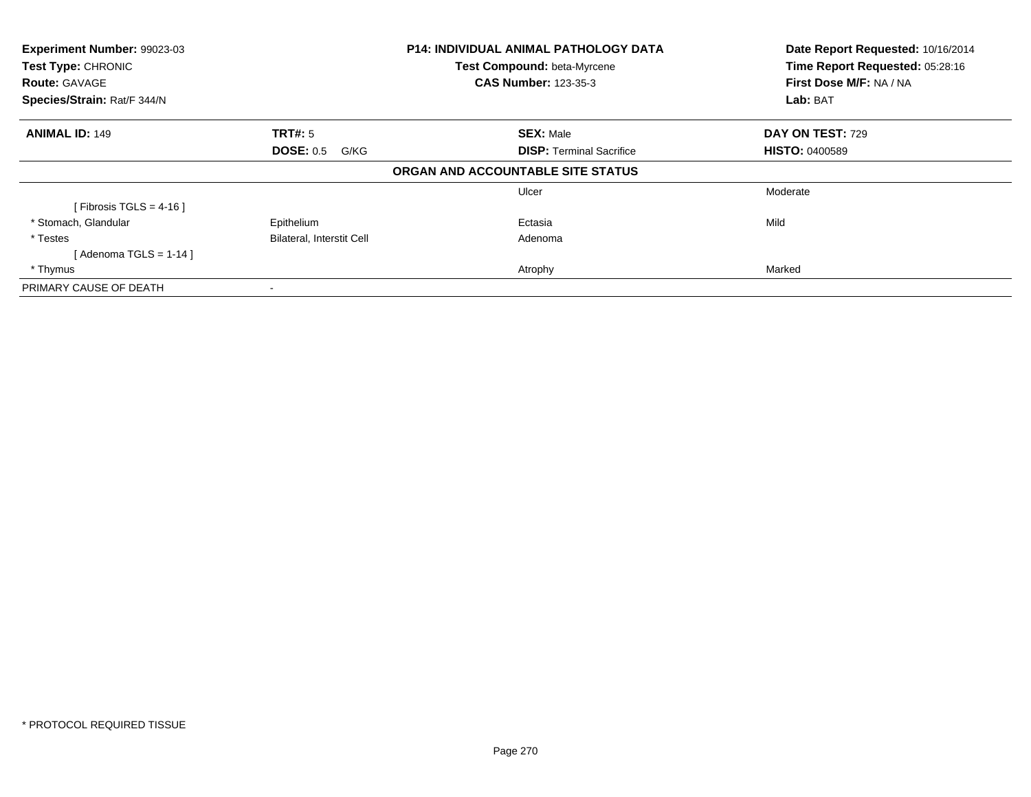**Experiment Number:** 99023-03
**Test Type:** CHRONIC
**Route:** GAVAGE
**Species/Strain:** Rat/F 344/N

**P14: INDIVIDUAL ANIMAL PATHOLOGY DATA**
**Test Compound:** beta-Myrcene
**CAS Number:** 123-35-3

**Date Report Requested:** 10/16/2014
**Time Report Requested:** 05:28:16
**First Dose M/F:** NA / NA
**Lab:** BAT

| **ANIMAL ID:** 149 | **TRT#:** 5 | **SEX:** Male | **DAY ON TEST:** 729 |
|---|---|---|---|
| | **DOSE:** 0.5 G/KG | **DISP:** Terminal Sacrifice | **HISTO:** 0400589 |

**ORGAN AND ACCOUNTABLE SITE STATUS**

| | | | |
|---|---|---|---|
| | | Ulcer | Moderate |
| [ Fibrosis TGLS = 4-16 ] | | | |
| * Stomach, Glandular | Epithelium | Ectasia | Mild |
| * Testes | Bilateral, Interstit Cell | Adenoma | |
| [ Adenoma TGLS = 1-14 ] | | | |
| * Thymus | | Atrophy | Marked |
| PRIMARY CAUSE OF DEATH | - | | |

* PROTOCOL REQUIRED TISSUE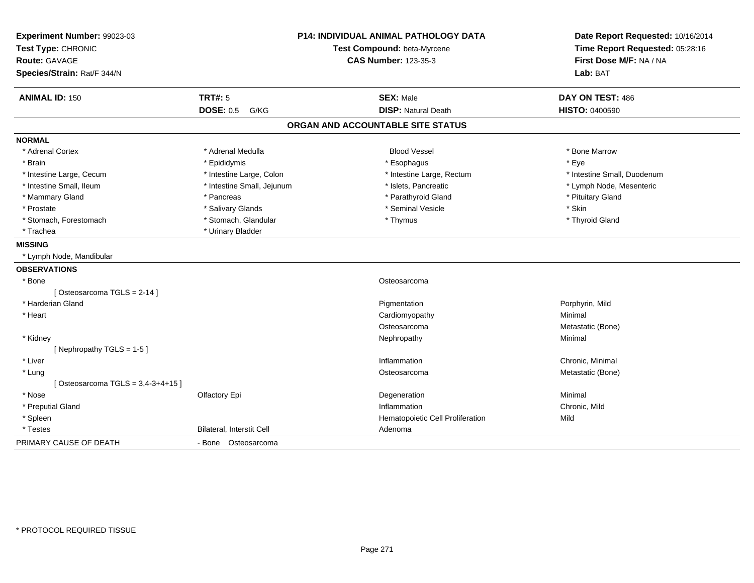**Experiment Number:** 99023-03
**Test Type:** CHRONIC
**Route:** GAVAGE
**Species/Strain:** Rat/F 344/N

**P14: INDIVIDUAL ANIMAL PATHOLOGY DATA**
**Test Compound:** beta-Myrcene
**CAS Number:** 123-35-3

**Date Report Requested:** 10/16/2014
**Time Report Requested:** 05:28:16
**First Dose M/F:** NA / NA
**Lab:** BAT

| **ANIMAL ID:** 150 | **TRT#:** 5 | **SEX:** Male | **DAY ON TEST:** 486 |
|---|---|---|---|
| | **DOSE:** 0.5 G/KG | **DISP:** Natural Death | **HISTO:** 0400590 |

## ORGAN AND ACCOUNTABLE SITE STATUS

**NORMAL**

| | | | |
|---|---|---|---|
| * Adrenal Cortex | * Adrenal Medulla | Blood Vessel | * Bone Marrow |
| * Brain | * Epididymis | * Esophagus | * Eye |
| * Intestine Large, Cecum | * Intestine Large, Colon | * Intestine Large, Rectum | * Intestine Small, Duodenum |
| * Intestine Small, Ileum | * Intestine Small, Jejunum | * Islets, Pancreatic | * Lymph Node, Mesenteric |
| * Mammary Gland | * Pancreas | * Parathyroid Gland | * Pituitary Gland |
| * Prostate | * Salivary Glands | * Seminal Vesicle | * Skin |
| * Stomach, Forestomach | * Stomach, Glandular | * Thymus | * Thyroid Gland |
| * Trachea | * Urinary Bladder | | |

**MISSING**

* Lymph Node, Mandibular

**OBSERVATIONS**

| | | | |
|---|---|---|---|
| * Bone | | Osteosarcoma | |
| [ Osteosarcoma TGLS = 2-14 ] | | | |
| * Harderian Gland | | Pigmentation | Porphyrin, Mild |
| * Heart | | Cardiomyopathy | Minimal |
| | | Osteosarcoma | Metastatic (Bone) |
| * Kidney | | Nephropathy | Minimal |
| [ Nephropathy TGLS = 1-5 ] | | | |
| * Liver | | Inflammation | Chronic, Minimal |
| * Lung | | Osteosarcoma | Metastatic (Bone) |
| [ Osteosarcoma TGLS = 3,4-3+4+15 ] | | | |
| * Nose | Olfactory Epi | Degeneration | Minimal |
| * Preputial Gland | | Inflammation | Chronic, Mild |
| * Spleen | | Hematopoietic Cell Proliferation | Mild |
| * Testes | Bilateral, Interstit Cell | Adenoma | |

PRIMARY CAUSE OF DEATH - Bone Osteosarcoma

* PROTOCOL REQUIRED TISSUE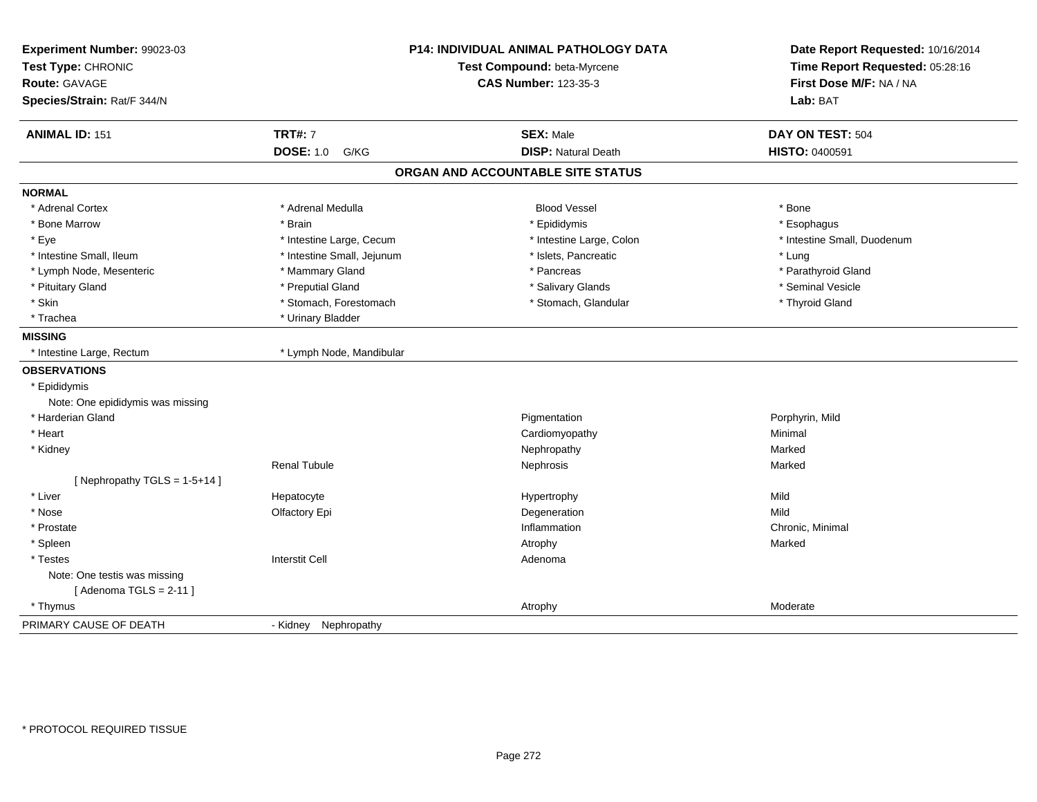**Experiment Number:** 99023-03
**Test Type:** CHRONIC
**Route:** GAVAGE
**Species/Strain:** Rat/F 344/N

**P14: INDIVIDUAL ANIMAL PATHOLOGY DATA**
**Test Compound:** beta-Myrcene
**CAS Number:** 123-35-3

**Date Report Requested:** 10/16/2014
**Time Report Requested:** 05:28:16
**First Dose M/F:** NA / NA
**Lab:** BAT

| **ANIMAL ID:** 151 | **TRT#:** 7 | **SEX:** Male | **DAY ON TEST:** 504 |
|---|---|---|---|
| | **DOSE:** 1.0 G/KG | **DISP:** Natural Death | **HISTO:** 0400591 |

## ORGAN AND ACCOUNTABLE SITE STATUS

**NORMAL**

| | | | |
|---|---|---|---|
| * Adrenal Cortex | * Adrenal Medulla | Blood Vessel | * Bone |
| * Bone Marrow | * Brain | * Epididymis | * Esophagus |
| * Eye | * Intestine Large, Cecum | * Intestine Large, Colon | * Intestine Small, Duodenum |
| * Intestine Small, Ileum | * Intestine Small, Jejunum | * Islets, Pancreatic | * Lung |
| * Lymph Node, Mesenteric | * Mammary Gland | * Pancreas | * Parathyroid Gland |
| * Pituitary Gland | * Preputial Gland | * Salivary Glands | * Seminal Vesicle |
| * Skin | * Stomach, Forestomach | * Stomach, Glandular | * Thyroid Gland |
| * Trachea | * Urinary Bladder | | |

**MISSING**

| | |
|---|---|
| * Intestine Large, Rectum | * Lymph Node, Mandibular |

**OBSERVATIONS**

| | | | |
|---|---|---|---|
| * Epididymis | | | |
| Note: One epididymis was missing | | | |
| * Harderian Gland | | Pigmentation | Porphyrin, Mild |
| * Heart | | Cardiomyopathy | Minimal |
| * Kidney | | Nephropathy | Marked |
| | Renal Tubule | Nephrosis | Marked |
| [ Nephropathy TGLS = 1-5+14 ] | | | |
| * Liver | Hepatocyte | Hypertrophy | Mild |
| * Nose | Olfactory Epi | Degeneration | Mild |
| * Prostate | | Inflammation | Chronic, Minimal |
| * Spleen | | Atrophy | Marked |
| * Testes | Interstit Cell | Adenoma | |
| Note: One testis was missing | | | |
| [ Adenoma TGLS = 2-11 ] | | | |
| * Thymus | | Atrophy | Moderate |

PRIMARY CAUSE OF DEATH - Kidney Nephropathy

* PROTOCOL REQUIRED TISSUE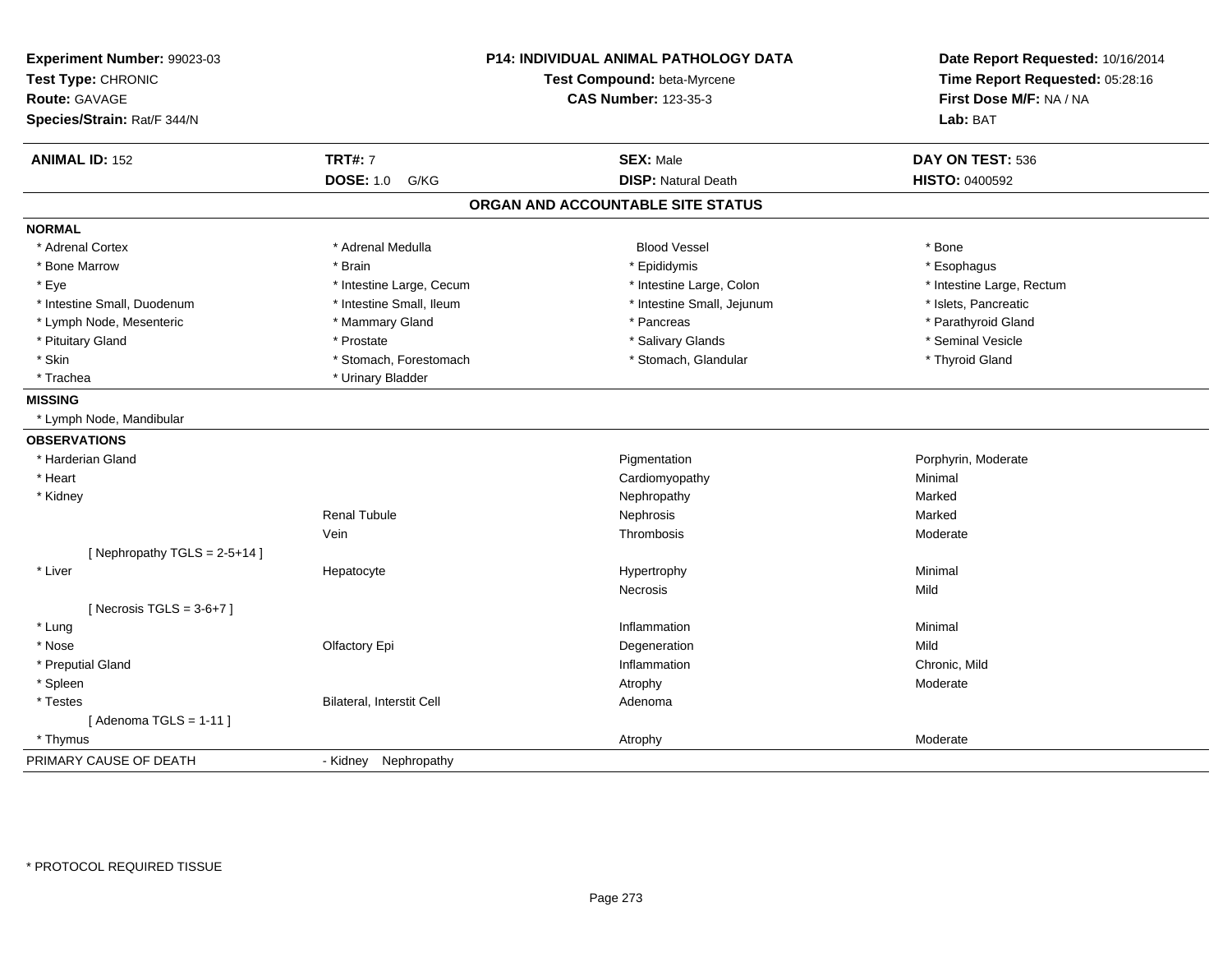**Experiment Number:** 99023-03
**Test Type:** CHRONIC
**Route:** GAVAGE
**Species/Strain:** Rat/F 344/N

**P14: INDIVIDUAL ANIMAL PATHOLOGY DATA**
**Test Compound:** beta-Myrcene
**CAS Number:** 123-35-3

**Date Report Requested:** 10/16/2014
**Time Report Requested:** 05:28:16
**First Dose M/F:** NA / NA
**Lab:** BAT

| **ANIMAL ID:** 152 | **TRT#:** 7 | **SEX:** Male | **DAY ON TEST:** 536 |
|---|---|---|---|
| | **DOSE:** 1.0 G/KG | **DISP:** Natural Death | **HISTO:** 0400592 |

## ORGAN AND ACCOUNTABLE SITE STATUS

**NORMAL**

| | | | |
|---|---|---|---|
| * Adrenal Cortex | * Adrenal Medulla | Blood Vessel | * Bone |
| * Bone Marrow | * Brain | * Epididymis | * Esophagus |
| * Eye | * Intestine Large, Cecum | * Intestine Large, Colon | * Intestine Large, Rectum |
| * Intestine Small, Duodenum | * Intestine Small, Ileum | * Intestine Small, Jejunum | * Islets, Pancreatic |
| * Lymph Node, Mesenteric | * Mammary Gland | * Pancreas | * Parathyroid Gland |
| * Pituitary Gland | * Prostate | * Salivary Glands | * Seminal Vesicle |
| * Skin | * Stomach, Forestomach | * Stomach, Glandular | * Thyroid Gland |
| * Trachea | * Urinary Bladder | | |

**MISSING**

* Lymph Node, Mandibular

**OBSERVATIONS**

| | | | |
|---|---|---|---|
| * Harderian Gland | | Pigmentation | Porphyrin, Moderate |
| * Heart | | Cardiomyopathy | Minimal |
| * Kidney | | Nephropathy | Marked |
| | Renal Tubule | Nephrosis | Marked |
| | Vein | Thrombosis | Moderate |
| [ Nephropathy TGLS = 2-5+14 ] | | | |
| * Liver | Hepatocyte | Hypertrophy | Minimal |
| | | Necrosis | Mild |
| [ Necrosis TGLS = 3-6+7 ] | | | |
| * Lung | | Inflammation | Minimal |
| * Nose | Olfactory Epi | Degeneration | Mild |
| * Preputial Gland | | Inflammation | Chronic, Mild |
| * Spleen | | Atrophy | Moderate |
| * Testes | Bilateral, Interstit Cell | Adenoma | |
| [ Adenoma TGLS = 1-11 ] | | | |
| * Thymus | | Atrophy | Moderate |

PRIMARY CAUSE OF DEATH - Kidney Nephropathy

\* PROTOCOL REQUIRED TISSUE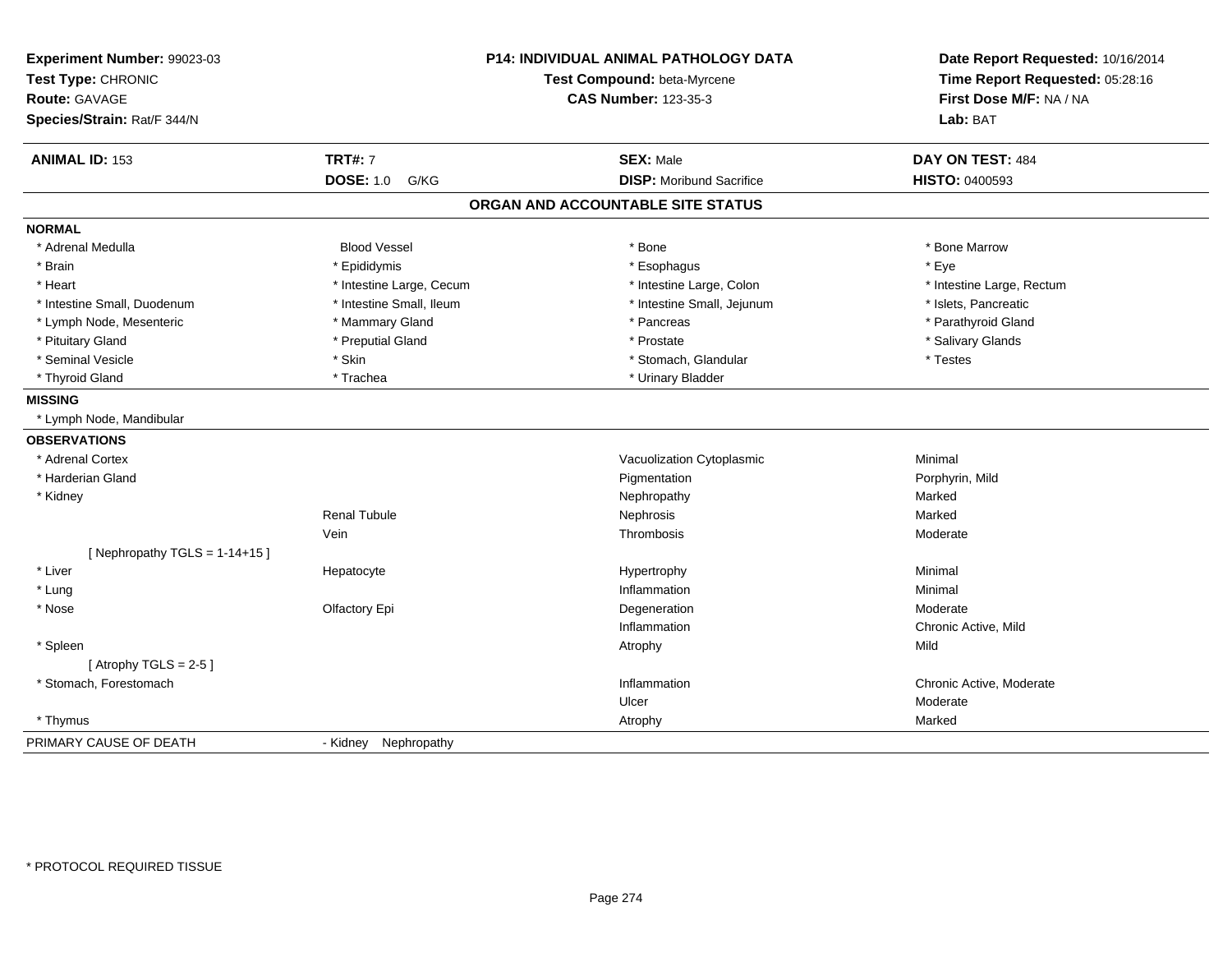**Experiment Number:** 99023-03
**Test Type:** CHRONIC
**Route:** GAVAGE
**Species/Strain:** Rat/F 344/N

**P14: INDIVIDUAL ANIMAL PATHOLOGY DATA**
**Test Compound:** beta-Myrcene
**CAS Number:** 123-35-3

**Date Report Requested:** 10/16/2014
**Time Report Requested:** 05:28:16
**First Dose M/F:** NA / NA
**Lab:** BAT

| **ANIMAL ID:** 153 | **TRT#:** 7 | **SEX:** Male | **DAY ON TEST:** 484 |
|---|---|---|---|
| | **DOSE:** 1.0 G/KG | **DISP:** Moribund Sacrifice | **HISTO:** 0400593 |

## ORGAN AND ACCOUNTABLE SITE STATUS

**NORMAL**

| | | | |
|---|---|---|---|
| * Adrenal Medulla | Blood Vessel | * Bone | * Bone Marrow |
| * Brain | * Epididymis | * Esophagus | * Eye |
| * Heart | * Intestine Large, Cecum | * Intestine Large, Colon | * Intestine Large, Rectum |
| * Intestine Small, Duodenum | * Intestine Small, Ileum | * Intestine Small, Jejunum | * Islets, Pancreatic |
| * Lymph Node, Mesenteric | * Mammary Gland | * Pancreas | * Parathyroid Gland |
| * Pituitary Gland | * Preputial Gland | * Prostate | * Salivary Glands |
| * Seminal Vesicle | * Skin | * Stomach, Glandular | * Testes |
| * Thyroid Gland | * Trachea | * Urinary Bladder | |

**MISSING**

* Lymph Node, Mandibular

**OBSERVATIONS**

| Organ | Site | Observation | Severity |
|---|---|---|---|
| * Adrenal Cortex | | Vacuolization Cytoplasmic | Minimal |
| * Harderian Gland | | Pigmentation | Porphyrin, Mild |
| * Kidney | | Nephropathy | Marked |
| | Renal Tubule | Nephrosis | Marked |
| | Vein | Thrombosis | Moderate |
| [ Nephropathy TGLS = 1-14+15 ] | | | |
| * Liver | Hepatocyte | Hypertrophy | Minimal |
| * Lung | | Inflammation | Minimal |
| * Nose | Olfactory Epi | Degeneration | Moderate |
| | | Inflammation | Chronic Active, Mild |
| * Spleen | | Atrophy | Mild |
| [ Atrophy TGLS = 2-5 ] | | | |
| * Stomach, Forestomach | | Inflammation | Chronic Active, Moderate |
| | | Ulcer | Moderate |
| * Thymus | | Atrophy | Marked |

PRIMARY CAUSE OF DEATH - Kidney Nephropathy

* PROTOCOL REQUIRED TISSUE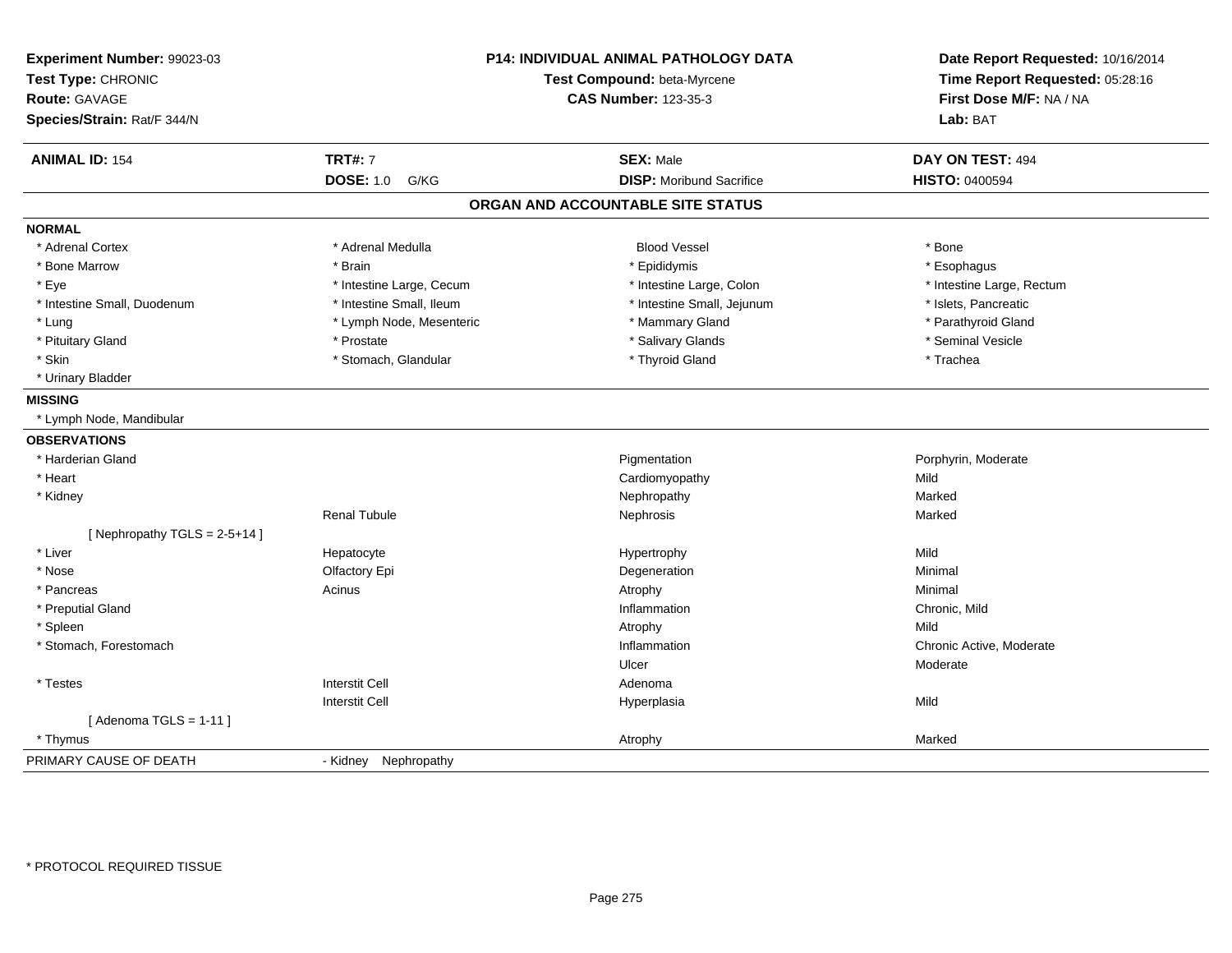**Experiment Number:** 99023-03
**Test Type:** CHRONIC
**Route:** GAVAGE
**Species/Strain:** Rat/F 344/N

**P14: INDIVIDUAL ANIMAL PATHOLOGY DATA**
**Test Compound:** beta-Myrcene
**CAS Number:** 123-35-3

**Date Report Requested:** 10/16/2014
**Time Report Requested:** 05:28:16
**First Dose M/F:** NA / NA
**Lab:** BAT

| **ANIMAL ID:** 154 | **TRT#:** 7 | **SEX:** Male | **DAY ON TEST:** 494 |
|---|---|---|---|
| | **DOSE:** 1.0 G/KG | **DISP:** Moribund Sacrifice | **HISTO:** 0400594 |

## ORGAN AND ACCOUNTABLE SITE STATUS

**NORMAL**

| | | | |
|---|---|---|---|
| * Adrenal Cortex | * Adrenal Medulla | Blood Vessel | * Bone |
| * Bone Marrow | * Brain | * Epididymis | * Esophagus |
| * Eye | * Intestine Large, Cecum | * Intestine Large, Colon | * Intestine Large, Rectum |
| * Intestine Small, Duodenum | * Intestine Small, Ileum | * Intestine Small, Jejunum | * Islets, Pancreatic |
| * Lung | * Lymph Node, Mesenteric | * Mammary Gland | * Parathyroid Gland |
| * Pituitary Gland | * Prostate | * Salivary Glands | * Seminal Vesicle |
| * Skin | * Stomach, Glandular | * Thyroid Gland | * Trachea |
| * Urinary Bladder | | | |

**MISSING**

* Lymph Node, Mandibular

**OBSERVATIONS**

| | | | |
|---|---|---|---|
| * Harderian Gland | | Pigmentation | Porphyrin, Moderate |
| * Heart | | Cardiomyopathy | Mild |
| * Kidney | | Nephropathy | Marked |
| | Renal Tubule | Nephrosis | Marked |
| [ Nephropathy TGLS = 2-5+14 ] | | | |
| * Liver | Hepatocyte | Hypertrophy | Mild |
| * Nose | Olfactory Epi | Degeneration | Minimal |
| * Pancreas | Acinus | Atrophy | Minimal |
| * Preputial Gland | | Inflammation | Chronic, Mild |
| * Spleen | | Atrophy | Mild |
| * Stomach, Forestomach | | Inflammation | Chronic Active, Moderate |
| | | Ulcer | Moderate |
| * Testes | Interstit Cell | Adenoma | |
| | Interstit Cell | Hyperplasia | Mild |
| [ Adenoma TGLS = 1-11 ] | | | |
| * Thymus | | Atrophy | Marked |

| PRIMARY CAUSE OF DEATH | - Kidney Nephropathy |
|---|---|

* PROTOCOL REQUIRED TISSUE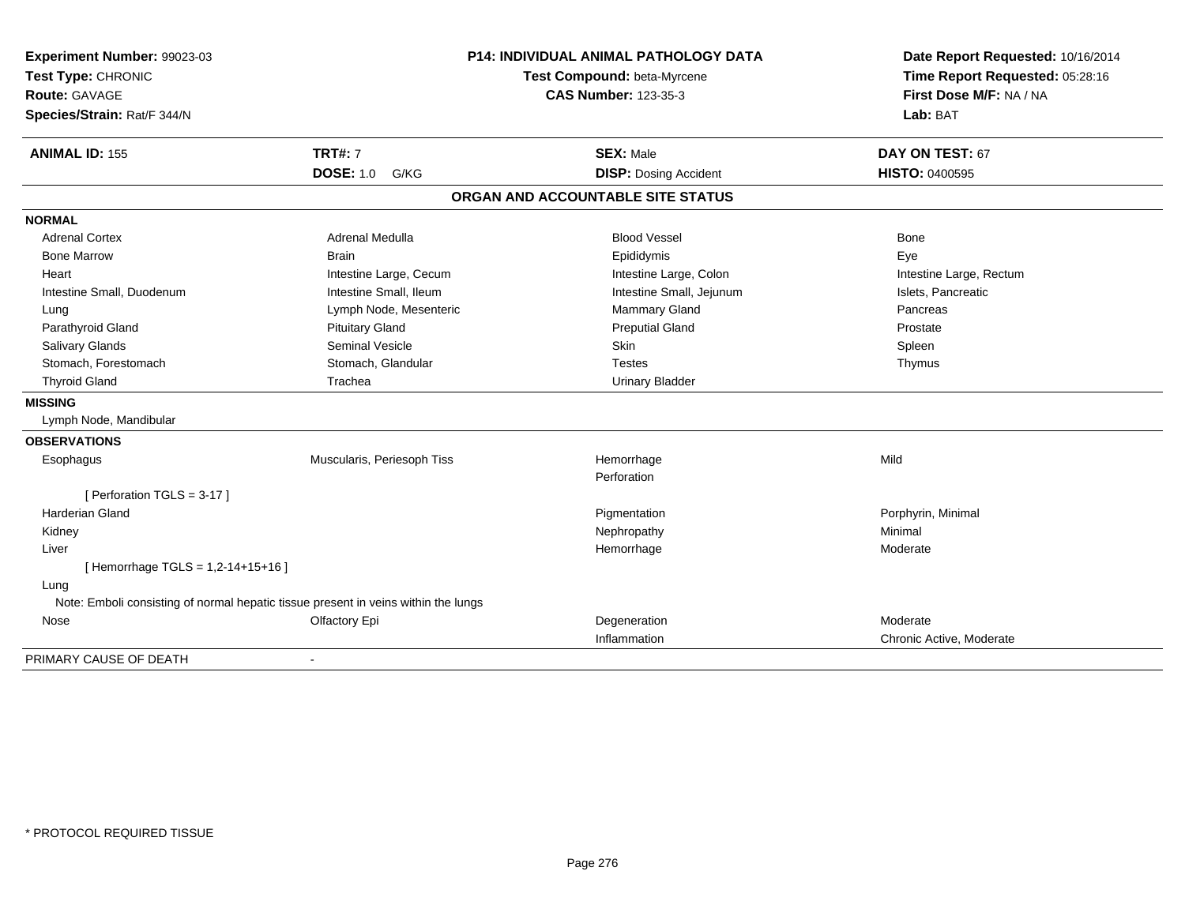**Experiment Number:** 99023-03
**Test Type:** CHRONIC
**Route:** GAVAGE
**Species/Strain:** Rat/F 344/N

**P14: INDIVIDUAL ANIMAL PATHOLOGY DATA**
**Test Compound:** beta-Myrcene
**CAS Number:** 123-35-3

**Date Report Requested:** 10/16/2014
**Time Report Requested:** 05:28:16
**First Dose M/F:** NA / NA
**Lab:** BAT

| **ANIMAL ID:** 155 | **TRT#:** 7 | **SEX:** Male | **DAY ON TEST:** 67 |
|---|---|---|---|
| | **DOSE:** 1.0 G/KG | **DISP:** Dosing Accident | **HISTO:** 0400595 |

## ORGAN AND ACCOUNTABLE SITE STATUS

**NORMAL**

| | | | |
|---|---|---|---|
| Adrenal Cortex | Adrenal Medulla | Blood Vessel | Bone |
| Bone Marrow | Brain | Epididymis | Eye |
| Heart | Intestine Large, Cecum | Intestine Large, Colon | Intestine Large, Rectum |
| Intestine Small, Duodenum | Intestine Small, Ileum | Intestine Small, Jejunum | Islets, Pancreatic |
| Lung | Lymph Node, Mesenteric | Mammary Gland | Pancreas |
| Parathyroid Gland | Pituitary Gland | Preputial Gland | Prostate |
| Salivary Glands | Seminal Vesicle | Skin | Spleen |
| Stomach, Forestomach | Stomach, Glandular | Testes | Thymus |
| Thyroid Gland | Trachea | Urinary Bladder | |

**MISSING**

Lymph Node, Mandibular

**OBSERVATIONS**

| | | | |
|---|---|---|---|
| Esophagus | Muscularis, Periesoph Tiss | Hemorrhage | Mild |
| | | Perforation | |
| [ Perforation TGLS = 3-17 ] | | | |
| Harderian Gland | | Pigmentation | Porphyrin, Minimal |
| Kidney | | Nephropathy | Minimal |
| Liver | | Hemorrhage | Moderate |
| [ Hemorrhage TGLS = 1,2-14+15+16 ] | | | |
| Lung | | | |
| Note: Emboli consisting of normal hepatic tissue present in veins within the lungs | | | |
| Nose | Olfactory Epi | Degeneration | Moderate |
| | | Inflammation | Chronic Active, Moderate |

PRIMARY CAUSE OF DEATH -

\* PROTOCOL REQUIRED TISSUE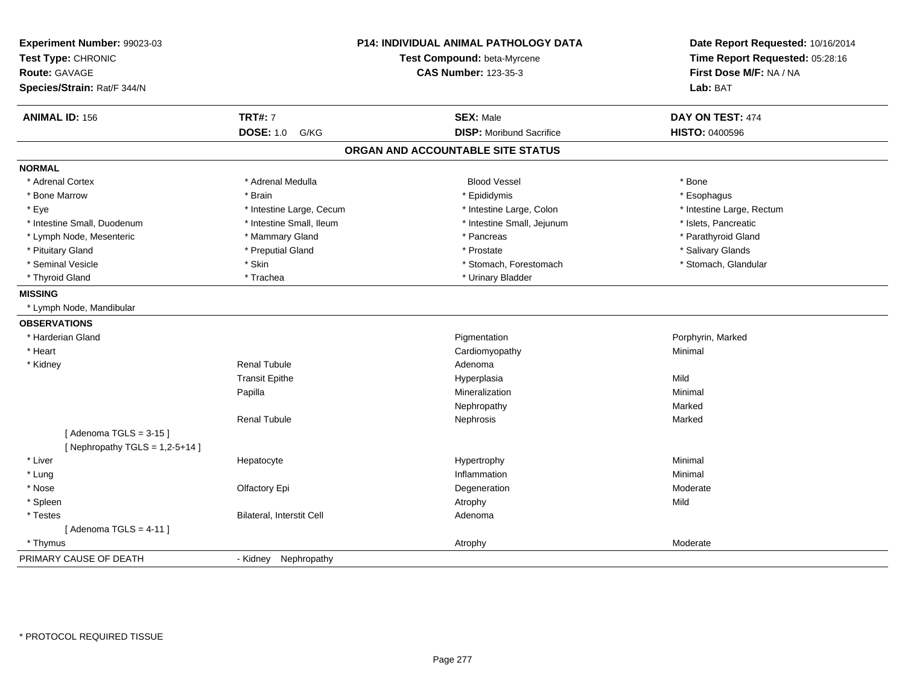**Experiment Number:** 99023-03
**Test Type:** CHRONIC
**Route:** GAVAGE
**Species/Strain:** Rat/F 344/N

**P14: INDIVIDUAL ANIMAL PATHOLOGY DATA**
**Test Compound:** beta-Myrcene
**CAS Number:** 123-35-3

**Date Report Requested:** 10/16/2014
**Time Report Requested:** 05:28:16
**First Dose M/F:** NA / NA
**Lab:** BAT

| **ANIMAL ID:** 156 | **TRT#:** 7 | **SEX:** Male | **DAY ON TEST:** 474 |
|---|---|---|---|
| | **DOSE:** 1.0 G/KG | **DISP:** Moribund Sacrifice | **HISTO:** 0400596 |

## ORGAN AND ACCOUNTABLE SITE STATUS

**NORMAL**

| | | | |
|---|---|---|---|
| * Adrenal Cortex | * Adrenal Medulla | Blood Vessel | * Bone |
| * Bone Marrow | * Brain | * Epididymis | * Esophagus |
| * Eye | * Intestine Large, Cecum | * Intestine Large, Colon | * Intestine Large, Rectum |
| * Intestine Small, Duodenum | * Intestine Small, Ileum | * Intestine Small, Jejunum | * Islets, Pancreatic |
| * Lymph Node, Mesenteric | * Mammary Gland | * Pancreas | * Parathyroid Gland |
| * Pituitary Gland | * Preputial Gland | * Prostate | * Salivary Glands |
| * Seminal Vesicle | * Skin | * Stomach, Forestomach | * Stomach, Glandular |
| * Thyroid Gland | * Trachea | * Urinary Bladder | |

**MISSING**

* Lymph Node, Mandibular

**OBSERVATIONS**

| | | | |
|---|---|---|---|
| * Harderian Gland | | Pigmentation | Porphyrin, Marked |
| * Heart | | Cardiomyopathy | Minimal |
| * Kidney | Renal Tubule | Adenoma | |
| | Transit Epithe | Hyperplasia | Mild |
| | Papilla | Mineralization | Minimal |
| | | Nephropathy | Marked |
| | Renal Tubule | Nephrosis | Marked |
| [ Adenoma TGLS = 3-15 ] | | | |
| [ Nephropathy TGLS = 1,2-5+14 ] | | | |
| * Liver | Hepatocyte | Hypertrophy | Minimal |
| * Lung | | Inflammation | Minimal |
| * Nose | Olfactory Epi | Degeneration | Moderate |
| * Spleen | | Atrophy | Mild |
| * Testes | Bilateral, Interstit Cell | Adenoma | |
| [ Adenoma TGLS = 4-11 ] | | | |
| * Thymus | | Atrophy | Moderate |

PRIMARY CAUSE OF DEATH - Kidney Nephropathy

\* PROTOCOL REQUIRED TISSUE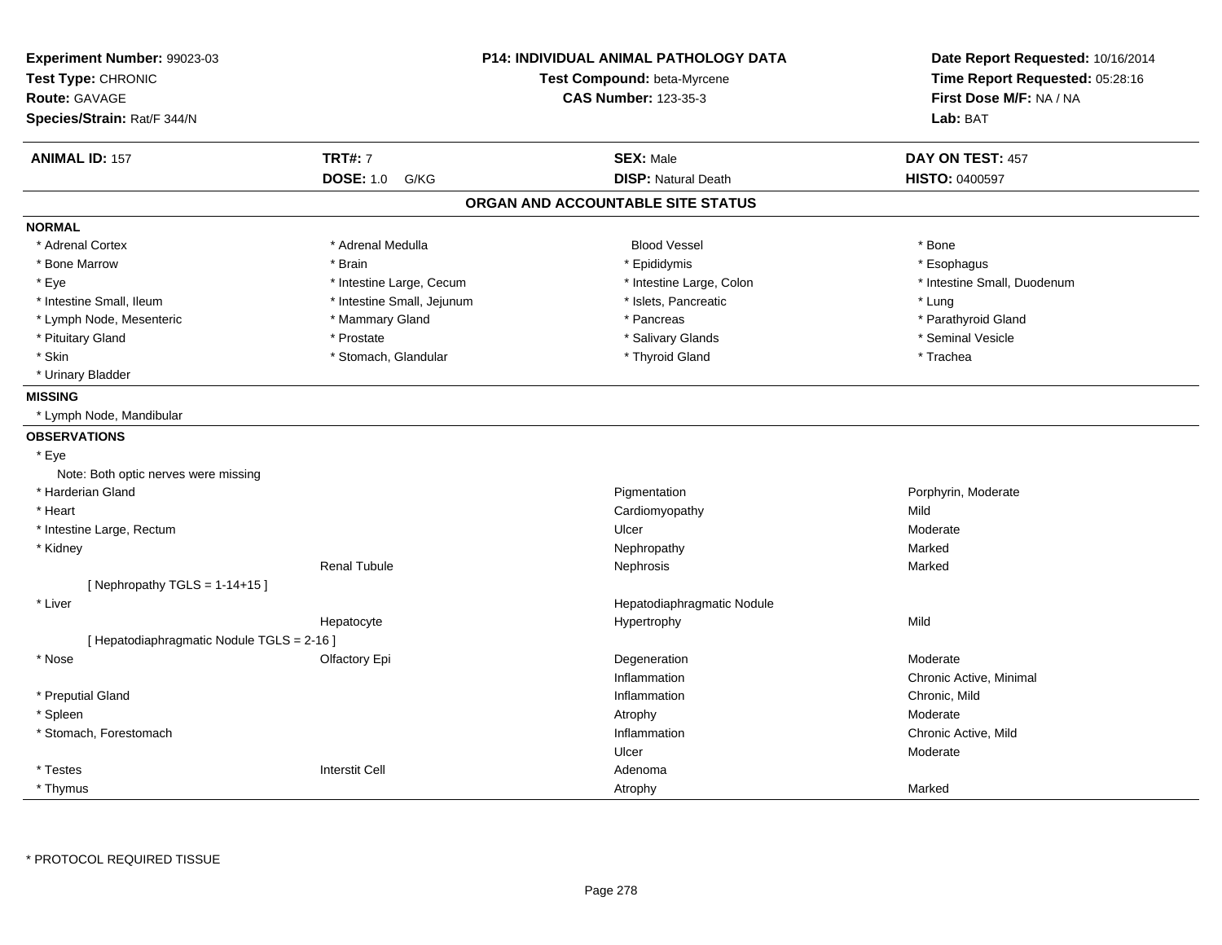**Experiment Number:** 99023-03
**Test Type:** CHRONIC
**Route:** GAVAGE
**Species/Strain:** Rat/F 344/N

**P14: INDIVIDUAL ANIMAL PATHOLOGY DATA**
**Test Compound:** beta-Myrcene
**CAS Number:** 123-35-3

**Date Report Requested:** 10/16/2014
**Time Report Requested:** 05:28:16
**First Dose M/F:** NA / NA
**Lab:** BAT

| **ANIMAL ID:** 157 | **TRT#:** 7 | **SEX:** Male | **DAY ON TEST:** 457 |
|---|---|---|---|
| | **DOSE:** 1.0 G/KG | **DISP:** Natural Death | **HISTO:** 0400597 |

## ORGAN AND ACCOUNTABLE SITE STATUS

### NORMAL

| | | | |
|---|---|---|---|
| * Adrenal Cortex | * Adrenal Medulla | Blood Vessel | * Bone |
| * Bone Marrow | * Brain | * Epididymis | * Esophagus |
| * Eye | * Intestine Large, Cecum | * Intestine Large, Colon | * Intestine Small, Duodenum |
| * Intestine Small, Ileum | * Intestine Small, Jejunum | * Islets, Pancreatic | * Lung |
| * Lymph Node, Mesenteric | * Mammary Gland | * Pancreas | * Parathyroid Gland |
| * Pituitary Gland | * Prostate | * Salivary Glands | * Seminal Vesicle |
| * Skin | * Stomach, Glandular | * Thyroid Gland | * Trachea |
| * Urinary Bladder | | | |

### MISSING

* Lymph Node, Mandibular

### OBSERVATIONS

| Organ | Site | Observation | Severity |
|---|---|---|---|
| * Eye | | | |
| Note: Both optic nerves were missing | | | |
| * Harderian Gland | | Pigmentation | Porphyrin, Moderate |
| * Heart | | Cardiomyopathy | Mild |
| * Intestine Large, Rectum | | Ulcer | Moderate |
| * Kidney | | Nephropathy | Marked |
| | Renal Tubule | Nephrosis | Marked |
| [ Nephropathy TGLS = 1-14+15 ] | | | |
| * Liver | | Hepatodiaphragmatic Nodule | |
| | Hepatocyte | Hypertrophy | Mild |
| [ Hepatodiaphragmatic Nodule TGLS = 2-16 ] | | | |
| * Nose | Olfactory Epi | Degeneration | Moderate |
| | | Inflammation | Chronic Active, Minimal |
| * Preputial Gland | | Inflammation | Chronic, Mild |
| * Spleen | | Atrophy | Moderate |
| * Stomach, Forestomach | | Inflammation | Chronic Active, Mild |
| | | Ulcer | Moderate |
| * Testes | Interstit Cell | Adenoma | |
| * Thymus | | Atrophy | Marked |

* PROTOCOL REQUIRED TISSUE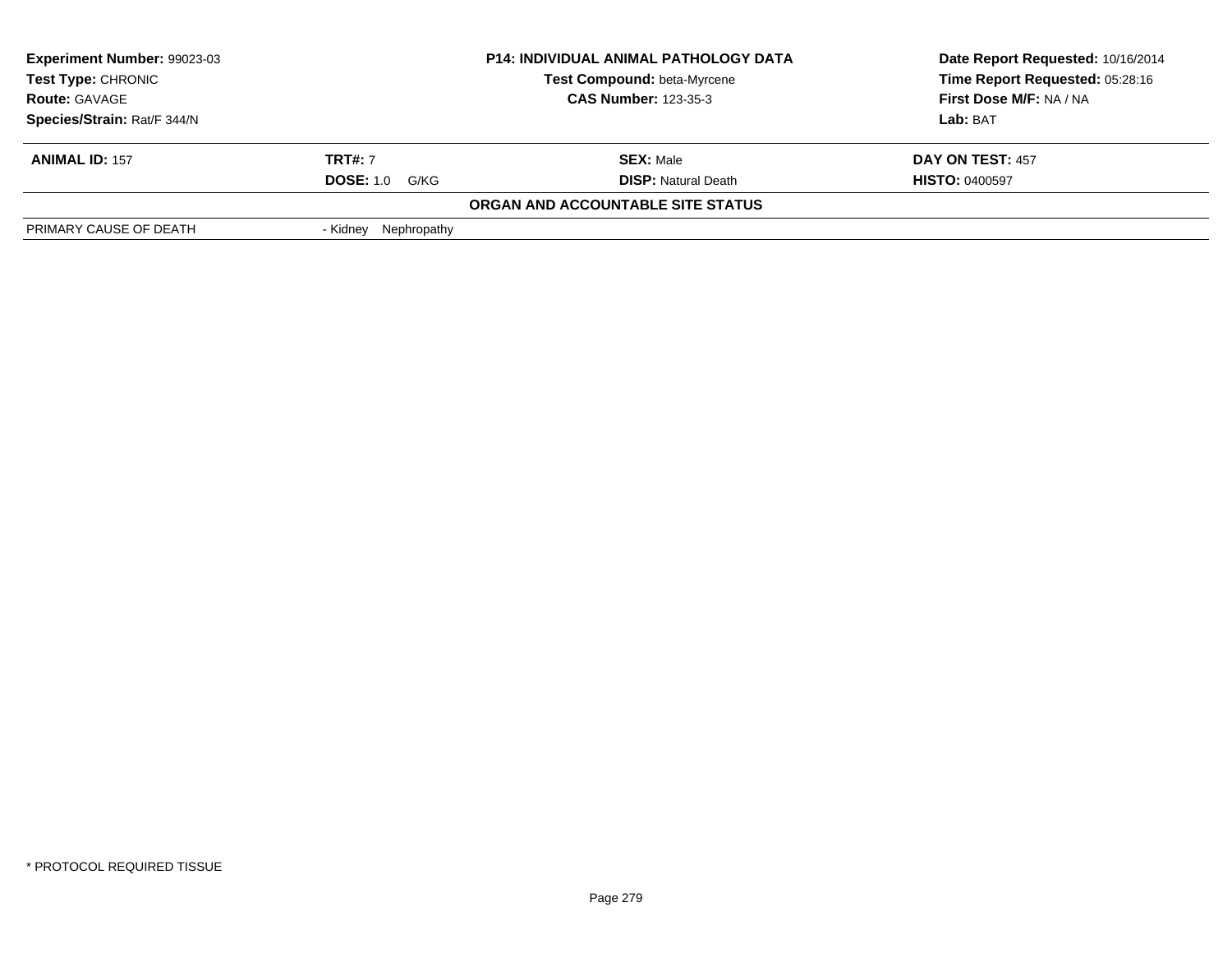| **Experiment Number:** 99023-03 | **P14: INDIVIDUAL ANIMAL PATHOLOGY DATA** | **Date Report Requested:** 10/16/2014 |
|---|---|---|
| **Test Type:** CHRONIC | **Test Compound:** beta-Myrcene | **Time Report Requested:** 05:28:16 |
| **Route:** GAVAGE | **CAS Number:** 123-35-3 | **First Dose M/F:** NA / NA |
| **Species/Strain:** Rat/F 344/N | | **Lab:** BAT |

| **ANIMAL ID:** 157 | **TRT#:** 7 | **SEX:** Male | **DAY ON TEST:** 457 |
|---|---|---|---|
| | **DOSE:** 1.0 G/KG | **DISP:** Natural Death | **HISTO:** 0400597 |

**ORGAN AND ACCOUNTABLE SITE STATUS**

| | |
|---|---|
| PRIMARY CAUSE OF DEATH | - Kidney Nephropathy |

* PROTOCOL REQUIRED TISSUE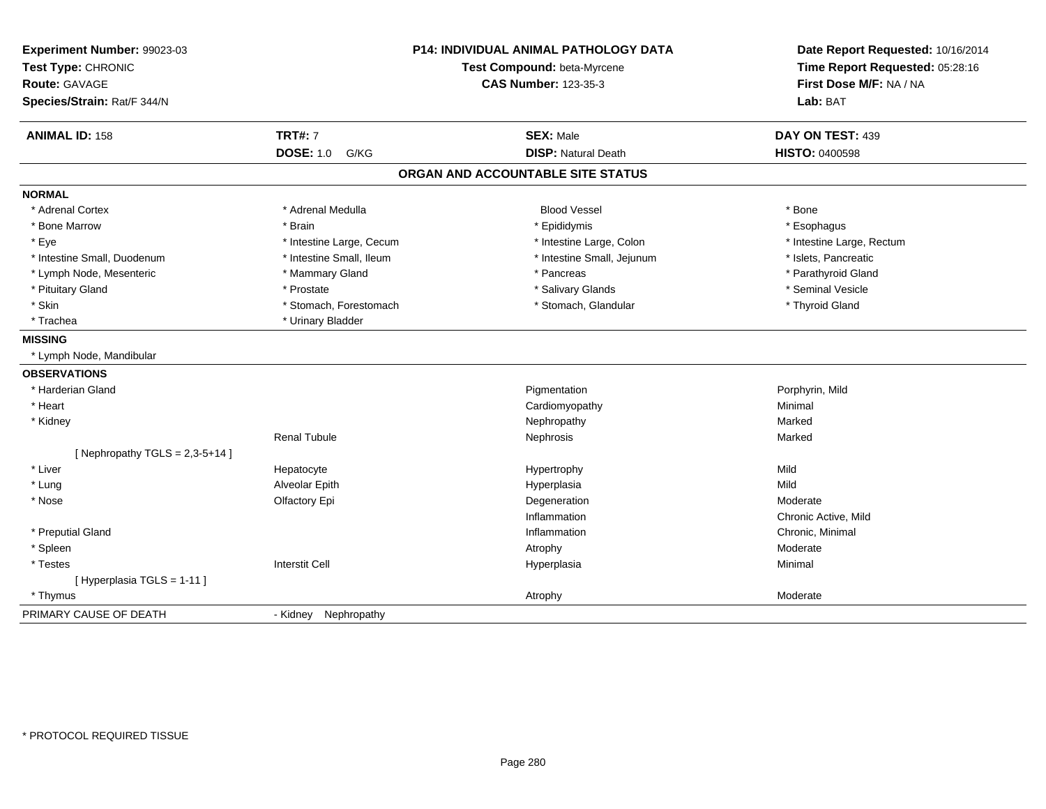**Experiment Number:** 99023-03
**Test Type:** CHRONIC
**Route:** GAVAGE
**Species/Strain:** Rat/F 344/N

**P14: INDIVIDUAL ANIMAL PATHOLOGY DATA**
**Test Compound:** beta-Myrcene
**CAS Number:** 123-35-3

**Date Report Requested:** 10/16/2014
**Time Report Requested:** 05:28:16
**First Dose M/F:** NA / NA
**Lab:** BAT

| **ANIMAL ID:** 158 | **TRT#:** 7 | **SEX:** Male | **DAY ON TEST:** 439 |
|---|---|---|---|
| | **DOSE:** 1.0 G/KG | **DISP:** Natural Death | **HISTO:** 0400598 |

## ORGAN AND ACCOUNTABLE SITE STATUS

**NORMAL**

| | | | |
|---|---|---|---|
| * Adrenal Cortex | * Adrenal Medulla | Blood Vessel | * Bone |
| * Bone Marrow | * Brain | * Epididymis | * Esophagus |
| * Eye | * Intestine Large, Cecum | * Intestine Large, Colon | * Intestine Large, Rectum |
| * Intestine Small, Duodenum | * Intestine Small, Ileum | * Intestine Small, Jejunum | * Islets, Pancreatic |
| * Lymph Node, Mesenteric | * Mammary Gland | * Pancreas | * Parathyroid Gland |
| * Pituitary Gland | * Prostate | * Salivary Glands | * Seminal Vesicle |
| * Skin | * Stomach, Forestomach | * Stomach, Glandular | * Thyroid Gland |
| * Trachea | * Urinary Bladder | | |

**MISSING**

* Lymph Node, Mandibular

**OBSERVATIONS**

| | | | |
|---|---|---|---|
| * Harderian Gland | | Pigmentation | Porphyrin, Mild |
| * Heart | | Cardiomyopathy | Minimal |
| * Kidney | | Nephropathy | Marked |
| | Renal Tubule | Nephrosis | Marked |
| [ Nephropathy TGLS = 2,3-5+14 ] | | | |
| * Liver | Hepatocyte | Hypertrophy | Mild |
| * Lung | Alveolar Epith | Hyperplasia | Mild |
| * Nose | Olfactory Epi | Degeneration | Moderate |
| | | Inflammation | Chronic Active, Mild |
| * Preputial Gland | | Inflammation | Chronic, Minimal |
| * Spleen | | Atrophy | Moderate |
| * Testes | Interstit Cell | Hyperplasia | Minimal |
| [ Hyperplasia TGLS = 1-11 ] | | | |
| * Thymus | | Atrophy | Moderate |

PRIMARY CAUSE OF DEATH - Kidney Nephropathy

* PROTOCOL REQUIRED TISSUE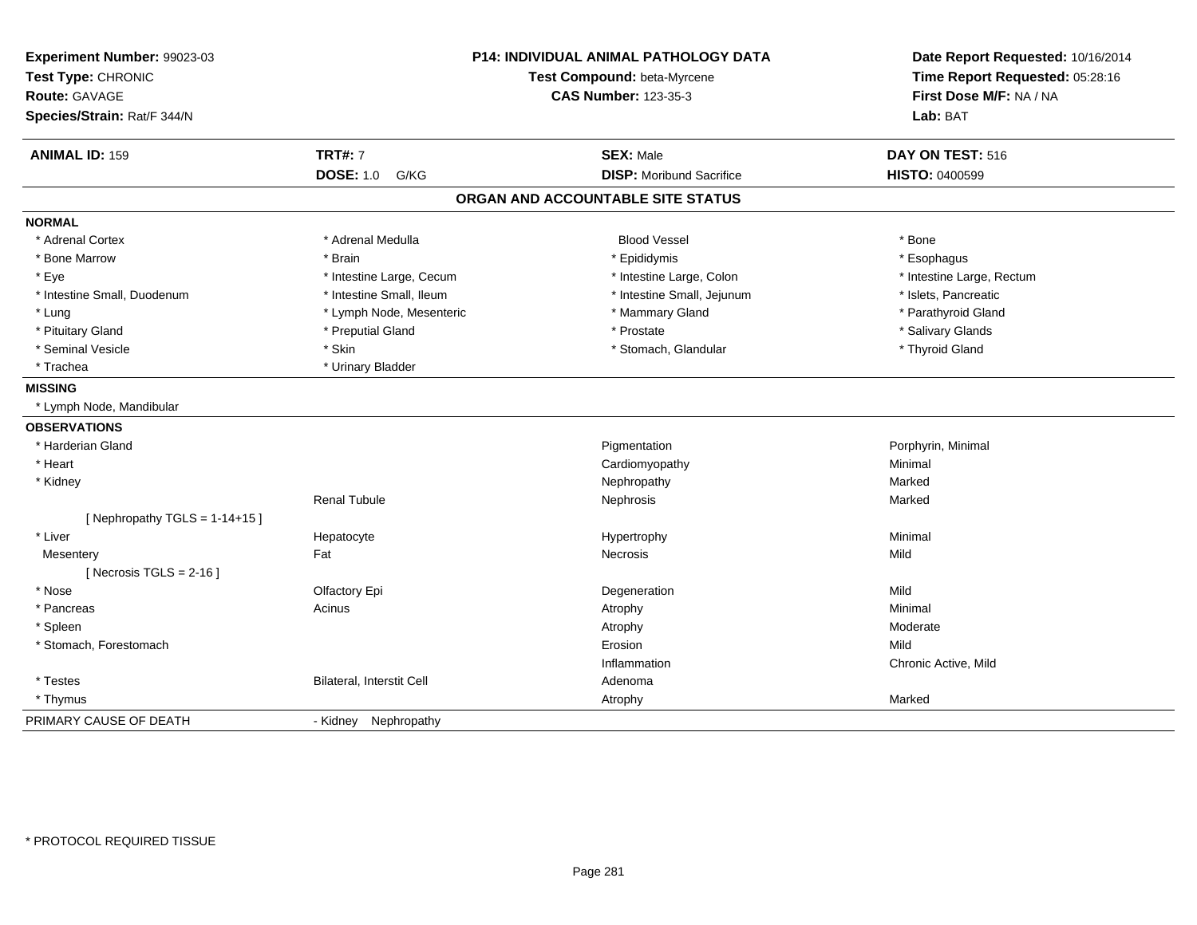**Experiment Number:** 99023-03
**Test Type:** CHRONIC
**Route:** GAVAGE
**Species/Strain:** Rat/F 344/N

**P14: INDIVIDUAL ANIMAL PATHOLOGY DATA**
**Test Compound:** beta-Myrcene
**CAS Number:** 123-35-3

**Date Report Requested:** 10/16/2014
**Time Report Requested:** 05:28:16
**First Dose M/F:** NA / NA
**Lab:** BAT

| **ANIMAL ID:** 159 | **TRT#:** 7 | **SEX:** Male | **DAY ON TEST:** 516 |
|---|---|---|---|
| | **DOSE:** 1.0 G/KG | **DISP:** Moribund Sacrifice | **HISTO:** 0400599 |

## ORGAN AND ACCOUNTABLE SITE STATUS

**NORMAL**

| | | | |
|---|---|---|---|
| * Adrenal Cortex | * Adrenal Medulla | Blood Vessel | * Bone |
| * Bone Marrow | * Brain | * Epididymis | * Esophagus |
| * Eye | * Intestine Large, Cecum | * Intestine Large, Colon | * Intestine Large, Rectum |
| * Intestine Small, Duodenum | * Intestine Small, Ileum | * Intestine Small, Jejunum | * Islets, Pancreatic |
| * Lung | * Lymph Node, Mesenteric | * Mammary Gland | * Parathyroid Gland |
| * Pituitary Gland | * Preputial Gland | * Prostate | * Salivary Glands |
| * Seminal Vesicle | * Skin | * Stomach, Glandular | * Thyroid Gland |
| * Trachea | * Urinary Bladder | | |

**MISSING**

* Lymph Node, Mandibular

**OBSERVATIONS**

| Organ | Site | Observation | Severity |
|---|---|---|---|
| * Harderian Gland | | Pigmentation | Porphyrin, Minimal |
| * Heart | | Cardiomyopathy | Minimal |
| * Kidney | | Nephropathy | Marked |
| | Renal Tubule | Nephrosis | Marked |
| [ Nephropathy TGLS = 1-14+15 ] | | | |
| * Liver | Hepatocyte | Hypertrophy | Minimal |
| Mesentery | Fat | Necrosis | Mild |
| [ Necrosis TGLS = 2-16 ] | | | |
| * Nose | Olfactory Epi | Degeneration | Mild |
| * Pancreas | Acinus | Atrophy | Minimal |
| * Spleen | | Atrophy | Moderate |
| * Stomach, Forestomach | | Erosion | Mild |
| | | Inflammation | Chronic Active, Mild |
| * Testes | Bilateral, Interstit Cell | Adenoma | |
| * Thymus | | Atrophy | Marked |

PRIMARY CAUSE OF DEATH - Kidney Nephropathy

\* PROTOCOL REQUIRED TISSUE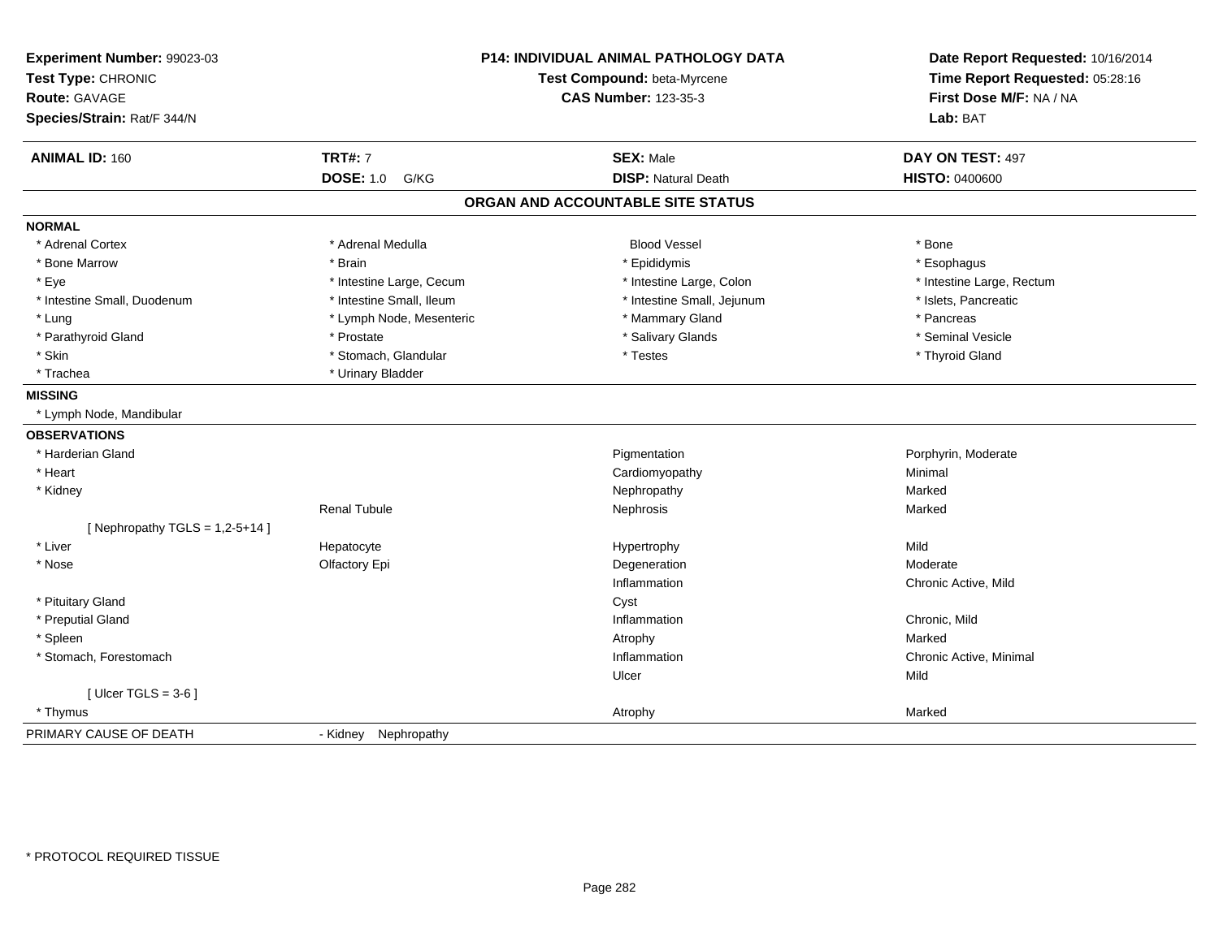**Experiment Number:** 99023-03
**Test Type:** CHRONIC
**Route:** GAVAGE
**Species/Strain:** Rat/F 344/N

**P14: INDIVIDUAL ANIMAL PATHOLOGY DATA**
**Test Compound:** beta-Myrcene
**CAS Number:** 123-35-3

**Date Report Requested:** 10/16/2014
**Time Report Requested:** 05:28:16
**First Dose M/F:** NA / NA
**Lab:** BAT

| **ANIMAL ID:** 160 | **TRT#:** 7 | **SEX:** Male | **DAY ON TEST:** 497 |
|---|---|---|---|
| | **DOSE:** 1.0 G/KG | **DISP:** Natural Death | **HISTO:** 0400600 |

## ORGAN AND ACCOUNTABLE SITE STATUS

**NORMAL**

| | | | |
|---|---|---|---|
| * Adrenal Cortex | * Adrenal Medulla | Blood Vessel | * Bone |
| * Bone Marrow | * Brain | * Epididymis | * Esophagus |
| * Eye | * Intestine Large, Cecum | * Intestine Large, Colon | * Intestine Large, Rectum |
| * Intestine Small, Duodenum | * Intestine Small, Ileum | * Intestine Small, Jejunum | * Islets, Pancreatic |
| * Lung | * Lymph Node, Mesenteric | * Mammary Gland | * Pancreas |
| * Parathyroid Gland | * Prostate | * Salivary Glands | * Seminal Vesicle |
| * Skin | * Stomach, Glandular | * Testes | * Thyroid Gland |
| * Trachea | * Urinary Bladder | | |

**MISSING**

* Lymph Node, Mandibular

**OBSERVATIONS**

| | | | |
|---|---|---|---|
| * Harderian Gland | | Pigmentation | Porphyrin, Moderate |
| * Heart | | Cardiomyopathy | Minimal |
| * Kidney | | Nephropathy | Marked |
| | Renal Tubule | Nephrosis | Marked |
| [ Nephropathy TGLS = 1,2-5+14 ] | | | |
| * Liver | Hepatocyte | Hypertrophy | Mild |
| * Nose | Olfactory Epi | Degeneration | Moderate |
| | | Inflammation | Chronic Active, Mild |
| * Pituitary Gland | | Cyst | |
| * Preputial Gland | | Inflammation | Chronic, Mild |
| * Spleen | | Atrophy | Marked |
| * Stomach, Forestomach | | Inflammation | Chronic Active, Minimal |
| | | Ulcer | Mild |
| [ Ulcer TGLS = 3-6 ] | | | |
| * Thymus | | Atrophy | Marked |

PRIMARY CAUSE OF DEATH - Kidney Nephropathy

* PROTOCOL REQUIRED TISSUE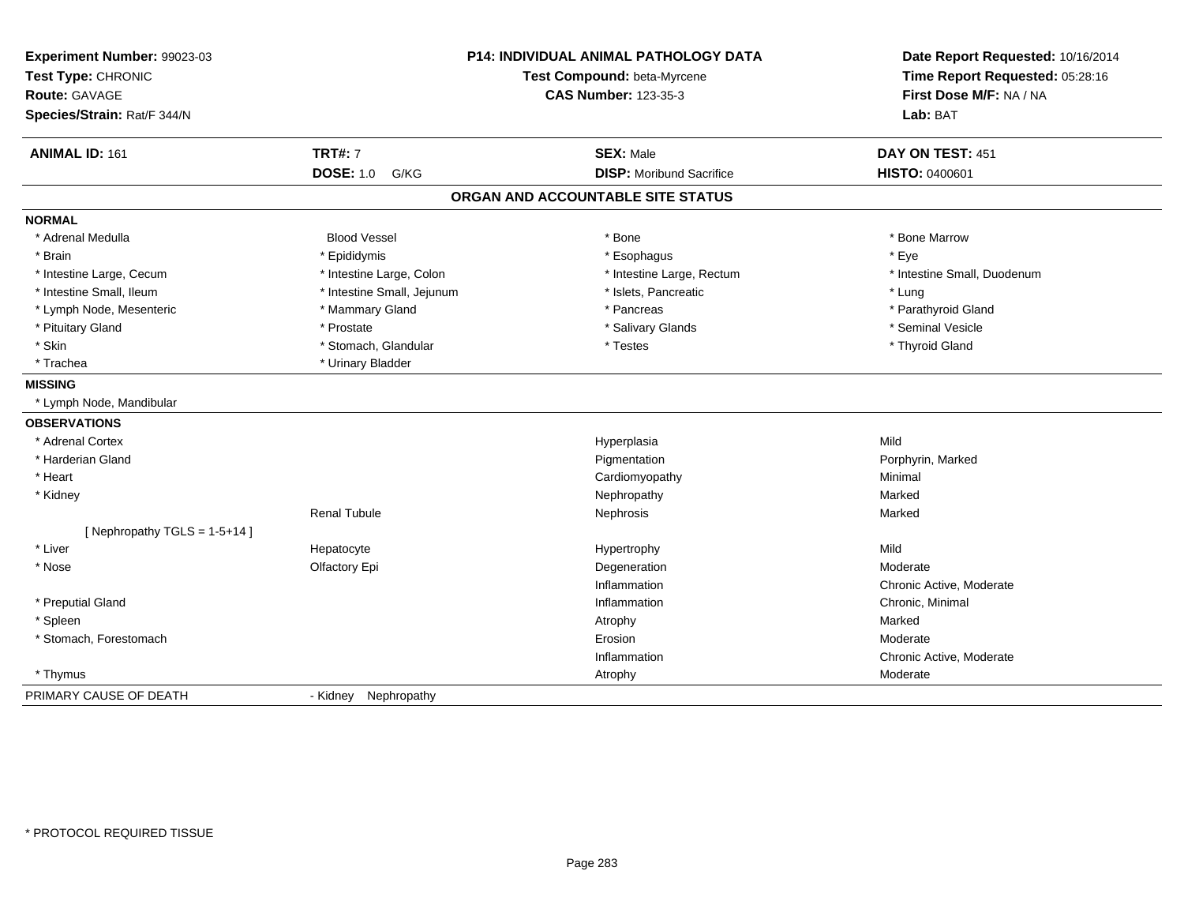**Experiment Number:** 99023-03
**Test Type:** CHRONIC
**Route:** GAVAGE
**Species/Strain:** Rat/F 344/N

**P14: INDIVIDUAL ANIMAL PATHOLOGY DATA**
**Test Compound:** beta-Myrcene
**CAS Number:** 123-35-3

**Date Report Requested:** 10/16/2014
**Time Report Requested:** 05:28:16
**First Dose M/F:** NA / NA
**Lab:** BAT

| **ANIMAL ID:** 161 | **TRT#:** 7 | **SEX:** Male | **DAY ON TEST:** 451 |
|---|---|---|---|
| | **DOSE:** 1.0 G/KG | **DISP:** Moribund Sacrifice | **HISTO:** 0400601 |

## ORGAN AND ACCOUNTABLE SITE STATUS

**NORMAL**

| | | | |
|---|---|---|---|
| * Adrenal Medulla | Blood Vessel | * Bone | * Bone Marrow |
| * Brain | * Epididymis | * Esophagus | * Eye |
| * Intestine Large, Cecum | * Intestine Large, Colon | * Intestine Large, Rectum | * Intestine Small, Duodenum |
| * Intestine Small, Ileum | * Intestine Small, Jejunum | * Islets, Pancreatic | * Lung |
| * Lymph Node, Mesenteric | * Mammary Gland | * Pancreas | * Parathyroid Gland |
| * Pituitary Gland | * Prostate | * Salivary Glands | * Seminal Vesicle |
| * Skin | * Stomach, Glandular | * Testes | * Thyroid Gland |
| * Trachea | * Urinary Bladder | | |

**MISSING**

* Lymph Node, Mandibular

**OBSERVATIONS**

| | | | |
|---|---|---|---|
| * Adrenal Cortex | | Hyperplasia | Mild |
| * Harderian Gland | | Pigmentation | Porphyrin, Marked |
| * Heart | | Cardiomyopathy | Minimal |
| * Kidney | | Nephropathy | Marked |
| | Renal Tubule | Nephrosis | Marked |
| [ Nephropathy TGLS = 1-5+14 ] | | | |
| * Liver | Hepatocyte | Hypertrophy | Mild |
| * Nose | Olfactory Epi | Degeneration | Moderate |
| | | Inflammation | Chronic Active, Moderate |
| * Preputial Gland | | Inflammation | Chronic, Minimal |
| * Spleen | | Atrophy | Marked |
| * Stomach, Forestomach | | Erosion | Moderate |
| | | Inflammation | Chronic Active, Moderate |
| * Thymus | | Atrophy | Moderate |

PRIMARY CAUSE OF DEATH - Kidney Nephropathy

* PROTOCOL REQUIRED TISSUE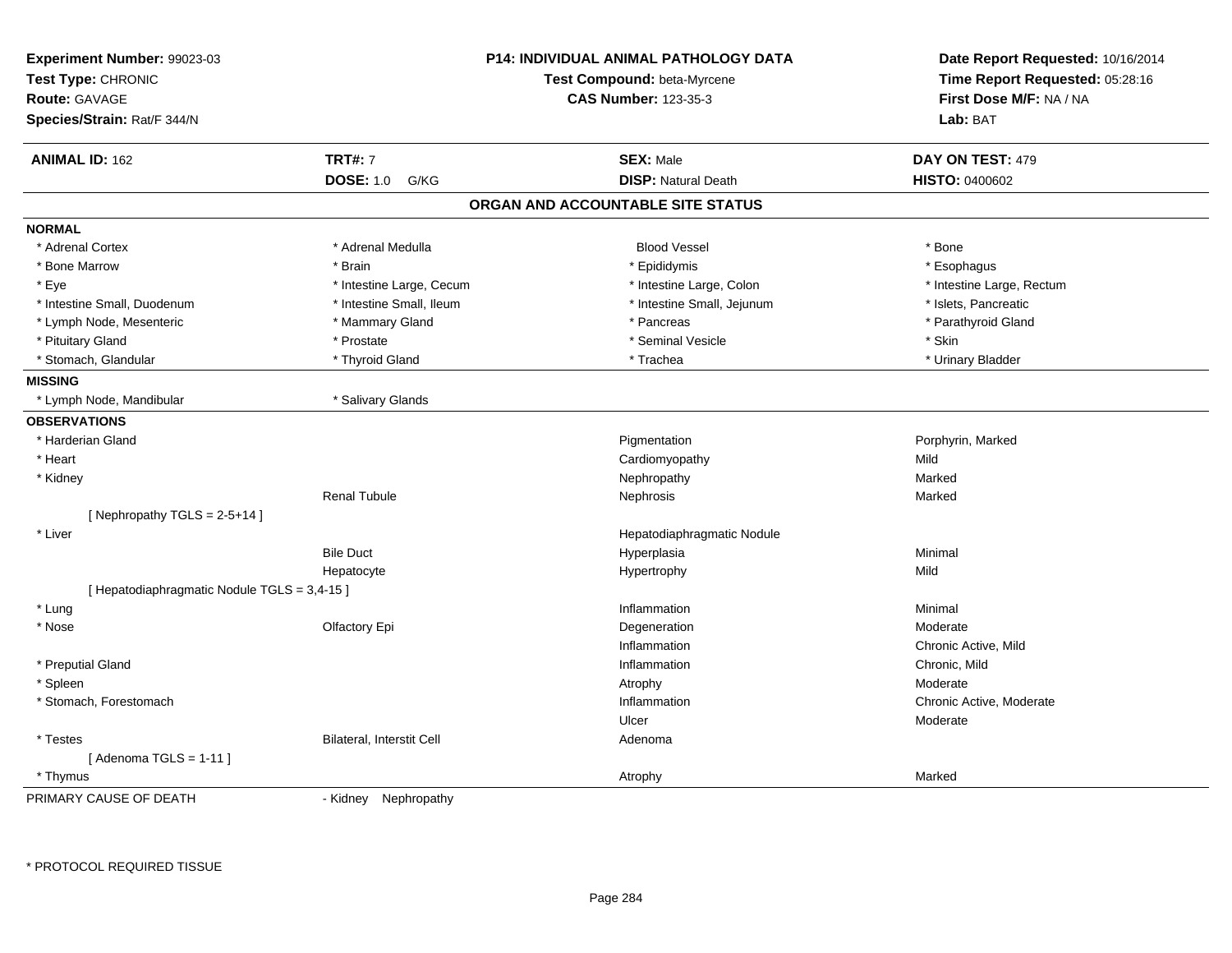**Experiment Number:** 99023-03
**Test Type:** CHRONIC
**Route:** GAVAGE
**Species/Strain:** Rat/F 344/N

**P14: INDIVIDUAL ANIMAL PATHOLOGY DATA**
**Test Compound:** beta-Myrcene
**CAS Number:** 123-35-3

**Date Report Requested:** 10/16/2014
**Time Report Requested:** 05:28:16
**First Dose M/F:** NA / NA
**Lab:** BAT

| **ANIMAL ID:** 162 | **TRT#:** 7 | **SEX:** Male | **DAY ON TEST:** 479 |
|---|---|---|---|
| | **DOSE:** 1.0 G/KG | **DISP:** Natural Death | **HISTO:** 0400602 |

## ORGAN AND ACCOUNTABLE SITE STATUS

**NORMAL**

| | | | |
|---|---|---|---|
| * Adrenal Cortex | * Adrenal Medulla | Blood Vessel | * Bone |
| * Bone Marrow | * Brain | * Epididymis | * Esophagus |
| * Eye | * Intestine Large, Cecum | * Intestine Large, Colon | * Intestine Large, Rectum |
| * Intestine Small, Duodenum | * Intestine Small, Ileum | * Intestine Small, Jejunum | * Islets, Pancreatic |
| * Lymph Node, Mesenteric | * Mammary Gland | * Pancreas | * Parathyroid Gland |
| * Pituitary Gland | * Prostate | * Seminal Vesicle | * Skin |
| * Stomach, Glandular | * Thyroid Gland | * Trachea | * Urinary Bladder |

**MISSING**

| | |
|---|---|
| * Lymph Node, Mandibular | * Salivary Glands |

**OBSERVATIONS**

| Organ | Site | Observation | Severity |
|---|---|---|---|
| * Harderian Gland | | Pigmentation | Porphyrin, Marked |
| * Heart | | Cardiomyopathy | Mild |
| * Kidney | | Nephropathy | Marked |
| | Renal Tubule | Nephrosis | Marked |
| [ Nephropathy TGLS = 2-5+14 ] | | | |
| * Liver | | Hepatodiaphragmatic Nodule | |
| | Bile Duct | Hyperplasia | Minimal |
| | Hepatocyte | Hypertrophy | Mild |
| [ Hepatodiaphragmatic Nodule TGLS = 3,4-15 ] | | | |
| * Lung | | Inflammation | Minimal |
| * Nose | Olfactory Epi | Degeneration | Moderate |
| | | Inflammation | Chronic Active, Mild |
| * Preputial Gland | | Inflammation | Chronic, Mild |
| * Spleen | | Atrophy | Moderate |
| * Stomach, Forestomach | | Inflammation | Chronic Active, Moderate |
| | | Ulcer | Moderate |
| * Testes | Bilateral, Interstit Cell | Adenoma | |
| [ Adenoma TGLS = 1-11 ] | | | |
| * Thymus | | Atrophy | Marked |

PRIMARY CAUSE OF DEATH - Kidney Nephropathy

* PROTOCOL REQUIRED TISSUE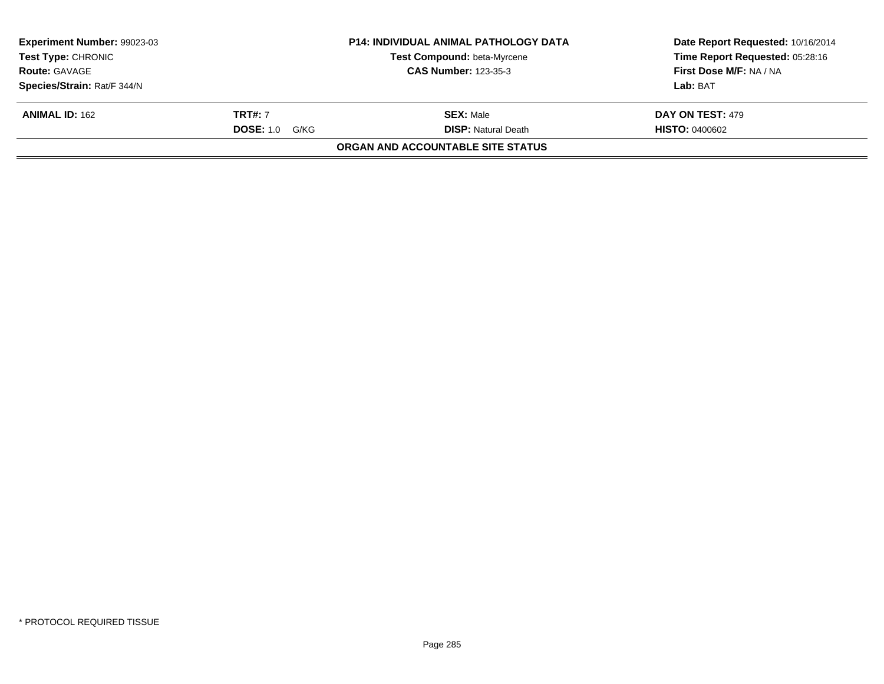| Experiment Number: 99023-03 | P14: INDIVIDUAL ANIMAL PATHOLOGY DATA | Date Report Requested: 10/16/2014 |
|---|---|---|
| Test Type: CHRONIC | Test Compound: beta-Myrcene | Time Report Requested: 05:28:16 |
| Route: GAVAGE | CAS Number: 123-35-3 | First Dose M/F: NA / NA |
| Species/Strain: Rat/F 344/N | | Lab: BAT |

| ANIMAL ID: 162 | TRT#: 7 | SEX: Male | DAY ON TEST: 479 |
|---|---|---|---|
| | DOSE: 1.0 G/KG | DISP: Natural Death | HISTO: 0400602 |

**ORGAN AND ACCOUNTABLE SITE STATUS**

* PROTOCOL REQUIRED TISSUE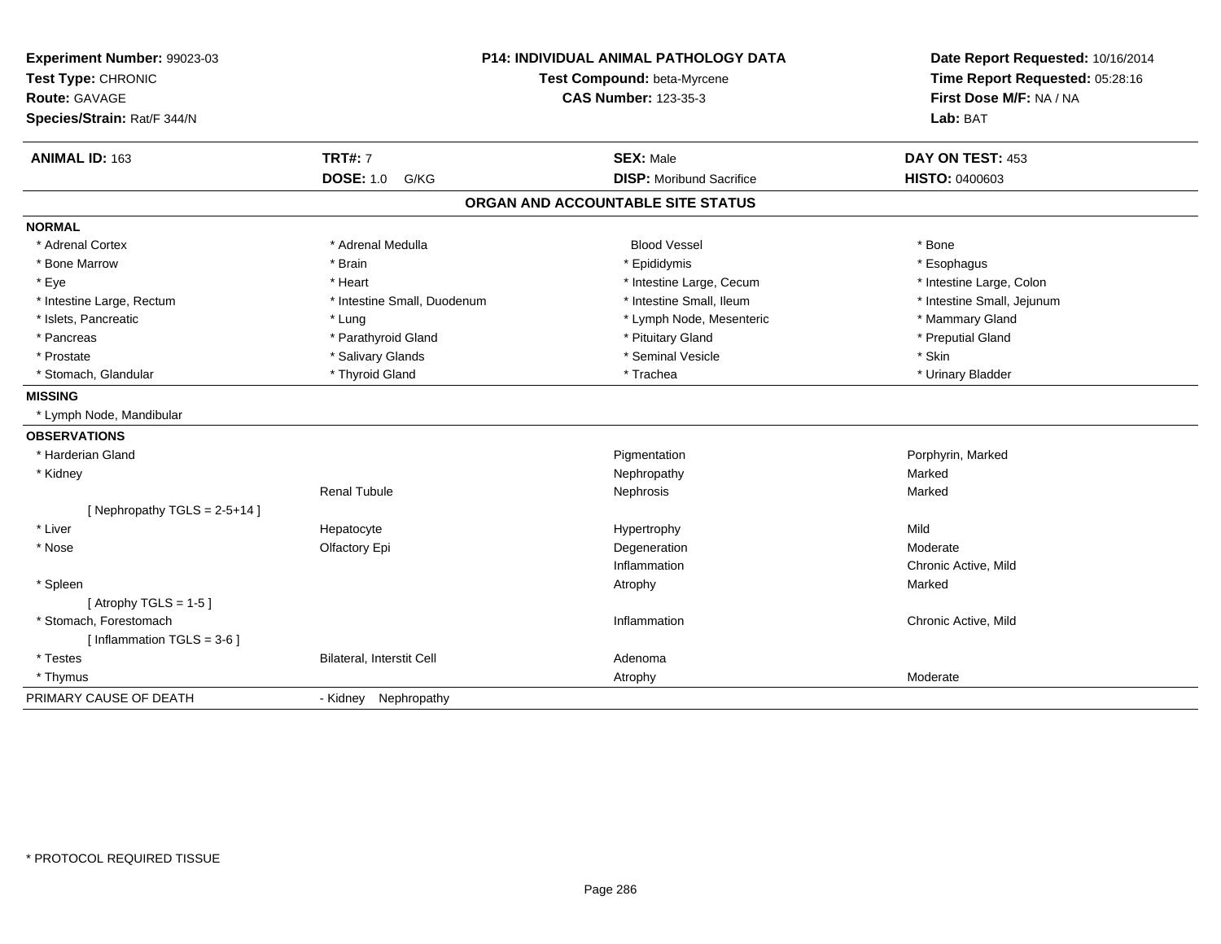**Experiment Number:** 99023-03
**Test Type:** CHRONIC
**Route:** GAVAGE
**Species/Strain:** Rat/F 344/N

**P14: INDIVIDUAL ANIMAL PATHOLOGY DATA**
**Test Compound:** beta-Myrcene
**CAS Number:** 123-35-3

**Date Report Requested:** 10/16/2014
**Time Report Requested:** 05:28:16
**First Dose M/F:** NA / NA
**Lab:** BAT

| **ANIMAL ID:** 163 | **TRT#:** 7 | **SEX:** Male | **DAY ON TEST:** 453 |
|---|---|---|---|
| | **DOSE:** 1.0 G/KG | **DISP:** Moribund Sacrifice | **HISTO:** 0400603 |

## ORGAN AND ACCOUNTABLE SITE STATUS

| | | | |
|---|---|---|---|
| **NORMAL** | | | |
| * Adrenal Cortex | * Adrenal Medulla | Blood Vessel | * Bone |
| * Bone Marrow | * Brain | * Epididymis | * Esophagus |
| * Eye | * Heart | * Intestine Large, Cecum | * Intestine Large, Colon |
| * Intestine Large, Rectum | * Intestine Small, Duodenum | * Intestine Small, Ileum | * Intestine Small, Jejunum |
| * Islets, Pancreatic | * Lung | * Lymph Node, Mesenteric | * Mammary Gland |
| * Pancreas | * Parathyroid Gland | * Pituitary Gland | * Preputial Gland |
| * Prostate | * Salivary Glands | * Seminal Vesicle | * Skin |
| * Stomach, Glandular | * Thyroid Gland | * Trachea | * Urinary Bladder |
| **MISSING** | | | |
| * Lymph Node, Mandibular | | | |
| **OBSERVATIONS** | | | |
| * Harderian Gland | | Pigmentation | Porphyrin, Marked |
| * Kidney | | Nephropathy | Marked |
| | Renal Tubule | Nephrosis | Marked |
| [ Nephropathy TGLS = 2-5+14 ] | | | |
| * Liver | Hepatocyte | Hypertrophy | Mild |
| * Nose | Olfactory Epi | Degeneration | Moderate |
| | | Inflammation | Chronic Active, Mild |
| * Spleen | | Atrophy | Marked |
| [ Atrophy TGLS = 1-5 ] | | | |
| * Stomach, Forestomach | | Inflammation | Chronic Active, Mild |
| [ Inflammation TGLS = 3-6 ] | | | |
| * Testes | Bilateral, Interstit Cell | Adenoma | |
| * Thymus | | Atrophy | Moderate |
| PRIMARY CAUSE OF DEATH | - Kidney Nephropathy | | |

* PROTOCOL REQUIRED TISSUE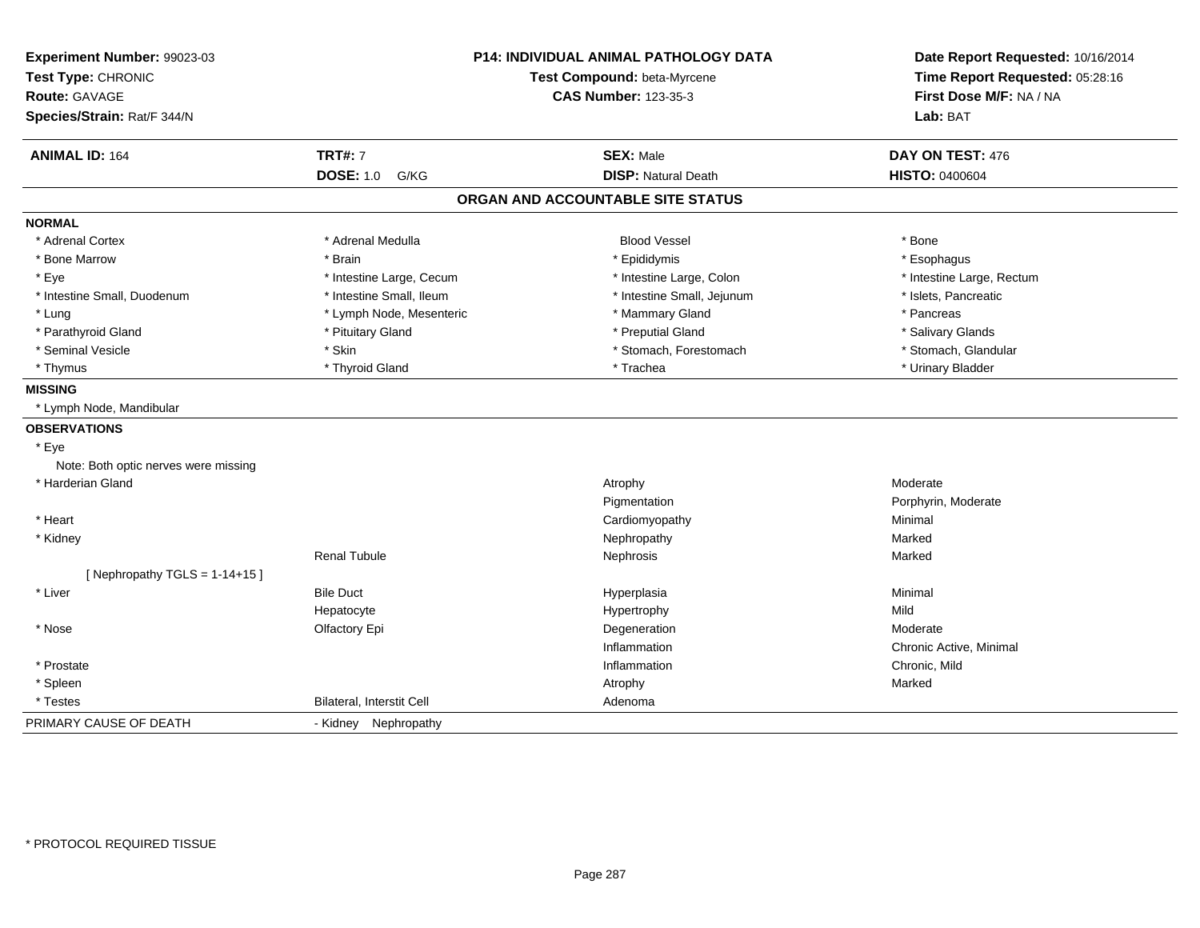**Experiment Number:** 99023-03
**Test Type:** CHRONIC
**Route:** GAVAGE
**Species/Strain:** Rat/F 344/N

**P14: INDIVIDUAL ANIMAL PATHOLOGY DATA**
**Test Compound:** beta-Myrcene
**CAS Number:** 123-35-3

**Date Report Requested:** 10/16/2014
**Time Report Requested:** 05:28:16
**First Dose M/F:** NA / NA
**Lab:** BAT

| **ANIMAL ID:** 164 | **TRT#:** 7 | **SEX:** Male | **DAY ON TEST:** 476 |
|---|---|---|---|
| | **DOSE:** 1.0 G/KG | **DISP:** Natural Death | **HISTO:** 0400604 |

## ORGAN AND ACCOUNTABLE SITE STATUS

**NORMAL**

| | | | |
|---|---|---|---|
| * Adrenal Cortex | * Adrenal Medulla | Blood Vessel | * Bone |
| * Bone Marrow | * Brain | * Epididymis | * Esophagus |
| * Eye | * Intestine Large, Cecum | * Intestine Large, Colon | * Intestine Large, Rectum |
| * Intestine Small, Duodenum | * Intestine Small, Ileum | * Intestine Small, Jejunum | * Islets, Pancreatic |
| * Lung | * Lymph Node, Mesenteric | * Mammary Gland | * Pancreas |
| * Parathyroid Gland | * Pituitary Gland | * Preputial Gland | * Salivary Glands |
| * Seminal Vesicle | * Skin | * Stomach, Forestomach | * Stomach, Glandular |
| * Thymus | * Thyroid Gland | * Trachea | * Urinary Bladder |

**MISSING**

* Lymph Node, Mandibular

**OBSERVATIONS**

| | | | |
|---|---|---|---|
| * Eye | | | |
| Note: Both optic nerves were missing | | | |
| * Harderian Gland | | Atrophy | Moderate |
| | | Pigmentation | Porphyrin, Moderate |
| * Heart | | Cardiomyopathy | Minimal |
| * Kidney | | Nephropathy | Marked |
| | Renal Tubule | Nephrosis | Marked |
| [ Nephropathy TGLS = 1-14+15 ] | | | |
| * Liver | Bile Duct | Hyperplasia | Minimal |
| | Hepatocyte | Hypertrophy | Mild |
| * Nose | Olfactory Epi | Degeneration | Moderate |
| | | Inflammation | Chronic Active, Minimal |
| * Prostate | | Inflammation | Chronic, Mild |
| * Spleen | | Atrophy | Marked |
| * Testes | Bilateral, Interstit Cell | Adenoma | |

| | |
|---|---|
| PRIMARY CAUSE OF DEATH | - Kidney Nephropathy |

* PROTOCOL REQUIRED TISSUE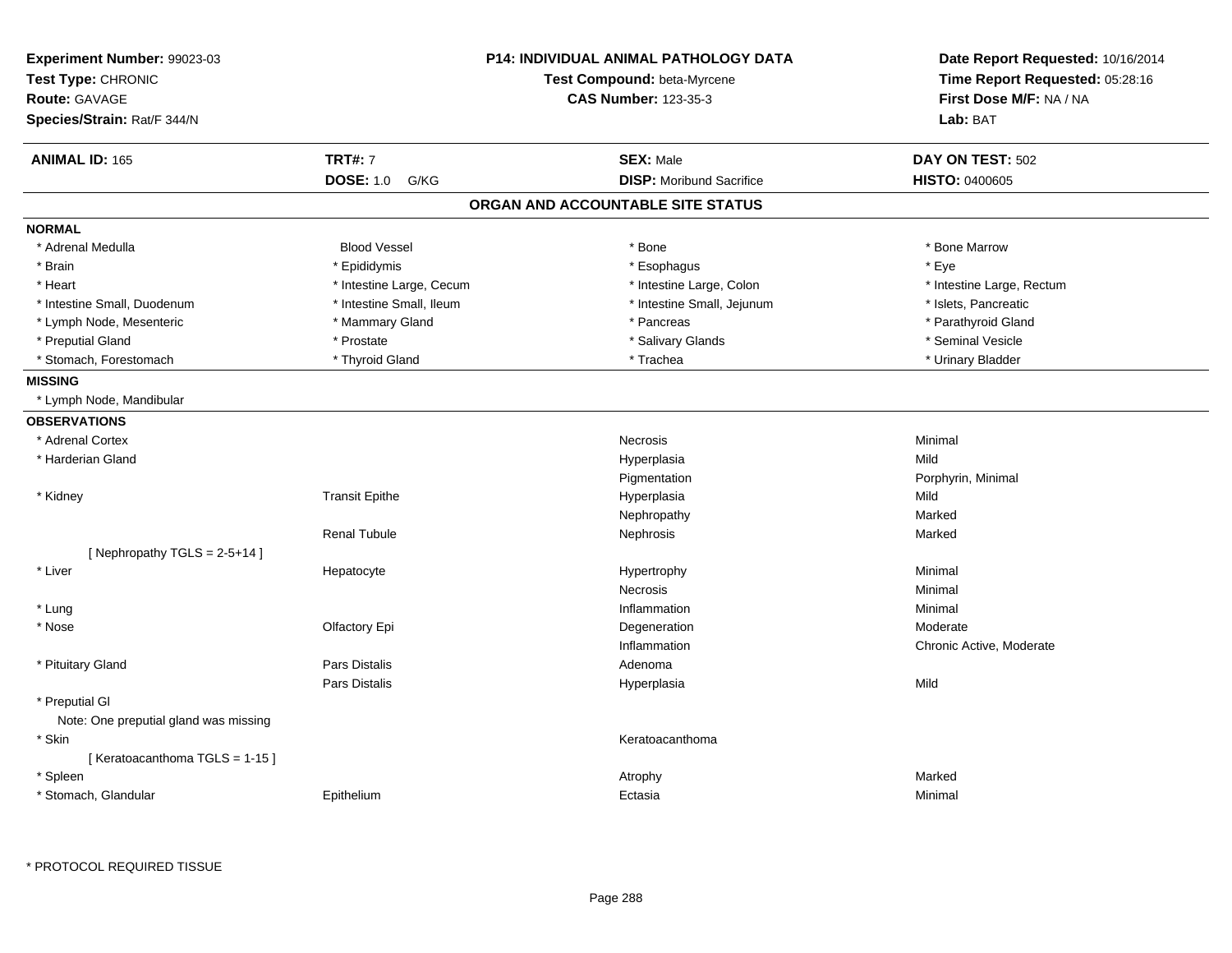**Experiment Number:** 99023-03
**Test Type:** CHRONIC
**Route:** GAVAGE
**Species/Strain:** Rat/F 344/N

**P14: INDIVIDUAL ANIMAL PATHOLOGY DATA**
**Test Compound:** beta-Myrcene
**CAS Number:** 123-35-3

**Date Report Requested:** 10/16/2014
**Time Report Requested:** 05:28:16
**First Dose M/F:** NA / NA
**Lab:** BAT

| **ANIMAL ID:** 165 | **TRT#:** 7 | **SEX:** Male | **DAY ON TEST:** 502 |
|---|---|---|---|
| | **DOSE:** 1.0 G/KG | **DISP:** Moribund Sacrifice | **HISTO:** 0400605 |

## ORGAN AND ACCOUNTABLE SITE STATUS

### NORMAL

| | | | |
|---|---|---|---|
| * Adrenal Medulla | Blood Vessel | * Bone | * Bone Marrow |
| * Brain | * Epididymis | * Esophagus | * Eye |
| * Heart | * Intestine Large, Cecum | * Intestine Large, Colon | * Intestine Large, Rectum |
| * Intestine Small, Duodenum | * Intestine Small, Ileum | * Intestine Small, Jejunum | * Islets, Pancreatic |
| * Lymph Node, Mesenteric | * Mammary Gland | * Pancreas | * Parathyroid Gland |
| * Preputial Gland | * Prostate | * Salivary Glands | * Seminal Vesicle |
| * Stomach, Forestomach | * Thyroid Gland | * Trachea | * Urinary Bladder |

### MISSING

* Lymph Node, Mandibular

### OBSERVATIONS

| Organ | Site | Observation | Severity |
|---|---|---|---|
| * Adrenal Cortex | | Necrosis | Minimal |
| * Harderian Gland | | Hyperplasia | Mild |
| | | Pigmentation | Porphyrin, Minimal |
| * Kidney | Transit Epithe | Hyperplasia | Mild |
| | | Nephropathy | Marked |
| | Renal Tubule | Nephrosis | Marked |
| [ Nephropathy TGLS = 2-5+14 ] | | | |
| * Liver | Hepatocyte | Hypertrophy | Minimal |
| | | Necrosis | Minimal |
| * Lung | | Inflammation | Minimal |
| * Nose | Olfactory Epi | Degeneration | Moderate |
| | | Inflammation | Chronic Active, Moderate |
| * Pituitary Gland | Pars Distalis | Adenoma | |
| | Pars Distalis | Hyperplasia | Mild |
| * Preputial Gl | | | |
| Note: One preputial gland was missing | | | |
| * Skin | | Keratoacanthoma | |
| [ Keratoacanthoma TGLS = 1-15 ] | | | |
| * Spleen | | Atrophy | Marked |
| * Stomach, Glandular | Epithelium | Ectasia | Minimal |

\* PROTOCOL REQUIRED TISSUE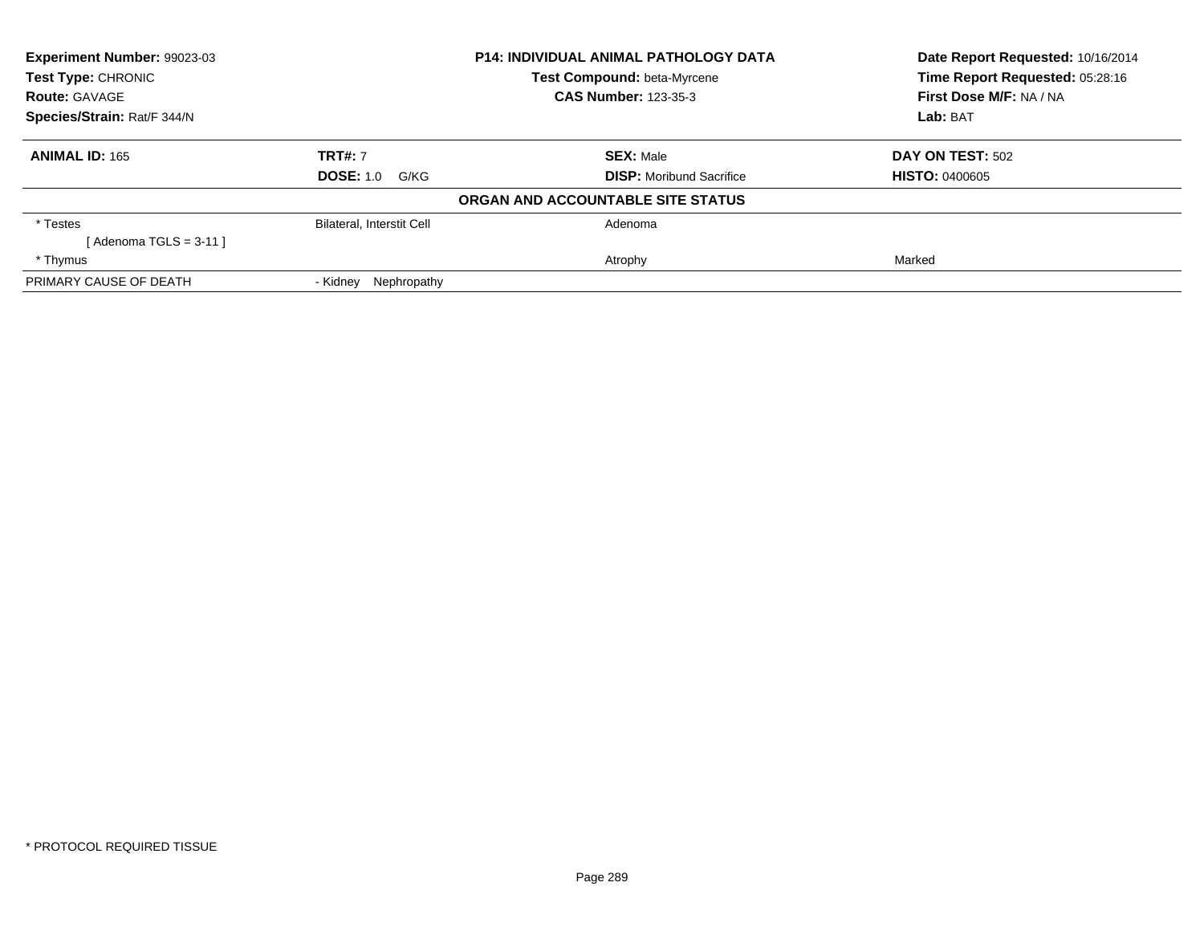**Experiment Number:** 99023-03
**Test Type:** CHRONIC
**Route:** GAVAGE
**Species/Strain:** Rat/F 344/N

**P14: INDIVIDUAL ANIMAL PATHOLOGY DATA**
**Test Compound:** beta-Myrcene
**CAS Number:** 123-35-3

**Date Report Requested:** 10/16/2014
**Time Report Requested:** 05:28:16
**First Dose M/F:** NA / NA
**Lab:** BAT

| **ANIMAL ID:** 165 | **TRT#:** 7 | **SEX:** Male | **DAY ON TEST:** 502 |
|---|---|---|---|
| | **DOSE:** 1.0 G/KG | **DISP:** Moribund Sacrifice | **HISTO:** 0400605 |

**ORGAN AND ACCOUNTABLE SITE STATUS**

| | | | |
|---|---|---|---|
| * Testes | Bilateral, Interstit Cell | Adenoma | |
| [ Adenoma TGLS = 3-11 ] | | | |
| * Thymus | | Atrophy | Marked |
| PRIMARY CAUSE OF DEATH | - Kidney Nephropathy | | |

* PROTOCOL REQUIRED TISSUE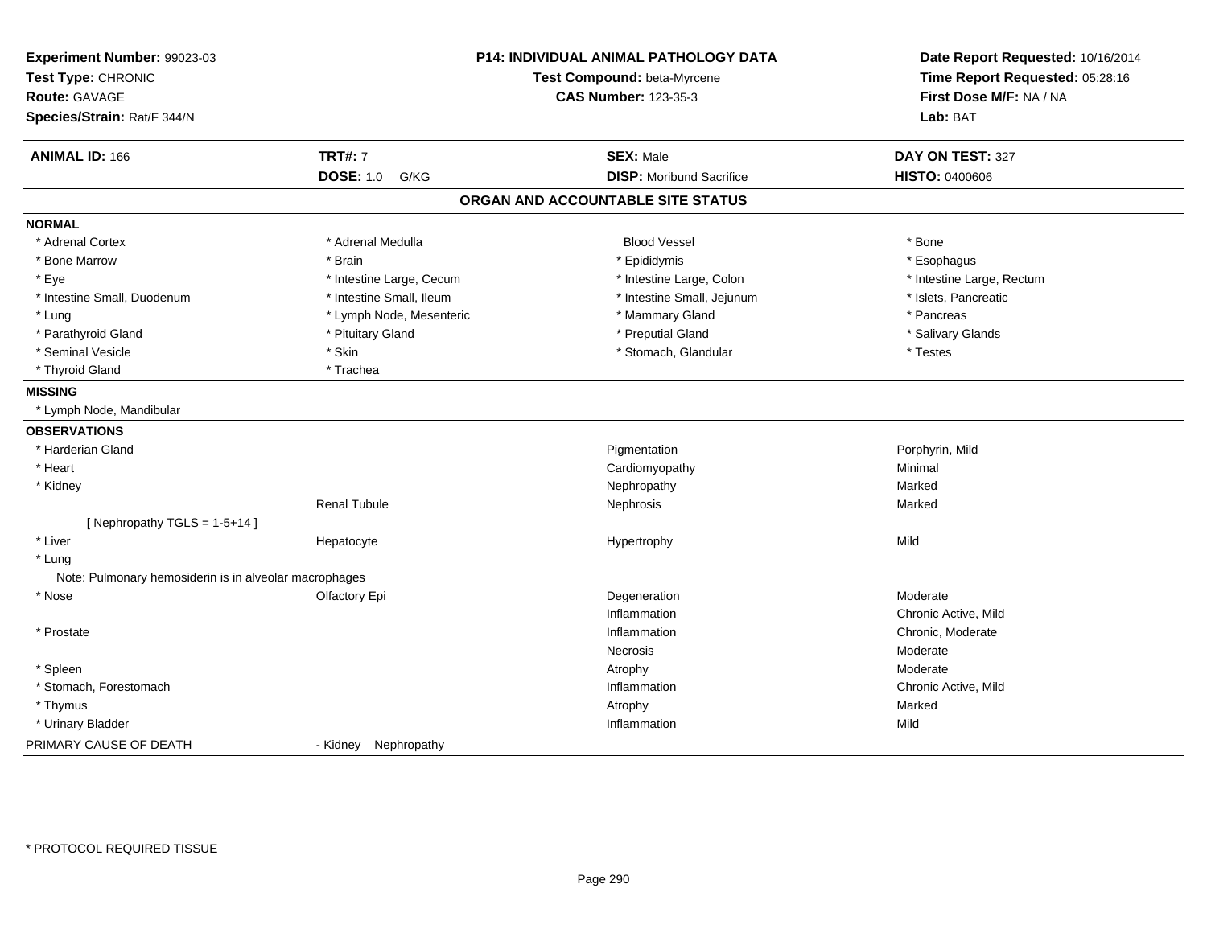**Experiment Number:** 99023-03
**Test Type:** CHRONIC
**Route:** GAVAGE
**Species/Strain:** Rat/F 344/N

**P14: INDIVIDUAL ANIMAL PATHOLOGY DATA**
**Test Compound:** beta-Myrcene
**CAS Number:** 123-35-3

**Date Report Requested:** 10/16/2014
**Time Report Requested:** 05:28:16
**First Dose M/F:** NA / NA
**Lab:** BAT

| **ANIMAL ID:** 166 | **TRT#:** 7 | **SEX:** Male | **DAY ON TEST:** 327 |
|---|---|---|---|
| | **DOSE:** 1.0 G/KG | **DISP:** Moribund Sacrifice | **HISTO:** 0400606 |

## ORGAN AND ACCOUNTABLE SITE STATUS

**NORMAL**

| | | | |
|---|---|---|---|
| * Adrenal Cortex | * Adrenal Medulla | Blood Vessel | * Bone |
| * Bone Marrow | * Brain | * Epididymis | * Esophagus |
| * Eye | * Intestine Large, Cecum | * Intestine Large, Colon | * Intestine Large, Rectum |
| * Intestine Small, Duodenum | * Intestine Small, Ileum | * Intestine Small, Jejunum | * Islets, Pancreatic |
| * Lung | * Lymph Node, Mesenteric | * Mammary Gland | * Pancreas |
| * Parathyroid Gland | * Pituitary Gland | * Preputial Gland | * Salivary Glands |
| * Seminal Vesicle | * Skin | * Stomach, Glandular | * Testes |
| * Thyroid Gland | * Trachea | | |

**MISSING**

* Lymph Node, Mandibular

**OBSERVATIONS**

| Organ | Site | Finding | Severity |
|---|---|---|---|
| * Harderian Gland | | Pigmentation | Porphyrin, Mild |
| * Heart | | Cardiomyopathy | Minimal |
| * Kidney | | Nephropathy | Marked |
| | Renal Tubule | Nephrosis | Marked |
| [ Nephropathy TGLS = 1-5+14 ] | | | |
| * Liver | Hepatocyte | Hypertrophy | Mild |
| * Lung | | | |
| Note: Pulmonary hemosiderin is in alveolar macrophages | | | |
| * Nose | Olfactory Epi | Degeneration | Moderate |
| | | Inflammation | Chronic Active, Mild |
| * Prostate | | Inflammation | Chronic, Moderate |
| | | Necrosis | Moderate |
| * Spleen | | Atrophy | Moderate |
| * Stomach, Forestomach | | Inflammation | Chronic Active, Mild |
| * Thymus | | Atrophy | Marked |
| * Urinary Bladder | | Inflammation | Mild |

PRIMARY CAUSE OF DEATH - Kidney Nephropathy

\* PROTOCOL REQUIRED TISSUE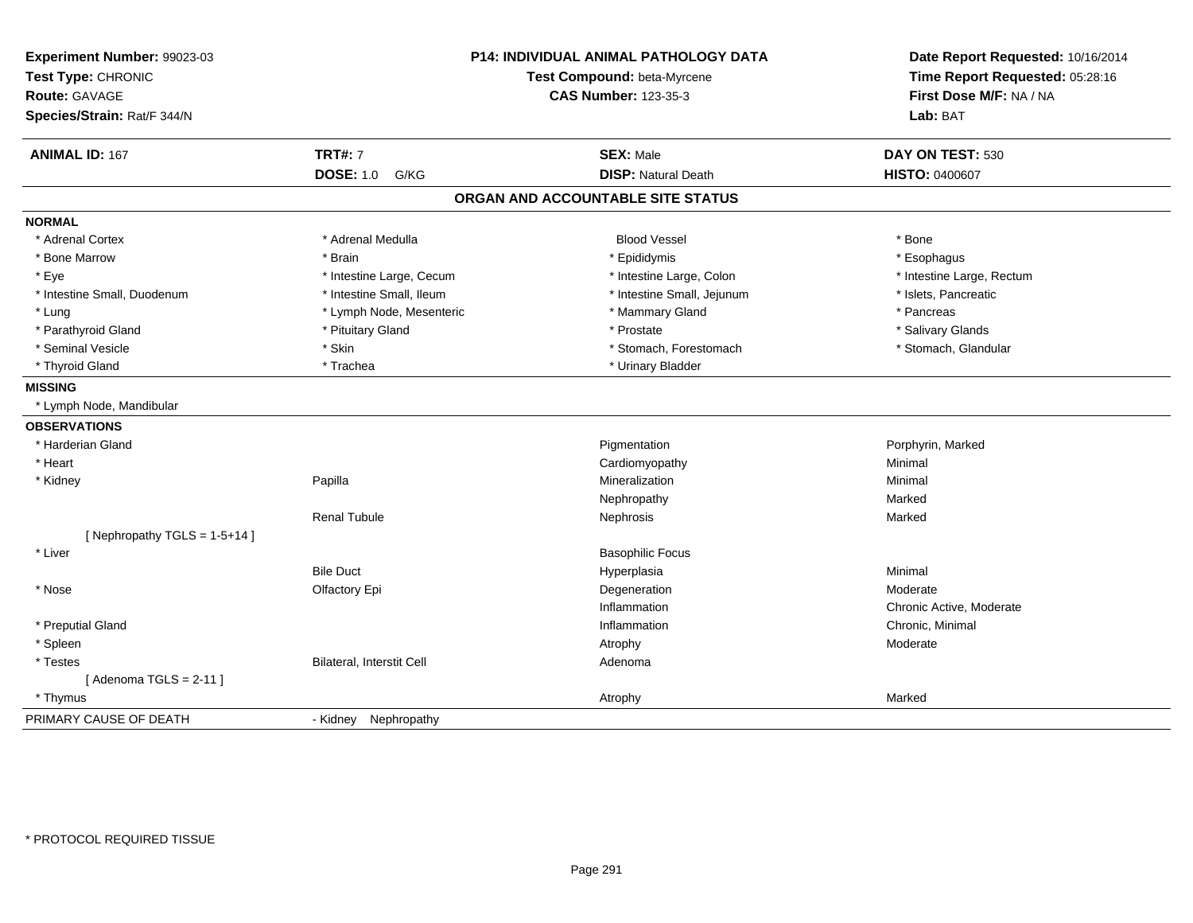**Experiment Number:** 99023-03
**Test Type:** CHRONIC
**Route:** GAVAGE
**Species/Strain:** Rat/F 344/N

**P14: INDIVIDUAL ANIMAL PATHOLOGY DATA**
**Test Compound:** beta-Myrcene
**CAS Number:** 123-35-3

**Date Report Requested:** 10/16/2014
**Time Report Requested:** 05:28:16
**First Dose M/F:** NA / NA
**Lab:** BAT

| **ANIMAL ID:** 167 | **TRT#:** 7 | **SEX:** Male | **DAY ON TEST:** 530 |
|---|---|---|---|
| | **DOSE:** 1.0 G/KG | **DISP:** Natural Death | **HISTO:** 0400607 |

## ORGAN AND ACCOUNTABLE SITE STATUS

| | | | |
|---|---|---|---|
| **NORMAL** | | | |
| * Adrenal Cortex | * Adrenal Medulla | Blood Vessel | * Bone |
| * Bone Marrow | * Brain | * Epididymis | * Esophagus |
| * Eye | * Intestine Large, Cecum | * Intestine Large, Colon | * Intestine Large, Rectum |
| * Intestine Small, Duodenum | * Intestine Small, Ileum | * Intestine Small, Jejunum | * Islets, Pancreatic |
| * Lung | * Lymph Node, Mesenteric | * Mammary Gland | * Pancreas |
| * Parathyroid Gland | * Pituitary Gland | * Prostate | * Salivary Glands |
| * Seminal Vesicle | * Skin | * Stomach, Forestomach | * Stomach, Glandular |
| * Thyroid Gland | * Trachea | * Urinary Bladder | |
| **MISSING** | | | |
| * Lymph Node, Mandibular | | | |
| **OBSERVATIONS** | | | |
| * Harderian Gland | | Pigmentation | Porphyrin, Marked |
| * Heart | | Cardiomyopathy | Minimal |
| * Kidney | Papilla | Mineralization | Minimal |
| | | Nephropathy | Marked |
| | Renal Tubule | Nephrosis | Marked |
| [ Nephropathy TGLS = 1-5+14 ] | | | |
| * Liver | | Basophilic Focus | |
| | Bile Duct | Hyperplasia | Minimal |
| * Nose | Olfactory Epi | Degeneration | Moderate |
| | | Inflammation | Chronic Active, Moderate |
| * Preputial Gland | | Inflammation | Chronic, Minimal |
| * Spleen | | Atrophy | Moderate |
| * Testes | Bilateral, Interstit Cell | Adenoma | |
| [ Adenoma TGLS = 2-11 ] | | | |
| * Thymus | | Atrophy | Marked |
| PRIMARY CAUSE OF DEATH | - Kidney Nephropathy | | |

* PROTOCOL REQUIRED TISSUE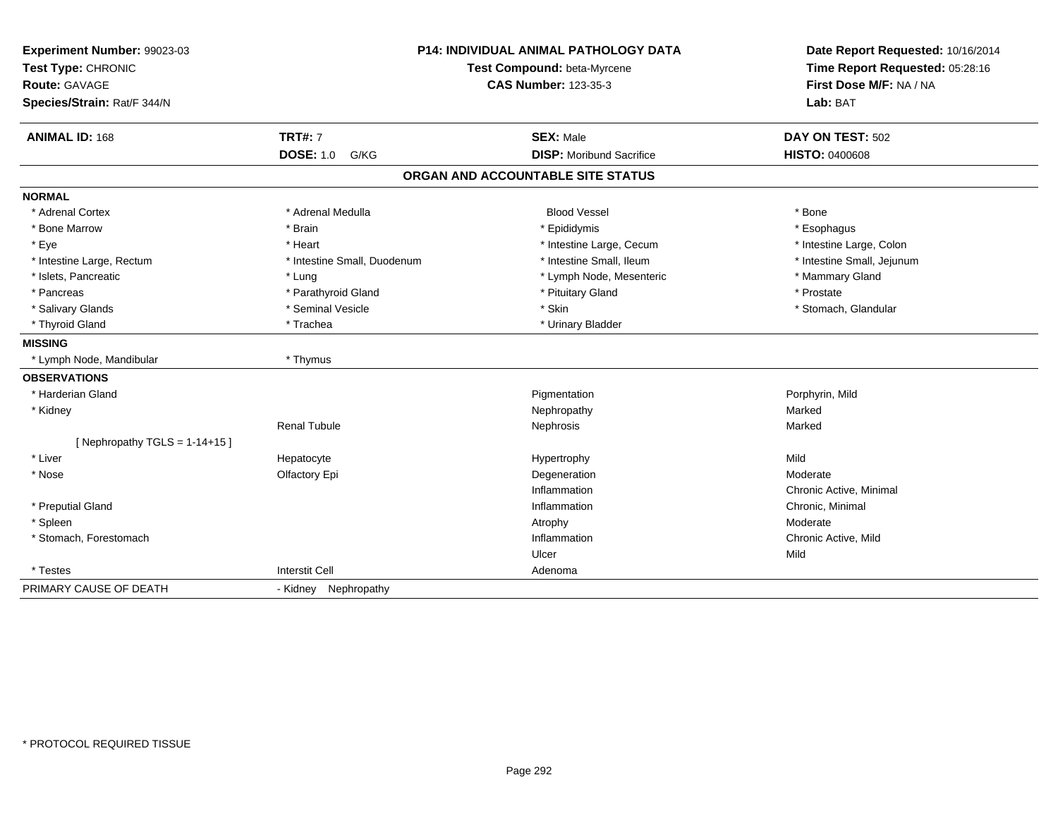**Experiment Number:** 99023-03
**Test Type:** CHRONIC
**Route:** GAVAGE
**Species/Strain:** Rat/F 344/N

**P14: INDIVIDUAL ANIMAL PATHOLOGY DATA**
**Test Compound:** beta-Myrcene
**CAS Number:** 123-35-3

**Date Report Requested:** 10/16/2014
**Time Report Requested:** 05:28:16
**First Dose M/F:** NA / NA
**Lab:** BAT

| **ANIMAL ID:** 168 | **TRT#:** 7 | **SEX:** Male | **DAY ON TEST:** 502 |
|---|---|---|---|
| | **DOSE:** 1.0 G/KG | **DISP:** Moribund Sacrifice | **HISTO:** 0400608 |

## ORGAN AND ACCOUNTABLE SITE STATUS

| | | | |
|---|---|---|---|
| **NORMAL** | | | |
| * Adrenal Cortex | * Adrenal Medulla | Blood Vessel | * Bone |
| * Bone Marrow | * Brain | * Epididymis | * Esophagus |
| * Eye | * Heart | * Intestine Large, Cecum | * Intestine Large, Colon |
| * Intestine Large, Rectum | * Intestine Small, Duodenum | * Intestine Small, Ileum | * Intestine Small, Jejunum |
| * Islets, Pancreatic | * Lung | * Lymph Node, Mesenteric | * Mammary Gland |
| * Pancreas | * Parathyroid Gland | * Pituitary Gland | * Prostate |
| * Salivary Glands | * Seminal Vesicle | * Skin | * Stomach, Glandular |
| * Thyroid Gland | * Trachea | * Urinary Bladder | |
| **MISSING** | | | |
| * Lymph Node, Mandibular | * Thymus | | |
| **OBSERVATIONS** | | | |
| * Harderian Gland | | Pigmentation | Porphyrin, Mild |
| * Kidney | | Nephropathy | Marked |
| | Renal Tubule | Nephrosis | Marked |
| [ Nephropathy TGLS = 1-14+15 ] | | | |
| * Liver | Hepatocyte | Hypertrophy | Mild |
| * Nose | Olfactory Epi | Degeneration | Moderate |
| | | Inflammation | Chronic Active, Minimal |
| * Preputial Gland | | Inflammation | Chronic, Minimal |
| * Spleen | | Atrophy | Moderate |
| * Stomach, Forestomach | | Inflammation | Chronic Active, Mild |
| | | Ulcer | Mild |
| * Testes | Interstit Cell | Adenoma | |
| PRIMARY CAUSE OF DEATH | - Kidney Nephropathy | | |

* PROTOCOL REQUIRED TISSUE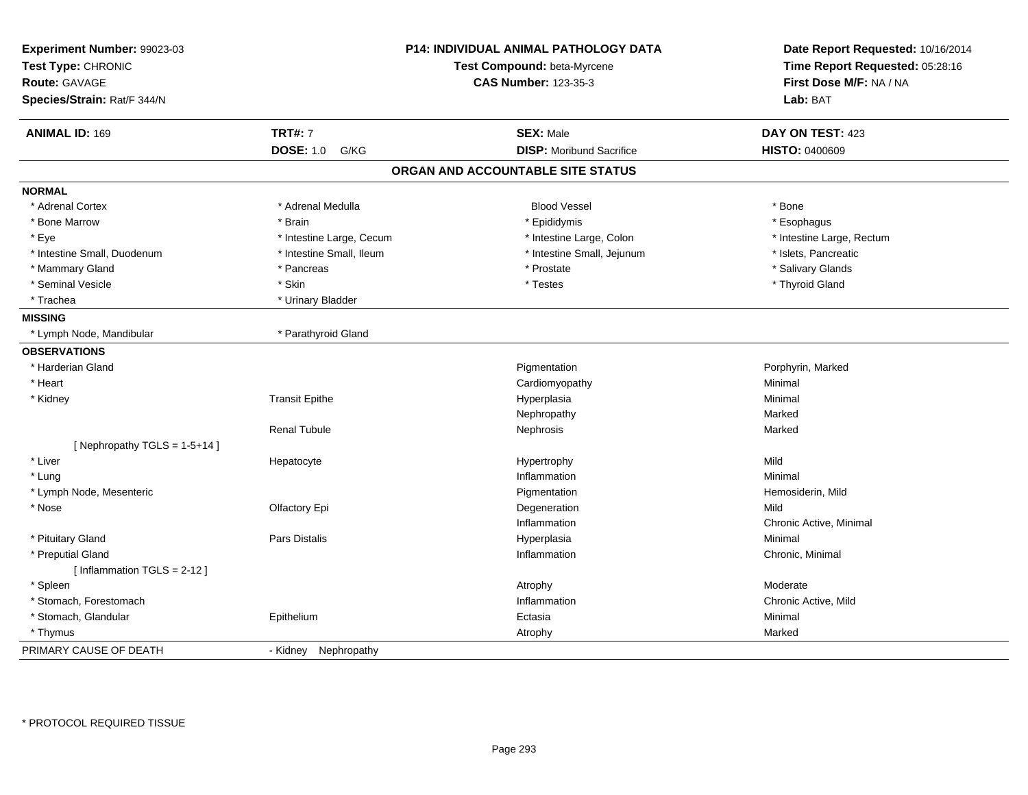**Experiment Number:** 99023-03
**Test Type:** CHRONIC
**Route:** GAVAGE
**Species/Strain:** Rat/F 344/N

**P14: INDIVIDUAL ANIMAL PATHOLOGY DATA**
**Test Compound:** beta-Myrcene
**CAS Number:** 123-35-3

**Date Report Requested:** 10/16/2014
**Time Report Requested:** 05:28:16
**First Dose M/F:** NA / NA
**Lab:** BAT

| **ANIMAL ID:** 169 | **TRT#:** 7 | **SEX:** Male | **DAY ON TEST:** 423 |
|---|---|---|---|
| | **DOSE:** 1.0 G/KG | **DISP:** Moribund Sacrifice | **HISTO:** 0400609 |

## ORGAN AND ACCOUNTABLE SITE STATUS

| | | | |
|---|---|---|---|
| **NORMAL** | | | |
| * Adrenal Cortex | * Adrenal Medulla | Blood Vessel | * Bone |
| * Bone Marrow | * Brain | * Epididymis | * Esophagus |
| * Eye | * Intestine Large, Cecum | * Intestine Large, Colon | * Intestine Large, Rectum |
| * Intestine Small, Duodenum | * Intestine Small, Ileum | * Intestine Small, Jejunum | * Islets, Pancreatic |
| * Mammary Gland | * Pancreas | * Prostate | * Salivary Glands |
| * Seminal Vesicle | * Skin | * Testes | * Thyroid Gland |
| * Trachea | * Urinary Bladder | | |
| **MISSING** | | | |
| * Lymph Node, Mandibular | * Parathyroid Gland | | |
| **OBSERVATIONS** | | | |
| * Harderian Gland | | Pigmentation | Porphyrin, Marked |
| * Heart | | Cardiomyopathy | Minimal |
| * Kidney | Transit Epithe | Hyperplasia | Minimal |
| | | Nephropathy | Marked |
| | Renal Tubule | Nephrosis | Marked |
| [ Nephropathy TGLS = 1-5+14 ] | | | |
| * Liver | Hepatocyte | Hypertrophy | Mild |
| * Lung | | Inflammation | Minimal |
| * Lymph Node, Mesenteric | | Pigmentation | Hemosiderin, Mild |
| * Nose | Olfactory Epi | Degeneration | Mild |
| | | Inflammation | Chronic Active, Minimal |
| * Pituitary Gland | Pars Distalis | Hyperplasia | Minimal |
| * Preputial Gland | | Inflammation | Chronic, Minimal |
| [ Inflammation TGLS = 2-12 ] | | | |
| * Spleen | | Atrophy | Moderate |
| * Stomach, Forestomach | | Inflammation | Chronic Active, Mild |
| * Stomach, Glandular | Epithelium | Ectasia | Minimal |
| * Thymus | | Atrophy | Marked |
| PRIMARY CAUSE OF DEATH | - Kidney Nephropathy | | |

* PROTOCOL REQUIRED TISSUE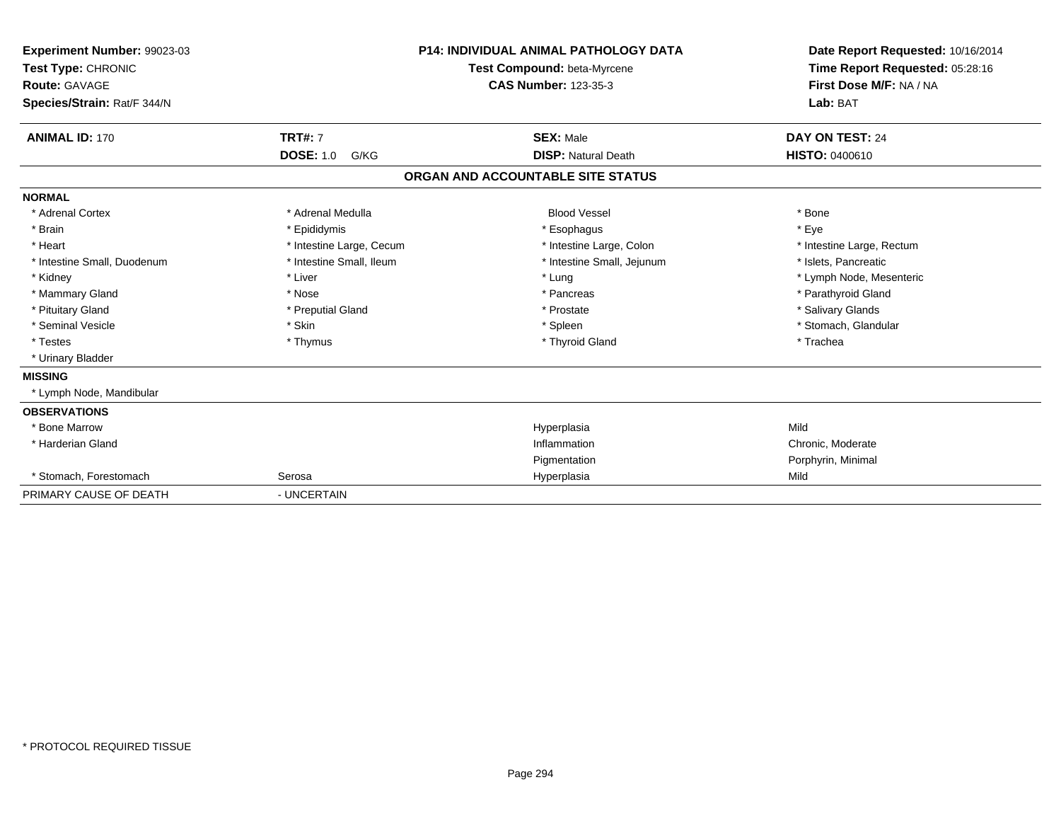**Experiment Number:** 99023-03
**Test Type:** CHRONIC
**Route:** GAVAGE
**Species/Strain:** Rat/F 344/N

**P14: INDIVIDUAL ANIMAL PATHOLOGY DATA**
**Test Compound:** beta-Myrcene
**CAS Number:** 123-35-3

**Date Report Requested:** 10/16/2014
**Time Report Requested:** 05:28:16
**First Dose M/F:** NA / NA
**Lab:** BAT

| **ANIMAL ID:** 170 | **TRT#:** 7 | **SEX:** Male | **DAY ON TEST:** 24 |
|---|---|---|---|
| | **DOSE:** 1.0 G/KG | **DISP:** Natural Death | **HISTO:** 0400610 |

**ORGAN AND ACCOUNTABLE SITE STATUS**

**NORMAL**

| | | | |
|---|---|---|---|
| * Adrenal Cortex | * Adrenal Medulla | Blood Vessel | * Bone |
| * Brain | * Epididymis | * Esophagus | * Eye |
| * Heart | * Intestine Large, Cecum | * Intestine Large, Colon | * Intestine Large, Rectum |
| * Intestine Small, Duodenum | * Intestine Small, Ileum | * Intestine Small, Jejunum | * Islets, Pancreatic |
| * Kidney | * Liver | * Lung | * Lymph Node, Mesenteric |
| * Mammary Gland | * Nose | * Pancreas | * Parathyroid Gland |
| * Pituitary Gland | * Preputial Gland | * Prostate | * Salivary Glands |
| * Seminal Vesicle | * Skin | * Spleen | * Stomach, Glandular |
| * Testes | * Thymus | * Thyroid Gland | * Trachea |
| * Urinary Bladder | | | |

**MISSING**

* Lymph Node, Mandibular

**OBSERVATIONS**

| | | | |
|---|---|---|---|
| * Bone Marrow | | Hyperplasia | Mild |
| * Harderian Gland | | Inflammation | Chronic, Moderate |
| | | Pigmentation | Porphyrin, Minimal |
| * Stomach, Forestomach | Serosa | Hyperplasia | Mild |

PRIMARY CAUSE OF DEATH - UNCERTAIN

\* PROTOCOL REQUIRED TISSUE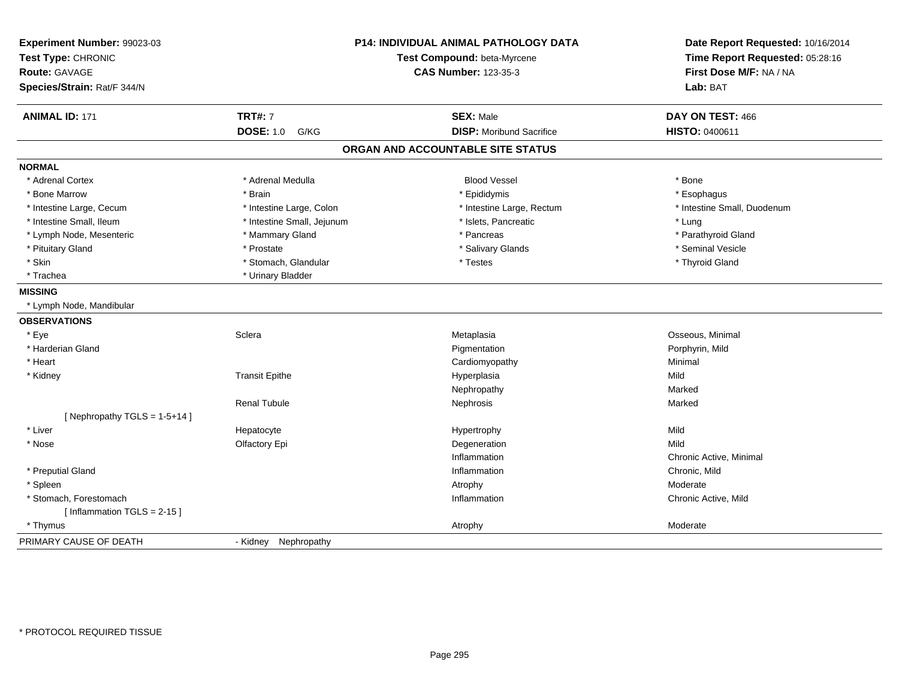**Experiment Number:** 99023-03
**Test Type:** CHRONIC
**Route:** GAVAGE
**Species/Strain:** Rat/F 344/N

**P14: INDIVIDUAL ANIMAL PATHOLOGY DATA**
**Test Compound:** beta-Myrcene
**CAS Number:** 123-35-3

**Date Report Requested:** 10/16/2014
**Time Report Requested:** 05:28:16
**First Dose M/F:** NA / NA
**Lab:** BAT

| **ANIMAL ID:** 171 | **TRT#:** 7 | **SEX:** Male | **DAY ON TEST:** 466 |
|---|---|---|---|
| | **DOSE:** 1.0 G/KG | **DISP:** Moribund Sacrifice | **HISTO:** 0400611 |

## ORGAN AND ACCOUNTABLE SITE STATUS

**NORMAL**

| | | | |
|---|---|---|---|
| * Adrenal Cortex | * Adrenal Medulla | Blood Vessel | * Bone |
| * Bone Marrow | * Brain | * Epididymis | * Esophagus |
| * Intestine Large, Cecum | * Intestine Large, Colon | * Intestine Large, Rectum | * Intestine Small, Duodenum |
| * Intestine Small, Ileum | * Intestine Small, Jejunum | * Islets, Pancreatic | * Lung |
| * Lymph Node, Mesenteric | * Mammary Gland | * Pancreas | * Parathyroid Gland |
| * Pituitary Gland | * Prostate | * Salivary Glands | * Seminal Vesicle |
| * Skin | * Stomach, Glandular | * Testes | * Thyroid Gland |
| * Trachea | * Urinary Bladder | | |

**MISSING**

* Lymph Node, Mandibular

**OBSERVATIONS**

| | | | |
|---|---|---|---|
| * Eye | Sclera | Metaplasia | Osseous, Minimal |
| * Harderian Gland | | Pigmentation | Porphyrin, Mild |
| * Heart | | Cardiomyopathy | Minimal |
| * Kidney | Transit Epithe | Hyperplasia | Mild |
| | | Nephropathy | Marked |
| | Renal Tubule | Nephrosis | Marked |
| [ Nephropathy TGLS = 1-5+14 ] | | | |
| * Liver | Hepatocyte | Hypertrophy | Mild |
| * Nose | Olfactory Epi | Degeneration | Mild |
| | | Inflammation | Chronic Active, Minimal |
| * Preputial Gland | | Inflammation | Chronic, Mild |
| * Spleen | | Atrophy | Moderate |
| * Stomach, Forestomach | | Inflammation | Chronic Active, Mild |
| [ Inflammation TGLS = 2-15 ] | | | |
| * Thymus | | Atrophy | Moderate |

PRIMARY CAUSE OF DEATH - Kidney Nephropathy

* PROTOCOL REQUIRED TISSUE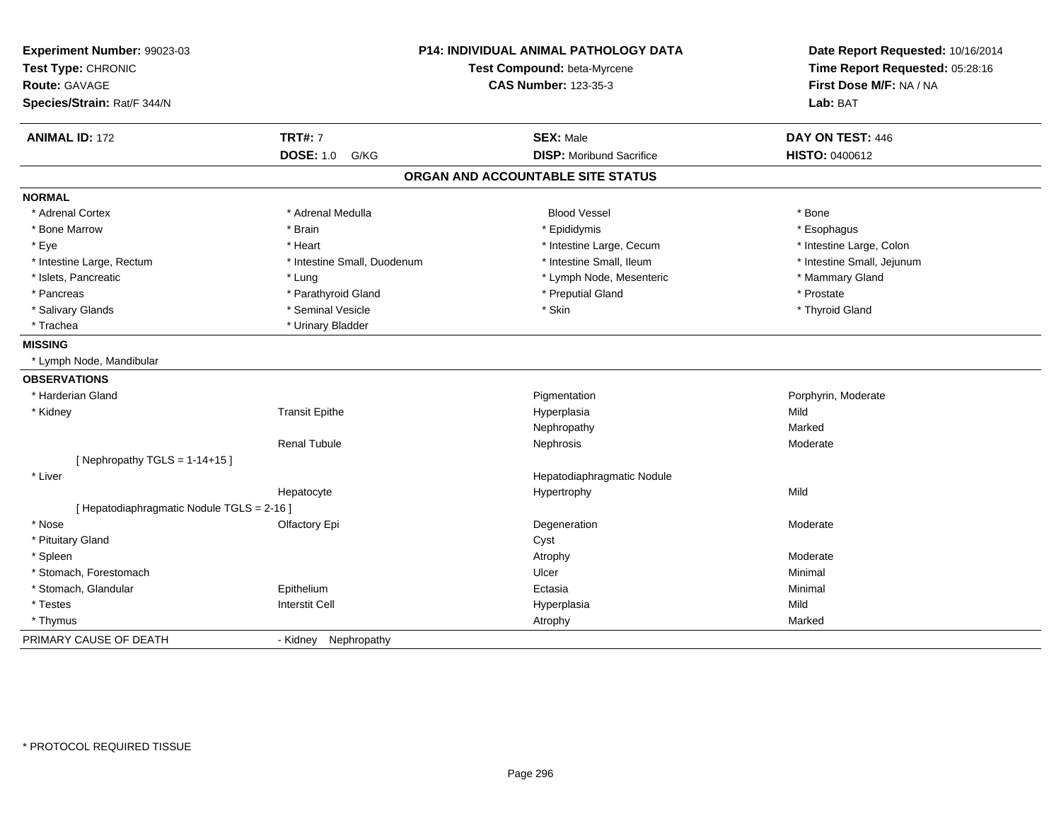**Experiment Number:** 99023-03
**Test Type:** CHRONIC
**Route:** GAVAGE
**Species/Strain:** Rat/F 344/N

**P14: INDIVIDUAL ANIMAL PATHOLOGY DATA**
**Test Compound:** beta-Myrcene
**CAS Number:** 123-35-3

**Date Report Requested:** 10/16/2014
**Time Report Requested:** 05:28:16
**First Dose M/F:** NA / NA
**Lab:** BAT

| **ANIMAL ID:** 172 | **TRT#:** 7 | **SEX:** Male | **DAY ON TEST:** 446 |
|---|---|---|---|
| | **DOSE:** 1.0 G/KG | **DISP:** Moribund Sacrifice | **HISTO:** 0400612 |

## ORGAN AND ACCOUNTABLE SITE STATUS

**NORMAL**

| | | | |
|---|---|---|---|
| * Adrenal Cortex | * Adrenal Medulla | Blood Vessel | * Bone |
| * Bone Marrow | * Brain | * Epididymis | * Esophagus |
| * Eye | * Heart | * Intestine Large, Cecum | * Intestine Large, Colon |
| * Intestine Large, Rectum | * Intestine Small, Duodenum | * Intestine Small, Ileum | * Intestine Small, Jejunum |
| * Islets, Pancreatic | * Lung | * Lymph Node, Mesenteric | * Mammary Gland |
| * Pancreas | * Parathyroid Gland | * Preputial Gland | * Prostate |
| * Salivary Glands | * Seminal Vesicle | * Skin | * Thyroid Gland |
| * Trachea | * Urinary Bladder | | |

**MISSING**

* Lymph Node, Mandibular

**OBSERVATIONS**

| | | | |
|---|---|---|---|
| * Harderian Gland | | Pigmentation | Porphyrin, Moderate |
| * Kidney | Transit Epithe | Hyperplasia | Mild |
| | | Nephropathy | Marked |
| | Renal Tubule | Nephrosis | Moderate |
| [ Nephropathy TGLS = 1-14+15 ] | | | |
| * Liver | | Hepatodiaphragmatic Nodule | |
| | Hepatocyte | Hypertrophy | Mild |
| [ Hepatodiaphragmatic Nodule TGLS = 2-16 ] | | | |
| * Nose | Olfactory Epi | Degeneration | Moderate |
| * Pituitary Gland | | Cyst | |
| * Spleen | | Atrophy | Moderate |
| * Stomach, Forestomach | | Ulcer | Minimal |
| * Stomach, Glandular | Epithelium | Ectasia | Minimal |
| * Testes | Interstit Cell | Hyperplasia | Mild |
| * Thymus | | Atrophy | Marked |

PRIMARY CAUSE OF DEATH - Kidney Nephropathy

* PROTOCOL REQUIRED TISSUE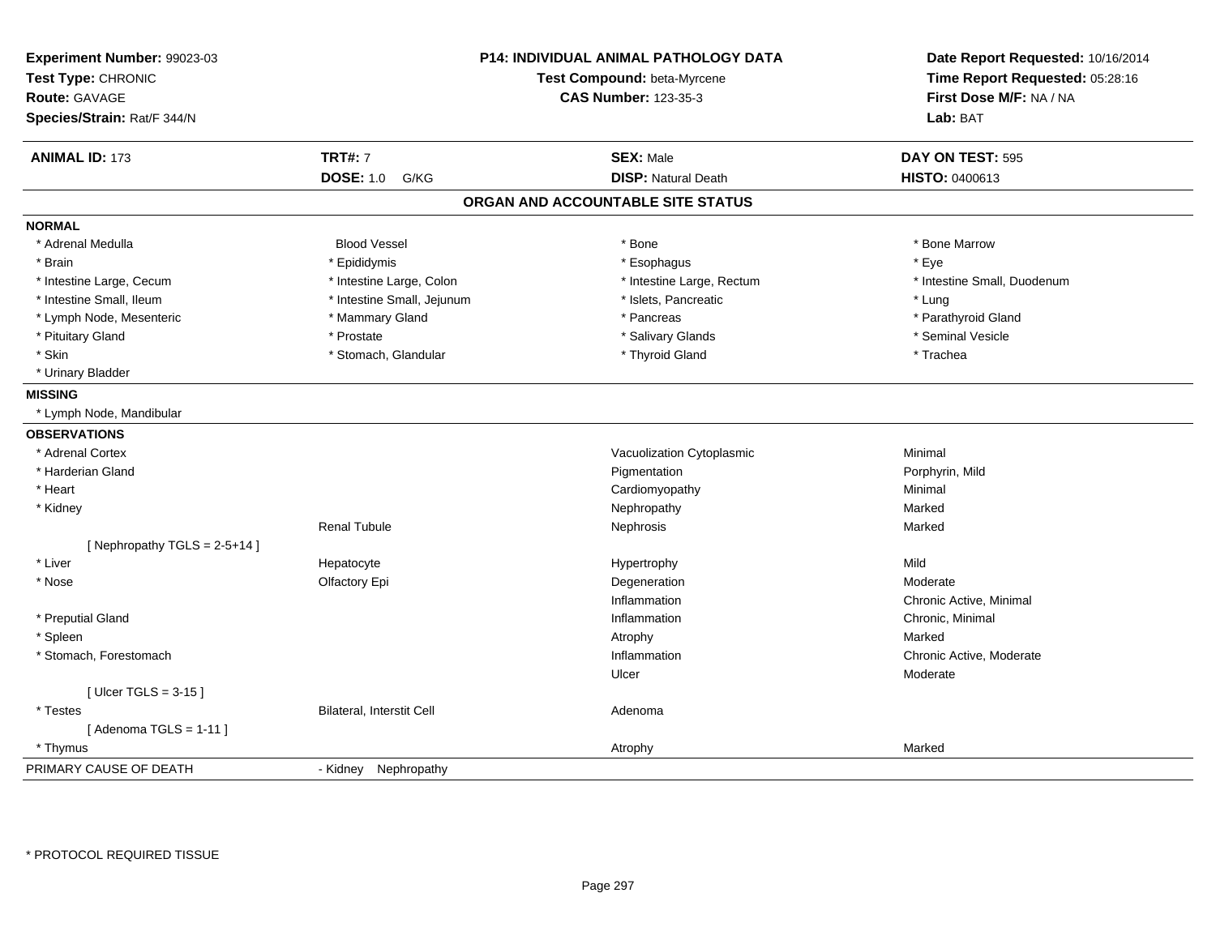**Experiment Number:** 99023-03
**Test Type:** CHRONIC
**Route:** GAVAGE
**Species/Strain:** Rat/F 344/N

**P14: INDIVIDUAL ANIMAL PATHOLOGY DATA**
**Test Compound:** beta-Myrcene
**CAS Number:** 123-35-3

**Date Report Requested:** 10/16/2014
**Time Report Requested:** 05:28:16
**First Dose M/F:** NA / NA
**Lab:** BAT

| **ANIMAL ID:** 173 | **TRT#:** 7 | **SEX:** Male | **DAY ON TEST:** 595 |
|---|---|---|---|
| | **DOSE:** 1.0 G/KG | **DISP:** Natural Death | **HISTO:** 0400613 |

## ORGAN AND ACCOUNTABLE SITE STATUS

**NORMAL**

| | | | |
|---|---|---|---|
| * Adrenal Medulla | Blood Vessel | * Bone | * Bone Marrow |
| * Brain | * Epididymis | * Esophagus | * Eye |
| * Intestine Large, Cecum | * Intestine Large, Colon | * Intestine Large, Rectum | * Intestine Small, Duodenum |
| * Intestine Small, Ileum | * Intestine Small, Jejunum | * Islets, Pancreatic | * Lung |
| * Lymph Node, Mesenteric | * Mammary Gland | * Pancreas | * Parathyroid Gland |
| * Pituitary Gland | * Prostate | * Salivary Glands | * Seminal Vesicle |
| * Skin | * Stomach, Glandular | * Thyroid Gland | * Trachea |
| * Urinary Bladder | | | |

**MISSING**

* Lymph Node, Mandibular

**OBSERVATIONS**

| | | | |
|---|---|---|---|
| * Adrenal Cortex | | Vacuolization Cytoplasmic | Minimal |
| * Harderian Gland | | Pigmentation | Porphyrin, Mild |
| * Heart | | Cardiomyopathy | Minimal |
| * Kidney | | Nephropathy | Marked |
| | Renal Tubule | Nephrosis | Marked |
| [ Nephropathy TGLS = 2-5+14 ] | | | |
| * Liver | Hepatocyte | Hypertrophy | Mild |
| * Nose | Olfactory Epi | Degeneration | Moderate |
| | | Inflammation | Chronic Active, Minimal |
| * Preputial Gland | | Inflammation | Chronic, Minimal |
| * Spleen | | Atrophy | Marked |
| * Stomach, Forestomach | | Inflammation | Chronic Active, Moderate |
| | | Ulcer | Moderate |
| [ Ulcer TGLS = 3-15 ] | | | |
| * Testes | Bilateral, Interstit Cell | Adenoma | |
| [ Adenoma TGLS = 1-11 ] | | | |
| * Thymus | | Atrophy | Marked |

PRIMARY CAUSE OF DEATH - Kidney Nephropathy

\* PROTOCOL REQUIRED TISSUE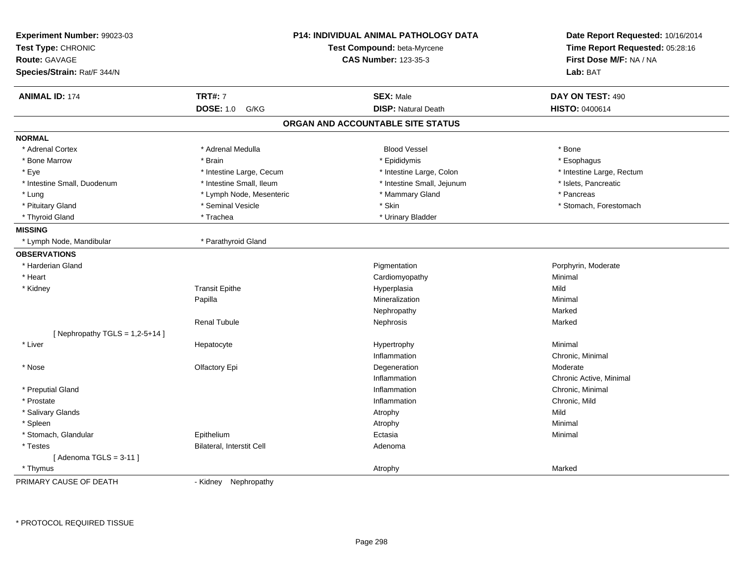**Experiment Number:** 99023-03
**Test Type:** CHRONIC
**Route:** GAVAGE
**Species/Strain:** Rat/F 344/N

**P14: INDIVIDUAL ANIMAL PATHOLOGY DATA**
**Test Compound:** beta-Myrcene
**CAS Number:** 123-35-3

**Date Report Requested:** 10/16/2014
**Time Report Requested:** 05:28:16
**First Dose M/F:** NA / NA
**Lab:** BAT

| **ANIMAL ID:** 174 | **TRT#:** 7 | **SEX:** Male | **DAY ON TEST:** 490 |
|---|---|---|---|
| | **DOSE:** 1.0 G/KG | **DISP:** Natural Death | **HISTO:** 0400614 |

## ORGAN AND ACCOUNTABLE SITE STATUS

**NORMAL**

| | | | |
|---|---|---|---|
| * Adrenal Cortex | * Adrenal Medulla | Blood Vessel | * Bone |
| * Bone Marrow | * Brain | * Epididymis | * Esophagus |
| * Eye | * Intestine Large, Cecum | * Intestine Large, Colon | * Intestine Large, Rectum |
| * Intestine Small, Duodenum | * Intestine Small, Ileum | * Intestine Small, Jejunum | * Islets, Pancreatic |
| * Lung | * Lymph Node, Mesenteric | * Mammary Gland | * Pancreas |
| * Pituitary Gland | * Seminal Vesicle | * Skin | * Stomach, Forestomach |
| * Thyroid Gland | * Trachea | * Urinary Bladder | |

**MISSING**

| | |
|---|---|
| * Lymph Node, Mandibular | * Parathyroid Gland |

**OBSERVATIONS**

| | | | |
|---|---|---|---|
| * Harderian Gland | | Pigmentation | Porphyrin, Moderate |
| * Heart | | Cardiomyopathy | Minimal |
| * Kidney | Transit Epithe | Hyperplasia | Mild |
| | Papilla | Mineralization | Minimal |
| | | Nephropathy | Marked |
| | Renal Tubule | Nephrosis | Marked |
| [ Nephropathy TGLS = 1,2-5+14 ] | | | |
| * Liver | Hepatocyte | Hypertrophy | Minimal |
| | | Inflammation | Chronic, Minimal |
| * Nose | Olfactory Epi | Degeneration | Moderate |
| | | Inflammation | Chronic Active, Minimal |
| * Preputial Gland | | Inflammation | Chronic, Minimal |
| * Prostate | | Inflammation | Chronic, Mild |
| * Salivary Glands | | Atrophy | Mild |
| * Spleen | | Atrophy | Minimal |
| * Stomach, Glandular | Epithelium | Ectasia | Minimal |
| * Testes | Bilateral, Interstit Cell | Adenoma | |
| [ Adenoma TGLS = 3-11 ] | | | |
| * Thymus | | Atrophy | Marked |

PRIMARY CAUSE OF DEATH - Kidney Nephropathy

\* PROTOCOL REQUIRED TISSUE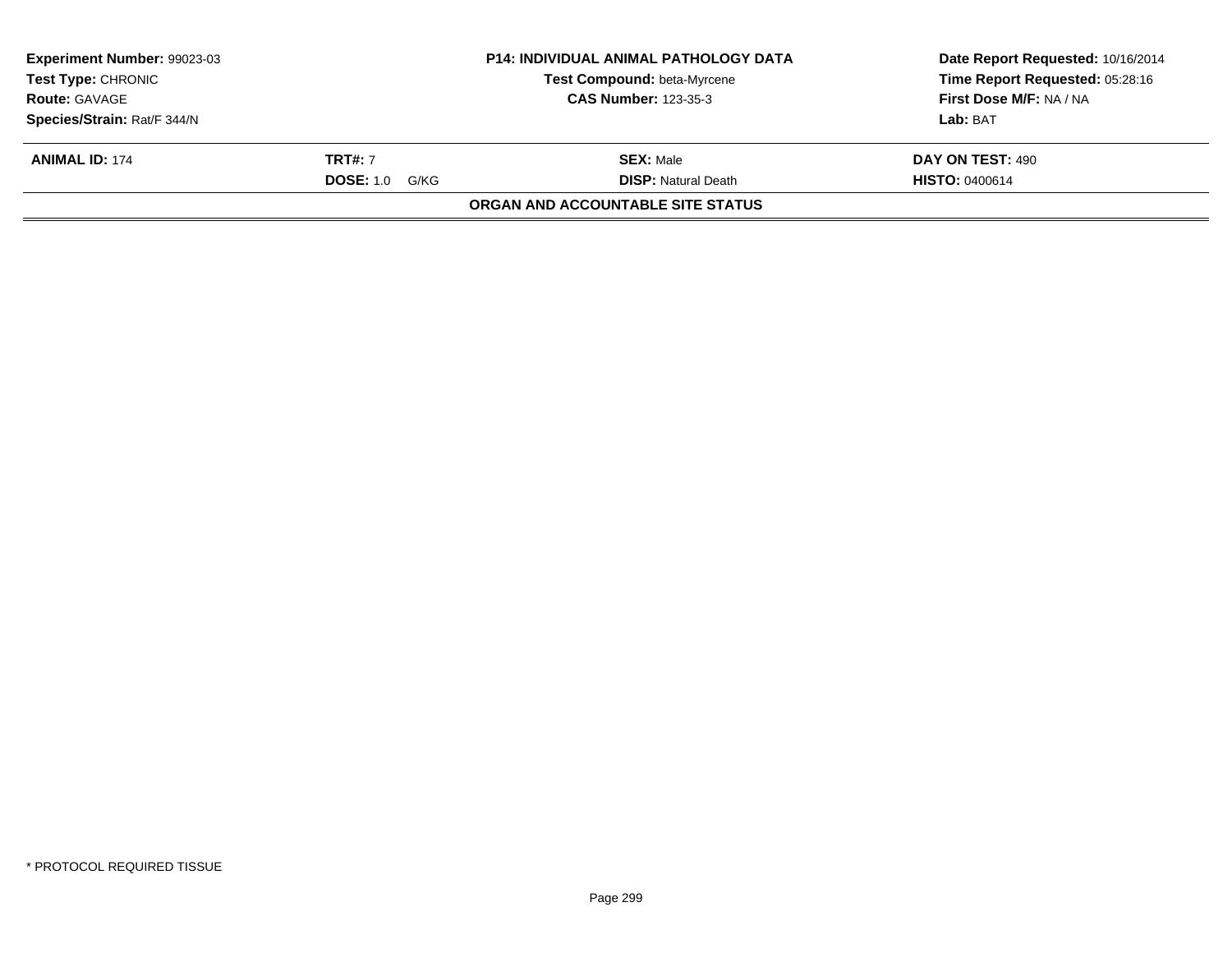| **Experiment Number:** 99023-03 | **P14: INDIVIDUAL ANIMAL PATHOLOGY DATA** | **Date Report Requested:** 10/16/2014 |
|---|---|---|
| **Test Type:** CHRONIC | **Test Compound:** beta-Myrcene | **Time Report Requested:** 05:28:16 |
| **Route:** GAVAGE | **CAS Number:** 123-35-3 | **First Dose M/F:** NA / NA |
| **Species/Strain:** Rat/F 344/N | | **Lab:** BAT |

| **ANIMAL ID:** 174 | **TRT#:** 7 | **SEX:** Male | **DAY ON TEST:** 490 |
|---|---|---|---|
| | **DOSE:** 1.0 G/KG | **DISP:** Natural Death | **HISTO:** 0400614 |

**ORGAN AND ACCOUNTABLE SITE STATUS**

* PROTOCOL REQUIRED TISSUE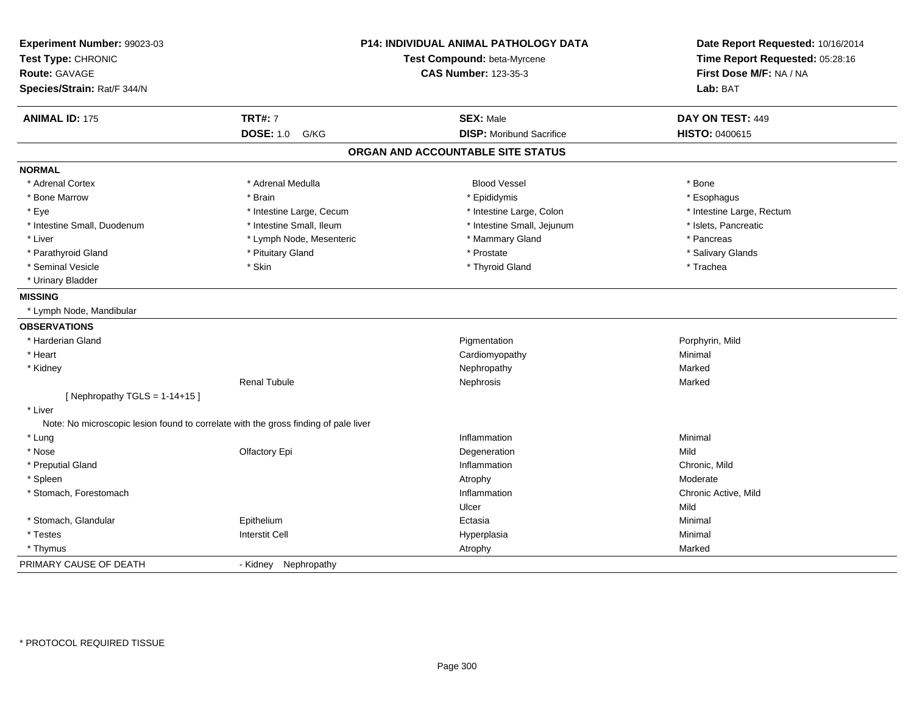**Experiment Number:** 99023-03
**Test Type:** CHRONIC
**Route:** GAVAGE
**Species/Strain:** Rat/F 344/N

**P14: INDIVIDUAL ANIMAL PATHOLOGY DATA**
**Test Compound:** beta-Myrcene
**CAS Number:** 123-35-3

**Date Report Requested:** 10/16/2014
**Time Report Requested:** 05:28:16
**First Dose M/F:** NA / NA
**Lab:** BAT

| **ANIMAL ID:** 175 | **TRT#:** 7 | **SEX:** Male | **DAY ON TEST:** 449 |
|---|---|---|---|
| | **DOSE:** 1.0 G/KG | **DISP:** Moribund Sacrifice | **HISTO:** 0400615 |

## ORGAN AND ACCOUNTABLE SITE STATUS

**NORMAL**

| | | | |
|---|---|---|---|
| * Adrenal Cortex | * Adrenal Medulla | Blood Vessel | * Bone |
| * Bone Marrow | * Brain | * Epididymis | * Esophagus |
| * Eye | * Intestine Large, Cecum | * Intestine Large, Colon | * Intestine Large, Rectum |
| * Intestine Small, Duodenum | * Intestine Small, Ileum | * Intestine Small, Jejunum | * Islets, Pancreatic |
| * Liver | * Lymph Node, Mesenteric | * Mammary Gland | * Pancreas |
| * Parathyroid Gland | * Pituitary Gland | * Prostate | * Salivary Glands |
| * Seminal Vesicle | * Skin | * Thyroid Gland | * Trachea |
| * Urinary Bladder | | | |

**MISSING**

* Lymph Node, Mandibular

**OBSERVATIONS**

| | | | |
|---|---|---|---|
| * Harderian Gland | | Pigmentation | Porphyrin, Mild |
| * Heart | | Cardiomyopathy | Minimal |
| * Kidney | | Nephropathy | Marked |
| | Renal Tubule | Nephrosis | Marked |
| [ Nephropathy TGLS = 1-14+15 ] | | | |
| * Liver | | | |
| Note: No microscopic lesion found to correlate with the gross finding of pale liver | | | |
| * Lung | | Inflammation | Minimal |
| * Nose | Olfactory Epi | Degeneration | Mild |
| * Preputial Gland | | Inflammation | Chronic, Mild |
| * Spleen | | Atrophy | Moderate |
| * Stomach, Forestomach | | Inflammation | Chronic Active, Mild |
| | | Ulcer | Mild |
| * Stomach, Glandular | Epithelium | Ectasia | Minimal |
| * Testes | Interstit Cell | Hyperplasia | Minimal |
| * Thymus | | Atrophy | Marked |

PRIMARY CAUSE OF DEATH - Kidney Nephropathy

* PROTOCOL REQUIRED TISSUE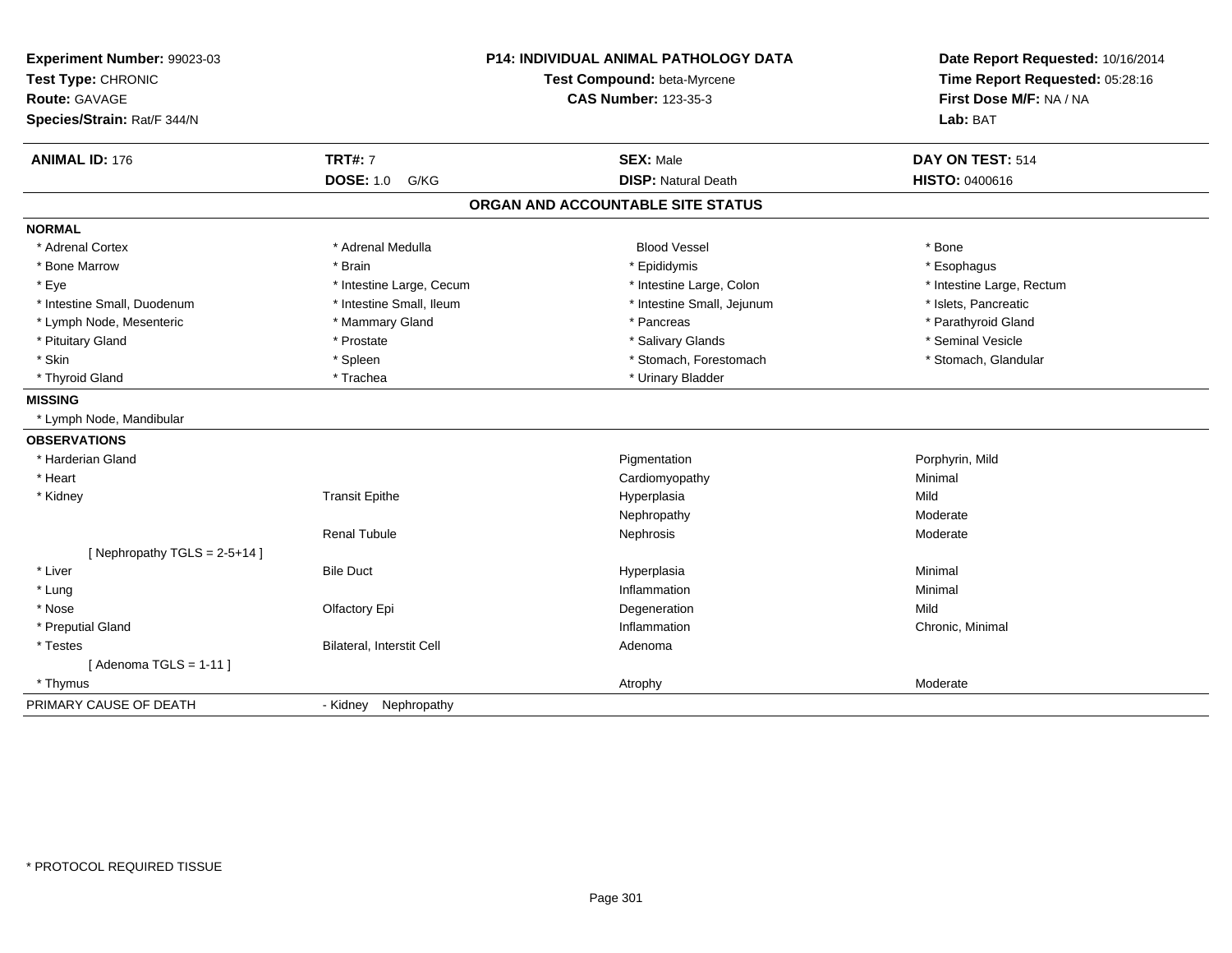**Experiment Number:** 99023-03
**Test Type:** CHRONIC
**Route:** GAVAGE
**Species/Strain:** Rat/F 344/N

**P14: INDIVIDUAL ANIMAL PATHOLOGY DATA**
**Test Compound:** beta-Myrcene
**CAS Number:** 123-35-3

**Date Report Requested:** 10/16/2014
**Time Report Requested:** 05:28:16
**First Dose M/F:** NA / NA
**Lab:** BAT

| **ANIMAL ID:** 176 | **TRT#:** 7 | **SEX:** Male | **DAY ON TEST:** 514 |
|---|---|---|---|
| | **DOSE:** 1.0 G/KG | **DISP:** Natural Death | **HISTO:** 0400616 |

## ORGAN AND ACCOUNTABLE SITE STATUS

**NORMAL**

| | | | |
|---|---|---|---|
| * Adrenal Cortex | * Adrenal Medulla | Blood Vessel | * Bone |
| * Bone Marrow | * Brain | * Epididymis | * Esophagus |
| * Eye | * Intestine Large, Cecum | * Intestine Large, Colon | * Intestine Large, Rectum |
| * Intestine Small, Duodenum | * Intestine Small, Ileum | * Intestine Small, Jejunum | * Islets, Pancreatic |
| * Lymph Node, Mesenteric | * Mammary Gland | * Pancreas | * Parathyroid Gland |
| * Pituitary Gland | * Prostate | * Salivary Glands | * Seminal Vesicle |
| * Skin | * Spleen | * Stomach, Forestomach | * Stomach, Glandular |
| * Thyroid Gland | * Trachea | * Urinary Bladder | |

**MISSING**

* Lymph Node, Mandibular

**OBSERVATIONS**

| Organ | Site | Observation | Severity |
|---|---|---|---|
| * Harderian Gland | | Pigmentation | Porphyrin, Mild |
| * Heart | | Cardiomyopathy | Minimal |
| * Kidney | Transit Epithe | Hyperplasia | Mild |
| | | Nephropathy | Moderate |
| | Renal Tubule | Nephrosis | Moderate |
| [ Nephropathy TGLS = 2-5+14 ] | | | |
| * Liver | Bile Duct | Hyperplasia | Minimal |
| * Lung | | Inflammation | Minimal |
| * Nose | Olfactory Epi | Degeneration | Mild |
| * Preputial Gland | | Inflammation | Chronic, Minimal |
| * Testes | Bilateral, Interstit Cell | Adenoma | |
| [ Adenoma TGLS = 1-11 ] | | | |
| * Thymus | | Atrophy | Moderate |

PRIMARY CAUSE OF DEATH - Kidney Nephropathy

* PROTOCOL REQUIRED TISSUE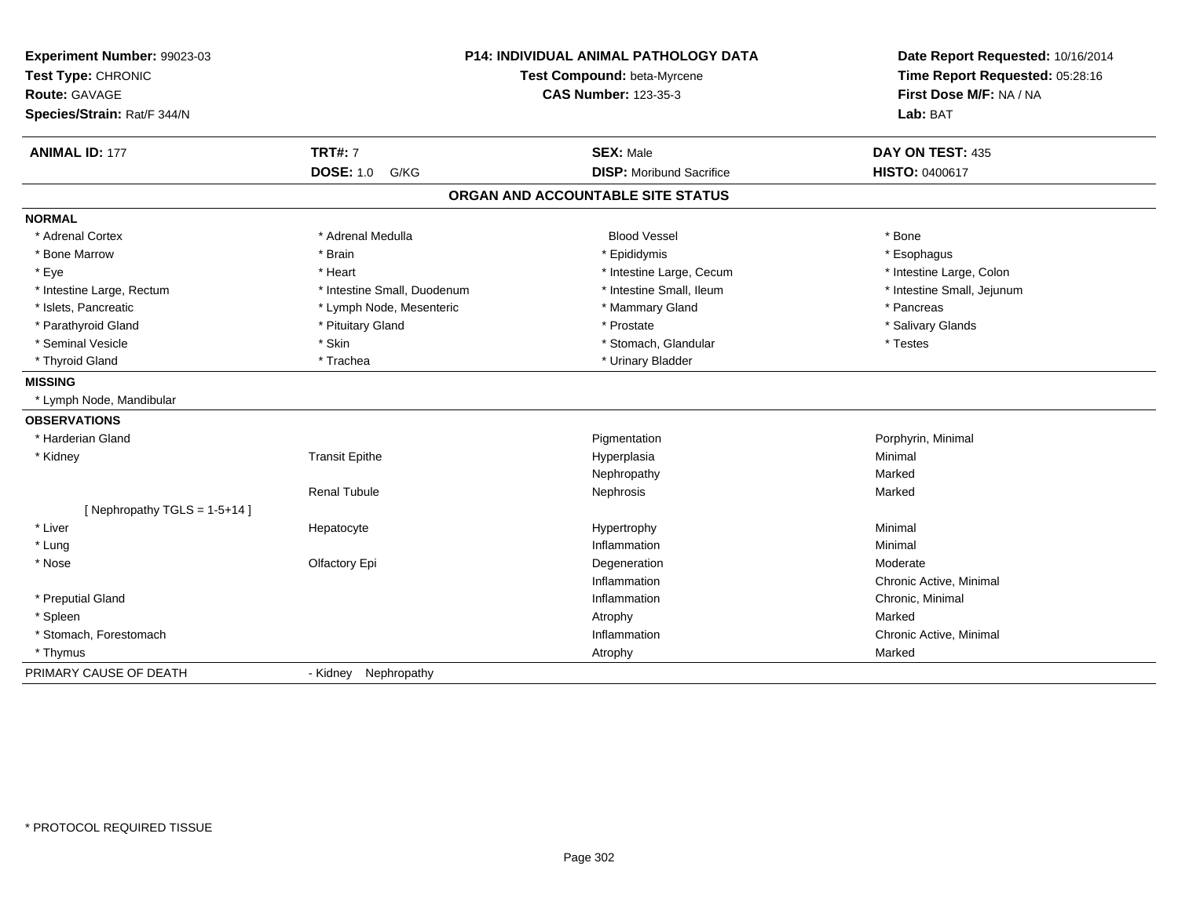**Experiment Number:** 99023-03
**Test Type:** CHRONIC
**Route:** GAVAGE
**Species/Strain:** Rat/F 344/N

**P14: INDIVIDUAL ANIMAL PATHOLOGY DATA**
**Test Compound:** beta-Myrcene
**CAS Number:** 123-35-3

**Date Report Requested:** 10/16/2014
**Time Report Requested:** 05:28:16
**First Dose M/F:** NA / NA
**Lab:** BAT

| **ANIMAL ID:** 177 | **TRT#:** 7 | **SEX:** Male | **DAY ON TEST:** 435 |
|---|---|---|---|
| | **DOSE:** 1.0 G/KG | **DISP:** Moribund Sacrifice | **HISTO:** 0400617 |

## ORGAN AND ACCOUNTABLE SITE STATUS

**NORMAL**

| | | | |
|---|---|---|---|
| * Adrenal Cortex | * Adrenal Medulla | Blood Vessel | * Bone |
| * Bone Marrow | * Brain | * Epididymis | * Esophagus |
| * Eye | * Heart | * Intestine Large, Cecum | * Intestine Large, Colon |
| * Intestine Large, Rectum | * Intestine Small, Duodenum | * Intestine Small, Ileum | * Intestine Small, Jejunum |
| * Islets, Pancreatic | * Lymph Node, Mesenteric | * Mammary Gland | * Pancreas |
| * Parathyroid Gland | * Pituitary Gland | * Prostate | * Salivary Glands |
| * Seminal Vesicle | * Skin | * Stomach, Glandular | * Testes |
| * Thyroid Gland | * Trachea | * Urinary Bladder | |

**MISSING**

* Lymph Node, Mandibular

**OBSERVATIONS**

| | | | |
|---|---|---|---|
| * Harderian Gland | | Pigmentation | Porphyrin, Minimal |
| * Kidney | Transit Epithe | Hyperplasia | Minimal |
| | | Nephropathy | Marked |
| | Renal Tubule | Nephrosis | Marked |
| [ Nephropathy TGLS = 1-5+14 ] | | | |
| * Liver | Hepatocyte | Hypertrophy | Minimal |
| * Lung | | Inflammation | Minimal |
| * Nose | Olfactory Epi | Degeneration | Moderate |
| | | Inflammation | Chronic Active, Minimal |
| * Preputial Gland | | Inflammation | Chronic, Minimal |
| * Spleen | | Atrophy | Marked |
| * Stomach, Forestomach | | Inflammation | Chronic Active, Minimal |
| * Thymus | | Atrophy | Marked |

PRIMARY CAUSE OF DEATH - Kidney Nephropathy

* PROTOCOL REQUIRED TISSUE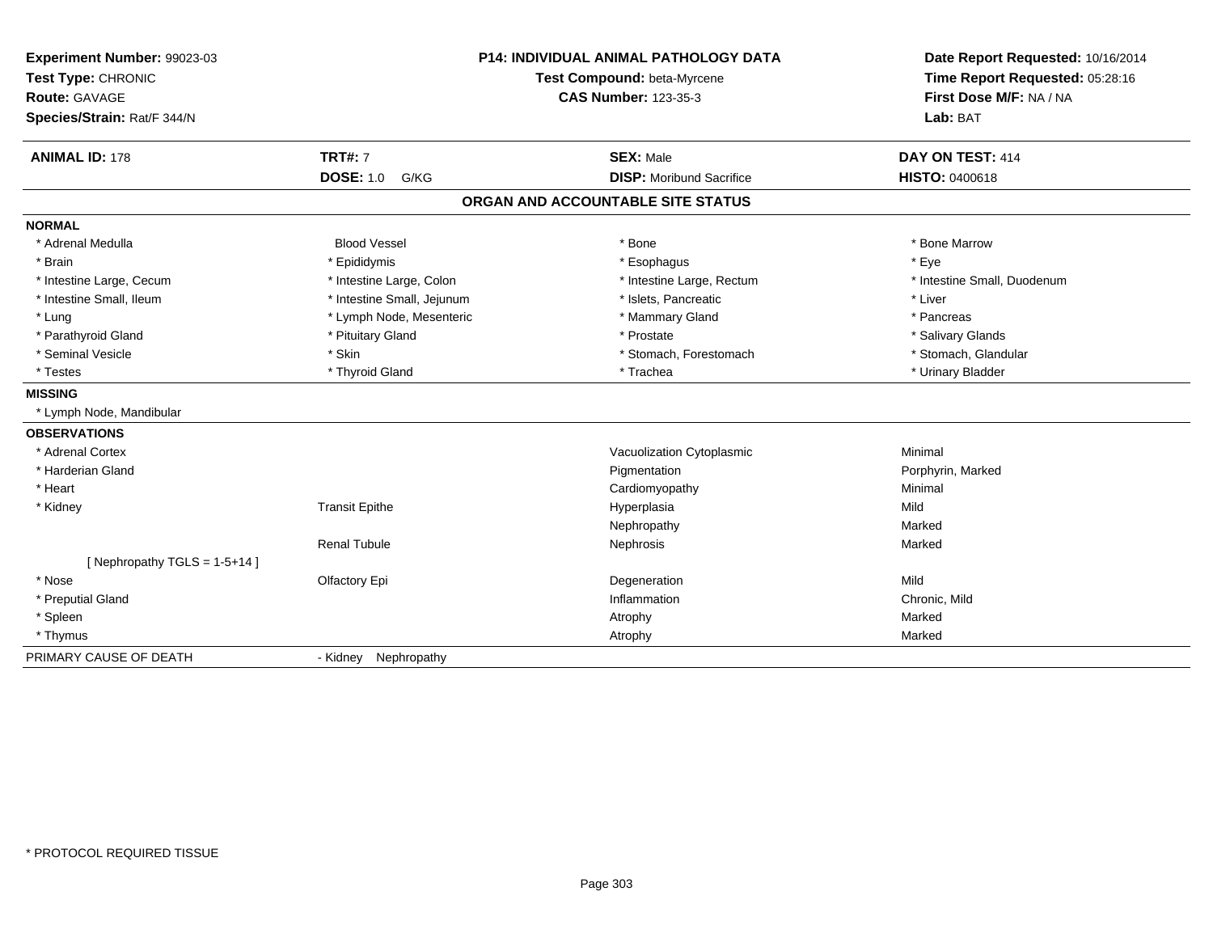**Experiment Number:** 99023-03
**Test Type:** CHRONIC
**Route:** GAVAGE
**Species/Strain:** Rat/F 344/N

**P14: INDIVIDUAL ANIMAL PATHOLOGY DATA**
**Test Compound:** beta-Myrcene
**CAS Number:** 123-35-3

**Date Report Requested:** 10/16/2014
**Time Report Requested:** 05:28:16
**First Dose M/F:** NA / NA
**Lab:** BAT

| **ANIMAL ID:** 178 | **TRT#:** 7 | **SEX:** Male | **DAY ON TEST:** 414 |
|---|---|---|---|
| | **DOSE:** 1.0 G/KG | **DISP:** Moribund Sacrifice | **HISTO:** 0400618 |

## ORGAN AND ACCOUNTABLE SITE STATUS

| | | | |
|---|---|---|---|
| **NORMAL** | | | |
| * Adrenal Medulla | Blood Vessel | * Bone | * Bone Marrow |
| * Brain | * Epididymis | * Esophagus | * Eye |
| * Intestine Large, Cecum | * Intestine Large, Colon | * Intestine Large, Rectum | * Intestine Small, Duodenum |
| * Intestine Small, Ileum | * Intestine Small, Jejunum | * Islets, Pancreatic | * Liver |
| * Lung | * Lymph Node, Mesenteric | * Mammary Gland | * Pancreas |
| * Parathyroid Gland | * Pituitary Gland | * Prostate | * Salivary Glands |
| * Seminal Vesicle | * Skin | * Stomach, Forestomach | * Stomach, Glandular |
| * Testes | * Thyroid Gland | * Trachea | * Urinary Bladder |
| **MISSING** | | | |
| * Lymph Node, Mandibular | | | |
| **OBSERVATIONS** | | | |
| * Adrenal Cortex | | Vacuolization Cytoplasmic | Minimal |
| * Harderian Gland | | Pigmentation | Porphyrin, Marked |
| * Heart | | Cardiomyopathy | Minimal |
| * Kidney | Transit Epithe | Hyperplasia | Mild |
| | | Nephropathy | Marked |
| | Renal Tubule | Nephrosis | Marked |
| [ Nephropathy TGLS = 1-5+14 ] | | | |
| * Nose | Olfactory Epi | Degeneration | Mild |
| * Preputial Gland | | Inflammation | Chronic, Mild |
| * Spleen | | Atrophy | Marked |
| * Thymus | | Atrophy | Marked |
| PRIMARY CAUSE OF DEATH | - Kidney Nephropathy | | |

* PROTOCOL REQUIRED TISSUE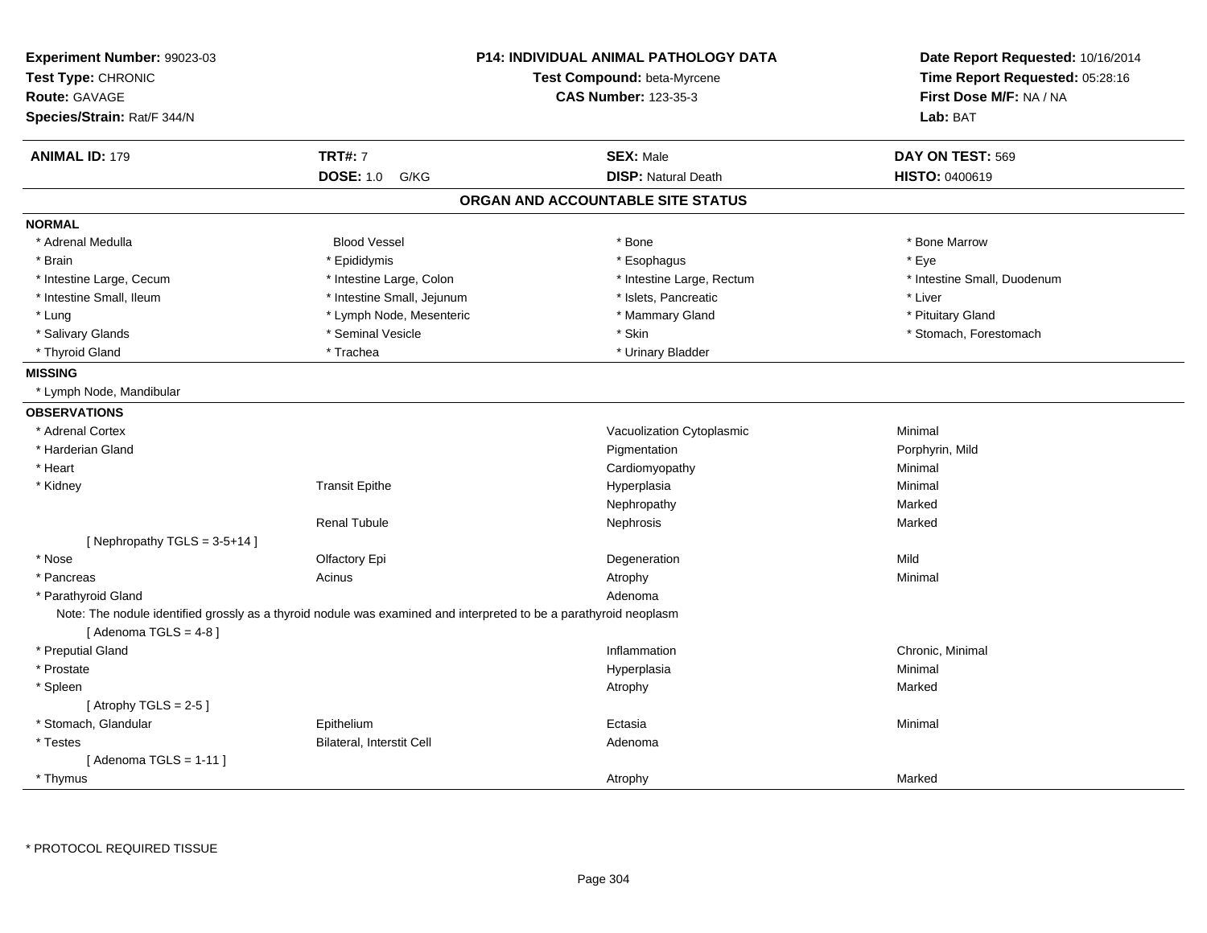**Experiment Number:** 99023-03
**Test Type:** CHRONIC
**Route:** GAVAGE
**Species/Strain:** Rat/F 344/N

**P14: INDIVIDUAL ANIMAL PATHOLOGY DATA**
**Test Compound:** beta-Myrcene
**CAS Number:** 123-35-3

**Date Report Requested:** 10/16/2014
**Time Report Requested:** 05:28:16
**First Dose M/F:** NA / NA
**Lab:** BAT

| **ANIMAL ID:** 179 | **TRT#:** 7 | **SEX:** Male | **DAY ON TEST:** 569 |
|---|---|---|---|
| | **DOSE:** 1.0 G/KG | **DISP:** Natural Death | **HISTO:** 0400619 |

## ORGAN AND ACCOUNTABLE SITE STATUS

**NORMAL**

| | | | |
|---|---|---|---|
| * Adrenal Medulla | Blood Vessel | * Bone | * Bone Marrow |
| * Brain | * Epididymis | * Esophagus | * Eye |
| * Intestine Large, Cecum | * Intestine Large, Colon | * Intestine Large, Rectum | * Intestine Small, Duodenum |
| * Intestine Small, Ileum | * Intestine Small, Jejunum | * Islets, Pancreatic | * Liver |
| * Lung | * Lymph Node, Mesenteric | * Mammary Gland | * Pituitary Gland |
| * Salivary Glands | * Seminal Vesicle | * Skin | * Stomach, Forestomach |
| * Thyroid Gland | * Trachea | * Urinary Bladder | |

**MISSING**

* Lymph Node, Mandibular

**OBSERVATIONS**

| | | | |
|---|---|---|---|
| * Adrenal Cortex | | Vacuolization Cytoplasmic | Minimal |
| * Harderian Gland | | Pigmentation | Porphyrin, Mild |
| * Heart | | Cardiomyopathy | Minimal |
| * Kidney | Transit Epithe | Hyperplasia | Minimal |
| | | Nephropathy | Marked |
| | Renal Tubule | Nephrosis | Marked |
| [ Nephropathy TGLS = 3-5+14 ] | | | |
| * Nose | Olfactory Epi | Degeneration | Mild |
| * Pancreas | Acinus | Atrophy | Minimal |
| * Parathyroid Gland | | Adenoma | |
| Note: The nodule identified grossly as a thyroid nodule was examined and interpreted to be a parathyroid neoplasm | | | |
| [ Adenoma TGLS = 4-8 ] | | | |
| * Preputial Gland | | Inflammation | Chronic, Minimal |
| * Prostate | | Hyperplasia | Minimal |
| * Spleen | | Atrophy | Marked |
| [ Atrophy TGLS = 2-5 ] | | | |
| * Stomach, Glandular | Epithelium | Ectasia | Minimal |
| * Testes | Bilateral, Interstit Cell | Adenoma | |
| [ Adenoma TGLS = 1-11 ] | | | |
| * Thymus | | Atrophy | Marked |

* PROTOCOL REQUIRED TISSUE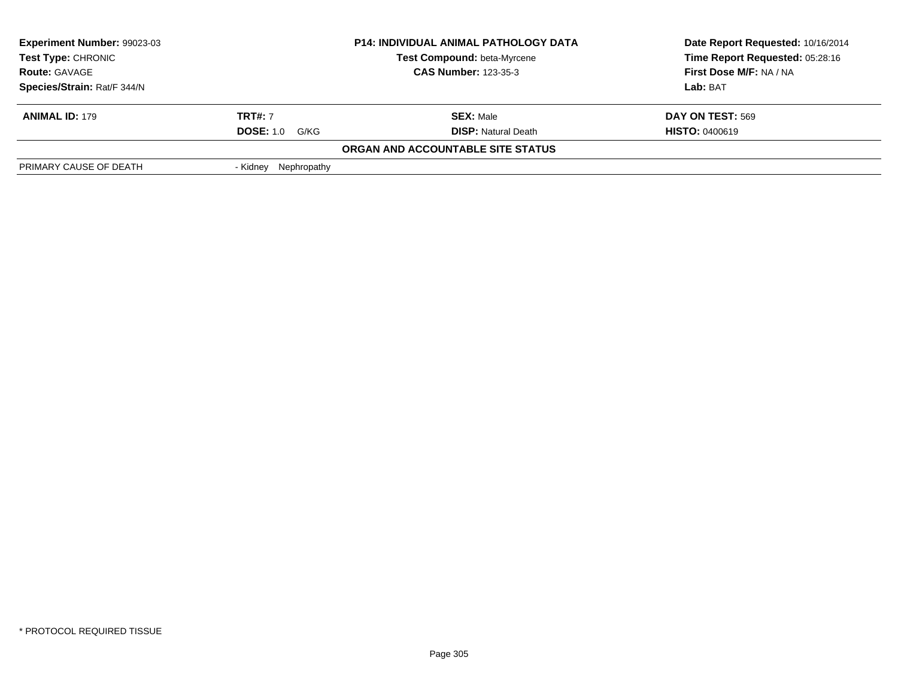| **Experiment Number:** 99023-03 | **P14: INDIVIDUAL ANIMAL PATHOLOGY DATA** | **Date Report Requested:** 10/16/2014 |
|---|---|---|
| **Test Type:** CHRONIC | **Test Compound:** beta-Myrcene | **Time Report Requested:** 05:28:16 |
| **Route:** GAVAGE | **CAS Number:** 123-35-3 | **First Dose M/F:** NA / NA |
| **Species/Strain:** Rat/F 344/N | | **Lab:** BAT |

| **ANIMAL ID:** 179 | **TRT#:** 7 | **SEX:** Male | **DAY ON TEST:** 569 |
|---|---|---|---|
| | **DOSE:** 1.0 G/KG | **DISP:** Natural Death | **HISTO:** 0400619 |

**ORGAN AND ACCOUNTABLE SITE STATUS**

| | |
|---|---|
| PRIMARY CAUSE OF DEATH | - Kidney Nephropathy |

* PROTOCOL REQUIRED TISSUE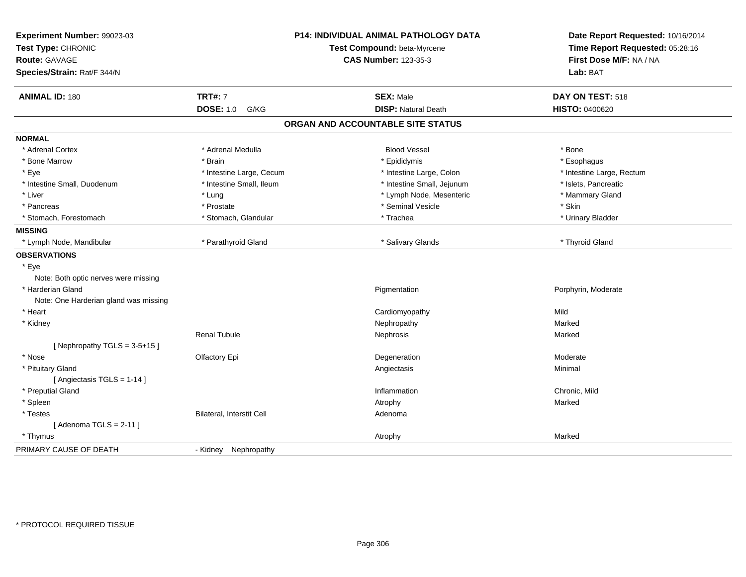**Experiment Number:** 99023-03
**Test Type:** CHRONIC
**Route:** GAVAGE
**Species/Strain:** Rat/F 344/N

**P14: INDIVIDUAL ANIMAL PATHOLOGY DATA**
**Test Compound:** beta-Myrcene
**CAS Number:** 123-35-3

**Date Report Requested:** 10/16/2014
**Time Report Requested:** 05:28:16
**First Dose M/F:** NA / NA
**Lab:** BAT

| **ANIMAL ID:** 180 | **TRT#:** 7 | **SEX:** Male | **DAY ON TEST:** 518 |
|---|---|---|---|
| | **DOSE:** 1.0 G/KG | **DISP:** Natural Death | **HISTO:** 0400620 |

## ORGAN AND ACCOUNTABLE SITE STATUS

| | | | |
|---|---|---|---|
| **NORMAL** | | | |
| * Adrenal Cortex | * Adrenal Medulla | Blood Vessel | * Bone |
| * Bone Marrow | * Brain | * Epididymis | * Esophagus |
| * Eye | * Intestine Large, Cecum | * Intestine Large, Colon | * Intestine Large, Rectum |
| * Intestine Small, Duodenum | * Intestine Small, Ileum | * Intestine Small, Jejunum | * Islets, Pancreatic |
| * Liver | * Lung | * Lymph Node, Mesenteric | * Mammary Gland |
| * Pancreas | * Prostate | * Seminal Vesicle | * Skin |
| * Stomach, Forestomach | * Stomach, Glandular | * Trachea | * Urinary Bladder |
| **MISSING** | | | |
| * Lymph Node, Mandibular | * Parathyroid Gland | * Salivary Glands | * Thyroid Gland |
| **OBSERVATIONS** | | | |
| * Eye | | | |
| Note: Both optic nerves were missing | | | |
| * Harderian Gland | | Pigmentation | Porphyrin, Moderate |
| Note: One Harderian gland was missing | | | |
| * Heart | | Cardiomyopathy | Mild |
| * Kidney | | Nephropathy | Marked |
| | Renal Tubule | Nephrosis | Marked |
| [ Nephropathy TGLS = 3-5+15 ] | | | |
| * Nose | Olfactory Epi | Degeneration | Moderate |
| * Pituitary Gland | | Angiectasis | Minimal |
| [ Angiectasis TGLS = 1-14 ] | | | |
| * Preputial Gland | | Inflammation | Chronic, Mild |
| * Spleen | | Atrophy | Marked |
| * Testes | Bilateral, Interstit Cell | Adenoma | |
| [ Adenoma TGLS = 2-11 ] | | | |
| * Thymus | | Atrophy | Marked |
| PRIMARY CAUSE OF DEATH | - Kidney Nephropathy | | |

* PROTOCOL REQUIRED TISSUE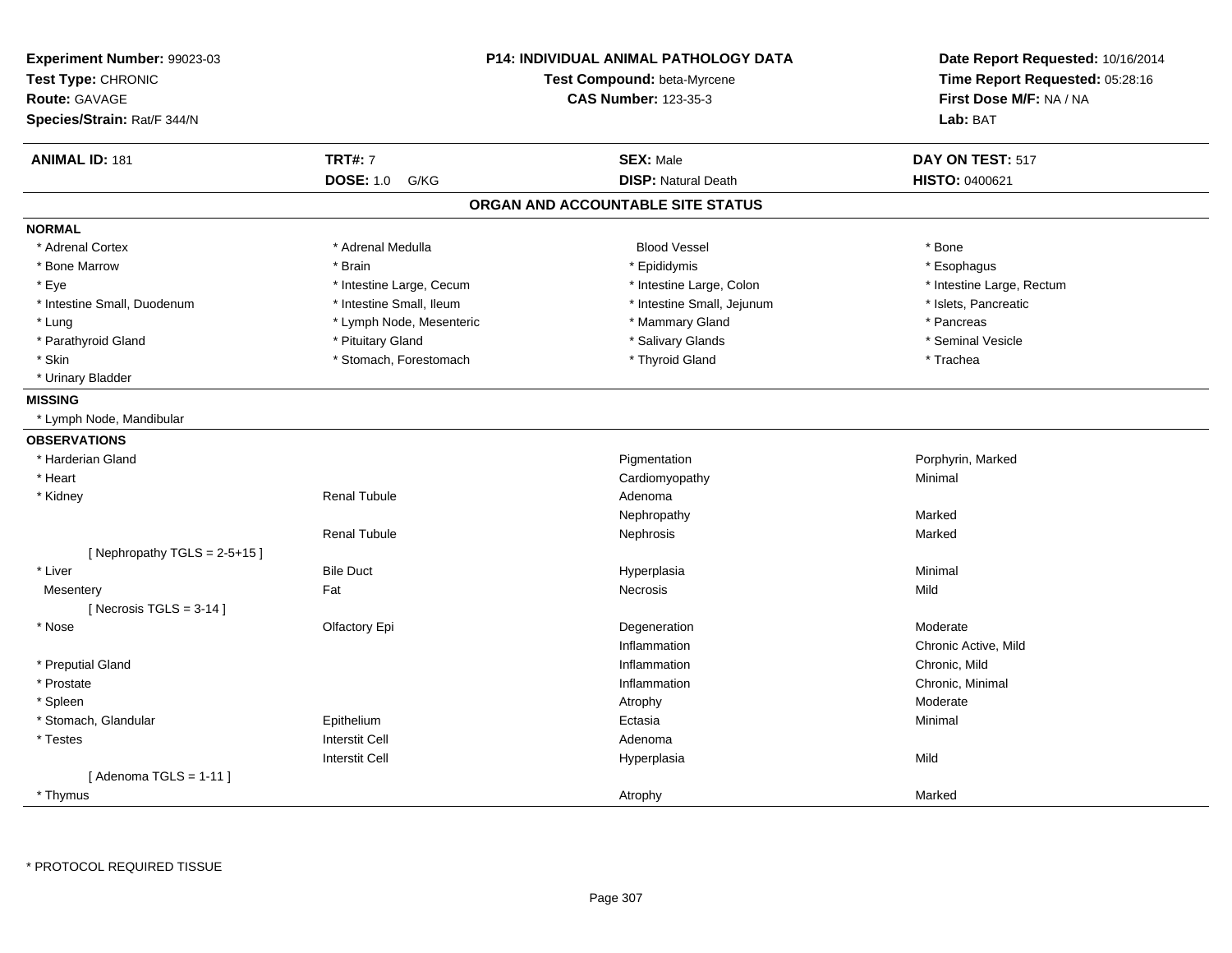**Experiment Number:** 99023-03
**Test Type:** CHRONIC
**Route:** GAVAGE
**Species/Strain:** Rat/F 344/N

**P14: INDIVIDUAL ANIMAL PATHOLOGY DATA**
**Test Compound:** beta-Myrcene
**CAS Number:** 123-35-3

**Date Report Requested:** 10/16/2014
**Time Report Requested:** 05:28:16
**First Dose M/F:** NA / NA
**Lab:** BAT

| **ANIMAL ID:** 181 | **TRT#:** 7 | **SEX:** Male | **DAY ON TEST:** 517 |
|---|---|---|---|
| | **DOSE:** 1.0 G/KG | **DISP:** Natural Death | **HISTO:** 0400621 |

## ORGAN AND ACCOUNTABLE SITE STATUS

**NORMAL**

| | | | |
|---|---|---|---|
| * Adrenal Cortex | * Adrenal Medulla | Blood Vessel | * Bone |
| * Bone Marrow | * Brain | * Epididymis | * Esophagus |
| * Eye | * Intestine Large, Cecum | * Intestine Large, Colon | * Intestine Large, Rectum |
| * Intestine Small, Duodenum | * Intestine Small, Ileum | * Intestine Small, Jejunum | * Islets, Pancreatic |
| * Lung | * Lymph Node, Mesenteric | * Mammary Gland | * Pancreas |
| * Parathyroid Gland | * Pituitary Gland | * Salivary Glands | * Seminal Vesicle |
| * Skin | * Stomach, Forestomach | * Thyroid Gland | * Trachea |
| * Urinary Bladder | | | |

**MISSING**

* Lymph Node, Mandibular

**OBSERVATIONS**

| | | | |
|---|---|---|---|
| * Harderian Gland | | Pigmentation | Porphyrin, Marked |
| * Heart | | Cardiomyopathy | Minimal |
| * Kidney | Renal Tubule | Adenoma | |
| | | Nephropathy | Marked |
| | Renal Tubule | Nephrosis | Marked |
| [ Nephropathy TGLS = 2-5+15 ] | | | |
| * Liver | Bile Duct | Hyperplasia | Minimal |
| Mesentery | Fat | Necrosis | Mild |
| [ Necrosis TGLS = 3-14 ] | | | |
| * Nose | Olfactory Epi | Degeneration | Moderate |
| | | Inflammation | Chronic Active, Mild |
| * Preputial Gland | | Inflammation | Chronic, Mild |
| * Prostate | | Inflammation | Chronic, Minimal |
| * Spleen | | Atrophy | Moderate |
| * Stomach, Glandular | Epithelium | Ectasia | Minimal |
| * Testes | Interstit Cell | Adenoma | |
| | Interstit Cell | Hyperplasia | Mild |
| [ Adenoma TGLS = 1-11 ] | | | |
| * Thymus | | Atrophy | Marked |

* PROTOCOL REQUIRED TISSUE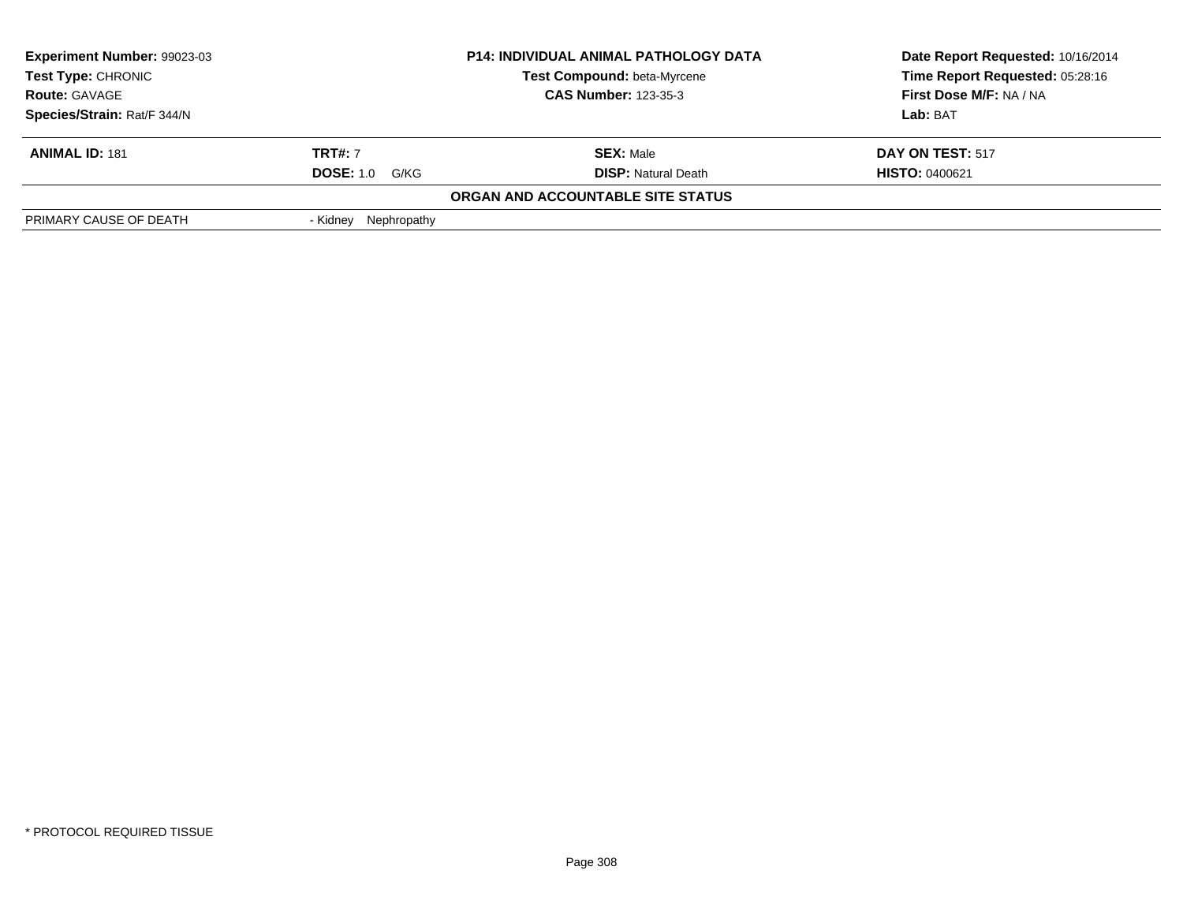| **Experiment Number:** 99023-03 | **P14: INDIVIDUAL ANIMAL PATHOLOGY DATA** | **Date Report Requested:** 10/16/2014 |
|---|---|---|
| **Test Type:** CHRONIC | **Test Compound:** beta-Myrcene | **Time Report Requested:** 05:28:16 |
| **Route:** GAVAGE | **CAS Number:** 123-35-3 | **First Dose M/F:** NA / NA |
| **Species/Strain:** Rat/F 344/N | | **Lab:** BAT |

| **ANIMAL ID:** 181 | **TRT#:** 7 | **SEX:** Male | **DAY ON TEST:** 517 |
|---|---|---|---|
| | **DOSE:** 1.0 G/KG | **DISP:** Natural Death | **HISTO:** 0400621 |

**ORGAN AND ACCOUNTABLE SITE STATUS**

| | |
|---|---|
| PRIMARY CAUSE OF DEATH | - Kidney Nephropathy |

* PROTOCOL REQUIRED TISSUE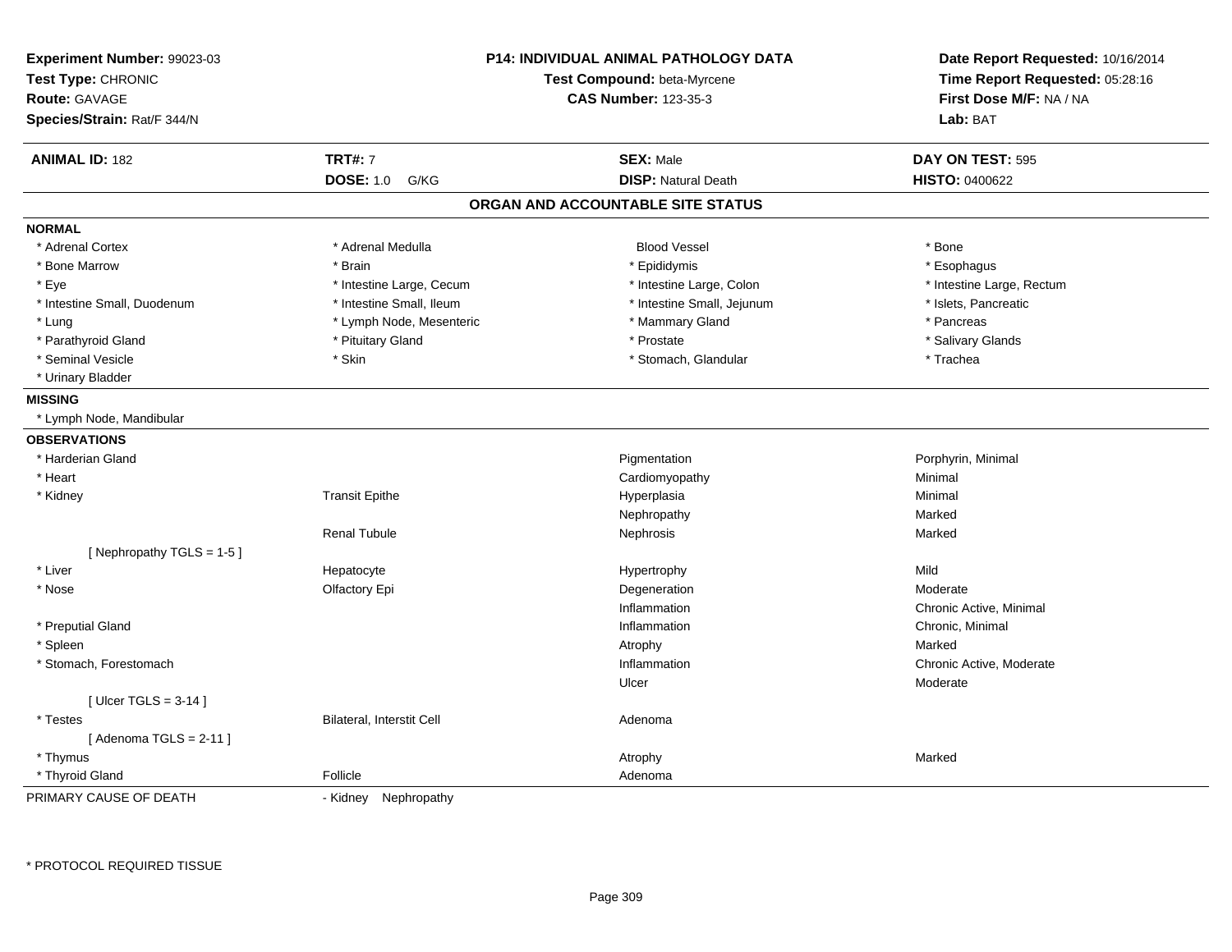**Experiment Number:** 99023-03
**Test Type:** CHRONIC
**Route:** GAVAGE
**Species/Strain:** Rat/F 344/N

**P14: INDIVIDUAL ANIMAL PATHOLOGY DATA**
**Test Compound:** beta-Myrcene
**CAS Number:** 123-35-3

**Date Report Requested:** 10/16/2014
**Time Report Requested:** 05:28:16
**First Dose M/F:** NA / NA
**Lab:** BAT

| **ANIMAL ID:** 182 | **TRT#:** 7 | **SEX:** Male | **DAY ON TEST:** 595 |
|---|---|---|---|
| | **DOSE:** 1.0 G/KG | **DISP:** Natural Death | **HISTO:** 0400622 |

## ORGAN AND ACCOUNTABLE SITE STATUS

**NORMAL**

| | | | |
|---|---|---|---|
| * Adrenal Cortex | * Adrenal Medulla | Blood Vessel | * Bone |
| * Bone Marrow | * Brain | * Epididymis | * Esophagus |
| * Eye | * Intestine Large, Cecum | * Intestine Large, Colon | * Intestine Large, Rectum |
| * Intestine Small, Duodenum | * Intestine Small, Ileum | * Intestine Small, Jejunum | * Islets, Pancreatic |
| * Lung | * Lymph Node, Mesenteric | * Mammary Gland | * Pancreas |
| * Parathyroid Gland | * Pituitary Gland | * Prostate | * Salivary Glands |
| * Seminal Vesicle | * Skin | * Stomach, Glandular | * Trachea |
| * Urinary Bladder | | | |

**MISSING**

* Lymph Node, Mandibular

**OBSERVATIONS**

| | | | |
|---|---|---|---|
| * Harderian Gland | | Pigmentation | Porphyrin, Minimal |
| * Heart | | Cardiomyopathy | Minimal |
| * Kidney | Transit Epithe | Hyperplasia | Minimal |
| | | Nephropathy | Marked |
| | Renal Tubule | Nephrosis | Marked |
| [ Nephropathy TGLS = 1-5 ] | | | |
| * Liver | Hepatocyte | Hypertrophy | Mild |
| * Nose | Olfactory Epi | Degeneration | Moderate |
| | | Inflammation | Chronic Active, Minimal |
| * Preputial Gland | | Inflammation | Chronic, Minimal |
| * Spleen | | Atrophy | Marked |
| * Stomach, Forestomach | | Inflammation | Chronic Active, Moderate |
| | | Ulcer | Moderate |
| [ Ulcer TGLS = 3-14 ] | | | |
| * Testes | Bilateral, Interstit Cell | Adenoma | |
| [ Adenoma TGLS = 2-11 ] | | | |
| * Thymus | | Atrophy | Marked |
| * Thyroid Gland | Follicle | Adenoma | |

PRIMARY CAUSE OF DEATH - Kidney Nephropathy

\* PROTOCOL REQUIRED TISSUE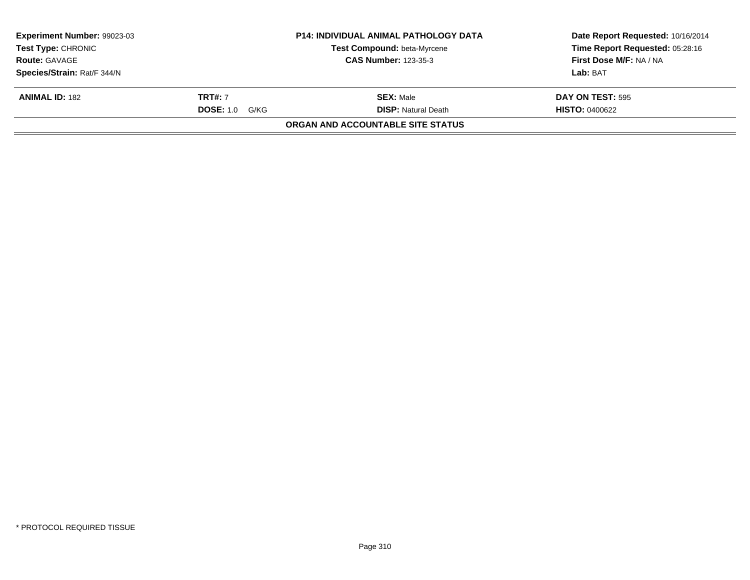| **Experiment Number:** 99023-03 | **P14: INDIVIDUAL ANIMAL PATHOLOGY DATA** | **Date Report Requested:** 10/16/2014 |
|---|---|---|
| **Test Type:** CHRONIC | **Test Compound:** beta-Myrcene | **Time Report Requested:** 05:28:16 |
| **Route:** GAVAGE | **CAS Number:** 123-35-3 | **First Dose M/F:** NA / NA |
| **Species/Strain:** Rat/F 344/N | | **Lab:** BAT |

| **ANIMAL ID:** 182 | **TRT#:** 7 | **SEX:** Male | **DAY ON TEST:** 595 |
|---|---|---|---|
| | **DOSE:** 1.0 G/KG | **DISP:** Natural Death | **HISTO:** 0400622 |

**ORGAN AND ACCOUNTABLE SITE STATUS**

* PROTOCOL REQUIRED TISSUE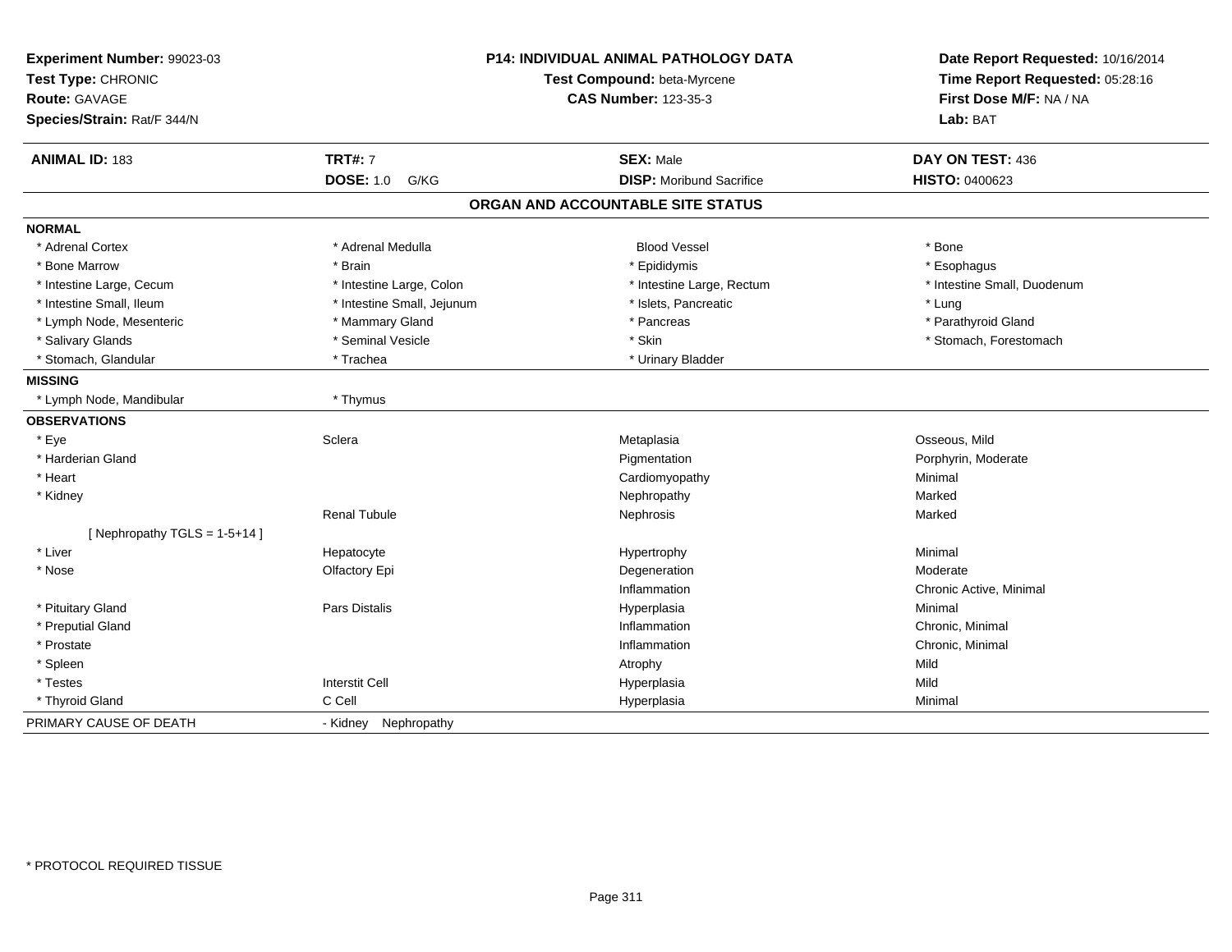**Experiment Number:** 99023-03
**Test Type:** CHRONIC
**Route:** GAVAGE
**Species/Strain:** Rat/F 344/N

**P14: INDIVIDUAL ANIMAL PATHOLOGY DATA**
**Test Compound:** beta-Myrcene
**CAS Number:** 123-35-3

**Date Report Requested:** 10/16/2014
**Time Report Requested:** 05:28:16
**First Dose M/F:** NA / NA
**Lab:** BAT

| **ANIMAL ID:** 183 | **TRT#:** 7 | **SEX:** Male | **DAY ON TEST:** 436 |
|---|---|---|---|
| | **DOSE:** 1.0 G/KG | **DISP:** Moribund Sacrifice | **HISTO:** 0400623 |

## ORGAN AND ACCOUNTABLE SITE STATUS

**NORMAL**

| | | | |
|---|---|---|---|
| * Adrenal Cortex | * Adrenal Medulla | Blood Vessel | * Bone |
| * Bone Marrow | * Brain | * Epididymis | * Esophagus |
| * Intestine Large, Cecum | * Intestine Large, Colon | * Intestine Large, Rectum | * Intestine Small, Duodenum |
| * Intestine Small, Ileum | * Intestine Small, Jejunum | * Islets, Pancreatic | * Lung |
| * Lymph Node, Mesenteric | * Mammary Gland | * Pancreas | * Parathyroid Gland |
| * Salivary Glands | * Seminal Vesicle | * Skin | * Stomach, Forestomach |
| * Stomach, Glandular | * Trachea | * Urinary Bladder | |

**MISSING**

| | |
|---|---|
| * Lymph Node, Mandibular | * Thymus |

**OBSERVATIONS**

| | | | |
|---|---|---|---|
| * Eye | Sclera | Metaplasia | Osseous, Mild |
| * Harderian Gland | | Pigmentation | Porphyrin, Moderate |
| * Heart | | Cardiomyopathy | Minimal |
| * Kidney | | Nephropathy | Marked |
| | Renal Tubule | Nephrosis | Marked |
| [ Nephropathy TGLS = 1-5+14 ] | | | |
| * Liver | Hepatocyte | Hypertrophy | Minimal |
| * Nose | Olfactory Epi | Degeneration | Moderate |
| | | Inflammation | Chronic Active, Minimal |
| * Pituitary Gland | Pars Distalis | Hyperplasia | Minimal |
| * Preputial Gland | | Inflammation | Chronic, Minimal |
| * Prostate | | Inflammation | Chronic, Minimal |
| * Spleen | | Atrophy | Mild |
| * Testes | Interstit Cell | Hyperplasia | Mild |
| * Thyroid Gland | C Cell | Hyperplasia | Minimal |

PRIMARY CAUSE OF DEATH - Kidney Nephropathy

\* PROTOCOL REQUIRED TISSUE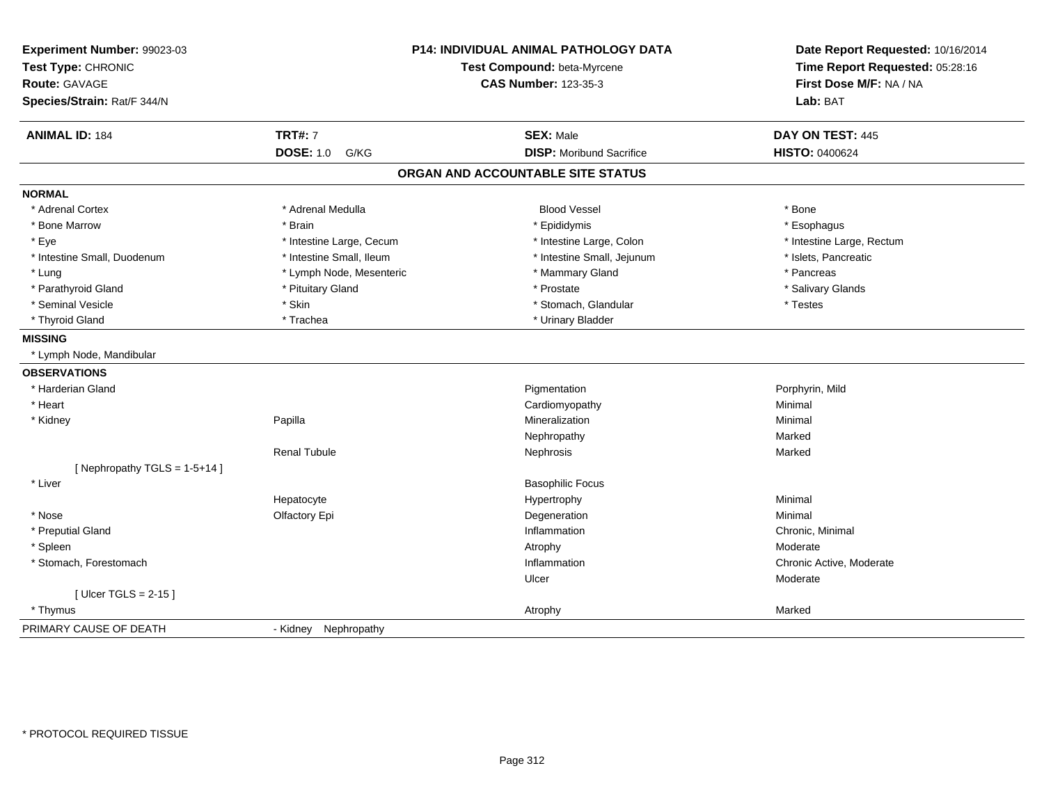**Experiment Number:** 99023-03
**Test Type:** CHRONIC
**Route:** GAVAGE
**Species/Strain:** Rat/F 344/N

**P14: INDIVIDUAL ANIMAL PATHOLOGY DATA**
**Test Compound:** beta-Myrcene
**CAS Number:** 123-35-3

**Date Report Requested:** 10/16/2014
**Time Report Requested:** 05:28:16
**First Dose M/F:** NA / NA
**Lab:** BAT

| **ANIMAL ID:** 184 | **TRT#:** 7 | **SEX:** Male | **DAY ON TEST:** 445 |
|---|---|---|---|
| | **DOSE:** 1.0 G/KG | **DISP:** Moribund Sacrifice | **HISTO:** 0400624 |

## ORGAN AND ACCOUNTABLE SITE STATUS

**NORMAL**

| | | | |
|---|---|---|---|
| * Adrenal Cortex | * Adrenal Medulla | Blood Vessel | * Bone |
| * Bone Marrow | * Brain | * Epididymis | * Esophagus |
| * Eye | * Intestine Large, Cecum | * Intestine Large, Colon | * Intestine Large, Rectum |
| * Intestine Small, Duodenum | * Intestine Small, Ileum | * Intestine Small, Jejunum | * Islets, Pancreatic |
| * Lung | * Lymph Node, Mesenteric | * Mammary Gland | * Pancreas |
| * Parathyroid Gland | * Pituitary Gland | * Prostate | * Salivary Glands |
| * Seminal Vesicle | * Skin | * Stomach, Glandular | * Testes |
| * Thyroid Gland | * Trachea | * Urinary Bladder | |

**MISSING**

* Lymph Node, Mandibular

**OBSERVATIONS**

| Organ | Site | Observation | Severity |
|---|---|---|---|
| * Harderian Gland | | Pigmentation | Porphyrin, Mild |
| * Heart | | Cardiomyopathy | Minimal |
| * Kidney | Papilla | Mineralization | Minimal |
| | | Nephropathy | Marked |
| | Renal Tubule | Nephrosis | Marked |
| [ Nephropathy TGLS = 1-5+14 ] | | | |
| * Liver | | Basophilic Focus | |
| | Hepatocyte | Hypertrophy | Minimal |
| * Nose | Olfactory Epi | Degeneration | Minimal |
| * Preputial Gland | | Inflammation | Chronic, Minimal |
| * Spleen | | Atrophy | Moderate |
| * Stomach, Forestomach | | Inflammation | Chronic Active, Moderate |
| | | Ulcer | Moderate |
| [ Ulcer TGLS = 2-15 ] | | | |
| * Thymus | | Atrophy | Marked |

PRIMARY CAUSE OF DEATH - Kidney Nephropathy

* PROTOCOL REQUIRED TISSUE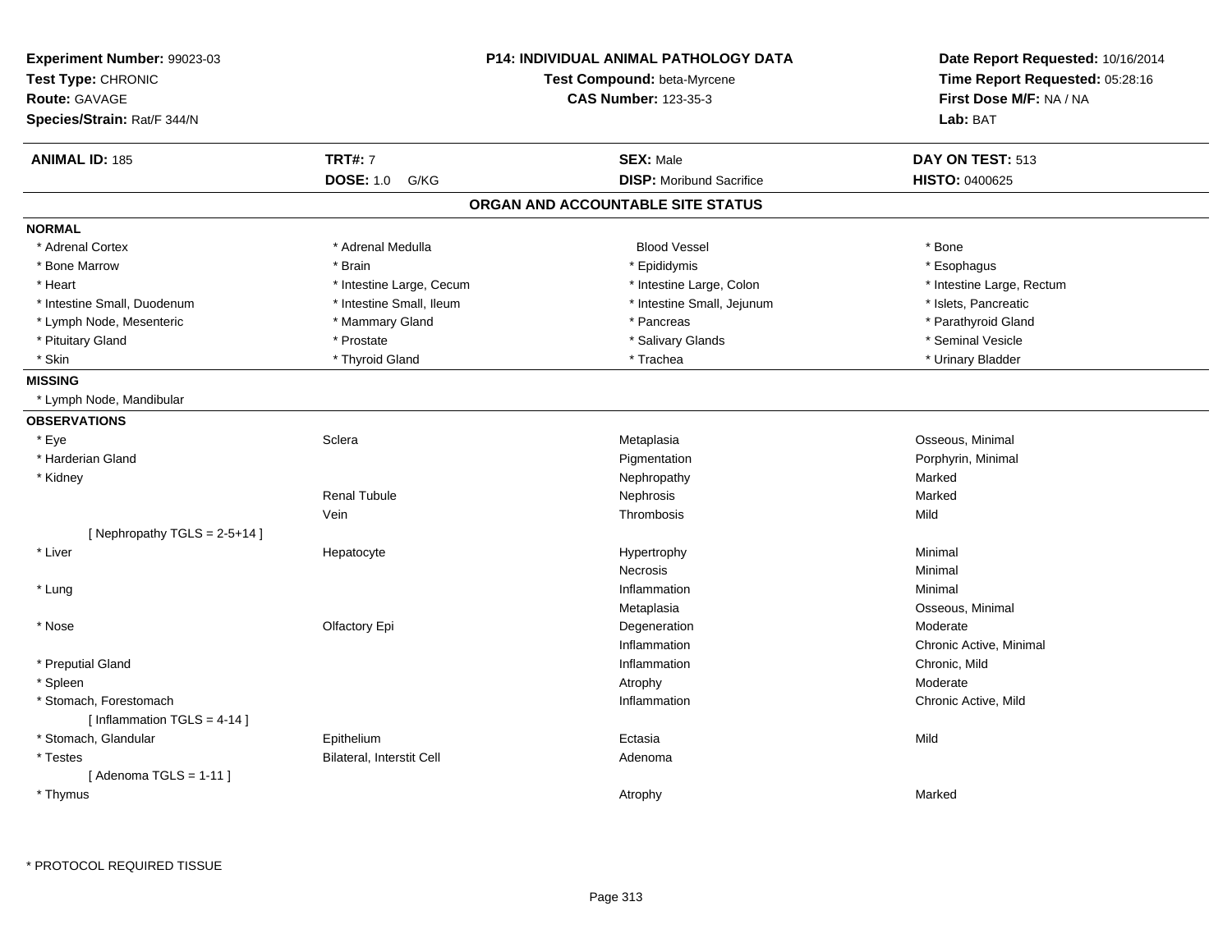**Experiment Number:** 99023-03
**Test Type:** CHRONIC
**Route:** GAVAGE
**Species/Strain:** Rat/F 344/N

**P14: INDIVIDUAL ANIMAL PATHOLOGY DATA**
**Test Compound:** beta-Myrcene
**CAS Number:** 123-35-3

**Date Report Requested:** 10/16/2014
**Time Report Requested:** 05:28:16
**First Dose M/F:** NA / NA
**Lab:** BAT

| **ANIMAL ID:** 185 | **TRT#:** 7 | **SEX:** Male | **DAY ON TEST:** 513 |
|---|---|---|---|
| | **DOSE:** 1.0 G/KG | **DISP:** Moribund Sacrifice | **HISTO:** 0400625 |

## ORGAN AND ACCOUNTABLE SITE STATUS

**NORMAL**

| | | | |
|---|---|---|---|
| * Adrenal Cortex | * Adrenal Medulla | Blood Vessel | * Bone |
| * Bone Marrow | * Brain | * Epididymis | * Esophagus |
| * Heart | * Intestine Large, Cecum | * Intestine Large, Colon | * Intestine Large, Rectum |
| * Intestine Small, Duodenum | * Intestine Small, Ileum | * Intestine Small, Jejunum | * Islets, Pancreatic |
| * Lymph Node, Mesenteric | * Mammary Gland | * Pancreas | * Parathyroid Gland |
| * Pituitary Gland | * Prostate | * Salivary Glands | * Seminal Vesicle |
| * Skin | * Thyroid Gland | * Trachea | * Urinary Bladder |

**MISSING**

* Lymph Node, Mandibular

**OBSERVATIONS**

| | | | |
|---|---|---|---|
| * Eye | Sclera | Metaplasia | Osseous, Minimal |
| * Harderian Gland | | Pigmentation | Porphyrin, Minimal |
| * Kidney | | Nephropathy | Marked |
| | Renal Tubule | Nephrosis | Marked |
| | Vein | Thrombosis | Mild |
| [ Nephropathy TGLS = 2-5+14 ] | | | |
| * Liver | Hepatocyte | Hypertrophy | Minimal |
| | | Necrosis | Minimal |
| * Lung | | Inflammation | Minimal |
| | | Metaplasia | Osseous, Minimal |
| * Nose | Olfactory Epi | Degeneration | Moderate |
| | | Inflammation | Chronic Active, Minimal |
| * Preputial Gland | | Inflammation | Chronic, Mild |
| * Spleen | | Atrophy | Moderate |
| * Stomach, Forestomach | | Inflammation | Chronic Active, Mild |
| [ Inflammation TGLS = 4-14 ] | | | |
| * Stomach, Glandular | Epithelium | Ectasia | Mild |
| * Testes | Bilateral, Interstit Cell | Adenoma | |
| [ Adenoma TGLS = 1-11 ] | | | |
| * Thymus | | Atrophy | Marked |

* PROTOCOL REQUIRED TISSUE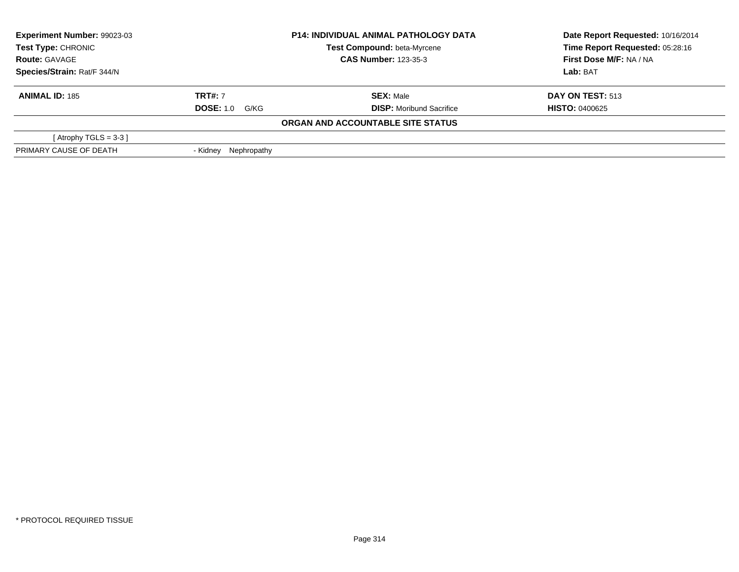| **Experiment Number:** 99023-03 | **P14: INDIVIDUAL ANIMAL PATHOLOGY DATA** | **Date Report Requested:** 10/16/2014 |
|---|---|---|
| **Test Type:** CHRONIC | **Test Compound:** beta-Myrcene | **Time Report Requested:** 05:28:16 |
| **Route:** GAVAGE | **CAS Number:** 123-35-3 | **First Dose M/F:** NA / NA |
| **Species/Strain:** Rat/F 344/N | | **Lab:** BAT |

| **ANIMAL ID:** 185 | **TRT#:** 7 | **SEX:** Male | **DAY ON TEST:** 513 |
|---|---|---|---|
| | **DOSE:** 1.0 G/KG | **DISP:** Moribund Sacrifice | **HISTO:** 0400625 |

**ORGAN AND ACCOUNTABLE SITE STATUS**

| | |
|---|---|
| [ Atrophy TGLS = 3-3 ] | |
| PRIMARY CAUSE OF DEATH | - Kidney Nephropathy |

* PROTOCOL REQUIRED TISSUE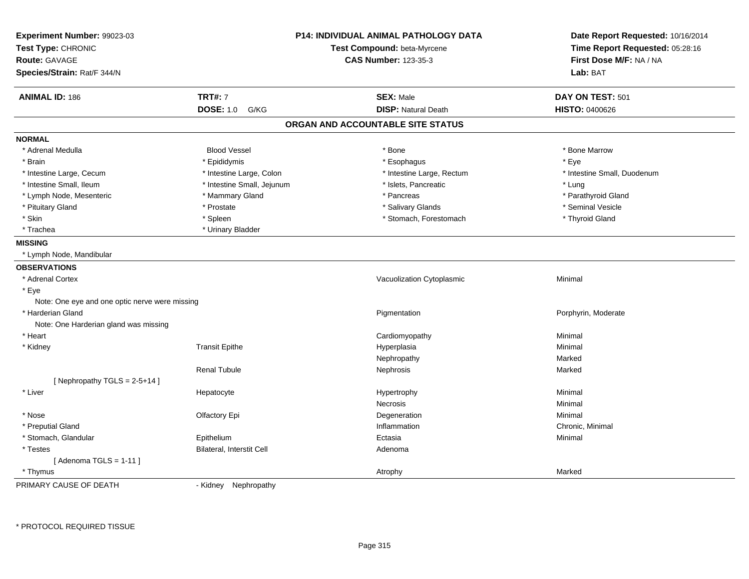**Experiment Number:** 99023-03
**Test Type:** CHRONIC
**Route:** GAVAGE
**Species/Strain:** Rat/F 344/N

**P14: INDIVIDUAL ANIMAL PATHOLOGY DATA**
**Test Compound:** beta-Myrcene
**CAS Number:** 123-35-3

**Date Report Requested:** 10/16/2014
**Time Report Requested:** 05:28:16
**First Dose M/F:** NA / NA
**Lab:** BAT

| **ANIMAL ID:** 186 | **TRT#:** 7 | **SEX:** Male | **DAY ON TEST:** 501 |
|---|---|---|---|
| | **DOSE:** 1.0 G/KG | **DISP:** Natural Death | **HISTO:** 0400626 |

## ORGAN AND ACCOUNTABLE SITE STATUS

**NORMAL**

| | | | |
|---|---|---|---|
| * Adrenal Medulla | Blood Vessel | * Bone | * Bone Marrow |
| * Brain | * Epididymis | * Esophagus | * Eye |
| * Intestine Large, Cecum | * Intestine Large, Colon | * Intestine Large, Rectum | * Intestine Small, Duodenum |
| * Intestine Small, Ileum | * Intestine Small, Jejunum | * Islets, Pancreatic | * Lung |
| * Lymph Node, Mesenteric | * Mammary Gland | * Pancreas | * Parathyroid Gland |
| * Pituitary Gland | * Prostate | * Salivary Glands | * Seminal Vesicle |
| * Skin | * Spleen | * Stomach, Forestomach | * Thyroid Gland |
| * Trachea | * Urinary Bladder | | |

**MISSING**

* Lymph Node, Mandibular

**OBSERVATIONS**

| | | | |
|---|---|---|---|
| * Adrenal Cortex | | Vacuolization Cytoplasmic | Minimal |
| * Eye | | | |
| Note: One eye and one optic nerve were missing | | | |
| * Harderian Gland | | Pigmentation | Porphyrin, Moderate |
| Note: One Harderian gland was missing | | | |
| * Heart | | Cardiomyopathy | Minimal |
| * Kidney | Transit Epithe | Hyperplasia | Minimal |
| | | Nephropathy | Marked |
| | Renal Tubule | Nephrosis | Marked |
| [ Nephropathy TGLS = 2-5+14 ] | | | |
| * Liver | Hepatocyte | Hypertrophy | Minimal |
| | | Necrosis | Minimal |
| * Nose | Olfactory Epi | Degeneration | Minimal |
| * Preputial Gland | | Inflammation | Chronic, Minimal |
| * Stomach, Glandular | Epithelium | Ectasia | Minimal |
| * Testes | Bilateral, Interstit Cell | Adenoma | |
| [ Adenoma TGLS = 1-11 ] | | | |
| * Thymus | | Atrophy | Marked |

PRIMARY CAUSE OF DEATH - Kidney Nephropathy

\* PROTOCOL REQUIRED TISSUE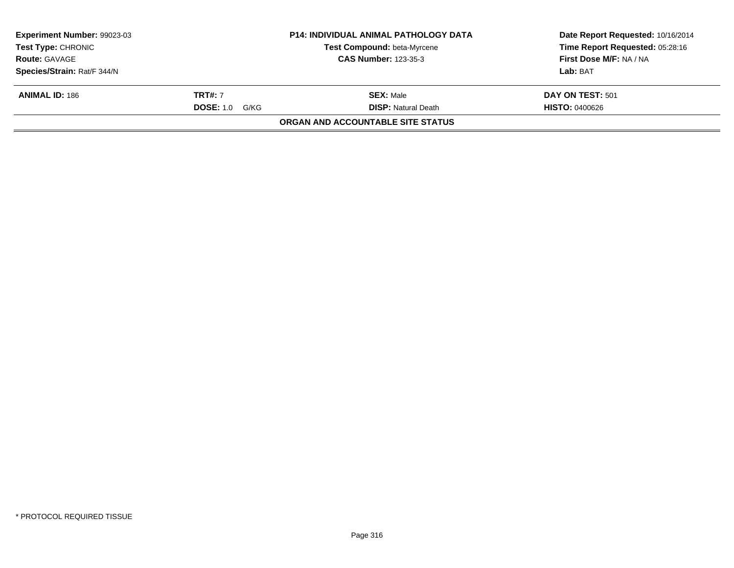| Experiment Number: 99023-03 | P14: INDIVIDUAL ANIMAL PATHOLOGY DATA | Date Report Requested: 10/16/2014 |
|---|---|---|
| Test Type: CHRONIC | Test Compound: beta-Myrcene | Time Report Requested: 05:28:16 |
| Route: GAVAGE | CAS Number: 123-35-3 | First Dose M/F: NA / NA |
| Species/Strain: Rat/F 344/N | | Lab: BAT |

| ANIMAL ID: 186 | TRT#: 7 | SEX: Male | DAY ON TEST: 501 |
|---|---|---|---|
| | DOSE: 1.0 G/KG | DISP: Natural Death | HISTO: 0400626 |

**ORGAN AND ACCOUNTABLE SITE STATUS**

* PROTOCOL REQUIRED TISSUE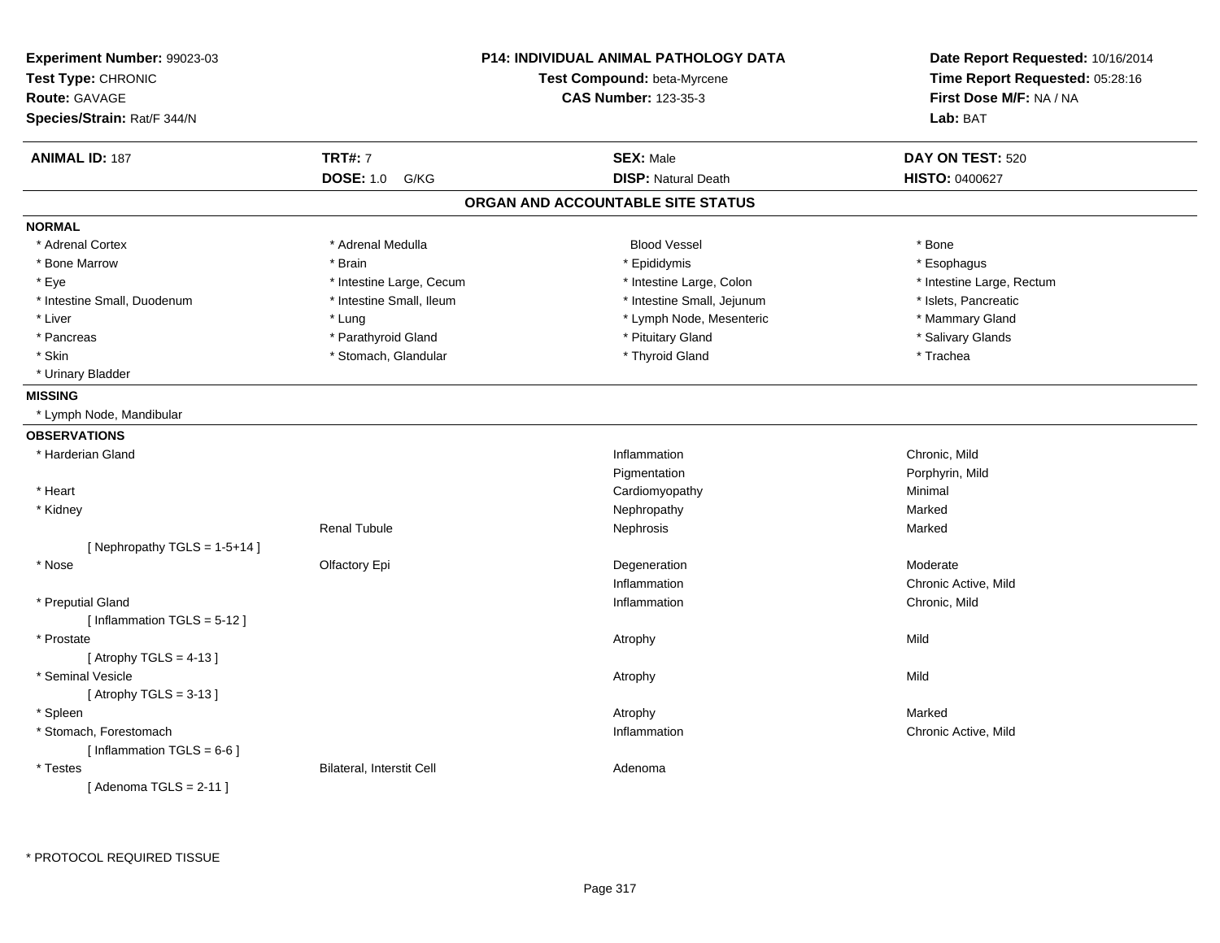**Experiment Number:** 99023-03
**Test Type:** CHRONIC
**Route:** GAVAGE
**Species/Strain:** Rat/F 344/N

**P14: INDIVIDUAL ANIMAL PATHOLOGY DATA**
**Test Compound:** beta-Myrcene
**CAS Number:** 123-35-3

**Date Report Requested:** 10/16/2014
**Time Report Requested:** 05:28:16
**First Dose M/F:** NA / NA
**Lab:** BAT

| **ANIMAL ID:** 187 | **TRT#:** 7 | **SEX:** Male | **DAY ON TEST:** 520 |
|---|---|---|---|
| | **DOSE:** 1.0 G/KG | **DISP:** Natural Death | **HISTO:** 0400627 |

## ORGAN AND ACCOUNTABLE SITE STATUS

**NORMAL**

| | | | |
|---|---|---|---|
| * Adrenal Cortex | * Adrenal Medulla | Blood Vessel | * Bone |
| * Bone Marrow | * Brain | * Epididymis | * Esophagus |
| * Eye | * Intestine Large, Cecum | * Intestine Large, Colon | * Intestine Large, Rectum |
| * Intestine Small, Duodenum | * Intestine Small, Ileum | * Intestine Small, Jejunum | * Islets, Pancreatic |
| * Liver | * Lung | * Lymph Node, Mesenteric | * Mammary Gland |
| * Pancreas | * Parathyroid Gland | * Pituitary Gland | * Salivary Glands |
| * Skin | * Stomach, Glandular | * Thyroid Gland | * Trachea |
| * Urinary Bladder | | | |

**MISSING**

* Lymph Node, Mandibular

**OBSERVATIONS**

| | | | |
|---|---|---|---|
| * Harderian Gland | | Inflammation | Chronic, Mild |
| | | Pigmentation | Porphyrin, Mild |
| * Heart | | Cardiomyopathy | Minimal |
| * Kidney | | Nephropathy | Marked |
| | Renal Tubule | Nephrosis | Marked |
| [ Nephropathy TGLS = 1-5+14 ] | | | |
| * Nose | Olfactory Epi | Degeneration | Moderate |
| | | Inflammation | Chronic Active, Mild |
| * Preputial Gland | | Inflammation | Chronic, Mild |
| [ Inflammation TGLS = 5-12 ] | | | |
| * Prostate | | Atrophy | Mild |
| [ Atrophy TGLS = 4-13 ] | | | |
| * Seminal Vesicle | | Atrophy | Mild |
| [ Atrophy TGLS = 3-13 ] | | | |
| * Spleen | | Atrophy | Marked |
| * Stomach, Forestomach | | Inflammation | Chronic Active, Mild |
| [ Inflammation TGLS = 6-6 ] | | | |
| * Testes | Bilateral, Interstit Cell | Adenoma | |
| [ Adenoma TGLS = 2-11 ] | | | |

* PROTOCOL REQUIRED TISSUE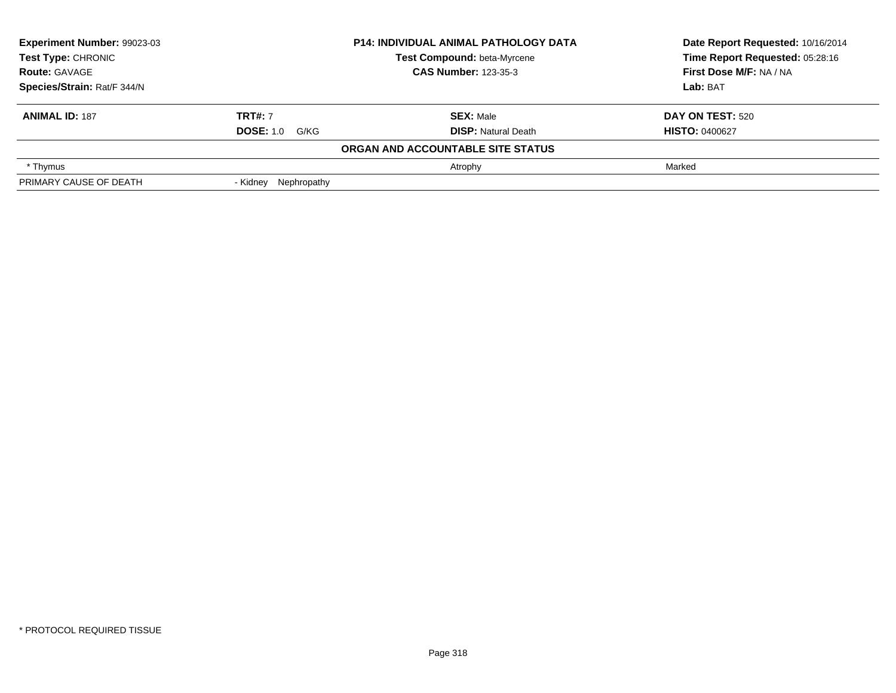| **Experiment Number:** 99023-03 | **P14: INDIVIDUAL ANIMAL PATHOLOGY DATA** | **Date Report Requested:** 10/16/2014 |
|---|---|---|
| **Test Type:** CHRONIC | **Test Compound:** beta-Myrcene | **Time Report Requested:** 05:28:16 |
| **Route:** GAVAGE | **CAS Number:** 123-35-3 | **First Dose M/F:** NA / NA |
| **Species/Strain:** Rat/F 344/N | | **Lab:** BAT |

| **ANIMAL ID:** 187 | **TRT#:** 7 | **SEX:** Male | **DAY ON TEST:** 520 |
|---|---|---|---|
| | **DOSE:** 1.0 G/KG | **DISP:** Natural Death | **HISTO:** 0400627 |
| | | **ORGAN AND ACCOUNTABLE SITE STATUS** | |
| * Thymus | | Atrophy | Marked |
| PRIMARY CAUSE OF DEATH | - Kidney Nephropathy | | |

* PROTOCOL REQUIRED TISSUE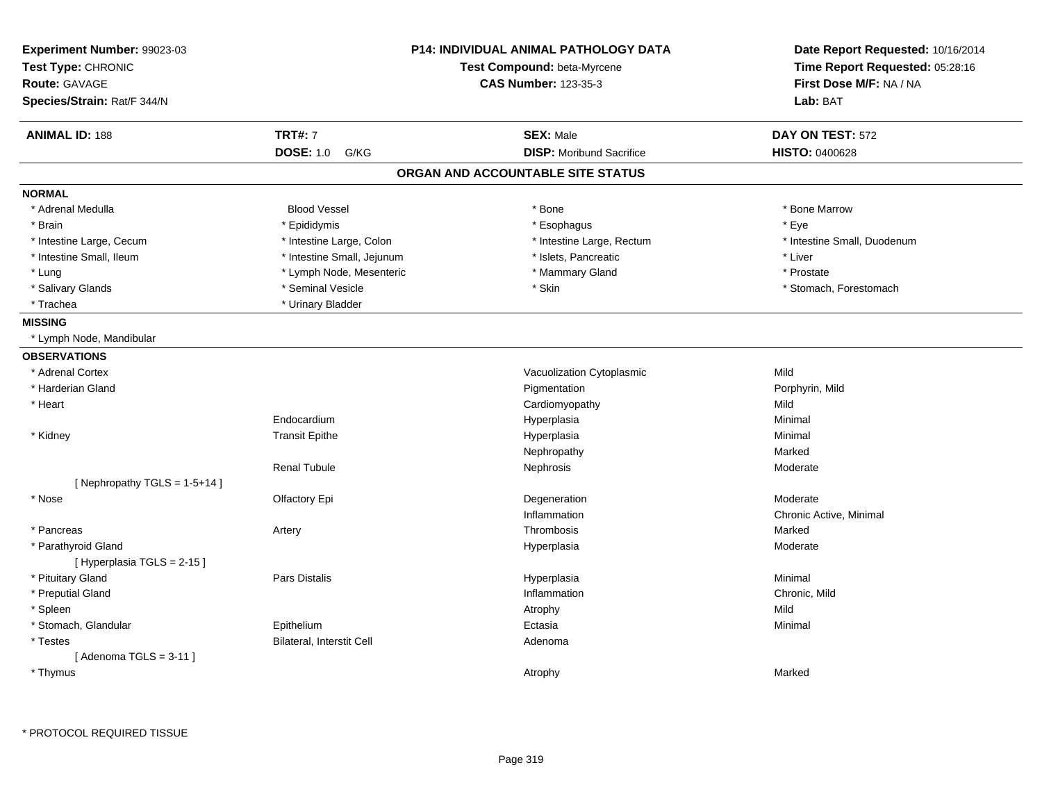**Experiment Number:** 99023-03
**Test Type:** CHRONIC
**Route:** GAVAGE
**Species/Strain:** Rat/F 344/N

**P14: INDIVIDUAL ANIMAL PATHOLOGY DATA**
**Test Compound:** beta-Myrcene
**CAS Number:** 123-35-3

**Date Report Requested:** 10/16/2014
**Time Report Requested:** 05:28:16
**First Dose M/F:** NA / NA
**Lab:** BAT

| **ANIMAL ID:** 188 | **TRT#:** 7 | **SEX:** Male | **DAY ON TEST:** 572 |
|---|---|---|---|
| | **DOSE:** 1.0 G/KG | **DISP:** Moribund Sacrifice | **HISTO:** 0400628 |

## ORGAN AND ACCOUNTABLE SITE STATUS

**NORMAL**

| | | | |
|---|---|---|---|
| * Adrenal Medulla | Blood Vessel | * Bone | * Bone Marrow |
| * Brain | * Epididymis | * Esophagus | * Eye |
| * Intestine Large, Cecum | * Intestine Large, Colon | * Intestine Large, Rectum | * Intestine Small, Duodenum |
| * Intestine Small, Ileum | * Intestine Small, Jejunum | * Islets, Pancreatic | * Liver |
| * Lung | * Lymph Node, Mesenteric | * Mammary Gland | * Prostate |
| * Salivary Glands | * Seminal Vesicle | * Skin | * Stomach, Forestomach |
| * Trachea | * Urinary Bladder | | |

**MISSING**

* Lymph Node, Mandibular

**OBSERVATIONS**

| Organ | Site | Observation | Severity |
|---|---|---|---|
| * Adrenal Cortex | | Vacuolization Cytoplasmic | Mild |
| * Harderian Gland | | Pigmentation | Porphyrin, Mild |
| * Heart | | Cardiomyopathy | Mild |
| | Endocardium | Hyperplasia | Minimal |
| * Kidney | Transit Epithe | Hyperplasia | Minimal |
| | | Nephropathy | Marked |
| | Renal Tubule | Nephrosis | Moderate |
| [ Nephropathy TGLS = 1-5+14 ] | | | |
| * Nose | Olfactory Epi | Degeneration | Moderate |
| | | Inflammation | Chronic Active, Minimal |
| * Pancreas | Artery | Thrombosis | Marked |
| * Parathyroid Gland | | Hyperplasia | Moderate |
| [ Hyperplasia TGLS = 2-15 ] | | | |
| * Pituitary Gland | Pars Distalis | Hyperplasia | Minimal |
| * Preputial Gland | | Inflammation | Chronic, Mild |
| * Spleen | | Atrophy | Mild |
| * Stomach, Glandular | Epithelium | Ectasia | Minimal |
| * Testes | Bilateral, Interstit Cell | Adenoma | |
| [ Adenoma TGLS = 3-11 ] | | | |
| * Thymus | | Atrophy | Marked |

* PROTOCOL REQUIRED TISSUE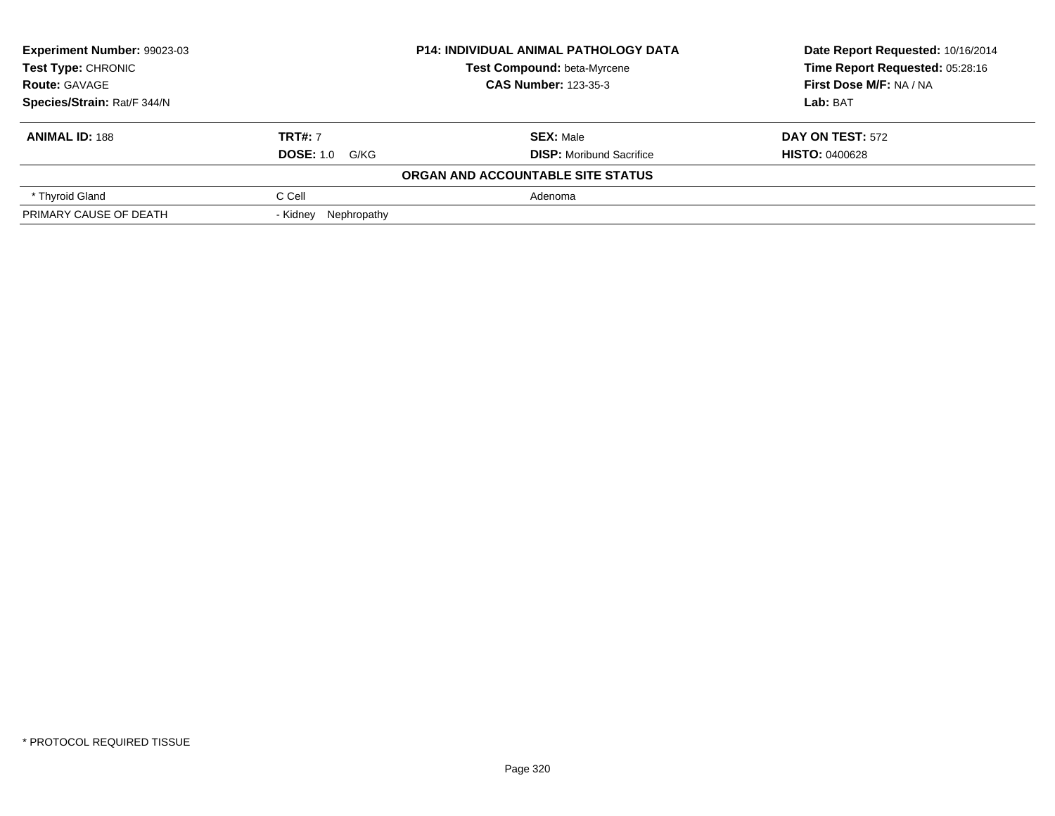**Experiment Number:** 99023-03
**Test Type:** CHRONIC
**Route:** GAVAGE
**Species/Strain:** Rat/F 344/N

**P14: INDIVIDUAL ANIMAL PATHOLOGY DATA**
**Test Compound:** beta-Myrcene
**CAS Number:** 123-35-3

**Date Report Requested:** 10/16/2014
**Time Report Requested:** 05:28:16
**First Dose M/F:** NA / NA
**Lab:** BAT

| **ANIMAL ID:** 188 | **TRT#:** 7 | **SEX:** Male | **DAY ON TEST:** 572 |
|---|---|---|---|
| | **DOSE:** 1.0 G/KG | **DISP:** Moribund Sacrifice | **HISTO:** 0400628 |

**ORGAN AND ACCOUNTABLE SITE STATUS**

| | | |
|---|---|---|
| * Thyroid Gland | C Cell | Adenoma |
| PRIMARY CAUSE OF DEATH | - Kidney Nephropathy | |

* PROTOCOL REQUIRED TISSUE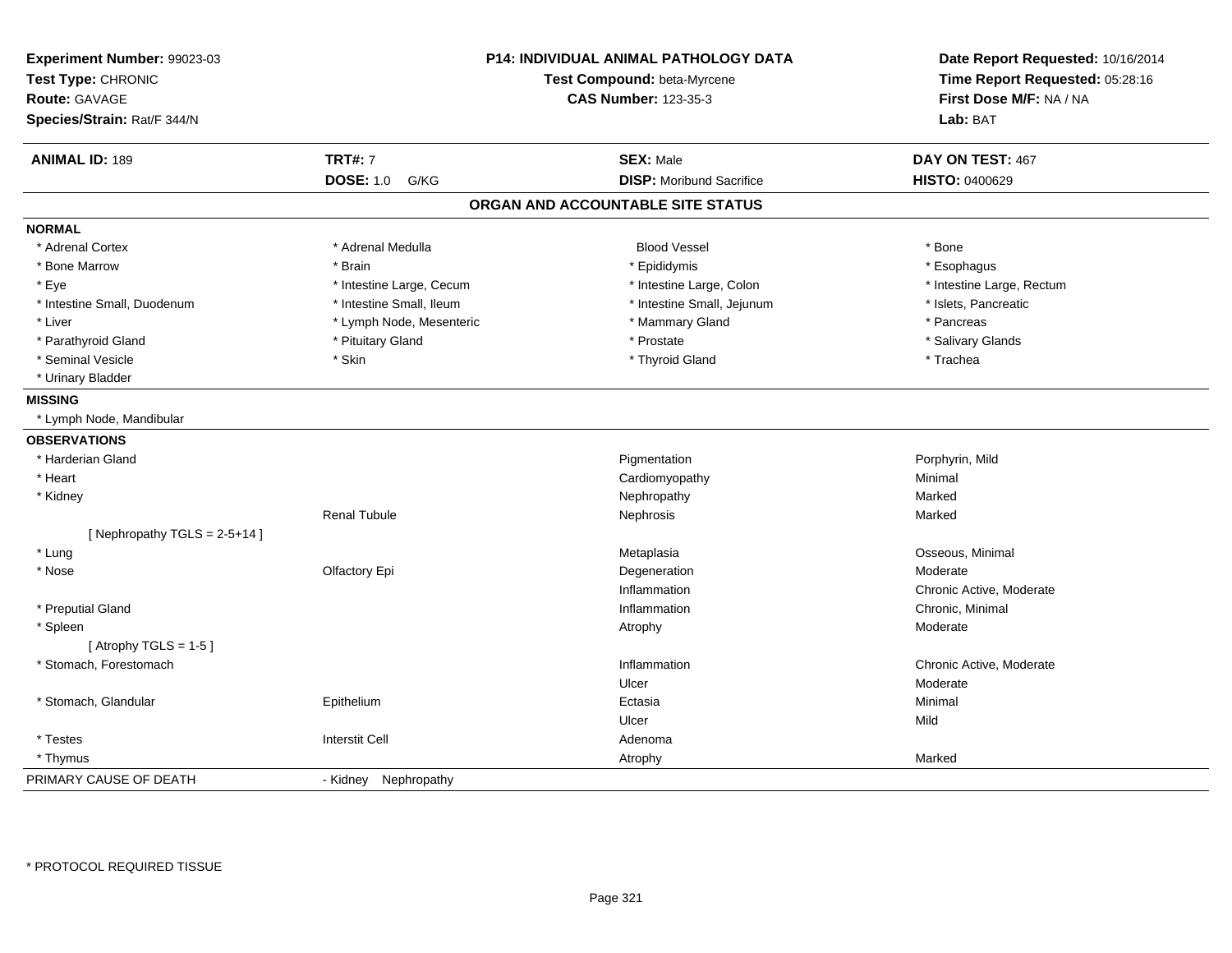**Experiment Number:** 99023-03
**Test Type:** CHRONIC
**Route:** GAVAGE
**Species/Strain:** Rat/F 344/N

**P14: INDIVIDUAL ANIMAL PATHOLOGY DATA**
**Test Compound:** beta-Myrcene
**CAS Number:** 123-35-3

**Date Report Requested:** 10/16/2014
**Time Report Requested:** 05:28:16
**First Dose M/F:** NA / NA
**Lab:** BAT

| **ANIMAL ID:** 189 | **TRT#:** 7 | **SEX:** Male | **DAY ON TEST:** 467 |
|---|---|---|---|
| | **DOSE:** 1.0 G/KG | **DISP:** Moribund Sacrifice | **HISTO:** 0400629 |

## ORGAN AND ACCOUNTABLE SITE STATUS

**NORMAL**

| | | | |
|---|---|---|---|
| * Adrenal Cortex | * Adrenal Medulla | Blood Vessel | * Bone |
| * Bone Marrow | * Brain | * Epididymis | * Esophagus |
| * Eye | * Intestine Large, Cecum | * Intestine Large, Colon | * Intestine Large, Rectum |
| * Intestine Small, Duodenum | * Intestine Small, Ileum | * Intestine Small, Jejunum | * Islets, Pancreatic |
| * Liver | * Lymph Node, Mesenteric | * Mammary Gland | * Pancreas |
| * Parathyroid Gland | * Pituitary Gland | * Prostate | * Salivary Glands |
| * Seminal Vesicle | * Skin | * Thyroid Gland | * Trachea |
| * Urinary Bladder | | | |

**MISSING**

* Lymph Node, Mandibular

**OBSERVATIONS**

| | | | |
|---|---|---|---|
| * Harderian Gland | | Pigmentation | Porphyrin, Mild |
| * Heart | | Cardiomyopathy | Minimal |
| * Kidney | | Nephropathy | Marked |
| | Renal Tubule | Nephrosis | Marked |
| [ Nephropathy TGLS = 2-5+14 ] | | | |
| * Lung | | Metaplasia | Osseous, Minimal |
| * Nose | Olfactory Epi | Degeneration | Moderate |
| | | Inflammation | Chronic Active, Moderate |
| * Preputial Gland | | Inflammation | Chronic, Minimal |
| * Spleen | | Atrophy | Moderate |
| [ Atrophy TGLS = 1-5 ] | | | |
| * Stomach, Forestomach | | Inflammation | Chronic Active, Moderate |
| | | Ulcer | Moderate |
| * Stomach, Glandular | Epithelium | Ectasia | Minimal |
| | | Ulcer | Mild |
| * Testes | Interstit Cell | Adenoma | |
| * Thymus | | Atrophy | Marked |

PRIMARY CAUSE OF DEATH - Kidney Nephropathy

\* PROTOCOL REQUIRED TISSUE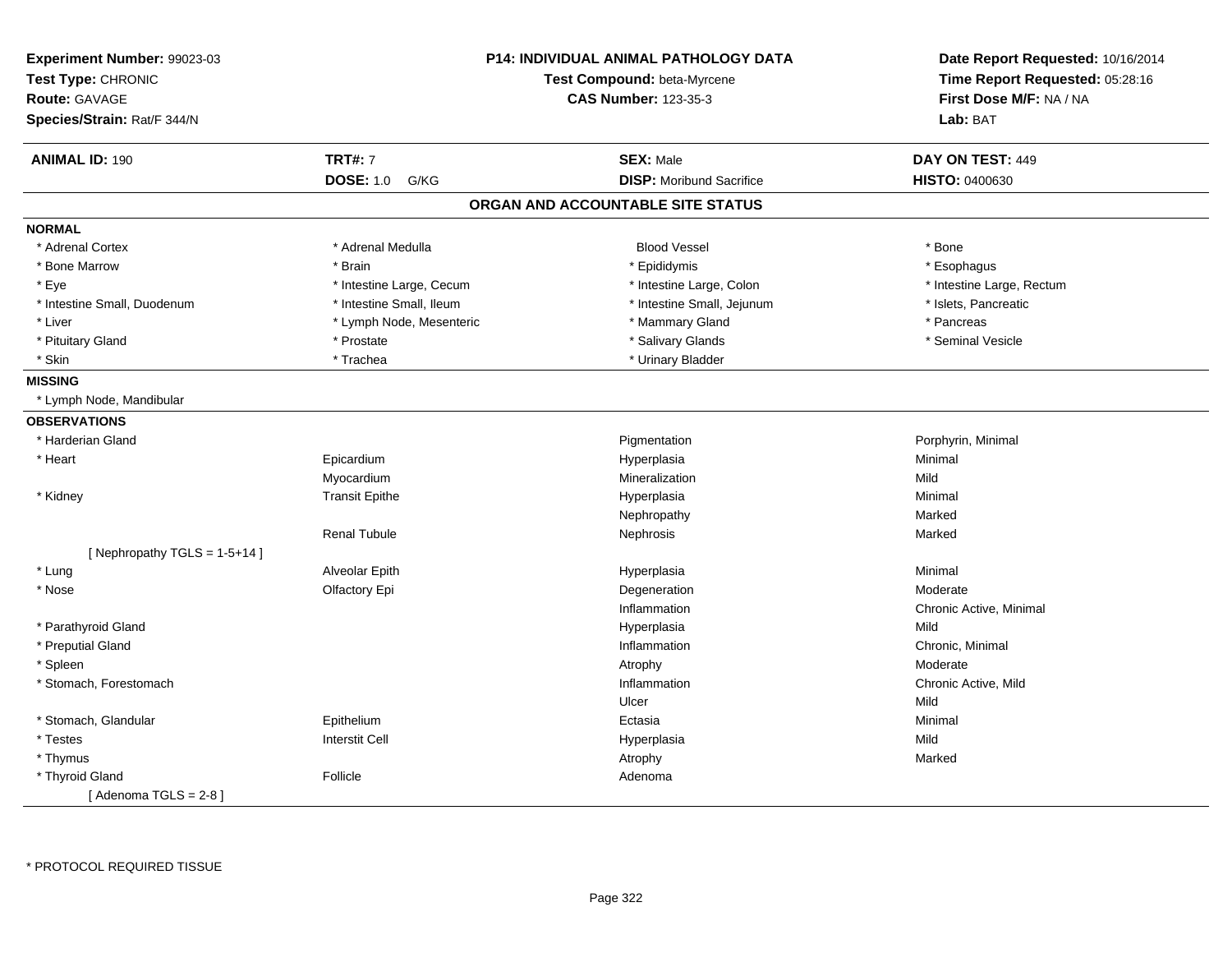**Experiment Number:** 99023-03
**Test Type:** CHRONIC
**Route:** GAVAGE
**Species/Strain:** Rat/F 344/N

**P14: INDIVIDUAL ANIMAL PATHOLOGY DATA**
**Test Compound:** beta-Myrcene
**CAS Number:** 123-35-3

**Date Report Requested:** 10/16/2014
**Time Report Requested:** 05:28:16
**First Dose M/F:** NA / NA
**Lab:** BAT

| **ANIMAL ID:** 190 | **TRT#:** 7 | **SEX:** Male | **DAY ON TEST:** 449 |
|---|---|---|---|
| | **DOSE:** 1.0 G/KG | **DISP:** Moribund Sacrifice | **HISTO:** 0400630 |

## ORGAN AND ACCOUNTABLE SITE STATUS

**NORMAL**

| | | | |
|---|---|---|---|
| * Adrenal Cortex | * Adrenal Medulla | Blood Vessel | * Bone |
| * Bone Marrow | * Brain | * Epididymis | * Esophagus |
| * Eye | * Intestine Large, Cecum | * Intestine Large, Colon | * Intestine Large, Rectum |
| * Intestine Small, Duodenum | * Intestine Small, Ileum | * Intestine Small, Jejunum | * Islets, Pancreatic |
| * Liver | * Lymph Node, Mesenteric | * Mammary Gland | * Pancreas |
| * Pituitary Gland | * Prostate | * Salivary Glands | * Seminal Vesicle |
| * Skin | * Trachea | * Urinary Bladder | |

**MISSING**

* Lymph Node, Mandibular

**OBSERVATIONS**

| | | | |
|---|---|---|---|
| * Harderian Gland | | Pigmentation | Porphyrin, Minimal |
| * Heart | Epicardium | Hyperplasia | Minimal |
| | Myocardium | Mineralization | Mild |
| * Kidney | Transit Epithe | Hyperplasia | Minimal |
| | | Nephropathy | Marked |
| | Renal Tubule | Nephrosis | Marked |
| [ Nephropathy TGLS = 1-5+14 ] | | | |
| * Lung | Alveolar Epith | Hyperplasia | Minimal |
| * Nose | Olfactory Epi | Degeneration | Moderate |
| | | Inflammation | Chronic Active, Minimal |
| * Parathyroid Gland | | Hyperplasia | Mild |
| * Preputial Gland | | Inflammation | Chronic, Minimal |
| * Spleen | | Atrophy | Moderate |
| * Stomach, Forestomach | | Inflammation | Chronic Active, Mild |
| | | Ulcer | Mild |
| * Stomach, Glandular | Epithelium | Ectasia | Minimal |
| * Testes | Interstit Cell | Hyperplasia | Mild |
| * Thymus | | Atrophy | Marked |
| * Thyroid Gland | Follicle | Adenoma | |
| [ Adenoma TGLS = 2-8 ] | | | |

* PROTOCOL REQUIRED TISSUE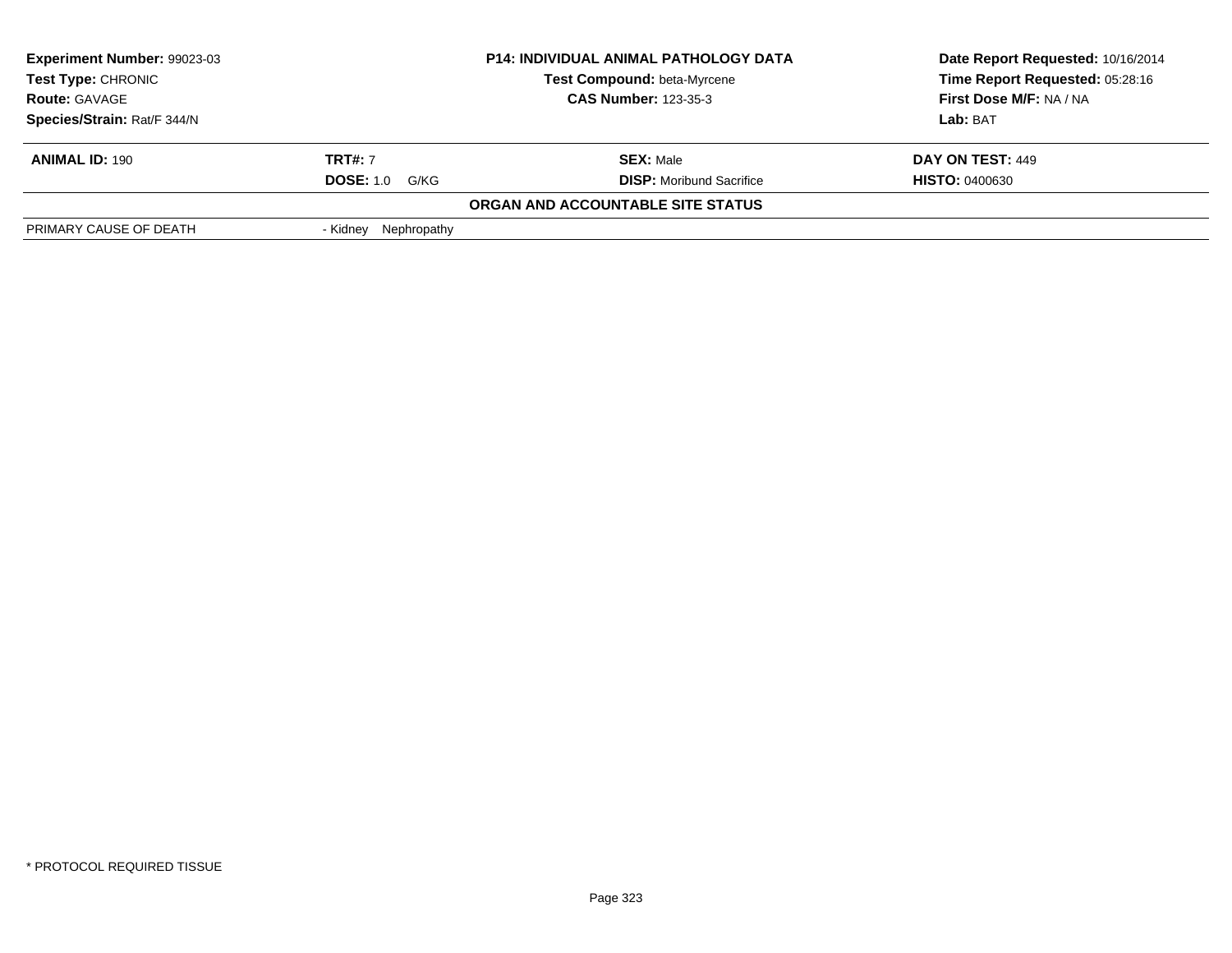| **Experiment Number:** 99023-03 | **P14: INDIVIDUAL ANIMAL PATHOLOGY DATA** | **Date Report Requested:** 10/16/2014 |
|---|---|---|
| **Test Type:** CHRONIC | **Test Compound:** beta-Myrcene | **Time Report Requested:** 05:28:16 |
| **Route:** GAVAGE | **CAS Number:** 123-35-3 | **First Dose M/F:** NA / NA |
| **Species/Strain:** Rat/F 344/N | | **Lab:** BAT |

| **ANIMAL ID:** 190 | **TRT#:** 7 | **SEX:** Male | **DAY ON TEST:** 449 |
|---|---|---|---|
| | **DOSE:** 1.0 G/KG | **DISP:** Moribund Sacrifice | **HISTO:** 0400630 |

**ORGAN AND ACCOUNTABLE SITE STATUS**

| | |
|---|---|
| PRIMARY CAUSE OF DEATH | - Kidney Nephropathy |

\* PROTOCOL REQUIRED TISSUE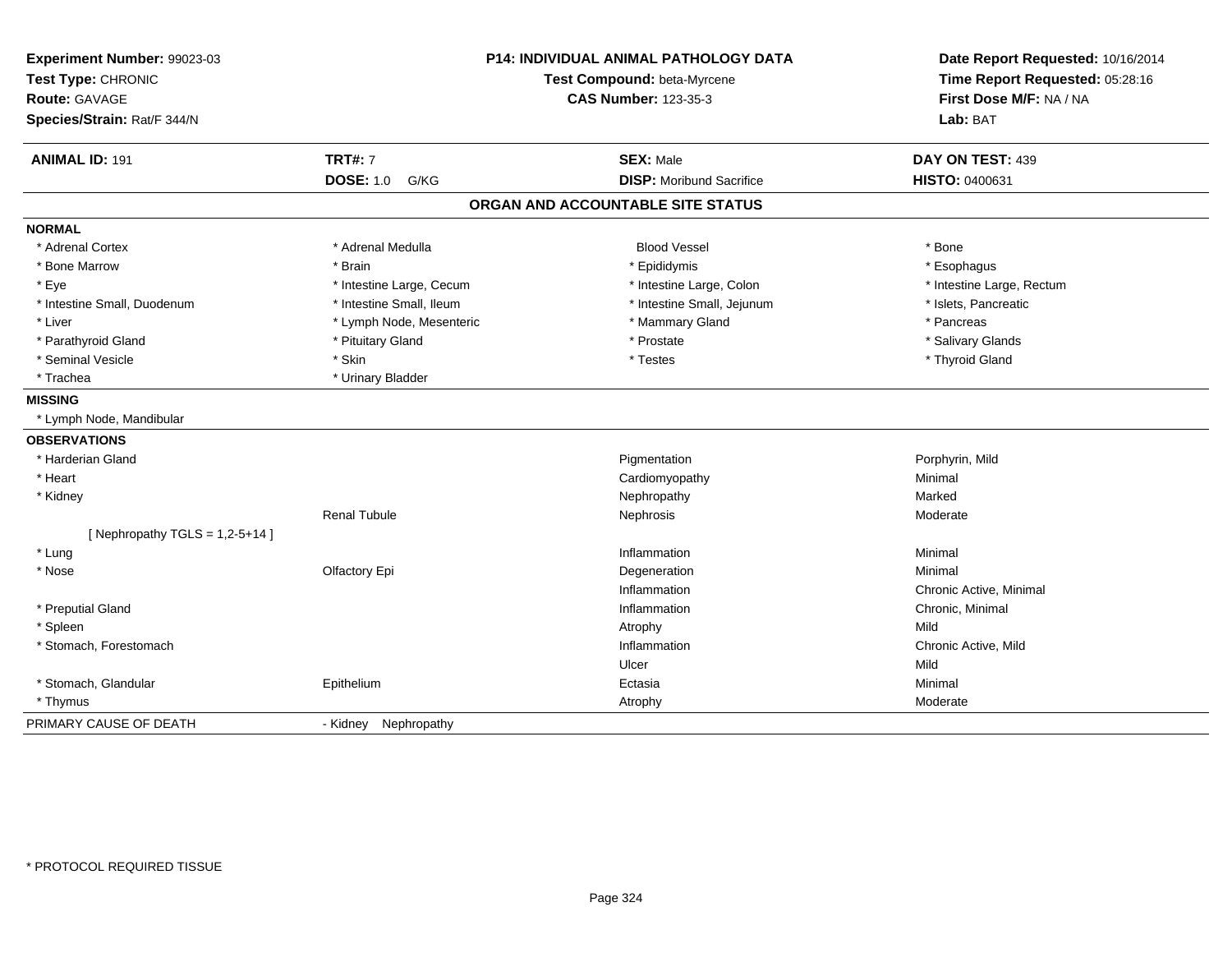**Experiment Number:** 99023-03
**Test Type:** CHRONIC
**Route:** GAVAGE
**Species/Strain:** Rat/F 344/N

**P14: INDIVIDUAL ANIMAL PATHOLOGY DATA**
**Test Compound:** beta-Myrcene
**CAS Number:** 123-35-3

**Date Report Requested:** 10/16/2014
**Time Report Requested:** 05:28:16
**First Dose M/F:** NA / NA
**Lab:** BAT

| **ANIMAL ID:** 191 | **TRT#:** 7 | **SEX:** Male | **DAY ON TEST:** 439 |
|---|---|---|---|
| | **DOSE:** 1.0 G/KG | **DISP:** Moribund Sacrifice | **HISTO:** 0400631 |

## ORGAN AND ACCOUNTABLE SITE STATUS

**NORMAL**

| | | | |
|---|---|---|---|
| * Adrenal Cortex | * Adrenal Medulla | Blood Vessel | * Bone |
| * Bone Marrow | * Brain | * Epididymis | * Esophagus |
| * Eye | * Intestine Large, Cecum | * Intestine Large, Colon | * Intestine Large, Rectum |
| * Intestine Small, Duodenum | * Intestine Small, Ileum | * Intestine Small, Jejunum | * Islets, Pancreatic |
| * Liver | * Lymph Node, Mesenteric | * Mammary Gland | * Pancreas |
| * Parathyroid Gland | * Pituitary Gland | * Prostate | * Salivary Glands |
| * Seminal Vesicle | * Skin | * Testes | * Thyroid Gland |
| * Trachea | * Urinary Bladder | | |

**MISSING**

* Lymph Node, Mandibular

**OBSERVATIONS**

| | | | |
|---|---|---|---|
| * Harderian Gland | | Pigmentation | Porphyrin, Mild |
| * Heart | | Cardiomyopathy | Minimal |
| * Kidney | | Nephropathy | Marked |
| | Renal Tubule | Nephrosis | Moderate |
| [ Nephropathy TGLS = 1,2-5+14 ] | | | |
| * Lung | | Inflammation | Minimal |
| * Nose | Olfactory Epi | Degeneration | Minimal |
| | | Inflammation | Chronic Active, Minimal |
| * Preputial Gland | | Inflammation | Chronic, Minimal |
| * Spleen | | Atrophy | Mild |
| * Stomach, Forestomach | | Inflammation | Chronic Active, Mild |
| | | Ulcer | Mild |
| * Stomach, Glandular | Epithelium | Ectasia | Minimal |
| * Thymus | | Atrophy | Moderate |

PRIMARY CAUSE OF DEATH - Kidney Nephropathy

* PROTOCOL REQUIRED TISSUE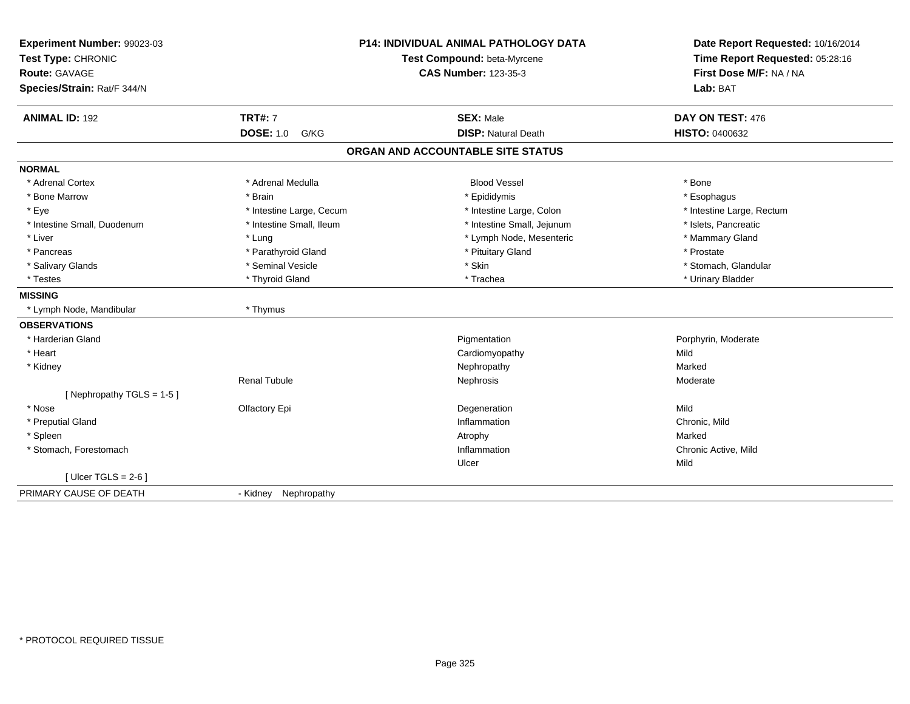**Experiment Number:** 99023-03
**Test Type:** CHRONIC
**Route:** GAVAGE
**Species/Strain:** Rat/F 344/N

**P14: INDIVIDUAL ANIMAL PATHOLOGY DATA**
**Test Compound:** beta-Myrcene
**CAS Number:** 123-35-3

**Date Report Requested:** 10/16/2014
**Time Report Requested:** 05:28:16
**First Dose M/F:** NA / NA
**Lab:** BAT

| **ANIMAL ID:** 192 | **TRT#:** 7 | **SEX:** Male | **DAY ON TEST:** 476 |
|---|---|---|---|
| | **DOSE:** 1.0 G/KG | **DISP:** Natural Death | **HISTO:** 0400632 |

## ORGAN AND ACCOUNTABLE SITE STATUS

**NORMAL**

| | | | |
|---|---|---|---|
| * Adrenal Cortex | * Adrenal Medulla | Blood Vessel | * Bone |
| * Bone Marrow | * Brain | * Epididymis | * Esophagus |
| * Eye | * Intestine Large, Cecum | * Intestine Large, Colon | * Intestine Large, Rectum |
| * Intestine Small, Duodenum | * Intestine Small, Ileum | * Intestine Small, Jejunum | * Islets, Pancreatic |
| * Liver | * Lung | * Lymph Node, Mesenteric | * Mammary Gland |
| * Pancreas | * Parathyroid Gland | * Pituitary Gland | * Prostate |
| * Salivary Glands | * Seminal Vesicle | * Skin | * Stomach, Glandular |
| * Testes | * Thyroid Gland | * Trachea | * Urinary Bladder |

**MISSING**

| | |
|---|---|
| * Lymph Node, Mandibular | * Thymus |

**OBSERVATIONS**

| | | | |
|---|---|---|---|
| * Harderian Gland | | Pigmentation | Porphyrin, Moderate |
| * Heart | | Cardiomyopathy | Mild |
| * Kidney | | Nephropathy | Marked |
| | Renal Tubule | Nephrosis | Moderate |
| [ Nephropathy TGLS = 1-5 ] | | | |
| * Nose | Olfactory Epi | Degeneration | Mild |
| * Preputial Gland | | Inflammation | Chronic, Mild |
| * Spleen | | Atrophy | Marked |
| * Stomach, Forestomach | | Inflammation | Chronic Active, Mild |
| | | Ulcer | Mild |
| [ Ulcer TGLS = 2-6 ] | | | |

PRIMARY CAUSE OF DEATH - Kidney Nephropathy

\* PROTOCOL REQUIRED TISSUE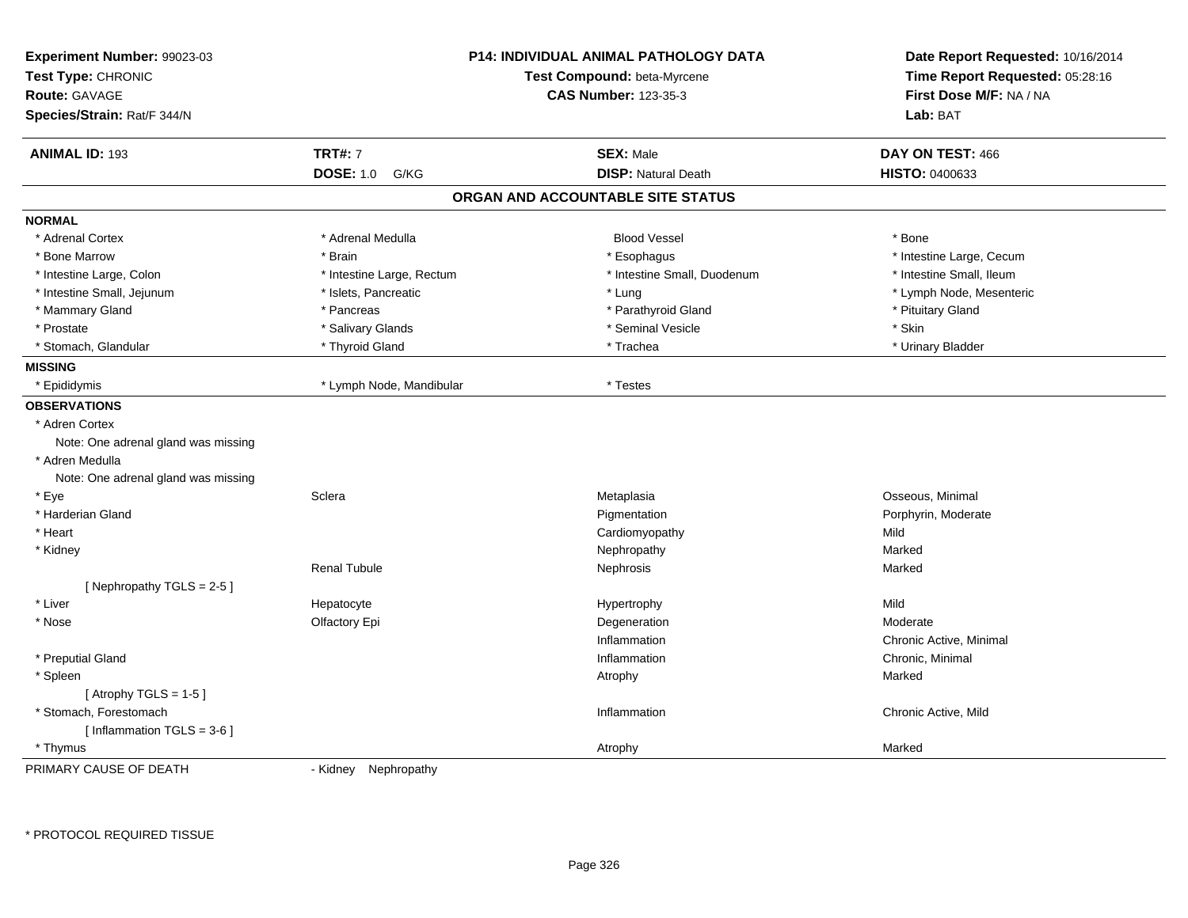**Experiment Number:** 99023-03
**Test Type:** CHRONIC
**Route:** GAVAGE
**Species/Strain:** Rat/F 344/N

**P14: INDIVIDUAL ANIMAL PATHOLOGY DATA**
**Test Compound:** beta-Myrcene
**CAS Number:** 123-35-3

**Date Report Requested:** 10/16/2014
**Time Report Requested:** 05:28:16
**First Dose M/F:** NA / NA
**Lab:** BAT

| **ANIMAL ID:** 193 | **TRT#:** 7 | **SEX:** Male | **DAY ON TEST:** 466 |
|---|---|---|---|
| | **DOSE:** 1.0 G/KG | **DISP:** Natural Death | **HISTO:** 0400633 |

## ORGAN AND ACCOUNTABLE SITE STATUS

**NORMAL**

| | | | |
|---|---|---|---|
| * Adrenal Cortex | * Adrenal Medulla | Blood Vessel | * Bone |
| * Bone Marrow | * Brain | * Esophagus | * Intestine Large, Cecum |
| * Intestine Large, Colon | * Intestine Large, Rectum | * Intestine Small, Duodenum | * Intestine Small, Ileum |
| * Intestine Small, Jejunum | * Islets, Pancreatic | * Lung | * Lymph Node, Mesenteric |
| * Mammary Gland | * Pancreas | * Parathyroid Gland | * Pituitary Gland |
| * Prostate | * Salivary Glands | * Seminal Vesicle | * Skin |
| * Stomach, Glandular | * Thyroid Gland | * Trachea | * Urinary Bladder |

**MISSING**

| | | |
|---|---|---|
| * Epididymis | * Lymph Node, Mandibular | * Testes |

**OBSERVATIONS**

| | | | |
|---|---|---|---|
| * Adren Cortex | | | |
| Note: One adrenal gland was missing | | | |
| * Adren Medulla | | | |
| Note: One adrenal gland was missing | | | |
| * Eye | Sclera | Metaplasia | Osseous, Minimal |
| * Harderian Gland | | Pigmentation | Porphyrin, Moderate |
| * Heart | | Cardiomyopathy | Mild |
| * Kidney | | Nephropathy | Marked |
| | Renal Tubule | Nephrosis | Marked |
| [ Nephropathy TGLS = 2-5 ] | | | |
| * Liver | Hepatocyte | Hypertrophy | Mild |
| * Nose | Olfactory Epi | Degeneration | Moderate |
| | | Inflammation | Chronic Active, Minimal |
| * Preputial Gland | | Inflammation | Chronic, Minimal |
| * Spleen | | Atrophy | Marked |
| [ Atrophy TGLS = 1-5 ] | | | |
| * Stomach, Forestomach | | Inflammation | Chronic Active, Mild |
| [ Inflammation TGLS = 3-6 ] | | | |
| * Thymus | | Atrophy | Marked |

PRIMARY CAUSE OF DEATH - Kidney Nephropathy

* PROTOCOL REQUIRED TISSUE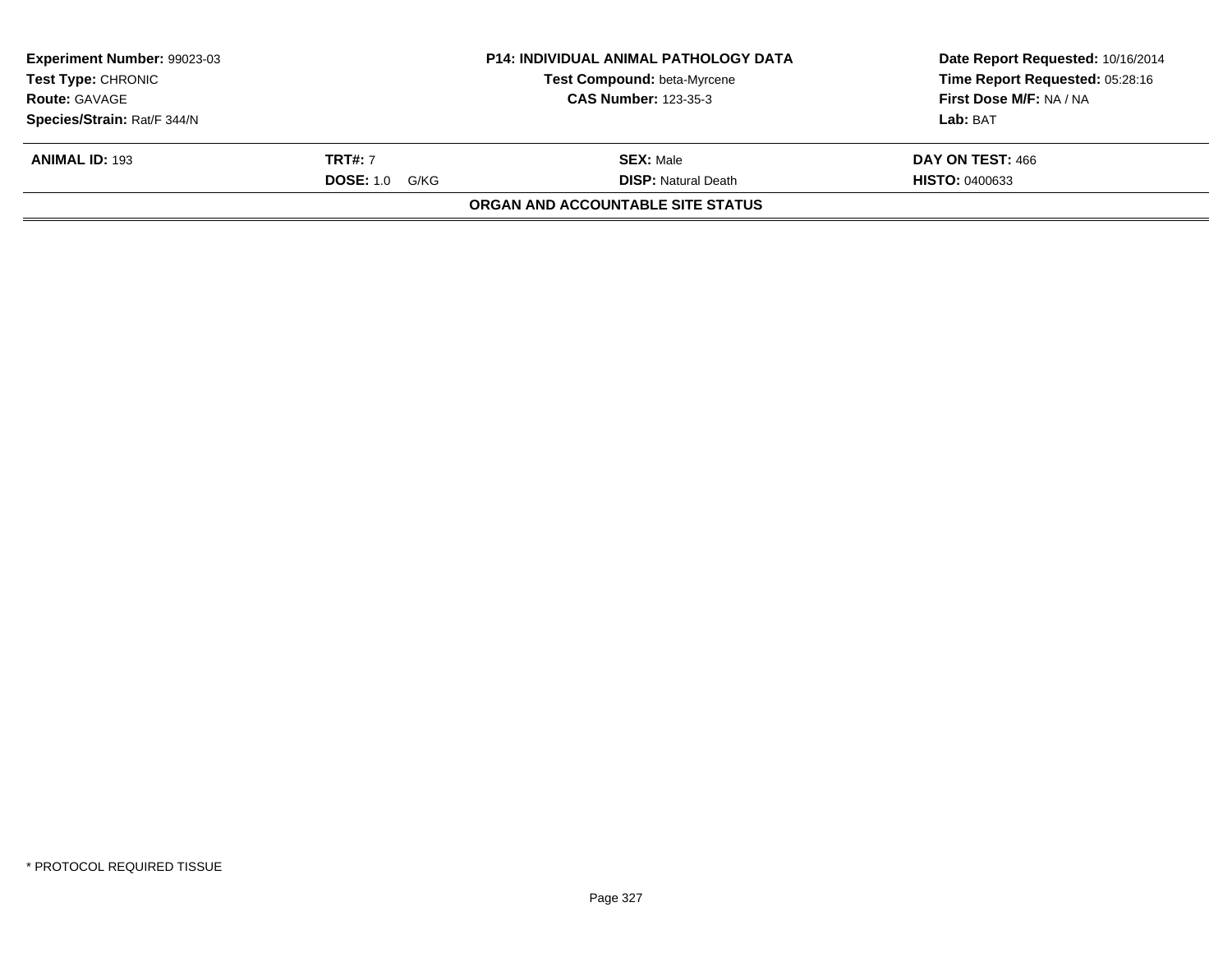| **Experiment Number:** 99023-03 | **P14: INDIVIDUAL ANIMAL PATHOLOGY DATA** | **Date Report Requested:** 10/16/2014 |
|---|---|---|
| **Test Type:** CHRONIC | **Test Compound:** beta-Myrcene | **Time Report Requested:** 05:28:16 |
| **Route:** GAVAGE | **CAS Number:** 123-35-3 | **First Dose M/F:** NA / NA |
| **Species/Strain:** Rat/F 344/N | | **Lab:** BAT |

| **ANIMAL ID:** 193 | **TRT#:** 7 | **SEX:** Male | **DAY ON TEST:** 466 |
|---|---|---|---|
| | **DOSE:** 1.0 G/KG | **DISP:** Natural Death | **HISTO:** 0400633 |

**ORGAN AND ACCOUNTABLE SITE STATUS**

* PROTOCOL REQUIRED TISSUE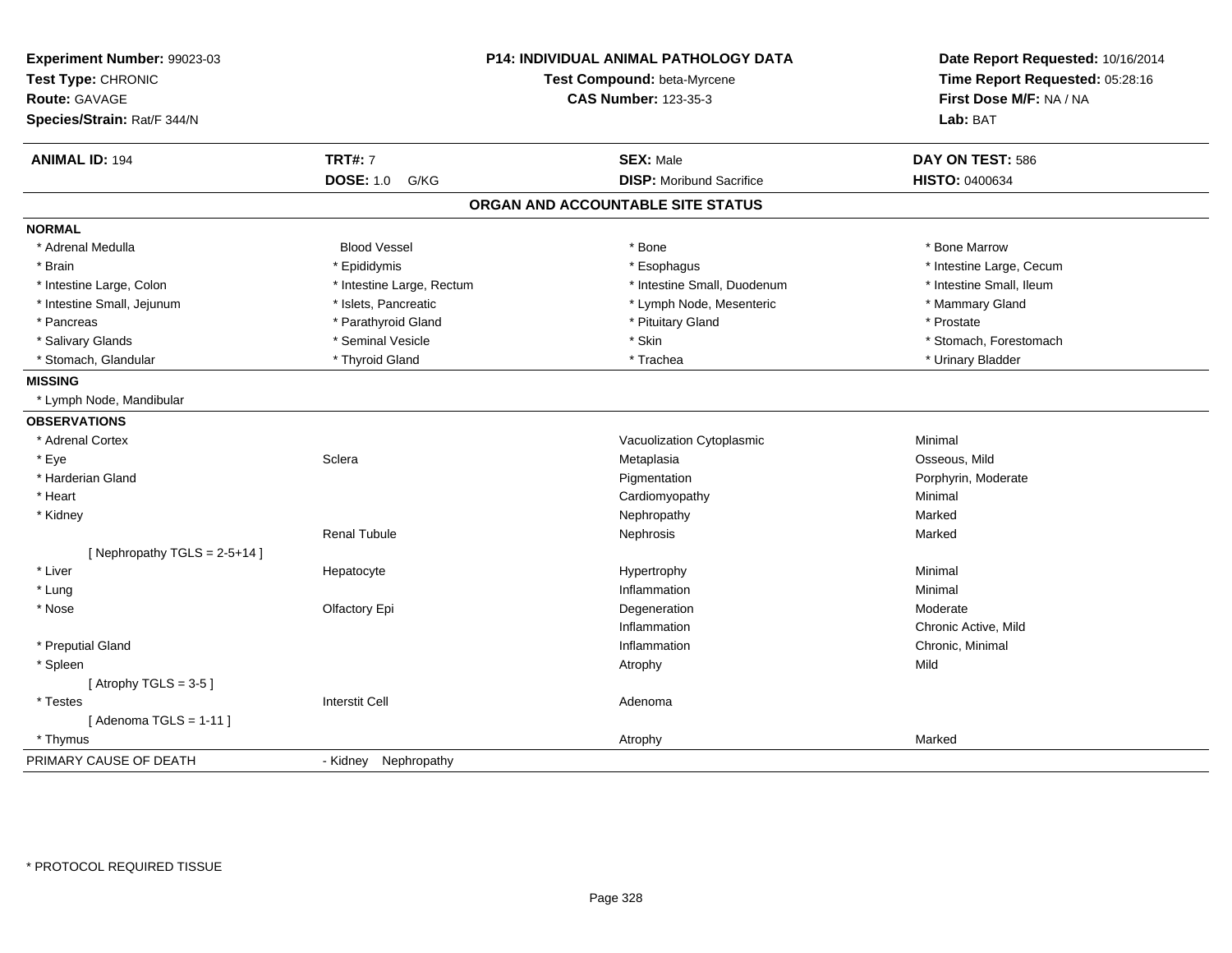**Experiment Number:** 99023-03
**Test Type:** CHRONIC
**Route:** GAVAGE
**Species/Strain:** Rat/F 344/N

**P14: INDIVIDUAL ANIMAL PATHOLOGY DATA**
**Test Compound:** beta-Myrcene
**CAS Number:** 123-35-3

**Date Report Requested:** 10/16/2014
**Time Report Requested:** 05:28:16
**First Dose M/F:** NA / NA
**Lab:** BAT

| **ANIMAL ID:** 194 | **TRT#:** 7 | **SEX:** Male | **DAY ON TEST:** 586 |
|---|---|---|---|
| | **DOSE:** 1.0 G/KG | **DISP:** Moribund Sacrifice | **HISTO:** 0400634 |

## ORGAN AND ACCOUNTABLE SITE STATUS

**NORMAL**

| | | | |
|---|---|---|---|
| * Adrenal Medulla | Blood Vessel | * Bone | * Bone Marrow |
| * Brain | * Epididymis | * Esophagus | * Intestine Large, Cecum |
| * Intestine Large, Colon | * Intestine Large, Rectum | * Intestine Small, Duodenum | * Intestine Small, Ileum |
| * Intestine Small, Jejunum | * Islets, Pancreatic | * Lymph Node, Mesenteric | * Mammary Gland |
| * Pancreas | * Parathyroid Gland | * Pituitary Gland | * Prostate |
| * Salivary Glands | * Seminal Vesicle | * Skin | * Stomach, Forestomach |
| * Stomach, Glandular | * Thyroid Gland | * Trachea | * Urinary Bladder |

**MISSING**

* Lymph Node, Mandibular

**OBSERVATIONS**

| | | | |
|---|---|---|---|
| * Adrenal Cortex | | Vacuolization Cytoplasmic | Minimal |
| * Eye | Sclera | Metaplasia | Osseous, Mild |
| * Harderian Gland | | Pigmentation | Porphyrin, Moderate |
| * Heart | | Cardiomyopathy | Minimal |
| * Kidney | | Nephropathy | Marked |
| | Renal Tubule | Nephrosis | Marked |
| [ Nephropathy TGLS = 2-5+14 ] | | | |
| * Liver | Hepatocyte | Hypertrophy | Minimal |
| * Lung | | Inflammation | Minimal |
| * Nose | Olfactory Epi | Degeneration | Moderate |
| | | Inflammation | Chronic Active, Mild |
| * Preputial Gland | | Inflammation | Chronic, Minimal |
| * Spleen | | Atrophy | Mild |
| [ Atrophy TGLS = 3-5 ] | | | |
| * Testes | Interstit Cell | Adenoma | |
| [ Adenoma TGLS = 1-11 ] | | | |
| * Thymus | | Atrophy | Marked |

PRIMARY CAUSE OF DEATH - Kidney Nephropathy

* PROTOCOL REQUIRED TISSUE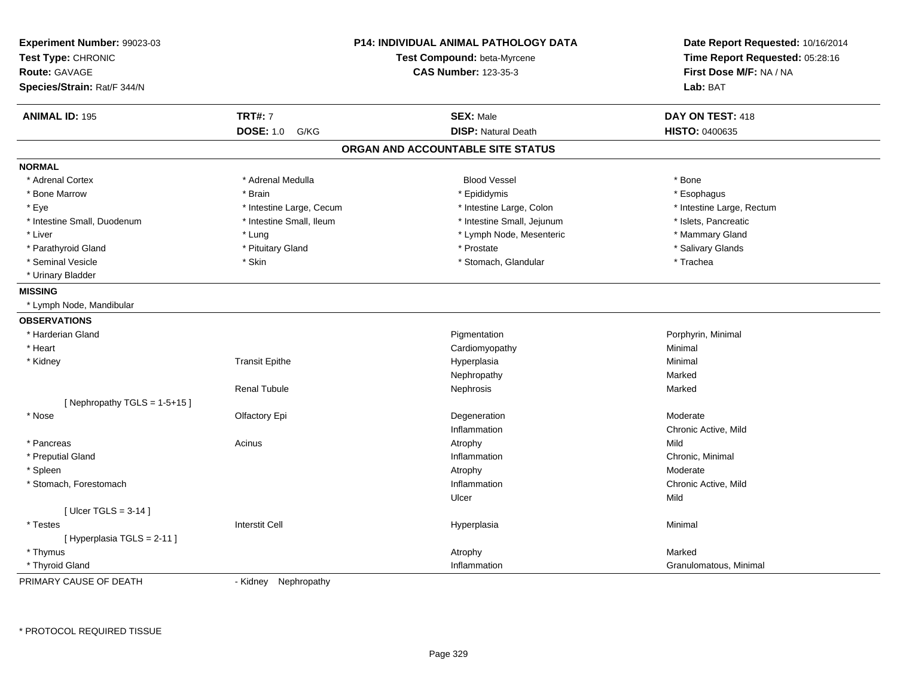**Experiment Number:** 99023-03
**Test Type:** CHRONIC
**Route:** GAVAGE
**Species/Strain:** Rat/F 344/N

**P14: INDIVIDUAL ANIMAL PATHOLOGY DATA**
**Test Compound:** beta-Myrcene
**CAS Number:** 123-35-3

**Date Report Requested:** 10/16/2014
**Time Report Requested:** 05:28:16
**First Dose M/F:** NA / NA
**Lab:** BAT

| **ANIMAL ID:** 195 | **TRT#:** 7 | **SEX:** Male | **DAY ON TEST:** 418 |
|---|---|---|---|
| | **DOSE:** 1.0 G/KG | **DISP:** Natural Death | **HISTO:** 0400635 |

## ORGAN AND ACCOUNTABLE SITE STATUS

**NORMAL**

| | | | |
|---|---|---|---|
| * Adrenal Cortex | * Adrenal Medulla | Blood Vessel | * Bone |
| * Bone Marrow | * Brain | * Epididymis | * Esophagus |
| * Eye | * Intestine Large, Cecum | * Intestine Large, Colon | * Intestine Large, Rectum |
| * Intestine Small, Duodenum | * Intestine Small, Ileum | * Intestine Small, Jejunum | * Islets, Pancreatic |
| * Liver | * Lung | * Lymph Node, Mesenteric | * Mammary Gland |
| * Parathyroid Gland | * Pituitary Gland | * Prostate | * Salivary Glands |
| * Seminal Vesicle | * Skin | * Stomach, Glandular | * Trachea |
| * Urinary Bladder | | | |

**MISSING**

* Lymph Node, Mandibular

**OBSERVATIONS**

| | | | |
|---|---|---|---|
| * Harderian Gland | | Pigmentation | Porphyrin, Minimal |
| * Heart | | Cardiomyopathy | Minimal |
| * Kidney | Transit Epithe | Hyperplasia | Minimal |
| | | Nephropathy | Marked |
| | Renal Tubule | Nephrosis | Marked |
| [ Nephropathy TGLS = 1-5+15 ] | | | |
| * Nose | Olfactory Epi | Degeneration | Moderate |
| | | Inflammation | Chronic Active, Mild |
| * Pancreas | Acinus | Atrophy | Mild |
| * Preputial Gland | | Inflammation | Chronic, Minimal |
| * Spleen | | Atrophy | Moderate |
| * Stomach, Forestomach | | Inflammation | Chronic Active, Mild |
| | | Ulcer | Mild |
| [ Ulcer TGLS = 3-14 ] | | | |
| * Testes | Interstit Cell | Hyperplasia | Minimal |
| [ Hyperplasia TGLS = 2-11 ] | | | |
| * Thymus | | Atrophy | Marked |
| * Thyroid Gland | | Inflammation | Granulomatous, Minimal |

PRIMARY CAUSE OF DEATH - Kidney Nephropathy

* PROTOCOL REQUIRED TISSUE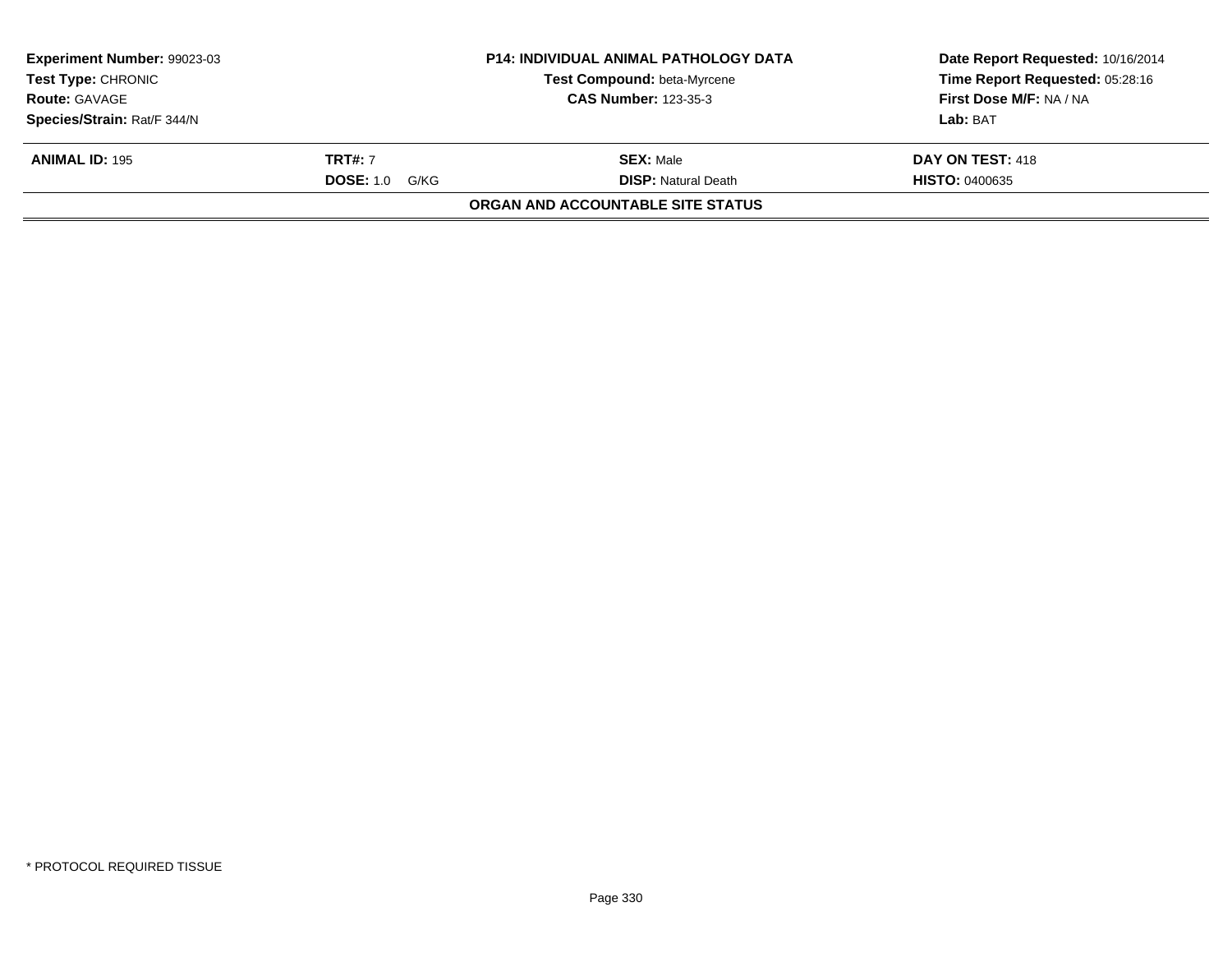| **Experiment Number:** 99023-03 | **P14: INDIVIDUAL ANIMAL PATHOLOGY DATA** | **Date Report Requested:** 10/16/2014 |
|---|---|---|
| **Test Type:** CHRONIC | **Test Compound:** beta-Myrcene | **Time Report Requested:** 05:28:16 |
| **Route:** GAVAGE | **CAS Number:** 123-35-3 | **First Dose M/F:** NA / NA |
| **Species/Strain:** Rat/F 344/N | | **Lab:** BAT |

| **ANIMAL ID:** 195 | **TRT#:** 7 | **SEX:** Male | **DAY ON TEST:** 418 |
|---|---|---|---|
| | **DOSE:** 1.0 G/KG | **DISP:** Natural Death | **HISTO:** 0400635 |

**ORGAN AND ACCOUNTABLE SITE STATUS**

* PROTOCOL REQUIRED TISSUE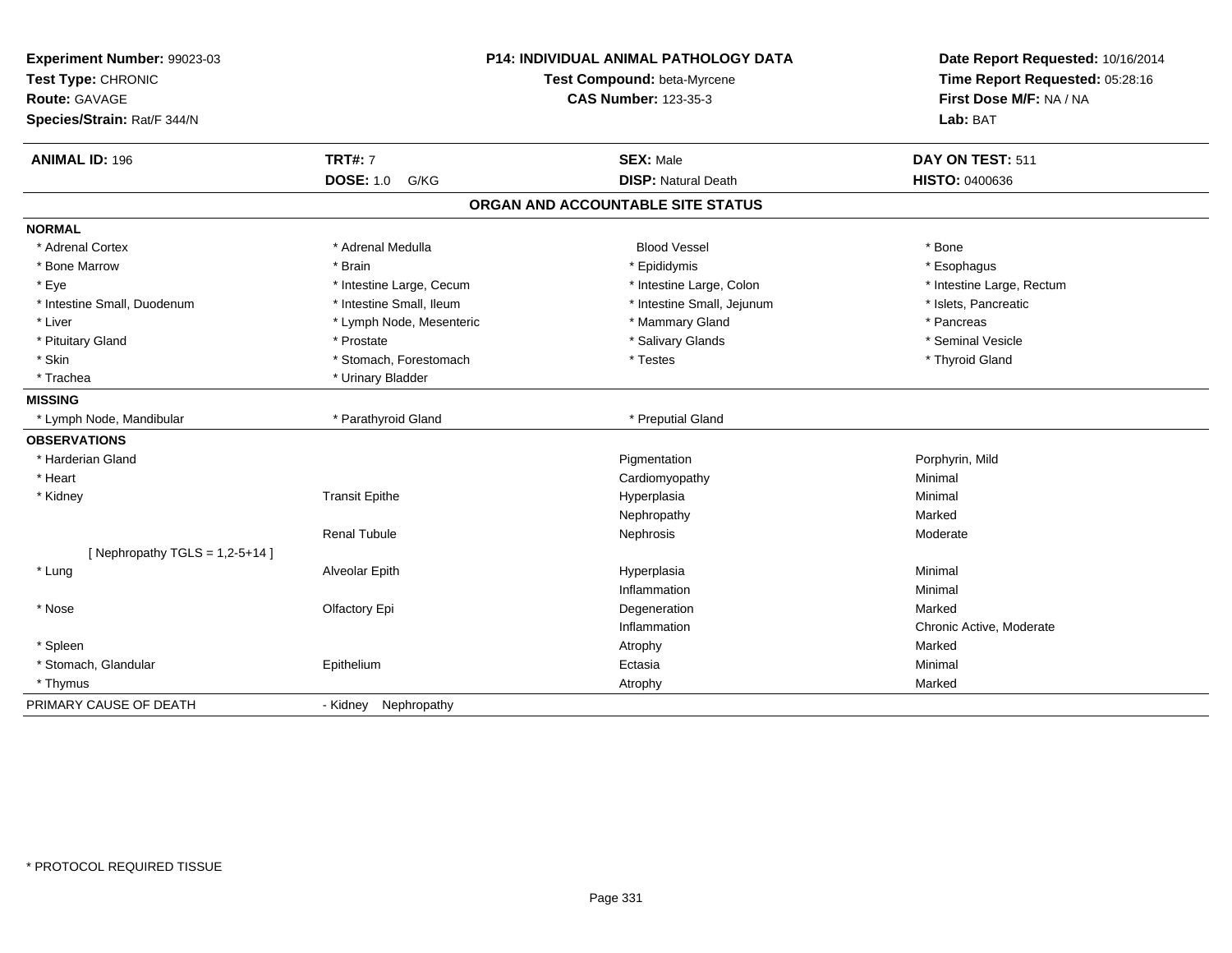**Experiment Number:** 99023-03
**Test Type:** CHRONIC
**Route:** GAVAGE
**Species/Strain:** Rat/F 344/N

**P14: INDIVIDUAL ANIMAL PATHOLOGY DATA**
**Test Compound:** beta-Myrcene
**CAS Number:** 123-35-3

**Date Report Requested:** 10/16/2014
**Time Report Requested:** 05:28:16
**First Dose M/F:** NA / NA
**Lab:** BAT

| **ANIMAL ID:** 196 | **TRT#:** 7 | **SEX:** Male | **DAY ON TEST:** 511 |
|---|---|---|---|
| | **DOSE:** 1.0 G/KG | **DISP:** Natural Death | **HISTO:** 0400636 |

## ORGAN AND ACCOUNTABLE SITE STATUS

| | | | |
|---|---|---|---|
| **NORMAL** | | | |
| * Adrenal Cortex | * Adrenal Medulla | Blood Vessel | * Bone |
| * Bone Marrow | * Brain | * Epididymis | * Esophagus |
| * Eye | * Intestine Large, Cecum | * Intestine Large, Colon | * Intestine Large, Rectum |
| * Intestine Small, Duodenum | * Intestine Small, Ileum | * Intestine Small, Jejunum | * Islets, Pancreatic |
| * Liver | * Lymph Node, Mesenteric | * Mammary Gland | * Pancreas |
| * Pituitary Gland | * Prostate | * Salivary Glands | * Seminal Vesicle |
| * Skin | * Stomach, Forestomach | * Testes | * Thyroid Gland |
| * Trachea | * Urinary Bladder | | |
| **MISSING** | | | |
| * Lymph Node, Mandibular | * Parathyroid Gland | * Preputial Gland | |
| **OBSERVATIONS** | | | |
| * Harderian Gland | | Pigmentation | Porphyrin, Mild |
| * Heart | | Cardiomyopathy | Minimal |
| * Kidney | Transit Epithe | Hyperplasia | Minimal |
| | | Nephropathy | Marked |
| | Renal Tubule | Nephrosis | Moderate |
| [ Nephropathy TGLS = 1,2-5+14 ] | | | |
| * Lung | Alveolar Epith | Hyperplasia | Minimal |
| | | Inflammation | Minimal |
| * Nose | Olfactory Epi | Degeneration | Marked |
| | | Inflammation | Chronic Active, Moderate |
| * Spleen | | Atrophy | Marked |
| * Stomach, Glandular | Epithelium | Ectasia | Minimal |
| * Thymus | | Atrophy | Marked |
| PRIMARY CAUSE OF DEATH | - Kidney Nephropathy | | |

* PROTOCOL REQUIRED TISSUE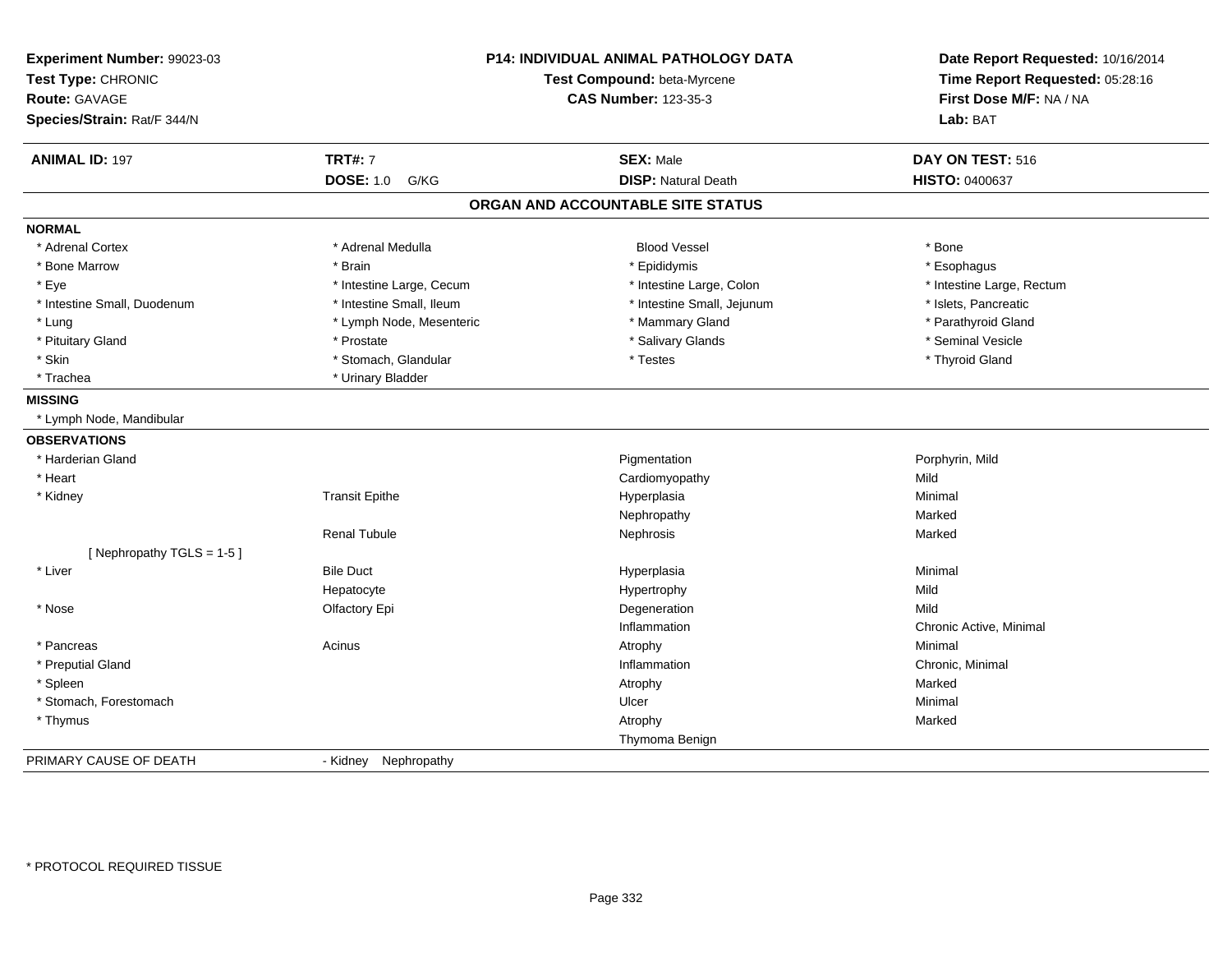**Experiment Number:** 99023-03
**Test Type:** CHRONIC
**Route:** GAVAGE
**Species/Strain:** Rat/F 344/N

**P14: INDIVIDUAL ANIMAL PATHOLOGY DATA**
**Test Compound:** beta-Myrcene
**CAS Number:** 123-35-3

**Date Report Requested:** 10/16/2014
**Time Report Requested:** 05:28:16
**First Dose M/F:** NA / NA
**Lab:** BAT

| **ANIMAL ID:** 197 | **TRT#:** 7 | **SEX:** Male | **DAY ON TEST:** 516 |
|---|---|---|---|
| | **DOSE:** 1.0 G/KG | **DISP:** Natural Death | **HISTO:** 0400637 |

## ORGAN AND ACCOUNTABLE SITE STATUS

### NORMAL

| | | | |
|---|---|---|---|
| * Adrenal Cortex | * Adrenal Medulla | Blood Vessel | * Bone |
| * Bone Marrow | * Brain | * Epididymis | * Esophagus |
| * Eye | * Intestine Large, Cecum | * Intestine Large, Colon | * Intestine Large, Rectum |
| * Intestine Small, Duodenum | * Intestine Small, Ileum | * Intestine Small, Jejunum | * Islets, Pancreatic |
| * Lung | * Lymph Node, Mesenteric | * Mammary Gland | * Parathyroid Gland |
| * Pituitary Gland | * Prostate | * Salivary Glands | * Seminal Vesicle |
| * Skin | * Stomach, Glandular | * Testes | * Thyroid Gland |
| * Trachea | * Urinary Bladder | | |

### MISSING

* Lymph Node, Mandibular

### OBSERVATIONS

| | | | |
|---|---|---|---|
| * Harderian Gland | | Pigmentation | Porphyrin, Mild |
| * Heart | | Cardiomyopathy | Mild |
| * Kidney | Transit Epithe | Hyperplasia | Minimal |
| | | Nephropathy | Marked |
| | Renal Tubule | Nephrosis | Marked |
| [ Nephropathy TGLS = 1-5 ] | | | |
| * Liver | Bile Duct | Hyperplasia | Minimal |
| | Hepatocyte | Hypertrophy | Mild |
| * Nose | Olfactory Epi | Degeneration | Mild |
| | | Inflammation | Chronic Active, Minimal |
| * Pancreas | Acinus | Atrophy | Minimal |
| * Preputial Gland | | Inflammation | Chronic, Minimal |
| * Spleen | | Atrophy | Marked |
| * Stomach, Forestomach | | Ulcer | Minimal |
| * Thymus | | Atrophy | Marked |
| | | Thymoma Benign | |

PRIMARY CAUSE OF DEATH - Kidney Nephropathy

* PROTOCOL REQUIRED TISSUE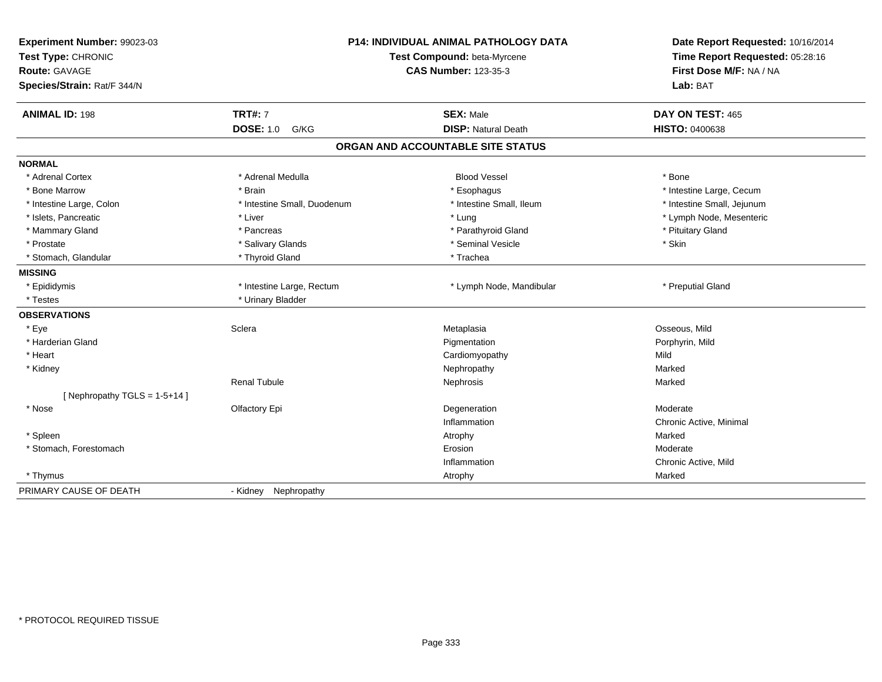**Experiment Number:** 99023-03
**Test Type:** CHRONIC
**Route:** GAVAGE
**Species/Strain:** Rat/F 344/N

**P14: INDIVIDUAL ANIMAL PATHOLOGY DATA**
**Test Compound:** beta-Myrcene
**CAS Number:** 123-35-3

**Date Report Requested:** 10/16/2014
**Time Report Requested:** 05:28:16
**First Dose M/F:** NA / NA
**Lab:** BAT

| **ANIMAL ID:** 198 | **TRT#:** 7 | **SEX:** Male | **DAY ON TEST:** 465 |
|---|---|---|---|
| | **DOSE:** 1.0 G/KG | **DISP:** Natural Death | **HISTO:** 0400638 |

## ORGAN AND ACCOUNTABLE SITE STATUS

| | | | |
|---|---|---|---|
| **NORMAL** | | | |
| * Adrenal Cortex | * Adrenal Medulla | Blood Vessel | * Bone |
| * Bone Marrow | * Brain | * Esophagus | * Intestine Large, Cecum |
| * Intestine Large, Colon | * Intestine Small, Duodenum | * Intestine Small, Ileum | * Intestine Small, Jejunum |
| * Islets, Pancreatic | * Liver | * Lung | * Lymph Node, Mesenteric |
| * Mammary Gland | * Pancreas | * Parathyroid Gland | * Pituitary Gland |
| * Prostate | * Salivary Glands | * Seminal Vesicle | * Skin |
| * Stomach, Glandular | * Thyroid Gland | * Trachea | |
| **MISSING** | | | |
| * Epididymis | * Intestine Large, Rectum | * Lymph Node, Mandibular | * Preputial Gland |
| * Testes | * Urinary Bladder | | |
| **OBSERVATIONS** | | | |
| * Eye | Sclera | Metaplasia | Osseous, Mild |
| * Harderian Gland | | Pigmentation | Porphyrin, Mild |
| * Heart | | Cardiomyopathy | Mild |
| * Kidney | | Nephropathy | Marked |
| | Renal Tubule | Nephrosis | Marked |
| [ Nephropathy TGLS = 1-5+14 ] | | | |
| * Nose | Olfactory Epi | Degeneration | Moderate |
| | | Inflammation | Chronic Active, Minimal |
| * Spleen | | Atrophy | Marked |
| * Stomach, Forestomach | | Erosion | Moderate |
| | | Inflammation | Chronic Active, Mild |
| * Thymus | | Atrophy | Marked |
| PRIMARY CAUSE OF DEATH | - Kidney Nephropathy | | |

* PROTOCOL REQUIRED TISSUE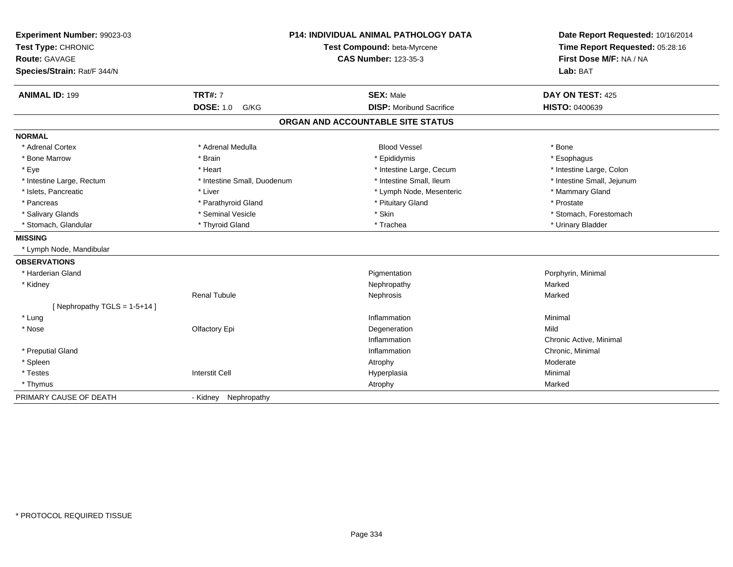**Experiment Number:** 99023-03
**Test Type:** CHRONIC
**Route:** GAVAGE
**Species/Strain:** Rat/F 344/N

**P14: INDIVIDUAL ANIMAL PATHOLOGY DATA**
**Test Compound:** beta-Myrcene
**CAS Number:** 123-35-3

**Date Report Requested:** 10/16/2014
**Time Report Requested:** 05:28:16
**First Dose M/F:** NA / NA
**Lab:** BAT

| **ANIMAL ID:** 199 | **TRT#:** 7 | **SEX:** Male | **DAY ON TEST:** 425 |
|---|---|---|---|
| | **DOSE:** 1.0 G/KG | **DISP:** Moribund Sacrifice | **HISTO:** 0400639 |

## ORGAN AND ACCOUNTABLE SITE STATUS

**NORMAL**

| | | | |
|---|---|---|---|
| * Adrenal Cortex | * Adrenal Medulla | Blood Vessel | * Bone |
| * Bone Marrow | * Brain | * Epididymis | * Esophagus |
| * Eye | * Heart | * Intestine Large, Cecum | * Intestine Large, Colon |
| * Intestine Large, Rectum | * Intestine Small, Duodenum | * Intestine Small, Ileum | * Intestine Small, Jejunum |
| * Islets, Pancreatic | * Liver | * Lymph Node, Mesenteric | * Mammary Gland |
| * Pancreas | * Parathyroid Gland | * Pituitary Gland | * Prostate |
| * Salivary Glands | * Seminal Vesicle | * Skin | * Stomach, Forestomach |
| * Stomach, Glandular | * Thyroid Gland | * Trachea | * Urinary Bladder |

**MISSING**

* Lymph Node, Mandibular

**OBSERVATIONS**

| | | | |
|---|---|---|---|
| * Harderian Gland | | Pigmentation | Porphyrin, Minimal |
| * Kidney | | Nephropathy | Marked |
| | Renal Tubule | Nephrosis | Marked |
| [ Nephropathy TGLS = 1-5+14 ] | | | |
| * Lung | | Inflammation | Minimal |
| * Nose | Olfactory Epi | Degeneration | Mild |
| | | Inflammation | Chronic Active, Minimal |
| * Preputial Gland | | Inflammation | Chronic, Minimal |
| * Spleen | | Atrophy | Moderate |
| * Testes | Interstit Cell | Hyperplasia | Minimal |
| * Thymus | | Atrophy | Marked |

PRIMARY CAUSE OF DEATH - Kidney Nephropathy

* PROTOCOL REQUIRED TISSUE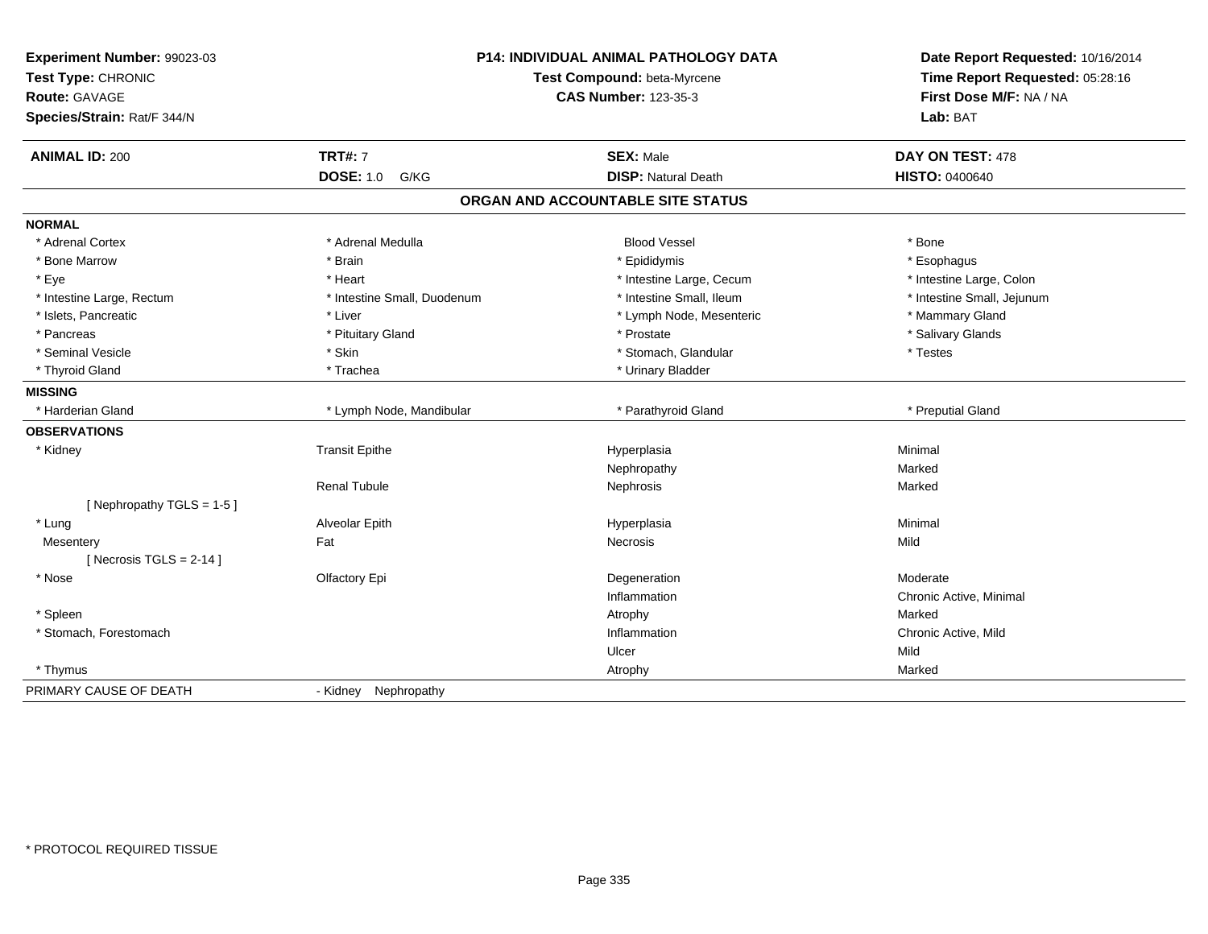**Experiment Number:** 99023-03
**Test Type:** CHRONIC
**Route:** GAVAGE
**Species/Strain:** Rat/F 344/N

**P14: INDIVIDUAL ANIMAL PATHOLOGY DATA**
**Test Compound:** beta-Myrcene
**CAS Number:** 123-35-3

**Date Report Requested:** 10/16/2014
**Time Report Requested:** 05:28:16
**First Dose M/F:** NA / NA
**Lab:** BAT

| **ANIMAL ID:** 200 | **TRT#:** 7 | **SEX:** Male | **DAY ON TEST:** 478 |
|---|---|---|---|
| | **DOSE:** 1.0 G/KG | **DISP:** Natural Death | **HISTO:** 0400640 |

## ORGAN AND ACCOUNTABLE SITE STATUS

**NORMAL**

| | | | |
|---|---|---|---|
| * Adrenal Cortex | * Adrenal Medulla | Blood Vessel | * Bone |
| * Bone Marrow | * Brain | * Epididymis | * Esophagus |
| * Eye | * Heart | * Intestine Large, Cecum | * Intestine Large, Colon |
| * Intestine Large, Rectum | * Intestine Small, Duodenum | * Intestine Small, Ileum | * Intestine Small, Jejunum |
| * Islets, Pancreatic | * Liver | * Lymph Node, Mesenteric | * Mammary Gland |
| * Pancreas | * Pituitary Gland | * Prostate | * Salivary Glands |
| * Seminal Vesicle | * Skin | * Stomach, Glandular | * Testes |
| * Thyroid Gland | * Trachea | * Urinary Bladder | |

**MISSING**

| | | | |
|---|---|---|---|
| * Harderian Gland | * Lymph Node, Mandibular | * Parathyroid Gland | * Preputial Gland |

**OBSERVATIONS**

| | | | |
|---|---|---|---|
| * Kidney | Transit Epithe | Hyperplasia | Minimal |
| | | Nephropathy | Marked |
| | Renal Tubule | Nephrosis | Marked |
| [ Nephropathy TGLS = 1-5 ] | | | |
| * Lung | Alveolar Epith | Hyperplasia | Minimal |
| Mesentery | Fat | Necrosis | Mild |
| [ Necrosis TGLS = 2-14 ] | | | |
| * Nose | Olfactory Epi | Degeneration | Moderate |
| | | Inflammation | Chronic Active, Minimal |
| * Spleen | | Atrophy | Marked |
| * Stomach, Forestomach | | Inflammation | Chronic Active, Mild |
| | | Ulcer | Mild |
| * Thymus | | Atrophy | Marked |

PRIMARY CAUSE OF DEATH - Kidney Nephropathy

* PROTOCOL REQUIRED TISSUE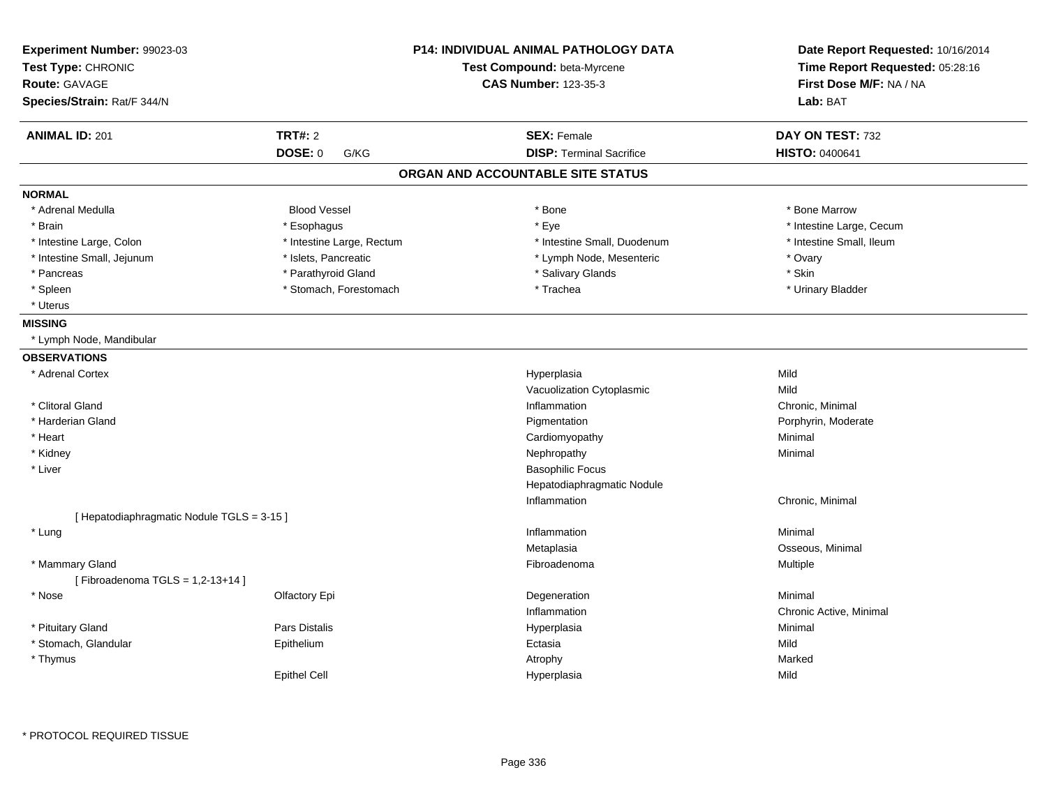**Experiment Number:** 99023-03
**Test Type:** CHRONIC
**Route:** GAVAGE
**Species/Strain:** Rat/F 344/N

**P14: INDIVIDUAL ANIMAL PATHOLOGY DATA**
**Test Compound:** beta-Myrcene
**CAS Number:** 123-35-3

**Date Report Requested:** 10/16/2014
**Time Report Requested:** 05:28:16
**First Dose M/F:** NA / NA
**Lab:** BAT

| **ANIMAL ID:** 201 | **TRT#:** 2 | **SEX:** Female | **DAY ON TEST:** 732 |
|---|---|---|---|
| | **DOSE:** 0 G/KG | **DISP:** Terminal Sacrifice | **HISTO:** 0400641 |

## ORGAN AND ACCOUNTABLE SITE STATUS

**NORMAL**

| | | | |
|---|---|---|---|
| * Adrenal Medulla | Blood Vessel | * Bone | * Bone Marrow |
| * Brain | * Esophagus | * Eye | * Intestine Large, Cecum |
| * Intestine Large, Colon | * Intestine Large, Rectum | * Intestine Small, Duodenum | * Intestine Small, Ileum |
| * Intestine Small, Jejunum | * Islets, Pancreatic | * Lymph Node, Mesenteric | * Ovary |
| * Pancreas | * Parathyroid Gland | * Salivary Glands | * Skin |
| * Spleen | * Stomach, Forestomach | * Trachea | * Urinary Bladder |
| * Uterus | | | |

**MISSING**

* Lymph Node, Mandibular

**OBSERVATIONS**

| | | | |
|---|---|---|---|
| * Adrenal Cortex | | Hyperplasia | Mild |
| | | Vacuolization Cytoplasmic | Mild |
| * Clitoral Gland | | Inflammation | Chronic, Minimal |
| * Harderian Gland | | Pigmentation | Porphyrin, Moderate |
| * Heart | | Cardiomyopathy | Minimal |
| * Kidney | | Nephropathy | Minimal |
| * Liver | | Basophilic Focus | |
| | | Hepatodiaphragmatic Nodule | |
| | | Inflammation | Chronic, Minimal |
| [ Hepatodiaphragmatic Nodule TGLS = 3-15 ] | | | |
| * Lung | | Inflammation | Minimal |
| | | Metaplasia | Osseous, Minimal |
| * Mammary Gland | | Fibroadenoma | Multiple |
| [ Fibroadenoma TGLS = 1,2-13+14 ] | | | |
| * Nose | Olfactory Epi | Degeneration | Minimal |
| | | Inflammation | Chronic Active, Minimal |
| * Pituitary Gland | Pars Distalis | Hyperplasia | Minimal |
| * Stomach, Glandular | Epithelium | Ectasia | Mild |
| * Thymus | | Atrophy | Marked |
| | Epithel Cell | Hyperplasia | Mild |

* PROTOCOL REQUIRED TISSUE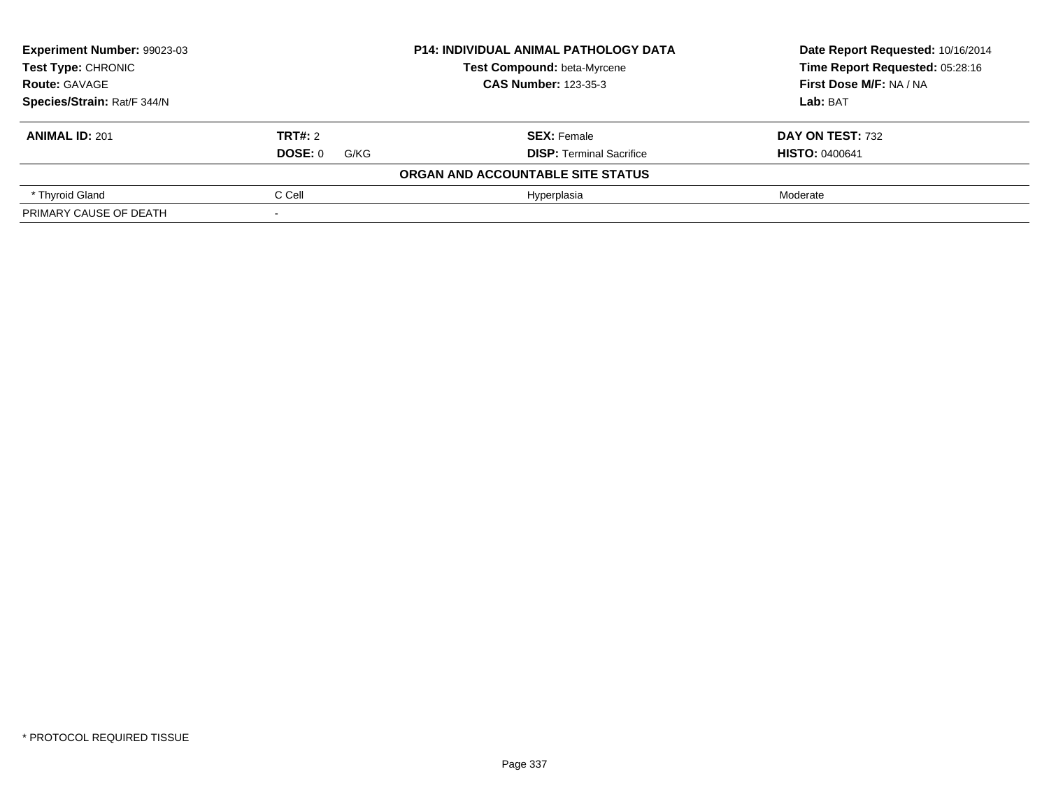| **Experiment Number:** 99023-03 | **P14: INDIVIDUAL ANIMAL PATHOLOGY DATA** | **Date Report Requested:** 10/16/2014 |
|---|---|---|
| **Test Type:** CHRONIC | **Test Compound:** beta-Myrcene | **Time Report Requested:** 05:28:16 |
| **Route:** GAVAGE | **CAS Number:** 123-35-3 | **First Dose M/F:** NA / NA |
| **Species/Strain:** Rat/F 344/N | | **Lab:** BAT |

| **ANIMAL ID:** 201 | **TRT#:** 2 | **SEX:** Female | **DAY ON TEST:** 732 |
|---|---|---|---|
| | **DOSE:** 0 G/KG | **DISP:** Terminal Sacrifice | **HISTO:** 0400641 |
| | | **ORGAN AND ACCOUNTABLE SITE STATUS** | |
| * Thyroid Gland | C Cell | Hyperplasia | Moderate |
| PRIMARY CAUSE OF DEATH | - | | |

* PROTOCOL REQUIRED TISSUE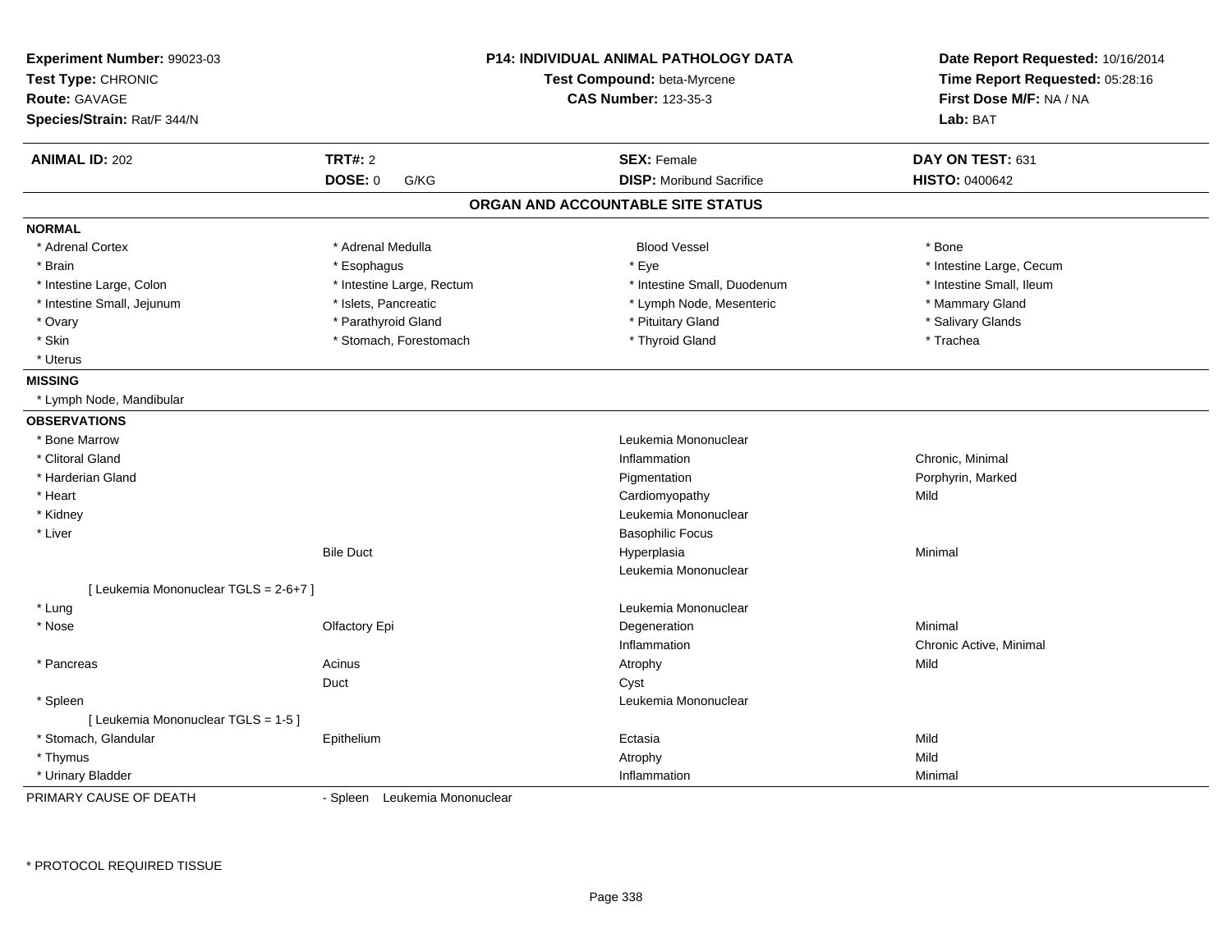**Experiment Number:** 99023-03
**Test Type:** CHRONIC
**Route:** GAVAGE
**Species/Strain:** Rat/F 344/N

**P14: INDIVIDUAL ANIMAL PATHOLOGY DATA**
**Test Compound:** beta-Myrcene
**CAS Number:** 123-35-3

**Date Report Requested:** 10/16/2014
**Time Report Requested:** 05:28:16
**First Dose M/F:** NA / NA
**Lab:** BAT

| **ANIMAL ID:** 202 | **TRT#:** 2 | **SEX:** Female | **DAY ON TEST:** 631 |
|---|---|---|---|
| | **DOSE:** 0 G/KG | **DISP:** Moribund Sacrifice | **HISTO:** 0400642 |

## ORGAN AND ACCOUNTABLE SITE STATUS

**NORMAL**

| | | | |
|---|---|---|---|
| * Adrenal Cortex | * Adrenal Medulla | Blood Vessel | * Bone |
| * Brain | * Esophagus | * Eye | * Intestine Large, Cecum |
| * Intestine Large, Colon | * Intestine Large, Rectum | * Intestine Small, Duodenum | * Intestine Small, Ileum |
| * Intestine Small, Jejunum | * Islets, Pancreatic | * Lymph Node, Mesenteric | * Mammary Gland |
| * Ovary | * Parathyroid Gland | * Pituitary Gland | * Salivary Glands |
| * Skin | * Stomach, Forestomach | * Thyroid Gland | * Trachea |
| * Uterus | | | |

**MISSING**

* Lymph Node, Mandibular

**OBSERVATIONS**

| Organ | Site | Observation | Severity |
|---|---|---|---|
| * Bone Marrow | | Leukemia Mononuclear | |
| * Clitoral Gland | | Inflammation | Chronic, Minimal |
| * Harderian Gland | | Pigmentation | Porphyrin, Marked |
| * Heart | | Cardiomyopathy | Mild |
| * Kidney | | Leukemia Mononuclear | |
| * Liver | | Basophilic Focus | |
| | Bile Duct | Hyperplasia | Minimal |
| | | Leukemia Mononuclear | |
| [ Leukemia Mononuclear TGLS = 2-6+7 ] | | | |
| * Lung | | Leukemia Mononuclear | |
| * Nose | Olfactory Epi | Degeneration | Minimal |
| | | Inflammation | Chronic Active, Minimal |
| * Pancreas | Acinus | Atrophy | Mild |
| | Duct | Cyst | |
| * Spleen | | Leukemia Mononuclear | |
| [ Leukemia Mononuclear TGLS = 1-5 ] | | | |
| * Stomach, Glandular | Epithelium | Ectasia | Mild |
| * Thymus | | Atrophy | Mild |
| * Urinary Bladder | | Inflammation | Minimal |

PRIMARY CAUSE OF DEATH - Spleen Leukemia Mononuclear

* PROTOCOL REQUIRED TISSUE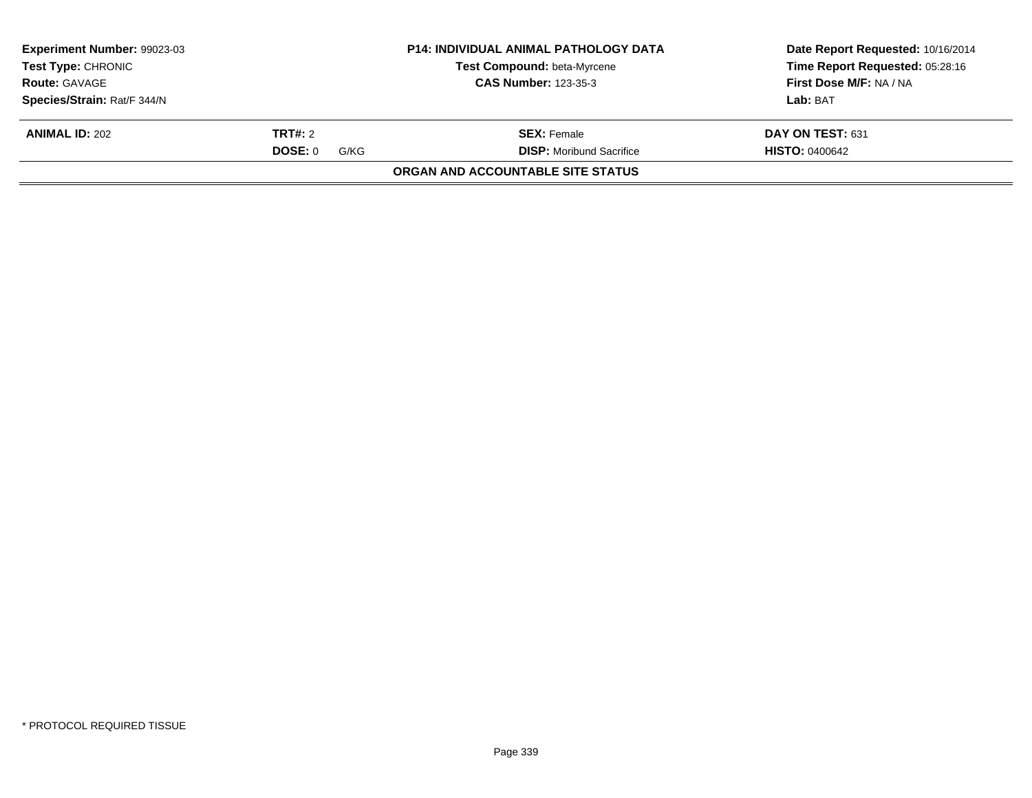| **Experiment Number:** 99023-03 | **P14: INDIVIDUAL ANIMAL PATHOLOGY DATA** | **Date Report Requested:** 10/16/2014 |
|---|---|---|
| **Test Type:** CHRONIC | **Test Compound:** beta-Myrcene | **Time Report Requested:** 05:28:16 |
| **Route:** GAVAGE | **CAS Number:** 123-35-3 | **First Dose M/F:** NA / NA |
| **Species/Strain:** Rat/F 344/N | | **Lab:** BAT |

| **ANIMAL ID:** 202 | **TRT#:** 2 | **SEX:** Female | **DAY ON TEST:** 631 |
|---|---|---|---|
| | **DOSE:** 0 G/KG | **DISP:** Moribund Sacrifice | **HISTO:** 0400642 |

**ORGAN AND ACCOUNTABLE SITE STATUS**

* PROTOCOL REQUIRED TISSUE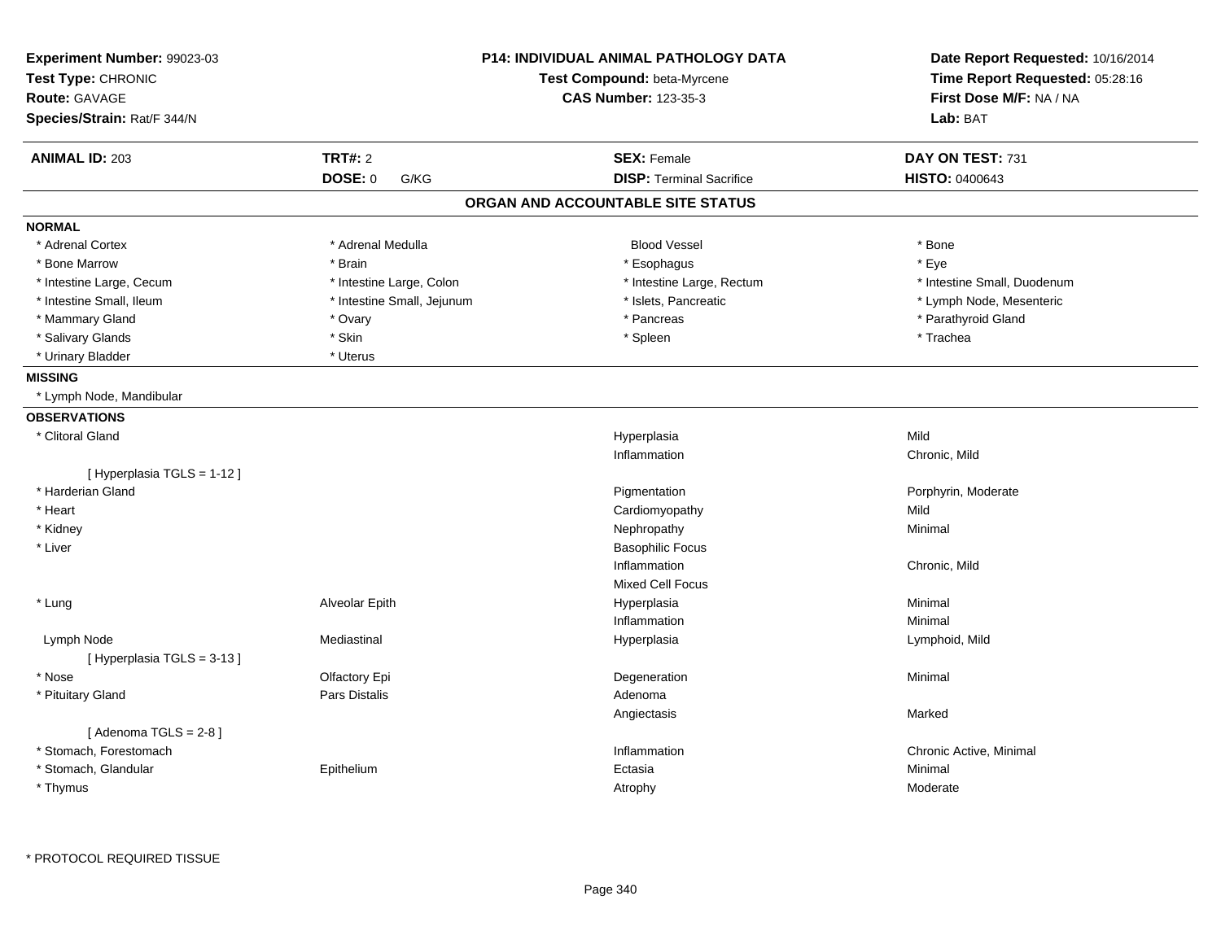**Experiment Number:** 99023-03
**Test Type:** CHRONIC
**Route:** GAVAGE
**Species/Strain:** Rat/F 344/N

**P14: INDIVIDUAL ANIMAL PATHOLOGY DATA**
**Test Compound:** beta-Myrcene
**CAS Number:** 123-35-3

**Date Report Requested:** 10/16/2014
**Time Report Requested:** 05:28:16
**First Dose M/F:** NA / NA
**Lab:** BAT

| **ANIMAL ID:** 203 | **TRT#:** 2 | **SEX:** Female | **DAY ON TEST:** 731 |
|---|---|---|---|
| | **DOSE:** 0 G/KG | **DISP:** Terminal Sacrifice | **HISTO:** 0400643 |

## ORGAN AND ACCOUNTABLE SITE STATUS

**NORMAL**

| | | | |
|---|---|---|---|
| * Adrenal Cortex | * Adrenal Medulla | Blood Vessel | * Bone |
| * Bone Marrow | * Brain | * Esophagus | * Eye |
| * Intestine Large, Cecum | * Intestine Large, Colon | * Intestine Large, Rectum | * Intestine Small, Duodenum |
| * Intestine Small, Ileum | * Intestine Small, Jejunum | * Islets, Pancreatic | * Lymph Node, Mesenteric |
| * Mammary Gland | * Ovary | * Pancreas | * Parathyroid Gland |
| * Salivary Glands | * Skin | * Spleen | * Trachea |
| * Urinary Bladder | * Uterus | | |

**MISSING**

* Lymph Node, Mandibular

**OBSERVATIONS**

| | | | |
|---|---|---|---|
| * Clitoral Gland | | Hyperplasia | Mild |
| | | Inflammation | Chronic, Mild |
| [ Hyperplasia TGLS = 1-12 ] | | | |
| * Harderian Gland | | Pigmentation | Porphyrin, Moderate |
| * Heart | | Cardiomyopathy | Mild |
| * Kidney | | Nephropathy | Minimal |
| * Liver | | Basophilic Focus | |
| | | Inflammation | Chronic, Mild |
| | | Mixed Cell Focus | |
| * Lung | Alveolar Epith | Hyperplasia | Minimal |
| | | Inflammation | Minimal |
| Lymph Node | Mediastinal | Hyperplasia | Lymphoid, Mild |
| [ Hyperplasia TGLS = 3-13 ] | | | |
| * Nose | Olfactory Epi | Degeneration | Minimal |
| * Pituitary Gland | Pars Distalis | Adenoma | |
| | | Angiectasis | Marked |
| [ Adenoma TGLS = 2-8 ] | | | |
| * Stomach, Forestomach | | Inflammation | Chronic Active, Minimal |
| * Stomach, Glandular | Epithelium | Ectasia | Minimal |
| * Thymus | | Atrophy | Moderate |

\* PROTOCOL REQUIRED TISSUE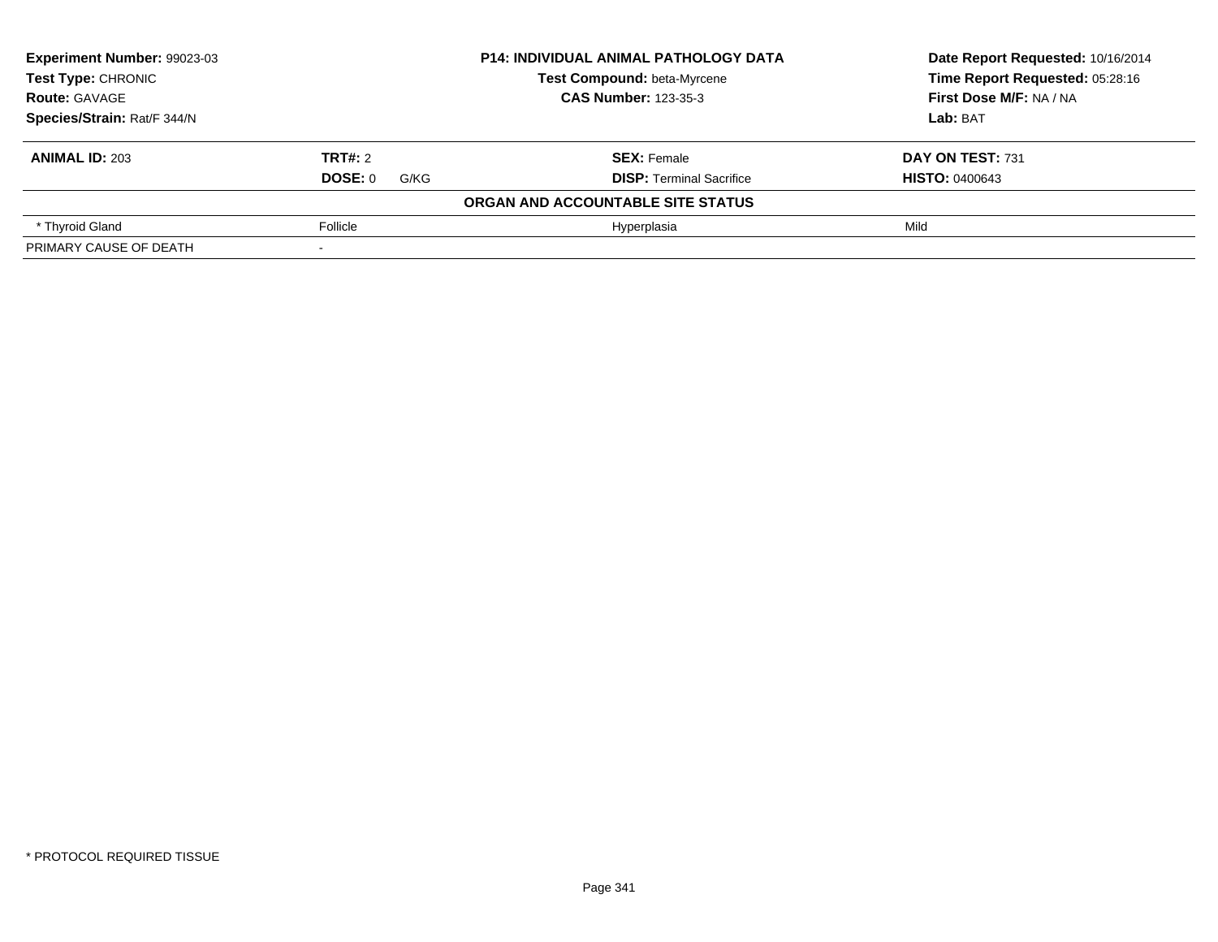**Experiment Number:** 99023-03
**Test Type:** CHRONIC
**Route:** GAVAGE
**Species/Strain:** Rat/F 344/N

**P14: INDIVIDUAL ANIMAL PATHOLOGY DATA**
**Test Compound:** beta-Myrcene
**CAS Number:** 123-35-3

**Date Report Requested:** 10/16/2014
**Time Report Requested:** 05:28:16
**First Dose M/F:** NA / NA
**Lab:** BAT

| **ANIMAL ID:** 203 | **TRT#:** 2 | **SEX:** Female | **DAY ON TEST:** 731 |
|---|---|---|---|
| | **DOSE:** 0 G/KG | **DISP:** Terminal Sacrifice | **HISTO:** 0400643 |

**ORGAN AND ACCOUNTABLE SITE STATUS**

| | | | |
|---|---|---|---|
| * Thyroid Gland | Follicle | Hyperplasia | Mild |
| PRIMARY CAUSE OF DEATH | - | | |

* PROTOCOL REQUIRED TISSUE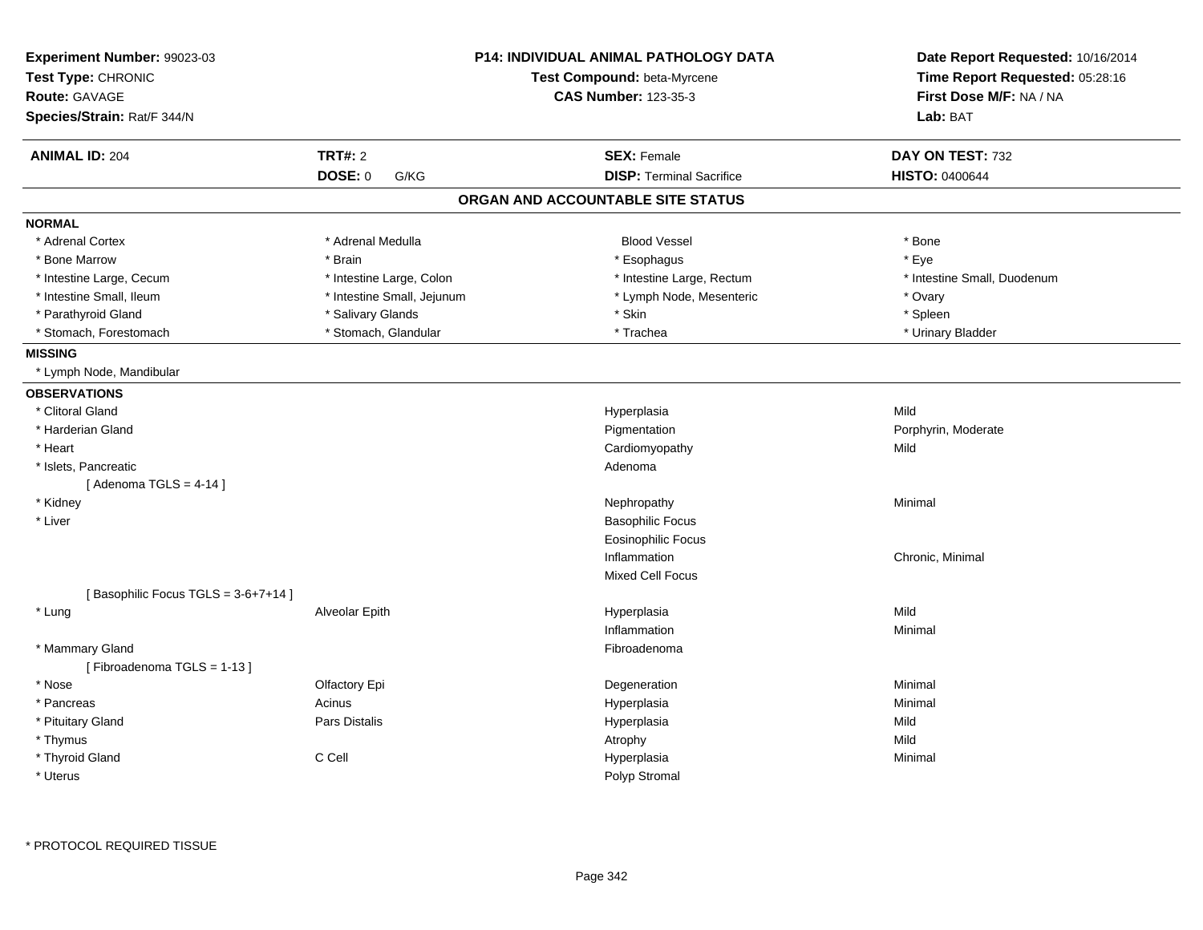**Experiment Number:** 99023-03
**Test Type:** CHRONIC
**Route:** GAVAGE
**Species/Strain:** Rat/F 344/N

**P14: INDIVIDUAL ANIMAL PATHOLOGY DATA**
**Test Compound:** beta-Myrcene
**CAS Number:** 123-35-3

**Date Report Requested:** 10/16/2014
**Time Report Requested:** 05:28:16
**First Dose M/F:** NA / NA
**Lab:** BAT

| **ANIMAL ID:** 204 | **TRT#:** 2 | **SEX:** Female | **DAY ON TEST:** 732 |
|---|---|---|---|
| | **DOSE:** 0 G/KG | **DISP:** Terminal Sacrifice | **HISTO:** 0400644 |

## ORGAN AND ACCOUNTABLE SITE STATUS

### NORMAL

| | | | |
|---|---|---|---|
| * Adrenal Cortex | * Adrenal Medulla | Blood Vessel | * Bone |
| * Bone Marrow | * Brain | * Esophagus | * Eye |
| * Intestine Large, Cecum | * Intestine Large, Colon | * Intestine Large, Rectum | * Intestine Small, Duodenum |
| * Intestine Small, Ileum | * Intestine Small, Jejunum | * Lymph Node, Mesenteric | * Ovary |
| * Parathyroid Gland | * Salivary Glands | * Skin | * Spleen |
| * Stomach, Forestomach | * Stomach, Glandular | * Trachea | * Urinary Bladder |

### MISSING

* Lymph Node, Mandibular

### OBSERVATIONS

| Organ | Site | Observation | Severity |
|---|---|---|---|
| * Clitoral Gland | | Hyperplasia | Mild |
| * Harderian Gland | | Pigmentation | Porphyrin, Moderate |
| * Heart | | Cardiomyopathy | Mild |
| * Islets, Pancreatic | | Adenoma | |
| [ Adenoma TGLS = 4-14 ] | | | |
| * Kidney | | Nephropathy | Minimal |
| * Liver | | Basophilic Focus | |
| | | Eosinophilic Focus | |
| | | Inflammation | Chronic, Minimal |
| | | Mixed Cell Focus | |
| [ Basophilic Focus TGLS = 3-6+7+14 ] | | | |
| * Lung | Alveolar Epith | Hyperplasia | Mild |
| | | Inflammation | Minimal |
| * Mammary Gland | | Fibroadenoma | |
| [ Fibroadenoma TGLS = 1-13 ] | | | |
| * Nose | Olfactory Epi | Degeneration | Minimal |
| * Pancreas | Acinus | Hyperplasia | Minimal |
| * Pituitary Gland | Pars Distalis | Hyperplasia | Mild |
| * Thymus | | Atrophy | Mild |
| * Thyroid Gland | C Cell | Hyperplasia | Minimal |
| * Uterus | | Polyp Stromal | |

\* PROTOCOL REQUIRED TISSUE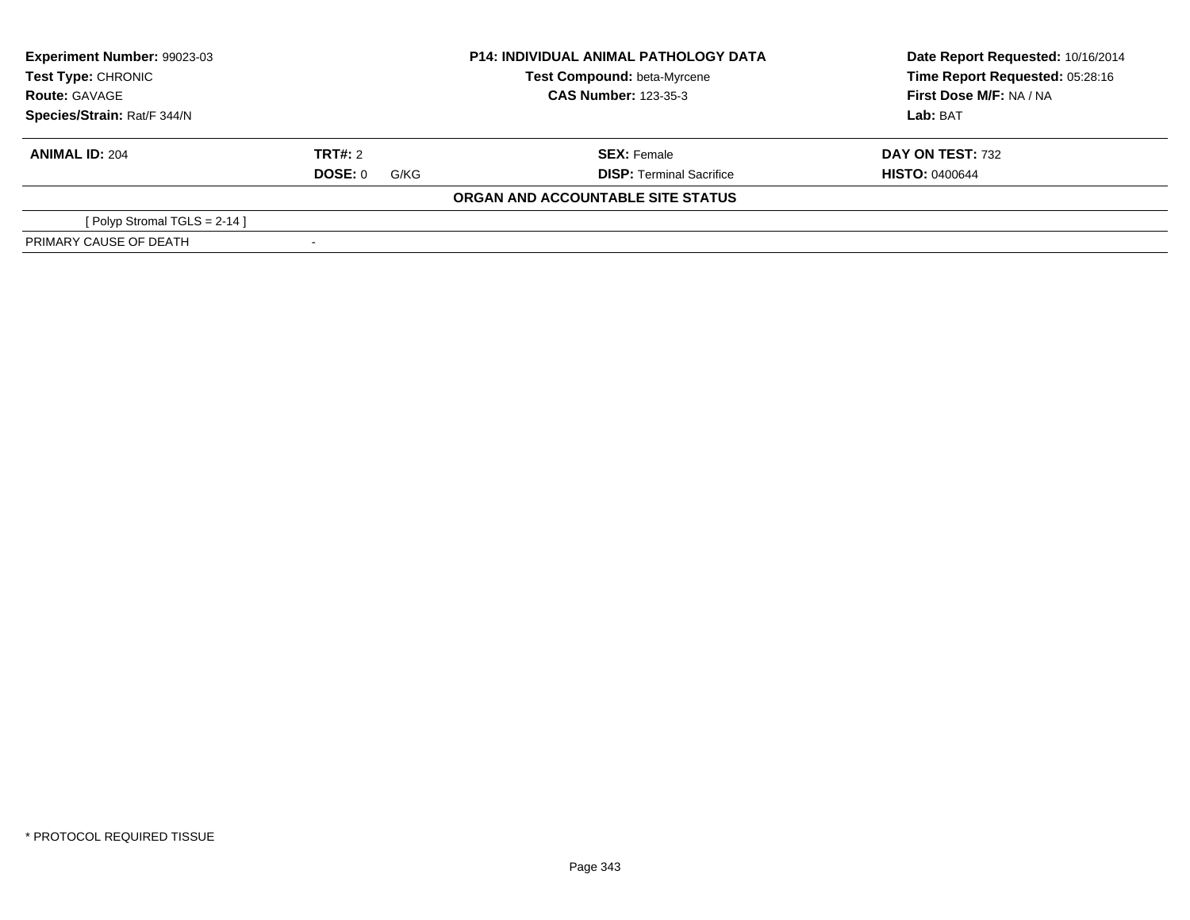| **Experiment Number:** 99023-03 | **P14: INDIVIDUAL ANIMAL PATHOLOGY DATA** | **Date Report Requested:** 10/16/2014 |
|---|---|---|
| **Test Type:** CHRONIC | **Test Compound:** beta-Myrcene | **Time Report Requested:** 05:28:16 |
| **Route:** GAVAGE | **CAS Number:** 123-35-3 | **First Dose M/F:** NA / NA |
| **Species/Strain:** Rat/F 344/N | | **Lab:** BAT |

| **ANIMAL ID:** 204 | **TRT#:** 2 | **SEX:** Female | **DAY ON TEST:** 732 |
|---|---|---|---|
| | **DOSE:** 0 G/KG | **DISP:** Terminal Sacrifice | **HISTO:** 0400644 |

**ORGAN AND ACCOUNTABLE SITE STATUS**

| | |
|---|---|
| [ Polyp Stromal TGLS = 2-14 ] | |
| PRIMARY CAUSE OF DEATH | - |

* PROTOCOL REQUIRED TISSUE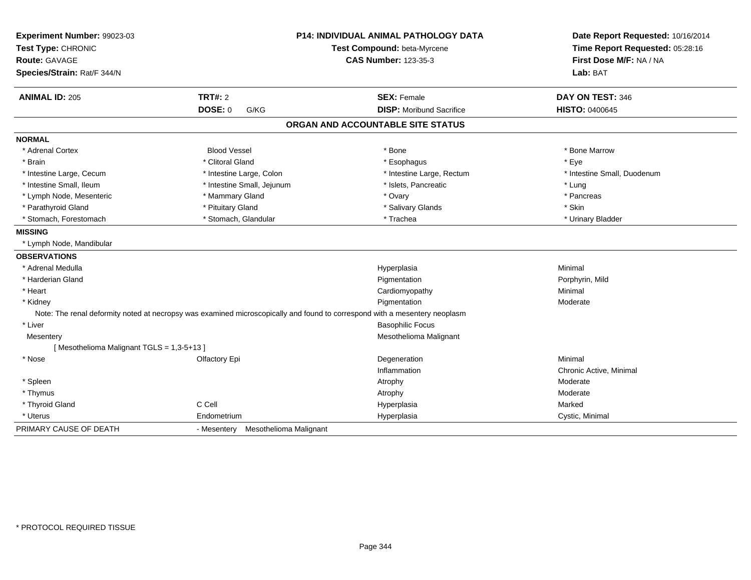**Experiment Number:** 99023-03
**Test Type:** CHRONIC
**Route:** GAVAGE
**Species/Strain:** Rat/F 344/N

**P14: INDIVIDUAL ANIMAL PATHOLOGY DATA**
**Test Compound:** beta-Myrcene
**CAS Number:** 123-35-3

**Date Report Requested:** 10/16/2014
**Time Report Requested:** 05:28:16
**First Dose M/F:** NA / NA
**Lab:** BAT

| **ANIMAL ID:** 205 | **TRT#:** 2 | **SEX:** Female | **DAY ON TEST:** 346 |
|---|---|---|---|
| | **DOSE:** 0 G/KG | **DISP:** Moribund Sacrifice | **HISTO:** 0400645 |

## ORGAN AND ACCOUNTABLE SITE STATUS

**NORMAL**

| | | | |
|---|---|---|---|
| * Adrenal Cortex | Blood Vessel | * Bone | * Bone Marrow |
| * Brain | * Clitoral Gland | * Esophagus | * Eye |
| * Intestine Large, Cecum | * Intestine Large, Colon | * Intestine Large, Rectum | * Intestine Small, Duodenum |
| * Intestine Small, Ileum | * Intestine Small, Jejunum | * Islets, Pancreatic | * Lung |
| * Lymph Node, Mesenteric | * Mammary Gland | * Ovary | * Pancreas |
| * Parathyroid Gland | * Pituitary Gland | * Salivary Glands | * Skin |
| * Stomach, Forestomach | * Stomach, Glandular | * Trachea | * Urinary Bladder |

**MISSING**

* Lymph Node, Mandibular

**OBSERVATIONS**

| | | | |
|---|---|---|---|
| * Adrenal Medulla | | Hyperplasia | Minimal |
| * Harderian Gland | | Pigmentation | Porphyrin, Mild |
| * Heart | | Cardiomyopathy | Minimal |
| * Kidney | | Pigmentation | Moderate |
| Note: The renal deformity noted at necropsy was examined microscopically and found to correspond with a mesentery neoplasm | | | |
| * Liver | | Basophilic Focus | |
| Mesentery | | Mesothelioma Malignant | |
| [ Mesothelioma Malignant TGLS = 1,3-5+13 ] | | | |
| * Nose | Olfactory Epi | Degeneration | Minimal |
| | | Inflammation | Chronic Active, Minimal |
| * Spleen | | Atrophy | Moderate |
| * Thymus | | Atrophy | Moderate |
| * Thyroid Gland | C Cell | Hyperplasia | Marked |
| * Uterus | Endometrium | Hyperplasia | Cystic, Minimal |

PRIMARY CAUSE OF DEATH - Mesentery Mesothelioma Malignant

* PROTOCOL REQUIRED TISSUE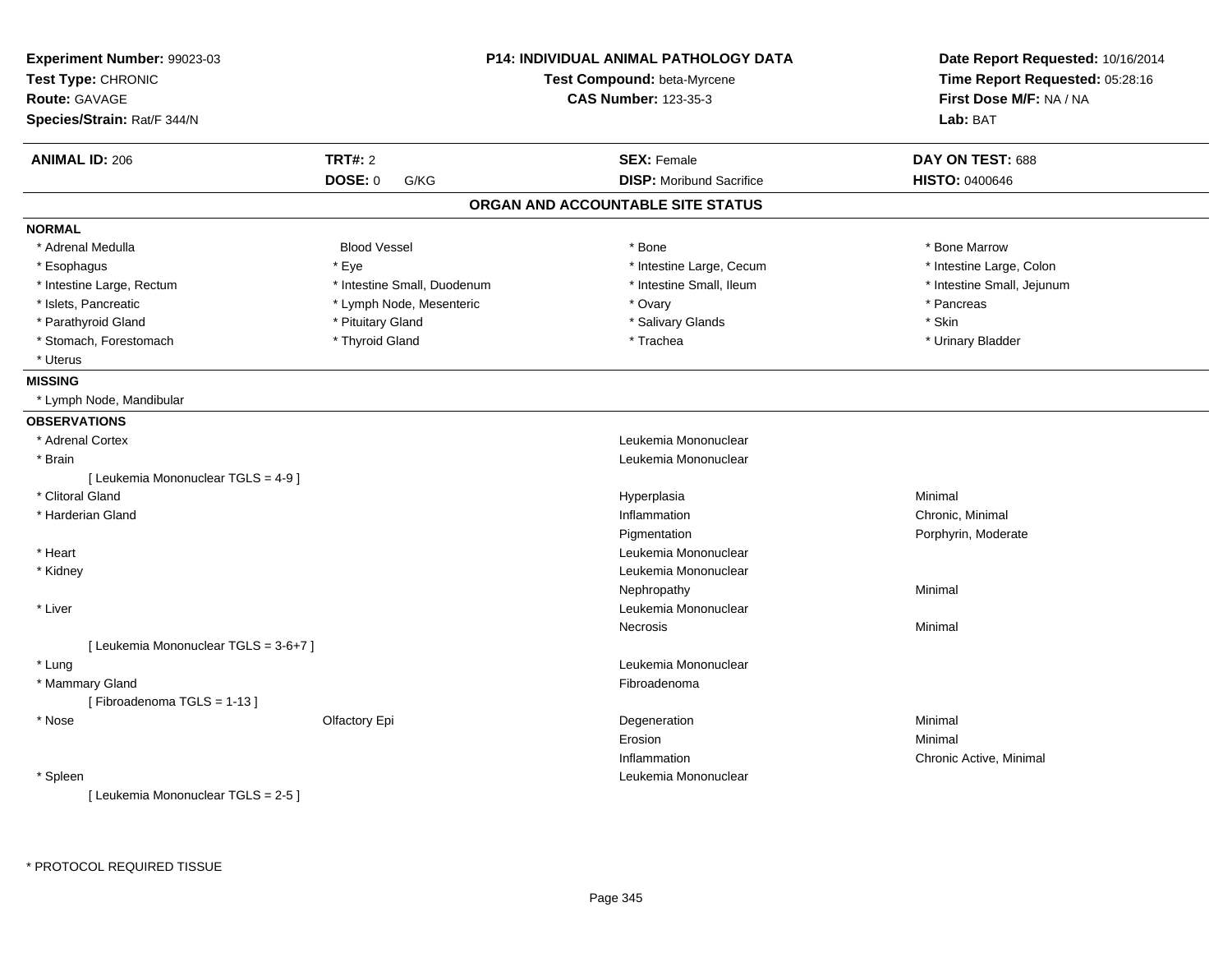**Experiment Number:** 99023-03
**Test Type:** CHRONIC
**Route:** GAVAGE
**Species/Strain:** Rat/F 344/N

**P14: INDIVIDUAL ANIMAL PATHOLOGY DATA**
**Test Compound:** beta-Myrcene
**CAS Number:** 123-35-3

**Date Report Requested:** 10/16/2014
**Time Report Requested:** 05:28:16
**First Dose M/F:** NA / NA
**Lab:** BAT

| **ANIMAL ID:** 206 | **TRT#:** 2 | **SEX:** Female | **DAY ON TEST:** 688 |
|---|---|---|---|
| | **DOSE:** 0 G/KG | **DISP:** Moribund Sacrifice | **HISTO:** 0400646 |

## ORGAN AND ACCOUNTABLE SITE STATUS

**NORMAL**

| | | | |
|---|---|---|---|
| * Adrenal Medulla | Blood Vessel | * Bone | * Bone Marrow |
| * Esophagus | * Eye | * Intestine Large, Cecum | * Intestine Large, Colon |
| * Intestine Large, Rectum | * Intestine Small, Duodenum | * Intestine Small, Ileum | * Intestine Small, Jejunum |
| * Islets, Pancreatic | * Lymph Node, Mesenteric | * Ovary | * Pancreas |
| * Parathyroid Gland | * Pituitary Gland | * Salivary Glands | * Skin |
| * Stomach, Forestomach | * Thyroid Gland | * Trachea | * Urinary Bladder |
| * Uterus | | | |

**MISSING**

* Lymph Node, Mandibular

**OBSERVATIONS**

| Organ | Site | Observation | Qualifier |
|---|---|---|---|
| * Adrenal Cortex | | Leukemia Mononuclear | |
| * Brain | | Leukemia Mononuclear | |
| [ Leukemia Mononuclear TGLS = 4-9 ] | | | |
| * Clitoral Gland | | Hyperplasia | Minimal |
| * Harderian Gland | | Inflammation | Chronic, Minimal |
| | | Pigmentation | Porphyrin, Moderate |
| * Heart | | Leukemia Mononuclear | |
| * Kidney | | Leukemia Mononuclear | |
| | | Nephropathy | Minimal |
| * Liver | | Leukemia Mononuclear | |
| | | Necrosis | Minimal |
| [ Leukemia Mononuclear TGLS = 3-6+7 ] | | | |
| * Lung | | Leukemia Mononuclear | |
| * Mammary Gland | | Fibroadenoma | |
| [ Fibroadenoma TGLS = 1-13 ] | | | |
| * Nose | Olfactory Epi | Degeneration | Minimal |
| | | Erosion | Minimal |
| | | Inflammation | Chronic Active, Minimal |
| * Spleen | | Leukemia Mononuclear | |
| [ Leukemia Mononuclear TGLS = 2-5 ] | | | |

* PROTOCOL REQUIRED TISSUE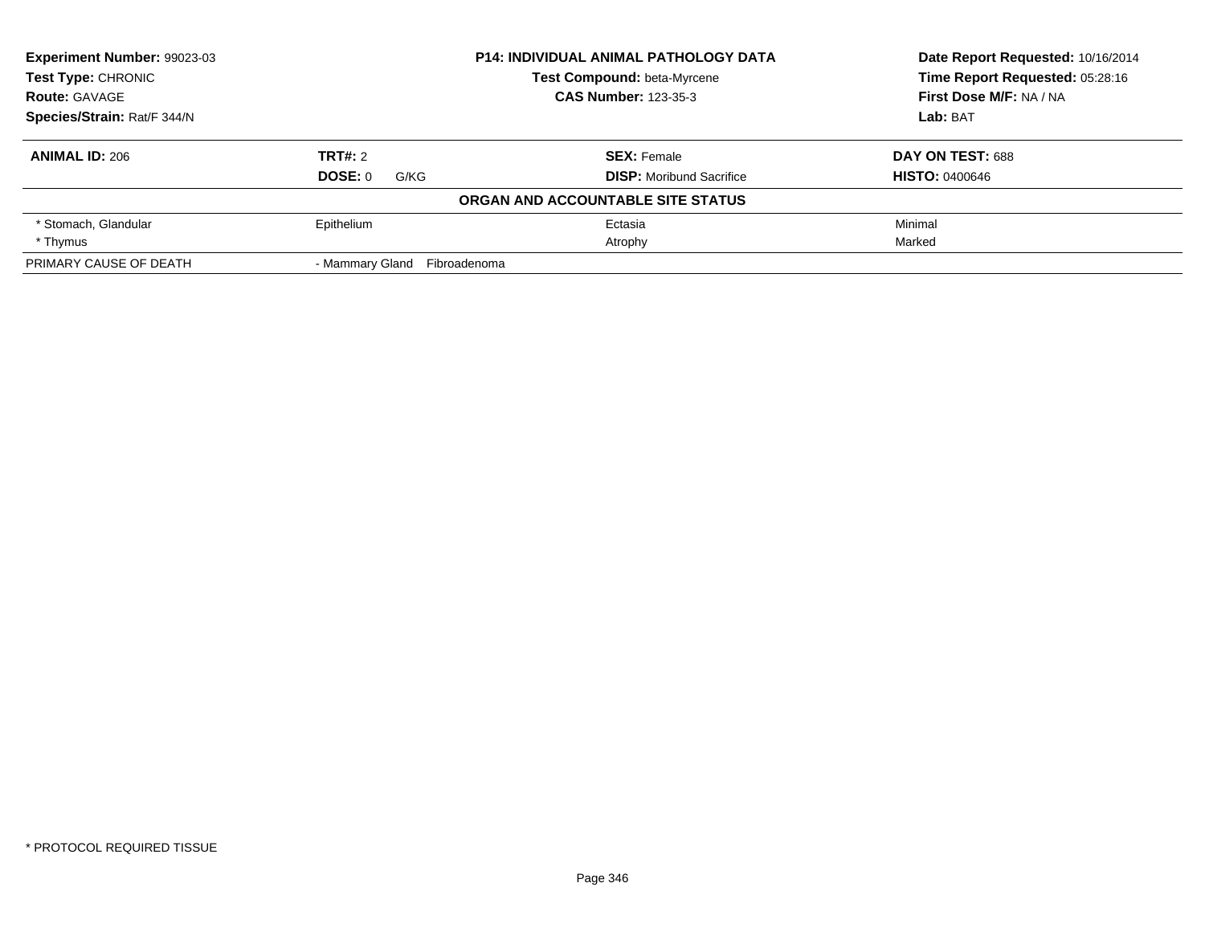| **Experiment Number:** 99023-03 | **P14: INDIVIDUAL ANIMAL PATHOLOGY DATA** | **Date Report Requested:** 10/16/2014 |
|---|---|---|
| **Test Type:** CHRONIC | **Test Compound:** beta-Myrcene | **Time Report Requested:** 05:28:16 |
| **Route:** GAVAGE | **CAS Number:** 123-35-3 | **First Dose M/F:** NA / NA |
| **Species/Strain:** Rat/F 344/N | | **Lab:** BAT |

| **ANIMAL ID:** 206 | **TRT#:** 2 | **SEX:** Female | **DAY ON TEST:** 688 |
|---|---|---|---|
| | **DOSE:** 0 G/KG | **DISP:** Moribund Sacrifice | **HISTO:** 0400646 |
| **ORGAN AND ACCOUNTABLE SITE STATUS** | | | |
| * Stomach, Glandular | Epithelium | Ectasia | Minimal |
| * Thymus | | Atrophy | Marked |
| PRIMARY CAUSE OF DEATH | - Mammary Gland Fibroadenoma | | |

* PROTOCOL REQUIRED TISSUE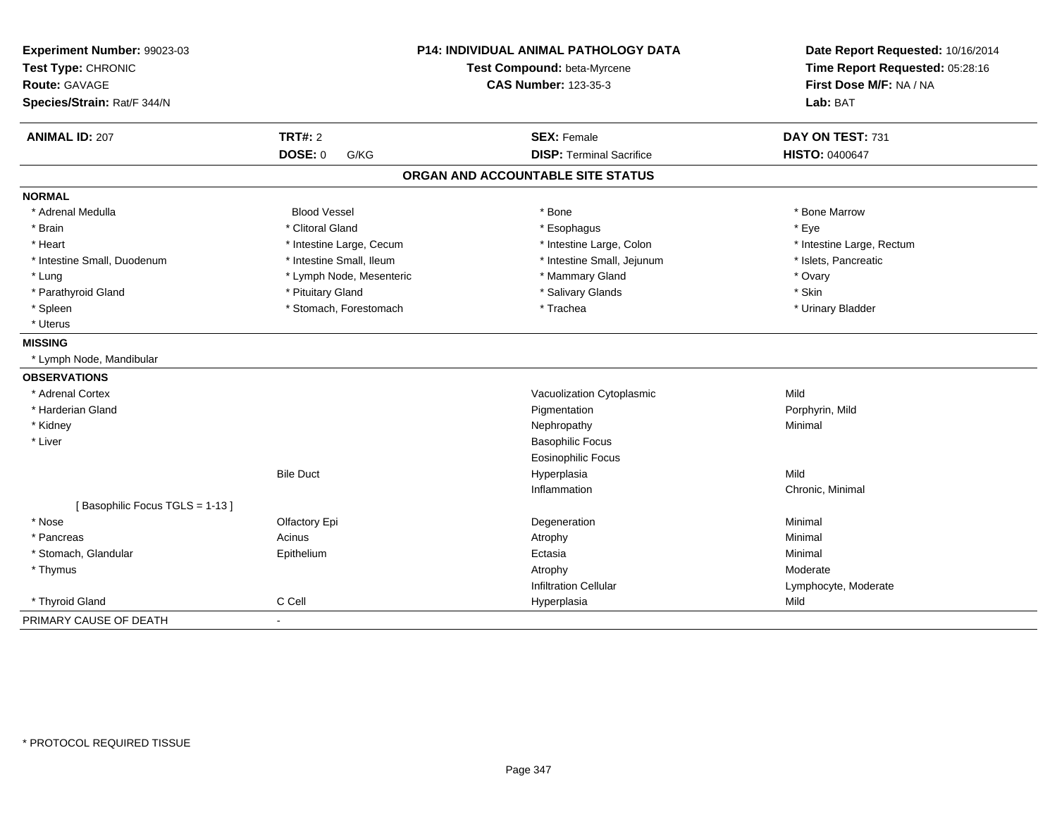**Experiment Number:** 99023-03
**Test Type:** CHRONIC
**Route:** GAVAGE
**Species/Strain:** Rat/F 344/N

**P14: INDIVIDUAL ANIMAL PATHOLOGY DATA**
**Test Compound:** beta-Myrcene
**CAS Number:** 123-35-3

**Date Report Requested:** 10/16/2014
**Time Report Requested:** 05:28:16
**First Dose M/F:** NA / NA
**Lab:** BAT

| **ANIMAL ID:** 207 | **TRT#:** 2 | **SEX:** Female | **DAY ON TEST:** 731 |
|---|---|---|---|
| | **DOSE:** 0 G/KG | **DISP:** Terminal Sacrifice | **HISTO:** 0400647 |

## ORGAN AND ACCOUNTABLE SITE STATUS

**NORMAL**

| | | | |
|---|---|---|---|
| * Adrenal Medulla | Blood Vessel | * Bone | * Bone Marrow |
| * Brain | * Clitoral Gland | * Esophagus | * Eye |
| * Heart | * Intestine Large, Cecum | * Intestine Large, Colon | * Intestine Large, Rectum |
| * Intestine Small, Duodenum | * Intestine Small, Ileum | * Intestine Small, Jejunum | * Islets, Pancreatic |
| * Lung | * Lymph Node, Mesenteric | * Mammary Gland | * Ovary |
| * Parathyroid Gland | * Pituitary Gland | * Salivary Glands | * Skin |
| * Spleen | * Stomach, Forestomach | * Trachea | * Urinary Bladder |
| * Uterus | | | |

**MISSING**

* Lymph Node, Mandibular

**OBSERVATIONS**

| | | | |
|---|---|---|---|
| * Adrenal Cortex | | Vacuolization Cytoplasmic | Mild |
| * Harderian Gland | | Pigmentation | Porphyrin, Mild |
| * Kidney | | Nephropathy | Minimal |
| * Liver | | Basophilic Focus | |
| | | Eosinophilic Focus | |
| | Bile Duct | Hyperplasia | Mild |
| | | Inflammation | Chronic, Minimal |
| [ Basophilic Focus TGLS = 1-13 ] | | | |
| * Nose | Olfactory Epi | Degeneration | Minimal |
| * Pancreas | Acinus | Atrophy | Minimal |
| * Stomach, Glandular | Epithelium | Ectasia | Minimal |
| * Thymus | | Atrophy | Moderate |
| | | Infiltration Cellular | Lymphocyte, Moderate |
| * Thyroid Gland | C Cell | Hyperplasia | Mild |

PRIMARY CAUSE OF DEATH -

* PROTOCOL REQUIRED TISSUE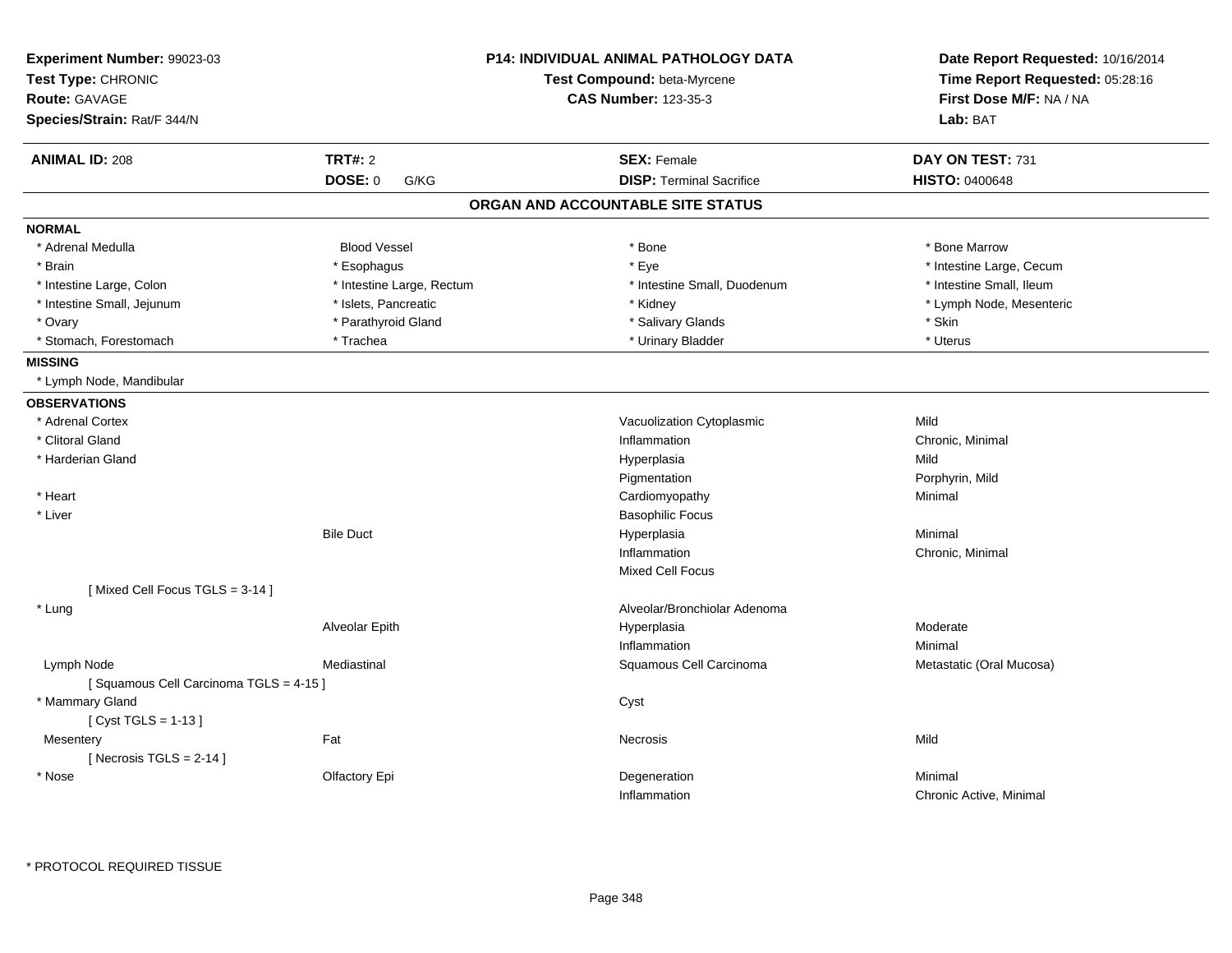**Experiment Number:** 99023-03
**Test Type:** CHRONIC
**Route:** GAVAGE
**Species/Strain:** Rat/F 344/N

**P14: INDIVIDUAL ANIMAL PATHOLOGY DATA**
**Test Compound:** beta-Myrcene
**CAS Number:** 123-35-3

**Date Report Requested:** 10/16/2014
**Time Report Requested:** 05:28:16
**First Dose M/F:** NA / NA
**Lab:** BAT

| **ANIMAL ID:** 208 | **TRT#:** 2 | **SEX:** Female | **DAY ON TEST:** 731 |
|---|---|---|---|
| | **DOSE:** 0 G/KG | **DISP:** Terminal Sacrifice | **HISTO:** 0400648 |

## ORGAN AND ACCOUNTABLE SITE STATUS

**NORMAL**

| | | | |
|---|---|---|---|
| * Adrenal Medulla | Blood Vessel | * Bone | * Bone Marrow |
| * Brain | * Esophagus | * Eye | * Intestine Large, Cecum |
| * Intestine Large, Colon | * Intestine Large, Rectum | * Intestine Small, Duodenum | * Intestine Small, Ileum |
| * Intestine Small, Jejunum | * Islets, Pancreatic | * Kidney | * Lymph Node, Mesenteric |
| * Ovary | * Parathyroid Gland | * Salivary Glands | * Skin |
| * Stomach, Forestomach | * Trachea | * Urinary Bladder | * Uterus |

**MISSING**

* Lymph Node, Mandibular

**OBSERVATIONS**

| Organ | Site | Observation | Severity |
|---|---|---|---|
| * Adrenal Cortex | | Vacuolization Cytoplasmic | Mild |
| * Clitoral Gland | | Inflammation | Chronic, Minimal |
| * Harderian Gland | | Hyperplasia | Mild |
| | | Pigmentation | Porphyrin, Mild |
| * Heart | | Cardiomyopathy | Minimal |
| * Liver | | Basophilic Focus | |
| | Bile Duct | Hyperplasia | Minimal |
| | | Inflammation | Chronic, Minimal |
| | | Mixed Cell Focus | |
| [ Mixed Cell Focus TGLS = 3-14 ] | | | |
| * Lung | | Alveolar/Bronchiolar Adenoma | |
| | Alveolar Epith | Hyperplasia | Moderate |
| | | Inflammation | Minimal |
| Lymph Node | Mediastinal | Squamous Cell Carcinoma | Metastatic (Oral Mucosa) |
| [ Squamous Cell Carcinoma TGLS = 4-15 ] | | | |
| * Mammary Gland | | Cyst | |
| [ Cyst TGLS = 1-13 ] | | | |
| Mesentery | Fat | Necrosis | Mild |
| [ Necrosis TGLS = 2-14 ] | | | |
| * Nose | Olfactory Epi | Degeneration | Minimal |
| | | Inflammation | Chronic Active, Minimal |

* PROTOCOL REQUIRED TISSUE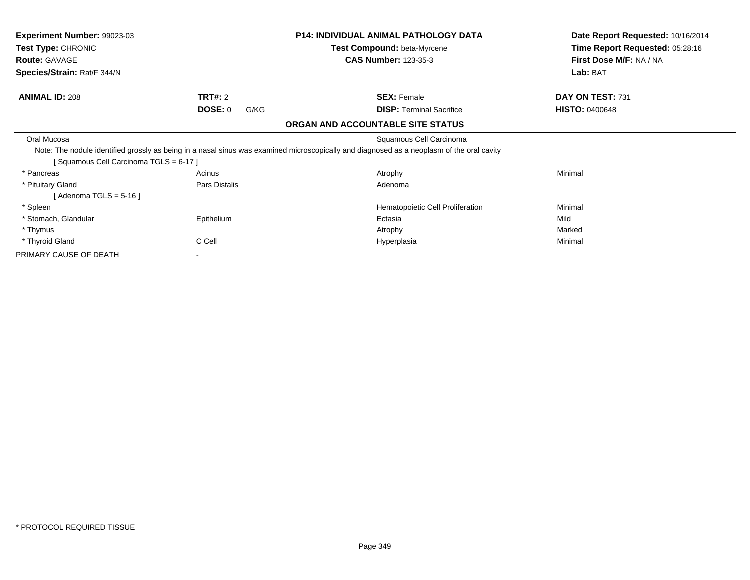**Experiment Number:** 99023-03
**Test Type:** CHRONIC
**Route:** GAVAGE
**Species/Strain:** Rat/F 344/N

**P14: INDIVIDUAL ANIMAL PATHOLOGY DATA**
**Test Compound:** beta-Myrcene
**CAS Number:** 123-35-3

**Date Report Requested:** 10/16/2014
**Time Report Requested:** 05:28:16
**First Dose M/F:** NA / NA
**Lab:** BAT

| **ANIMAL ID:** 208 | **TRT#:** 2 | **SEX:** Female | **DAY ON TEST:** 731 |
|---|---|---|---|
| | **DOSE:** 0 G/KG | **DISP:** Terminal Sacrifice | **HISTO:** 0400648 |

**ORGAN AND ACCOUNTABLE SITE STATUS**

| | | | |
|---|---|---|---|
| Oral Mucosa | | Squamous Cell Carcinoma | |
| Note: The nodule identified grossly as being in a nasal sinus was examined microscopically and diagnosed as a neoplasm of the oral cavity | | | |
| [ Squamous Cell Carcinoma TGLS = 6-17 ] | | | |
| * Pancreas | Acinus | Atrophy | Minimal |
| * Pituitary Gland | Pars Distalis | Adenoma | |
| [ Adenoma TGLS = 5-16 ] | | | |
| * Spleen | | Hematopoietic Cell Proliferation | Minimal |
| * Stomach, Glandular | Epithelium | Ectasia | Mild |
| * Thymus | | Atrophy | Marked |
| * Thyroid Gland | C Cell | Hyperplasia | Minimal |
| PRIMARY CAUSE OF DEATH | - | | |

* PROTOCOL REQUIRED TISSUE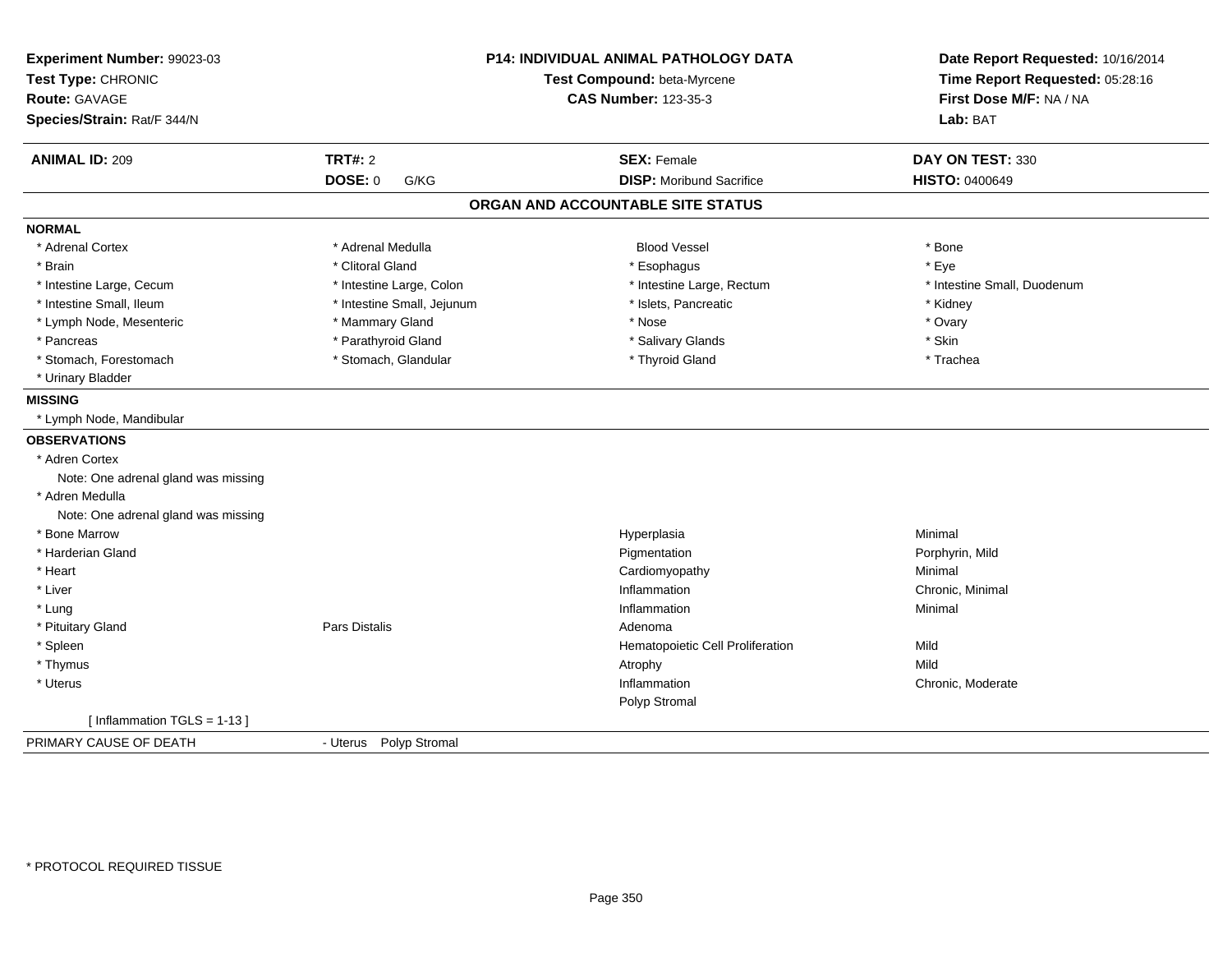**Experiment Number:** 99023-03
**Test Type:** CHRONIC
**Route:** GAVAGE
**Species/Strain:** Rat/F 344/N

**P14: INDIVIDUAL ANIMAL PATHOLOGY DATA**
**Test Compound:** beta-Myrcene
**CAS Number:** 123-35-3

**Date Report Requested:** 10/16/2014
**Time Report Requested:** 05:28:16
**First Dose M/F:** NA / NA
**Lab:** BAT

| **ANIMAL ID:** 209 | **TRT#:** 2 | **SEX:** Female | **DAY ON TEST:** 330 |
|---|---|---|---|
| | **DOSE:** 0 G/KG | **DISP:** Moribund Sacrifice | **HISTO:** 0400649 |

## ORGAN AND ACCOUNTABLE SITE STATUS

**NORMAL**

| | | | |
|---|---|---|---|
| * Adrenal Cortex | * Adrenal Medulla | Blood Vessel | * Bone |
| * Brain | * Clitoral Gland | * Esophagus | * Eye |
| * Intestine Large, Cecum | * Intestine Large, Colon | * Intestine Large, Rectum | * Intestine Small, Duodenum |
| * Intestine Small, Ileum | * Intestine Small, Jejunum | * Islets, Pancreatic | * Kidney |
| * Lymph Node, Mesenteric | * Mammary Gland | * Nose | * Ovary |
| * Pancreas | * Parathyroid Gland | * Salivary Glands | * Skin |
| * Stomach, Forestomach | * Stomach, Glandular | * Thyroid Gland | * Trachea |
| * Urinary Bladder | | | |

**MISSING**

* Lymph Node, Mandibular

**OBSERVATIONS**

| | | | |
|---|---|---|---|
| * Adren Cortex | | | |
| Note: One adrenal gland was missing | | | |
| * Adren Medulla | | | |
| Note: One adrenal gland was missing | | | |
| * Bone Marrow | | Hyperplasia | Minimal |
| * Harderian Gland | | Pigmentation | Porphyrin, Mild |
| * Heart | | Cardiomyopathy | Minimal |
| * Liver | | Inflammation | Chronic, Minimal |
| * Lung | | Inflammation | Minimal |
| * Pituitary Gland | Pars Distalis | Adenoma | |
| * Spleen | | Hematopoietic Cell Proliferation | Mild |
| * Thymus | | Atrophy | Mild |
| * Uterus | | Inflammation | Chronic, Moderate |
| | | Polyp Stromal | |
| [ Inflammation TGLS = 1-13 ] | | | |

PRIMARY CAUSE OF DEATH - Uterus Polyp Stromal

* PROTOCOL REQUIRED TISSUE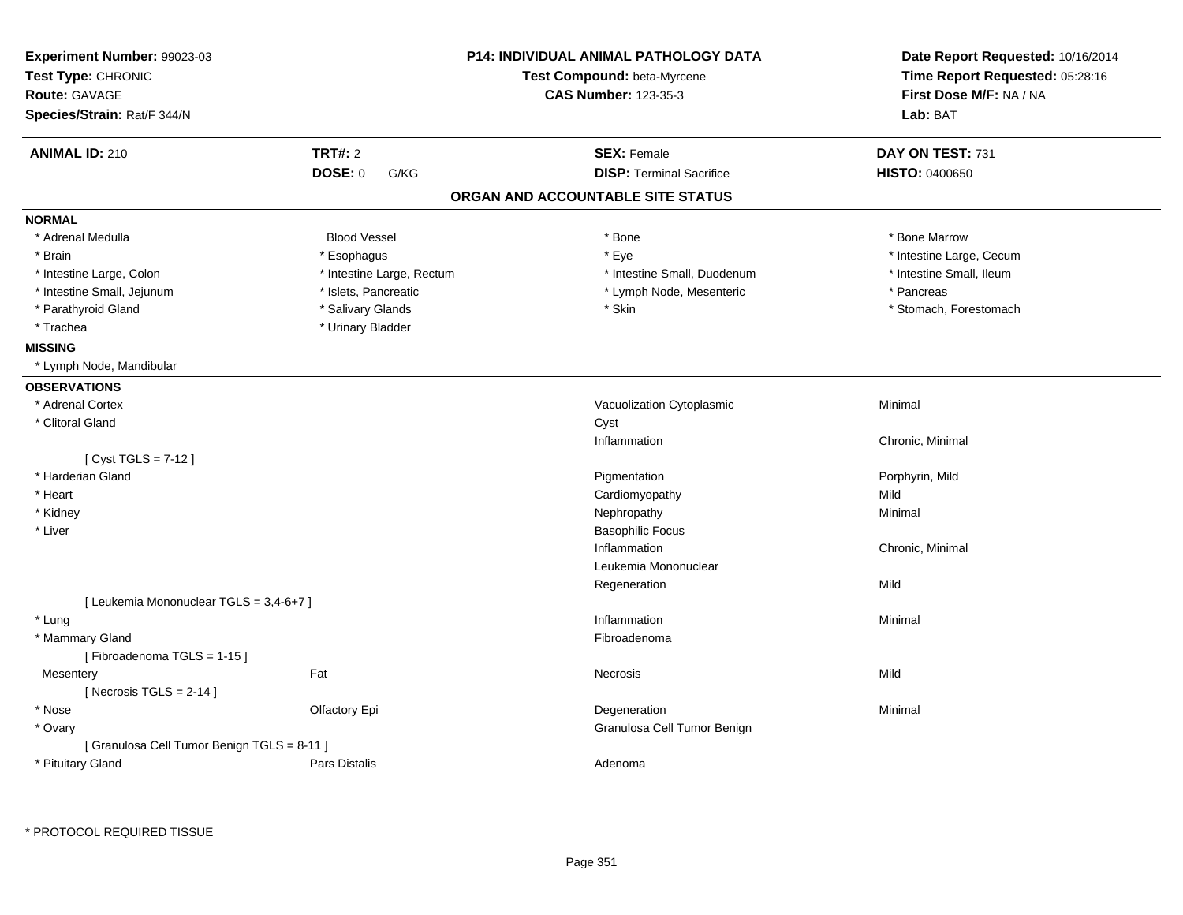**Experiment Number:** 99023-03
**Test Type:** CHRONIC
**Route:** GAVAGE
**Species/Strain:** Rat/F 344/N

**P14: INDIVIDUAL ANIMAL PATHOLOGY DATA**
**Test Compound:** beta-Myrcene
**CAS Number:** 123-35-3

**Date Report Requested:** 10/16/2014
**Time Report Requested:** 05:28:16
**First Dose M/F:** NA / NA
**Lab:** BAT

| **ANIMAL ID:** 210 | **TRT#:** 2 | **SEX:** Female | **DAY ON TEST:** 731 |
|---|---|---|---|
| | **DOSE:** 0 G/KG | **DISP:** Terminal Sacrifice | **HISTO:** 0400650 |

## ORGAN AND ACCOUNTABLE SITE STATUS

**NORMAL**

| | | | |
|---|---|---|---|
| * Adrenal Medulla | Blood Vessel | * Bone | * Bone Marrow |
| * Brain | * Esophagus | * Eye | * Intestine Large, Cecum |
| * Intestine Large, Colon | * Intestine Large, Rectum | * Intestine Small, Duodenum | * Intestine Small, Ileum |
| * Intestine Small, Jejunum | * Islets, Pancreatic | * Lymph Node, Mesenteric | * Pancreas |
| * Parathyroid Gland | * Salivary Glands | * Skin | * Stomach, Forestomach |
| * Trachea | * Urinary Bladder | | |

**MISSING**

* Lymph Node, Mandibular

**OBSERVATIONS**

| Organ | Site | Observation | Qualifier |
|---|---|---|---|
| * Adrenal Cortex | | Vacuolization Cytoplasmic | Minimal |
| * Clitoral Gland | | Cyst | |
| | | Inflammation | Chronic, Minimal |
| [ Cyst TGLS = 7-12 ] | | | |
| * Harderian Gland | | Pigmentation | Porphyrin, Mild |
| * Heart | | Cardiomyopathy | Mild |
| * Kidney | | Nephropathy | Minimal |
| * Liver | | Basophilic Focus | |
| | | Inflammation | Chronic, Minimal |
| | | Leukemia Mononuclear | |
| | | Regeneration | Mild |
| [ Leukemia Mononuclear TGLS = 3,4-6+7 ] | | | |
| * Lung | | Inflammation | Minimal |
| * Mammary Gland | | Fibroadenoma | |
| [ Fibroadenoma TGLS = 1-15 ] | | | |
| Mesentery | Fat | Necrosis | Mild |
| [ Necrosis TGLS = 2-14 ] | | | |
| * Nose | Olfactory Epi | Degeneration | Minimal |
| * Ovary | | Granulosa Cell Tumor Benign | |
| [ Granulosa Cell Tumor Benign TGLS = 8-11 ] | | | |
| * Pituitary Gland | Pars Distalis | Adenoma | |

\* PROTOCOL REQUIRED TISSUE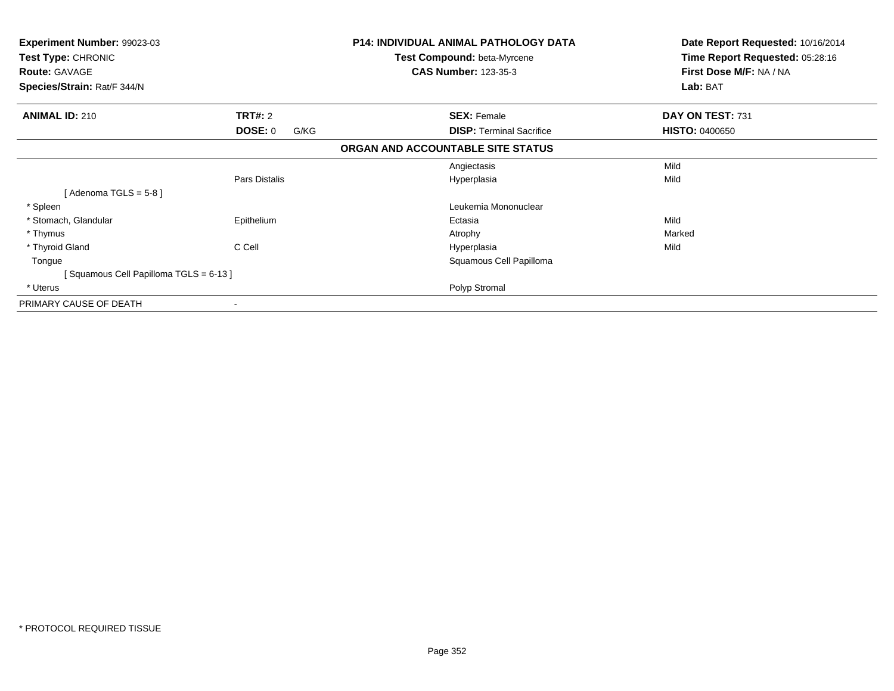| **Experiment Number:** 99023-03 | **P14: INDIVIDUAL ANIMAL PATHOLOGY DATA** | **Date Report Requested:** 10/16/2014 |
|---|---|---|
| **Test Type:** CHRONIC | **Test Compound:** beta-Myrcene | **Time Report Requested:** 05:28:16 |
| **Route:** GAVAGE | **CAS Number:** 123-35-3 | **First Dose M/F:** NA / NA |
| **Species/Strain:** Rat/F 344/N | | **Lab:** BAT |

| **ANIMAL ID:** 210 | **TRT#:** 2 | **SEX:** Female | **DAY ON TEST:** 731 |
|---|---|---|---|
| | **DOSE:** 0 G/KG | **DISP:** Terminal Sacrifice | **HISTO:** 0400650 |

**ORGAN AND ACCOUNTABLE SITE STATUS**

| | | | |
|---|---|---|---|
| | | Angiectasis | Mild |
| | Pars Distalis | Hyperplasia | Mild |
| [ Adenoma TGLS = 5-8 ] | | | |
| * Spleen | | Leukemia Mononuclear | |
| * Stomach, Glandular | Epithelium | Ectasia | Mild |
| * Thymus | | Atrophy | Marked |
| * Thyroid Gland | C Cell | Hyperplasia | Mild |
| Tongue | | Squamous Cell Papilloma | |
| [ Squamous Cell Papilloma TGLS = 6-13 ] | | | |
| * Uterus | | Polyp Stromal | |
| PRIMARY CAUSE OF DEATH | - | | |

* PROTOCOL REQUIRED TISSUE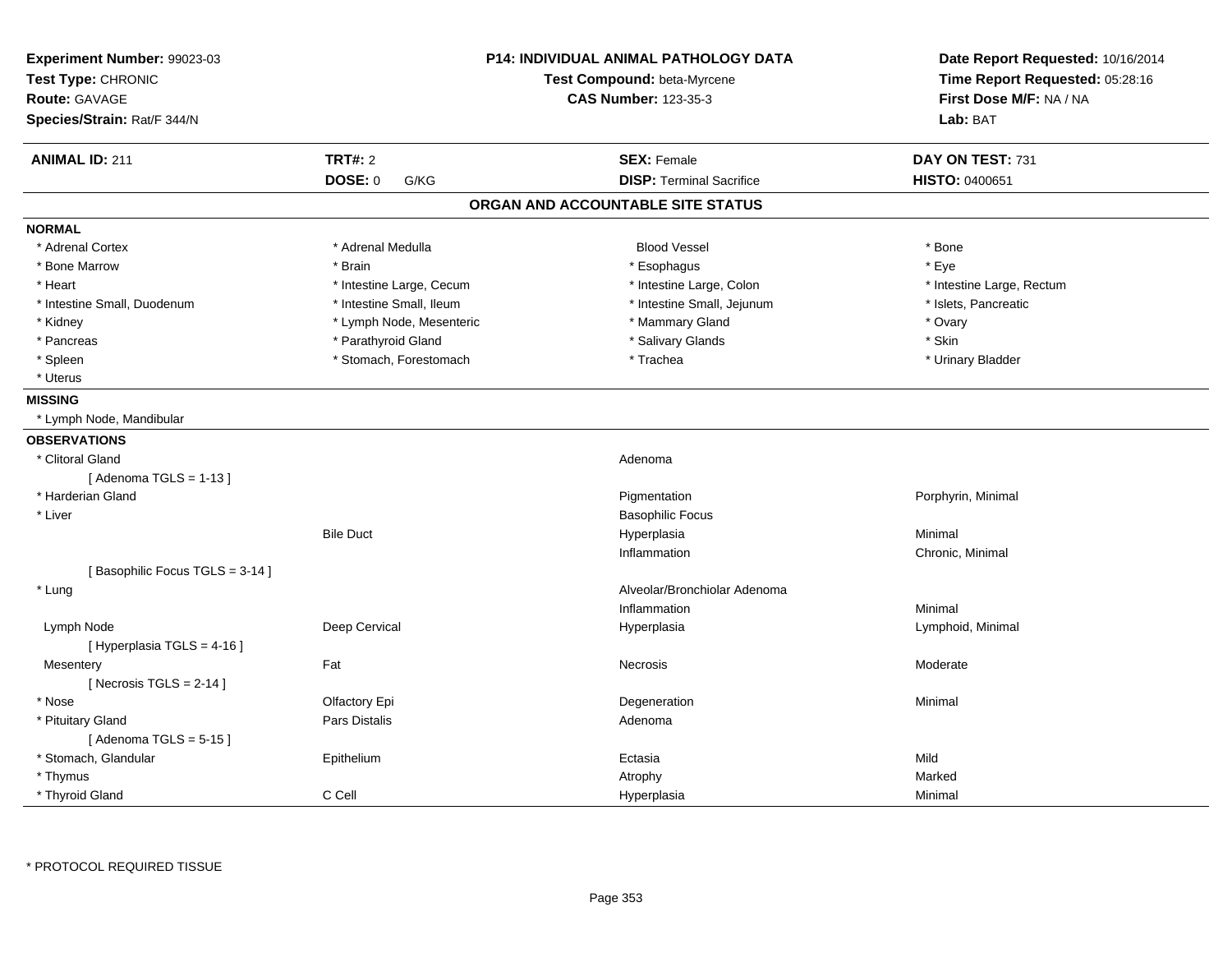**Experiment Number:** 99023-03
**Test Type:** CHRONIC
**Route:** GAVAGE
**Species/Strain:** Rat/F 344/N

**P14: INDIVIDUAL ANIMAL PATHOLOGY DATA**
**Test Compound:** beta-Myrcene
**CAS Number:** 123-35-3

**Date Report Requested:** 10/16/2014
**Time Report Requested:** 05:28:16
**First Dose M/F:** NA / NA
**Lab:** BAT

| **ANIMAL ID:** 211 | **TRT#:** 2 | **SEX:** Female | **DAY ON TEST:** 731 |
|---|---|---|---|
| | **DOSE:** 0 G/KG | **DISP:** Terminal Sacrifice | **HISTO:** 0400651 |

## ORGAN AND ACCOUNTABLE SITE STATUS

**NORMAL**

| | | | |
|---|---|---|---|
| * Adrenal Cortex | * Adrenal Medulla | Blood Vessel | * Bone |
| * Bone Marrow | * Brain | * Esophagus | * Eye |
| * Heart | * Intestine Large, Cecum | * Intestine Large, Colon | * Intestine Large, Rectum |
| * Intestine Small, Duodenum | * Intestine Small, Ileum | * Intestine Small, Jejunum | * Islets, Pancreatic |
| * Kidney | * Lymph Node, Mesenteric | * Mammary Gland | * Ovary |
| * Pancreas | * Parathyroid Gland | * Salivary Glands | * Skin |
| * Spleen | * Stomach, Forestomach | * Trachea | * Urinary Bladder |
| * Uterus | | | |

**MISSING**

* Lymph Node, Mandibular

**OBSERVATIONS**

| | | | |
|---|---|---|---|
| * Clitoral Gland | | Adenoma | |
| [ Adenoma TGLS = 1-13 ] | | | |
| * Harderian Gland | | Pigmentation | Porphyrin, Minimal |
| * Liver | | Basophilic Focus | |
| | Bile Duct | Hyperplasia | Minimal |
| | | Inflammation | Chronic, Minimal |
| [ Basophilic Focus TGLS = 3-14 ] | | | |
| * Lung | | Alveolar/Bronchiolar Adenoma | |
| | | Inflammation | Minimal |
| Lymph Node | Deep Cervical | Hyperplasia | Lymphoid, Minimal |
| [ Hyperplasia TGLS = 4-16 ] | | | |
| Mesentery | Fat | Necrosis | Moderate |
| [ Necrosis TGLS = 2-14 ] | | | |
| * Nose | Olfactory Epi | Degeneration | Minimal |
| * Pituitary Gland | Pars Distalis | Adenoma | |
| [ Adenoma TGLS = 5-15 ] | | | |
| * Stomach, Glandular | Epithelium | Ectasia | Mild |
| * Thymus | | Atrophy | Marked |
| * Thyroid Gland | C Cell | Hyperplasia | Minimal |

* PROTOCOL REQUIRED TISSUE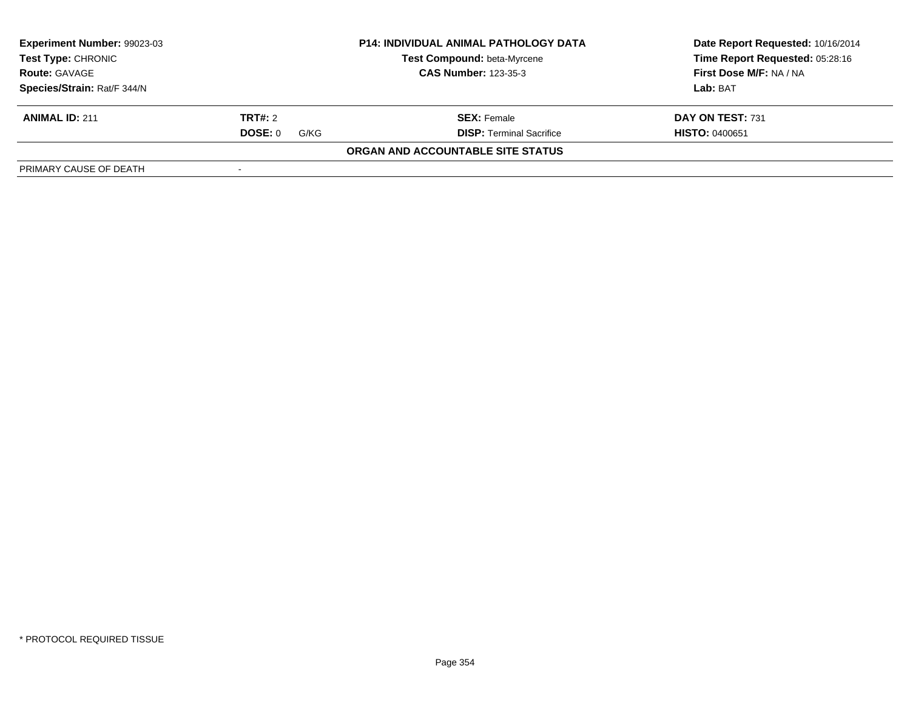| **Experiment Number:** 99023-03 | **P14: INDIVIDUAL ANIMAL PATHOLOGY DATA** | **Date Report Requested:** 10/16/2014 |
|---|---|---|
| **Test Type:** CHRONIC | **Test Compound:** beta-Myrcene | **Time Report Requested:** 05:28:16 |
| **Route:** GAVAGE | **CAS Number:** 123-35-3 | **First Dose M/F:** NA / NA |
| **Species/Strain:** Rat/F 344/N | | **Lab:** BAT |

| **ANIMAL ID:** 211 | **TRT#:** 2 | **SEX:** Female | **DAY ON TEST:** 731 |
|---|---|---|---|
| | **DOSE:** 0 G/KG | **DISP:** Terminal Sacrifice | **HISTO:** 0400651 |

**ORGAN AND ACCOUNTABLE SITE STATUS**

| PRIMARY CAUSE OF DEATH | - |
|---|---|

* PROTOCOL REQUIRED TISSUE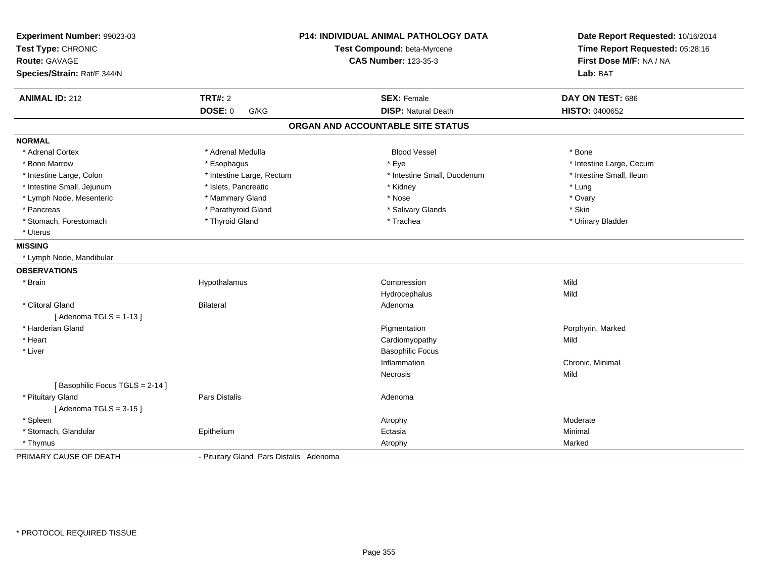| **Experiment Number:** 99023-03 | **P14: INDIVIDUAL ANIMAL PATHOLOGY DATA** | **Date Report Requested:** 10/16/2014 |
|---|---|---|
| **Test Type:** CHRONIC | **Test Compound:** beta-Myrcene | **Time Report Requested:** 05:28:16 |
| **Route:** GAVAGE | **CAS Number:** 123-35-3 | **First Dose M/F:** NA / NA |
| **Species/Strain:** Rat/F 344/N | | **Lab:** BAT |

| **ANIMAL ID:** 212 | **TRT#:** 2 | **SEX:** Female | **DAY ON TEST:** 686 |
|---|---|---|---|
| | **DOSE:** 0 G/KG | **DISP:** Natural Death | **HISTO:** 0400652 |

## ORGAN AND ACCOUNTABLE SITE STATUS

**NORMAL**

| | | | |
|---|---|---|---|
| * Adrenal Cortex | * Adrenal Medulla | Blood Vessel | * Bone |
| * Bone Marrow | * Esophagus | * Eye | * Intestine Large, Cecum |
| * Intestine Large, Colon | * Intestine Large, Rectum | * Intestine Small, Duodenum | * Intestine Small, Ileum |
| * Intestine Small, Jejunum | * Islets, Pancreatic | * Kidney | * Lung |
| * Lymph Node, Mesenteric | * Mammary Gland | * Nose | * Ovary |
| * Pancreas | * Parathyroid Gland | * Salivary Glands | * Skin |
| * Stomach, Forestomach | * Thyroid Gland | * Trachea | * Urinary Bladder |
| * Uterus | | | |

**MISSING**

* Lymph Node, Mandibular

**OBSERVATIONS**

| | | | |
|---|---|---|---|
| * Brain | Hypothalamus | Compression | Mild |
| | | Hydrocephalus | Mild |
| * Clitoral Gland | Bilateral | Adenoma | |
| [ Adenoma TGLS = 1-13 ] | | | |
| * Harderian Gland | | Pigmentation | Porphyrin, Marked |
| * Heart | | Cardiomyopathy | Mild |
| * Liver | | Basophilic Focus | |
| | | Inflammation | Chronic, Minimal |
| | | Necrosis | Mild |
| [ Basophilic Focus TGLS = 2-14 ] | | | |
| * Pituitary Gland | Pars Distalis | Adenoma | |
| [ Adenoma TGLS = 3-15 ] | | | |
| * Spleen | | Atrophy | Moderate |
| * Stomach, Glandular | Epithelium | Ectasia | Minimal |
| * Thymus | | Atrophy | Marked |

PRIMARY CAUSE OF DEATH - Pituitary Gland Pars Distalis Adenoma

* PROTOCOL REQUIRED TISSUE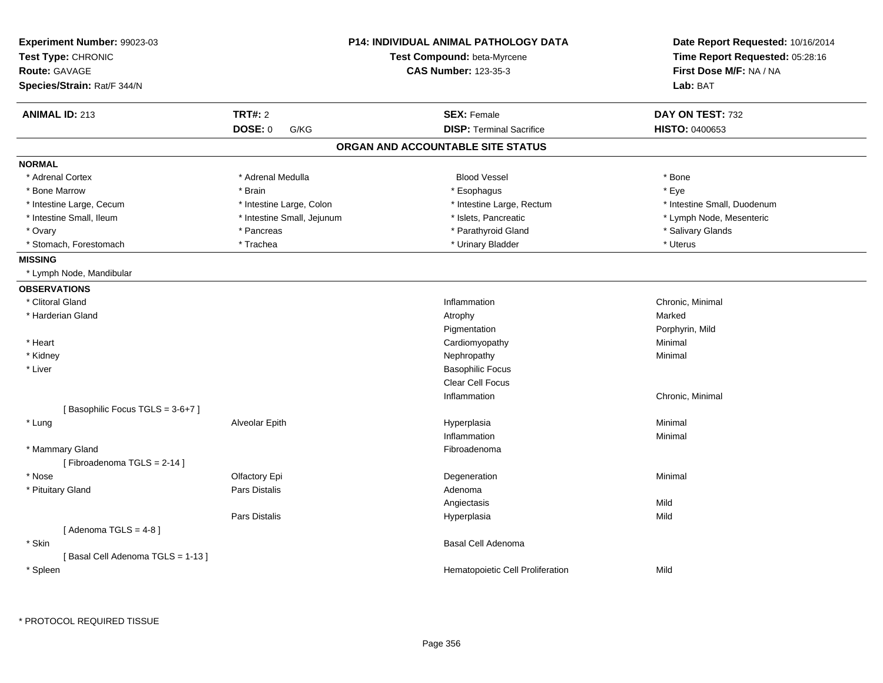**Experiment Number:** 99023-03
**Test Type:** CHRONIC
**Route:** GAVAGE
**Species/Strain:** Rat/F 344/N

**P14: INDIVIDUAL ANIMAL PATHOLOGY DATA**
**Test Compound:** beta-Myrcene
**CAS Number:** 123-35-3

**Date Report Requested:** 10/16/2014
**Time Report Requested:** 05:28:16
**First Dose M/F:** NA / NA
**Lab:** BAT

| **ANIMAL ID:** 213 | **TRT#:** 2 | **SEX:** Female | **DAY ON TEST:** 732 |
|---|---|---|---|
| | **DOSE:** 0 G/KG | **DISP:** Terminal Sacrifice | **HISTO:** 0400653 |

## ORGAN AND ACCOUNTABLE SITE STATUS

**NORMAL**

| | | | |
|---|---|---|---|
| * Adrenal Cortex | * Adrenal Medulla | Blood Vessel | * Bone |
| * Bone Marrow | * Brain | * Esophagus | * Eye |
| * Intestine Large, Cecum | * Intestine Large, Colon | * Intestine Large, Rectum | * Intestine Small, Duodenum |
| * Intestine Small, Ileum | * Intestine Small, Jejunum | * Islets, Pancreatic | * Lymph Node, Mesenteric |
| * Ovary | * Pancreas | * Parathyroid Gland | * Salivary Glands |
| * Stomach, Forestomach | * Trachea | * Urinary Bladder | * Uterus |

**MISSING**

* Lymph Node, Mandibular

**OBSERVATIONS**

| Organ | Site | Observation | Severity |
|---|---|---|---|
| * Clitoral Gland | | Inflammation | Chronic, Minimal |
| * Harderian Gland | | Atrophy | Marked |
| | | Pigmentation | Porphyrin, Mild |
| * Heart | | Cardiomyopathy | Minimal |
| * Kidney | | Nephropathy | Minimal |
| * Liver | | Basophilic Focus | |
| | | Clear Cell Focus | |
| | | Inflammation | Chronic, Minimal |
| [ Basophilic Focus TGLS = 3-6+7 ] | | | |
| * Lung | Alveolar Epith | Hyperplasia | Minimal |
| | | Inflammation | Minimal |
| * Mammary Gland | | Fibroadenoma | |
| [ Fibroadenoma TGLS = 2-14 ] | | | |
| * Nose | Olfactory Epi | Degeneration | Minimal |
| * Pituitary Gland | Pars Distalis | Adenoma | |
| | | Angiectasis | Mild |
| | Pars Distalis | Hyperplasia | Mild |
| [ Adenoma TGLS = 4-8 ] | | | |
| * Skin | | Basal Cell Adenoma | |
| [ Basal Cell Adenoma TGLS = 1-13 ] | | | |
| * Spleen | | Hematopoietic Cell Proliferation | Mild |

* PROTOCOL REQUIRED TISSUE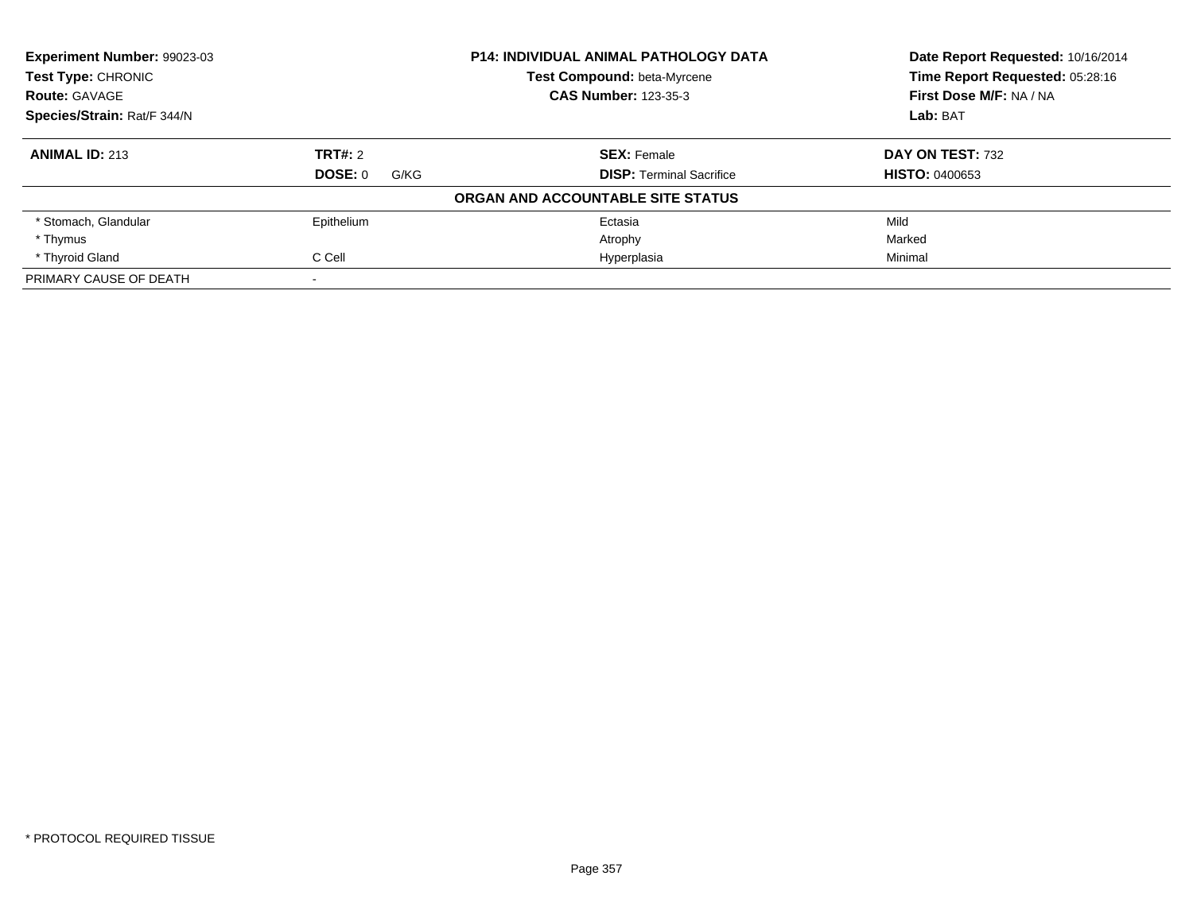**Experiment Number:** 99023-03
**Test Type:** CHRONIC
**Route:** GAVAGE
**Species/Strain:** Rat/F 344/N

**P14: INDIVIDUAL ANIMAL PATHOLOGY DATA**
**Test Compound:** beta-Myrcene
**CAS Number:** 123-35-3

**Date Report Requested:** 10/16/2014
**Time Report Requested:** 05:28:16
**First Dose M/F:** NA / NA
**Lab:** BAT

| **ANIMAL ID:** 213 | **TRT#:** 2 | **SEX:** Female | **DAY ON TEST:** 732 |
|---|---|---|---|
| | **DOSE:** 0 G/KG | **DISP:** Terminal Sacrifice | **HISTO:** 0400653 |

**ORGAN AND ACCOUNTABLE SITE STATUS**

| | | | |
|---|---|---|---|
| * Stomach, Glandular | Epithelium | Ectasia | Mild |
| * Thymus | | Atrophy | Marked |
| * Thyroid Gland | C Cell | Hyperplasia | Minimal |
| PRIMARY CAUSE OF DEATH | - | | |

* PROTOCOL REQUIRED TISSUE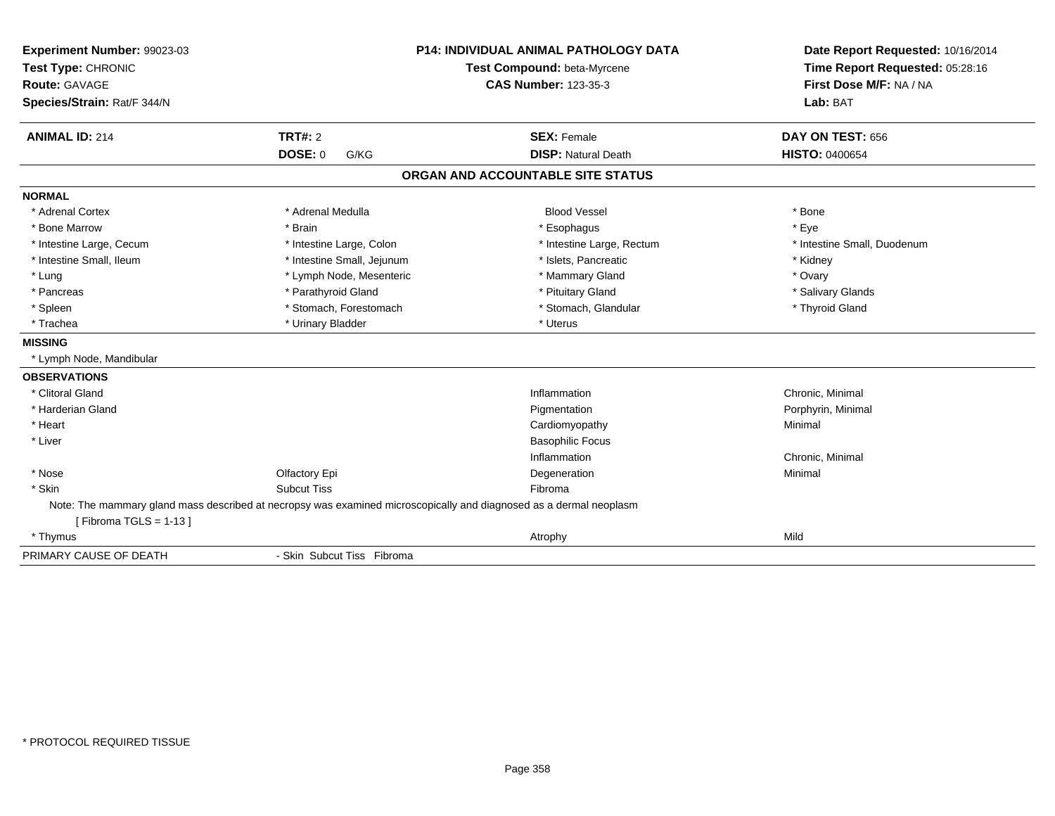**Experiment Number:** 99023-03
**Test Type:** CHRONIC
**Route:** GAVAGE
**Species/Strain:** Rat/F 344/N

**P14: INDIVIDUAL ANIMAL PATHOLOGY DATA**
**Test Compound:** beta-Myrcene
**CAS Number:** 123-35-3

**Date Report Requested:** 10/16/2014
**Time Report Requested:** 05:28:16
**First Dose M/F:** NA / NA
**Lab:** BAT

| **ANIMAL ID:** 214 | **TRT#:** 2 | **SEX:** Female | **DAY ON TEST:** 656 |
|---|---|---|---|
| | **DOSE:** 0 G/KG | **DISP:** Natural Death | **HISTO:** 0400654 |

## ORGAN AND ACCOUNTABLE SITE STATUS

**NORMAL**

| | | | |
|---|---|---|---|
| * Adrenal Cortex | * Adrenal Medulla | Blood Vessel | * Bone |
| * Bone Marrow | * Brain | * Esophagus | * Eye |
| * Intestine Large, Cecum | * Intestine Large, Colon | * Intestine Large, Rectum | * Intestine Small, Duodenum |
| * Intestine Small, Ileum | * Intestine Small, Jejunum | * Islets, Pancreatic | * Kidney |
| * Lung | * Lymph Node, Mesenteric | * Mammary Gland | * Ovary |
| * Pancreas | * Parathyroid Gland | * Pituitary Gland | * Salivary Glands |
| * Spleen | * Stomach, Forestomach | * Stomach, Glandular | * Thyroid Gland |
| * Trachea | * Urinary Bladder | * Uterus | |

**MISSING**

* Lymph Node, Mandibular

**OBSERVATIONS**

| | | | |
|---|---|---|---|
| * Clitoral Gland | | Inflammation | Chronic, Minimal |
| * Harderian Gland | | Pigmentation | Porphyrin, Minimal |
| * Heart | | Cardiomyopathy | Minimal |
| * Liver | | Basophilic Focus | |
| | | Inflammation | Chronic, Minimal |
| * Nose | Olfactory Epi | Degeneration | Minimal |
| * Skin | Subcut Tiss | Fibroma | |

Note: The mammary gland mass described at necropsy was examined microscopically and diagnosed as a dermal neoplasm
[ Fibroma TGLS = 1-13 ]

| | | | |
|---|---|---|---|
| * Thymus | | Atrophy | Mild |

PRIMARY CAUSE OF DEATH - Skin Subcut Tiss Fibroma

* PROTOCOL REQUIRED TISSUE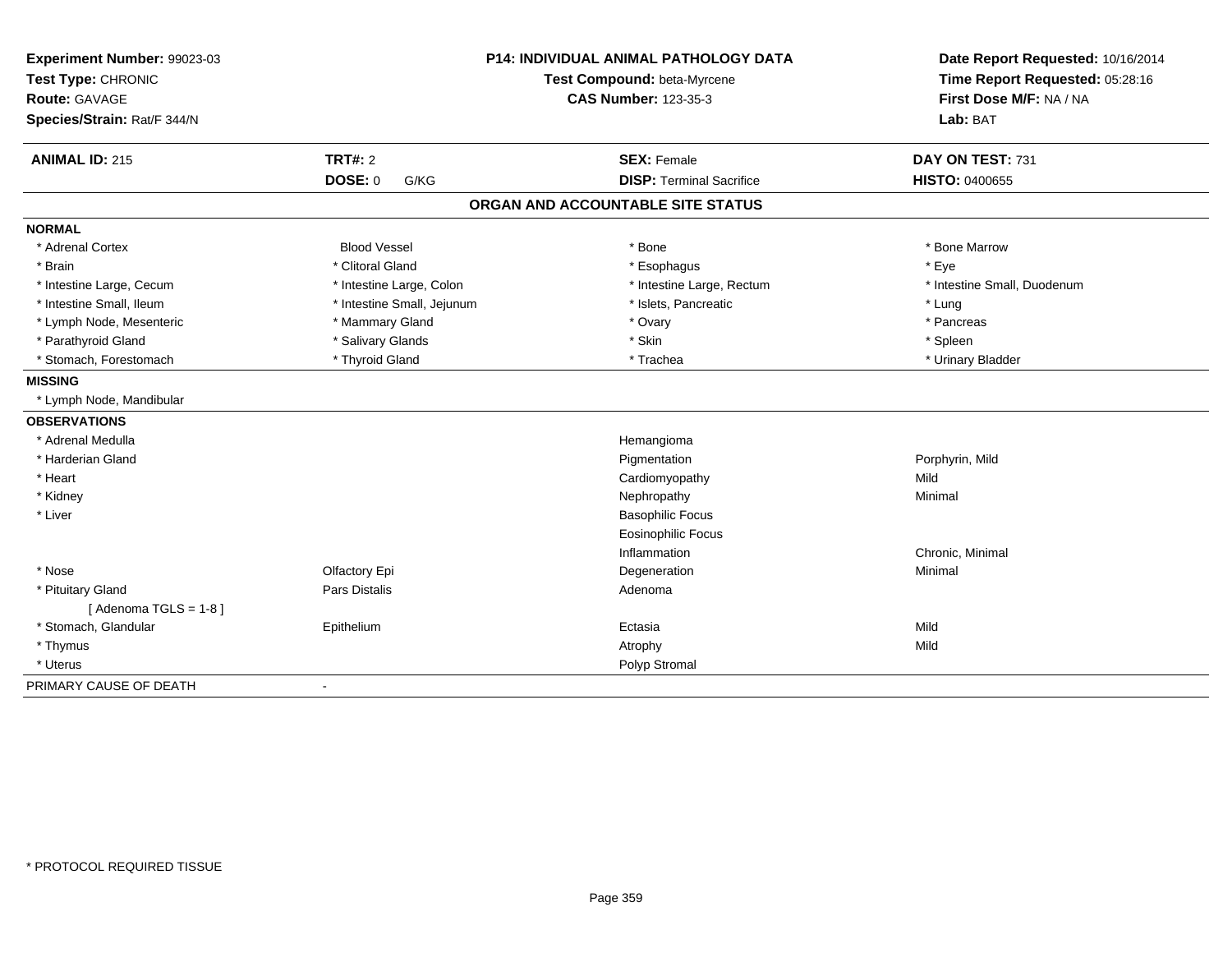**Experiment Number:** 99023-03
**Test Type:** CHRONIC
**Route:** GAVAGE
**Species/Strain:** Rat/F 344/N

**P14: INDIVIDUAL ANIMAL PATHOLOGY DATA**
**Test Compound:** beta-Myrcene
**CAS Number:** 123-35-3

**Date Report Requested:** 10/16/2014
**Time Report Requested:** 05:28:16
**First Dose M/F:** NA / NA
**Lab:** BAT

| **ANIMAL ID:** 215 | **TRT#:** 2 | **SEX:** Female | **DAY ON TEST:** 731 |
|---|---|---|---|
| | **DOSE:** 0 G/KG | **DISP:** Terminal Sacrifice | **HISTO:** 0400655 |

## ORGAN AND ACCOUNTABLE SITE STATUS

| | | | |
|---|---|---|---|
| **NORMAL** | | | |
| * Adrenal Cortex | Blood Vessel | * Bone | * Bone Marrow |
| * Brain | * Clitoral Gland | * Esophagus | * Eye |
| * Intestine Large, Cecum | * Intestine Large, Colon | * Intestine Large, Rectum | * Intestine Small, Duodenum |
| * Intestine Small, Ileum | * Intestine Small, Jejunum | * Islets, Pancreatic | * Lung |
| * Lymph Node, Mesenteric | * Mammary Gland | * Ovary | * Pancreas |
| * Parathyroid Gland | * Salivary Glands | * Skin | * Spleen |
| * Stomach, Forestomach | * Thyroid Gland | * Trachea | * Urinary Bladder |
| **MISSING** | | | |
| * Lymph Node, Mandibular | | | |
| **OBSERVATIONS** | | | |
| * Adrenal Medulla | | Hemangioma | |
| * Harderian Gland | | Pigmentation | Porphyrin, Mild |
| * Heart | | Cardiomyopathy | Mild |
| * Kidney | | Nephropathy | Minimal |
| * Liver | | Basophilic Focus | |
| | | Eosinophilic Focus | |
| | | Inflammation | Chronic, Minimal |
| * Nose | Olfactory Epi | Degeneration | Minimal |
| * Pituitary Gland | Pars Distalis | Adenoma | |
| [ Adenoma TGLS = 1-8 ] | | | |
| * Stomach, Glandular | Epithelium | Ectasia | Mild |
| * Thymus | | Atrophy | Mild |
| * Uterus | | Polyp Stromal | |
| PRIMARY CAUSE OF DEATH | - | | |

* PROTOCOL REQUIRED TISSUE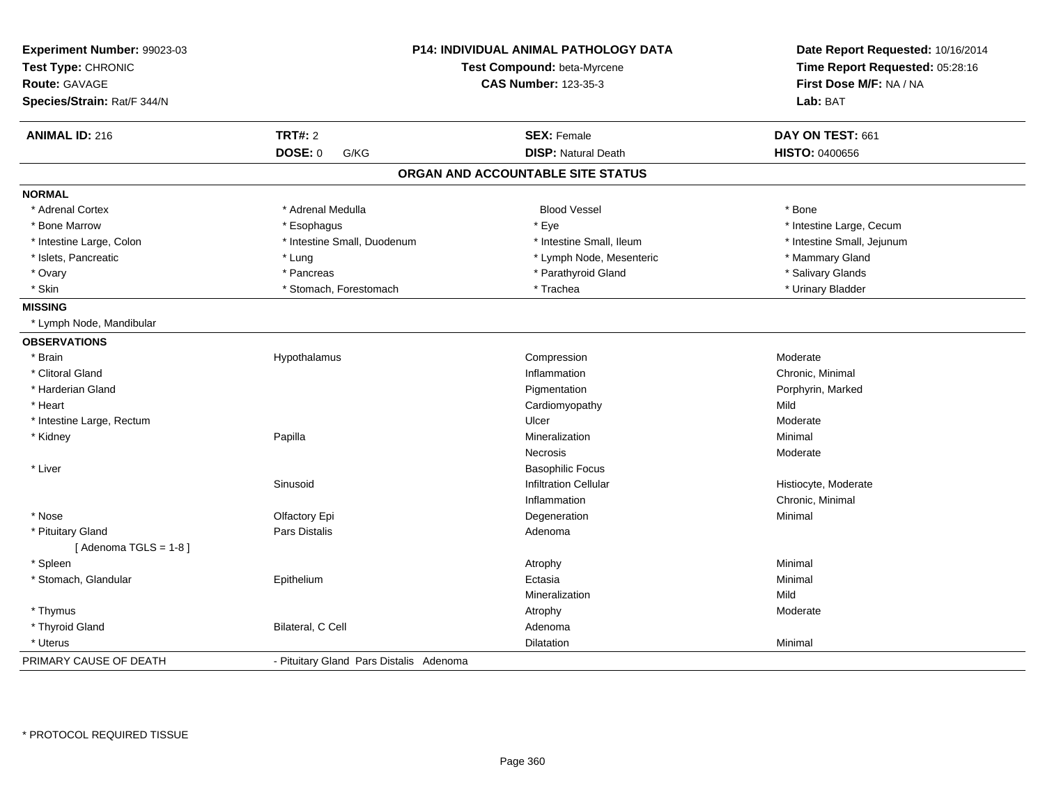**Experiment Number:** 99023-03
**Test Type:** CHRONIC
**Route:** GAVAGE
**Species/Strain:** Rat/F 344/N

**P14: INDIVIDUAL ANIMAL PATHOLOGY DATA**
**Test Compound:** beta-Myrcene
**CAS Number:** 123-35-3

**Date Report Requested:** 10/16/2014
**Time Report Requested:** 05:28:16
**First Dose M/F:** NA / NA
**Lab:** BAT

| **ANIMAL ID:** 216 | **TRT#:** 2 | **SEX:** Female | **DAY ON TEST:** 661 |
|---|---|---|---|
| | **DOSE:** 0 G/KG | **DISP:** Natural Death | **HISTO:** 0400656 |

## ORGAN AND ACCOUNTABLE SITE STATUS

**NORMAL**

| | | | |
|---|---|---|---|
| * Adrenal Cortex | * Adrenal Medulla | Blood Vessel | * Bone |
| * Bone Marrow | * Esophagus | * Eye | * Intestine Large, Cecum |
| * Intestine Large, Colon | * Intestine Small, Duodenum | * Intestine Small, Ileum | * Intestine Small, Jejunum |
| * Islets, Pancreatic | * Lung | * Lymph Node, Mesenteric | * Mammary Gland |
| * Ovary | * Pancreas | * Parathyroid Gland | * Salivary Glands |
| * Skin | * Stomach, Forestomach | * Trachea | * Urinary Bladder |

**MISSING**

* Lymph Node, Mandibular

**OBSERVATIONS**

| | | | |
|---|---|---|---|
| * Brain | Hypothalamus | Compression | Moderate |
| * Clitoral Gland | | Inflammation | Chronic, Minimal |
| * Harderian Gland | | Pigmentation | Porphyrin, Marked |
| * Heart | | Cardiomyopathy | Mild |
| * Intestine Large, Rectum | | Ulcer | Moderate |
| * Kidney | Papilla | Mineralization | Minimal |
| | | Necrosis | Moderate |
| * Liver | | Basophilic Focus | |
| | Sinusoid | Infiltration Cellular | Histiocyte, Moderate |
| | | Inflammation | Chronic, Minimal |
| * Nose | Olfactory Epi | Degeneration | Minimal |
| * Pituitary Gland | Pars Distalis | Adenoma | |
| [ Adenoma TGLS = 1-8 ] | | | |
| * Spleen | | Atrophy | Minimal |
| * Stomach, Glandular | Epithelium | Ectasia | Minimal |
| | | Mineralization | Mild |
| * Thymus | | Atrophy | Moderate |
| * Thyroid Gland | Bilateral, C Cell | Adenoma | |
| * Uterus | | Dilatation | Minimal |

PRIMARY CAUSE OF DEATH - Pituitary Gland Pars Distalis Adenoma

* PROTOCOL REQUIRED TISSUE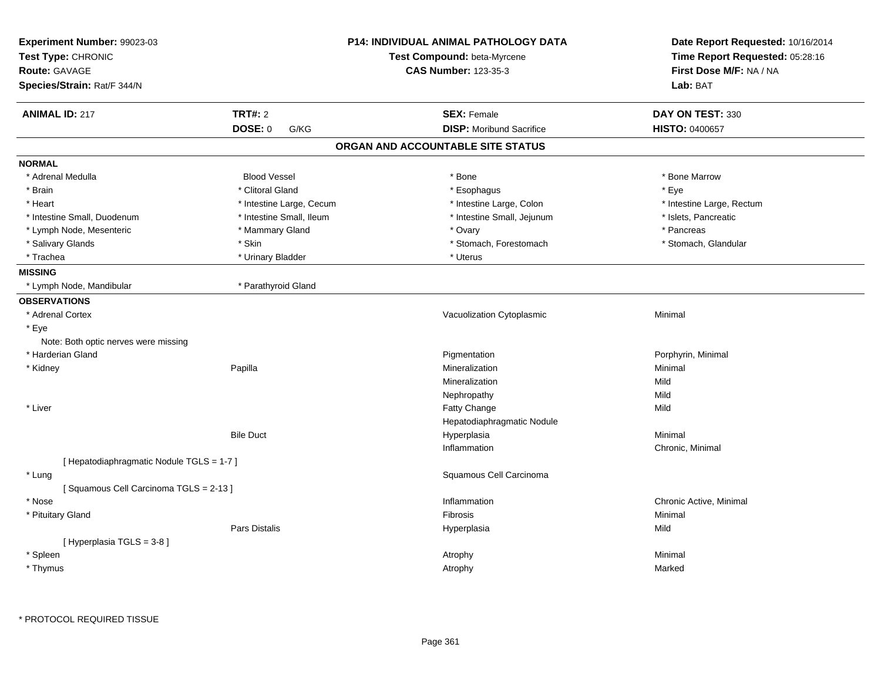**Experiment Number:** 99023-03
**Test Type:** CHRONIC
**Route:** GAVAGE
**Species/Strain:** Rat/F 344/N

**P14: INDIVIDUAL ANIMAL PATHOLOGY DATA**
**Test Compound:** beta-Myrcene
**CAS Number:** 123-35-3

**Date Report Requested:** 10/16/2014
**Time Report Requested:** 05:28:16
**First Dose M/F:** NA / NA
**Lab:** BAT

| **ANIMAL ID:** 217 | **TRT#:** 2 | **SEX:** Female | **DAY ON TEST:** 330 |
|---|---|---|---|
| | **DOSE:** 0 G/KG | **DISP:** Moribund Sacrifice | **HISTO:** 0400657 |

## ORGAN AND ACCOUNTABLE SITE STATUS

**NORMAL**

| | | | |
|---|---|---|---|
| * Adrenal Medulla | Blood Vessel | * Bone | * Bone Marrow |
| * Brain | * Clitoral Gland | * Esophagus | * Eye |
| * Heart | * Intestine Large, Cecum | * Intestine Large, Colon | * Intestine Large, Rectum |
| * Intestine Small, Duodenum | * Intestine Small, Ileum | * Intestine Small, Jejunum | * Islets, Pancreatic |
| * Lymph Node, Mesenteric | * Mammary Gland | * Ovary | * Pancreas |
| * Salivary Glands | * Skin | * Stomach, Forestomach | * Stomach, Glandular |
| * Trachea | * Urinary Bladder | * Uterus | |

**MISSING**

| | |
|---|---|
| * Lymph Node, Mandibular | * Parathyroid Gland |

**OBSERVATIONS**

| Organ | Site | Observation | Severity |
|---|---|---|---|
| * Adrenal Cortex | | Vacuolization Cytoplasmic | Minimal |
| * Eye | | | |
| Note: Both optic nerves were missing | | | |
| * Harderian Gland | | Pigmentation | Porphyrin, Minimal |
| * Kidney | Papilla | Mineralization | Minimal |
| | | Mineralization | Mild |
| | | Nephropathy | Mild |
| * Liver | | Fatty Change | Mild |
| | | Hepatodiaphragmatic Nodule | |
| | Bile Duct | Hyperplasia | Minimal |
| | | Inflammation | Chronic, Minimal |
| [ Hepatodiaphragmatic Nodule TGLS = 1-7 ] | | | |
| * Lung | | Squamous Cell Carcinoma | |
| [ Squamous Cell Carcinoma TGLS = 2-13 ] | | | |
| * Nose | | Inflammation | Chronic Active, Minimal |
| * Pituitary Gland | | Fibrosis | Minimal |
| | Pars Distalis | Hyperplasia | Mild |
| [ Hyperplasia TGLS = 3-8 ] | | | |
| * Spleen | | Atrophy | Minimal |
| * Thymus | | Atrophy | Marked |

* PROTOCOL REQUIRED TISSUE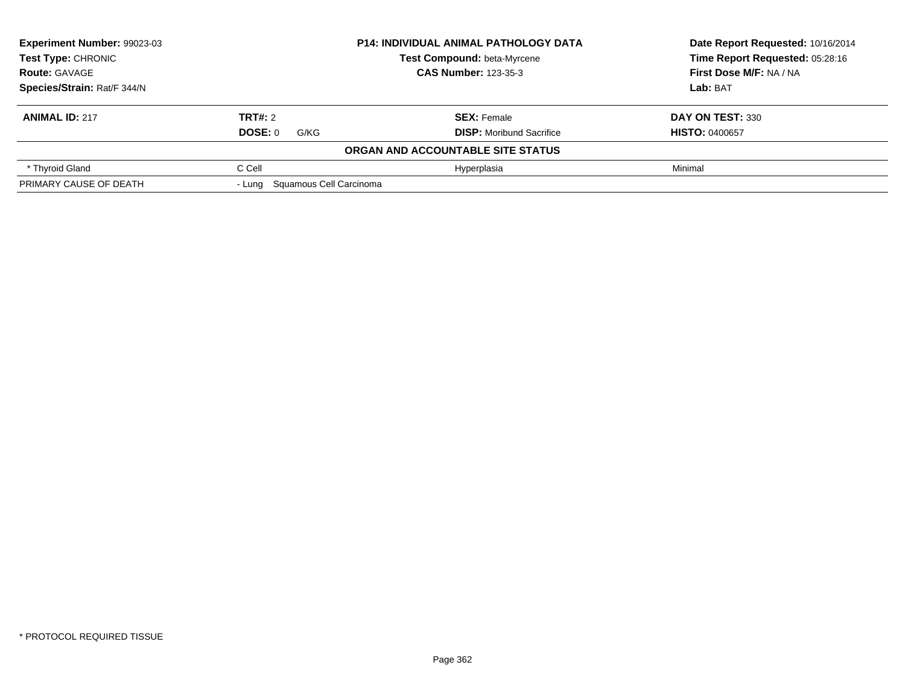| **Experiment Number:** 99023-03 | **P14: INDIVIDUAL ANIMAL PATHOLOGY DATA** | **Date Report Requested:** 10/16/2014 |
|---|---|---|
| **Test Type:** CHRONIC | **Test Compound:** beta-Myrcene | **Time Report Requested:** 05:28:16 |
| **Route:** GAVAGE | **CAS Number:** 123-35-3 | **First Dose M/F:** NA / NA |
| **Species/Strain:** Rat/F 344/N | | **Lab:** BAT |

| **ANIMAL ID:** 217 | **TRT#:** 2 | **SEX:** Female | **DAY ON TEST:** 330 |
|---|---|---|---|
| | **DOSE:** 0 G/KG | **DISP:** Moribund Sacrifice | **HISTO:** 0400657 |
| | | **ORGAN AND ACCOUNTABLE SITE STATUS** | |
| * Thyroid Gland | C Cell | Hyperplasia | Minimal |
| PRIMARY CAUSE OF DEATH | - Lung Squamous Cell Carcinoma | | |

* PROTOCOL REQUIRED TISSUE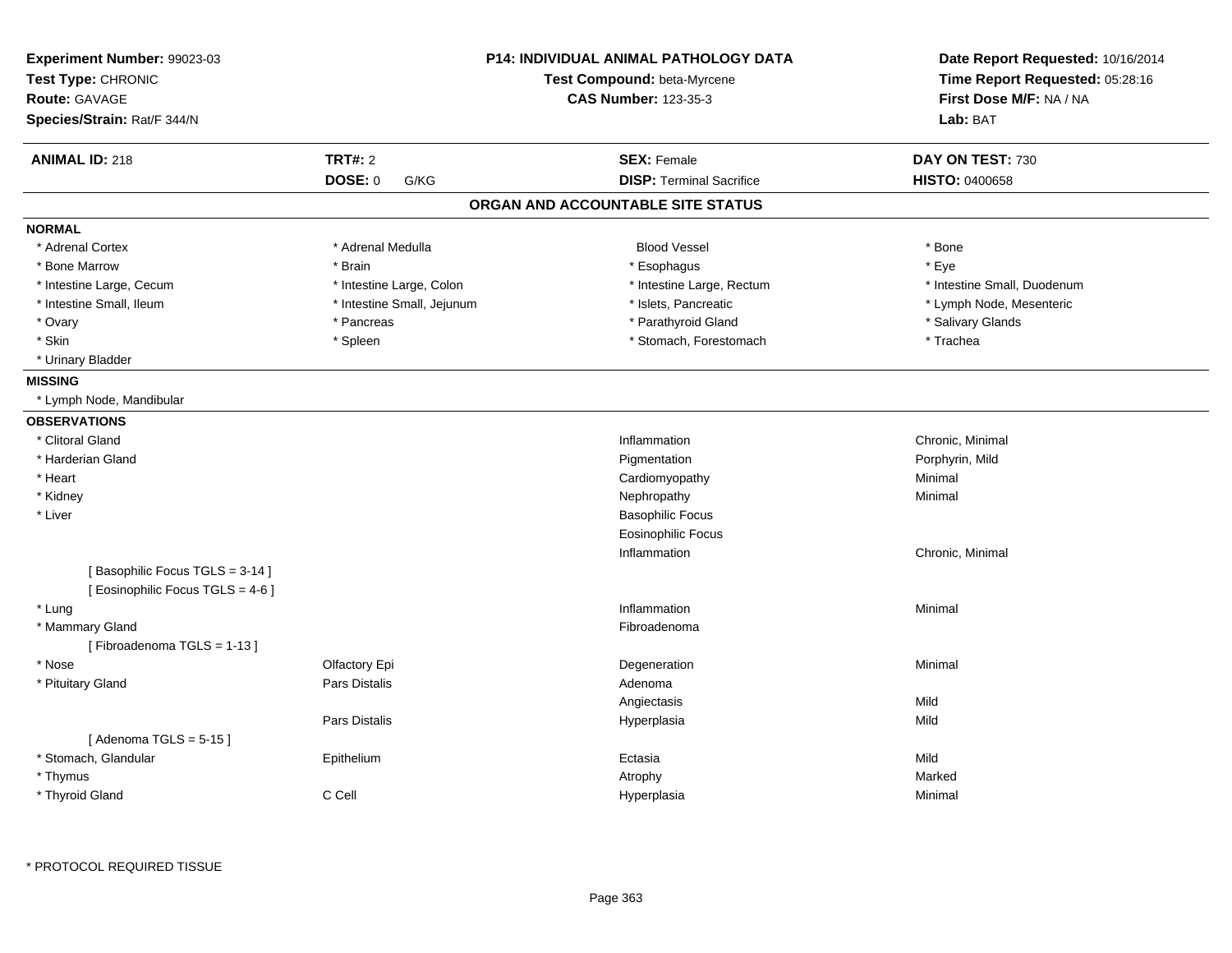**Experiment Number:** 99023-03
**Test Type:** CHRONIC
**Route:** GAVAGE
**Species/Strain:** Rat/F 344/N

**P14: INDIVIDUAL ANIMAL PATHOLOGY DATA**
**Test Compound:** beta-Myrcene
**CAS Number:** 123-35-3

**Date Report Requested:** 10/16/2014
**Time Report Requested:** 05:28:16
**First Dose M/F:** NA / NA
**Lab:** BAT

| **ANIMAL ID:** 218 | **TRT#:** 2 | **SEX:** Female | **DAY ON TEST:** 730 |
|---|---|---|---|
| | **DOSE:** 0 G/KG | **DISP:** Terminal Sacrifice | **HISTO:** 0400658 |

## ORGAN AND ACCOUNTABLE SITE STATUS

**NORMAL**

| | | | |
|---|---|---|---|
| * Adrenal Cortex | * Adrenal Medulla | Blood Vessel | * Bone |
| * Bone Marrow | * Brain | * Esophagus | * Eye |
| * Intestine Large, Cecum | * Intestine Large, Colon | * Intestine Large, Rectum | * Intestine Small, Duodenum |
| * Intestine Small, Ileum | * Intestine Small, Jejunum | * Islets, Pancreatic | * Lymph Node, Mesenteric |
| * Ovary | * Pancreas | * Parathyroid Gland | * Salivary Glands |
| * Skin | * Spleen | * Stomach, Forestomach | * Trachea |
| * Urinary Bladder | | | |

**MISSING**

* Lymph Node, Mandibular

**OBSERVATIONS**

| | | | |
|---|---|---|---|
| * Clitoral Gland | | Inflammation | Chronic, Minimal |
| * Harderian Gland | | Pigmentation | Porphyrin, Mild |
| * Heart | | Cardiomyopathy | Minimal |
| * Kidney | | Nephropathy | Minimal |
| * Liver | | Basophilic Focus | |
| | | Eosinophilic Focus | |
| | | Inflammation | Chronic, Minimal |
| [ Basophilic Focus TGLS = 3-14 ] | | | |
| [ Eosinophilic Focus TGLS = 4-6 ] | | | |
| * Lung | | Inflammation | Minimal |
| * Mammary Gland | | Fibroadenoma | |
| [ Fibroadenoma TGLS = 1-13 ] | | | |
| * Nose | Olfactory Epi | Degeneration | Minimal |
| * Pituitary Gland | Pars Distalis | Adenoma | |
| | | Angiectasis | Mild |
| | Pars Distalis | Hyperplasia | Mild |
| [ Adenoma TGLS = 5-15 ] | | | |
| * Stomach, Glandular | Epithelium | Ectasia | Mild |
| * Thymus | | Atrophy | Marked |
| * Thyroid Gland | C Cell | Hyperplasia | Minimal |

\* PROTOCOL REQUIRED TISSUE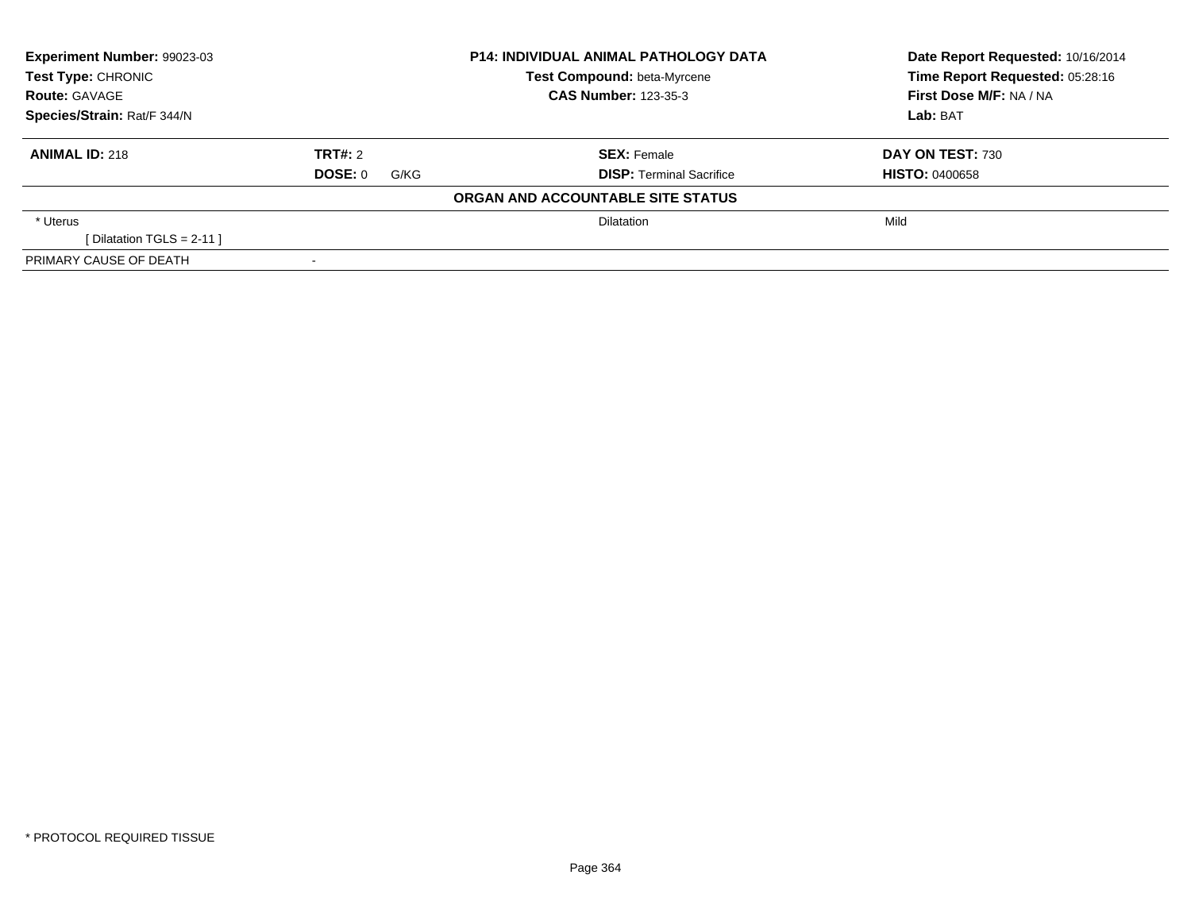| **Experiment Number:** 99023-03 | **P14: INDIVIDUAL ANIMAL PATHOLOGY DATA** | **Date Report Requested:** 10/16/2014 |
|---|---|---|
| **Test Type:** CHRONIC | **Test Compound:** beta-Myrcene | **Time Report Requested:** 05:28:16 |
| **Route:** GAVAGE | **CAS Number:** 123-35-3 | **First Dose M/F:** NA / NA |
| **Species/Strain:** Rat/F 344/N | | **Lab:** BAT |

| **ANIMAL ID:** 218 | **TRT#:** 2 | **SEX:** Female | **DAY ON TEST:** 730 |
|---|---|---|---|
| | **DOSE:** 0 G/KG | **DISP:** Terminal Sacrifice | **HISTO:** 0400658 |

**ORGAN AND ACCOUNTABLE SITE STATUS**

| | | | |
|---|---|---|---|
| * Uterus | | Dilatation | Mild |
| [ Dilatation TGLS = 2-11 ] | | | |
| PRIMARY CAUSE OF DEATH | - | | |

* PROTOCOL REQUIRED TISSUE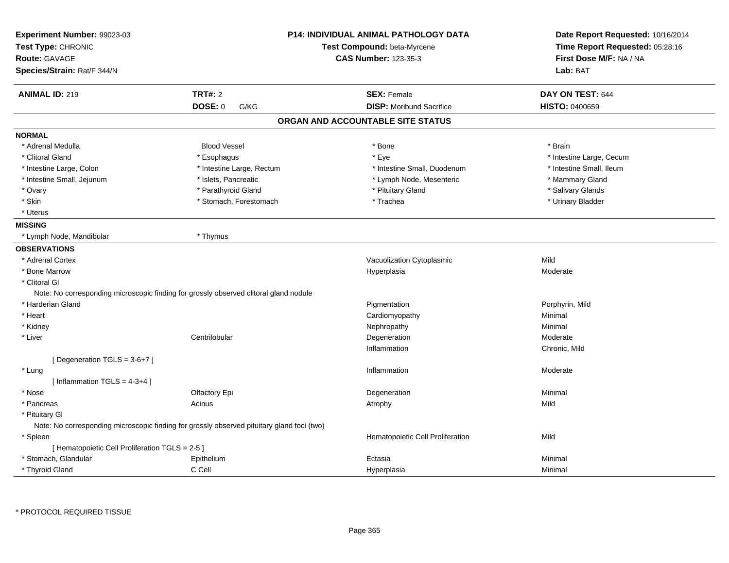**Experiment Number:** 99023-03
**Test Type:** CHRONIC
**Route:** GAVAGE
**Species/Strain:** Rat/F 344/N

**P14: INDIVIDUAL ANIMAL PATHOLOGY DATA**
**Test Compound:** beta-Myrcene
**CAS Number:** 123-35-3

**Date Report Requested:** 10/16/2014
**Time Report Requested:** 05:28:16
**First Dose M/F:** NA / NA
**Lab:** BAT

| **ANIMAL ID:** 219 | **TRT#:** 2 | **SEX:** Female | **DAY ON TEST:** 644 |
|---|---|---|---|
| | **DOSE:** 0 G/KG | **DISP:** Moribund Sacrifice | **HISTO:** 0400659 |

## ORGAN AND ACCOUNTABLE SITE STATUS

### NORMAL

| | | | |
|---|---|---|---|
| * Adrenal Medulla | Blood Vessel | * Bone | * Brain |
| * Clitoral Gland | * Esophagus | * Eye | * Intestine Large, Cecum |
| * Intestine Large, Colon | * Intestine Large, Rectum | * Intestine Small, Duodenum | * Intestine Small, Ileum |
| * Intestine Small, Jejunum | * Islets, Pancreatic | * Lymph Node, Mesenteric | * Mammary Gland |
| * Ovary | * Parathyroid Gland | * Pituitary Gland | * Salivary Glands |
| * Skin | * Stomach, Forestomach | * Trachea | * Urinary Bladder |
| * Uterus | | | |

### MISSING

| | |
|---|---|
| * Lymph Node, Mandibular | * Thymus |

### OBSERVATIONS

| Organ | Site | Observation | Severity |
|---|---|---|---|
| * Adrenal Cortex | | Vacuolization Cytoplasmic | Mild |
| * Bone Marrow | | Hyperplasia | Moderate |
| * Clitoral Gl | | | |
| Note: No corresponding microscopic finding for grossly observed clitoral gland nodule | | | |
| * Harderian Gland | | Pigmentation | Porphyrin, Mild |
| * Heart | | Cardiomyopathy | Minimal |
| * Kidney | | Nephropathy | Minimal |
| * Liver | Centrilobular | Degeneration | Moderate |
| | | Inflammation | Chronic, Mild |
| [ Degeneration TGLS = 3-6+7 ] | | | |
| * Lung | | Inflammation | Moderate |
| [ Inflammation TGLS = 4-3+4 ] | | | |
| * Nose | Olfactory Epi | Degeneration | Minimal |
| * Pancreas | Acinus | Atrophy | Mild |
| * Pituitary Gl | | | |
| Note: No corresponding microscopic finding for grossly observed pituitary gland foci (two) | | | |
| * Spleen | | Hematopoietic Cell Proliferation | Mild |
| [ Hematopoietic Cell Proliferation TGLS = 2-5 ] | | | |
| * Stomach, Glandular | Epithelium | Ectasia | Minimal |
| * Thyroid Gland | C Cell | Hyperplasia | Minimal |

* PROTOCOL REQUIRED TISSUE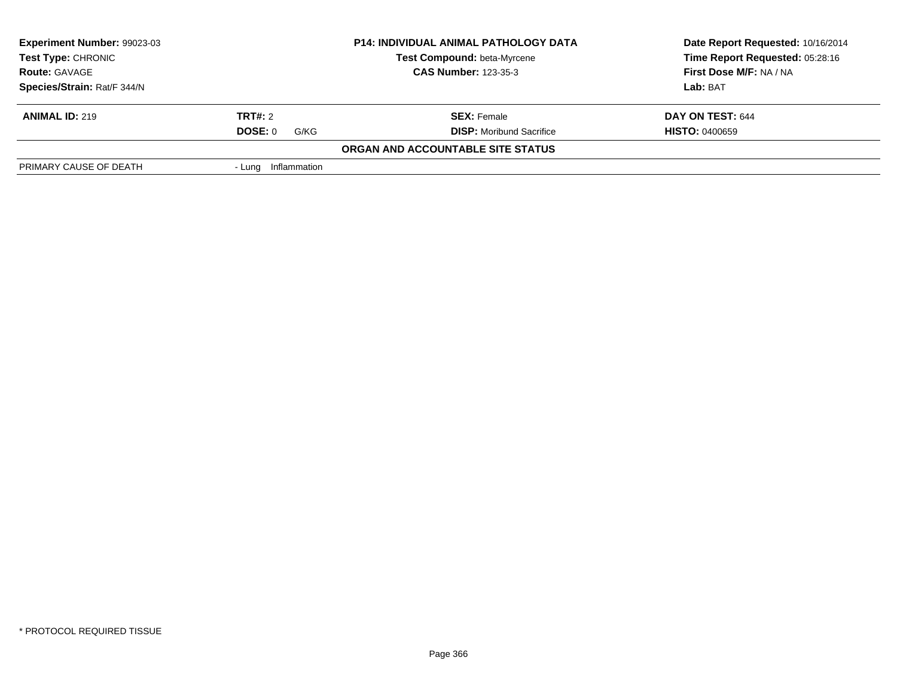| **Experiment Number:** 99023-03 | **P14: INDIVIDUAL ANIMAL PATHOLOGY DATA** | **Date Report Requested:** 10/16/2014 |
|---|---|---|
| **Test Type:** CHRONIC | **Test Compound:** beta-Myrcene | **Time Report Requested:** 05:28:16 |
| **Route:** GAVAGE | **CAS Number:** 123-35-3 | **First Dose M/F:** NA / NA |
| **Species/Strain:** Rat/F 344/N | | **Lab:** BAT |

| **ANIMAL ID:** 219 | **TRT#:** 2 | **SEX:** Female | **DAY ON TEST:** 644 |
|---|---|---|---|
| | **DOSE:** 0 G/KG | **DISP:** Moribund Sacrifice | **HISTO:** 0400659 |

**ORGAN AND ACCOUNTABLE SITE STATUS**

| PRIMARY CAUSE OF DEATH | - Lung Inflammation |
|---|---|

* PROTOCOL REQUIRED TISSUE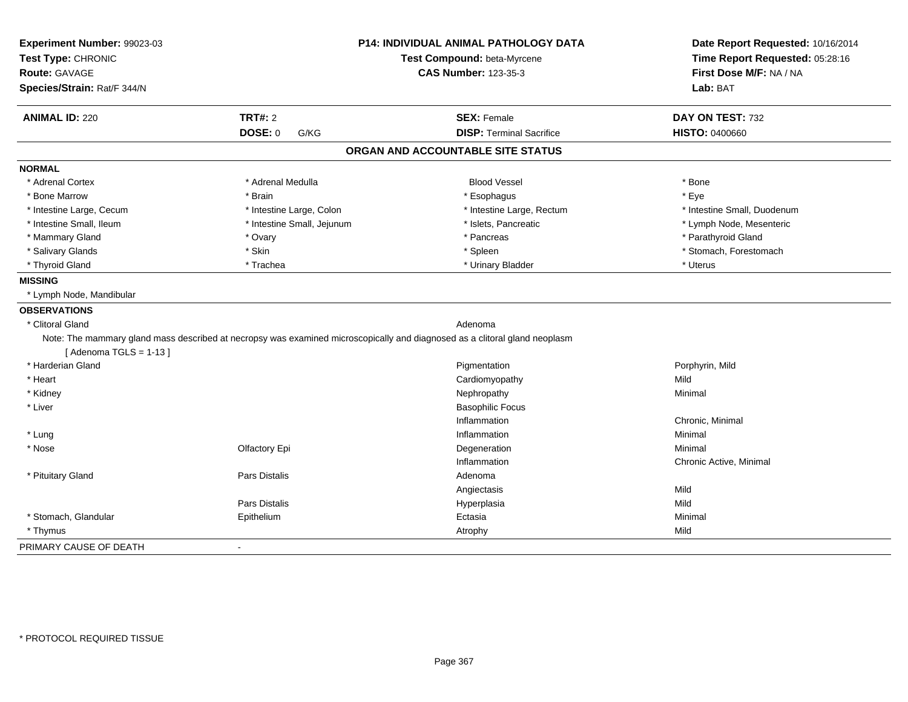**Experiment Number:** 99023-03
**Test Type:** CHRONIC
**Route:** GAVAGE
**Species/Strain:** Rat/F 344/N

**P14: INDIVIDUAL ANIMAL PATHOLOGY DATA**
**Test Compound:** beta-Myrcene
**CAS Number:** 123-35-3

**Date Report Requested:** 10/16/2014
**Time Report Requested:** 05:28:16
**First Dose M/F:** NA / NA
**Lab:** BAT

| **ANIMAL ID:** 220 | **TRT#:** 2 | **SEX:** Female | **DAY ON TEST:** 732 |
|---|---|---|---|
| | **DOSE:** 0 G/KG | **DISP:** Terminal Sacrifice | **HISTO:** 0400660 |

## ORGAN AND ACCOUNTABLE SITE STATUS

**NORMAL**

| | | | |
|---|---|---|---|
| * Adrenal Cortex | * Adrenal Medulla | Blood Vessel | * Bone |
| * Bone Marrow | * Brain | * Esophagus | * Eye |
| * Intestine Large, Cecum | * Intestine Large, Colon | * Intestine Large, Rectum | * Intestine Small, Duodenum |
| * Intestine Small, Ileum | * Intestine Small, Jejunum | * Islets, Pancreatic | * Lymph Node, Mesenteric |
| * Mammary Gland | * Ovary | * Pancreas | * Parathyroid Gland |
| * Salivary Glands | * Skin | * Spleen | * Stomach, Forestomach |
| * Thyroid Gland | * Trachea | * Urinary Bladder | * Uterus |

**MISSING**

* Lymph Node, Mandibular

**OBSERVATIONS**

| | | | |
|---|---|---|---|
| * Clitoral Gland | | Adenoma | |
| Note: The mammary gland mass described at necropsy was examined microscopically and diagnosed as a clitoral gland neoplasm | | | |
| [ Adenoma TGLS = 1-13 ] | | | |
| * Harderian Gland | | Pigmentation | Porphyrin, Mild |
| * Heart | | Cardiomyopathy | Mild |
| * Kidney | | Nephropathy | Minimal |
| * Liver | | Basophilic Focus | |
| | | Inflammation | Chronic, Minimal |
| * Lung | | Inflammation | Minimal |
| * Nose | Olfactory Epi | Degeneration | Minimal |
| | | Inflammation | Chronic Active, Minimal |
| * Pituitary Gland | Pars Distalis | Adenoma | |
| | | Angiectasis | Mild |
| | Pars Distalis | Hyperplasia | Mild |
| * Stomach, Glandular | Epithelium | Ectasia | Minimal |
| * Thymus | | Atrophy | Mild |

PRIMARY CAUSE OF DEATH -

* PROTOCOL REQUIRED TISSUE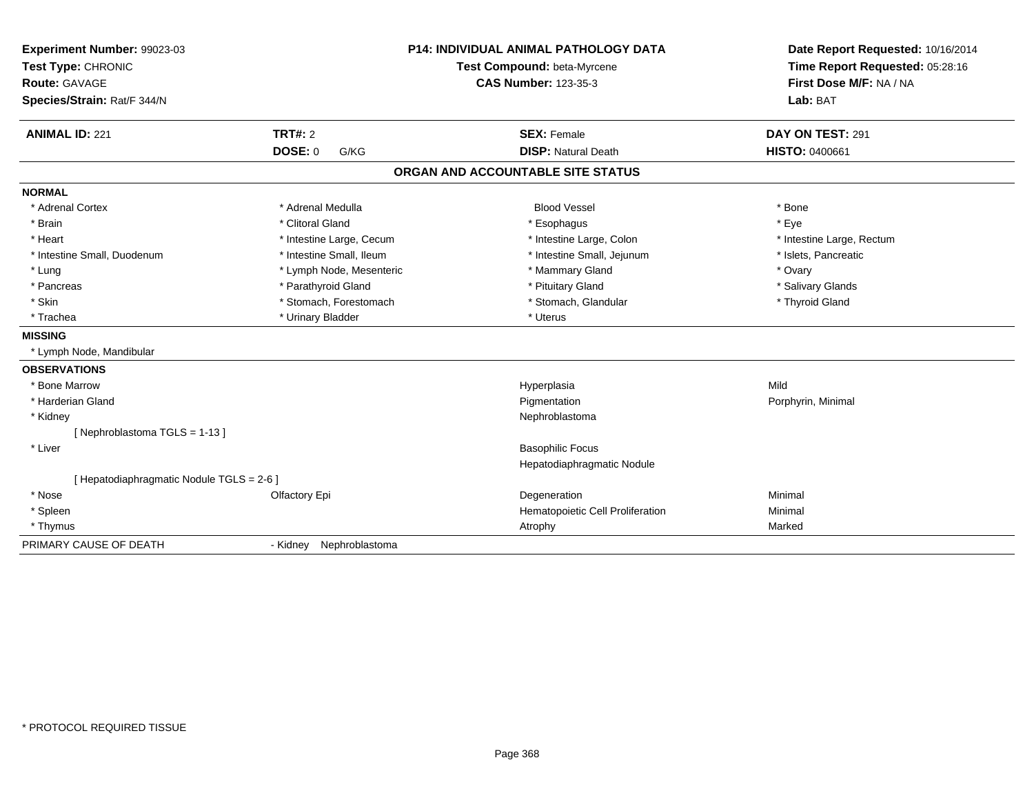**Experiment Number:** 99023-03
**Test Type:** CHRONIC
**Route:** GAVAGE
**Species/Strain:** Rat/F 344/N

**P14: INDIVIDUAL ANIMAL PATHOLOGY DATA**
**Test Compound:** beta-Myrcene
**CAS Number:** 123-35-3

**Date Report Requested:** 10/16/2014
**Time Report Requested:** 05:28:16
**First Dose M/F:** NA / NA
**Lab:** BAT

| **ANIMAL ID:** 221 | **TRT#:** 2 | **SEX:** Female | **DAY ON TEST:** 291 |
|---|---|---|---|
| | **DOSE:** 0 G/KG | **DISP:** Natural Death | **HISTO:** 0400661 |

## ORGAN AND ACCOUNTABLE SITE STATUS

**NORMAL**

| | | | |
|---|---|---|---|
| * Adrenal Cortex | * Adrenal Medulla | Blood Vessel | * Bone |
| * Brain | * Clitoral Gland | * Esophagus | * Eye |
| * Heart | * Intestine Large, Cecum | * Intestine Large, Colon | * Intestine Large, Rectum |
| * Intestine Small, Duodenum | * Intestine Small, Ileum | * Intestine Small, Jejunum | * Islets, Pancreatic |
| * Lung | * Lymph Node, Mesenteric | * Mammary Gland | * Ovary |
| * Pancreas | * Parathyroid Gland | * Pituitary Gland | * Salivary Glands |
| * Skin | * Stomach, Forestomach | * Stomach, Glandular | * Thyroid Gland |
| * Trachea | * Urinary Bladder | * Uterus | |

**MISSING**

* Lymph Node, Mandibular

**OBSERVATIONS**

| | | | |
|---|---|---|---|
| * Bone Marrow | | Hyperplasia | Mild |
| * Harderian Gland | | Pigmentation | Porphyrin, Minimal |
| * Kidney | | Nephroblastoma | |
| [ Nephroblastoma TGLS = 1-13 ] | | | |
| * Liver | | Basophilic Focus | |
| | | Hepatodiaphragmatic Nodule | |
| [ Hepatodiaphragmatic Nodule TGLS = 2-6 ] | | | |
| * Nose | Olfactory Epi | Degeneration | Minimal |
| * Spleen | | Hematopoietic Cell Proliferation | Minimal |
| * Thymus | | Atrophy | Marked |

PRIMARY CAUSE OF DEATH - Kidney Nephroblastoma

* PROTOCOL REQUIRED TISSUE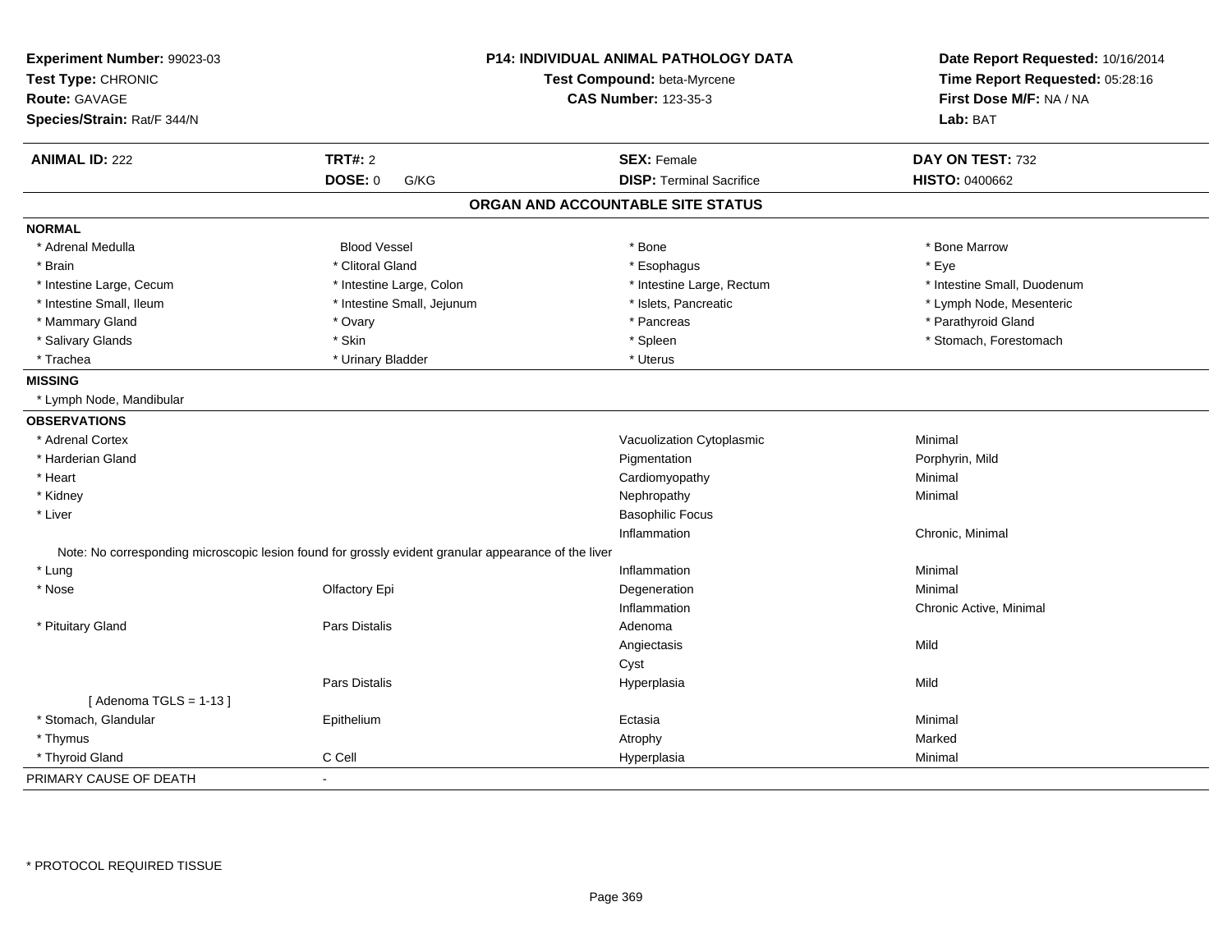**Experiment Number:** 99023-03
**Test Type:** CHRONIC
**Route:** GAVAGE
**Species/Strain:** Rat/F 344/N

**P14: INDIVIDUAL ANIMAL PATHOLOGY DATA**
**Test Compound:** beta-Myrcene
**CAS Number:** 123-35-3

**Date Report Requested:** 10/16/2014
**Time Report Requested:** 05:28:16
**First Dose M/F:** NA / NA
**Lab:** BAT

| **ANIMAL ID:** 222 | **TRT#:** 2 | **SEX:** Female | **DAY ON TEST:** 732 |
|---|---|---|---|
| | **DOSE:** 0 G/KG | **DISP:** Terminal Sacrifice | **HISTO:** 0400662 |

## ORGAN AND ACCOUNTABLE SITE STATUS

**NORMAL**

| | | | |
|---|---|---|---|
| * Adrenal Medulla | Blood Vessel | * Bone | * Bone Marrow |
| * Brain | * Clitoral Gland | * Esophagus | * Eye |
| * Intestine Large, Cecum | * Intestine Large, Colon | * Intestine Large, Rectum | * Intestine Small, Duodenum |
| * Intestine Small, Ileum | * Intestine Small, Jejunum | * Islets, Pancreatic | * Lymph Node, Mesenteric |
| * Mammary Gland | * Ovary | * Pancreas | * Parathyroid Gland |
| * Salivary Glands | * Skin | * Spleen | * Stomach, Forestomach |
| * Trachea | * Urinary Bladder | * Uterus | |

**MISSING**

* Lymph Node, Mandibular

**OBSERVATIONS**

| Organ | Site | Observation | Severity |
|---|---|---|---|
| * Adrenal Cortex | | Vacuolization Cytoplasmic | Minimal |
| * Harderian Gland | | Pigmentation | Porphyrin, Mild |
| * Heart | | Cardiomyopathy | Minimal |
| * Kidney | | Nephropathy | Minimal |
| * Liver | | Basophilic Focus | |
| | | Inflammation | Chronic, Minimal |
| Note: No corresponding microscopic lesion found for grossly evident granular appearance of the liver | | | |
| * Lung | | Inflammation | Minimal |
| * Nose | Olfactory Epi | Degeneration | Minimal |
| | | Inflammation | Chronic Active, Minimal |
| * Pituitary Gland | Pars Distalis | Adenoma | |
| | | Angiectasis | Mild |
| | | Cyst | |
| | Pars Distalis | Hyperplasia | Mild |
| [ Adenoma TGLS = 1-13 ] | | | |
| * Stomach, Glandular | Epithelium | Ectasia | Minimal |
| * Thymus | | Atrophy | Marked |
| * Thyroid Gland | C Cell | Hyperplasia | Minimal |

PRIMARY CAUSE OF DEATH -

* PROTOCOL REQUIRED TISSUE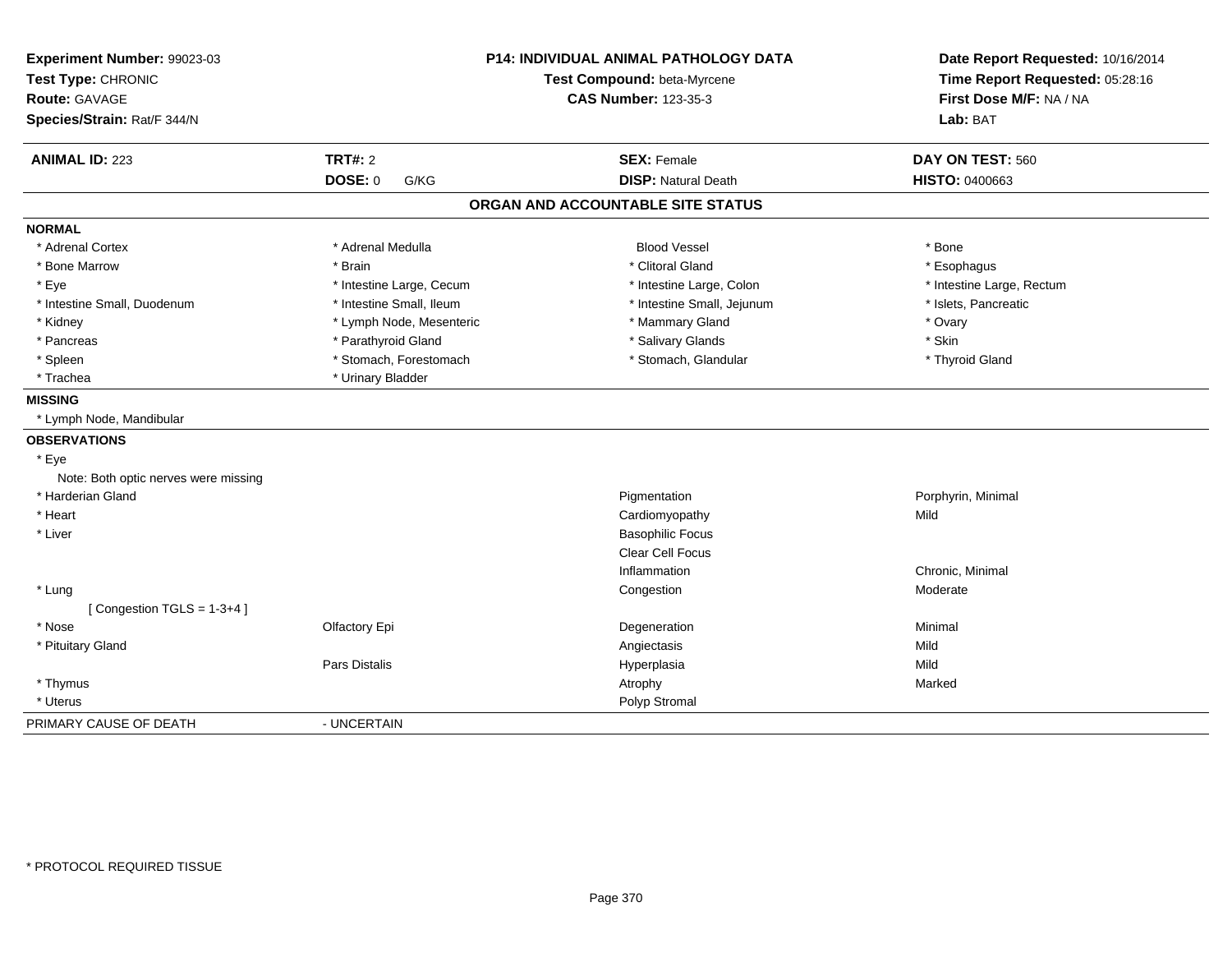**Experiment Number:** 99023-03
**Test Type:** CHRONIC
**Route:** GAVAGE
**Species/Strain:** Rat/F 344/N

**P14: INDIVIDUAL ANIMAL PATHOLOGY DATA**
**Test Compound:** beta-Myrcene
**CAS Number:** 123-35-3

**Date Report Requested:** 10/16/2014
**Time Report Requested:** 05:28:16
**First Dose M/F:** NA / NA
**Lab:** BAT

| **ANIMAL ID:** 223 | **TRT#:** 2 | **SEX:** Female | **DAY ON TEST:** 560 |
|---|---|---|---|
| | **DOSE:** 0 G/KG | **DISP:** Natural Death | **HISTO:** 0400663 |

## ORGAN AND ACCOUNTABLE SITE STATUS

**NORMAL**

| | | | |
|---|---|---|---|
| * Adrenal Cortex | * Adrenal Medulla | Blood Vessel | * Bone |
| * Bone Marrow | * Brain | * Clitoral Gland | * Esophagus |
| * Eye | * Intestine Large, Cecum | * Intestine Large, Colon | * Intestine Large, Rectum |
| * Intestine Small, Duodenum | * Intestine Small, Ileum | * Intestine Small, Jejunum | * Islets, Pancreatic |
| * Kidney | * Lymph Node, Mesenteric | * Mammary Gland | * Ovary |
| * Pancreas | * Parathyroid Gland | * Salivary Glands | * Skin |
| * Spleen | * Stomach, Forestomach | * Stomach, Glandular | * Thyroid Gland |
| * Trachea | * Urinary Bladder | | |

**MISSING**

* Lymph Node, Mandibular

**OBSERVATIONS**

| | | | |
|---|---|---|---|
| * Eye | | | |
| Note: Both optic nerves were missing | | | |
| * Harderian Gland | | Pigmentation | Porphyrin, Minimal |
| * Heart | | Cardiomyopathy | Mild |
| * Liver | | Basophilic Focus | |
| | | Clear Cell Focus | |
| | | Inflammation | Chronic, Minimal |
| * Lung | | Congestion | Moderate |
| [ Congestion TGLS = 1-3+4 ] | | | |
| * Nose | Olfactory Epi | Degeneration | Minimal |
| * Pituitary Gland | | Angiectasis | Mild |
| | Pars Distalis | Hyperplasia | Mild |
| * Thymus | | Atrophy | Marked |
| * Uterus | | Polyp Stromal | |

PRIMARY CAUSE OF DEATH - UNCERTAIN

* PROTOCOL REQUIRED TISSUE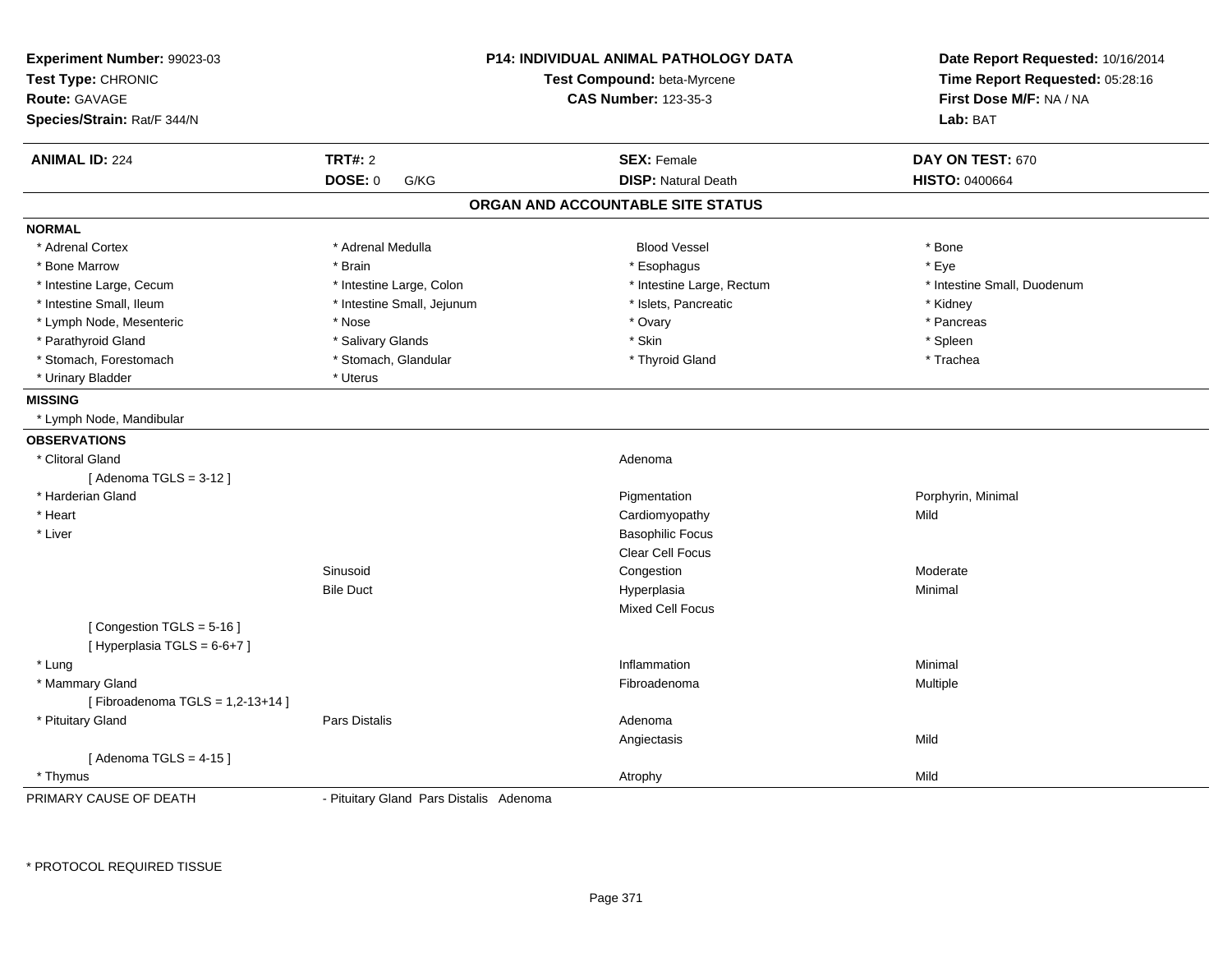**Experiment Number:** 99023-03
**Test Type:** CHRONIC
**Route:** GAVAGE
**Species/Strain:** Rat/F 344/N

**P14: INDIVIDUAL ANIMAL PATHOLOGY DATA**
**Test Compound:** beta-Myrcene
**CAS Number:** 123-35-3

**Date Report Requested:** 10/16/2014
**Time Report Requested:** 05:28:16
**First Dose M/F:** NA / NA
**Lab:** BAT

| **ANIMAL ID:** 224 | **TRT#:** 2 | **SEX:** Female | **DAY ON TEST:** 670 |
|---|---|---|---|
| | **DOSE:** 0 G/KG | **DISP:** Natural Death | **HISTO:** 0400664 |

## ORGAN AND ACCOUNTABLE SITE STATUS

**NORMAL**

| | | | |
|---|---|---|---|
| * Adrenal Cortex | * Adrenal Medulla | Blood Vessel | * Bone |
| * Bone Marrow | * Brain | * Esophagus | * Eye |
| * Intestine Large, Cecum | * Intestine Large, Colon | * Intestine Large, Rectum | * Intestine Small, Duodenum |
| * Intestine Small, Ileum | * Intestine Small, Jejunum | * Islets, Pancreatic | * Kidney |
| * Lymph Node, Mesenteric | * Nose | * Ovary | * Pancreas |
| * Parathyroid Gland | * Salivary Glands | * Skin | * Spleen |
| * Stomach, Forestomach | * Stomach, Glandular | * Thyroid Gland | * Trachea |
| * Urinary Bladder | * Uterus | | |

**MISSING**

* Lymph Node, Mandibular

**OBSERVATIONS**

| | | | |
|---|---|---|---|
| * Clitoral Gland | | Adenoma | |
| [ Adenoma TGLS = 3-12 ] | | | |
| * Harderian Gland | | Pigmentation | Porphyrin, Minimal |
| * Heart | | Cardiomyopathy | Mild |
| * Liver | | Basophilic Focus | |
| | | Clear Cell Focus | |
| | Sinusoid | Congestion | Moderate |
| | Bile Duct | Hyperplasia | Minimal |
| | | Mixed Cell Focus | |
| [ Congestion TGLS = 5-16 ] | | | |
| [ Hyperplasia TGLS = 6-6+7 ] | | | |
| * Lung | | Inflammation | Minimal |
| * Mammary Gland | | Fibroadenoma | Multiple |
| [ Fibroadenoma TGLS = 1,2-13+14 ] | | | |
| * Pituitary Gland | Pars Distalis | Adenoma | |
| | | Angiectasis | Mild |
| [ Adenoma TGLS = 4-15 ] | | | |
| * Thymus | | Atrophy | Mild |

PRIMARY CAUSE OF DEATH - Pituitary Gland Pars Distalis Adenoma

* PROTOCOL REQUIRED TISSUE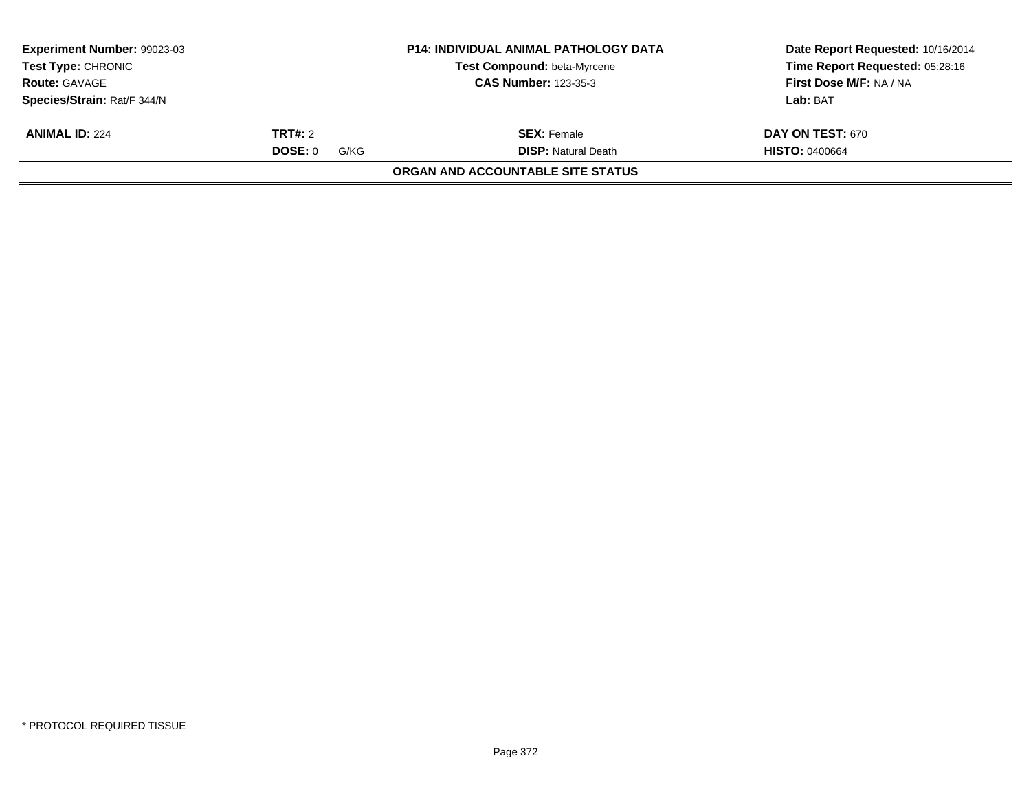| Experiment Number: 99023-03 | P14: INDIVIDUAL ANIMAL PATHOLOGY DATA | Date Report Requested: 10/16/2014 |
|---|---|---|
| Test Type: CHRONIC | Test Compound: beta-Myrcene | Time Report Requested: 05:28:16 |
| Route: GAVAGE | CAS Number: 123-35-3 | First Dose M/F: NA / NA |
| Species/Strain: Rat/F 344/N | | Lab: BAT |

| ANIMAL ID: 224 | TRT#: 2 | SEX: Female | DAY ON TEST: 670 |
|---|---|---|---|
| | DOSE: 0 G/KG | DISP: Natural Death | HISTO: 0400664 |

**ORGAN AND ACCOUNTABLE SITE STATUS**

* PROTOCOL REQUIRED TISSUE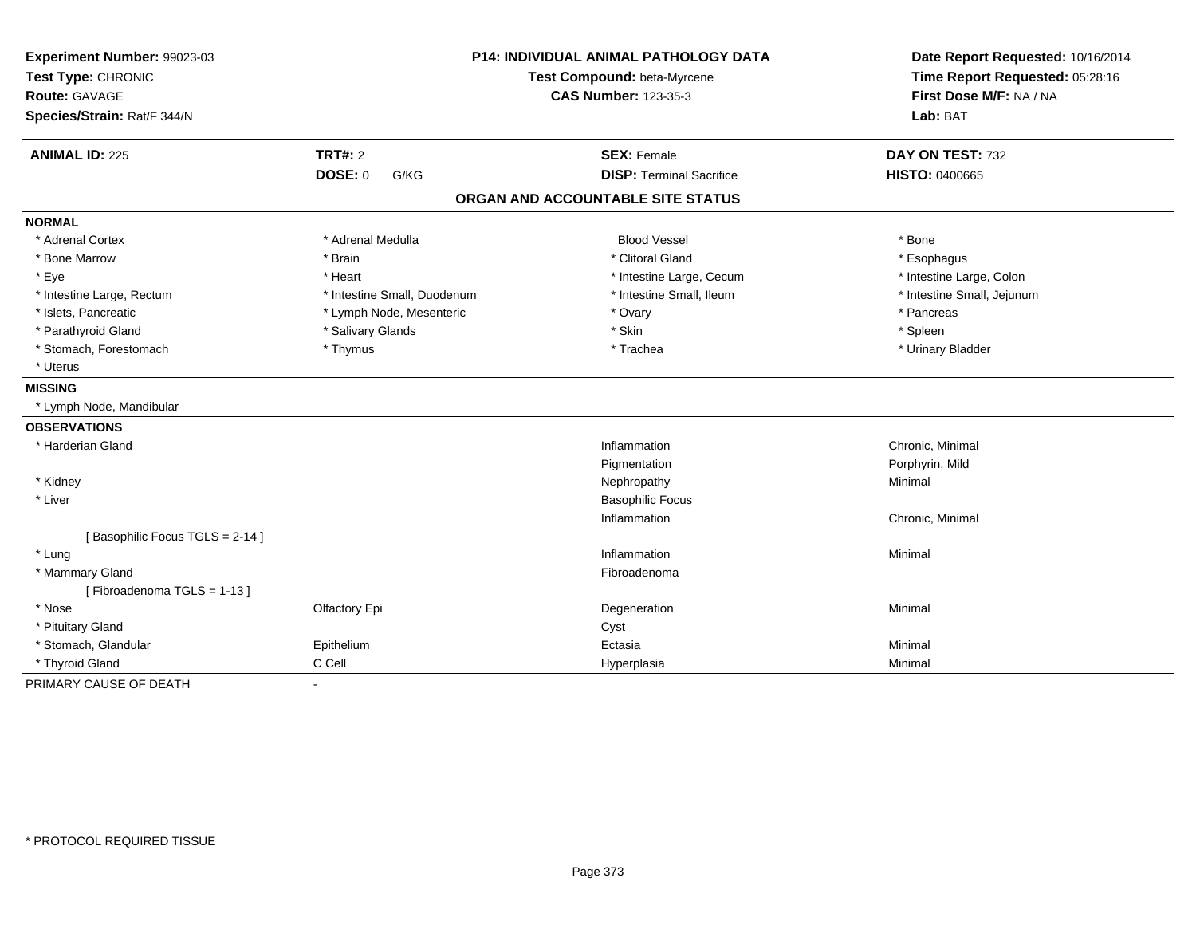**Experiment Number:** 99023-03
**Test Type:** CHRONIC
**Route:** GAVAGE
**Species/Strain:** Rat/F 344/N

**P14: INDIVIDUAL ANIMAL PATHOLOGY DATA**
**Test Compound:** beta-Myrcene
**CAS Number:** 123-35-3

**Date Report Requested:** 10/16/2014
**Time Report Requested:** 05:28:16
**First Dose M/F:** NA / NA
**Lab:** BAT

| **ANIMAL ID:** 225 | **TRT#:** 2 | **SEX:** Female | **DAY ON TEST:** 732 |
|---|---|---|---|
| | **DOSE:** 0 G/KG | **DISP:** Terminal Sacrifice | **HISTO:** 0400665 |

## ORGAN AND ACCOUNTABLE SITE STATUS

**NORMAL**

| | | | |
|---|---|---|---|
| * Adrenal Cortex | * Adrenal Medulla | Blood Vessel | * Bone |
| * Bone Marrow | * Brain | * Clitoral Gland | * Esophagus |
| * Eye | * Heart | * Intestine Large, Cecum | * Intestine Large, Colon |
| * Intestine Large, Rectum | * Intestine Small, Duodenum | * Intestine Small, Ileum | * Intestine Small, Jejunum |
| * Islets, Pancreatic | * Lymph Node, Mesenteric | * Ovary | * Pancreas |
| * Parathyroid Gland | * Salivary Glands | * Skin | * Spleen |
| * Stomach, Forestomach | * Thymus | * Trachea | * Urinary Bladder |
| * Uterus | | | |

**MISSING**

* Lymph Node, Mandibular

**OBSERVATIONS**

| | | | |
|---|---|---|---|
| * Harderian Gland | | Inflammation | Chronic, Minimal |
| | | Pigmentation | Porphyrin, Mild |
| * Kidney | | Nephropathy | Minimal |
| * Liver | | Basophilic Focus | |
| | | Inflammation | Chronic, Minimal |
| [ Basophilic Focus TGLS = 2-14 ] | | | |
| * Lung | | Inflammation | Minimal |
| * Mammary Gland | | Fibroadenoma | |
| [ Fibroadenoma TGLS = 1-13 ] | | | |
| * Nose | Olfactory Epi | Degeneration | Minimal |
| * Pituitary Gland | | Cyst | |
| * Stomach, Glandular | Epithelium | Ectasia | Minimal |
| * Thyroid Gland | C Cell | Hyperplasia | Minimal |

PRIMARY CAUSE OF DEATH -

* PROTOCOL REQUIRED TISSUE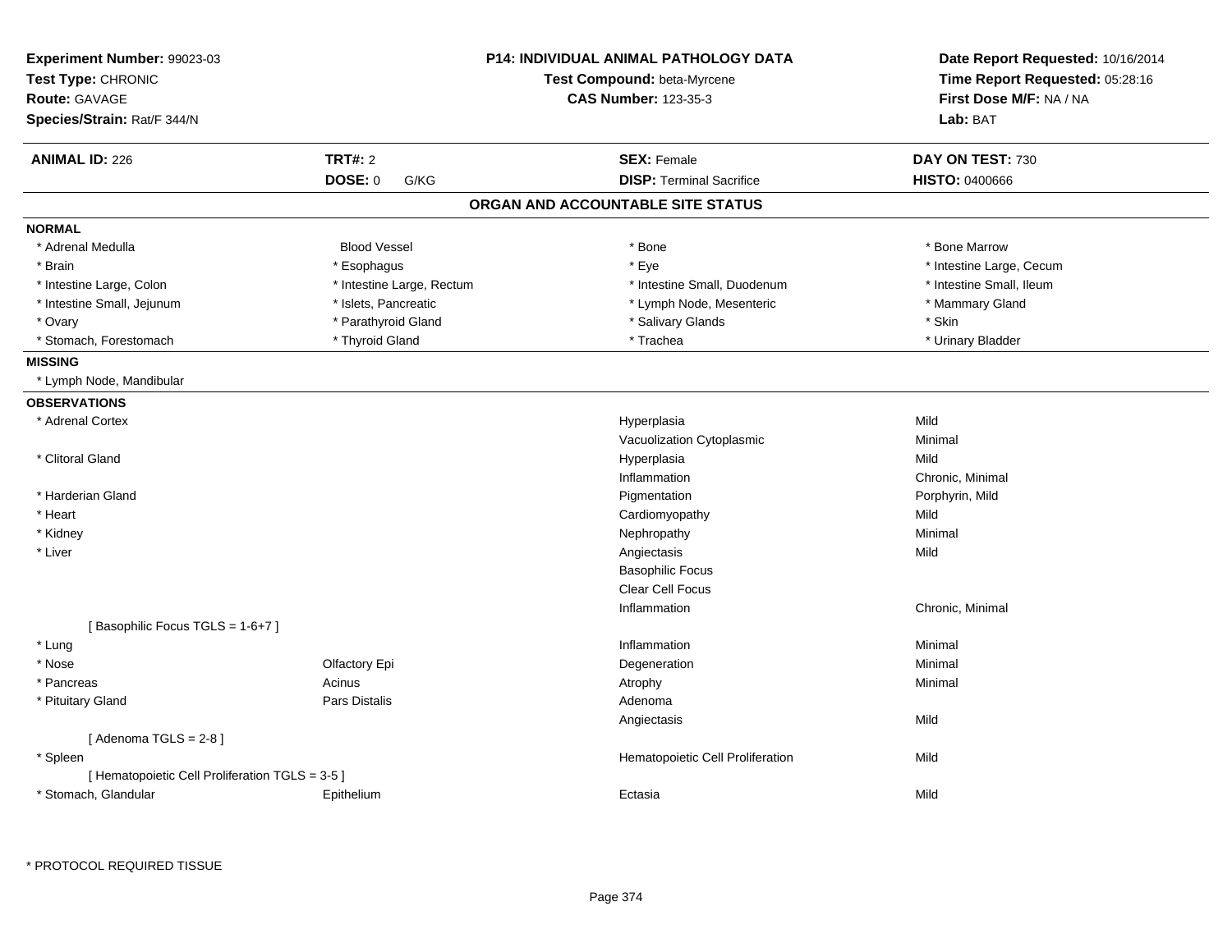**Experiment Number:** 99023-03
**Test Type:** CHRONIC
**Route:** GAVAGE
**Species/Strain:** Rat/F 344/N

**P14: INDIVIDUAL ANIMAL PATHOLOGY DATA**
**Test Compound:** beta-Myrcene
**CAS Number:** 123-35-3

**Date Report Requested:** 10/16/2014
**Time Report Requested:** 05:28:16
**First Dose M/F:** NA / NA
**Lab:** BAT

| **ANIMAL ID:** 226 | **TRT#:** 2 | **SEX:** Female | **DAY ON TEST:** 730 |
|---|---|---|---|
| | **DOSE:** 0 G/KG | **DISP:** Terminal Sacrifice | **HISTO:** 0400666 |

## ORGAN AND ACCOUNTABLE SITE STATUS

**NORMAL**

| | | | |
|---|---|---|---|
| * Adrenal Medulla | Blood Vessel | * Bone | * Bone Marrow |
| * Brain | * Esophagus | * Eye | * Intestine Large, Cecum |
| * Intestine Large, Colon | * Intestine Large, Rectum | * Intestine Small, Duodenum | * Intestine Small, Ileum |
| * Intestine Small, Jejunum | * Islets, Pancreatic | * Lymph Node, Mesenteric | * Mammary Gland |
| * Ovary | * Parathyroid Gland | * Salivary Glands | * Skin |
| * Stomach, Forestomach | * Thyroid Gland | * Trachea | * Urinary Bladder |

**MISSING**

* Lymph Node, Mandibular

**OBSERVATIONS**

| | | | |
|---|---|---|---|
| * Adrenal Cortex | | Hyperplasia | Mild |
| | | Vacuolization Cytoplasmic | Minimal |
| * Clitoral Gland | | Hyperplasia | Mild |
| | | Inflammation | Chronic, Minimal |
| * Harderian Gland | | Pigmentation | Porphyrin, Mild |
| * Heart | | Cardiomyopathy | Mild |
| * Kidney | | Nephropathy | Minimal |
| * Liver | | Angiectasis | Mild |
| | | Basophilic Focus | |
| | | Clear Cell Focus | |
| | | Inflammation | Chronic, Minimal |
| [ Basophilic Focus TGLS = 1-6+7 ] | | | |
| * Lung | | Inflammation | Minimal |
| * Nose | Olfactory Epi | Degeneration | Minimal |
| * Pancreas | Acinus | Atrophy | Minimal |
| * Pituitary Gland | Pars Distalis | Adenoma | |
| | | Angiectasis | Mild |
| [ Adenoma TGLS = 2-8 ] | | | |
| * Spleen | | Hematopoietic Cell Proliferation | Mild |
| [ Hematopoietic Cell Proliferation TGLS = 3-5 ] | | | |
| * Stomach, Glandular | Epithelium | Ectasia | Mild |

* PROTOCOL REQUIRED TISSUE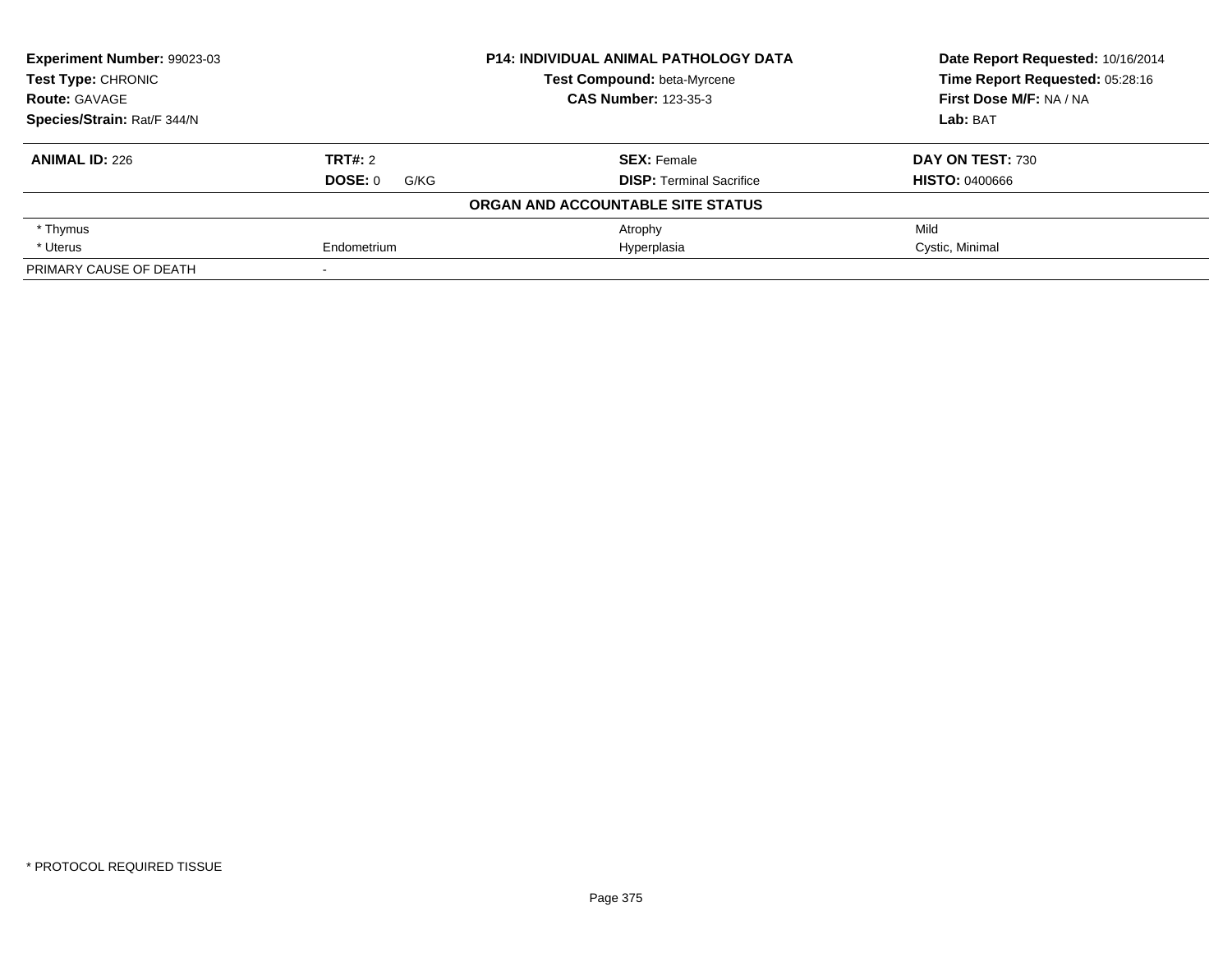| **Experiment Number:** 99023-03 | **P14: INDIVIDUAL ANIMAL PATHOLOGY DATA** | **Date Report Requested:** 10/16/2014 |
|---|---|---|
| **Test Type:** CHRONIC | **Test Compound:** beta-Myrcene | **Time Report Requested:** 05:28:16 |
| **Route:** GAVAGE | **CAS Number:** 123-35-3 | **First Dose M/F:** NA / NA |
| **Species/Strain:** Rat/F 344/N | | **Lab:** BAT |

| **ANIMAL ID:** 226 | **TRT#:** 2 | **SEX:** Female | **DAY ON TEST:** 730 |
|---|---|---|---|
| | **DOSE:** 0 G/KG | **DISP:** Terminal Sacrifice | **HISTO:** 0400666 |
| | | **ORGAN AND ACCOUNTABLE SITE STATUS** | |
| * Thymus | | Atrophy | Mild |
| * Uterus | Endometrium | Hyperplasia | Cystic, Minimal |
| PRIMARY CAUSE OF DEATH | - | | |

* PROTOCOL REQUIRED TISSUE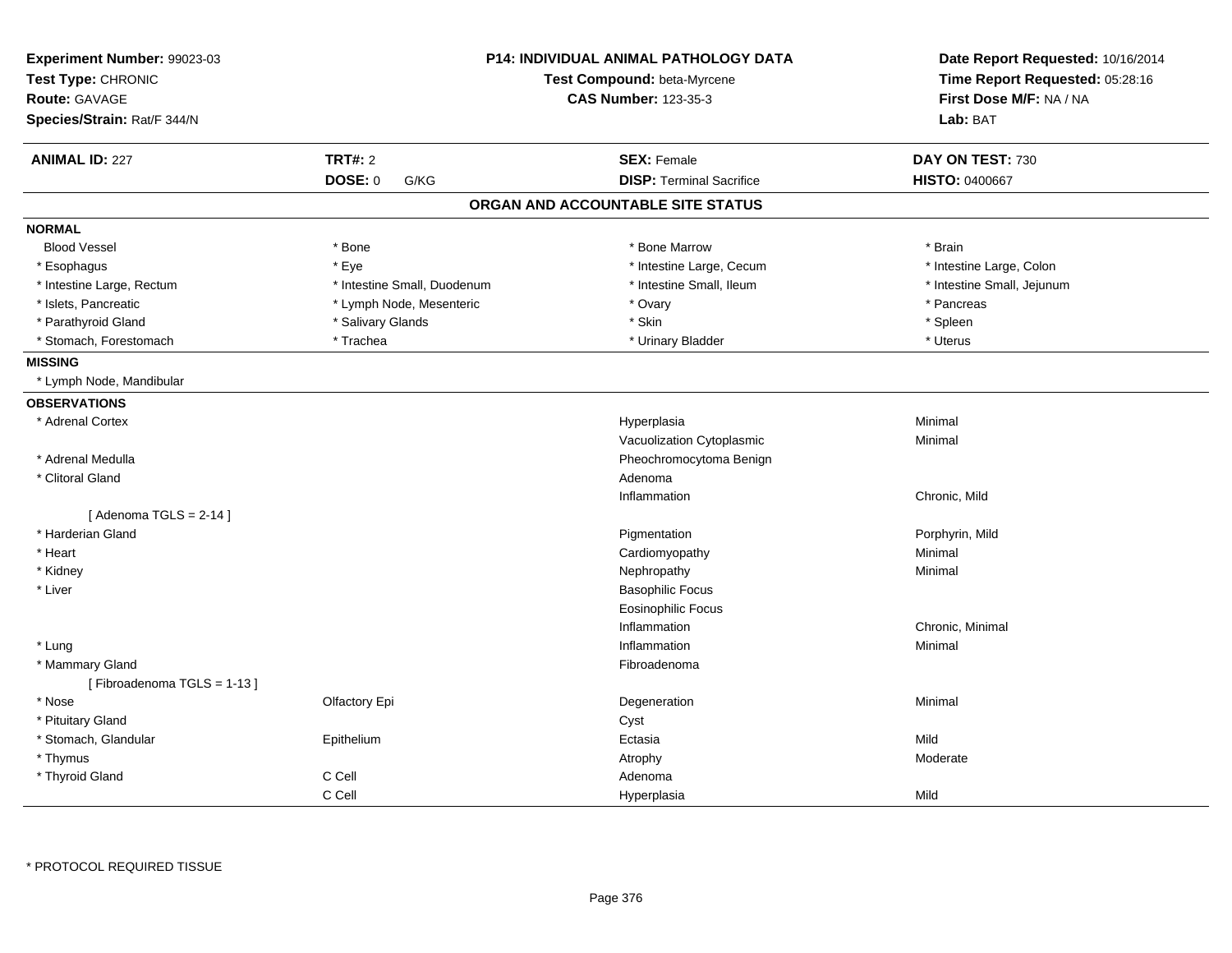**Experiment Number:** 99023-03
**Test Type:** CHRONIC
**Route:** GAVAGE
**Species/Strain:** Rat/F 344/N

**P14: INDIVIDUAL ANIMAL PATHOLOGY DATA**
**Test Compound:** beta-Myrcene
**CAS Number:** 123-35-3

**Date Report Requested:** 10/16/2014
**Time Report Requested:** 05:28:16
**First Dose M/F:** NA / NA
**Lab:** BAT

| **ANIMAL ID:** 227 | **TRT#:** 2 | **SEX:** Female | **DAY ON TEST:** 730 |
|---|---|---|---|
| | **DOSE:** 0 G/KG | **DISP:** Terminal Sacrifice | **HISTO:** 0400667 |

## ORGAN AND ACCOUNTABLE SITE STATUS

**NORMAL**

| | | | |
|---|---|---|---|
| Blood Vessel | * Bone | * Bone Marrow | * Brain |
| * Esophagus | * Eye | * Intestine Large, Cecum | * Intestine Large, Colon |
| * Intestine Large, Rectum | * Intestine Small, Duodenum | * Intestine Small, Ileum | * Intestine Small, Jejunum |
| * Islets, Pancreatic | * Lymph Node, Mesenteric | * Ovary | * Pancreas |
| * Parathyroid Gland | * Salivary Glands | * Skin | * Spleen |
| * Stomach, Forestomach | * Trachea | * Urinary Bladder | * Uterus |

**MISSING**

* Lymph Node, Mandibular

**OBSERVATIONS**

| | | | |
|---|---|---|---|
| * Adrenal Cortex | | Hyperplasia | Minimal |
| | | Vacuolization Cytoplasmic | Minimal |
| * Adrenal Medulla | | Pheochromocytoma Benign | |
| * Clitoral Gland | | Adenoma | |
| | | Inflammation | Chronic, Mild |
| [ Adenoma TGLS = 2-14 ] | | | |
| * Harderian Gland | | Pigmentation | Porphyrin, Mild |
| * Heart | | Cardiomyopathy | Minimal |
| * Kidney | | Nephropathy | Minimal |
| * Liver | | Basophilic Focus | |
| | | Eosinophilic Focus | |
| | | Inflammation | Chronic, Minimal |
| * Lung | | Inflammation | Minimal |
| * Mammary Gland | | Fibroadenoma | |
| [ Fibroadenoma TGLS = 1-13 ] | | | |
| * Nose | Olfactory Epi | Degeneration | Minimal |
| * Pituitary Gland | | Cyst | |
| * Stomach, Glandular | Epithelium | Ectasia | Mild |
| * Thymus | | Atrophy | Moderate |
| * Thyroid Gland | C Cell | Adenoma | |
| | C Cell | Hyperplasia | Mild |

* PROTOCOL REQUIRED TISSUE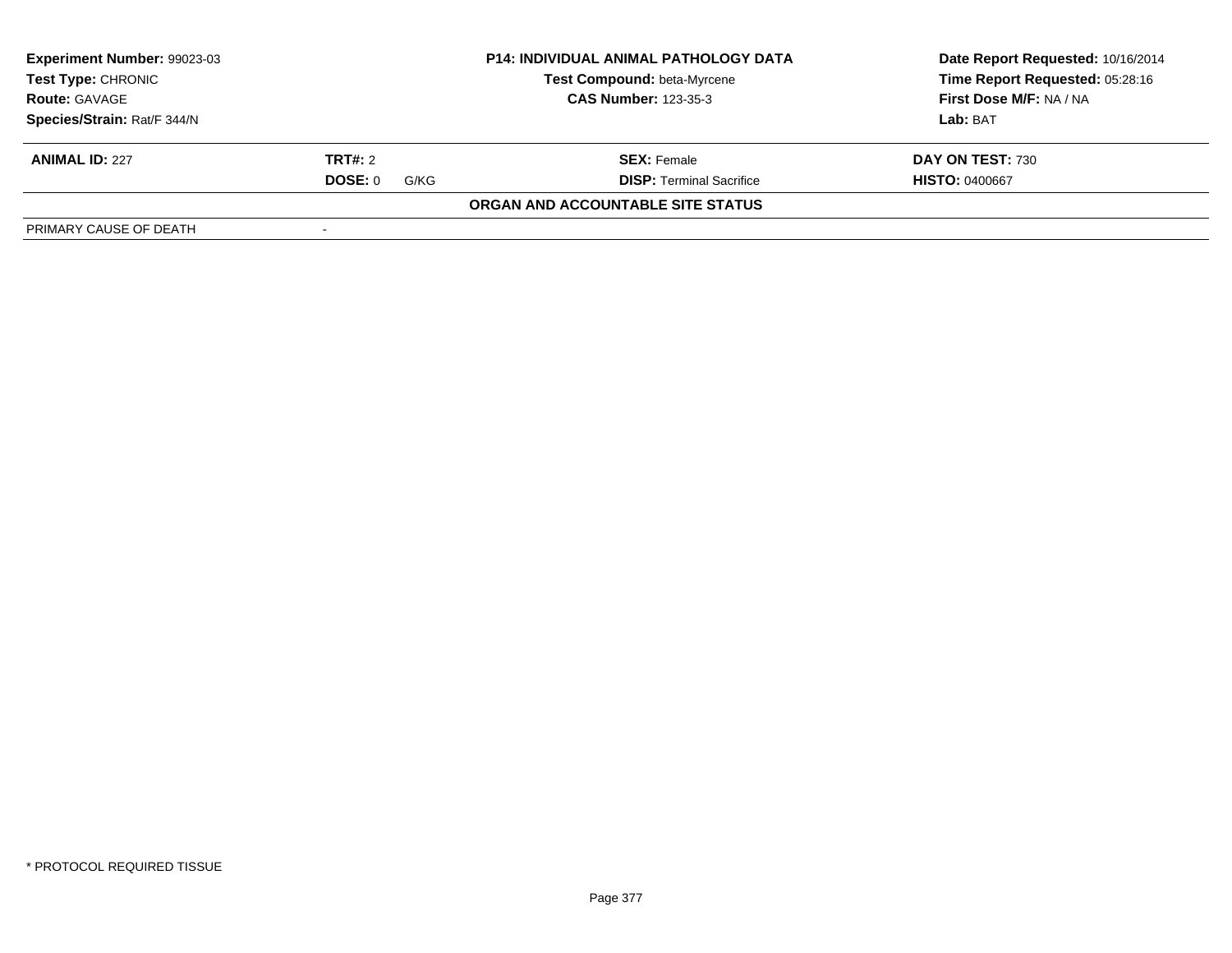| **Experiment Number:** 99023-03 | **P14: INDIVIDUAL ANIMAL PATHOLOGY DATA** | **Date Report Requested:** 10/16/2014 |
|---|---|---|
| **Test Type:** CHRONIC | **Test Compound:** beta-Myrcene | **Time Report Requested:** 05:28:16 |
| **Route:** GAVAGE | **CAS Number:** 123-35-3 | **First Dose M/F:** NA / NA |
| **Species/Strain:** Rat/F 344/N | | **Lab:** BAT |

| **ANIMAL ID:** 227 | **TRT#:** 2 | **SEX:** Female | **DAY ON TEST:** 730 |
|---|---|---|---|
| | **DOSE:** 0 G/KG | **DISP:** Terminal Sacrifice | **HISTO:** 0400667 |

**ORGAN AND ACCOUNTABLE SITE STATUS**

| PRIMARY CAUSE OF DEATH | - |
|---|---|

* PROTOCOL REQUIRED TISSUE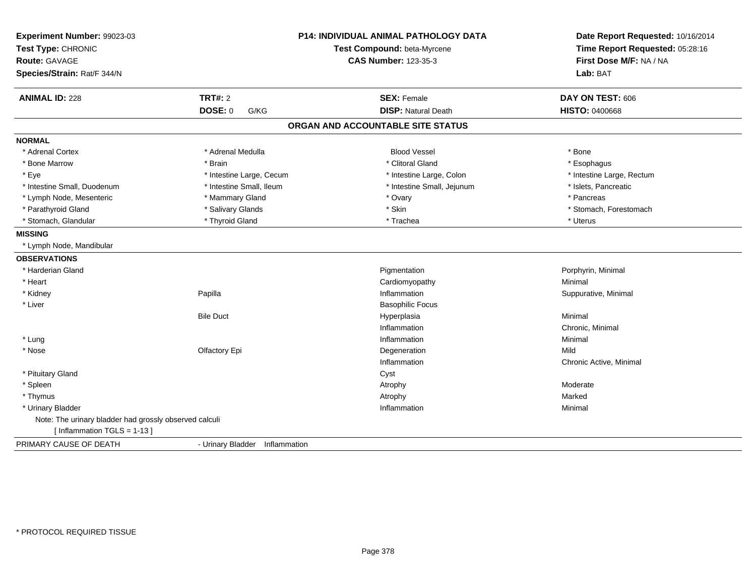**Experiment Number:** 99023-03
**Test Type:** CHRONIC
**Route:** GAVAGE
**Species/Strain:** Rat/F 344/N

**P14: INDIVIDUAL ANIMAL PATHOLOGY DATA**
**Test Compound:** beta-Myrcene
**CAS Number:** 123-35-3

**Date Report Requested:** 10/16/2014
**Time Report Requested:** 05:28:16
**First Dose M/F:** NA / NA
**Lab:** BAT

| **ANIMAL ID:** 228 | **TRT#:** 2 | **SEX:** Female | **DAY ON TEST:** 606 |
|---|---|---|---|
| | **DOSE:** 0 G/KG | **DISP:** Natural Death | **HISTO:** 0400668 |

## ORGAN AND ACCOUNTABLE SITE STATUS

**NORMAL**

| | | | |
|---|---|---|---|
| * Adrenal Cortex | * Adrenal Medulla | Blood Vessel | * Bone |
| * Bone Marrow | * Brain | * Clitoral Gland | * Esophagus |
| * Eye | * Intestine Large, Cecum | * Intestine Large, Colon | * Intestine Large, Rectum |
| * Intestine Small, Duodenum | * Intestine Small, Ileum | * Intestine Small, Jejunum | * Islets, Pancreatic |
| * Lymph Node, Mesenteric | * Mammary Gland | * Ovary | * Pancreas |
| * Parathyroid Gland | * Salivary Glands | * Skin | * Stomach, Forestomach |
| * Stomach, Glandular | * Thyroid Gland | * Trachea | * Uterus |

**MISSING**

* Lymph Node, Mandibular

**OBSERVATIONS**

| Organ | Site | Observation | Qualifier |
|---|---|---|---|
| * Harderian Gland | | Pigmentation | Porphyrin, Minimal |
| * Heart | | Cardiomyopathy | Minimal |
| * Kidney | Papilla | Inflammation | Suppurative, Minimal |
| * Liver | | Basophilic Focus | |
| | Bile Duct | Hyperplasia | Minimal |
| | | Inflammation | Chronic, Minimal |
| * Lung | | Inflammation | Minimal |
| * Nose | Olfactory Epi | Degeneration | Mild |
| | | Inflammation | Chronic Active, Minimal |
| * Pituitary Gland | | Cyst | |
| * Spleen | | Atrophy | Moderate |
| * Thymus | | Atrophy | Marked |
| * Urinary Bladder | | Inflammation | Minimal |

Note: The urinary bladder had grossly observed calculi
[ Inflammation TGLS = 1-13 ]

PRIMARY CAUSE OF DEATH - Urinary Bladder Inflammation

* PROTOCOL REQUIRED TISSUE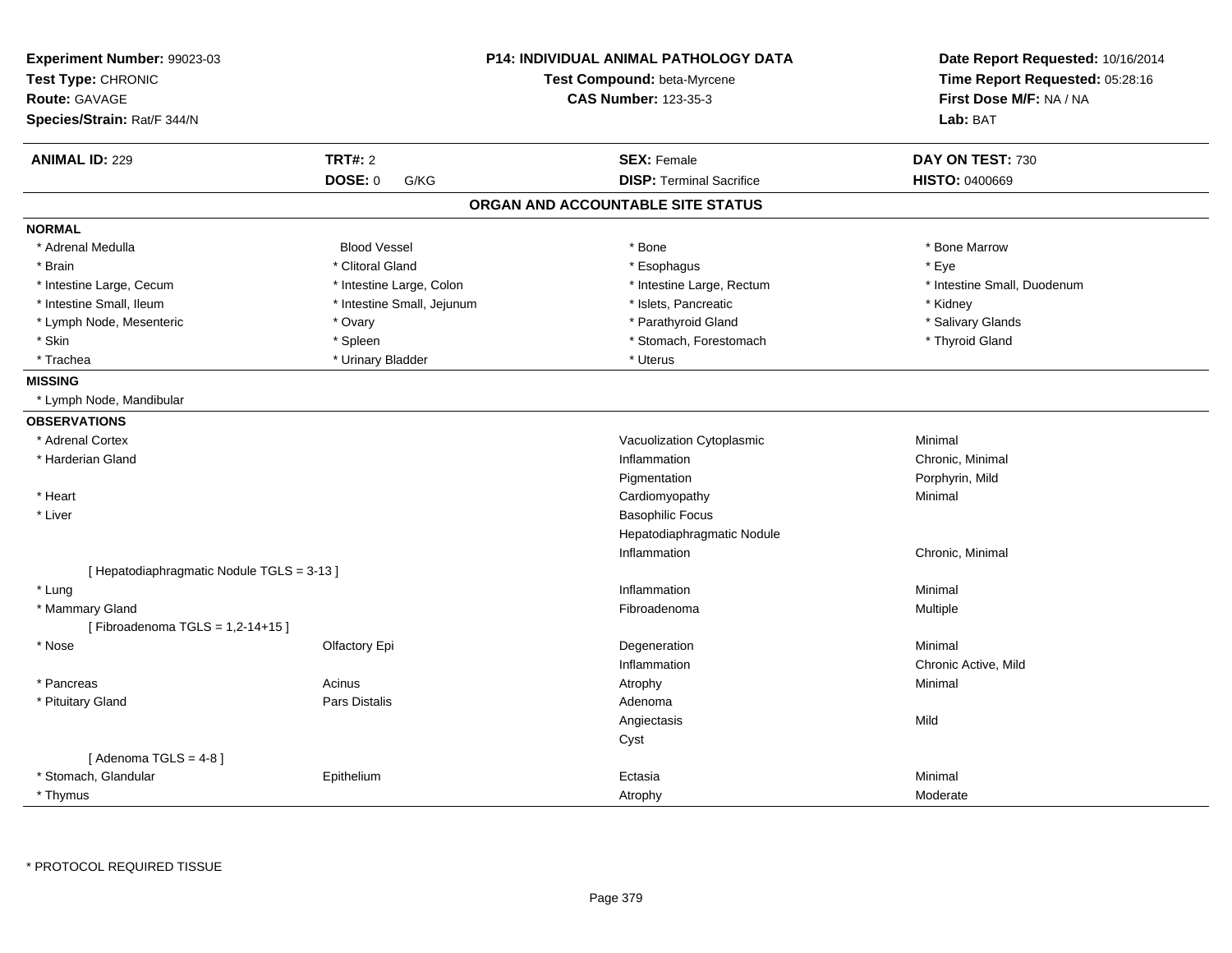**Experiment Number:** 99023-03
**Test Type:** CHRONIC
**Route:** GAVAGE
**Species/Strain:** Rat/F 344/N

**P14: INDIVIDUAL ANIMAL PATHOLOGY DATA**
**Test Compound:** beta-Myrcene
**CAS Number:** 123-35-3

**Date Report Requested:** 10/16/2014
**Time Report Requested:** 05:28:16
**First Dose M/F:** NA / NA
**Lab:** BAT

| **ANIMAL ID:** 229 | **TRT#:** 2 | **SEX:** Female | **DAY ON TEST:** 730 |
|---|---|---|---|
| | **DOSE:** 0 G/KG | **DISP:** Terminal Sacrifice | **HISTO:** 0400669 |

## ORGAN AND ACCOUNTABLE SITE STATUS

**NORMAL**

| | | | |
|---|---|---|---|
| * Adrenal Medulla | Blood Vessel | * Bone | * Bone Marrow |
| * Brain | * Clitoral Gland | * Esophagus | * Eye |
| * Intestine Large, Cecum | * Intestine Large, Colon | * Intestine Large, Rectum | * Intestine Small, Duodenum |
| * Intestine Small, Ileum | * Intestine Small, Jejunum | * Islets, Pancreatic | * Kidney |
| * Lymph Node, Mesenteric | * Ovary | * Parathyroid Gland | * Salivary Glands |
| * Skin | * Spleen | * Stomach, Forestomach | * Thyroid Gland |
| * Trachea | * Urinary Bladder | * Uterus | |

**MISSING**

* Lymph Node, Mandibular

**OBSERVATIONS**

| | | | |
|---|---|---|---|
| * Adrenal Cortex | | Vacuolization Cytoplasmic | Minimal |
| * Harderian Gland | | Inflammation | Chronic, Minimal |
| | | Pigmentation | Porphyrin, Mild |
| * Heart | | Cardiomyopathy | Minimal |
| * Liver | | Basophilic Focus | |
| | | Hepatodiaphragmatic Nodule | |
| | | Inflammation | Chronic, Minimal |
| [ Hepatodiaphragmatic Nodule TGLS = 3-13 ] | | | |
| * Lung | | Inflammation | Minimal |
| * Mammary Gland | | Fibroadenoma | Multiple |
| [ Fibroadenoma TGLS = 1,2-14+15 ] | | | |
| * Nose | Olfactory Epi | Degeneration | Minimal |
| | | Inflammation | Chronic Active, Mild |
| * Pancreas | Acinus | Atrophy | Minimal |
| * Pituitary Gland | Pars Distalis | Adenoma | |
| | | Angiectasis | Mild |
| | | Cyst | |
| [ Adenoma TGLS = 4-8 ] | | | |
| * Stomach, Glandular | Epithelium | Ectasia | Minimal |
| * Thymus | | Atrophy | Moderate |

\* PROTOCOL REQUIRED TISSUE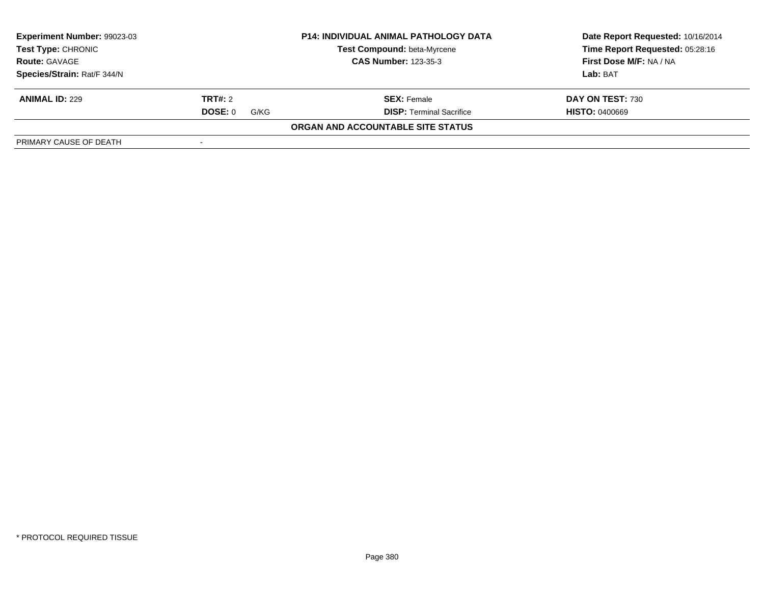| **Experiment Number:** 99023-03 | **P14: INDIVIDUAL ANIMAL PATHOLOGY DATA** | **Date Report Requested:** 10/16/2014 |
|---|---|---|
| **Test Type:** CHRONIC | **Test Compound:** beta-Myrcene | **Time Report Requested:** 05:28:16 |
| **Route:** GAVAGE | **CAS Number:** 123-35-3 | **First Dose M/F:** NA / NA |
| **Species/Strain:** Rat/F 344/N | | **Lab:** BAT |

| **ANIMAL ID:** 229 | **TRT#:** 2 | **SEX:** Female | **DAY ON TEST:** 730 |
|---|---|---|---|
| | **DOSE:** 0 G/KG | **DISP:** Terminal Sacrifice | **HISTO:** 0400669 |

**ORGAN AND ACCOUNTABLE SITE STATUS**

| PRIMARY CAUSE OF DEATH | - |
|---|---|

* PROTOCOL REQUIRED TISSUE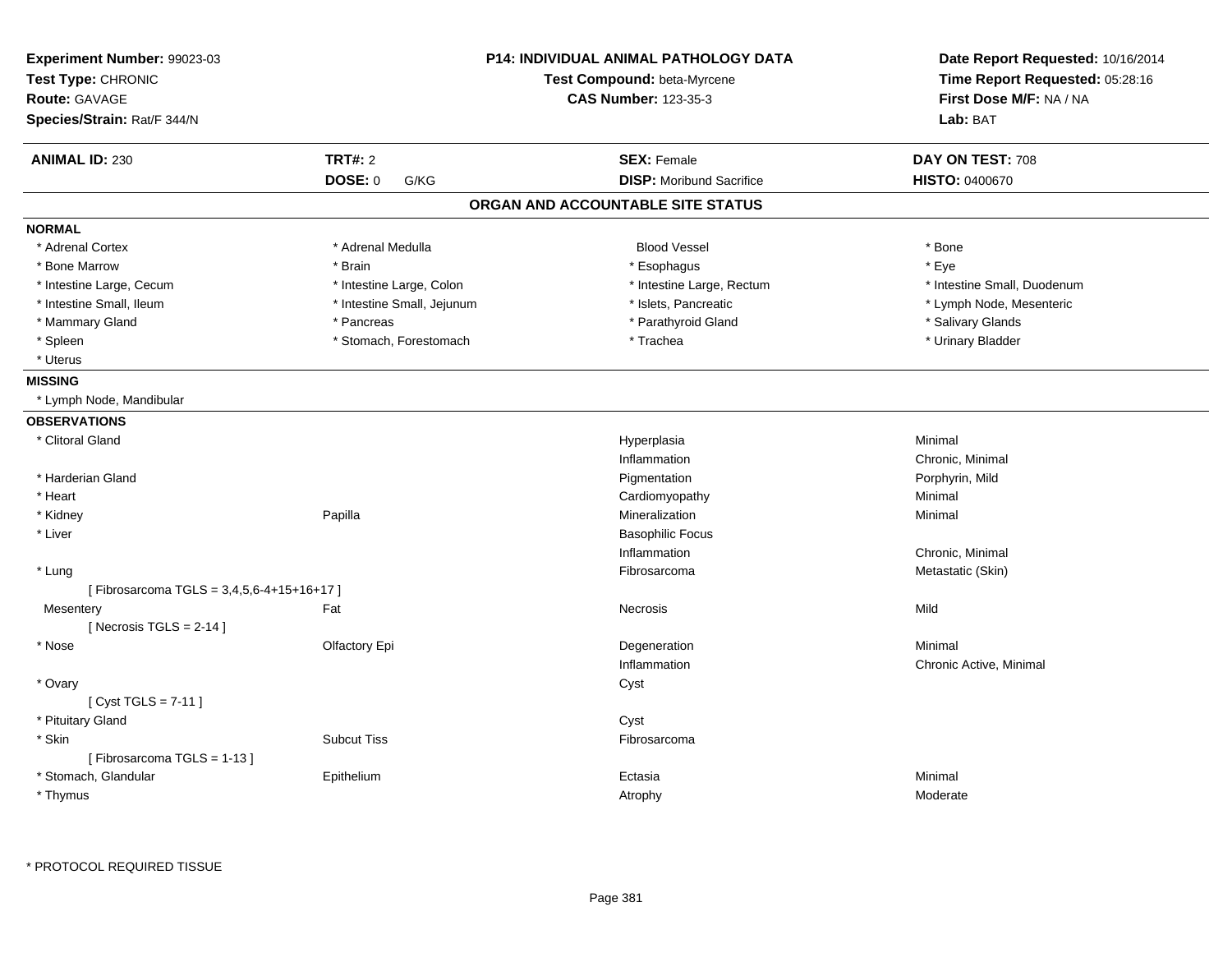**Experiment Number:** 99023-03
**Test Type:** CHRONIC
**Route:** GAVAGE
**Species/Strain:** Rat/F 344/N

**P14: INDIVIDUAL ANIMAL PATHOLOGY DATA**
**Test Compound:** beta-Myrcene
**CAS Number:** 123-35-3

**Date Report Requested:** 10/16/2014
**Time Report Requested:** 05:28:16
**First Dose M/F:** NA / NA
**Lab:** BAT

| **ANIMAL ID:** 230 | **TRT#:** 2 | **SEX:** Female | **DAY ON TEST:** 708 |
|---|---|---|---|
| | **DOSE:** 0 G/KG | **DISP:** Moribund Sacrifice | **HISTO:** 0400670 |

## ORGAN AND ACCOUNTABLE SITE STATUS

**NORMAL**

| | | | |
|---|---|---|---|
| * Adrenal Cortex | * Adrenal Medulla | Blood Vessel | * Bone |
| * Bone Marrow | * Brain | * Esophagus | * Eye |
| * Intestine Large, Cecum | * Intestine Large, Colon | * Intestine Large, Rectum | * Intestine Small, Duodenum |
| * Intestine Small, Ileum | * Intestine Small, Jejunum | * Islets, Pancreatic | * Lymph Node, Mesenteric |
| * Mammary Gland | * Pancreas | * Parathyroid Gland | * Salivary Glands |
| * Spleen | * Stomach, Forestomach | * Trachea | * Urinary Bladder |
| * Uterus | | | |

**MISSING**

* Lymph Node, Mandibular

**OBSERVATIONS**

| | | | |
|---|---|---|---|
| * Clitoral Gland | | Hyperplasia | Minimal |
| | | Inflammation | Chronic, Minimal |
| * Harderian Gland | | Pigmentation | Porphyrin, Mild |
| * Heart | | Cardiomyopathy | Minimal |
| * Kidney | Papilla | Mineralization | Minimal |
| * Liver | | Basophilic Focus | |
| | | Inflammation | Chronic, Minimal |
| * Lung | | Fibrosarcoma | Metastatic (Skin) |
| [ Fibrosarcoma TGLS = 3,4,5,6-4+15+16+17 ] | | | |
| Mesentery | Fat | Necrosis | Mild |
| [ Necrosis TGLS = 2-14 ] | | | |
| * Nose | Olfactory Epi | Degeneration | Minimal |
| | | Inflammation | Chronic Active, Minimal |
| * Ovary | | Cyst | |
| [ Cyst TGLS = 7-11 ] | | | |
| * Pituitary Gland | | Cyst | |
| * Skin | Subcut Tiss | Fibrosarcoma | |
| [ Fibrosarcoma TGLS = 1-13 ] | | | |
| * Stomach, Glandular | Epithelium | Ectasia | Minimal |
| * Thymus | | Atrophy | Moderate |

\* PROTOCOL REQUIRED TISSUE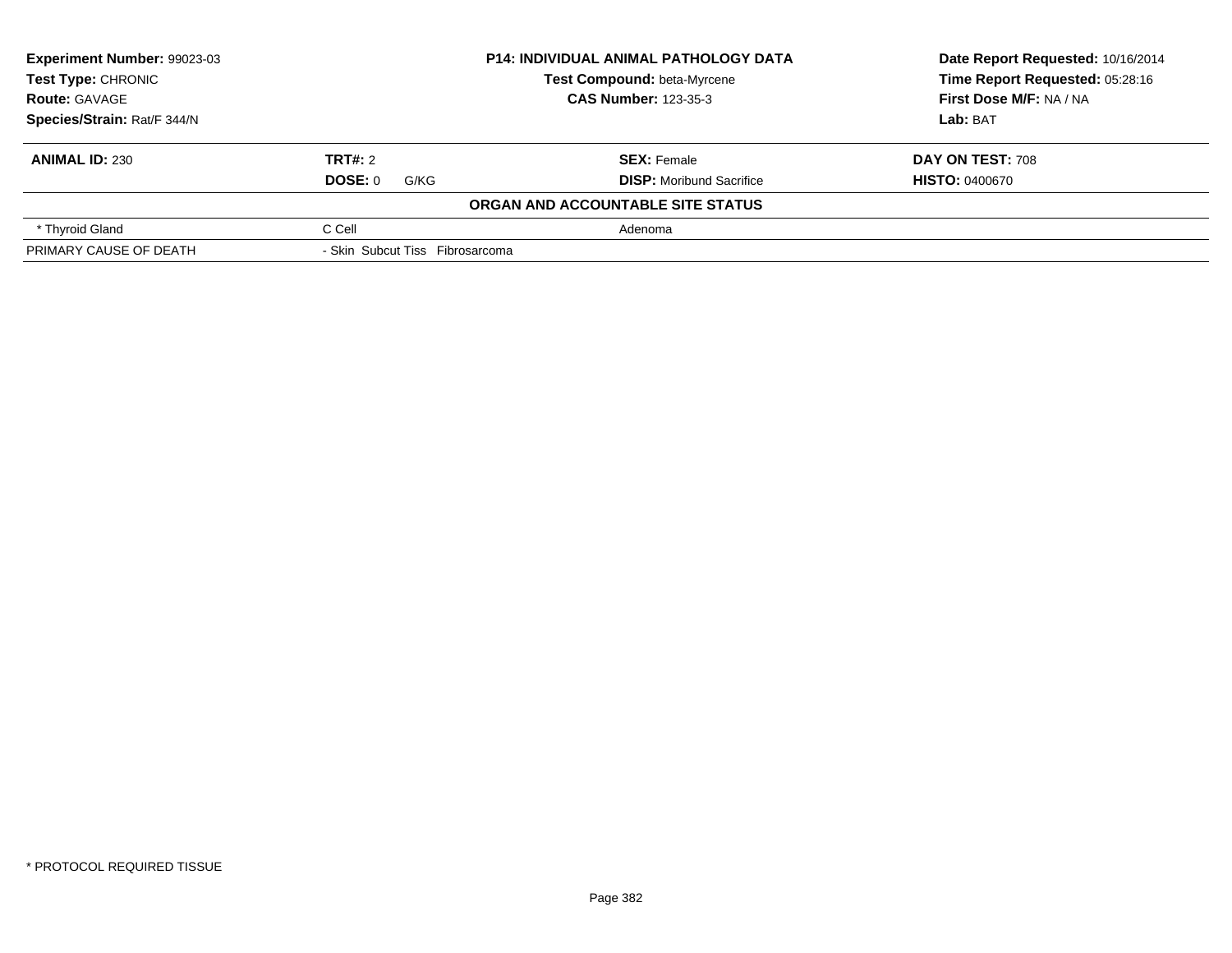**Experiment Number:** 99023-03
**Test Type:** CHRONIC
**Route:** GAVAGE
**Species/Strain:** Rat/F 344/N

**P14: INDIVIDUAL ANIMAL PATHOLOGY DATA**
**Test Compound:** beta-Myrcene
**CAS Number:** 123-35-3

**Date Report Requested:** 10/16/2014
**Time Report Requested:** 05:28:16
**First Dose M/F:** NA / NA
**Lab:** BAT

| **ANIMAL ID:** 230 | **TRT#:** 2 | **SEX:** Female | **DAY ON TEST:** 708 |
|---|---|---|---|
| | **DOSE:** 0 G/KG | **DISP:** Moribund Sacrifice | **HISTO:** 0400670 |

**ORGAN AND ACCOUNTABLE SITE STATUS**

| | | |
|---|---|---|
| * Thyroid Gland | C Cell | Adenoma |
| PRIMARY CAUSE OF DEATH | - Skin Subcut Tiss Fibrosarcoma | |

* PROTOCOL REQUIRED TISSUE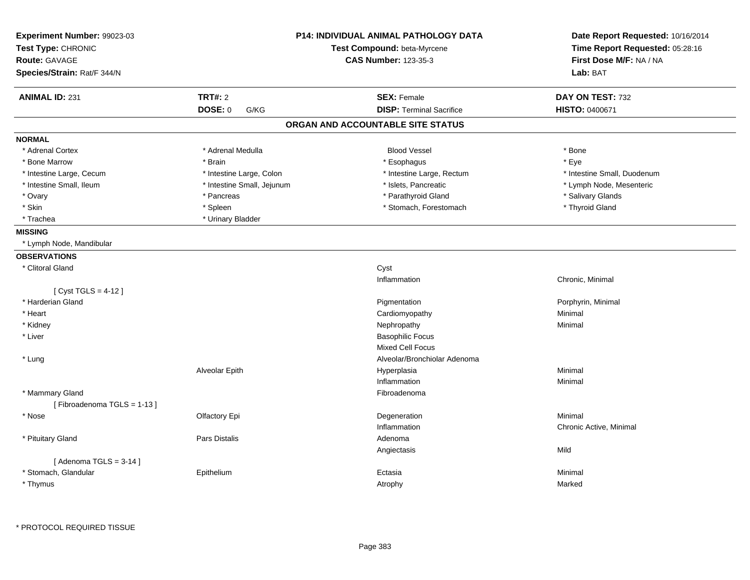**Experiment Number:** 99023-03
**Test Type:** CHRONIC
**Route:** GAVAGE
**Species/Strain:** Rat/F 344/N

**P14: INDIVIDUAL ANIMAL PATHOLOGY DATA**
**Test Compound:** beta-Myrcene
**CAS Number:** 123-35-3

**Date Report Requested:** 10/16/2014
**Time Report Requested:** 05:28:16
**First Dose M/F:** NA / NA
**Lab:** BAT

| **ANIMAL ID:** 231 | **TRT#:** 2 | **SEX:** Female | **DAY ON TEST:** 732 |
|---|---|---|---|
| | **DOSE:** 0 G/KG | **DISP:** Terminal Sacrifice | **HISTO:** 0400671 |

## ORGAN AND ACCOUNTABLE SITE STATUS

**NORMAL**

| | | | |
|---|---|---|---|
| * Adrenal Cortex | * Adrenal Medulla | Blood Vessel | * Bone |
| * Bone Marrow | * Brain | * Esophagus | * Eye |
| * Intestine Large, Cecum | * Intestine Large, Colon | * Intestine Large, Rectum | * Intestine Small, Duodenum |
| * Intestine Small, Ileum | * Intestine Small, Jejunum | * Islets, Pancreatic | * Lymph Node, Mesenteric |
| * Ovary | * Pancreas | * Parathyroid Gland | * Salivary Glands |
| * Skin | * Spleen | * Stomach, Forestomach | * Thyroid Gland |
| * Trachea | * Urinary Bladder | | |

**MISSING**

* Lymph Node, Mandibular

**OBSERVATIONS**

| | | | |
|---|---|---|---|
| * Clitoral Gland | | Cyst | |
| | | Inflammation | Chronic, Minimal |
| [ Cyst TGLS = 4-12 ] | | | |
| * Harderian Gland | | Pigmentation | Porphyrin, Minimal |
| * Heart | | Cardiomyopathy | Minimal |
| * Kidney | | Nephropathy | Minimal |
| * Liver | | Basophilic Focus | |
| | | Mixed Cell Focus | |
| * Lung | | Alveolar/Bronchiolar Adenoma | |
| | Alveolar Epith | Hyperplasia | Minimal |
| | | Inflammation | Minimal |
| * Mammary Gland | | Fibroadenoma | |
| [ Fibroadenoma TGLS = 1-13 ] | | | |
| * Nose | Olfactory Epi | Degeneration | Minimal |
| | | Inflammation | Chronic Active, Minimal |
| * Pituitary Gland | Pars Distalis | Adenoma | |
| | | Angiectasis | Mild |
| [ Adenoma TGLS = 3-14 ] | | | |
| * Stomach, Glandular | Epithelium | Ectasia | Minimal |
| * Thymus | | Atrophy | Marked |

* PROTOCOL REQUIRED TISSUE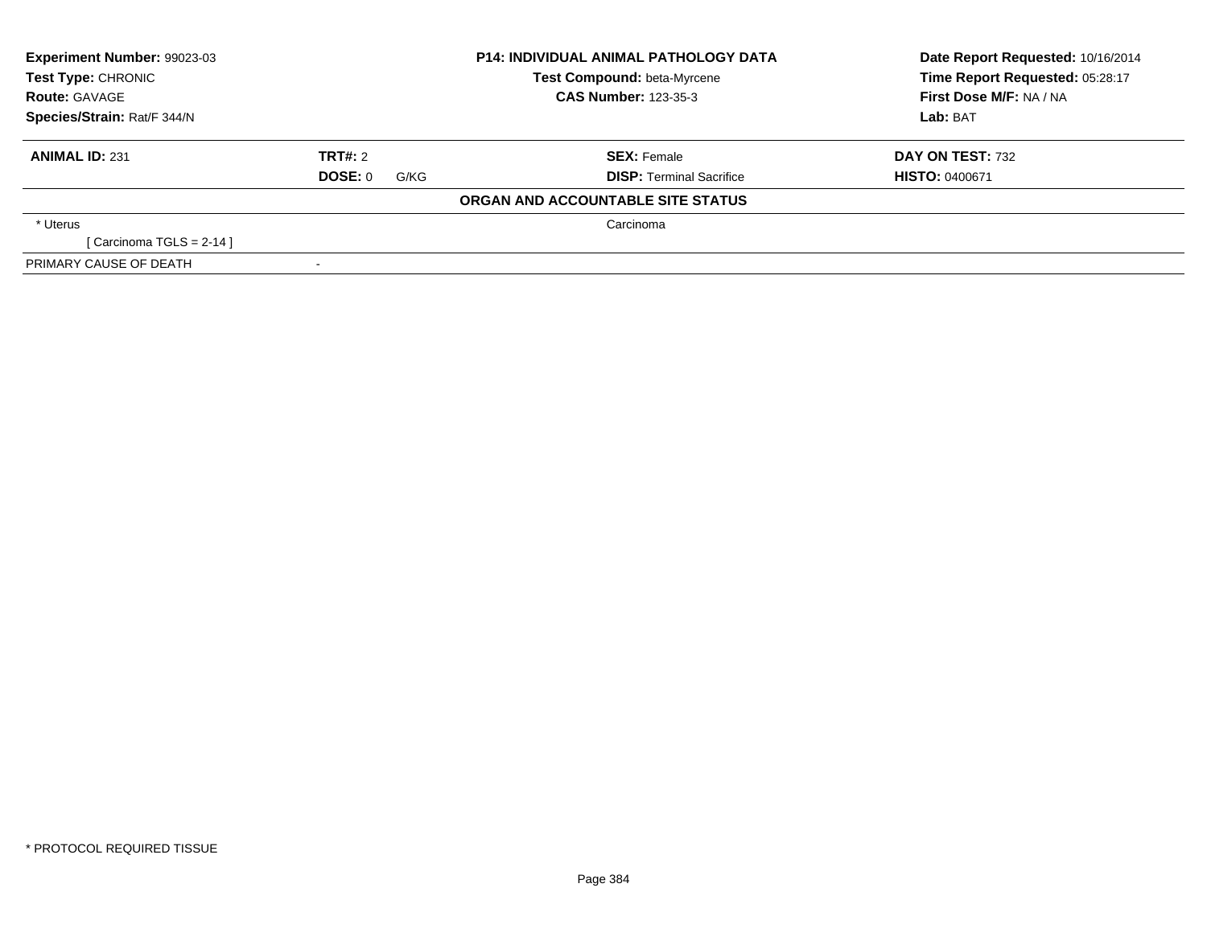| Experiment Number: 99023-03 | P14: INDIVIDUAL ANIMAL PATHOLOGY DATA | Date Report Requested: 10/16/2014 |
|---|---|---|
| Test Type: CHRONIC | Test Compound: beta-Myrcene | Time Report Requested: 05:28:17 |
| Route: GAVAGE | CAS Number: 123-35-3 | First Dose M/F: NA / NA |
| Species/Strain: Rat/F 344/N | | Lab: BAT |

| ANIMAL ID: 231 | TRT#: 2 | SEX: Female | DAY ON TEST: 732 |
|---|---|---|---|
| | DOSE: 0 G/KG | DISP: Terminal Sacrifice | HISTO: 0400671 |

**ORGAN AND ACCOUNTABLE SITE STATUS**

| | | |
|---|---|---|
| * Uterus | | Carcinoma |
| [ Carcinoma TGLS = 2-14 ] | | |
| PRIMARY CAUSE OF DEATH | - | |

* PROTOCOL REQUIRED TISSUE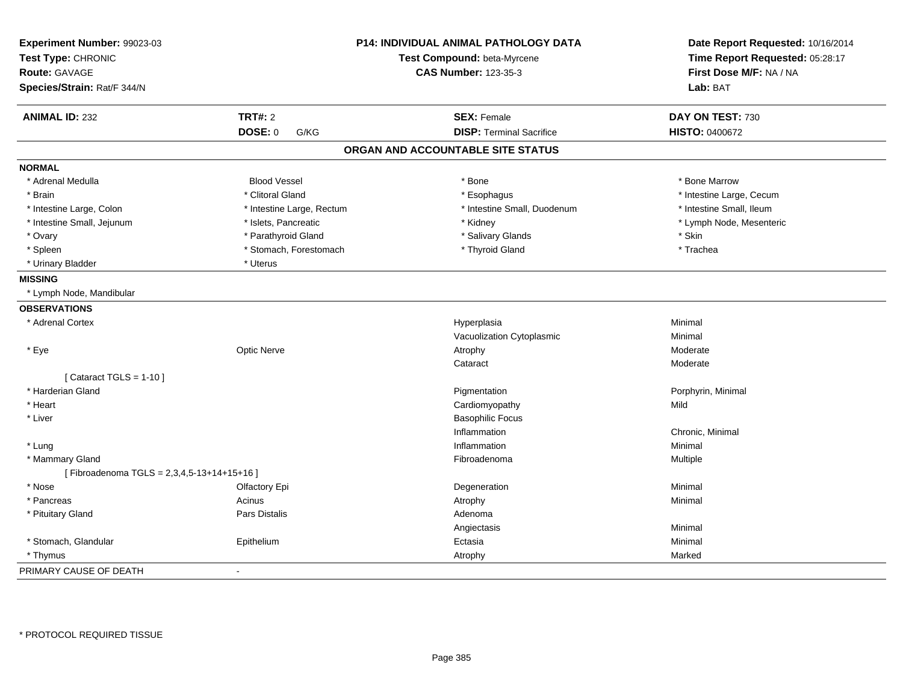| | | | |
|---|---|---|---|
| **Experiment Number:** 99023-03 | | **P14: INDIVIDUAL ANIMAL PATHOLOGY DATA** | **Date Report Requested:** 10/16/2014 |
| **Test Type:** CHRONIC | | **Test Compound:** beta-Myrcene | **Time Report Requested:** 05:28:17 |
| **Route:** GAVAGE | | **CAS Number:** 123-35-3 | **First Dose M/F:** NA / NA |
| **Species/Strain:** Rat/F 344/N | | | **Lab:** BAT |

| **ANIMAL ID:** 232 | **TRT#:** 2 | **SEX:** Female | **DAY ON TEST:** 730 |
|---|---|---|---|
| | **DOSE:** 0 G/KG | **DISP:** Terminal Sacrifice | **HISTO:** 0400672 |

## ORGAN AND ACCOUNTABLE SITE STATUS

**NORMAL**

| | | | |
|---|---|---|---|
| * Adrenal Medulla | Blood Vessel | * Bone | * Bone Marrow |
| * Brain | * Clitoral Gland | * Esophagus | * Intestine Large, Cecum |
| * Intestine Large, Colon | * Intestine Large, Rectum | * Intestine Small, Duodenum | * Intestine Small, Ileum |
| * Intestine Small, Jejunum | * Islets, Pancreatic | * Kidney | * Lymph Node, Mesenteric |
| * Ovary | * Parathyroid Gland | * Salivary Glands | * Skin |
| * Spleen | * Stomach, Forestomach | * Thyroid Gland | * Trachea |
| * Urinary Bladder | * Uterus | | |

**MISSING**

* Lymph Node, Mandibular

**OBSERVATIONS**

| | | | |
|---|---|---|---|
| * Adrenal Cortex | | Hyperplasia | Minimal |
| | | Vacuolization Cytoplasmic | Minimal |
| * Eye | Optic Nerve | Atrophy | Moderate |
| | | Cataract | Moderate |
| [ Cataract TGLS = 1-10 ] | | | |
| * Harderian Gland | | Pigmentation | Porphyrin, Minimal |
| * Heart | | Cardiomyopathy | Mild |
| * Liver | | Basophilic Focus | |
| | | Inflammation | Chronic, Minimal |
| * Lung | | Inflammation | Minimal |
| * Mammary Gland | | Fibroadenoma | Multiple |
| [ Fibroadenoma TGLS = 2,3,4,5-13+14+15+16 ] | | | |
| * Nose | Olfactory Epi | Degeneration | Minimal |
| * Pancreas | Acinus | Atrophy | Minimal |
| * Pituitary Gland | Pars Distalis | Adenoma | |
| | | Angiectasis | Minimal |
| * Stomach, Glandular | Epithelium | Ectasia | Minimal |
| * Thymus | | Atrophy | Marked |

PRIMARY CAUSE OF DEATH -

* PROTOCOL REQUIRED TISSUE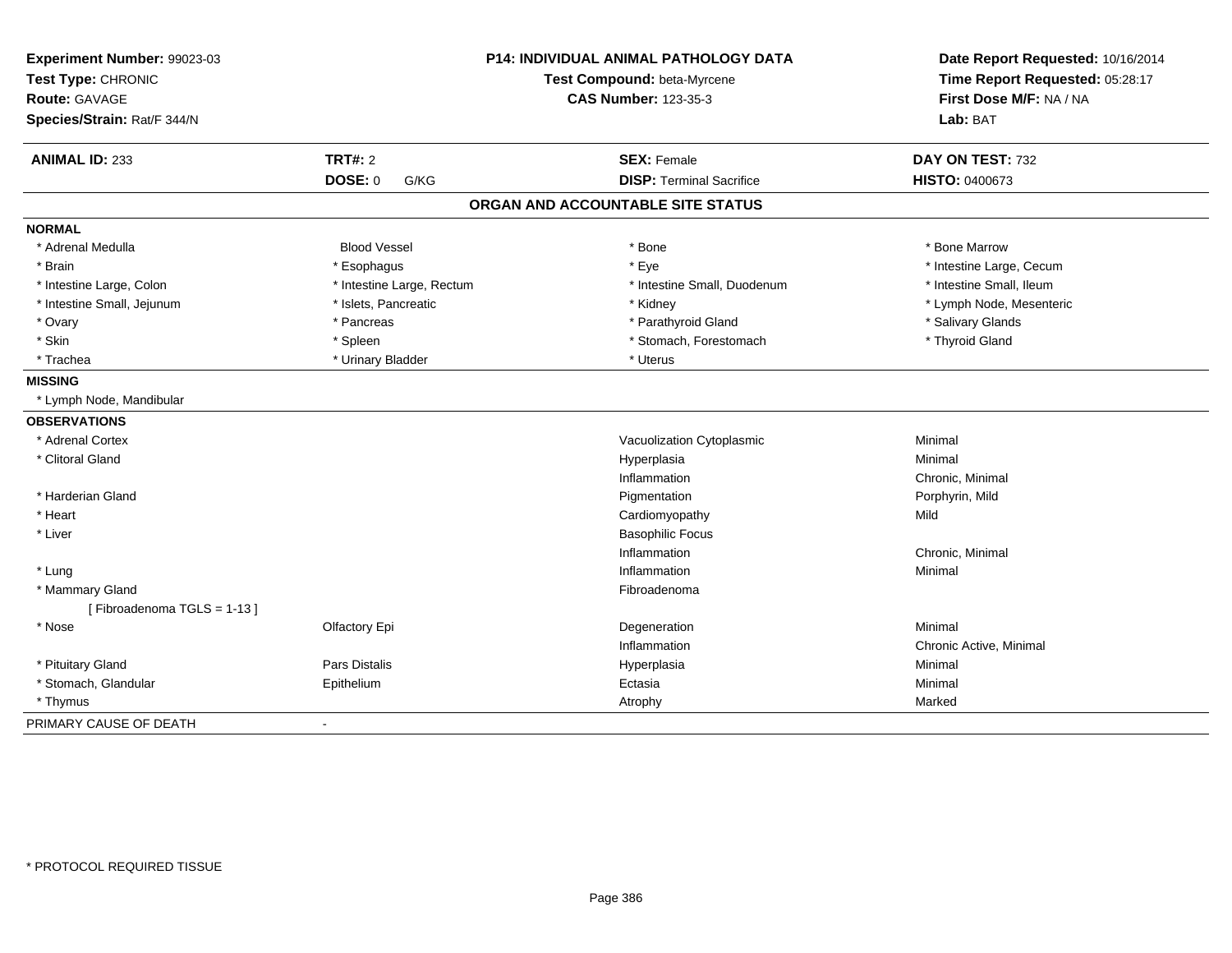**Experiment Number:** 99023-03
**Test Type:** CHRONIC
**Route:** GAVAGE
**Species/Strain:** Rat/F 344/N

**P14: INDIVIDUAL ANIMAL PATHOLOGY DATA**
**Test Compound:** beta-Myrcene
**CAS Number:** 123-35-3

**Date Report Requested:** 10/16/2014
**Time Report Requested:** 05:28:17
**First Dose M/F:** NA / NA
**Lab:** BAT

| **ANIMAL ID:** 233 | **TRT#:** 2 | **SEX:** Female | **DAY ON TEST:** 732 |
|---|---|---|---|
| | **DOSE:** 0 G/KG | **DISP:** Terminal Sacrifice | **HISTO:** 0400673 |

## ORGAN AND ACCOUNTABLE SITE STATUS

**NORMAL**

| | | | |
|---|---|---|---|
| * Adrenal Medulla | Blood Vessel | * Bone | * Bone Marrow |
| * Brain | * Esophagus | * Eye | * Intestine Large, Cecum |
| * Intestine Large, Colon | * Intestine Large, Rectum | * Intestine Small, Duodenum | * Intestine Small, Ileum |
| * Intestine Small, Jejunum | * Islets, Pancreatic | * Kidney | * Lymph Node, Mesenteric |
| * Ovary | * Pancreas | * Parathyroid Gland | * Salivary Glands |
| * Skin | * Spleen | * Stomach, Forestomach | * Thyroid Gland |
| * Trachea | * Urinary Bladder | * Uterus | |

**MISSING**

* Lymph Node, Mandibular

**OBSERVATIONS**

| | | | |
|---|---|---|---|
| * Adrenal Cortex | | Vacuolization Cytoplasmic | Minimal |
| * Clitoral Gland | | Hyperplasia | Minimal |
| | | Inflammation | Chronic, Minimal |
| * Harderian Gland | | Pigmentation | Porphyrin, Mild |
| * Heart | | Cardiomyopathy | Mild |
| * Liver | | Basophilic Focus | |
| | | Inflammation | Chronic, Minimal |
| * Lung | | Inflammation | Minimal |
| * Mammary Gland | | Fibroadenoma | |
| [ Fibroadenoma TGLS = 1-13 ] | | | |
| * Nose | Olfactory Epi | Degeneration | Minimal |
| | | Inflammation | Chronic Active, Minimal |
| * Pituitary Gland | Pars Distalis | Hyperplasia | Minimal |
| * Stomach, Glandular | Epithelium | Ectasia | Minimal |
| * Thymus | | Atrophy | Marked |

PRIMARY CAUSE OF DEATH -

\* PROTOCOL REQUIRED TISSUE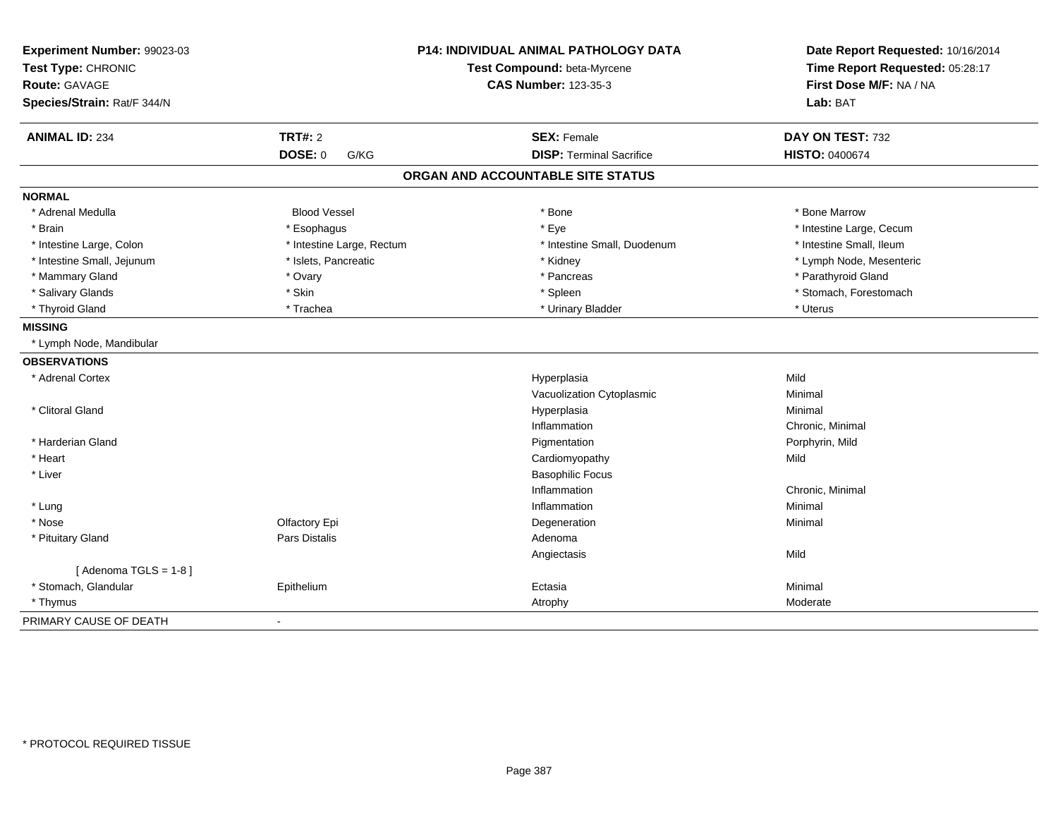**Experiment Number:** 99023-03
**Test Type:** CHRONIC
**Route:** GAVAGE
**Species/Strain:** Rat/F 344/N

**P14: INDIVIDUAL ANIMAL PATHOLOGY DATA**
**Test Compound:** beta-Myrcene
**CAS Number:** 123-35-3

**Date Report Requested:** 10/16/2014
**Time Report Requested:** 05:28:17
**First Dose M/F:** NA / NA
**Lab:** BAT

| **ANIMAL ID:** 234 | **TRT#:** 2 | **SEX:** Female | **DAY ON TEST:** 732 |
|---|---|---|---|
| | **DOSE:** 0 G/KG | **DISP:** Terminal Sacrifice | **HISTO:** 0400674 |

## ORGAN AND ACCOUNTABLE SITE STATUS

**NORMAL**

| | | | |
|---|---|---|---|
| * Adrenal Medulla | Blood Vessel | * Bone | * Bone Marrow |
| * Brain | * Esophagus | * Eye | * Intestine Large, Cecum |
| * Intestine Large, Colon | * Intestine Large, Rectum | * Intestine Small, Duodenum | * Intestine Small, Ileum |
| * Intestine Small, Jejunum | * Islets, Pancreatic | * Kidney | * Lymph Node, Mesenteric |
| * Mammary Gland | * Ovary | * Pancreas | * Parathyroid Gland |
| * Salivary Glands | * Skin | * Spleen | * Stomach, Forestomach |
| * Thyroid Gland | * Trachea | * Urinary Bladder | * Uterus |

**MISSING**

* Lymph Node, Mandibular

**OBSERVATIONS**

| | | | |
|---|---|---|---|
| * Adrenal Cortex | | Hyperplasia | Mild |
| | | Vacuolization Cytoplasmic | Minimal |
| * Clitoral Gland | | Hyperplasia | Minimal |
| | | Inflammation | Chronic, Minimal |
| * Harderian Gland | | Pigmentation | Porphyrin, Mild |
| * Heart | | Cardiomyopathy | Mild |
| * Liver | | Basophilic Focus | |
| | | Inflammation | Chronic, Minimal |
| * Lung | | Inflammation | Minimal |
| * Nose | Olfactory Epi | Degeneration | Minimal |
| * Pituitary Gland | Pars Distalis | Adenoma | |
| | | Angiectasis | Mild |
| [ Adenoma TGLS = 1-8 ] | | | |
| * Stomach, Glandular | Epithelium | Ectasia | Minimal |
| * Thymus | | Atrophy | Moderate |

PRIMARY CAUSE OF DEATH -

* PROTOCOL REQUIRED TISSUE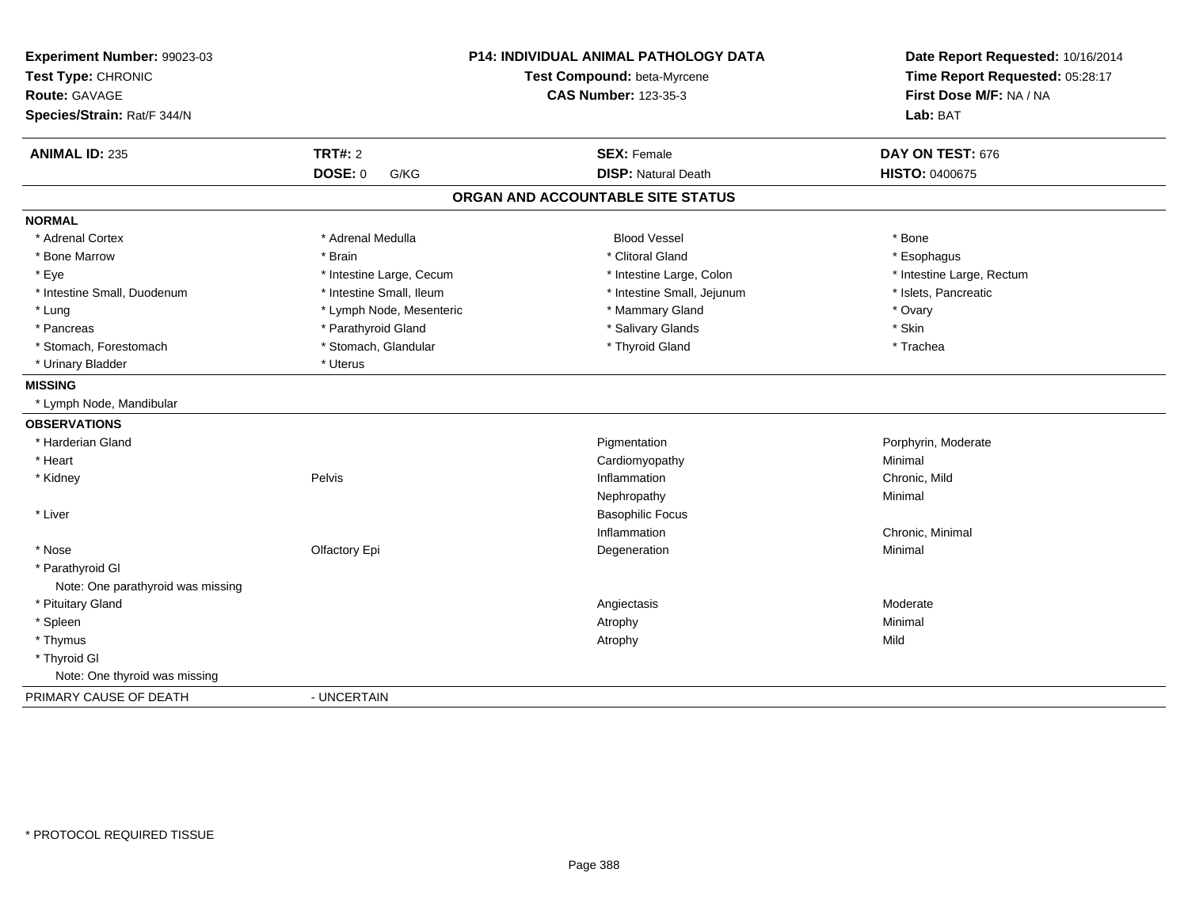**Experiment Number:** 99023-03
**Test Type:** CHRONIC
**Route:** GAVAGE
**Species/Strain:** Rat/F 344/N

**P14: INDIVIDUAL ANIMAL PATHOLOGY DATA**
**Test Compound:** beta-Myrcene
**CAS Number:** 123-35-3

**Date Report Requested:** 10/16/2014
**Time Report Requested:** 05:28:17
**First Dose M/F:** NA / NA
**Lab:** BAT

| **ANIMAL ID:** 235 | **TRT#:** 2 | **SEX:** Female | **DAY ON TEST:** 676 |
|---|---|---|---|
| | **DOSE:** 0 G/KG | **DISP:** Natural Death | **HISTO:** 0400675 |

## ORGAN AND ACCOUNTABLE SITE STATUS

**NORMAL**

| | | | |
|---|---|---|---|
| * Adrenal Cortex | * Adrenal Medulla | Blood Vessel | * Bone |
| * Bone Marrow | * Brain | * Clitoral Gland | * Esophagus |
| * Eye | * Intestine Large, Cecum | * Intestine Large, Colon | * Intestine Large, Rectum |
| * Intestine Small, Duodenum | * Intestine Small, Ileum | * Intestine Small, Jejunum | * Islets, Pancreatic |
| * Lung | * Lymph Node, Mesenteric | * Mammary Gland | * Ovary |
| * Pancreas | * Parathyroid Gland | * Salivary Glands | * Skin |
| * Stomach, Forestomach | * Stomach, Glandular | * Thyroid Gland | * Trachea |
| * Urinary Bladder | * Uterus | | |

**MISSING**

* Lymph Node, Mandibular

**OBSERVATIONS**

| | | | |
|---|---|---|---|
| * Harderian Gland | | Pigmentation | Porphyrin, Moderate |
| * Heart | | Cardiomyopathy | Minimal |
| * Kidney | Pelvis | Inflammation | Chronic, Mild |
| | | Nephropathy | Minimal |
| * Liver | | Basophilic Focus | |
| | | Inflammation | Chronic, Minimal |
| * Nose | Olfactory Epi | Degeneration | Minimal |
| * Parathyroid Gl | | | |
| Note: One parathyroid was missing | | | |
| * Pituitary Gland | | Angiectasis | Moderate |
| * Spleen | | Atrophy | Minimal |
| * Thymus | | Atrophy | Mild |
| * Thyroid Gl | | | |
| Note: One thyroid was missing | | | |

PRIMARY CAUSE OF DEATH - UNCERTAIN

\* PROTOCOL REQUIRED TISSUE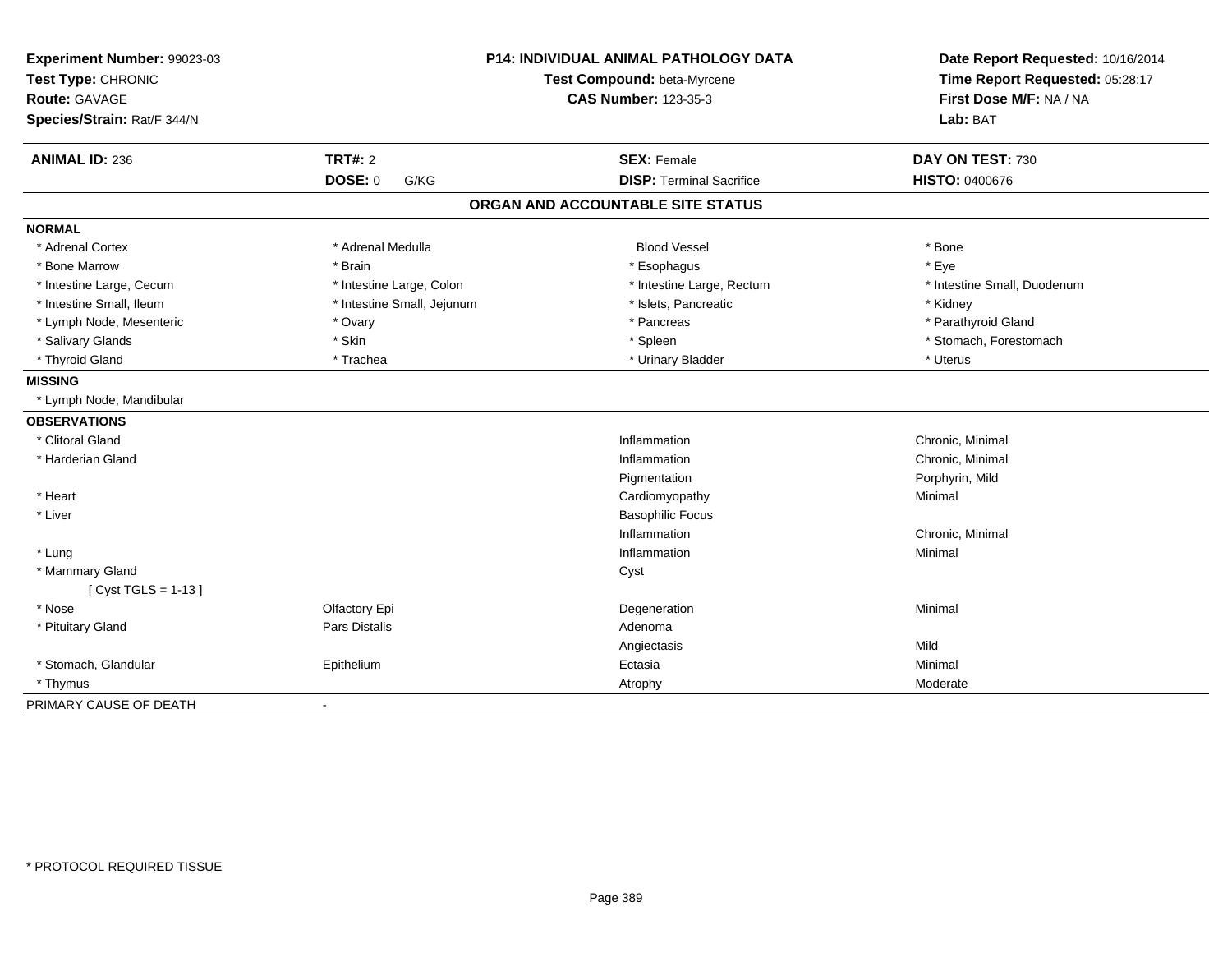**Experiment Number:** 99023-03
**Test Type:** CHRONIC
**Route:** GAVAGE
**Species/Strain:** Rat/F 344/N

**P14: INDIVIDUAL ANIMAL PATHOLOGY DATA**
**Test Compound:** beta-Myrcene
**CAS Number:** 123-35-3

**Date Report Requested:** 10/16/2014
**Time Report Requested:** 05:28:17
**First Dose M/F:** NA / NA
**Lab:** BAT

| **ANIMAL ID:** 236 | **TRT#:** 2 | **SEX:** Female | **DAY ON TEST:** 730 |
|---|---|---|---|
| | **DOSE:** 0 G/KG | **DISP:** Terminal Sacrifice | **HISTO:** 0400676 |

## ORGAN AND ACCOUNTABLE SITE STATUS

| | | | |
|---|---|---|---|
| **NORMAL** | | | |
| * Adrenal Cortex | * Adrenal Medulla | Blood Vessel | * Bone |
| * Bone Marrow | * Brain | * Esophagus | * Eye |
| * Intestine Large, Cecum | * Intestine Large, Colon | * Intestine Large, Rectum | * Intestine Small, Duodenum |
| * Intestine Small, Ileum | * Intestine Small, Jejunum | * Islets, Pancreatic | * Kidney |
| * Lymph Node, Mesenteric | * Ovary | * Pancreas | * Parathyroid Gland |
| * Salivary Glands | * Skin | * Spleen | * Stomach, Forestomach |
| * Thyroid Gland | * Trachea | * Urinary Bladder | * Uterus |
| **MISSING** | | | |
| * Lymph Node, Mandibular | | | |
| **OBSERVATIONS** | | | |
| * Clitoral Gland | | Inflammation | Chronic, Minimal |
| * Harderian Gland | | Inflammation | Chronic, Minimal |
| | | Pigmentation | Porphyrin, Mild |
| * Heart | | Cardiomyopathy | Minimal |
| * Liver | | Basophilic Focus | |
| | | Inflammation | Chronic, Minimal |
| * Lung | | Inflammation | Minimal |
| * Mammary Gland | | Cyst | |
| [ Cyst TGLS = 1-13 ] | | | |
| * Nose | Olfactory Epi | Degeneration | Minimal |
| * Pituitary Gland | Pars Distalis | Adenoma | |
| | | Angiectasis | Mild |
| * Stomach, Glandular | Epithelium | Ectasia | Minimal |
| * Thymus | | Atrophy | Moderate |
| PRIMARY CAUSE OF DEATH | - | | |

* PROTOCOL REQUIRED TISSUE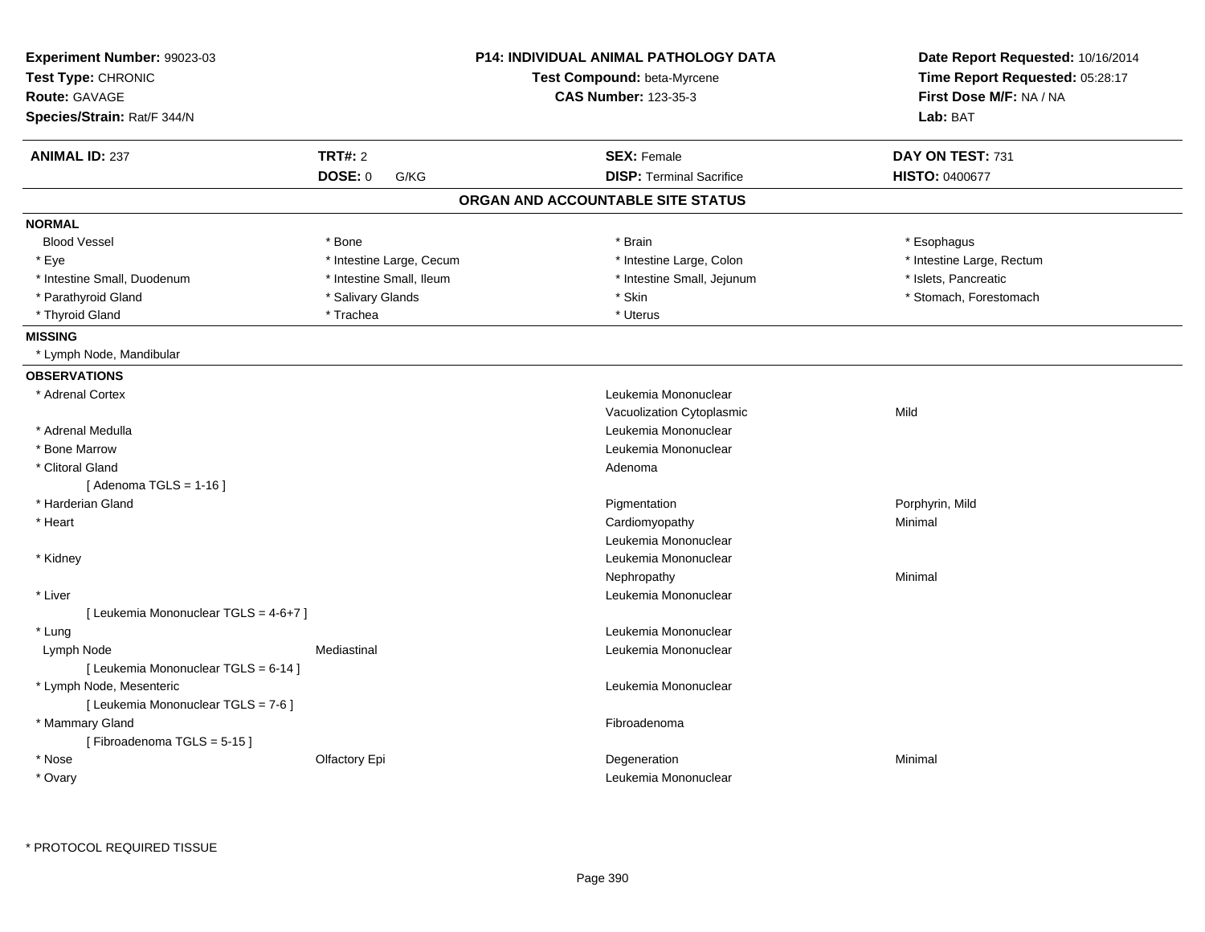**Experiment Number:** 99023-03
**Test Type:** CHRONIC
**Route:** GAVAGE
**Species/Strain:** Rat/F 344/N

**P14: INDIVIDUAL ANIMAL PATHOLOGY DATA**
**Test Compound:** beta-Myrcene
**CAS Number:** 123-35-3

**Date Report Requested:** 10/16/2014
**Time Report Requested:** 05:28:17
**First Dose M/F:** NA / NA
**Lab:** BAT

| **ANIMAL ID:** 237 | **TRT#:** 2 | **SEX:** Female | **DAY ON TEST:** 731 |
|---|---|---|---|
| | **DOSE:** 0 G/KG | **DISP:** Terminal Sacrifice | **HISTO:** 0400677 |

## ORGAN AND ACCOUNTABLE SITE STATUS

**NORMAL**

| | | | |
|---|---|---|---|
| Blood Vessel | * Bone | * Brain | * Esophagus |
| * Eye | * Intestine Large, Cecum | * Intestine Large, Colon | * Intestine Large, Rectum |
| * Intestine Small, Duodenum | * Intestine Small, Ileum | * Intestine Small, Jejunum | * Islets, Pancreatic |
| * Parathyroid Gland | * Salivary Glands | * Skin | * Stomach, Forestomach |
| * Thyroid Gland | * Trachea | * Uterus | |

**MISSING**

* Lymph Node, Mandibular

**OBSERVATIONS**

| | | | |
|---|---|---|---|
| * Adrenal Cortex | | Leukemia Mononuclear | |
| | | Vacuolization Cytoplasmic | Mild |
| * Adrenal Medulla | | Leukemia Mononuclear | |
| * Bone Marrow | | Leukemia Mononuclear | |
| * Clitoral Gland | | Adenoma | |
| [ Adenoma TGLS = 1-16 ] | | | |
| * Harderian Gland | | Pigmentation | Porphyrin, Mild |
| * Heart | | Cardiomyopathy | Minimal |
| | | Leukemia Mononuclear | |
| * Kidney | | Leukemia Mononuclear | |
| | | Nephropathy | Minimal |
| * Liver | | Leukemia Mononuclear | |
| [ Leukemia Mononuclear TGLS = 4-6+7 ] | | | |
| * Lung | | Leukemia Mononuclear | |
| Lymph Node | Mediastinal | Leukemia Mononuclear | |
| [ Leukemia Mononuclear TGLS = 6-14 ] | | | |
| * Lymph Node, Mesenteric | | Leukemia Mononuclear | |
| [ Leukemia Mononuclear TGLS = 7-6 ] | | | |
| * Mammary Gland | | Fibroadenoma | |
| [ Fibroadenoma TGLS = 5-15 ] | | | |
| * Nose | Olfactory Epi | Degeneration | Minimal |
| * Ovary | | Leukemia Mononuclear | |

* PROTOCOL REQUIRED TISSUE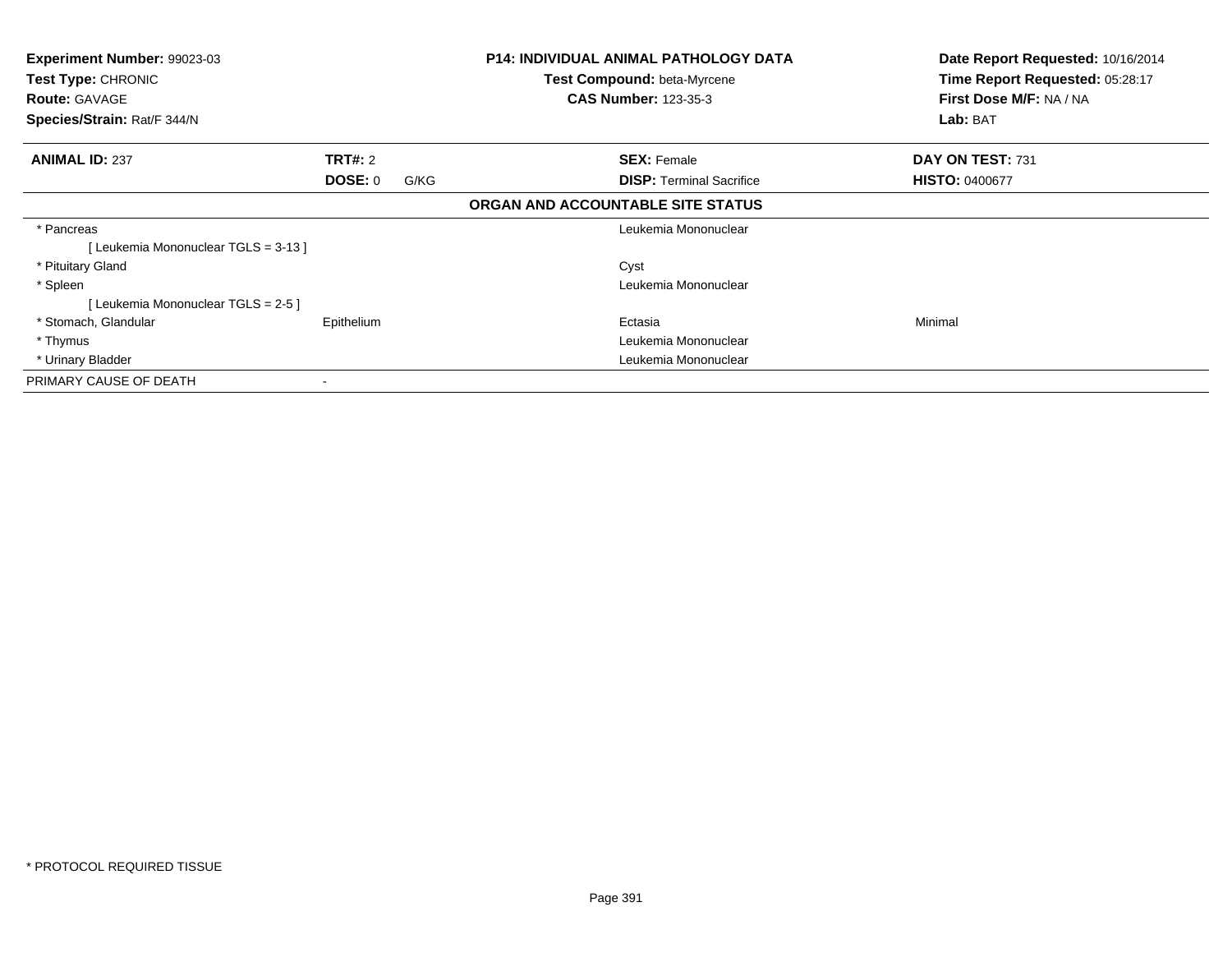**Experiment Number:** 99023-03
**Test Type:** CHRONIC
**Route:** GAVAGE
**Species/Strain:** Rat/F 344/N

**P14: INDIVIDUAL ANIMAL PATHOLOGY DATA**
**Test Compound:** beta-Myrcene
**CAS Number:** 123-35-3

**Date Report Requested:** 10/16/2014
**Time Report Requested:** 05:28:17
**First Dose M/F:** NA / NA
**Lab:** BAT

| **ANIMAL ID:** 237 | **TRT#:** 2 | **SEX:** Female | **DAY ON TEST:** 731 |
|---|---|---|---|
| | **DOSE:** 0 G/KG | **DISP:** Terminal Sacrifice | **HISTO:** 0400677 |

**ORGAN AND ACCOUNTABLE SITE STATUS**

| | | | |
|---|---|---|---|
| * Pancreas | | Leukemia Mononuclear | |
| [ Leukemia Mononuclear TGLS = 3-13 ] | | | |
| * Pituitary Gland | | Cyst | |
| * Spleen | | Leukemia Mononuclear | |
| [ Leukemia Mononuclear TGLS = 2-5 ] | | | |
| * Stomach, Glandular | Epithelium | Ectasia | Minimal |
| * Thymus | | Leukemia Mononuclear | |
| * Urinary Bladder | | Leukemia Mononuclear | |
| PRIMARY CAUSE OF DEATH | - | | |

* PROTOCOL REQUIRED TISSUE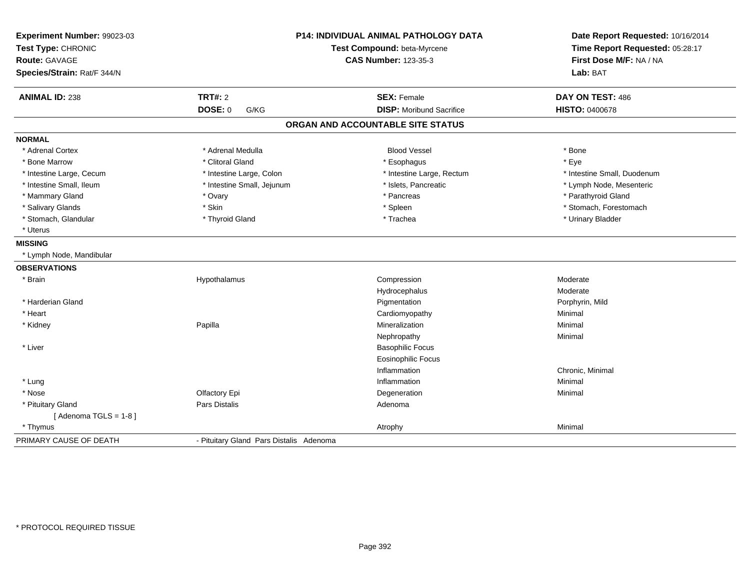**Experiment Number:** 99023-03
**Test Type:** CHRONIC
**Route:** GAVAGE
**Species/Strain:** Rat/F 344/N

**P14: INDIVIDUAL ANIMAL PATHOLOGY DATA**
**Test Compound:** beta-Myrcene
**CAS Number:** 123-35-3

**Date Report Requested:** 10/16/2014
**Time Report Requested:** 05:28:17
**First Dose M/F:** NA / NA
**Lab:** BAT

| **ANIMAL ID:** 238 | **TRT#:** 2 | **SEX:** Female | **DAY ON TEST:** 486 |
|---|---|---|---|
| | **DOSE:** 0 G/KG | **DISP:** Moribund Sacrifice | **HISTO:** 0400678 |

## ORGAN AND ACCOUNTABLE SITE STATUS

**NORMAL**

| | | | |
|---|---|---|---|
| * Adrenal Cortex | * Adrenal Medulla | Blood Vessel | * Bone |
| * Bone Marrow | * Clitoral Gland | * Esophagus | * Eye |
| * Intestine Large, Cecum | * Intestine Large, Colon | * Intestine Large, Rectum | * Intestine Small, Duodenum |
| * Intestine Small, Ileum | * Intestine Small, Jejunum | * Islets, Pancreatic | * Lymph Node, Mesenteric |
| * Mammary Gland | * Ovary | * Pancreas | * Parathyroid Gland |
| * Salivary Glands | * Skin | * Spleen | * Stomach, Forestomach |
| * Stomach, Glandular | * Thyroid Gland | * Trachea | * Urinary Bladder |
| * Uterus | | | |

**MISSING**

* Lymph Node, Mandibular

**OBSERVATIONS**

| | | | |
|---|---|---|---|
| * Brain | Hypothalamus | Compression | Moderate |
| | | Hydrocephalus | Moderate |
| * Harderian Gland | | Pigmentation | Porphyrin, Mild |
| * Heart | | Cardiomyopathy | Minimal |
| * Kidney | Papilla | Mineralization | Minimal |
| | | Nephropathy | Minimal |
| * Liver | | Basophilic Focus | |
| | | Eosinophilic Focus | |
| | | Inflammation | Chronic, Minimal |
| * Lung | | Inflammation | Minimal |
| * Nose | Olfactory Epi | Degeneration | Minimal |
| * Pituitary Gland | Pars Distalis | Adenoma | |
| [ Adenoma TGLS = 1-8 ] | | | |
| * Thymus | | Atrophy | Minimal |

PRIMARY CAUSE OF DEATH - Pituitary Gland Pars Distalis Adenoma

* PROTOCOL REQUIRED TISSUE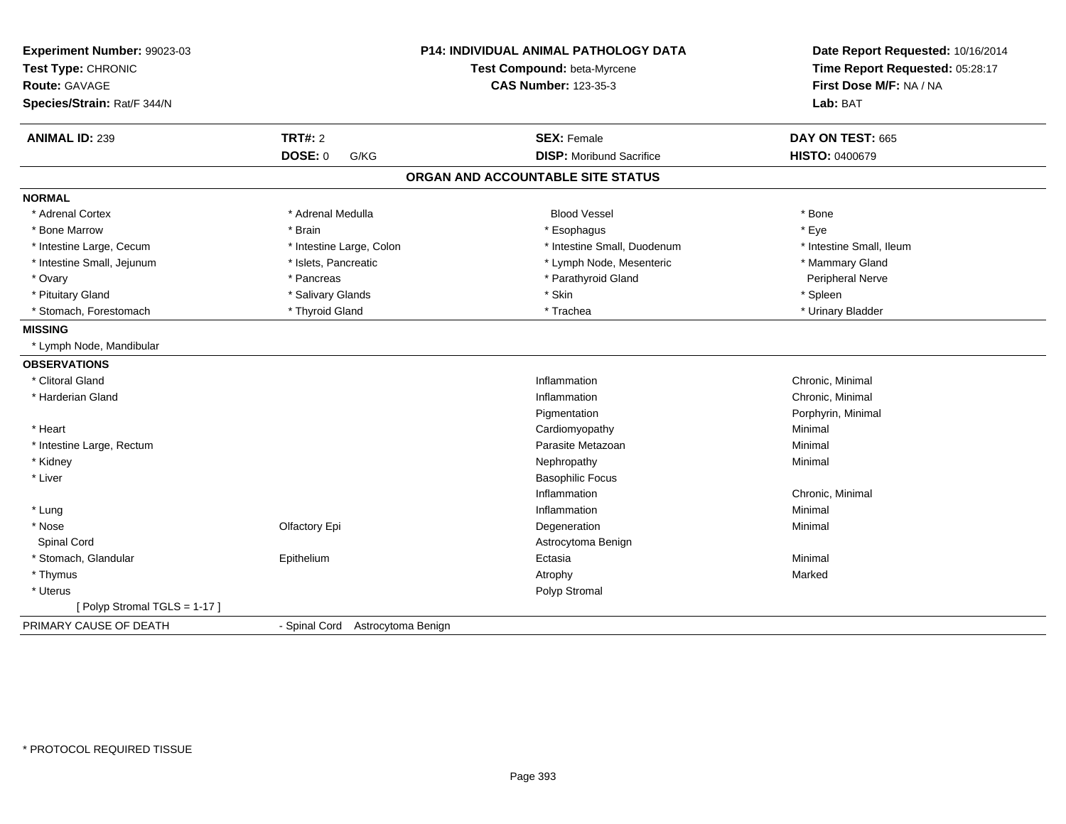**Experiment Number:** 99023-03
**Test Type:** CHRONIC
**Route:** GAVAGE
**Species/Strain:** Rat/F 344/N

**P14: INDIVIDUAL ANIMAL PATHOLOGY DATA**
**Test Compound:** beta-Myrcene
**CAS Number:** 123-35-3

**Date Report Requested:** 10/16/2014
**Time Report Requested:** 05:28:17
**First Dose M/F:** NA / NA
**Lab:** BAT

| **ANIMAL ID:** 239 | **TRT#:** 2 | **SEX:** Female | **DAY ON TEST:** 665 |
|---|---|---|---|
| | **DOSE:** 0 G/KG | **DISP:** Moribund Sacrifice | **HISTO:** 0400679 |

## ORGAN AND ACCOUNTABLE SITE STATUS

**NORMAL**

| | | | |
|---|---|---|---|
| * Adrenal Cortex | * Adrenal Medulla | Blood Vessel | * Bone |
| * Bone Marrow | * Brain | * Esophagus | * Eye |
| * Intestine Large, Cecum | * Intestine Large, Colon | * Intestine Small, Duodenum | * Intestine Small, Ileum |
| * Intestine Small, Jejunum | * Islets, Pancreatic | * Lymph Node, Mesenteric | * Mammary Gland |
| * Ovary | * Pancreas | * Parathyroid Gland | Peripheral Nerve |
| * Pituitary Gland | * Salivary Glands | * Skin | * Spleen |
| * Stomach, Forestomach | * Thyroid Gland | * Trachea | * Urinary Bladder |

**MISSING**

* Lymph Node, Mandibular

**OBSERVATIONS**

| | | | |
|---|---|---|---|
| * Clitoral Gland | | Inflammation | Chronic, Minimal |
| * Harderian Gland | | Inflammation | Chronic, Minimal |
| | | Pigmentation | Porphyrin, Minimal |
| * Heart | | Cardiomyopathy | Minimal |
| * Intestine Large, Rectum | | Parasite Metazoan | Minimal |
| * Kidney | | Nephropathy | Minimal |
| * Liver | | Basophilic Focus | |
| | | Inflammation | Chronic, Minimal |
| * Lung | | Inflammation | Minimal |
| * Nose | Olfactory Epi | Degeneration | Minimal |
| Spinal Cord | | Astrocytoma Benign | |
| * Stomach, Glandular | Epithelium | Ectasia | Minimal |
| * Thymus | | Atrophy | Marked |
| * Uterus | | Polyp Stromal | |
| [ Polyp Stromal TGLS = 1-17 ] | | | |

PRIMARY CAUSE OF DEATH - Spinal Cord Astrocytoma Benign

* PROTOCOL REQUIRED TISSUE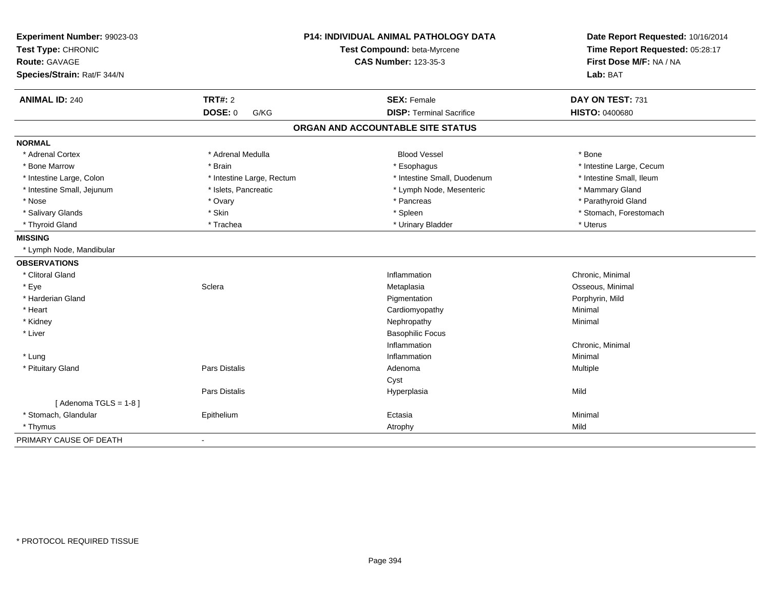| **Experiment Number:** 99023-03 | **P14: INDIVIDUAL ANIMAL PATHOLOGY DATA** | **Date Report Requested:** 10/16/2014 |
|---|---|---|
| **Test Type:** CHRONIC | **Test Compound:** beta-Myrcene | **Time Report Requested:** 05:28:17 |
| **Route:** GAVAGE | **CAS Number:** 123-35-3 | **First Dose M/F:** NA / NA |
| **Species/Strain:** Rat/F 344/N | | **Lab:** BAT |

| **ANIMAL ID:** 240 | **TRT#:** 2 | **SEX:** Female | **DAY ON TEST:** 731 |
|---|---|---|---|
| | **DOSE:** 0 G/KG | **DISP:** Terminal Sacrifice | **HISTO:** 0400680 |

## ORGAN AND ACCOUNTABLE SITE STATUS

**NORMAL**

| | | | |
|---|---|---|---|
| * Adrenal Cortex | * Adrenal Medulla | Blood Vessel | * Bone |
| * Bone Marrow | * Brain | * Esophagus | * Intestine Large, Cecum |
| * Intestine Large, Colon | * Intestine Large, Rectum | * Intestine Small, Duodenum | * Intestine Small, Ileum |
| * Intestine Small, Jejunum | * Islets, Pancreatic | * Lymph Node, Mesenteric | * Mammary Gland |
| * Nose | * Ovary | * Pancreas | * Parathyroid Gland |
| * Salivary Glands | * Skin | * Spleen | * Stomach, Forestomach |
| * Thyroid Gland | * Trachea | * Urinary Bladder | * Uterus |

**MISSING**

* Lymph Node, Mandibular

**OBSERVATIONS**

| | | | |
|---|---|---|---|
| * Clitoral Gland | | Inflammation | Chronic, Minimal |
| * Eye | Sclera | Metaplasia | Osseous, Minimal |
| * Harderian Gland | | Pigmentation | Porphyrin, Mild |
| * Heart | | Cardiomyopathy | Minimal |
| * Kidney | | Nephropathy | Minimal |
| * Liver | | Basophilic Focus | |
| | | Inflammation | Chronic, Minimal |
| * Lung | | Inflammation | Minimal |
| * Pituitary Gland | Pars Distalis | Adenoma | Multiple |
| | | Cyst | |
| | Pars Distalis | Hyperplasia | Mild |
| [ Adenoma TGLS = 1-8 ] | | | |
| * Stomach, Glandular | Epithelium | Ectasia | Minimal |
| * Thymus | | Atrophy | Mild |

PRIMARY CAUSE OF DEATH -

\* PROTOCOL REQUIRED TISSUE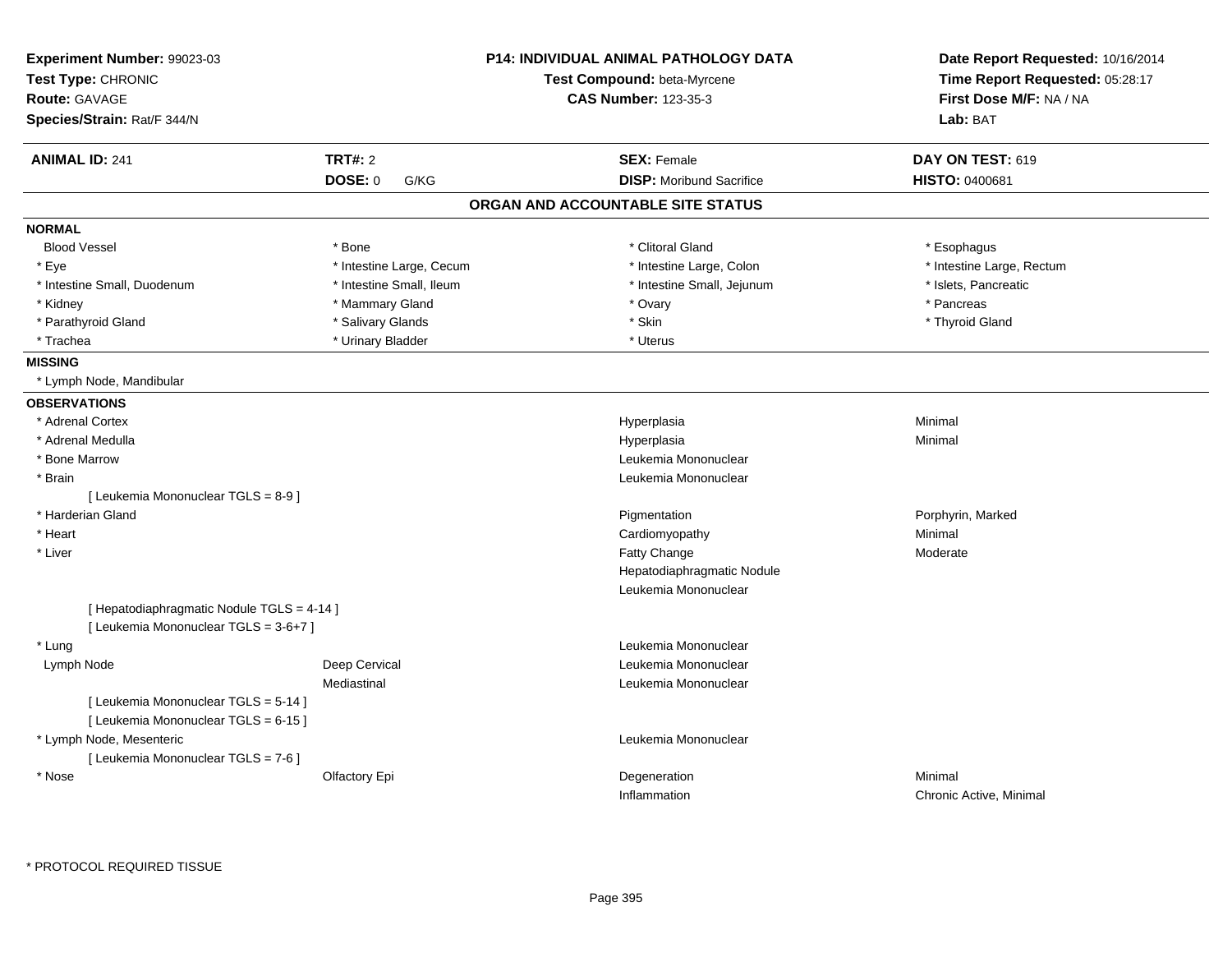**Experiment Number:** 99023-03
**Test Type:** CHRONIC
**Route:** GAVAGE
**Species/Strain:** Rat/F 344/N

**P14: INDIVIDUAL ANIMAL PATHOLOGY DATA**
**Test Compound:** beta-Myrcene
**CAS Number:** 123-35-3

**Date Report Requested:** 10/16/2014
**Time Report Requested:** 05:28:17
**First Dose M/F:** NA / NA
**Lab:** BAT

| **ANIMAL ID:** 241 | **TRT#:** 2 | **SEX:** Female | **DAY ON TEST:** 619 |
|---|---|---|---|
| | **DOSE:** 0 G/KG | **DISP:** Moribund Sacrifice | **HISTO:** 0400681 |

## ORGAN AND ACCOUNTABLE SITE STATUS

**NORMAL**

| | | | |
|---|---|---|---|
| Blood Vessel | * Bone | * Clitoral Gland | * Esophagus |
| * Eye | * Intestine Large, Cecum | * Intestine Large, Colon | * Intestine Large, Rectum |
| * Intestine Small, Duodenum | * Intestine Small, Ileum | * Intestine Small, Jejunum | * Islets, Pancreatic |
| * Kidney | * Mammary Gland | * Ovary | * Pancreas |
| * Parathyroid Gland | * Salivary Glands | * Skin | * Thyroid Gland |
| * Trachea | * Urinary Bladder | * Uterus | |

**MISSING**

* Lymph Node, Mandibular

**OBSERVATIONS**

| | | | |
|---|---|---|---|
| * Adrenal Cortex | | Hyperplasia | Minimal |
| * Adrenal Medulla | | Hyperplasia | Minimal |
| * Bone Marrow | | Leukemia Mononuclear | |
| * Brain | | Leukemia Mononuclear | |
| [ Leukemia Mononuclear TGLS = 8-9 ] | | | |
| * Harderian Gland | | Pigmentation | Porphyrin, Marked |
| * Heart | | Cardiomyopathy | Minimal |
| * Liver | | Fatty Change | Moderate |
| | | Hepatodiaphragmatic Nodule | |
| | | Leukemia Mononuclear | |
| [ Hepatodiaphragmatic Nodule TGLS = 4-14 ] | | | |
| [ Leukemia Mononuclear TGLS = 3-6+7 ] | | | |
| * Lung | | Leukemia Mononuclear | |
| Lymph Node | Deep Cervical | Leukemia Mononuclear | |
| | Mediastinal | Leukemia Mononuclear | |
| [ Leukemia Mononuclear TGLS = 5-14 ] | | | |
| [ Leukemia Mononuclear TGLS = 6-15 ] | | | |
| * Lymph Node, Mesenteric | | Leukemia Mononuclear | |
| [ Leukemia Mononuclear TGLS = 7-6 ] | | | |
| * Nose | Olfactory Epi | Degeneration | Minimal |
| | | Inflammation | Chronic Active, Minimal |

\* PROTOCOL REQUIRED TISSUE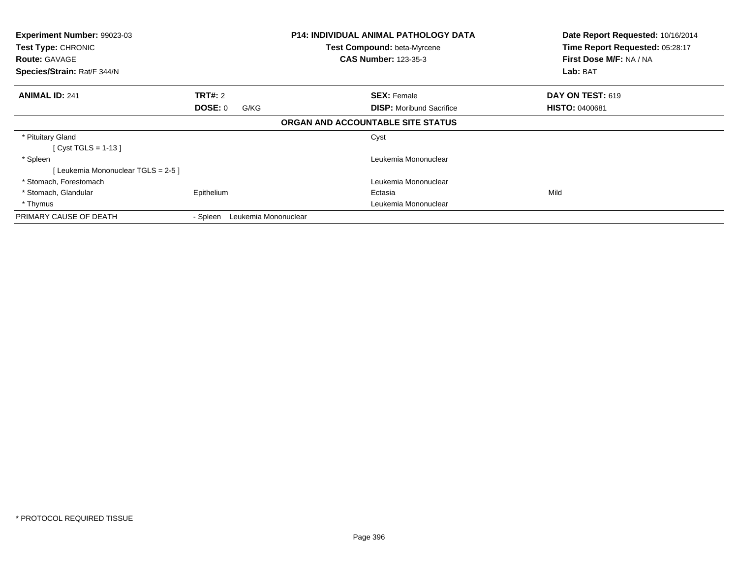| **Experiment Number:** 99023-03 | **P14: INDIVIDUAL ANIMAL PATHOLOGY DATA** | **Date Report Requested:** 10/16/2014 |
|---|---|---|
| **Test Type:** CHRONIC | **Test Compound:** beta-Myrcene | **Time Report Requested:** 05:28:17 |
| **Route:** GAVAGE | **CAS Number:** 123-35-3 | **First Dose M/F:** NA / NA |
| **Species/Strain:** Rat/F 344/N | | **Lab:** BAT |

| **ANIMAL ID:** 241 | **TRT#:** 2 | **SEX:** Female | **DAY ON TEST:** 619 |
|---|---|---|---|
| | **DOSE:** 0 G/KG | **DISP:** Moribund Sacrifice | **HISTO:** 0400681 |

**ORGAN AND ACCOUNTABLE SITE STATUS**

| | | | |
|---|---|---|---|
| * Pituitary Gland | | Cyst | |
| [ Cyst TGLS = 1-13 ] | | | |
| * Spleen | | Leukemia Mononuclear | |
| [ Leukemia Mononuclear TGLS = 2-5 ] | | | |
| * Stomach, Forestomach | | Leukemia Mononuclear | |
| * Stomach, Glandular | Epithelium | Ectasia | Mild |
| * Thymus | | Leukemia Mononuclear | |
| PRIMARY CAUSE OF DEATH | - Spleen Leukemia Mononuclear | | |

* PROTOCOL REQUIRED TISSUE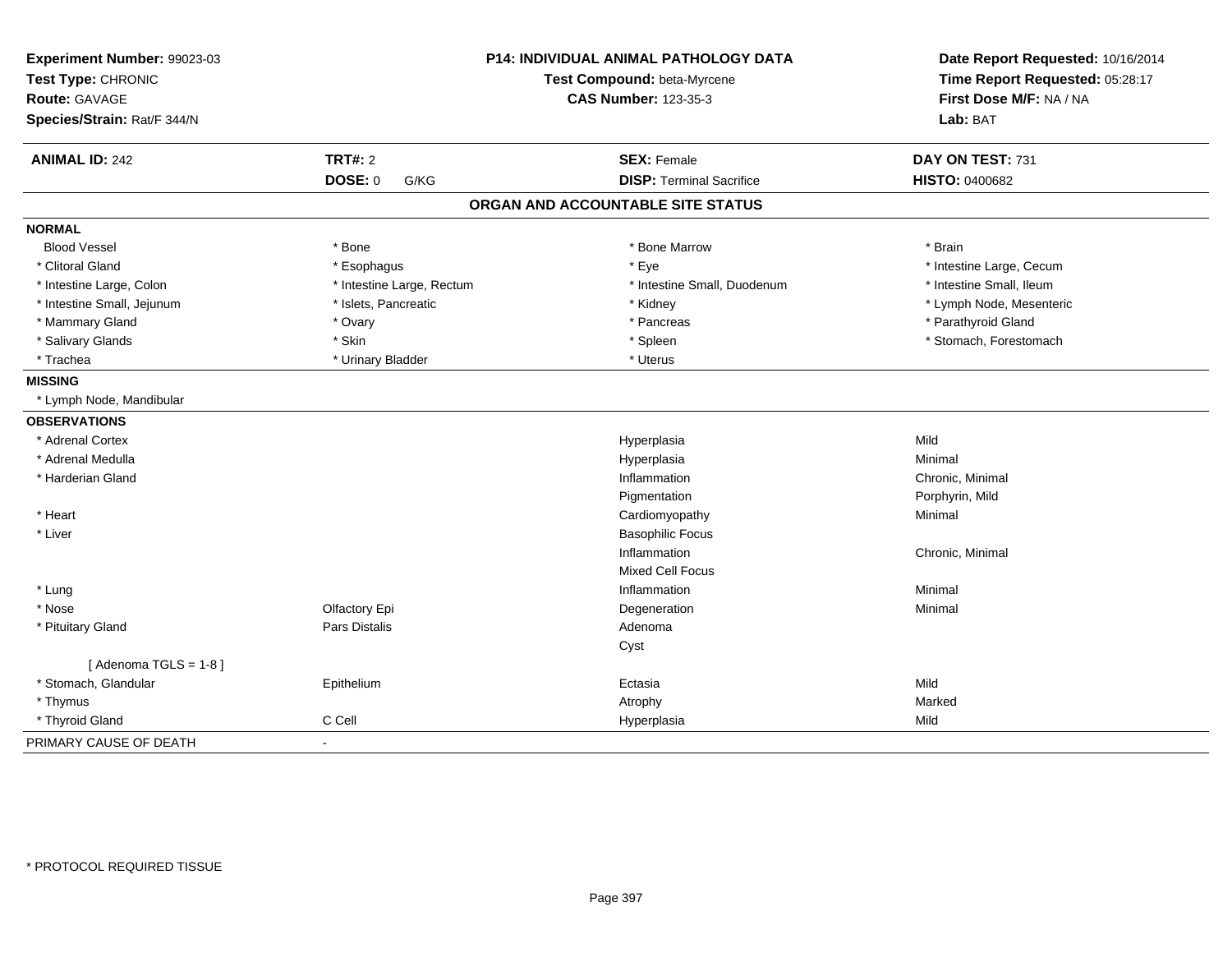**Experiment Number:** 99023-03
**Test Type:** CHRONIC
**Route:** GAVAGE
**Species/Strain:** Rat/F 344/N

**P14: INDIVIDUAL ANIMAL PATHOLOGY DATA**
**Test Compound:** beta-Myrcene
**CAS Number:** 123-35-3

**Date Report Requested:** 10/16/2014
**Time Report Requested:** 05:28:17
**First Dose M/F:** NA / NA
**Lab:** BAT

| **ANIMAL ID:** 242 | **TRT#:** 2 | **SEX:** Female | **DAY ON TEST:** 731 |
|---|---|---|---|
| | **DOSE:** 0 G/KG | **DISP:** Terminal Sacrifice | **HISTO:** 0400682 |

## ORGAN AND ACCOUNTABLE SITE STATUS

| | | | |
|---|---|---|---|
| **NORMAL** | | | |
| Blood Vessel | * Bone | * Bone Marrow | * Brain |
| * Clitoral Gland | * Esophagus | * Eye | * Intestine Large, Cecum |
| * Intestine Large, Colon | * Intestine Large, Rectum | * Intestine Small, Duodenum | * Intestine Small, Ileum |
| * Intestine Small, Jejunum | * Islets, Pancreatic | * Kidney | * Lymph Node, Mesenteric |
| * Mammary Gland | * Ovary | * Pancreas | * Parathyroid Gland |
| * Salivary Glands | * Skin | * Spleen | * Stomach, Forestomach |
| * Trachea | * Urinary Bladder | * Uterus | |
| **MISSING** | | | |
| * Lymph Node, Mandibular | | | |
| **OBSERVATIONS** | | | |
| * Adrenal Cortex | | Hyperplasia | Mild |
| * Adrenal Medulla | | Hyperplasia | Minimal |
| * Harderian Gland | | Inflammation | Chronic, Minimal |
| | | Pigmentation | Porphyrin, Mild |
| * Heart | | Cardiomyopathy | Minimal |
| * Liver | | Basophilic Focus | |
| | | Inflammation | Chronic, Minimal |
| | | Mixed Cell Focus | |
| * Lung | | Inflammation | Minimal |
| * Nose | Olfactory Epi | Degeneration | Minimal |
| * Pituitary Gland | Pars Distalis | Adenoma | |
| | | Cyst | |
| [ Adenoma TGLS = 1-8 ] | | | |
| * Stomach, Glandular | Epithelium | Ectasia | Mild |
| * Thymus | | Atrophy | Marked |
| * Thyroid Gland | C Cell | Hyperplasia | Mild |
| PRIMARY CAUSE OF DEATH | - | | |

* PROTOCOL REQUIRED TISSUE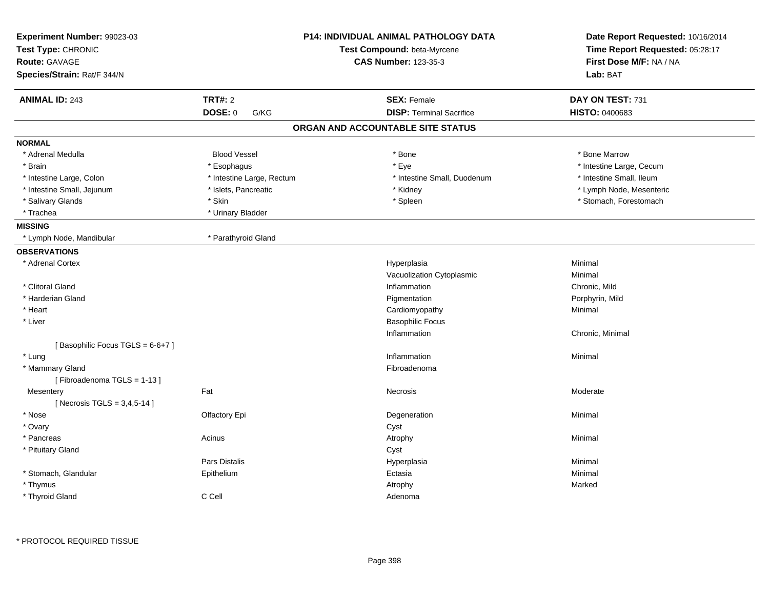**Experiment Number:** 99023-03
**Test Type:** CHRONIC
**Route:** GAVAGE
**Species/Strain:** Rat/F 344/N

**P14: INDIVIDUAL ANIMAL PATHOLOGY DATA**
**Test Compound:** beta-Myrcene
**CAS Number:** 123-35-3

**Date Report Requested:** 10/16/2014
**Time Report Requested:** 05:28:17
**First Dose M/F:** NA / NA
**Lab:** BAT

| **ANIMAL ID:** 243 | **TRT#:** 2 | **SEX:** Female | **DAY ON TEST:** 731 |
|---|---|---|---|
| | **DOSE:** 0 G/KG | **DISP:** Terminal Sacrifice | **HISTO:** 0400683 |

## ORGAN AND ACCOUNTABLE SITE STATUS

**NORMAL**

| | | | |
|---|---|---|---|
| * Adrenal Medulla | Blood Vessel | * Bone | * Bone Marrow |
| * Brain | * Esophagus | * Eye | * Intestine Large, Cecum |
| * Intestine Large, Colon | * Intestine Large, Rectum | * Intestine Small, Duodenum | * Intestine Small, Ileum |
| * Intestine Small, Jejunum | * Islets, Pancreatic | * Kidney | * Lymph Node, Mesenteric |
| * Salivary Glands | * Skin | * Spleen | * Stomach, Forestomach |
| * Trachea | * Urinary Bladder | | |

**MISSING**

| | |
|---|---|
| * Lymph Node, Mandibular | * Parathyroid Gland |

**OBSERVATIONS**

| Organ | Site | Observation | Severity |
|---|---|---|---|
| * Adrenal Cortex | | Hyperplasia | Minimal |
| | | Vacuolization Cytoplasmic | Minimal |
| * Clitoral Gland | | Inflammation | Chronic, Mild |
| * Harderian Gland | | Pigmentation | Porphyrin, Mild |
| * Heart | | Cardiomyopathy | Minimal |
| * Liver | | Basophilic Focus | |
| | | Inflammation | Chronic, Minimal |
| [ Basophilic Focus TGLS = 6-6+7 ] | | | |
| * Lung | | Inflammation | Minimal |
| * Mammary Gland | | Fibroadenoma | |
| [ Fibroadenoma TGLS = 1-13 ] | | | |
| Mesentery | Fat | Necrosis | Moderate |
| [ Necrosis TGLS = 3,4,5-14 ] | | | |
| * Nose | Olfactory Epi | Degeneration | Minimal |
| * Ovary | | Cyst | |
| * Pancreas | Acinus | Atrophy | Minimal |
| * Pituitary Gland | | Cyst | |
| | Pars Distalis | Hyperplasia | Minimal |
| * Stomach, Glandular | Epithelium | Ectasia | Minimal |
| * Thymus | | Atrophy | Marked |
| * Thyroid Gland | C Cell | Adenoma | |

\* PROTOCOL REQUIRED TISSUE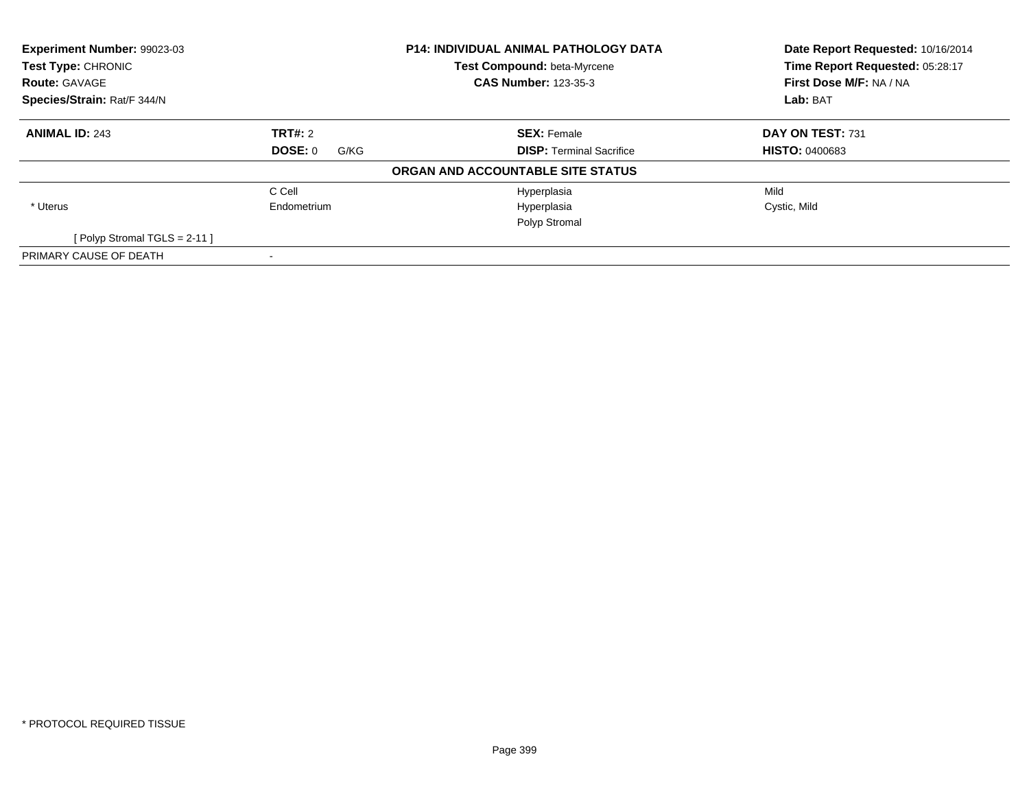**Experiment Number:** 99023-03
**Test Type:** CHRONIC
**Route:** GAVAGE
**Species/Strain:** Rat/F 344/N

**P14: INDIVIDUAL ANIMAL PATHOLOGY DATA**
**Test Compound:** beta-Myrcene
**CAS Number:** 123-35-3

**Date Report Requested:** 10/16/2014
**Time Report Requested:** 05:28:17
**First Dose M/F:** NA / NA
**Lab:** BAT

| **ANIMAL ID:** 243 | **TRT#:** 2 | **SEX:** Female | **DAY ON TEST:** 731 |
|---|---|---|---|
| | **DOSE:** 0 G/KG | **DISP:** Terminal Sacrifice | **HISTO:** 0400683 |

**ORGAN AND ACCOUNTABLE SITE STATUS**

| | | | |
|---|---|---|---|
| | C Cell | Hyperplasia | Mild |
| * Uterus | Endometrium | Hyperplasia | Cystic, Mild |
| | | Polyp Stromal | |
| [ Polyp Stromal TGLS = 2-11 ] | | | |
| PRIMARY CAUSE OF DEATH | - | | |

* PROTOCOL REQUIRED TISSUE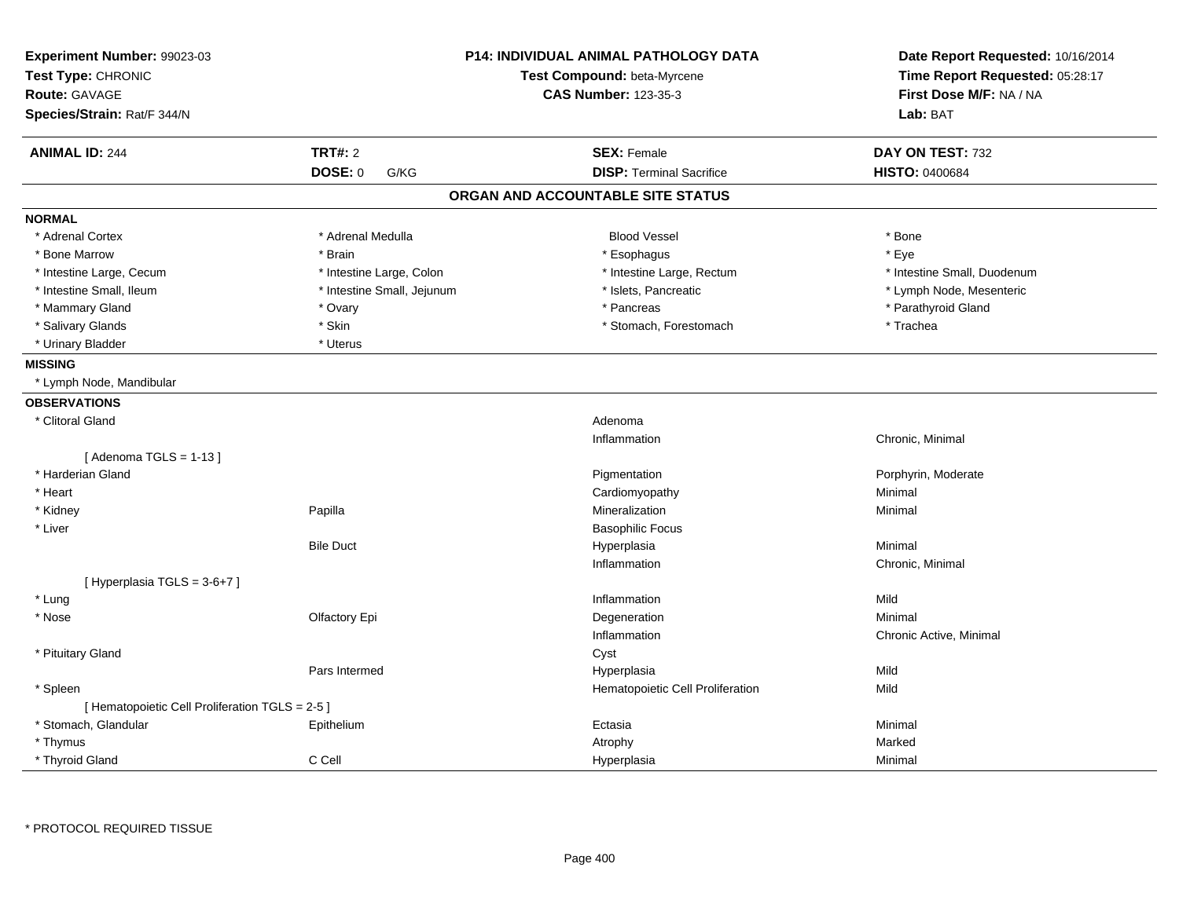**Experiment Number:** 99023-03
**Test Type:** CHRONIC
**Route:** GAVAGE
**Species/Strain:** Rat/F 344/N

**P14: INDIVIDUAL ANIMAL PATHOLOGY DATA**
**Test Compound:** beta-Myrcene
**CAS Number:** 123-35-3

**Date Report Requested:** 10/16/2014
**Time Report Requested:** 05:28:17
**First Dose M/F:** NA / NA
**Lab:** BAT

| **ANIMAL ID:** 244 | **TRT#:** 2 | **SEX:** Female | **DAY ON TEST:** 732 |
|---|---|---|---|
| | **DOSE:** 0 G/KG | **DISP:** Terminal Sacrifice | **HISTO:** 0400684 |

## ORGAN AND ACCOUNTABLE SITE STATUS

**NORMAL**

| | | | |
|---|---|---|---|
| * Adrenal Cortex | * Adrenal Medulla | Blood Vessel | * Bone |
| * Bone Marrow | * Brain | * Esophagus | * Eye |
| * Intestine Large, Cecum | * Intestine Large, Colon | * Intestine Large, Rectum | * Intestine Small, Duodenum |
| * Intestine Small, Ileum | * Intestine Small, Jejunum | * Islets, Pancreatic | * Lymph Node, Mesenteric |
| * Mammary Gland | * Ovary | * Pancreas | * Parathyroid Gland |
| * Salivary Glands | * Skin | * Stomach, Forestomach | * Trachea |
| * Urinary Bladder | * Uterus | | |

**MISSING**

* Lymph Node, Mandibular

**OBSERVATIONS**

| | | | |
|---|---|---|---|
| * Clitoral Gland | | Adenoma | |
| | | Inflammation | Chronic, Minimal |
| [ Adenoma TGLS = 1-13 ] | | | |
| * Harderian Gland | | Pigmentation | Porphyrin, Moderate |
| * Heart | | Cardiomyopathy | Minimal |
| * Kidney | Papilla | Mineralization | Minimal |
| * Liver | | Basophilic Focus | |
| | Bile Duct | Hyperplasia | Minimal |
| | | Inflammation | Chronic, Minimal |
| [ Hyperplasia TGLS = 3-6+7 ] | | | |
| * Lung | | Inflammation | Mild |
| * Nose | Olfactory Epi | Degeneration | Minimal |
| | | Inflammation | Chronic Active, Minimal |
| * Pituitary Gland | | Cyst | |
| | Pars Intermed | Hyperplasia | Mild |
| * Spleen | | Hematopoietic Cell Proliferation | Mild |
| [ Hematopoietic Cell Proliferation TGLS = 2-5 ] | | | |
| * Stomach, Glandular | Epithelium | Ectasia | Minimal |
| * Thymus | | Atrophy | Marked |
| * Thyroid Gland | C Cell | Hyperplasia | Minimal |

* PROTOCOL REQUIRED TISSUE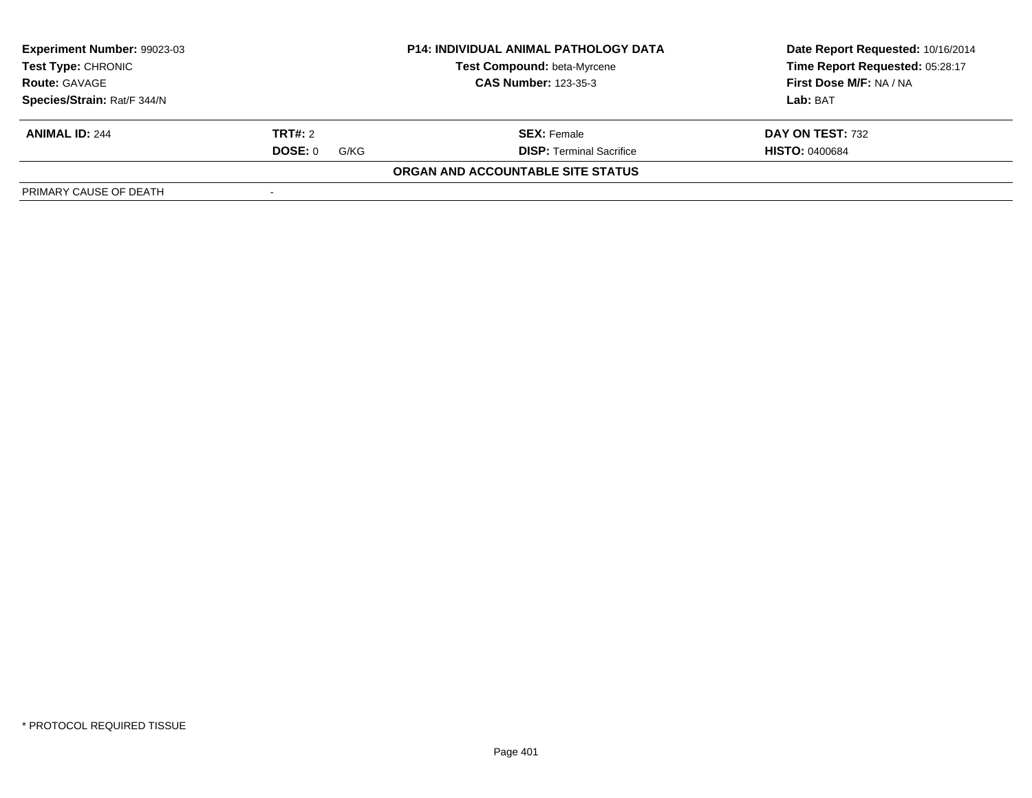| Experiment Number: 99023-03 | P14: INDIVIDUAL ANIMAL PATHOLOGY DATA | Date Report Requested: 10/16/2014 |
|---|---|---|
| Test Type: CHRONIC | Test Compound: beta-Myrcene | Time Report Requested: 05:28:17 |
| Route: GAVAGE | CAS Number: 123-35-3 | First Dose M/F: NA / NA |
| Species/Strain: Rat/F 344/N | | Lab: BAT |

| ANIMAL ID: 244 | TRT#: 2 | SEX: Female | DAY ON TEST: 732 |
|---|---|---|---|
| | DOSE: 0 G/KG | DISP: Terminal Sacrifice | HISTO: 0400684 |

**ORGAN AND ACCOUNTABLE SITE STATUS**

| PRIMARY CAUSE OF DEATH | - |
|---|---|

\* PROTOCOL REQUIRED TISSUE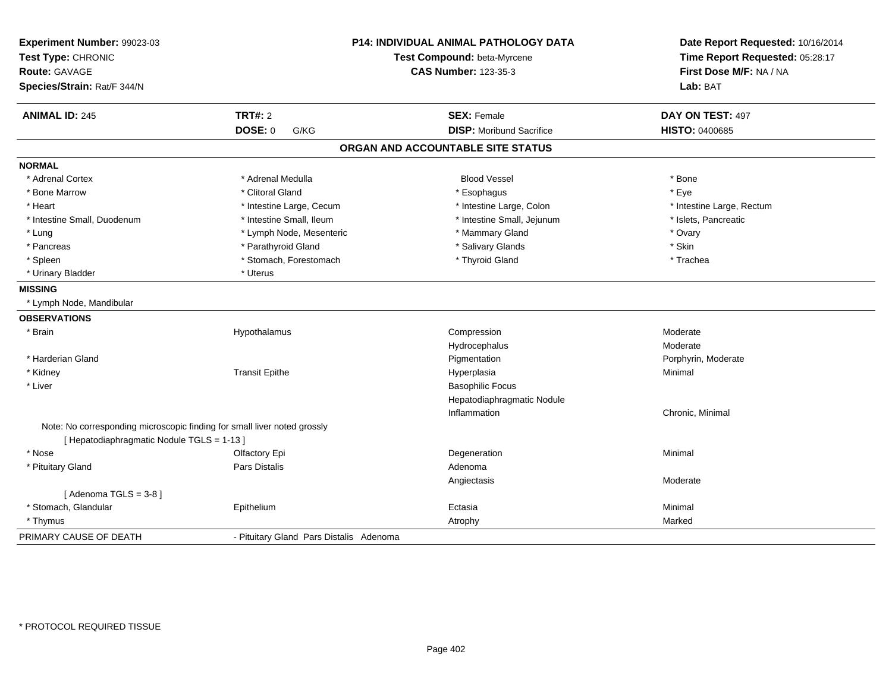**Experiment Number:** 99023-03
**Test Type:** CHRONIC
**Route:** GAVAGE
**Species/Strain:** Rat/F 344/N

**P14: INDIVIDUAL ANIMAL PATHOLOGY DATA**
**Test Compound:** beta-Myrcene
**CAS Number:** 123-35-3

**Date Report Requested:** 10/16/2014
**Time Report Requested:** 05:28:17
**First Dose M/F:** NA / NA
**Lab:** BAT

| **ANIMAL ID:** 245 | **TRT#:** 2 | **SEX:** Female | **DAY ON TEST:** 497 |
|---|---|---|---|
| | **DOSE:** 0 G/KG | **DISP:** Moribund Sacrifice | **HISTO:** 0400685 |

## ORGAN AND ACCOUNTABLE SITE STATUS

**NORMAL**

| | | | |
|---|---|---|---|
| * Adrenal Cortex | * Adrenal Medulla | Blood Vessel | * Bone |
| * Bone Marrow | * Clitoral Gland | * Esophagus | * Eye |
| * Heart | * Intestine Large, Cecum | * Intestine Large, Colon | * Intestine Large, Rectum |
| * Intestine Small, Duodenum | * Intestine Small, Ileum | * Intestine Small, Jejunum | * Islets, Pancreatic |
| * Lung | * Lymph Node, Mesenteric | * Mammary Gland | * Ovary |
| * Pancreas | * Parathyroid Gland | * Salivary Glands | * Skin |
| * Spleen | * Stomach, Forestomach | * Thyroid Gland | * Trachea |
| * Urinary Bladder | * Uterus | | |

**MISSING**

* Lymph Node, Mandibular

**OBSERVATIONS**

| | | | |
|---|---|---|---|
| * Brain | Hypothalamus | Compression | Moderate |
| | | Hydrocephalus | Moderate |
| * Harderian Gland | | Pigmentation | Porphyrin, Moderate |
| * Kidney | Transit Epithe | Hyperplasia | Minimal |
| * Liver | | Basophilic Focus | |
| | | Hepatodiaphragmatic Nodule | |
| | | Inflammation | Chronic, Minimal |
| Note: No corresponding microscopic finding for small liver noted grossly | | | |
| [ Hepatodiaphragmatic Nodule TGLS = 1-13 ] | | | |
| * Nose | Olfactory Epi | Degeneration | Minimal |
| * Pituitary Gland | Pars Distalis | Adenoma | |
| | | Angiectasis | Moderate |
| [ Adenoma TGLS = 3-8 ] | | | |
| * Stomach, Glandular | Epithelium | Ectasia | Minimal |
| * Thymus | | Atrophy | Marked |

| PRIMARY CAUSE OF DEATH | - Pituitary Gland Pars Distalis Adenoma |
|---|---|

\* PROTOCOL REQUIRED TISSUE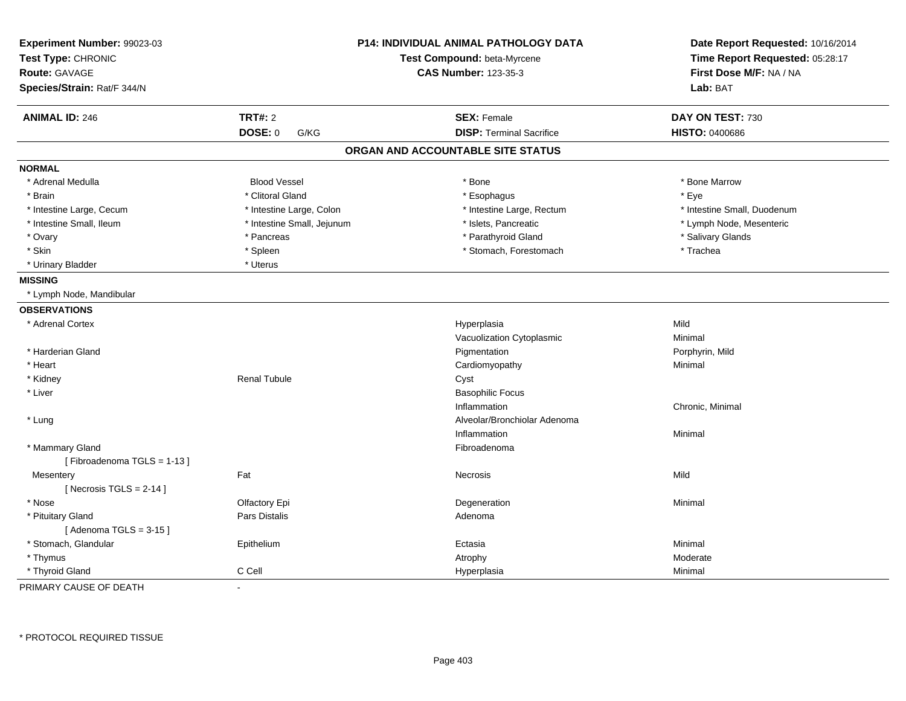**Experiment Number:** 99023-03
**Test Type:** CHRONIC
**Route:** GAVAGE
**Species/Strain:** Rat/F 344/N

**P14: INDIVIDUAL ANIMAL PATHOLOGY DATA**
**Test Compound:** beta-Myrcene
**CAS Number:** 123-35-3

**Date Report Requested:** 10/16/2014
**Time Report Requested:** 05:28:17
**First Dose M/F:** NA / NA
**Lab:** BAT

| **ANIMAL ID:** 246 | **TRT#:** 2 | **SEX:** Female | **DAY ON TEST:** 730 |
|---|---|---|---|
| | **DOSE:** 0 G/KG | **DISP:** Terminal Sacrifice | **HISTO:** 0400686 |

## ORGAN AND ACCOUNTABLE SITE STATUS

**NORMAL**

| | | | |
|---|---|---|---|
| * Adrenal Medulla | Blood Vessel | * Bone | * Bone Marrow |
| * Brain | * Clitoral Gland | * Esophagus | * Eye |
| * Intestine Large, Cecum | * Intestine Large, Colon | * Intestine Large, Rectum | * Intestine Small, Duodenum |
| * Intestine Small, Ileum | * Intestine Small, Jejunum | * Islets, Pancreatic | * Lymph Node, Mesenteric |
| * Ovary | * Pancreas | * Parathyroid Gland | * Salivary Glands |
| * Skin | * Spleen | * Stomach, Forestomach | * Trachea |
| * Urinary Bladder | * Uterus | | |

**MISSING**

* Lymph Node, Mandibular

**OBSERVATIONS**

| Organ | Site | Observation | Severity |
|---|---|---|---|
| * Adrenal Cortex | | Hyperplasia | Mild |
| | | Vacuolization Cytoplasmic | Minimal |
| * Harderian Gland | | Pigmentation | Porphyrin, Mild |
| * Heart | | Cardiomyopathy | Minimal |
| * Kidney | Renal Tubule | Cyst | |
| * Liver | | Basophilic Focus | |
| | | Inflammation | Chronic, Minimal |
| * Lung | | Alveolar/Bronchiolar Adenoma | |
| | | Inflammation | Minimal |
| * Mammary Gland | | Fibroadenoma | |
| [ Fibroadenoma TGLS = 1-13 ] | | | |
| Mesentery | Fat | Necrosis | Mild |
| [ Necrosis TGLS = 2-14 ] | | | |
| * Nose | Olfactory Epi | Degeneration | Minimal |
| * Pituitary Gland | Pars Distalis | Adenoma | |
| [ Adenoma TGLS = 3-15 ] | | | |
| * Stomach, Glandular | Epithelium | Ectasia | Minimal |
| * Thymus | | Atrophy | Moderate |
| * Thyroid Gland | C Cell | Hyperplasia | Minimal |

PRIMARY CAUSE OF DEATH -

* PROTOCOL REQUIRED TISSUE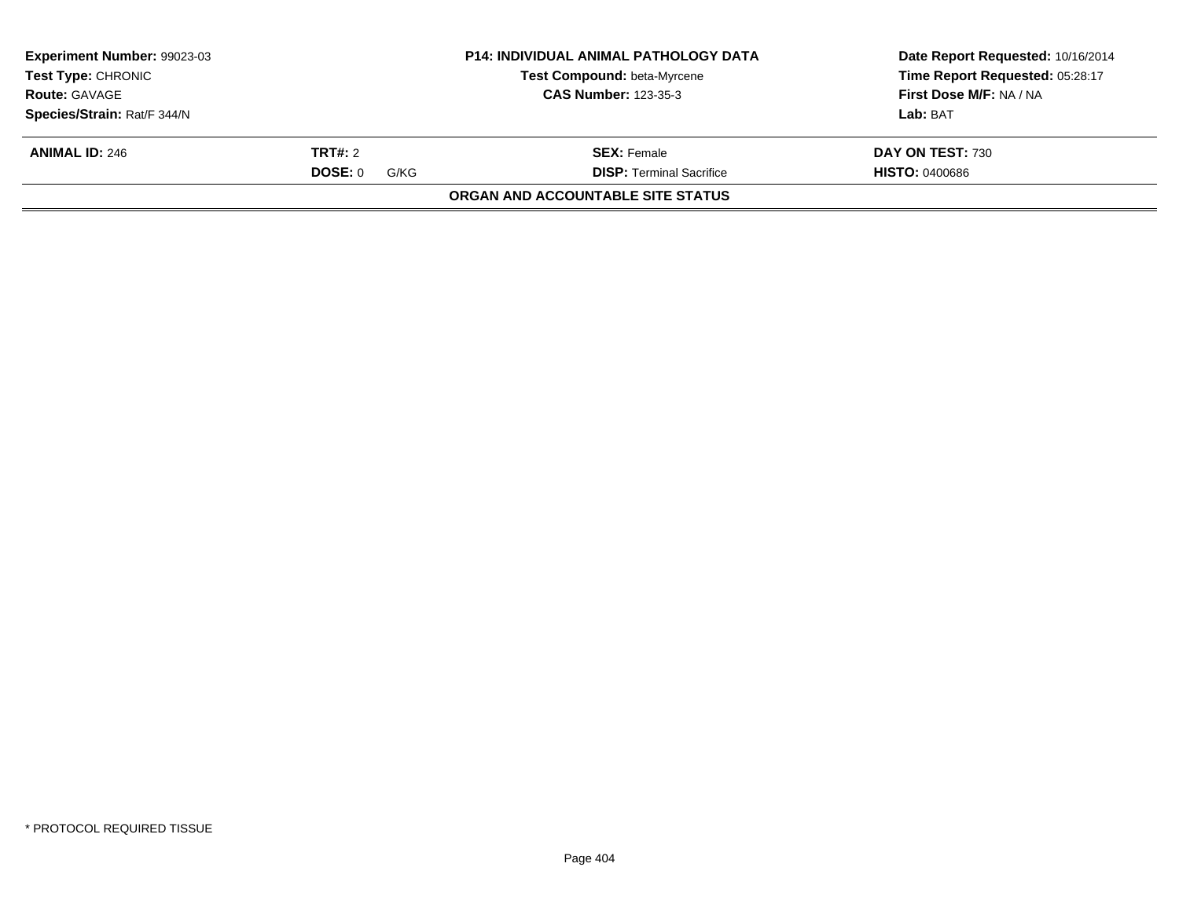**Experiment Number:** 99023-03
**Test Type:** CHRONIC
**Route:** GAVAGE
**Species/Strain:** Rat/F 344/N

**P14: INDIVIDUAL ANIMAL PATHOLOGY DATA**
**Test Compound:** beta-Myrcene
**CAS Number:** 123-35-3

**Date Report Requested:** 10/16/2014
**Time Report Requested:** 05:28:17
**First Dose M/F:** NA / NA
**Lab:** BAT

| **ANIMAL ID:** 246 | **TRT#:** 2 | **SEX:** Female | **DAY ON TEST:** 730 |
|---|---|---|---|
| | **DOSE:** 0 G/KG | **DISP:** Terminal Sacrifice | **HISTO:** 0400686 |

**ORGAN AND ACCOUNTABLE SITE STATUS**

* PROTOCOL REQUIRED TISSUE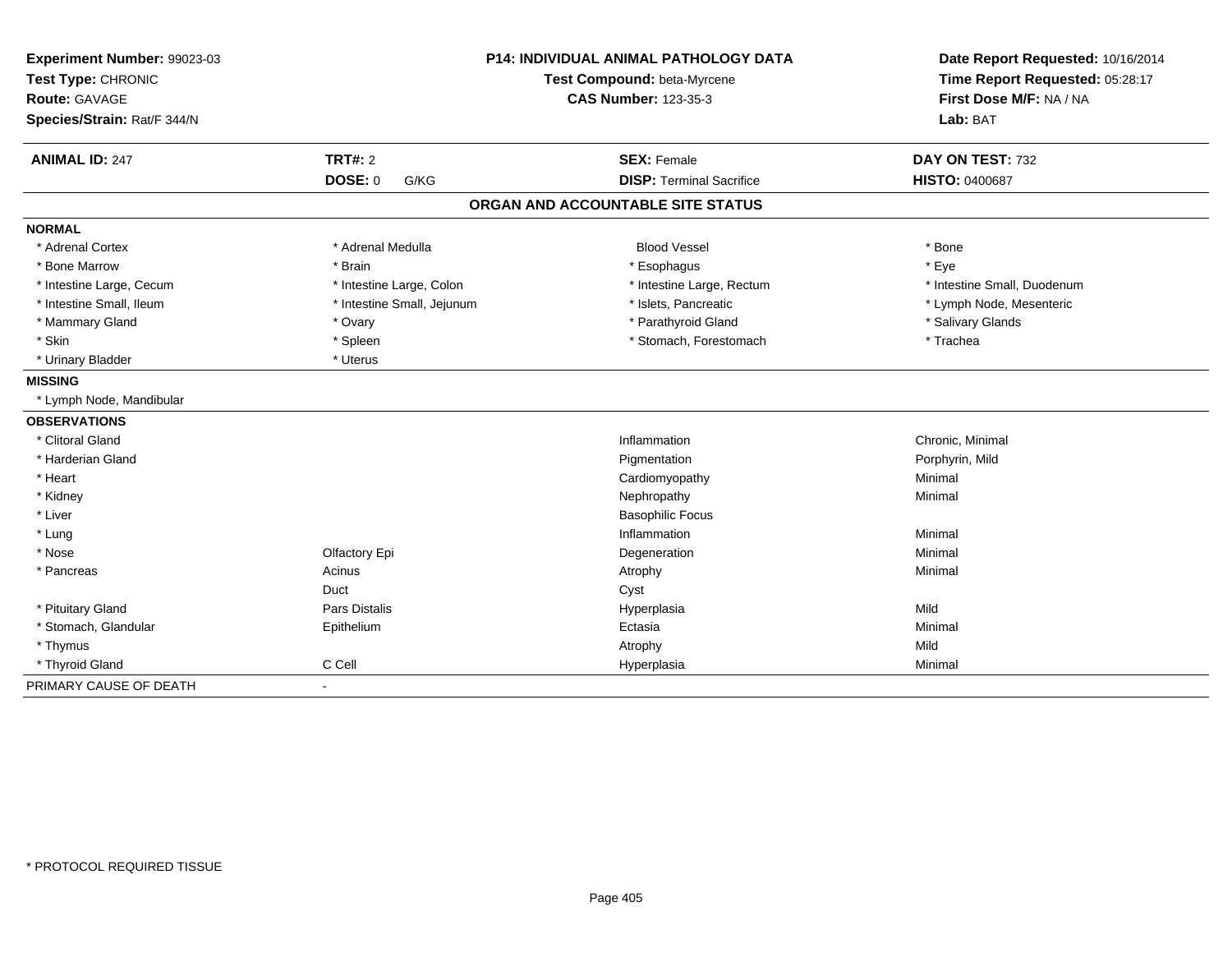**Experiment Number:** 99023-03
**Test Type:** CHRONIC
**Route:** GAVAGE
**Species/Strain:** Rat/F 344/N

**P14: INDIVIDUAL ANIMAL PATHOLOGY DATA**
**Test Compound:** beta-Myrcene
**CAS Number:** 123-35-3

**Date Report Requested:** 10/16/2014
**Time Report Requested:** 05:28:17
**First Dose M/F:** NA / NA
**Lab:** BAT

| **ANIMAL ID:** 247 | **TRT#:** 2 | **SEX:** Female | **DAY ON TEST:** 732 |
|---|---|---|---|
| | **DOSE:** 0 G/KG | **DISP:** Terminal Sacrifice | **HISTO:** 0400687 |

## ORGAN AND ACCOUNTABLE SITE STATUS

**NORMAL**

| | | | |
|---|---|---|---|
| * Adrenal Cortex | * Adrenal Medulla | Blood Vessel | * Bone |
| * Bone Marrow | * Brain | * Esophagus | * Eye |
| * Intestine Large, Cecum | * Intestine Large, Colon | * Intestine Large, Rectum | * Intestine Small, Duodenum |
| * Intestine Small, Ileum | * Intestine Small, Jejunum | * Islets, Pancreatic | * Lymph Node, Mesenteric |
| * Mammary Gland | * Ovary | * Parathyroid Gland | * Salivary Glands |
| * Skin | * Spleen | * Stomach, Forestomach | * Trachea |
| * Urinary Bladder | * Uterus | | |

**MISSING**

* Lymph Node, Mandibular

**OBSERVATIONS**

| | | | |
|---|---|---|---|
| * Clitoral Gland | | Inflammation | Chronic, Minimal |
| * Harderian Gland | | Pigmentation | Porphyrin, Mild |
| * Heart | | Cardiomyopathy | Minimal |
| * Kidney | | Nephropathy | Minimal |
| * Liver | | Basophilic Focus | |
| * Lung | | Inflammation | Minimal |
| * Nose | Olfactory Epi | Degeneration | Minimal |
| * Pancreas | Acinus | Atrophy | Minimal |
| | Duct | Cyst | |
| * Pituitary Gland | Pars Distalis | Hyperplasia | Mild |
| * Stomach, Glandular | Epithelium | Ectasia | Minimal |
| * Thymus | | Atrophy | Mild |
| * Thyroid Gland | C Cell | Hyperplasia | Minimal |

PRIMARY CAUSE OF DEATH -

* PROTOCOL REQUIRED TISSUE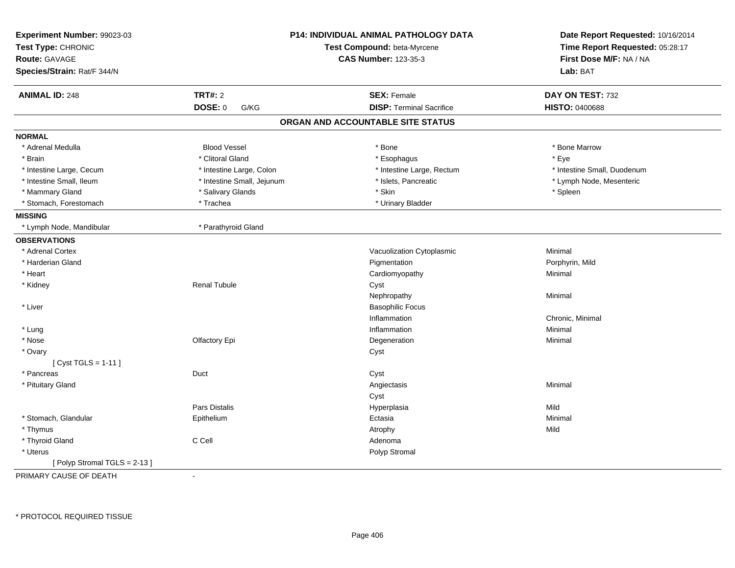**Experiment Number:** 99023-03
**Test Type:** CHRONIC
**Route:** GAVAGE
**Species/Strain:** Rat/F 344/N

**P14: INDIVIDUAL ANIMAL PATHOLOGY DATA**
**Test Compound:** beta-Myrcene
**CAS Number:** 123-35-3

**Date Report Requested:** 10/16/2014
**Time Report Requested:** 05:28:17
**First Dose M/F:** NA / NA
**Lab:** BAT

| **ANIMAL ID:** 248 | **TRT#:** 2 | **SEX:** Female | **DAY ON TEST:** 732 |
|---|---|---|---|
| | **DOSE:** 0 G/KG | **DISP:** Terminal Sacrifice | **HISTO:** 0400688 |

## ORGAN AND ACCOUNTABLE SITE STATUS

**NORMAL**

| | | | |
|---|---|---|---|
| * Adrenal Medulla | Blood Vessel | * Bone | * Bone Marrow |
| * Brain | * Clitoral Gland | * Esophagus | * Eye |
| * Intestine Large, Cecum | * Intestine Large, Colon | * Intestine Large, Rectum | * Intestine Small, Duodenum |
| * Intestine Small, Ileum | * Intestine Small, Jejunum | * Islets, Pancreatic | * Lymph Node, Mesenteric |
| * Mammary Gland | * Salivary Glands | * Skin | * Spleen |
| * Stomach, Forestomach | * Trachea | * Urinary Bladder | |

**MISSING**

| | |
|---|---|
| * Lymph Node, Mandibular | * Parathyroid Gland |

**OBSERVATIONS**

| Organ | Site | Observation | Severity |
|---|---|---|---|
| * Adrenal Cortex | | Vacuolization Cytoplasmic | Minimal |
| * Harderian Gland | | Pigmentation | Porphyrin, Mild |
| * Heart | | Cardiomyopathy | Minimal |
| * Kidney | Renal Tubule | Cyst | |
| | | Nephropathy | Minimal |
| * Liver | | Basophilic Focus | |
| | | Inflammation | Chronic, Minimal |
| * Lung | | Inflammation | Minimal |
| * Nose | Olfactory Epi | Degeneration | Minimal |
| * Ovary | | Cyst | |
| [ Cyst TGLS = 1-11 ] | | | |
| * Pancreas | Duct | Cyst | |
| * Pituitary Gland | | Angiectasis | Minimal |
| | | Cyst | |
| | Pars Distalis | Hyperplasia | Mild |
| * Stomach, Glandular | Epithelium | Ectasia | Minimal |
| * Thymus | | Atrophy | Mild |
| * Thyroid Gland | C Cell | Adenoma | |
| * Uterus | | Polyp Stromal | |
| [ Polyp Stromal TGLS = 2-13 ] | | | |

PRIMARY CAUSE OF DEATH -

* PROTOCOL REQUIRED TISSUE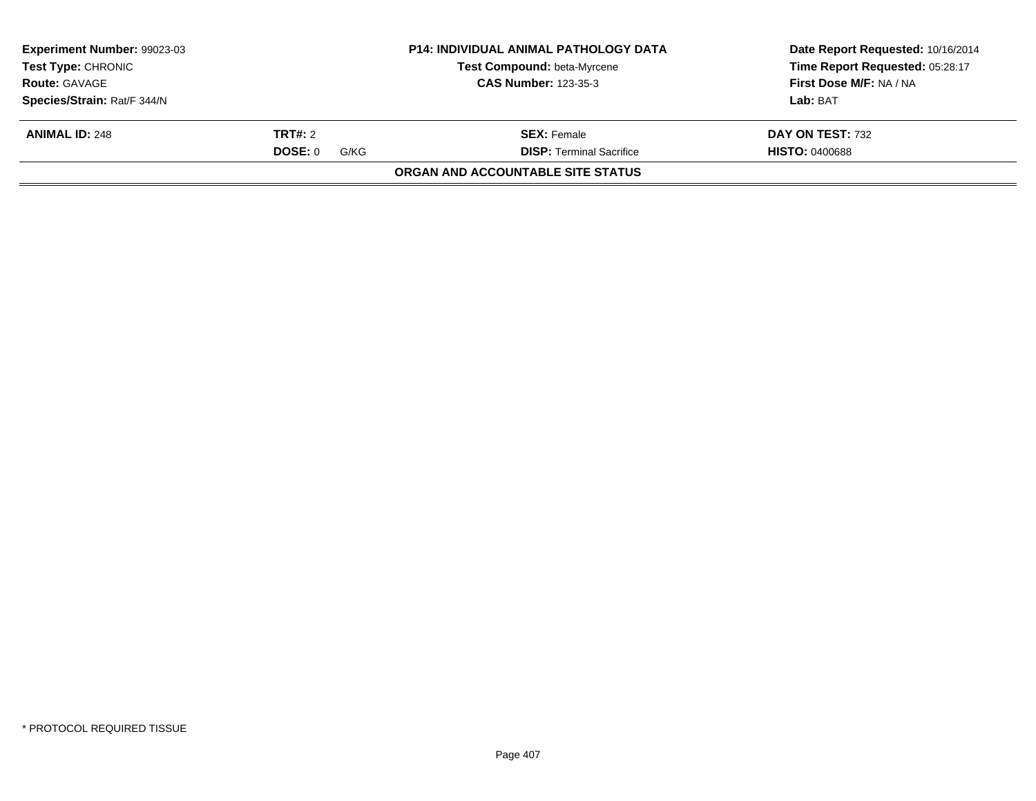| **Experiment Number:** 99023-03 | **P14: INDIVIDUAL ANIMAL PATHOLOGY DATA** | **Date Report Requested:** 10/16/2014 |
|---|---|---|
| **Test Type:** CHRONIC | **Test Compound:** beta-Myrcene | **Time Report Requested:** 05:28:17 |
| **Route:** GAVAGE | **CAS Number:** 123-35-3 | **First Dose M/F:** NA / NA |
| **Species/Strain:** Rat/F 344/N | | **Lab:** BAT |

| **ANIMAL ID:** 248 | **TRT#:** 2 | **SEX:** Female | **DAY ON TEST:** 732 |
|---|---|---|---|
| | **DOSE:** 0 G/KG | **DISP:** Terminal Sacrifice | **HISTO:** 0400688 |

**ORGAN AND ACCOUNTABLE SITE STATUS**

* PROTOCOL REQUIRED TISSUE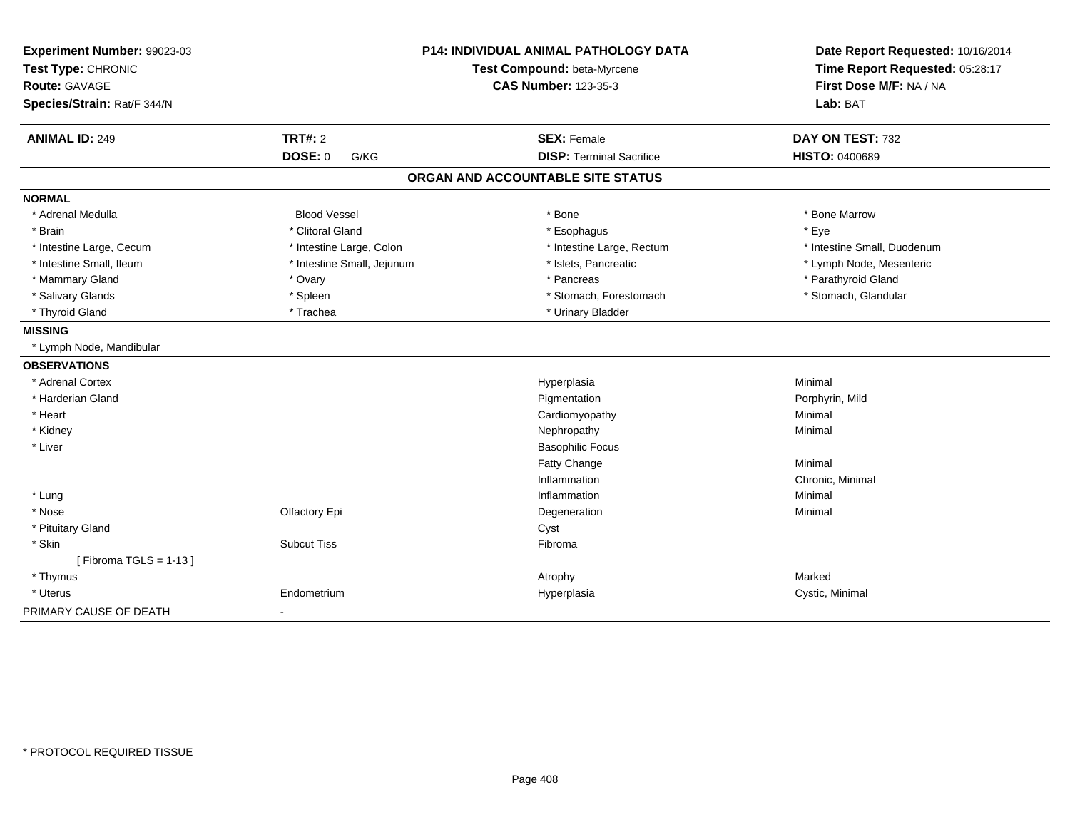**Experiment Number:** 99023-03
**Test Type:** CHRONIC
**Route:** GAVAGE
**Species/Strain:** Rat/F 344/N

**P14: INDIVIDUAL ANIMAL PATHOLOGY DATA**
**Test Compound:** beta-Myrcene
**CAS Number:** 123-35-3

**Date Report Requested:** 10/16/2014
**Time Report Requested:** 05:28:17
**First Dose M/F:** NA / NA
**Lab:** BAT

| **ANIMAL ID:** 249 | **TRT#:** 2 | **SEX:** Female | **DAY ON TEST:** 732 |
|---|---|---|---|
| | **DOSE:** 0 G/KG | **DISP:** Terminal Sacrifice | **HISTO:** 0400689 |

## ORGAN AND ACCOUNTABLE SITE STATUS

**NORMAL**

| | | | |
|---|---|---|---|
| * Adrenal Medulla | Blood Vessel | * Bone | * Bone Marrow |
| * Brain | * Clitoral Gland | * Esophagus | * Eye |
| * Intestine Large, Cecum | * Intestine Large, Colon | * Intestine Large, Rectum | * Intestine Small, Duodenum |
| * Intestine Small, Ileum | * Intestine Small, Jejunum | * Islets, Pancreatic | * Lymph Node, Mesenteric |
| * Mammary Gland | * Ovary | * Pancreas | * Parathyroid Gland |
| * Salivary Glands | * Spleen | * Stomach, Forestomach | * Stomach, Glandular |
| * Thyroid Gland | * Trachea | * Urinary Bladder | |

**MISSING**

* Lymph Node, Mandibular

**OBSERVATIONS**

| | | | |
|---|---|---|---|
| * Adrenal Cortex | | Hyperplasia | Minimal |
| * Harderian Gland | | Pigmentation | Porphyrin, Mild |
| * Heart | | Cardiomyopathy | Minimal |
| * Kidney | | Nephropathy | Minimal |
| * Liver | | Basophilic Focus | |
| | | Fatty Change | Minimal |
| | | Inflammation | Chronic, Minimal |
| * Lung | | Inflammation | Minimal |
| * Nose | Olfactory Epi | Degeneration | Minimal |
| * Pituitary Gland | | Cyst | |
| * Skin | Subcut Tiss | Fibroma | |
| [ Fibroma TGLS = 1-13 ] | | | |
| * Thymus | | Atrophy | Marked |
| * Uterus | Endometrium | Hyperplasia | Cystic, Minimal |

PRIMARY CAUSE OF DEATH -

* PROTOCOL REQUIRED TISSUE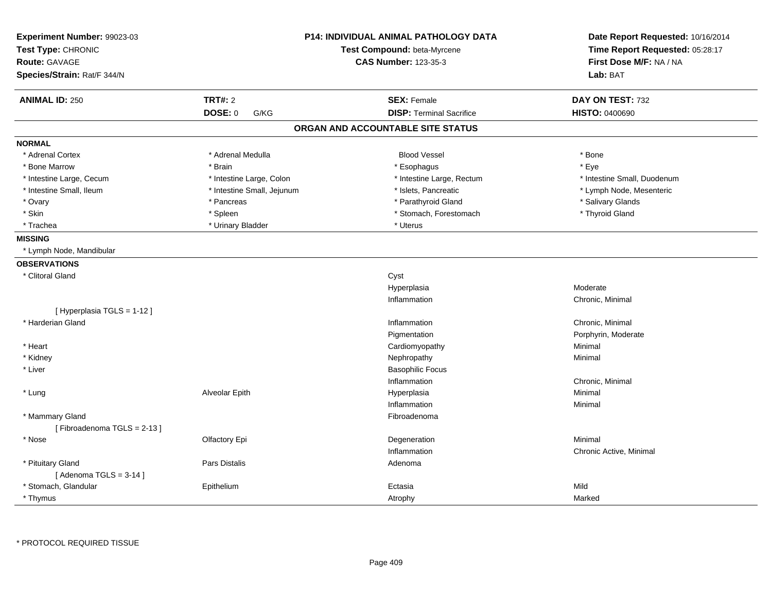**Experiment Number:** 99023-03
**Test Type:** CHRONIC
**Route:** GAVAGE
**Species/Strain:** Rat/F 344/N

**P14: INDIVIDUAL ANIMAL PATHOLOGY DATA**
**Test Compound:** beta-Myrcene
**CAS Number:** 123-35-3

**Date Report Requested:** 10/16/2014
**Time Report Requested:** 05:28:17
**First Dose M/F:** NA / NA
**Lab:** BAT

| **ANIMAL ID:** 250 | **TRT#:** 2 | **SEX:** Female | **DAY ON TEST:** 732 |
|---|---|---|---|
| | **DOSE:** 0 G/KG | **DISP:** Terminal Sacrifice | **HISTO:** 0400690 |

## ORGAN AND ACCOUNTABLE SITE STATUS

**NORMAL**

| | | | |
|---|---|---|---|
| * Adrenal Cortex | * Adrenal Medulla | Blood Vessel | * Bone |
| * Bone Marrow | * Brain | * Esophagus | * Eye |
| * Intestine Large, Cecum | * Intestine Large, Colon | * Intestine Large, Rectum | * Intestine Small, Duodenum |
| * Intestine Small, Ileum | * Intestine Small, Jejunum | * Islets, Pancreatic | * Lymph Node, Mesenteric |
| * Ovary | * Pancreas | * Parathyroid Gland | * Salivary Glands |
| * Skin | * Spleen | * Stomach, Forestomach | * Thyroid Gland |
| * Trachea | * Urinary Bladder | * Uterus | |

**MISSING**

* Lymph Node, Mandibular

**OBSERVATIONS**

| Organ | Site | Observation | Qualifier |
|---|---|---|---|
| * Clitoral Gland | | Cyst | |
| | | Hyperplasia | Moderate |
| | | Inflammation | Chronic, Minimal |
| [ Hyperplasia TGLS = 1-12 ] | | | |
| * Harderian Gland | | Inflammation | Chronic, Minimal |
| | | Pigmentation | Porphyrin, Moderate |
| * Heart | | Cardiomyopathy | Minimal |
| * Kidney | | Nephropathy | Minimal |
| * Liver | | Basophilic Focus | |
| | | Inflammation | Chronic, Minimal |
| * Lung | Alveolar Epith | Hyperplasia | Minimal |
| | | Inflammation | Minimal |
| * Mammary Gland | | Fibroadenoma | |
| [ Fibroadenoma TGLS = 2-13 ] | | | |
| * Nose | Olfactory Epi | Degeneration | Minimal |
| | | Inflammation | Chronic Active, Minimal |
| * Pituitary Gland | Pars Distalis | Adenoma | |
| [ Adenoma TGLS = 3-14 ] | | | |
| * Stomach, Glandular | Epithelium | Ectasia | Mild |
| * Thymus | | Atrophy | Marked |

* PROTOCOL REQUIRED TISSUE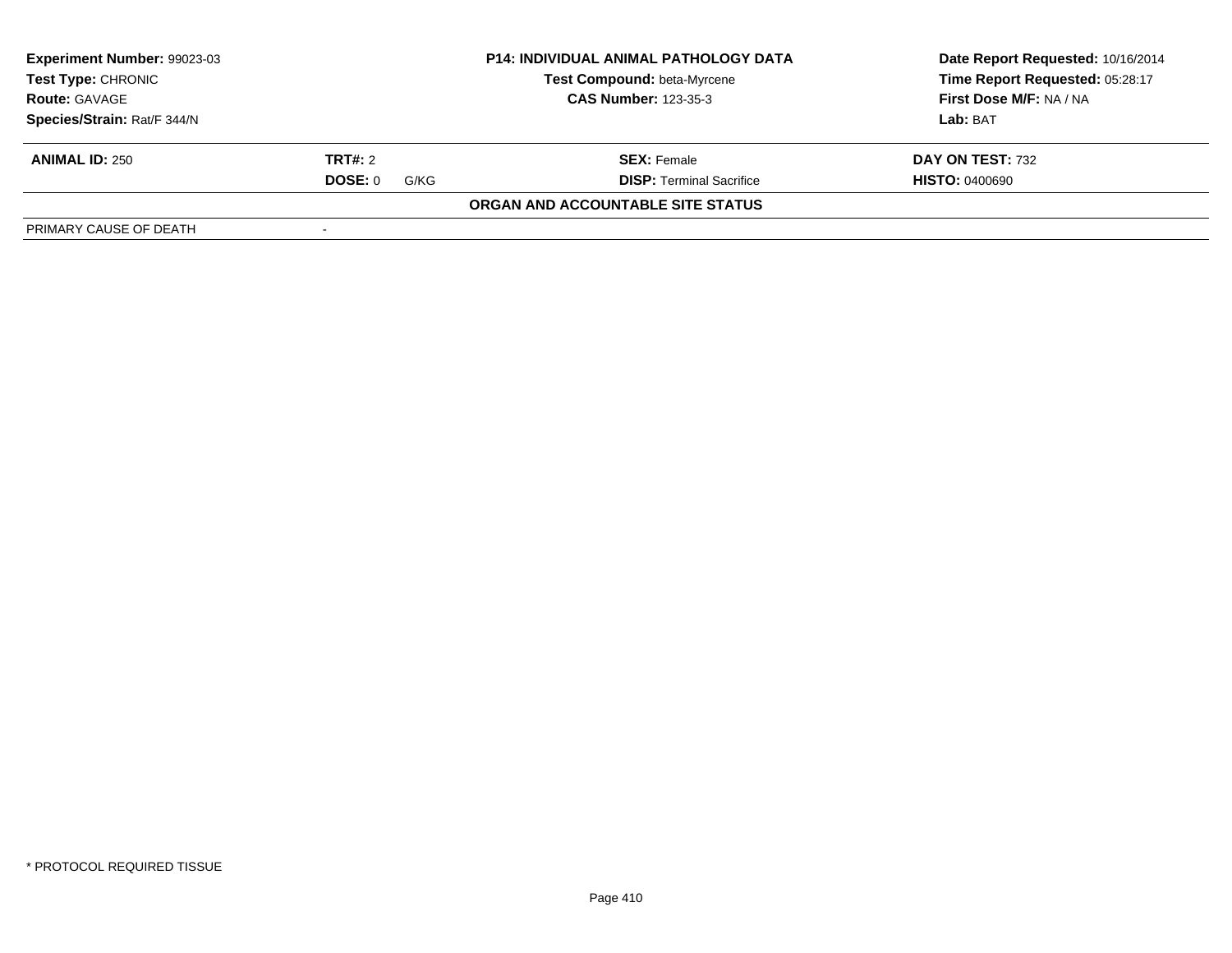| **Experiment Number:** 99023-03 | **P14: INDIVIDUAL ANIMAL PATHOLOGY DATA** | **Date Report Requested:** 10/16/2014 |
|---|---|---|
| **Test Type:** CHRONIC | **Test Compound:** beta-Myrcene | **Time Report Requested:** 05:28:17 |
| **Route:** GAVAGE | **CAS Number:** 123-35-3 | **First Dose M/F:** NA / NA |
| **Species/Strain:** Rat/F 344/N | | **Lab:** BAT |

| **ANIMAL ID:** 250 | **TRT#:** 2 | **SEX:** Female | **DAY ON TEST:** 732 |
|---|---|---|---|
| | **DOSE:** 0 G/KG | **DISP:** Terminal Sacrifice | **HISTO:** 0400690 |

**ORGAN AND ACCOUNTABLE SITE STATUS**

| PRIMARY CAUSE OF DEATH | - |
|---|---|

* PROTOCOL REQUIRED TISSUE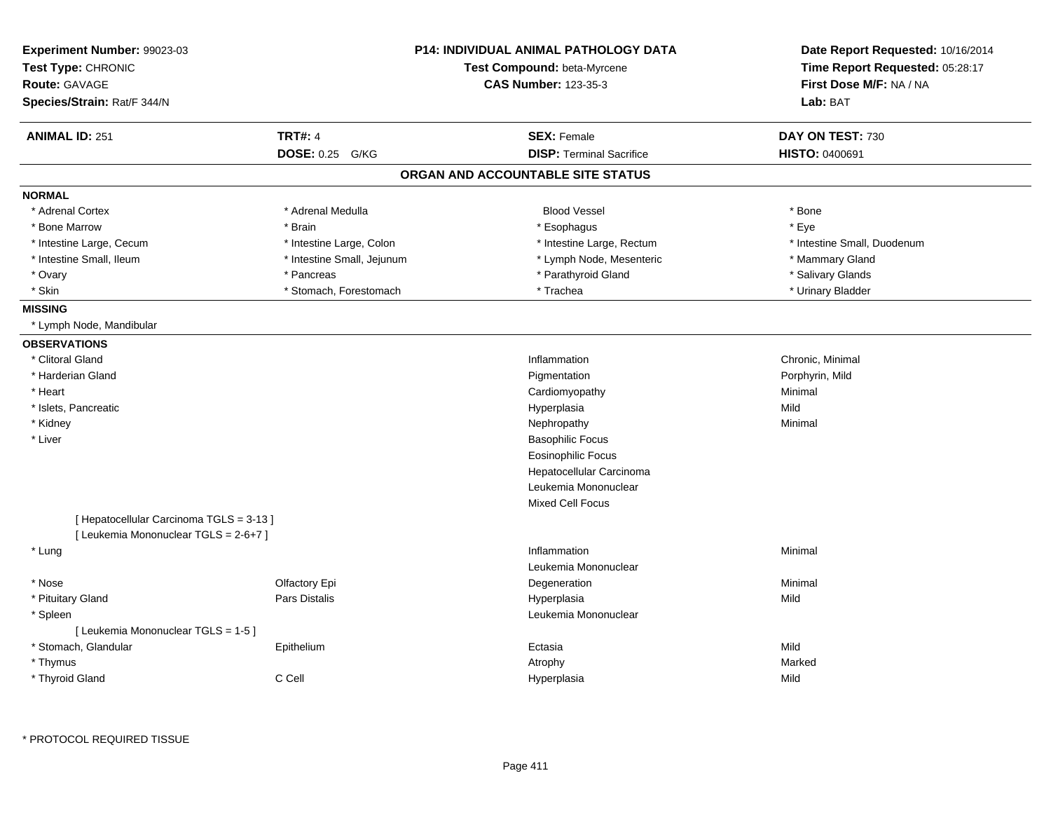**Experiment Number:** 99023-03
**Test Type:** CHRONIC
**Route:** GAVAGE
**Species/Strain:** Rat/F 344/N

**P14: INDIVIDUAL ANIMAL PATHOLOGY DATA**
**Test Compound:** beta-Myrcene
**CAS Number:** 123-35-3

**Date Report Requested:** 10/16/2014
**Time Report Requested:** 05:28:17
**First Dose M/F:** NA / NA
**Lab:** BAT

| **ANIMAL ID:** 251 | **TRT#:** 4 | **SEX:** Female | **DAY ON TEST:** 730 |
|---|---|---|---|
| | **DOSE:** 0.25 G/KG | **DISP:** Terminal Sacrifice | **HISTO:** 0400691 |

## ORGAN AND ACCOUNTABLE SITE STATUS

**NORMAL**

| | | | |
|---|---|---|---|
| * Adrenal Cortex | * Adrenal Medulla | Blood Vessel | * Bone |
| * Bone Marrow | * Brain | * Esophagus | * Eye |
| * Intestine Large, Cecum | * Intestine Large, Colon | * Intestine Large, Rectum | * Intestine Small, Duodenum |
| * Intestine Small, Ileum | * Intestine Small, Jejunum | * Lymph Node, Mesenteric | * Mammary Gland |
| * Ovary | * Pancreas | * Parathyroid Gland | * Salivary Glands |
| * Skin | * Stomach, Forestomach | * Trachea | * Urinary Bladder |

**MISSING**

* Lymph Node, Mandibular

**OBSERVATIONS**

| Organ | Site | Observation | Severity |
|---|---|---|---|
| * Clitoral Gland | | Inflammation | Chronic, Minimal |
| * Harderian Gland | | Pigmentation | Porphyrin, Mild |
| * Heart | | Cardiomyopathy | Minimal |
| * Islets, Pancreatic | | Hyperplasia | Mild |
| * Kidney | | Nephropathy | Minimal |
| * Liver | | Basophilic Focus | |
| | | Eosinophilic Focus | |
| | | Hepatocellular Carcinoma | |
| | | Leukemia Mononuclear | |
| | | Mixed Cell Focus | |
| [ Hepatocellular Carcinoma TGLS = 3-13 ] | | | |
| [ Leukemia Mononuclear TGLS = 2-6+7 ] | | | |
| * Lung | | Inflammation | Minimal |
| | | Leukemia Mononuclear | |
| * Nose | Olfactory Epi | Degeneration | Minimal |
| * Pituitary Gland | Pars Distalis | Hyperplasia | Mild |
| * Spleen | | Leukemia Mononuclear | |
| [ Leukemia Mononuclear TGLS = 1-5 ] | | | |
| * Stomach, Glandular | Epithelium | Ectasia | Mild |
| * Thymus | | Atrophy | Marked |
| * Thyroid Gland | C Cell | Hyperplasia | Mild |

\* PROTOCOL REQUIRED TISSUE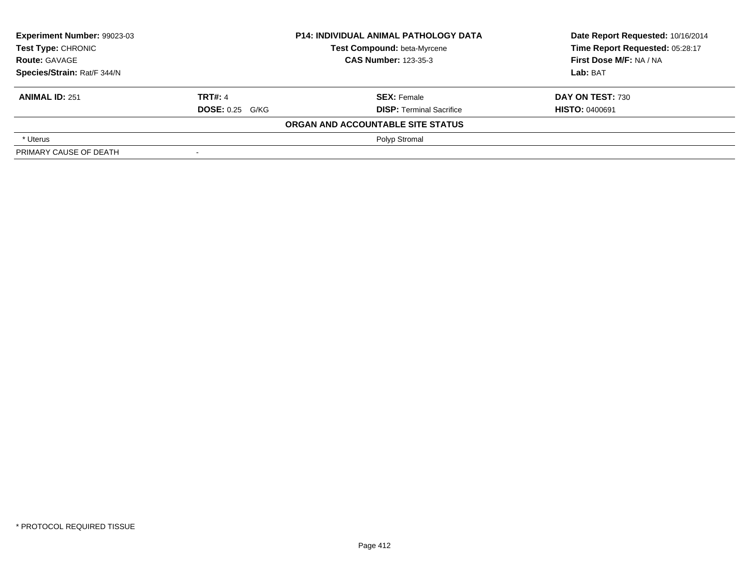| **Experiment Number:** 99023-03 | **P14: INDIVIDUAL ANIMAL PATHOLOGY DATA** | **Date Report Requested:** 10/16/2014 |
|---|---|---|
| **Test Type:** CHRONIC | **Test Compound:** beta-Myrcene | **Time Report Requested:** 05:28:17 |
| **Route:** GAVAGE | **CAS Number:** 123-35-3 | **First Dose M/F:** NA / NA |
| **Species/Strain:** Rat/F 344/N | | **Lab:** BAT |

| **ANIMAL ID:** 251 | **TRT#:** 4 | **SEX:** Female | **DAY ON TEST:** 730 |
|---|---|---|---|
| | **DOSE:** 0.25 G/KG | **DISP:** Terminal Sacrifice | **HISTO:** 0400691 |
| | | **ORGAN AND ACCOUNTABLE SITE STATUS** | |
| * Uterus | | Polyp Stromal | |
| PRIMARY CAUSE OF DEATH | - | | |

* PROTOCOL REQUIRED TISSUE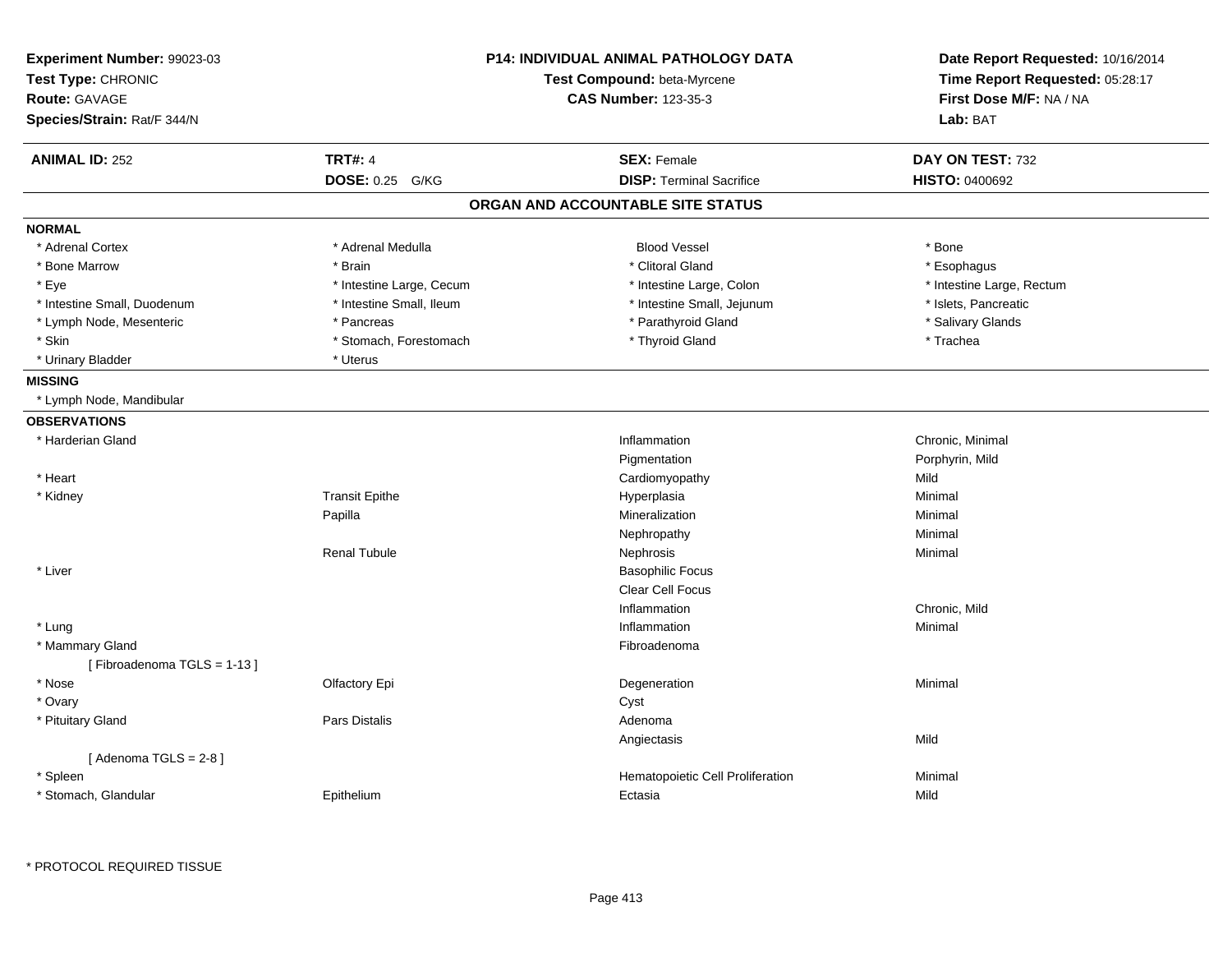**Experiment Number:** 99023-03
**Test Type:** CHRONIC
**Route:** GAVAGE
**Species/Strain:** Rat/F 344/N

**P14: INDIVIDUAL ANIMAL PATHOLOGY DATA**
**Test Compound:** beta-Myrcene
**CAS Number:** 123-35-3

**Date Report Requested:** 10/16/2014
**Time Report Requested:** 05:28:17
**First Dose M/F:** NA / NA
**Lab:** BAT

| **ANIMAL ID:** 252 | **TRT#:** 4 | **SEX:** Female | **DAY ON TEST:** 732 |
|---|---|---|---|
| | **DOSE:** 0.25 G/KG | **DISP:** Terminal Sacrifice | **HISTO:** 0400692 |

## ORGAN AND ACCOUNTABLE SITE STATUS

**NORMAL**

| | | | |
|---|---|---|---|
| * Adrenal Cortex | * Adrenal Medulla | Blood Vessel | * Bone |
| * Bone Marrow | * Brain | * Clitoral Gland | * Esophagus |
| * Eye | * Intestine Large, Cecum | * Intestine Large, Colon | * Intestine Large, Rectum |
| * Intestine Small, Duodenum | * Intestine Small, Ileum | * Intestine Small, Jejunum | * Islets, Pancreatic |
| * Lymph Node, Mesenteric | * Pancreas | * Parathyroid Gland | * Salivary Glands |
| * Skin | * Stomach, Forestomach | * Thyroid Gland | * Trachea |
| * Urinary Bladder | * Uterus | | |

**MISSING**

* Lymph Node, Mandibular

**OBSERVATIONS**

| | | | |
|---|---|---|---|
| * Harderian Gland | | Inflammation | Chronic, Minimal |
| | | Pigmentation | Porphyrin, Mild |
| * Heart | | Cardiomyopathy | Mild |
| * Kidney | Transit Epithe | Hyperplasia | Minimal |
| | Papilla | Mineralization | Minimal |
| | | Nephropathy | Minimal |
| | Renal Tubule | Nephrosis | Minimal |
| * Liver | | Basophilic Focus | |
| | | Clear Cell Focus | |
| | | Inflammation | Chronic, Mild |
| * Lung | | Inflammation | Minimal |
| * Mammary Gland | | Fibroadenoma | |
| [ Fibroadenoma TGLS = 1-13 ] | | | |
| * Nose | Olfactory Epi | Degeneration | Minimal |
| * Ovary | | Cyst | |
| * Pituitary Gland | Pars Distalis | Adenoma | |
| | | Angiectasis | Mild |
| [ Adenoma TGLS = 2-8 ] | | | |
| * Spleen | | Hematopoietic Cell Proliferation | Minimal |
| * Stomach, Glandular | Epithelium | Ectasia | Mild |

* PROTOCOL REQUIRED TISSUE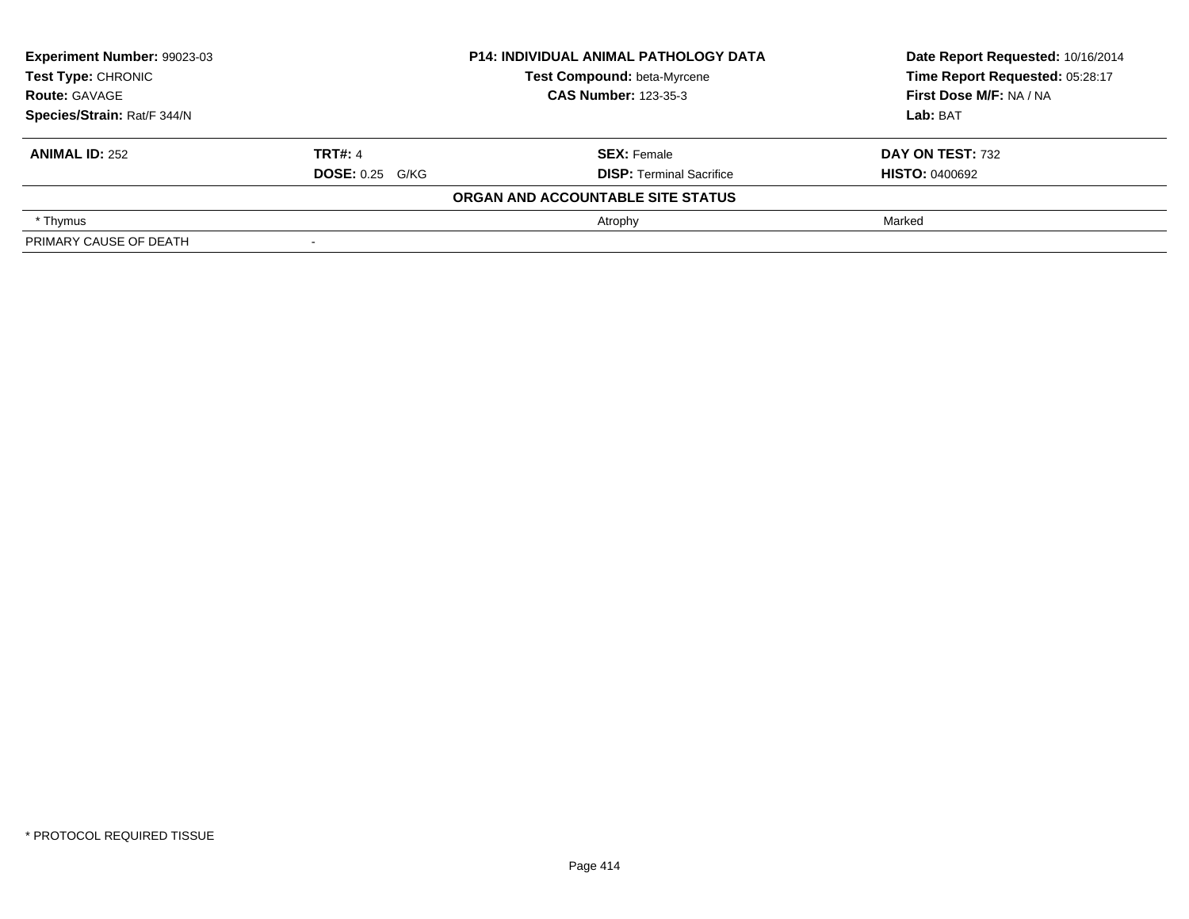| **Experiment Number:** 99023-03 | **P14: INDIVIDUAL ANIMAL PATHOLOGY DATA** | **Date Report Requested:** 10/16/2014 |
|---|---|---|
| **Test Type:** CHRONIC | **Test Compound:** beta-Myrcene | **Time Report Requested:** 05:28:17 |
| **Route:** GAVAGE | **CAS Number:** 123-35-3 | **First Dose M/F:** NA / NA |
| **Species/Strain:** Rat/F 344/N | | **Lab:** BAT |

| **ANIMAL ID:** 252 | **TRT#:** 4 | **SEX:** Female | **DAY ON TEST:** 732 |
|---|---|---|---|
| | **DOSE:** 0.25 G/KG | **DISP:** Terminal Sacrifice | **HISTO:** 0400692 |

**ORGAN AND ACCOUNTABLE SITE STATUS**

| | | | |
|---|---|---|---|
| * Thymus | | Atrophy | Marked |
| PRIMARY CAUSE OF DEATH | - | | |

* PROTOCOL REQUIRED TISSUE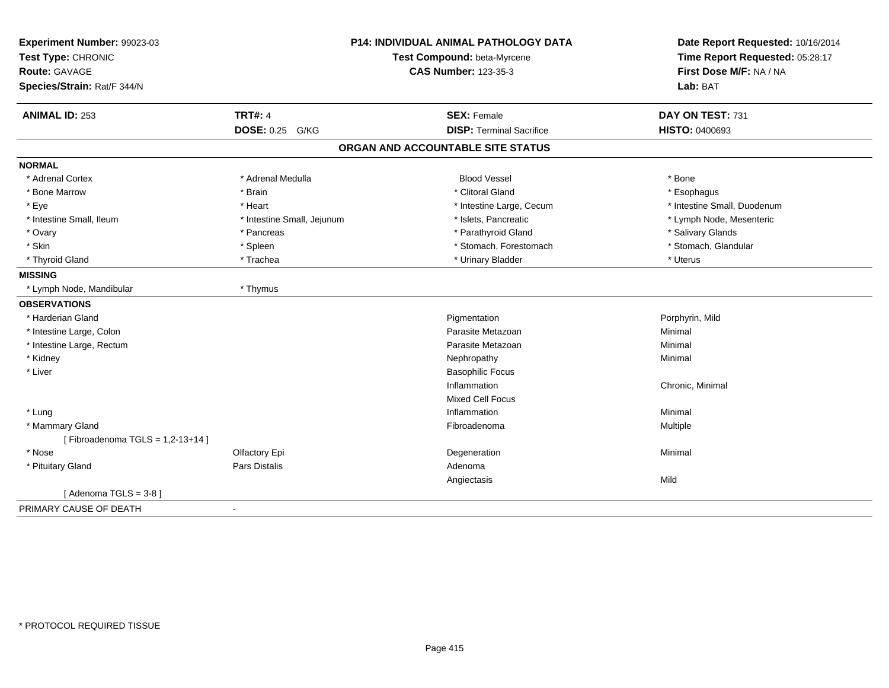**Experiment Number:** 99023-03
**Test Type:** CHRONIC
**Route:** GAVAGE
**Species/Strain:** Rat/F 344/N

**P14: INDIVIDUAL ANIMAL PATHOLOGY DATA**
**Test Compound:** beta-Myrcene
**CAS Number:** 123-35-3

**Date Report Requested:** 10/16/2014
**Time Report Requested:** 05:28:17
**First Dose M/F:** NA / NA
**Lab:** BAT

| **ANIMAL ID:** 253 | **TRT#:** 4 | **SEX:** Female | **DAY ON TEST:** 731 |
|---|---|---|---|
| | **DOSE:** 0.25 G/KG | **DISP:** Terminal Sacrifice | **HISTO:** 0400693 |

## ORGAN AND ACCOUNTABLE SITE STATUS

| | | | |
|---|---|---|---|
| **NORMAL** | | | |
| * Adrenal Cortex | * Adrenal Medulla | Blood Vessel | * Bone |
| * Bone Marrow | * Brain | * Clitoral Gland | * Esophagus |
| * Eye | * Heart | * Intestine Large, Cecum | * Intestine Small, Duodenum |
| * Intestine Small, Ileum | * Intestine Small, Jejunum | * Islets, Pancreatic | * Lymph Node, Mesenteric |
| * Ovary | * Pancreas | * Parathyroid Gland | * Salivary Glands |
| * Skin | * Spleen | * Stomach, Forestomach | * Stomach, Glandular |
| * Thyroid Gland | * Trachea | * Urinary Bladder | * Uterus |
| **MISSING** | | | |
| * Lymph Node, Mandibular | * Thymus | | |
| **OBSERVATIONS** | | | |
| * Harderian Gland | | Pigmentation | Porphyrin, Mild |
| * Intestine Large, Colon | | Parasite Metazoan | Minimal |
| * Intestine Large, Rectum | | Parasite Metazoan | Minimal |
| * Kidney | | Nephropathy | Minimal |
| * Liver | | Basophilic Focus | |
| | | Inflammation | Chronic, Minimal |
| | | Mixed Cell Focus | |
| * Lung | | Inflammation | Minimal |
| * Mammary Gland | | Fibroadenoma | Multiple |
| [ Fibroadenoma TGLS = 1,2-13+14 ] | | | |
| * Nose | Olfactory Epi | Degeneration | Minimal |
| * Pituitary Gland | Pars Distalis | Adenoma | |
| | | Angiectasis | Mild |
| [ Adenoma TGLS = 3-8 ] | | | |
| PRIMARY CAUSE OF DEATH | - | | |

* PROTOCOL REQUIRED TISSUE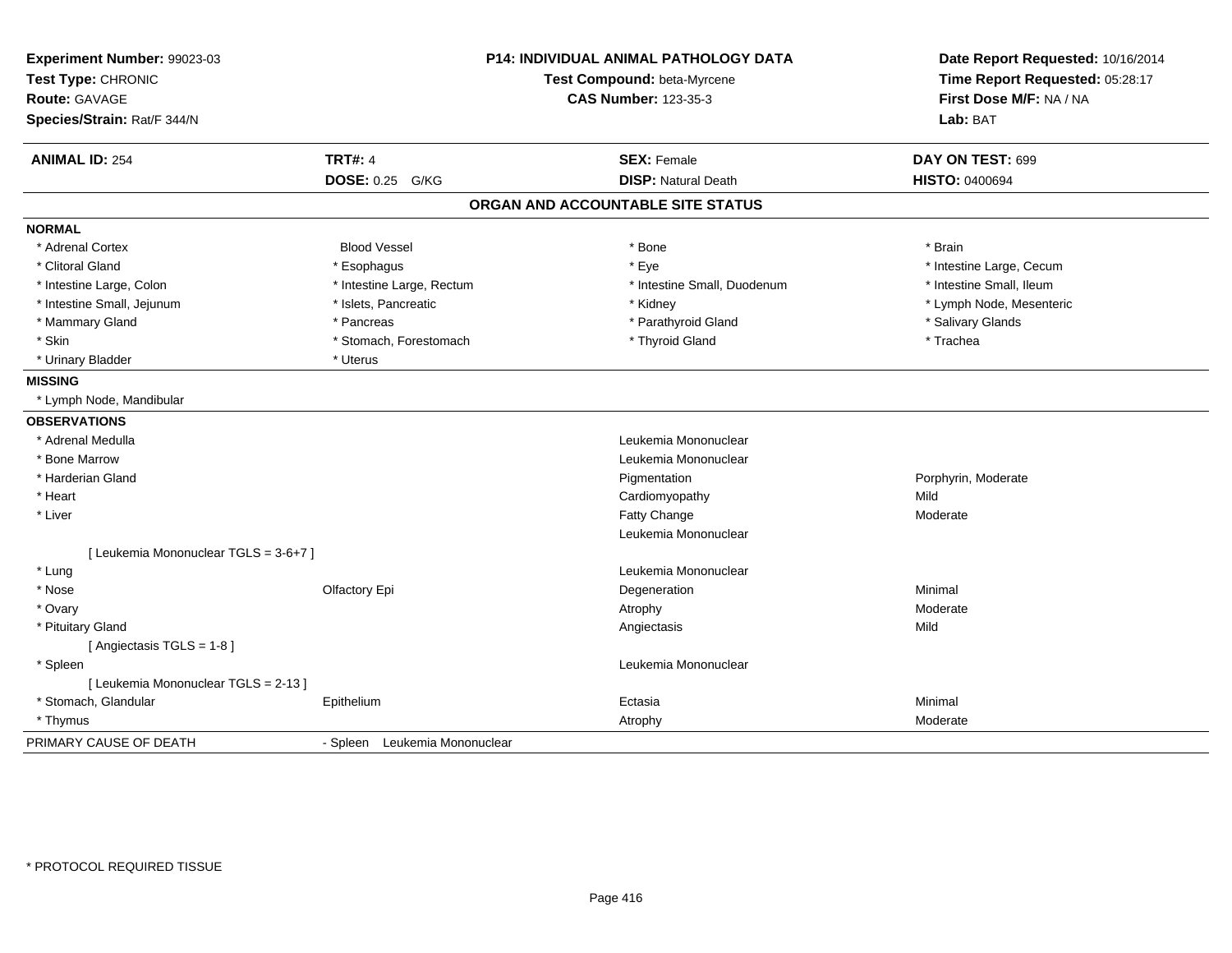**Experiment Number:** 99023-03
**Test Type:** CHRONIC
**Route:** GAVAGE
**Species/Strain:** Rat/F 344/N

**P14: INDIVIDUAL ANIMAL PATHOLOGY DATA**
**Test Compound:** beta-Myrcene
**CAS Number:** 123-35-3

**Date Report Requested:** 10/16/2014
**Time Report Requested:** 05:28:17
**First Dose M/F:** NA / NA
**Lab:** BAT

| **ANIMAL ID:** 254 | **TRT#:** 4 | **SEX:** Female | **DAY ON TEST:** 699 |
|---|---|---|---|
| | **DOSE:** 0.25 G/KG | **DISP:** Natural Death | **HISTO:** 0400694 |

## ORGAN AND ACCOUNTABLE SITE STATUS

**NORMAL**

| | | | |
|---|---|---|---|
| * Adrenal Cortex | Blood Vessel | * Bone | * Brain |
| * Clitoral Gland | * Esophagus | * Eye | * Intestine Large, Cecum |
| * Intestine Large, Colon | * Intestine Large, Rectum | * Intestine Small, Duodenum | * Intestine Small, Ileum |
| * Intestine Small, Jejunum | * Islets, Pancreatic | * Kidney | * Lymph Node, Mesenteric |
| * Mammary Gland | * Pancreas | * Parathyroid Gland | * Salivary Glands |
| * Skin | * Stomach, Forestomach | * Thyroid Gland | * Trachea |
| * Urinary Bladder | * Uterus | | |

**MISSING**

* Lymph Node, Mandibular

**OBSERVATIONS**

| | | | |
|---|---|---|---|
| * Adrenal Medulla | | Leukemia Mononuclear | |
| * Bone Marrow | | Leukemia Mononuclear | |
| * Harderian Gland | | Pigmentation | Porphyrin, Moderate |
| * Heart | | Cardiomyopathy | Mild |
| * Liver | | Fatty Change | Moderate |
| | | Leukemia Mononuclear | |
| [ Leukemia Mononuclear TGLS = 3-6+7 ] | | | |
| * Lung | | Leukemia Mononuclear | |
| * Nose | Olfactory Epi | Degeneration | Minimal |
| * Ovary | | Atrophy | Moderate |
| * Pituitary Gland | | Angiectasis | Mild |
| [ Angiectasis TGLS = 1-8 ] | | | |
| * Spleen | | Leukemia Mononuclear | |
| [ Leukemia Mononuclear TGLS = 2-13 ] | | | |
| * Stomach, Glandular | Epithelium | Ectasia | Minimal |
| * Thymus | | Atrophy | Moderate |

PRIMARY CAUSE OF DEATH - Spleen Leukemia Mononuclear

* PROTOCOL REQUIRED TISSUE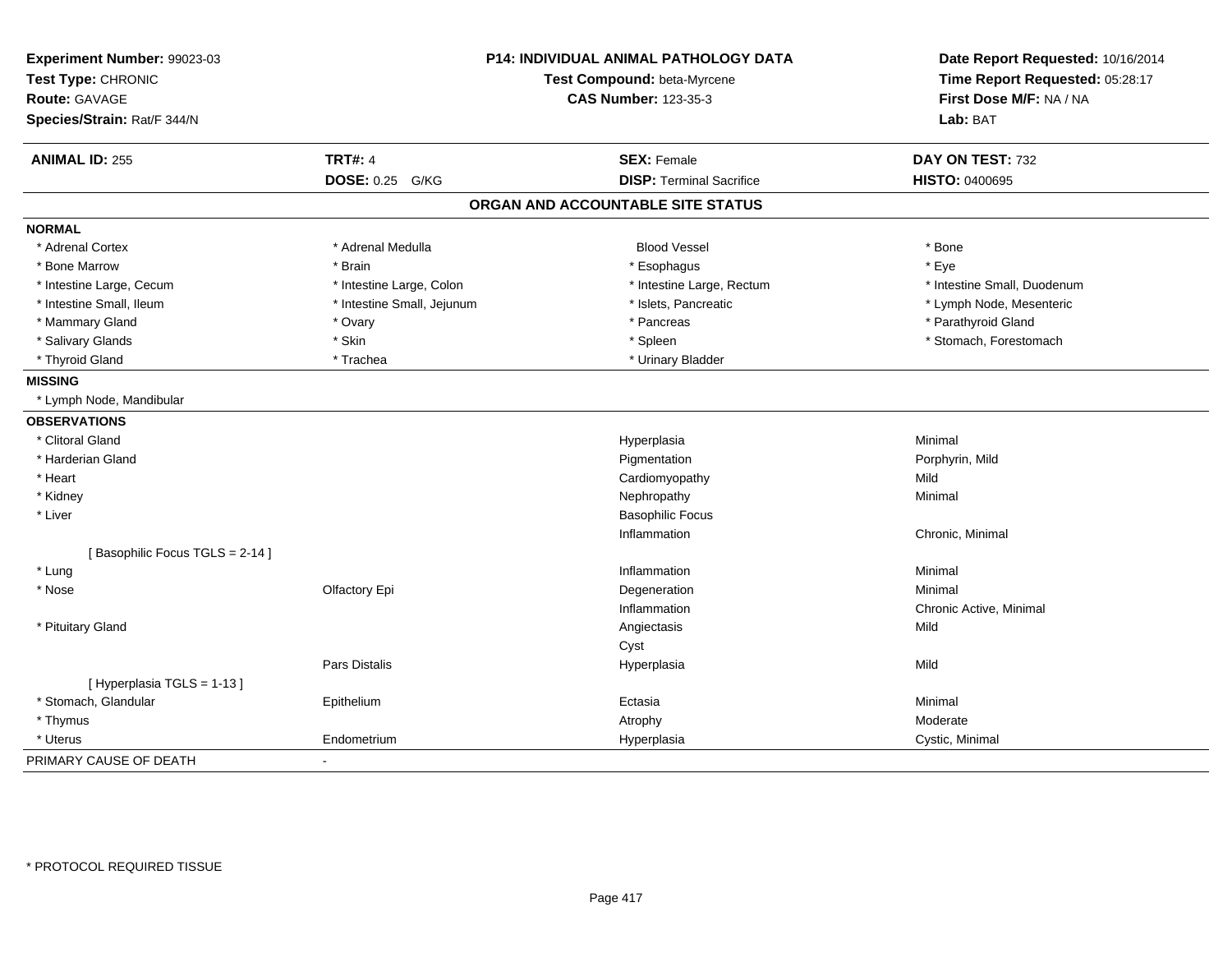**Experiment Number:** 99023-03
**Test Type:** CHRONIC
**Route:** GAVAGE
**Species/Strain:** Rat/F 344/N

**P14: INDIVIDUAL ANIMAL PATHOLOGY DATA**
**Test Compound:** beta-Myrcene
**CAS Number:** 123-35-3

**Date Report Requested:** 10/16/2014
**Time Report Requested:** 05:28:17
**First Dose M/F:** NA / NA
**Lab:** BAT

| **ANIMAL ID:** 255 | **TRT#:** 4 | **SEX:** Female | **DAY ON TEST:** 732 |
|---|---|---|---|
| | **DOSE:** 0.25 G/KG | **DISP:** Terminal Sacrifice | **HISTO:** 0400695 |

## ORGAN AND ACCOUNTABLE SITE STATUS

**NORMAL**

| | | | |
|---|---|---|---|
| * Adrenal Cortex | * Adrenal Medulla | Blood Vessel | * Bone |
| * Bone Marrow | * Brain | * Esophagus | * Eye |
| * Intestine Large, Cecum | * Intestine Large, Colon | * Intestine Large, Rectum | * Intestine Small, Duodenum |
| * Intestine Small, Ileum | * Intestine Small, Jejunum | * Islets, Pancreatic | * Lymph Node, Mesenteric |
| * Mammary Gland | * Ovary | * Pancreas | * Parathyroid Gland |
| * Salivary Glands | * Skin | * Spleen | * Stomach, Forestomach |
| * Thyroid Gland | * Trachea | * Urinary Bladder | |

**MISSING**

* Lymph Node, Mandibular

**OBSERVATIONS**

| | | | |
|---|---|---|---|
| * Clitoral Gland | | Hyperplasia | Minimal |
| * Harderian Gland | | Pigmentation | Porphyrin, Mild |
| * Heart | | Cardiomyopathy | Mild |
| * Kidney | | Nephropathy | Minimal |
| * Liver | | Basophilic Focus | |
| | | Inflammation | Chronic, Minimal |
| [ Basophilic Focus TGLS = 2-14 ] | | | |
| * Lung | | Inflammation | Minimal |
| * Nose | Olfactory Epi | Degeneration | Minimal |
| | | Inflammation | Chronic Active, Minimal |
| * Pituitary Gland | | Angiectasis | Mild |
| | | Cyst | |
| | Pars Distalis | Hyperplasia | Mild |
| [ Hyperplasia TGLS = 1-13 ] | | | |
| * Stomach, Glandular | Epithelium | Ectasia | Minimal |
| * Thymus | | Atrophy | Moderate |
| * Uterus | Endometrium | Hyperplasia | Cystic, Minimal |

PRIMARY CAUSE OF DEATH -

* PROTOCOL REQUIRED TISSUE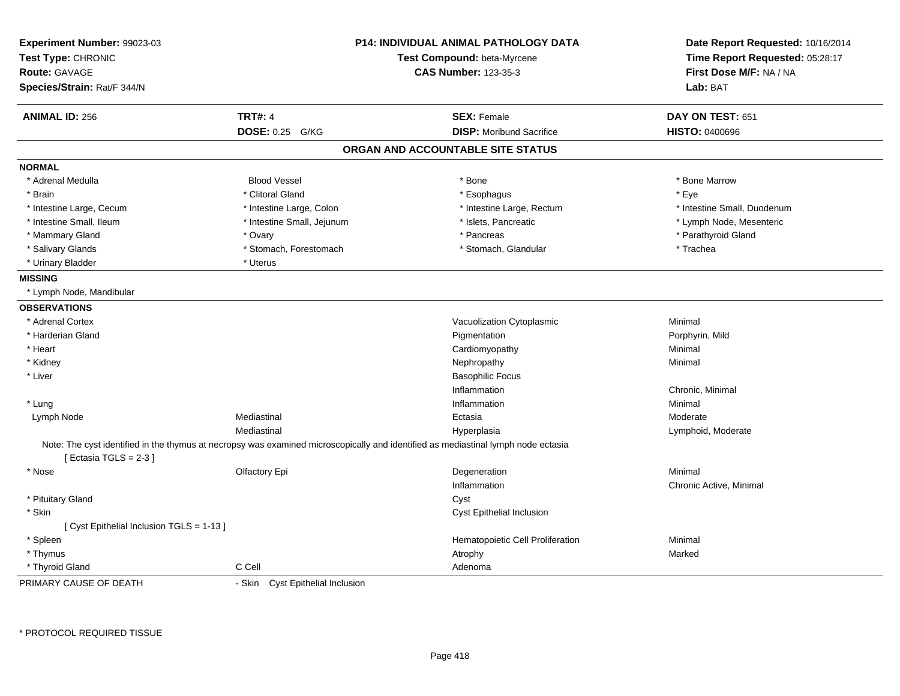**Experiment Number:** 99023-03
**Test Type:** CHRONIC
**Route:** GAVAGE
**Species/Strain:** Rat/F 344/N

**P14: INDIVIDUAL ANIMAL PATHOLOGY DATA**
**Test Compound:** beta-Myrcene
**CAS Number:** 123-35-3

**Date Report Requested:** 10/16/2014
**Time Report Requested:** 05:28:17
**First Dose M/F:** NA / NA
**Lab:** BAT

| **ANIMAL ID:** 256 | **TRT#:** 4 | **SEX:** Female | **DAY ON TEST:** 651 |
|---|---|---|---|
| | **DOSE:** 0.25 G/KG | **DISP:** Moribund Sacrifice | **HISTO:** 0400696 |

## ORGAN AND ACCOUNTABLE SITE STATUS

**NORMAL**

| | | | |
|---|---|---|---|
| * Adrenal Medulla | Blood Vessel | * Bone | * Bone Marrow |
| * Brain | * Clitoral Gland | * Esophagus | * Eye |
| * Intestine Large, Cecum | * Intestine Large, Colon | * Intestine Large, Rectum | * Intestine Small, Duodenum |
| * Intestine Small, Ileum | * Intestine Small, Jejunum | * Islets, Pancreatic | * Lymph Node, Mesenteric |
| * Mammary Gland | * Ovary | * Pancreas | * Parathyroid Gland |
| * Salivary Glands | * Stomach, Forestomach | * Stomach, Glandular | * Trachea |
| * Urinary Bladder | * Uterus | | |

**MISSING**

* Lymph Node, Mandibular

**OBSERVATIONS**

| | | | |
|---|---|---|---|
| * Adrenal Cortex | | Vacuolization Cytoplasmic | Minimal |
| * Harderian Gland | | Pigmentation | Porphyrin, Mild |
| * Heart | | Cardiomyopathy | Minimal |
| * Kidney | | Nephropathy | Minimal |
| * Liver | | Basophilic Focus | |
| | | Inflammation | Chronic, Minimal |
| * Lung | | Inflammation | Minimal |
| Lymph Node | Mediastinal | Ectasia | Moderate |
| | Mediastinal | Hyperplasia | Lymphoid, Moderate |

Note: The cyst identified in the thymus at necropsy was examined microscopically and identified as mediastinal lymph node ectasia
[ Ectasia TGLS = 2-3 ]

| | | | |
|---|---|---|---|
| * Nose | Olfactory Epi | Degeneration | Minimal |
| | | Inflammation | Chronic Active, Minimal |
| * Pituitary Gland | | Cyst | |
| * Skin | | Cyst Epithelial Inclusion | |

[ Cyst Epithelial Inclusion TGLS = 1-13 ]

| | | | |
|---|---|---|---|
| * Spleen | | Hematopoietic Cell Proliferation | Minimal |
| * Thymus | | Atrophy | Marked |
| * Thyroid Gland | C Cell | Adenoma | |

PRIMARY CAUSE OF DEATH - Skin Cyst Epithelial Inclusion

* PROTOCOL REQUIRED TISSUE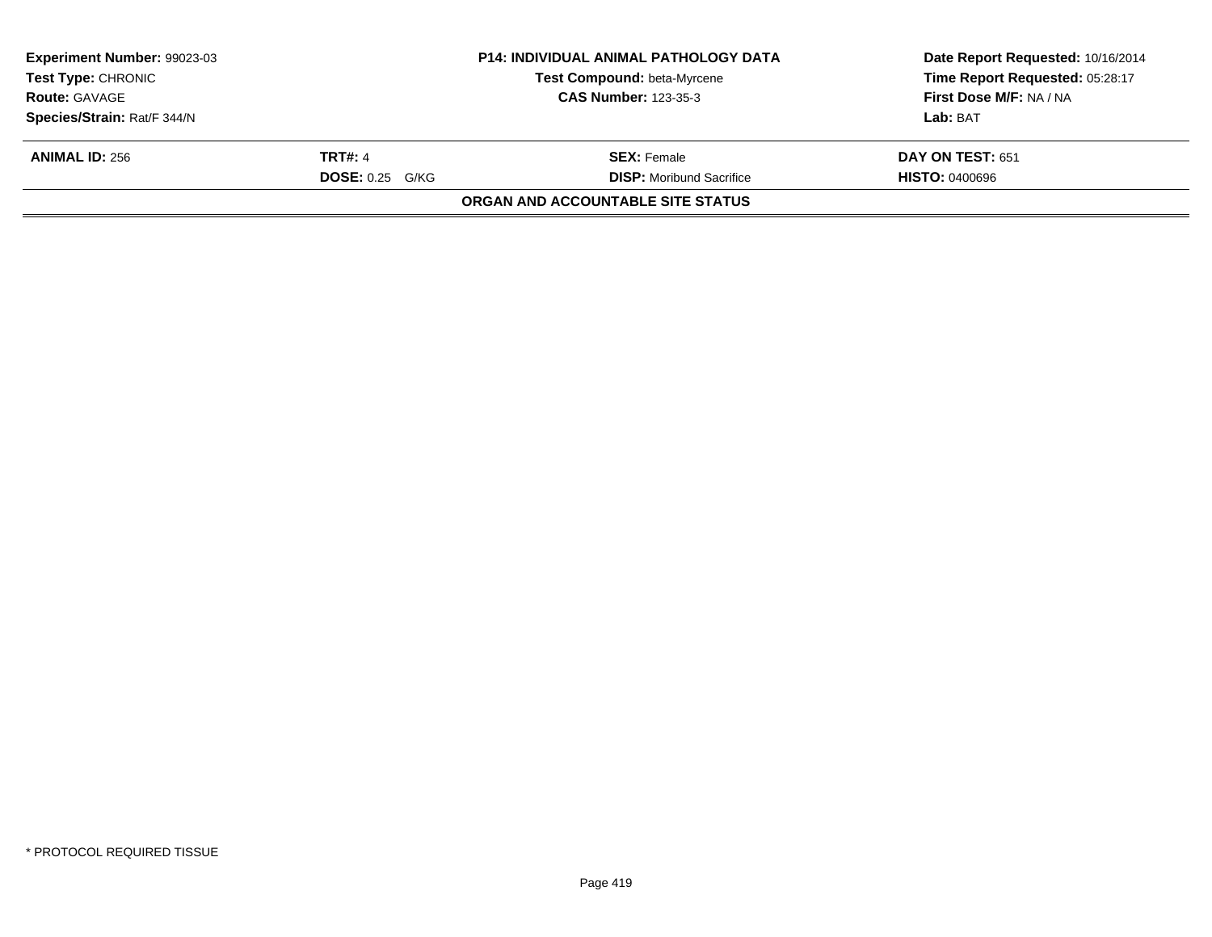| Experiment Number: 99023-03 | P14: INDIVIDUAL ANIMAL PATHOLOGY DATA | Date Report Requested: 10/16/2014 |
|---|---|---|
| Test Type: CHRONIC | Test Compound: beta-Myrcene | Time Report Requested: 05:28:17 |
| Route: GAVAGE | CAS Number: 123-35-3 | First Dose M/F: NA / NA |
| Species/Strain: Rat/F 344/N | | Lab: BAT |

| ANIMAL ID: 256 | TRT#: 4 | SEX: Female | DAY ON TEST: 651 |
|---|---|---|---|
| | DOSE: 0.25 G/KG | DISP: Moribund Sacrifice | HISTO: 0400696 |

**ORGAN AND ACCOUNTABLE SITE STATUS**

* PROTOCOL REQUIRED TISSUE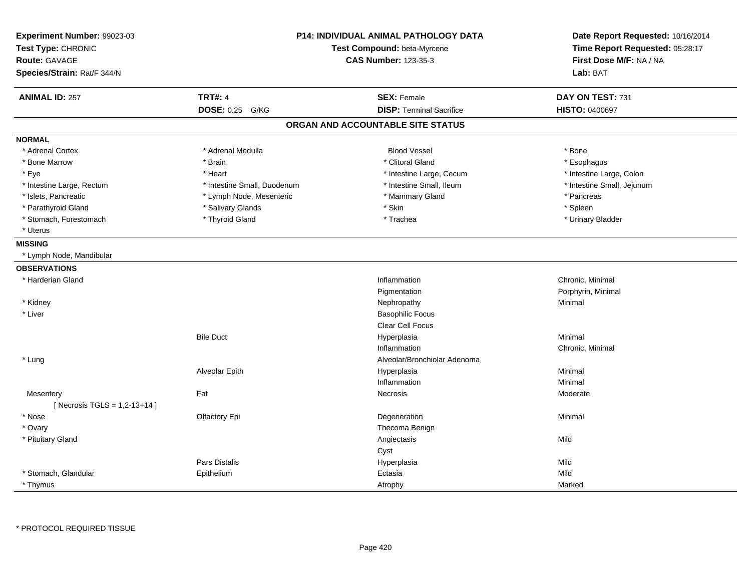**Experiment Number:** 99023-03
**Test Type:** CHRONIC
**Route:** GAVAGE
**Species/Strain:** Rat/F 344/N

**P14: INDIVIDUAL ANIMAL PATHOLOGY DATA**
**Test Compound:** beta-Myrcene
**CAS Number:** 123-35-3

**Date Report Requested:** 10/16/2014
**Time Report Requested:** 05:28:17
**First Dose M/F:** NA / NA
**Lab:** BAT

| **ANIMAL ID:** 257 | **TRT#:** 4 | **SEX:** Female | **DAY ON TEST:** 731 |
|---|---|---|---|
| | **DOSE:** 0.25 G/KG | **DISP:** Terminal Sacrifice | **HISTO:** 0400697 |

## ORGAN AND ACCOUNTABLE SITE STATUS

**NORMAL**

| | | | |
|---|---|---|---|
| * Adrenal Cortex | * Adrenal Medulla | Blood Vessel | * Bone |
| * Bone Marrow | * Brain | * Clitoral Gland | * Esophagus |
| * Eye | * Heart | * Intestine Large, Cecum | * Intestine Large, Colon |
| * Intestine Large, Rectum | * Intestine Small, Duodenum | * Intestine Small, Ileum | * Intestine Small, Jejunum |
| * Islets, Pancreatic | * Lymph Node, Mesenteric | * Mammary Gland | * Pancreas |
| * Parathyroid Gland | * Salivary Glands | * Skin | * Spleen |
| * Stomach, Forestomach | * Thyroid Gland | * Trachea | * Urinary Bladder |
| * Uterus | | | |

**MISSING**

* Lymph Node, Mandibular

**OBSERVATIONS**

| Organ | Site | Observation | Severity |
|---|---|---|---|
| * Harderian Gland | | Inflammation | Chronic, Minimal |
| | | Pigmentation | Porphyrin, Minimal |
| * Kidney | | Nephropathy | Minimal |
| * Liver | | Basophilic Focus | |
| | | Clear Cell Focus | |
| | Bile Duct | Hyperplasia | Minimal |
| | | Inflammation | Chronic, Minimal |
| * Lung | | Alveolar/Bronchiolar Adenoma | |
| | Alveolar Epith | Hyperplasia | Minimal |
| | | Inflammation | Minimal |
| Mesentery | Fat | Necrosis | Moderate |
| [ Necrosis TGLS = 1,2-13+14 ] | | | |
| * Nose | Olfactory Epi | Degeneration | Minimal |
| * Ovary | | Thecoma Benign | |
| * Pituitary Gland | | Angiectasis | Mild |
| | | Cyst | |
| | Pars Distalis | Hyperplasia | Mild |
| * Stomach, Glandular | Epithelium | Ectasia | Mild |
| * Thymus | | Atrophy | Marked |

* PROTOCOL REQUIRED TISSUE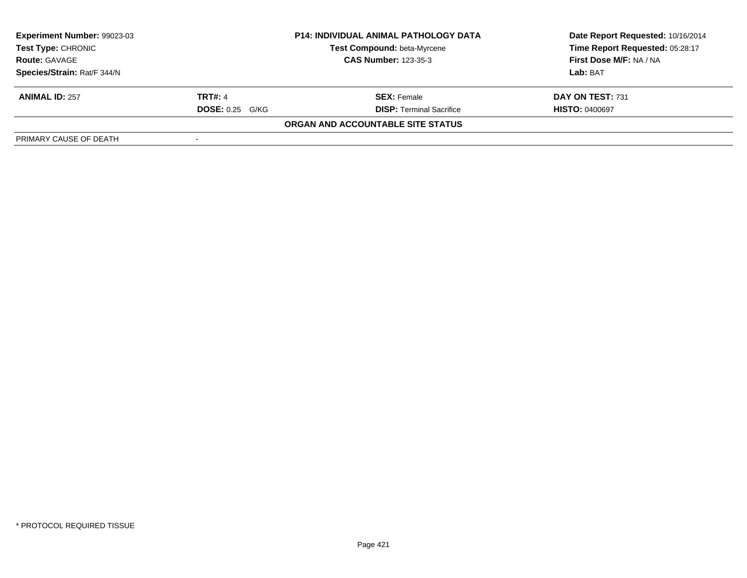| **Experiment Number:** 99023-03 | **P14: INDIVIDUAL ANIMAL PATHOLOGY DATA** | **Date Report Requested:** 10/16/2014 |
|---|---|---|
| **Test Type:** CHRONIC | **Test Compound:** beta-Myrcene | **Time Report Requested:** 05:28:17 |
| **Route:** GAVAGE | **CAS Number:** 123-35-3 | **First Dose M/F:** NA / NA |
| **Species/Strain:** Rat/F 344/N | | **Lab:** BAT |

| **ANIMAL ID:** 257 | **TRT#:** 4 | **SEX:** Female | **DAY ON TEST:** 731 |
|---|---|---|---|
| | **DOSE:** 0.25 G/KG | **DISP:** Terminal Sacrifice | **HISTO:** 0400697 |

**ORGAN AND ACCOUNTABLE SITE STATUS**

| PRIMARY CAUSE OF DEATH | - |
|---|---|

\* PROTOCOL REQUIRED TISSUE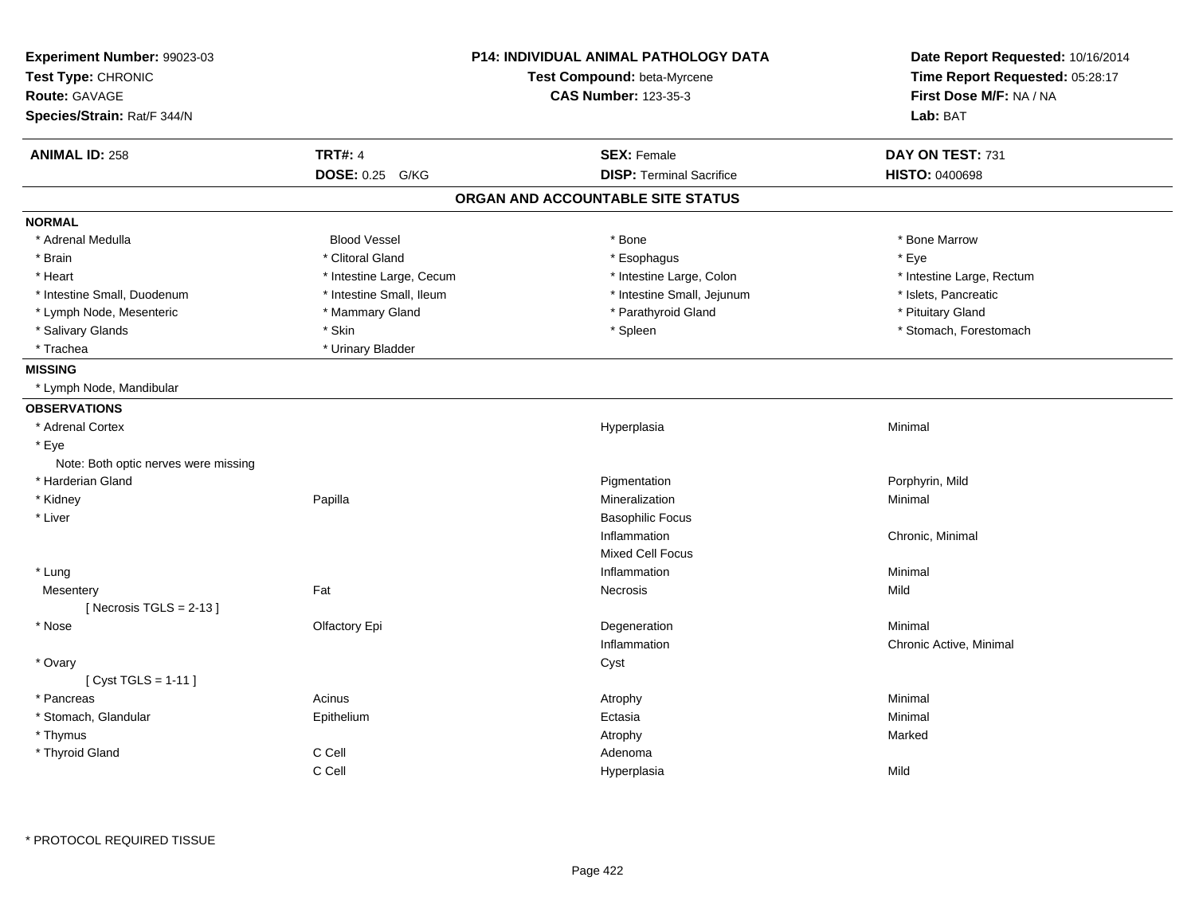**Experiment Number:** 99023-03
**Test Type:** CHRONIC
**Route:** GAVAGE
**Species/Strain:** Rat/F 344/N

**P14: INDIVIDUAL ANIMAL PATHOLOGY DATA**
**Test Compound:** beta-Myrcene
**CAS Number:** 123-35-3

**Date Report Requested:** 10/16/2014
**Time Report Requested:** 05:28:17
**First Dose M/F:** NA / NA
**Lab:** BAT

| **ANIMAL ID:** 258 | **TRT#:** 4 | **SEX:** Female | **DAY ON TEST:** 731 |
|---|---|---|---|
| | **DOSE:** 0.25 G/KG | **DISP:** Terminal Sacrifice | **HISTO:** 0400698 |

## ORGAN AND ACCOUNTABLE SITE STATUS

**NORMAL**

| | | | |
|---|---|---|---|
| * Adrenal Medulla | Blood Vessel | * Bone | * Bone Marrow |
| * Brain | * Clitoral Gland | * Esophagus | * Eye |
| * Heart | * Intestine Large, Cecum | * Intestine Large, Colon | * Intestine Large, Rectum |
| * Intestine Small, Duodenum | * Intestine Small, Ileum | * Intestine Small, Jejunum | * Islets, Pancreatic |
| * Lymph Node, Mesenteric | * Mammary Gland | * Parathyroid Gland | * Pituitary Gland |
| * Salivary Glands | * Skin | * Spleen | * Stomach, Forestomach |
| * Trachea | * Urinary Bladder | | |

**MISSING**

* Lymph Node, Mandibular

**OBSERVATIONS**

| | | | |
|---|---|---|---|
| * Adrenal Cortex | | Hyperplasia | Minimal |
| * Eye | | | |
| Note: Both optic nerves were missing | | | |
| * Harderian Gland | | Pigmentation | Porphyrin, Mild |
| * Kidney | Papilla | Mineralization | Minimal |
| * Liver | | Basophilic Focus | |
| | | Inflammation | Chronic, Minimal |
| | | Mixed Cell Focus | |
| * Lung | | Inflammation | Minimal |
| Mesentery | Fat | Necrosis | Mild |
| [ Necrosis TGLS = 2-13 ] | | | |
| * Nose | Olfactory Epi | Degeneration | Minimal |
| | | Inflammation | Chronic Active, Minimal |
| * Ovary | | Cyst | |
| [ Cyst TGLS = 1-11 ] | | | |
| * Pancreas | Acinus | Atrophy | Minimal |
| * Stomach, Glandular | Epithelium | Ectasia | Minimal |
| * Thymus | | Atrophy | Marked |
| * Thyroid Gland | C Cell | Adenoma | |
| | C Cell | Hyperplasia | Mild |

\* PROTOCOL REQUIRED TISSUE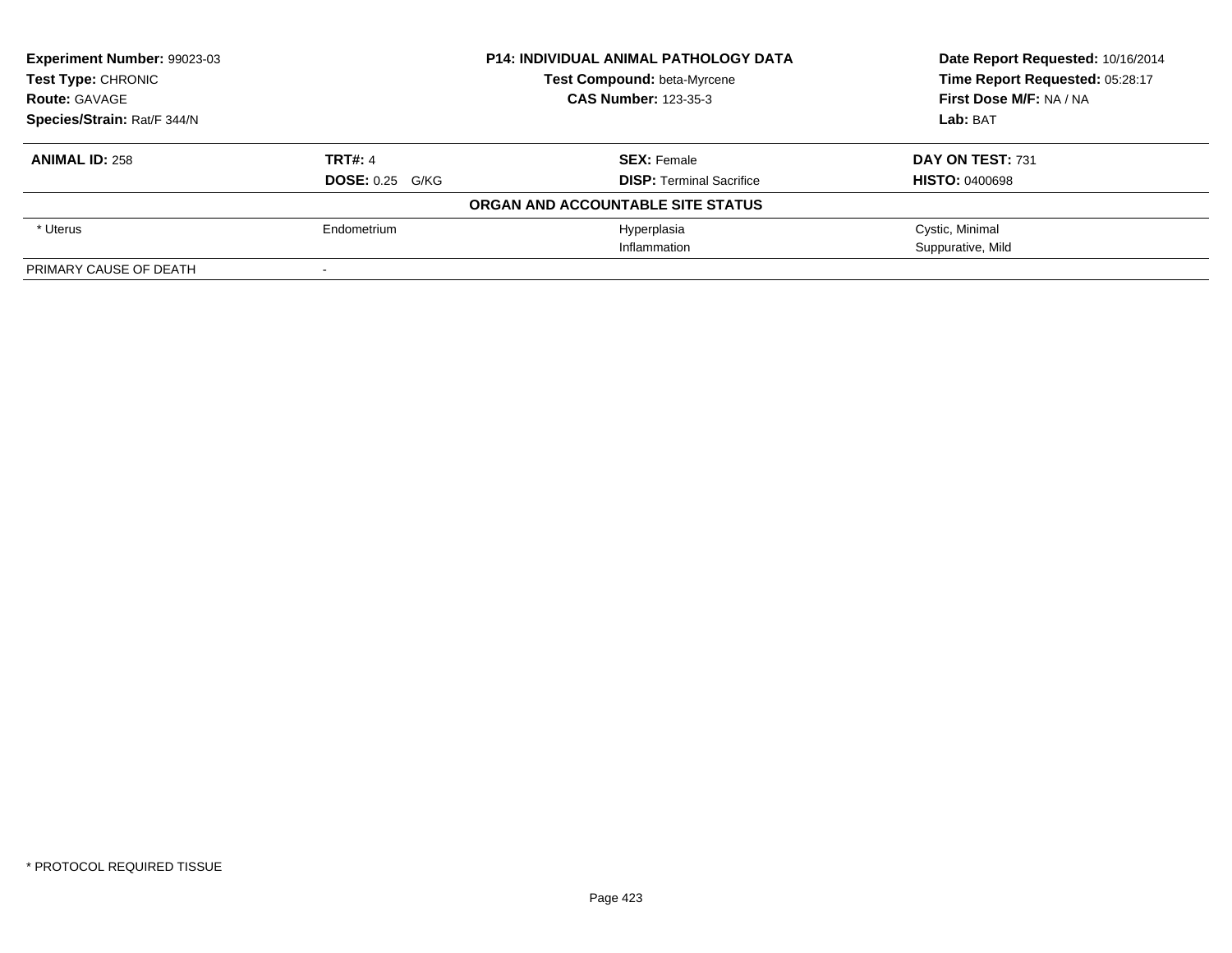**Experiment Number:** 99023-03
**Test Type:** CHRONIC
**Route:** GAVAGE
**Species/Strain:** Rat/F 344/N

**P14: INDIVIDUAL ANIMAL PATHOLOGY DATA**
**Test Compound:** beta-Myrcene
**CAS Number:** 123-35-3

**Date Report Requested:** 10/16/2014
**Time Report Requested:** 05:28:17
**First Dose M/F:** NA / NA
**Lab:** BAT

| **ANIMAL ID:** 258 | **TRT#:** 4 | **SEX:** Female | **DAY ON TEST:** 731 |
|---|---|---|---|
| | **DOSE:** 0.25 G/KG | **DISP:** Terminal Sacrifice | **HISTO:** 0400698 |

**ORGAN AND ACCOUNTABLE SITE STATUS**

| | | | |
|---|---|---|---|
| * Uterus | Endometrium | Hyperplasia | Cystic, Minimal |
| | | Inflammation | Suppurative, Mild |
| PRIMARY CAUSE OF DEATH | - | | |

* PROTOCOL REQUIRED TISSUE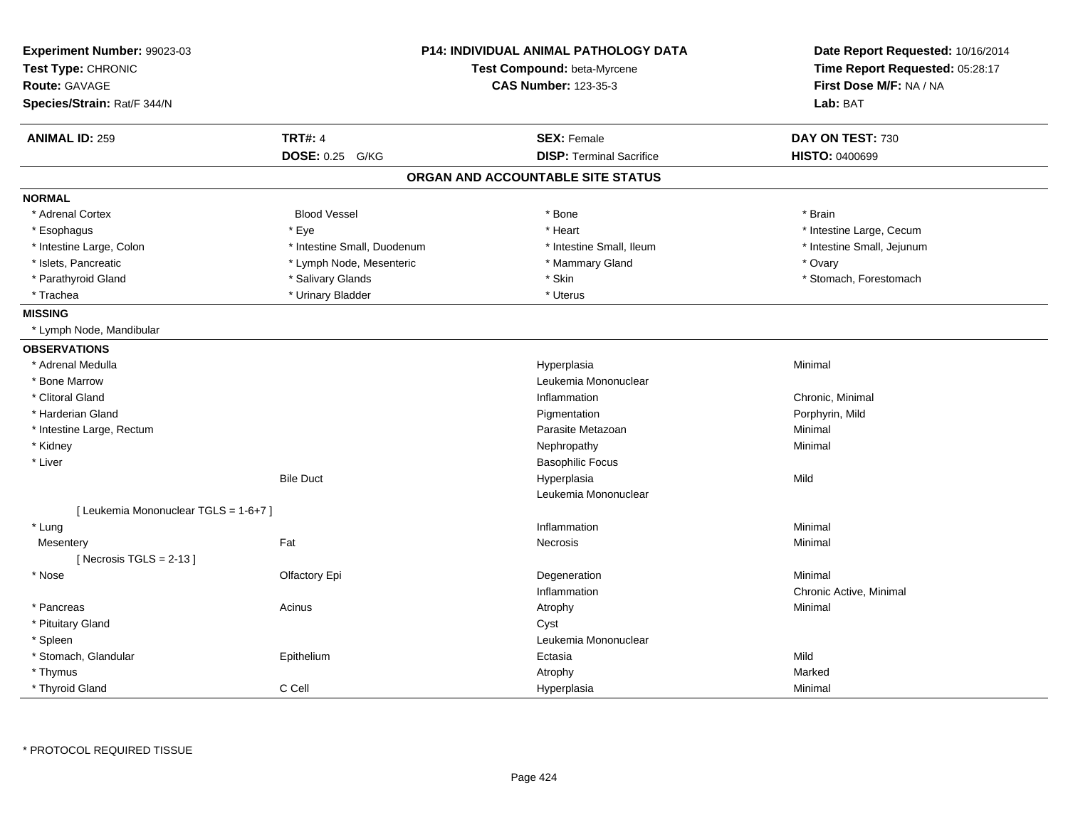**Experiment Number:** 99023-03
**Test Type:** CHRONIC
**Route:** GAVAGE
**Species/Strain:** Rat/F 344/N

**P14: INDIVIDUAL ANIMAL PATHOLOGY DATA**
**Test Compound:** beta-Myrcene
**CAS Number:** 123-35-3

**Date Report Requested:** 10/16/2014
**Time Report Requested:** 05:28:17
**First Dose M/F:** NA / NA
**Lab:** BAT

| **ANIMAL ID:** 259 | **TRT#:** 4 | **SEX:** Female | **DAY ON TEST:** 730 |
|---|---|---|---|
| | **DOSE:** 0.25 G/KG | **DISP:** Terminal Sacrifice | **HISTO:** 0400699 |

## ORGAN AND ACCOUNTABLE SITE STATUS

**NORMAL**

| | | | |
|---|---|---|---|
| * Adrenal Cortex | Blood Vessel | * Bone | * Brain |
| * Esophagus | * Eye | * Heart | * Intestine Large, Cecum |
| * Intestine Large, Colon | * Intestine Small, Duodenum | * Intestine Small, Ileum | * Intestine Small, Jejunum |
| * Islets, Pancreatic | * Lymph Node, Mesenteric | * Mammary Gland | * Ovary |
| * Parathyroid Gland | * Salivary Glands | * Skin | * Stomach, Forestomach |
| * Trachea | * Urinary Bladder | * Uterus | |

**MISSING**

* Lymph Node, Mandibular

**OBSERVATIONS**

| | | | |
|---|---|---|---|
| * Adrenal Medulla | | Hyperplasia | Minimal |
| * Bone Marrow | | Leukemia Mononuclear | |
| * Clitoral Gland | | Inflammation | Chronic, Minimal |
| * Harderian Gland | | Pigmentation | Porphyrin, Mild |
| * Intestine Large, Rectum | | Parasite Metazoan | Minimal |
| * Kidney | | Nephropathy | Minimal |
| * Liver | | Basophilic Focus | |
| | Bile Duct | Hyperplasia | Mild |
| | | Leukemia Mononuclear | |
| [ Leukemia Mononuclear TGLS = 1-6+7 ] | | | |
| * Lung | | Inflammation | Minimal |
| Mesentery | Fat | Necrosis | Minimal |
| [ Necrosis TGLS = 2-13 ] | | | |
| * Nose | Olfactory Epi | Degeneration | Minimal |
| | | Inflammation | Chronic Active, Minimal |
| * Pancreas | Acinus | Atrophy | Minimal |
| * Pituitary Gland | | Cyst | |
| * Spleen | | Leukemia Mononuclear | |
| * Stomach, Glandular | Epithelium | Ectasia | Mild |
| * Thymus | | Atrophy | Marked |
| * Thyroid Gland | C Cell | Hyperplasia | Minimal |

* PROTOCOL REQUIRED TISSUE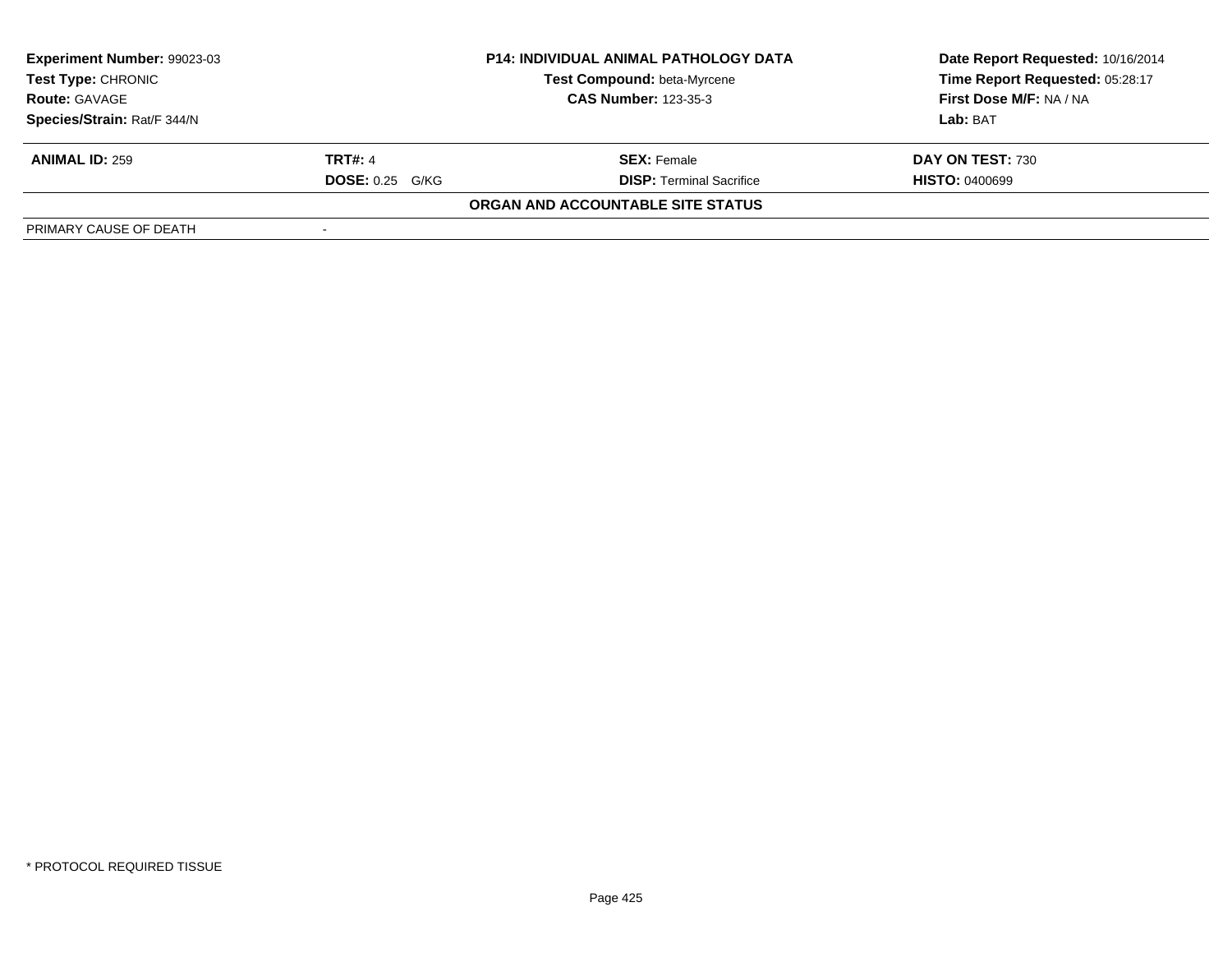**Experiment Number:** 99023-03
**Test Type:** CHRONIC
**Route:** GAVAGE
**Species/Strain:** Rat/F 344/N

**P14: INDIVIDUAL ANIMAL PATHOLOGY DATA**
**Test Compound:** beta-Myrcene
**CAS Number:** 123-35-3

**Date Report Requested:** 10/16/2014
**Time Report Requested:** 05:28:17
**First Dose M/F:** NA / NA
**Lab:** BAT

| **ANIMAL ID:** 259 | **TRT#:** 4 | **SEX:** Female | **DAY ON TEST:** 730 |
|---|---|---|---|
| | **DOSE:** 0.25 G/KG | **DISP:** Terminal Sacrifice | **HISTO:** 0400699 |

**ORGAN AND ACCOUNTABLE SITE STATUS**

| PRIMARY CAUSE OF DEATH | - |
|---|---|

* PROTOCOL REQUIRED TISSUE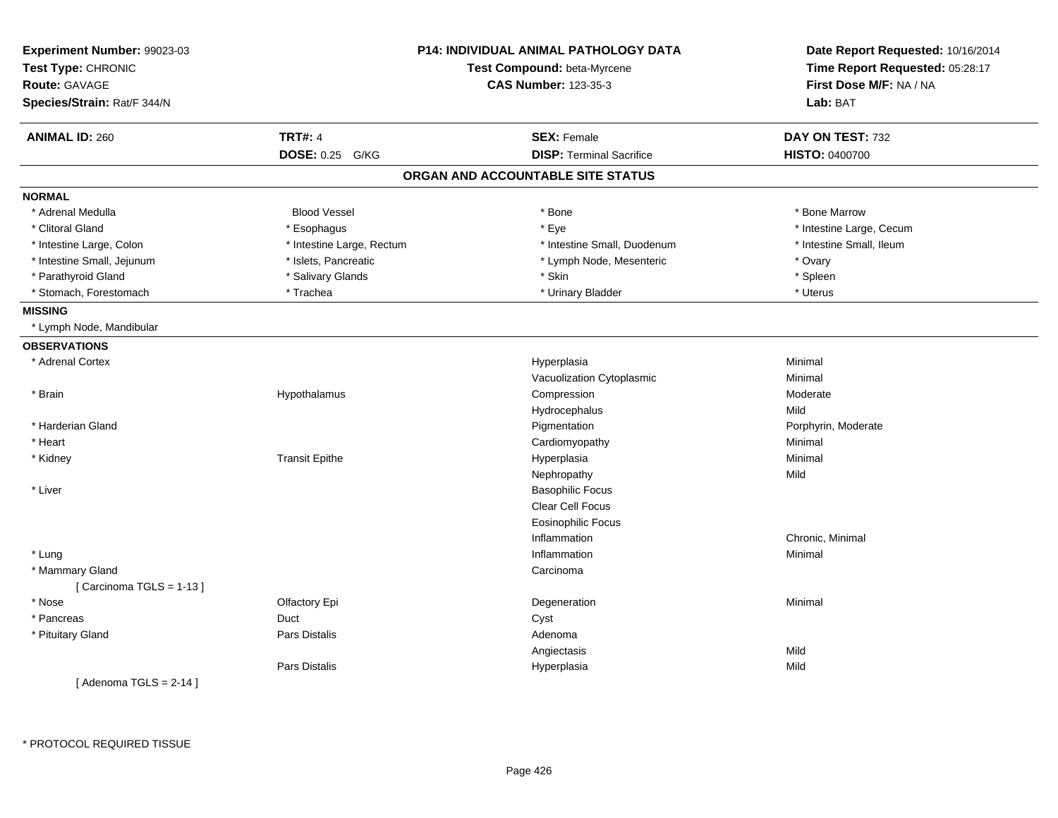**Experiment Number:** 99023-03
**Test Type:** CHRONIC
**Route:** GAVAGE
**Species/Strain:** Rat/F 344/N

**P14: INDIVIDUAL ANIMAL PATHOLOGY DATA**
**Test Compound:** beta-Myrcene
**CAS Number:** 123-35-3

**Date Report Requested:** 10/16/2014
**Time Report Requested:** 05:28:17
**First Dose M/F:** NA / NA
**Lab:** BAT

| **ANIMAL ID:** 260 | **TRT#:** 4 | **SEX:** Female | **DAY ON TEST:** 732 |
|---|---|---|---|
| | **DOSE:** 0.25 G/KG | **DISP:** Terminal Sacrifice | **HISTO:** 0400700 |

## ORGAN AND ACCOUNTABLE SITE STATUS

**NORMAL**

| | | | |
|---|---|---|---|
| * Adrenal Medulla | Blood Vessel | * Bone | * Bone Marrow |
| * Clitoral Gland | * Esophagus | * Eye | * Intestine Large, Cecum |
| * Intestine Large, Colon | * Intestine Large, Rectum | * Intestine Small, Duodenum | * Intestine Small, Ileum |
| * Intestine Small, Jejunum | * Islets, Pancreatic | * Lymph Node, Mesenteric | * Ovary |
| * Parathyroid Gland | * Salivary Glands | * Skin | * Spleen |
| * Stomach, Forestomach | * Trachea | * Urinary Bladder | * Uterus |

**MISSING**

* Lymph Node, Mandibular

**OBSERVATIONS**

| Organ | Site | Observation | Severity |
|---|---|---|---|
| * Adrenal Cortex | | Hyperplasia | Minimal |
| | | Vacuolization Cytoplasmic | Minimal |
| * Brain | Hypothalamus | Compression | Moderate |
| | | Hydrocephalus | Mild |
| * Harderian Gland | | Pigmentation | Porphyrin, Moderate |
| * Heart | | Cardiomyopathy | Minimal |
| * Kidney | Transit Epithe | Hyperplasia | Minimal |
| | | Nephropathy | Mild |
| * Liver | | Basophilic Focus | |
| | | Clear Cell Focus | |
| | | Eosinophilic Focus | |
| | | Inflammation | Chronic, Minimal |
| * Lung | | Inflammation | Minimal |
| * Mammary Gland | | Carcinoma | |
| [ Carcinoma TGLS = 1-13 ] | | | |
| * Nose | Olfactory Epi | Degeneration | Minimal |
| * Pancreas | Duct | Cyst | |
| * Pituitary Gland | Pars Distalis | Adenoma | |
| | | Angiectasis | Mild |
| | Pars Distalis | Hyperplasia | Mild |
| [ Adenoma TGLS = 2-14 ] | | | |

* PROTOCOL REQUIRED TISSUE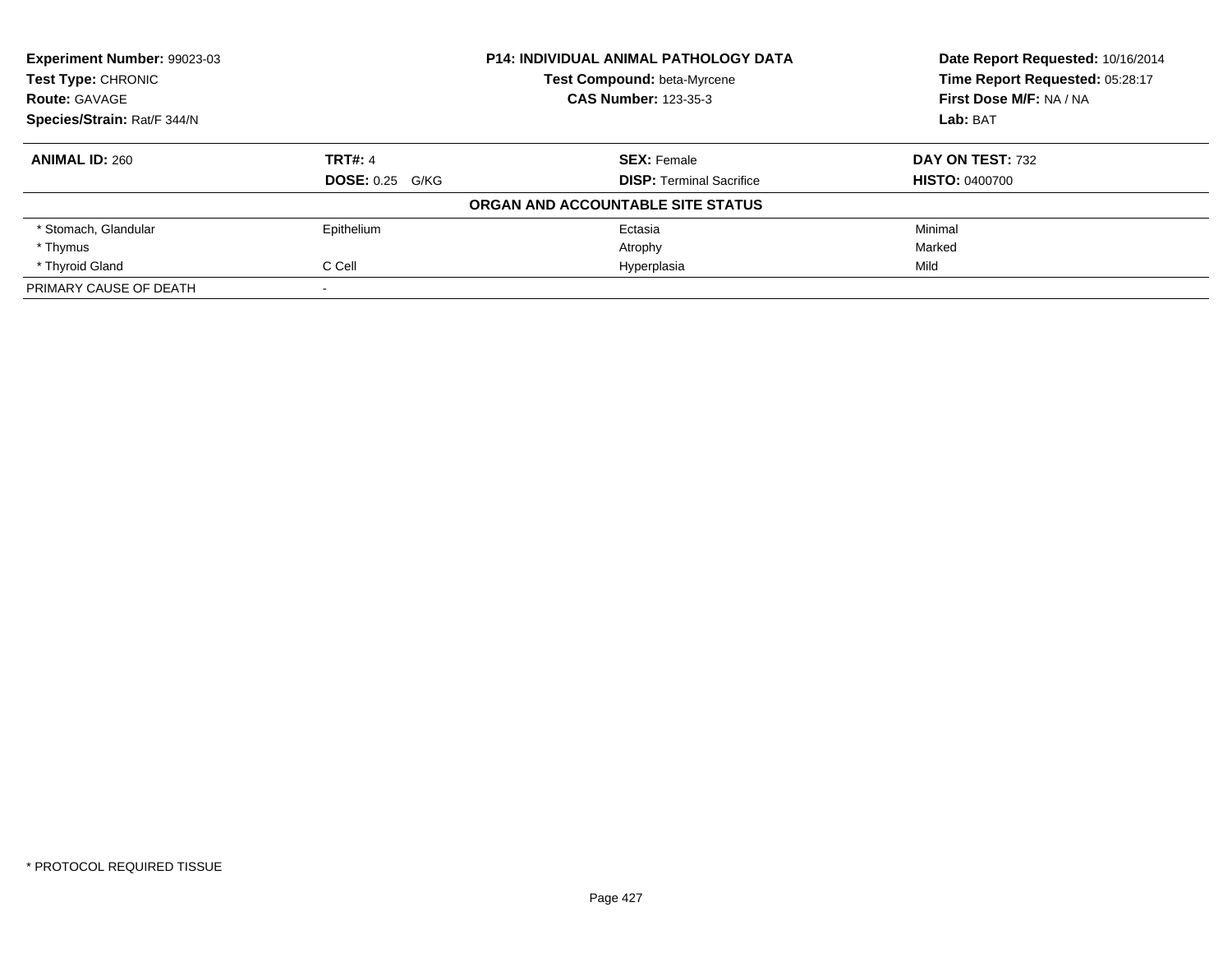**Experiment Number:** 99023-03
**Test Type:** CHRONIC
**Route:** GAVAGE
**Species/Strain:** Rat/F 344/N

**P14: INDIVIDUAL ANIMAL PATHOLOGY DATA**
**Test Compound:** beta-Myrcene
**CAS Number:** 123-35-3

**Date Report Requested:** 10/16/2014
**Time Report Requested:** 05:28:17
**First Dose M/F:** NA / NA
**Lab:** BAT

| **ANIMAL ID:** 260 | **TRT#:** 4 | **SEX:** Female | **DAY ON TEST:** 732 |
|---|---|---|---|
| | **DOSE:** 0.25 G/KG | **DISP:** Terminal Sacrifice | **HISTO:** 0400700 |

**ORGAN AND ACCOUNTABLE SITE STATUS**

| | | | |
|---|---|---|---|
| * Stomach, Glandular | Epithelium | Ectasia | Minimal |
| * Thymus | | Atrophy | Marked |
| * Thyroid Gland | C Cell | Hyperplasia | Mild |
| PRIMARY CAUSE OF DEATH | - | | |

* PROTOCOL REQUIRED TISSUE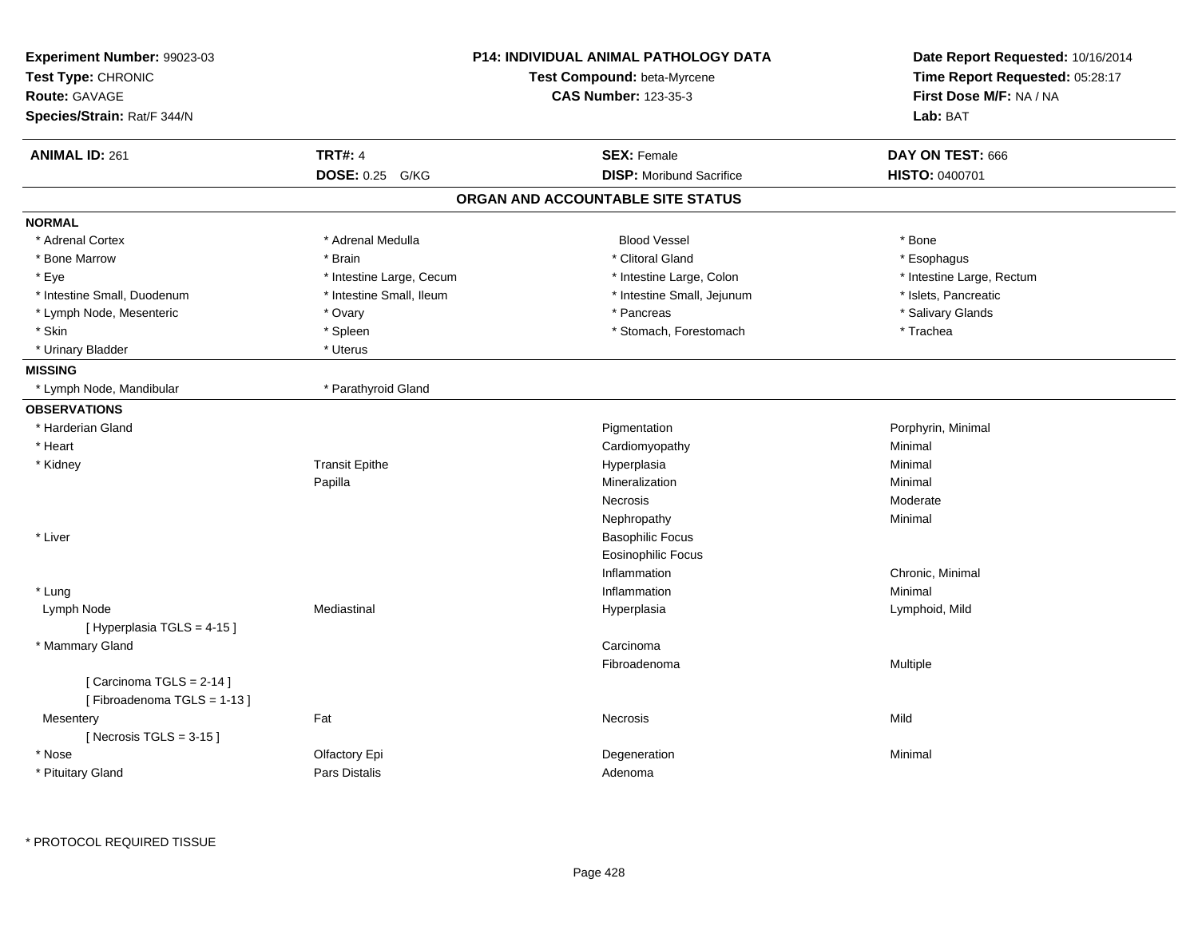**Experiment Number:** 99023-03
**Test Type:** CHRONIC
**Route:** GAVAGE
**Species/Strain:** Rat/F 344/N

**P14: INDIVIDUAL ANIMAL PATHOLOGY DATA**
**Test Compound:** beta-Myrcene
**CAS Number:** 123-35-3

**Date Report Requested:** 10/16/2014
**Time Report Requested:** 05:28:17
**First Dose M/F:** NA / NA
**Lab:** BAT

| **ANIMAL ID:** 261 | **TRT#:** 4 | **SEX:** Female | **DAY ON TEST:** 666 |
|---|---|---|---|
| | **DOSE:** 0.25 G/KG | **DISP:** Moribund Sacrifice | **HISTO:** 0400701 |

## ORGAN AND ACCOUNTABLE SITE STATUS

**NORMAL**

| | | | |
|---|---|---|---|
| * Adrenal Cortex | * Adrenal Medulla | Blood Vessel | * Bone |
| * Bone Marrow | * Brain | * Clitoral Gland | * Esophagus |
| * Eye | * Intestine Large, Cecum | * Intestine Large, Colon | * Intestine Large, Rectum |
| * Intestine Small, Duodenum | * Intestine Small, Ileum | * Intestine Small, Jejunum | * Islets, Pancreatic |
| * Lymph Node, Mesenteric | * Ovary | * Pancreas | * Salivary Glands |
| * Skin | * Spleen | * Stomach, Forestomach | * Trachea |
| * Urinary Bladder | * Uterus | | |

**MISSING**

| | |
|---|---|
| * Lymph Node, Mandibular | * Parathyroid Gland |

**OBSERVATIONS**

| | | | |
|---|---|---|---|
| * Harderian Gland | | Pigmentation | Porphyrin, Minimal |
| * Heart | | Cardiomyopathy | Minimal |
| * Kidney | Transit Epithe | Hyperplasia | Minimal |
| | Papilla | Mineralization | Minimal |
| | | Necrosis | Moderate |
| | | Nephropathy | Minimal |
| * Liver | | Basophilic Focus | |
| | | Eosinophilic Focus | |
| | | Inflammation | Chronic, Minimal |
| * Lung | | Inflammation | Minimal |
| Lymph Node | Mediastinal | Hyperplasia | Lymphoid, Mild |
| [ Hyperplasia TGLS = 4-15 ] | | | |
| * Mammary Gland | | Carcinoma | |
| | | Fibroadenoma | Multiple |
| [ Carcinoma TGLS = 2-14 ] | | | |
| [ Fibroadenoma TGLS = 1-13 ] | | | |
| Mesentery | Fat | Necrosis | Mild |
| [ Necrosis TGLS = 3-15 ] | | | |
| * Nose | Olfactory Epi | Degeneration | Minimal |
| * Pituitary Gland | Pars Distalis | Adenoma | |

* PROTOCOL REQUIRED TISSUE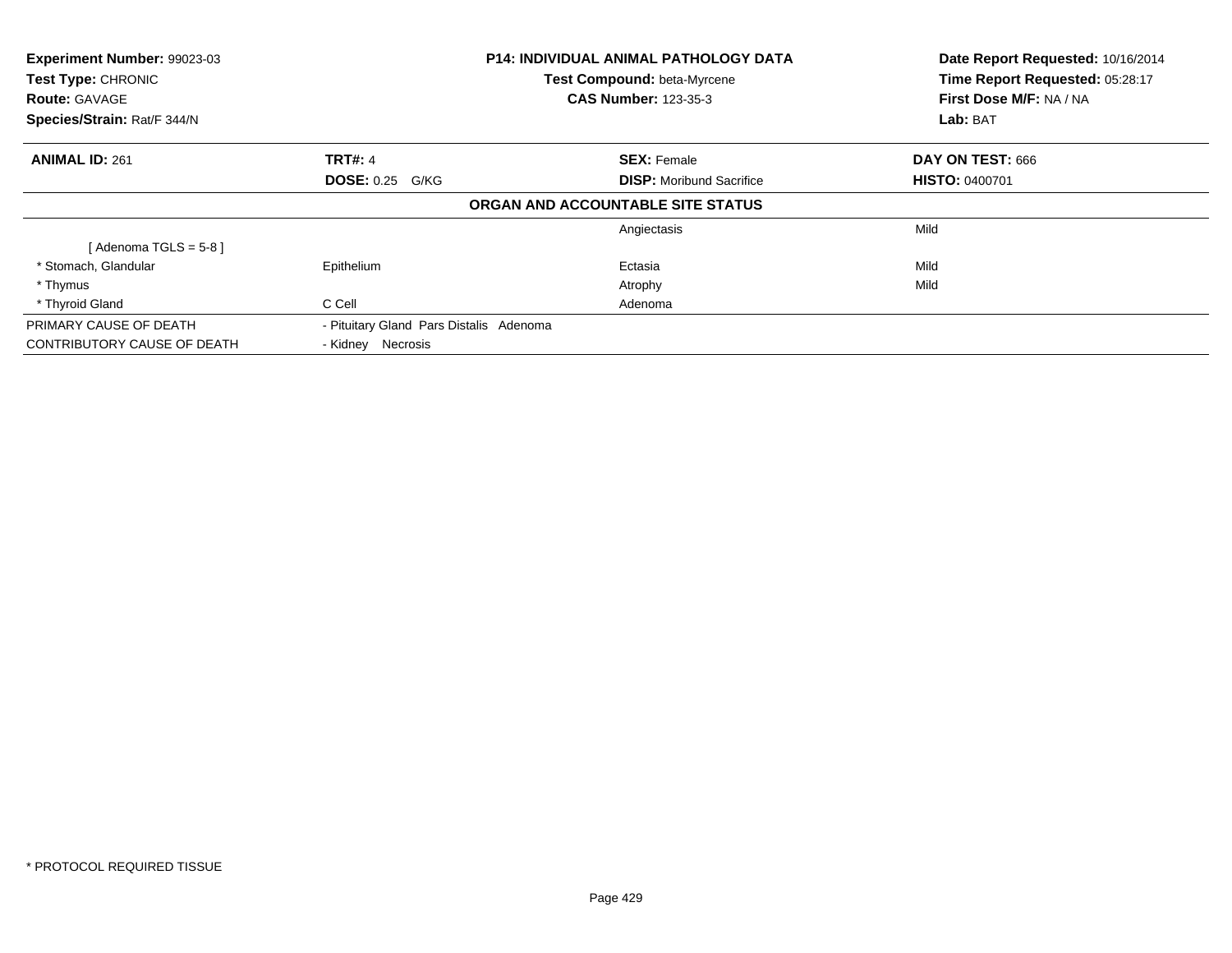| **Experiment Number:** 99023-03 | **P14: INDIVIDUAL ANIMAL PATHOLOGY DATA** | **Date Report Requested:** 10/16/2014 |
|---|---|---|
| **Test Type:** CHRONIC | **Test Compound:** beta-Myrcene | **Time Report Requested:** 05:28:17 |
| **Route:** GAVAGE | **CAS Number:** 123-35-3 | **First Dose M/F:** NA / NA |
| **Species/Strain:** Rat/F 344/N | | **Lab:** BAT |

| **ANIMAL ID:** 261 | **TRT#:** 4 | **SEX:** Female | **DAY ON TEST:** 666 |
|---|---|---|---|
| | **DOSE:** 0.25 G/KG | **DISP:** Moribund Sacrifice | **HISTO:** 0400701 |

**ORGAN AND ACCOUNTABLE SITE STATUS**

| | | | |
|---|---|---|---|
| | | Angiectasis | Mild |
| [ Adenoma TGLS = 5-8 ] | | | |
| * Stomach, Glandular | Epithelium | Ectasia | Mild |
| * Thymus | | Atrophy | Mild |
| * Thyroid Gland | C Cell | Adenoma | |
| PRIMARY CAUSE OF DEATH | - Pituitary Gland Pars Distalis Adenoma | | |
| CONTRIBUTORY CAUSE OF DEATH | - Kidney Necrosis | | |

\* PROTOCOL REQUIRED TISSUE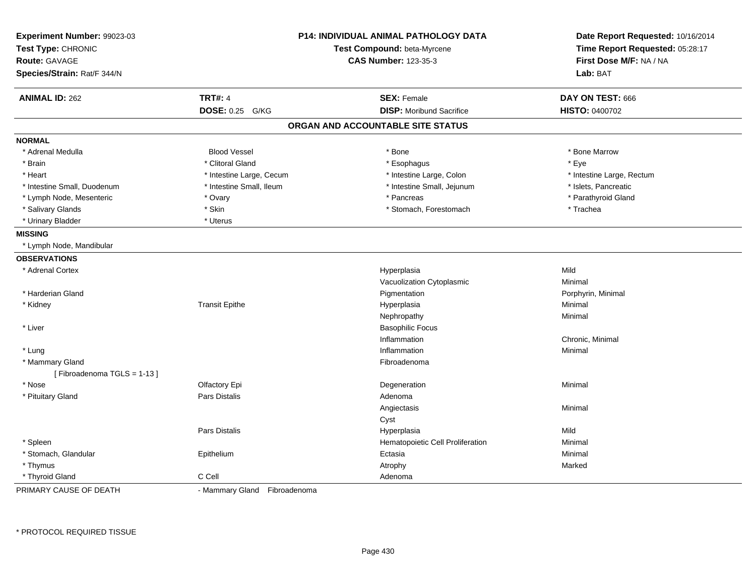**Experiment Number:** 99023-03
**Test Type:** CHRONIC
**Route:** GAVAGE
**Species/Strain:** Rat/F 344/N

**P14: INDIVIDUAL ANIMAL PATHOLOGY DATA**
**Test Compound:** beta-Myrcene
**CAS Number:** 123-35-3

**Date Report Requested:** 10/16/2014
**Time Report Requested:** 05:28:17
**First Dose M/F:** NA / NA
**Lab:** BAT

| **ANIMAL ID:** 262 | **TRT#:** 4 | **SEX:** Female | **DAY ON TEST:** 666 |
|---|---|---|---|
| | **DOSE:** 0.25 G/KG | **DISP:** Moribund Sacrifice | **HISTO:** 0400702 |

## ORGAN AND ACCOUNTABLE SITE STATUS

**NORMAL**

| | | | |
|---|---|---|---|
| * Adrenal Medulla | Blood Vessel | * Bone | * Bone Marrow |
| * Brain | * Clitoral Gland | * Esophagus | * Eye |
| * Heart | * Intestine Large, Cecum | * Intestine Large, Colon | * Intestine Large, Rectum |
| * Intestine Small, Duodenum | * Intestine Small, Ileum | * Intestine Small, Jejunum | * Islets, Pancreatic |
| * Lymph Node, Mesenteric | * Ovary | * Pancreas | * Parathyroid Gland |
| * Salivary Glands | * Skin | * Stomach, Forestomach | * Trachea |
| * Urinary Bladder | * Uterus | | |

**MISSING**

* Lymph Node, Mandibular

**OBSERVATIONS**

| | | | |
|---|---|---|---|
| * Adrenal Cortex | | Hyperplasia | Mild |
| | | Vacuolization Cytoplasmic | Minimal |
| * Harderian Gland | | Pigmentation | Porphyrin, Minimal |
| * Kidney | Transit Epithe | Hyperplasia | Minimal |
| | | Nephropathy | Minimal |
| * Liver | | Basophilic Focus | |
| | | Inflammation | Chronic, Minimal |
| * Lung | | Inflammation | Minimal |
| * Mammary Gland | | Fibroadenoma | |
| [ Fibroadenoma TGLS = 1-13 ] | | | |
| * Nose | Olfactory Epi | Degeneration | Minimal |
| * Pituitary Gland | Pars Distalis | Adenoma | |
| | | Angiectasis | Minimal |
| | | Cyst | |
| | Pars Distalis | Hyperplasia | Mild |
| * Spleen | | Hematopoietic Cell Proliferation | Minimal |
| * Stomach, Glandular | Epithelium | Ectasia | Minimal |
| * Thymus | | Atrophy | Marked |
| * Thyroid Gland | C Cell | Adenoma | |

PRIMARY CAUSE OF DEATH - Mammary Gland Fibroadenoma

* PROTOCOL REQUIRED TISSUE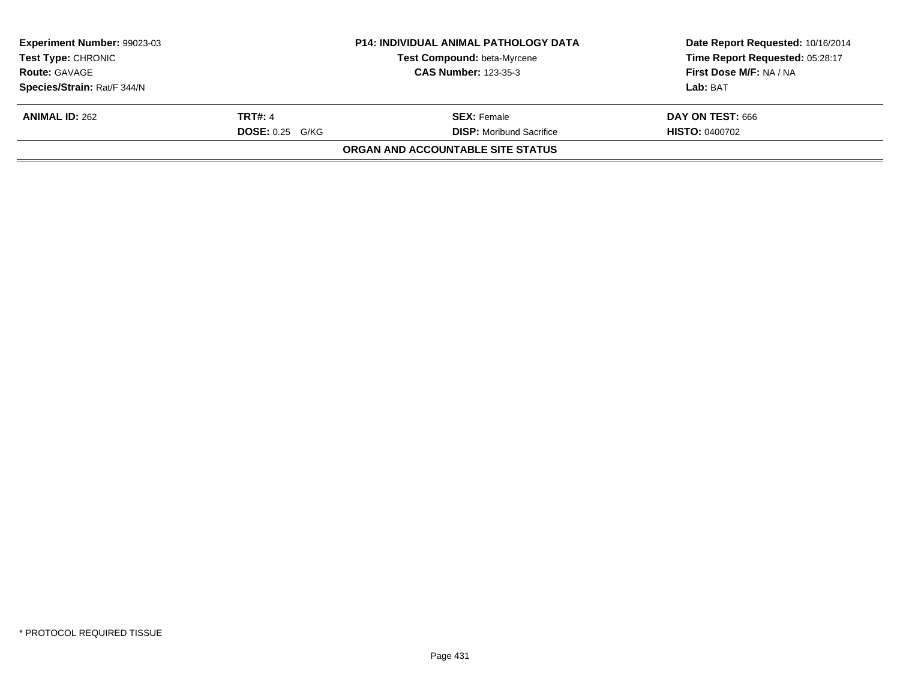**Experiment Number:** 99023-03
**Test Type:** CHRONIC
**Route:** GAVAGE
**Species/Strain:** Rat/F 344/N

**P14: INDIVIDUAL ANIMAL PATHOLOGY DATA**
**Test Compound:** beta-Myrcene
**CAS Number:** 123-35-3

**Date Report Requested:** 10/16/2014
**Time Report Requested:** 05:28:17
**First Dose M/F:** NA / NA
**Lab:** BAT

| **ANIMAL ID:** 262 | **TRT#:** 4 | **SEX:** Female | **DAY ON TEST:** 666 |
|---|---|---|---|
| | **DOSE:** 0.25 G/KG | **DISP:** Moribund Sacrifice | **HISTO:** 0400702 |

**ORGAN AND ACCOUNTABLE SITE STATUS**

* PROTOCOL REQUIRED TISSUE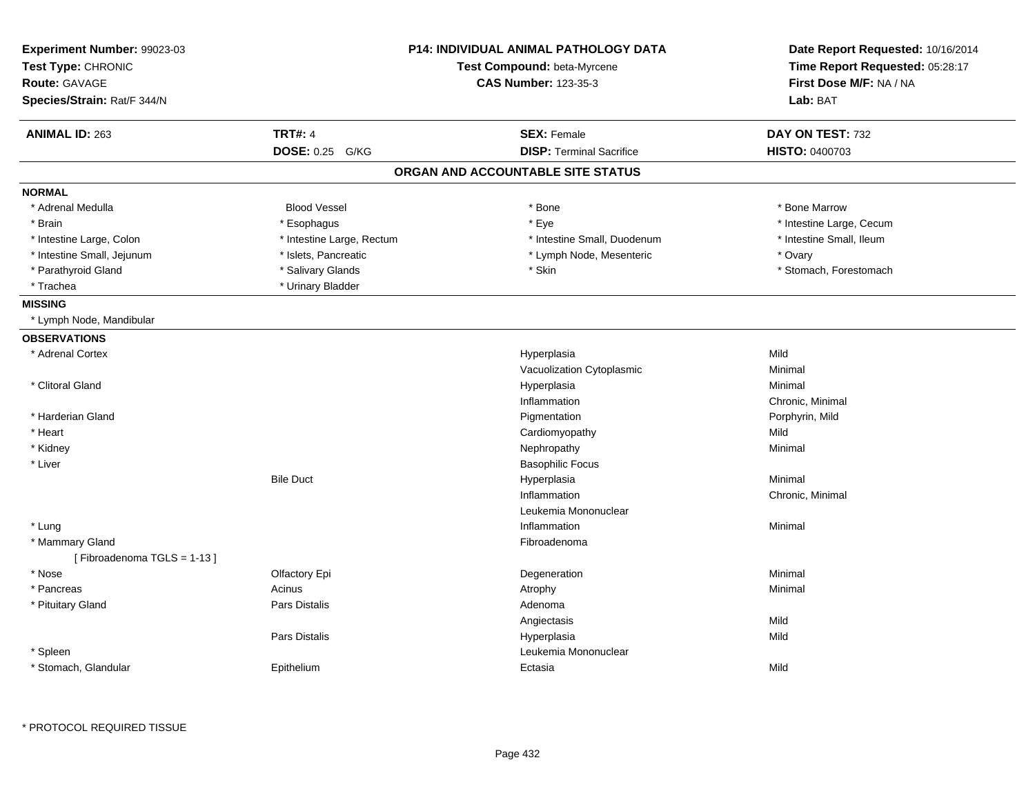**Experiment Number:** 99023-03
**Test Type:** CHRONIC
**Route:** GAVAGE
**Species/Strain:** Rat/F 344/N

**P14: INDIVIDUAL ANIMAL PATHOLOGY DATA**
**Test Compound:** beta-Myrcene
**CAS Number:** 123-35-3

**Date Report Requested:** 10/16/2014
**Time Report Requested:** 05:28:17
**First Dose M/F:** NA / NA
**Lab:** BAT

| **ANIMAL ID:** 263 | **TRT#:** 4 | **SEX:** Female | **DAY ON TEST:** 732 |
|---|---|---|---|
| | **DOSE:** 0.25 G/KG | **DISP:** Terminal Sacrifice | **HISTO:** 0400703 |

## ORGAN AND ACCOUNTABLE SITE STATUS

### NORMAL

| | | | |
|---|---|---|---|
| * Adrenal Medulla | Blood Vessel | * Bone | * Bone Marrow |
| * Brain | * Esophagus | * Eye | * Intestine Large, Cecum |
| * Intestine Large, Colon | * Intestine Large, Rectum | * Intestine Small, Duodenum | * Intestine Small, Ileum |
| * Intestine Small, Jejunum | * Islets, Pancreatic | * Lymph Node, Mesenteric | * Ovary |
| * Parathyroid Gland | * Salivary Glands | * Skin | * Stomach, Forestomach |
| * Trachea | * Urinary Bladder | | |

### MISSING

* Lymph Node, Mandibular

### OBSERVATIONS

| Organ | Site | Observation | Severity |
|---|---|---|---|
| * Adrenal Cortex | | Hyperplasia | Mild |
| | | Vacuolization Cytoplasmic | Minimal |
| * Clitoral Gland | | Hyperplasia | Minimal |
| | | Inflammation | Chronic, Minimal |
| * Harderian Gland | | Pigmentation | Porphyrin, Mild |
| * Heart | | Cardiomyopathy | Mild |
| * Kidney | | Nephropathy | Minimal |
| * Liver | | Basophilic Focus | |
| | Bile Duct | Hyperplasia | Minimal |
| | | Inflammation | Chronic, Minimal |
| | | Leukemia Mononuclear | |
| * Lung | | Inflammation | Minimal |
| * Mammary Gland | | Fibroadenoma | |
| [ Fibroadenoma TGLS = 1-13 ] | | | |
| * Nose | Olfactory Epi | Degeneration | Minimal |
| * Pancreas | Acinus | Atrophy | Minimal |
| * Pituitary Gland | Pars Distalis | Adenoma | |
| | | Angiectasis | Mild |
| | Pars Distalis | Hyperplasia | Mild |
| * Spleen | | Leukemia Mononuclear | |
| * Stomach, Glandular | Epithelium | Ectasia | Mild |

\* PROTOCOL REQUIRED TISSUE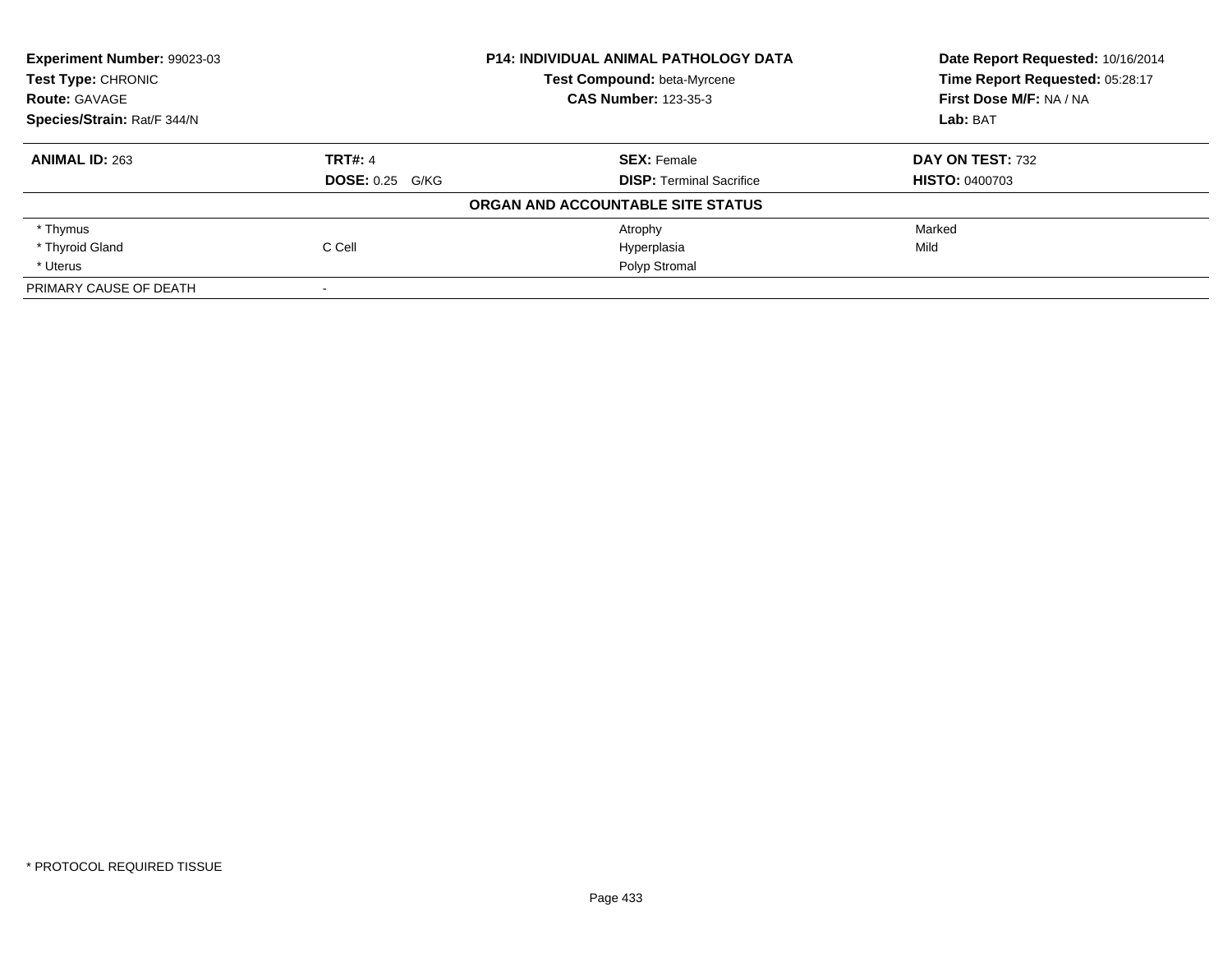| Experiment Number: 99023-03 | P14: INDIVIDUAL ANIMAL PATHOLOGY DATA | Date Report Requested: 10/16/2014 |
|---|---|---|
| Test Type: CHRONIC | Test Compound: beta-Myrcene | Time Report Requested: 05:28:17 |
| Route: GAVAGE | CAS Number: 123-35-3 | First Dose M/F: NA / NA |
| Species/Strain: Rat/F 344/N | | Lab: BAT |

| ANIMAL ID: 263 | TRT#: 4 | SEX: Female | DAY ON TEST: 732 |
|---|---|---|---|
| | DOSE: 0.25 G/KG | DISP: Terminal Sacrifice | HISTO: 0400703 |

**ORGAN AND ACCOUNTABLE SITE STATUS**

| | | | |
|---|---|---|---|
| * Thymus | | Atrophy | Marked |
| * Thyroid Gland | C Cell | Hyperplasia | Mild |
| * Uterus | | Polyp Stromal | |
| PRIMARY CAUSE OF DEATH | - | | |

* PROTOCOL REQUIRED TISSUE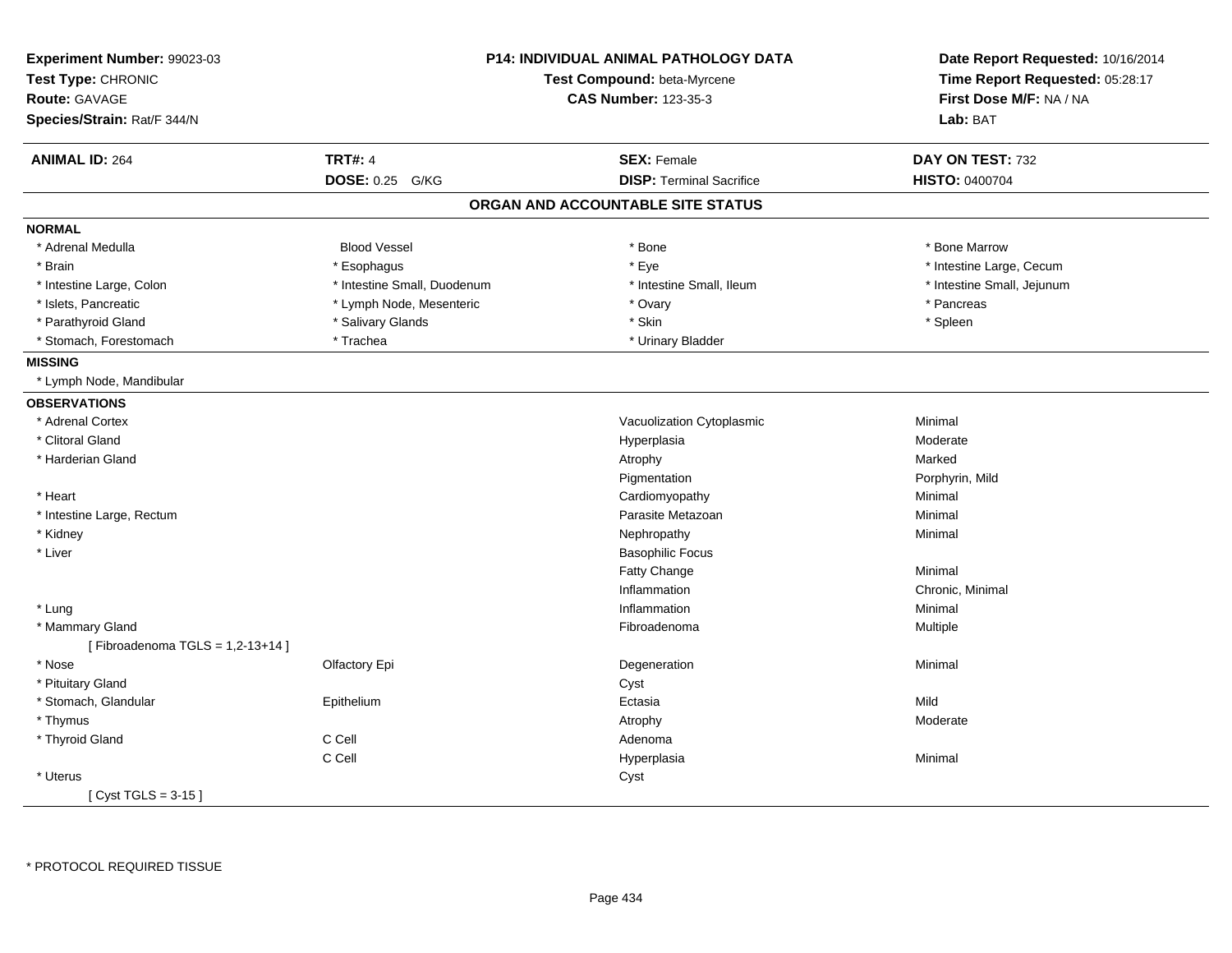**Experiment Number:** 99023-03
**Test Type:** CHRONIC
**Route:** GAVAGE
**Species/Strain:** Rat/F 344/N

**P14: INDIVIDUAL ANIMAL PATHOLOGY DATA**
**Test Compound:** beta-Myrcene
**CAS Number:** 123-35-3

**Date Report Requested:** 10/16/2014
**Time Report Requested:** 05:28:17
**First Dose M/F:** NA / NA
**Lab:** BAT

| **ANIMAL ID:** 264 | **TRT#:** 4 | **SEX:** Female | **DAY ON TEST:** 732 |
|---|---|---|---|
| | **DOSE:** 0.25 G/KG | **DISP:** Terminal Sacrifice | **HISTO:** 0400704 |

## ORGAN AND ACCOUNTABLE SITE STATUS

### NORMAL

| | | | |
|---|---|---|---|
| * Adrenal Medulla | Blood Vessel | * Bone | * Bone Marrow |
| * Brain | * Esophagus | * Eye | * Intestine Large, Cecum |
| * Intestine Large, Colon | * Intestine Small, Duodenum | * Intestine Small, Ileum | * Intestine Small, Jejunum |
| * Islets, Pancreatic | * Lymph Node, Mesenteric | * Ovary | * Pancreas |
| * Parathyroid Gland | * Salivary Glands | * Skin | * Spleen |
| * Stomach, Forestomach | * Trachea | * Urinary Bladder | |

### MISSING

* Lymph Node, Mandibular

### OBSERVATIONS

| | | | |
|---|---|---|---|
| * Adrenal Cortex | | Vacuolization Cytoplasmic | Minimal |
| * Clitoral Gland | | Hyperplasia | Moderate |
| * Harderian Gland | | Atrophy | Marked |
| | | Pigmentation | Porphyrin, Mild |
| * Heart | | Cardiomyopathy | Minimal |
| * Intestine Large, Rectum | | Parasite Metazoan | Minimal |
| * Kidney | | Nephropathy | Minimal |
| * Liver | | Basophilic Focus | |
| | | Fatty Change | Minimal |
| | | Inflammation | Chronic, Minimal |
| * Lung | | Inflammation | Minimal |
| * Mammary Gland | | Fibroadenoma | Multiple |
| [ Fibroadenoma TGLS = 1,2-13+14 ] | | | |
| * Nose | Olfactory Epi | Degeneration | Minimal |
| * Pituitary Gland | | Cyst | |
| * Stomach, Glandular | Epithelium | Ectasia | Mild |
| * Thymus | | Atrophy | Moderate |
| * Thyroid Gland | C Cell | Adenoma | |
| | C Cell | Hyperplasia | Minimal |
| * Uterus | | Cyst | |
| [ Cyst TGLS = 3-15 ] | | | |

* PROTOCOL REQUIRED TISSUE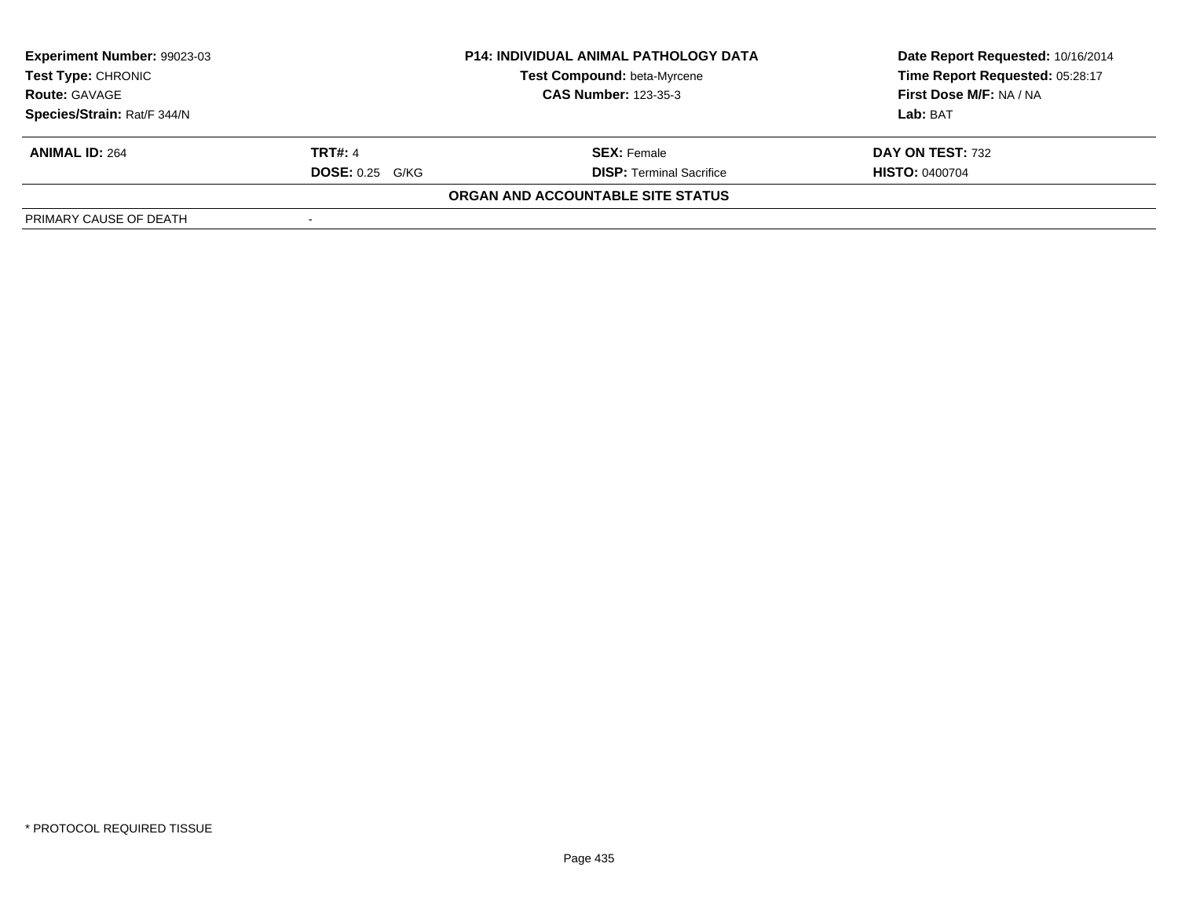**Experiment Number:** 99023-03
**Test Type:** CHRONIC
**Route:** GAVAGE
**Species/Strain:** Rat/F 344/N

**P14: INDIVIDUAL ANIMAL PATHOLOGY DATA**
**Test Compound:** beta-Myrcene
**CAS Number:** 123-35-3

**Date Report Requested:** 10/16/2014
**Time Report Requested:** 05:28:17
**First Dose M/F:** NA / NA
**Lab:** BAT

| **ANIMAL ID:** 264 | **TRT#:** 4 | **SEX:** Female | **DAY ON TEST:** 732 |
|---|---|---|---|
| | **DOSE:** 0.25 G/KG | **DISP:** Terminal Sacrifice | **HISTO:** 0400704 |

**ORGAN AND ACCOUNTABLE SITE STATUS**

| PRIMARY CAUSE OF DEATH | - |
|---|---|

* PROTOCOL REQUIRED TISSUE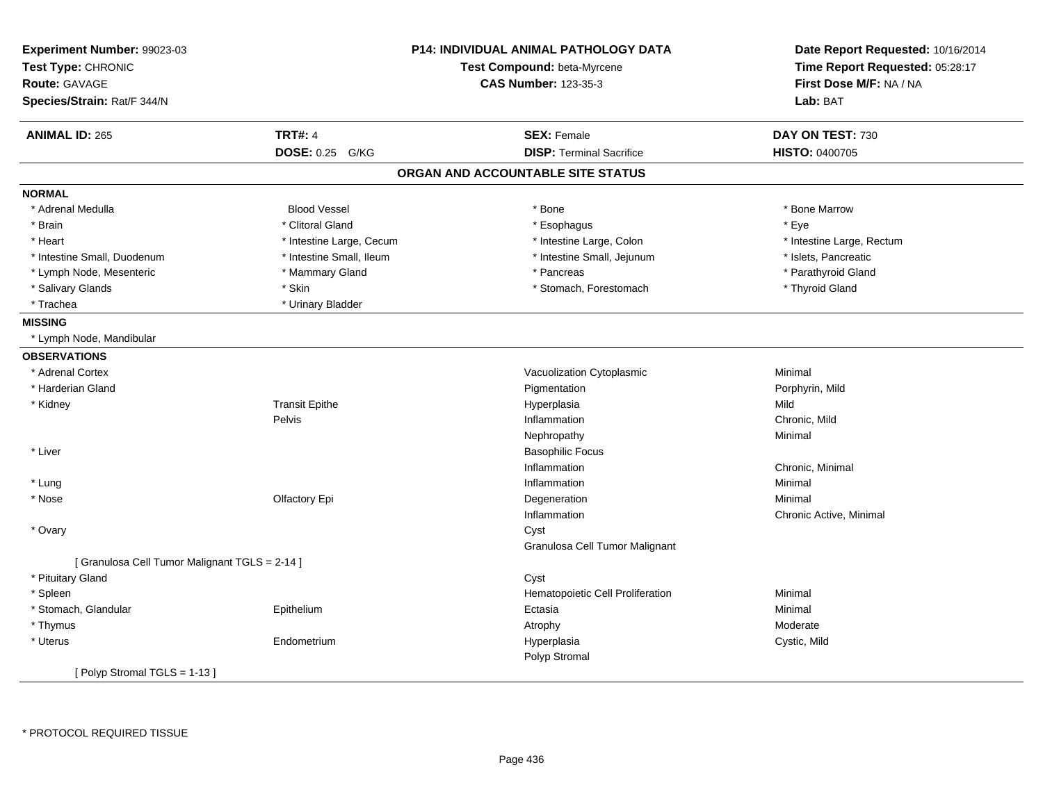**Experiment Number:** 99023-03
**Test Type:** CHRONIC
**Route:** GAVAGE
**Species/Strain:** Rat/F 344/N

**P14: INDIVIDUAL ANIMAL PATHOLOGY DATA**
**Test Compound:** beta-Myrcene
**CAS Number:** 123-35-3

**Date Report Requested:** 10/16/2014
**Time Report Requested:** 05:28:17
**First Dose M/F:** NA / NA
**Lab:** BAT

| **ANIMAL ID:** 265 | **TRT#:** 4 | **SEX:** Female | **DAY ON TEST:** 730 |
|---|---|---|---|
| | **DOSE:** 0.25 G/KG | **DISP:** Terminal Sacrifice | **HISTO:** 0400705 |

## ORGAN AND ACCOUNTABLE SITE STATUS

**NORMAL**

| | | | |
|---|---|---|---|
| * Adrenal Medulla | Blood Vessel | * Bone | * Bone Marrow |
| * Brain | * Clitoral Gland | * Esophagus | * Eye |
| * Heart | * Intestine Large, Cecum | * Intestine Large, Colon | * Intestine Large, Rectum |
| * Intestine Small, Duodenum | * Intestine Small, Ileum | * Intestine Small, Jejunum | * Islets, Pancreatic |
| * Lymph Node, Mesenteric | * Mammary Gland | * Pancreas | * Parathyroid Gland |
| * Salivary Glands | * Skin | * Stomach, Forestomach | * Thyroid Gland |
| * Trachea | * Urinary Bladder | | |

**MISSING**

* Lymph Node, Mandibular

**OBSERVATIONS**

| | | | |
|---|---|---|---|
| * Adrenal Cortex | | Vacuolization Cytoplasmic | Minimal |
| * Harderian Gland | | Pigmentation | Porphyrin, Mild |
| * Kidney | Transit Epithe | Hyperplasia | Mild |
| | Pelvis | Inflammation | Chronic, Mild |
| | | Nephropathy | Minimal |
| * Liver | | Basophilic Focus | |
| | | Inflammation | Chronic, Minimal |
| * Lung | | Inflammation | Minimal |
| * Nose | Olfactory Epi | Degeneration | Minimal |
| | | Inflammation | Chronic Active, Minimal |
| * Ovary | | Cyst | |
| | | Granulosa Cell Tumor Malignant | |
| [ Granulosa Cell Tumor Malignant TGLS = 2-14 ] | | | |
| * Pituitary Gland | | Cyst | |
| * Spleen | | Hematopoietic Cell Proliferation | Minimal |
| * Stomach, Glandular | Epithelium | Ectasia | Minimal |
| * Thymus | | Atrophy | Moderate |
| * Uterus | Endometrium | Hyperplasia | Cystic, Mild |
| | | Polyp Stromal | |
| [ Polyp Stromal TGLS = 1-13 ] | | | |

* PROTOCOL REQUIRED TISSUE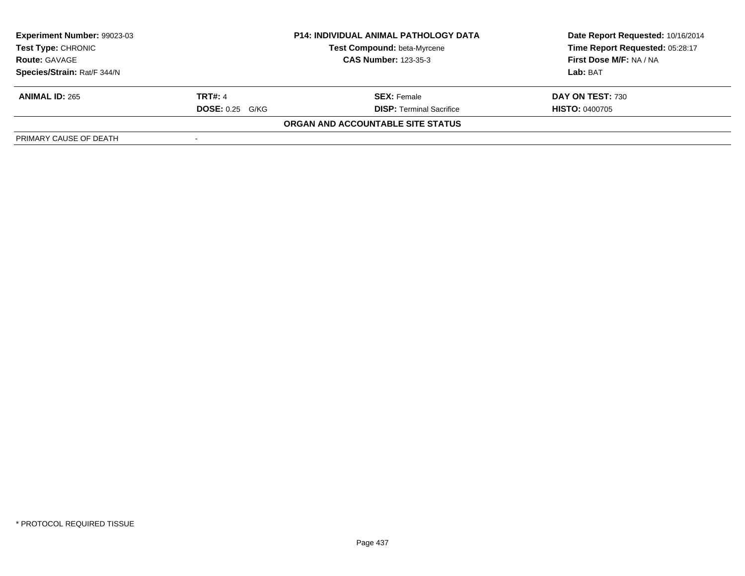| **Experiment Number:** 99023-03 | **P14: INDIVIDUAL ANIMAL PATHOLOGY DATA** | **Date Report Requested:** 10/16/2014 |
|---|---|---|
| **Test Type:** CHRONIC | **Test Compound:** beta-Myrcene | **Time Report Requested:** 05:28:17 |
| **Route:** GAVAGE | **CAS Number:** 123-35-3 | **First Dose M/F:** NA / NA |
| **Species/Strain:** Rat/F 344/N | | **Lab:** BAT |

| **ANIMAL ID:** 265 | **TRT#:** 4 | **SEX:** Female | **DAY ON TEST:** 730 |
|---|---|---|---|
| | **DOSE:** 0.25 G/KG | **DISP:** Terminal Sacrifice | **HISTO:** 0400705 |

**ORGAN AND ACCOUNTABLE SITE STATUS**

| PRIMARY CAUSE OF DEATH | - |
|---|---|

\* PROTOCOL REQUIRED TISSUE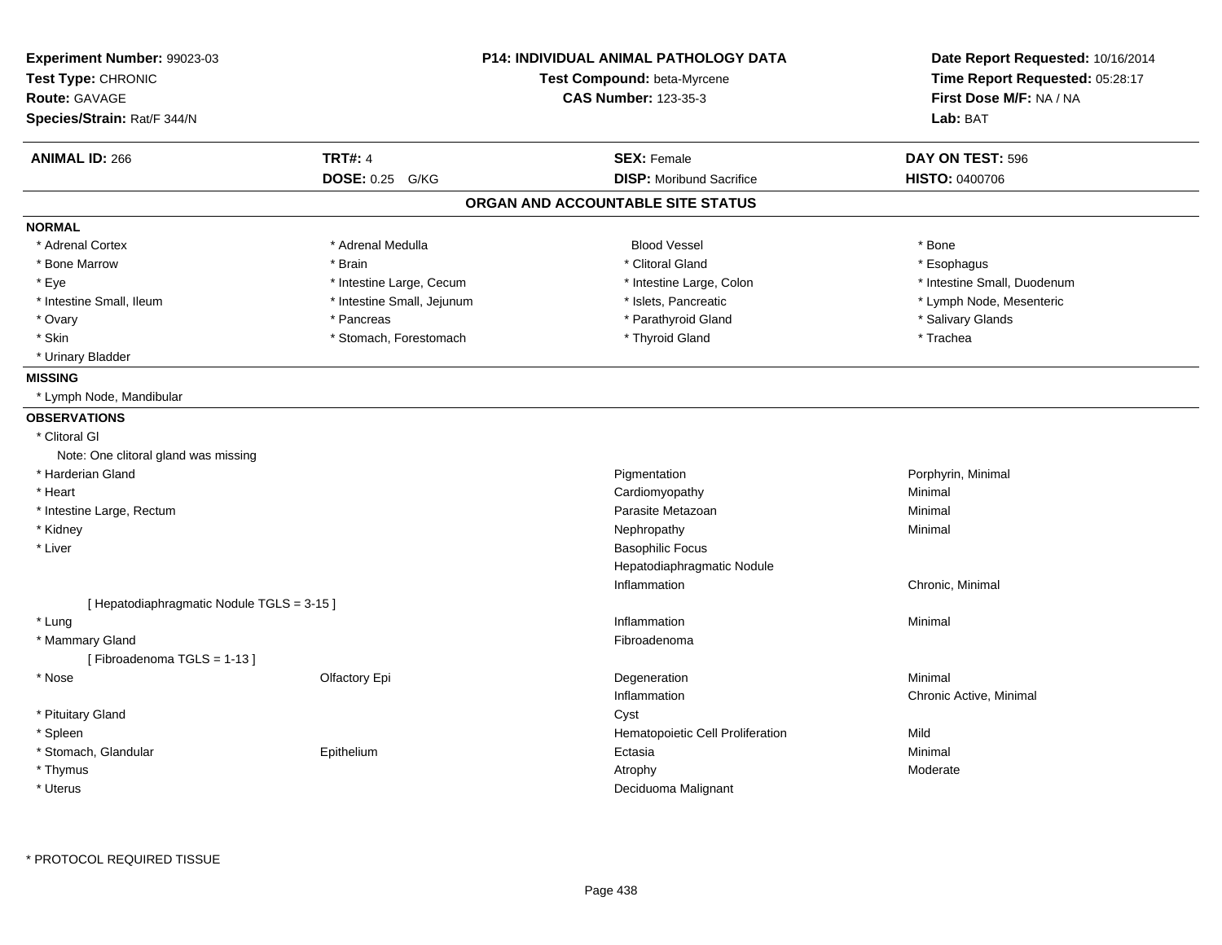**Experiment Number:** 99023-03
**Test Type:** CHRONIC
**Route:** GAVAGE
**Species/Strain:** Rat/F 344/N

**P14: INDIVIDUAL ANIMAL PATHOLOGY DATA**
**Test Compound:** beta-Myrcene
**CAS Number:** 123-35-3

**Date Report Requested:** 10/16/2014
**Time Report Requested:** 05:28:17
**First Dose M/F:** NA / NA
**Lab:** BAT

| **ANIMAL ID:** 266 | **TRT#:** 4 | **SEX:** Female | **DAY ON TEST:** 596 |
|---|---|---|---|
| | **DOSE:** 0.25 G/KG | **DISP:** Moribund Sacrifice | **HISTO:** 0400706 |

## ORGAN AND ACCOUNTABLE SITE STATUS

**NORMAL**

| | | | |
|---|---|---|---|
| * Adrenal Cortex | * Adrenal Medulla | Blood Vessel | * Bone |
| * Bone Marrow | * Brain | * Clitoral Gland | * Esophagus |
| * Eye | * Intestine Large, Cecum | * Intestine Large, Colon | * Intestine Small, Duodenum |
| * Intestine Small, Ileum | * Intestine Small, Jejunum | * Islets, Pancreatic | * Lymph Node, Mesenteric |
| * Ovary | * Pancreas | * Parathyroid Gland | * Salivary Glands |
| * Skin | * Stomach, Forestomach | * Thyroid Gland | * Trachea |
| * Urinary Bladder | | | |

**MISSING**

* Lymph Node, Mandibular

**OBSERVATIONS**

| Organ | Site | Observation | Severity |
|---|---|---|---|
| * Clitoral Gl | | | |
| Note: One clitoral gland was missing | | | |
| * Harderian Gland | | Pigmentation | Porphyrin, Minimal |
| * Heart | | Cardiomyopathy | Minimal |
| * Intestine Large, Rectum | | Parasite Metazoan | Minimal |
| * Kidney | | Nephropathy | Minimal |
| * Liver | | Basophilic Focus | |
| | | Hepatodiaphragmatic Nodule | |
| | | Inflammation | Chronic, Minimal |
| [ Hepatodiaphragmatic Nodule TGLS = 3-15 ] | | | |
| * Lung | | Inflammation | Minimal |
| * Mammary Gland | | Fibroadenoma | |
| [ Fibroadenoma TGLS = 1-13 ] | | | |
| * Nose | Olfactory Epi | Degeneration | Minimal |
| | | Inflammation | Chronic Active, Minimal |
| * Pituitary Gland | | Cyst | |
| * Spleen | | Hematopoietic Cell Proliferation | Mild |
| * Stomach, Glandular | Epithelium | Ectasia | Minimal |
| * Thymus | | Atrophy | Moderate |
| * Uterus | | Deciduoma Malignant | |

* PROTOCOL REQUIRED TISSUE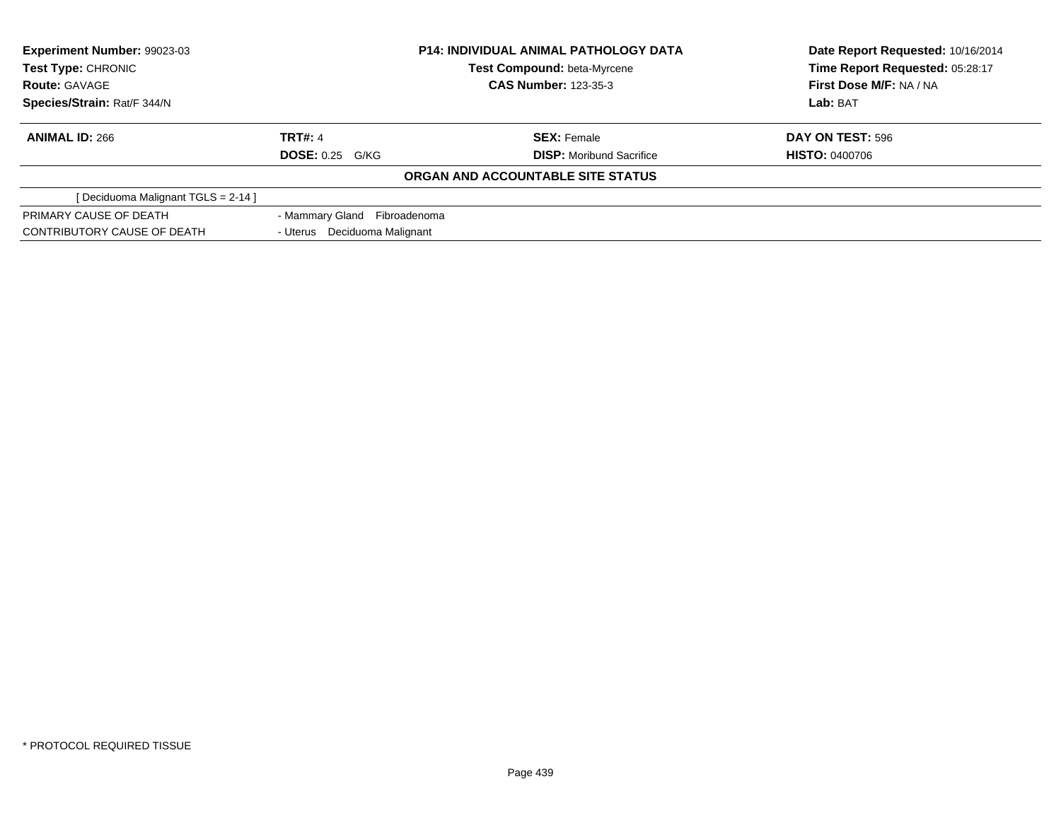| **Experiment Number:** 99023-03 | **P14: INDIVIDUAL ANIMAL PATHOLOGY DATA** | **Date Report Requested:** 10/16/2014 |
|---|---|---|
| **Test Type:** CHRONIC | **Test Compound:** beta-Myrcene | **Time Report Requested:** 05:28:17 |
| **Route:** GAVAGE | **CAS Number:** 123-35-3 | **First Dose M/F:** NA / NA |
| **Species/Strain:** Rat/F 344/N | | **Lab:** BAT |

| **ANIMAL ID:** 266 | **TRT#:** 4 | **SEX:** Female | **DAY ON TEST:** 596 |
|---|---|---|---|
| | **DOSE:** 0.25 G/KG | **DISP:** Moribund Sacrifice | **HISTO:** 0400706 |

**ORGAN AND ACCOUNTABLE SITE STATUS**

| [ Deciduoma Malignant TGLS = 2-14 ] | |
|---|---|
| PRIMARY CAUSE OF DEATH | - Mammary Gland Fibroadenoma |
| CONTRIBUTORY CAUSE OF DEATH | - Uterus Deciduoma Malignant |

* PROTOCOL REQUIRED TISSUE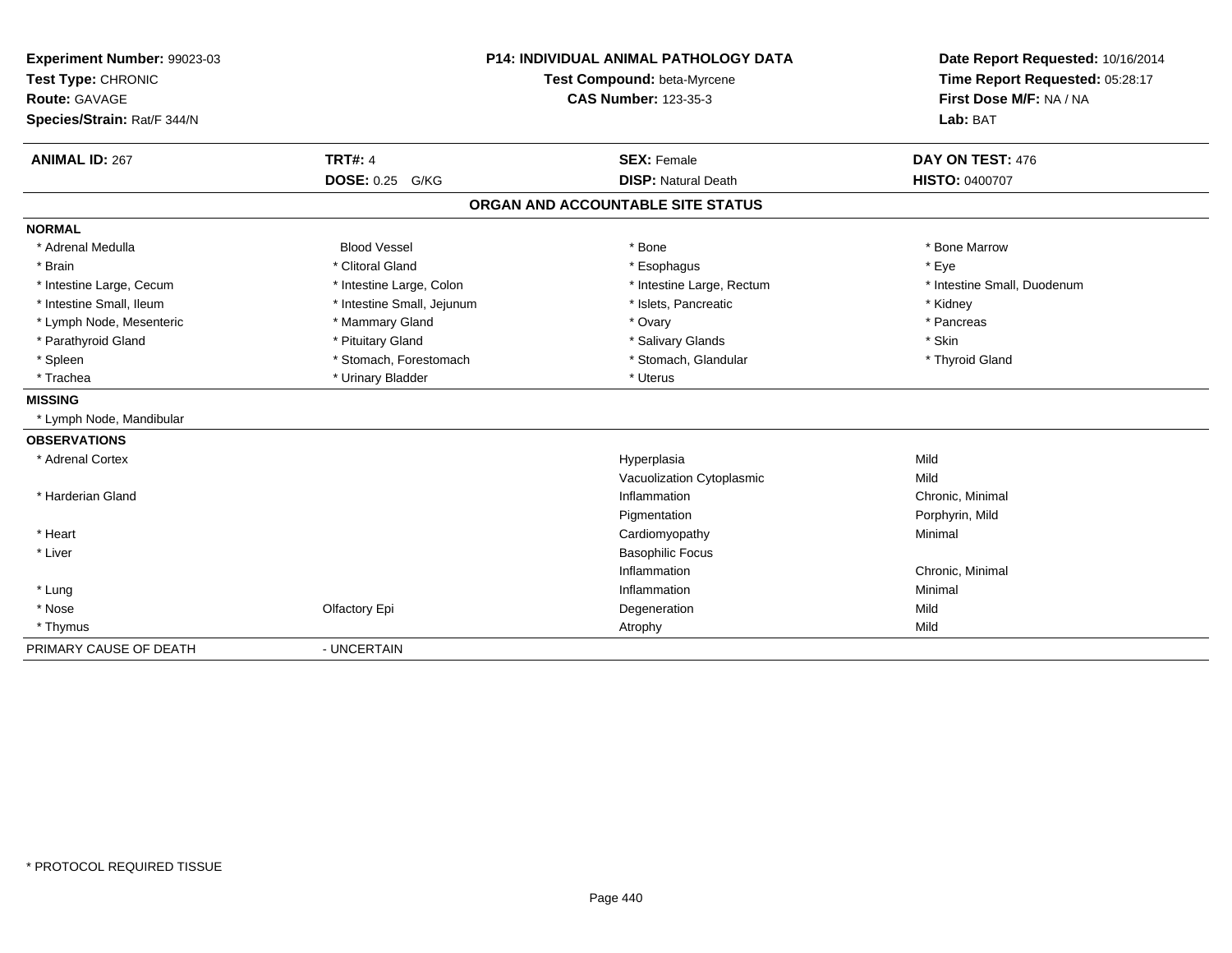**Experiment Number:** 99023-03
**Test Type:** CHRONIC
**Route:** GAVAGE
**Species/Strain:** Rat/F 344/N

**P14: INDIVIDUAL ANIMAL PATHOLOGY DATA**
**Test Compound:** beta-Myrcene
**CAS Number:** 123-35-3

**Date Report Requested:** 10/16/2014
**Time Report Requested:** 05:28:17
**First Dose M/F:** NA / NA
**Lab:** BAT

| **ANIMAL ID:** 267 | **TRT#:** 4 | **SEX:** Female | **DAY ON TEST:** 476 |
|---|---|---|---|
| | **DOSE:** 0.25 G/KG | **DISP:** Natural Death | **HISTO:** 0400707 |

## ORGAN AND ACCOUNTABLE SITE STATUS

**NORMAL**

| | | | |
|---|---|---|---|
| * Adrenal Medulla | Blood Vessel | * Bone | * Bone Marrow |
| * Brain | * Clitoral Gland | * Esophagus | * Eye |
| * Intestine Large, Cecum | * Intestine Large, Colon | * Intestine Large, Rectum | * Intestine Small, Duodenum |
| * Intestine Small, Ileum | * Intestine Small, Jejunum | * Islets, Pancreatic | * Kidney |
| * Lymph Node, Mesenteric | * Mammary Gland | * Ovary | * Pancreas |
| * Parathyroid Gland | * Pituitary Gland | * Salivary Glands | * Skin |
| * Spleen | * Stomach, Forestomach | * Stomach, Glandular | * Thyroid Gland |
| * Trachea | * Urinary Bladder | * Uterus | |

**MISSING**

* Lymph Node, Mandibular

**OBSERVATIONS**

| | | | |
|---|---|---|---|
| * Adrenal Cortex | | Hyperplasia | Mild |
| | | Vacuolization Cytoplasmic | Mild |
| * Harderian Gland | | Inflammation | Chronic, Minimal |
| | | Pigmentation | Porphyrin, Mild |
| * Heart | | Cardiomyopathy | Minimal |
| * Liver | | Basophilic Focus | |
| | | Inflammation | Chronic, Minimal |
| * Lung | | Inflammation | Minimal |
| * Nose | Olfactory Epi | Degeneration | Mild |
| * Thymus | | Atrophy | Mild |

PRIMARY CAUSE OF DEATH - UNCERTAIN

\* PROTOCOL REQUIRED TISSUE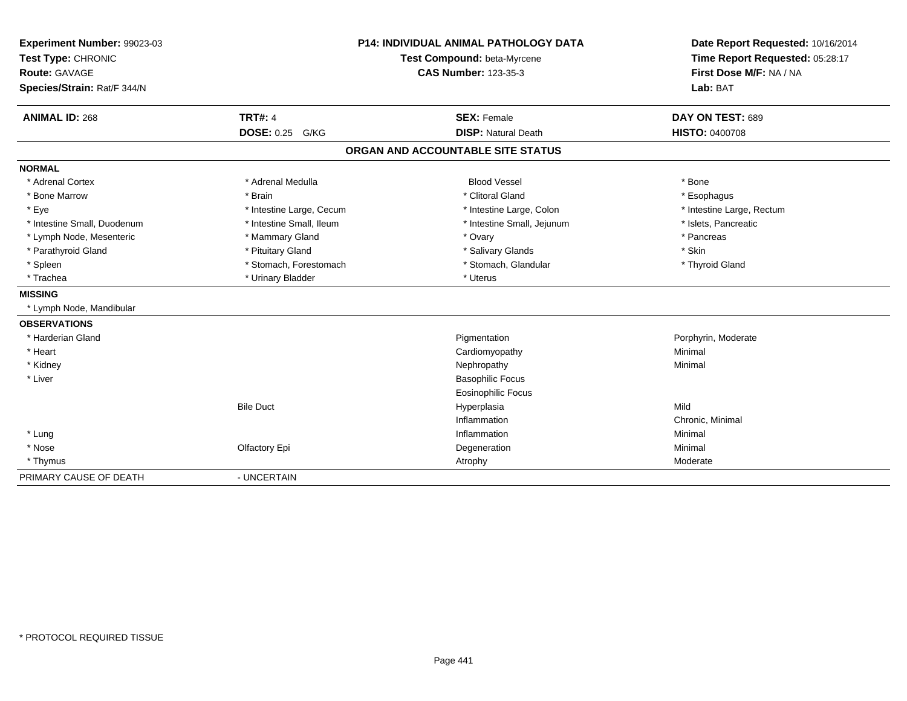**Experiment Number:** 99023-03
**Test Type:** CHRONIC
**Route:** GAVAGE
**Species/Strain:** Rat/F 344/N

**P14: INDIVIDUAL ANIMAL PATHOLOGY DATA**
**Test Compound:** beta-Myrcene
**CAS Number:** 123-35-3

**Date Report Requested:** 10/16/2014
**Time Report Requested:** 05:28:17
**First Dose M/F:** NA / NA
**Lab:** BAT

| **ANIMAL ID:** 268 | **TRT#:** 4 | **SEX:** Female | **DAY ON TEST:** 689 |
|---|---|---|---|
| | **DOSE:** 0.25 G/KG | **DISP:** Natural Death | **HISTO:** 0400708 |

## ORGAN AND ACCOUNTABLE SITE STATUS

**NORMAL**

| | | | |
|---|---|---|---|
| * Adrenal Cortex | * Adrenal Medulla | Blood Vessel | * Bone |
| * Bone Marrow | * Brain | * Clitoral Gland | * Esophagus |
| * Eye | * Intestine Large, Cecum | * Intestine Large, Colon | * Intestine Large, Rectum |
| * Intestine Small, Duodenum | * Intestine Small, Ileum | * Intestine Small, Jejunum | * Islets, Pancreatic |
| * Lymph Node, Mesenteric | * Mammary Gland | * Ovary | * Pancreas |
| * Parathyroid Gland | * Pituitary Gland | * Salivary Glands | * Skin |
| * Spleen | * Stomach, Forestomach | * Stomach, Glandular | * Thyroid Gland |
| * Trachea | * Urinary Bladder | * Uterus | |

**MISSING**

* Lymph Node, Mandibular

**OBSERVATIONS**

| | | | |
|---|---|---|---|
| * Harderian Gland | | Pigmentation | Porphyrin, Moderate |
| * Heart | | Cardiomyopathy | Minimal |
| * Kidney | | Nephropathy | Minimal |
| * Liver | | Basophilic Focus | |
| | | Eosinophilic Focus | |
| | Bile Duct | Hyperplasia | Mild |
| | | Inflammation | Chronic, Minimal |
| * Lung | | Inflammation | Minimal |
| * Nose | Olfactory Epi | Degeneration | Minimal |
| * Thymus | | Atrophy | Moderate |

| PRIMARY CAUSE OF DEATH | - UNCERTAIN |
|---|---|

* PROTOCOL REQUIRED TISSUE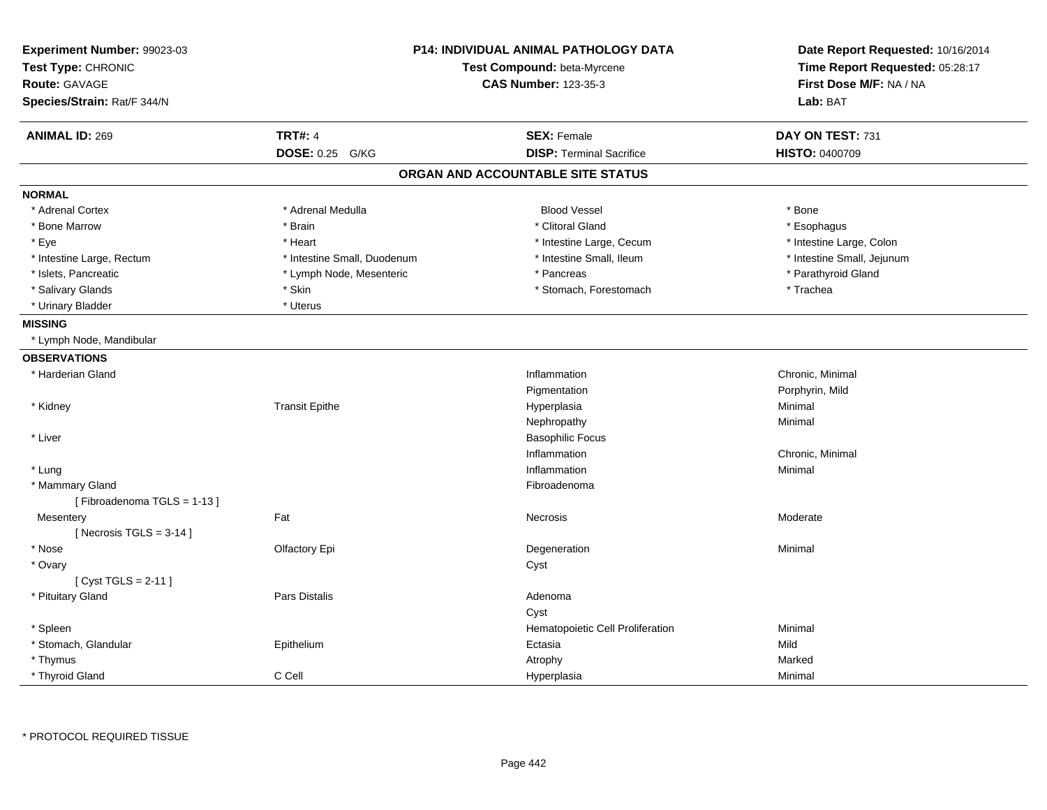**Experiment Number:** 99023-03
**Test Type:** CHRONIC
**Route:** GAVAGE
**Species/Strain:** Rat/F 344/N

**P14: INDIVIDUAL ANIMAL PATHOLOGY DATA**
**Test Compound:** beta-Myrcene
**CAS Number:** 123-35-3

**Date Report Requested:** 10/16/2014
**Time Report Requested:** 05:28:17
**First Dose M/F:** NA / NA
**Lab:** BAT

| **ANIMAL ID:** 269 | **TRT#:** 4 | **SEX:** Female | **DAY ON TEST:** 731 |
|---|---|---|---|
| | **DOSE:** 0.25 G/KG | **DISP:** Terminal Sacrifice | **HISTO:** 0400709 |

## ORGAN AND ACCOUNTABLE SITE STATUS

**NORMAL**

| | | | |
|---|---|---|---|
| * Adrenal Cortex | * Adrenal Medulla | Blood Vessel | * Bone |
| * Bone Marrow | * Brain | * Clitoral Gland | * Esophagus |
| * Eye | * Heart | * Intestine Large, Cecum | * Intestine Large, Colon |
| * Intestine Large, Rectum | * Intestine Small, Duodenum | * Intestine Small, Ileum | * Intestine Small, Jejunum |
| * Islets, Pancreatic | * Lymph Node, Mesenteric | * Pancreas | * Parathyroid Gland |
| * Salivary Glands | * Skin | * Stomach, Forestomach | * Trachea |
| * Urinary Bladder | * Uterus | | |

**MISSING**

* Lymph Node, Mandibular

**OBSERVATIONS**

| | | | |
|---|---|---|---|
| * Harderian Gland | | Inflammation | Chronic, Minimal |
| | | Pigmentation | Porphyrin, Mild |
| * Kidney | Transit Epithe | Hyperplasia | Minimal |
| | | Nephropathy | Minimal |
| * Liver | | Basophilic Focus | |
| | | Inflammation | Chronic, Minimal |
| * Lung | | Inflammation | Minimal |
| * Mammary Gland | | Fibroadenoma | |
| [ Fibroadenoma TGLS = 1-13 ] | | | |
| Mesentery | Fat | Necrosis | Moderate |
| [ Necrosis TGLS = 3-14 ] | | | |
| * Nose | Olfactory Epi | Degeneration | Minimal |
| * Ovary | | Cyst | |
| [ Cyst TGLS = 2-11 ] | | | |
| * Pituitary Gland | Pars Distalis | Adenoma | |
| | | Cyst | |
| * Spleen | | Hematopoietic Cell Proliferation | Minimal |
| * Stomach, Glandular | Epithelium | Ectasia | Mild |
| * Thymus | | Atrophy | Marked |
| * Thyroid Gland | C Cell | Hyperplasia | Minimal |

* PROTOCOL REQUIRED TISSUE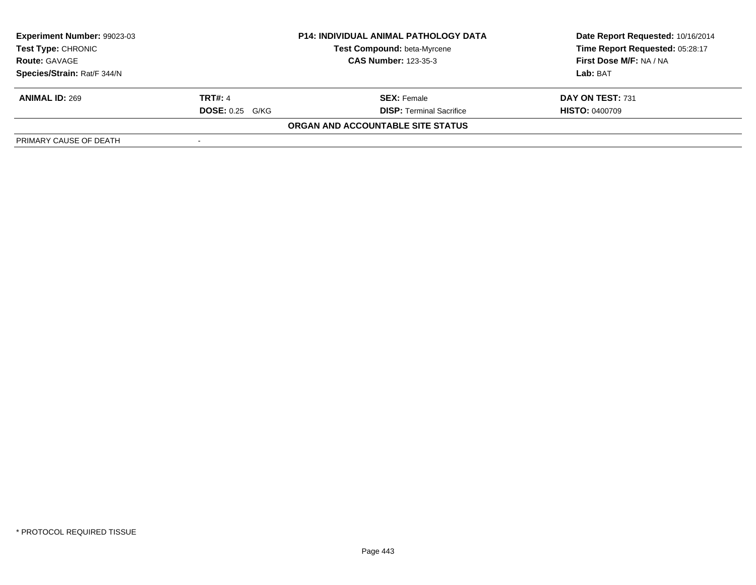| **Experiment Number:** 99023-03 | **P14: INDIVIDUAL ANIMAL PATHOLOGY DATA** | **Date Report Requested:** 10/16/2014 |
|---|---|---|
| **Test Type:** CHRONIC | **Test Compound:** beta-Myrcene | **Time Report Requested:** 05:28:17 |
| **Route:** GAVAGE | **CAS Number:** 123-35-3 | **First Dose M/F:** NA / NA |
| **Species/Strain:** Rat/F 344/N | | **Lab:** BAT |

| **ANIMAL ID:** 269 | **TRT#:** 4 | **SEX:** Female | **DAY ON TEST:** 731 |
|---|---|---|---|
| | **DOSE:** 0.25 G/KG | **DISP:** Terminal Sacrifice | **HISTO:** 0400709 |

**ORGAN AND ACCOUNTABLE SITE STATUS**

| PRIMARY CAUSE OF DEATH | - |
|---|---|

* PROTOCOL REQUIRED TISSUE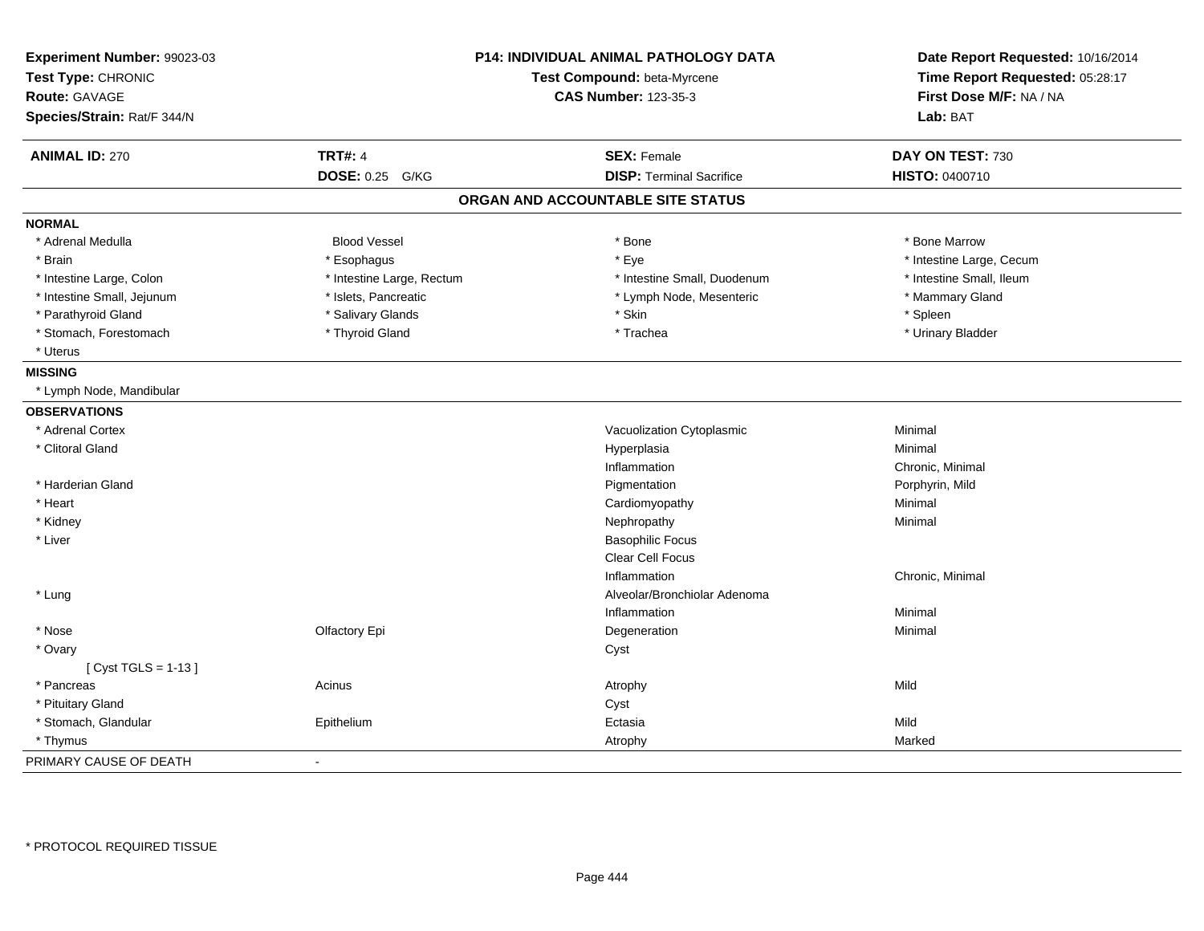**Experiment Number:** 99023-03
**Test Type:** CHRONIC
**Route:** GAVAGE
**Species/Strain:** Rat/F 344/N

**P14: INDIVIDUAL ANIMAL PATHOLOGY DATA**
**Test Compound:** beta-Myrcene
**CAS Number:** 123-35-3

**Date Report Requested:** 10/16/2014
**Time Report Requested:** 05:28:17
**First Dose M/F:** NA / NA
**Lab:** BAT

| **ANIMAL ID:** 270 | **TRT#:** 4 | **SEX:** Female | **DAY ON TEST:** 730 |
|---|---|---|---|
| | **DOSE:** 0.25 G/KG | **DISP:** Terminal Sacrifice | **HISTO:** 0400710 |

## ORGAN AND ACCOUNTABLE SITE STATUS

**NORMAL**

| | | | |
|---|---|---|---|
| * Adrenal Medulla | Blood Vessel | * Bone | * Bone Marrow |
| * Brain | * Esophagus | * Eye | * Intestine Large, Cecum |
| * Intestine Large, Colon | * Intestine Large, Rectum | * Intestine Small, Duodenum | * Intestine Small, Ileum |
| * Intestine Small, Jejunum | * Islets, Pancreatic | * Lymph Node, Mesenteric | * Mammary Gland |
| * Parathyroid Gland | * Salivary Glands | * Skin | * Spleen |
| * Stomach, Forestomach | * Thyroid Gland | * Trachea | * Urinary Bladder |
| * Uterus | | | |

**MISSING**

* Lymph Node, Mandibular

**OBSERVATIONS**

| | | | |
|---|---|---|---|
| * Adrenal Cortex | | Vacuolization Cytoplasmic | Minimal |
| * Clitoral Gland | | Hyperplasia | Minimal |
| | | Inflammation | Chronic, Minimal |
| * Harderian Gland | | Pigmentation | Porphyrin, Mild |
| * Heart | | Cardiomyopathy | Minimal |
| * Kidney | | Nephropathy | Minimal |
| * Liver | | Basophilic Focus | |
| | | Clear Cell Focus | |
| | | Inflammation | Chronic, Minimal |
| * Lung | | Alveolar/Bronchiolar Adenoma | |
| | | Inflammation | Minimal |
| * Nose | Olfactory Epi | Degeneration | Minimal |
| * Ovary | | Cyst | |
| [ Cyst TGLS = 1-13 ] | | | |
| * Pancreas | Acinus | Atrophy | Mild |
| * Pituitary Gland | | Cyst | |
| * Stomach, Glandular | Epithelium | Ectasia | Mild |
| * Thymus | | Atrophy | Marked |

PRIMARY CAUSE OF DEATH -

* PROTOCOL REQUIRED TISSUE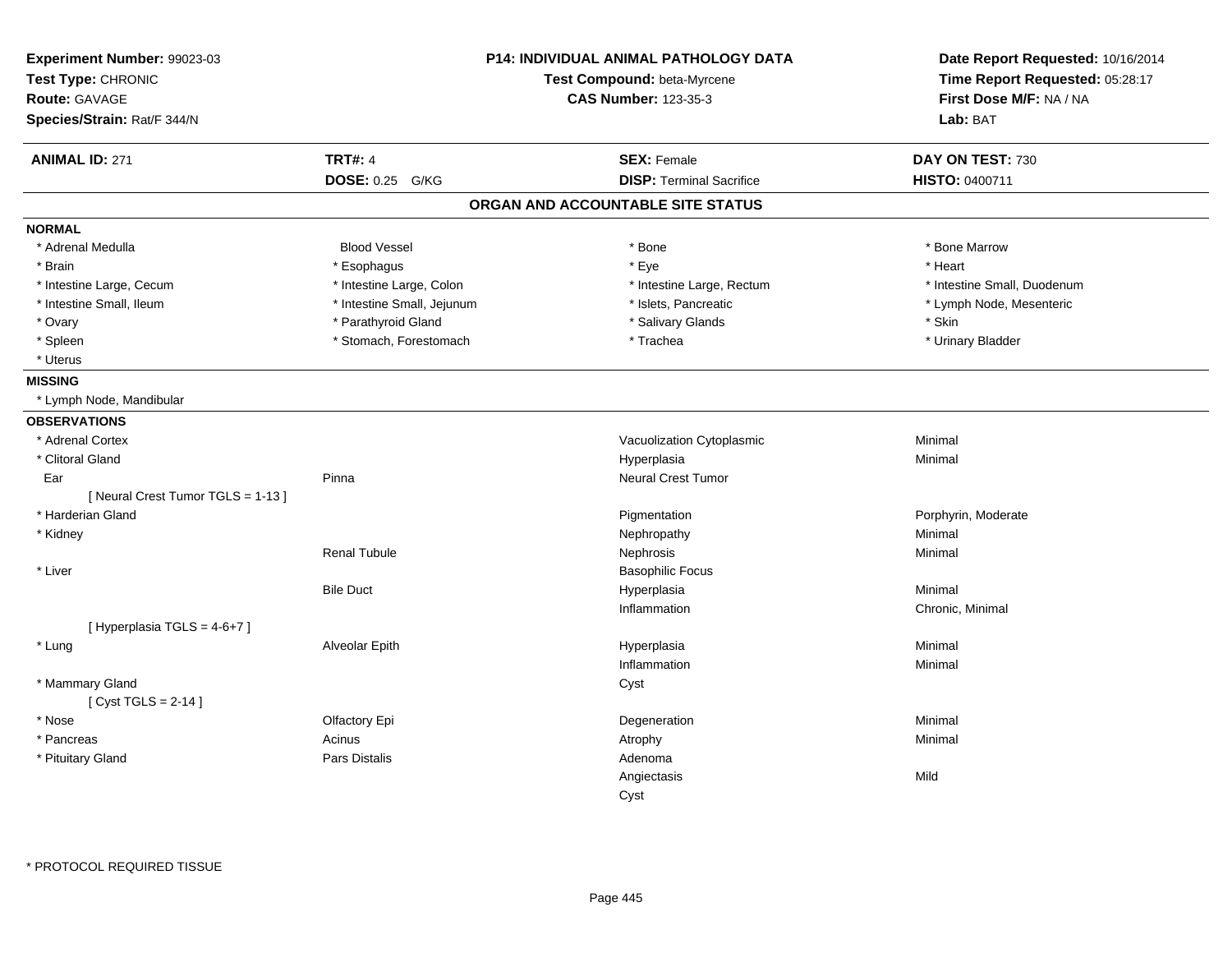**Experiment Number:** 99023-03
**Test Type:** CHRONIC
**Route:** GAVAGE
**Species/Strain:** Rat/F 344/N

**P14: INDIVIDUAL ANIMAL PATHOLOGY DATA**
**Test Compound:** beta-Myrcene
**CAS Number:** 123-35-3

**Date Report Requested:** 10/16/2014
**Time Report Requested:** 05:28:17
**First Dose M/F:** NA / NA
**Lab:** BAT

| **ANIMAL ID:** 271 | **TRT#:** 4 | **SEX:** Female | **DAY ON TEST:** 730 |
|---|---|---|---|
| | **DOSE:** 0.25 G/KG | **DISP:** Terminal Sacrifice | **HISTO:** 0400711 |

## ORGAN AND ACCOUNTABLE SITE STATUS

**NORMAL**

| | | | |
|---|---|---|---|
| * Adrenal Medulla | Blood Vessel | * Bone | * Bone Marrow |
| * Brain | * Esophagus | * Eye | * Heart |
| * Intestine Large, Cecum | * Intestine Large, Colon | * Intestine Large, Rectum | * Intestine Small, Duodenum |
| * Intestine Small, Ileum | * Intestine Small, Jejunum | * Islets, Pancreatic | * Lymph Node, Mesenteric |
| * Ovary | * Parathyroid Gland | * Salivary Glands | * Skin |
| * Spleen | * Stomach, Forestomach | * Trachea | * Urinary Bladder |
| * Uterus | | | |

**MISSING**

* Lymph Node, Mandibular

**OBSERVATIONS**

| Organ | Site | Observation | Severity |
|---|---|---|---|
| * Adrenal Cortex | | Vacuolization Cytoplasmic | Minimal |
| * Clitoral Gland | | Hyperplasia | Minimal |
| Ear | Pinna | Neural Crest Tumor | |
| [ Neural Crest Tumor TGLS = 1-13 ] | | | |
| * Harderian Gland | | Pigmentation | Porphyrin, Moderate |
| * Kidney | | Nephropathy | Minimal |
| | Renal Tubule | Nephrosis | Minimal |
| * Liver | | Basophilic Focus | |
| | Bile Duct | Hyperplasia | Minimal |
| | | Inflammation | Chronic, Minimal |
| [ Hyperplasia TGLS = 4-6+7 ] | | | |
| * Lung | Alveolar Epith | Hyperplasia | Minimal |
| | | Inflammation | Minimal |
| * Mammary Gland | | Cyst | |
| [ Cyst TGLS = 2-14 ] | | | |
| * Nose | Olfactory Epi | Degeneration | Minimal |
| * Pancreas | Acinus | Atrophy | Minimal |
| * Pituitary Gland | Pars Distalis | Adenoma | |
| | | Angiectasis | Mild |
| | | Cyst | |

* PROTOCOL REQUIRED TISSUE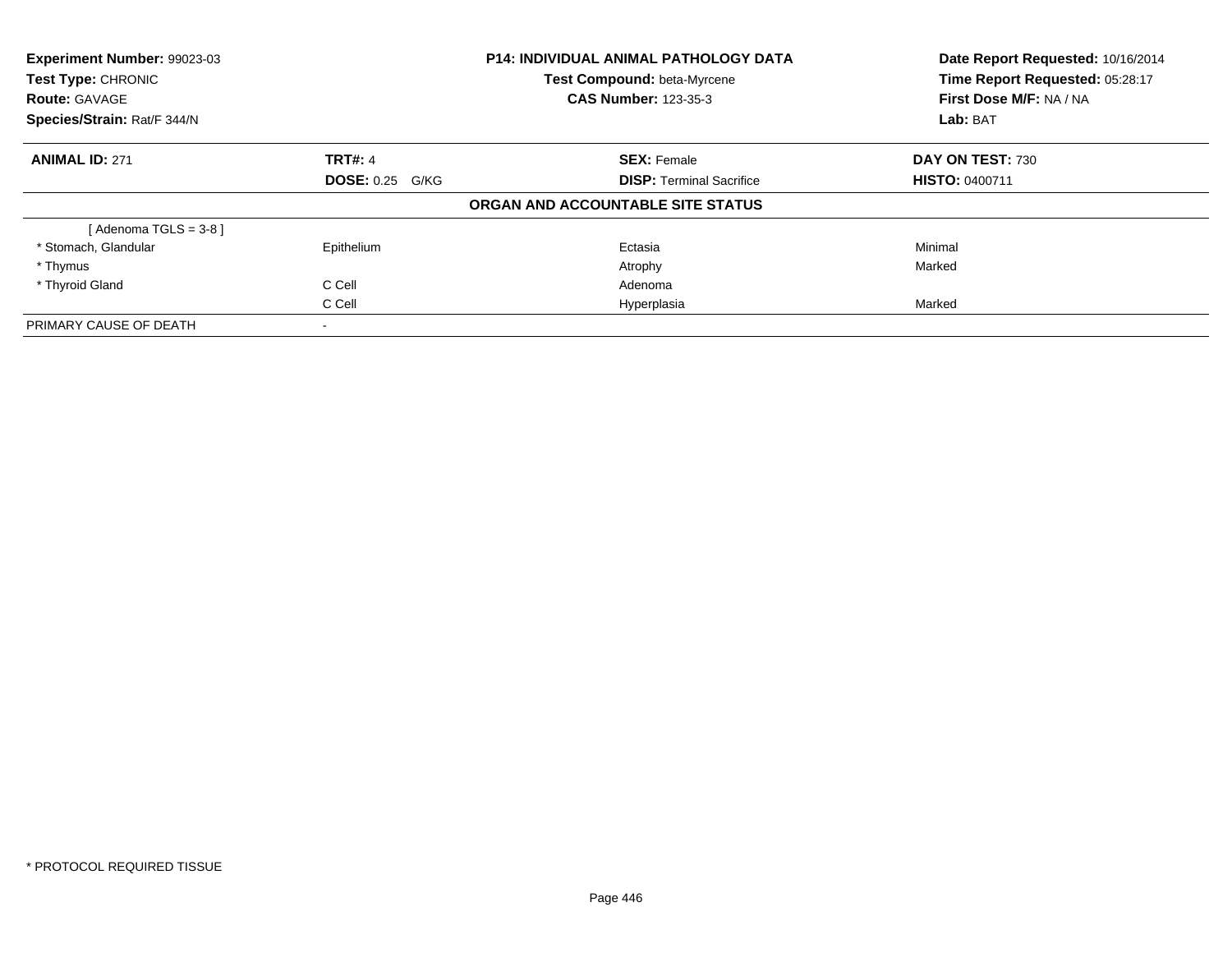**Experiment Number:** 99023-03
**Test Type:** CHRONIC
**Route:** GAVAGE
**Species/Strain:** Rat/F 344/N

**P14: INDIVIDUAL ANIMAL PATHOLOGY DATA**
**Test Compound:** beta-Myrcene
**CAS Number:** 123-35-3

**Date Report Requested:** 10/16/2014
**Time Report Requested:** 05:28:17
**First Dose M/F:** NA / NA
**Lab:** BAT

| **ANIMAL ID:** 271 | **TRT#:** 4 | **SEX:** Female | **DAY ON TEST:** 730 |
|---|---|---|---|
| | **DOSE:** 0.25 G/KG | **DISP:** Terminal Sacrifice | **HISTO:** 0400711 |

**ORGAN AND ACCOUNTABLE SITE STATUS**

| | | | |
|---|---|---|---|
| [ Adenoma TGLS = 3-8 ] | | | |
| * Stomach, Glandular | Epithelium | Ectasia | Minimal |
| * Thymus | | Atrophy | Marked |
| * Thyroid Gland | C Cell | Adenoma | |
| | C Cell | Hyperplasia | Marked |
| PRIMARY CAUSE OF DEATH | - | | |

* PROTOCOL REQUIRED TISSUE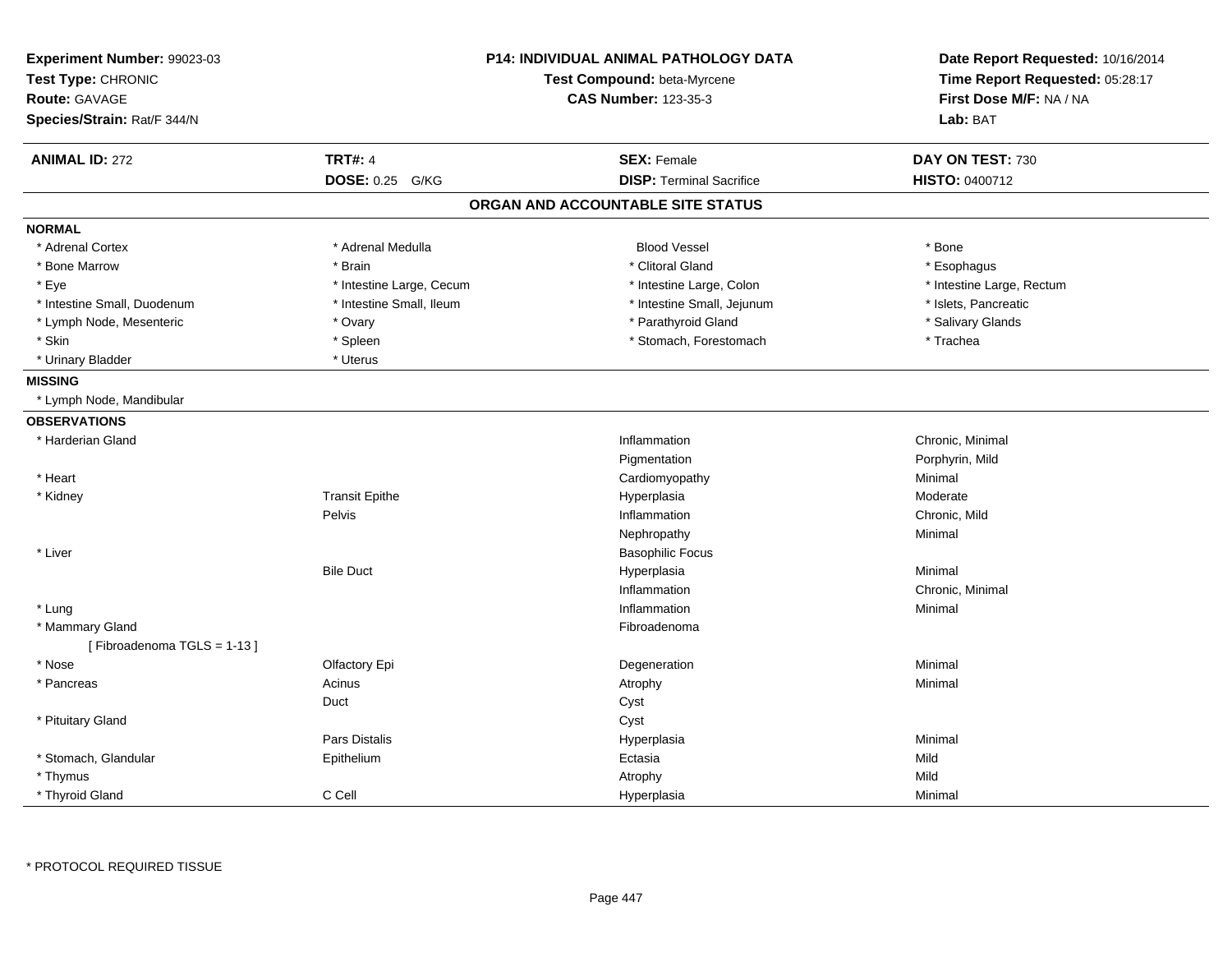**Experiment Number:** 99023-03
**Test Type:** CHRONIC
**Route:** GAVAGE
**Species/Strain:** Rat/F 344/N

**P14: INDIVIDUAL ANIMAL PATHOLOGY DATA**
**Test Compound:** beta-Myrcene
**CAS Number:** 123-35-3

**Date Report Requested:** 10/16/2014
**Time Report Requested:** 05:28:17
**First Dose M/F:** NA / NA
**Lab:** BAT

| **ANIMAL ID:** 272 | **TRT#:** 4 | **SEX:** Female | **DAY ON TEST:** 730 |
|---|---|---|---|
| | **DOSE:** 0.25 G/KG | **DISP:** Terminal Sacrifice | **HISTO:** 0400712 |

## ORGAN AND ACCOUNTABLE SITE STATUS

**NORMAL**

| | | | |
|---|---|---|---|
| * Adrenal Cortex | * Adrenal Medulla | Blood Vessel | * Bone |
| * Bone Marrow | * Brain | * Clitoral Gland | * Esophagus |
| * Eye | * Intestine Large, Cecum | * Intestine Large, Colon | * Intestine Large, Rectum |
| * Intestine Small, Duodenum | * Intestine Small, Ileum | * Intestine Small, Jejunum | * Islets, Pancreatic |
| * Lymph Node, Mesenteric | * Ovary | * Parathyroid Gland | * Salivary Glands |
| * Skin | * Spleen | * Stomach, Forestomach | * Trachea |
| * Urinary Bladder | * Uterus | | |

**MISSING**

* Lymph Node, Mandibular

**OBSERVATIONS**

| | | | |
|---|---|---|---|
| * Harderian Gland | | Inflammation | Chronic, Minimal |
| | | Pigmentation | Porphyrin, Mild |
| * Heart | | Cardiomyopathy | Minimal |
| * Kidney | Transit Epithe | Hyperplasia | Moderate |
| | Pelvis | Inflammation | Chronic, Mild |
| | | Nephropathy | Minimal |
| * Liver | | Basophilic Focus | |
| | Bile Duct | Hyperplasia | Minimal |
| | | Inflammation | Chronic, Minimal |
| * Lung | | Inflammation | Minimal |
| * Mammary Gland | | Fibroadenoma | |
| [ Fibroadenoma TGLS = 1-13 ] | | | |
| * Nose | Olfactory Epi | Degeneration | Minimal |
| * Pancreas | Acinus | Atrophy | Minimal |
| | Duct | Cyst | |
| * Pituitary Gland | | Cyst | |
| | Pars Distalis | Hyperplasia | Minimal |
| * Stomach, Glandular | Epithelium | Ectasia | Mild |
| * Thymus | | Atrophy | Mild |
| * Thyroid Gland | C Cell | Hyperplasia | Minimal |

* PROTOCOL REQUIRED TISSUE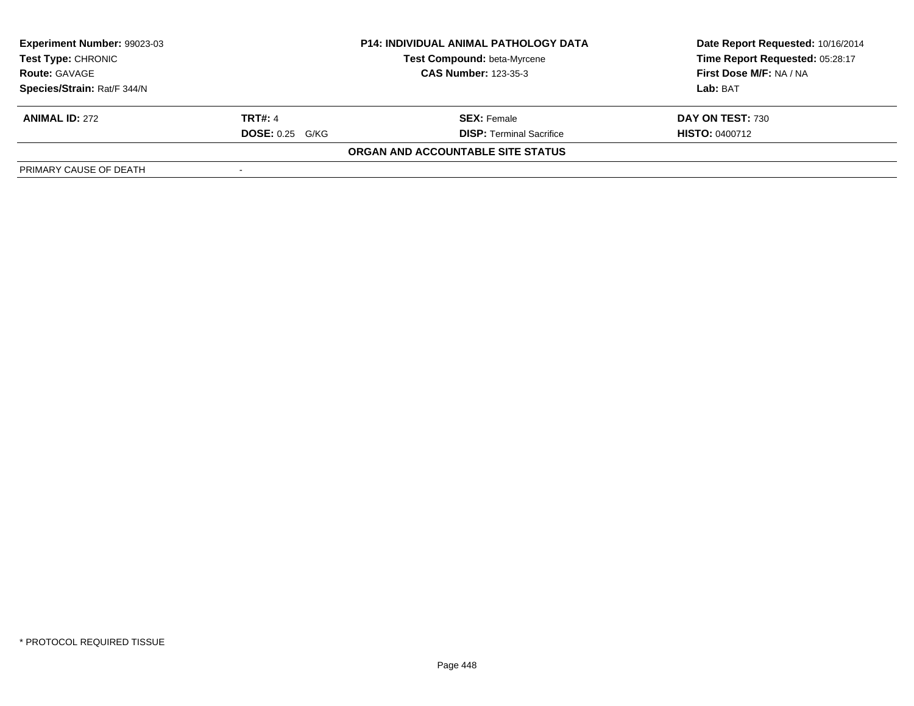**Experiment Number:** 99023-03
**Test Type:** CHRONIC
**Route:** GAVAGE
**Species/Strain:** Rat/F 344/N

**P14: INDIVIDUAL ANIMAL PATHOLOGY DATA**
**Test Compound:** beta-Myrcene
**CAS Number:** 123-35-3

**Date Report Requested:** 10/16/2014
**Time Report Requested:** 05:28:17
**First Dose M/F:** NA / NA
**Lab:** BAT

| **ANIMAL ID:** 272 | **TRT#:** 4 | **SEX:** Female | **DAY ON TEST:** 730 |
|---|---|---|---|
| | **DOSE:** 0.25 G/KG | **DISP:** Terminal Sacrifice | **HISTO:** 0400712 |

**ORGAN AND ACCOUNTABLE SITE STATUS**

| PRIMARY CAUSE OF DEATH | - |
|---|---|

* PROTOCOL REQUIRED TISSUE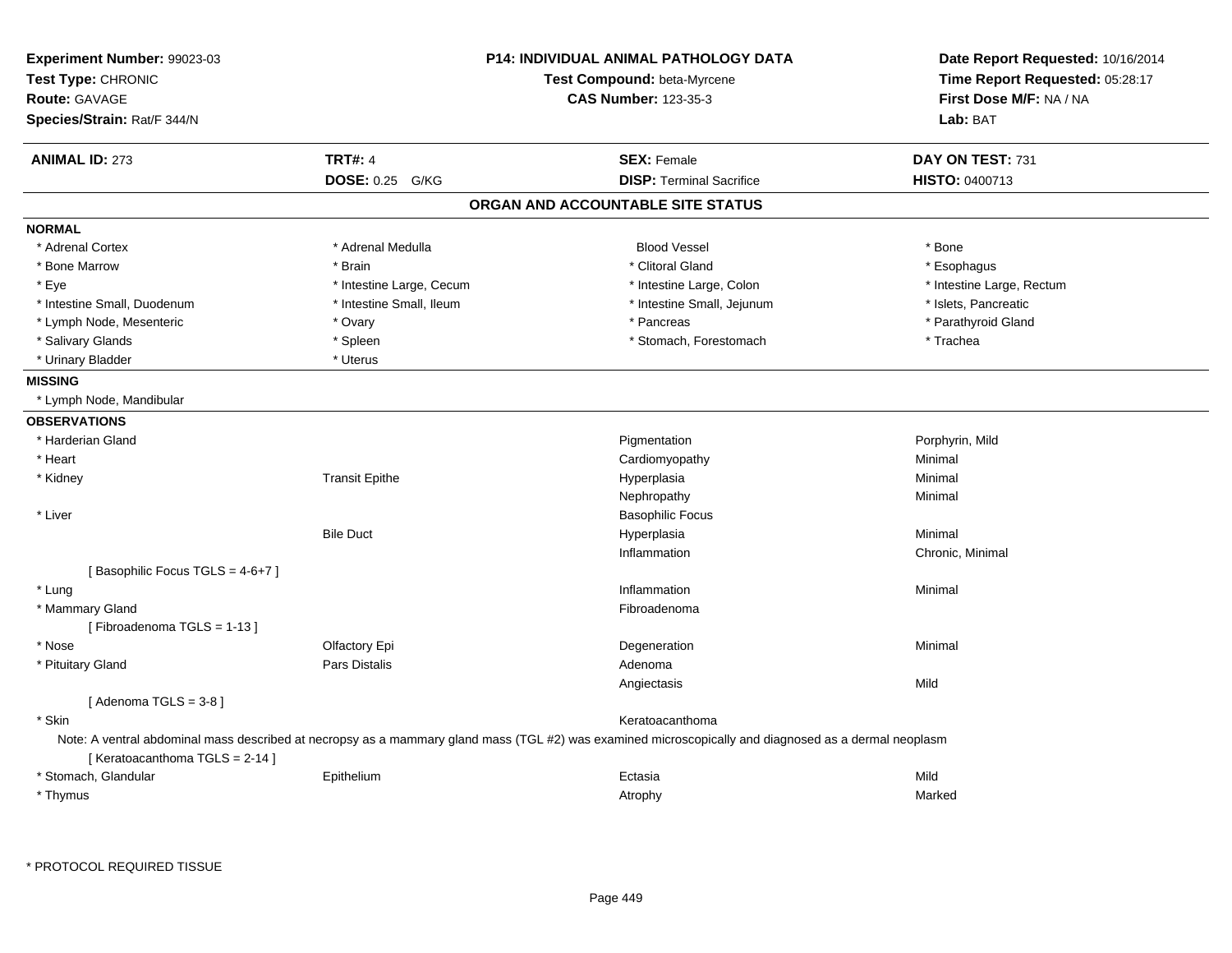**Experiment Number:** 99023-03
**Test Type:** CHRONIC
**Route:** GAVAGE
**Species/Strain:** Rat/F 344/N

**P14: INDIVIDUAL ANIMAL PATHOLOGY DATA**
**Test Compound:** beta-Myrcene
**CAS Number:** 123-35-3

**Date Report Requested:** 10/16/2014
**Time Report Requested:** 05:28:17
**First Dose M/F:** NA / NA
**Lab:** BAT

| **ANIMAL ID:** 273 | **TRT#:** 4 | **SEX:** Female | **DAY ON TEST:** 731 |
|---|---|---|---|
| | **DOSE:** 0.25 G/KG | **DISP:** Terminal Sacrifice | **HISTO:** 0400713 |

## ORGAN AND ACCOUNTABLE SITE STATUS

**NORMAL**

| | | | |
|---|---|---|---|
| * Adrenal Cortex | * Adrenal Medulla | Blood Vessel | * Bone |
| * Bone Marrow | * Brain | * Clitoral Gland | * Esophagus |
| * Eye | * Intestine Large, Cecum | * Intestine Large, Colon | * Intestine Large, Rectum |
| * Intestine Small, Duodenum | * Intestine Small, Ileum | * Intestine Small, Jejunum | * Islets, Pancreatic |
| * Lymph Node, Mesenteric | * Ovary | * Pancreas | * Parathyroid Gland |
| * Salivary Glands | * Spleen | * Stomach, Forestomach | * Trachea |
| * Urinary Bladder | * Uterus | | |

**MISSING**

* Lymph Node, Mandibular

**OBSERVATIONS**

| | | | |
|---|---|---|---|
| * Harderian Gland | | Pigmentation | Porphyrin, Mild |
| * Heart | | Cardiomyopathy | Minimal |
| * Kidney | Transit Epithe | Hyperplasia | Minimal |
| | | Nephropathy | Minimal |
| * Liver | | Basophilic Focus | |
| | Bile Duct | Hyperplasia | Minimal |
| | | Inflammation | Chronic, Minimal |
| [ Basophilic Focus TGLS = 4-6+7 ] | | | |
| * Lung | | Inflammation | Minimal |
| * Mammary Gland | | Fibroadenoma | |
| [ Fibroadenoma TGLS = 1-13 ] | | | |
| * Nose | Olfactory Epi | Degeneration | Minimal |
| * Pituitary Gland | Pars Distalis | Adenoma | |
| | | Angiectasis | Mild |
| [ Adenoma TGLS = 3-8 ] | | | |
| * Skin | | Keratoacanthoma | |

Note: A ventral abdominal mass described at necropsy as a mammary gland mass (TGL #2) was examined microscopically and diagnosed as a dermal neoplasm

| | | | |
|---|---|---|---|
| [ Keratoacanthoma TGLS = 2-14 ] | | | |
| * Stomach, Glandular | Epithelium | Ectasia | Mild |
| * Thymus | | Atrophy | Marked |

\* PROTOCOL REQUIRED TISSUE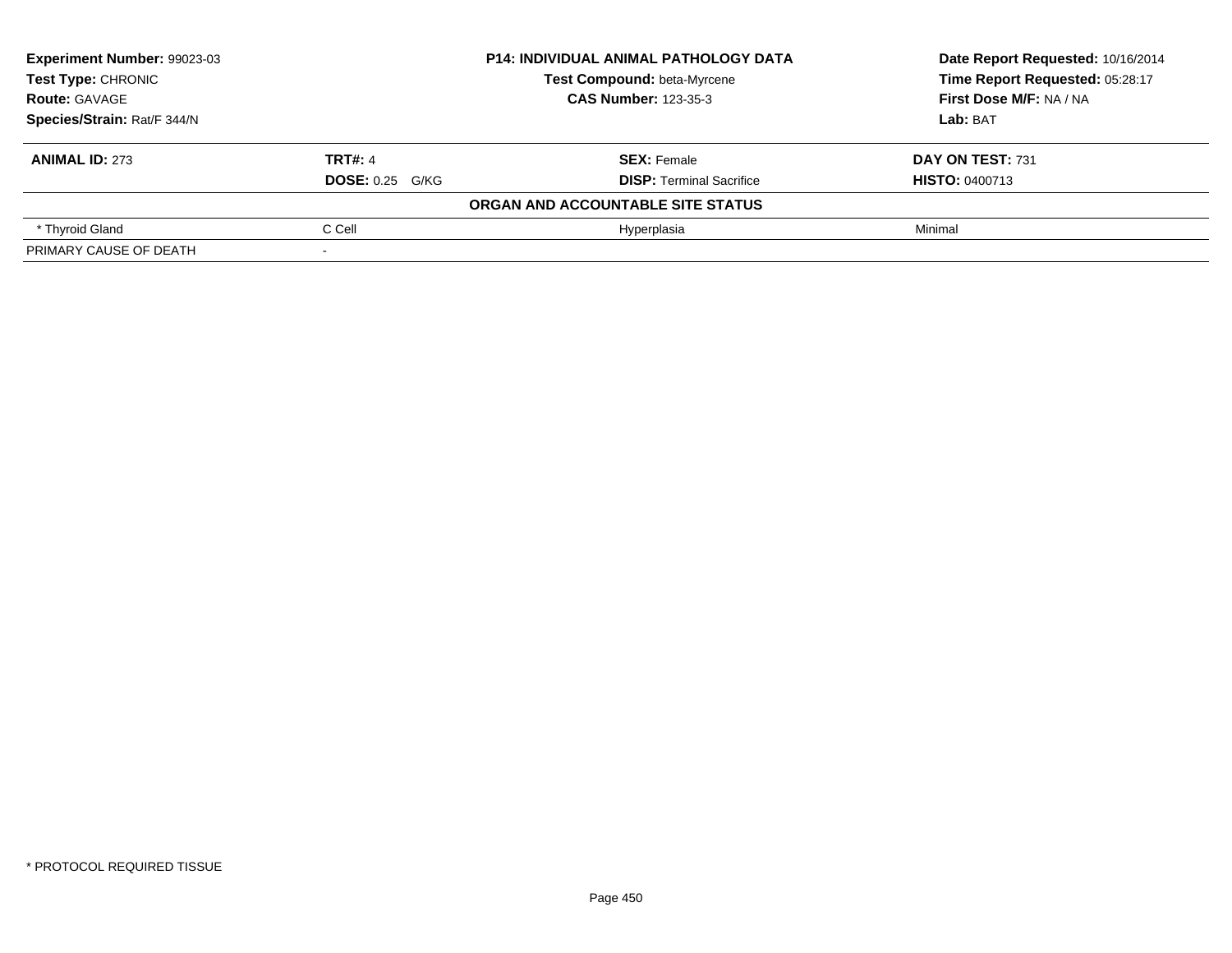| **Experiment Number:** 99023-03 | **P14: INDIVIDUAL ANIMAL PATHOLOGY DATA** | **Date Report Requested:** 10/16/2014 |
|---|---|---|
| **Test Type:** CHRONIC | **Test Compound:** beta-Myrcene | **Time Report Requested:** 05:28:17 |
| **Route:** GAVAGE | **CAS Number:** 123-35-3 | **First Dose M/F:** NA / NA |
| **Species/Strain:** Rat/F 344/N | | **Lab:** BAT |

| **ANIMAL ID:** 273 | **TRT#:** 4 | **SEX:** Female | **DAY ON TEST:** 731 |
|---|---|---|---|
| | **DOSE:** 0.25 G/KG | **DISP:** Terminal Sacrifice | **HISTO:** 0400713 |
| | | **ORGAN AND ACCOUNTABLE SITE STATUS** | |
| * Thyroid Gland | C Cell | Hyperplasia | Minimal |
| PRIMARY CAUSE OF DEATH | - | | |

* PROTOCOL REQUIRED TISSUE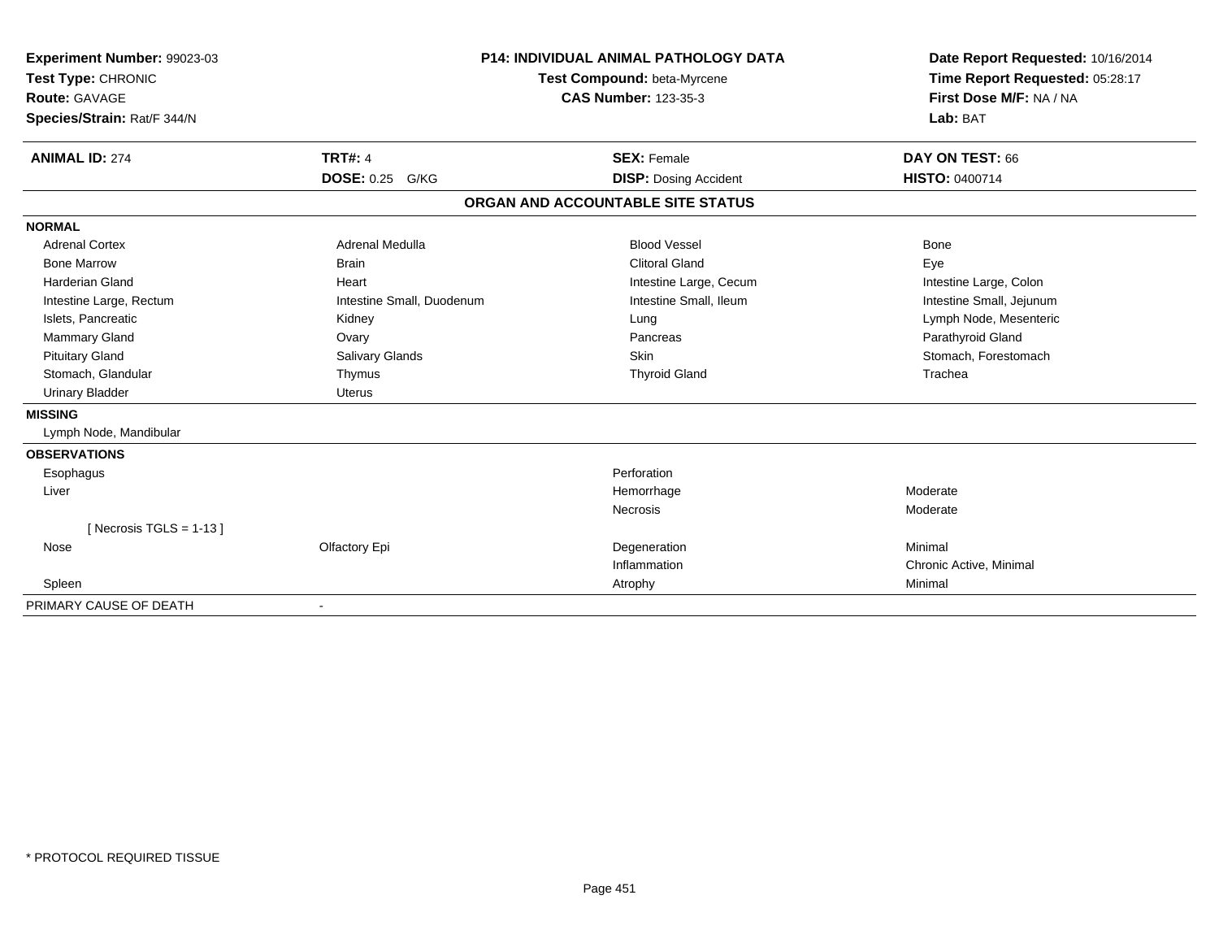**Experiment Number:** 99023-03
**Test Type:** CHRONIC
**Route:** GAVAGE
**Species/Strain:** Rat/F 344/N

**P14: INDIVIDUAL ANIMAL PATHOLOGY DATA**
**Test Compound:** beta-Myrcene
**CAS Number:** 123-35-3

**Date Report Requested:** 10/16/2014
**Time Report Requested:** 05:28:17
**First Dose M/F:** NA / NA
**Lab:** BAT

| **ANIMAL ID:** 274 | **TRT#:** 4 | **SEX:** Female | **DAY ON TEST:** 66 |
|---|---|---|---|
| | **DOSE:** 0.25 G/KG | **DISP:** Dosing Accident | **HISTO:** 0400714 |

## ORGAN AND ACCOUNTABLE SITE STATUS

**NORMAL**

| | | | |
|---|---|---|---|
| Adrenal Cortex | Adrenal Medulla | Blood Vessel | Bone |
| Bone Marrow | Brain | Clitoral Gland | Eye |
| Harderian Gland | Heart | Intestine Large, Cecum | Intestine Large, Colon |
| Intestine Large, Rectum | Intestine Small, Duodenum | Intestine Small, Ileum | Intestine Small, Jejunum |
| Islets, Pancreatic | Kidney | Lung | Lymph Node, Mesenteric |
| Mammary Gland | Ovary | Pancreas | Parathyroid Gland |
| Pituitary Gland | Salivary Glands | Skin | Stomach, Forestomach |
| Stomach, Glandular | Thymus | Thyroid Gland | Trachea |
| Urinary Bladder | Uterus | | |

**MISSING**

Lymph Node, Mandibular

**OBSERVATIONS**

| | | | |
|---|---|---|---|
| Esophagus | | Perforation | |
| Liver | | Hemorrhage | Moderate |
| | | Necrosis | Moderate |
| [ Necrosis TGLS = 1-13 ] | | | |
| Nose | Olfactory Epi | Degeneration | Minimal |
| | | Inflammation | Chronic Active, Minimal |
| Spleen | | Atrophy | Minimal |

PRIMARY CAUSE OF DEATH -

* PROTOCOL REQUIRED TISSUE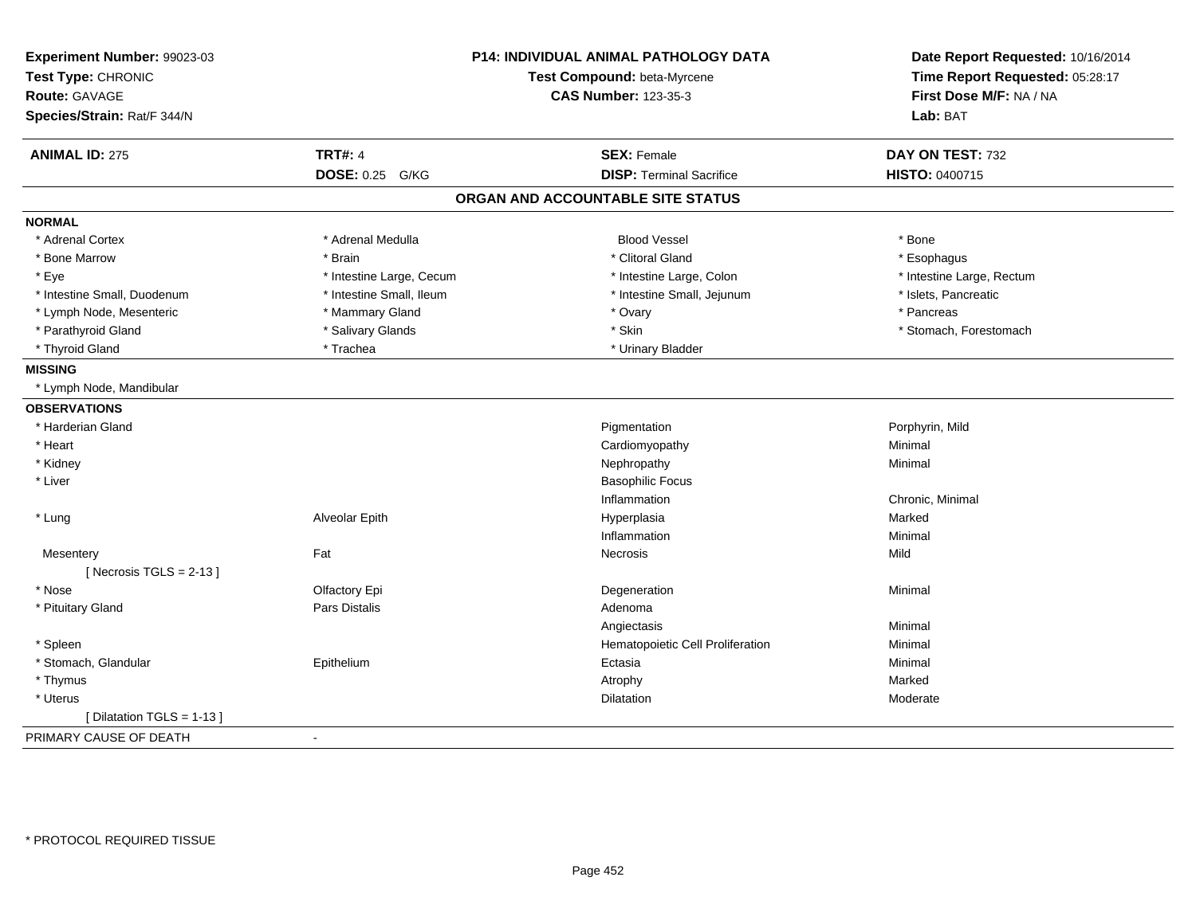**Experiment Number:** 99023-03
**Test Type:** CHRONIC
**Route:** GAVAGE
**Species/Strain:** Rat/F 344/N

**P14: INDIVIDUAL ANIMAL PATHOLOGY DATA**
**Test Compound:** beta-Myrcene
**CAS Number:** 123-35-3

**Date Report Requested:** 10/16/2014
**Time Report Requested:** 05:28:17
**First Dose M/F:** NA / NA
**Lab:** BAT

| **ANIMAL ID:** 275 | **TRT#:** 4 | **SEX:** Female | **DAY ON TEST:** 732 |
|---|---|---|---|
| | **DOSE:** 0.25 G/KG | **DISP:** Terminal Sacrifice | **HISTO:** 0400715 |

## ORGAN AND ACCOUNTABLE SITE STATUS

**NORMAL**

| | | | |
|---|---|---|---|
| * Adrenal Cortex | * Adrenal Medulla | Blood Vessel | * Bone |
| * Bone Marrow | * Brain | * Clitoral Gland | * Esophagus |
| * Eye | * Intestine Large, Cecum | * Intestine Large, Colon | * Intestine Large, Rectum |
| * Intestine Small, Duodenum | * Intestine Small, Ileum | * Intestine Small, Jejunum | * Islets, Pancreatic |
| * Lymph Node, Mesenteric | * Mammary Gland | * Ovary | * Pancreas |
| * Parathyroid Gland | * Salivary Glands | * Skin | * Stomach, Forestomach |
| * Thyroid Gland | * Trachea | * Urinary Bladder | |

**MISSING**

* Lymph Node, Mandibular

**OBSERVATIONS**

| | | | |
|---|---|---|---|
| * Harderian Gland | | Pigmentation | Porphyrin, Mild |
| * Heart | | Cardiomyopathy | Minimal |
| * Kidney | | Nephropathy | Minimal |
| * Liver | | Basophilic Focus | |
| | | Inflammation | Chronic, Minimal |
| * Lung | Alveolar Epith | Hyperplasia | Marked |
| | | Inflammation | Minimal |
| Mesentery | Fat | Necrosis | Mild |
| [ Necrosis TGLS = 2-13 ] | | | |
| * Nose | Olfactory Epi | Degeneration | Minimal |
| * Pituitary Gland | Pars Distalis | Adenoma | |
| | | Angiectasis | Minimal |
| * Spleen | | Hematopoietic Cell Proliferation | Minimal |
| * Stomach, Glandular | Epithelium | Ectasia | Minimal |
| * Thymus | | Atrophy | Marked |
| * Uterus | | Dilatation | Moderate |
| [ Dilatation TGLS = 1-13 ] | | | |

PRIMARY CAUSE OF DEATH -

\* PROTOCOL REQUIRED TISSUE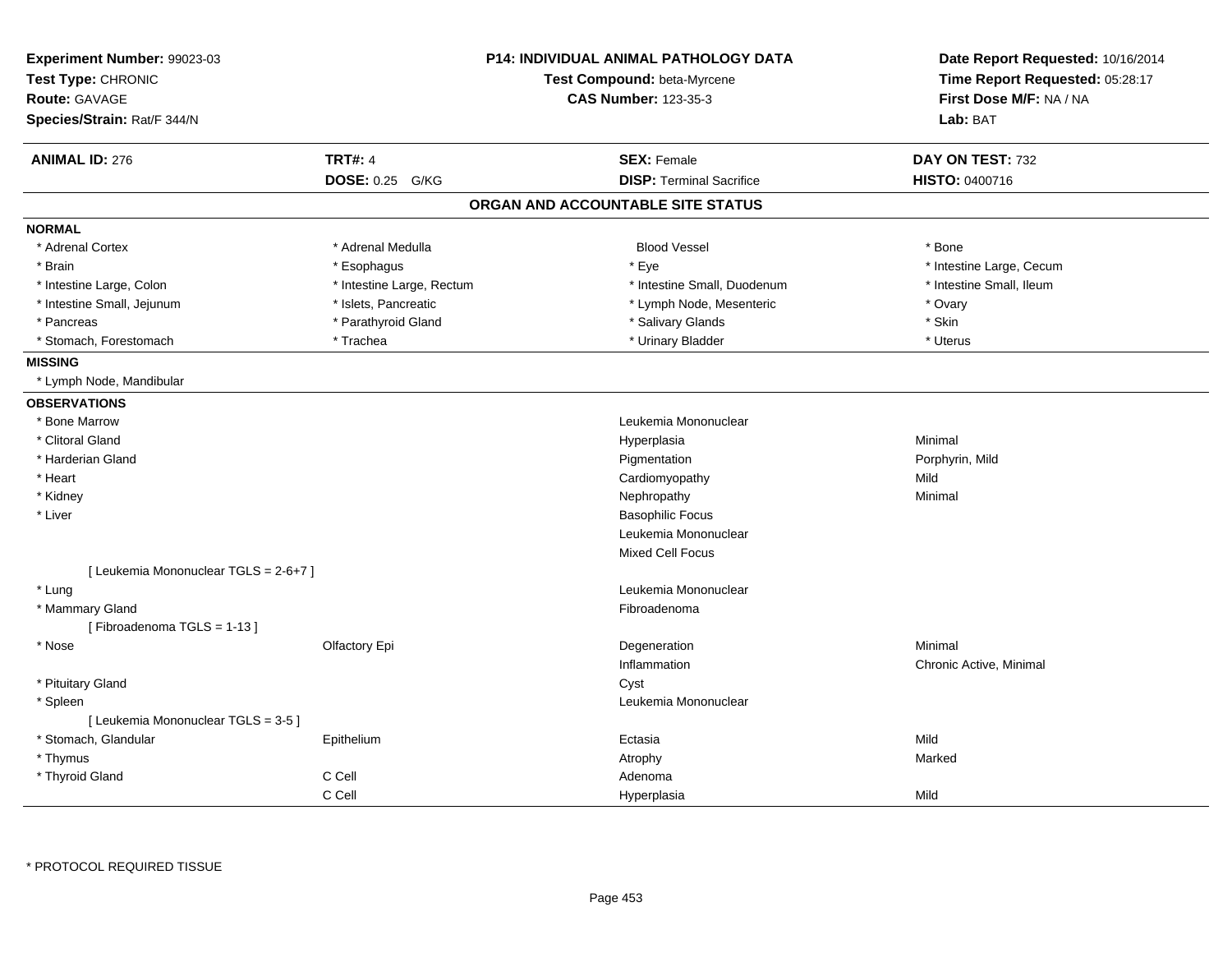**Experiment Number:** 99023-03
**Test Type:** CHRONIC
**Route:** GAVAGE
**Species/Strain:** Rat/F 344/N

**P14: INDIVIDUAL ANIMAL PATHOLOGY DATA**
**Test Compound:** beta-Myrcene
**CAS Number:** 123-35-3

**Date Report Requested:** 10/16/2014
**Time Report Requested:** 05:28:17
**First Dose M/F:** NA / NA
**Lab:** BAT

| **ANIMAL ID:** 276 | **TRT#:** 4 | **SEX:** Female | **DAY ON TEST:** 732 |
|---|---|---|---|
| | **DOSE:** 0.25 G/KG | **DISP:** Terminal Sacrifice | **HISTO:** 0400716 |

## ORGAN AND ACCOUNTABLE SITE STATUS

**NORMAL**

| | | | |
|---|---|---|---|
| * Adrenal Cortex | * Adrenal Medulla | Blood Vessel | * Bone |
| * Brain | * Esophagus | * Eye | * Intestine Large, Cecum |
| * Intestine Large, Colon | * Intestine Large, Rectum | * Intestine Small, Duodenum | * Intestine Small, Ileum |
| * Intestine Small, Jejunum | * Islets, Pancreatic | * Lymph Node, Mesenteric | * Ovary |
| * Pancreas | * Parathyroid Gland | * Salivary Glands | * Skin |
| * Stomach, Forestomach | * Trachea | * Urinary Bladder | * Uterus |

**MISSING**

* Lymph Node, Mandibular

**OBSERVATIONS**

| Organ | Site | Observation | Severity |
|---|---|---|---|
| * Bone Marrow | | Leukemia Mononuclear | |
| * Clitoral Gland | | Hyperplasia | Minimal |
| * Harderian Gland | | Pigmentation | Porphyrin, Mild |
| * Heart | | Cardiomyopathy | Mild |
| * Kidney | | Nephropathy | Minimal |
| * Liver | | Basophilic Focus | |
| | | Leukemia Mononuclear | |
| | | Mixed Cell Focus | |
| [ Leukemia Mononuclear TGLS = 2-6+7 ] | | | |
| * Lung | | Leukemia Mononuclear | |
| * Mammary Gland | | Fibroadenoma | |
| [ Fibroadenoma TGLS = 1-13 ] | | | |
| * Nose | Olfactory Epi | Degeneration | Minimal |
| | | Inflammation | Chronic Active, Minimal |
| * Pituitary Gland | | Cyst | |
| * Spleen | | Leukemia Mononuclear | |
| [ Leukemia Mononuclear TGLS = 3-5 ] | | | |
| * Stomach, Glandular | Epithelium | Ectasia | Mild |
| * Thymus | | Atrophy | Marked |
| * Thyroid Gland | C Cell | Adenoma | |
| | C Cell | Hyperplasia | Mild |

* PROTOCOL REQUIRED TISSUE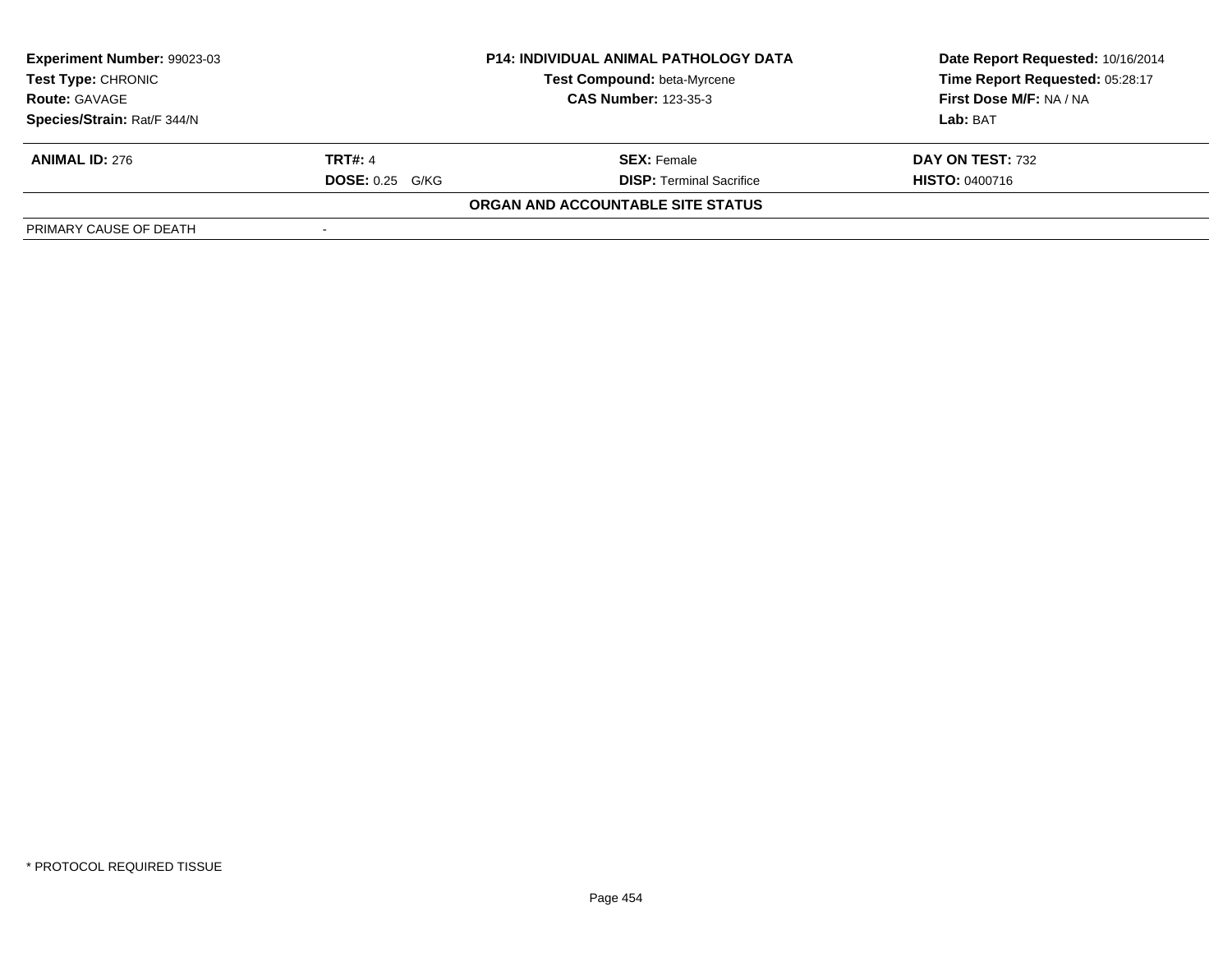| Experiment Number: 99023-03 | P14: INDIVIDUAL ANIMAL PATHOLOGY DATA | Date Report Requested: 10/16/2014 |
|---|---|---|
| Test Type: CHRONIC | Test Compound: beta-Myrcene | Time Report Requested: 05:28:17 |
| Route: GAVAGE | CAS Number: 123-35-3 | First Dose M/F: NA / NA |
| Species/Strain: Rat/F 344/N | | Lab: BAT |

| ANIMAL ID: 276 | TRT#: 4 | SEX: Female | DAY ON TEST: 732 |
|---|---|---|---|
| | DOSE: 0.25 G/KG | DISP: Terminal Sacrifice | HISTO: 0400716 |

**ORGAN AND ACCOUNTABLE SITE STATUS**

| PRIMARY CAUSE OF DEATH | - |
|---|---|

\* PROTOCOL REQUIRED TISSUE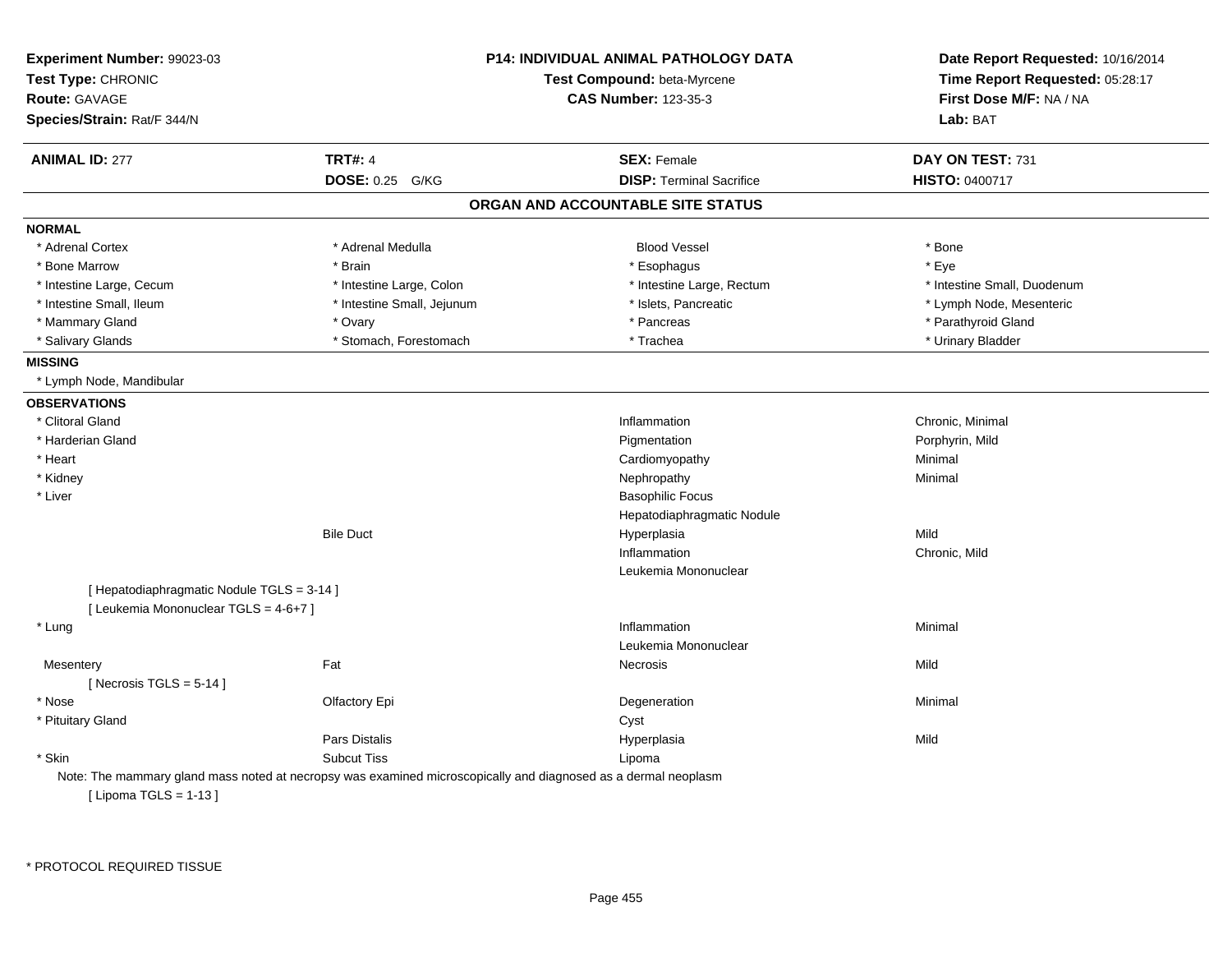**Experiment Number:** 99023-03
**Test Type:** CHRONIC
**Route:** GAVAGE
**Species/Strain:** Rat/F 344/N

**P14: INDIVIDUAL ANIMAL PATHOLOGY DATA**
**Test Compound:** beta-Myrcene
**CAS Number:** 123-35-3

**Date Report Requested:** 10/16/2014
**Time Report Requested:** 05:28:17
**First Dose M/F:** NA / NA
**Lab:** BAT

| **ANIMAL ID:** 277 | **TRT#:** 4 | **SEX:** Female | **DAY ON TEST:** 731 |
|---|---|---|---|
| | **DOSE:** 0.25 G/KG | **DISP:** Terminal Sacrifice | **HISTO:** 0400717 |

## ORGAN AND ACCOUNTABLE SITE STATUS

**NORMAL**

| | | | |
|---|---|---|---|
| * Adrenal Cortex | * Adrenal Medulla | Blood Vessel | * Bone |
| * Bone Marrow | * Brain | * Esophagus | * Eye |
| * Intestine Large, Cecum | * Intestine Large, Colon | * Intestine Large, Rectum | * Intestine Small, Duodenum |
| * Intestine Small, Ileum | * Intestine Small, Jejunum | * Islets, Pancreatic | * Lymph Node, Mesenteric |
| * Mammary Gland | * Ovary | * Pancreas | * Parathyroid Gland |
| * Salivary Glands | * Stomach, Forestomach | * Trachea | * Urinary Bladder |

**MISSING**

* Lymph Node, Mandibular

**OBSERVATIONS**

| | | | |
|---|---|---|---|
| * Clitoral Gland | | Inflammation | Chronic, Minimal |
| * Harderian Gland | | Pigmentation | Porphyrin, Mild |
| * Heart | | Cardiomyopathy | Minimal |
| * Kidney | | Nephropathy | Minimal |
| * Liver | | Basophilic Focus | |
| | | Hepatodiaphragmatic Nodule | |
| | Bile Duct | Hyperplasia | Mild |
| | | Inflammation | Chronic, Mild |
| | | Leukemia Mononuclear | |
| [ Hepatodiaphragmatic Nodule TGLS = 3-14 ] | | | |
| [ Leukemia Mononuclear TGLS = 4-6+7 ] | | | |
| * Lung | | Inflammation | Minimal |
| | | Leukemia Mononuclear | |
| Mesentery | Fat | Necrosis | Mild |
| [ Necrosis TGLS = 5-14 ] | | | |
| * Nose | Olfactory Epi | Degeneration | Minimal |
| * Pituitary Gland | | Cyst | |
| | Pars Distalis | Hyperplasia | Mild |
| * Skin | Subcut Tiss | Lipoma | |

Note: The mammary gland mass noted at necropsy was examined microscopically and diagnosed as a dermal neoplasm

[ Lipoma TGLS = 1-13 ]

* PROTOCOL REQUIRED TISSUE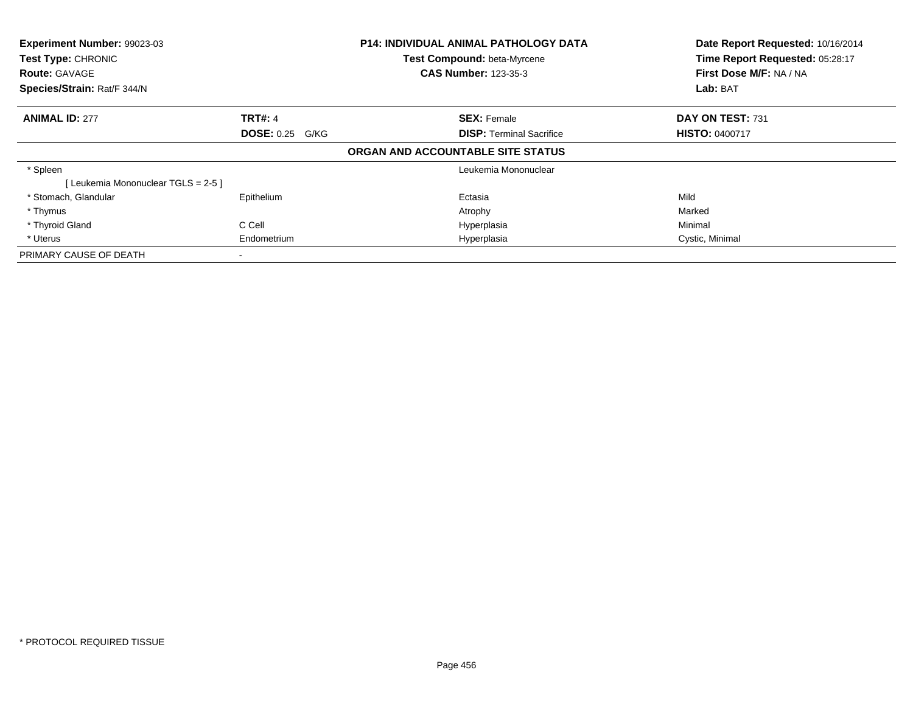**Experiment Number:** 99023-03
**Test Type:** CHRONIC
**Route:** GAVAGE
**Species/Strain:** Rat/F 344/N

**P14: INDIVIDUAL ANIMAL PATHOLOGY DATA**
**Test Compound:** beta-Myrcene
**CAS Number:** 123-35-3

**Date Report Requested:** 10/16/2014
**Time Report Requested:** 05:28:17
**First Dose M/F:** NA / NA
**Lab:** BAT

| **ANIMAL ID:** 277 | **TRT#:** 4 | **SEX:** Female | **DAY ON TEST:** 731 |
|---|---|---|---|
| | **DOSE:** 0.25 G/KG | **DISP:** Terminal Sacrifice | **HISTO:** 0400717 |

**ORGAN AND ACCOUNTABLE SITE STATUS**

| | | | |
|---|---|---|---|
| * Spleen | | Leukemia Mononuclear | |
| [ Leukemia Mononuclear TGLS = 2-5 ] | | | |
| * Stomach, Glandular | Epithelium | Ectasia | Mild |
| * Thymus | | Atrophy | Marked |
| * Thyroid Gland | C Cell | Hyperplasia | Minimal |
| * Uterus | Endometrium | Hyperplasia | Cystic, Minimal |
| PRIMARY CAUSE OF DEATH | - | | |

* PROTOCOL REQUIRED TISSUE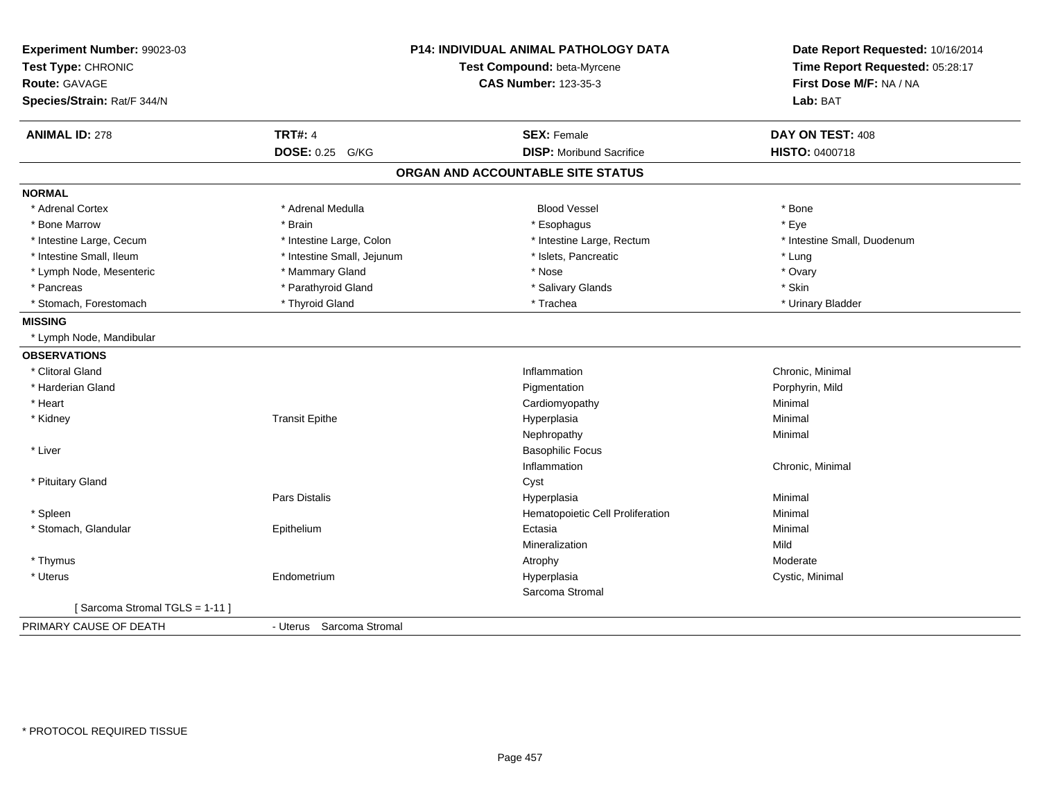**Experiment Number:** 99023-03
**Test Type:** CHRONIC
**Route:** GAVAGE
**Species/Strain:** Rat/F 344/N

**P14: INDIVIDUAL ANIMAL PATHOLOGY DATA**
**Test Compound:** beta-Myrcene
**CAS Number:** 123-35-3

**Date Report Requested:** 10/16/2014
**Time Report Requested:** 05:28:17
**First Dose M/F:** NA / NA
**Lab:** BAT

| **ANIMAL ID:** 278 | **TRT#:** 4 | **SEX:** Female | **DAY ON TEST:** 408 |
|---|---|---|---|
| | **DOSE:** 0.25 G/KG | **DISP:** Moribund Sacrifice | **HISTO:** 0400718 |

## ORGAN AND ACCOUNTABLE SITE STATUS

**NORMAL**

| | | | |
|---|---|---|---|
| * Adrenal Cortex | * Adrenal Medulla | Blood Vessel | * Bone |
| * Bone Marrow | * Brain | * Esophagus | * Eye |
| * Intestine Large, Cecum | * Intestine Large, Colon | * Intestine Large, Rectum | * Intestine Small, Duodenum |
| * Intestine Small, Ileum | * Intestine Small, Jejunum | * Islets, Pancreatic | * Lung |
| * Lymph Node, Mesenteric | * Mammary Gland | * Nose | * Ovary |
| * Pancreas | * Parathyroid Gland | * Salivary Glands | * Skin |
| * Stomach, Forestomach | * Thyroid Gland | * Trachea | * Urinary Bladder |

**MISSING**

* Lymph Node, Mandibular

**OBSERVATIONS**

| | | | |
|---|---|---|---|
| * Clitoral Gland | | Inflammation | Chronic, Minimal |
| * Harderian Gland | | Pigmentation | Porphyrin, Mild |
| * Heart | | Cardiomyopathy | Minimal |
| * Kidney | Transit Epithe | Hyperplasia | Minimal |
| | | Nephropathy | Minimal |
| * Liver | | Basophilic Focus | |
| | | Inflammation | Chronic, Minimal |
| * Pituitary Gland | | Cyst | |
| | Pars Distalis | Hyperplasia | Minimal |
| * Spleen | | Hematopoietic Cell Proliferation | Minimal |
| * Stomach, Glandular | Epithelium | Ectasia | Minimal |
| | | Mineralization | Mild |
| * Thymus | | Atrophy | Moderate |
| * Uterus | Endometrium | Hyperplasia | Cystic, Minimal |
| | | Sarcoma Stromal | |
| [ Sarcoma Stromal TGLS = 1-11 ] | | | |

PRIMARY CAUSE OF DEATH - Uterus Sarcoma Stromal

* PROTOCOL REQUIRED TISSUE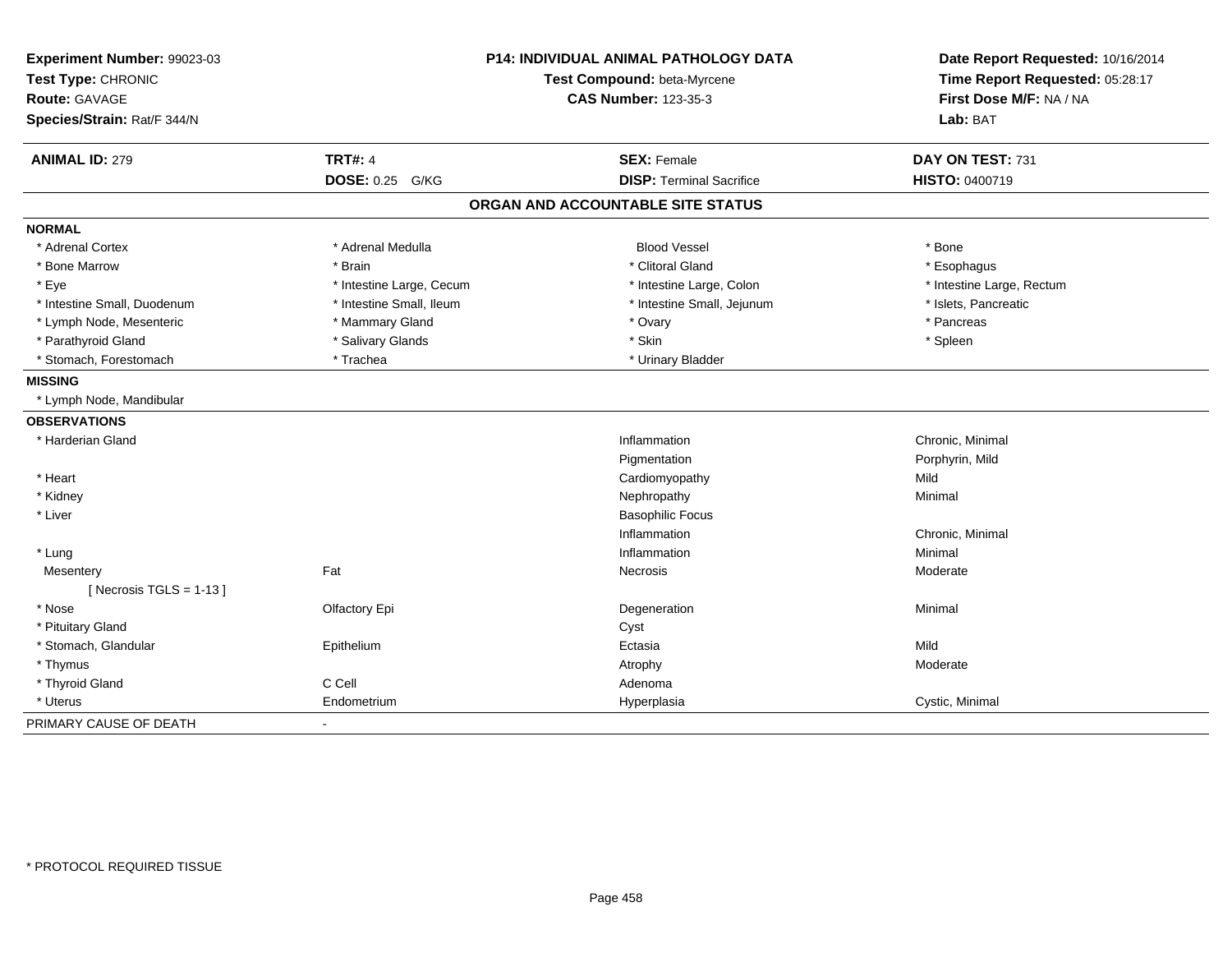**Experiment Number:** 99023-03
**Test Type:** CHRONIC
**Route:** GAVAGE
**Species/Strain:** Rat/F 344/N

**P14: INDIVIDUAL ANIMAL PATHOLOGY DATA**
**Test Compound:** beta-Myrcene
**CAS Number:** 123-35-3

**Date Report Requested:** 10/16/2014
**Time Report Requested:** 05:28:17
**First Dose M/F:** NA / NA
**Lab:** BAT

| **ANIMAL ID:** 279 | **TRT#:** 4 | **SEX:** Female | **DAY ON TEST:** 731 |
|---|---|---|---|
| | **DOSE:** 0.25 G/KG | **DISP:** Terminal Sacrifice | **HISTO:** 0400719 |

## ORGAN AND ACCOUNTABLE SITE STATUS

| | | | |
|---|---|---|---|
| **NORMAL** | | | |
| * Adrenal Cortex | * Adrenal Medulla | Blood Vessel | * Bone |
| * Bone Marrow | * Brain | * Clitoral Gland | * Esophagus |
| * Eye | * Intestine Large, Cecum | * Intestine Large, Colon | * Intestine Large, Rectum |
| * Intestine Small, Duodenum | * Intestine Small, Ileum | * Intestine Small, Jejunum | * Islets, Pancreatic |
| * Lymph Node, Mesenteric | * Mammary Gland | * Ovary | * Pancreas |
| * Parathyroid Gland | * Salivary Glands | * Skin | * Spleen |
| * Stomach, Forestomach | * Trachea | * Urinary Bladder | |
| **MISSING** | | | |
| * Lymph Node, Mandibular | | | |
| **OBSERVATIONS** | | | |
| * Harderian Gland | | Inflammation | Chronic, Minimal |
| | | Pigmentation | Porphyrin, Mild |
| * Heart | | Cardiomyopathy | Mild |
| * Kidney | | Nephropathy | Minimal |
| * Liver | | Basophilic Focus | |
| | | Inflammation | Chronic, Minimal |
| * Lung | | Inflammation | Minimal |
| Mesentery | Fat | Necrosis | Moderate |
| [ Necrosis TGLS = 1-13 ] | | | |
| * Nose | Olfactory Epi | Degeneration | Minimal |
| * Pituitary Gland | | Cyst | |
| * Stomach, Glandular | Epithelium | Ectasia | Mild |
| * Thymus | | Atrophy | Moderate |
| * Thyroid Gland | C Cell | Adenoma | |
| * Uterus | Endometrium | Hyperplasia | Cystic, Minimal |
| PRIMARY CAUSE OF DEATH | - | | |

* PROTOCOL REQUIRED TISSUE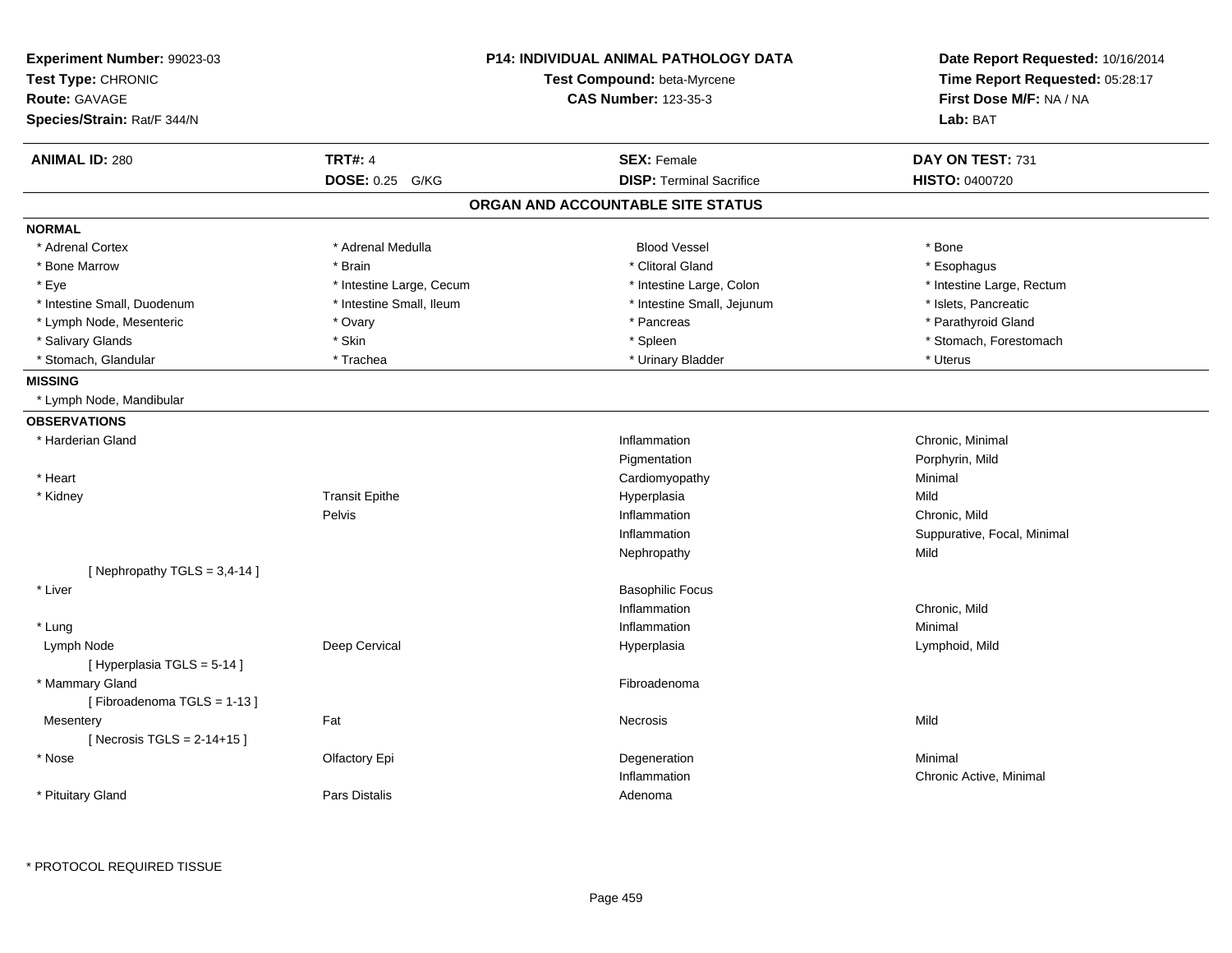**Experiment Number:** 99023-03
**Test Type:** CHRONIC
**Route:** GAVAGE
**Species/Strain:** Rat/F 344/N

**P14: INDIVIDUAL ANIMAL PATHOLOGY DATA**
**Test Compound:** beta-Myrcene
**CAS Number:** 123-35-3

**Date Report Requested:** 10/16/2014
**Time Report Requested:** 05:28:17
**First Dose M/F:** NA / NA
**Lab:** BAT

| **ANIMAL ID:** 280 | **TRT#:** 4 | **SEX:** Female | **DAY ON TEST:** 731 |
|---|---|---|---|
| | **DOSE:** 0.25 G/KG | **DISP:** Terminal Sacrifice | **HISTO:** 0400720 |

## ORGAN AND ACCOUNTABLE SITE STATUS

**NORMAL**

| | | | |
|---|---|---|---|
| * Adrenal Cortex | * Adrenal Medulla | Blood Vessel | * Bone |
| * Bone Marrow | * Brain | * Clitoral Gland | * Esophagus |
| * Eye | * Intestine Large, Cecum | * Intestine Large, Colon | * Intestine Large, Rectum |
| * Intestine Small, Duodenum | * Intestine Small, Ileum | * Intestine Small, Jejunum | * Islets, Pancreatic |
| * Lymph Node, Mesenteric | * Ovary | * Pancreas | * Parathyroid Gland |
| * Salivary Glands | * Skin | * Spleen | * Stomach, Forestomach |
| * Stomach, Glandular | * Trachea | * Urinary Bladder | * Uterus |

**MISSING**

* Lymph Node, Mandibular

**OBSERVATIONS**

| | | | |
|---|---|---|---|
| * Harderian Gland | | Inflammation | Chronic, Minimal |
| | | Pigmentation | Porphyrin, Mild |
| * Heart | | Cardiomyopathy | Minimal |
| * Kidney | Transit Epithe | Hyperplasia | Mild |
| | Pelvis | Inflammation | Chronic, Mild |
| | | Inflammation | Suppurative, Focal, Minimal |
| | | Nephropathy | Mild |
| [ Nephropathy TGLS = 3,4-14 ] | | | |
| * Liver | | Basophilic Focus | |
| | | Inflammation | Chronic, Mild |
| * Lung | | Inflammation | Minimal |
| Lymph Node | Deep Cervical | Hyperplasia | Lymphoid, Mild |
| [ Hyperplasia TGLS = 5-14 ] | | | |
| * Mammary Gland | | Fibroadenoma | |
| [ Fibroadenoma TGLS = 1-13 ] | | | |
| Mesentery | Fat | Necrosis | Mild |
| [ Necrosis TGLS = 2-14+15 ] | | | |
| * Nose | Olfactory Epi | Degeneration | Minimal |
| | | Inflammation | Chronic Active, Minimal |
| * Pituitary Gland | Pars Distalis | Adenoma | |

* PROTOCOL REQUIRED TISSUE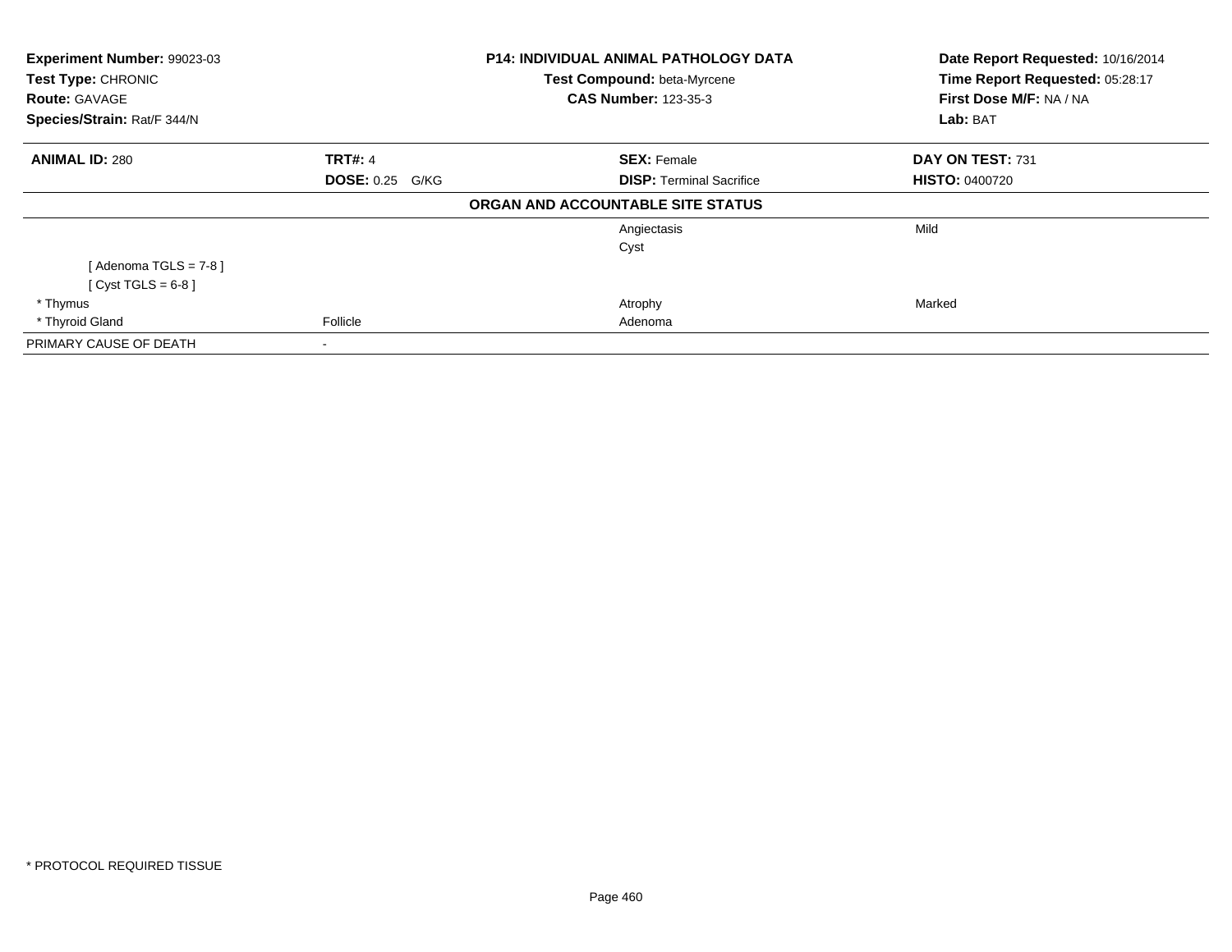| **Experiment Number:** 99023-03 | **P14: INDIVIDUAL ANIMAL PATHOLOGY DATA** | | **Date Report Requested:** 10/16/2014 |
|---|---|---|---|
| **Test Type:** CHRONIC | **Test Compound:** beta-Myrcene | | **Time Report Requested:** 05:28:17 |
| **Route:** GAVAGE | **CAS Number:** 123-35-3 | | **First Dose M/F:** NA / NA |
| **Species/Strain:** Rat/F 344/N | | | **Lab:** BAT |

| **ANIMAL ID:** 280 | **TRT#:** 4 | **SEX:** Female | **DAY ON TEST:** 731 |
|---|---|---|---|
| | **DOSE:** 0.25 G/KG | **DISP:** Terminal Sacrifice | **HISTO:** 0400720 |

**ORGAN AND ACCOUNTABLE SITE STATUS**

| | | | |
|---|---|---|---|
| | | Angiectasis | Mild |
| | | Cyst | |
| [ Adenoma TGLS = 7-8 ] | | | |
| [ Cyst TGLS = 6-8 ] | | | |
| * Thymus | | Atrophy | Marked |
| * Thyroid Gland | Follicle | Adenoma | |
| PRIMARY CAUSE OF DEATH | - | | |

* PROTOCOL REQUIRED TISSUE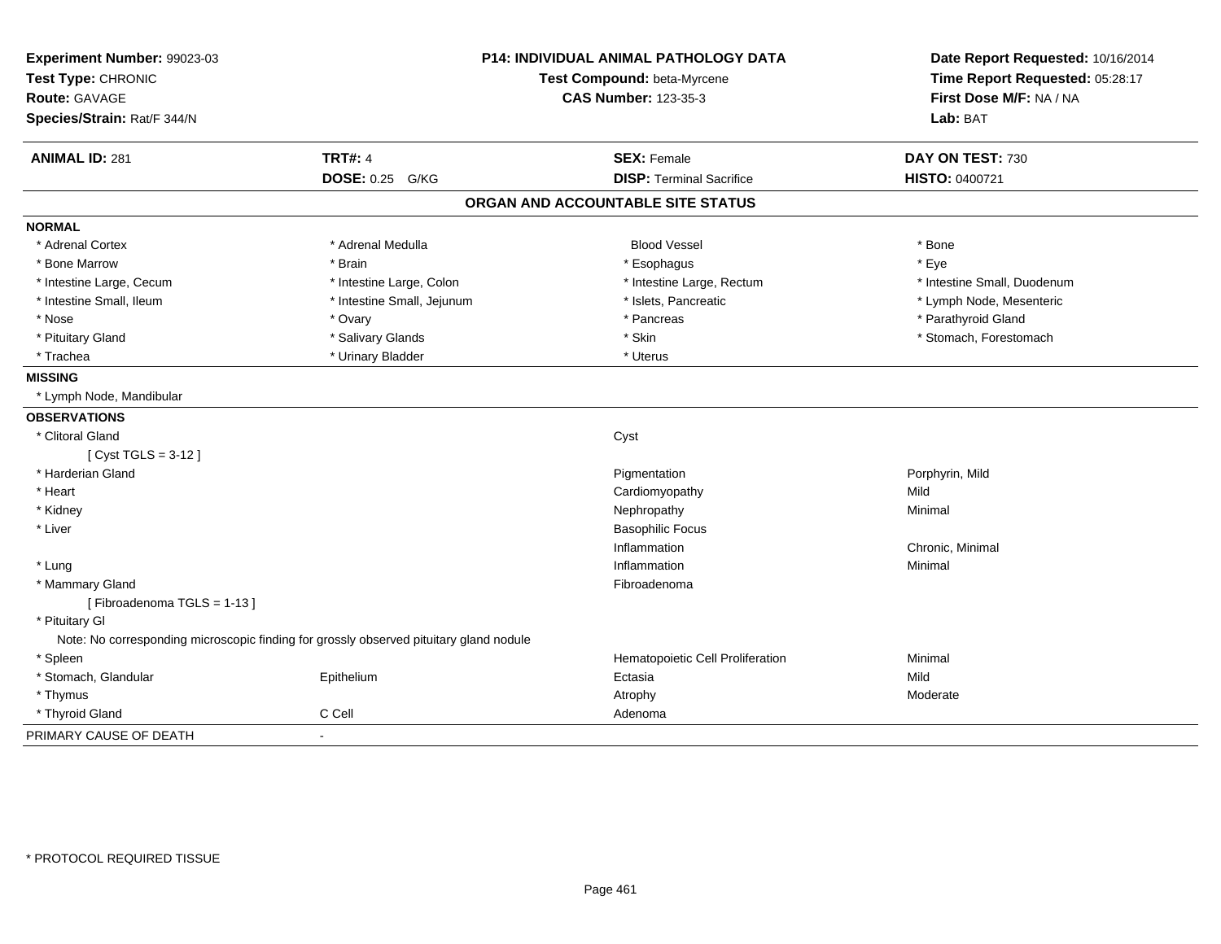**Experiment Number:** 99023-03
**Test Type:** CHRONIC
**Route:** GAVAGE
**Species/Strain:** Rat/F 344/N

**P14: INDIVIDUAL ANIMAL PATHOLOGY DATA**
**Test Compound:** beta-Myrcene
**CAS Number:** 123-35-3

**Date Report Requested:** 10/16/2014
**Time Report Requested:** 05:28:17
**First Dose M/F:** NA / NA
**Lab:** BAT

| **ANIMAL ID:** 281 | **TRT#:** 4 | **SEX:** Female | **DAY ON TEST:** 730 |
|---|---|---|---|
| | **DOSE:** 0.25 G/KG | **DISP:** Terminal Sacrifice | **HISTO:** 0400721 |

## ORGAN AND ACCOUNTABLE SITE STATUS

**NORMAL**

| | | | |
|---|---|---|---|
| * Adrenal Cortex | * Adrenal Medulla | Blood Vessel | * Bone |
| * Bone Marrow | * Brain | * Esophagus | * Eye |
| * Intestine Large, Cecum | * Intestine Large, Colon | * Intestine Large, Rectum | * Intestine Small, Duodenum |
| * Intestine Small, Ileum | * Intestine Small, Jejunum | * Islets, Pancreatic | * Lymph Node, Mesenteric |
| * Nose | * Ovary | * Pancreas | * Parathyroid Gland |
| * Pituitary Gland | * Salivary Glands | * Skin | * Stomach, Forestomach |
| * Trachea | * Urinary Bladder | * Uterus | |

**MISSING**

* Lymph Node, Mandibular

**OBSERVATIONS**

| | | | |
|---|---|---|---|
| * Clitoral Gland | | Cyst | |
| [ Cyst TGLS = 3-12 ] | | | |
| * Harderian Gland | | Pigmentation | Porphyrin, Mild |
| * Heart | | Cardiomyopathy | Mild |
| * Kidney | | Nephropathy | Minimal |
| * Liver | | Basophilic Focus | |
| | | Inflammation | Chronic, Minimal |
| * Lung | | Inflammation | Minimal |
| * Mammary Gland | | Fibroadenoma | |
| [ Fibroadenoma TGLS = 1-13 ] | | | |
| * Pituitary Gl | | | |
| Note: No corresponding microscopic finding for grossly observed pituitary gland nodule | | | |
| * Spleen | | Hematopoietic Cell Proliferation | Minimal |
| * Stomach, Glandular | Epithelium | Ectasia | Mild |
| * Thymus | | Atrophy | Moderate |
| * Thyroid Gland | C Cell | Adenoma | |

PRIMARY CAUSE OF DEATH -

\* PROTOCOL REQUIRED TISSUE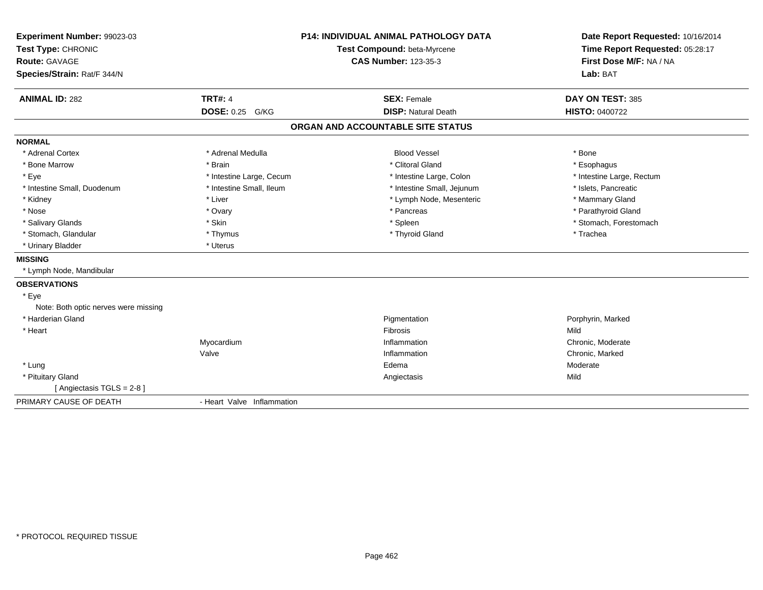**Experiment Number:** 99023-03
**Test Type:** CHRONIC
**Route:** GAVAGE
**Species/Strain:** Rat/F 344/N

**P14: INDIVIDUAL ANIMAL PATHOLOGY DATA**
**Test Compound:** beta-Myrcene
**CAS Number:** 123-35-3

**Date Report Requested:** 10/16/2014
**Time Report Requested:** 05:28:17
**First Dose M/F:** NA / NA
**Lab:** BAT

| **ANIMAL ID:** 282 | **TRT#:** 4 | **SEX:** Female | **DAY ON TEST:** 385 |
|---|---|---|---|
| | **DOSE:** 0.25 G/KG | **DISP:** Natural Death | **HISTO:** 0400722 |

## ORGAN AND ACCOUNTABLE SITE STATUS

**NORMAL**

| | | | |
|---|---|---|---|
| * Adrenal Cortex | * Adrenal Medulla | Blood Vessel | * Bone |
| * Bone Marrow | * Brain | * Clitoral Gland | * Esophagus |
| * Eye | * Intestine Large, Cecum | * Intestine Large, Colon | * Intestine Large, Rectum |
| * Intestine Small, Duodenum | * Intestine Small, Ileum | * Intestine Small, Jejunum | * Islets, Pancreatic |
| * Kidney | * Liver | * Lymph Node, Mesenteric | * Mammary Gland |
| * Nose | * Ovary | * Pancreas | * Parathyroid Gland |
| * Salivary Glands | * Skin | * Spleen | * Stomach, Forestomach |
| * Stomach, Glandular | * Thymus | * Thyroid Gland | * Trachea |
| * Urinary Bladder | * Uterus | | |

**MISSING**

* Lymph Node, Mandibular

**OBSERVATIONS**

| | | | |
|---|---|---|---|
| * Eye | | | |
| Note: Both optic nerves were missing | | | |
| * Harderian Gland | | Pigmentation | Porphyrin, Marked |
| * Heart | | Fibrosis | Mild |
| | Myocardium | Inflammation | Chronic, Moderate |
| | Valve | Inflammation | Chronic, Marked |
| * Lung | | Edema | Moderate |
| * Pituitary Gland | | Angiectasis | Mild |
| [ Angiectasis TGLS = 2-8 ] | | | |

PRIMARY CAUSE OF DEATH - Heart Valve Inflammation

* PROTOCOL REQUIRED TISSUE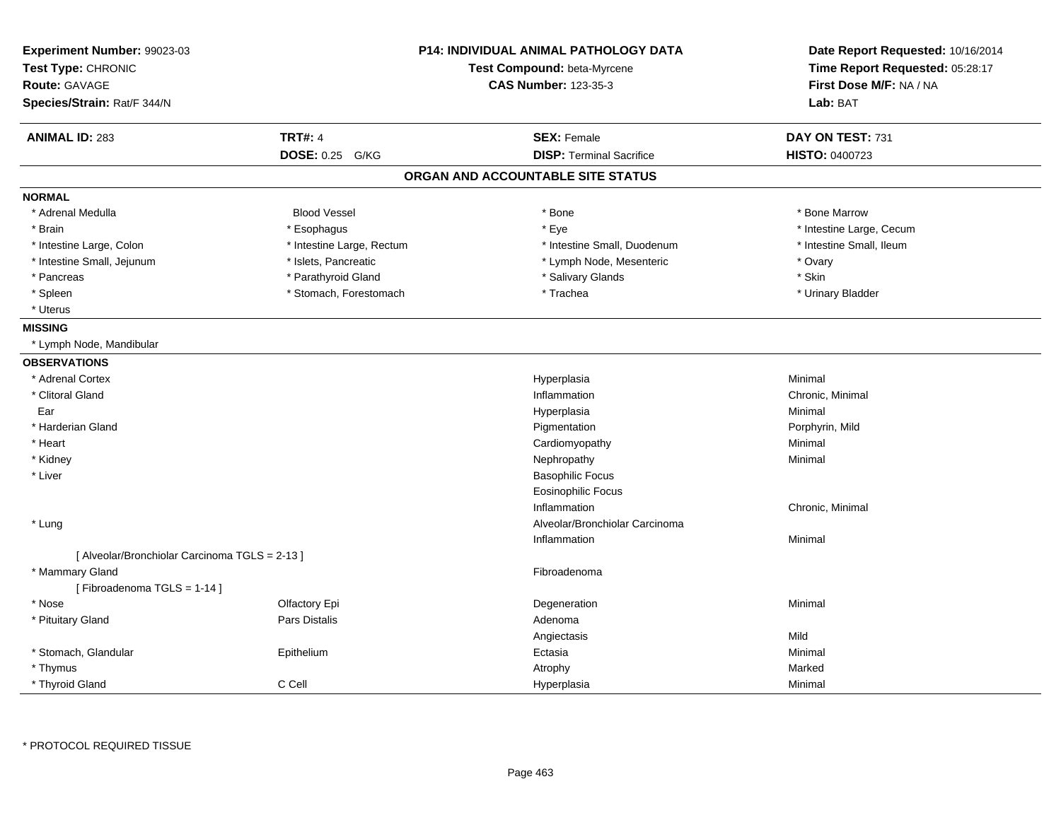**Experiment Number:** 99023-03
**Test Type:** CHRONIC
**Route:** GAVAGE
**Species/Strain:** Rat/F 344/N

**P14: INDIVIDUAL ANIMAL PATHOLOGY DATA**
**Test Compound:** beta-Myrcene
**CAS Number:** 123-35-3

**Date Report Requested:** 10/16/2014
**Time Report Requested:** 05:28:17
**First Dose M/F:** NA / NA
**Lab:** BAT

| **ANIMAL ID:** 283 | **TRT#:** 4 | **SEX:** Female | **DAY ON TEST:** 731 |
|---|---|---|---|
| | **DOSE:** 0.25 G/KG | **DISP:** Terminal Sacrifice | **HISTO:** 0400723 |

## ORGAN AND ACCOUNTABLE SITE STATUS

### NORMAL

| | | | |
|---|---|---|---|
| * Adrenal Medulla | Blood Vessel | * Bone | * Bone Marrow |
| * Brain | * Esophagus | * Eye | * Intestine Large, Cecum |
| * Intestine Large, Colon | * Intestine Large, Rectum | * Intestine Small, Duodenum | * Intestine Small, Ileum |
| * Intestine Small, Jejunum | * Islets, Pancreatic | * Lymph Node, Mesenteric | * Ovary |
| * Pancreas | * Parathyroid Gland | * Salivary Glands | * Skin |
| * Spleen | * Stomach, Forestomach | * Trachea | * Urinary Bladder |
| * Uterus | | | |

### MISSING

* Lymph Node, Mandibular

### OBSERVATIONS

| | | | |
|---|---|---|---|
| * Adrenal Cortex | | Hyperplasia | Minimal |
| * Clitoral Gland | | Inflammation | Chronic, Minimal |
| Ear | | Hyperplasia | Minimal |
| * Harderian Gland | | Pigmentation | Porphyrin, Mild |
| * Heart | | Cardiomyopathy | Minimal |
| * Kidney | | Nephropathy | Minimal |
| * Liver | | Basophilic Focus | |
| | | Eosinophilic Focus | |
| | | Inflammation | Chronic, Minimal |
| * Lung | | Alveolar/Bronchiolar Carcinoma | |
| | | Inflammation | Minimal |
| [ Alveolar/Bronchiolar Carcinoma TGLS = 2-13 ] | | | |
| * Mammary Gland | | Fibroadenoma | |
| [ Fibroadenoma TGLS = 1-14 ] | | | |
| * Nose | Olfactory Epi | Degeneration | Minimal |
| * Pituitary Gland | Pars Distalis | Adenoma | |
| | | Angiectasis | Mild |
| * Stomach, Glandular | Epithelium | Ectasia | Minimal |
| * Thymus | | Atrophy | Marked |
| * Thyroid Gland | C Cell | Hyperplasia | Minimal |

* PROTOCOL REQUIRED TISSUE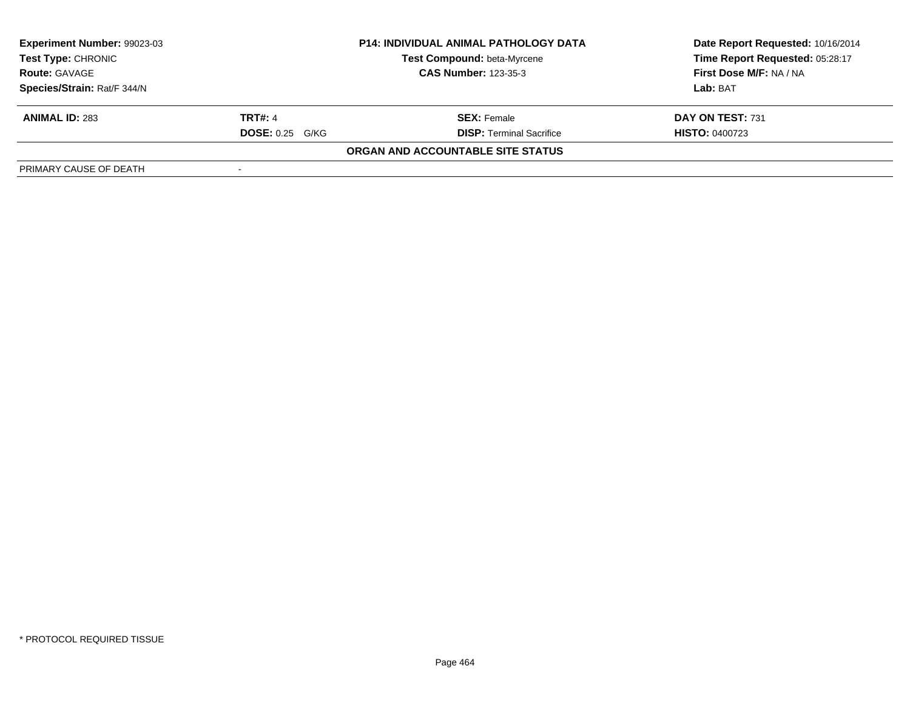| **Experiment Number:** 99023-03 | **P14: INDIVIDUAL ANIMAL PATHOLOGY DATA** | **Date Report Requested:** 10/16/2014 |
|---|---|---|
| **Test Type:** CHRONIC | **Test Compound:** beta-Myrcene | **Time Report Requested:** 05:28:17 |
| **Route:** GAVAGE | **CAS Number:** 123-35-3 | **First Dose M/F:** NA / NA |
| **Species/Strain:** Rat/F 344/N | | **Lab:** BAT |

| **ANIMAL ID:** 283 | **TRT#:** 4 | **SEX:** Female | **DAY ON TEST:** 731 |
|---|---|---|---|
| | **DOSE:** 0.25 G/KG | **DISP:** Terminal Sacrifice | **HISTO:** 0400723 |

**ORGAN AND ACCOUNTABLE SITE STATUS**

| PRIMARY CAUSE OF DEATH | - |
|---|---|

* PROTOCOL REQUIRED TISSUE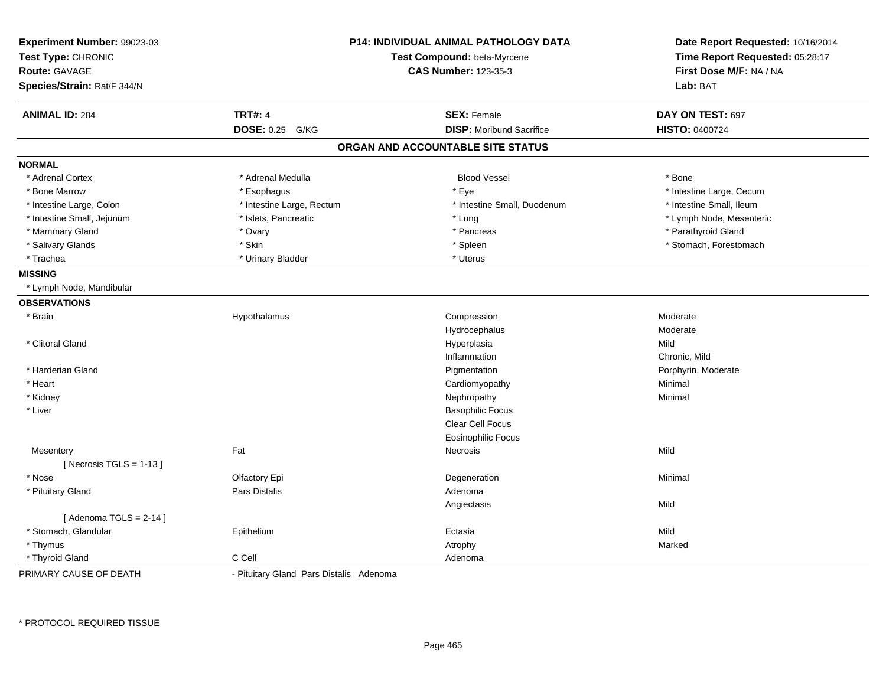**Experiment Number:** 99023-03
**Test Type:** CHRONIC
**Route:** GAVAGE
**Species/Strain:** Rat/F 344/N

**P14: INDIVIDUAL ANIMAL PATHOLOGY DATA**
**Test Compound:** beta-Myrcene
**CAS Number:** 123-35-3

**Date Report Requested:** 10/16/2014
**Time Report Requested:** 05:28:17
**First Dose M/F:** NA / NA
**Lab:** BAT

| **ANIMAL ID:** 284 | **TRT#:** 4 | **SEX:** Female | **DAY ON TEST:** 697 |
|---|---|---|---|
| | **DOSE:** 0.25 G/KG | **DISP:** Moribund Sacrifice | **HISTO:** 0400724 |

## ORGAN AND ACCOUNTABLE SITE STATUS

**NORMAL**

| | | | |
|---|---|---|---|
| * Adrenal Cortex | * Adrenal Medulla | Blood Vessel | * Bone |
| * Bone Marrow | * Esophagus | * Eye | * Intestine Large, Cecum |
| * Intestine Large, Colon | * Intestine Large, Rectum | * Intestine Small, Duodenum | * Intestine Small, Ileum |
| * Intestine Small, Jejunum | * Islets, Pancreatic | * Lung | * Lymph Node, Mesenteric |
| * Mammary Gland | * Ovary | * Pancreas | * Parathyroid Gland |
| * Salivary Glands | * Skin | * Spleen | * Stomach, Forestomach |
| * Trachea | * Urinary Bladder | * Uterus | |

**MISSING**

* Lymph Node, Mandibular

**OBSERVATIONS**

| | | | |
|---|---|---|---|
| * Brain | Hypothalamus | Compression | Moderate |
| | | Hydrocephalus | Moderate |
| * Clitoral Gland | | Hyperplasia | Mild |
| | | Inflammation | Chronic, Mild |
| * Harderian Gland | | Pigmentation | Porphyrin, Moderate |
| * Heart | | Cardiomyopathy | Minimal |
| * Kidney | | Nephropathy | Minimal |
| * Liver | | Basophilic Focus | |
| | | Clear Cell Focus | |
| | | Eosinophilic Focus | |
| Mesentery | Fat | Necrosis | Mild |
| [ Necrosis TGLS = 1-13 ] | | | |
| * Nose | Olfactory Epi | Degeneration | Minimal |
| * Pituitary Gland | Pars Distalis | Adenoma | |
| | | Angiectasis | Mild |
| [ Adenoma TGLS = 2-14 ] | | | |
| * Stomach, Glandular | Epithelium | Ectasia | Mild |
| * Thymus | | Atrophy | Marked |
| * Thyroid Gland | C Cell | Adenoma | |

PRIMARY CAUSE OF DEATH - Pituitary Gland Pars Distalis Adenoma

* PROTOCOL REQUIRED TISSUE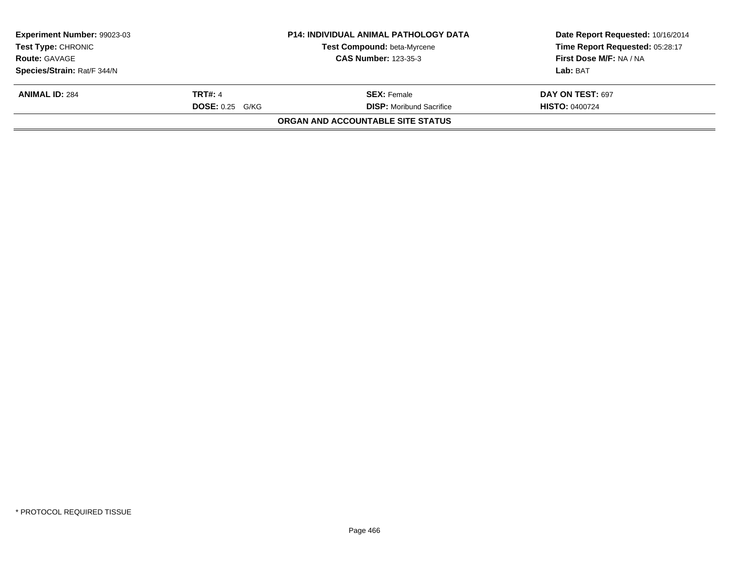| **Experiment Number:** 99023-03 | **P14: INDIVIDUAL ANIMAL PATHOLOGY DATA** | **Date Report Requested:** 10/16/2014 |
|---|---|---|
| **Test Type:** CHRONIC | **Test Compound:** beta-Myrcene | **Time Report Requested:** 05:28:17 |
| **Route:** GAVAGE | **CAS Number:** 123-35-3 | **First Dose M/F:** NA / NA |
| **Species/Strain:** Rat/F 344/N | | **Lab:** BAT |

| **ANIMAL ID:** 284 | **TRT#:** 4 | **SEX:** Female | **DAY ON TEST:** 697 |
|---|---|---|---|
| | **DOSE:** 0.25 G/KG | **DISP:** Moribund Sacrifice | **HISTO:** 0400724 |

**ORGAN AND ACCOUNTABLE SITE STATUS**

* PROTOCOL REQUIRED TISSUE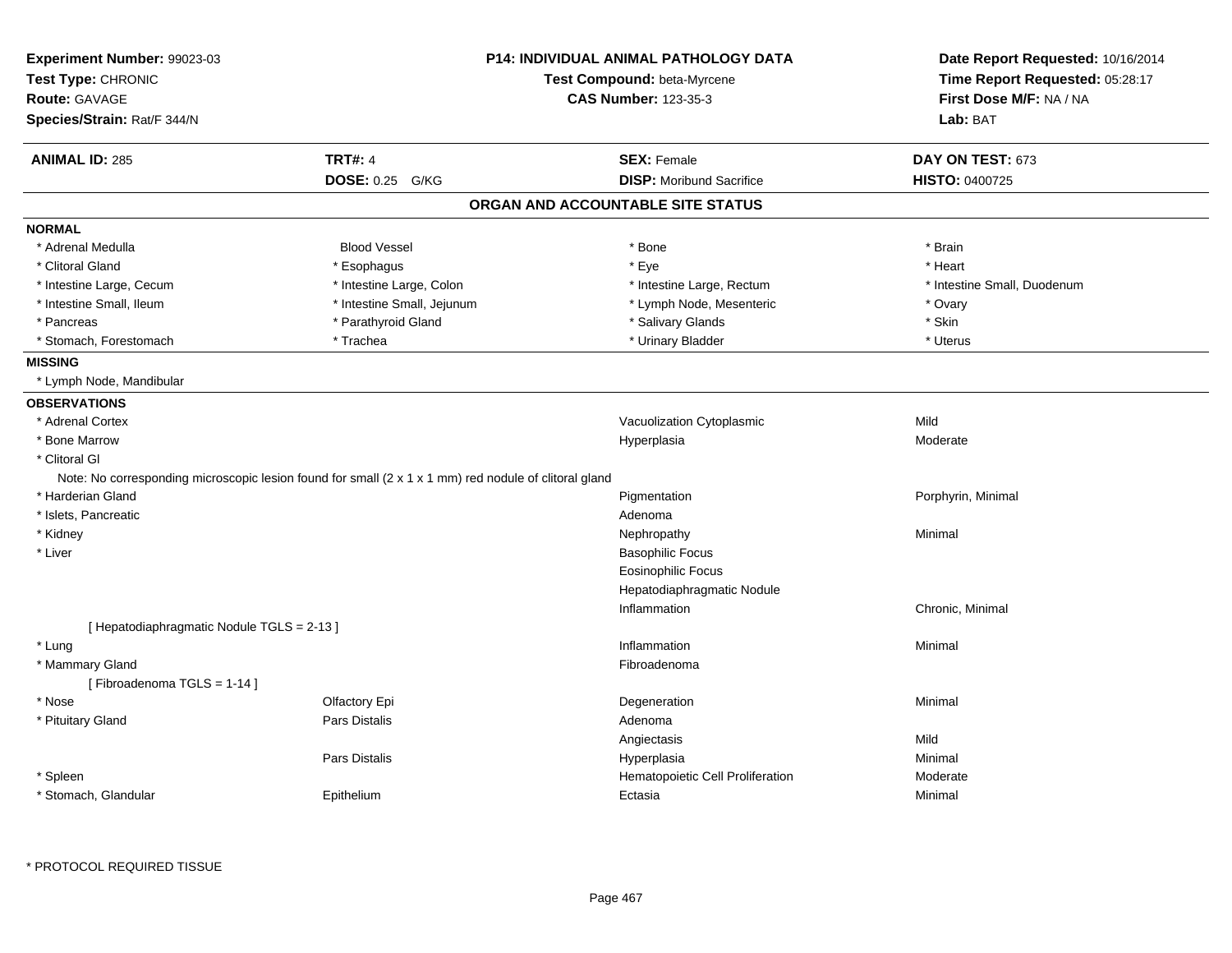**Experiment Number:** 99023-03
**Test Type:** CHRONIC
**Route:** GAVAGE
**Species/Strain:** Rat/F 344/N

**P14: INDIVIDUAL ANIMAL PATHOLOGY DATA**
**Test Compound:** beta-Myrcene
**CAS Number:** 123-35-3

**Date Report Requested:** 10/16/2014
**Time Report Requested:** 05:28:17
**First Dose M/F:** NA / NA
**Lab:** BAT

| **ANIMAL ID:** 285 | **TRT#:** 4 | **SEX:** Female | **DAY ON TEST:** 673 |
|---|---|---|---|
| | **DOSE:** 0.25 G/KG | **DISP:** Moribund Sacrifice | **HISTO:** 0400725 |

## ORGAN AND ACCOUNTABLE SITE STATUS

**NORMAL**

| | | | |
|---|---|---|---|
| * Adrenal Medulla | Blood Vessel | * Bone | * Brain |
| * Clitoral Gland | * Esophagus | * Eye | * Heart |
| * Intestine Large, Cecum | * Intestine Large, Colon | * Intestine Large, Rectum | * Intestine Small, Duodenum |
| * Intestine Small, Ileum | * Intestine Small, Jejunum | * Lymph Node, Mesenteric | * Ovary |
| * Pancreas | * Parathyroid Gland | * Salivary Glands | * Skin |
| * Stomach, Forestomach | * Trachea | * Urinary Bladder | * Uterus |

**MISSING**

* Lymph Node, Mandibular

**OBSERVATIONS**

| Organ | Site | Observation | Severity |
|---|---|---|---|
| * Adrenal Cortex | | Vacuolization Cytoplasmic | Mild |
| * Bone Marrow | | Hyperplasia | Moderate |
| * Clitoral Gl | | | |
| Note: No corresponding microscopic lesion found for small (2 x 1 x 1 mm) red nodule of clitoral gland | | | |
| * Harderian Gland | | Pigmentation | Porphyrin, Minimal |
| * Islets, Pancreatic | | Adenoma | |
| * Kidney | | Nephropathy | Minimal |
| * Liver | | Basophilic Focus | |
| | | Eosinophilic Focus | |
| | | Hepatodiaphragmatic Nodule | |
| | | Inflammation | Chronic, Minimal |
| [ Hepatodiaphragmatic Nodule TGLS = 2-13 ] | | | |
| * Lung | | Inflammation | Minimal |
| * Mammary Gland | | Fibroadenoma | |
| [ Fibroadenoma TGLS = 1-14 ] | | | |
| * Nose | Olfactory Epi | Degeneration | Minimal |
| * Pituitary Gland | Pars Distalis | Adenoma | |
| | | Angiectasis | Mild |
| | Pars Distalis | Hyperplasia | Minimal |
| * Spleen | | Hematopoietic Cell Proliferation | Moderate |
| * Stomach, Glandular | Epithelium | Ectasia | Minimal |

* PROTOCOL REQUIRED TISSUE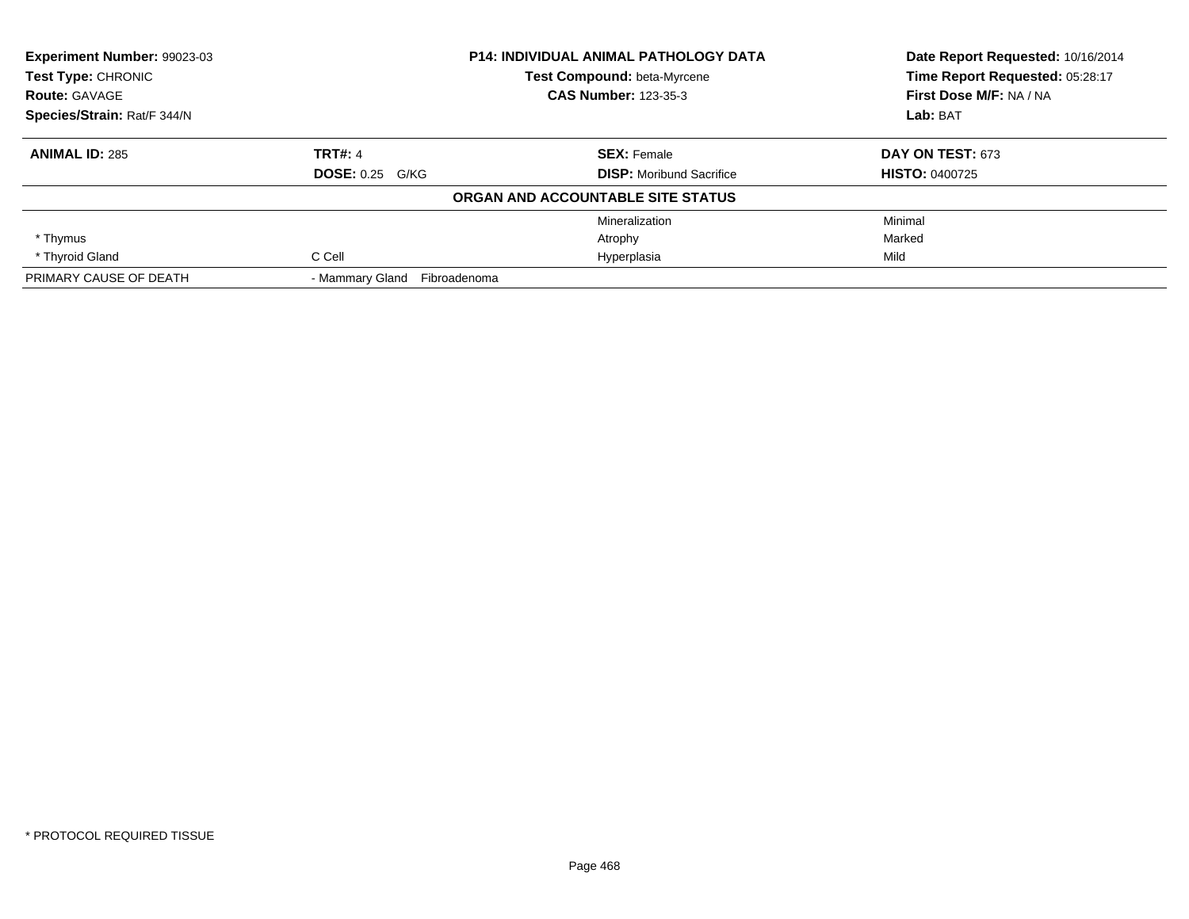**Experiment Number:** 99023-03
**Test Type:** CHRONIC
**Route:** GAVAGE
**Species/Strain:** Rat/F 344/N

**P14: INDIVIDUAL ANIMAL PATHOLOGY DATA**
**Test Compound:** beta-Myrcene
**CAS Number:** 123-35-3

**Date Report Requested:** 10/16/2014
**Time Report Requested:** 05:28:17
**First Dose M/F:** NA / NA
**Lab:** BAT

| **ANIMAL ID:** 285 | **TRT#:** 4 | **SEX:** Female | **DAY ON TEST:** 673 |
|---|---|---|---|
| | **DOSE:** 0.25 G/KG | **DISP:** Moribund Sacrifice | **HISTO:** 0400725 |

**ORGAN AND ACCOUNTABLE SITE STATUS**

| | | | |
|---|---|---|---|
| | | Mineralization | Minimal |
| * Thymus | | Atrophy | Marked |
| * Thyroid Gland | C Cell | Hyperplasia | Mild |
| PRIMARY CAUSE OF DEATH | - Mammary Gland Fibroadenoma | | |

* PROTOCOL REQUIRED TISSUE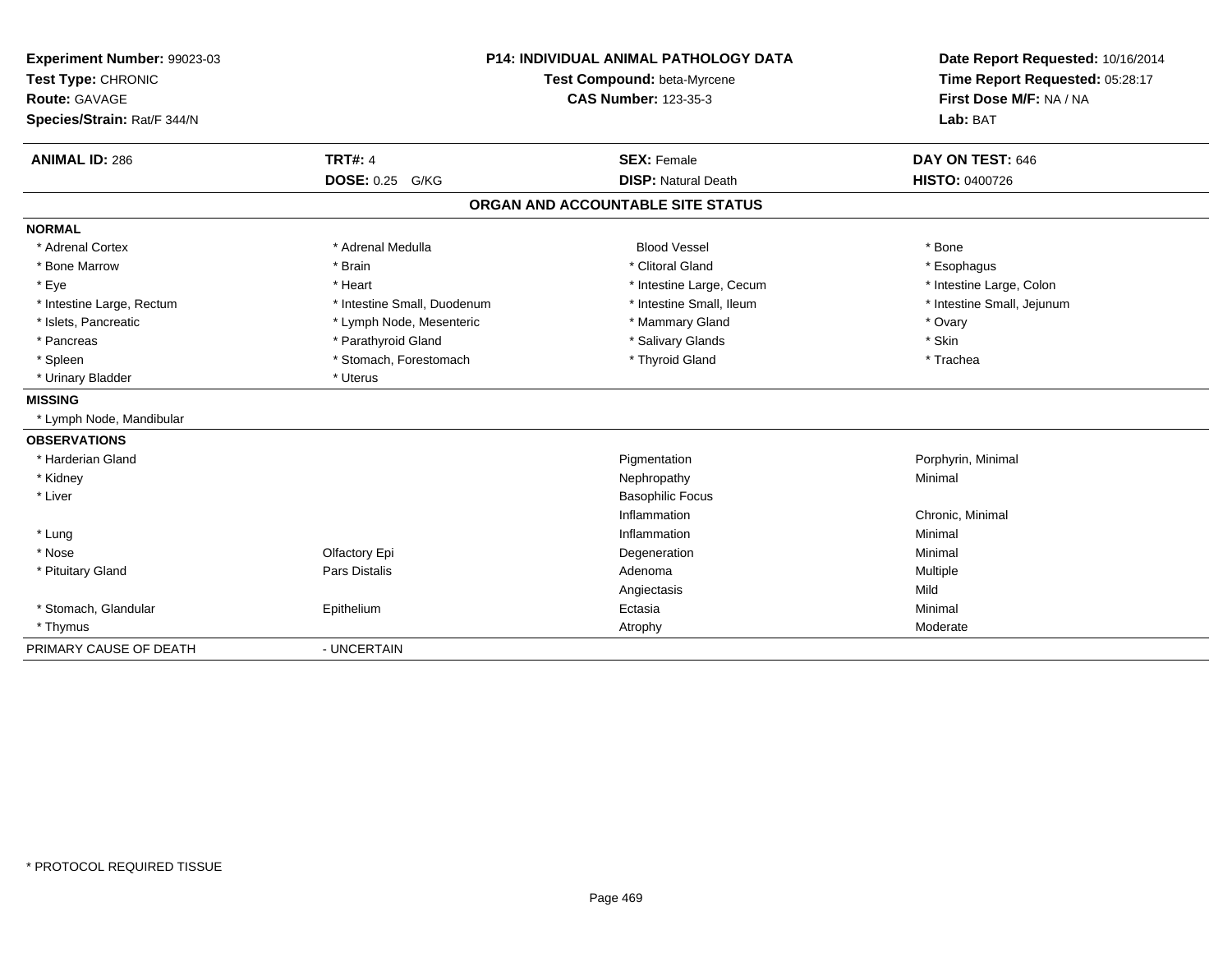**Experiment Number:** 99023-03
**Test Type:** CHRONIC
**Route:** GAVAGE
**Species/Strain:** Rat/F 344/N

**P14: INDIVIDUAL ANIMAL PATHOLOGY DATA**
**Test Compound:** beta-Myrcene
**CAS Number:** 123-35-3

**Date Report Requested:** 10/16/2014
**Time Report Requested:** 05:28:17
**First Dose M/F:** NA / NA
**Lab:** BAT

| **ANIMAL ID:** 286 | **TRT#:** 4 | **SEX:** Female | **DAY ON TEST:** 646 |
|---|---|---|---|
| | **DOSE:** 0.25 G/KG | **DISP:** Natural Death | **HISTO:** 0400726 |

## ORGAN AND ACCOUNTABLE SITE STATUS

**NORMAL**

| | | | |
|---|---|---|---|
| * Adrenal Cortex | * Adrenal Medulla | Blood Vessel | * Bone |
| * Bone Marrow | * Brain | * Clitoral Gland | * Esophagus |
| * Eye | * Heart | * Intestine Large, Cecum | * Intestine Large, Colon |
| * Intestine Large, Rectum | * Intestine Small, Duodenum | * Intestine Small, Ileum | * Intestine Small, Jejunum |
| * Islets, Pancreatic | * Lymph Node, Mesenteric | * Mammary Gland | * Ovary |
| * Pancreas | * Parathyroid Gland | * Salivary Glands | * Skin |
| * Spleen | * Stomach, Forestomach | * Thyroid Gland | * Trachea |
| * Urinary Bladder | * Uterus | | |

**MISSING**

* Lymph Node, Mandibular

**OBSERVATIONS**

| | | | |
|---|---|---|---|
| * Harderian Gland | | Pigmentation | Porphyrin, Minimal |
| * Kidney | | Nephropathy | Minimal |
| * Liver | | Basophilic Focus | |
| | | Inflammation | Chronic, Minimal |
| * Lung | | Inflammation | Minimal |
| * Nose | Olfactory Epi | Degeneration | Minimal |
| * Pituitary Gland | Pars Distalis | Adenoma | Multiple |
| | | Angiectasis | Mild |
| * Stomach, Glandular | Epithelium | Ectasia | Minimal |
| * Thymus | | Atrophy | Moderate |

PRIMARY CAUSE OF DEATH - UNCERTAIN

* PROTOCOL REQUIRED TISSUE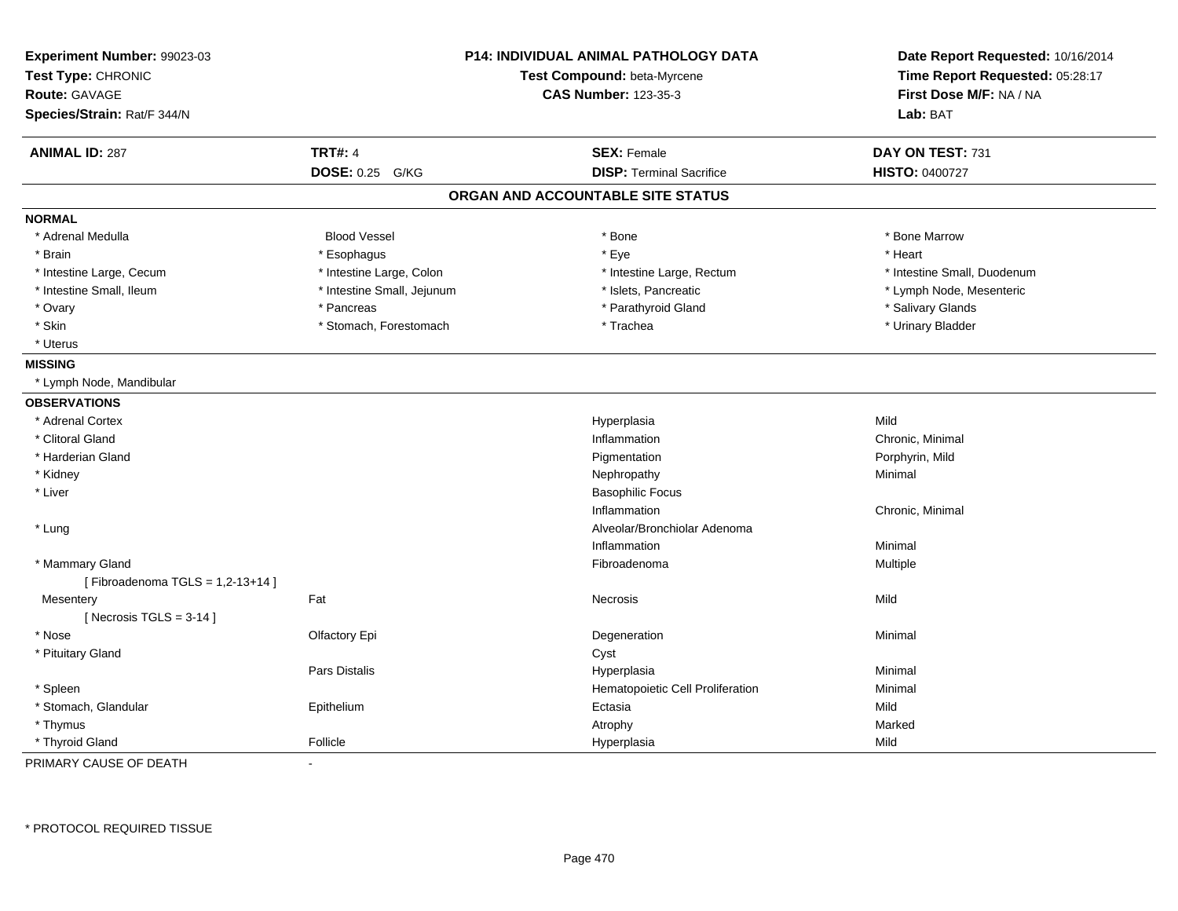**Experiment Number:** 99023-03
**Test Type:** CHRONIC
**Route:** GAVAGE
**Species/Strain:** Rat/F 344/N

**P14: INDIVIDUAL ANIMAL PATHOLOGY DATA**
**Test Compound:** beta-Myrcene
**CAS Number:** 123-35-3

**Date Report Requested:** 10/16/2014
**Time Report Requested:** 05:28:17
**First Dose M/F:** NA / NA
**Lab:** BAT

| **ANIMAL ID:** 287 | **TRT#:** 4 | **SEX:** Female | **DAY ON TEST:** 731 |
|---|---|---|---|
| | **DOSE:** 0.25 G/KG | **DISP:** Terminal Sacrifice | **HISTO:** 0400727 |

## ORGAN AND ACCOUNTABLE SITE STATUS

**NORMAL**

| | | | |
|---|---|---|---|
| * Adrenal Medulla | Blood Vessel | * Bone | * Bone Marrow |
| * Brain | * Esophagus | * Eye | * Heart |
| * Intestine Large, Cecum | * Intestine Large, Colon | * Intestine Large, Rectum | * Intestine Small, Duodenum |
| * Intestine Small, Ileum | * Intestine Small, Jejunum | * Islets, Pancreatic | * Lymph Node, Mesenteric |
| * Ovary | * Pancreas | * Parathyroid Gland | * Salivary Glands |
| * Skin | * Stomach, Forestomach | * Trachea | * Urinary Bladder |
| * Uterus | | | |

**MISSING**

* Lymph Node, Mandibular

**OBSERVATIONS**

| Organ | Site | Observation | Severity |
|---|---|---|---|
| * Adrenal Cortex | | Hyperplasia | Mild |
| * Clitoral Gland | | Inflammation | Chronic, Minimal |
| * Harderian Gland | | Pigmentation | Porphyrin, Mild |
| * Kidney | | Nephropathy | Minimal |
| * Liver | | Basophilic Focus | |
| | | Inflammation | Chronic, Minimal |
| * Lung | | Alveolar/Bronchiolar Adenoma | |
| | | Inflammation | Minimal |
| * Mammary Gland | | Fibroadenoma | Multiple |
| [ Fibroadenoma TGLS = 1,2-13+14 ] | | | |
| Mesentery | Fat | Necrosis | Mild |
| [ Necrosis TGLS = 3-14 ] | | | |
| * Nose | Olfactory Epi | Degeneration | Minimal |
| * Pituitary Gland | | Cyst | |
| | Pars Distalis | Hyperplasia | Minimal |
| * Spleen | | Hematopoietic Cell Proliferation | Minimal |
| * Stomach, Glandular | Epithelium | Ectasia | Mild |
| * Thymus | | Atrophy | Marked |
| * Thyroid Gland | Follicle | Hyperplasia | Mild |

PRIMARY CAUSE OF DEATH -

* PROTOCOL REQUIRED TISSUE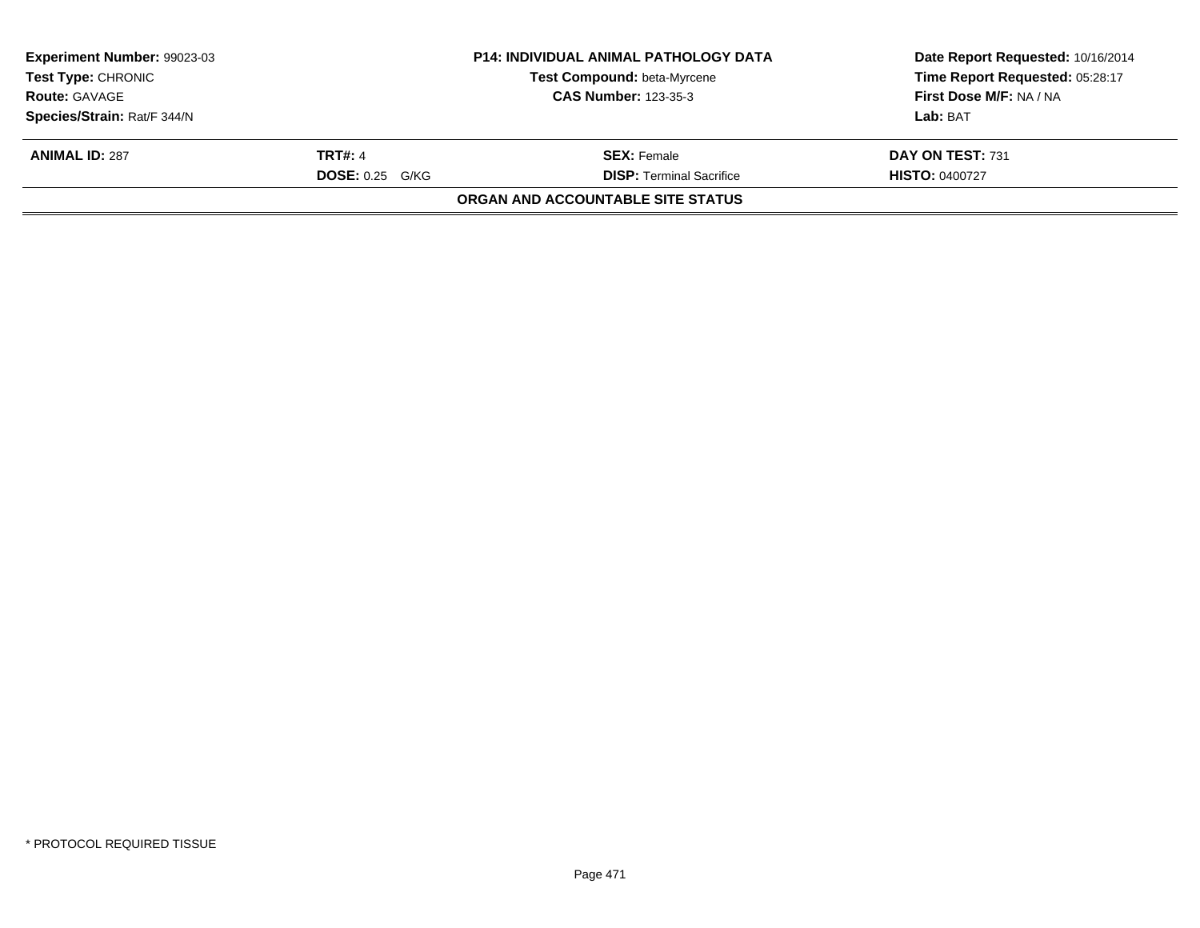| Experiment Number: 99023-03 | P14: INDIVIDUAL ANIMAL PATHOLOGY DATA | Date Report Requested: 10/16/2014 |
|---|---|---|
| Test Type: CHRONIC | Test Compound: beta-Myrcene | Time Report Requested: 05:28:17 |
| Route: GAVAGE | CAS Number: 123-35-3 | First Dose M/F: NA / NA |
| Species/Strain: Rat/F 344/N | | Lab: BAT |

| ANIMAL ID: 287 | TRT#: 4 | SEX: Female | DAY ON TEST: 731 |
|---|---|---|---|
| | DOSE: 0.25 G/KG | DISP: Terminal Sacrifice | HISTO: 0400727 |

**ORGAN AND ACCOUNTABLE SITE STATUS**

* PROTOCOL REQUIRED TISSUE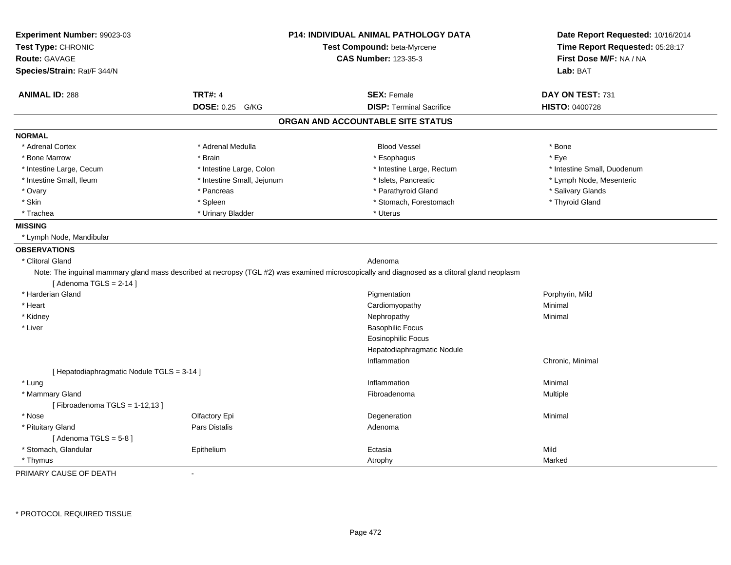**Experiment Number:** 99023-03
**Test Type:** CHRONIC
**Route:** GAVAGE
**Species/Strain:** Rat/F 344/N

**P14: INDIVIDUAL ANIMAL PATHOLOGY DATA**
**Test Compound:** beta-Myrcene
**CAS Number:** 123-35-3

**Date Report Requested:** 10/16/2014
**Time Report Requested:** 05:28:17
**First Dose M/F:** NA / NA
**Lab:** BAT

| **ANIMAL ID:** 288 | **TRT#:** 4 | **SEX:** Female | **DAY ON TEST:** 731 |
|---|---|---|---|
| | **DOSE:** 0.25 G/KG | **DISP:** Terminal Sacrifice | **HISTO:** 0400728 |

## ORGAN AND ACCOUNTABLE SITE STATUS

### NORMAL

| | | | |
|---|---|---|---|
| * Adrenal Cortex | * Adrenal Medulla | Blood Vessel | * Bone |
| * Bone Marrow | * Brain | * Esophagus | * Eye |
| * Intestine Large, Cecum | * Intestine Large, Colon | * Intestine Large, Rectum | * Intestine Small, Duodenum |
| * Intestine Small, Ileum | * Intestine Small, Jejunum | * Islets, Pancreatic | * Lymph Node, Mesenteric |
| * Ovary | * Pancreas | * Parathyroid Gland | * Salivary Glands |
| * Skin | * Spleen | * Stomach, Forestomach | * Thyroid Gland |
| * Trachea | * Urinary Bladder | * Uterus | |

### MISSING

* Lymph Node, Mandibular

### OBSERVATIONS

| | | | |
|---|---|---|---|
| * Clitoral Gland | | Adenoma | |
| Note: The inguinal mammary gland mass described at necropsy (TGL #2) was examined microscopically and diagnosed as a clitoral gland neoplasm | | | |
| [ Adenoma TGLS = 2-14 ] | | | |
| * Harderian Gland | | Pigmentation | Porphyrin, Mild |
| * Heart | | Cardiomyopathy | Minimal |
| * Kidney | | Nephropathy | Minimal |
| * Liver | | Basophilic Focus | |
| | | Eosinophilic Focus | |
| | | Hepatodiaphragmatic Nodule | |
| | | Inflammation | Chronic, Minimal |
| [ Hepatodiaphragmatic Nodule TGLS = 3-14 ] | | | |
| * Lung | | Inflammation | Minimal |
| * Mammary Gland | | Fibroadenoma | Multiple |
| [ Fibroadenoma TGLS = 1-12,13 ] | | | |
| * Nose | Olfactory Epi | Degeneration | Minimal |
| * Pituitary Gland | Pars Distalis | Adenoma | |
| [ Adenoma TGLS = 5-8 ] | | | |
| * Stomach, Glandular | Epithelium | Ectasia | Mild |
| * Thymus | | Atrophy | Marked |

PRIMARY CAUSE OF DEATH -

* PROTOCOL REQUIRED TISSUE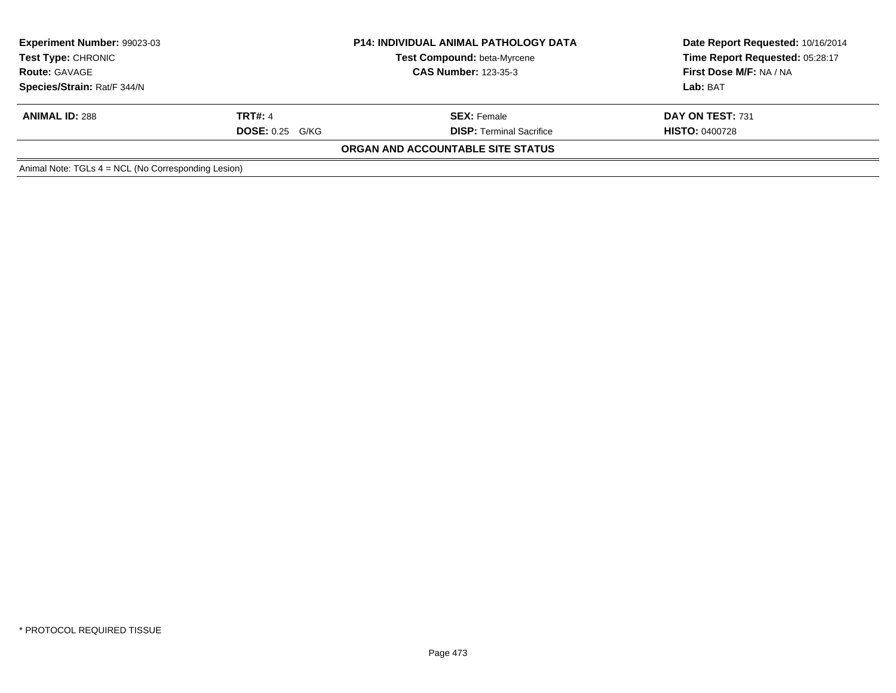| **Experiment Number:** 99023-03 | **P14: INDIVIDUAL ANIMAL PATHOLOGY DATA** | **Date Report Requested:** 10/16/2014 |
|---|---|---|
| **Test Type:** CHRONIC | **Test Compound:** beta-Myrcene | **Time Report Requested:** 05:28:17 |
| **Route:** GAVAGE | **CAS Number:** 123-35-3 | **First Dose M/F:** NA / NA |
| **Species/Strain:** Rat/F 344/N | | **Lab:** BAT |

| **ANIMAL ID:** 288 | **TRT#:** 4 | **SEX:** Female | **DAY ON TEST:** 731 |
|---|---|---|---|
| | **DOSE:** 0.25 G/KG | **DISP:** Terminal Sacrifice | **HISTO:** 0400728 |

**ORGAN AND ACCOUNTABLE SITE STATUS**

Animal Note: TGLs 4 = NCL (No Corresponding Lesion)

* PROTOCOL REQUIRED TISSUE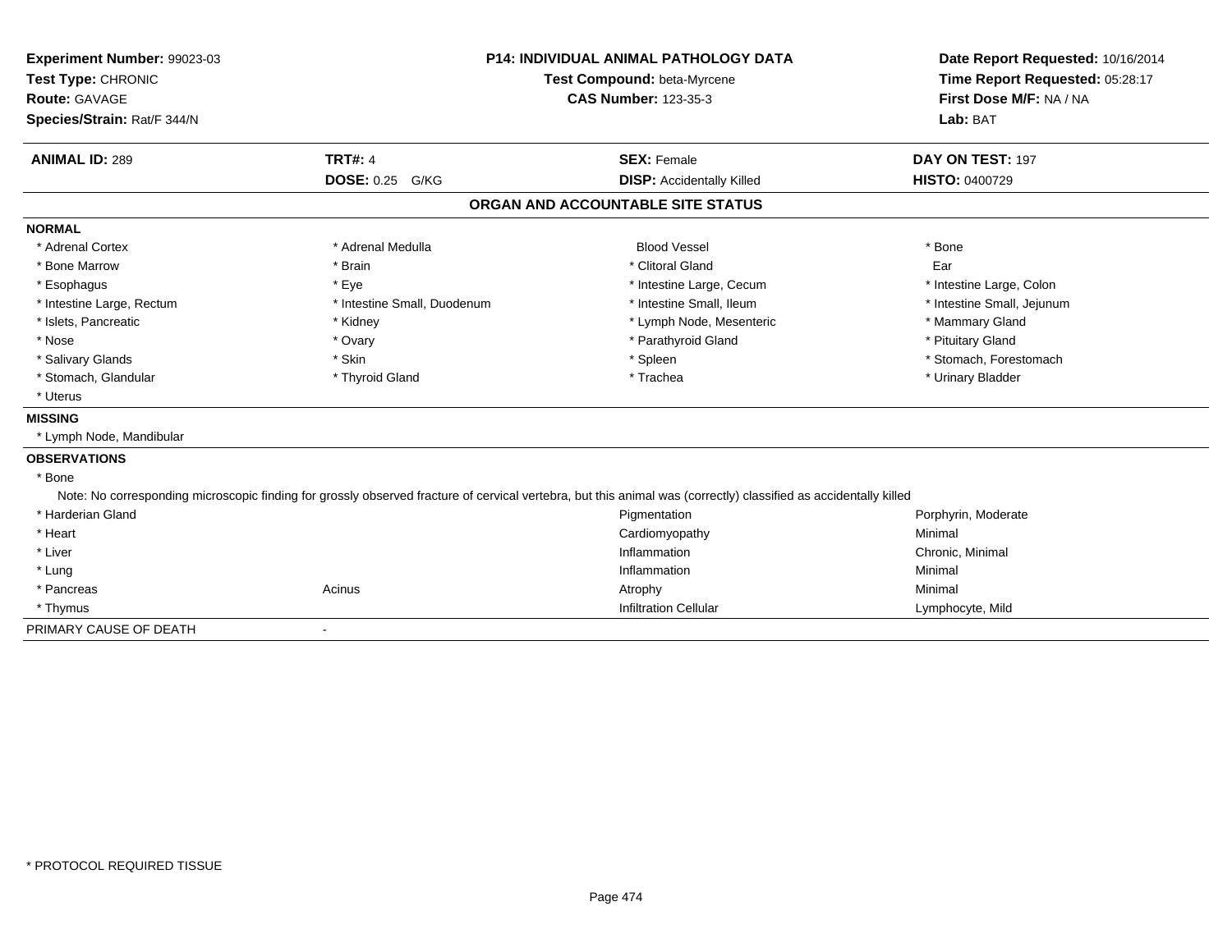**Experiment Number:** 99023-03
**Test Type:** CHRONIC
**Route:** GAVAGE
**Species/Strain:** Rat/F 344/N

**P14: INDIVIDUAL ANIMAL PATHOLOGY DATA**
**Test Compound:** beta-Myrcene
**CAS Number:** 123-35-3

**Date Report Requested:** 10/16/2014
**Time Report Requested:** 05:28:17
**First Dose M/F:** NA / NA
**Lab:** BAT

| **ANIMAL ID:** 289 | **TRT#:** 4 | **SEX:** Female | **DAY ON TEST:** 197 |
|---|---|---|---|
| | **DOSE:** 0.25 G/KG | **DISP:** Accidentally Killed | **HISTO:** 0400729 |

## ORGAN AND ACCOUNTABLE SITE STATUS

### NORMAL

| | | | |
|---|---|---|---|
| * Adrenal Cortex | * Adrenal Medulla | Blood Vessel | * Bone |
| * Bone Marrow | * Brain | * Clitoral Gland | Ear |
| * Esophagus | * Eye | * Intestine Large, Cecum | * Intestine Large, Colon |
| * Intestine Large, Rectum | * Intestine Small, Duodenum | * Intestine Small, Ileum | * Intestine Small, Jejunum |
| * Islets, Pancreatic | * Kidney | * Lymph Node, Mesenteric | * Mammary Gland |
| * Nose | * Ovary | * Parathyroid Gland | * Pituitary Gland |
| * Salivary Glands | * Skin | * Spleen | * Stomach, Forestomach |
| * Stomach, Glandular | * Thyroid Gland | * Trachea | * Urinary Bladder |
| * Uterus | | | |

### MISSING

* Lymph Node, Mandibular

### OBSERVATIONS

* Bone

Note: No corresponding microscopic finding for grossly observed fracture of cervical vertebra, but this animal was (correctly) classified as accidentally killed

| | | | |
|---|---|---|---|
| * Harderian Gland | | Pigmentation | Porphyrin, Moderate |
| * Heart | | Cardiomyopathy | Minimal |
| * Liver | | Inflammation | Chronic, Minimal |
| * Lung | | Inflammation | Minimal |
| * Pancreas | Acinus | Atrophy | Minimal |
| * Thymus | | Infiltration Cellular | Lymphocyte, Mild |

PRIMARY CAUSE OF DEATH -

* PROTOCOL REQUIRED TISSUE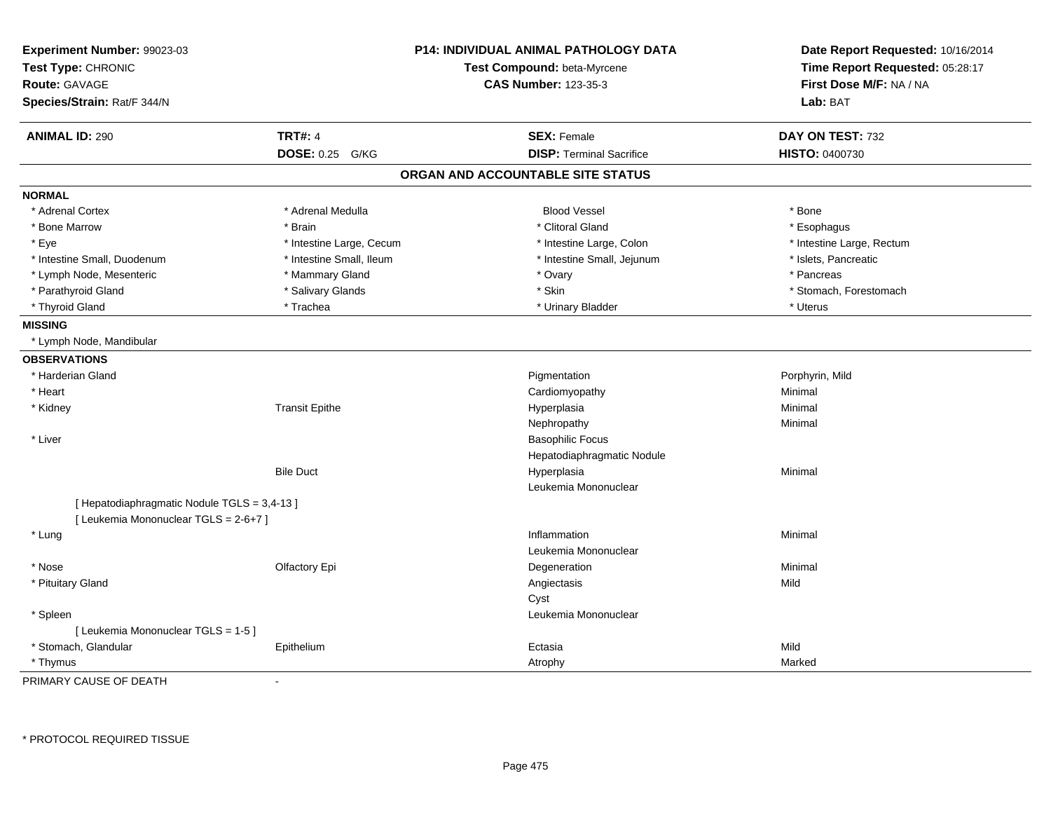**Experiment Number:** 99023-03
**Test Type:** CHRONIC
**Route:** GAVAGE
**Species/Strain:** Rat/F 344/N

**P14: INDIVIDUAL ANIMAL PATHOLOGY DATA**
**Test Compound:** beta-Myrcene
**CAS Number:** 123-35-3

**Date Report Requested:** 10/16/2014
**Time Report Requested:** 05:28:17
**First Dose M/F:** NA / NA
**Lab:** BAT

| **ANIMAL ID:** 290 | **TRT#:** 4 | **SEX:** Female | **DAY ON TEST:** 732 |
|---|---|---|---|
| | **DOSE:** 0.25 G/KG | **DISP:** Terminal Sacrifice | **HISTO:** 0400730 |

## ORGAN AND ACCOUNTABLE SITE STATUS

**NORMAL**

| | | | |
|---|---|---|---|
| * Adrenal Cortex | * Adrenal Medulla | Blood Vessel | * Bone |
| * Bone Marrow | * Brain | * Clitoral Gland | * Esophagus |
| * Eye | * Intestine Large, Cecum | * Intestine Large, Colon | * Intestine Large, Rectum |
| * Intestine Small, Duodenum | * Intestine Small, Ileum | * Intestine Small, Jejunum | * Islets, Pancreatic |
| * Lymph Node, Mesenteric | * Mammary Gland | * Ovary | * Pancreas |
| * Parathyroid Gland | * Salivary Glands | * Skin | * Stomach, Forestomach |
| * Thyroid Gland | * Trachea | * Urinary Bladder | * Uterus |

**MISSING**

* Lymph Node, Mandibular

**OBSERVATIONS**

| | | | |
|---|---|---|---|
| * Harderian Gland | | Pigmentation | Porphyrin, Mild |
| * Heart | | Cardiomyopathy | Minimal |
| * Kidney | Transit Epithe | Hyperplasia | Minimal |
| | | Nephropathy | Minimal |
| * Liver | | Basophilic Focus | |
| | | Hepatodiaphragmatic Nodule | |
| | Bile Duct | Hyperplasia | Minimal |
| | | Leukemia Mononuclear | |
| [ Hepatodiaphragmatic Nodule TGLS = 3,4-13 ] | | | |
| [ Leukemia Mononuclear TGLS = 2-6+7 ] | | | |
| * Lung | | Inflammation | Minimal |
| | | Leukemia Mononuclear | |
| * Nose | Olfactory Epi | Degeneration | Minimal |
| * Pituitary Gland | | Angiectasis | Mild |
| | | Cyst | |
| * Spleen | | Leukemia Mononuclear | |
| [ Leukemia Mononuclear TGLS = 1-5 ] | | | |
| * Stomach, Glandular | Epithelium | Ectasia | Mild |
| * Thymus | | Atrophy | Marked |

PRIMARY CAUSE OF DEATH -

* PROTOCOL REQUIRED TISSUE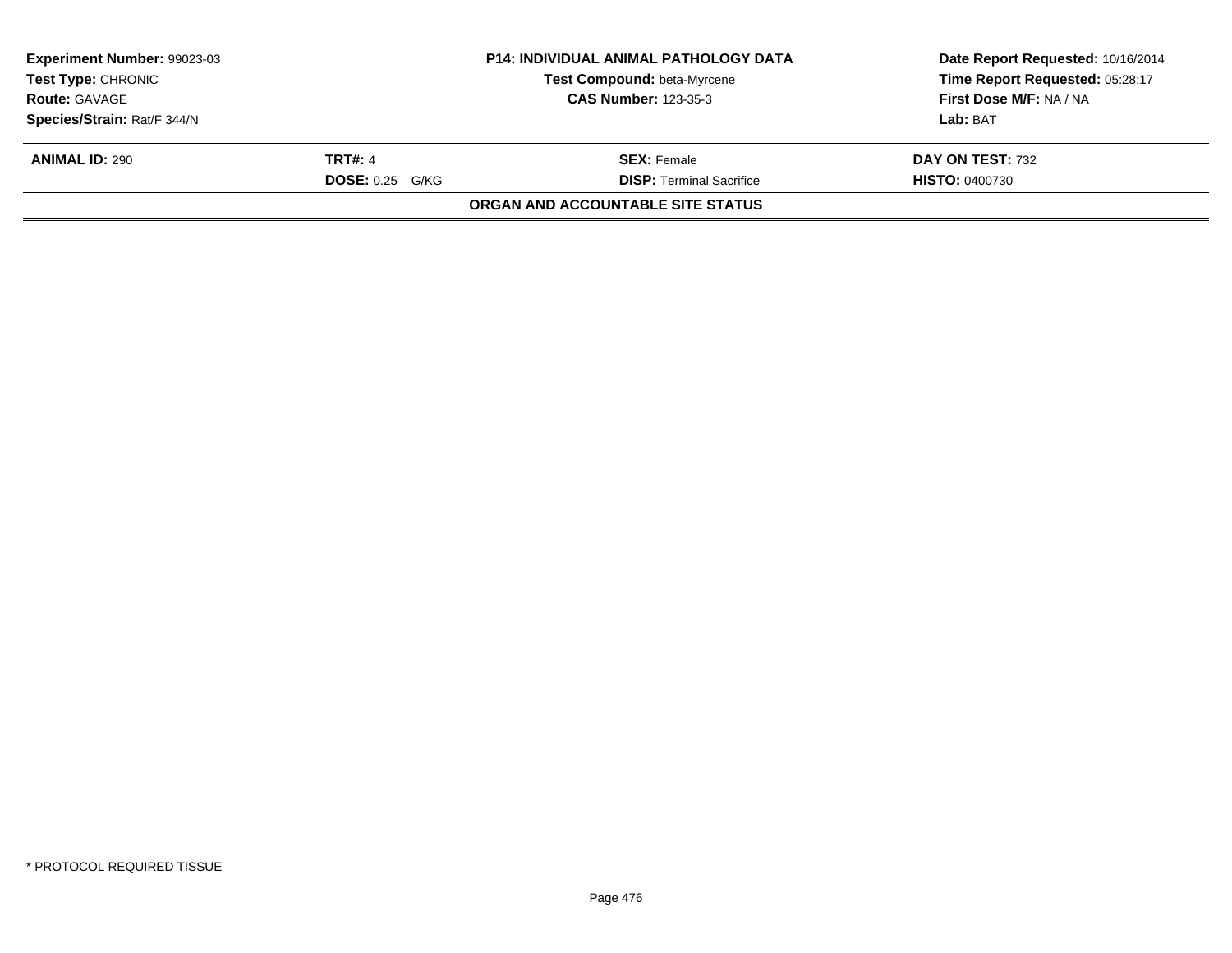| Experiment Number: 99023-03 | P14: INDIVIDUAL ANIMAL PATHOLOGY DATA | Date Report Requested: 10/16/2014 |
|---|---|---|
| Test Type: CHRONIC | Test Compound: beta-Myrcene | Time Report Requested: 05:28:17 |
| Route: GAVAGE | CAS Number: 123-35-3 | First Dose M/F: NA / NA |
| Species/Strain: Rat/F 344/N | | Lab: BAT |

| ANIMAL ID: 290 | TRT#: 4 | SEX: Female | DAY ON TEST: 732 |
|---|---|---|---|
| | DOSE: 0.25 G/KG | DISP: Terminal Sacrifice | HISTO: 0400730 |

**ORGAN AND ACCOUNTABLE SITE STATUS**

* PROTOCOL REQUIRED TISSUE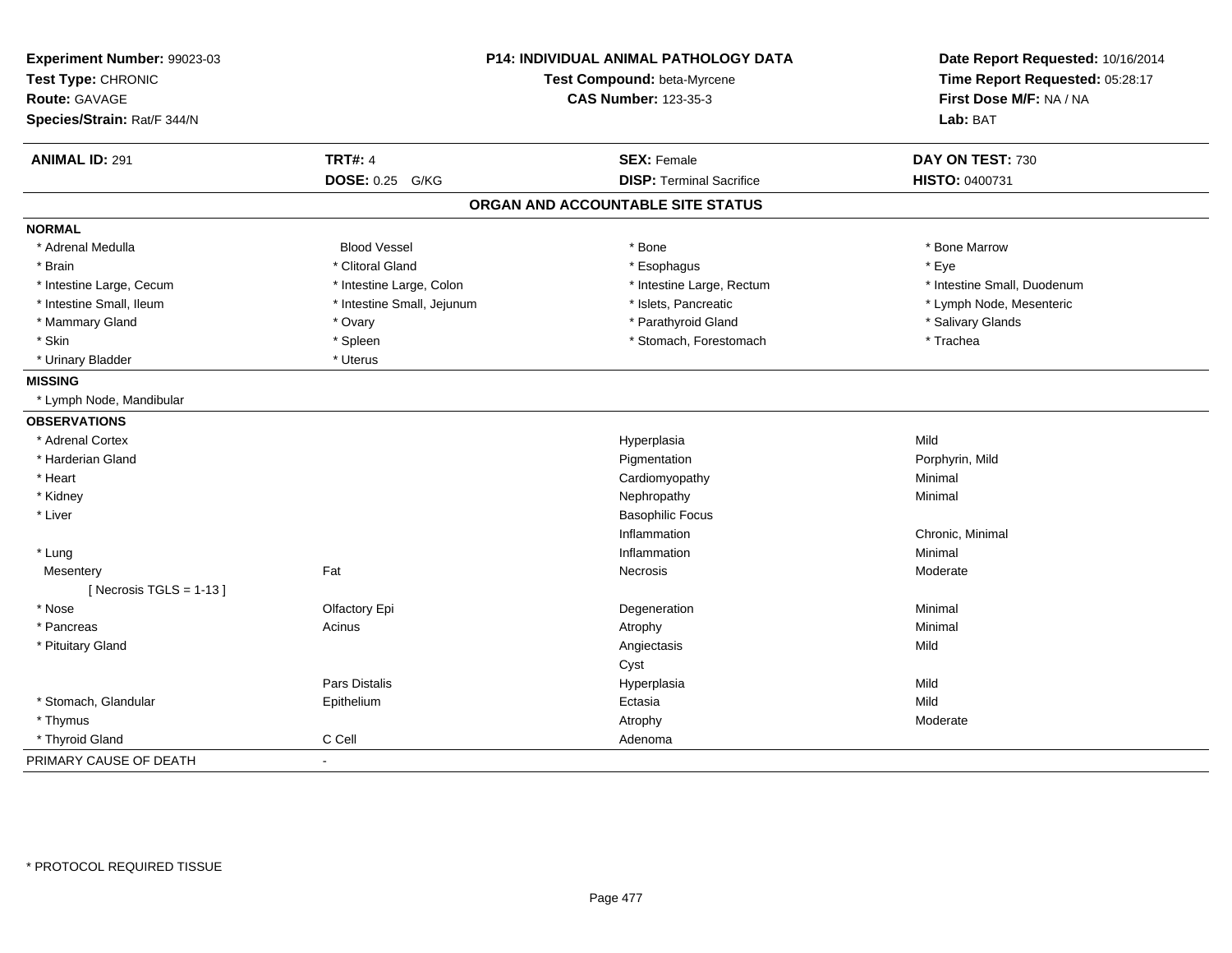**Experiment Number:** 99023-03
**Test Type:** CHRONIC
**Route:** GAVAGE
**Species/Strain:** Rat/F 344/N

**P14: INDIVIDUAL ANIMAL PATHOLOGY DATA**
**Test Compound:** beta-Myrcene
**CAS Number:** 123-35-3

**Date Report Requested:** 10/16/2014
**Time Report Requested:** 05:28:17
**First Dose M/F:** NA / NA
**Lab:** BAT

| **ANIMAL ID:** 291 | **TRT#:** 4 | **SEX:** Female | **DAY ON TEST:** 730 |
|---|---|---|---|
| | **DOSE:** 0.25 G/KG | **DISP:** Terminal Sacrifice | **HISTO:** 0400731 |

## ORGAN AND ACCOUNTABLE SITE STATUS

**NORMAL**

| | | | |
|---|---|---|---|
| * Adrenal Medulla | Blood Vessel | * Bone | * Bone Marrow |
| * Brain | * Clitoral Gland | * Esophagus | * Eye |
| * Intestine Large, Cecum | * Intestine Large, Colon | * Intestine Large, Rectum | * Intestine Small, Duodenum |
| * Intestine Small, Ileum | * Intestine Small, Jejunum | * Islets, Pancreatic | * Lymph Node, Mesenteric |
| * Mammary Gland | * Ovary | * Parathyroid Gland | * Salivary Glands |
| * Skin | * Spleen | * Stomach, Forestomach | * Trachea |
| * Urinary Bladder | * Uterus | | |

**MISSING**

* Lymph Node, Mandibular

**OBSERVATIONS**

| | | | |
|---|---|---|---|
| * Adrenal Cortex | | Hyperplasia | Mild |
| * Harderian Gland | | Pigmentation | Porphyrin, Mild |
| * Heart | | Cardiomyopathy | Minimal |
| * Kidney | | Nephropathy | Minimal |
| * Liver | | Basophilic Focus | |
| | | Inflammation | Chronic, Minimal |
| * Lung | | Inflammation | Minimal |
| Mesentery | Fat | Necrosis | Moderate |
| [ Necrosis TGLS = 1-13 ] | | | |
| * Nose | Olfactory Epi | Degeneration | Minimal |
| * Pancreas | Acinus | Atrophy | Minimal |
| * Pituitary Gland | | Angiectasis | Mild |
| | | Cyst | |
| | Pars Distalis | Hyperplasia | Mild |
| * Stomach, Glandular | Epithelium | Ectasia | Mild |
| * Thymus | | Atrophy | Moderate |
| * Thyroid Gland | C Cell | Adenoma | |

PRIMARY CAUSE OF DEATH -

\* PROTOCOL REQUIRED TISSUE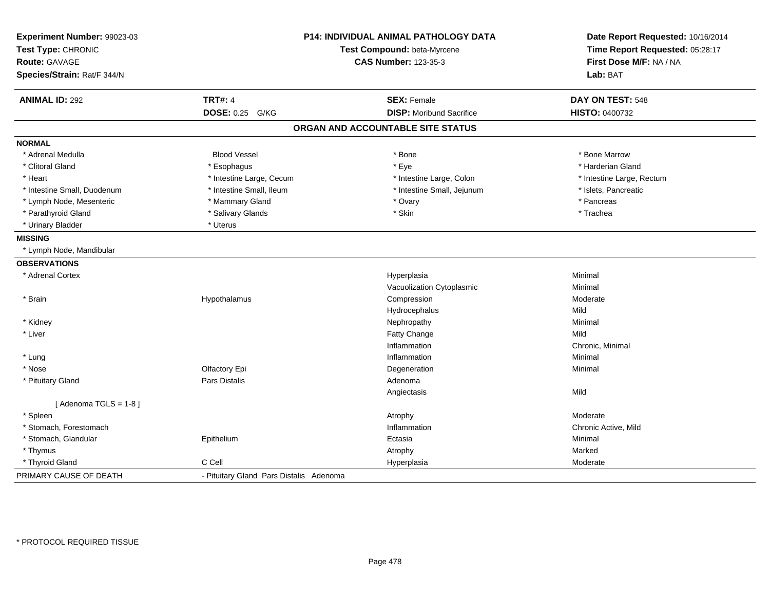**Experiment Number:** 99023-03
**Test Type:** CHRONIC
**Route:** GAVAGE
**Species/Strain:** Rat/F 344/N

**P14: INDIVIDUAL ANIMAL PATHOLOGY DATA**
**Test Compound:** beta-Myrcene
**CAS Number:** 123-35-3

**Date Report Requested:** 10/16/2014
**Time Report Requested:** 05:28:17
**First Dose M/F:** NA / NA
**Lab:** BAT

| **ANIMAL ID:** 292 | **TRT#:** 4 | **SEX:** Female | **DAY ON TEST:** 548 |
|---|---|---|---|
| | **DOSE:** 0.25 G/KG | **DISP:** Moribund Sacrifice | **HISTO:** 0400732 |

## ORGAN AND ACCOUNTABLE SITE STATUS

| | | | |
|---|---|---|---|
| **NORMAL** | | | |
| * Adrenal Medulla | Blood Vessel | * Bone | * Bone Marrow |
| * Clitoral Gland | * Esophagus | * Eye | * Harderian Gland |
| * Heart | * Intestine Large, Cecum | * Intestine Large, Colon | * Intestine Large, Rectum |
| * Intestine Small, Duodenum | * Intestine Small, Ileum | * Intestine Small, Jejunum | * Islets, Pancreatic |
| * Lymph Node, Mesenteric | * Mammary Gland | * Ovary | * Pancreas |
| * Parathyroid Gland | * Salivary Glands | * Skin | * Trachea |
| * Urinary Bladder | * Uterus | | |
| **MISSING** | | | |
| * Lymph Node, Mandibular | | | |
| **OBSERVATIONS** | | | |
| * Adrenal Cortex | | Hyperplasia | Minimal |
| | | Vacuolization Cytoplasmic | Minimal |
| * Brain | Hypothalamus | Compression | Moderate |
| | | Hydrocephalus | Mild |
| * Kidney | | Nephropathy | Minimal |
| * Liver | | Fatty Change | Mild |
| | | Inflammation | Chronic, Minimal |
| * Lung | | Inflammation | Minimal |
| * Nose | Olfactory Epi | Degeneration | Minimal |
| * Pituitary Gland | Pars Distalis | Adenoma | |
| | | Angiectasis | Mild |
| [ Adenoma TGLS = 1-8 ] | | | |
| * Spleen | | Atrophy | Moderate |
| * Stomach, Forestomach | | Inflammation | Chronic Active, Mild |
| * Stomach, Glandular | Epithelium | Ectasia | Minimal |
| * Thymus | | Atrophy | Marked |
| * Thyroid Gland | C Cell | Hyperplasia | Moderate |
| PRIMARY CAUSE OF DEATH | - Pituitary Gland Pars Distalis Adenoma | | |

* PROTOCOL REQUIRED TISSUE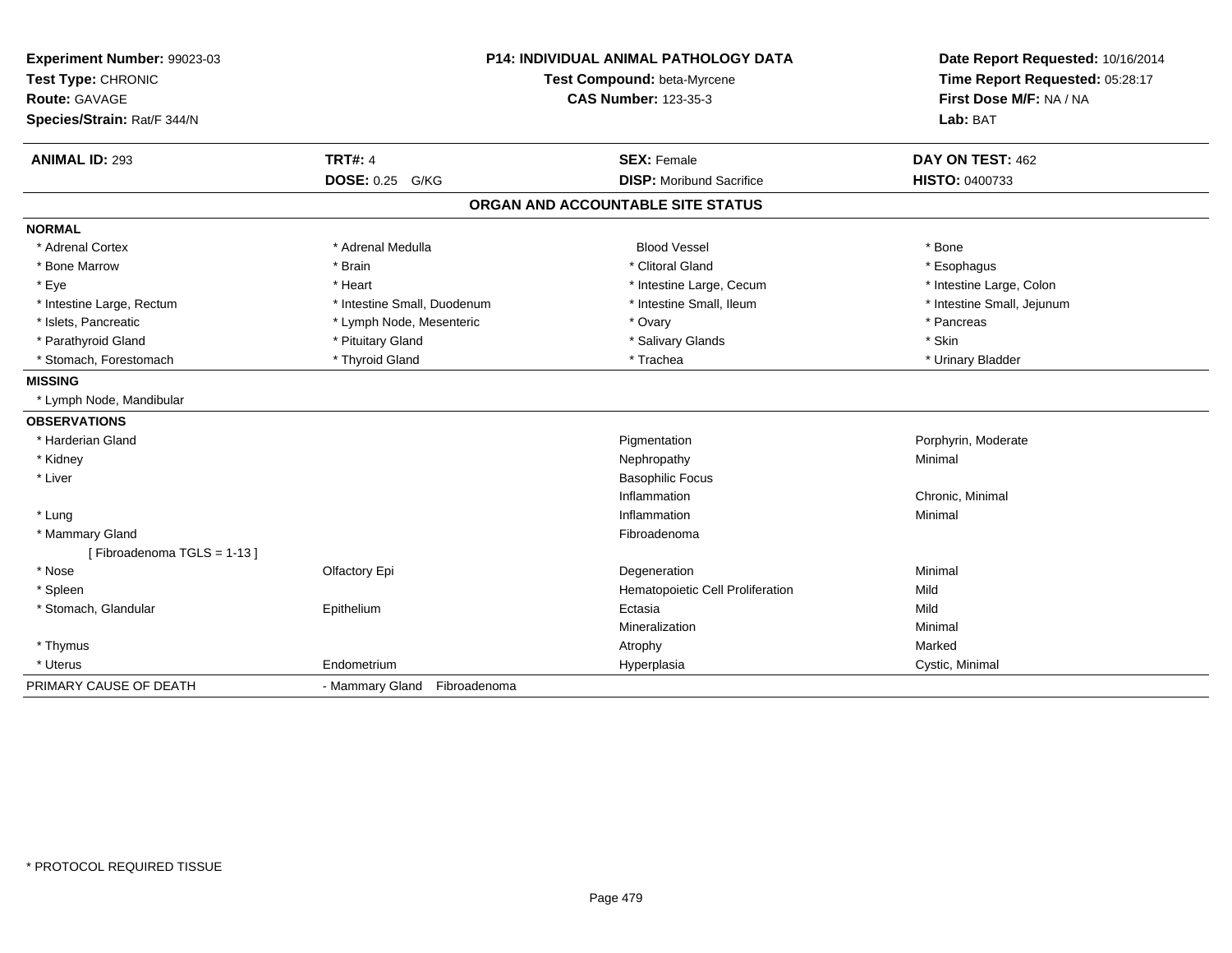**Experiment Number:** 99023-03
**Test Type:** CHRONIC
**Route:** GAVAGE
**Species/Strain:** Rat/F 344/N

**P14: INDIVIDUAL ANIMAL PATHOLOGY DATA**
**Test Compound:** beta-Myrcene
**CAS Number:** 123-35-3

**Date Report Requested:** 10/16/2014
**Time Report Requested:** 05:28:17
**First Dose M/F:** NA / NA
**Lab:** BAT

| **ANIMAL ID:** 293 | **TRT#:** 4 | **SEX:** Female | **DAY ON TEST:** 462 |
|---|---|---|---|
| | **DOSE:** 0.25 G/KG | **DISP:** Moribund Sacrifice | **HISTO:** 0400733 |

## ORGAN AND ACCOUNTABLE SITE STATUS

**NORMAL**

| | | | |
|---|---|---|---|
| * Adrenal Cortex | * Adrenal Medulla | Blood Vessel | * Bone |
| * Bone Marrow | * Brain | * Clitoral Gland | * Esophagus |
| * Eye | * Heart | * Intestine Large, Cecum | * Intestine Large, Colon |
| * Intestine Large, Rectum | * Intestine Small, Duodenum | * Intestine Small, Ileum | * Intestine Small, Jejunum |
| * Islets, Pancreatic | * Lymph Node, Mesenteric | * Ovary | * Pancreas |
| * Parathyroid Gland | * Pituitary Gland | * Salivary Glands | * Skin |
| * Stomach, Forestomach | * Thyroid Gland | * Trachea | * Urinary Bladder |

**MISSING**

* Lymph Node, Mandibular

**OBSERVATIONS**

| | | | |
|---|---|---|---|
| * Harderian Gland | | Pigmentation | Porphyrin, Moderate |
| * Kidney | | Nephropathy | Minimal |
| * Liver | | Basophilic Focus | |
| | | Inflammation | Chronic, Minimal |
| * Lung | | Inflammation | Minimal |
| * Mammary Gland | | Fibroadenoma | |
| [ Fibroadenoma TGLS = 1-13 ] | | | |
| * Nose | Olfactory Epi | Degeneration | Minimal |
| * Spleen | | Hematopoietic Cell Proliferation | Mild |
| * Stomach, Glandular | Epithelium | Ectasia | Mild |
| | | Mineralization | Minimal |
| * Thymus | | Atrophy | Marked |
| * Uterus | Endometrium | Hyperplasia | Cystic, Minimal |

PRIMARY CAUSE OF DEATH - Mammary Gland Fibroadenoma

* PROTOCOL REQUIRED TISSUE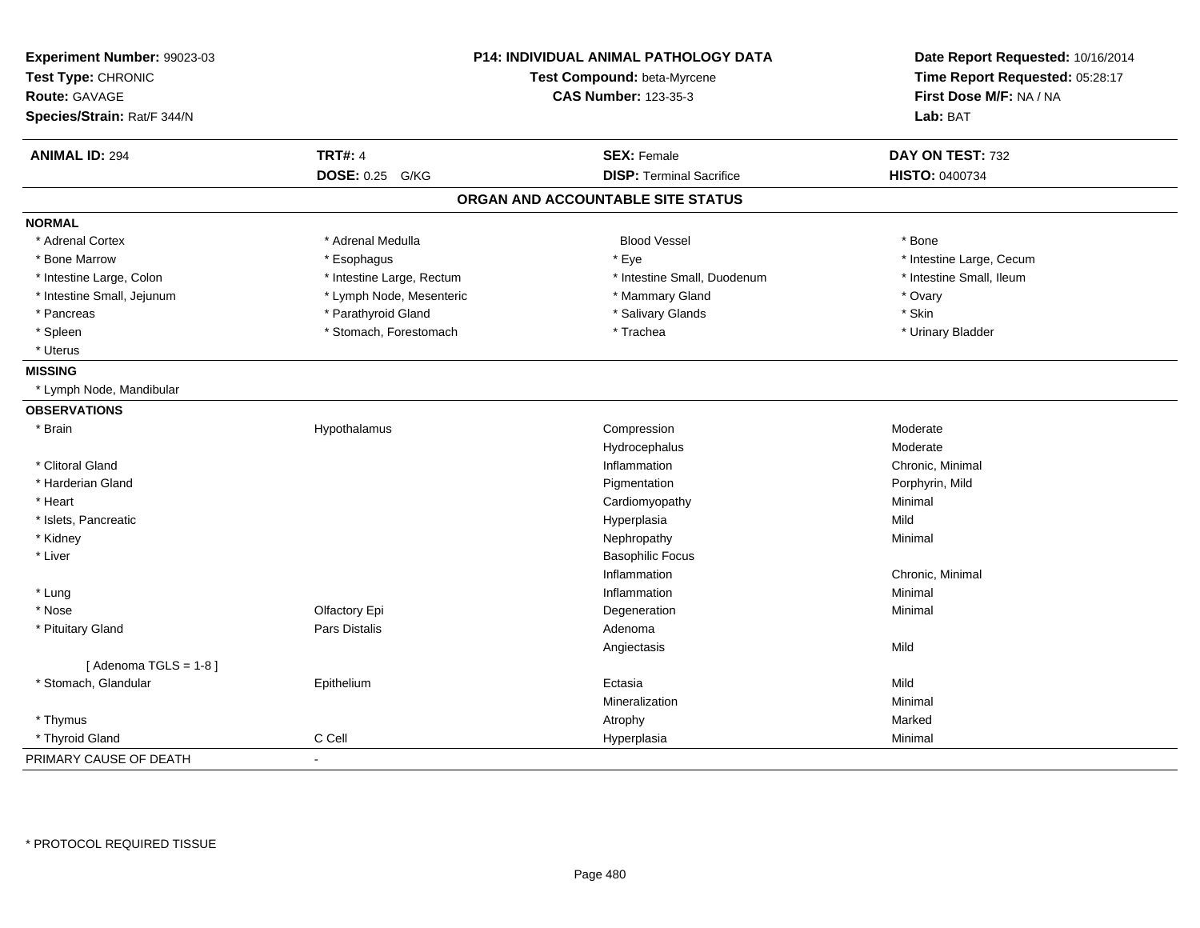**Experiment Number:** 99023-03
**Test Type:** CHRONIC
**Route:** GAVAGE
**Species/Strain:** Rat/F 344/N

**P14: INDIVIDUAL ANIMAL PATHOLOGY DATA**
**Test Compound:** beta-Myrcene
**CAS Number:** 123-35-3

**Date Report Requested:** 10/16/2014
**Time Report Requested:** 05:28:17
**First Dose M/F:** NA / NA
**Lab:** BAT

| **ANIMAL ID:** 294 | **TRT#:** 4 | **SEX:** Female | **DAY ON TEST:** 732 |
|---|---|---|---|
| | **DOSE:** 0.25 G/KG | **DISP:** Terminal Sacrifice | **HISTO:** 0400734 |

## ORGAN AND ACCOUNTABLE SITE STATUS

**NORMAL**

| | | | |
|---|---|---|---|
| * Adrenal Cortex | * Adrenal Medulla | Blood Vessel | * Bone |
| * Bone Marrow | * Esophagus | * Eye | * Intestine Large, Cecum |
| * Intestine Large, Colon | * Intestine Large, Rectum | * Intestine Small, Duodenum | * Intestine Small, Ileum |
| * Intestine Small, Jejunum | * Lymph Node, Mesenteric | * Mammary Gland | * Ovary |
| * Pancreas | * Parathyroid Gland | * Salivary Glands | * Skin |
| * Spleen | * Stomach, Forestomach | * Trachea | * Urinary Bladder |
| * Uterus | | | |

**MISSING**

* Lymph Node, Mandibular

**OBSERVATIONS**

| | | | |
|---|---|---|---|
| * Brain | Hypothalamus | Compression | Moderate |
| | | Hydrocephalus | Moderate |
| * Clitoral Gland | | Inflammation | Chronic, Minimal |
| * Harderian Gland | | Pigmentation | Porphyrin, Mild |
| * Heart | | Cardiomyopathy | Minimal |
| * Islets, Pancreatic | | Hyperplasia | Mild |
| * Kidney | | Nephropathy | Minimal |
| * Liver | | Basophilic Focus | |
| | | Inflammation | Chronic, Minimal |
| * Lung | | Inflammation | Minimal |
| * Nose | Olfactory Epi | Degeneration | Minimal |
| * Pituitary Gland | Pars Distalis | Adenoma | |
| | | Angiectasis | Mild |
| [ Adenoma TGLS = 1-8 ] | | | |
| * Stomach, Glandular | Epithelium | Ectasia | Mild |
| | | Mineralization | Minimal |
| * Thymus | | Atrophy | Marked |
| * Thyroid Gland | C Cell | Hyperplasia | Minimal |

PRIMARY CAUSE OF DEATH -

* PROTOCOL REQUIRED TISSUE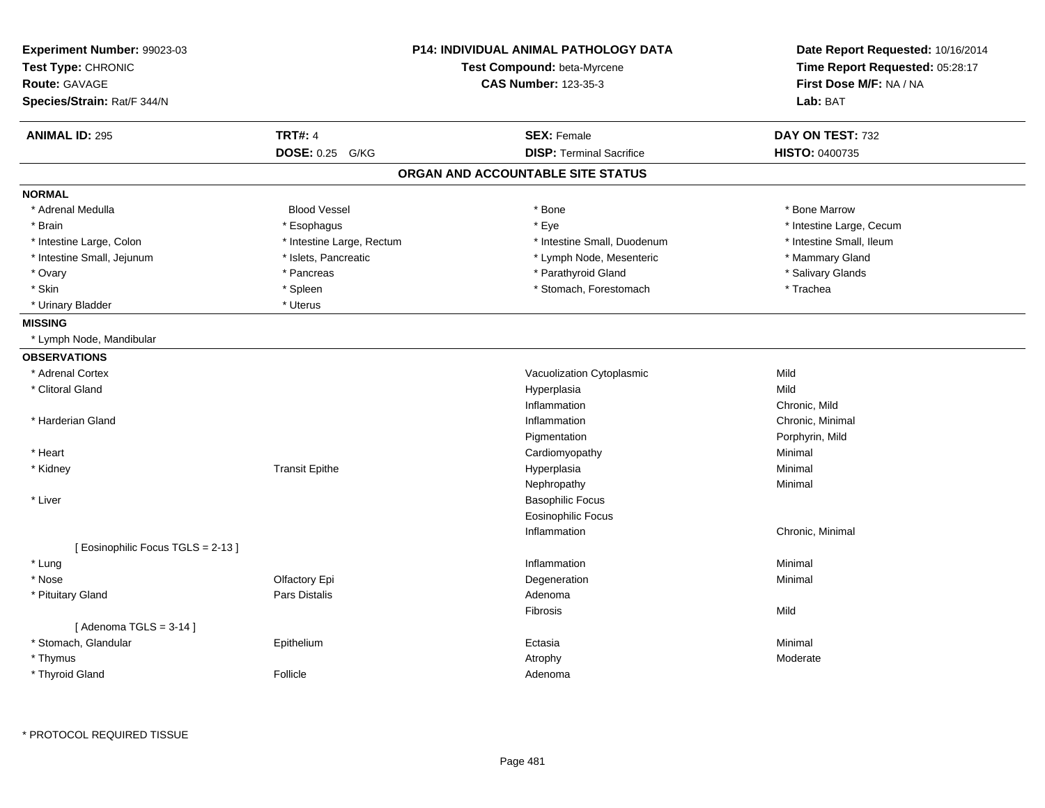**Experiment Number:** 99023-03
**Test Type:** CHRONIC
**Route:** GAVAGE
**Species/Strain:** Rat/F 344/N

**P14: INDIVIDUAL ANIMAL PATHOLOGY DATA**
**Test Compound:** beta-Myrcene
**CAS Number:** 123-35-3

**Date Report Requested:** 10/16/2014
**Time Report Requested:** 05:28:17
**First Dose M/F:** NA / NA
**Lab:** BAT

| **ANIMAL ID:** 295 | **TRT#:** 4 | **SEX:** Female | **DAY ON TEST:** 732 |
|---|---|---|---|
| | **DOSE:** 0.25 G/KG | **DISP:** Terminal Sacrifice | **HISTO:** 0400735 |

## ORGAN AND ACCOUNTABLE SITE STATUS

**NORMAL**

| | | | |
|---|---|---|---|
| * Adrenal Medulla | Blood Vessel | * Bone | * Bone Marrow |
| * Brain | * Esophagus | * Eye | * Intestine Large, Cecum |
| * Intestine Large, Colon | * Intestine Large, Rectum | * Intestine Small, Duodenum | * Intestine Small, Ileum |
| * Intestine Small, Jejunum | * Islets, Pancreatic | * Lymph Node, Mesenteric | * Mammary Gland |
| * Ovary | * Pancreas | * Parathyroid Gland | * Salivary Glands |
| * Skin | * Spleen | * Stomach, Forestomach | * Trachea |
| * Urinary Bladder | * Uterus | | |

**MISSING**

* Lymph Node, Mandibular

**OBSERVATIONS**

| Organ | Site | Observation | Severity |
|---|---|---|---|
| * Adrenal Cortex | | Vacuolization Cytoplasmic | Mild |
| * Clitoral Gland | | Hyperplasia | Mild |
| | | Inflammation | Chronic, Mild |
| * Harderian Gland | | Inflammation | Chronic, Minimal |
| | | Pigmentation | Porphyrin, Mild |
| * Heart | | Cardiomyopathy | Minimal |
| * Kidney | Transit Epithe | Hyperplasia | Minimal |
| | | Nephropathy | Minimal |
| * Liver | | Basophilic Focus | |
| | | Eosinophilic Focus | |
| | | Inflammation | Chronic, Minimal |
| [ Eosinophilic Focus TGLS = 2-13 ] | | | |
| * Lung | | Inflammation | Minimal |
| * Nose | Olfactory Epi | Degeneration | Minimal |
| * Pituitary Gland | Pars Distalis | Adenoma | |
| | | Fibrosis | Mild |
| [ Adenoma TGLS = 3-14 ] | | | |
| * Stomach, Glandular | Epithelium | Ectasia | Minimal |
| * Thymus | | Atrophy | Moderate |
| * Thyroid Gland | Follicle | Adenoma | |

* PROTOCOL REQUIRED TISSUE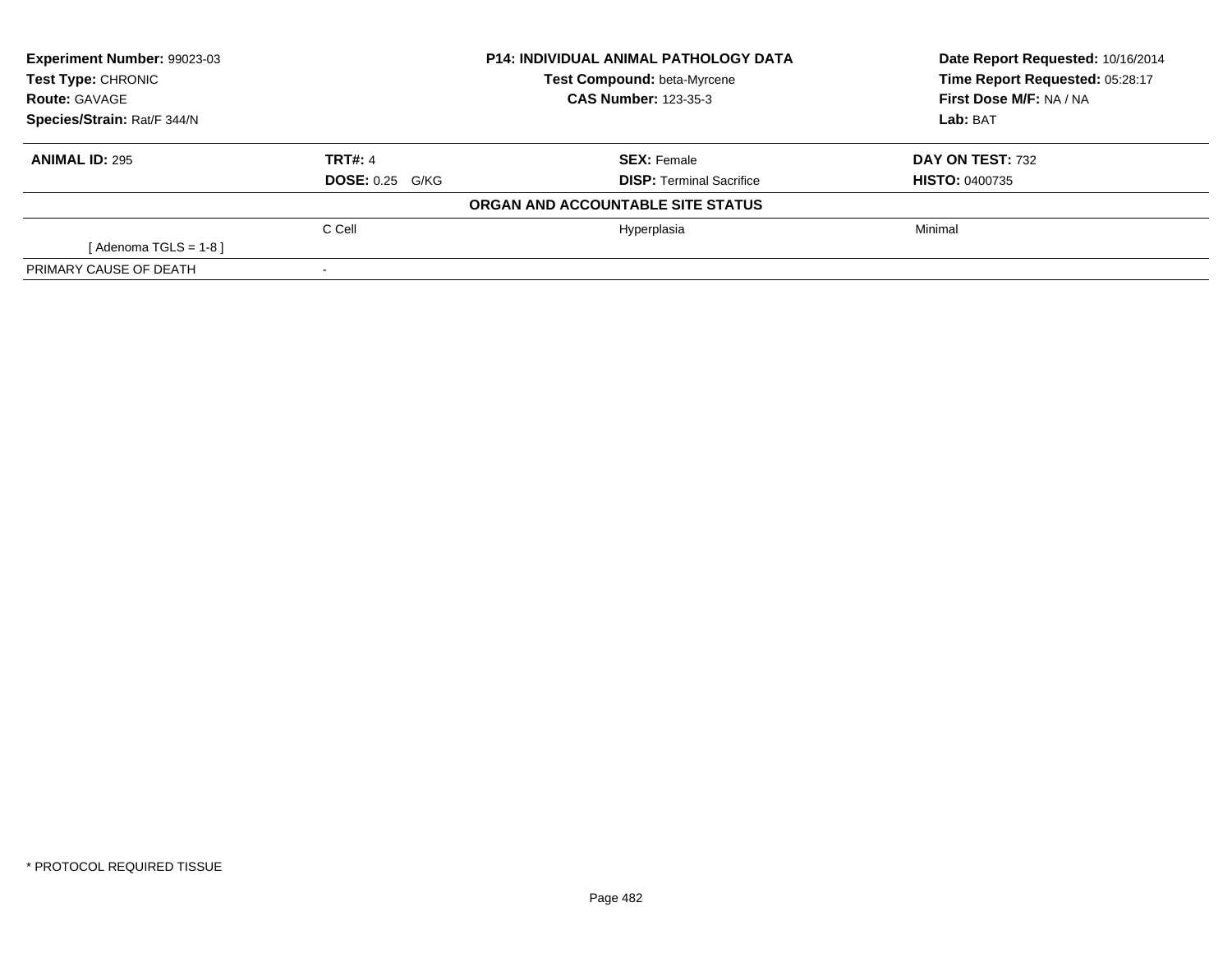| **Experiment Number:** 99023-03 | **P14: INDIVIDUAL ANIMAL PATHOLOGY DATA** | **Date Report Requested:** 10/16/2014 |
|---|---|---|
| **Test Type:** CHRONIC | **Test Compound:** beta-Myrcene | **Time Report Requested:** 05:28:17 |
| **Route:** GAVAGE | **CAS Number:** 123-35-3 | **First Dose M/F:** NA / NA |
| **Species/Strain:** Rat/F 344/N | | **Lab:** BAT |

| **ANIMAL ID:** 295 | **TRT#:** 4 | **SEX:** Female | **DAY ON TEST:** 732 |
|---|---|---|---|
| | **DOSE:** 0.25 G/KG | **DISP:** Terminal Sacrifice | **HISTO:** 0400735 |
| | | **ORGAN AND ACCOUNTABLE SITE STATUS** | |
| | C Cell | Hyperplasia | Minimal |
| [ Adenoma TGLS = 1-8 ] | | | |
| PRIMARY CAUSE OF DEATH | - | | |

* PROTOCOL REQUIRED TISSUE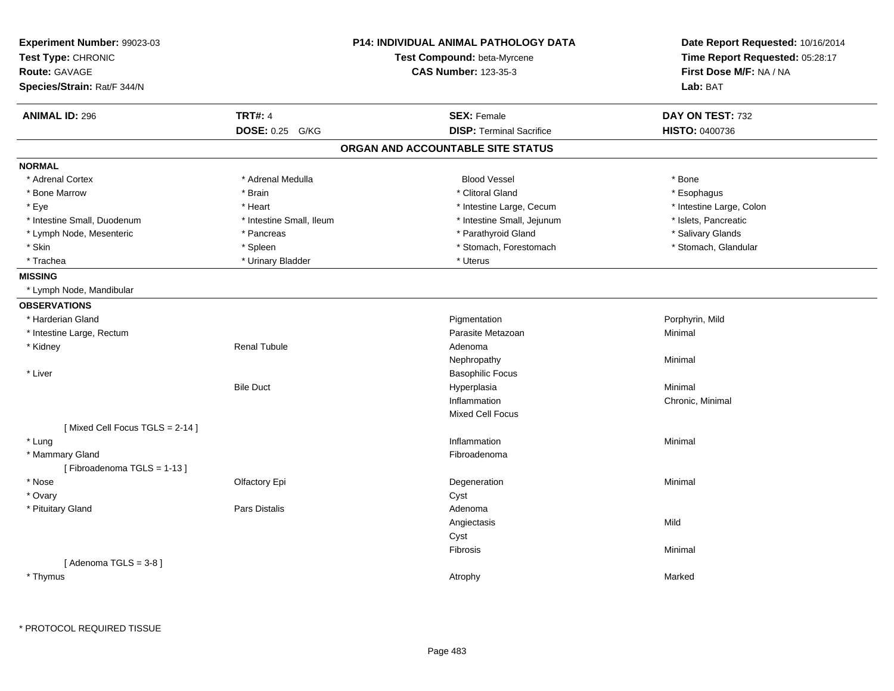**Experiment Number:** 99023-03
**Test Type:** CHRONIC
**Route:** GAVAGE
**Species/Strain:** Rat/F 344/N

**P14: INDIVIDUAL ANIMAL PATHOLOGY DATA**
**Test Compound:** beta-Myrcene
**CAS Number:** 123-35-3

**Date Report Requested:** 10/16/2014
**Time Report Requested:** 05:28:17
**First Dose M/F:** NA / NA
**Lab:** BAT

| **ANIMAL ID:** 296 | **TRT#:** 4 | **SEX:** Female | **DAY ON TEST:** 732 |
|---|---|---|---|
| | **DOSE:** 0.25 G/KG | **DISP:** Terminal Sacrifice | **HISTO:** 0400736 |

## ORGAN AND ACCOUNTABLE SITE STATUS

**NORMAL**

| | | | |
|---|---|---|---|
| * Adrenal Cortex | * Adrenal Medulla | Blood Vessel | * Bone |
| * Bone Marrow | * Brain | * Clitoral Gland | * Esophagus |
| * Eye | * Heart | * Intestine Large, Cecum | * Intestine Large, Colon |
| * Intestine Small, Duodenum | * Intestine Small, Ileum | * Intestine Small, Jejunum | * Islets, Pancreatic |
| * Lymph Node, Mesenteric | * Pancreas | * Parathyroid Gland | * Salivary Glands |
| * Skin | * Spleen | * Stomach, Forestomach | * Stomach, Glandular |
| * Trachea | * Urinary Bladder | * Uterus | |

**MISSING**

* Lymph Node, Mandibular

**OBSERVATIONS**

| | | | |
|---|---|---|---|
| * Harderian Gland | | Pigmentation | Porphyrin, Mild |
| * Intestine Large, Rectum | | Parasite Metazoan | Minimal |
| * Kidney | Renal Tubule | Adenoma | |
| | | Nephropathy | Minimal |
| * Liver | | Basophilic Focus | |
| | Bile Duct | Hyperplasia | Minimal |
| | | Inflammation | Chronic, Minimal |
| | | Mixed Cell Focus | |
| [ Mixed Cell Focus TGLS = 2-14 ] | | | |
| * Lung | | Inflammation | Minimal |
| * Mammary Gland | | Fibroadenoma | |
| [ Fibroadenoma TGLS = 1-13 ] | | | |
| * Nose | Olfactory Epi | Degeneration | Minimal |
| * Ovary | | Cyst | |
| * Pituitary Gland | Pars Distalis | Adenoma | |
| | | Angiectasis | Mild |
| | | Cyst | |
| | | Fibrosis | Minimal |
| [ Adenoma TGLS = 3-8 ] | | | |
| * Thymus | | Atrophy | Marked |

* PROTOCOL REQUIRED TISSUE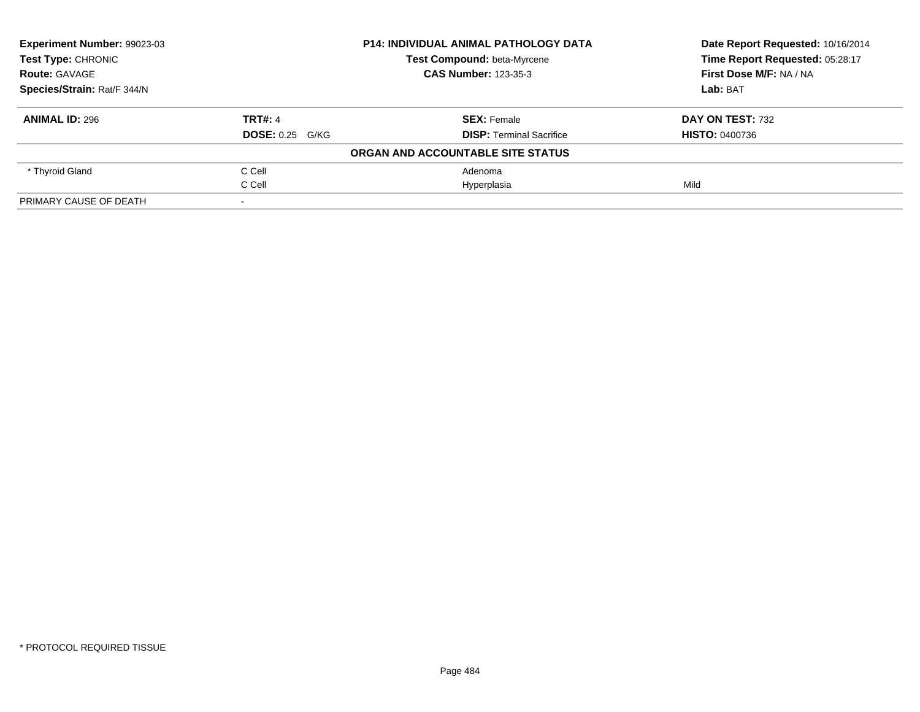| **Experiment Number:** 99023-03 | **P14: INDIVIDUAL ANIMAL PATHOLOGY DATA** | **Date Report Requested:** 10/16/2014 |
|---|---|---|
| **Test Type:** CHRONIC | **Test Compound:** beta-Myrcene | **Time Report Requested:** 05:28:17 |
| **Route:** GAVAGE | **CAS Number:** 123-35-3 | **First Dose M/F:** NA / NA |
| **Species/Strain:** Rat/F 344/N | | **Lab:** BAT |

| **ANIMAL ID:** 296 | **TRT#:** 4 | **SEX:** Female | **DAY ON TEST:** 732 |
|---|---|---|---|
| | **DOSE:** 0.25 G/KG | **DISP:** Terminal Sacrifice | **HISTO:** 0400736 |
| | | **ORGAN AND ACCOUNTABLE SITE STATUS** | |
| * Thyroid Gland | C Cell | Adenoma | |
| | C Cell | Hyperplasia | Mild |
| PRIMARY CAUSE OF DEATH | - | | |

* PROTOCOL REQUIRED TISSUE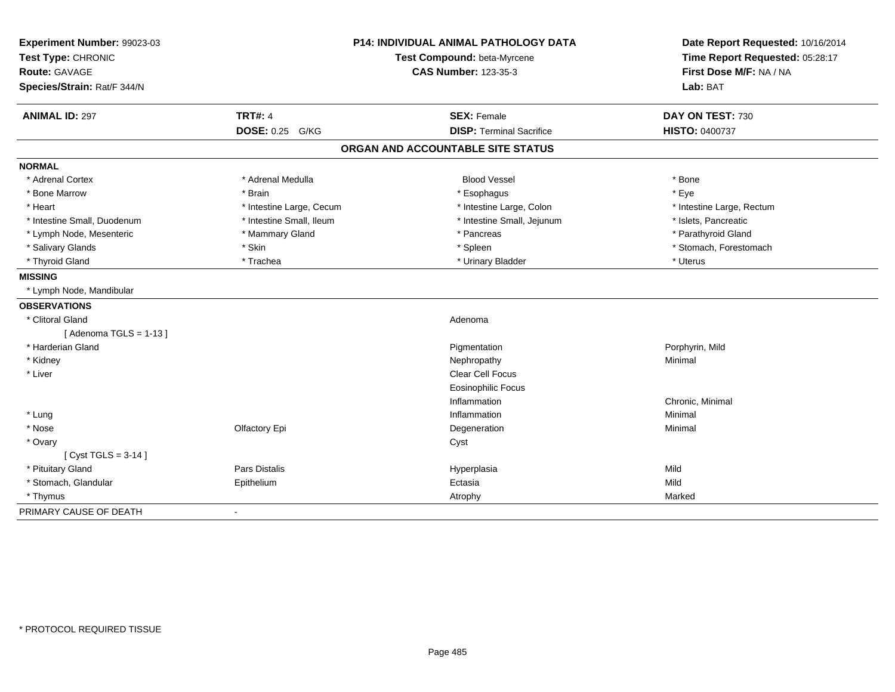| **Experiment Number:** 99023-03 | **P14: INDIVIDUAL ANIMAL PATHOLOGY DATA** | **Date Report Requested:** 10/16/2014 |
|---|---|---|
| **Test Type:** CHRONIC | **Test Compound:** beta-Myrcene | **Time Report Requested:** 05:28:17 |
| **Route:** GAVAGE | **CAS Number:** 123-35-3 | **First Dose M/F:** NA / NA |
| **Species/Strain:** Rat/F 344/N | | **Lab:** BAT |

| **ANIMAL ID:** 297 | **TRT#:** 4 | **SEX:** Female | **DAY ON TEST:** 730 |
|---|---|---|---|
| | **DOSE:** 0.25 G/KG | **DISP:** Terminal Sacrifice | **HISTO:** 0400737 |

## ORGAN AND ACCOUNTABLE SITE STATUS

**NORMAL**

| | | | |
|---|---|---|---|
| * Adrenal Cortex | * Adrenal Medulla | Blood Vessel | * Bone |
| * Bone Marrow | * Brain | * Esophagus | * Eye |
| * Heart | * Intestine Large, Cecum | * Intestine Large, Colon | * Intestine Large, Rectum |
| * Intestine Small, Duodenum | * Intestine Small, Ileum | * Intestine Small, Jejunum | * Islets, Pancreatic |
| * Lymph Node, Mesenteric | * Mammary Gland | * Pancreas | * Parathyroid Gland |
| * Salivary Glands | * Skin | * Spleen | * Stomach, Forestomach |
| * Thyroid Gland | * Trachea | * Urinary Bladder | * Uterus |

**MISSING**

* Lymph Node, Mandibular

**OBSERVATIONS**

| | | | |
|---|---|---|---|
| * Clitoral Gland | | Adenoma | |
| [ Adenoma TGLS = 1-13 ] | | | |
| * Harderian Gland | | Pigmentation | Porphyrin, Mild |
| * Kidney | | Nephropathy | Minimal |
| * Liver | | Clear Cell Focus | |
| | | Eosinophilic Focus | |
| | | Inflammation | Chronic, Minimal |
| * Lung | | Inflammation | Minimal |
| * Nose | Olfactory Epi | Degeneration | Minimal |
| * Ovary | | Cyst | |
| [ Cyst TGLS = 3-14 ] | | | |
| * Pituitary Gland | Pars Distalis | Hyperplasia | Mild |
| * Stomach, Glandular | Epithelium | Ectasia | Mild |
| * Thymus | | Atrophy | Marked |

PRIMARY CAUSE OF DEATH -

* PROTOCOL REQUIRED TISSUE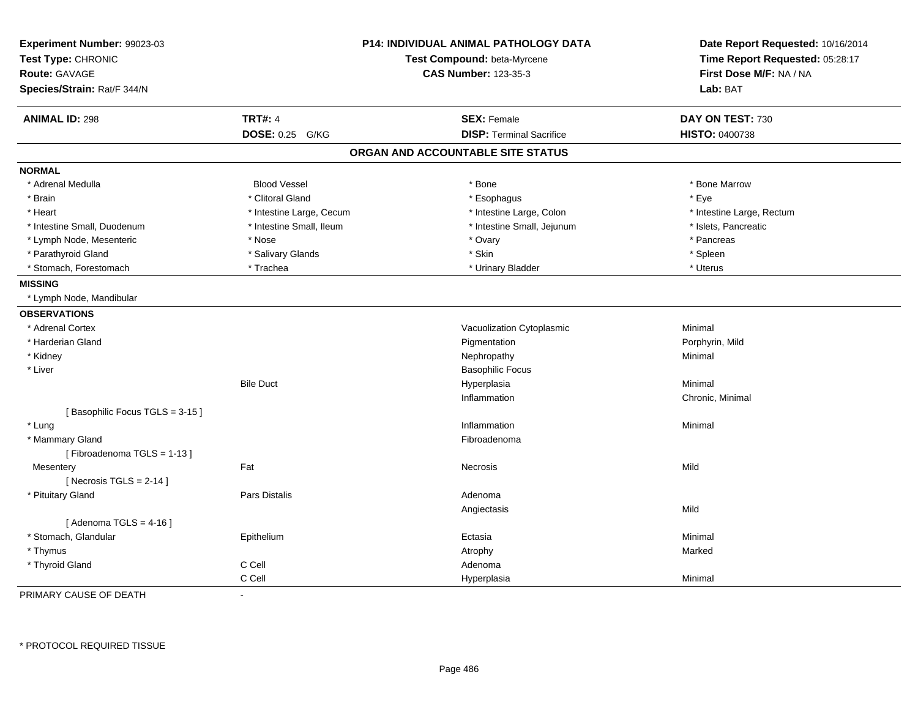**Experiment Number:** 99023-03
**Test Type:** CHRONIC
**Route:** GAVAGE
**Species/Strain:** Rat/F 344/N

**P14: INDIVIDUAL ANIMAL PATHOLOGY DATA**
**Test Compound:** beta-Myrcene
**CAS Number:** 123-35-3

**Date Report Requested:** 10/16/2014
**Time Report Requested:** 05:28:17
**First Dose M/F:** NA / NA
**Lab:** BAT

| **ANIMAL ID:** 298 | **TRT#:** 4 | **SEX:** Female | **DAY ON TEST:** 730 |
|---|---|---|---|
| | **DOSE:** 0.25 G/KG | **DISP:** Terminal Sacrifice | **HISTO:** 0400738 |

## ORGAN AND ACCOUNTABLE SITE STATUS

**NORMAL**

| | | | |
|---|---|---|---|
| * Adrenal Medulla | Blood Vessel | * Bone | * Bone Marrow |
| * Brain | * Clitoral Gland | * Esophagus | * Eye |
| * Heart | * Intestine Large, Cecum | * Intestine Large, Colon | * Intestine Large, Rectum |
| * Intestine Small, Duodenum | * Intestine Small, Ileum | * Intestine Small, Jejunum | * Islets, Pancreatic |
| * Lymph Node, Mesenteric | * Nose | * Ovary | * Pancreas |
| * Parathyroid Gland | * Salivary Glands | * Skin | * Spleen |
| * Stomach, Forestomach | * Trachea | * Urinary Bladder | * Uterus |

**MISSING**

* Lymph Node, Mandibular

**OBSERVATIONS**

| | | | |
|---|---|---|---|
| * Adrenal Cortex | | Vacuolization Cytoplasmic | Minimal |
| * Harderian Gland | | Pigmentation | Porphyrin, Mild |
| * Kidney | | Nephropathy | Minimal |
| * Liver | | Basophilic Focus | |
| | Bile Duct | Hyperplasia | Minimal |
| | | Inflammation | Chronic, Minimal |
| [ Basophilic Focus TGLS = 3-15 ] | | | |
| * Lung | | Inflammation | Minimal |
| * Mammary Gland | | Fibroadenoma | |
| [ Fibroadenoma TGLS = 1-13 ] | | | |
| Mesentery | Fat | Necrosis | Mild |
| [ Necrosis TGLS = 2-14 ] | | | |
| * Pituitary Gland | Pars Distalis | Adenoma | |
| | | Angiectasis | Mild |
| [ Adenoma TGLS = 4-16 ] | | | |
| * Stomach, Glandular | Epithelium | Ectasia | Minimal |
| * Thymus | | Atrophy | Marked |
| * Thyroid Gland | C Cell | Adenoma | |
| | C Cell | Hyperplasia | Minimal |

PRIMARY CAUSE OF DEATH -

* PROTOCOL REQUIRED TISSUE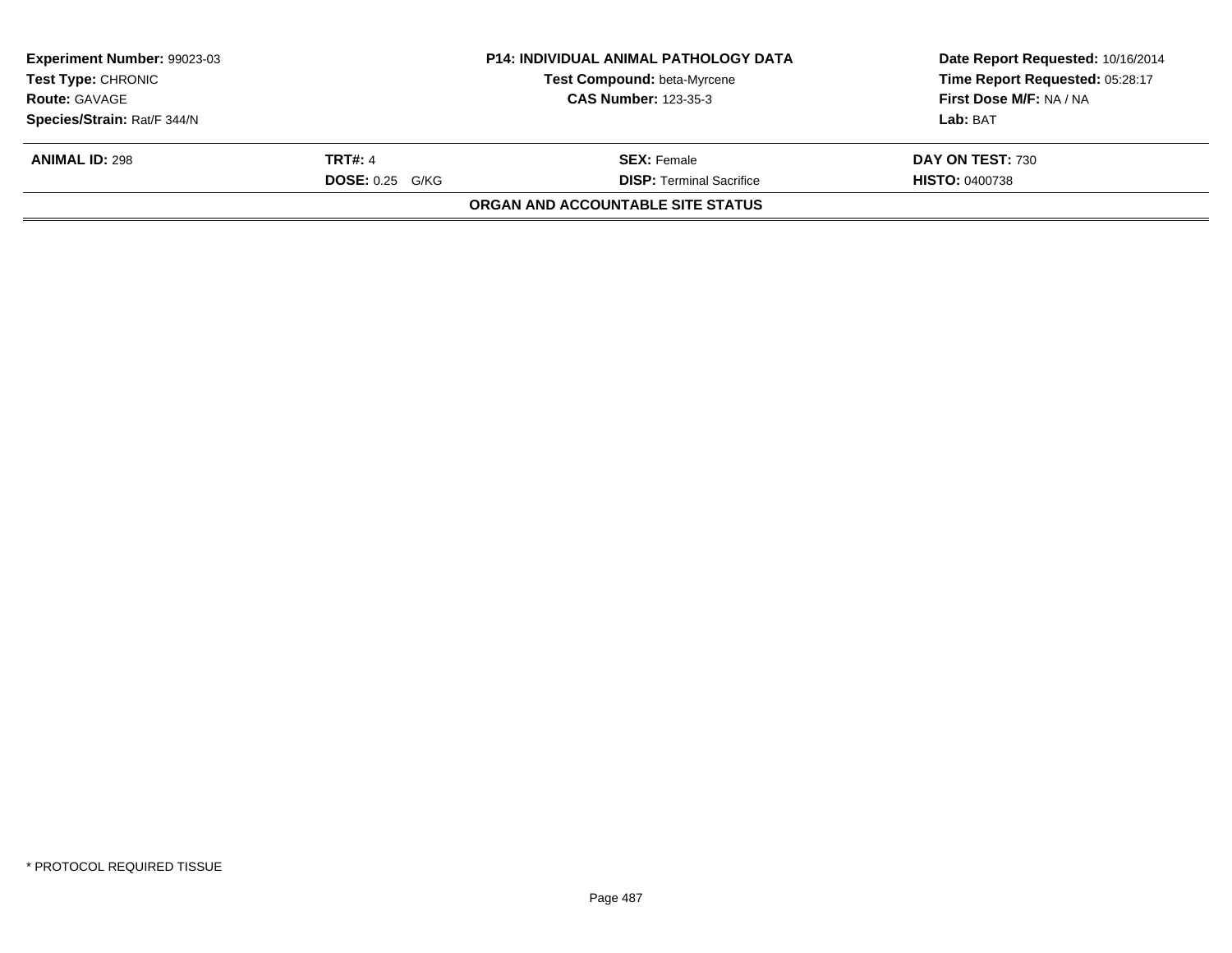| Experiment Number: 99023-03 | P14: INDIVIDUAL ANIMAL PATHOLOGY DATA | Date Report Requested: 10/16/2014 |
|---|---|---|
| Test Type: CHRONIC | Test Compound: beta-Myrcene | Time Report Requested: 05:28:17 |
| Route: GAVAGE | CAS Number: 123-35-3 | First Dose M/F: NA / NA |
| Species/Strain: Rat/F 344/N | | Lab: BAT |

| ANIMAL ID: 298 | TRT#: 4 | SEX: Female | DAY ON TEST: 730 |
|---|---|---|---|
| | DOSE: 0.25 G/KG | DISP: Terminal Sacrifice | HISTO: 0400738 |

**ORGAN AND ACCOUNTABLE SITE STATUS**

* PROTOCOL REQUIRED TISSUE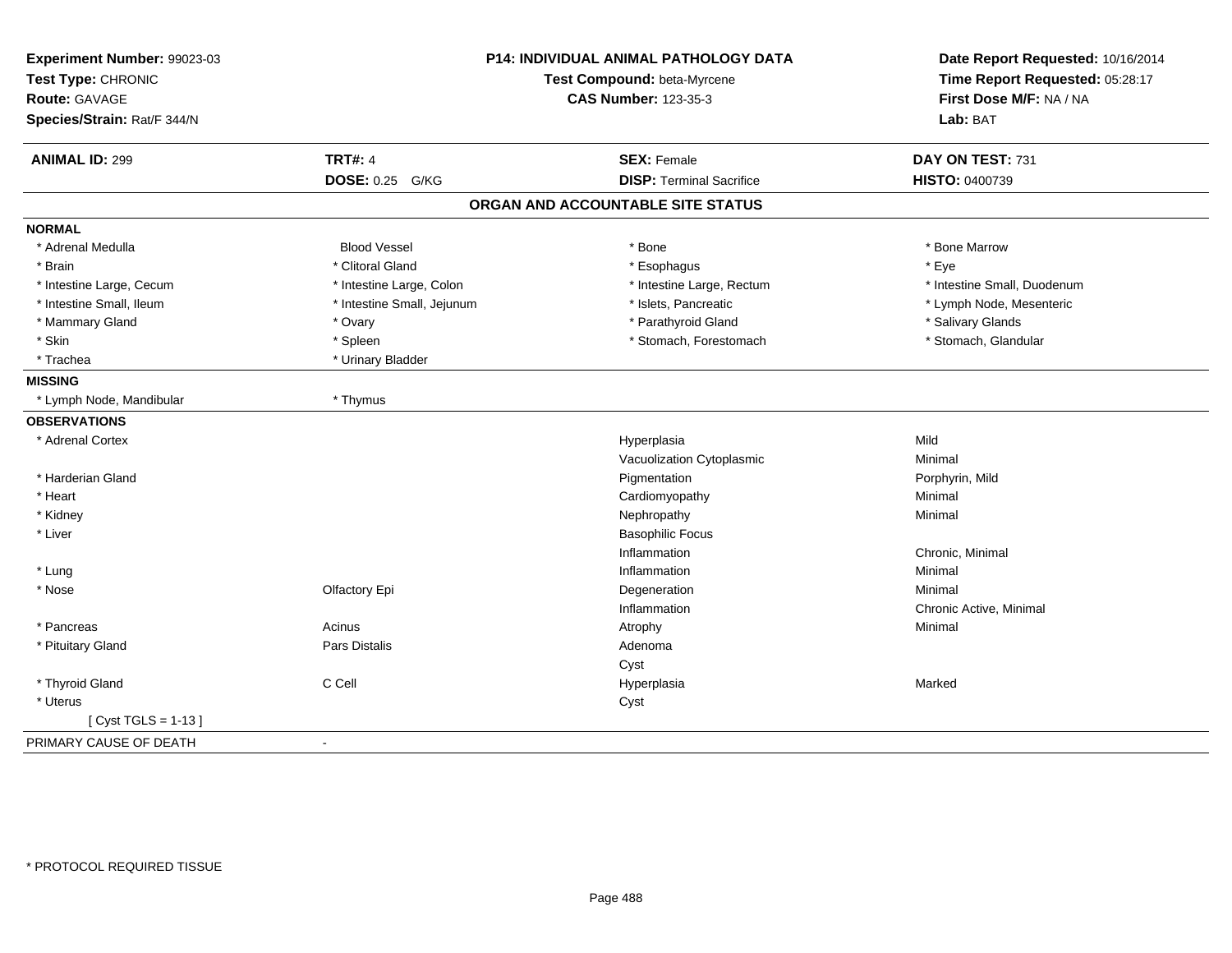**Experiment Number:** 99023-03
**Test Type:** CHRONIC
**Route:** GAVAGE
**Species/Strain:** Rat/F 344/N

**P14: INDIVIDUAL ANIMAL PATHOLOGY DATA**
**Test Compound:** beta-Myrcene
**CAS Number:** 123-35-3

**Date Report Requested:** 10/16/2014
**Time Report Requested:** 05:28:17
**First Dose M/F:** NA / NA
**Lab:** BAT

| **ANIMAL ID:** 299 | **TRT#:** 4 | **SEX:** Female | **DAY ON TEST:** 731 |
|---|---|---|---|
| | **DOSE:** 0.25 G/KG | **DISP:** Terminal Sacrifice | **HISTO:** 0400739 |

## ORGAN AND ACCOUNTABLE SITE STATUS

**NORMAL**

| | | | |
|---|---|---|---|
| * Adrenal Medulla | Blood Vessel | * Bone | * Bone Marrow |
| * Brain | * Clitoral Gland | * Esophagus | * Eye |
| * Intestine Large, Cecum | * Intestine Large, Colon | * Intestine Large, Rectum | * Intestine Small, Duodenum |
| * Intestine Small, Ileum | * Intestine Small, Jejunum | * Islets, Pancreatic | * Lymph Node, Mesenteric |
| * Mammary Gland | * Ovary | * Parathyroid Gland | * Salivary Glands |
| * Skin | * Spleen | * Stomach, Forestomach | * Stomach, Glandular |
| * Trachea | * Urinary Bladder | | |

**MISSING**

| | |
|---|---|
| * Lymph Node, Mandibular | * Thymus |

**OBSERVATIONS**

| Organ | Site | Observation | Severity |
|---|---|---|---|
| * Adrenal Cortex | | Hyperplasia | Mild |
| | | Vacuolization Cytoplasmic | Minimal |
| * Harderian Gland | | Pigmentation | Porphyrin, Mild |
| * Heart | | Cardiomyopathy | Minimal |
| * Kidney | | Nephropathy | Minimal |
| * Liver | | Basophilic Focus | |
| | | Inflammation | Chronic, Minimal |
| * Lung | | Inflammation | Minimal |
| * Nose | Olfactory Epi | Degeneration | Minimal |
| | | Inflammation | Chronic Active, Minimal |
| * Pancreas | Acinus | Atrophy | Minimal |
| * Pituitary Gland | Pars Distalis | Adenoma | |
| | | Cyst | |
| * Thyroid Gland | C Cell | Hyperplasia | Marked |
| * Uterus | | Cyst | |
| [ Cyst TGLS = 1-13 ] | | | |

PRIMARY CAUSE OF DEATH -

* PROTOCOL REQUIRED TISSUE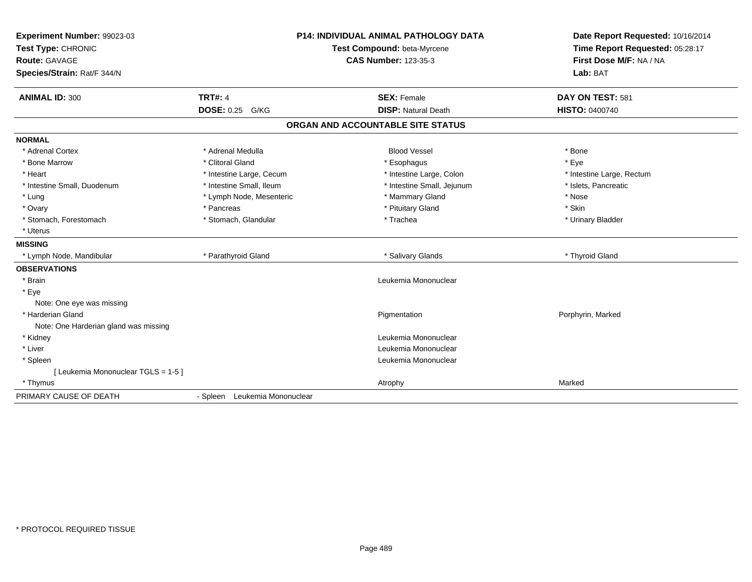**Experiment Number:** 99023-03
**Test Type:** CHRONIC
**Route:** GAVAGE
**Species/Strain:** Rat/F 344/N

**P14: INDIVIDUAL ANIMAL PATHOLOGY DATA**
**Test Compound:** beta-Myrcene
**CAS Number:** 123-35-3

**Date Report Requested:** 10/16/2014
**Time Report Requested:** 05:28:17
**First Dose M/F:** NA / NA
**Lab:** BAT

| **ANIMAL ID:** 300 | **TRT#:** 4 | **SEX:** Female | **DAY ON TEST:** 581 |
|---|---|---|---|
| | **DOSE:** 0.25 G/KG | **DISP:** Natural Death | **HISTO:** 0400740 |

## ORGAN AND ACCOUNTABLE SITE STATUS

| | | | |
|---|---|---|---|
| **NORMAL** | | | |
| * Adrenal Cortex | * Adrenal Medulla | Blood Vessel | * Bone |
| * Bone Marrow | * Clitoral Gland | * Esophagus | * Eye |
| * Heart | * Intestine Large, Cecum | * Intestine Large, Colon | * Intestine Large, Rectum |
| * Intestine Small, Duodenum | * Intestine Small, Ileum | * Intestine Small, Jejunum | * Islets, Pancreatic |
| * Lung | * Lymph Node, Mesenteric | * Mammary Gland | * Nose |
| * Ovary | * Pancreas | * Pituitary Gland | * Skin |
| * Stomach, Forestomach | * Stomach, Glandular | * Trachea | * Urinary Bladder |
| * Uterus | | | |
| **MISSING** | | | |
| * Lymph Node, Mandibular | * Parathyroid Gland | * Salivary Glands | * Thyroid Gland |
| **OBSERVATIONS** | | | |
| * Brain | | Leukemia Mononuclear | |
| * Eye | | | |
| Note: One eye was missing | | | |
| * Harderian Gland | | Pigmentation | Porphyrin, Marked |
| Note: One Harderian gland was missing | | | |
| * Kidney | | Leukemia Mononuclear | |
| * Liver | | Leukemia Mononuclear | |
| * Spleen | | Leukemia Mononuclear | |
| [ Leukemia Mononuclear TGLS = 1-5 ] | | | |
| * Thymus | | Atrophy | Marked |
| PRIMARY CAUSE OF DEATH | - Spleen Leukemia Mononuclear | | |

\* PROTOCOL REQUIRED TISSUE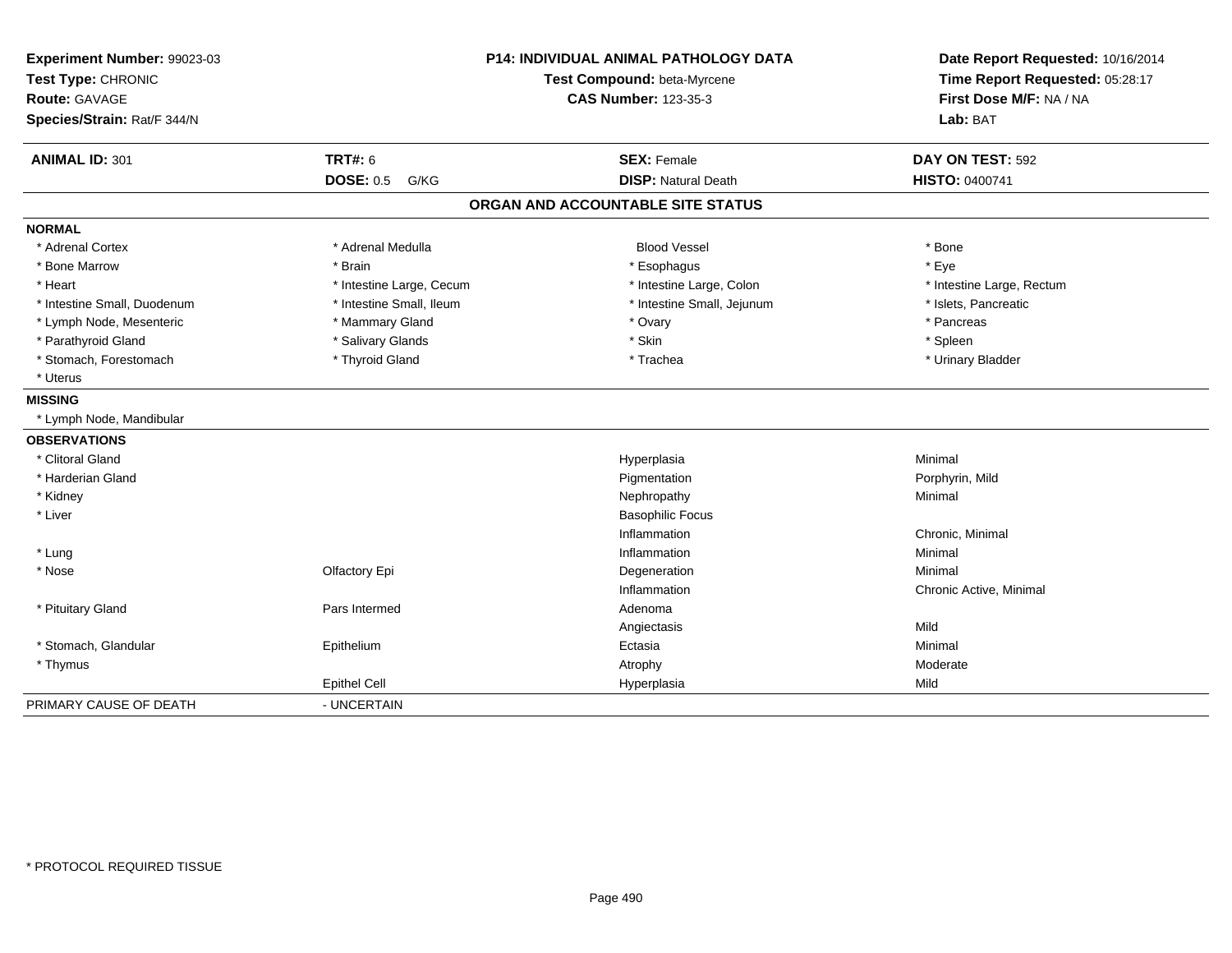**Experiment Number:** 99023-03
**Test Type:** CHRONIC
**Route:** GAVAGE
**Species/Strain:** Rat/F 344/N

**P14: INDIVIDUAL ANIMAL PATHOLOGY DATA**
**Test Compound:** beta-Myrcene
**CAS Number:** 123-35-3

**Date Report Requested:** 10/16/2014
**Time Report Requested:** 05:28:17
**First Dose M/F:** NA / NA
**Lab:** BAT

| **ANIMAL ID:** 301 | **TRT#:** 6 | **SEX:** Female | **DAY ON TEST:** 592 |
|---|---|---|---|
| | **DOSE:** 0.5 G/KG | **DISP:** Natural Death | **HISTO:** 0400741 |

## ORGAN AND ACCOUNTABLE SITE STATUS

**NORMAL**

| | | | |
|---|---|---|---|
| * Adrenal Cortex | * Adrenal Medulla | Blood Vessel | * Bone |
| * Bone Marrow | * Brain | * Esophagus | * Eye |
| * Heart | * Intestine Large, Cecum | * Intestine Large, Colon | * Intestine Large, Rectum |
| * Intestine Small, Duodenum | * Intestine Small, Ileum | * Intestine Small, Jejunum | * Islets, Pancreatic |
| * Lymph Node, Mesenteric | * Mammary Gland | * Ovary | * Pancreas |
| * Parathyroid Gland | * Salivary Glands | * Skin | * Spleen |
| * Stomach, Forestomach | * Thyroid Gland | * Trachea | * Urinary Bladder |
| * Uterus | | | |

**MISSING**

* Lymph Node, Mandibular

**OBSERVATIONS**

| Organ | Site | Observation | Severity |
|---|---|---|---|
| * Clitoral Gland | | Hyperplasia | Minimal |
| * Harderian Gland | | Pigmentation | Porphyrin, Mild |
| * Kidney | | Nephropathy | Minimal |
| * Liver | | Basophilic Focus | |
| | | Inflammation | Chronic, Minimal |
| * Lung | | Inflammation | Minimal |
| * Nose | Olfactory Epi | Degeneration | Minimal |
| | | Inflammation | Chronic Active, Minimal |
| * Pituitary Gland | Pars Intermed | Adenoma | |
| | | Angiectasis | Mild |
| * Stomach, Glandular | Epithelium | Ectasia | Minimal |
| * Thymus | | Atrophy | Moderate |
| | Epithel Cell | Hyperplasia | Mild |

PRIMARY CAUSE OF DEATH - UNCERTAIN

* PROTOCOL REQUIRED TISSUE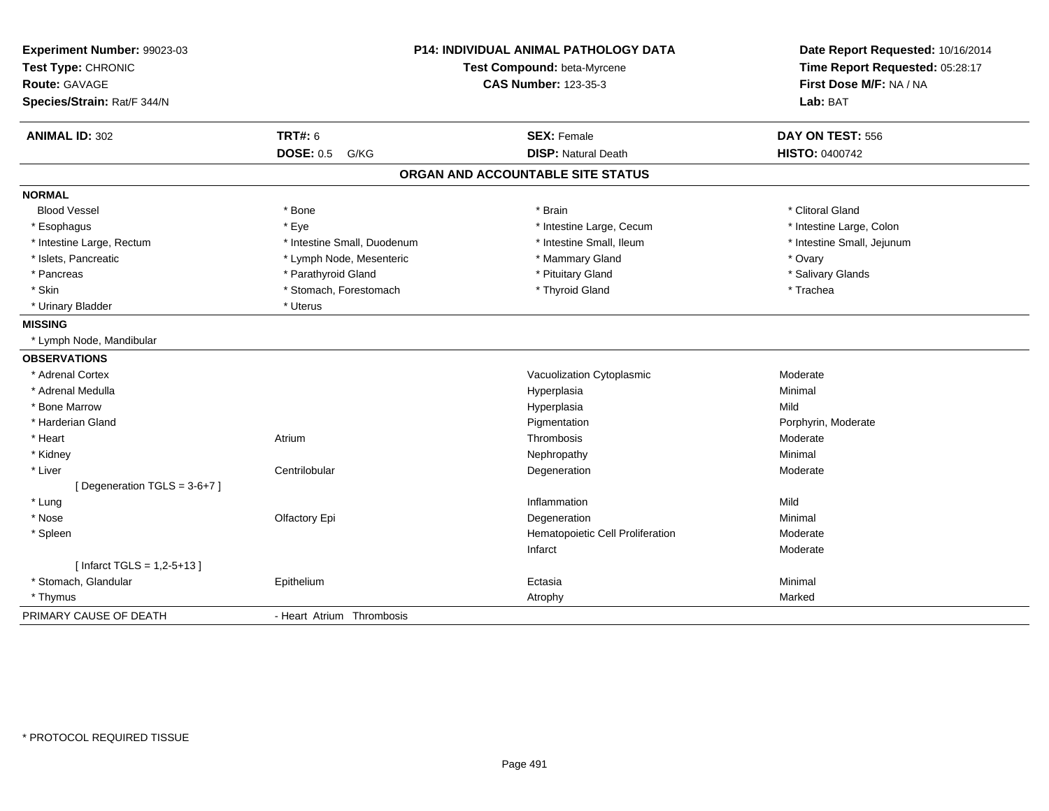**Experiment Number:** 99023-03
**Test Type:** CHRONIC
**Route:** GAVAGE
**Species/Strain:** Rat/F 344/N

**P14: INDIVIDUAL ANIMAL PATHOLOGY DATA**
**Test Compound:** beta-Myrcene
**CAS Number:** 123-35-3

**Date Report Requested:** 10/16/2014
**Time Report Requested:** 05:28:17
**First Dose M/F:** NA / NA
**Lab:** BAT

| **ANIMAL ID:** 302 | **TRT#:** 6 | **SEX:** Female | **DAY ON TEST:** 556 |
|---|---|---|---|
| | **DOSE:** 0.5 G/KG | **DISP:** Natural Death | **HISTO:** 0400742 |

## ORGAN AND ACCOUNTABLE SITE STATUS

**NORMAL**

| | | | |
|---|---|---|---|
| Blood Vessel | * Bone | * Brain | * Clitoral Gland |
| * Esophagus | * Eye | * Intestine Large, Cecum | * Intestine Large, Colon |
| * Intestine Large, Rectum | * Intestine Small, Duodenum | * Intestine Small, Ileum | * Intestine Small, Jejunum |
| * Islets, Pancreatic | * Lymph Node, Mesenteric | * Mammary Gland | * Ovary |
| * Pancreas | * Parathyroid Gland | * Pituitary Gland | * Salivary Glands |
| * Skin | * Stomach, Forestomach | * Thyroid Gland | * Trachea |
| * Urinary Bladder | * Uterus | | |

**MISSING**

* Lymph Node, Mandibular

**OBSERVATIONS**

| | | | |
|---|---|---|---|
| * Adrenal Cortex | | Vacuolization Cytoplasmic | Moderate |
| * Adrenal Medulla | | Hyperplasia | Minimal |
| * Bone Marrow | | Hyperplasia | Mild |
| * Harderian Gland | | Pigmentation | Porphyrin, Moderate |
| * Heart | Atrium | Thrombosis | Moderate |
| * Kidney | | Nephropathy | Minimal |
| * Liver | Centrilobular | Degeneration | Moderate |
| [ Degeneration TGLS = 3-6+7 ] | | | |
| * Lung | | Inflammation | Mild |
| * Nose | Olfactory Epi | Degeneration | Minimal |
| * Spleen | | Hematopoietic Cell Proliferation | Moderate |
| | | Infarct | Moderate |
| [ Infarct TGLS = 1,2-5+13 ] | | | |
| * Stomach, Glandular | Epithelium | Ectasia | Minimal |
| * Thymus | | Atrophy | Marked |

PRIMARY CAUSE OF DEATH - Heart Atrium Thrombosis

* PROTOCOL REQUIRED TISSUE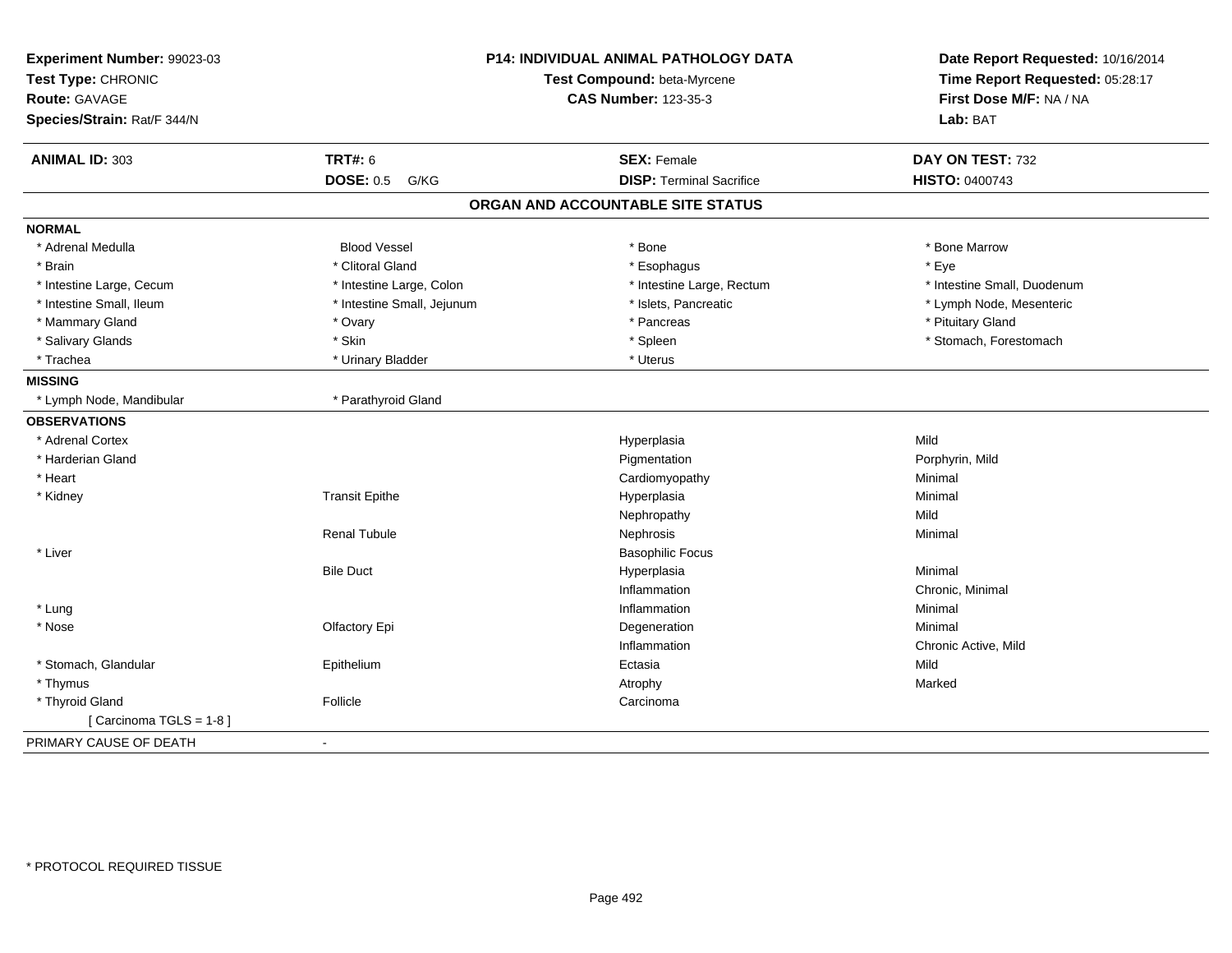**Experiment Number:** 99023-03
**Test Type:** CHRONIC
**Route:** GAVAGE
**Species/Strain:** Rat/F 344/N

**P14: INDIVIDUAL ANIMAL PATHOLOGY DATA**
**Test Compound:** beta-Myrcene
**CAS Number:** 123-35-3

**Date Report Requested:** 10/16/2014
**Time Report Requested:** 05:28:17
**First Dose M/F:** NA / NA
**Lab:** BAT

| **ANIMAL ID:** 303 | **TRT#:** 6 | **SEX:** Female | **DAY ON TEST:** 732 |
|---|---|---|---|
| | **DOSE:** 0.5 G/KG | **DISP:** Terminal Sacrifice | **HISTO:** 0400743 |

## ORGAN AND ACCOUNTABLE SITE STATUS

**NORMAL**

| | | | |
|---|---|---|---|
| * Adrenal Medulla | Blood Vessel | * Bone | * Bone Marrow |
| * Brain | * Clitoral Gland | * Esophagus | * Eye |
| * Intestine Large, Cecum | * Intestine Large, Colon | * Intestine Large, Rectum | * Intestine Small, Duodenum |
| * Intestine Small, Ileum | * Intestine Small, Jejunum | * Islets, Pancreatic | * Lymph Node, Mesenteric |
| * Mammary Gland | * Ovary | * Pancreas | * Pituitary Gland |
| * Salivary Glands | * Skin | * Spleen | * Stomach, Forestomach |
| * Trachea | * Urinary Bladder | * Uterus | |

**MISSING**

| | |
|---|---|
| * Lymph Node, Mandibular | * Parathyroid Gland |

**OBSERVATIONS**

| | | | |
|---|---|---|---|
| * Adrenal Cortex | | Hyperplasia | Mild |
| * Harderian Gland | | Pigmentation | Porphyrin, Mild |
| * Heart | | Cardiomyopathy | Minimal |
| * Kidney | Transit Epithe | Hyperplasia | Minimal |
| | | Nephropathy | Mild |
| | Renal Tubule | Nephrosis | Minimal |
| * Liver | | Basophilic Focus | |
| | Bile Duct | Hyperplasia | Minimal |
| | | Inflammation | Chronic, Minimal |
| * Lung | | Inflammation | Minimal |
| * Nose | Olfactory Epi | Degeneration | Minimal |
| | | Inflammation | Chronic Active, Mild |
| * Stomach, Glandular | Epithelium | Ectasia | Mild |
| * Thymus | | Atrophy | Marked |
| * Thyroid Gland | Follicle | Carcinoma | |
| [ Carcinoma TGLS = 1-8 ] | | | |

PRIMARY CAUSE OF DEATH -

* PROTOCOL REQUIRED TISSUE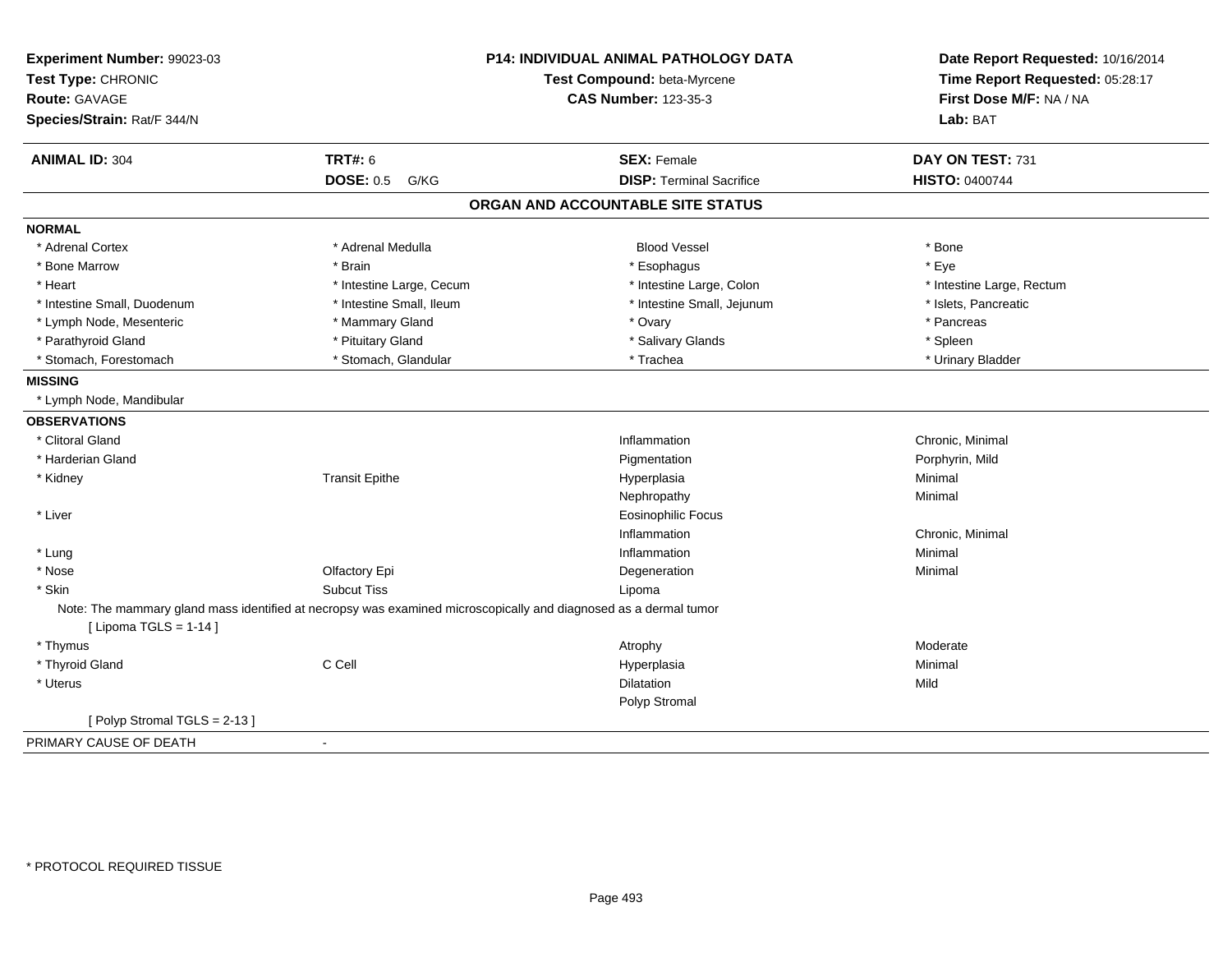**Experiment Number:** 99023-03
**Test Type:** CHRONIC
**Route:** GAVAGE
**Species/Strain:** Rat/F 344/N

**P14: INDIVIDUAL ANIMAL PATHOLOGY DATA**
**Test Compound:** beta-Myrcene
**CAS Number:** 123-35-3

**Date Report Requested:** 10/16/2014
**Time Report Requested:** 05:28:17
**First Dose M/F:** NA / NA
**Lab:** BAT

| **ANIMAL ID:** 304 | **TRT#:** 6 | **SEX:** Female | **DAY ON TEST:** 731 |
|---|---|---|---|
| | **DOSE:** 0.5 G/KG | **DISP:** Terminal Sacrifice | **HISTO:** 0400744 |

## ORGAN AND ACCOUNTABLE SITE STATUS

**NORMAL**

| | | | |
|---|---|---|---|
| * Adrenal Cortex | * Adrenal Medulla | Blood Vessel | * Bone |
| * Bone Marrow | * Brain | * Esophagus | * Eye |
| * Heart | * Intestine Large, Cecum | * Intestine Large, Colon | * Intestine Large, Rectum |
| * Intestine Small, Duodenum | * Intestine Small, Ileum | * Intestine Small, Jejunum | * Islets, Pancreatic |
| * Lymph Node, Mesenteric | * Mammary Gland | * Ovary | * Pancreas |
| * Parathyroid Gland | * Pituitary Gland | * Salivary Glands | * Spleen |
| * Stomach, Forestomach | * Stomach, Glandular | * Trachea | * Urinary Bladder |

**MISSING**

* Lymph Node, Mandibular

**OBSERVATIONS**

| | | | |
|---|---|---|---|
| * Clitoral Gland | | Inflammation | Chronic, Minimal |
| * Harderian Gland | | Pigmentation | Porphyrin, Mild |
| * Kidney | Transit Epithe | Hyperplasia | Minimal |
| | | Nephropathy | Minimal |
| * Liver | | Eosinophilic Focus | |
| | | Inflammation | Chronic, Minimal |
| * Lung | | Inflammation | Minimal |
| * Nose | Olfactory Epi | Degeneration | Minimal |
| * Skin | Subcut Tiss | Lipoma | |

Note: The mammary gland mass identified at necropsy was examined microscopically and diagnosed as a dermal tumor
[ Lipoma TGLS = 1-14 ]

| | | | |
|---|---|---|---|
| * Thymus | | Atrophy | Moderate |
| * Thyroid Gland | C Cell | Hyperplasia | Minimal |
| * Uterus | | Dilatation | Mild |
| | | Polyp Stromal | |

[ Polyp Stromal TGLS = 2-13 ]

PRIMARY CAUSE OF DEATH -

* PROTOCOL REQUIRED TISSUE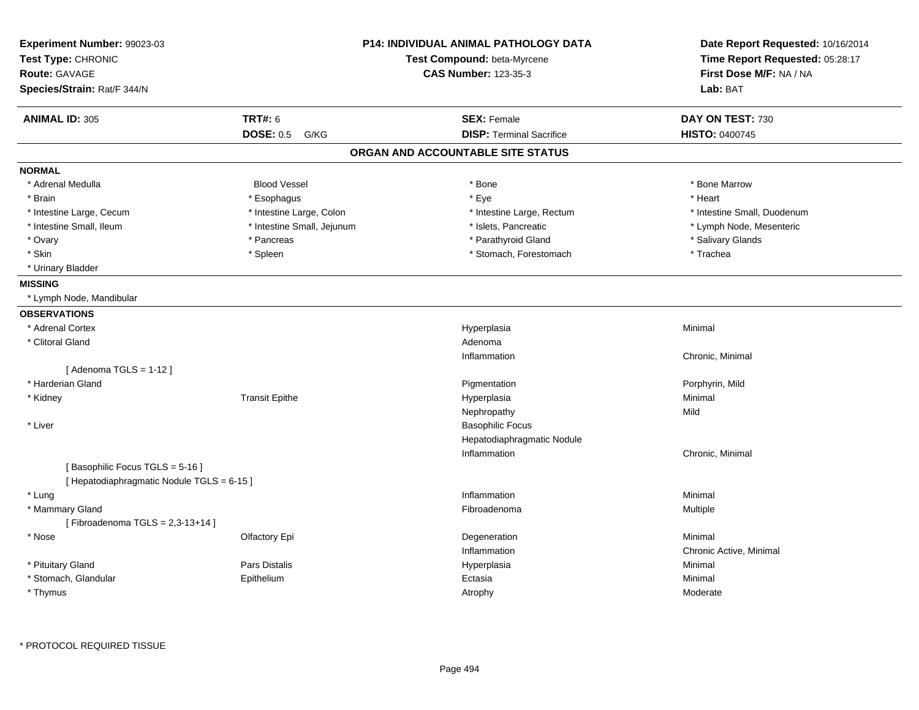**Experiment Number:** 99023-03
**Test Type:** CHRONIC
**Route:** GAVAGE
**Species/Strain:** Rat/F 344/N

**P14: INDIVIDUAL ANIMAL PATHOLOGY DATA**
**Test Compound:** beta-Myrcene
**CAS Number:** 123-35-3

**Date Report Requested:** 10/16/2014
**Time Report Requested:** 05:28:17
**First Dose M/F:** NA / NA
**Lab:** BAT

| **ANIMAL ID:** 305 | **TRT#:** 6 | **SEX:** Female | **DAY ON TEST:** 730 |
|---|---|---|---|
| | **DOSE:** 0.5 G/KG | **DISP:** Terminal Sacrifice | **HISTO:** 0400745 |

## ORGAN AND ACCOUNTABLE SITE STATUS

### NORMAL

| | | | |
|---|---|---|---|
| * Adrenal Medulla | Blood Vessel | * Bone | * Bone Marrow |
| * Brain | * Esophagus | * Eye | * Heart |
| * Intestine Large, Cecum | * Intestine Large, Colon | * Intestine Large, Rectum | * Intestine Small, Duodenum |
| * Intestine Small, Ileum | * Intestine Small, Jejunum | * Islets, Pancreatic | * Lymph Node, Mesenteric |
| * Ovary | * Pancreas | * Parathyroid Gland | * Salivary Glands |
| * Skin | * Spleen | * Stomach, Forestomach | * Trachea |
| * Urinary Bladder | | | |

### MISSING

* Lymph Node, Mandibular

### OBSERVATIONS

| Organ | Site | Observation | Qualifier |
|---|---|---|---|
| * Adrenal Cortex | | Hyperplasia | Minimal |
| * Clitoral Gland | | Adenoma | |
| | | Inflammation | Chronic, Minimal |
| [ Adenoma TGLS = 1-12 ] | | | |
| * Harderian Gland | | Pigmentation | Porphyrin, Mild |
| * Kidney | Transit Epithe | Hyperplasia | Minimal |
| | | Nephropathy | Mild |
| * Liver | | Basophilic Focus | |
| | | Hepatodiaphragmatic Nodule | |
| | | Inflammation | Chronic, Minimal |
| [ Basophilic Focus TGLS = 5-16 ] | | | |
| [ Hepatodiaphragmatic Nodule TGLS = 6-15 ] | | | |
| * Lung | | Inflammation | Minimal |
| * Mammary Gland | | Fibroadenoma | Multiple |
| [ Fibroadenoma TGLS = 2,3-13+14 ] | | | |
| * Nose | Olfactory Epi | Degeneration | Minimal |
| | | Inflammation | Chronic Active, Minimal |
| * Pituitary Gland | Pars Distalis | Hyperplasia | Minimal |
| * Stomach, Glandular | Epithelium | Ectasia | Minimal |
| * Thymus | | Atrophy | Moderate |

* PROTOCOL REQUIRED TISSUE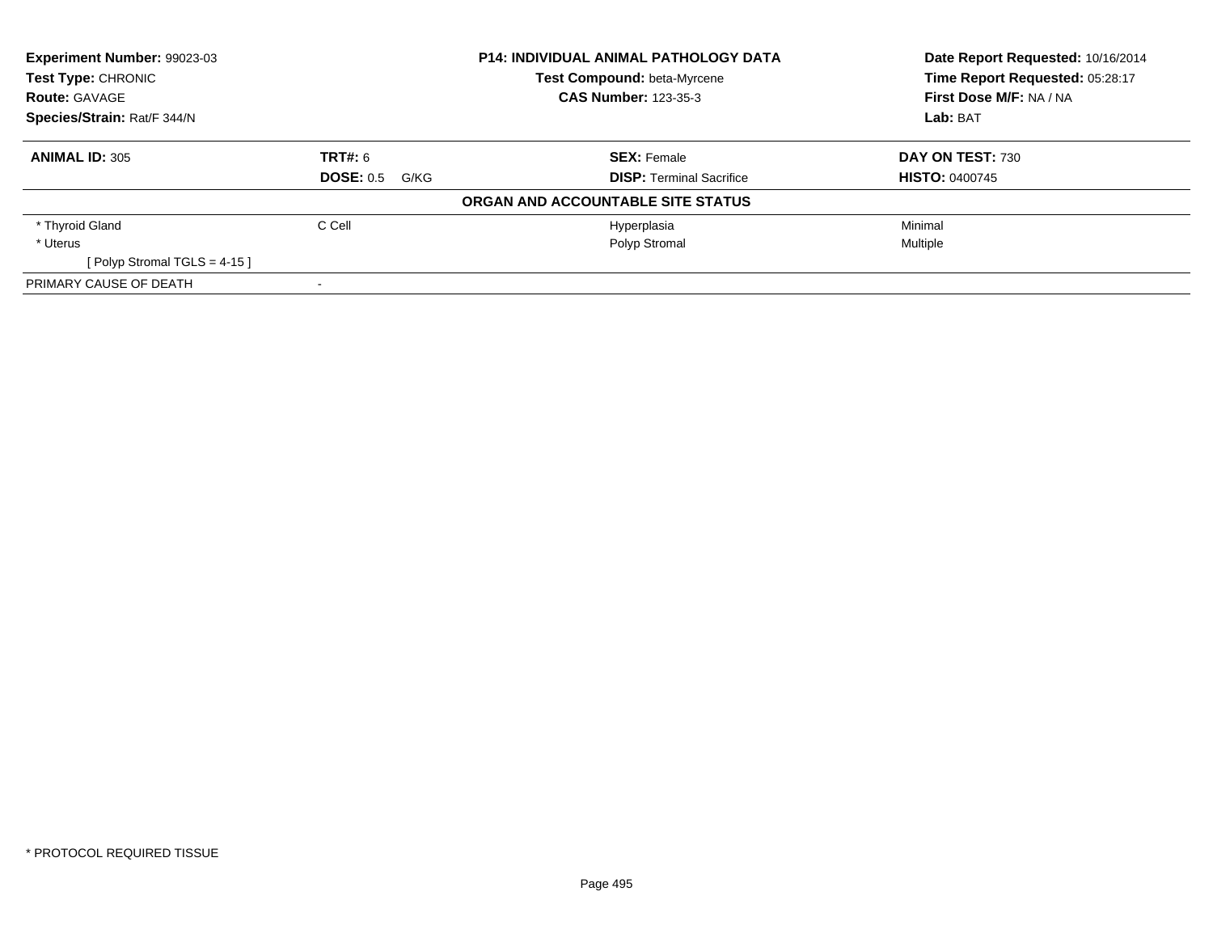**Experiment Number:** 99023-03
**Test Type:** CHRONIC
**Route:** GAVAGE
**Species/Strain:** Rat/F 344/N

**P14: INDIVIDUAL ANIMAL PATHOLOGY DATA**
**Test Compound:** beta-Myrcene
**CAS Number:** 123-35-3

**Date Report Requested:** 10/16/2014
**Time Report Requested:** 05:28:17
**First Dose M/F:** NA / NA
**Lab:** BAT

| **ANIMAL ID:** 305 | **TRT#:** 6 | **SEX:** Female | **DAY ON TEST:** 730 |
|---|---|---|---|
| | **DOSE:** 0.5 G/KG | **DISP:** Terminal Sacrifice | **HISTO:** 0400745 |

**ORGAN AND ACCOUNTABLE SITE STATUS**

| | | | |
|---|---|---|---|
| * Thyroid Gland | C Cell | Hyperplasia | Minimal |
| * Uterus | | Polyp Stromal | Multiple |
| [ Polyp Stromal TGLS = 4-15 ] | | | |
| PRIMARY CAUSE OF DEATH | - | | |

* PROTOCOL REQUIRED TISSUE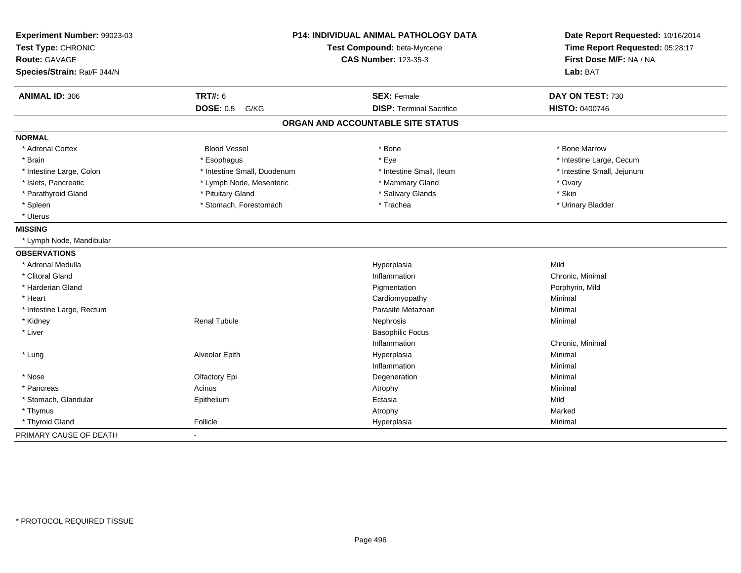**Experiment Number:** 99023-03
**Test Type:** CHRONIC
**Route:** GAVAGE
**Species/Strain:** Rat/F 344/N

**P14: INDIVIDUAL ANIMAL PATHOLOGY DATA**
**Test Compound:** beta-Myrcene
**CAS Number:** 123-35-3

**Date Report Requested:** 10/16/2014
**Time Report Requested:** 05:28:17
**First Dose M/F:** NA / NA
**Lab:** BAT

| **ANIMAL ID:** 306 | **TRT#:** 6 | **SEX:** Female | **DAY ON TEST:** 730 |
|---|---|---|---|
| | **DOSE:** 0.5 G/KG | **DISP:** Terminal Sacrifice | **HISTO:** 0400746 |

## ORGAN AND ACCOUNTABLE SITE STATUS

**NORMAL**

| | | | |
|---|---|---|---|
| * Adrenal Cortex | Blood Vessel | * Bone | * Bone Marrow |
| * Brain | * Esophagus | * Eye | * Intestine Large, Cecum |
| * Intestine Large, Colon | * Intestine Small, Duodenum | * Intestine Small, Ileum | * Intestine Small, Jejunum |
| * Islets, Pancreatic | * Lymph Node, Mesenteric | * Mammary Gland | * Ovary |
| * Parathyroid Gland | * Pituitary Gland | * Salivary Glands | * Skin |
| * Spleen | * Stomach, Forestomach | * Trachea | * Urinary Bladder |
| * Uterus | | | |

**MISSING**

* Lymph Node, Mandibular

**OBSERVATIONS**

| | | | |
|---|---|---|---|
| * Adrenal Medulla | | Hyperplasia | Mild |
| * Clitoral Gland | | Inflammation | Chronic, Minimal |
| * Harderian Gland | | Pigmentation | Porphyrin, Mild |
| * Heart | | Cardiomyopathy | Minimal |
| * Intestine Large, Rectum | | Parasite Metazoan | Minimal |
| * Kidney | Renal Tubule | Nephrosis | Minimal |
| * Liver | | Basophilic Focus | |
| | | Inflammation | Chronic, Minimal |
| * Lung | Alveolar Epith | Hyperplasia | Minimal |
| | | Inflammation | Minimal |
| * Nose | Olfactory Epi | Degeneration | Minimal |
| * Pancreas | Acinus | Atrophy | Minimal |
| * Stomach, Glandular | Epithelium | Ectasia | Mild |
| * Thymus | | Atrophy | Marked |
| * Thyroid Gland | Follicle | Hyperplasia | Minimal |

PRIMARY CAUSE OF DEATH -

* PROTOCOL REQUIRED TISSUE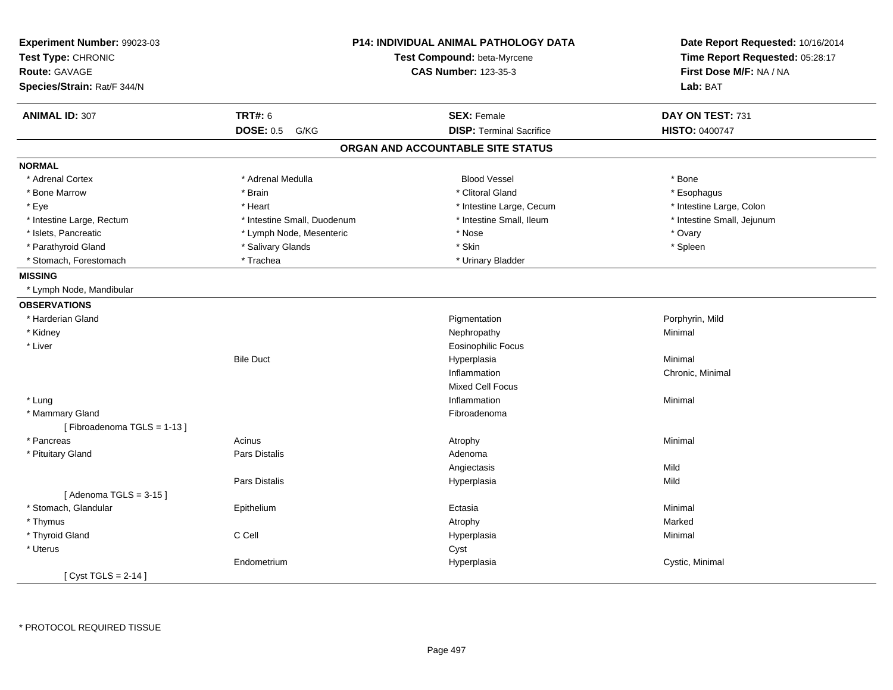**Experiment Number:** 99023-03
**Test Type:** CHRONIC
**Route:** GAVAGE
**Species/Strain:** Rat/F 344/N

**P14: INDIVIDUAL ANIMAL PATHOLOGY DATA**
**Test Compound:** beta-Myrcene
**CAS Number:** 123-35-3

**Date Report Requested:** 10/16/2014
**Time Report Requested:** 05:28:17
**First Dose M/F:** NA / NA
**Lab:** BAT

| **ANIMAL ID:** 307 | **TRT#:** 6 | **SEX:** Female | **DAY ON TEST:** 731 |
|---|---|---|---|
| | **DOSE:** 0.5 G/KG | **DISP:** Terminal Sacrifice | **HISTO:** 0400747 |

## ORGAN AND ACCOUNTABLE SITE STATUS

**NORMAL**

| | | | |
|---|---|---|---|
| * Adrenal Cortex | * Adrenal Medulla | Blood Vessel | * Bone |
| * Bone Marrow | * Brain | * Clitoral Gland | * Esophagus |
| * Eye | * Heart | * Intestine Large, Cecum | * Intestine Large, Colon |
| * Intestine Large, Rectum | * Intestine Small, Duodenum | * Intestine Small, Ileum | * Intestine Small, Jejunum |
| * Islets, Pancreatic | * Lymph Node, Mesenteric | * Nose | * Ovary |
| * Parathyroid Gland | * Salivary Glands | * Skin | * Spleen |
| * Stomach, Forestomach | * Trachea | * Urinary Bladder | |

**MISSING**

* Lymph Node, Mandibular

**OBSERVATIONS**

| Organ | Site | Observation | Severity |
|---|---|---|---|
| * Harderian Gland | | Pigmentation | Porphyrin, Mild |
| * Kidney | | Nephropathy | Minimal |
| * Liver | | Eosinophilic Focus | |
| | Bile Duct | Hyperplasia | Minimal |
| | | Inflammation | Chronic, Minimal |
| | | Mixed Cell Focus | |
| * Lung | | Inflammation | Minimal |
| * Mammary Gland | | Fibroadenoma | |
| [ Fibroadenoma TGLS = 1-13 ] | | | |
| * Pancreas | Acinus | Atrophy | Minimal |
| * Pituitary Gland | Pars Distalis | Adenoma | |
| | | Angiectasis | Mild |
| | Pars Distalis | Hyperplasia | Mild |
| [ Adenoma TGLS = 3-15 ] | | | |
| * Stomach, Glandular | Epithelium | Ectasia | Minimal |
| * Thymus | | Atrophy | Marked |
| * Thyroid Gland | C Cell | Hyperplasia | Minimal |
| * Uterus | | Cyst | |
| | Endometrium | Hyperplasia | Cystic, Minimal |
| [ Cyst TGLS = 2-14 ] | | | |

* PROTOCOL REQUIRED TISSUE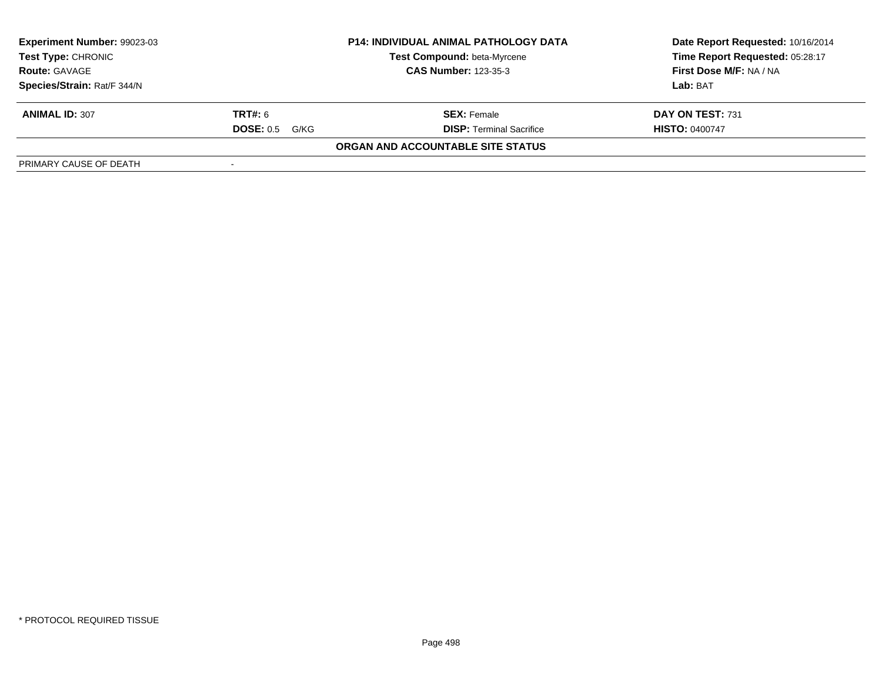| Experiment Number: 99023-03 | P14: INDIVIDUAL ANIMAL PATHOLOGY DATA | Date Report Requested: 10/16/2014 |
|---|---|---|
| Test Type: CHRONIC | Test Compound: beta-Myrcene | Time Report Requested: 05:28:17 |
| Route: GAVAGE | CAS Number: 123-35-3 | First Dose M/F: NA / NA |
| Species/Strain: Rat/F 344/N | | Lab: BAT |

| ANIMAL ID: 307 | TRT#: 6 | SEX: Female | DAY ON TEST: 731 |
|---|---|---|---|
| | DOSE: 0.5 G/KG | DISP: Terminal Sacrifice | HISTO: 0400747 |

**ORGAN AND ACCOUNTABLE SITE STATUS**

| PRIMARY CAUSE OF DEATH | - |
|---|---|

\* PROTOCOL REQUIRED TISSUE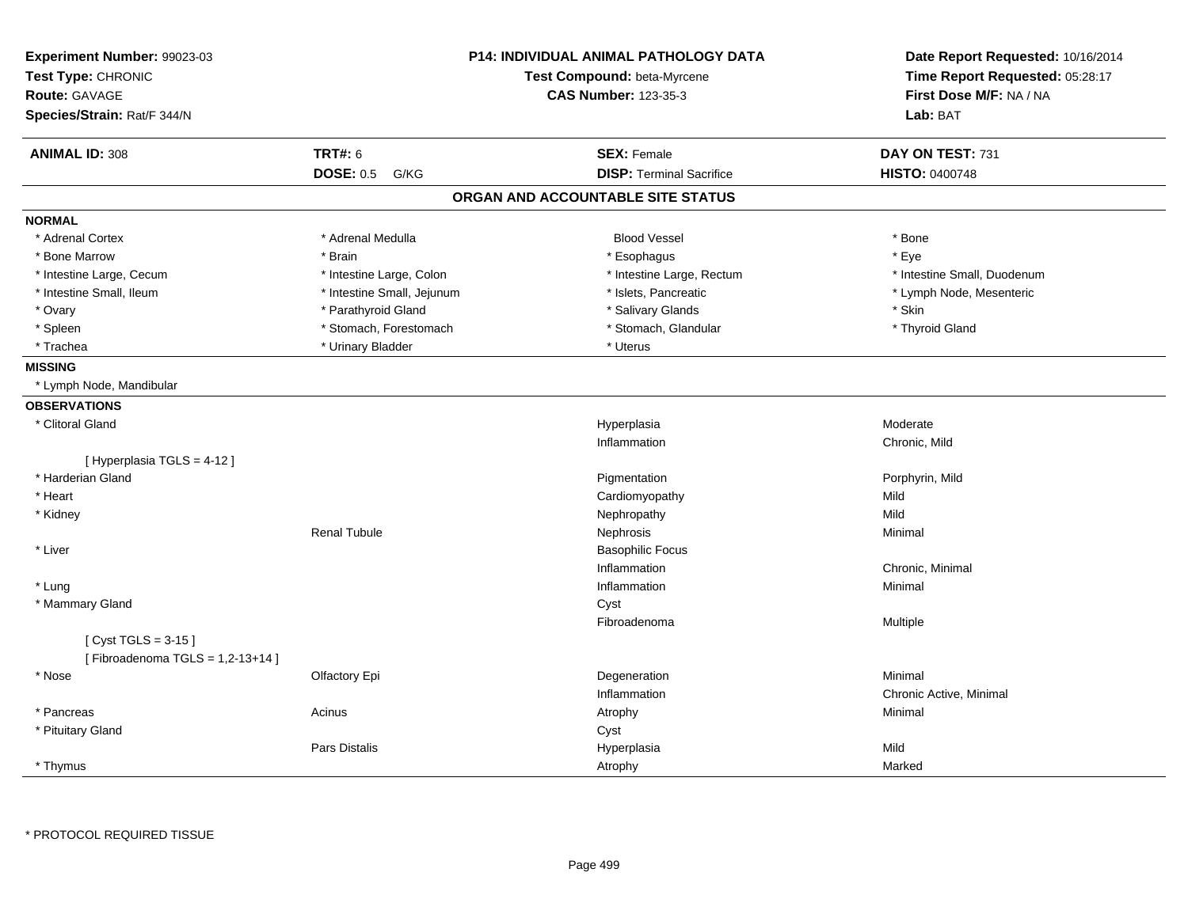**Experiment Number:** 99023-03
**Test Type:** CHRONIC
**Route:** GAVAGE
**Species/Strain:** Rat/F 344/N

**P14: INDIVIDUAL ANIMAL PATHOLOGY DATA**
**Test Compound:** beta-Myrcene
**CAS Number:** 123-35-3

**Date Report Requested:** 10/16/2014
**Time Report Requested:** 05:28:17
**First Dose M/F:** NA / NA
**Lab:** BAT

| **ANIMAL ID:** 308 | **TRT#:** 6 | **SEX:** Female | **DAY ON TEST:** 731 |
|---|---|---|---|
| | **DOSE:** 0.5 G/KG | **DISP:** Terminal Sacrifice | **HISTO:** 0400748 |

## ORGAN AND ACCOUNTABLE SITE STATUS

**NORMAL**

| | | | |
|---|---|---|---|
| * Adrenal Cortex | * Adrenal Medulla | Blood Vessel | * Bone |
| * Bone Marrow | * Brain | * Esophagus | * Eye |
| * Intestine Large, Cecum | * Intestine Large, Colon | * Intestine Large, Rectum | * Intestine Small, Duodenum |
| * Intestine Small, Ileum | * Intestine Small, Jejunum | * Islets, Pancreatic | * Lymph Node, Mesenteric |
| * Ovary | * Parathyroid Gland | * Salivary Glands | * Skin |
| * Spleen | * Stomach, Forestomach | * Stomach, Glandular | * Thyroid Gland |
| * Trachea | * Urinary Bladder | * Uterus | |

**MISSING**

* Lymph Node, Mandibular

**OBSERVATIONS**

| | | | |
|---|---|---|---|
| * Clitoral Gland | | Hyperplasia | Moderate |
| | | Inflammation | Chronic, Mild |
| [ Hyperplasia TGLS = 4-12 ] | | | |
| * Harderian Gland | | Pigmentation | Porphyrin, Mild |
| * Heart | | Cardiomyopathy | Mild |
| * Kidney | | Nephropathy | Mild |
| | Renal Tubule | Nephrosis | Minimal |
| * Liver | | Basophilic Focus | |
| | | Inflammation | Chronic, Minimal |
| * Lung | | Inflammation | Minimal |
| * Mammary Gland | | Cyst | |
| | | Fibroadenoma | Multiple |
| [ Cyst TGLS = 3-15 ] | | | |
| [ Fibroadenoma TGLS = 1,2-13+14 ] | | | |
| * Nose | Olfactory Epi | Degeneration | Minimal |
| | | Inflammation | Chronic Active, Minimal |
| * Pancreas | Acinus | Atrophy | Minimal |
| * Pituitary Gland | | Cyst | |
| | Pars Distalis | Hyperplasia | Mild |
| * Thymus | | Atrophy | Marked |

* PROTOCOL REQUIRED TISSUE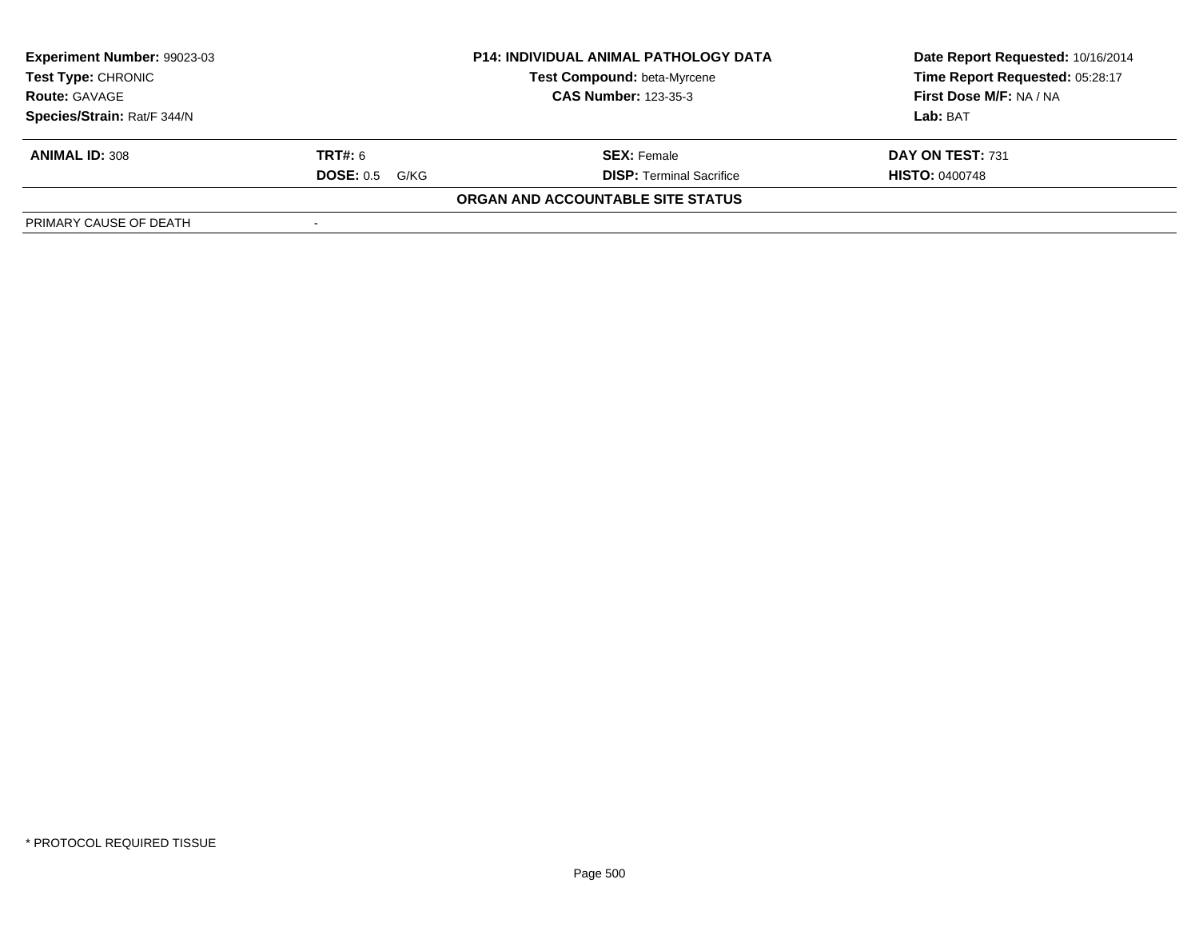| **Experiment Number:** 99023-03 | **P14: INDIVIDUAL ANIMAL PATHOLOGY DATA** | **Date Report Requested:** 10/16/2014 |
|---|---|---|
| **Test Type:** CHRONIC | **Test Compound:** beta-Myrcene | **Time Report Requested:** 05:28:17 |
| **Route:** GAVAGE | **CAS Number:** 123-35-3 | **First Dose M/F:** NA / NA |
| **Species/Strain:** Rat/F 344/N | | **Lab:** BAT |

| **ANIMAL ID:** 308 | **TRT#:** 6 | **SEX:** Female | **DAY ON TEST:** 731 |
|---|---|---|---|
| | **DOSE:** 0.5 G/KG | **DISP:** Terminal Sacrifice | **HISTO:** 0400748 |

**ORGAN AND ACCOUNTABLE SITE STATUS**

| PRIMARY CAUSE OF DEATH | - |
|---|---|

\* PROTOCOL REQUIRED TISSUE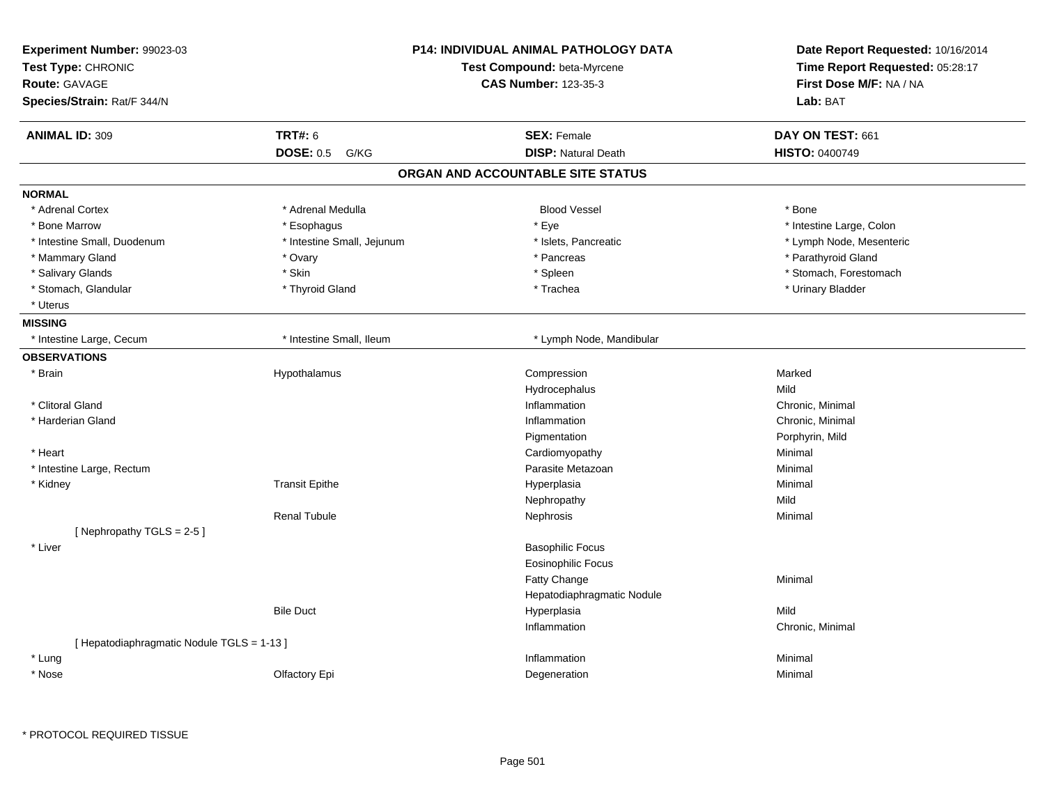**Experiment Number:** 99023-03
**Test Type:** CHRONIC
**Route:** GAVAGE
**Species/Strain:** Rat/F 344/N

**P14: INDIVIDUAL ANIMAL PATHOLOGY DATA**
**Test Compound:** beta-Myrcene
**CAS Number:** 123-35-3

**Date Report Requested:** 10/16/2014
**Time Report Requested:** 05:28:17
**First Dose M/F:** NA / NA
**Lab:** BAT

| **ANIMAL ID:** 309 | **TRT#:** 6 | **SEX:** Female | **DAY ON TEST:** 661 |
|---|---|---|---|
| | **DOSE:** 0.5 G/KG | **DISP:** Natural Death | **HISTO:** 0400749 |

## ORGAN AND ACCOUNTABLE SITE STATUS

**NORMAL**

| | | | |
|---|---|---|---|
| * Adrenal Cortex | * Adrenal Medulla | Blood Vessel | * Bone |
| * Bone Marrow | * Esophagus | * Eye | * Intestine Large, Colon |
| * Intestine Small, Duodenum | * Intestine Small, Jejunum | * Islets, Pancreatic | * Lymph Node, Mesenteric |
| * Mammary Gland | * Ovary | * Pancreas | * Parathyroid Gland |
| * Salivary Glands | * Skin | * Spleen | * Stomach, Forestomach |
| * Stomach, Glandular | * Thyroid Gland | * Trachea | * Urinary Bladder |
| * Uterus | | | |

**MISSING**

| | | |
|---|---|---|
| * Intestine Large, Cecum | * Intestine Small, Ileum | * Lymph Node, Mandibular |

**OBSERVATIONS**

| | | | |
|---|---|---|---|
| * Brain | Hypothalamus | Compression | Marked |
| | | Hydrocephalus | Mild |
| * Clitoral Gland | | Inflammation | Chronic, Minimal |
| * Harderian Gland | | Inflammation | Chronic, Minimal |
| | | Pigmentation | Porphyrin, Mild |
| * Heart | | Cardiomyopathy | Minimal |
| * Intestine Large, Rectum | | Parasite Metazoan | Minimal |
| * Kidney | Transit Epithe | Hyperplasia | Minimal |
| | | Nephropathy | Mild |
| | Renal Tubule | Nephrosis | Minimal |
| [ Nephropathy TGLS = 2-5 ] | | | |
| * Liver | | Basophilic Focus | |
| | | Eosinophilic Focus | |
| | | Fatty Change | Minimal |
| | | Hepatodiaphragmatic Nodule | |
| | Bile Duct | Hyperplasia | Mild |
| | | Inflammation | Chronic, Minimal |
| [ Hepatodiaphragmatic Nodule TGLS = 1-13 ] | | | |
| * Lung | | Inflammation | Minimal |
| * Nose | Olfactory Epi | Degeneration | Minimal |

\* PROTOCOL REQUIRED TISSUE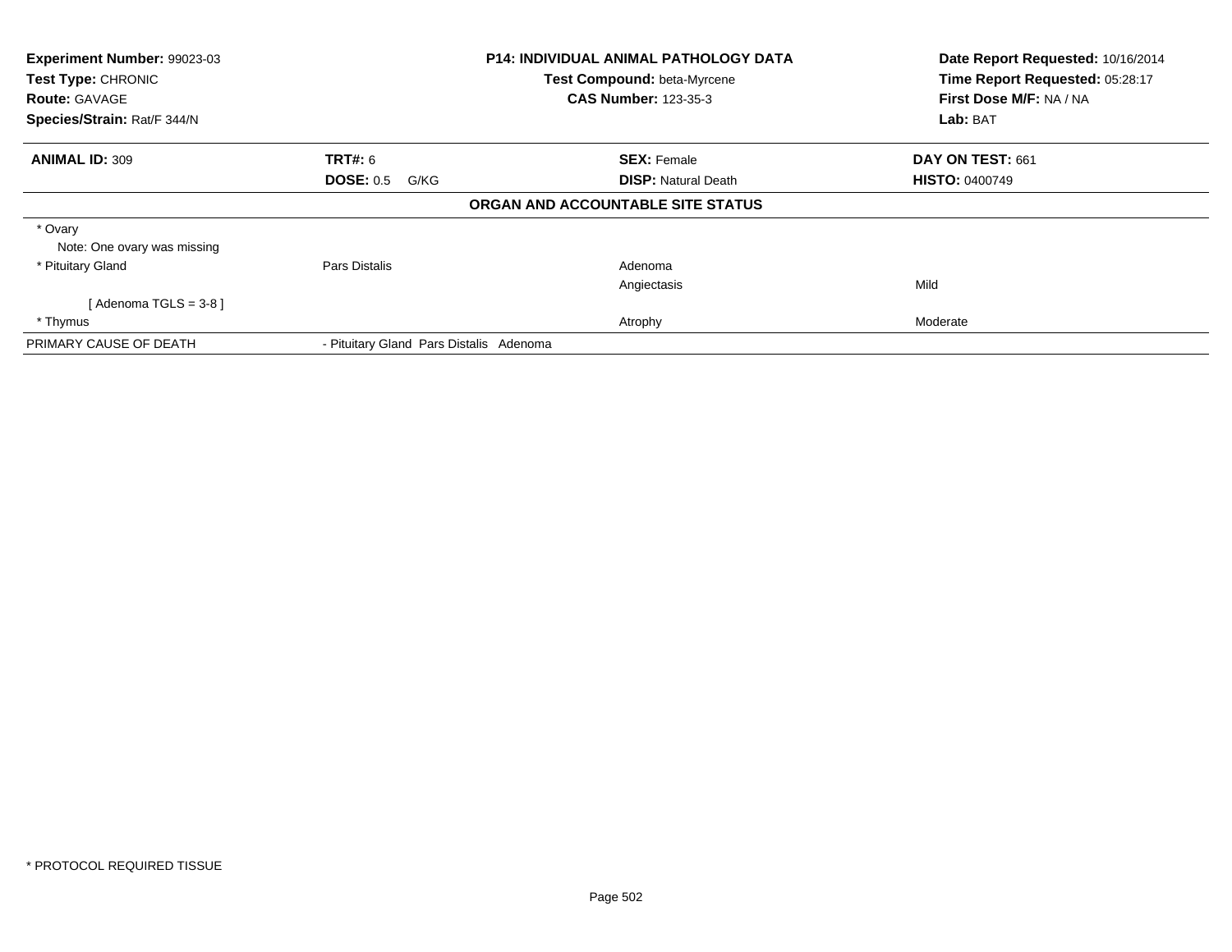| **Experiment Number:** 99023-03 | **P14: INDIVIDUAL ANIMAL PATHOLOGY DATA** | **Date Report Requested:** 10/16/2014 |
|---|---|---|
| **Test Type:** CHRONIC | **Test Compound:** beta-Myrcene | **Time Report Requested:** 05:28:17 |
| **Route:** GAVAGE | **CAS Number:** 123-35-3 | **First Dose M/F:** NA / NA |
| **Species/Strain:** Rat/F 344/N | | **Lab:** BAT |

| **ANIMAL ID:** 309 | **TRT#:** 6 | **SEX:** Female | **DAY ON TEST:** 661 |
|---|---|---|---|
| | **DOSE:** 0.5 G/KG | **DISP:** Natural Death | **HISTO:** 0400749 |

**ORGAN AND ACCOUNTABLE SITE STATUS**

| | | | |
|---|---|---|---|
| * Ovary | | | |
| Note: One ovary was missing | | | |
| * Pituitary Gland | Pars Distalis | Adenoma | |
| | | Angiectasis | Mild |
| [ Adenoma TGLS = 3-8 ] | | | |
| * Thymus | | Atrophy | Moderate |
| PRIMARY CAUSE OF DEATH | - Pituitary Gland Pars Distalis Adenoma | | |

* PROTOCOL REQUIRED TISSUE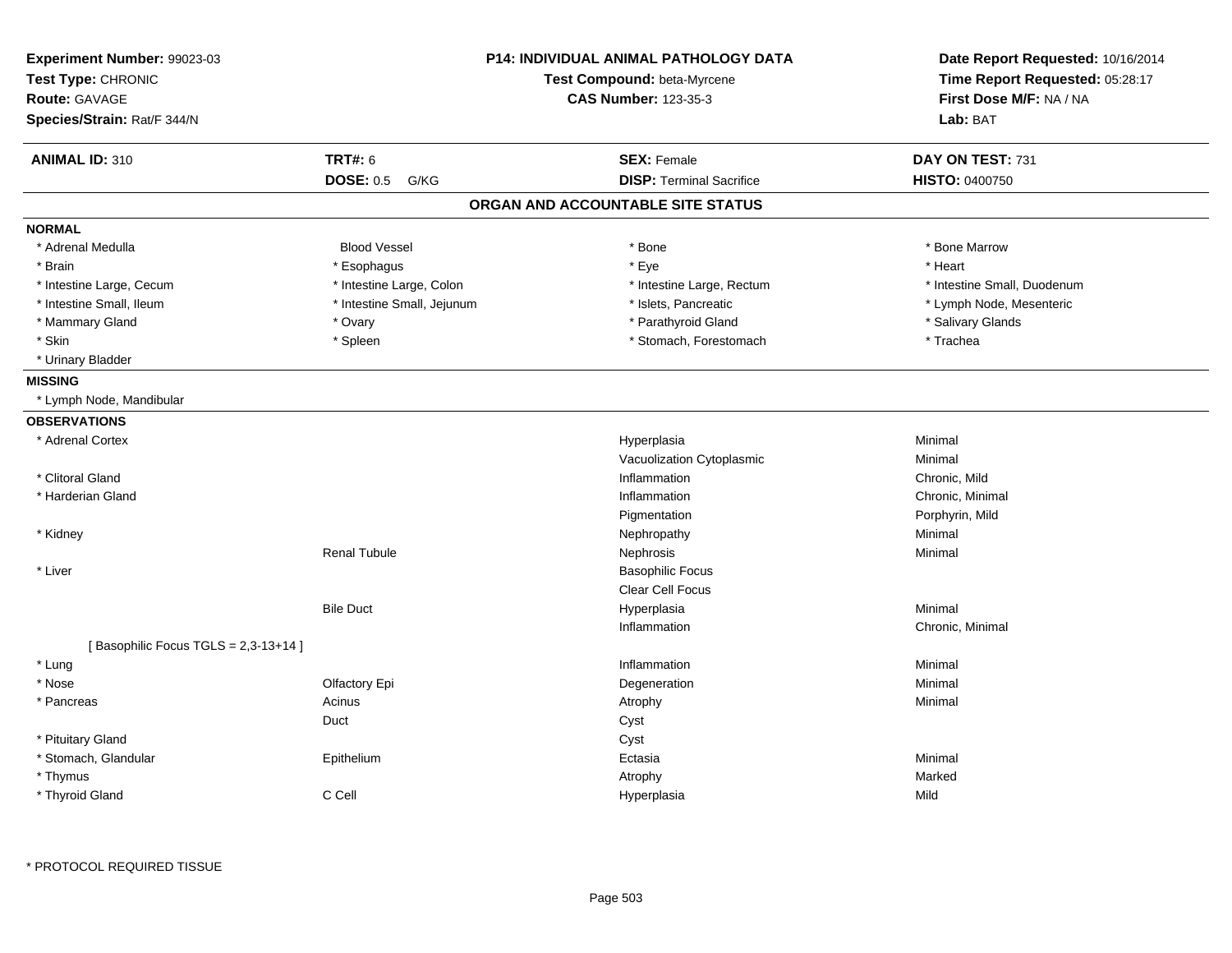**Experiment Number:** 99023-03
**Test Type:** CHRONIC
**Route:** GAVAGE
**Species/Strain:** Rat/F 344/N

**P14: INDIVIDUAL ANIMAL PATHOLOGY DATA**
**Test Compound:** beta-Myrcene
**CAS Number:** 123-35-3

**Date Report Requested:** 10/16/2014
**Time Report Requested:** 05:28:17
**First Dose M/F:** NA / NA
**Lab:** BAT

| **ANIMAL ID:** 310 | **TRT#:** 6 | **SEX:** Female | **DAY ON TEST:** 731 |
|---|---|---|---|
| | **DOSE:** 0.5 G/KG | **DISP:** Terminal Sacrifice | **HISTO:** 0400750 |

## ORGAN AND ACCOUNTABLE SITE STATUS

**NORMAL**

| | | | |
|---|---|---|---|
| * Adrenal Medulla | Blood Vessel | * Bone | * Bone Marrow |
| * Brain | * Esophagus | * Eye | * Heart |
| * Intestine Large, Cecum | * Intestine Large, Colon | * Intestine Large, Rectum | * Intestine Small, Duodenum |
| * Intestine Small, Ileum | * Intestine Small, Jejunum | * Islets, Pancreatic | * Lymph Node, Mesenteric |
| * Mammary Gland | * Ovary | * Parathyroid Gland | * Salivary Glands |
| * Skin | * Spleen | * Stomach, Forestomach | * Trachea |
| * Urinary Bladder | | | |

**MISSING**

* Lymph Node, Mandibular

**OBSERVATIONS**

| Organ | Site | Observation | Severity |
|---|---|---|---|
| * Adrenal Cortex | | Hyperplasia | Minimal |
| | | Vacuolization Cytoplasmic | Minimal |
| * Clitoral Gland | | Inflammation | Chronic, Mild |
| * Harderian Gland | | Inflammation | Chronic, Minimal |
| | | Pigmentation | Porphyrin, Mild |
| * Kidney | | Nephropathy | Minimal |
| | Renal Tubule | Nephrosis | Minimal |
| * Liver | | Basophilic Focus | |
| | | Clear Cell Focus | |
| | Bile Duct | Hyperplasia | Minimal |
| | | Inflammation | Chronic, Minimal |
| [ Basophilic Focus TGLS = 2,3-13+14 ] | | | |
| * Lung | | Inflammation | Minimal |
| * Nose | Olfactory Epi | Degeneration | Minimal |
| * Pancreas | Acinus | Atrophy | Minimal |
| | Duct | Cyst | |
| * Pituitary Gland | | Cyst | |
| * Stomach, Glandular | Epithelium | Ectasia | Minimal |
| * Thymus | | Atrophy | Marked |
| * Thyroid Gland | C Cell | Hyperplasia | Mild |

* PROTOCOL REQUIRED TISSUE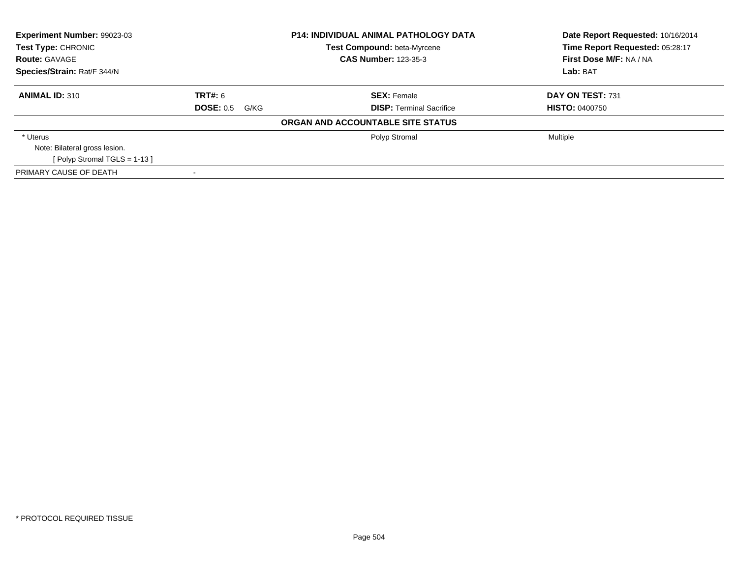| **Experiment Number:** 99023-03 | **P14: INDIVIDUAL ANIMAL PATHOLOGY DATA** | **Date Report Requested:** 10/16/2014 |
|---|---|---|
| **Test Type:** CHRONIC | **Test Compound:** beta-Myrcene | **Time Report Requested:** 05:28:17 |
| **Route:** GAVAGE | **CAS Number:** 123-35-3 | **First Dose M/F:** NA / NA |
| **Species/Strain:** Rat/F 344/N | | **Lab:** BAT |

| **ANIMAL ID:** 310 | **TRT#:** 6 | **SEX:** Female | **DAY ON TEST:** 731 |
|---|---|---|---|
| | **DOSE:** 0.5 G/KG | **DISP:** Terminal Sacrifice | **HISTO:** 0400750 |

**ORGAN AND ACCOUNTABLE SITE STATUS**

| | | | |
|---|---|---|---|
| * Uterus | | Polyp Stromal | Multiple |
| Note: Bilateral gross lesion. | | | |
| [ Polyp Stromal TGLS = 1-13 ] | | | |
| PRIMARY CAUSE OF DEATH | - | | |

* PROTOCOL REQUIRED TISSUE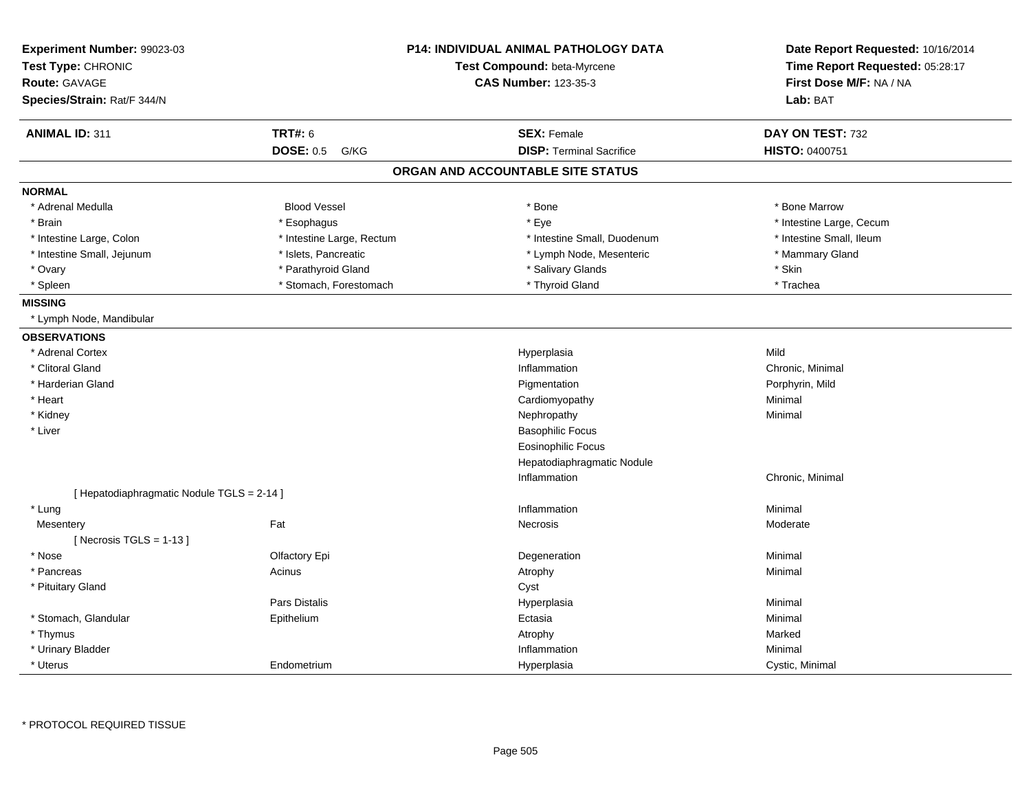**Experiment Number:** 99023-03
**Test Type:** CHRONIC
**Route:** GAVAGE
**Species/Strain:** Rat/F 344/N

**P14: INDIVIDUAL ANIMAL PATHOLOGY DATA**
**Test Compound:** beta-Myrcene
**CAS Number:** 123-35-3

**Date Report Requested:** 10/16/2014
**Time Report Requested:** 05:28:17
**First Dose M/F:** NA / NA
**Lab:** BAT

| **ANIMAL ID:** 311 | **TRT#:** 6 | **SEX:** Female | **DAY ON TEST:** 732 |
|---|---|---|---|
| | **DOSE:** 0.5 G/KG | **DISP:** Terminal Sacrifice | **HISTO:** 0400751 |

## ORGAN AND ACCOUNTABLE SITE STATUS

**NORMAL**

| | | | |
|---|---|---|---|
| * Adrenal Medulla | Blood Vessel | * Bone | * Bone Marrow |
| * Brain | * Esophagus | * Eye | * Intestine Large, Cecum |
| * Intestine Large, Colon | * Intestine Large, Rectum | * Intestine Small, Duodenum | * Intestine Small, Ileum |
| * Intestine Small, Jejunum | * Islets, Pancreatic | * Lymph Node, Mesenteric | * Mammary Gland |
| * Ovary | * Parathyroid Gland | * Salivary Glands | * Skin |
| * Spleen | * Stomach, Forestomach | * Thyroid Gland | * Trachea |

**MISSING**

* Lymph Node, Mandibular

**OBSERVATIONS**

| Organ | Site | Observation | Severity |
|---|---|---|---|
| * Adrenal Cortex | | Hyperplasia | Mild |
| * Clitoral Gland | | Inflammation | Chronic, Minimal |
| * Harderian Gland | | Pigmentation | Porphyrin, Mild |
| * Heart | | Cardiomyopathy | Minimal |
| * Kidney | | Nephropathy | Minimal |
| * Liver | | Basophilic Focus | |
| | | Eosinophilic Focus | |
| | | Hepatodiaphragmatic Nodule | |
| | | Inflammation | Chronic, Minimal |
| [ Hepatodiaphragmatic Nodule TGLS = 2-14 ] | | | |
| * Lung | | Inflammation | Minimal |
| Mesentery | Fat | Necrosis | Moderate |
| [ Necrosis TGLS = 1-13 ] | | | |
| * Nose | Olfactory Epi | Degeneration | Minimal |
| * Pancreas | Acinus | Atrophy | Minimal |
| * Pituitary Gland | | Cyst | |
| | Pars Distalis | Hyperplasia | Minimal |
| * Stomach, Glandular | Epithelium | Ectasia | Minimal |
| * Thymus | | Atrophy | Marked |
| * Urinary Bladder | | Inflammation | Minimal |
| * Uterus | Endometrium | Hyperplasia | Cystic, Minimal |

* PROTOCOL REQUIRED TISSUE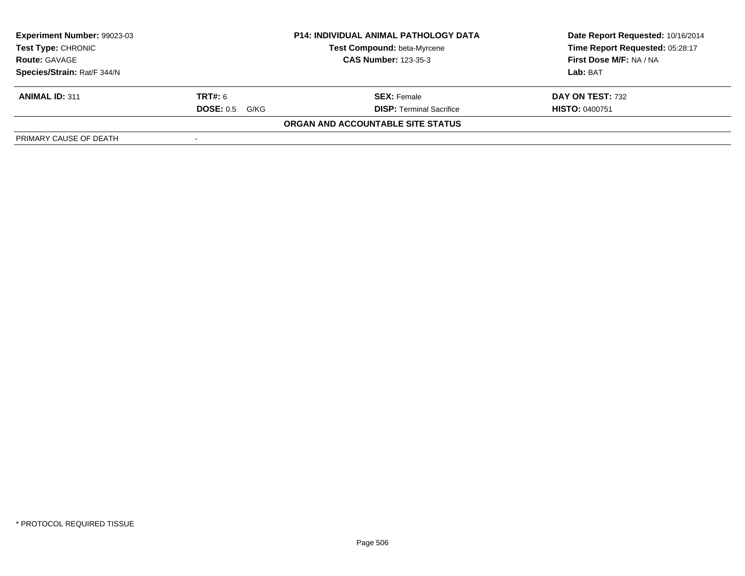| Experiment Number: 99023-03 | P14: INDIVIDUAL ANIMAL PATHOLOGY DATA | Date Report Requested: 10/16/2014 |
| --- | --- | --- |
| Test Type: CHRONIC | Test Compound: beta-Myrcene | Time Report Requested: 05:28:17 |
| Route: GAVAGE | CAS Number: 123-35-3 | First Dose M/F: NA / NA |
| Species/Strain: Rat/F 344/N | | Lab: BAT |

| ANIMAL ID: 311 | TRT#: 6 | SEX: Female | DAY ON TEST: 732 |
| --- | --- | --- | --- |
| | DOSE: 0.5 G/KG | DISP: Terminal Sacrifice | HISTO: 0400751 |

**ORGAN AND ACCOUNTABLE SITE STATUS**

| PRIMARY CAUSE OF DEATH | - |
| --- | --- |

* PROTOCOL REQUIRED TISSUE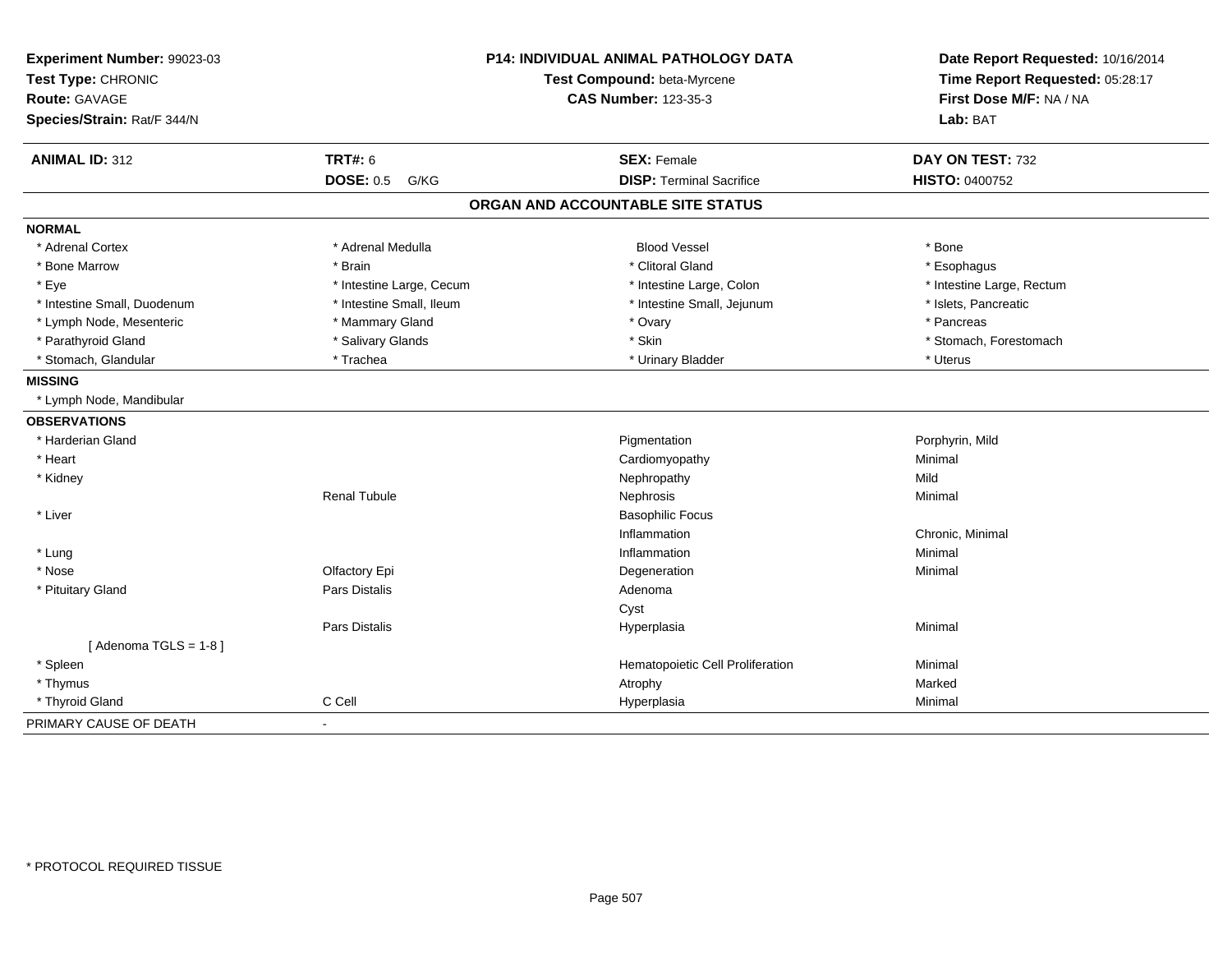**Experiment Number:** 99023-03
**Test Type:** CHRONIC
**Route:** GAVAGE
**Species/Strain:** Rat/F 344/N

**P14: INDIVIDUAL ANIMAL PATHOLOGY DATA**
**Test Compound:** beta-Myrcene
**CAS Number:** 123-35-3

**Date Report Requested:** 10/16/2014
**Time Report Requested:** 05:28:17
**First Dose M/F:** NA / NA
**Lab:** BAT

| **ANIMAL ID:** 312 | **TRT#:** 6 | **SEX:** Female | **DAY ON TEST:** 732 |
|---|---|---|---|
| | **DOSE:** 0.5 G/KG | **DISP:** Terminal Sacrifice | **HISTO:** 0400752 |

## ORGAN AND ACCOUNTABLE SITE STATUS

**NORMAL**

| | | | |
|---|---|---|---|
| * Adrenal Cortex | * Adrenal Medulla | Blood Vessel | * Bone |
| * Bone Marrow | * Brain | * Clitoral Gland | * Esophagus |
| * Eye | * Intestine Large, Cecum | * Intestine Large, Colon | * Intestine Large, Rectum |
| * Intestine Small, Duodenum | * Intestine Small, Ileum | * Intestine Small, Jejunum | * Islets, Pancreatic |
| * Lymph Node, Mesenteric | * Mammary Gland | * Ovary | * Pancreas |
| * Parathyroid Gland | * Salivary Glands | * Skin | * Stomach, Forestomach |
| * Stomach, Glandular | * Trachea | * Urinary Bladder | * Uterus |

**MISSING**

* Lymph Node, Mandibular

**OBSERVATIONS**

| | | | |
|---|---|---|---|
| * Harderian Gland | | Pigmentation | Porphyrin, Mild |
| * Heart | | Cardiomyopathy | Minimal |
| * Kidney | | Nephropathy | Mild |
| | Renal Tubule | Nephrosis | Minimal |
| * Liver | | Basophilic Focus | |
| | | Inflammation | Chronic, Minimal |
| * Lung | | Inflammation | Minimal |
| * Nose | Olfactory Epi | Degeneration | Minimal |
| * Pituitary Gland | Pars Distalis | Adenoma | |
| | | Cyst | |
| | Pars Distalis | Hyperplasia | Minimal |
| [ Adenoma TGLS = 1-8 ] | | | |
| * Spleen | | Hematopoietic Cell Proliferation | Minimal |
| * Thymus | | Atrophy | Marked |
| * Thyroid Gland | C Cell | Hyperplasia | Minimal |

PRIMARY CAUSE OF DEATH -

* PROTOCOL REQUIRED TISSUE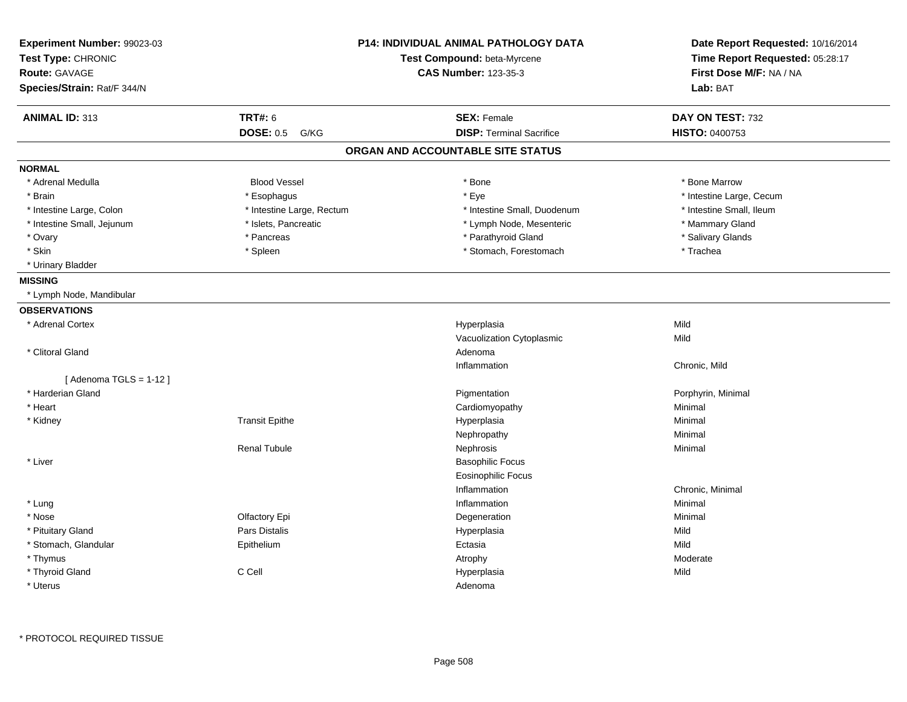**Experiment Number:** 99023-03
**Test Type:** CHRONIC
**Route:** GAVAGE
**Species/Strain:** Rat/F 344/N

**P14: INDIVIDUAL ANIMAL PATHOLOGY DATA**
**Test Compound:** beta-Myrcene
**CAS Number:** 123-35-3

**Date Report Requested:** 10/16/2014
**Time Report Requested:** 05:28:17
**First Dose M/F:** NA / NA
**Lab:** BAT

| **ANIMAL ID:** 313 | **TRT#:** 6 | **SEX:** Female | **DAY ON TEST:** 732 |
|---|---|---|---|
| | **DOSE:** 0.5 G/KG | **DISP:** Terminal Sacrifice | **HISTO:** 0400753 |

## ORGAN AND ACCOUNTABLE SITE STATUS

**NORMAL**

| | | | |
|---|---|---|---|
| * Adrenal Medulla | Blood Vessel | * Bone | * Bone Marrow |
| * Brain | * Esophagus | * Eye | * Intestine Large, Cecum |
| * Intestine Large, Colon | * Intestine Large, Rectum | * Intestine Small, Duodenum | * Intestine Small, Ileum |
| * Intestine Small, Jejunum | * Islets, Pancreatic | * Lymph Node, Mesenteric | * Mammary Gland |
| * Ovary | * Pancreas | * Parathyroid Gland | * Salivary Glands |
| * Skin | * Spleen | * Stomach, Forestomach | * Trachea |
| * Urinary Bladder | | | |

**MISSING**

* Lymph Node, Mandibular

**OBSERVATIONS**

| Organ | Site | Observation | Severity |
|---|---|---|---|
| * Adrenal Cortex | | Hyperplasia | Mild |
| | | Vacuolization Cytoplasmic | Mild |
| * Clitoral Gland | | Adenoma | |
| | | Inflammation | Chronic, Mild |
| [ Adenoma TGLS = 1-12 ] | | | |
| * Harderian Gland | | Pigmentation | Porphyrin, Minimal |
| * Heart | | Cardiomyopathy | Minimal |
| * Kidney | Transit Epithe | Hyperplasia | Minimal |
| | | Nephropathy | Minimal |
| | Renal Tubule | Nephrosis | Minimal |
| * Liver | | Basophilic Focus | |
| | | Eosinophilic Focus | |
| | | Inflammation | Chronic, Minimal |
| * Lung | | Inflammation | Minimal |
| * Nose | Olfactory Epi | Degeneration | Minimal |
| * Pituitary Gland | Pars Distalis | Hyperplasia | Mild |
| * Stomach, Glandular | Epithelium | Ectasia | Mild |
| * Thymus | | Atrophy | Moderate |
| * Thyroid Gland | C Cell | Hyperplasia | Mild |
| * Uterus | | Adenoma | |

\* PROTOCOL REQUIRED TISSUE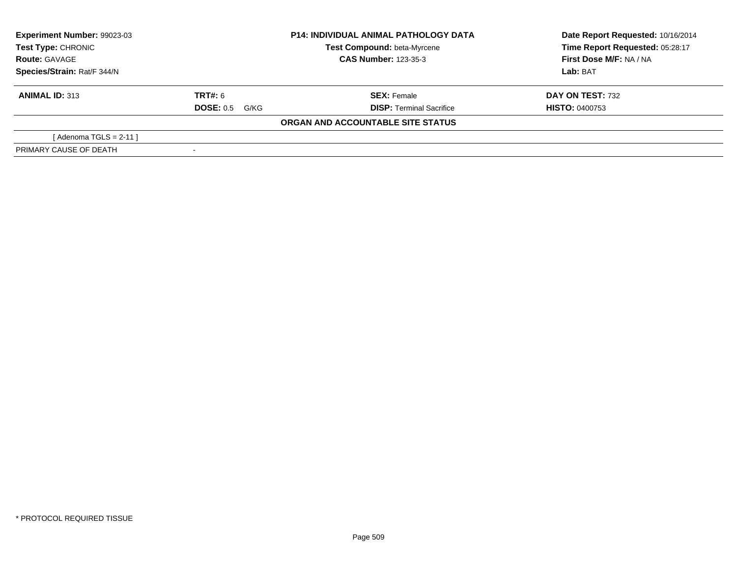| **Experiment Number:** 99023-03 | **P14: INDIVIDUAL ANIMAL PATHOLOGY DATA** | **Date Report Requested:** 10/16/2014 |
|---|---|---|
| **Test Type:** CHRONIC | **Test Compound:** beta-Myrcene | **Time Report Requested:** 05:28:17 |
| **Route:** GAVAGE | **CAS Number:** 123-35-3 | **First Dose M/F:** NA / NA |
| **Species/Strain:** Rat/F 344/N | | **Lab:** BAT |

| **ANIMAL ID:** 313 | **TRT#:** 6 | **SEX:** Female | **DAY ON TEST:** 732 |
|---|---|---|---|
| | **DOSE:** 0.5 G/KG | **DISP:** Terminal Sacrifice | **HISTO:** 0400753 |

**ORGAN AND ACCOUNTABLE SITE STATUS**

| | |
|---|---|
| [ Adenoma TGLS = 2-11 ] | |
| PRIMARY CAUSE OF DEATH | - |

* PROTOCOL REQUIRED TISSUE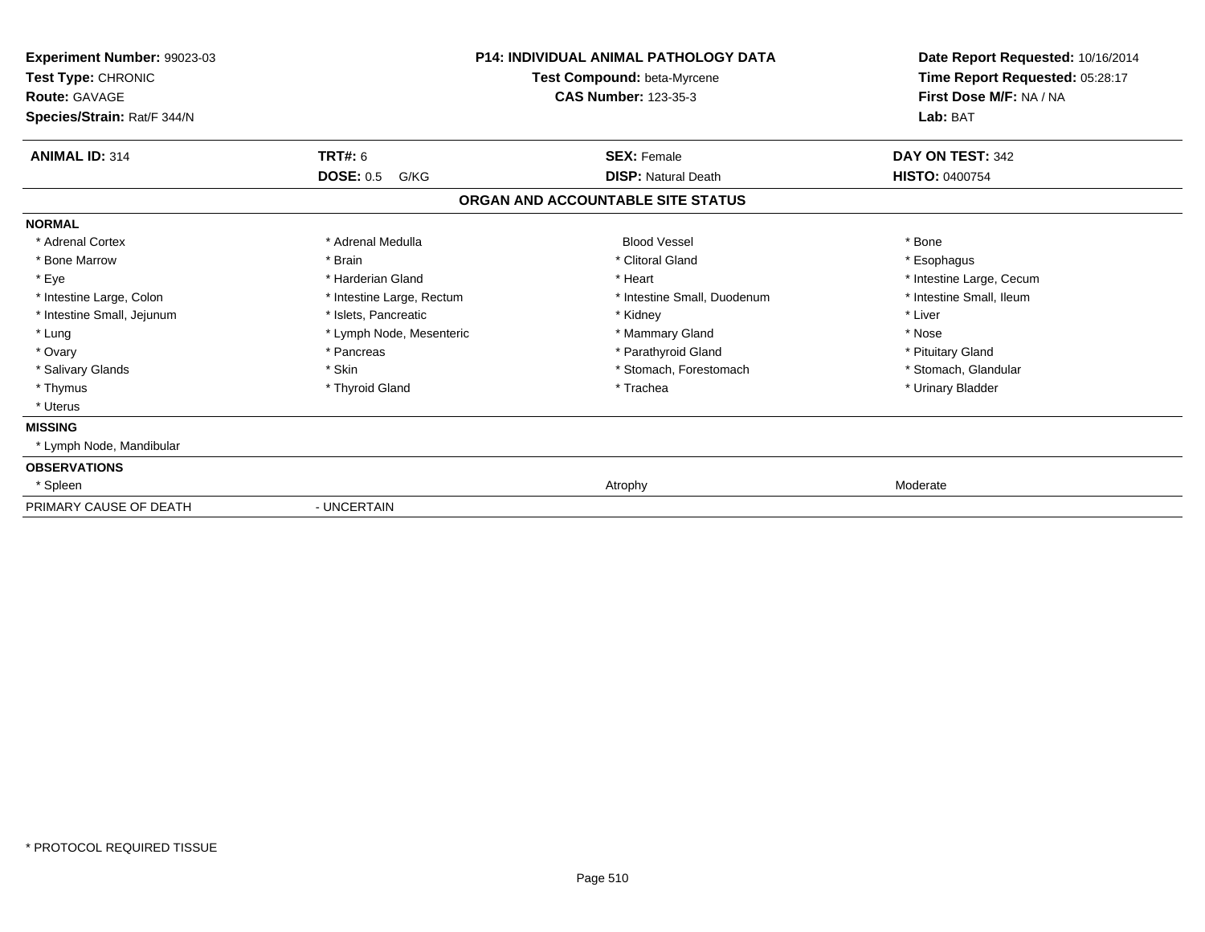**Experiment Number:** 99023-03
**Test Type:** CHRONIC
**Route:** GAVAGE
**Species/Strain:** Rat/F 344/N

**P14: INDIVIDUAL ANIMAL PATHOLOGY DATA**
**Test Compound:** beta-Myrcene
**CAS Number:** 123-35-3

**Date Report Requested:** 10/16/2014
**Time Report Requested:** 05:28:17
**First Dose M/F:** NA / NA
**Lab:** BAT

| **ANIMAL ID:** 314 | **TRT#:** 6 | **SEX:** Female | **DAY ON TEST:** 342 |
|---|---|---|---|
| | **DOSE:** 0.5 G/KG | **DISP:** Natural Death | **HISTO:** 0400754 |

## ORGAN AND ACCOUNTABLE SITE STATUS

**NORMAL**

| | | | |
|---|---|---|---|
| * Adrenal Cortex | * Adrenal Medulla | Blood Vessel | * Bone |
| * Bone Marrow | * Brain | * Clitoral Gland | * Esophagus |
| * Eye | * Harderian Gland | * Heart | * Intestine Large, Cecum |
| * Intestine Large, Colon | * Intestine Large, Rectum | * Intestine Small, Duodenum | * Intestine Small, Ileum |
| * Intestine Small, Jejunum | * Islets, Pancreatic | * Kidney | * Liver |
| * Lung | * Lymph Node, Mesenteric | * Mammary Gland | * Nose |
| * Ovary | * Pancreas | * Parathyroid Gland | * Pituitary Gland |
| * Salivary Glands | * Skin | * Stomach, Forestomach | * Stomach, Glandular |
| * Thymus | * Thyroid Gland | * Trachea | * Urinary Bladder |
| * Uterus | | | |

**MISSING**

* Lymph Node, Mandibular

**OBSERVATIONS**

| | | |
|---|---|---|
| * Spleen | Atrophy | Moderate |

PRIMARY CAUSE OF DEATH - UNCERTAIN

* PROTOCOL REQUIRED TISSUE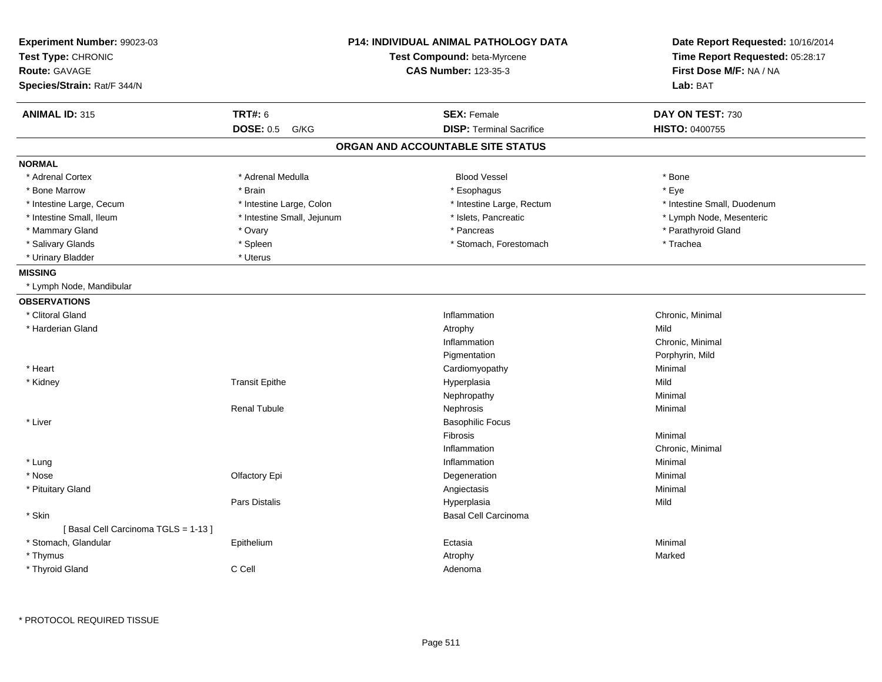**Experiment Number:** 99023-03
**Test Type:** CHRONIC
**Route:** GAVAGE
**Species/Strain:** Rat/F 344/N

**P14: INDIVIDUAL ANIMAL PATHOLOGY DATA**
**Test Compound:** beta-Myrcene
**CAS Number:** 123-35-3

**Date Report Requested:** 10/16/2014
**Time Report Requested:** 05:28:17
**First Dose M/F:** NA / NA
**Lab:** BAT

| **ANIMAL ID:** 315 | **TRT#:** 6 | **SEX:** Female | **DAY ON TEST:** 730 |
|---|---|---|---|
| | **DOSE:** 0.5 G/KG | **DISP:** Terminal Sacrifice | **HISTO:** 0400755 |

## ORGAN AND ACCOUNTABLE SITE STATUS

### NORMAL

| | | | |
|---|---|---|---|
| * Adrenal Cortex | * Adrenal Medulla | Blood Vessel | * Bone |
| * Bone Marrow | * Brain | * Esophagus | * Eye |
| * Intestine Large, Cecum | * Intestine Large, Colon | * Intestine Large, Rectum | * Intestine Small, Duodenum |
| * Intestine Small, Ileum | * Intestine Small, Jejunum | * Islets, Pancreatic | * Lymph Node, Mesenteric |
| * Mammary Gland | * Ovary | * Pancreas | * Parathyroid Gland |
| * Salivary Glands | * Spleen | * Stomach, Forestomach | * Trachea |
| * Urinary Bladder | * Uterus | | |

### MISSING

* Lymph Node, Mandibular

### OBSERVATIONS

| | | | |
|---|---|---|---|
| * Clitoral Gland | | Inflammation | Chronic, Minimal |
| * Harderian Gland | | Atrophy | Mild |
| | | Inflammation | Chronic, Minimal |
| | | Pigmentation | Porphyrin, Mild |
| * Heart | | Cardiomyopathy | Minimal |
| * Kidney | Transit Epithe | Hyperplasia | Mild |
| | | Nephropathy | Minimal |
| | Renal Tubule | Nephrosis | Minimal |
| * Liver | | Basophilic Focus | |
| | | Fibrosis | Minimal |
| | | Inflammation | Chronic, Minimal |
| * Lung | | Inflammation | Minimal |
| * Nose | Olfactory Epi | Degeneration | Minimal |
| * Pituitary Gland | | Angiectasis | Minimal |
| | Pars Distalis | Hyperplasia | Mild |
| * Skin | | Basal Cell Carcinoma | |
| [ Basal Cell Carcinoma TGLS = 1-13 ] | | | |
| * Stomach, Glandular | Epithelium | Ectasia | Minimal |
| * Thymus | | Atrophy | Marked |
| * Thyroid Gland | C Cell | Adenoma | |

* PROTOCOL REQUIRED TISSUE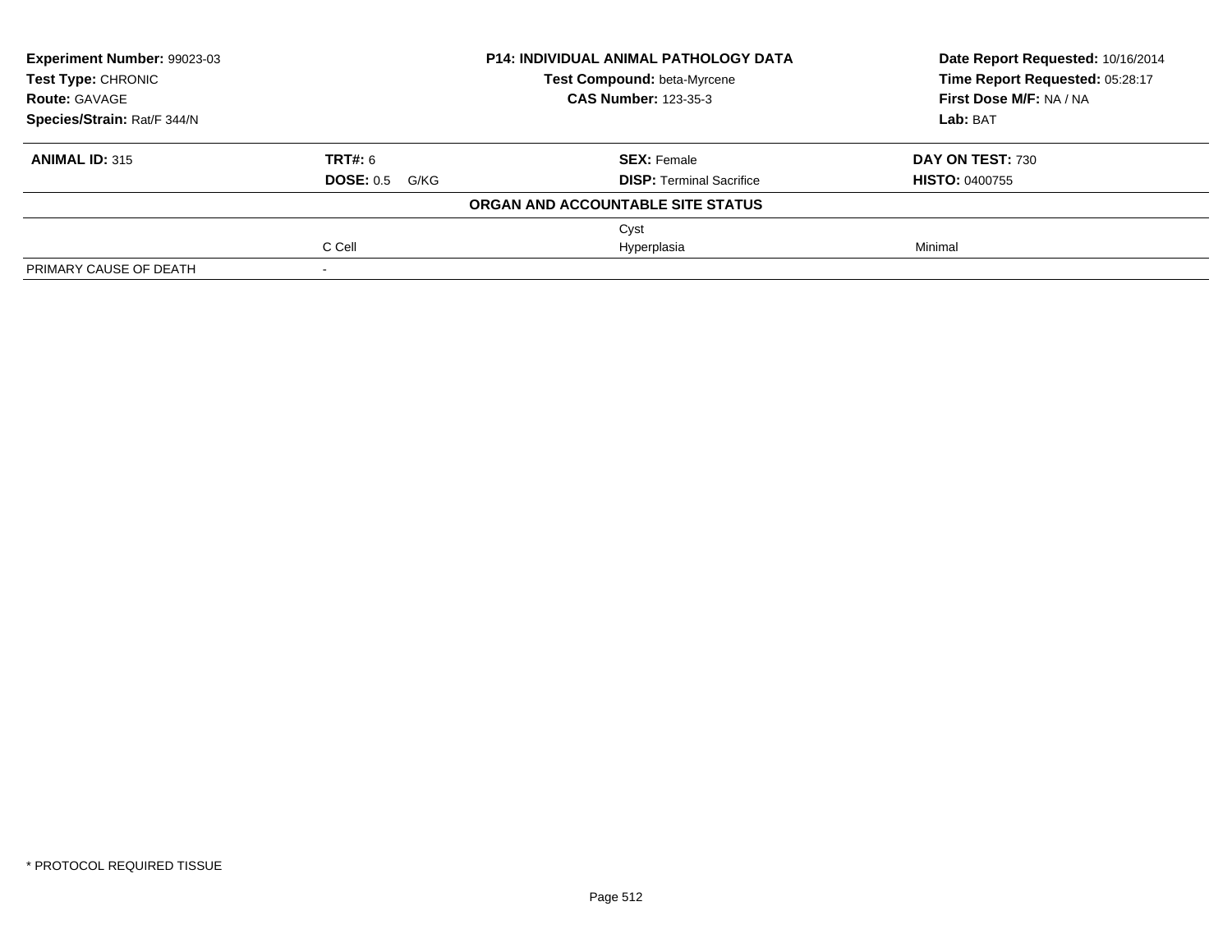| **Experiment Number:** 99023-03 | **P14: INDIVIDUAL ANIMAL PATHOLOGY DATA** | **Date Report Requested:** 10/16/2014 |
|---|---|---|
| **Test Type:** CHRONIC | **Test Compound:** beta-Myrcene | **Time Report Requested:** 05:28:17 |
| **Route:** GAVAGE | **CAS Number:** 123-35-3 | **First Dose M/F:** NA / NA |
| **Species/Strain:** Rat/F 344/N | | **Lab:** BAT |

| **ANIMAL ID:** 315 | **TRT#:** 6 | **SEX:** Female | **DAY ON TEST:** 730 |
|---|---|---|---|
| | **DOSE:** 0.5 G/KG | **DISP:** Terminal Sacrifice | **HISTO:** 0400755 |

**ORGAN AND ACCOUNTABLE SITE STATUS**

| | | | |
|---|---|---|---|
| | | Cyst | |
| | C Cell | Hyperplasia | Minimal |
| PRIMARY CAUSE OF DEATH | - | | |

\* PROTOCOL REQUIRED TISSUE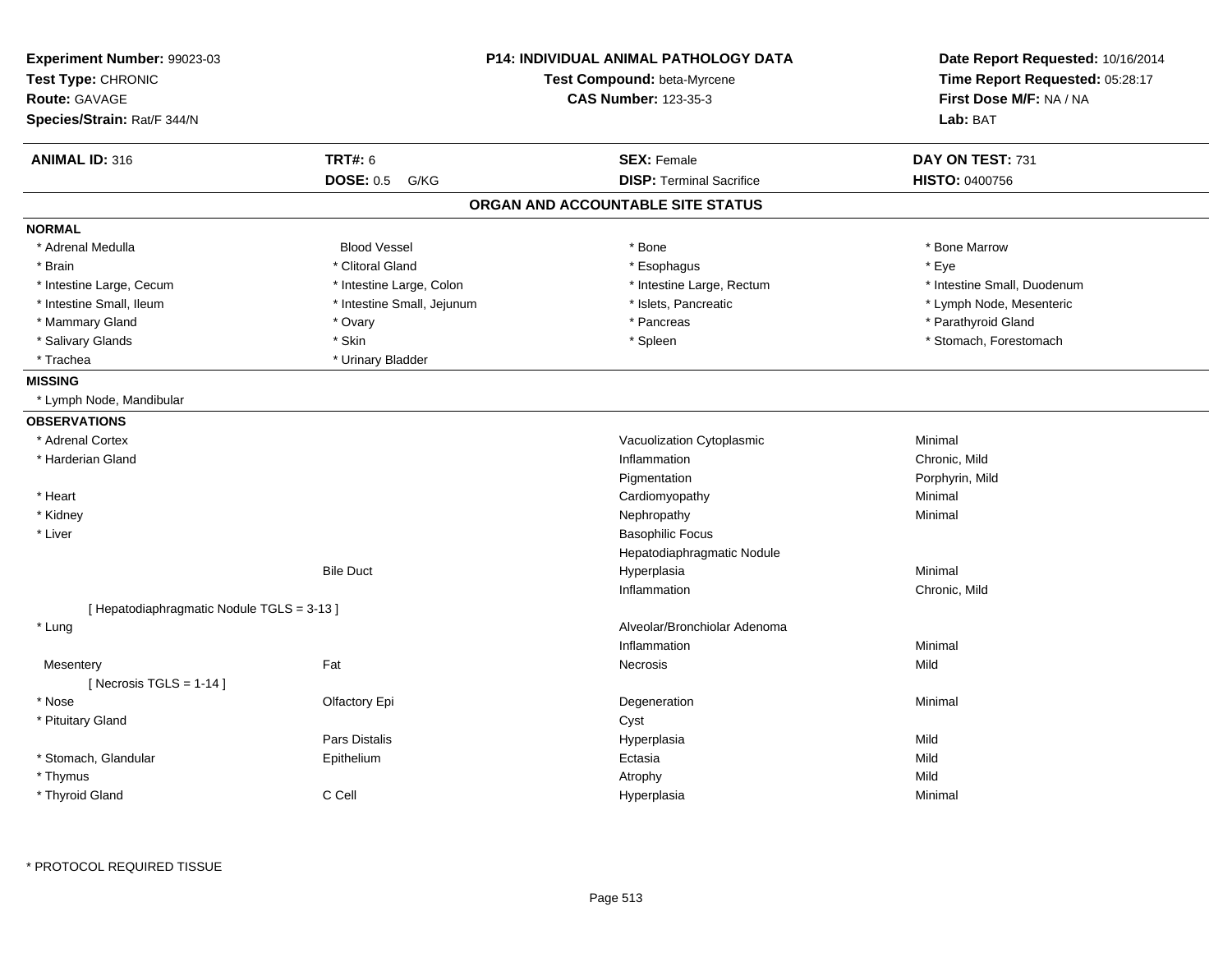**Experiment Number:** 99023-03
**Test Type:** CHRONIC
**Route:** GAVAGE
**Species/Strain:** Rat/F 344/N

**P14: INDIVIDUAL ANIMAL PATHOLOGY DATA**
**Test Compound:** beta-Myrcene
**CAS Number:** 123-35-3

**Date Report Requested:** 10/16/2014
**Time Report Requested:** 05:28:17
**First Dose M/F:** NA / NA
**Lab:** BAT

| **ANIMAL ID:** 316 | **TRT#:** 6 | **SEX:** Female | **DAY ON TEST:** 731 |
|---|---|---|---|
| | **DOSE:** 0.5 G/KG | **DISP:** Terminal Sacrifice | **HISTO:** 0400756 |

## ORGAN AND ACCOUNTABLE SITE STATUS

**NORMAL**

| | | | |
|---|---|---|---|
| * Adrenal Medulla | Blood Vessel | * Bone | * Bone Marrow |
| * Brain | * Clitoral Gland | * Esophagus | * Eye |
| * Intestine Large, Cecum | * Intestine Large, Colon | * Intestine Large, Rectum | * Intestine Small, Duodenum |
| * Intestine Small, Ileum | * Intestine Small, Jejunum | * Islets, Pancreatic | * Lymph Node, Mesenteric |
| * Mammary Gland | * Ovary | * Pancreas | * Parathyroid Gland |
| * Salivary Glands | * Skin | * Spleen | * Stomach, Forestomach |
| * Trachea | * Urinary Bladder | | |

**MISSING**

* Lymph Node, Mandibular

**OBSERVATIONS**

| | | | |
|---|---|---|---|
| * Adrenal Cortex | | Vacuolization Cytoplasmic | Minimal |
| * Harderian Gland | | Inflammation | Chronic, Mild |
| | | Pigmentation | Porphyrin, Mild |
| * Heart | | Cardiomyopathy | Minimal |
| * Kidney | | Nephropathy | Minimal |
| * Liver | | Basophilic Focus | |
| | | Hepatodiaphragmatic Nodule | |
| | Bile Duct | Hyperplasia | Minimal |
| | | Inflammation | Chronic, Mild |
| [ Hepatodiaphragmatic Nodule TGLS = 3-13 ] | | | |
| * Lung | | Alveolar/Bronchiolar Adenoma | |
| | | Inflammation | Minimal |
| Mesentery | Fat | Necrosis | Mild |
| [ Necrosis TGLS = 1-14 ] | | | |
| * Nose | Olfactory Epi | Degeneration | Minimal |
| * Pituitary Gland | | Cyst | |
| | Pars Distalis | Hyperplasia | Mild |
| * Stomach, Glandular | Epithelium | Ectasia | Mild |
| * Thymus | | Atrophy | Mild |
| * Thyroid Gland | C Cell | Hyperplasia | Minimal |

\* PROTOCOL REQUIRED TISSUE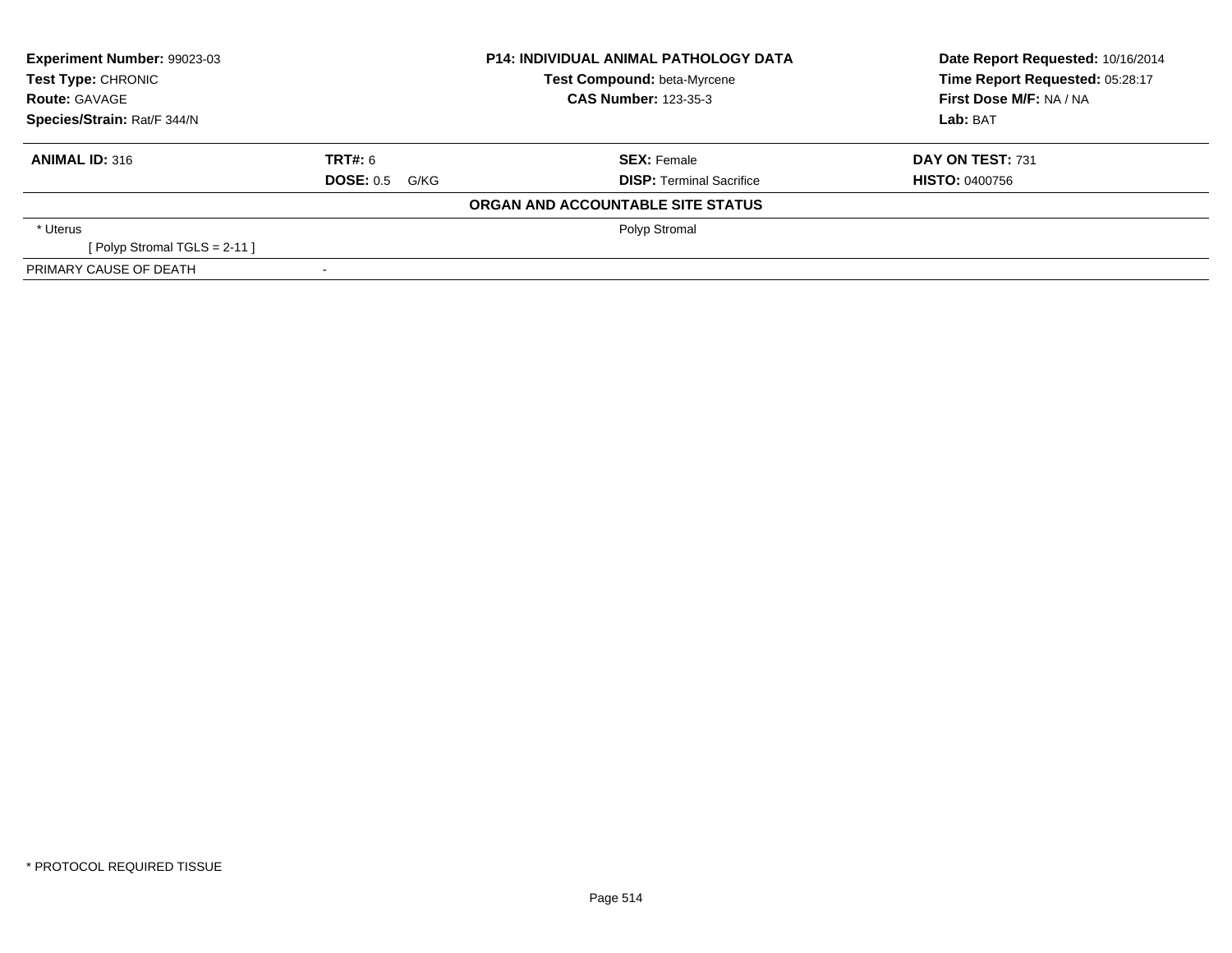| Experiment Number: 99023-03 | P14: INDIVIDUAL ANIMAL PATHOLOGY DATA | Date Report Requested: 10/16/2014 |
|---|---|---|
| Test Type: CHRONIC | Test Compound: beta-Myrcene | Time Report Requested: 05:28:17 |
| Route: GAVAGE | CAS Number: 123-35-3 | First Dose M/F: NA / NA |
| Species/Strain: Rat/F 344/N | | Lab: BAT |

| ANIMAL ID: 316 | TRT#: 6 | SEX: Female | DAY ON TEST: 731 |
|---|---|---|---|
| | DOSE: 0.5 G/KG | DISP: Terminal Sacrifice | HISTO: 0400756 |

**ORGAN AND ACCOUNTABLE SITE STATUS**

| | | |
|---|---|---|
| * Uterus | | Polyp Stromal |
| [ Polyp Stromal TGLS = 2-11 ] | | |
| PRIMARY CAUSE OF DEATH | - | |

* PROTOCOL REQUIRED TISSUE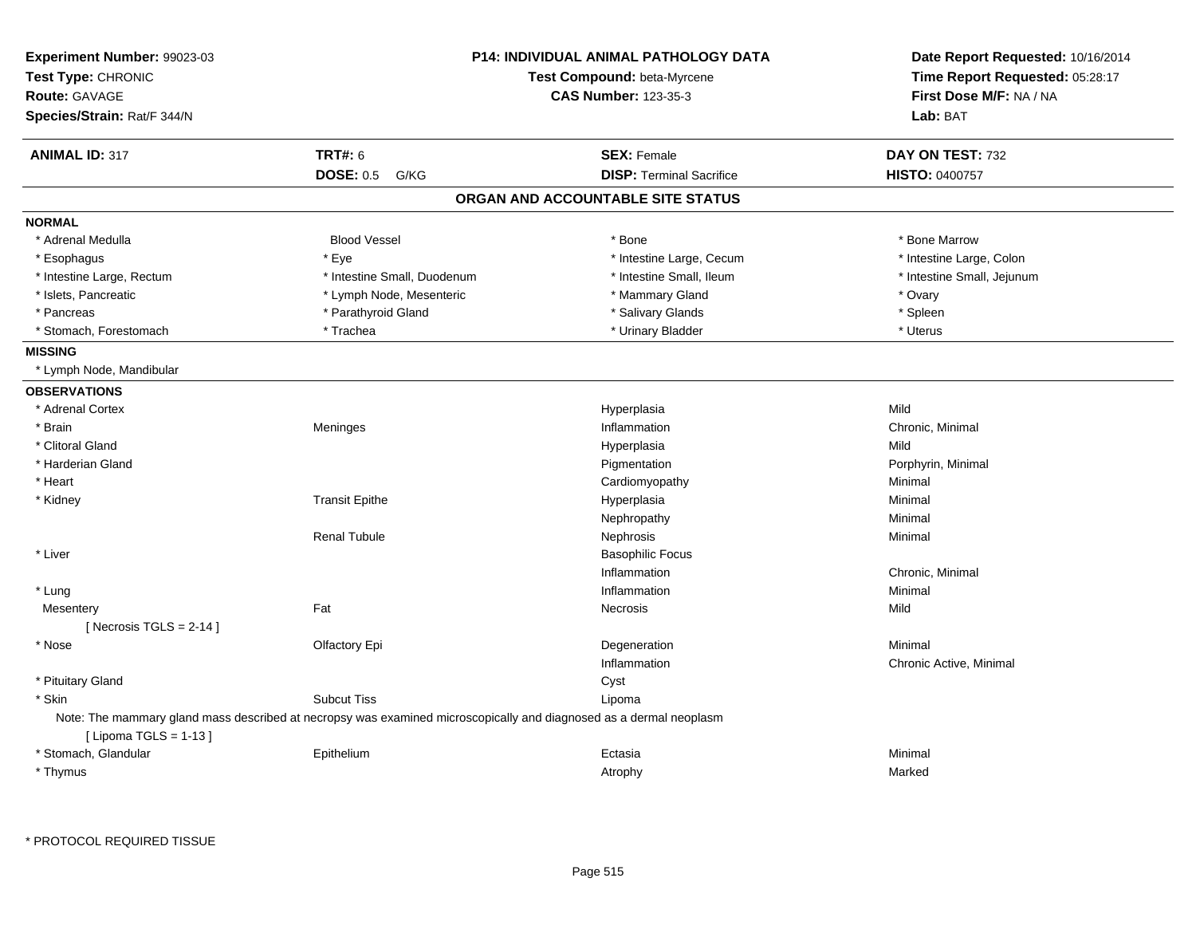**Experiment Number:** 99023-03
**Test Type:** CHRONIC
**Route:** GAVAGE
**Species/Strain:** Rat/F 344/N

**P14: INDIVIDUAL ANIMAL PATHOLOGY DATA**
**Test Compound:** beta-Myrcene
**CAS Number:** 123-35-3

**Date Report Requested:** 10/16/2014
**Time Report Requested:** 05:28:17
**First Dose M/F:** NA / NA
**Lab:** BAT

| **ANIMAL ID:** 317 | **TRT#:** 6 | **SEX:** Female | **DAY ON TEST:** 732 |
|---|---|---|---|
| | **DOSE:** 0.5 G/KG | **DISP:** Terminal Sacrifice | **HISTO:** 0400757 |

## ORGAN AND ACCOUNTABLE SITE STATUS

**NORMAL**

| | | | |
|---|---|---|---|
| * Adrenal Medulla | Blood Vessel | * Bone | * Bone Marrow |
| * Esophagus | * Eye | * Intestine Large, Cecum | * Intestine Large, Colon |
| * Intestine Large, Rectum | * Intestine Small, Duodenum | * Intestine Small, Ileum | * Intestine Small, Jejunum |
| * Islets, Pancreatic | * Lymph Node, Mesenteric | * Mammary Gland | * Ovary |
| * Pancreas | * Parathyroid Gland | * Salivary Glands | * Spleen |
| * Stomach, Forestomach | * Trachea | * Urinary Bladder | * Uterus |

**MISSING**

* Lymph Node, Mandibular

**OBSERVATIONS**

| | | | |
|---|---|---|---|
| * Adrenal Cortex | | Hyperplasia | Mild |
| * Brain | Meninges | Inflammation | Chronic, Minimal |
| * Clitoral Gland | | Hyperplasia | Mild |
| * Harderian Gland | | Pigmentation | Porphyrin, Minimal |
| * Heart | | Cardiomyopathy | Minimal |
| * Kidney | Transit Epithe | Hyperplasia | Minimal |
| | | Nephropathy | Minimal |
| | Renal Tubule | Nephrosis | Minimal |
| * Liver | | Basophilic Focus | |
| | | Inflammation | Chronic, Minimal |
| * Lung | | Inflammation | Minimal |
| Mesentery | Fat | Necrosis | Mild |
| [ Necrosis TGLS = 2-14 ] | | | |
| * Nose | Olfactory Epi | Degeneration | Minimal |
| | | Inflammation | Chronic Active, Minimal |
| * Pituitary Gland | | Cyst | |
| * Skin | Subcut Tiss | Lipoma | |

Note: The mammary gland mass described at necropsy was examined microscopically and diagnosed as a dermal neoplasm

| | | | |
|---|---|---|---|
| [ Lipoma TGLS = 1-13 ] | | | |
| * Stomach, Glandular | Epithelium | Ectasia | Minimal |
| * Thymus | | Atrophy | Marked |

* PROTOCOL REQUIRED TISSUE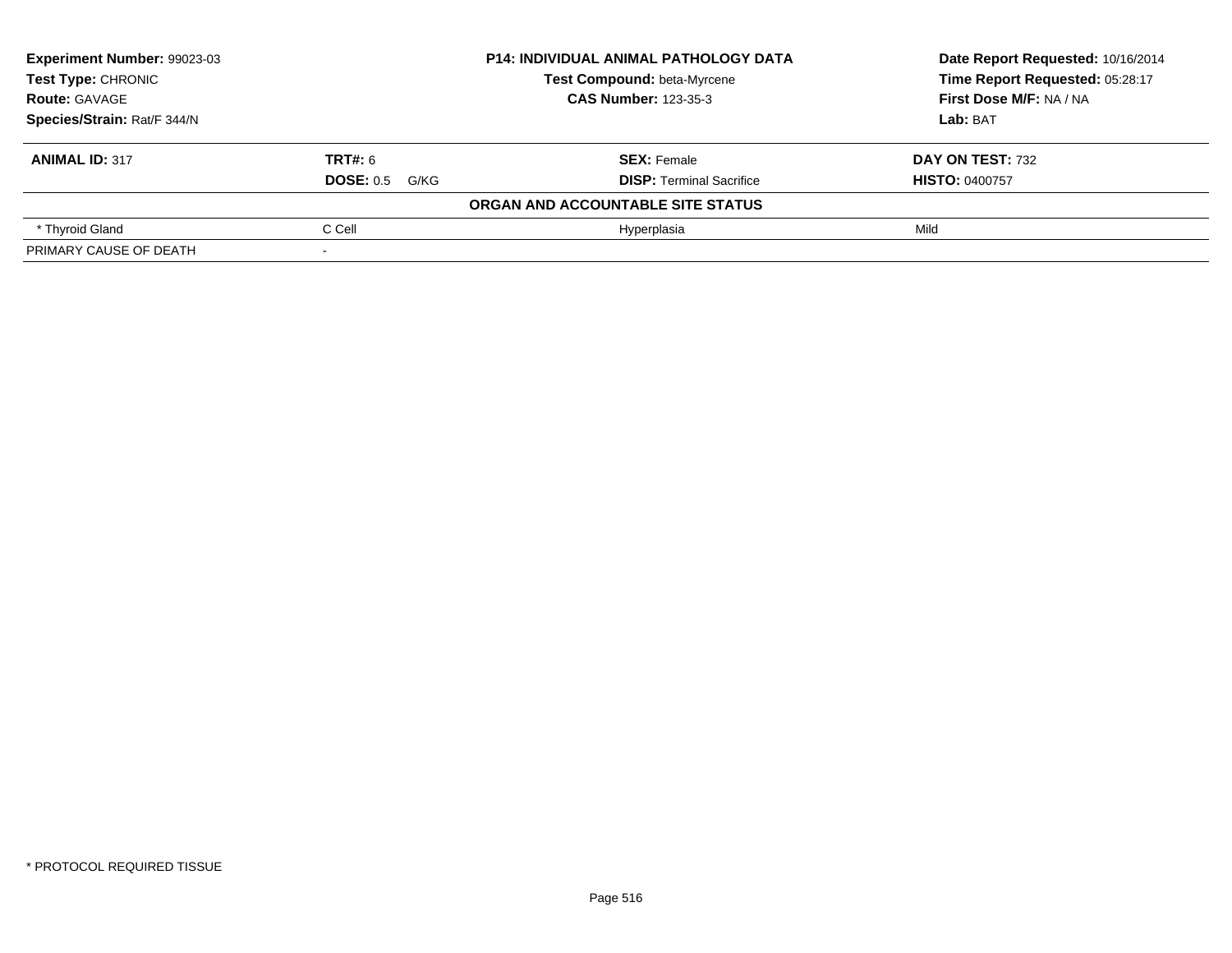| Experiment Number: 99023-03 | P14: INDIVIDUAL ANIMAL PATHOLOGY DATA | Date Report Requested: 10/16/2014 |
|---|---|---|
| Test Type: CHRONIC | Test Compound: beta-Myrcene | Time Report Requested: 05:28:17 |
| Route: GAVAGE | CAS Number: 123-35-3 | First Dose M/F: NA / NA |
| Species/Strain: Rat/F 344/N | | Lab: BAT |

| ANIMAL ID: 317 | TRT#: 6 | SEX: Female | DAY ON TEST: 732 |
|---|---|---|---|
| | DOSE: 0.5 G/KG | DISP: Terminal Sacrifice | HISTO: 0400757 |
| | ORGAN AND ACCOUNTABLE SITE STATUS | | |
| * Thyroid Gland | C Cell | Hyperplasia | Mild |
| PRIMARY CAUSE OF DEATH | - | | |

* PROTOCOL REQUIRED TISSUE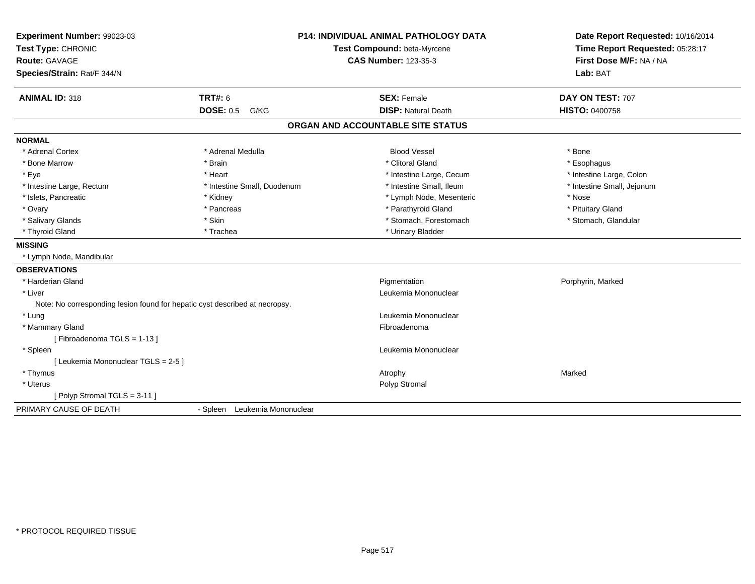**Experiment Number:** 99023-03
**Test Type:** CHRONIC
**Route:** GAVAGE
**Species/Strain:** Rat/F 344/N

**P14: INDIVIDUAL ANIMAL PATHOLOGY DATA**
**Test Compound:** beta-Myrcene
**CAS Number:** 123-35-3

**Date Report Requested:** 10/16/2014
**Time Report Requested:** 05:28:17
**First Dose M/F:** NA / NA
**Lab:** BAT

| **ANIMAL ID:** 318 | **TRT#:** 6 | **SEX:** Female | **DAY ON TEST:** 707 |
|---|---|---|---|
| | **DOSE:** 0.5 G/KG | **DISP:** Natural Death | **HISTO:** 0400758 |

## ORGAN AND ACCOUNTABLE SITE STATUS

**NORMAL**

| | | | |
|---|---|---|---|
| * Adrenal Cortex | * Adrenal Medulla | Blood Vessel | * Bone |
| * Bone Marrow | * Brain | * Clitoral Gland | * Esophagus |
| * Eye | * Heart | * Intestine Large, Cecum | * Intestine Large, Colon |
| * Intestine Large, Rectum | * Intestine Small, Duodenum | * Intestine Small, Ileum | * Intestine Small, Jejunum |
| * Islets, Pancreatic | * Kidney | * Lymph Node, Mesenteric | * Nose |
| * Ovary | * Pancreas | * Parathyroid Gland | * Pituitary Gland |
| * Salivary Glands | * Skin | * Stomach, Forestomach | * Stomach, Glandular |
| * Thyroid Gland | * Trachea | * Urinary Bladder | |

**MISSING**

* Lymph Node, Mandibular

**OBSERVATIONS**

| | | |
|---|---|---|
| * Harderian Gland | Pigmentation | Porphyrin, Marked |
| * Liver | Leukemia Mononuclear | |
| Note: No corresponding lesion found for hepatic cyst described at necropsy. | | |
| * Lung | Leukemia Mononuclear | |
| * Mammary Gland | Fibroadenoma | |
| [ Fibroadenoma TGLS = 1-13 ] | | |
| * Spleen | Leukemia Mononuclear | |
| [ Leukemia Mononuclear TGLS = 2-5 ] | | |
| * Thymus | Atrophy | Marked |
| * Uterus | Polyp Stromal | |
| [ Polyp Stromal TGLS = 3-11 ] | | |

PRIMARY CAUSE OF DEATH - Spleen Leukemia Mononuclear

* PROTOCOL REQUIRED TISSUE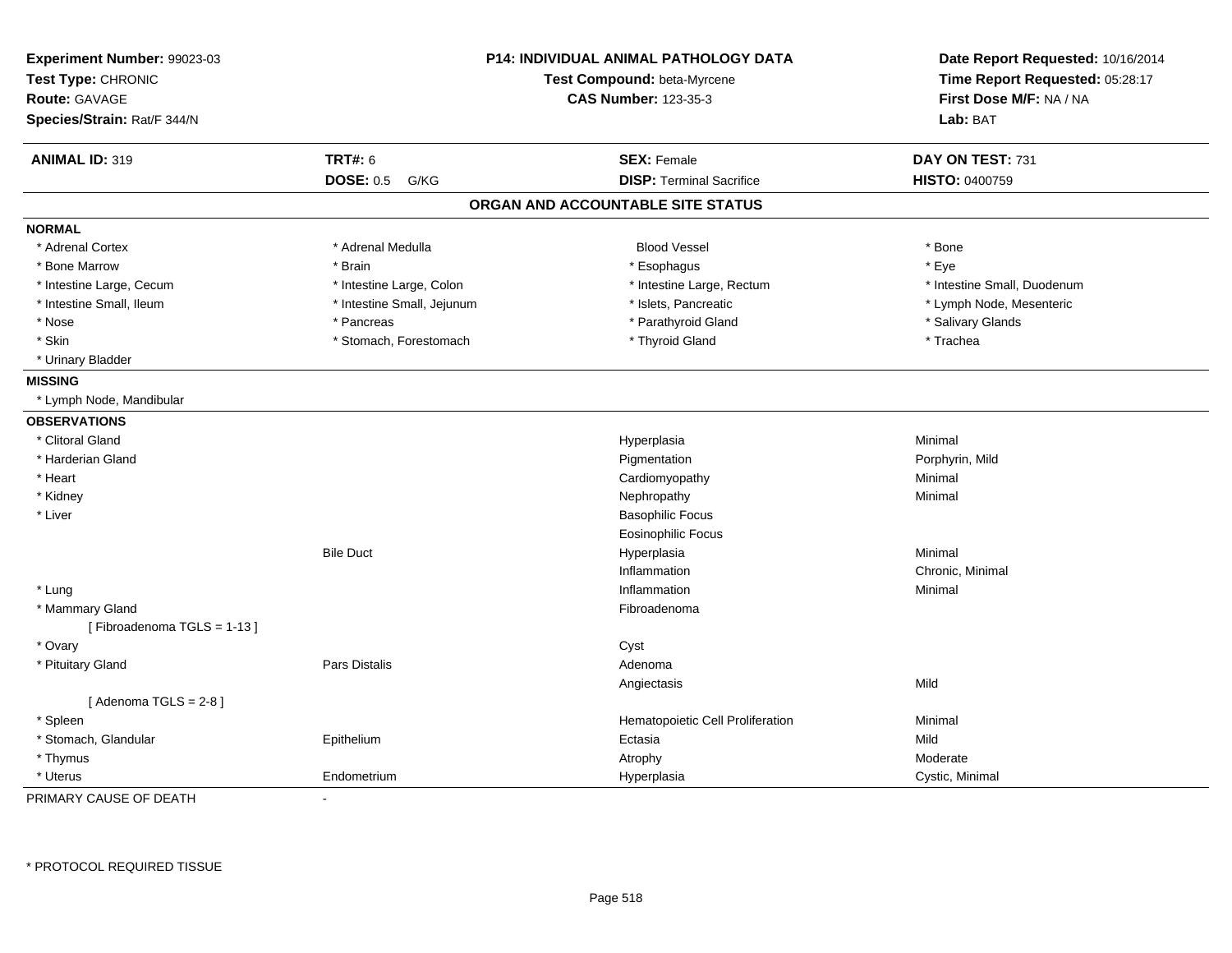| Experiment Number: 99023-03 | P14: INDIVIDUAL ANIMAL PATHOLOGY DATA | Date Report Requested: 10/16/2014 |
|---|---|---|
| Test Type: CHRONIC | Test Compound: beta-Myrcene | Time Report Requested: 05:28:17 |
| Route: GAVAGE | CAS Number: 123-35-3 | First Dose M/F: NA / NA |
| Species/Strain: Rat/F 344/N | | Lab: BAT |

| ANIMAL ID: 319 | TRT#: 6 | SEX: Female | DAY ON TEST: 731 |
|---|---|---|---|
| | DOSE: 0.5 G/KG | DISP: Terminal Sacrifice | HISTO: 0400759 |

## ORGAN AND ACCOUNTABLE SITE STATUS

**NORMAL**

| | | | |
|---|---|---|---|
| * Adrenal Cortex | * Adrenal Medulla | Blood Vessel | * Bone |
| * Bone Marrow | * Brain | * Esophagus | * Eye |
| * Intestine Large, Cecum | * Intestine Large, Colon | * Intestine Large, Rectum | * Intestine Small, Duodenum |
| * Intestine Small, Ileum | * Intestine Small, Jejunum | * Islets, Pancreatic | * Lymph Node, Mesenteric |
| * Nose | * Pancreas | * Parathyroid Gland | * Salivary Glands |
| * Skin | * Stomach, Forestomach | * Thyroid Gland | * Trachea |
| * Urinary Bladder | | | |

**MISSING**

* Lymph Node, Mandibular

**OBSERVATIONS**

| Organ | Site | Observation | Severity |
|---|---|---|---|
| * Clitoral Gland | | Hyperplasia | Minimal |
| * Harderian Gland | | Pigmentation | Porphyrin, Mild |
| * Heart | | Cardiomyopathy | Minimal |
| * Kidney | | Nephropathy | Minimal |
| * Liver | | Basophilic Focus | |
| | | Eosinophilic Focus | |
| | Bile Duct | Hyperplasia | Minimal |
| | | Inflammation | Chronic, Minimal |
| * Lung | | Inflammation | Minimal |
| * Mammary Gland | | Fibroadenoma | |
| [ Fibroadenoma TGLS = 1-13 ] | | | |
| * Ovary | | Cyst | |
| * Pituitary Gland | Pars Distalis | Adenoma | |
| | | Angiectasis | Mild |
| [ Adenoma TGLS = 2-8 ] | | | |
| * Spleen | | Hematopoietic Cell Proliferation | Minimal |
| * Stomach, Glandular | Epithelium | Ectasia | Mild |
| * Thymus | | Atrophy | Moderate |
| * Uterus | Endometrium | Hyperplasia | Cystic, Minimal |

PRIMARY CAUSE OF DEATH -

* PROTOCOL REQUIRED TISSUE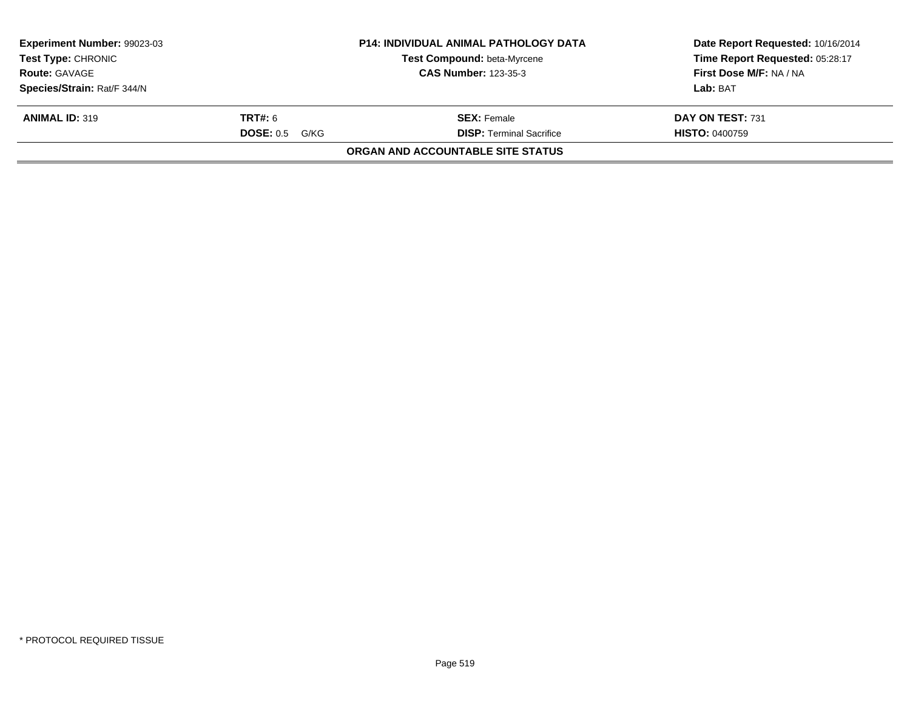| Experiment Number: 99023-03 | P14: INDIVIDUAL ANIMAL PATHOLOGY DATA | Date Report Requested: 10/16/2014 |
|---|---|---|
| Test Type: CHRONIC | Test Compound: beta-Myrcene | Time Report Requested: 05:28:17 |
| Route: GAVAGE | CAS Number: 123-35-3 | First Dose M/F: NA / NA |
| Species/Strain: Rat/F 344/N | | Lab: BAT |

| ANIMAL ID: 319 | TRT#: 6 | SEX: Female | DAY ON TEST: 731 |
|---|---|---|---|
| | DOSE: 0.5 G/KG | DISP: Terminal Sacrifice | HISTO: 0400759 |

**ORGAN AND ACCOUNTABLE SITE STATUS**

* PROTOCOL REQUIRED TISSUE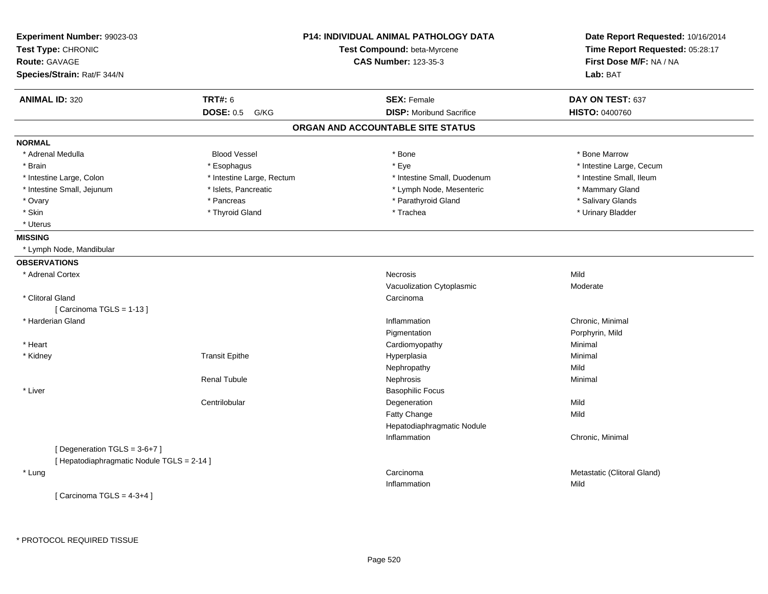**Experiment Number:** 99023-03
**Test Type:** CHRONIC
**Route:** GAVAGE
**Species/Strain:** Rat/F 344/N

**P14: INDIVIDUAL ANIMAL PATHOLOGY DATA**
**Test Compound:** beta-Myrcene
**CAS Number:** 123-35-3

**Date Report Requested:** 10/16/2014
**Time Report Requested:** 05:28:17
**First Dose M/F:** NA / NA
**Lab:** BAT

| **ANIMAL ID:** 320 | **TRT#:** 6 | **SEX:** Female | **DAY ON TEST:** 637 |
|---|---|---|---|
| | **DOSE:** 0.5 G/KG | **DISP:** Moribund Sacrifice | **HISTO:** 0400760 |

## ORGAN AND ACCOUNTABLE SITE STATUS

**NORMAL**

| | | | |
|---|---|---|---|
| * Adrenal Medulla | Blood Vessel | * Bone | * Bone Marrow |
| * Brain | * Esophagus | * Eye | * Intestine Large, Cecum |
| * Intestine Large, Colon | * Intestine Large, Rectum | * Intestine Small, Duodenum | * Intestine Small, Ileum |
| * Intestine Small, Jejunum | * Islets, Pancreatic | * Lymph Node, Mesenteric | * Mammary Gland |
| * Ovary | * Pancreas | * Parathyroid Gland | * Salivary Glands |
| * Skin | * Thyroid Gland | * Trachea | * Urinary Bladder |
| * Uterus | | | |

**MISSING**

* Lymph Node, Mandibular

**OBSERVATIONS**

| Organ | Site | Observation | Qualifier |
|---|---|---|---|
| * Adrenal Cortex | | Necrosis | Mild |
| | | Vacuolization Cytoplasmic | Moderate |
| * Clitoral Gland | | Carcinoma | |
| [ Carcinoma TGLS = 1-13 ] | | | |
| * Harderian Gland | | Inflammation | Chronic, Minimal |
| | | Pigmentation | Porphyrin, Mild |
| * Heart | | Cardiomyopathy | Minimal |
| * Kidney | Transit Epithe | Hyperplasia | Minimal |
| | | Nephropathy | Mild |
| | Renal Tubule | Nephrosis | Minimal |
| * Liver | | Basophilic Focus | |
| | Centrilobular | Degeneration | Mild |
| | | Fatty Change | Mild |
| | | Hepatodiaphragmatic Nodule | |
| | | Inflammation | Chronic, Minimal |
| [ Degeneration TGLS = 3-6+7 ] | | | |
| [ Hepatodiaphragmatic Nodule TGLS = 2-14 ] | | | |
| * Lung | | Carcinoma | Metastatic (Clitoral Gland) |
| | | Inflammation | Mild |
| [ Carcinoma TGLS = 4-3+4 ] | | | |

* PROTOCOL REQUIRED TISSUE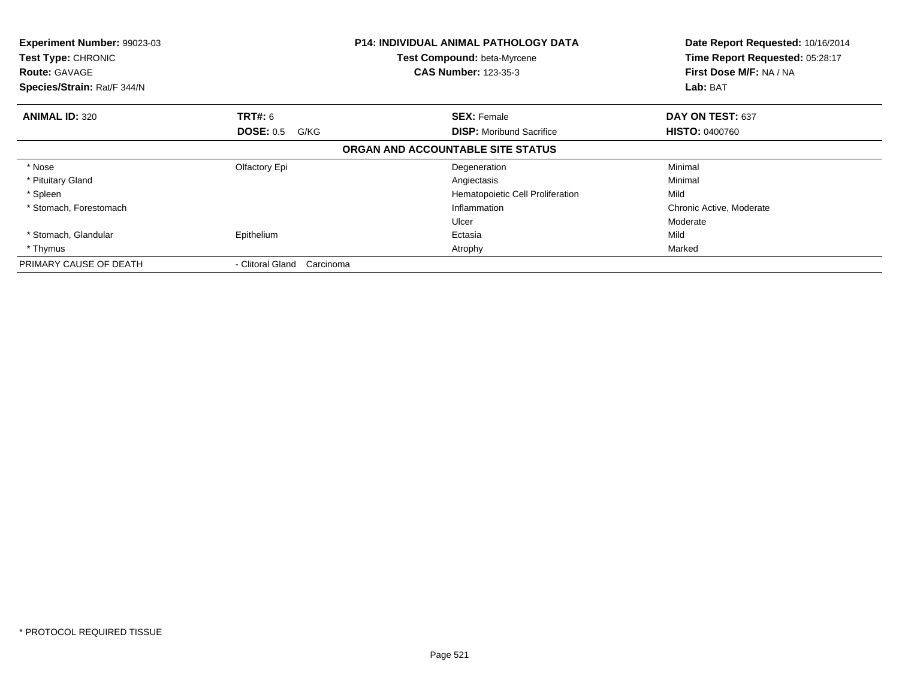**Experiment Number:** 99023-03
**Test Type:** CHRONIC
**Route:** GAVAGE
**Species/Strain:** Rat/F 344/N

**P14: INDIVIDUAL ANIMAL PATHOLOGY DATA**
**Test Compound:** beta-Myrcene
**CAS Number:** 123-35-3

**Date Report Requested:** 10/16/2014
**Time Report Requested:** 05:28:17
**First Dose M/F:** NA / NA
**Lab:** BAT

| **ANIMAL ID:** 320 | **TRT#:** 6 | **SEX:** Female | **DAY ON TEST:** 637 |
|---|---|---|---|
| | **DOSE:** 0.5 G/KG | **DISP:** Moribund Sacrifice | **HISTO:** 0400760 |

**ORGAN AND ACCOUNTABLE SITE STATUS**

| | | | |
|---|---|---|---|
| * Nose | Olfactory Epi | Degeneration | Minimal |
| * Pituitary Gland | | Angiectasis | Minimal |
| * Spleen | | Hematopoietic Cell Proliferation | Mild |
| * Stomach, Forestomach | | Inflammation | Chronic Active, Moderate |
| | | Ulcer | Moderate |
| * Stomach, Glandular | Epithelium | Ectasia | Mild |
| * Thymus | | Atrophy | Marked |
| PRIMARY CAUSE OF DEATH | - Clitoral Gland Carcinoma | | |

* PROTOCOL REQUIRED TISSUE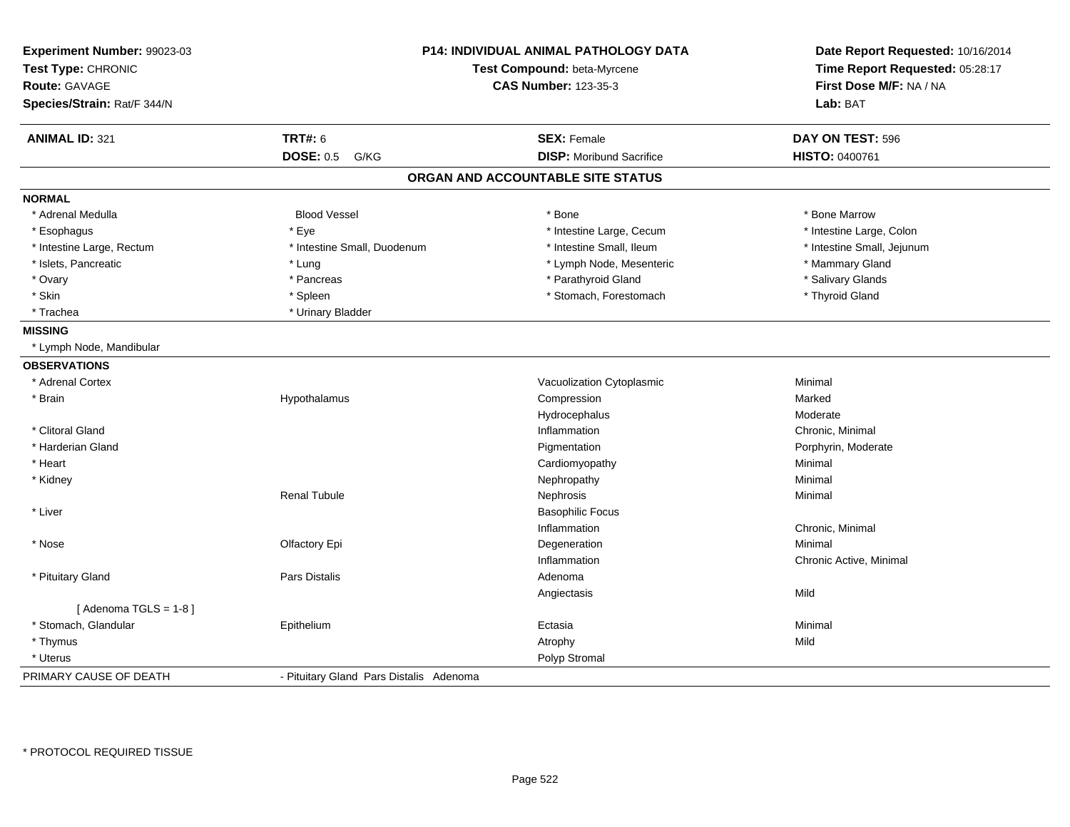**Experiment Number:** 99023-03
**Test Type:** CHRONIC
**Route:** GAVAGE
**Species/Strain:** Rat/F 344/N

**P14: INDIVIDUAL ANIMAL PATHOLOGY DATA**
**Test Compound:** beta-Myrcene
**CAS Number:** 123-35-3

**Date Report Requested:** 10/16/2014
**Time Report Requested:** 05:28:17
**First Dose M/F:** NA / NA
**Lab:** BAT

| **ANIMAL ID:** 321 | **TRT#:** 6 | **SEX:** Female | **DAY ON TEST:** 596 |
|---|---|---|---|
| | **DOSE:** 0.5 G/KG | **DISP:** Moribund Sacrifice | **HISTO:** 0400761 |

## ORGAN AND ACCOUNTABLE SITE STATUS

**NORMAL**

| | | | |
|---|---|---|---|
| * Adrenal Medulla | Blood Vessel | * Bone | * Bone Marrow |
| * Esophagus | * Eye | * Intestine Large, Cecum | * Intestine Large, Colon |
| * Intestine Large, Rectum | * Intestine Small, Duodenum | * Intestine Small, Ileum | * Intestine Small, Jejunum |
| * Islets, Pancreatic | * Lung | * Lymph Node, Mesenteric | * Mammary Gland |
| * Ovary | * Pancreas | * Parathyroid Gland | * Salivary Glands |
| * Skin | * Spleen | * Stomach, Forestomach | * Thyroid Gland |
| * Trachea | * Urinary Bladder | | |

**MISSING**

* Lymph Node, Mandibular

**OBSERVATIONS**

| Organ | Site | Observation | Severity |
|---|---|---|---|
| * Adrenal Cortex | | Vacuolization Cytoplasmic | Minimal |
| * Brain | Hypothalamus | Compression | Marked |
| | | Hydrocephalus | Moderate |
| * Clitoral Gland | | Inflammation | Chronic, Minimal |
| * Harderian Gland | | Pigmentation | Porphyrin, Moderate |
| * Heart | | Cardiomyopathy | Minimal |
| * Kidney | | Nephropathy | Minimal |
| | Renal Tubule | Nephrosis | Minimal |
| * Liver | | Basophilic Focus | |
| | | Inflammation | Chronic, Minimal |
| * Nose | Olfactory Epi | Degeneration | Minimal |
| | | Inflammation | Chronic Active, Minimal |
| * Pituitary Gland | Pars Distalis | Adenoma | |
| | | Angiectasis | Mild |
| [ Adenoma TGLS = 1-8 ] | | | |
| * Stomach, Glandular | Epithelium | Ectasia | Minimal |
| * Thymus | | Atrophy | Mild |
| * Uterus | | Polyp Stromal | |

PRIMARY CAUSE OF DEATH - Pituitary Gland Pars Distalis Adenoma

* PROTOCOL REQUIRED TISSUE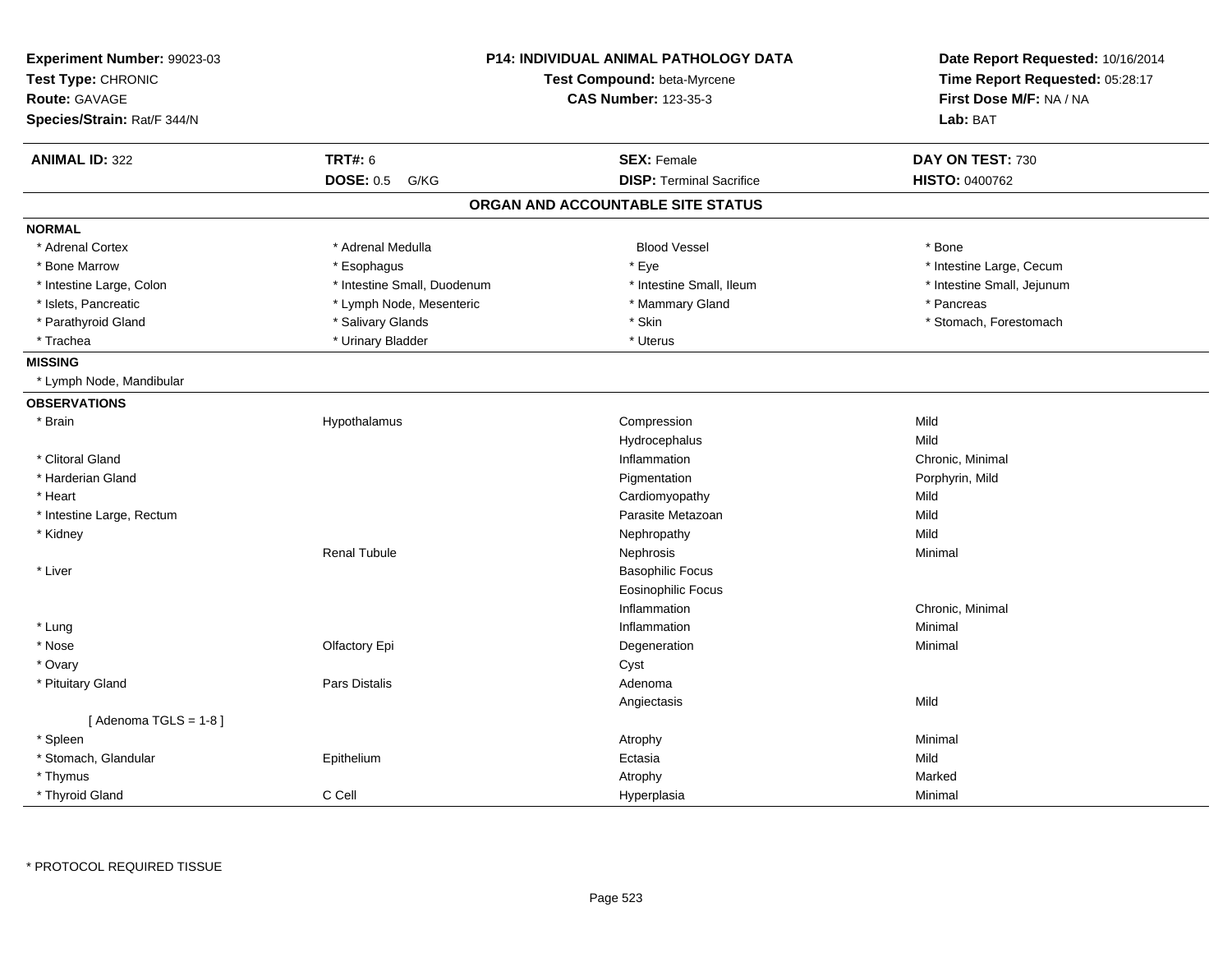**Experiment Number:** 99023-03
**Test Type:** CHRONIC
**Route:** GAVAGE
**Species/Strain:** Rat/F 344/N

**P14: INDIVIDUAL ANIMAL PATHOLOGY DATA**
**Test Compound:** beta-Myrcene
**CAS Number:** 123-35-3

**Date Report Requested:** 10/16/2014
**Time Report Requested:** 05:28:17
**First Dose M/F:** NA / NA
**Lab:** BAT

| **ANIMAL ID:** 322 | **TRT#:** 6 | **SEX:** Female | **DAY ON TEST:** 730 |
|---|---|---|---|
| | **DOSE:** 0.5 G/KG | **DISP:** Terminal Sacrifice | **HISTO:** 0400762 |

## ORGAN AND ACCOUNTABLE SITE STATUS

**NORMAL**

| | | | |
|---|---|---|---|
| * Adrenal Cortex | * Adrenal Medulla | Blood Vessel | * Bone |
| * Bone Marrow | * Esophagus | * Eye | * Intestine Large, Cecum |
| * Intestine Large, Colon | * Intestine Small, Duodenum | * Intestine Small, Ileum | * Intestine Small, Jejunum |
| * Islets, Pancreatic | * Lymph Node, Mesenteric | * Mammary Gland | * Pancreas |
| * Parathyroid Gland | * Salivary Glands | * Skin | * Stomach, Forestomach |
| * Trachea | * Urinary Bladder | * Uterus | |

**MISSING**

* Lymph Node, Mandibular

**OBSERVATIONS**

| Organ | Site | Observation | Severity |
|---|---|---|---|
| * Brain | Hypothalamus | Compression | Mild |
| | | Hydrocephalus | Mild |
| * Clitoral Gland | | Inflammation | Chronic, Minimal |
| * Harderian Gland | | Pigmentation | Porphyrin, Mild |
| * Heart | | Cardiomyopathy | Mild |
| * Intestine Large, Rectum | | Parasite Metazoan | Mild |
| * Kidney | | Nephropathy | Mild |
| | Renal Tubule | Nephrosis | Minimal |
| * Liver | | Basophilic Focus | |
| | | Eosinophilic Focus | |
| | | Inflammation | Chronic, Minimal |
| * Lung | | Inflammation | Minimal |
| * Nose | Olfactory Epi | Degeneration | Minimal |
| * Ovary | | Cyst | |
| * Pituitary Gland | Pars Distalis | Adenoma | |
| | | Angiectasis | Mild |
| [ Adenoma TGLS = 1-8 ] | | | |
| * Spleen | | Atrophy | Minimal |
| * Stomach, Glandular | Epithelium | Ectasia | Mild |
| * Thymus | | Atrophy | Marked |
| * Thyroid Gland | C Cell | Hyperplasia | Minimal |

* PROTOCOL REQUIRED TISSUE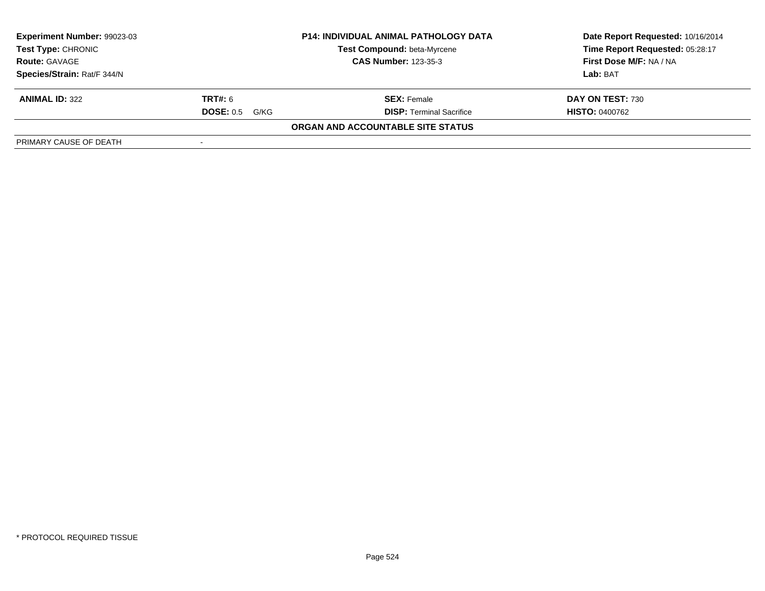| **Experiment Number:** 99023-03 | **P14: INDIVIDUAL ANIMAL PATHOLOGY DATA** | **Date Report Requested:** 10/16/2014 |
|---|---|---|
| **Test Type:** CHRONIC | **Test Compound:** beta-Myrcene | **Time Report Requested:** 05:28:17 |
| **Route:** GAVAGE | **CAS Number:** 123-35-3 | **First Dose M/F:** NA / NA |
| **Species/Strain:** Rat/F 344/N | | **Lab:** BAT |

| **ANIMAL ID:** 322 | **TRT#:** 6 | **SEX:** Female | **DAY ON TEST:** 730 |
|---|---|---|---|
| | **DOSE:** 0.5 G/KG | **DISP:** Terminal Sacrifice | **HISTO:** 0400762 |

**ORGAN AND ACCOUNTABLE SITE STATUS**

| PRIMARY CAUSE OF DEATH | - |
|---|---|

* PROTOCOL REQUIRED TISSUE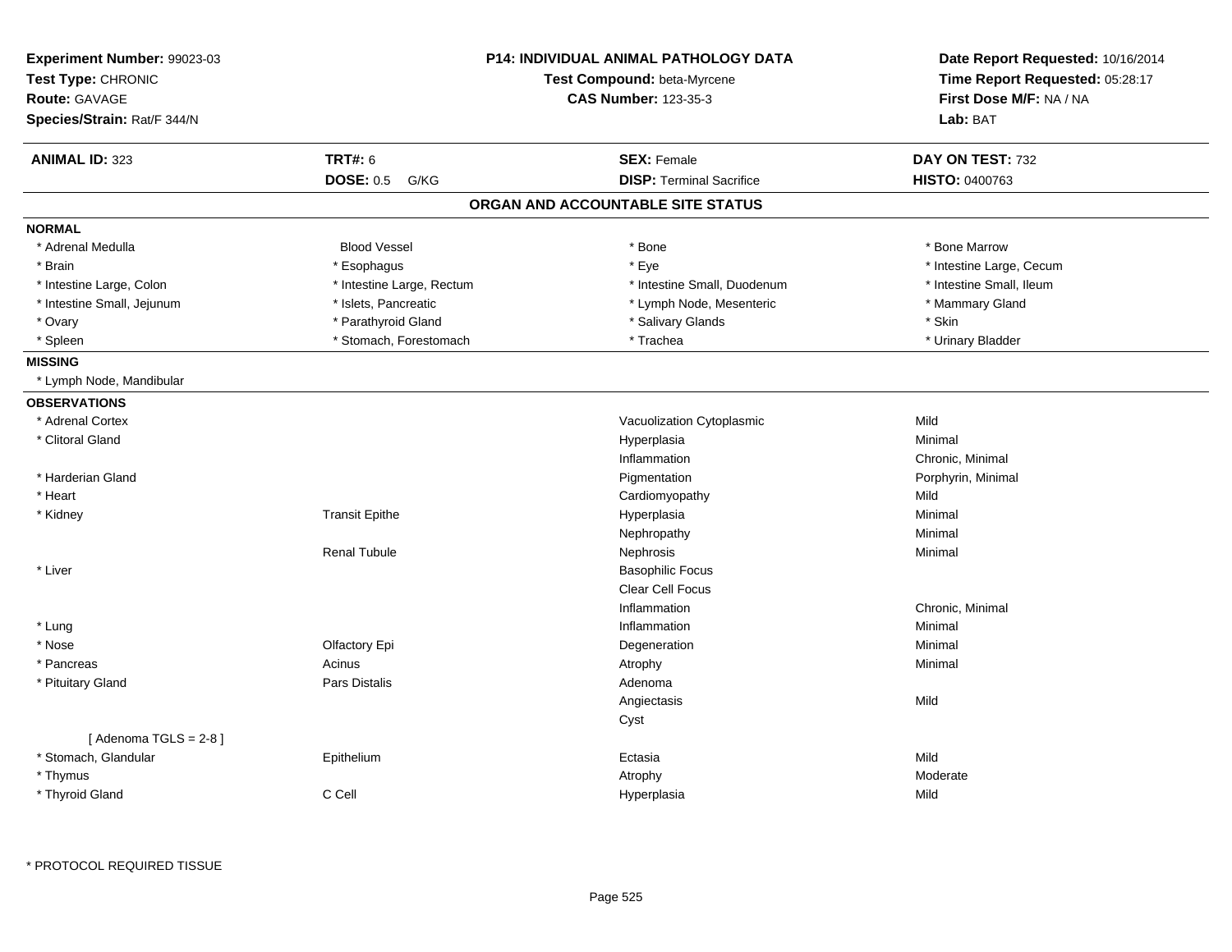**Experiment Number:** 99023-03
**Test Type:** CHRONIC
**Route:** GAVAGE
**Species/Strain:** Rat/F 344/N

**P14: INDIVIDUAL ANIMAL PATHOLOGY DATA**
**Test Compound:** beta-Myrcene
**CAS Number:** 123-35-3

**Date Report Requested:** 10/16/2014
**Time Report Requested:** 05:28:17
**First Dose M/F:** NA / NA
**Lab:** BAT

| **ANIMAL ID:** 323 | **TRT#:** 6 | **SEX:** Female | **DAY ON TEST:** 732 |
|---|---|---|---|
| | **DOSE:** 0.5 G/KG | **DISP:** Terminal Sacrifice | **HISTO:** 0400763 |

## ORGAN AND ACCOUNTABLE SITE STATUS

**NORMAL**

| | | | |
|---|---|---|---|
| * Adrenal Medulla | Blood Vessel | * Bone | * Bone Marrow |
| * Brain | * Esophagus | * Eye | * Intestine Large, Cecum |
| * Intestine Large, Colon | * Intestine Large, Rectum | * Intestine Small, Duodenum | * Intestine Small, Ileum |
| * Intestine Small, Jejunum | * Islets, Pancreatic | * Lymph Node, Mesenteric | * Mammary Gland |
| * Ovary | * Parathyroid Gland | * Salivary Glands | * Skin |
| * Spleen | * Stomach, Forestomach | * Trachea | * Urinary Bladder |

**MISSING**

* Lymph Node, Mandibular

**OBSERVATIONS**

| | | | |
|---|---|---|---|
| * Adrenal Cortex | | Vacuolization Cytoplasmic | Mild |
| * Clitoral Gland | | Hyperplasia | Minimal |
| | | Inflammation | Chronic, Minimal |
| * Harderian Gland | | Pigmentation | Porphyrin, Minimal |
| * Heart | | Cardiomyopathy | Mild |
| * Kidney | Transit Epithe | Hyperplasia | Minimal |
| | | Nephropathy | Minimal |
| | Renal Tubule | Nephrosis | Minimal |
| * Liver | | Basophilic Focus | |
| | | Clear Cell Focus | |
| | | Inflammation | Chronic, Minimal |
| * Lung | | Inflammation | Minimal |
| * Nose | Olfactory Epi | Degeneration | Minimal |
| * Pancreas | Acinus | Atrophy | Minimal |
| * Pituitary Gland | Pars Distalis | Adenoma | |
| | | Angiectasis | Mild |
| | | Cyst | |
| [ Adenoma TGLS = 2-8 ] | | | |
| * Stomach, Glandular | Epithelium | Ectasia | Mild |
| * Thymus | | Atrophy | Moderate |
| * Thyroid Gland | C Cell | Hyperplasia | Mild |

* PROTOCOL REQUIRED TISSUE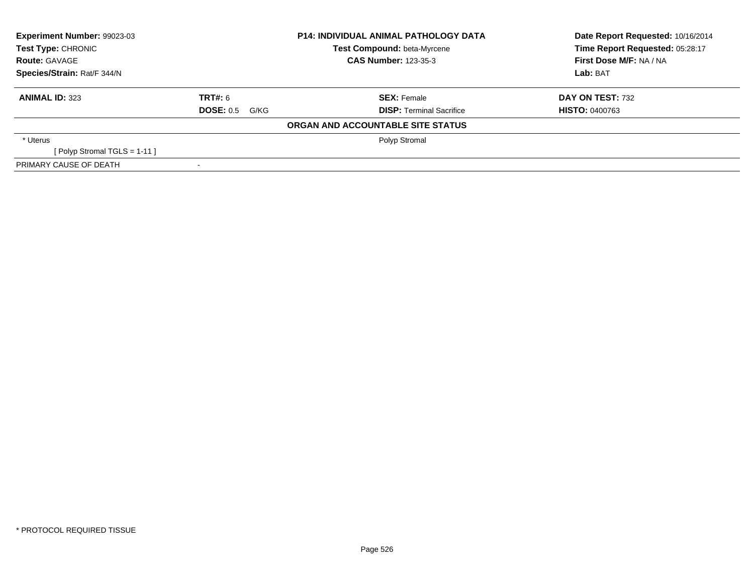**Experiment Number:** 99023-03
**Test Type:** CHRONIC
**Route:** GAVAGE
**Species/Strain:** Rat/F 344/N

**P14: INDIVIDUAL ANIMAL PATHOLOGY DATA**
**Test Compound:** beta-Myrcene
**CAS Number:** 123-35-3

**Date Report Requested:** 10/16/2014
**Time Report Requested:** 05:28:17
**First Dose M/F:** NA / NA
**Lab:** BAT

| **ANIMAL ID:** 323 | **TRT#:** 6 | **SEX:** Female | **DAY ON TEST:** 732 |
|---|---|---|---|
| | **DOSE:** 0.5 G/KG | **DISP:** Terminal Sacrifice | **HISTO:** 0400763 |

**ORGAN AND ACCOUNTABLE SITE STATUS**

| | | |
|---|---|---|
| * Uterus | | Polyp Stromal |
| [ Polyp Stromal TGLS = 1-11 ] | | |
| PRIMARY CAUSE OF DEATH | - | |

* PROTOCOL REQUIRED TISSUE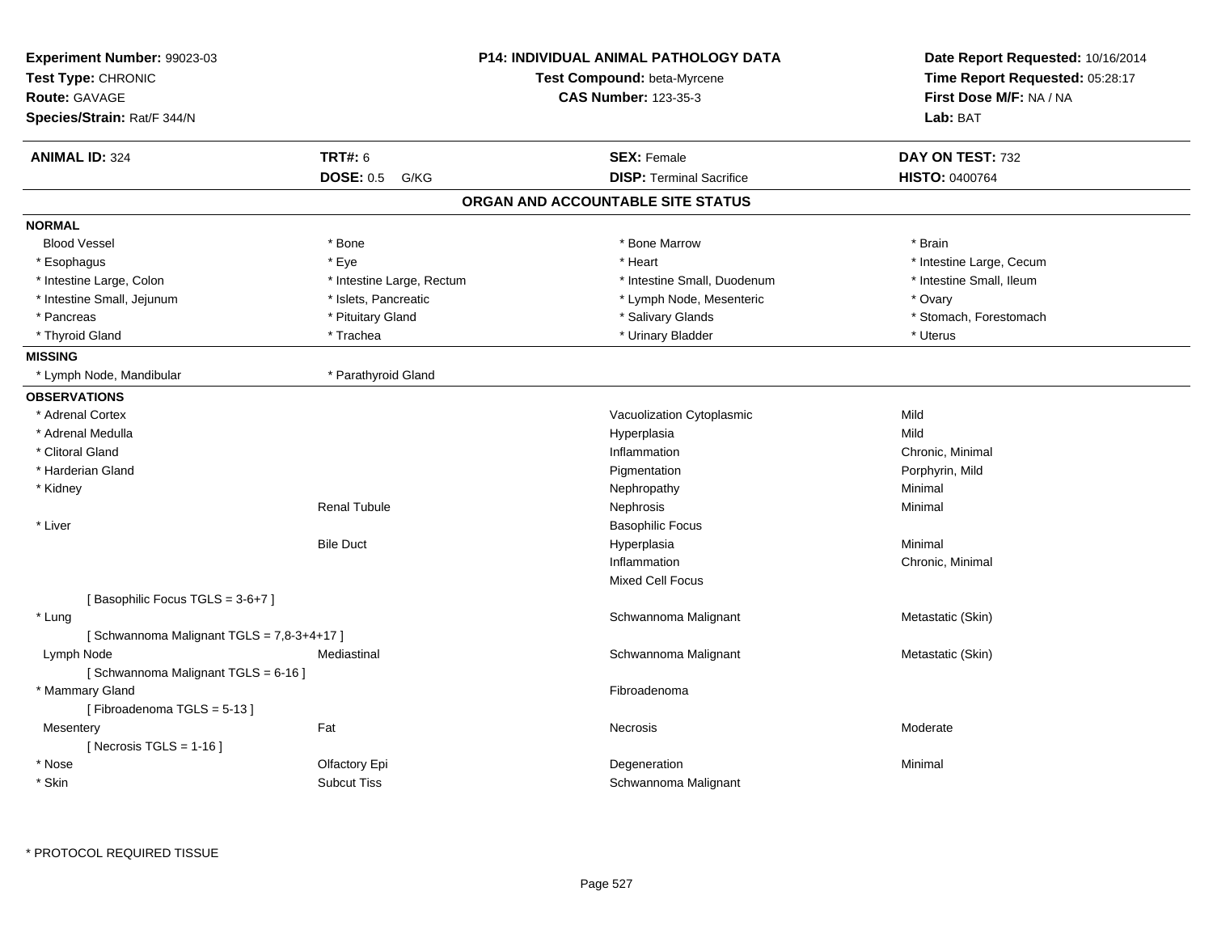**Experiment Number:** 99023-03
**Test Type:** CHRONIC
**Route:** GAVAGE
**Species/Strain:** Rat/F 344/N

**P14: INDIVIDUAL ANIMAL PATHOLOGY DATA**
**Test Compound:** beta-Myrcene
**CAS Number:** 123-35-3

**Date Report Requested:** 10/16/2014
**Time Report Requested:** 05:28:17
**First Dose M/F:** NA / NA
**Lab:** BAT

| **ANIMAL ID:** 324 | **TRT#:** 6 | **SEX:** Female | **DAY ON TEST:** 732 |
|---|---|---|---|
| | **DOSE:** 0.5 G/KG | **DISP:** Terminal Sacrifice | **HISTO:** 0400764 |

## ORGAN AND ACCOUNTABLE SITE STATUS

**NORMAL**

| | | | |
|---|---|---|---|
| Blood Vessel | * Bone | * Bone Marrow | * Brain |
| * Esophagus | * Eye | * Heart | * Intestine Large, Cecum |
| * Intestine Large, Colon | * Intestine Large, Rectum | * Intestine Small, Duodenum | * Intestine Small, Ileum |
| * Intestine Small, Jejunum | * Islets, Pancreatic | * Lymph Node, Mesenteric | * Ovary |
| * Pancreas | * Pituitary Gland | * Salivary Glands | * Stomach, Forestomach |
| * Thyroid Gland | * Trachea | * Urinary Bladder | * Uterus |

**MISSING**

| | |
|---|---|
| * Lymph Node, Mandibular | * Parathyroid Gland |

**OBSERVATIONS**

| Organ | Site | Observation | Qualifier |
|---|---|---|---|
| * Adrenal Cortex | | Vacuolization Cytoplasmic | Mild |
| * Adrenal Medulla | | Hyperplasia | Mild |
| * Clitoral Gland | | Inflammation | Chronic, Minimal |
| * Harderian Gland | | Pigmentation | Porphyrin, Mild |
| * Kidney | | Nephropathy | Minimal |
| | Renal Tubule | Nephrosis | Minimal |
| * Liver | | Basophilic Focus | |
| | Bile Duct | Hyperplasia | Minimal |
| | | Inflammation | Chronic, Minimal |
| | | Mixed Cell Focus | |
| [ Basophilic Focus TGLS = 3-6+7 ] | | | |
| * Lung | | Schwannoma Malignant | Metastatic (Skin) |
| [ Schwannoma Malignant TGLS = 7,8-3+4+17 ] | | | |
| Lymph Node | Mediastinal | Schwannoma Malignant | Metastatic (Skin) |
| [ Schwannoma Malignant TGLS = 6-16 ] | | | |
| * Mammary Gland | | Fibroadenoma | |
| [ Fibroadenoma TGLS = 5-13 ] | | | |
| Mesentery | Fat | Necrosis | Moderate |
| [ Necrosis TGLS = 1-16 ] | | | |
| * Nose | Olfactory Epi | Degeneration | Minimal |
| * Skin | Subcut Tiss | Schwannoma Malignant | |

\* PROTOCOL REQUIRED TISSUE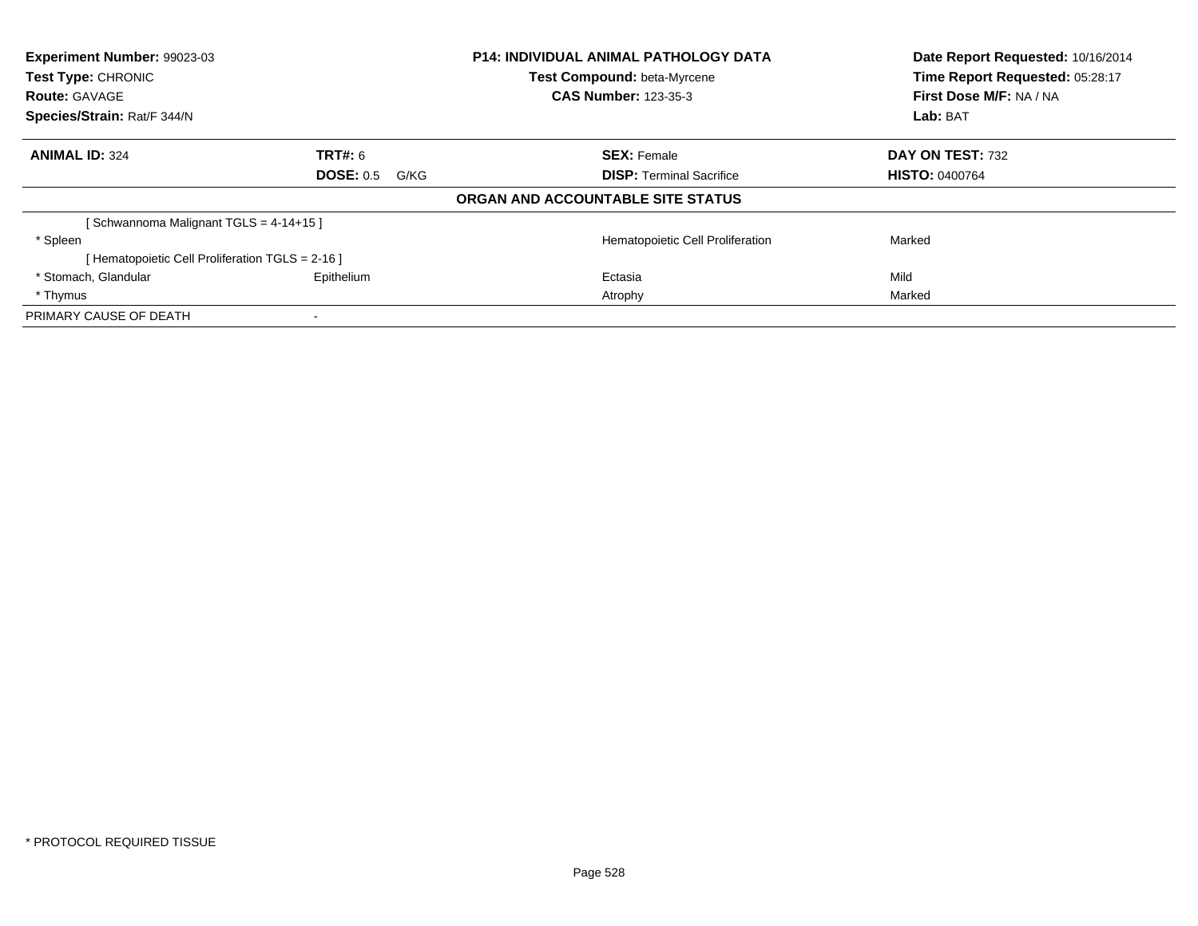**Experiment Number:** 99023-03
**Test Type:** CHRONIC
**Route:** GAVAGE
**Species/Strain:** Rat/F 344/N

**P14: INDIVIDUAL ANIMAL PATHOLOGY DATA**
**Test Compound:** beta-Myrcene
**CAS Number:** 123-35-3

**Date Report Requested:** 10/16/2014
**Time Report Requested:** 05:28:17
**First Dose M/F:** NA / NA
**Lab:** BAT

| **ANIMAL ID:** 324 | **TRT#:** 6 | **SEX:** Female | **DAY ON TEST:** 732 |
|---|---|---|---|
| | **DOSE:** 0.5 G/KG | **DISP:** Terminal Sacrifice | **HISTO:** 0400764 |

**ORGAN AND ACCOUNTABLE SITE STATUS**

| | | | |
|---|---|---|---|
| [ Schwannoma Malignant TGLS = 4-14+15 ] | | | |
| * Spleen | | Hematopoietic Cell Proliferation | Marked |
| [ Hematopoietic Cell Proliferation TGLS = 2-16 ] | | | |
| * Stomach, Glandular | Epithelium | Ectasia | Mild |
| * Thymus | | Atrophy | Marked |
| PRIMARY CAUSE OF DEATH | - | | |

* PROTOCOL REQUIRED TISSUE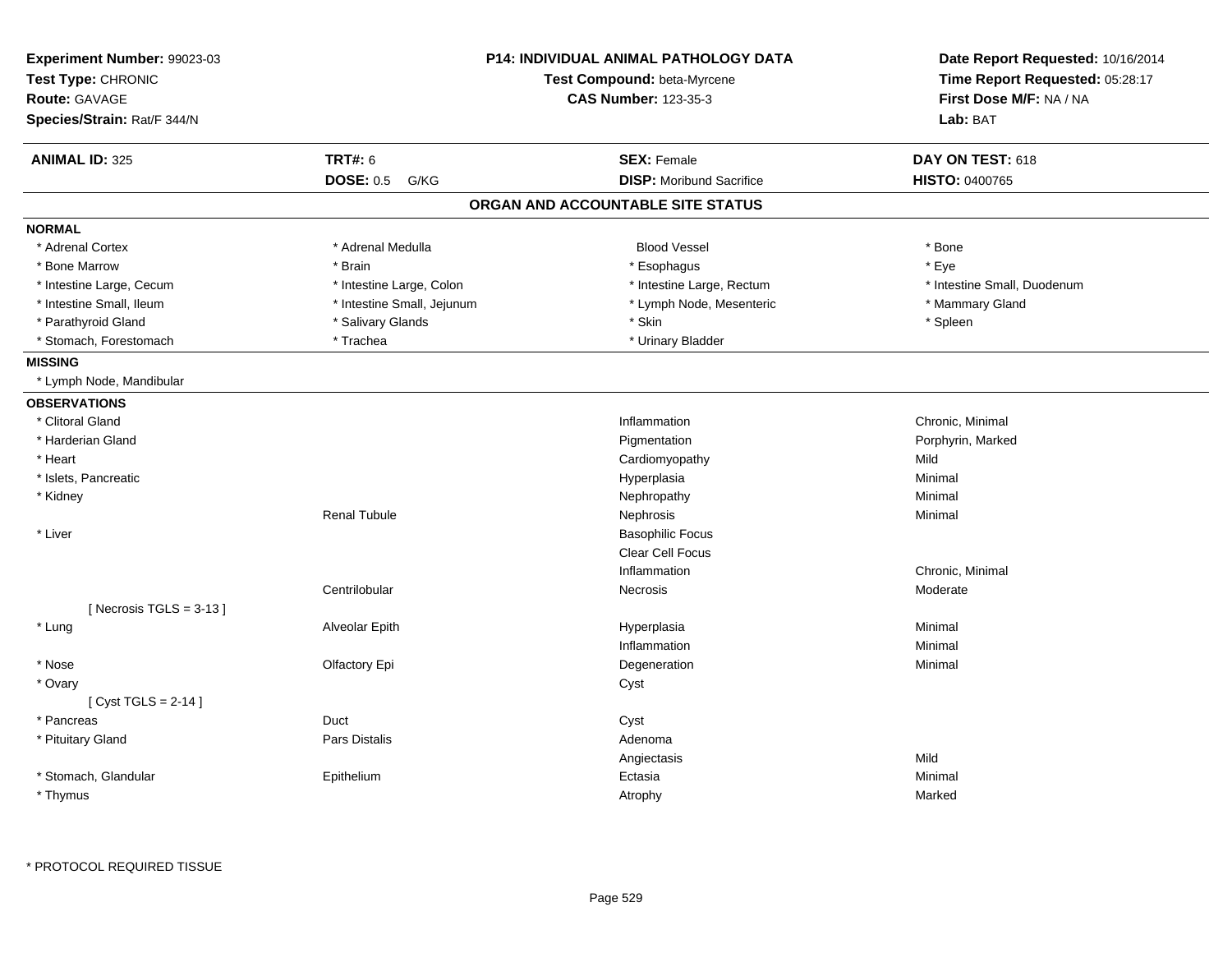**Experiment Number:** 99023-03
**Test Type:** CHRONIC
**Route:** GAVAGE
**Species/Strain:** Rat/F 344/N

**P14: INDIVIDUAL ANIMAL PATHOLOGY DATA**
**Test Compound:** beta-Myrcene
**CAS Number:** 123-35-3

**Date Report Requested:** 10/16/2014
**Time Report Requested:** 05:28:17
**First Dose M/F:** NA / NA
**Lab:** BAT

| **ANIMAL ID:** 325 | **TRT#:** 6 | **SEX:** Female | **DAY ON TEST:** 618 |
|---|---|---|---|
| | **DOSE:** 0.5 G/KG | **DISP:** Moribund Sacrifice | **HISTO:** 0400765 |

## ORGAN AND ACCOUNTABLE SITE STATUS

**NORMAL**

| | | | |
|---|---|---|---|
| * Adrenal Cortex | * Adrenal Medulla | Blood Vessel | * Bone |
| * Bone Marrow | * Brain | * Esophagus | * Eye |
| * Intestine Large, Cecum | * Intestine Large, Colon | * Intestine Large, Rectum | * Intestine Small, Duodenum |
| * Intestine Small, Ileum | * Intestine Small, Jejunum | * Lymph Node, Mesenteric | * Mammary Gland |
| * Parathyroid Gland | * Salivary Glands | * Skin | * Spleen |
| * Stomach, Forestomach | * Trachea | * Urinary Bladder | |

**MISSING**

* Lymph Node, Mandibular

**OBSERVATIONS**

| Organ | Site | Observation | Severity |
|---|---|---|---|
| * Clitoral Gland | | Inflammation | Chronic, Minimal |
| * Harderian Gland | | Pigmentation | Porphyrin, Marked |
| * Heart | | Cardiomyopathy | Mild |
| * Islets, Pancreatic | | Hyperplasia | Minimal |
| * Kidney | | Nephropathy | Minimal |
| | Renal Tubule | Nephrosis | Minimal |
| * Liver | | Basophilic Focus | |
| | | Clear Cell Focus | |
| | | Inflammation | Chronic, Minimal |
| | Centrilobular | Necrosis | Moderate |
| [ Necrosis TGLS = 3-13 ] | | | |
| * Lung | Alveolar Epith | Hyperplasia | Minimal |
| | | Inflammation | Minimal |
| * Nose | Olfactory Epi | Degeneration | Minimal |
| * Ovary | | Cyst | |
| [ Cyst TGLS = 2-14 ] | | | |
| * Pancreas | Duct | Cyst | |
| * Pituitary Gland | Pars Distalis | Adenoma | |
| | | Angiectasis | Mild |
| * Stomach, Glandular | Epithelium | Ectasia | Minimal |
| * Thymus | | Atrophy | Marked |

\* PROTOCOL REQUIRED TISSUE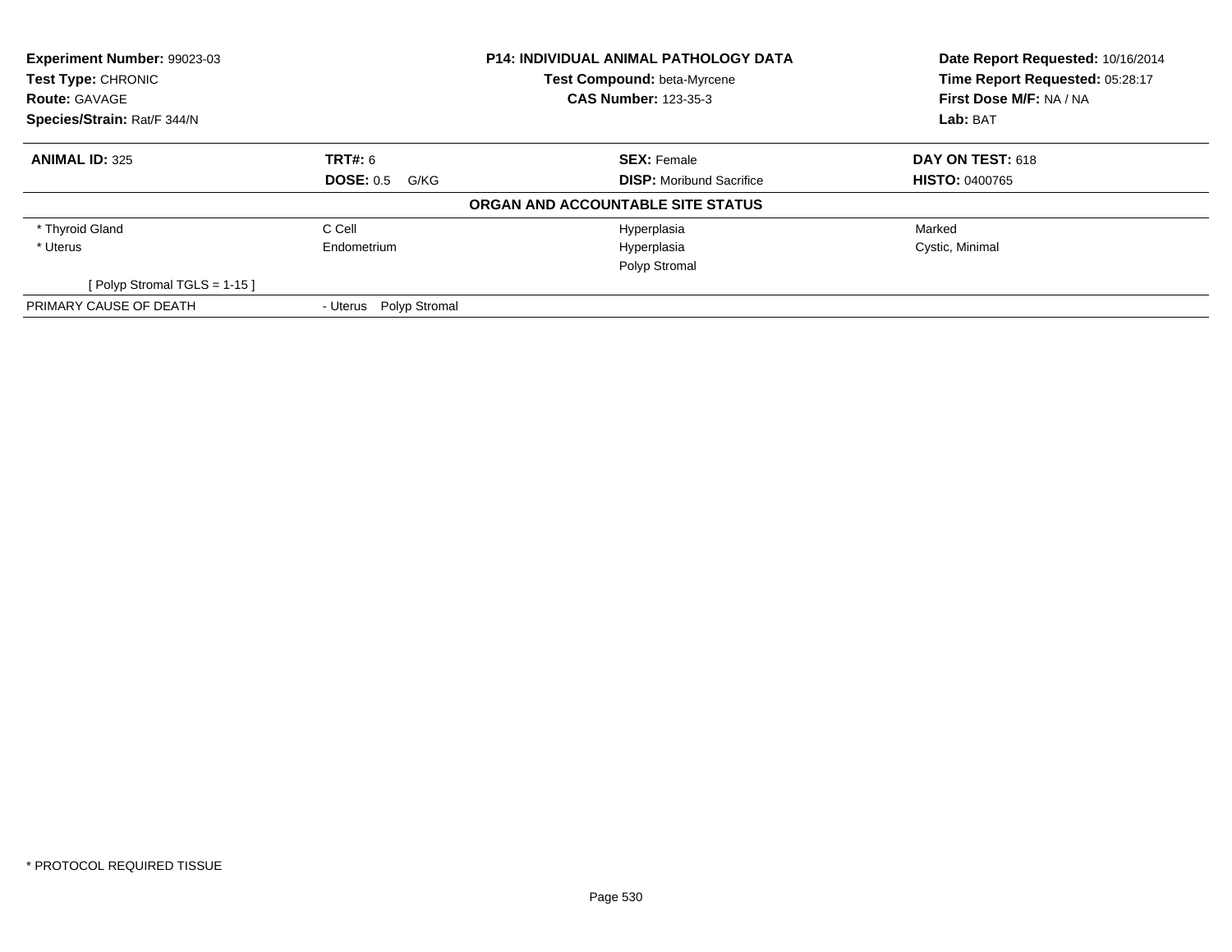| **Experiment Number:** 99023-03 | **P14: INDIVIDUAL ANIMAL PATHOLOGY DATA** | **Date Report Requested:** 10/16/2014 |
|---|---|---|
| **Test Type:** CHRONIC | **Test Compound:** beta-Myrcene | **Time Report Requested:** 05:28:17 |
| **Route:** GAVAGE | **CAS Number:** 123-35-3 | **First Dose M/F:** NA / NA |
| **Species/Strain:** Rat/F 344/N | | **Lab:** BAT |

| **ANIMAL ID:** 325 | **TRT#:** 6 | **SEX:** Female | **DAY ON TEST:** 618 |
|---|---|---|---|
| | **DOSE:** 0.5 G/KG | **DISP:** Moribund Sacrifice | **HISTO:** 0400765 |

**ORGAN AND ACCOUNTABLE SITE STATUS**

| | | | |
|---|---|---|---|
| * Thyroid Gland | C Cell | Hyperplasia | Marked |
| * Uterus | Endometrium | Hyperplasia | Cystic, Minimal |
| | | Polyp Stromal | |
| [ Polyp Stromal TGLS = 1-15 ] | | | |
| PRIMARY CAUSE OF DEATH | - Uterus Polyp Stromal | | |

* PROTOCOL REQUIRED TISSUE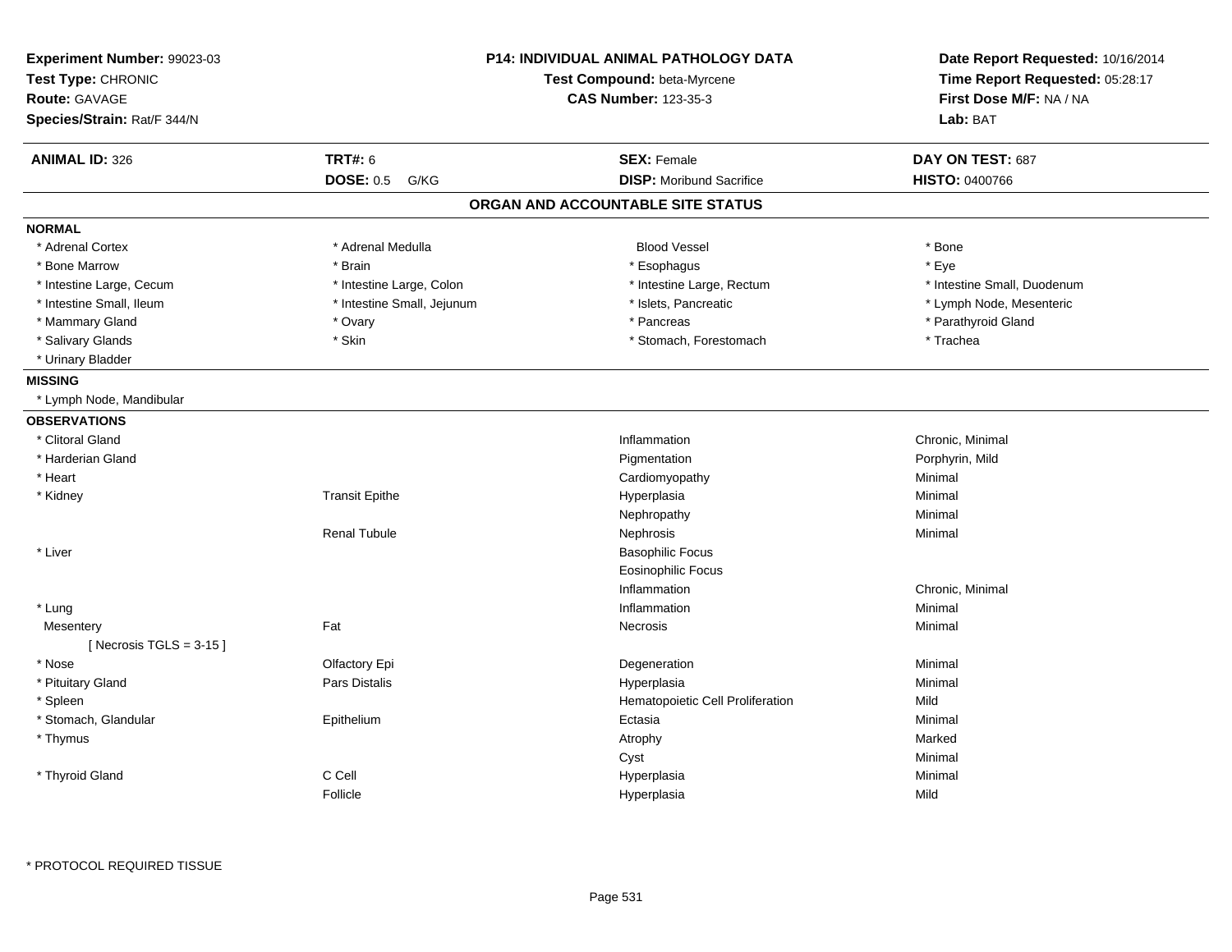**Experiment Number:** 99023-03
**Test Type:** CHRONIC
**Route:** GAVAGE
**Species/Strain:** Rat/F 344/N

**P14: INDIVIDUAL ANIMAL PATHOLOGY DATA**
**Test Compound:** beta-Myrcene
**CAS Number:** 123-35-3

**Date Report Requested:** 10/16/2014
**Time Report Requested:** 05:28:17
**First Dose M/F:** NA / NA
**Lab:** BAT

| **ANIMAL ID:** 326 | **TRT#:** 6 | **SEX:** Female | **DAY ON TEST:** 687 |
|---|---|---|---|
| | **DOSE:** 0.5 G/KG | **DISP:** Moribund Sacrifice | **HISTO:** 0400766 |

## ORGAN AND ACCOUNTABLE SITE STATUS

**NORMAL**

| | | | |
|---|---|---|---|
| * Adrenal Cortex | * Adrenal Medulla | Blood Vessel | * Bone |
| * Bone Marrow | * Brain | * Esophagus | * Eye |
| * Intestine Large, Cecum | * Intestine Large, Colon | * Intestine Large, Rectum | * Intestine Small, Duodenum |
| * Intestine Small, Ileum | * Intestine Small, Jejunum | * Islets, Pancreatic | * Lymph Node, Mesenteric |
| * Mammary Gland | * Ovary | * Pancreas | * Parathyroid Gland |
| * Salivary Glands | * Skin | * Stomach, Forestomach | * Trachea |
| * Urinary Bladder | | | |

**MISSING**

* Lymph Node, Mandibular

**OBSERVATIONS**

| | | | |
|---|---|---|---|
| * Clitoral Gland | | Inflammation | Chronic, Minimal |
| * Harderian Gland | | Pigmentation | Porphyrin, Mild |
| * Heart | | Cardiomyopathy | Minimal |
| * Kidney | Transit Epithe | Hyperplasia | Minimal |
| | | Nephropathy | Minimal |
| | Renal Tubule | Nephrosis | Minimal |
| * Liver | | Basophilic Focus | |
| | | Eosinophilic Focus | |
| | | Inflammation | Chronic, Minimal |
| * Lung | | Inflammation | Minimal |
| Mesentery | Fat | Necrosis | Minimal |
| [ Necrosis TGLS = 3-15 ] | | | |
| * Nose | Olfactory Epi | Degeneration | Minimal |
| * Pituitary Gland | Pars Distalis | Hyperplasia | Minimal |
| * Spleen | | Hematopoietic Cell Proliferation | Mild |
| * Stomach, Glandular | Epithelium | Ectasia | Minimal |
| * Thymus | | Atrophy | Marked |
| | | Cyst | Minimal |
| * Thyroid Gland | C Cell | Hyperplasia | Minimal |
| | Follicle | Hyperplasia | Mild |

* PROTOCOL REQUIRED TISSUE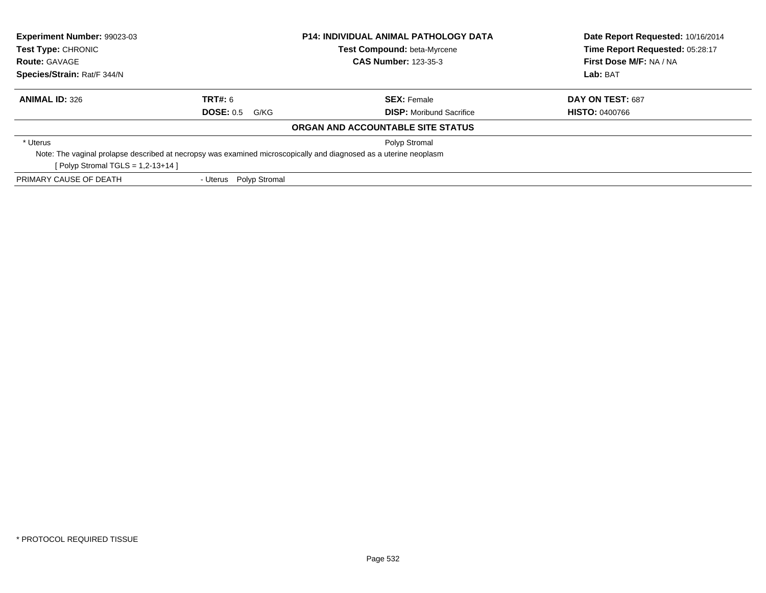| **Experiment Number:** 99023-03 | **P14: INDIVIDUAL ANIMAL PATHOLOGY DATA** | **Date Report Requested:** 10/16/2014 |
|---|---|---|
| **Test Type:** CHRONIC | **Test Compound:** beta-Myrcene | **Time Report Requested:** 05:28:17 |
| **Route:** GAVAGE | **CAS Number:** 123-35-3 | **First Dose M/F:** NA / NA |
| **Species/Strain:** Rat/F 344/N | | **Lab:** BAT |

| **ANIMAL ID:** 326 | **TRT#:** 6 | **SEX:** Female | **DAY ON TEST:** 687 |
|---|---|---|---|
| | **DOSE:** 0.5 G/KG | **DISP:** Moribund Sacrifice | **HISTO:** 0400766 |

**ORGAN AND ACCOUNTABLE SITE STATUS**

| | |
|---|---|
| * Uterus | Polyp Stromal |

Note: The vaginal prolapse described at necropsy was examined microscopically and diagnosed as a uterine neoplasm

[ Polyp Stromal TGLS = 1,2-13+14 ]

| | |
|---|---|
| PRIMARY CAUSE OF DEATH | - Uterus Polyp Stromal |

* PROTOCOL REQUIRED TISSUE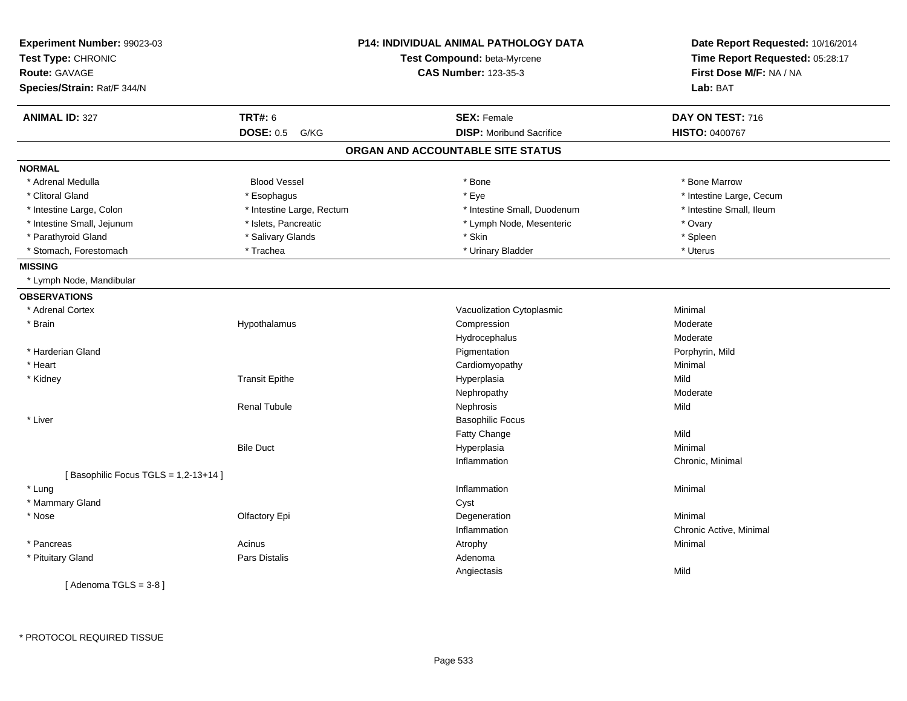**Experiment Number:** 99023-03
**Test Type:** CHRONIC
**Route:** GAVAGE
**Species/Strain:** Rat/F 344/N

**P14: INDIVIDUAL ANIMAL PATHOLOGY DATA**
**Test Compound:** beta-Myrcene
**CAS Number:** 123-35-3

**Date Report Requested:** 10/16/2014
**Time Report Requested:** 05:28:17
**First Dose M/F:** NA / NA
**Lab:** BAT

| **ANIMAL ID:** 327 | **TRT#:** 6 | **SEX:** Female | **DAY ON TEST:** 716 |
|---|---|---|---|
| | **DOSE:** 0.5 G/KG | **DISP:** Moribund Sacrifice | **HISTO:** 0400767 |

## ORGAN AND ACCOUNTABLE SITE STATUS

**NORMAL**

| | | | |
|---|---|---|---|
| * Adrenal Medulla | Blood Vessel | * Bone | * Bone Marrow |
| * Clitoral Gland | * Esophagus | * Eye | * Intestine Large, Cecum |
| * Intestine Large, Colon | * Intestine Large, Rectum | * Intestine Small, Duodenum | * Intestine Small, Ileum |
| * Intestine Small, Jejunum | * Islets, Pancreatic | * Lymph Node, Mesenteric | * Ovary |
| * Parathyroid Gland | * Salivary Glands | * Skin | * Spleen |
| * Stomach, Forestomach | * Trachea | * Urinary Bladder | * Uterus |

**MISSING**

* Lymph Node, Mandibular

**OBSERVATIONS**

| Organ | Site | Observation | Severity |
|---|---|---|---|
| * Adrenal Cortex | | Vacuolization Cytoplasmic | Minimal |
| * Brain | Hypothalamus | Compression | Moderate |
| | | Hydrocephalus | Moderate |
| * Harderian Gland | | Pigmentation | Porphyrin, Mild |
| * Heart | | Cardiomyopathy | Minimal |
| * Kidney | Transit Epithe | Hyperplasia | Mild |
| | | Nephropathy | Moderate |
| | Renal Tubule | Nephrosis | Mild |
| * Liver | | Basophilic Focus | |
| | | Fatty Change | Mild |
| | Bile Duct | Hyperplasia | Minimal |
| | | Inflammation | Chronic, Minimal |
| [ Basophilic Focus TGLS = 1,2-13+14 ] | | | |
| * Lung | | Inflammation | Minimal |
| * Mammary Gland | | Cyst | |
| * Nose | Olfactory Epi | Degeneration | Minimal |
| | | Inflammation | Chronic Active, Minimal |
| * Pancreas | Acinus | Atrophy | Minimal |
| * Pituitary Gland | Pars Distalis | Adenoma | |
| | | Angiectasis | Mild |
| [ Adenoma TGLS = 3-8 ] | | | |

\* PROTOCOL REQUIRED TISSUE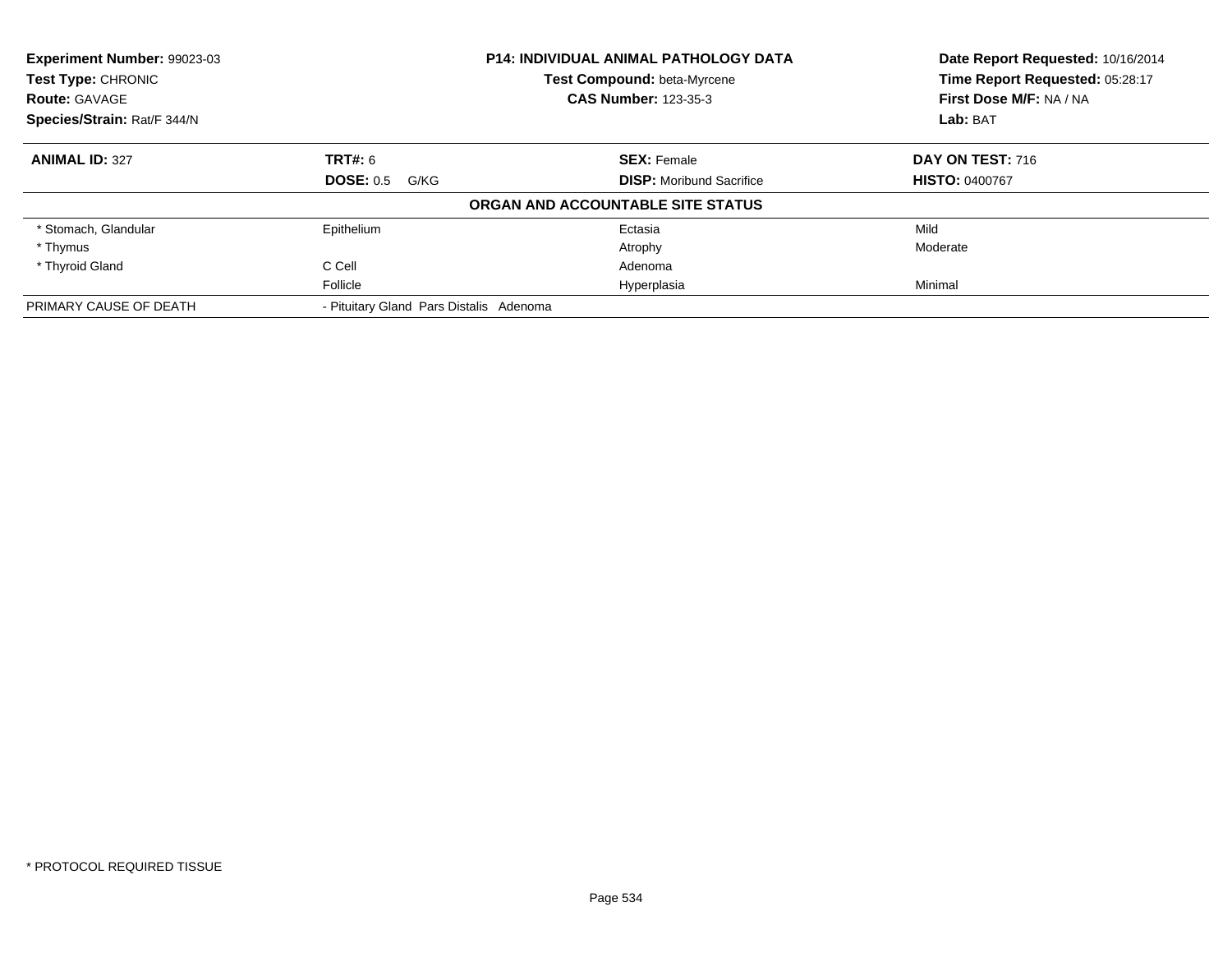**Experiment Number:** 99023-03
**Test Type:** CHRONIC
**Route:** GAVAGE
**Species/Strain:** Rat/F 344/N

**P14: INDIVIDUAL ANIMAL PATHOLOGY DATA**
**Test Compound:** beta-Myrcene
**CAS Number:** 123-35-3

**Date Report Requested:** 10/16/2014
**Time Report Requested:** 05:28:17
**First Dose M/F:** NA / NA
**Lab:** BAT

| **ANIMAL ID:** 327 | **TRT#:** 6 | **SEX:** Female | **DAY ON TEST:** 716 |
|---|---|---|---|
| | **DOSE:** 0.5 G/KG | **DISP:** Moribund Sacrifice | **HISTO:** 0400767 |

**ORGAN AND ACCOUNTABLE SITE STATUS**

| | | | |
|---|---|---|---|
| * Stomach, Glandular | Epithelium | Ectasia | Mild |
| * Thymus | | Atrophy | Moderate |
| * Thyroid Gland | C Cell | Adenoma | |
| | Follicle | Hyperplasia | Minimal |
| PRIMARY CAUSE OF DEATH | - Pituitary Gland Pars Distalis Adenoma | | |

* PROTOCOL REQUIRED TISSUE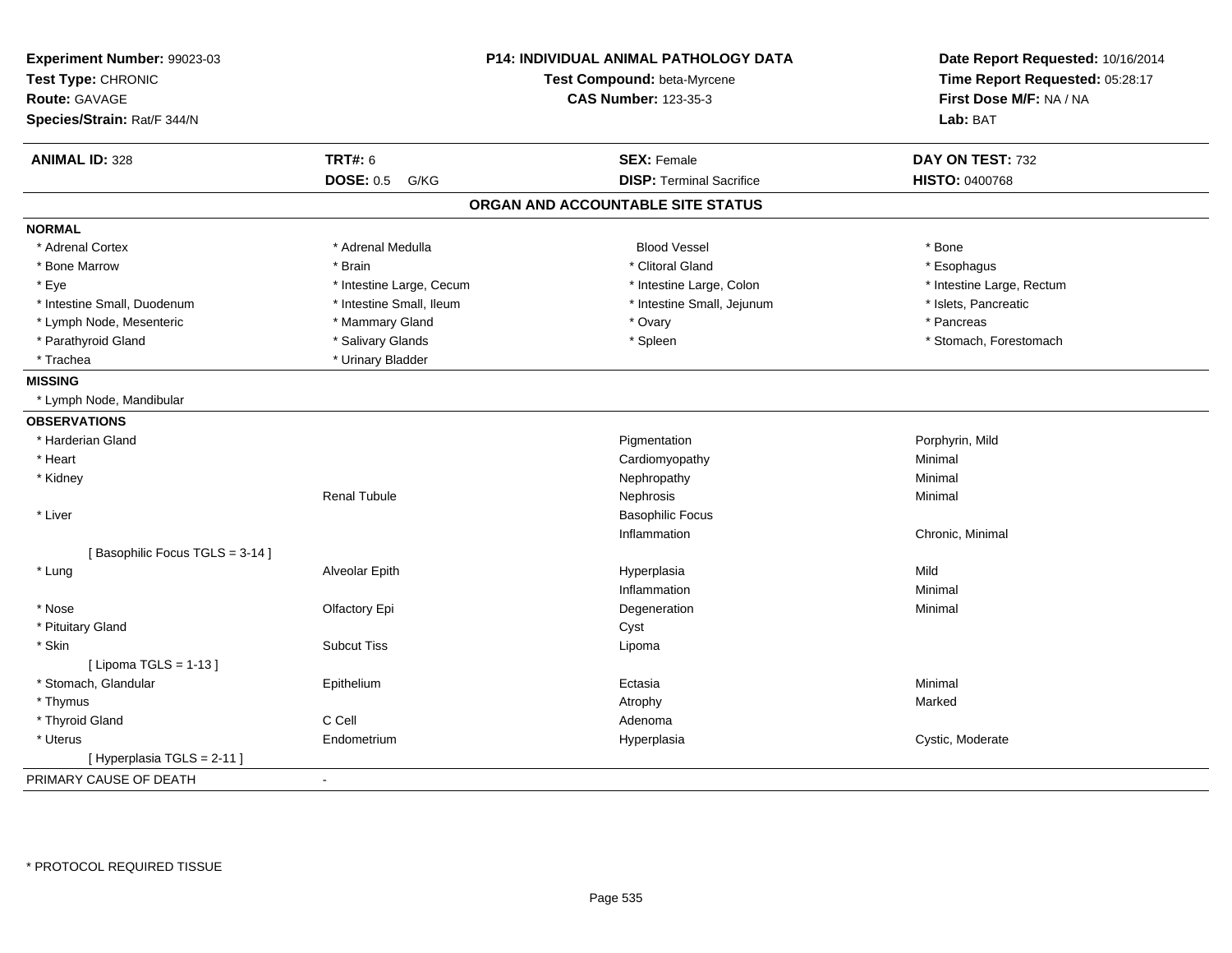**Experiment Number:** 99023-03
**Test Type:** CHRONIC
**Route:** GAVAGE
**Species/Strain:** Rat/F 344/N

**P14: INDIVIDUAL ANIMAL PATHOLOGY DATA**
**Test Compound:** beta-Myrcene
**CAS Number:** 123-35-3

**Date Report Requested:** 10/16/2014
**Time Report Requested:** 05:28:17
**First Dose M/F:** NA / NA
**Lab:** BAT

| **ANIMAL ID:** 328 | **TRT#:** 6 | **SEX:** Female | **DAY ON TEST:** 732 |
|---|---|---|---|
| | **DOSE:** 0.5 G/KG | **DISP:** Terminal Sacrifice | **HISTO:** 0400768 |

## ORGAN AND ACCOUNTABLE SITE STATUS

**NORMAL**

| | | | |
|---|---|---|---|
| * Adrenal Cortex | * Adrenal Medulla | Blood Vessel | * Bone |
| * Bone Marrow | * Brain | * Clitoral Gland | * Esophagus |
| * Eye | * Intestine Large, Cecum | * Intestine Large, Colon | * Intestine Large, Rectum |
| * Intestine Small, Duodenum | * Intestine Small, Ileum | * Intestine Small, Jejunum | * Islets, Pancreatic |
| * Lymph Node, Mesenteric | * Mammary Gland | * Ovary | * Pancreas |
| * Parathyroid Gland | * Salivary Glands | * Spleen | * Stomach, Forestomach |
| * Trachea | * Urinary Bladder | | |

**MISSING**

* Lymph Node, Mandibular

**OBSERVATIONS**

| | | | |
|---|---|---|---|
| * Harderian Gland | | Pigmentation | Porphyrin, Mild |
| * Heart | | Cardiomyopathy | Minimal |
| * Kidney | | Nephropathy | Minimal |
| | Renal Tubule | Nephrosis | Minimal |
| * Liver | | Basophilic Focus | |
| | | Inflammation | Chronic, Minimal |
| [ Basophilic Focus TGLS = 3-14 ] | | | |
| * Lung | Alveolar Epith | Hyperplasia | Mild |
| | | Inflammation | Minimal |
| * Nose | Olfactory Epi | Degeneration | Minimal |
| * Pituitary Gland | | Cyst | |
| * Skin | Subcut Tiss | Lipoma | |
| [ Lipoma TGLS = 1-13 ] | | | |
| * Stomach, Glandular | Epithelium | Ectasia | Minimal |
| * Thymus | | Atrophy | Marked |
| * Thyroid Gland | C Cell | Adenoma | |
| * Uterus | Endometrium | Hyperplasia | Cystic, Moderate |
| [ Hyperplasia TGLS = 2-11 ] | | | |

PRIMARY CAUSE OF DEATH -

* PROTOCOL REQUIRED TISSUE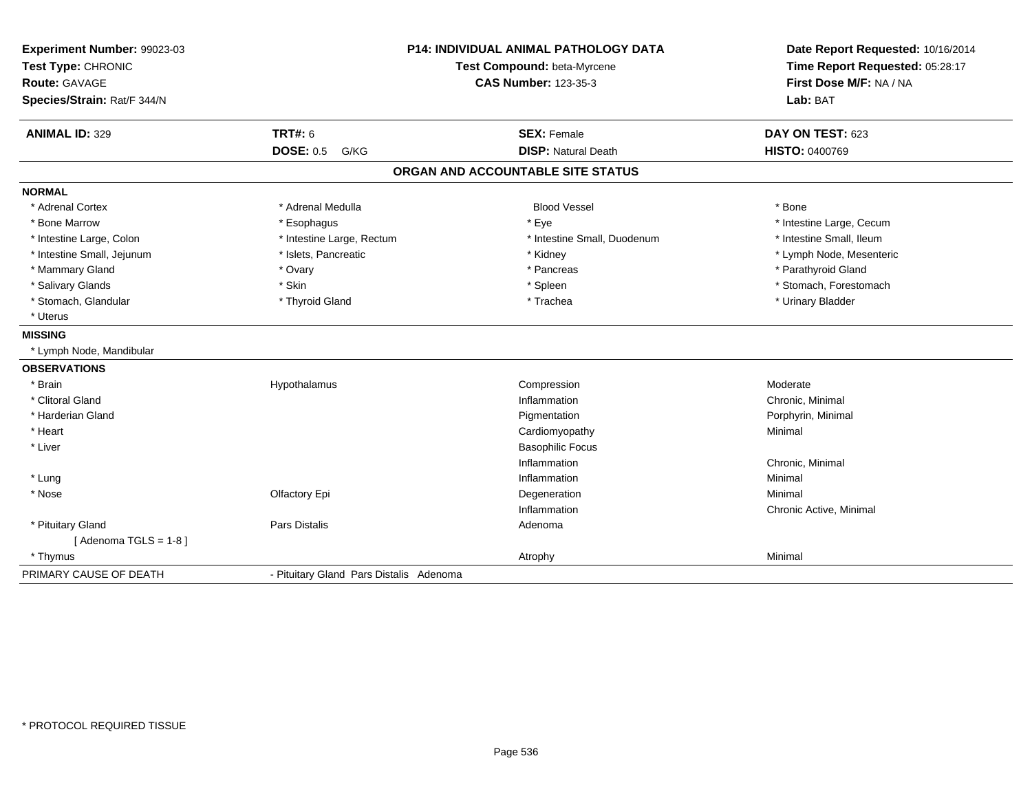**Experiment Number:** 99023-03
**Test Type:** CHRONIC
**Route:** GAVAGE
**Species/Strain:** Rat/F 344/N

**P14: INDIVIDUAL ANIMAL PATHOLOGY DATA**
**Test Compound:** beta-Myrcene
**CAS Number:** 123-35-3

**Date Report Requested:** 10/16/2014
**Time Report Requested:** 05:28:17
**First Dose M/F:** NA / NA
**Lab:** BAT

| **ANIMAL ID:** 329 | **TRT#:** 6 | **SEX:** Female | **DAY ON TEST:** 623 |
|---|---|---|---|
| | **DOSE:** 0.5 G/KG | **DISP:** Natural Death | **HISTO:** 0400769 |

## ORGAN AND ACCOUNTABLE SITE STATUS

**NORMAL**

| | | | |
|---|---|---|---|
| * Adrenal Cortex | * Adrenal Medulla | Blood Vessel | * Bone |
| * Bone Marrow | * Esophagus | * Eye | * Intestine Large, Cecum |
| * Intestine Large, Colon | * Intestine Large, Rectum | * Intestine Small, Duodenum | * Intestine Small, Ileum |
| * Intestine Small, Jejunum | * Islets, Pancreatic | * Kidney | * Lymph Node, Mesenteric |
| * Mammary Gland | * Ovary | * Pancreas | * Parathyroid Gland |
| * Salivary Glands | * Skin | * Spleen | * Stomach, Forestomach |
| * Stomach, Glandular | * Thyroid Gland | * Trachea | * Urinary Bladder |
| * Uterus | | | |

**MISSING**

* Lymph Node, Mandibular

**OBSERVATIONS**

| | | | |
|---|---|---|---|
| * Brain | Hypothalamus | Compression | Moderate |
| * Clitoral Gland | | Inflammation | Chronic, Minimal |
| * Harderian Gland | | Pigmentation | Porphyrin, Minimal |
| * Heart | | Cardiomyopathy | Minimal |
| * Liver | | Basophilic Focus | |
| | | Inflammation | Chronic, Minimal |
| * Lung | | Inflammation | Minimal |
| * Nose | Olfactory Epi | Degeneration | Minimal |
| | | Inflammation | Chronic Active, Minimal |
| * Pituitary Gland | Pars Distalis | Adenoma | |
| [ Adenoma TGLS = 1-8 ] | | | |
| * Thymus | | Atrophy | Minimal |

PRIMARY CAUSE OF DEATH - Pituitary Gland Pars Distalis Adenoma

* PROTOCOL REQUIRED TISSUE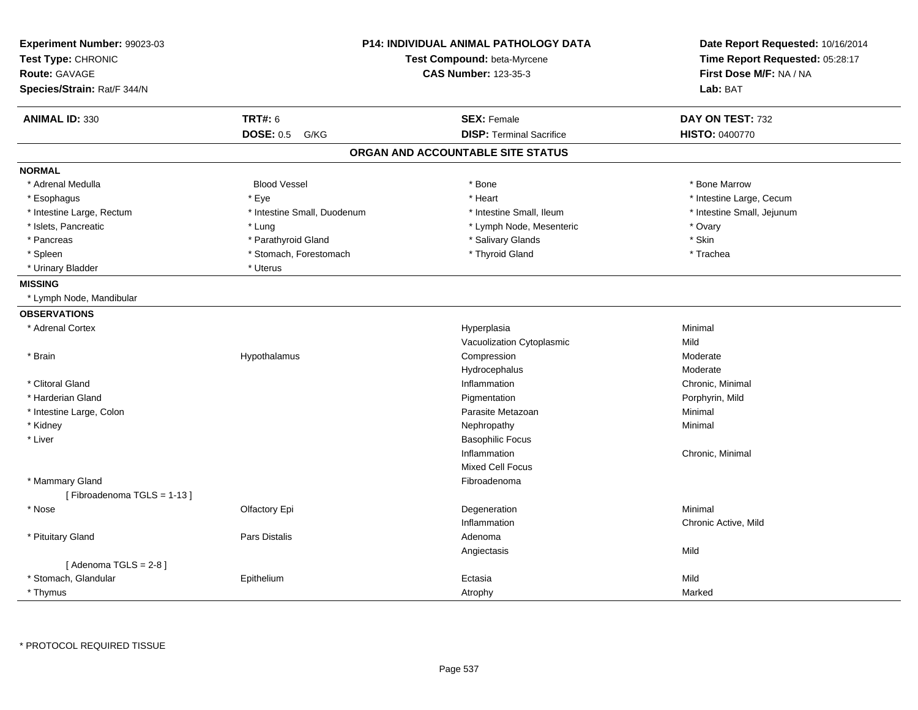**Experiment Number:** 99023-03
**Test Type:** CHRONIC
**Route:** GAVAGE
**Species/Strain:** Rat/F 344/N

**P14: INDIVIDUAL ANIMAL PATHOLOGY DATA**
**Test Compound:** beta-Myrcene
**CAS Number:** 123-35-3

**Date Report Requested:** 10/16/2014
**Time Report Requested:** 05:28:17
**First Dose M/F:** NA / NA
**Lab:** BAT

| **ANIMAL ID:** 330 | **TRT#:** 6 | **SEX:** Female | **DAY ON TEST:** 732 |
|---|---|---|---|
| | **DOSE:** 0.5 G/KG | **DISP:** Terminal Sacrifice | **HISTO:** 0400770 |

## ORGAN AND ACCOUNTABLE SITE STATUS

**NORMAL**

| | | | |
|---|---|---|---|
| * Adrenal Medulla | Blood Vessel | * Bone | * Bone Marrow |
| * Esophagus | * Eye | * Heart | * Intestine Large, Cecum |
| * Intestine Large, Rectum | * Intestine Small, Duodenum | * Intestine Small, Ileum | * Intestine Small, Jejunum |
| * Islets, Pancreatic | * Lung | * Lymph Node, Mesenteric | * Ovary |
| * Pancreas | * Parathyroid Gland | * Salivary Glands | * Skin |
| * Spleen | * Stomach, Forestomach | * Thyroid Gland | * Trachea |
| * Urinary Bladder | * Uterus | | |

**MISSING**

* Lymph Node, Mandibular

**OBSERVATIONS**

| | | | |
|---|---|---|---|
| * Adrenal Cortex | | Hyperplasia | Minimal |
| | | Vacuolization Cytoplasmic | Mild |
| * Brain | Hypothalamus | Compression | Moderate |
| | | Hydrocephalus | Moderate |
| * Clitoral Gland | | Inflammation | Chronic, Minimal |
| * Harderian Gland | | Pigmentation | Porphyrin, Mild |
| * Intestine Large, Colon | | Parasite Metazoan | Minimal |
| * Kidney | | Nephropathy | Minimal |
| * Liver | | Basophilic Focus | |
| | | Inflammation | Chronic, Minimal |
| | | Mixed Cell Focus | |
| * Mammary Gland | | Fibroadenoma | |
| [ Fibroadenoma TGLS = 1-13 ] | | | |
| * Nose | Olfactory Epi | Degeneration | Minimal |
| | | Inflammation | Chronic Active, Mild |
| * Pituitary Gland | Pars Distalis | Adenoma | |
| | | Angiectasis | Mild |
| [ Adenoma TGLS = 2-8 ] | | | |
| * Stomach, Glandular | Epithelium | Ectasia | Mild |
| * Thymus | | Atrophy | Marked |

\* PROTOCOL REQUIRED TISSUE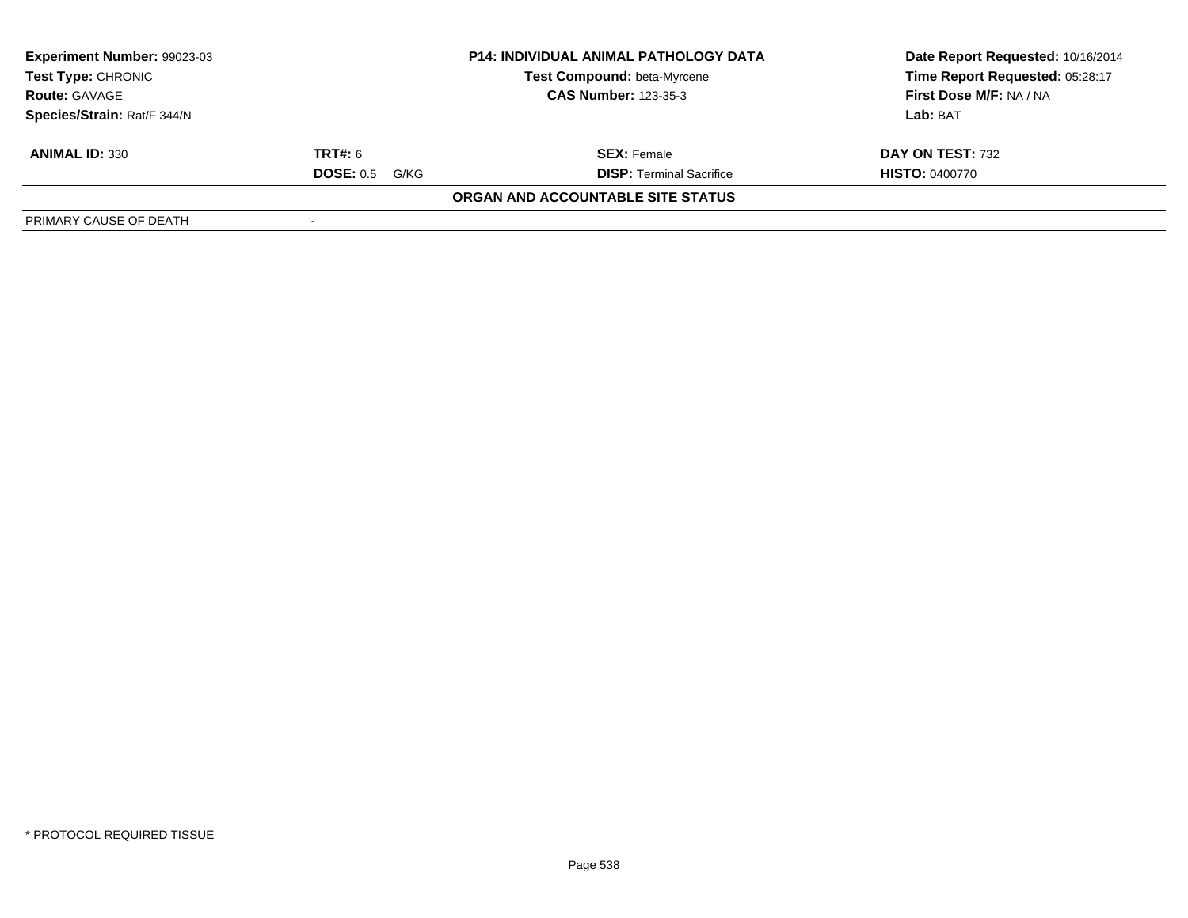| Experiment Number: 99023-03 | P14: INDIVIDUAL ANIMAL PATHOLOGY DATA | Date Report Requested: 10/16/2014 |
|---|---|---|
| Test Type: CHRONIC | Test Compound: beta-Myrcene | Time Report Requested: 05:28:17 |
| Route: GAVAGE | CAS Number: 123-35-3 | First Dose M/F: NA / NA |
| Species/Strain: Rat/F 344/N | | Lab: BAT |

| ANIMAL ID: 330 | TRT#: 6 | SEX: Female | DAY ON TEST: 732 |
|---|---|---|---|
| | DOSE: 0.5 G/KG | DISP: Terminal Sacrifice | HISTO: 0400770 |

**ORGAN AND ACCOUNTABLE SITE STATUS**

| PRIMARY CAUSE OF DEATH | - |
|---|---|

\* PROTOCOL REQUIRED TISSUE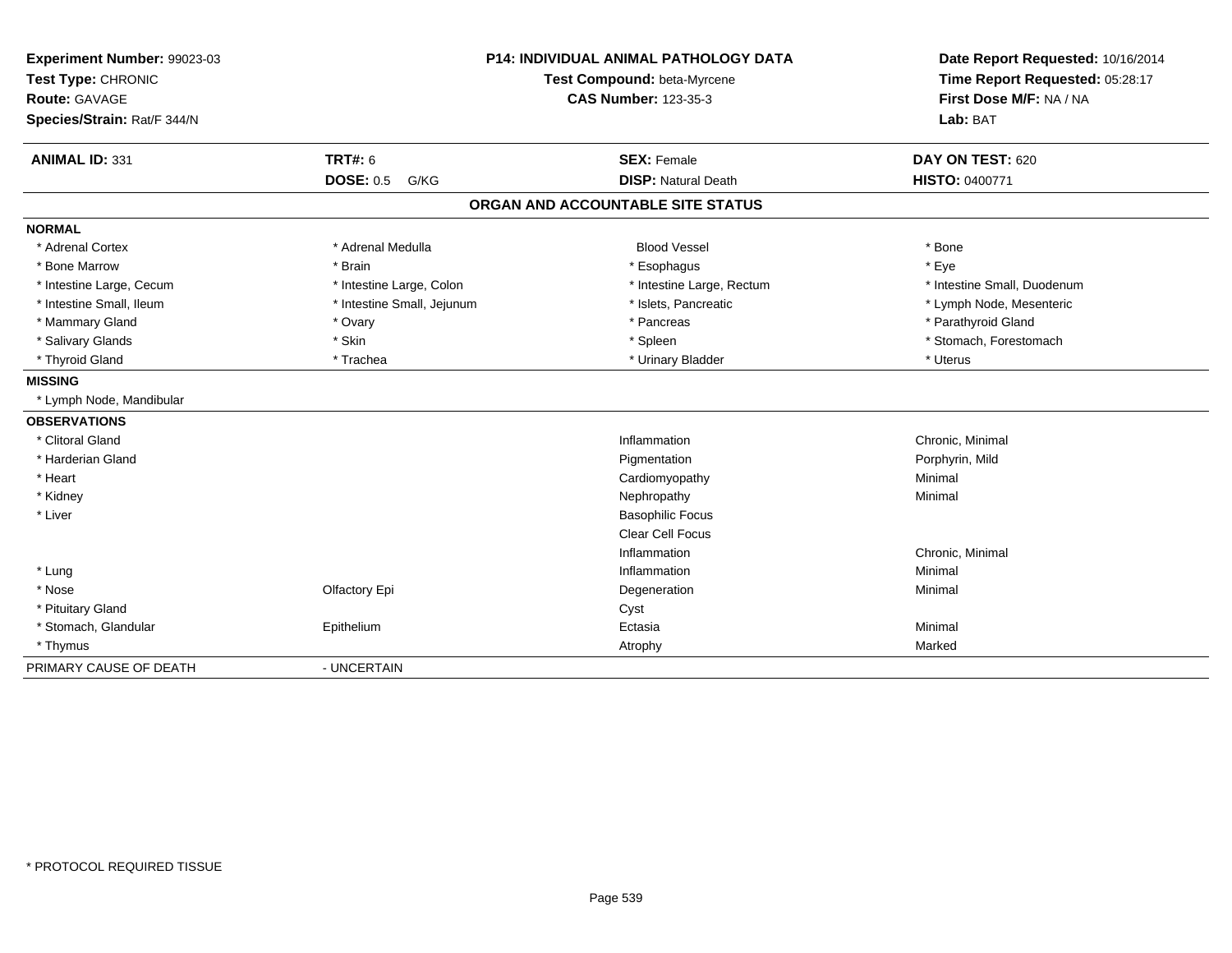**Experiment Number:** 99023-03
**Test Type:** CHRONIC
**Route:** GAVAGE
**Species/Strain:** Rat/F 344/N

**P14: INDIVIDUAL ANIMAL PATHOLOGY DATA**
**Test Compound:** beta-Myrcene
**CAS Number:** 123-35-3

**Date Report Requested:** 10/16/2014
**Time Report Requested:** 05:28:17
**First Dose M/F:** NA / NA
**Lab:** BAT

| **ANIMAL ID:** 331 | **TRT#:** 6 | **SEX:** Female | **DAY ON TEST:** 620 |
|---|---|---|---|
| | **DOSE:** 0.5 G/KG | **DISP:** Natural Death | **HISTO:** 0400771 |

## ORGAN AND ACCOUNTABLE SITE STATUS

**NORMAL**

| | | | |
|---|---|---|---|
| * Adrenal Cortex | * Adrenal Medulla | Blood Vessel | * Bone |
| * Bone Marrow | * Brain | * Esophagus | * Eye |
| * Intestine Large, Cecum | * Intestine Large, Colon | * Intestine Large, Rectum | * Intestine Small, Duodenum |
| * Intestine Small, Ileum | * Intestine Small, Jejunum | * Islets, Pancreatic | * Lymph Node, Mesenteric |
| * Mammary Gland | * Ovary | * Pancreas | * Parathyroid Gland |
| * Salivary Glands | * Skin | * Spleen | * Stomach, Forestomach |
| * Thyroid Gland | * Trachea | * Urinary Bladder | * Uterus |

**MISSING**

* Lymph Node, Mandibular

**OBSERVATIONS**

| | | | |
|---|---|---|---|
| * Clitoral Gland | | Inflammation | Chronic, Minimal |
| * Harderian Gland | | Pigmentation | Porphyrin, Mild |
| * Heart | | Cardiomyopathy | Minimal |
| * Kidney | | Nephropathy | Minimal |
| * Liver | | Basophilic Focus | |
| | | Clear Cell Focus | |
| | | Inflammation | Chronic, Minimal |
| * Lung | | Inflammation | Minimal |
| * Nose | Olfactory Epi | Degeneration | Minimal |
| * Pituitary Gland | | Cyst | |
| * Stomach, Glandular | Epithelium | Ectasia | Minimal |
| * Thymus | | Atrophy | Marked |

PRIMARY CAUSE OF DEATH - UNCERTAIN

* PROTOCOL REQUIRED TISSUE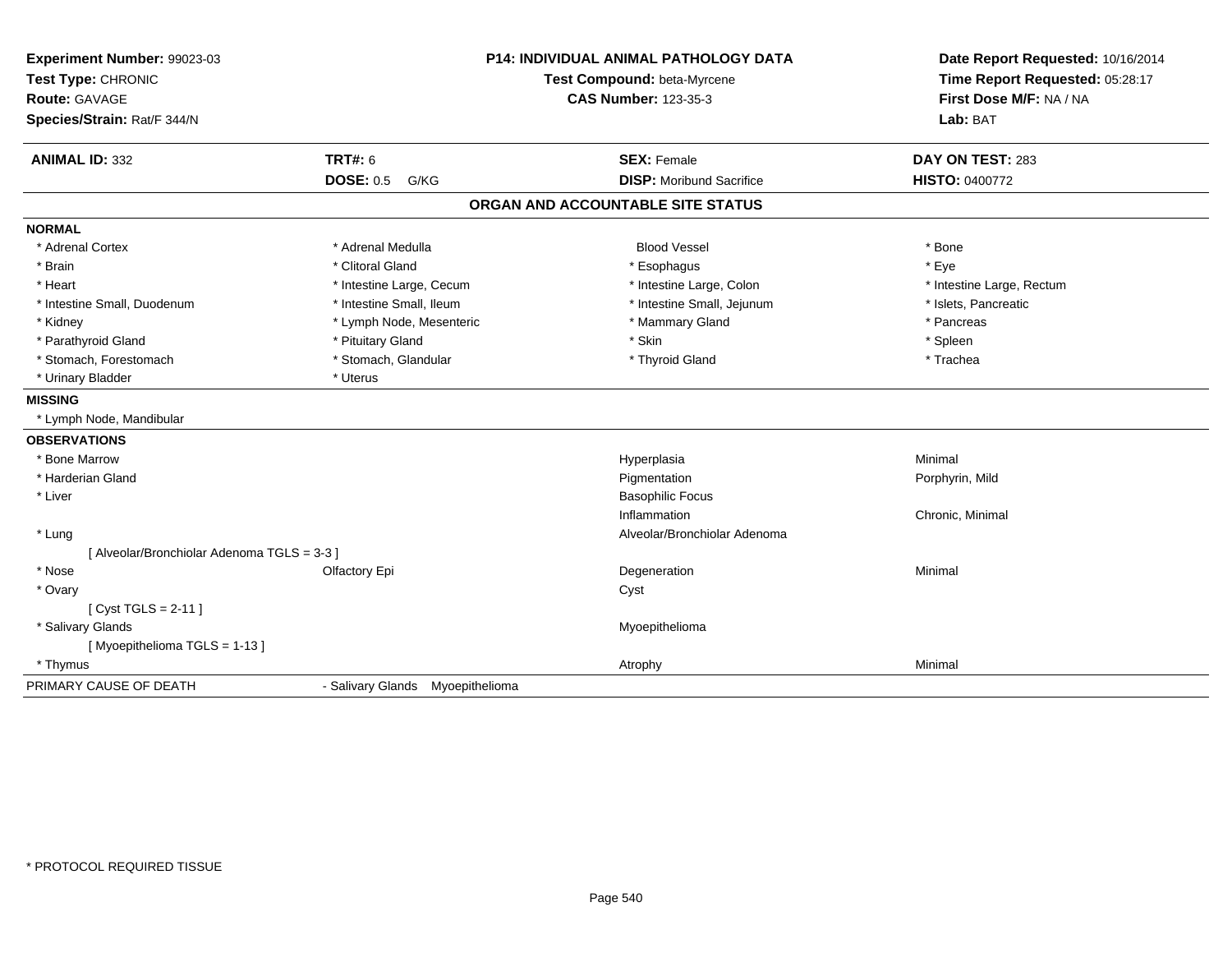**Experiment Number:** 99023-03
**Test Type:** CHRONIC
**Route:** GAVAGE
**Species/Strain:** Rat/F 344/N

**P14: INDIVIDUAL ANIMAL PATHOLOGY DATA**
**Test Compound:** beta-Myrcene
**CAS Number:** 123-35-3

**Date Report Requested:** 10/16/2014
**Time Report Requested:** 05:28:17
**First Dose M/F:** NA / NA
**Lab:** BAT

| **ANIMAL ID:** 332 | **TRT#:** 6 | **SEX:** Female | **DAY ON TEST:** 283 |
|---|---|---|---|
| | **DOSE:** 0.5 G/KG | **DISP:** Moribund Sacrifice | **HISTO:** 0400772 |

## ORGAN AND ACCOUNTABLE SITE STATUS

**NORMAL**

| | | | |
|---|---|---|---|
| * Adrenal Cortex | * Adrenal Medulla | Blood Vessel | * Bone |
| * Brain | * Clitoral Gland | * Esophagus | * Eye |
| * Heart | * Intestine Large, Cecum | * Intestine Large, Colon | * Intestine Large, Rectum |
| * Intestine Small, Duodenum | * Intestine Small, Ileum | * Intestine Small, Jejunum | * Islets, Pancreatic |
| * Kidney | * Lymph Node, Mesenteric | * Mammary Gland | * Pancreas |
| * Parathyroid Gland | * Pituitary Gland | * Skin | * Spleen |
| * Stomach, Forestomach | * Stomach, Glandular | * Thyroid Gland | * Trachea |
| * Urinary Bladder | * Uterus | | |

**MISSING**

* Lymph Node, Mandibular

**OBSERVATIONS**

| | | | |
|---|---|---|---|
| * Bone Marrow | | Hyperplasia | Minimal |
| * Harderian Gland | | Pigmentation | Porphyrin, Mild |
| * Liver | | Basophilic Focus | |
| | | Inflammation | Chronic, Minimal |
| * Lung | | Alveolar/Bronchiolar Adenoma | |
| [ Alveolar/Bronchiolar Adenoma TGLS = 3-3 ] | | | |
| * Nose | Olfactory Epi | Degeneration | Minimal |
| * Ovary | | Cyst | |
| [ Cyst TGLS = 2-11 ] | | | |
| * Salivary Glands | | Myoepithelioma | |
| [ Myoepithelioma TGLS = 1-13 ] | | | |
| * Thymus | | Atrophy | Minimal |

PRIMARY CAUSE OF DEATH - Salivary Glands Myoepithelioma

* PROTOCOL REQUIRED TISSUE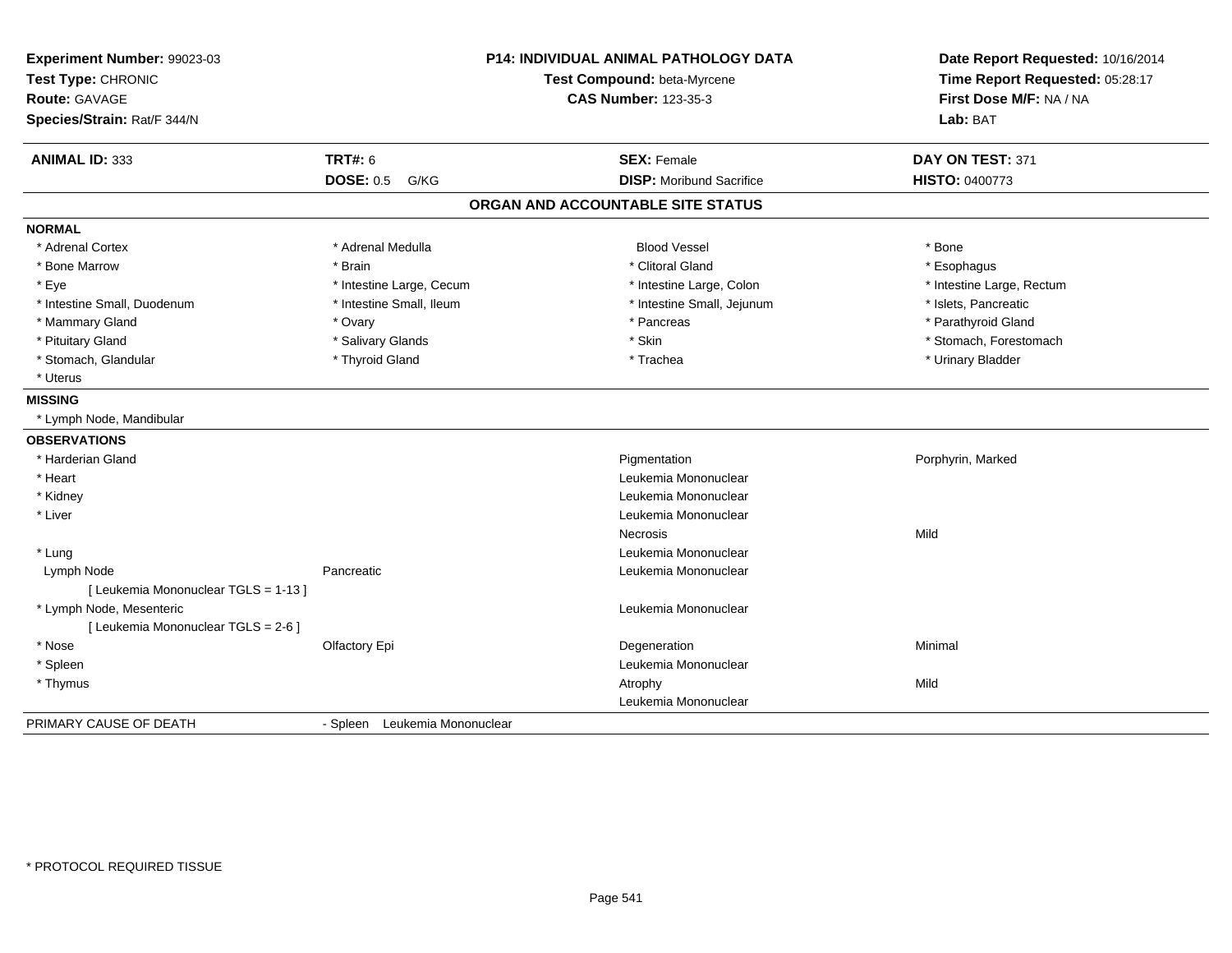**Experiment Number:** 99023-03
**Test Type:** CHRONIC
**Route:** GAVAGE
**Species/Strain:** Rat/F 344/N

**P14: INDIVIDUAL ANIMAL PATHOLOGY DATA**
**Test Compound:** beta-Myrcene
**CAS Number:** 123-35-3

**Date Report Requested:** 10/16/2014
**Time Report Requested:** 05:28:17
**First Dose M/F:** NA / NA
**Lab:** BAT

| **ANIMAL ID:** 333 | **TRT#:** 6 | **SEX:** Female | **DAY ON TEST:** 371 |
|---|---|---|---|
| | **DOSE:** 0.5 G/KG | **DISP:** Moribund Sacrifice | **HISTO:** 0400773 |

## ORGAN AND ACCOUNTABLE SITE STATUS

### NORMAL

| | | | |
|---|---|---|---|
| * Adrenal Cortex | * Adrenal Medulla | Blood Vessel | * Bone |
| * Bone Marrow | * Brain | * Clitoral Gland | * Esophagus |
| * Eye | * Intestine Large, Cecum | * Intestine Large, Colon | * Intestine Large, Rectum |
| * Intestine Small, Duodenum | * Intestine Small, Ileum | * Intestine Small, Jejunum | * Islets, Pancreatic |
| * Mammary Gland | * Ovary | * Pancreas | * Parathyroid Gland |
| * Pituitary Gland | * Salivary Glands | * Skin | * Stomach, Forestomach |
| * Stomach, Glandular | * Thyroid Gland | * Trachea | * Urinary Bladder |
| * Uterus | | | |

### MISSING

* Lymph Node, Mandibular

### OBSERVATIONS

| | | | |
|---|---|---|---|
| * Harderian Gland | | Pigmentation | Porphyrin, Marked |
| * Heart | | Leukemia Mononuclear | |
| * Kidney | | Leukemia Mononuclear | |
| * Liver | | Leukemia Mononuclear | |
| | | Necrosis | Mild |
| * Lung | | Leukemia Mononuclear | |
| Lymph Node | Pancreatic | Leukemia Mononuclear | |
| [ Leukemia Mononuclear TGLS = 1-13 ] | | | |
| * Lymph Node, Mesenteric | | Leukemia Mononuclear | |
| [ Leukemia Mononuclear TGLS = 2-6 ] | | | |
| * Nose | Olfactory Epi | Degeneration | Minimal |
| * Spleen | | Leukemia Mononuclear | |
| * Thymus | | Atrophy | Mild |
| | | Leukemia Mononuclear | |

PRIMARY CAUSE OF DEATH - Spleen Leukemia Mononuclear

* PROTOCOL REQUIRED TISSUE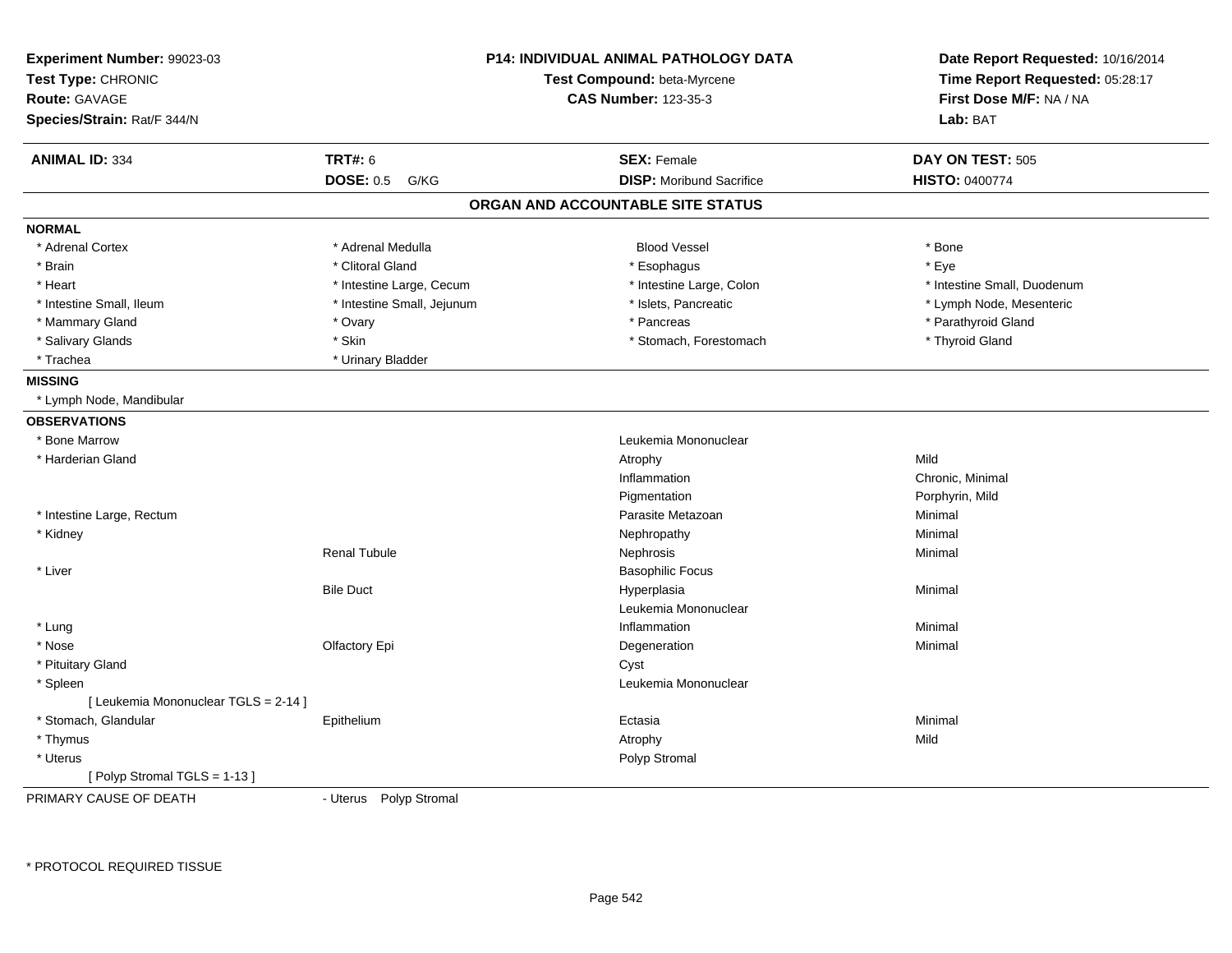**Experiment Number:** 99023-03
**Test Type:** CHRONIC
**Route:** GAVAGE
**Species/Strain:** Rat/F 344/N

**P14: INDIVIDUAL ANIMAL PATHOLOGY DATA**
**Test Compound:** beta-Myrcene
**CAS Number:** 123-35-3

**Date Report Requested:** 10/16/2014
**Time Report Requested:** 05:28:17
**First Dose M/F:** NA / NA
**Lab:** BAT

| **ANIMAL ID:** 334 | **TRT#:** 6 | **SEX:** Female | **DAY ON TEST:** 505 |
|---|---|---|---|
| | **DOSE:** 0.5 G/KG | **DISP:** Moribund Sacrifice | **HISTO:** 0400774 |

## ORGAN AND ACCOUNTABLE SITE STATUS

**NORMAL**

| | | | |
|---|---|---|---|
| * Adrenal Cortex | * Adrenal Medulla | Blood Vessel | * Bone |
| * Brain | * Clitoral Gland | * Esophagus | * Eye |
| * Heart | * Intestine Large, Cecum | * Intestine Large, Colon | * Intestine Small, Duodenum |
| * Intestine Small, Ileum | * Intestine Small, Jejunum | * Islets, Pancreatic | * Lymph Node, Mesenteric |
| * Mammary Gland | * Ovary | * Pancreas | * Parathyroid Gland |
| * Salivary Glands | * Skin | * Stomach, Forestomach | * Thyroid Gland |
| * Trachea | * Urinary Bladder | | |

**MISSING**

* Lymph Node, Mandibular

**OBSERVATIONS**

| Organ | Site | Observation | Severity |
|---|---|---|---|
| * Bone Marrow | | Leukemia Mononuclear | |
| * Harderian Gland | | Atrophy | Mild |
| | | Inflammation | Chronic, Minimal |
| | | Pigmentation | Porphyrin, Mild |
| * Intestine Large, Rectum | | Parasite Metazoan | Minimal |
| * Kidney | | Nephropathy | Minimal |
| | Renal Tubule | Nephrosis | Minimal |
| * Liver | | Basophilic Focus | |
| | Bile Duct | Hyperplasia | Minimal |
| | | Leukemia Mononuclear | |
| * Lung | | Inflammation | Minimal |
| * Nose | Olfactory Epi | Degeneration | Minimal |
| * Pituitary Gland | | Cyst | |
| * Spleen | | Leukemia Mononuclear | |
| [ Leukemia Mononuclear TGLS = 2-14 ] | | | |
| * Stomach, Glandular | Epithelium | Ectasia | Minimal |
| * Thymus | | Atrophy | Mild |
| * Uterus | | Polyp Stromal | |
| [ Polyp Stromal TGLS = 1-13 ] | | | |

PRIMARY CAUSE OF DEATH - Uterus Polyp Stromal

\* PROTOCOL REQUIRED TISSUE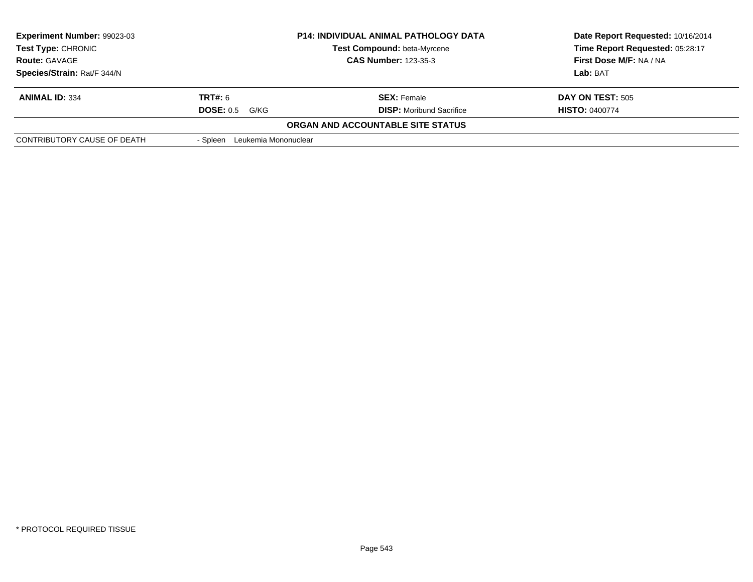| **Experiment Number:** 99023-03 | **P14: INDIVIDUAL ANIMAL PATHOLOGY DATA** | **Date Report Requested:** 10/16/2014 |
|---|---|---|
| **Test Type:** CHRONIC | **Test Compound:** beta-Myrcene | **Time Report Requested:** 05:28:17 |
| **Route:** GAVAGE | **CAS Number:** 123-35-3 | **First Dose M/F:** NA / NA |
| **Species/Strain:** Rat/F 344/N | | **Lab:** BAT |

| **ANIMAL ID:** 334 | **TRT#:** 6 | **SEX:** Female | **DAY ON TEST:** 505 |
|---|---|---|---|
| | **DOSE:** 0.5 G/KG | **DISP:** Moribund Sacrifice | **HISTO:** 0400774 |

**ORGAN AND ACCOUNTABLE SITE STATUS**

| | |
|---|---|
| CONTRIBUTORY CAUSE OF DEATH | - Spleen Leukemia Mononuclear |

* PROTOCOL REQUIRED TISSUE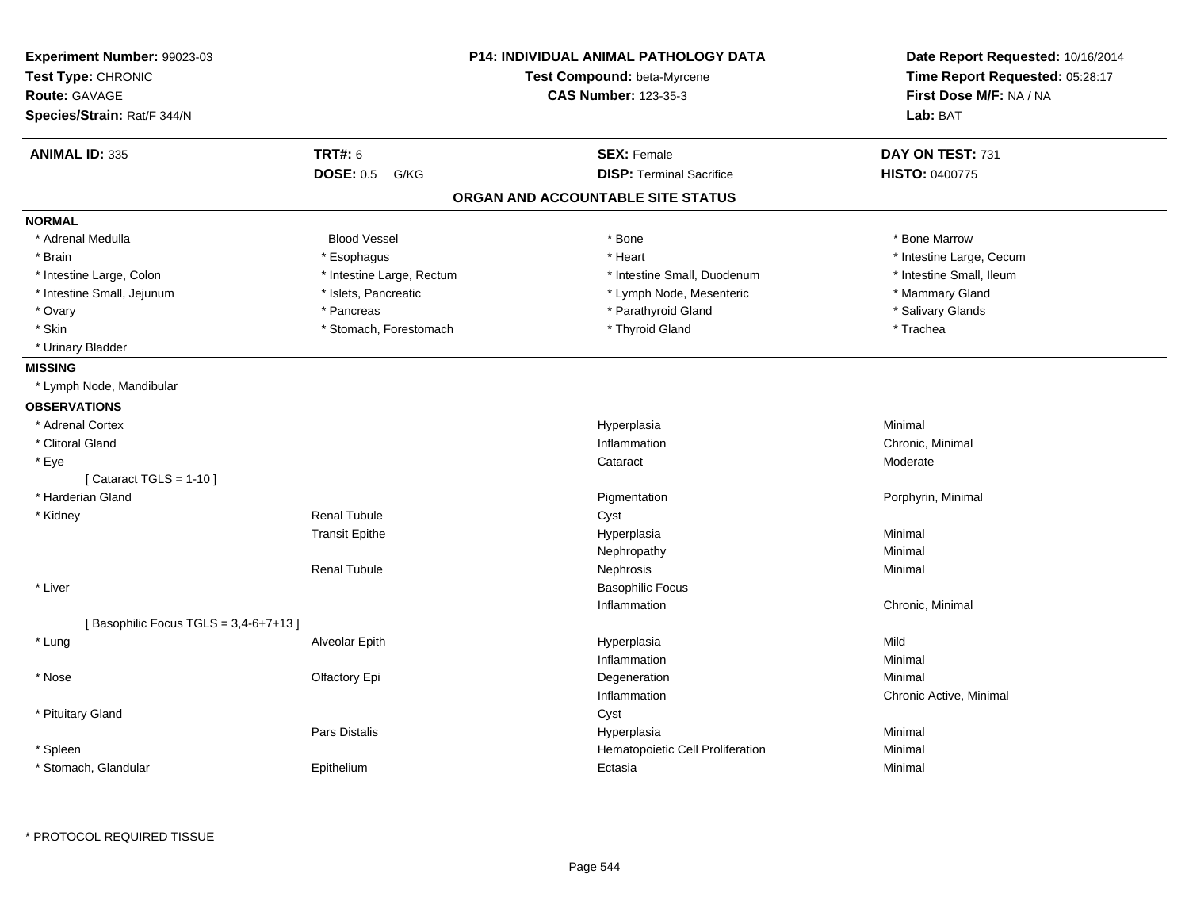**Experiment Number:** 99023-03
**Test Type:** CHRONIC
**Route:** GAVAGE
**Species/Strain:** Rat/F 344/N

**P14: INDIVIDUAL ANIMAL PATHOLOGY DATA**
**Test Compound:** beta-Myrcene
**CAS Number:** 123-35-3

**Date Report Requested:** 10/16/2014
**Time Report Requested:** 05:28:17
**First Dose M/F:** NA / NA
**Lab:** BAT

| **ANIMAL ID:** 335 | **TRT#:** 6 | **SEX:** Female | **DAY ON TEST:** 731 |
|---|---|---|---|
| | **DOSE:** 0.5 G/KG | **DISP:** Terminal Sacrifice | **HISTO:** 0400775 |

## ORGAN AND ACCOUNTABLE SITE STATUS

**NORMAL**

| | | | |
|---|---|---|---|
| * Adrenal Medulla | Blood Vessel | * Bone | * Bone Marrow |
| * Brain | * Esophagus | * Heart | * Intestine Large, Cecum |
| * Intestine Large, Colon | * Intestine Large, Rectum | * Intestine Small, Duodenum | * Intestine Small, Ileum |
| * Intestine Small, Jejunum | * Islets, Pancreatic | * Lymph Node, Mesenteric | * Mammary Gland |
| * Ovary | * Pancreas | * Parathyroid Gland | * Salivary Glands |
| * Skin | * Stomach, Forestomach | * Thyroid Gland | * Trachea |
| * Urinary Bladder | | | |

**MISSING**

* Lymph Node, Mandibular

**OBSERVATIONS**

| Organ | Site | Observation | Severity |
|---|---|---|---|
| * Adrenal Cortex | | Hyperplasia | Minimal |
| * Clitoral Gland | | Inflammation | Chronic, Minimal |
| * Eye | | Cataract | Moderate |
| [ Cataract TGLS = 1-10 ] | | | |
| * Harderian Gland | | Pigmentation | Porphyrin, Minimal |
| * Kidney | Renal Tubule | Cyst | |
| | Transit Epithe | Hyperplasia | Minimal |
| | | Nephropathy | Minimal |
| | Renal Tubule | Nephrosis | Minimal |
| * Liver | | Basophilic Focus | |
| | | Inflammation | Chronic, Minimal |
| [ Basophilic Focus TGLS = 3,4-6+7+13 ] | | | |
| * Lung | Alveolar Epith | Hyperplasia | Mild |
| | | Inflammation | Minimal |
| * Nose | Olfactory Epi | Degeneration | Minimal |
| | | Inflammation | Chronic Active, Minimal |
| * Pituitary Gland | | Cyst | |
| | Pars Distalis | Hyperplasia | Minimal |
| * Spleen | | Hematopoietic Cell Proliferation | Minimal |
| * Stomach, Glandular | Epithelium | Ectasia | Minimal |

* PROTOCOL REQUIRED TISSUE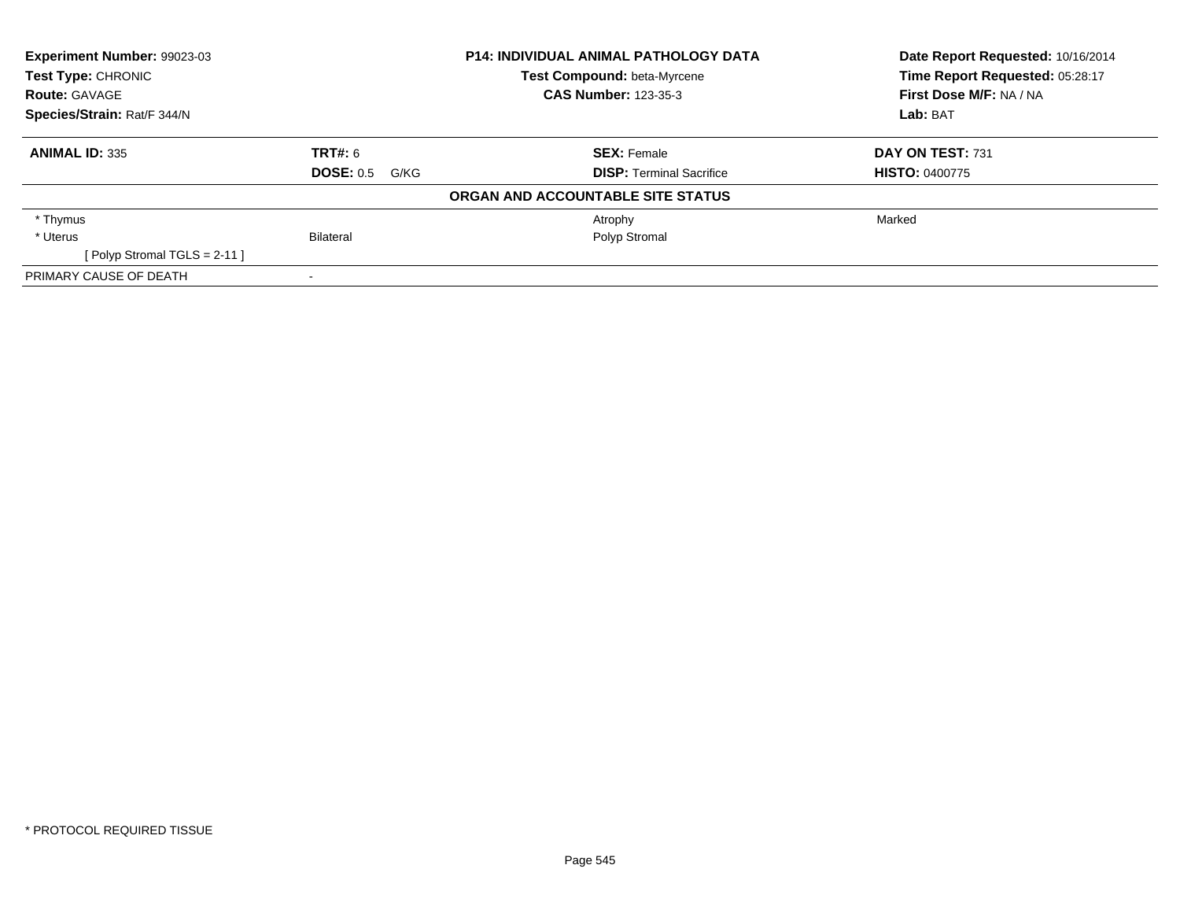**Experiment Number:** 99023-03
**Test Type:** CHRONIC
**Route:** GAVAGE
**Species/Strain:** Rat/F 344/N

**P14: INDIVIDUAL ANIMAL PATHOLOGY DATA**
**Test Compound:** beta-Myrcene
**CAS Number:** 123-35-3

**Date Report Requested:** 10/16/2014
**Time Report Requested:** 05:28:17
**First Dose M/F:** NA / NA
**Lab:** BAT

| **ANIMAL ID:** 335 | **TRT#:** 6 | **SEX:** Female | **DAY ON TEST:** 731 |
|---|---|---|---|
| | **DOSE:** 0.5 G/KG | **DISP:** Terminal Sacrifice | **HISTO:** 0400775 |

**ORGAN AND ACCOUNTABLE SITE STATUS**

| | | | |
|---|---|---|---|
| * Thymus | | Atrophy | Marked |
| * Uterus | Bilateral | Polyp Stromal | |
| [ Polyp Stromal TGLS = 2-11 ] | | | |
| PRIMARY CAUSE OF DEATH | - | | |

* PROTOCOL REQUIRED TISSUE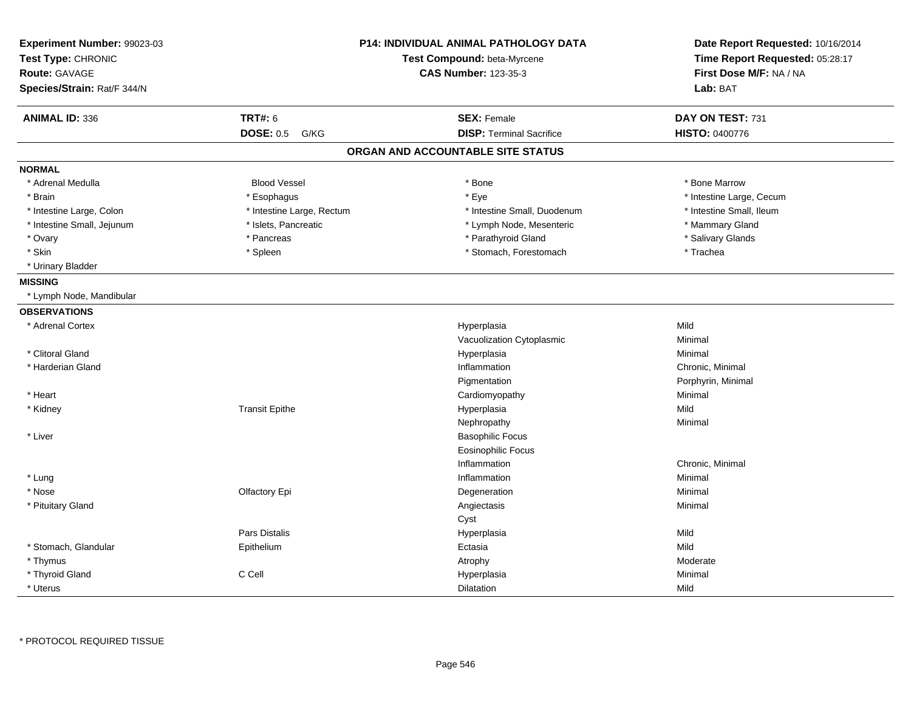**Experiment Number:** 99023-03
**Test Type:** CHRONIC
**Route:** GAVAGE
**Species/Strain:** Rat/F 344/N

**P14: INDIVIDUAL ANIMAL PATHOLOGY DATA**
**Test Compound:** beta-Myrcene
**CAS Number:** 123-35-3

**Date Report Requested:** 10/16/2014
**Time Report Requested:** 05:28:17
**First Dose M/F:** NA / NA
**Lab:** BAT

| **ANIMAL ID:** 336 | **TRT#:** 6 | **SEX:** Female | **DAY ON TEST:** 731 |
|---|---|---|---|
| | **DOSE:** 0.5 G/KG | **DISP:** Terminal Sacrifice | **HISTO:** 0400776 |

## ORGAN AND ACCOUNTABLE SITE STATUS

**NORMAL**

| | | | |
|---|---|---|---|
| * Adrenal Medulla | Blood Vessel | * Bone | * Bone Marrow |
| * Brain | * Esophagus | * Eye | * Intestine Large, Cecum |
| * Intestine Large, Colon | * Intestine Large, Rectum | * Intestine Small, Duodenum | * Intestine Small, Ileum |
| * Intestine Small, Jejunum | * Islets, Pancreatic | * Lymph Node, Mesenteric | * Mammary Gland |
| * Ovary | * Pancreas | * Parathyroid Gland | * Salivary Glands |
| * Skin | * Spleen | * Stomach, Forestomach | * Trachea |
| * Urinary Bladder | | | |

**MISSING**

* Lymph Node, Mandibular

**OBSERVATIONS**

| Organ | Site | Observation | Severity |
|---|---|---|---|
| * Adrenal Cortex | | Hyperplasia | Mild |
| | | Vacuolization Cytoplasmic | Minimal |
| * Clitoral Gland | | Hyperplasia | Minimal |
| * Harderian Gland | | Inflammation | Chronic, Minimal |
| | | Pigmentation | Porphyrin, Minimal |
| * Heart | | Cardiomyopathy | Minimal |
| * Kidney | Transit Epithe | Hyperplasia | Mild |
| | | Nephropathy | Minimal |
| * Liver | | Basophilic Focus | |
| | | Eosinophilic Focus | |
| | | Inflammation | Chronic, Minimal |
| * Lung | | Inflammation | Minimal |
| * Nose | Olfactory Epi | Degeneration | Minimal |
| * Pituitary Gland | | Angiectasis | Minimal |
| | | Cyst | |
| | Pars Distalis | Hyperplasia | Mild |
| * Stomach, Glandular | Epithelium | Ectasia | Mild |
| * Thymus | | Atrophy | Moderate |
| * Thyroid Gland | C Cell | Hyperplasia | Minimal |
| * Uterus | | Dilatation | Mild |

* PROTOCOL REQUIRED TISSUE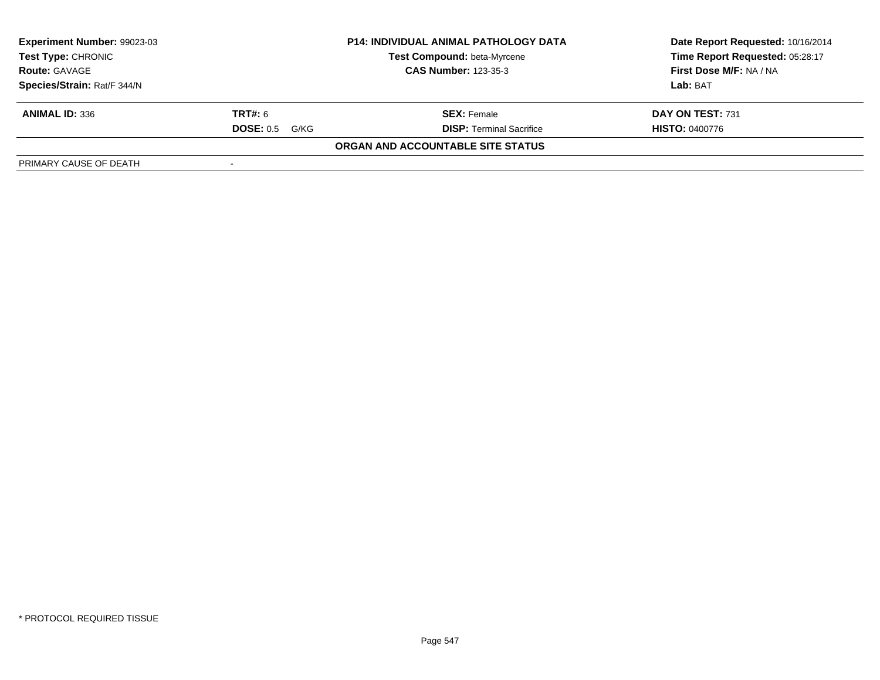| **Experiment Number:** 99023-03 | **P14: INDIVIDUAL ANIMAL PATHOLOGY DATA** | **Date Report Requested:** 10/16/2014 |
|---|---|---|
| **Test Type:** CHRONIC | **Test Compound:** beta-Myrcene | **Time Report Requested:** 05:28:17 |
| **Route:** GAVAGE | **CAS Number:** 123-35-3 | **First Dose M/F:** NA / NA |
| **Species/Strain:** Rat/F 344/N | | **Lab:** BAT |

| **ANIMAL ID:** 336 | **TRT#:** 6 | **SEX:** Female | **DAY ON TEST:** 731 |
|---|---|---|---|
| | **DOSE:** 0.5 G/KG | **DISP:** Terminal Sacrifice | **HISTO:** 0400776 |

**ORGAN AND ACCOUNTABLE SITE STATUS**

| PRIMARY CAUSE OF DEATH | - |
|---|---|

\* PROTOCOL REQUIRED TISSUE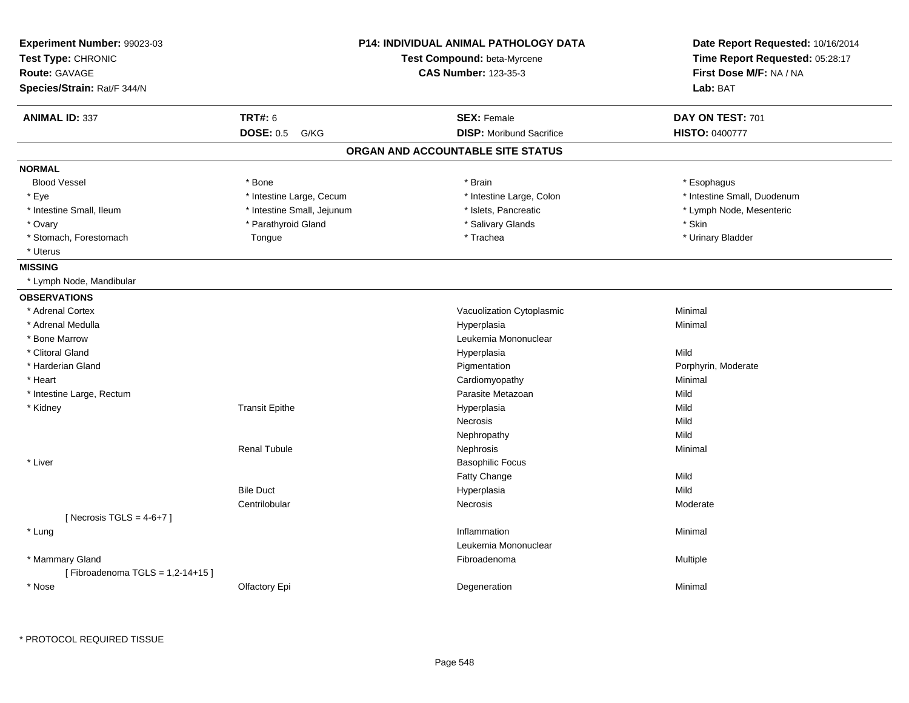**Experiment Number:** 99023-03
**Test Type:** CHRONIC
**Route:** GAVAGE
**Species/Strain:** Rat/F 344/N

**P14: INDIVIDUAL ANIMAL PATHOLOGY DATA**
**Test Compound:** beta-Myrcene
**CAS Number:** 123-35-3

**Date Report Requested:** 10/16/2014
**Time Report Requested:** 05:28:17
**First Dose M/F:** NA / NA
**Lab:** BAT

| **ANIMAL ID:** 337 | **TRT#:** 6 | **SEX:** Female | **DAY ON TEST:** 701 |
|---|---|---|---|
| | **DOSE:** 0.5 G/KG | **DISP:** Moribund Sacrifice | **HISTO:** 0400777 |

## ORGAN AND ACCOUNTABLE SITE STATUS

**NORMAL**

| | | | |
|---|---|---|---|
| Blood Vessel | * Bone | * Brain | * Esophagus |
| * Eye | * Intestine Large, Cecum | * Intestine Large, Colon | * Intestine Small, Duodenum |
| * Intestine Small, Ileum | * Intestine Small, Jejunum | * Islets, Pancreatic | * Lymph Node, Mesenteric |
| * Ovary | * Parathyroid Gland | * Salivary Glands | * Skin |
| * Stomach, Forestomach | Tongue | * Trachea | * Urinary Bladder |
| * Uterus | | | |

**MISSING**

* Lymph Node, Mandibular

**OBSERVATIONS**

| Organ | Site | Observation | Severity |
|---|---|---|---|
| * Adrenal Cortex | | Vacuolization Cytoplasmic | Minimal |
| * Adrenal Medulla | | Hyperplasia | Minimal |
| * Bone Marrow | | Leukemia Mononuclear | |
| * Clitoral Gland | | Hyperplasia | Mild |
| * Harderian Gland | | Pigmentation | Porphyrin, Moderate |
| * Heart | | Cardiomyopathy | Minimal |
| * Intestine Large, Rectum | | Parasite Metazoan | Mild |
| * Kidney | Transit Epithe | Hyperplasia | Mild |
| | | Necrosis | Mild |
| | | Nephropathy | Mild |
| | Renal Tubule | Nephrosis | Minimal |
| * Liver | | Basophilic Focus | |
| | | Fatty Change | Mild |
| | Bile Duct | Hyperplasia | Mild |
| | Centrilobular | Necrosis | Moderate |
| [ Necrosis TGLS = 4-6+7 ] | | | |
| * Lung | | Inflammation | Minimal |
| | | Leukemia Mononuclear | |
| * Mammary Gland | | Fibroadenoma | Multiple |
| [ Fibroadenoma TGLS = 1,2-14+15 ] | | | |
| * Nose | Olfactory Epi | Degeneration | Minimal |

\* PROTOCOL REQUIRED TISSUE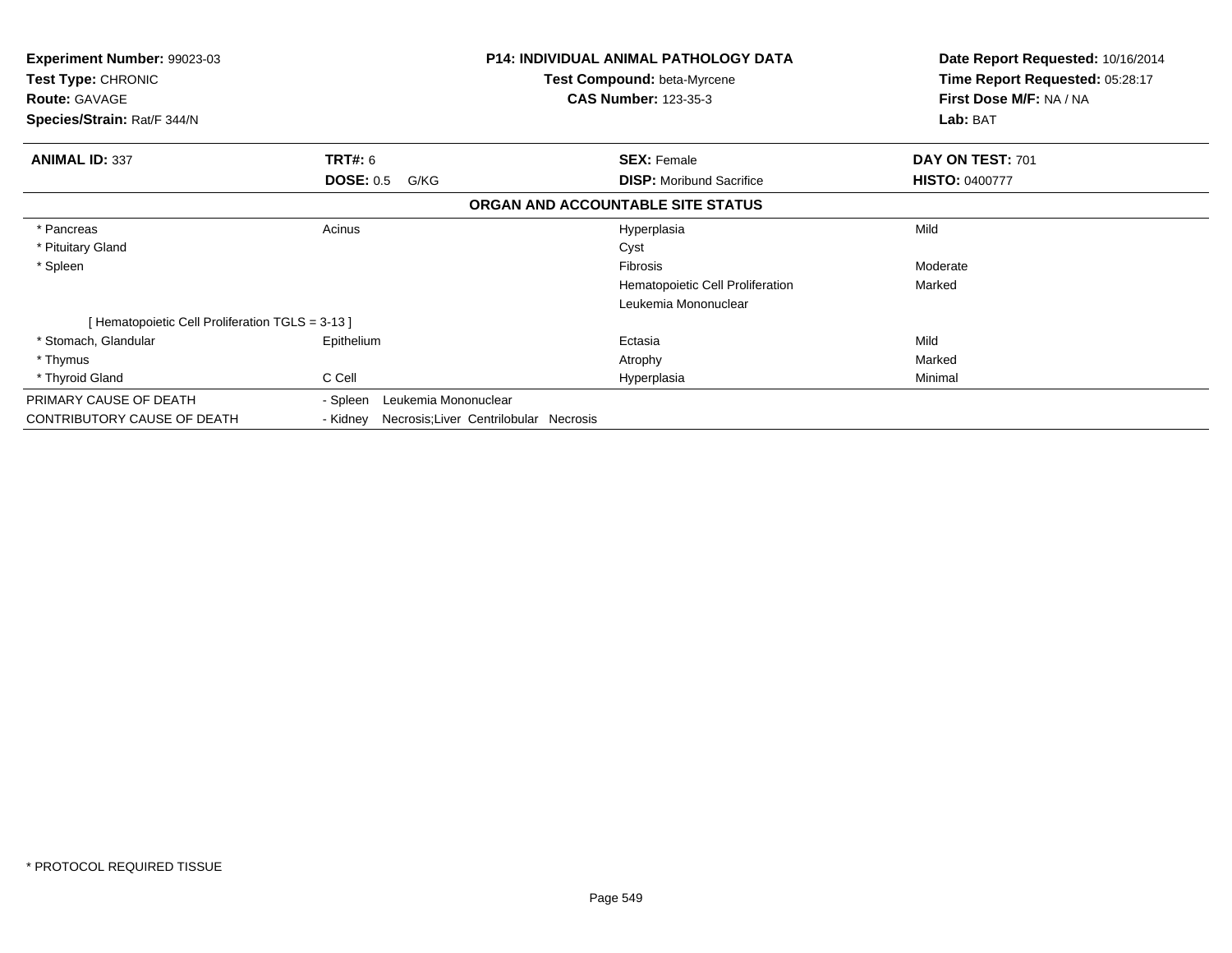**Experiment Number:** 99023-03
**Test Type:** CHRONIC
**Route:** GAVAGE
**Species/Strain:** Rat/F 344/N

**P14: INDIVIDUAL ANIMAL PATHOLOGY DATA**
**Test Compound:** beta-Myrcene
**CAS Number:** 123-35-3

**Date Report Requested:** 10/16/2014
**Time Report Requested:** 05:28:17
**First Dose M/F:** NA / NA
**Lab:** BAT

| **ANIMAL ID:** 337 | **TRT#:** 6 | **SEX:** Female | **DAY ON TEST:** 701 |
|---|---|---|---|
| | **DOSE:** 0.5 G/KG | **DISP:** Moribund Sacrifice | **HISTO:** 0400777 |

**ORGAN AND ACCOUNTABLE SITE STATUS**

| | | | |
|---|---|---|---|
| * Pancreas | Acinus | Hyperplasia | Mild |
| * Pituitary Gland | | Cyst | |
| * Spleen | | Fibrosis | Moderate |
| | | Hematopoietic Cell Proliferation | Marked |
| | | Leukemia Mononuclear | |
| [ Hematopoietic Cell Proliferation TGLS = 3-13 ] | | | |
| * Stomach, Glandular | Epithelium | Ectasia | Mild |
| * Thymus | | Atrophy | Marked |
| * Thyroid Gland | C Cell | Hyperplasia | Minimal |

| | |
|---|---|
| PRIMARY CAUSE OF DEATH | - Spleen Leukemia Mononuclear |
| CONTRIBUTORY CAUSE OF DEATH | - Kidney Necrosis;Liver Centrilobular Necrosis |

* PROTOCOL REQUIRED TISSUE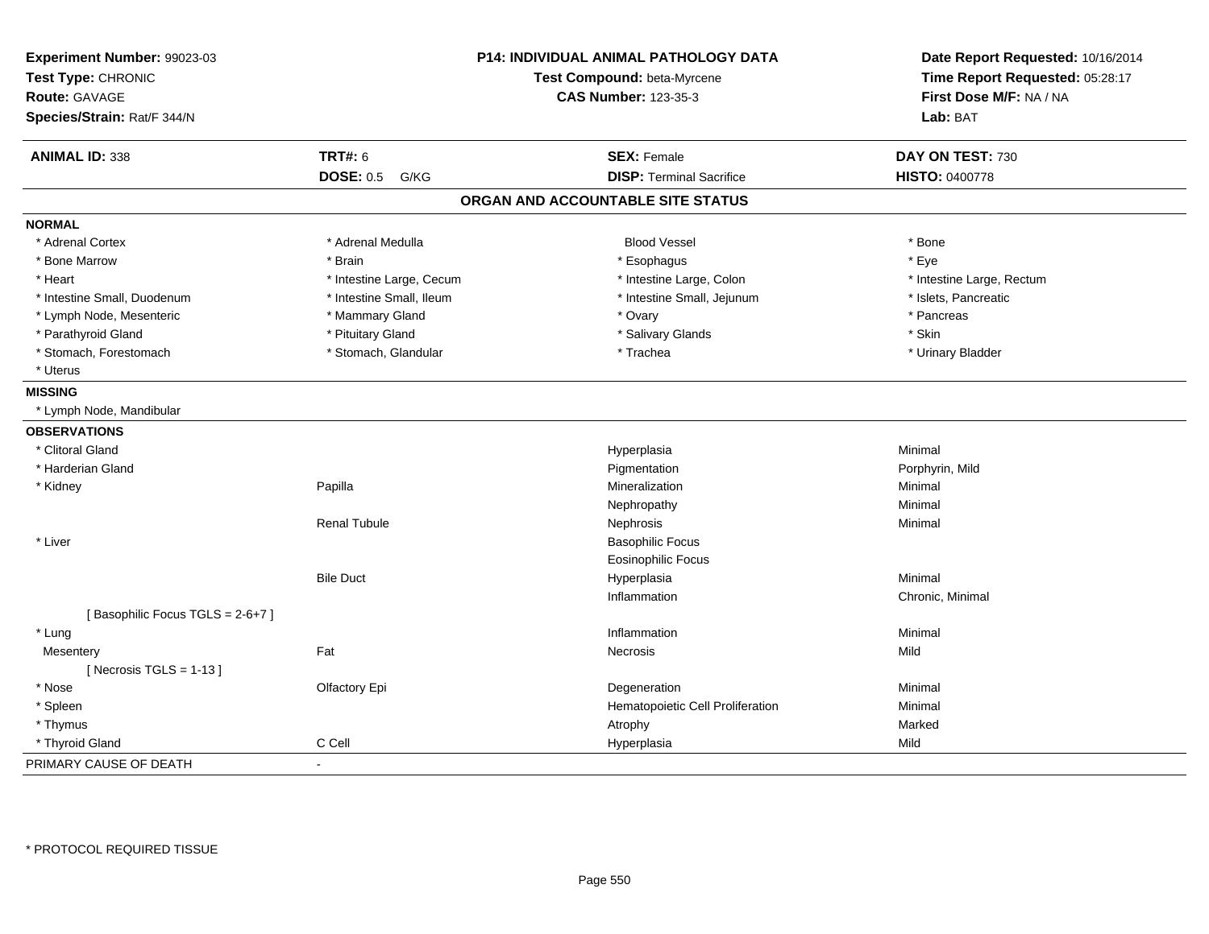**Experiment Number:** 99023-03
**Test Type:** CHRONIC
**Route:** GAVAGE
**Species/Strain:** Rat/F 344/N

**P14: INDIVIDUAL ANIMAL PATHOLOGY DATA**
**Test Compound:** beta-Myrcene
**CAS Number:** 123-35-3

**Date Report Requested:** 10/16/2014
**Time Report Requested:** 05:28:17
**First Dose M/F:** NA / NA
**Lab:** BAT

| **ANIMAL ID:** 338 | **TRT#:** 6 | **SEX:** Female | **DAY ON TEST:** 730 |
|---|---|---|---|
| | **DOSE:** 0.5 G/KG | **DISP:** Terminal Sacrifice | **HISTO:** 0400778 |

## ORGAN AND ACCOUNTABLE SITE STATUS

**NORMAL**

| | | | |
|---|---|---|---|
| * Adrenal Cortex | * Adrenal Medulla | Blood Vessel | * Bone |
| * Bone Marrow | * Brain | * Esophagus | * Eye |
| * Heart | * Intestine Large, Cecum | * Intestine Large, Colon | * Intestine Large, Rectum |
| * Intestine Small, Duodenum | * Intestine Small, Ileum | * Intestine Small, Jejunum | * Islets, Pancreatic |
| * Lymph Node, Mesenteric | * Mammary Gland | * Ovary | * Pancreas |
| * Parathyroid Gland | * Pituitary Gland | * Salivary Glands | * Skin |
| * Stomach, Forestomach | * Stomach, Glandular | * Trachea | * Urinary Bladder |
| * Uterus | | | |

**MISSING**

* Lymph Node, Mandibular

**OBSERVATIONS**

| | | | |
|---|---|---|---|
| * Clitoral Gland | | Hyperplasia | Minimal |
| * Harderian Gland | | Pigmentation | Porphyrin, Mild |
| * Kidney | Papilla | Mineralization | Minimal |
| | | Nephropathy | Minimal |
| | Renal Tubule | Nephrosis | Minimal |
| * Liver | | Basophilic Focus | |
| | | Eosinophilic Focus | |
| | Bile Duct | Hyperplasia | Minimal |
| | | Inflammation | Chronic, Minimal |
| [ Basophilic Focus TGLS = 2-6+7 ] | | | |
| * Lung | | Inflammation | Minimal |
| Mesentery | Fat | Necrosis | Mild |
| [ Necrosis TGLS = 1-13 ] | | | |
| * Nose | Olfactory Epi | Degeneration | Minimal |
| * Spleen | | Hematopoietic Cell Proliferation | Minimal |
| * Thymus | | Atrophy | Marked |
| * Thyroid Gland | C Cell | Hyperplasia | Mild |

PRIMARY CAUSE OF DEATH -

* PROTOCOL REQUIRED TISSUE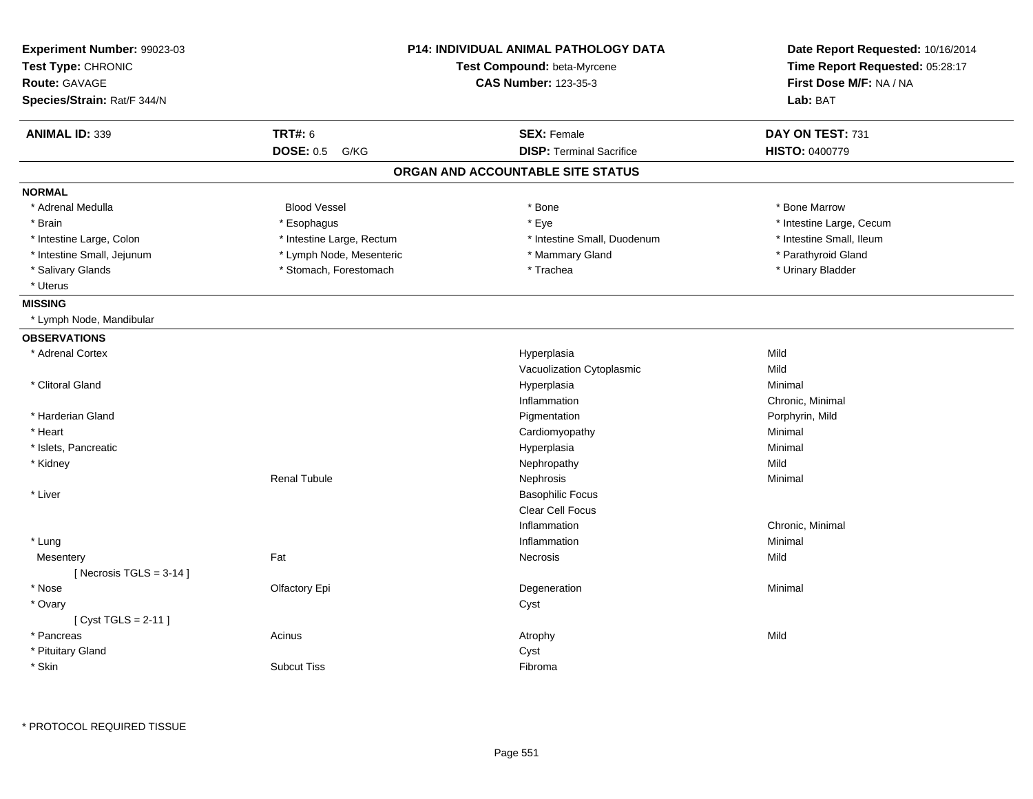**Experiment Number:** 99023-03
**Test Type:** CHRONIC
**Route:** GAVAGE
**Species/Strain:** Rat/F 344/N

**P14: INDIVIDUAL ANIMAL PATHOLOGY DATA**
**Test Compound:** beta-Myrcene
**CAS Number:** 123-35-3

**Date Report Requested:** 10/16/2014
**Time Report Requested:** 05:28:17
**First Dose M/F:** NA / NA
**Lab:** BAT

| **ANIMAL ID:** 339 | **TRT#:** 6 | **SEX:** Female | **DAY ON TEST:** 731 |
|---|---|---|---|
| | **DOSE:** 0.5 G/KG | **DISP:** Terminal Sacrifice | **HISTO:** 0400779 |

## ORGAN AND ACCOUNTABLE SITE STATUS

**NORMAL**

| | | | |
|---|---|---|---|
| * Adrenal Medulla | Blood Vessel | * Bone | * Bone Marrow |
| * Brain | * Esophagus | * Eye | * Intestine Large, Cecum |
| * Intestine Large, Colon | * Intestine Large, Rectum | * Intestine Small, Duodenum | * Intestine Small, Ileum |
| * Intestine Small, Jejunum | * Lymph Node, Mesenteric | * Mammary Gland | * Parathyroid Gland |
| * Salivary Glands | * Stomach, Forestomach | * Trachea | * Urinary Bladder |
| * Uterus | | | |

**MISSING**

* Lymph Node, Mandibular

**OBSERVATIONS**

| Organ | Site | Observation | Severity |
|---|---|---|---|
| * Adrenal Cortex | | Hyperplasia | Mild |
| | | Vacuolization Cytoplasmic | Mild |
| * Clitoral Gland | | Hyperplasia | Minimal |
| | | Inflammation | Chronic, Minimal |
| * Harderian Gland | | Pigmentation | Porphyrin, Mild |
| * Heart | | Cardiomyopathy | Minimal |
| * Islets, Pancreatic | | Hyperplasia | Minimal |
| * Kidney | | Nephropathy | Mild |
| | Renal Tubule | Nephrosis | Minimal |
| * Liver | | Basophilic Focus | |
| | | Clear Cell Focus | |
| | | Inflammation | Chronic, Minimal |
| * Lung | | Inflammation | Minimal |
| Mesentery | Fat | Necrosis | Mild |
| [ Necrosis TGLS = 3-14 ] | | | |
| * Nose | Olfactory Epi | Degeneration | Minimal |
| * Ovary | | Cyst | |
| [ Cyst TGLS = 2-11 ] | | | |
| * Pancreas | Acinus | Atrophy | Mild |
| * Pituitary Gland | | Cyst | |
| * Skin | Subcut Tiss | Fibroma | |

\* PROTOCOL REQUIRED TISSUE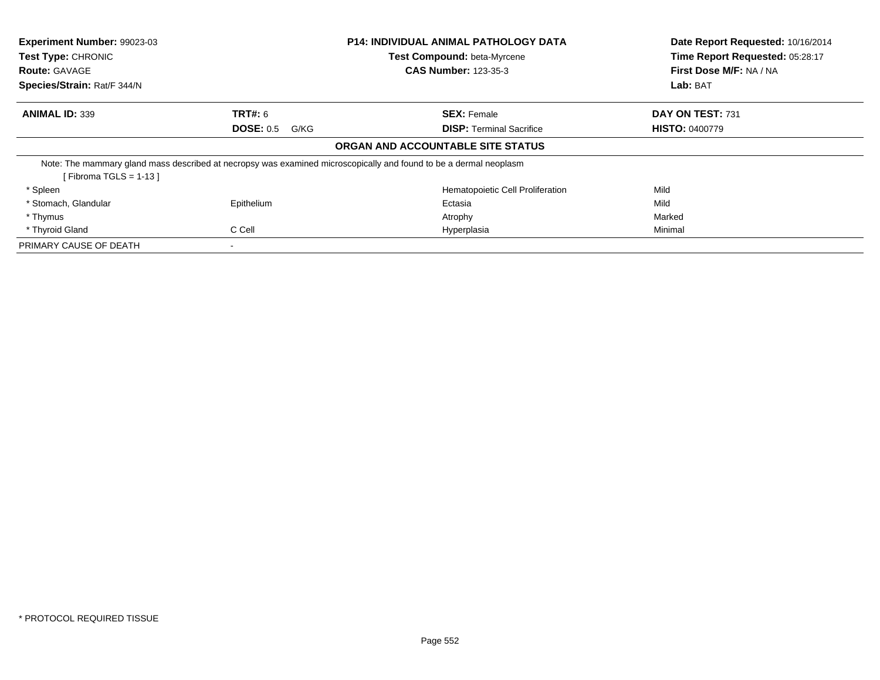**Experiment Number:** 99023-03
**Test Type:** CHRONIC
**Route:** GAVAGE
**Species/Strain:** Rat/F 344/N

**P14: INDIVIDUAL ANIMAL PATHOLOGY DATA**
**Test Compound:** beta-Myrcene
**CAS Number:** 123-35-3

**Date Report Requested:** 10/16/2014
**Time Report Requested:** 05:28:17
**First Dose M/F:** NA / NA
**Lab:** BAT

| **ANIMAL ID:** 339 | **TRT#:** 6 | **SEX:** Female | **DAY ON TEST:** 731 |
|---|---|---|---|
| | **DOSE:** 0.5 G/KG | **DISP:** Terminal Sacrifice | **HISTO:** 0400779 |

## ORGAN AND ACCOUNTABLE SITE STATUS

Note: The mammary gland mass described at necropsy was examined microscopically and found to be a dermal neoplasm
[ Fibroma TGLS = 1-13 ]

| | | | |
|---|---|---|---|
| * Spleen | | Hematopoietic Cell Proliferation | Mild |
| * Stomach, Glandular | Epithelium | Ectasia | Mild |
| * Thymus | | Atrophy | Marked |
| * Thyroid Gland | C Cell | Hyperplasia | Minimal |
| PRIMARY CAUSE OF DEATH | - | | |

* PROTOCOL REQUIRED TISSUE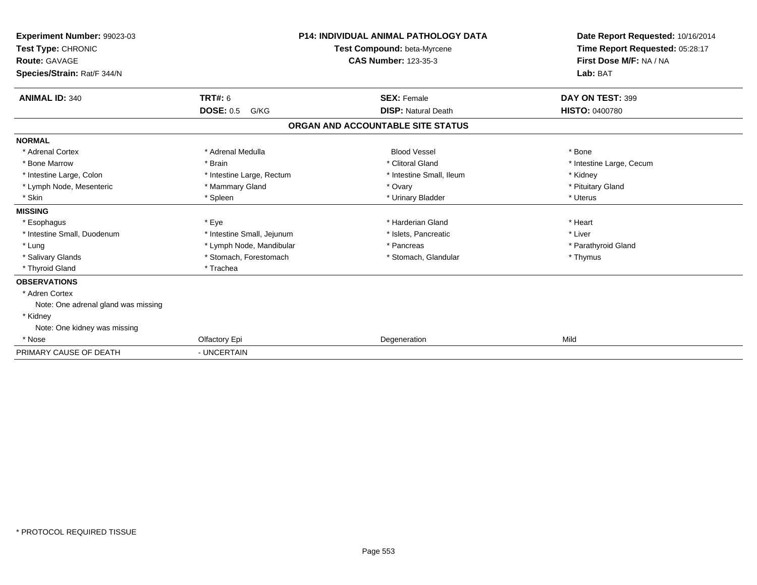| Experiment Number: 99023-03 | P14: INDIVIDUAL ANIMAL PATHOLOGY DATA | Date Report Requested: 10/16/2014 |
|---|---|---|
| Test Type: CHRONIC | Test Compound: beta-Myrcene | Time Report Requested: 05:28:17 |
| Route: GAVAGE | CAS Number: 123-35-3 | First Dose M/F: NA / NA |
| Species/Strain: Rat/F 344/N | | Lab: BAT |

| ANIMAL ID: 340 | TRT#: 6 | SEX: Female | DAY ON TEST: 399 |
|---|---|---|---|
| | DOSE: 0.5 G/KG | DISP: Natural Death | HISTO: 0400780 |

## ORGAN AND ACCOUNTABLE SITE STATUS

| | | | |
|---|---|---|---|
| **NORMAL** | | | |
| * Adrenal Cortex | * Adrenal Medulla | Blood Vessel | * Bone |
| * Bone Marrow | * Brain | * Clitoral Gland | * Intestine Large, Cecum |
| * Intestine Large, Colon | * Intestine Large, Rectum | * Intestine Small, Ileum | * Kidney |
| * Lymph Node, Mesenteric | * Mammary Gland | * Ovary | * Pituitary Gland |
| * Skin | * Spleen | * Urinary Bladder | * Uterus |
| **MISSING** | | | |
| * Esophagus | * Eye | * Harderian Gland | * Heart |
| * Intestine Small, Duodenum | * Intestine Small, Jejunum | * Islets, Pancreatic | * Liver |
| * Lung | * Lymph Node, Mandibular | * Pancreas | * Parathyroid Gland |
| * Salivary Glands | * Stomach, Forestomach | * Stomach, Glandular | * Thymus |
| * Thyroid Gland | * Trachea | | |
| **OBSERVATIONS** | | | |
| * Adren Cortex | | | |
| Note: One adrenal gland was missing | | | |
| * Kidney | | | |
| Note: One kidney was missing | | | |
| * Nose | Olfactory Epi | Degeneration | Mild |
| PRIMARY CAUSE OF DEATH | - UNCERTAIN | | |

* PROTOCOL REQUIRED TISSUE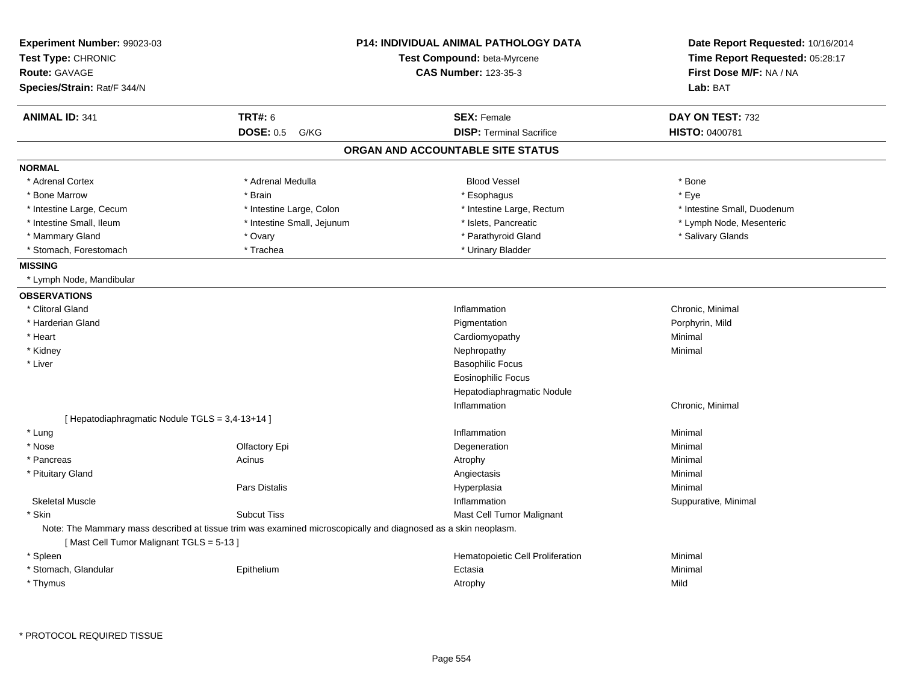**Experiment Number:** 99023-03
**Test Type:** CHRONIC
**Route:** GAVAGE
**Species/Strain:** Rat/F 344/N

**P14: INDIVIDUAL ANIMAL PATHOLOGY DATA**
**Test Compound:** beta-Myrcene
**CAS Number:** 123-35-3

**Date Report Requested:** 10/16/2014
**Time Report Requested:** 05:28:17
**First Dose M/F:** NA / NA
**Lab:** BAT

| **ANIMAL ID:** 341 | **TRT#:** 6 | **SEX:** Female | **DAY ON TEST:** 732 |
|---|---|---|---|
| | **DOSE:** 0.5 G/KG | **DISP:** Terminal Sacrifice | **HISTO:** 0400781 |

## ORGAN AND ACCOUNTABLE SITE STATUS

**NORMAL**

| | | | |
|---|---|---|---|
| * Adrenal Cortex | * Adrenal Medulla | Blood Vessel | * Bone |
| * Bone Marrow | * Brain | * Esophagus | * Eye |
| * Intestine Large, Cecum | * Intestine Large, Colon | * Intestine Large, Rectum | * Intestine Small, Duodenum |
| * Intestine Small, Ileum | * Intestine Small, Jejunum | * Islets, Pancreatic | * Lymph Node, Mesenteric |
| * Mammary Gland | * Ovary | * Parathyroid Gland | * Salivary Glands |
| * Stomach, Forestomach | * Trachea | * Urinary Bladder | |

**MISSING**

* Lymph Node, Mandibular

**OBSERVATIONS**

| Organ | Site | Observation | Severity |
|---|---|---|---|
| * Clitoral Gland | | Inflammation | Chronic, Minimal |
| * Harderian Gland | | Pigmentation | Porphyrin, Mild |
| * Heart | | Cardiomyopathy | Minimal |
| * Kidney | | Nephropathy | Minimal |
| * Liver | | Basophilic Focus | |
| | | Eosinophilic Focus | |
| | | Hepatodiaphragmatic Nodule | |
| | | Inflammation | Chronic, Minimal |
| [ Hepatodiaphragmatic Nodule TGLS = 3,4-13+14 ] | | | |
| * Lung | | Inflammation | Minimal |
| * Nose | Olfactory Epi | Degeneration | Minimal |
| * Pancreas | Acinus | Atrophy | Minimal |
| * Pituitary Gland | | Angiectasis | Minimal |
| | Pars Distalis | Hyperplasia | Minimal |
| Skeletal Muscle | | Inflammation | Suppurative, Minimal |
| * Skin | Subcut Tiss | Mast Cell Tumor Malignant | |
| Note: The Mammary mass described at tissue trim was examined microscopically and diagnosed as a skin neoplasm. | | | |
| [ Mast Cell Tumor Malignant TGLS = 5-13 ] | | | |
| * Spleen | | Hematopoietic Cell Proliferation | Minimal |
| * Stomach, Glandular | Epithelium | Ectasia | Minimal |
| * Thymus | | Atrophy | Mild |

\* PROTOCOL REQUIRED TISSUE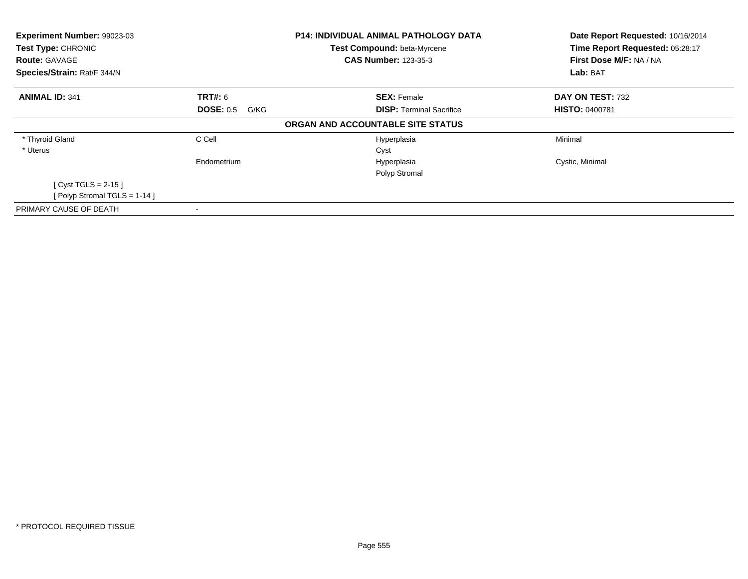| **Experiment Number:** 99023-03 | **P14: INDIVIDUAL ANIMAL PATHOLOGY DATA** | **Date Report Requested:** 10/16/2014 |
|---|---|---|
| **Test Type:** CHRONIC | **Test Compound:** beta-Myrcene | **Time Report Requested:** 05:28:17 |
| **Route:** GAVAGE | **CAS Number:** 123-35-3 | **First Dose M/F:** NA / NA |
| **Species/Strain:** Rat/F 344/N | | **Lab:** BAT |

| **ANIMAL ID:** 341 | **TRT#:** 6 | **SEX:** Female | **DAY ON TEST:** 732 |
|---|---|---|---|
| | **DOSE:** 0.5 G/KG | **DISP:** Terminal Sacrifice | **HISTO:** 0400781 |

**ORGAN AND ACCOUNTABLE SITE STATUS**

| | | | |
|---|---|---|---|
| * Thyroid Gland | C Cell | Hyperplasia | Minimal |
| * Uterus | | Cyst | |
| | Endometrium | Hyperplasia | Cystic, Minimal |
| | | Polyp Stromal | |
| [ Cyst TGLS = 2-15 ] | | | |
| [ Polyp Stromal TGLS = 1-14 ] | | | |
| PRIMARY CAUSE OF DEATH | - | | |

* PROTOCOL REQUIRED TISSUE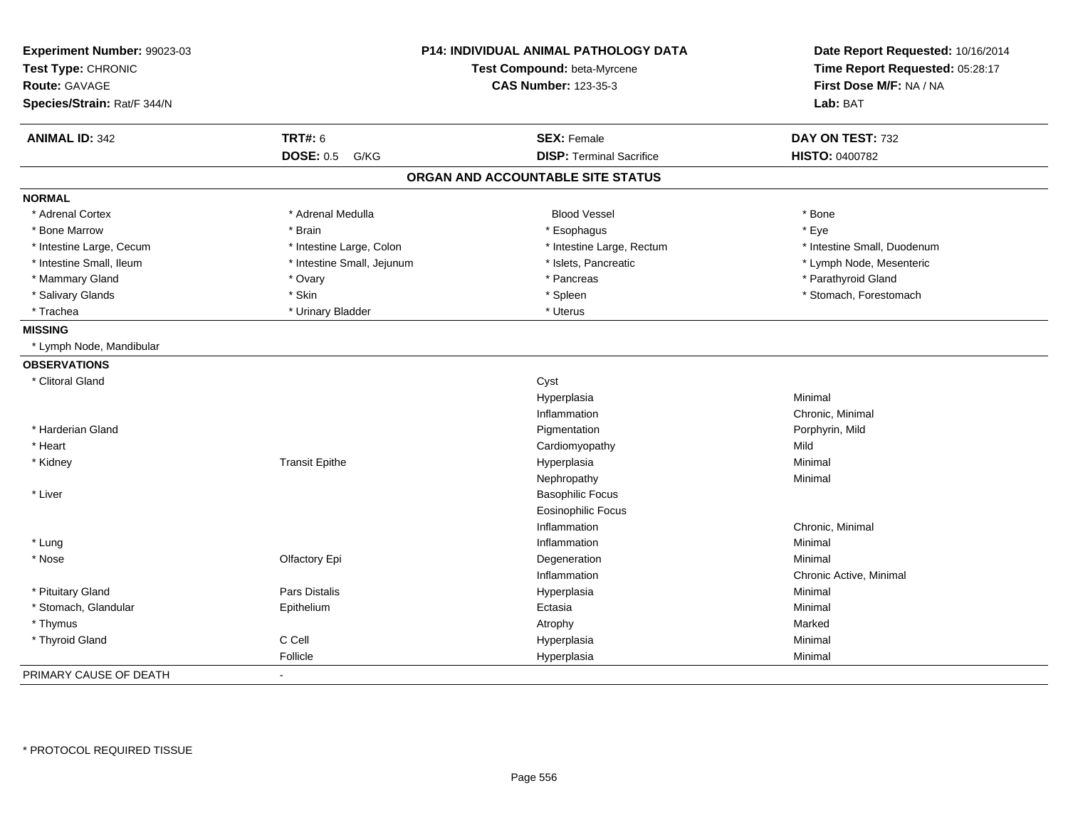**Experiment Number:** 99023-03
**Test Type:** CHRONIC
**Route:** GAVAGE
**Species/Strain:** Rat/F 344/N

**P14: INDIVIDUAL ANIMAL PATHOLOGY DATA**
**Test Compound:** beta-Myrcene
**CAS Number:** 123-35-3

**Date Report Requested:** 10/16/2014
**Time Report Requested:** 05:28:17
**First Dose M/F:** NA / NA
**Lab:** BAT

| **ANIMAL ID:** 342 | **TRT#:** 6 | **SEX:** Female | **DAY ON TEST:** 732 |
|---|---|---|---|
| | **DOSE:** 0.5 G/KG | **DISP:** Terminal Sacrifice | **HISTO:** 0400782 |

## ORGAN AND ACCOUNTABLE SITE STATUS

**NORMAL**

| | | | |
|---|---|---|---|
| * Adrenal Cortex | * Adrenal Medulla | Blood Vessel | * Bone |
| * Bone Marrow | * Brain | * Esophagus | * Eye |
| * Intestine Large, Cecum | * Intestine Large, Colon | * Intestine Large, Rectum | * Intestine Small, Duodenum |
| * Intestine Small, Ileum | * Intestine Small, Jejunum | * Islets, Pancreatic | * Lymph Node, Mesenteric |
| * Mammary Gland | * Ovary | * Pancreas | * Parathyroid Gland |
| * Salivary Glands | * Skin | * Spleen | * Stomach, Forestomach |
| * Trachea | * Urinary Bladder | * Uterus | |

**MISSING**

* Lymph Node, Mandibular

**OBSERVATIONS**

| | | | |
|---|---|---|---|
| * Clitoral Gland | | Cyst | |
| | | Hyperplasia | Minimal |
| | | Inflammation | Chronic, Minimal |
| * Harderian Gland | | Pigmentation | Porphyrin, Mild |
| * Heart | | Cardiomyopathy | Mild |
| * Kidney | Transit Epithe | Hyperplasia | Minimal |
| | | Nephropathy | Minimal |
| * Liver | | Basophilic Focus | |
| | | Eosinophilic Focus | |
| | | Inflammation | Chronic, Minimal |
| * Lung | | Inflammation | Minimal |
| * Nose | Olfactory Epi | Degeneration | Minimal |
| | | Inflammation | Chronic Active, Minimal |
| * Pituitary Gland | Pars Distalis | Hyperplasia | Minimal |
| * Stomach, Glandular | Epithelium | Ectasia | Minimal |
| * Thymus | | Atrophy | Marked |
| * Thyroid Gland | C Cell | Hyperplasia | Minimal |
| | Follicle | Hyperplasia | Minimal |

PRIMARY CAUSE OF DEATH -

* PROTOCOL REQUIRED TISSUE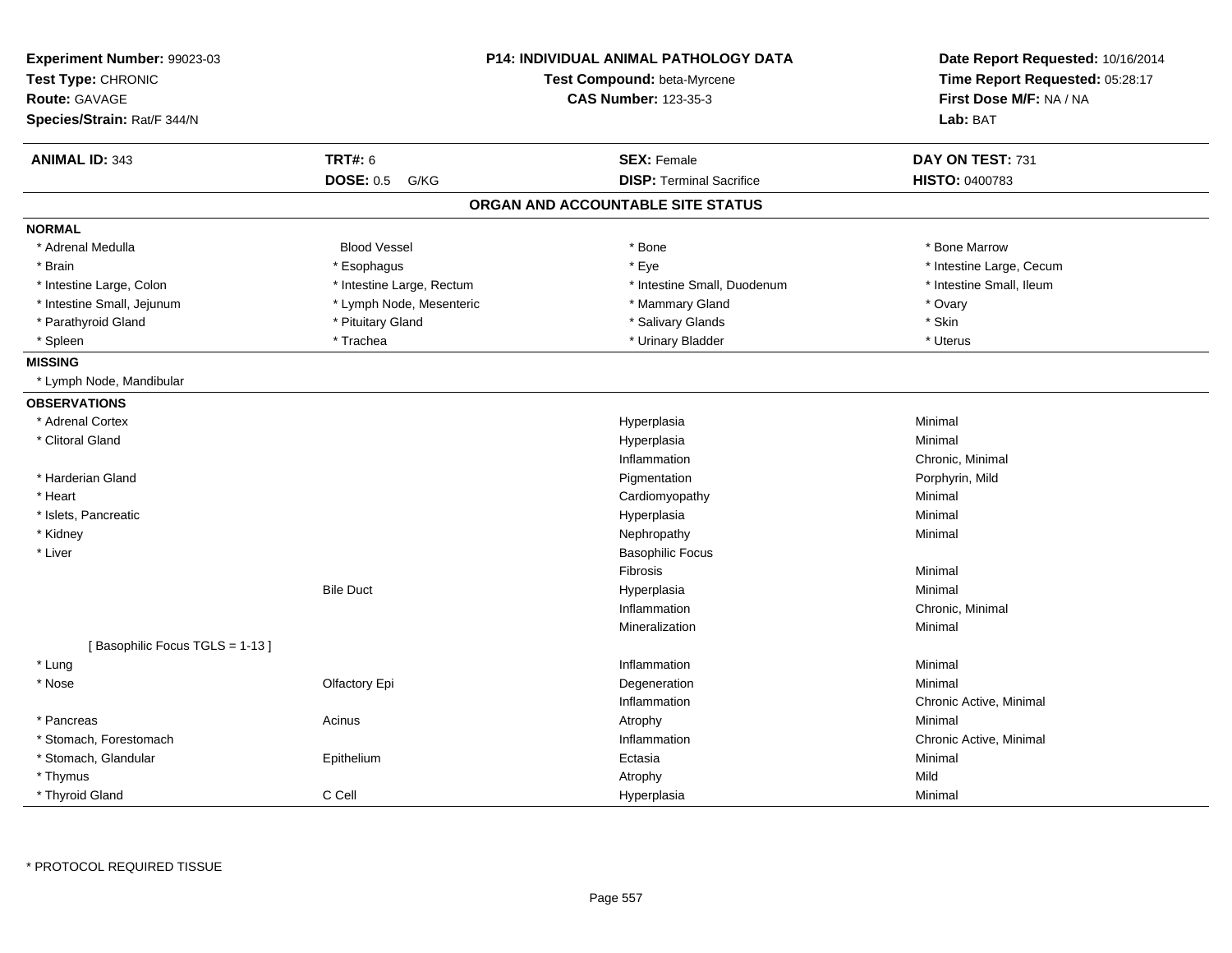**Experiment Number:** 99023-03
**Test Type:** CHRONIC
**Route:** GAVAGE
**Species/Strain:** Rat/F 344/N

**P14: INDIVIDUAL ANIMAL PATHOLOGY DATA**
**Test Compound:** beta-Myrcene
**CAS Number:** 123-35-3

**Date Report Requested:** 10/16/2014
**Time Report Requested:** 05:28:17
**First Dose M/F:** NA / NA
**Lab:** BAT

| **ANIMAL ID:** 343 | **TRT#:** 6 | **SEX:** Female | **DAY ON TEST:** 731 |
|---|---|---|---|
| | **DOSE:** 0.5 G/KG | **DISP:** Terminal Sacrifice | **HISTO:** 0400783 |

## ORGAN AND ACCOUNTABLE SITE STATUS

**NORMAL**

| | | | |
|---|---|---|---|
| * Adrenal Medulla | Blood Vessel | * Bone | * Bone Marrow |
| * Brain | * Esophagus | * Eye | * Intestine Large, Cecum |
| * Intestine Large, Colon | * Intestine Large, Rectum | * Intestine Small, Duodenum | * Intestine Small, Ileum |
| * Intestine Small, Jejunum | * Lymph Node, Mesenteric | * Mammary Gland | * Ovary |
| * Parathyroid Gland | * Pituitary Gland | * Salivary Glands | * Skin |
| * Spleen | * Trachea | * Urinary Bladder | * Uterus |

**MISSING**

* Lymph Node, Mandibular

**OBSERVATIONS**

| Organ | Site | Observation | Severity |
|---|---|---|---|
| * Adrenal Cortex | | Hyperplasia | Minimal |
| * Clitoral Gland | | Hyperplasia | Minimal |
| | | Inflammation | Chronic, Minimal |
| * Harderian Gland | | Pigmentation | Porphyrin, Mild |
| * Heart | | Cardiomyopathy | Minimal |
| * Islets, Pancreatic | | Hyperplasia | Minimal |
| * Kidney | | Nephropathy | Minimal |
| * Liver | | Basophilic Focus | |
| | | Fibrosis | Minimal |
| | Bile Duct | Hyperplasia | Minimal |
| | | Inflammation | Chronic, Minimal |
| | | Mineralization | Minimal |
| [ Basophilic Focus TGLS = 1-13 ] | | | |
| * Lung | | Inflammation | Minimal |
| * Nose | Olfactory Epi | Degeneration | Minimal |
| | | Inflammation | Chronic Active, Minimal |
| * Pancreas | Acinus | Atrophy | Minimal |
| * Stomach, Forestomach | | Inflammation | Chronic Active, Minimal |
| * Stomach, Glandular | Epithelium | Ectasia | Minimal |
| * Thymus | | Atrophy | Mild |
| * Thyroid Gland | C Cell | Hyperplasia | Minimal |

* PROTOCOL REQUIRED TISSUE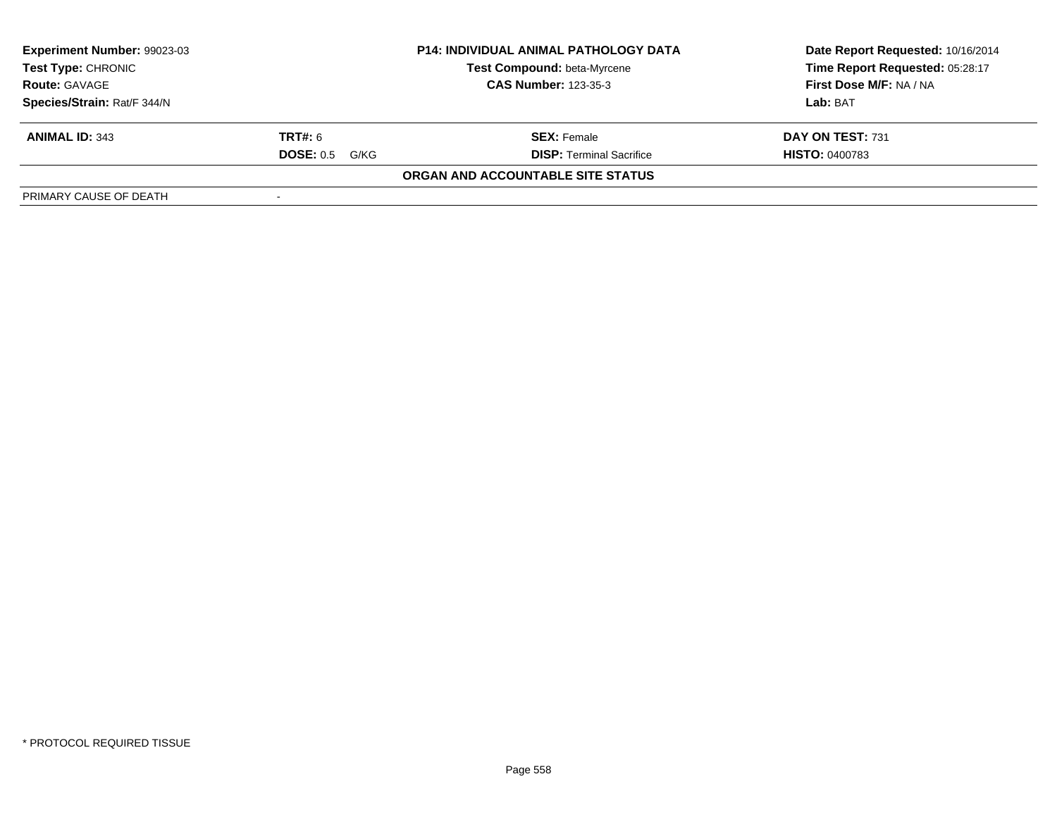| Experiment Number: 99023-03 | P14: INDIVIDUAL ANIMAL PATHOLOGY DATA | Date Report Requested: 10/16/2014 |
|---|---|---|
| Test Type: CHRONIC | Test Compound: beta-Myrcene | Time Report Requested: 05:28:17 |
| Route: GAVAGE | CAS Number: 123-35-3 | First Dose M/F: NA / NA |
| Species/Strain: Rat/F 344/N | | Lab: BAT |

| ANIMAL ID: 343 | TRT#: 6 | SEX: Female | DAY ON TEST: 731 |
|---|---|---|---|
| | DOSE: 0.5 G/KG | DISP: Terminal Sacrifice | HISTO: 0400783 |

**ORGAN AND ACCOUNTABLE SITE STATUS**

| PRIMARY CAUSE OF DEATH | - |
|---|---|

* PROTOCOL REQUIRED TISSUE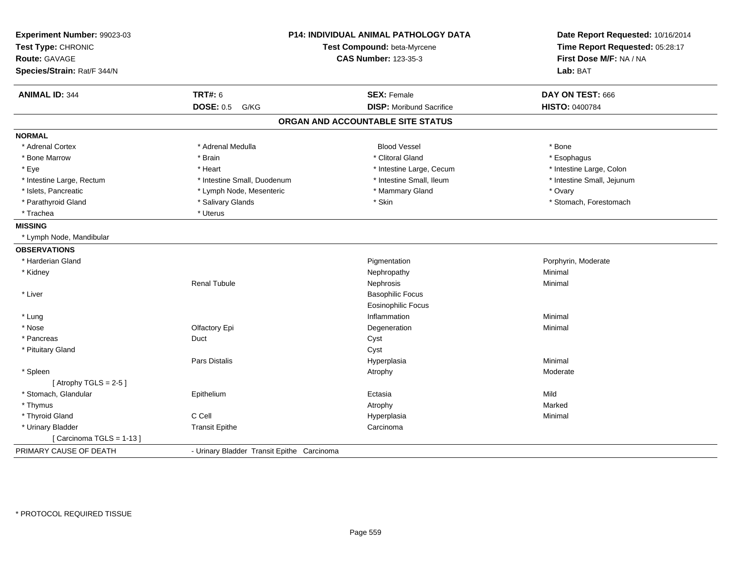| **Experiment Number:** 99023-03 | **P14: INDIVIDUAL ANIMAL PATHOLOGY DATA** | **Date Report Requested:** 10/16/2014 |
|---|---|---|
| **Test Type:** CHRONIC | **Test Compound:** beta-Myrcene | **Time Report Requested:** 05:28:17 |
| **Route:** GAVAGE | **CAS Number:** 123-35-3 | **First Dose M/F:** NA / NA |
| **Species/Strain:** Rat/F 344/N | | **Lab:** BAT |

| **ANIMAL ID:** 344 | **TRT#:** 6 | **SEX:** Female | **DAY ON TEST:** 666 |
|---|---|---|---|
| | **DOSE:** 0.5 G/KG | **DISP:** Moribund Sacrifice | **HISTO:** 0400784 |

## ORGAN AND ACCOUNTABLE SITE STATUS

| | | | |
|---|---|---|---|
| **NORMAL** | | | |
| * Adrenal Cortex | * Adrenal Medulla | Blood Vessel | * Bone |
| * Bone Marrow | * Brain | * Clitoral Gland | * Esophagus |
| * Eye | * Heart | * Intestine Large, Cecum | * Intestine Large, Colon |
| * Intestine Large, Rectum | * Intestine Small, Duodenum | * Intestine Small, Ileum | * Intestine Small, Jejunum |
| * Islets, Pancreatic | * Lymph Node, Mesenteric | * Mammary Gland | * Ovary |
| * Parathyroid Gland | * Salivary Glands | * Skin | * Stomach, Forestomach |
| * Trachea | * Uterus | | |
| **MISSING** | | | |
| * Lymph Node, Mandibular | | | |
| **OBSERVATIONS** | | | |
| * Harderian Gland | | Pigmentation | Porphyrin, Moderate |
| * Kidney | | Nephropathy | Minimal |
| | Renal Tubule | Nephrosis | Minimal |
| * Liver | | Basophilic Focus | |
| | | Eosinophilic Focus | |
| * Lung | | Inflammation | Minimal |
| * Nose | Olfactory Epi | Degeneration | Minimal |
| * Pancreas | Duct | Cyst | |
| * Pituitary Gland | | Cyst | |
| | Pars Distalis | Hyperplasia | Minimal |
| * Spleen | | Atrophy | Moderate |
| [ Atrophy TGLS = 2-5 ] | | | |
| * Stomach, Glandular | Epithelium | Ectasia | Mild |
| * Thymus | | Atrophy | Marked |
| * Thyroid Gland | C Cell | Hyperplasia | Minimal |
| * Urinary Bladder | Transit Epithe | Carcinoma | |
| [ Carcinoma TGLS = 1-13 ] | | | |
| PRIMARY CAUSE OF DEATH | - Urinary Bladder Transit Epithe Carcinoma | | |

* PROTOCOL REQUIRED TISSUE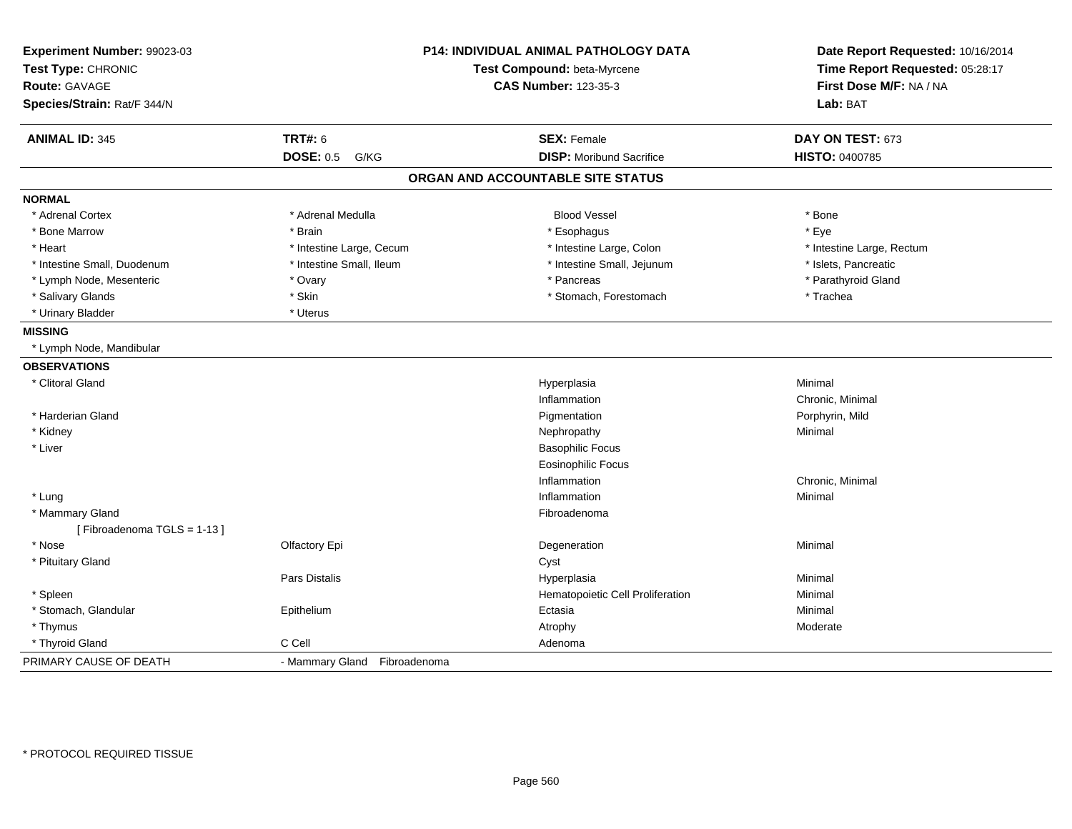**Experiment Number:** 99023-03
**Test Type:** CHRONIC
**Route:** GAVAGE
**Species/Strain:** Rat/F 344/N

**P14: INDIVIDUAL ANIMAL PATHOLOGY DATA**
**Test Compound:** beta-Myrcene
**CAS Number:** 123-35-3

**Date Report Requested:** 10/16/2014
**Time Report Requested:** 05:28:17
**First Dose M/F:** NA / NA
**Lab:** BAT

| **ANIMAL ID:** 345 | **TRT#:** 6 | **SEX:** Female | **DAY ON TEST:** 673 |
|---|---|---|---|
| | **DOSE:** 0.5 G/KG | **DISP:** Moribund Sacrifice | **HISTO:** 0400785 |

## ORGAN AND ACCOUNTABLE SITE STATUS

**NORMAL**

| | | | |
|---|---|---|---|
| * Adrenal Cortex | * Adrenal Medulla | Blood Vessel | * Bone |
| * Bone Marrow | * Brain | * Esophagus | * Eye |
| * Heart | * Intestine Large, Cecum | * Intestine Large, Colon | * Intestine Large, Rectum |
| * Intestine Small, Duodenum | * Intestine Small, Ileum | * Intestine Small, Jejunum | * Islets, Pancreatic |
| * Lymph Node, Mesenteric | * Ovary | * Pancreas | * Parathyroid Gland |
| * Salivary Glands | * Skin | * Stomach, Forestomach | * Trachea |
| * Urinary Bladder | * Uterus | | |

**MISSING**

* Lymph Node, Mandibular

**OBSERVATIONS**

| | | | |
|---|---|---|---|
| * Clitoral Gland | | Hyperplasia | Minimal |
| | | Inflammation | Chronic, Minimal |
| * Harderian Gland | | Pigmentation | Porphyrin, Mild |
| * Kidney | | Nephropathy | Minimal |
| * Liver | | Basophilic Focus | |
| | | Eosinophilic Focus | |
| | | Inflammation | Chronic, Minimal |
| * Lung | | Inflammation | Minimal |
| * Mammary Gland | | Fibroadenoma | |
| [ Fibroadenoma TGLS = 1-13 ] | | | |
| * Nose | Olfactory Epi | Degeneration | Minimal |
| * Pituitary Gland | | Cyst | |
| | Pars Distalis | Hyperplasia | Minimal |
| * Spleen | | Hematopoietic Cell Proliferation | Minimal |
| * Stomach, Glandular | Epithelium | Ectasia | Minimal |
| * Thymus | | Atrophy | Moderate |
| * Thyroid Gland | C Cell | Adenoma | |

PRIMARY CAUSE OF DEATH - Mammary Gland Fibroadenoma

* PROTOCOL REQUIRED TISSUE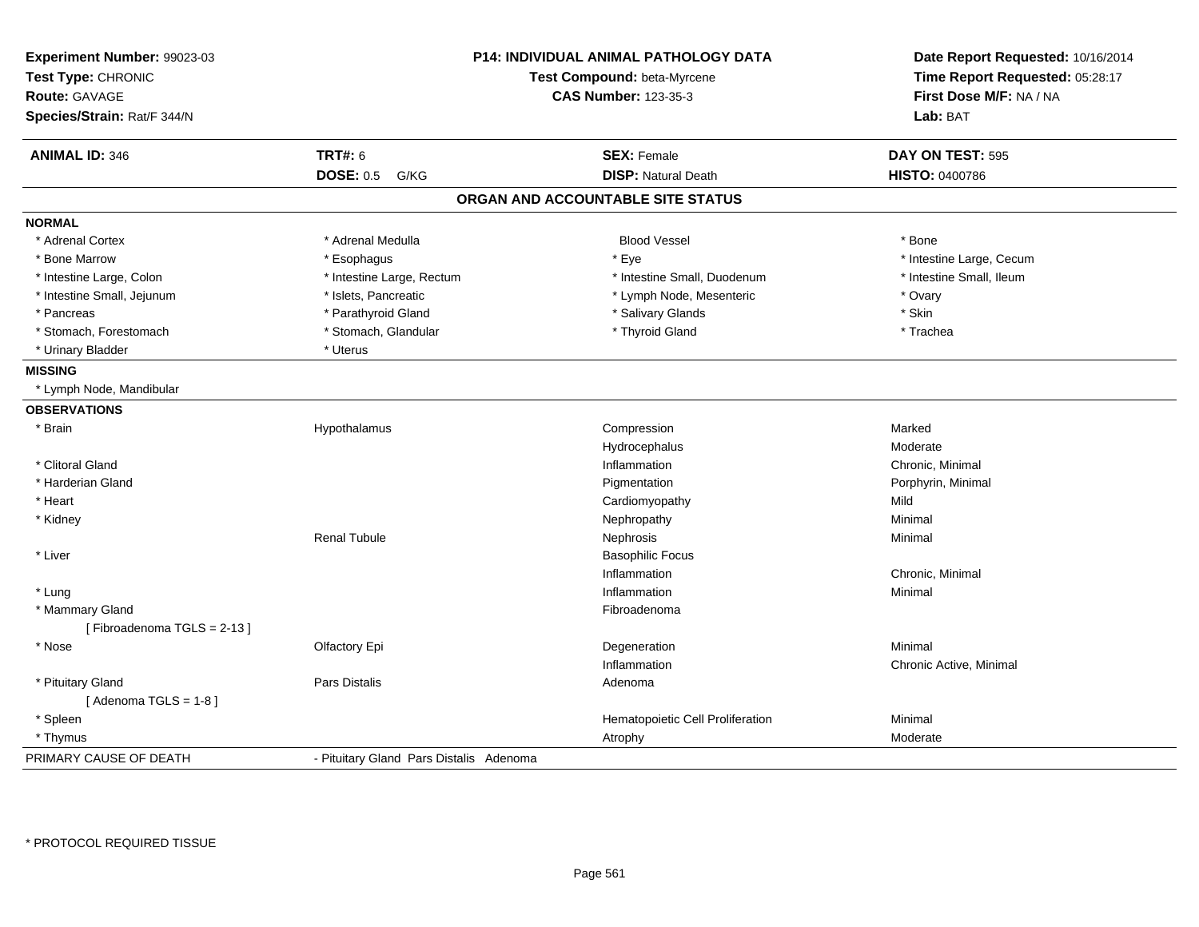**Experiment Number:** 99023-03
**Test Type:** CHRONIC
**Route:** GAVAGE
**Species/Strain:** Rat/F 344/N

**P14: INDIVIDUAL ANIMAL PATHOLOGY DATA**
**Test Compound:** beta-Myrcene
**CAS Number:** 123-35-3

**Date Report Requested:** 10/16/2014
**Time Report Requested:** 05:28:17
**First Dose M/F:** NA / NA
**Lab:** BAT

| **ANIMAL ID:** 346 | **TRT#:** 6 | **SEX:** Female | **DAY ON TEST:** 595 |
|---|---|---|---|
| | **DOSE:** 0.5 G/KG | **DISP:** Natural Death | **HISTO:** 0400786 |

## ORGAN AND ACCOUNTABLE SITE STATUS

**NORMAL**

| | | | |
|---|---|---|---|
| * Adrenal Cortex | * Adrenal Medulla | Blood Vessel | * Bone |
| * Bone Marrow | * Esophagus | * Eye | * Intestine Large, Cecum |
| * Intestine Large, Colon | * Intestine Large, Rectum | * Intestine Small, Duodenum | * Intestine Small, Ileum |
| * Intestine Small, Jejunum | * Islets, Pancreatic | * Lymph Node, Mesenteric | * Ovary |
| * Pancreas | * Parathyroid Gland | * Salivary Glands | * Skin |
| * Stomach, Forestomach | * Stomach, Glandular | * Thyroid Gland | * Trachea |
| * Urinary Bladder | * Uterus | | |

**MISSING**

* Lymph Node, Mandibular

**OBSERVATIONS**

| | | | |
|---|---|---|---|
| * Brain | Hypothalamus | Compression | Marked |
| | | Hydrocephalus | Moderate |
| * Clitoral Gland | | Inflammation | Chronic, Minimal |
| * Harderian Gland | | Pigmentation | Porphyrin, Minimal |
| * Heart | | Cardiomyopathy | Mild |
| * Kidney | | Nephropathy | Minimal |
| | Renal Tubule | Nephrosis | Minimal |
| * Liver | | Basophilic Focus | |
| | | Inflammation | Chronic, Minimal |
| * Lung | | Inflammation | Minimal |
| * Mammary Gland | | Fibroadenoma | |
| [ Fibroadenoma TGLS = 2-13 ] | | | |
| * Nose | Olfactory Epi | Degeneration | Minimal |
| | | Inflammation | Chronic Active, Minimal |
| * Pituitary Gland | Pars Distalis | Adenoma | |
| [ Adenoma TGLS = 1-8 ] | | | |
| * Spleen | | Hematopoietic Cell Proliferation | Minimal |
| * Thymus | | Atrophy | Moderate |

PRIMARY CAUSE OF DEATH - Pituitary Gland Pars Distalis Adenoma

* PROTOCOL REQUIRED TISSUE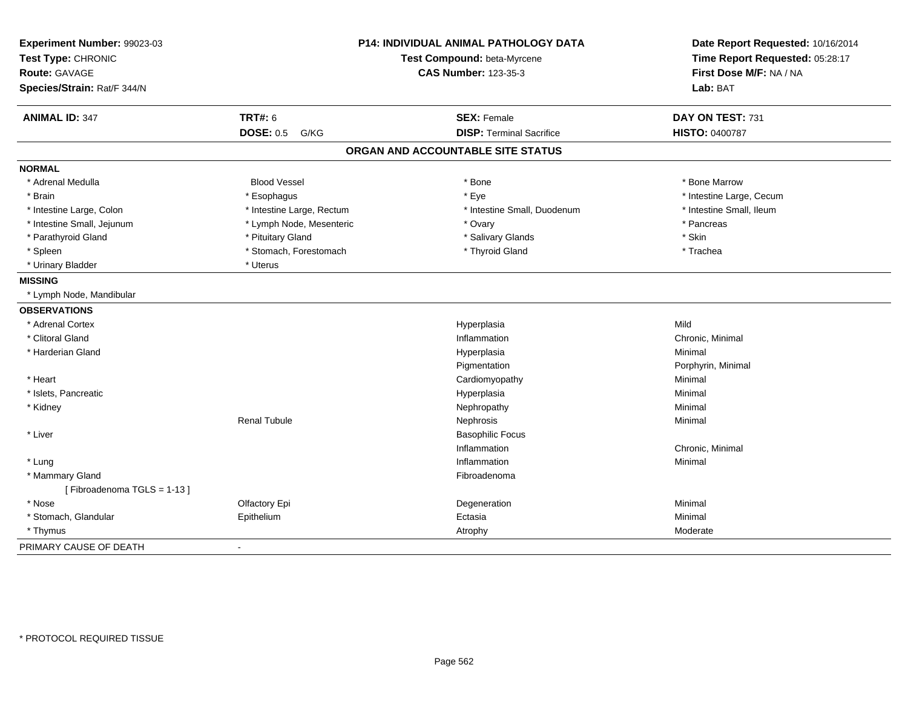**Experiment Number:** 99023-03
**Test Type:** CHRONIC
**Route:** GAVAGE
**Species/Strain:** Rat/F 344/N

**P14: INDIVIDUAL ANIMAL PATHOLOGY DATA**
**Test Compound:** beta-Myrcene
**CAS Number:** 123-35-3

**Date Report Requested:** 10/16/2014
**Time Report Requested:** 05:28:17
**First Dose M/F:** NA / NA
**Lab:** BAT

| **ANIMAL ID:** 347 | **TRT#:** 6 | **SEX:** Female | **DAY ON TEST:** 731 |
|---|---|---|---|
| | **DOSE:** 0.5 G/KG | **DISP:** Terminal Sacrifice | **HISTO:** 0400787 |

## ORGAN AND ACCOUNTABLE SITE STATUS

**NORMAL**

| | | | |
|---|---|---|---|
| * Adrenal Medulla | Blood Vessel | * Bone | * Bone Marrow |
| * Brain | * Esophagus | * Eye | * Intestine Large, Cecum |
| * Intestine Large, Colon | * Intestine Large, Rectum | * Intestine Small, Duodenum | * Intestine Small, Ileum |
| * Intestine Small, Jejunum | * Lymph Node, Mesenteric | * Ovary | * Pancreas |
| * Parathyroid Gland | * Pituitary Gland | * Salivary Glands | * Skin |
| * Spleen | * Stomach, Forestomach | * Thyroid Gland | * Trachea |
| * Urinary Bladder | * Uterus | | |

**MISSING**

* Lymph Node, Mandibular

**OBSERVATIONS**

| | | | |
|---|---|---|---|
| * Adrenal Cortex | | Hyperplasia | Mild |
| * Clitoral Gland | | Inflammation | Chronic, Minimal |
| * Harderian Gland | | Hyperplasia | Minimal |
| | | Pigmentation | Porphyrin, Minimal |
| * Heart | | Cardiomyopathy | Minimal |
| * Islets, Pancreatic | | Hyperplasia | Minimal |
| * Kidney | | Nephropathy | Minimal |
| | Renal Tubule | Nephrosis | Minimal |
| * Liver | | Basophilic Focus | |
| | | Inflammation | Chronic, Minimal |
| * Lung | | Inflammation | Minimal |
| * Mammary Gland | | Fibroadenoma | |
| [ Fibroadenoma TGLS = 1-13 ] | | | |
| * Nose | Olfactory Epi | Degeneration | Minimal |
| * Stomach, Glandular | Epithelium | Ectasia | Minimal |
| * Thymus | | Atrophy | Moderate |

PRIMARY CAUSE OF DEATH -

* PROTOCOL REQUIRED TISSUE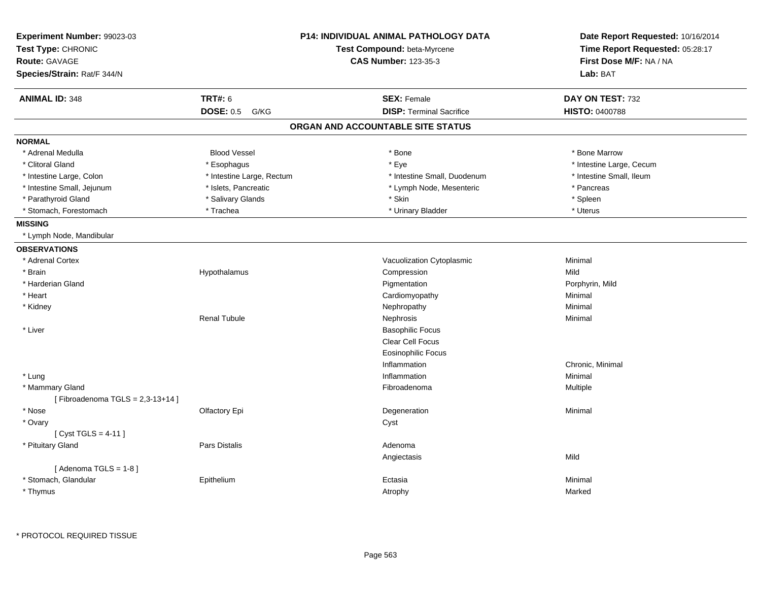**Experiment Number:** 99023-03
**Test Type:** CHRONIC
**Route:** GAVAGE
**Species/Strain:** Rat/F 344/N

**P14: INDIVIDUAL ANIMAL PATHOLOGY DATA**
**Test Compound:** beta-Myrcene
**CAS Number:** 123-35-3

**Date Report Requested:** 10/16/2014
**Time Report Requested:** 05:28:17
**First Dose M/F:** NA / NA
**Lab:** BAT

| **ANIMAL ID:** 348 | **TRT#:** 6 | **SEX:** Female | **DAY ON TEST:** 732 |
|---|---|---|---|
| | **DOSE:** 0.5 G/KG | **DISP:** Terminal Sacrifice | **HISTO:** 0400788 |

## ORGAN AND ACCOUNTABLE SITE STATUS

**NORMAL**

| | | | |
|---|---|---|---|
| * Adrenal Medulla | Blood Vessel | * Bone | * Bone Marrow |
| * Clitoral Gland | * Esophagus | * Eye | * Intestine Large, Cecum |
| * Intestine Large, Colon | * Intestine Large, Rectum | * Intestine Small, Duodenum | * Intestine Small, Ileum |
| * Intestine Small, Jejunum | * Islets, Pancreatic | * Lymph Node, Mesenteric | * Pancreas |
| * Parathyroid Gland | * Salivary Glands | * Skin | * Spleen |
| * Stomach, Forestomach | * Trachea | * Urinary Bladder | * Uterus |

**MISSING**

* Lymph Node, Mandibular

**OBSERVATIONS**

| | | | |
|---|---|---|---|
| * Adrenal Cortex | | Vacuolization Cytoplasmic | Minimal |
| * Brain | Hypothalamus | Compression | Mild |
| * Harderian Gland | | Pigmentation | Porphyrin, Mild |
| * Heart | | Cardiomyopathy | Minimal |
| * Kidney | | Nephropathy | Minimal |
| | Renal Tubule | Nephrosis | Minimal |
| * Liver | | Basophilic Focus | |
| | | Clear Cell Focus | |
| | | Eosinophilic Focus | |
| | | Inflammation | Chronic, Minimal |
| * Lung | | Inflammation | Minimal |
| * Mammary Gland | | Fibroadenoma | Multiple |
| [ Fibroadenoma TGLS = 2,3-13+14 ] | | | |
| * Nose | Olfactory Epi | Degeneration | Minimal |
| * Ovary | | Cyst | |
| [ Cyst TGLS = 4-11 ] | | | |
| * Pituitary Gland | Pars Distalis | Adenoma | |
| | | Angiectasis | Mild |
| [ Adenoma TGLS = 1-8 ] | | | |
| * Stomach, Glandular | Epithelium | Ectasia | Minimal |
| * Thymus | | Atrophy | Marked |

* PROTOCOL REQUIRED TISSUE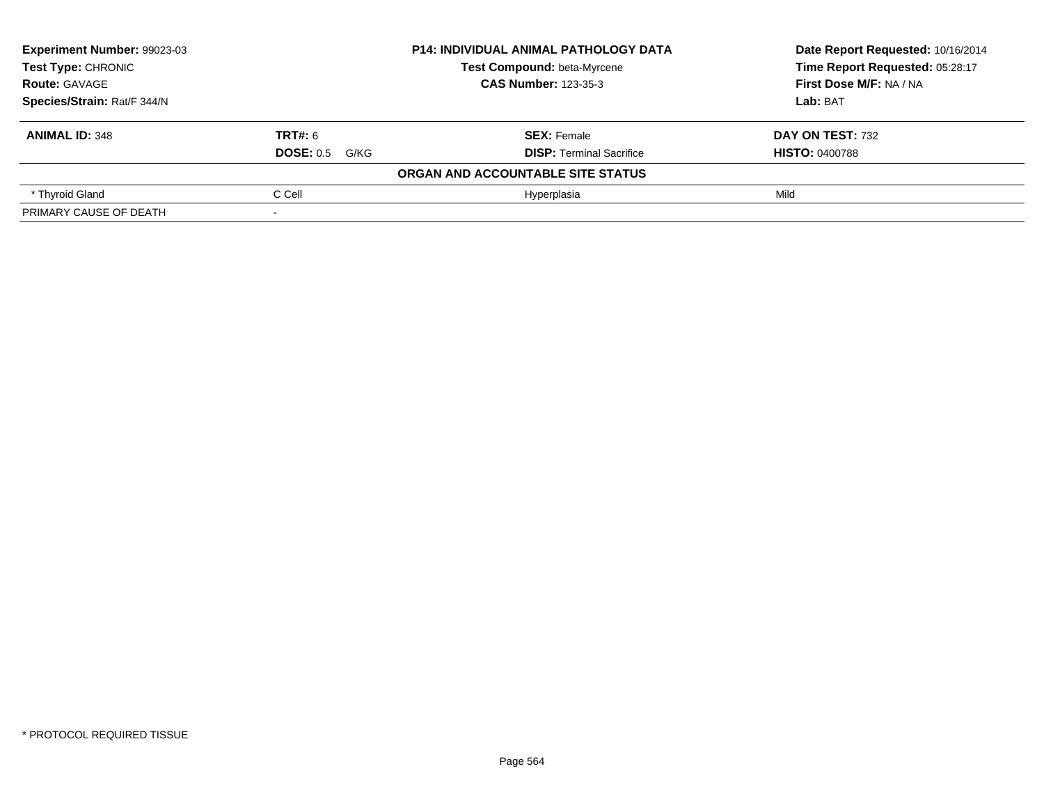**Experiment Number:** 99023-03
**Test Type:** CHRONIC
**Route:** GAVAGE
**Species/Strain:** Rat/F 344/N

**P14: INDIVIDUAL ANIMAL PATHOLOGY DATA**
**Test Compound:** beta-Myrcene
**CAS Number:** 123-35-3

**Date Report Requested:** 10/16/2014
**Time Report Requested:** 05:28:17
**First Dose M/F:** NA / NA
**Lab:** BAT

| **ANIMAL ID:** 348 | **TRT#:** 6 | **SEX:** Female | **DAY ON TEST:** 732 |
|---|---|---|---|
| | **DOSE:** 0.5 G/KG | **DISP:** Terminal Sacrifice | **HISTO:** 0400788 |
| | | **ORGAN AND ACCOUNTABLE SITE STATUS** | |
| * Thyroid Gland | C Cell | Hyperplasia | Mild |
| PRIMARY CAUSE OF DEATH | - | | |

* PROTOCOL REQUIRED TISSUE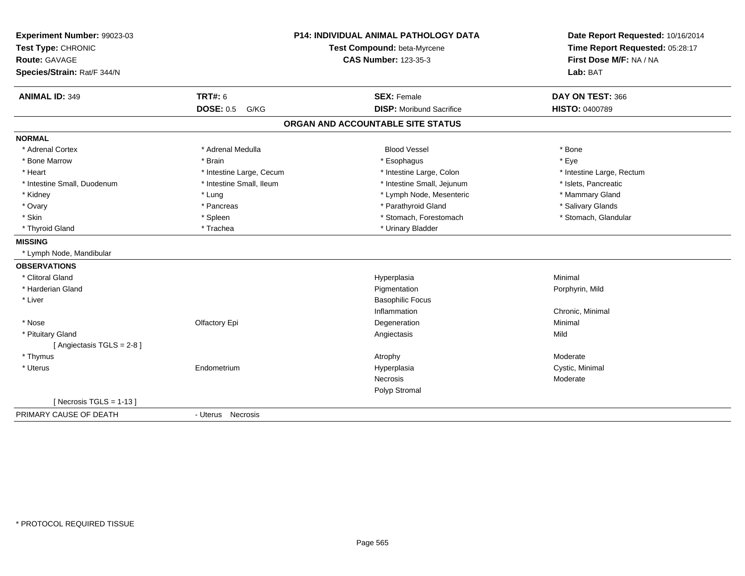**Experiment Number:** 99023-03
**Test Type:** CHRONIC
**Route:** GAVAGE
**Species/Strain:** Rat/F 344/N

**P14: INDIVIDUAL ANIMAL PATHOLOGY DATA**
**Test Compound:** beta-Myrcene
**CAS Number:** 123-35-3

**Date Report Requested:** 10/16/2014
**Time Report Requested:** 05:28:17
**First Dose M/F:** NA / NA
**Lab:** BAT

| **ANIMAL ID:** 349 | **TRT#:** 6 | **SEX:** Female | **DAY ON TEST:** 366 |
|---|---|---|---|
| | **DOSE:** 0.5 G/KG | **DISP:** Moribund Sacrifice | **HISTO:** 0400789 |

## ORGAN AND ACCOUNTABLE SITE STATUS

**NORMAL**

| | | | |
|---|---|---|---|
| * Adrenal Cortex | * Adrenal Medulla | Blood Vessel | * Bone |
| * Bone Marrow | * Brain | * Esophagus | * Eye |
| * Heart | * Intestine Large, Cecum | * Intestine Large, Colon | * Intestine Large, Rectum |
| * Intestine Small, Duodenum | * Intestine Small, Ileum | * Intestine Small, Jejunum | * Islets, Pancreatic |
| * Kidney | * Lung | * Lymph Node, Mesenteric | * Mammary Gland |
| * Ovary | * Pancreas | * Parathyroid Gland | * Salivary Glands |
| * Skin | * Spleen | * Stomach, Forestomach | * Stomach, Glandular |
| * Thyroid Gland | * Trachea | * Urinary Bladder | |

**MISSING**

* Lymph Node, Mandibular

**OBSERVATIONS**

| | | | |
|---|---|---|---|
| * Clitoral Gland | | Hyperplasia | Minimal |
| * Harderian Gland | | Pigmentation | Porphyrin, Mild |
| * Liver | | Basophilic Focus | |
| | | Inflammation | Chronic, Minimal |
| * Nose | Olfactory Epi | Degeneration | Minimal |
| * Pituitary Gland | | Angiectasis | Mild |
| [ Angiectasis TGLS = 2-8 ] | | | |
| * Thymus | | Atrophy | Moderate |
| * Uterus | Endometrium | Hyperplasia | Cystic, Minimal |
| | | Necrosis | Moderate |
| | | Polyp Stromal | |
| [ Necrosis TGLS = 1-13 ] | | | |

PRIMARY CAUSE OF DEATH - Uterus Necrosis

* PROTOCOL REQUIRED TISSUE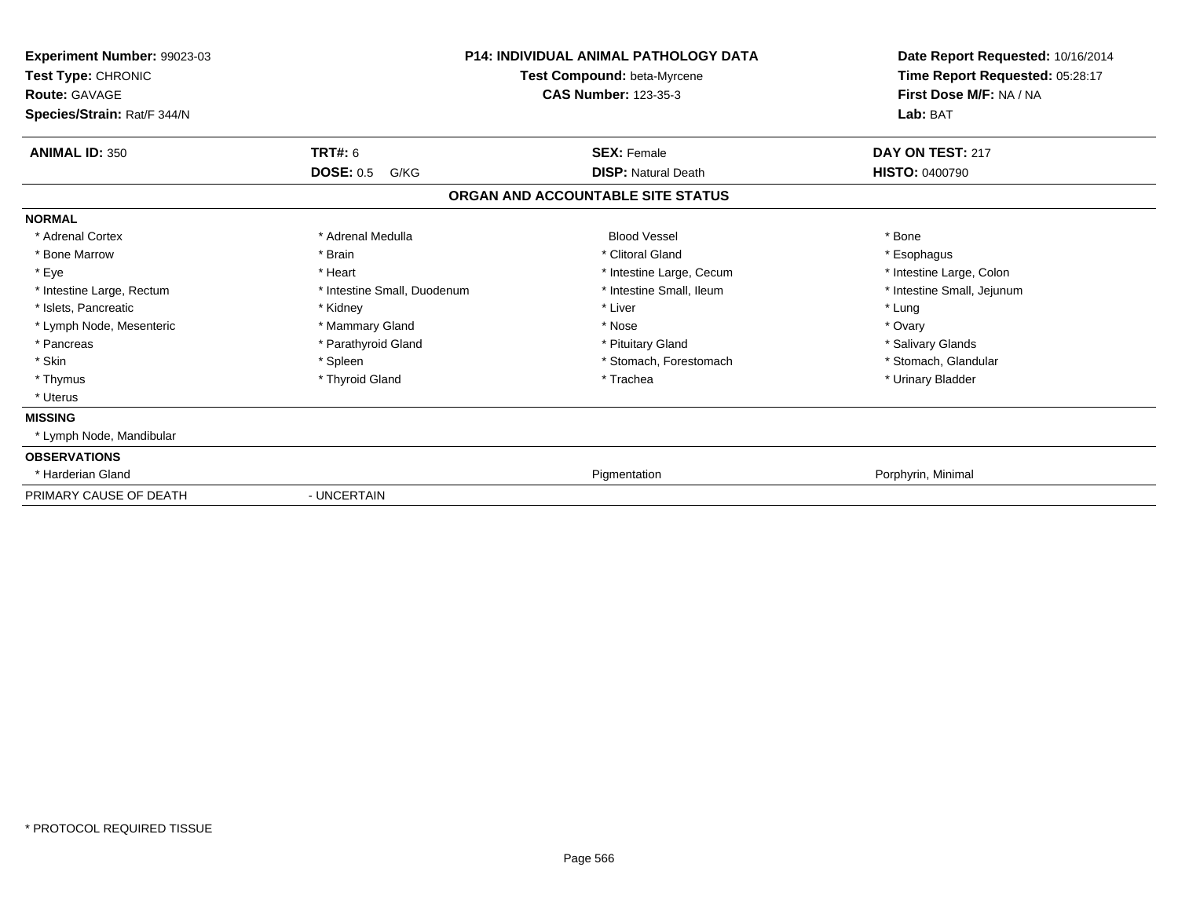**Experiment Number:** 99023-03
**Test Type:** CHRONIC
**Route:** GAVAGE
**Species/Strain:** Rat/F 344/N

**P14: INDIVIDUAL ANIMAL PATHOLOGY DATA**
**Test Compound:** beta-Myrcene
**CAS Number:** 123-35-3

**Date Report Requested:** 10/16/2014
**Time Report Requested:** 05:28:17
**First Dose M/F:** NA / NA
**Lab:** BAT

| **ANIMAL ID:** 350 | **TRT#:** 6 | **SEX:** Female | **DAY ON TEST:** 217 |
|---|---|---|---|
| | **DOSE:** 0.5 G/KG | **DISP:** Natural Death | **HISTO:** 0400790 |

## ORGAN AND ACCOUNTABLE SITE STATUS

| | | | |
|---|---|---|---|
| **NORMAL** | | | |
| * Adrenal Cortex | * Adrenal Medulla | Blood Vessel | * Bone |
| * Bone Marrow | * Brain | * Clitoral Gland | * Esophagus |
| * Eye | * Heart | * Intestine Large, Cecum | * Intestine Large, Colon |
| * Intestine Large, Rectum | * Intestine Small, Duodenum | * Intestine Small, Ileum | * Intestine Small, Jejunum |
| * Islets, Pancreatic | * Kidney | * Liver | * Lung |
| * Lymph Node, Mesenteric | * Mammary Gland | * Nose | * Ovary |
| * Pancreas | * Parathyroid Gland | * Pituitary Gland | * Salivary Glands |
| * Skin | * Spleen | * Stomach, Forestomach | * Stomach, Glandular |
| * Thymus | * Thyroid Gland | * Trachea | * Urinary Bladder |
| * Uterus | | | |
| **MISSING** | | | |
| * Lymph Node, Mandibular | | | |
| **OBSERVATIONS** | | | |
| * Harderian Gland | | Pigmentation | Porphyrin, Minimal |
| PRIMARY CAUSE OF DEATH | - UNCERTAIN | | |

* PROTOCOL REQUIRED TISSUE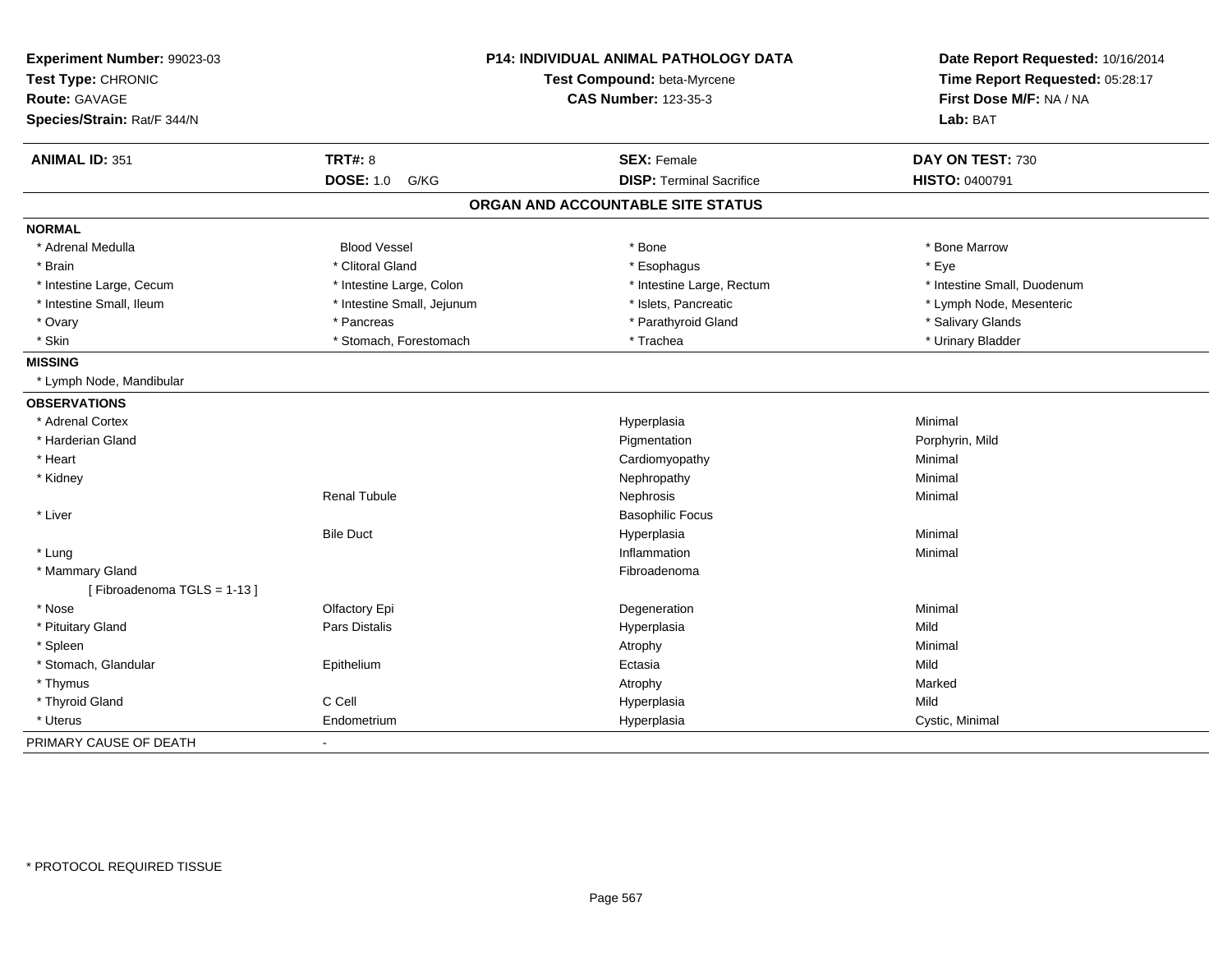**Experiment Number:** 99023-03
**Test Type:** CHRONIC
**Route:** GAVAGE
**Species/Strain:** Rat/F 344/N

**P14: INDIVIDUAL ANIMAL PATHOLOGY DATA**
**Test Compound:** beta-Myrcene
**CAS Number:** 123-35-3

**Date Report Requested:** 10/16/2014
**Time Report Requested:** 05:28:17
**First Dose M/F:** NA / NA
**Lab:** BAT

| **ANIMAL ID:** 351 | **TRT#:** 8 | **SEX:** Female | **DAY ON TEST:** 730 |
|---|---|---|---|
| | **DOSE:** 1.0 G/KG | **DISP:** Terminal Sacrifice | **HISTO:** 0400791 |

## ORGAN AND ACCOUNTABLE SITE STATUS

| | | | |
|---|---|---|---|
| **NORMAL** | | | |
| * Adrenal Medulla | Blood Vessel | * Bone | * Bone Marrow |
| * Brain | * Clitoral Gland | * Esophagus | * Eye |
| * Intestine Large, Cecum | * Intestine Large, Colon | * Intestine Large, Rectum | * Intestine Small, Duodenum |
| * Intestine Small, Ileum | * Intestine Small, Jejunum | * Islets, Pancreatic | * Lymph Node, Mesenteric |
| * Ovary | * Pancreas | * Parathyroid Gland | * Salivary Glands |
| * Skin | * Stomach, Forestomach | * Trachea | * Urinary Bladder |
| **MISSING** | | | |
| * Lymph Node, Mandibular | | | |
| **OBSERVATIONS** | | | |
| * Adrenal Cortex | | Hyperplasia | Minimal |
| * Harderian Gland | | Pigmentation | Porphyrin, Mild |
| * Heart | | Cardiomyopathy | Minimal |
| * Kidney | | Nephropathy | Minimal |
| | Renal Tubule | Nephrosis | Minimal |
| * Liver | | Basophilic Focus | |
| | Bile Duct | Hyperplasia | Minimal |
| * Lung | | Inflammation | Minimal |
| * Mammary Gland | | Fibroadenoma | |
| [ Fibroadenoma TGLS = 1-13 ] | | | |
| * Nose | Olfactory Epi | Degeneration | Minimal |
| * Pituitary Gland | Pars Distalis | Hyperplasia | Mild |
| * Spleen | | Atrophy | Minimal |
| * Stomach, Glandular | Epithelium | Ectasia | Mild |
| * Thymus | | Atrophy | Marked |
| * Thyroid Gland | C Cell | Hyperplasia | Mild |
| * Uterus | Endometrium | Hyperplasia | Cystic, Minimal |
| PRIMARY CAUSE OF DEATH | - | | |

* PROTOCOL REQUIRED TISSUE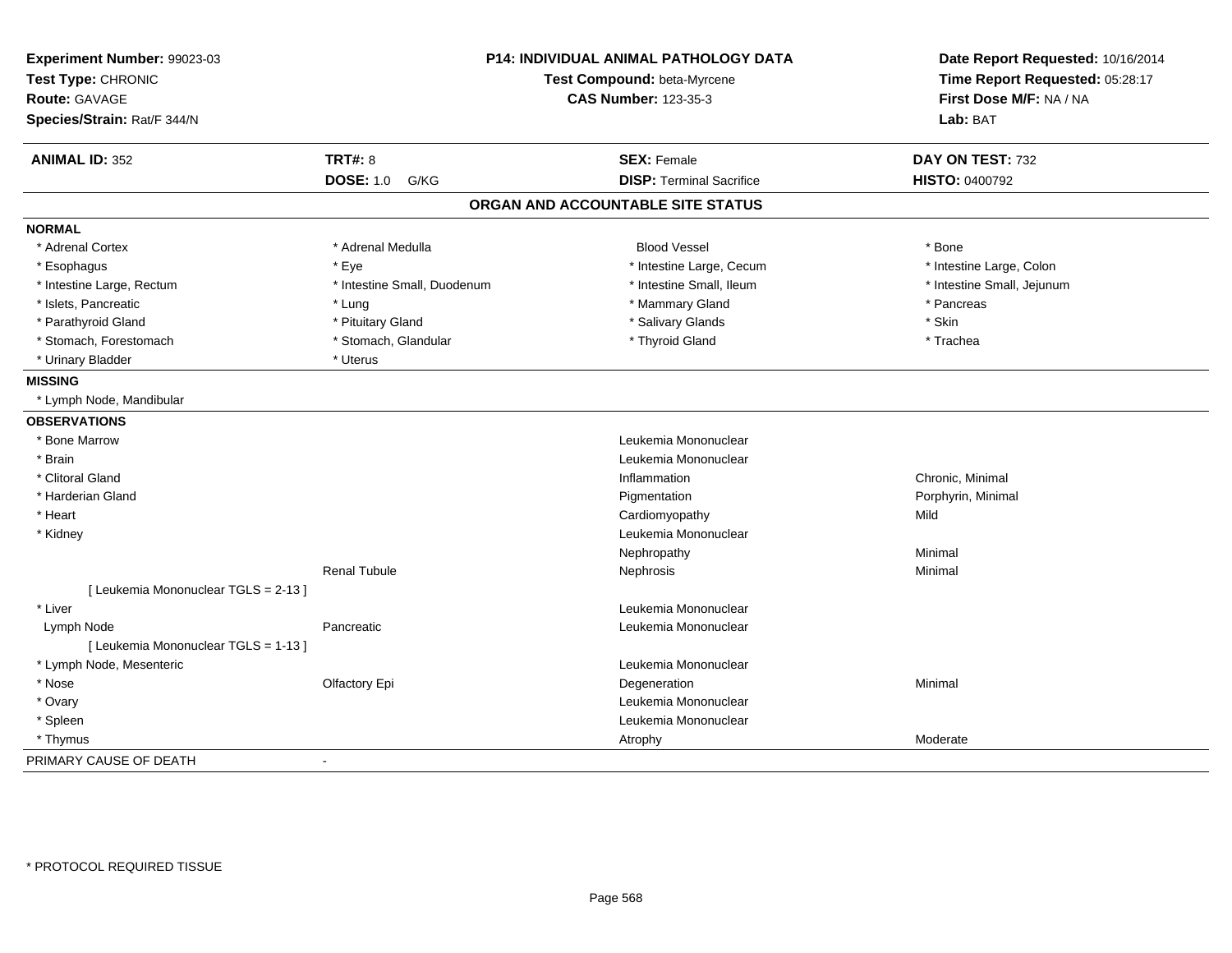**Experiment Number:** 99023-03
**Test Type:** CHRONIC
**Route:** GAVAGE
**Species/Strain:** Rat/F 344/N

**P14: INDIVIDUAL ANIMAL PATHOLOGY DATA**
**Test Compound:** beta-Myrcene
**CAS Number:** 123-35-3

**Date Report Requested:** 10/16/2014
**Time Report Requested:** 05:28:17
**First Dose M/F:** NA / NA
**Lab:** BAT

| **ANIMAL ID:** 352 | **TRT#:** 8 | **SEX:** Female | **DAY ON TEST:** 732 |
|---|---|---|---|
| | **DOSE:** 1.0 G/KG | **DISP:** Terminal Sacrifice | **HISTO:** 0400792 |

## ORGAN AND ACCOUNTABLE SITE STATUS

**NORMAL**

| | | | |
|---|---|---|---|
| * Adrenal Cortex | * Adrenal Medulla | Blood Vessel | * Bone |
| * Esophagus | * Eye | * Intestine Large, Cecum | * Intestine Large, Colon |
| * Intestine Large, Rectum | * Intestine Small, Duodenum | * Intestine Small, Ileum | * Intestine Small, Jejunum |
| * Islets, Pancreatic | * Lung | * Mammary Gland | * Pancreas |
| * Parathyroid Gland | * Pituitary Gland | * Salivary Glands | * Skin |
| * Stomach, Forestomach | * Stomach, Glandular | * Thyroid Gland | * Trachea |
| * Urinary Bladder | * Uterus | | |

**MISSING**

* Lymph Node, Mandibular

**OBSERVATIONS**

| Organ | Site | Observation | Severity |
|---|---|---|---|
| * Bone Marrow | | Leukemia Mononuclear | |
| * Brain | | Leukemia Mononuclear | |
| * Clitoral Gland | | Inflammation | Chronic, Minimal |
| * Harderian Gland | | Pigmentation | Porphyrin, Minimal |
| * Heart | | Cardiomyopathy | Mild |
| * Kidney | | Leukemia Mononuclear | |
| | | Nephropathy | Minimal |
| | Renal Tubule | Nephrosis | Minimal |
| [ Leukemia Mononuclear TGLS = 2-13 ] | | | |
| * Liver | | Leukemia Mononuclear | |
| Lymph Node | Pancreatic | Leukemia Mononuclear | |
| [ Leukemia Mononuclear TGLS = 1-13 ] | | | |
| * Lymph Node, Mesenteric | | Leukemia Mononuclear | |
| * Nose | Olfactory Epi | Degeneration | Minimal |
| * Ovary | | Leukemia Mononuclear | |
| * Spleen | | Leukemia Mononuclear | |
| * Thymus | | Atrophy | Moderate |

PRIMARY CAUSE OF DEATH -

* PROTOCOL REQUIRED TISSUE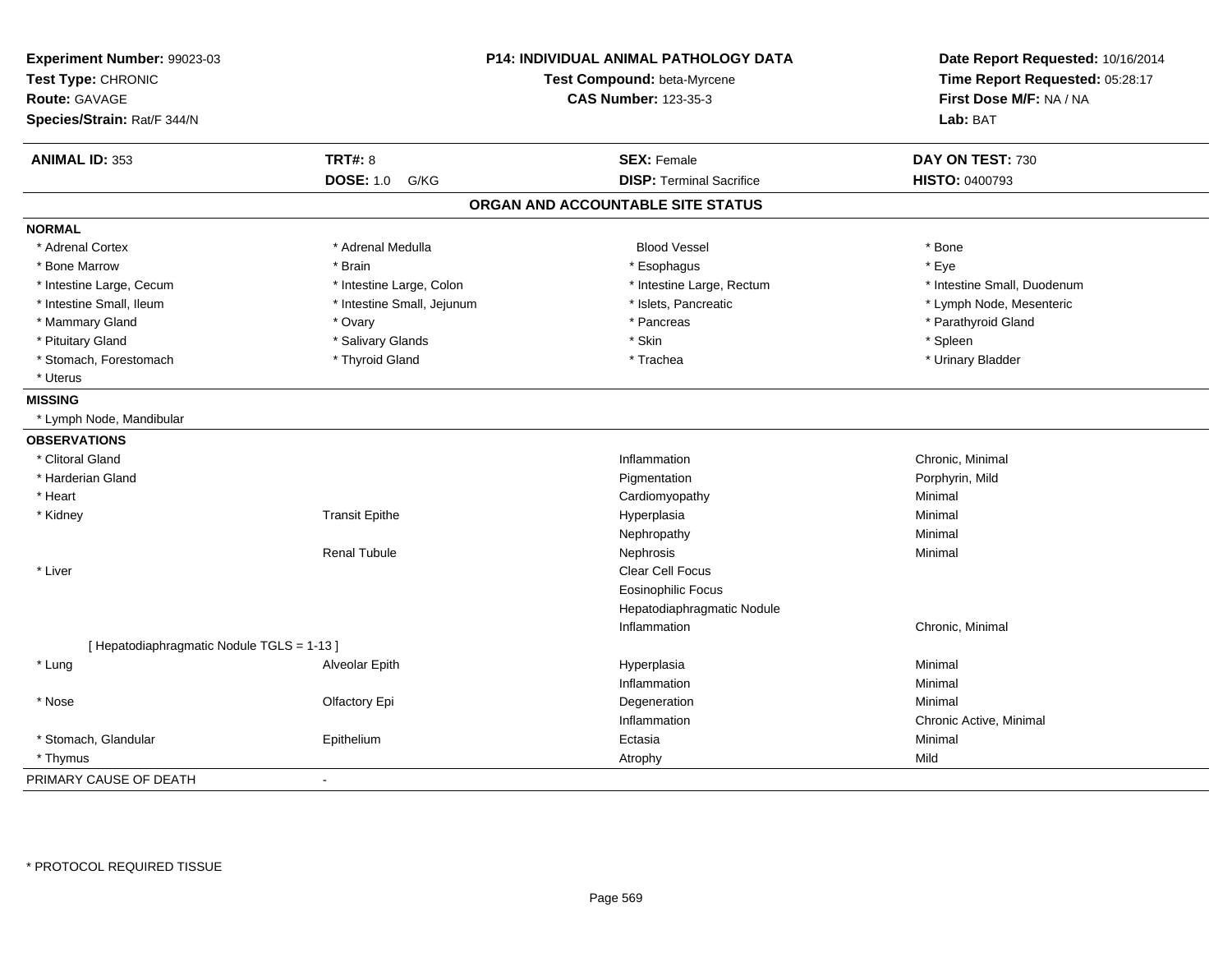**Experiment Number:** 99023-03
**Test Type:** CHRONIC
**Route:** GAVAGE
**Species/Strain:** Rat/F 344/N

**P14: INDIVIDUAL ANIMAL PATHOLOGY DATA**
**Test Compound:** beta-Myrcene
**CAS Number:** 123-35-3

**Date Report Requested:** 10/16/2014
**Time Report Requested:** 05:28:17
**First Dose M/F:** NA / NA
**Lab:** BAT

| **ANIMAL ID:** 353 | **TRT#:** 8 | **SEX:** Female | **DAY ON TEST:** 730 |
|---|---|---|---|
| | **DOSE:** 1.0 G/KG | **DISP:** Terminal Sacrifice | **HISTO:** 0400793 |

## ORGAN AND ACCOUNTABLE SITE STATUS

**NORMAL**

| | | | |
|---|---|---|---|
| * Adrenal Cortex | * Adrenal Medulla | Blood Vessel | * Bone |
| * Bone Marrow | * Brain | * Esophagus | * Eye |
| * Intestine Large, Cecum | * Intestine Large, Colon | * Intestine Large, Rectum | * Intestine Small, Duodenum |
| * Intestine Small, Ileum | * Intestine Small, Jejunum | * Islets, Pancreatic | * Lymph Node, Mesenteric |
| * Mammary Gland | * Ovary | * Pancreas | * Parathyroid Gland |
| * Pituitary Gland | * Salivary Glands | * Skin | * Spleen |
| * Stomach, Forestomach | * Thyroid Gland | * Trachea | * Urinary Bladder |
| * Uterus | | | |

**MISSING**

* Lymph Node, Mandibular

**OBSERVATIONS**

| | | | |
|---|---|---|---|
| * Clitoral Gland | | Inflammation | Chronic, Minimal |
| * Harderian Gland | | Pigmentation | Porphyrin, Mild |
| * Heart | | Cardiomyopathy | Minimal |
| * Kidney | Transit Epithe | Hyperplasia | Minimal |
| | | Nephropathy | Minimal |
| | Renal Tubule | Nephrosis | Minimal |
| * Liver | | Clear Cell Focus | |
| | | Eosinophilic Focus | |
| | | Hepatodiaphragmatic Nodule | |
| | | Inflammation | Chronic, Minimal |
| [ Hepatodiaphragmatic Nodule TGLS = 1-13 ] | | | |
| * Lung | Alveolar Epith | Hyperplasia | Minimal |
| | | Inflammation | Minimal |
| * Nose | Olfactory Epi | Degeneration | Minimal |
| | | Inflammation | Chronic Active, Minimal |
| * Stomach, Glandular | Epithelium | Ectasia | Minimal |
| * Thymus | | Atrophy | Mild |

PRIMARY CAUSE OF DEATH -

* PROTOCOL REQUIRED TISSUE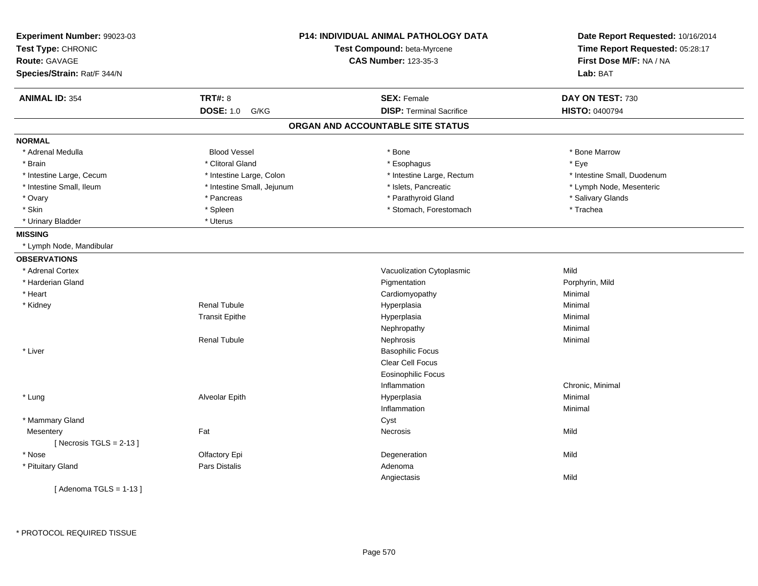**Experiment Number:** 99023-03
**Test Type:** CHRONIC
**Route:** GAVAGE
**Species/Strain:** Rat/F 344/N

**P14: INDIVIDUAL ANIMAL PATHOLOGY DATA**
**Test Compound:** beta-Myrcene
**CAS Number:** 123-35-3

**Date Report Requested:** 10/16/2014
**Time Report Requested:** 05:28:17
**First Dose M/F:** NA / NA
**Lab:** BAT

| **ANIMAL ID:** 354 | **TRT#:** 8 | **SEX:** Female | **DAY ON TEST:** 730 |
|---|---|---|---|
| | **DOSE:** 1.0 G/KG | **DISP:** Terminal Sacrifice | **HISTO:** 0400794 |

## ORGAN AND ACCOUNTABLE SITE STATUS

**NORMAL**

| | | | |
|---|---|---|---|
| * Adrenal Medulla | Blood Vessel | * Bone | * Bone Marrow |
| * Brain | * Clitoral Gland | * Esophagus | * Eye |
| * Intestine Large, Cecum | * Intestine Large, Colon | * Intestine Large, Rectum | * Intestine Small, Duodenum |
| * Intestine Small, Ileum | * Intestine Small, Jejunum | * Islets, Pancreatic | * Lymph Node, Mesenteric |
| * Ovary | * Pancreas | * Parathyroid Gland | * Salivary Glands |
| * Skin | * Spleen | * Stomach, Forestomach | * Trachea |
| * Urinary Bladder | * Uterus | | |

**MISSING**

* Lymph Node, Mandibular

**OBSERVATIONS**

| | | | |
|---|---|---|---|
| * Adrenal Cortex | | Vacuolization Cytoplasmic | Mild |
| * Harderian Gland | | Pigmentation | Porphyrin, Mild |
| * Heart | | Cardiomyopathy | Minimal |
| * Kidney | Renal Tubule | Hyperplasia | Minimal |
| | Transit Epithe | Hyperplasia | Minimal |
| | | Nephropathy | Minimal |
| | Renal Tubule | Nephrosis | Minimal |
| * Liver | | Basophilic Focus | |
| | | Clear Cell Focus | |
| | | Eosinophilic Focus | |
| | | Inflammation | Chronic, Minimal |
| * Lung | Alveolar Epith | Hyperplasia | Minimal |
| | | Inflammation | Minimal |
| * Mammary Gland | | Cyst | |
| Mesentery | Fat | Necrosis | Mild |
| [ Necrosis TGLS = 2-13 ] | | | |
| * Nose | Olfactory Epi | Degeneration | Mild |
| * Pituitary Gland | Pars Distalis | Adenoma | |
| | | Angiectasis | Mild |
| [ Adenoma TGLS = 1-13 ] | | | |

* PROTOCOL REQUIRED TISSUE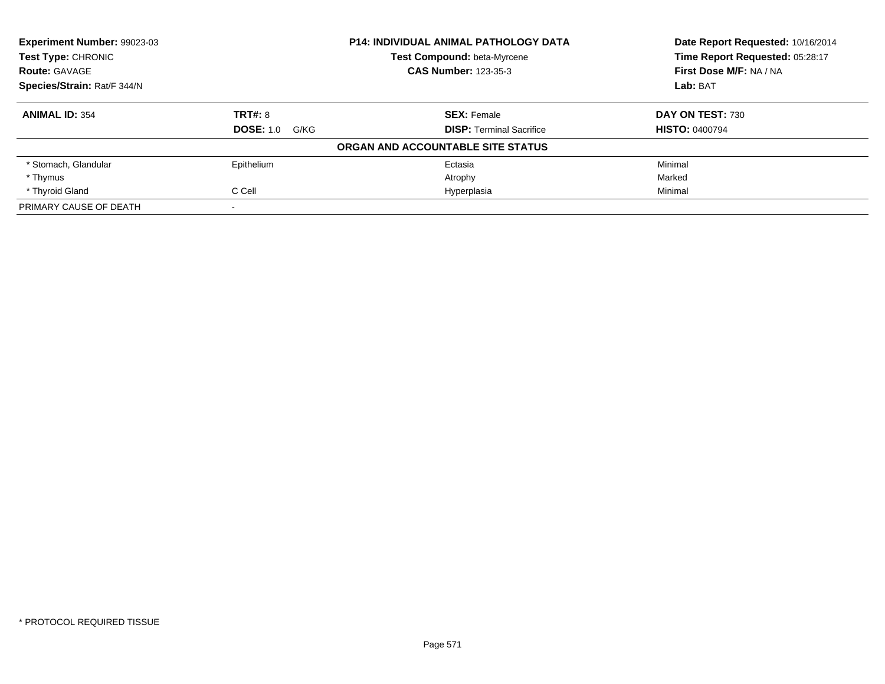| **Experiment Number:** 99023-03 | **P14: INDIVIDUAL ANIMAL PATHOLOGY DATA** | **Date Report Requested:** 10/16/2014 |
|---|---|---|
| **Test Type:** CHRONIC | **Test Compound:** beta-Myrcene | **Time Report Requested:** 05:28:17 |
| **Route:** GAVAGE | **CAS Number:** 123-35-3 | **First Dose M/F:** NA / NA |
| **Species/Strain:** Rat/F 344/N | | **Lab:** BAT |

| **ANIMAL ID:** 354 | **TRT#:** 8 | **SEX:** Female | **DAY ON TEST:** 730 |
|---|---|---|---|
| | **DOSE:** 1.0 G/KG | **DISP:** Terminal Sacrifice | **HISTO:** 0400794 |
| | | **ORGAN AND ACCOUNTABLE SITE STATUS** | |
| * Stomach, Glandular | Epithelium | Ectasia | Minimal |
| * Thymus | | Atrophy | Marked |
| * Thyroid Gland | C Cell | Hyperplasia | Minimal |
| PRIMARY CAUSE OF DEATH | - | | |

* PROTOCOL REQUIRED TISSUE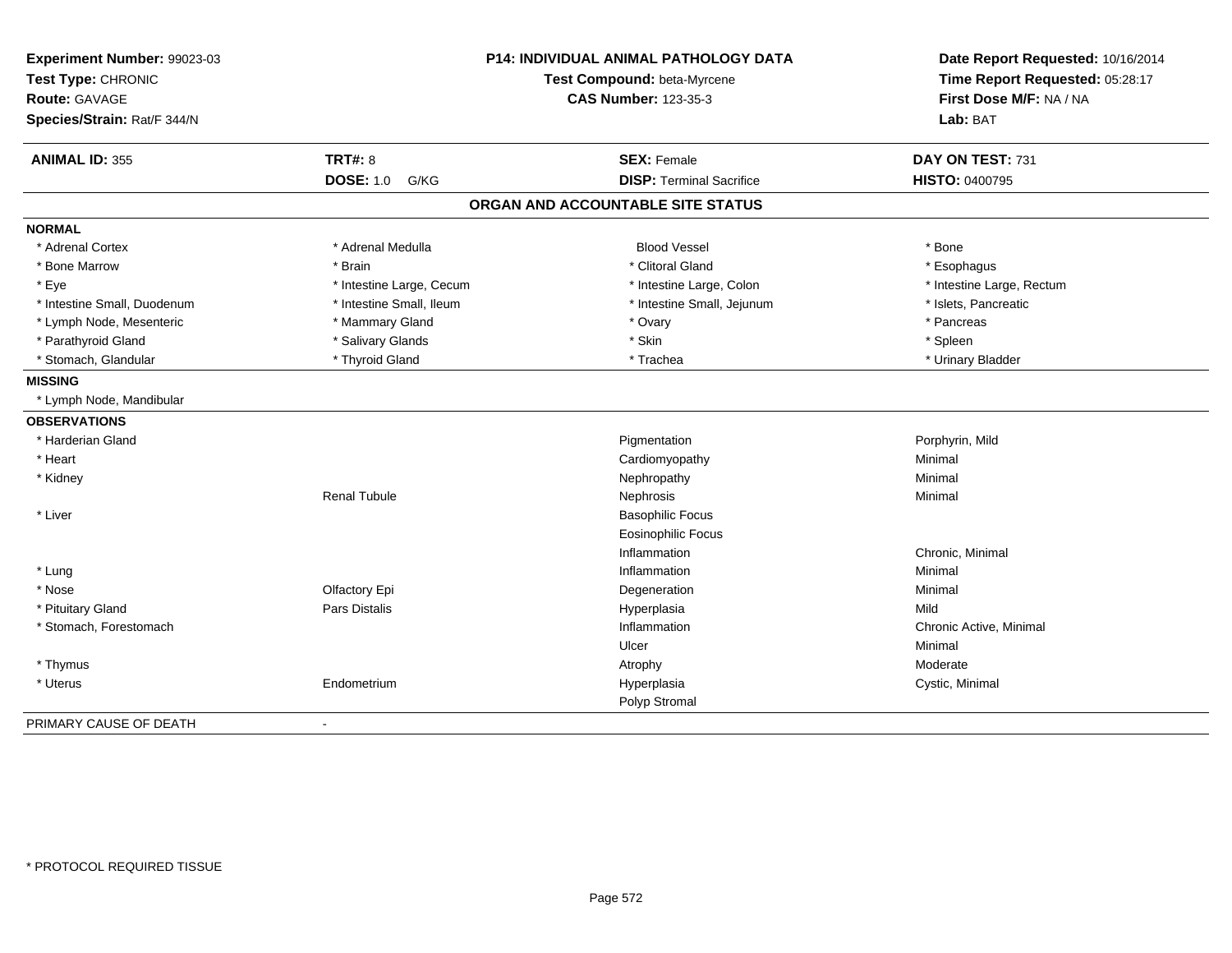**Experiment Number:** 99023-03
**Test Type:** CHRONIC
**Route:** GAVAGE
**Species/Strain:** Rat/F 344/N

**P14: INDIVIDUAL ANIMAL PATHOLOGY DATA**
**Test Compound:** beta-Myrcene
**CAS Number:** 123-35-3

**Date Report Requested:** 10/16/2014
**Time Report Requested:** 05:28:17
**First Dose M/F:** NA / NA
**Lab:** BAT

| **ANIMAL ID:** 355 | **TRT#:** 8 | **SEX:** Female | **DAY ON TEST:** 731 |
|---|---|---|---|
| | **DOSE:** 1.0 G/KG | **DISP:** Terminal Sacrifice | **HISTO:** 0400795 |

## ORGAN AND ACCOUNTABLE SITE STATUS

**NORMAL**

| | | | |
|---|---|---|---|
| * Adrenal Cortex | * Adrenal Medulla | Blood Vessel | * Bone |
| * Bone Marrow | * Brain | * Clitoral Gland | * Esophagus |
| * Eye | * Intestine Large, Cecum | * Intestine Large, Colon | * Intestine Large, Rectum |
| * Intestine Small, Duodenum | * Intestine Small, Ileum | * Intestine Small, Jejunum | * Islets, Pancreatic |
| * Lymph Node, Mesenteric | * Mammary Gland | * Ovary | * Pancreas |
| * Parathyroid Gland | * Salivary Glands | * Skin | * Spleen |
| * Stomach, Glandular | * Thyroid Gland | * Trachea | * Urinary Bladder |

**MISSING**

* Lymph Node, Mandibular

**OBSERVATIONS**

| Organ | Site | Observation | Severity |
|---|---|---|---|
| * Harderian Gland | | Pigmentation | Porphyrin, Mild |
| * Heart | | Cardiomyopathy | Minimal |
| * Kidney | | Nephropathy | Minimal |
| | Renal Tubule | Nephrosis | Minimal |
| * Liver | | Basophilic Focus | |
| | | Eosinophilic Focus | |
| | | Inflammation | Chronic, Minimal |
| * Lung | | Inflammation | Minimal |
| * Nose | Olfactory Epi | Degeneration | Minimal |
| * Pituitary Gland | Pars Distalis | Hyperplasia | Mild |
| * Stomach, Forestomach | | Inflammation | Chronic Active, Minimal |
| | | Ulcer | Minimal |
| * Thymus | | Atrophy | Moderate |
| * Uterus | Endometrium | Hyperplasia | Cystic, Minimal |
| | | Polyp Stromal | |

PRIMARY CAUSE OF DEATH -

* PROTOCOL REQUIRED TISSUE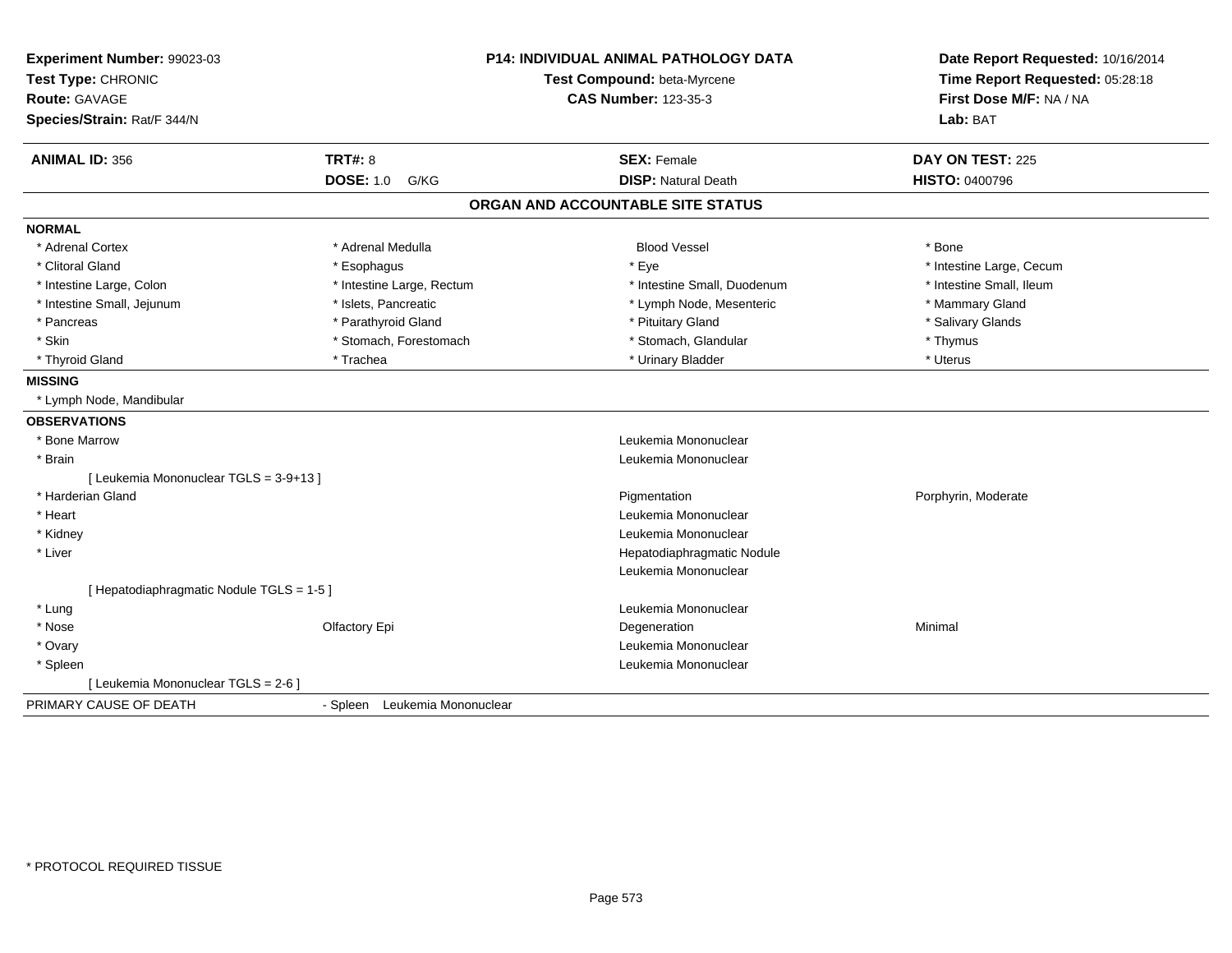**Experiment Number:** 99023-03
**Test Type:** CHRONIC
**Route:** GAVAGE
**Species/Strain:** Rat/F 344/N

**P14: INDIVIDUAL ANIMAL PATHOLOGY DATA**
**Test Compound:** beta-Myrcene
**CAS Number:** 123-35-3

**Date Report Requested:** 10/16/2014
**Time Report Requested:** 05:28:18
**First Dose M/F:** NA / NA
**Lab:** BAT

| **ANIMAL ID:** 356 | **TRT#:** 8 | **SEX:** Female | **DAY ON TEST:** 225 |
|---|---|---|---|
| | **DOSE:** 1.0 G/KG | **DISP:** Natural Death | **HISTO:** 0400796 |

## ORGAN AND ACCOUNTABLE SITE STATUS

**NORMAL**

| | | | |
|---|---|---|---|
| * Adrenal Cortex | * Adrenal Medulla | Blood Vessel | * Bone |
| * Clitoral Gland | * Esophagus | * Eye | * Intestine Large, Cecum |
| * Intestine Large, Colon | * Intestine Large, Rectum | * Intestine Small, Duodenum | * Intestine Small, Ileum |
| * Intestine Small, Jejunum | * Islets, Pancreatic | * Lymph Node, Mesenteric | * Mammary Gland |
| * Pancreas | * Parathyroid Gland | * Pituitary Gland | * Salivary Glands |
| * Skin | * Stomach, Forestomach | * Stomach, Glandular | * Thymus |
| * Thyroid Gland | * Trachea | * Urinary Bladder | * Uterus |

**MISSING**

* Lymph Node, Mandibular

**OBSERVATIONS**

| | | | |
|---|---|---|---|
| * Bone Marrow | | Leukemia Mononuclear | |
| * Brain | | Leukemia Mononuclear | |
| [ Leukemia Mononuclear TGLS = 3-9+13 ] | | | |
| * Harderian Gland | | Pigmentation | Porphyrin, Moderate |
| * Heart | | Leukemia Mononuclear | |
| * Kidney | | Leukemia Mononuclear | |
| * Liver | | Hepatodiaphragmatic Nodule | |
| | | Leukemia Mononuclear | |
| [ Hepatodiaphragmatic Nodule TGLS = 1-5 ] | | | |
| * Lung | | Leukemia Mononuclear | |
| * Nose | Olfactory Epi | Degeneration | Minimal |
| * Ovary | | Leukemia Mononuclear | |
| * Spleen | | Leukemia Mononuclear | |
| [ Leukemia Mononuclear TGLS = 2-6 ] | | | |

PRIMARY CAUSE OF DEATH - Spleen Leukemia Mononuclear

* PROTOCOL REQUIRED TISSUE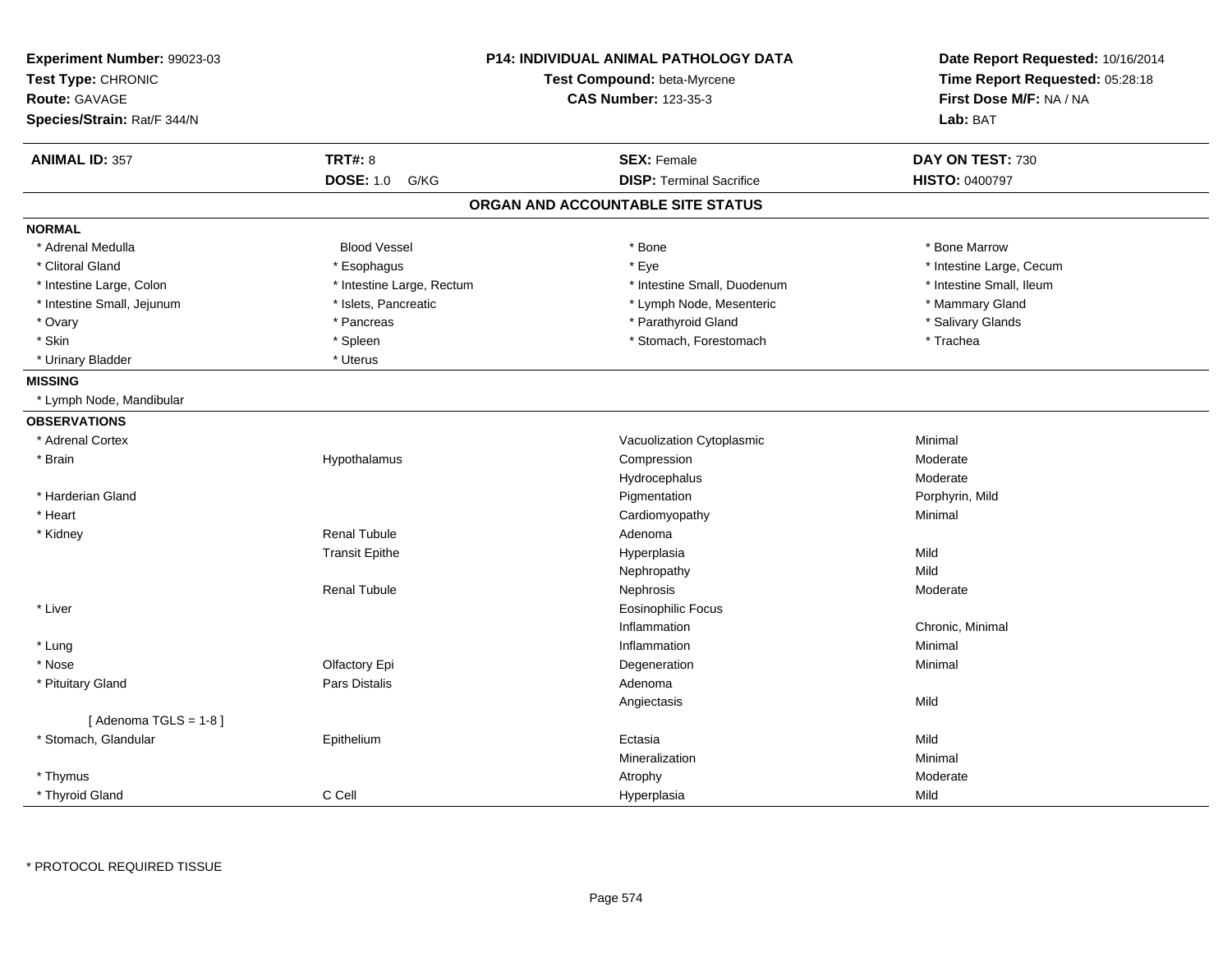**Experiment Number:** 99023-03
**Test Type:** CHRONIC
**Route:** GAVAGE
**Species/Strain:** Rat/F 344/N

**P14: INDIVIDUAL ANIMAL PATHOLOGY DATA**
**Test Compound:** beta-Myrcene
**CAS Number:** 123-35-3

**Date Report Requested:** 10/16/2014
**Time Report Requested:** 05:28:18
**First Dose M/F:** NA / NA
**Lab:** BAT

| **ANIMAL ID:** 357 | **TRT#:** 8 | **SEX:** Female | **DAY ON TEST:** 730 |
|---|---|---|---|
| | **DOSE:** 1.0 G/KG | **DISP:** Terminal Sacrifice | **HISTO:** 0400797 |

## ORGAN AND ACCOUNTABLE SITE STATUS

**NORMAL**

| | | | |
|---|---|---|---|
| * Adrenal Medulla | Blood Vessel | * Bone | * Bone Marrow |
| * Clitoral Gland | * Esophagus | * Eye | * Intestine Large, Cecum |
| * Intestine Large, Colon | * Intestine Large, Rectum | * Intestine Small, Duodenum | * Intestine Small, Ileum |
| * Intestine Small, Jejunum | * Islets, Pancreatic | * Lymph Node, Mesenteric | * Mammary Gland |
| * Ovary | * Pancreas | * Parathyroid Gland | * Salivary Glands |
| * Skin | * Spleen | * Stomach, Forestomach | * Trachea |
| * Urinary Bladder | * Uterus | | |

**MISSING**

* Lymph Node, Mandibular

**OBSERVATIONS**

| | | | |
|---|---|---|---|
| * Adrenal Cortex | | Vacuolization Cytoplasmic | Minimal |
| * Brain | Hypothalamus | Compression | Moderate |
| | | Hydrocephalus | Moderate |
| * Harderian Gland | | Pigmentation | Porphyrin, Mild |
| * Heart | | Cardiomyopathy | Minimal |
| * Kidney | Renal Tubule | Adenoma | |
| | Transit Epithe | Hyperplasia | Mild |
| | | Nephropathy | Mild |
| | Renal Tubule | Nephrosis | Moderate |
| * Liver | | Eosinophilic Focus | |
| | | Inflammation | Chronic, Minimal |
| * Lung | | Inflammation | Minimal |
| * Nose | Olfactory Epi | Degeneration | Minimal |
| * Pituitary Gland | Pars Distalis | Adenoma | |
| | | Angiectasis | Mild |
| [ Adenoma TGLS = 1-8 ] | | | |
| * Stomach, Glandular | Epithelium | Ectasia | Mild |
| | | Mineralization | Minimal |
| * Thymus | | Atrophy | Moderate |
| * Thyroid Gland | C Cell | Hyperplasia | Mild |

* PROTOCOL REQUIRED TISSUE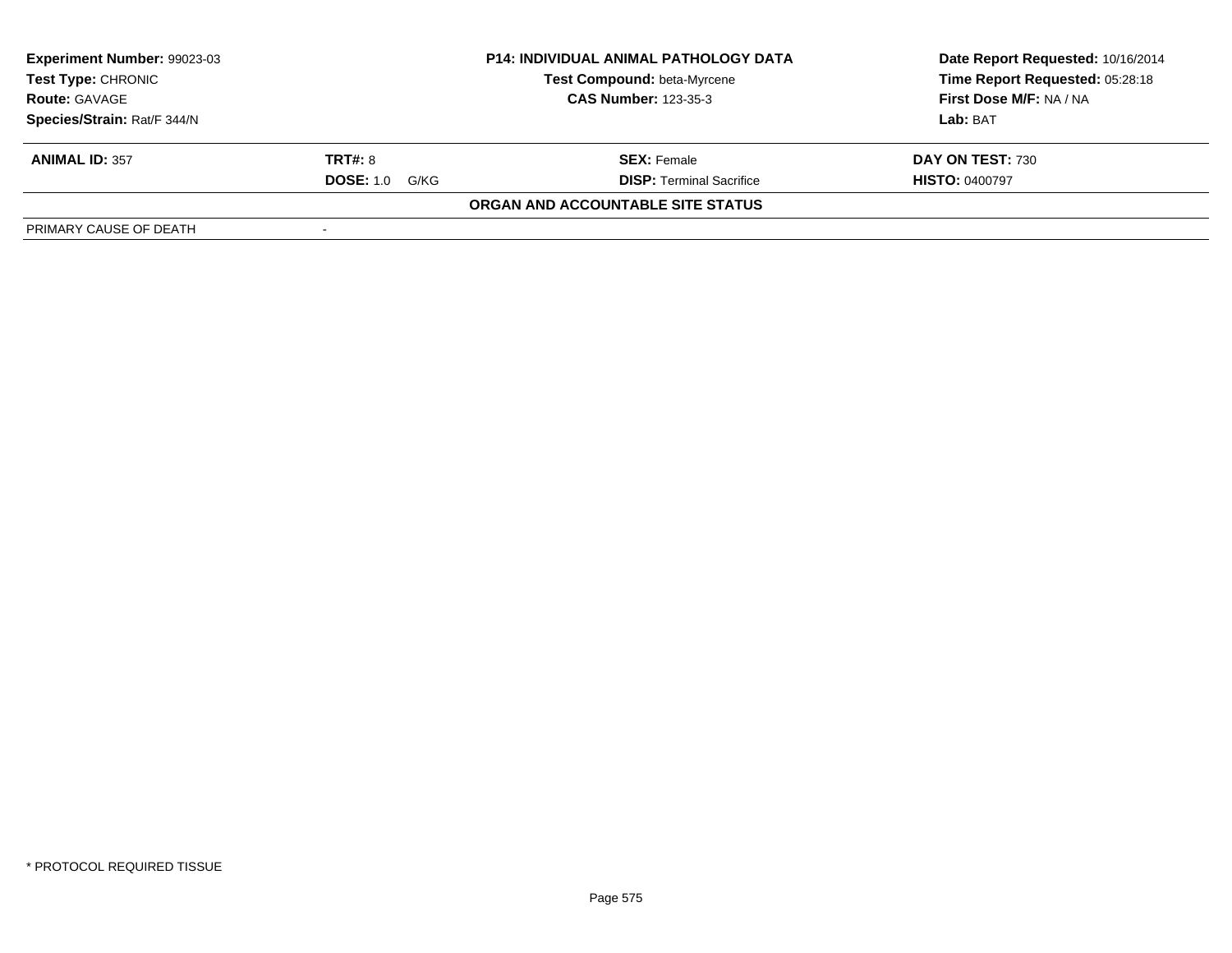| **Experiment Number:** 99023-03 | **P14: INDIVIDUAL ANIMAL PATHOLOGY DATA** | **Date Report Requested:** 10/16/2014 |
|---|---|---|
| **Test Type:** CHRONIC | **Test Compound:** beta-Myrcene | **Time Report Requested:** 05:28:18 |
| **Route:** GAVAGE | **CAS Number:** 123-35-3 | **First Dose M/F:** NA / NA |
| **Species/Strain:** Rat/F 344/N | | **Lab:** BAT |

| **ANIMAL ID:** 357 | **TRT#:** 8 | **SEX:** Female | **DAY ON TEST:** 730 |
|---|---|---|---|
| | **DOSE:** 1.0 G/KG | **DISP:** Terminal Sacrifice | **HISTO:** 0400797 |

**ORGAN AND ACCOUNTABLE SITE STATUS**

| PRIMARY CAUSE OF DEATH | - |
|---|---|

* PROTOCOL REQUIRED TISSUE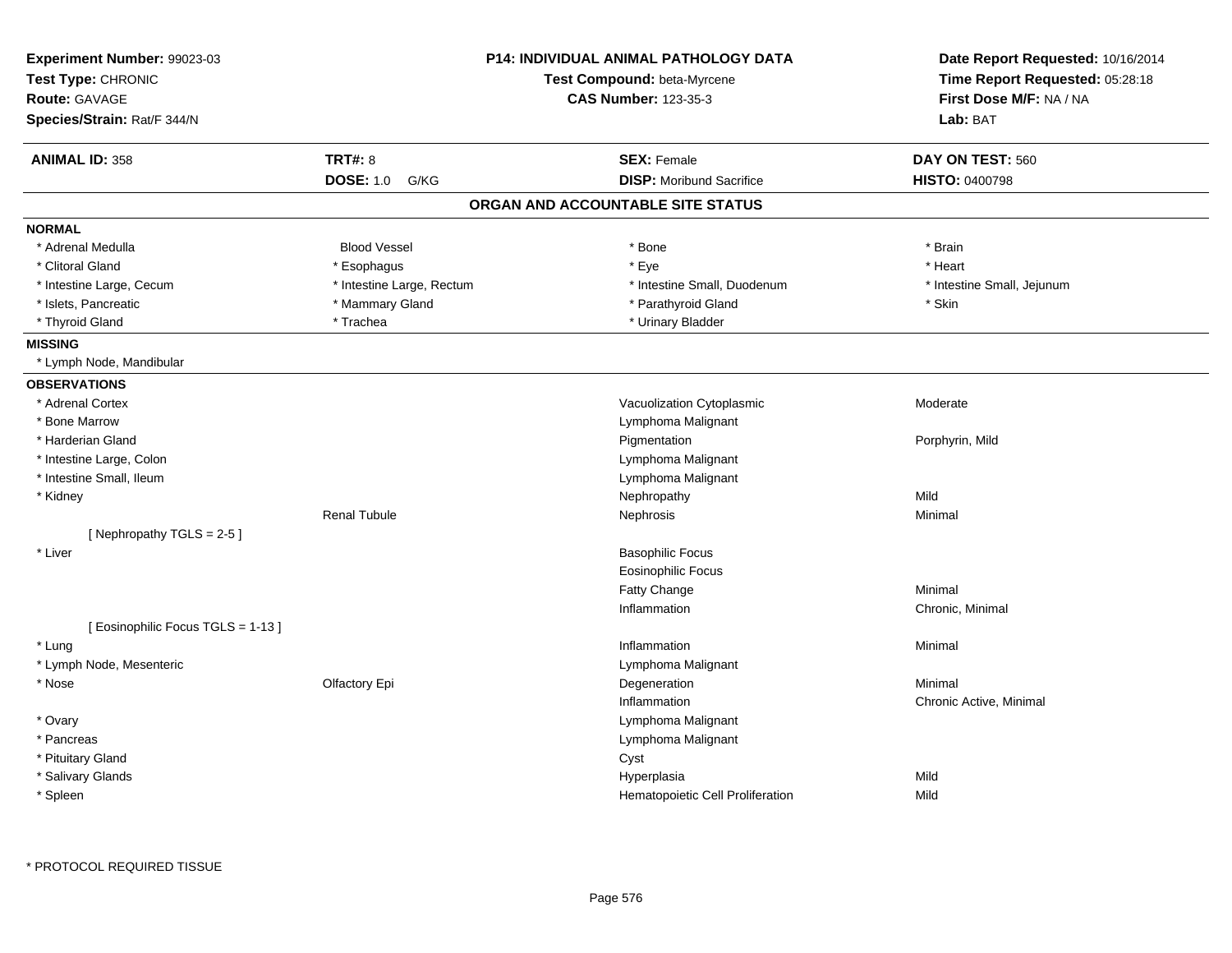**Experiment Number:** 99023-03
**Test Type:** CHRONIC
**Route:** GAVAGE
**Species/Strain:** Rat/F 344/N

**P14: INDIVIDUAL ANIMAL PATHOLOGY DATA**
**Test Compound:** beta-Myrcene
**CAS Number:** 123-35-3

**Date Report Requested:** 10/16/2014
**Time Report Requested:** 05:28:18
**First Dose M/F:** NA / NA
**Lab:** BAT

| **ANIMAL ID:** 358 | **TRT#:** 8 | **SEX:** Female | **DAY ON TEST:** 560 |
|---|---|---|---|
| | **DOSE:** 1.0 G/KG | **DISP:** Moribund Sacrifice | **HISTO:** 0400798 |

## ORGAN AND ACCOUNTABLE SITE STATUS

**NORMAL**

| | | | |
|---|---|---|---|
| * Adrenal Medulla | Blood Vessel | * Bone | * Brain |
| * Clitoral Gland | * Esophagus | * Eye | * Heart |
| * Intestine Large, Cecum | * Intestine Large, Rectum | * Intestine Small, Duodenum | * Intestine Small, Jejunum |
| * Islets, Pancreatic | * Mammary Gland | * Parathyroid Gland | * Skin |
| * Thyroid Gland | * Trachea | * Urinary Bladder | |

**MISSING**

* Lymph Node, Mandibular

**OBSERVATIONS**

| Organ | Site | Observation | Severity |
|---|---|---|---|
| * Adrenal Cortex | | Vacuolization Cytoplasmic | Moderate |
| * Bone Marrow | | Lymphoma Malignant | |
| * Harderian Gland | | Pigmentation | Porphyrin, Mild |
| * Intestine Large, Colon | | Lymphoma Malignant | |
| * Intestine Small, Ileum | | Lymphoma Malignant | |
| * Kidney | | Nephropathy | Mild |
| | Renal Tubule | Nephrosis | Minimal |
| [ Nephropathy TGLS = 2-5 ] | | | |
| * Liver | | Basophilic Focus | |
| | | Eosinophilic Focus | |
| | | Fatty Change | Minimal |
| | | Inflammation | Chronic, Minimal |
| [ Eosinophilic Focus TGLS = 1-13 ] | | | |
| * Lung | | Inflammation | Minimal |
| * Lymph Node, Mesenteric | | Lymphoma Malignant | |
| * Nose | Olfactory Epi | Degeneration | Minimal |
| | | Inflammation | Chronic Active, Minimal |
| * Ovary | | Lymphoma Malignant | |
| * Pancreas | | Lymphoma Malignant | |
| * Pituitary Gland | | Cyst | |
| * Salivary Glands | | Hyperplasia | Mild |
| * Spleen | | Hematopoietic Cell Proliferation | Mild |

* PROTOCOL REQUIRED TISSUE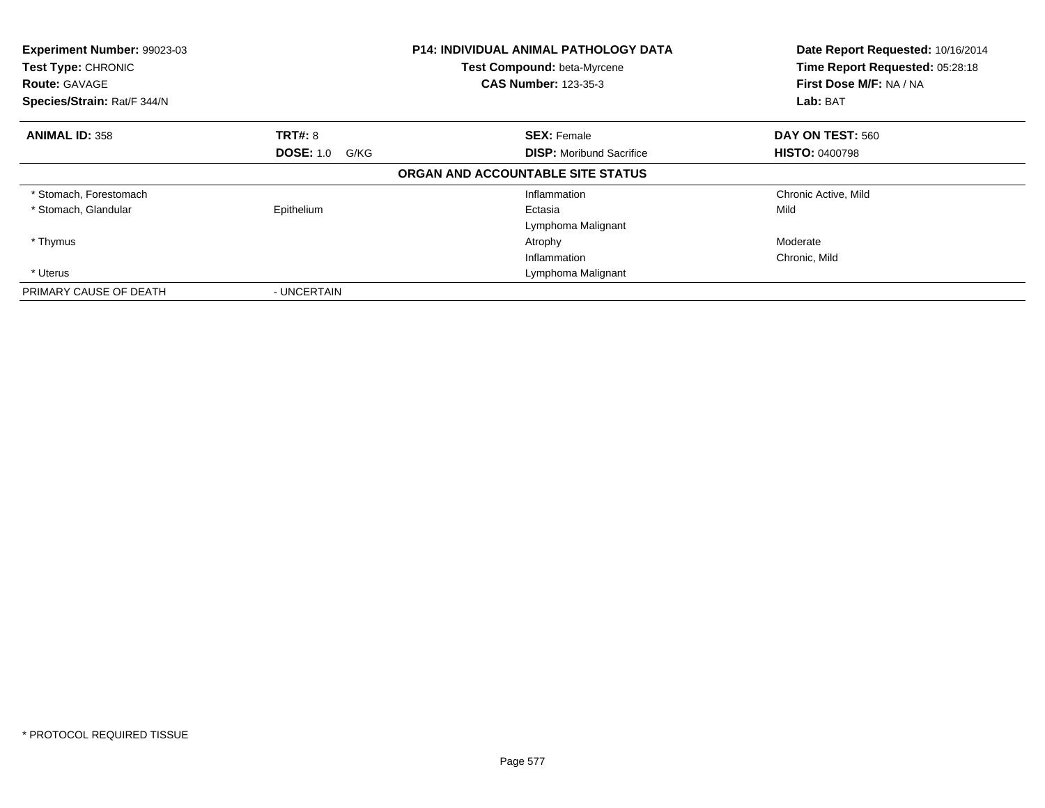**Experiment Number:** 99023-03
**Test Type:** CHRONIC
**Route:** GAVAGE
**Species/Strain:** Rat/F 344/N

**P14: INDIVIDUAL ANIMAL PATHOLOGY DATA**
**Test Compound:** beta-Myrcene
**CAS Number:** 123-35-3

**Date Report Requested:** 10/16/2014
**Time Report Requested:** 05:28:18
**First Dose M/F:** NA / NA
**Lab:** BAT

| **ANIMAL ID:** 358 | **TRT#:** 8 | **SEX:** Female | **DAY ON TEST:** 560 |
|---|---|---|---|
| | **DOSE:** 1.0 G/KG | **DISP:** Moribund Sacrifice | **HISTO:** 0400798 |

**ORGAN AND ACCOUNTABLE SITE STATUS**

| Organ | Site | Finding | Severity |
|---|---|---|---|
| * Stomach, Forestomach | | Inflammation | Chronic Active, Mild |
| * Stomach, Glandular | Epithelium | Ectasia | Mild |
| | | Lymphoma Malignant | |
| * Thymus | | Atrophy | Moderate |
| | | Inflammation | Chronic, Mild |
| * Uterus | | Lymphoma Malignant | |
| PRIMARY CAUSE OF DEATH | - UNCERTAIN | | |

* PROTOCOL REQUIRED TISSUE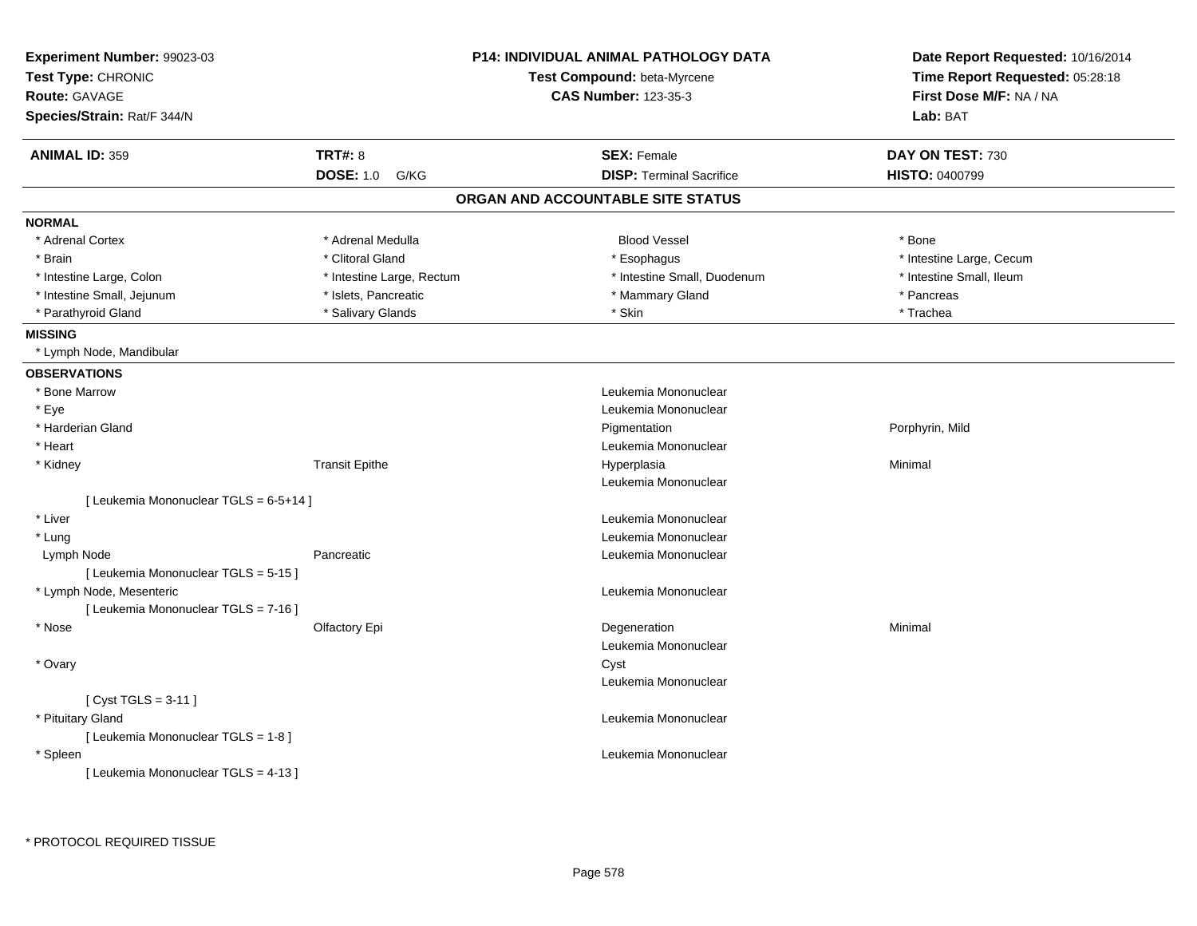**Experiment Number:** 99023-03
**Test Type:** CHRONIC
**Route:** GAVAGE
**Species/Strain:** Rat/F 344/N

**P14: INDIVIDUAL ANIMAL PATHOLOGY DATA**
**Test Compound:** beta-Myrcene
**CAS Number:** 123-35-3

**Date Report Requested:** 10/16/2014
**Time Report Requested:** 05:28:18
**First Dose M/F:** NA / NA
**Lab:** BAT

| **ANIMAL ID:** 359 | **TRT#:** 8 | **SEX:** Female | **DAY ON TEST:** 730 |
|---|---|---|---|
| | **DOSE:** 1.0 G/KG | **DISP:** Terminal Sacrifice | **HISTO:** 0400799 |

## ORGAN AND ACCOUNTABLE SITE STATUS

**NORMAL**

| | | | |
|---|---|---|---|
| * Adrenal Cortex | * Adrenal Medulla | Blood Vessel | * Bone |
| * Brain | * Clitoral Gland | * Esophagus | * Intestine Large, Cecum |
| * Intestine Large, Colon | * Intestine Large, Rectum | * Intestine Small, Duodenum | * Intestine Small, Ileum |
| * Intestine Small, Jejunum | * Islets, Pancreatic | * Mammary Gland | * Pancreas |
| * Parathyroid Gland | * Salivary Glands | * Skin | * Trachea |

**MISSING**

* Lymph Node, Mandibular

**OBSERVATIONS**

| | | | |
|---|---|---|---|
| * Bone Marrow | | Leukemia Mononuclear | |
| * Eye | | Leukemia Mononuclear | |
| * Harderian Gland | | Pigmentation | Porphyrin, Mild |
| * Heart | | Leukemia Mononuclear | |
| * Kidney | Transit Epithe | Hyperplasia | Minimal |
| | | Leukemia Mononuclear | |
| [ Leukemia Mononuclear TGLS = 6-5+14 ] | | | |
| * Liver | | Leukemia Mononuclear | |
| * Lung | | Leukemia Mononuclear | |
| Lymph Node | Pancreatic | Leukemia Mononuclear | |
| [ Leukemia Mononuclear TGLS = 5-15 ] | | | |
| * Lymph Node, Mesenteric | | Leukemia Mononuclear | |
| [ Leukemia Mononuclear TGLS = 7-16 ] | | | |
| * Nose | Olfactory Epi | Degeneration | Minimal |
| | | Leukemia Mononuclear | |
| * Ovary | | Cyst | |
| | | Leukemia Mononuclear | |
| [ Cyst TGLS = 3-11 ] | | | |
| * Pituitary Gland | | Leukemia Mononuclear | |
| [ Leukemia Mononuclear TGLS = 1-8 ] | | | |
| * Spleen | | Leukemia Mononuclear | |
| [ Leukemia Mononuclear TGLS = 4-13 ] | | | |

* PROTOCOL REQUIRED TISSUE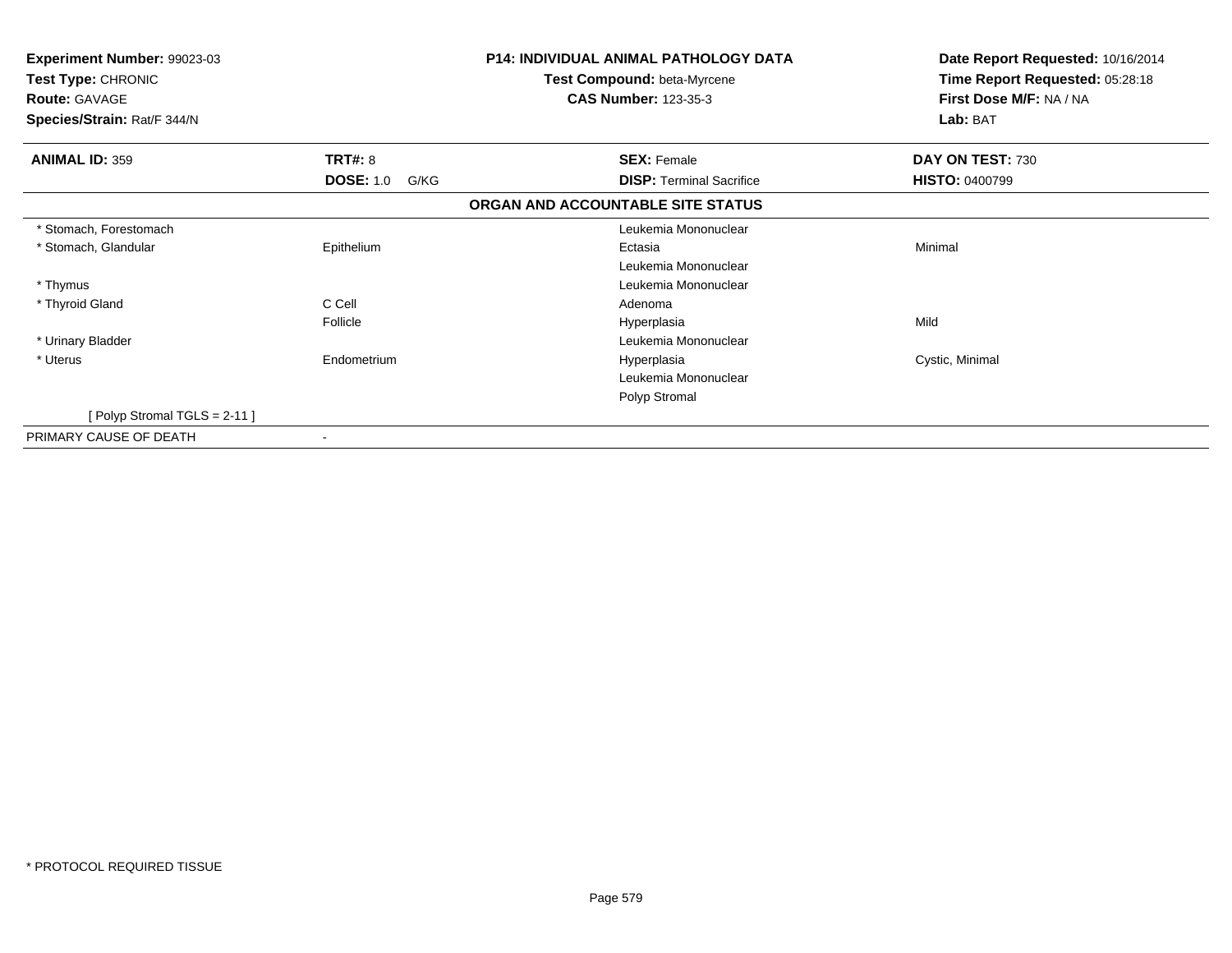**Experiment Number:** 99023-03
**Test Type:** CHRONIC
**Route:** GAVAGE
**Species/Strain:** Rat/F 344/N

**P14: INDIVIDUAL ANIMAL PATHOLOGY DATA**
**Test Compound:** beta-Myrcene
**CAS Number:** 123-35-3

**Date Report Requested:** 10/16/2014
**Time Report Requested:** 05:28:18
**First Dose M/F:** NA / NA
**Lab:** BAT

| **ANIMAL ID:** 359 | **TRT#:** 8 | **SEX:** Female | **DAY ON TEST:** 730 |
|---|---|---|---|
| | **DOSE:** 1.0 G/KG | **DISP:** Terminal Sacrifice | **HISTO:** 0400799 |

**ORGAN AND ACCOUNTABLE SITE STATUS**

| | | | |
|---|---|---|---|
| * Stomach, Forestomach | | Leukemia Mononuclear | |
| * Stomach, Glandular | Epithelium | Ectasia | Minimal |
| | | Leukemia Mononuclear | |
| * Thymus | | Leukemia Mononuclear | |
| * Thyroid Gland | C Cell | Adenoma | |
| | Follicle | Hyperplasia | Mild |
| * Urinary Bladder | | Leukemia Mononuclear | |
| * Uterus | Endometrium | Hyperplasia | Cystic, Minimal |
| | | Leukemia Mononuclear | |
| | | Polyp Stromal | |
| [ Polyp Stromal TGLS = 2-11 ] | | | |
| PRIMARY CAUSE OF DEATH | - | | |

* PROTOCOL REQUIRED TISSUE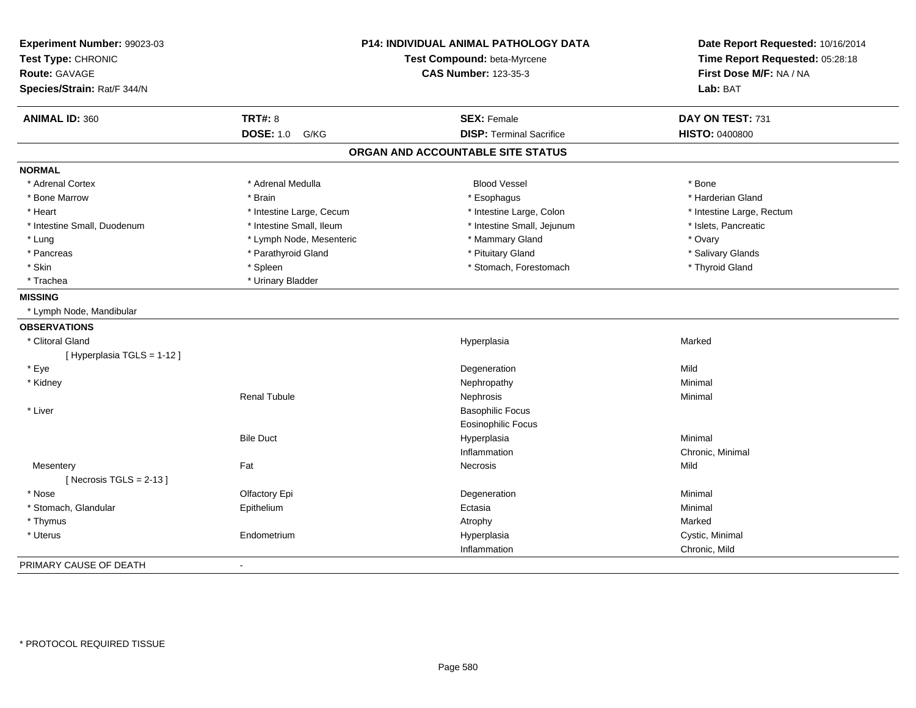**Experiment Number:** 99023-03
**Test Type:** CHRONIC
**Route:** GAVAGE
**Species/Strain:** Rat/F 344/N

**P14: INDIVIDUAL ANIMAL PATHOLOGY DATA**
**Test Compound:** beta-Myrcene
**CAS Number:** 123-35-3

**Date Report Requested:** 10/16/2014
**Time Report Requested:** 05:28:18
**First Dose M/F:** NA / NA
**Lab:** BAT

| **ANIMAL ID:** 360 | **TRT#:** 8 | **SEX:** Female | **DAY ON TEST:** 731 |
|---|---|---|---|
| | **DOSE:** 1.0 G/KG | **DISP:** Terminal Sacrifice | **HISTO:** 0400800 |

## ORGAN AND ACCOUNTABLE SITE STATUS

| | | | |
|---|---|---|---|
| **NORMAL** | | | |
| * Adrenal Cortex | * Adrenal Medulla | Blood Vessel | * Bone |
| * Bone Marrow | * Brain | * Esophagus | * Harderian Gland |
| * Heart | * Intestine Large, Cecum | * Intestine Large, Colon | * Intestine Large, Rectum |
| * Intestine Small, Duodenum | * Intestine Small, Ileum | * Intestine Small, Jejunum | * Islets, Pancreatic |
| * Lung | * Lymph Node, Mesenteric | * Mammary Gland | * Ovary |
| * Pancreas | * Parathyroid Gland | * Pituitary Gland | * Salivary Glands |
| * Skin | * Spleen | * Stomach, Forestomach | * Thyroid Gland |
| * Trachea | * Urinary Bladder | | |
| **MISSING** | | | |
| * Lymph Node, Mandibular | | | |
| **OBSERVATIONS** | | | |
| * Clitoral Gland | | Hyperplasia | Marked |
| [ Hyperplasia TGLS = 1-12 ] | | | |
| * Eye | | Degeneration | Mild |
| * Kidney | | Nephropathy | Minimal |
| | Renal Tubule | Nephrosis | Minimal |
| * Liver | | Basophilic Focus | |
| | | Eosinophilic Focus | |
| | Bile Duct | Hyperplasia | Minimal |
| | | Inflammation | Chronic, Minimal |
| Mesentery | Fat | Necrosis | Mild |
| [ Necrosis TGLS = 2-13 ] | | | |
| * Nose | Olfactory Epi | Degeneration | Minimal |
| * Stomach, Glandular | Epithelium | Ectasia | Minimal |
| * Thymus | | Atrophy | Marked |
| * Uterus | Endometrium | Hyperplasia | Cystic, Minimal |
| | | Inflammation | Chronic, Mild |
| PRIMARY CAUSE OF DEATH | - | | |

* PROTOCOL REQUIRED TISSUE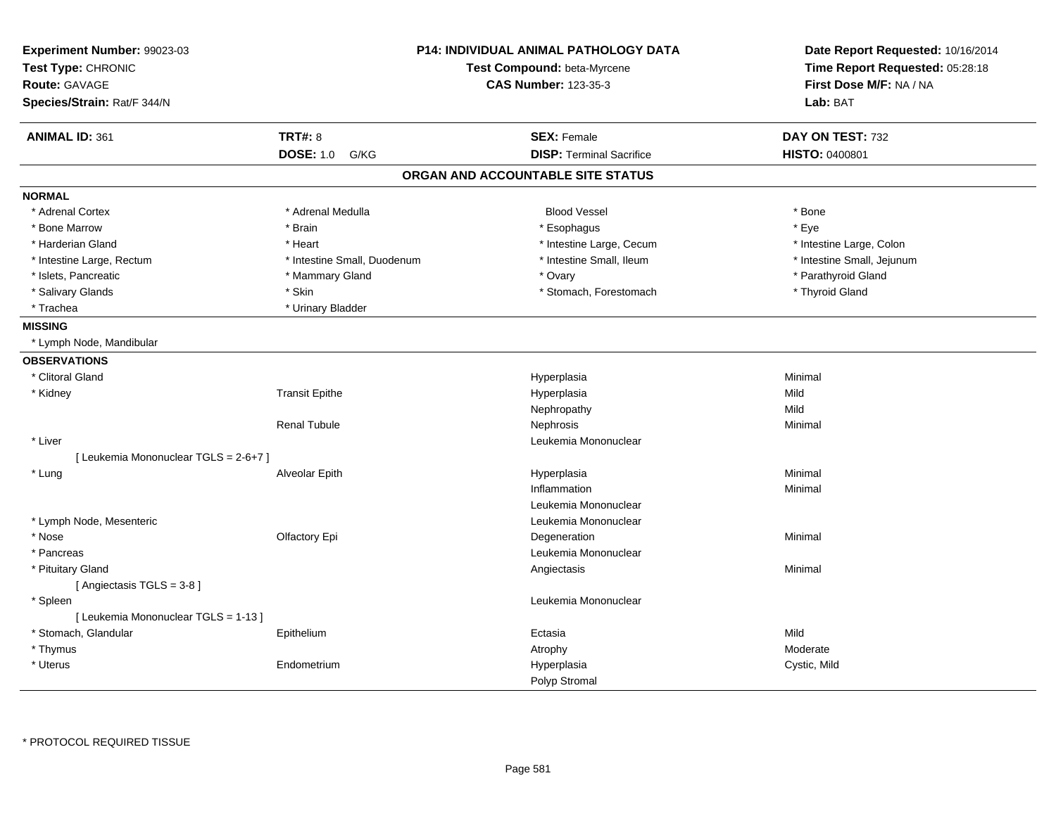**Experiment Number:** 99023-03
**Test Type:** CHRONIC
**Route:** GAVAGE
**Species/Strain:** Rat/F 344/N

**P14: INDIVIDUAL ANIMAL PATHOLOGY DATA**
**Test Compound:** beta-Myrcene
**CAS Number:** 123-35-3

**Date Report Requested:** 10/16/2014
**Time Report Requested:** 05:28:18
**First Dose M/F:** NA / NA
**Lab:** BAT

| **ANIMAL ID:** 361 | **TRT#:** 8 | **SEX:** Female | **DAY ON TEST:** 732 |
|---|---|---|---|
| | **DOSE:** 1.0 G/KG | **DISP:** Terminal Sacrifice | **HISTO:** 0400801 |

## ORGAN AND ACCOUNTABLE SITE STATUS

**NORMAL**

| | | | |
|---|---|---|---|
| * Adrenal Cortex | * Adrenal Medulla | Blood Vessel | * Bone |
| * Bone Marrow | * Brain | * Esophagus | * Eye |
| * Harderian Gland | * Heart | * Intestine Large, Cecum | * Intestine Large, Colon |
| * Intestine Large, Rectum | * Intestine Small, Duodenum | * Intestine Small, Ileum | * Intestine Small, Jejunum |
| * Islets, Pancreatic | * Mammary Gland | * Ovary | * Parathyroid Gland |
| * Salivary Glands | * Skin | * Stomach, Forestomach | * Thyroid Gland |
| * Trachea | * Urinary Bladder | | |

**MISSING**

* Lymph Node, Mandibular

**OBSERVATIONS**

| | | | |
|---|---|---|---|
| * Clitoral Gland | | Hyperplasia | Minimal |
| * Kidney | Transit Epithe | Hyperplasia | Mild |
| | | Nephropathy | Mild |
| | Renal Tubule | Nephrosis | Minimal |
| * Liver | | Leukemia Mononuclear | |
| [ Leukemia Mononuclear TGLS = 2-6+7 ] | | | |
| * Lung | Alveolar Epith | Hyperplasia | Minimal |
| | | Inflammation | Minimal |
| | | Leukemia Mononuclear | |
| * Lymph Node, Mesenteric | | Leukemia Mononuclear | |
| * Nose | Olfactory Epi | Degeneration | Minimal |
| * Pancreas | | Leukemia Mononuclear | |
| * Pituitary Gland | | Angiectasis | Minimal |
| [ Angiectasis TGLS = 3-8 ] | | | |
| * Spleen | | Leukemia Mononuclear | |
| [ Leukemia Mononuclear TGLS = 1-13 ] | | | |
| * Stomach, Glandular | Epithelium | Ectasia | Mild |
| * Thymus | | Atrophy | Moderate |
| * Uterus | Endometrium | Hyperplasia | Cystic, Mild |
| | | Polyp Stromal | |

\* PROTOCOL REQUIRED TISSUE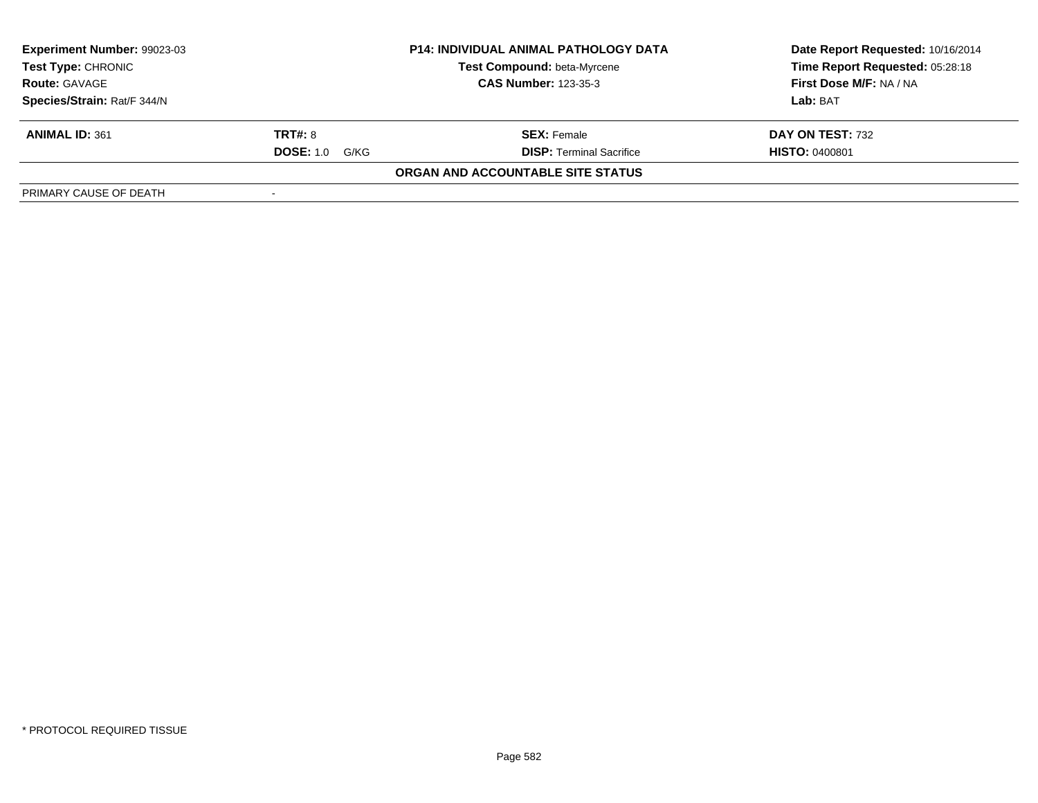| **Experiment Number:** 99023-03 | **P14: INDIVIDUAL ANIMAL PATHOLOGY DATA** | **Date Report Requested:** 10/16/2014 |
|---|---|---|
| **Test Type:** CHRONIC | **Test Compound:** beta-Myrcene | **Time Report Requested:** 05:28:18 |
| **Route:** GAVAGE | **CAS Number:** 123-35-3 | **First Dose M/F:** NA / NA |
| **Species/Strain:** Rat/F 344/N | | **Lab:** BAT |

| **ANIMAL ID:** 361 | **TRT#:** 8 | **SEX:** Female | **DAY ON TEST:** 732 |
|---|---|---|---|
| | **DOSE:** 1.0 G/KG | **DISP:** Terminal Sacrifice | **HISTO:** 0400801 |

**ORGAN AND ACCOUNTABLE SITE STATUS**

| PRIMARY CAUSE OF DEATH | - |
|---|---|

\* PROTOCOL REQUIRED TISSUE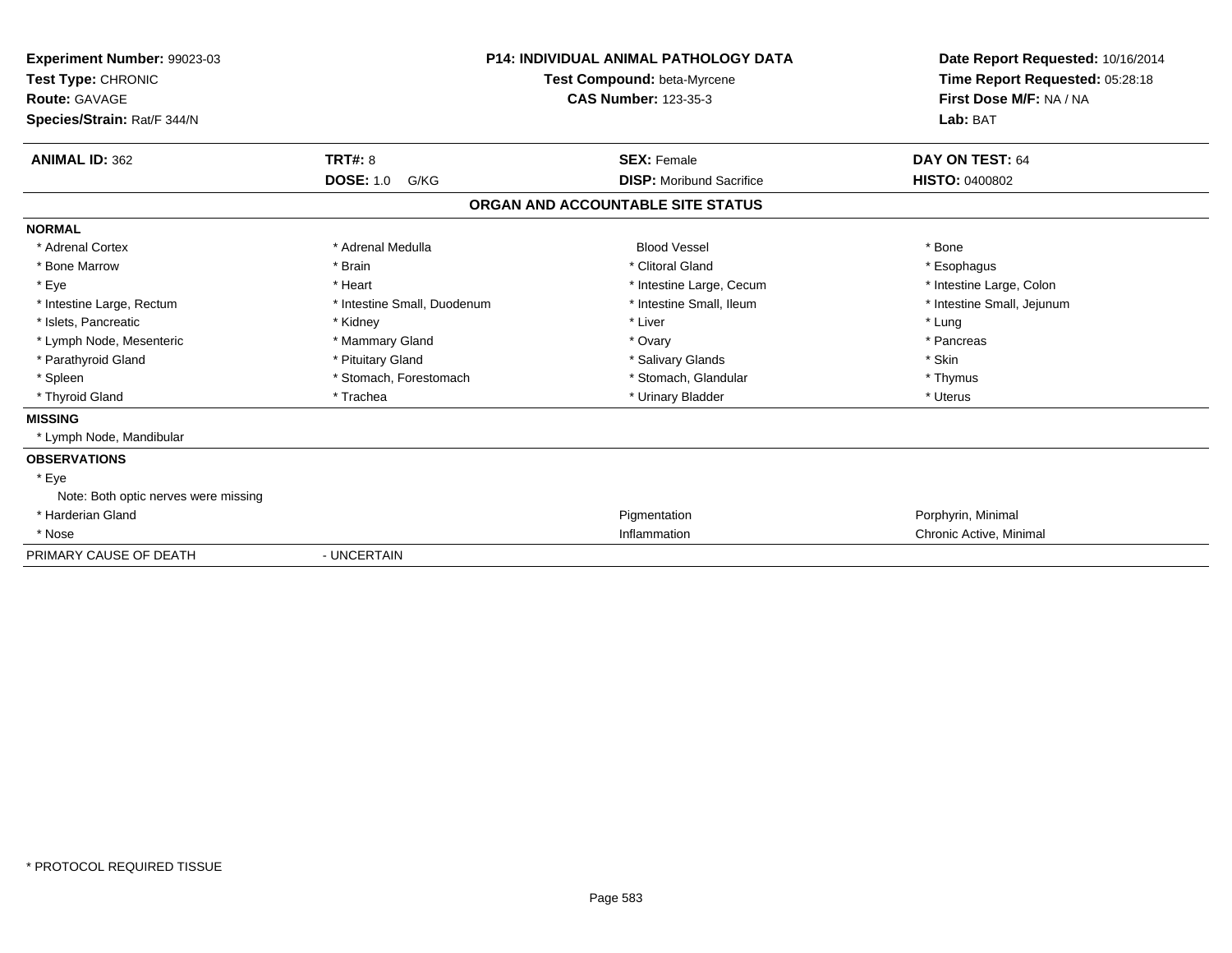**Experiment Number:** 99023-03
**Test Type:** CHRONIC
**Route:** GAVAGE
**Species/Strain:** Rat/F 344/N

**P14: INDIVIDUAL ANIMAL PATHOLOGY DATA**
**Test Compound:** beta-Myrcene
**CAS Number:** 123-35-3

**Date Report Requested:** 10/16/2014
**Time Report Requested:** 05:28:18
**First Dose M/F:** NA / NA
**Lab:** BAT

| **ANIMAL ID:** 362 | **TRT#:** 8 | **SEX:** Female | **DAY ON TEST:** 64 |
|---|---|---|---|
| | **DOSE:** 1.0 G/KG | **DISP:** Moribund Sacrifice | **HISTO:** 0400802 |

## ORGAN AND ACCOUNTABLE SITE STATUS

**NORMAL**

| | | | |
|---|---|---|---|
| * Adrenal Cortex | * Adrenal Medulla | Blood Vessel | * Bone |
| * Bone Marrow | * Brain | * Clitoral Gland | * Esophagus |
| * Eye | * Heart | * Intestine Large, Cecum | * Intestine Large, Colon |
| * Intestine Large, Rectum | * Intestine Small, Duodenum | * Intestine Small, Ileum | * Intestine Small, Jejunum |
| * Islets, Pancreatic | * Kidney | * Liver | * Lung |
| * Lymph Node, Mesenteric | * Mammary Gland | * Ovary | * Pancreas |
| * Parathyroid Gland | * Pituitary Gland | * Salivary Glands | * Skin |
| * Spleen | * Stomach, Forestomach | * Stomach, Glandular | * Thymus |
| * Thyroid Gland | * Trachea | * Urinary Bladder | * Uterus |

**MISSING**

* Lymph Node, Mandibular

**OBSERVATIONS**

| | | |
|---|---|---|
| * Eye | | |
| Note: Both optic nerves were missing | | |
| * Harderian Gland | Pigmentation | Porphyrin, Minimal |
| * Nose | Inflammation | Chronic Active, Minimal |

PRIMARY CAUSE OF DEATH - UNCERTAIN

* PROTOCOL REQUIRED TISSUE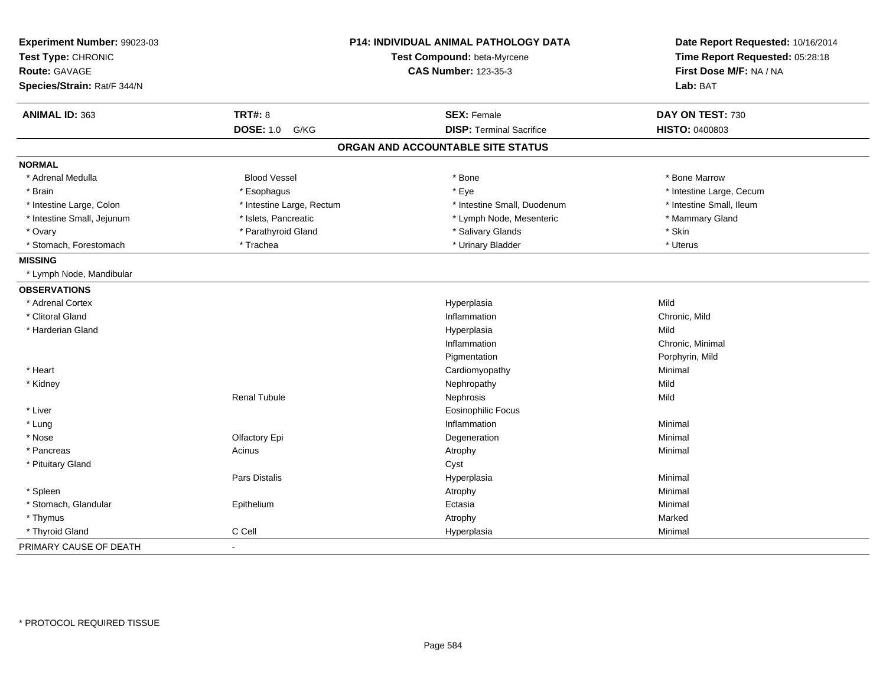**Experiment Number:** 99023-03
**Test Type:** CHRONIC
**Route:** GAVAGE
**Species/Strain:** Rat/F 344/N

**P14: INDIVIDUAL ANIMAL PATHOLOGY DATA**
**Test Compound:** beta-Myrcene
**CAS Number:** 123-35-3

**Date Report Requested:** 10/16/2014
**Time Report Requested:** 05:28:18
**First Dose M/F:** NA / NA
**Lab:** BAT

| **ANIMAL ID:** 363 | **TRT#:** 8 | **SEX:** Female | **DAY ON TEST:** 730 |
|---|---|---|---|
| | **DOSE:** 1.0 G/KG | **DISP:** Terminal Sacrifice | **HISTO:** 0400803 |

## ORGAN AND ACCOUNTABLE SITE STATUS

| | | | |
|---|---|---|---|
| **NORMAL** | | | |
| * Adrenal Medulla | Blood Vessel | * Bone | * Bone Marrow |
| * Brain | * Esophagus | * Eye | * Intestine Large, Cecum |
| * Intestine Large, Colon | * Intestine Large, Rectum | * Intestine Small, Duodenum | * Intestine Small, Ileum |
| * Intestine Small, Jejunum | * Islets, Pancreatic | * Lymph Node, Mesenteric | * Mammary Gland |
| * Ovary | * Parathyroid Gland | * Salivary Glands | * Skin |
| * Stomach, Forestomach | * Trachea | * Urinary Bladder | * Uterus |
| **MISSING** | | | |
| * Lymph Node, Mandibular | | | |
| **OBSERVATIONS** | | | |
| * Adrenal Cortex | | Hyperplasia | Mild |
| * Clitoral Gland | | Inflammation | Chronic, Mild |
| * Harderian Gland | | Hyperplasia | Mild |
| | | Inflammation | Chronic, Minimal |
| | | Pigmentation | Porphyrin, Mild |
| * Heart | | Cardiomyopathy | Minimal |
| * Kidney | | Nephropathy | Mild |
| | Renal Tubule | Nephrosis | Mild |
| * Liver | | Eosinophilic Focus | |
| * Lung | | Inflammation | Minimal |
| * Nose | Olfactory Epi | Degeneration | Minimal |
| * Pancreas | Acinus | Atrophy | Minimal |
| * Pituitary Gland | | Cyst | |
| | Pars Distalis | Hyperplasia | Minimal |
| * Spleen | | Atrophy | Minimal |
| * Stomach, Glandular | Epithelium | Ectasia | Minimal |
| * Thymus | | Atrophy | Marked |
| * Thyroid Gland | C Cell | Hyperplasia | Minimal |
| PRIMARY CAUSE OF DEATH | - | | |

* PROTOCOL REQUIRED TISSUE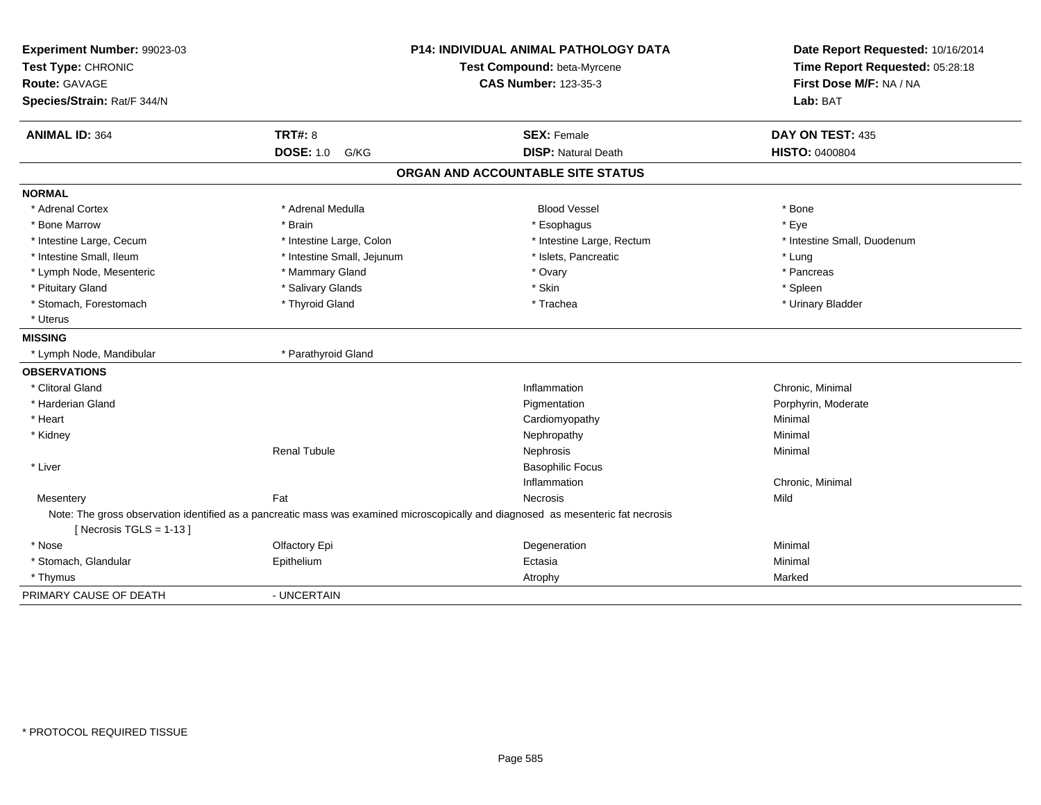**Experiment Number:** 99023-03
**Test Type:** CHRONIC
**Route:** GAVAGE
**Species/Strain:** Rat/F 344/N

**P14: INDIVIDUAL ANIMAL PATHOLOGY DATA**
**Test Compound:** beta-Myrcene
**CAS Number:** 123-35-3

**Date Report Requested:** 10/16/2014
**Time Report Requested:** 05:28:18
**First Dose M/F:** NA / NA
**Lab:** BAT

| **ANIMAL ID:** 364 | **TRT#:** 8 | **SEX:** Female | **DAY ON TEST:** 435 |
|---|---|---|---|
| | **DOSE:** 1.0 G/KG | **DISP:** Natural Death | **HISTO:** 0400804 |

## ORGAN AND ACCOUNTABLE SITE STATUS

**NORMAL**

| | | | |
|---|---|---|---|
| * Adrenal Cortex | * Adrenal Medulla | Blood Vessel | * Bone |
| * Bone Marrow | * Brain | * Esophagus | * Eye |
| * Intestine Large, Cecum | * Intestine Large, Colon | * Intestine Large, Rectum | * Intestine Small, Duodenum |
| * Intestine Small, Ileum | * Intestine Small, Jejunum | * Islets, Pancreatic | * Lung |
| * Lymph Node, Mesenteric | * Mammary Gland | * Ovary | * Pancreas |
| * Pituitary Gland | * Salivary Glands | * Skin | * Spleen |
| * Stomach, Forestomach | * Thyroid Gland | * Trachea | * Urinary Bladder |
| * Uterus | | | |

**MISSING**

| | |
|---|---|
| * Lymph Node, Mandibular | * Parathyroid Gland |

**OBSERVATIONS**

| | | | |
|---|---|---|---|
| * Clitoral Gland | | Inflammation | Chronic, Minimal |
| * Harderian Gland | | Pigmentation | Porphyrin, Moderate |
| * Heart | | Cardiomyopathy | Minimal |
| * Kidney | | Nephropathy | Minimal |
| | Renal Tubule | Nephrosis | Minimal |
| * Liver | | Basophilic Focus | |
| | | Inflammation | Chronic, Minimal |
| Mesentery | Fat | Necrosis | Mild |

Note: The gross observation identified as a pancreatic mass was examined microscopically and diagnosed as mesenteric fat necrosis
[ Necrosis TGLS = 1-13 ]

| | | | |
|---|---|---|---|
| * Nose | Olfactory Epi | Degeneration | Minimal |
| * Stomach, Glandular | Epithelium | Ectasia | Minimal |
| * Thymus | | Atrophy | Marked |

PRIMARY CAUSE OF DEATH - UNCERTAIN

* PROTOCOL REQUIRED TISSUE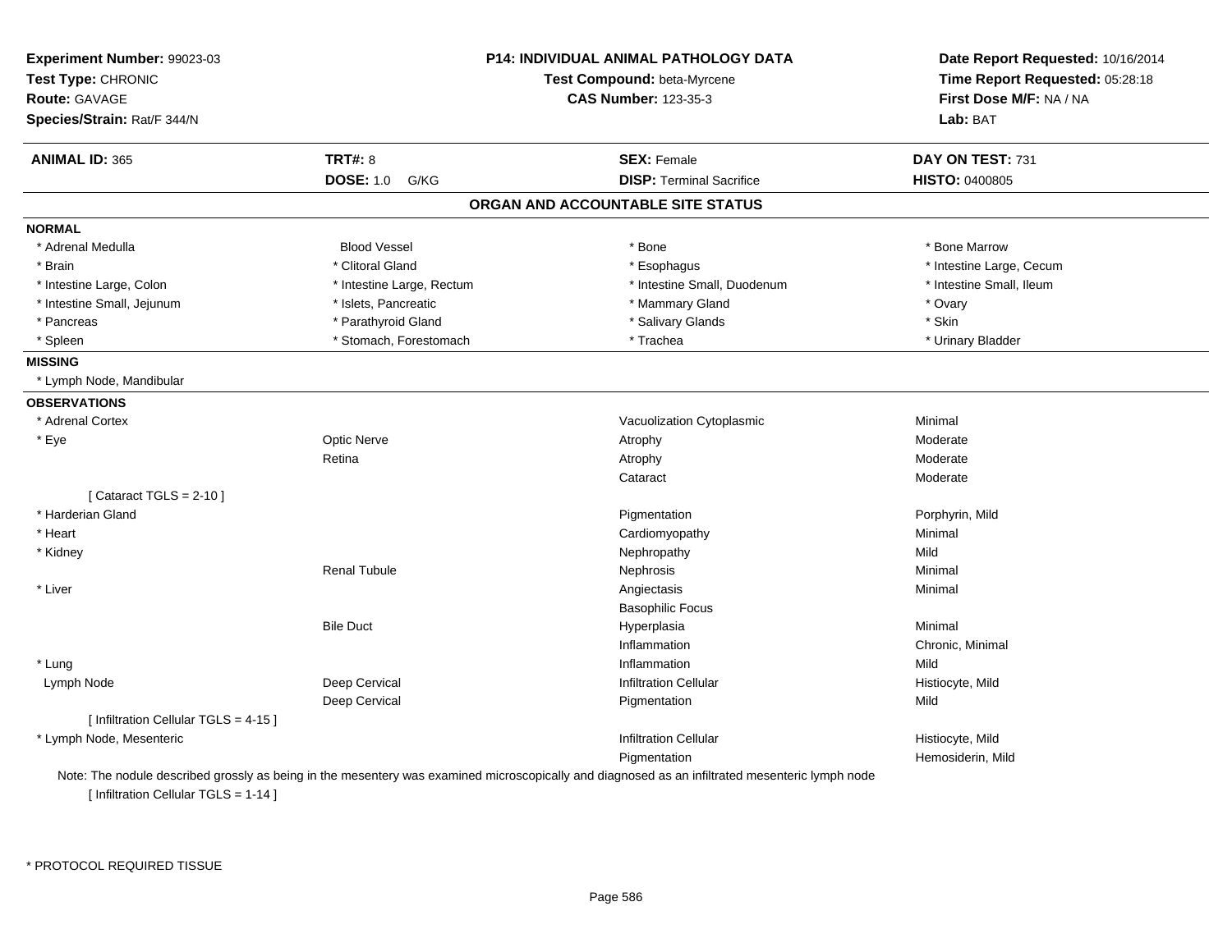**Experiment Number:** 99023-03
**Test Type:** CHRONIC
**Route:** GAVAGE
**Species/Strain:** Rat/F 344/N

**P14: INDIVIDUAL ANIMAL PATHOLOGY DATA**
**Test Compound:** beta-Myrcene
**CAS Number:** 123-35-3

**Date Report Requested:** 10/16/2014
**Time Report Requested:** 05:28:18
**First Dose M/F:** NA / NA
**Lab:** BAT

| **ANIMAL ID:** 365 | **TRT#:** 8 | **SEX:** Female | **DAY ON TEST:** 731 |
|---|---|---|---|
| | **DOSE:** 1.0 G/KG | **DISP:** Terminal Sacrifice | **HISTO:** 0400805 |

## ORGAN AND ACCOUNTABLE SITE STATUS

**NORMAL**

| | | | |
|---|---|---|---|
| * Adrenal Medulla | Blood Vessel | * Bone | * Bone Marrow |
| * Brain | * Clitoral Gland | * Esophagus | * Intestine Large, Cecum |
| * Intestine Large, Colon | * Intestine Large, Rectum | * Intestine Small, Duodenum | * Intestine Small, Ileum |
| * Intestine Small, Jejunum | * Islets, Pancreatic | * Mammary Gland | * Ovary |
| * Pancreas | * Parathyroid Gland | * Salivary Glands | * Skin |
| * Spleen | * Stomach, Forestomach | * Trachea | * Urinary Bladder |

**MISSING**

* Lymph Node, Mandibular

**OBSERVATIONS**

| Organ | Site | Observation | Severity |
|---|---|---|---|
| * Adrenal Cortex | | Vacuolization Cytoplasmic | Minimal |
| * Eye | Optic Nerve | Atrophy | Moderate |
| | Retina | Atrophy | Moderate |
| | | Cataract | Moderate |
| [ Cataract TGLS = 2-10 ] | | | |
| * Harderian Gland | | Pigmentation | Porphyrin, Mild |
| * Heart | | Cardiomyopathy | Minimal |
| * Kidney | | Nephropathy | Mild |
| | Renal Tubule | Nephrosis | Minimal |
| * Liver | | Angiectasis | Minimal |
| | | Basophilic Focus | |
| | Bile Duct | Hyperplasia | Minimal |
| | | Inflammation | Chronic, Minimal |
| * Lung | | Inflammation | Mild |
| Lymph Node | Deep Cervical | Infiltration Cellular | Histiocyte, Mild |
| | Deep Cervical | Pigmentation | Mild |
| [ Infiltration Cellular TGLS = 4-15 ] | | | |
| * Lymph Node, Mesenteric | | Infiltration Cellular | Histiocyte, Mild |
| | | Pigmentation | Hemosiderin, Mild |

Note: The nodule described grossly as being in the mesentery was examined microscopically and diagnosed as an infiltrated mesenteric lymph node

[ Infiltration Cellular TGLS = 1-14 ]

* PROTOCOL REQUIRED TISSUE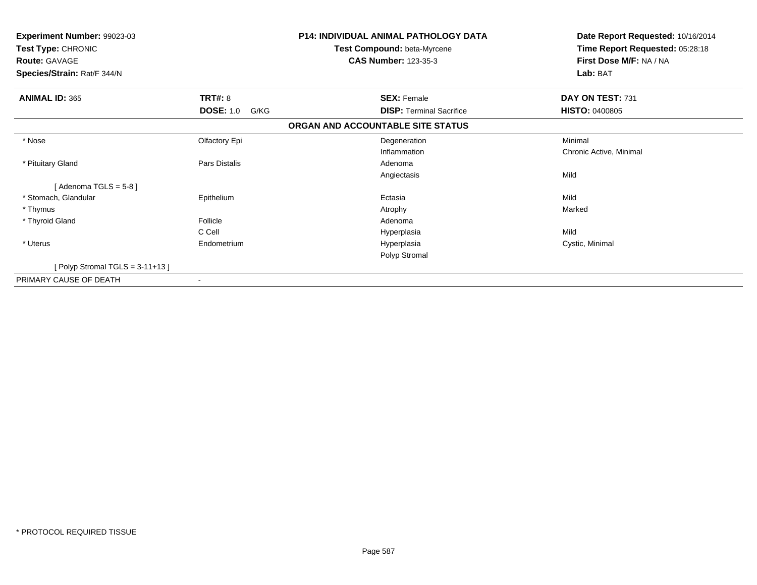**Experiment Number:** 99023-03
**Test Type:** CHRONIC
**Route:** GAVAGE
**Species/Strain:** Rat/F 344/N

**P14: INDIVIDUAL ANIMAL PATHOLOGY DATA**
**Test Compound:** beta-Myrcene
**CAS Number:** 123-35-3

**Date Report Requested:** 10/16/2014
**Time Report Requested:** 05:28:18
**First Dose M/F:** NA / NA
**Lab:** BAT

| **ANIMAL ID:** 365 | **TRT#:** 8 | **SEX:** Female | **DAY ON TEST:** 731 |
|---|---|---|---|
| | **DOSE:** 1.0 G/KG | **DISP:** Terminal Sacrifice | **HISTO:** 0400805 |

**ORGAN AND ACCOUNTABLE SITE STATUS**

| | | | |
|---|---|---|---|
| * Nose | Olfactory Epi | Degeneration | Minimal |
| | | Inflammation | Chronic Active, Minimal |
| * Pituitary Gland | Pars Distalis | Adenoma | |
| | | Angiectasis | Mild |
| [ Adenoma TGLS = 5-8 ] | | | |
| * Stomach, Glandular | Epithelium | Ectasia | Mild |
| * Thymus | | Atrophy | Marked |
| * Thyroid Gland | Follicle | Adenoma | |
| | C Cell | Hyperplasia | Mild |
| * Uterus | Endometrium | Hyperplasia | Cystic, Minimal |
| | | Polyp Stromal | |
| [ Polyp Stromal TGLS = 3-11+13 ] | | | |
| PRIMARY CAUSE OF DEATH | - | | |

* PROTOCOL REQUIRED TISSUE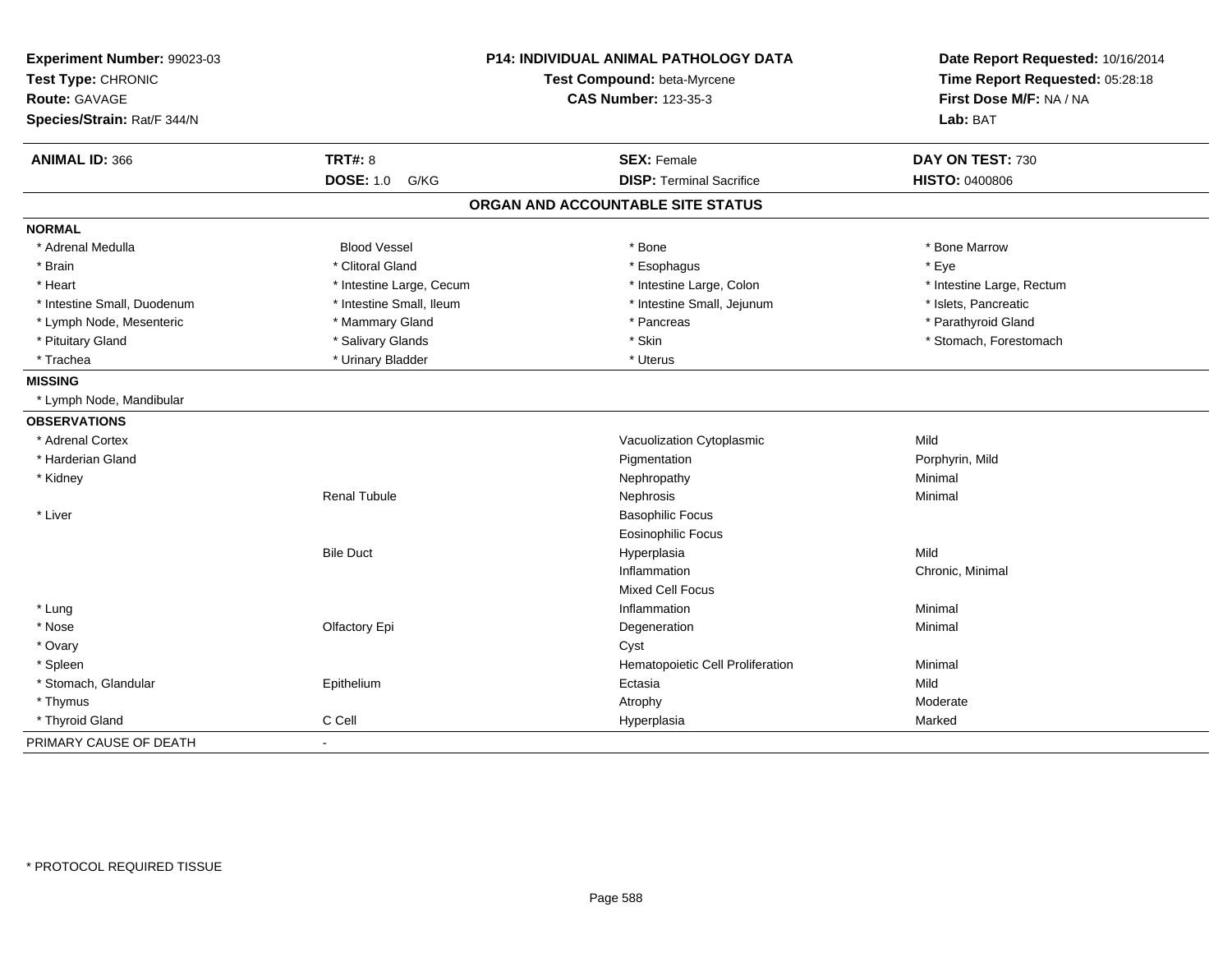**Experiment Number:** 99023-03
**Test Type:** CHRONIC
**Route:** GAVAGE
**Species/Strain:** Rat/F 344/N

**P14: INDIVIDUAL ANIMAL PATHOLOGY DATA**
**Test Compound:** beta-Myrcene
**CAS Number:** 123-35-3

**Date Report Requested:** 10/16/2014
**Time Report Requested:** 05:28:18
**First Dose M/F:** NA / NA
**Lab:** BAT

| **ANIMAL ID:** 366 | **TRT#:** 8 | **SEX:** Female | **DAY ON TEST:** 730 |
|---|---|---|---|
| | **DOSE:** 1.0 G/KG | **DISP:** Terminal Sacrifice | **HISTO:** 0400806 |

## ORGAN AND ACCOUNTABLE SITE STATUS

**NORMAL**

| | | | |
|---|---|---|---|
| * Adrenal Medulla | Blood Vessel | * Bone | * Bone Marrow |
| * Brain | * Clitoral Gland | * Esophagus | * Eye |
| * Heart | * Intestine Large, Cecum | * Intestine Large, Colon | * Intestine Large, Rectum |
| * Intestine Small, Duodenum | * Intestine Small, Ileum | * Intestine Small, Jejunum | * Islets, Pancreatic |
| * Lymph Node, Mesenteric | * Mammary Gland | * Pancreas | * Parathyroid Gland |
| * Pituitary Gland | * Salivary Glands | * Skin | * Stomach, Forestomach |
| * Trachea | * Urinary Bladder | * Uterus | |

**MISSING**

* Lymph Node, Mandibular

**OBSERVATIONS**

| Organ | Site | Observation | Severity |
|---|---|---|---|
| * Adrenal Cortex | | Vacuolization Cytoplasmic | Mild |
| * Harderian Gland | | Pigmentation | Porphyrin, Mild |
| * Kidney | | Nephropathy | Minimal |
| | Renal Tubule | Nephrosis | Minimal |
| * Liver | | Basophilic Focus | |
| | | Eosinophilic Focus | |
| | Bile Duct | Hyperplasia | Mild |
| | | Inflammation | Chronic, Minimal |
| | | Mixed Cell Focus | |
| * Lung | | Inflammation | Minimal |
| * Nose | Olfactory Epi | Degeneration | Minimal |
| * Ovary | | Cyst | |
| * Spleen | | Hematopoietic Cell Proliferation | Minimal |
| * Stomach, Glandular | Epithelium | Ectasia | Mild |
| * Thymus | | Atrophy | Moderate |
| * Thyroid Gland | C Cell | Hyperplasia | Marked |

PRIMARY CAUSE OF DEATH -

* PROTOCOL REQUIRED TISSUE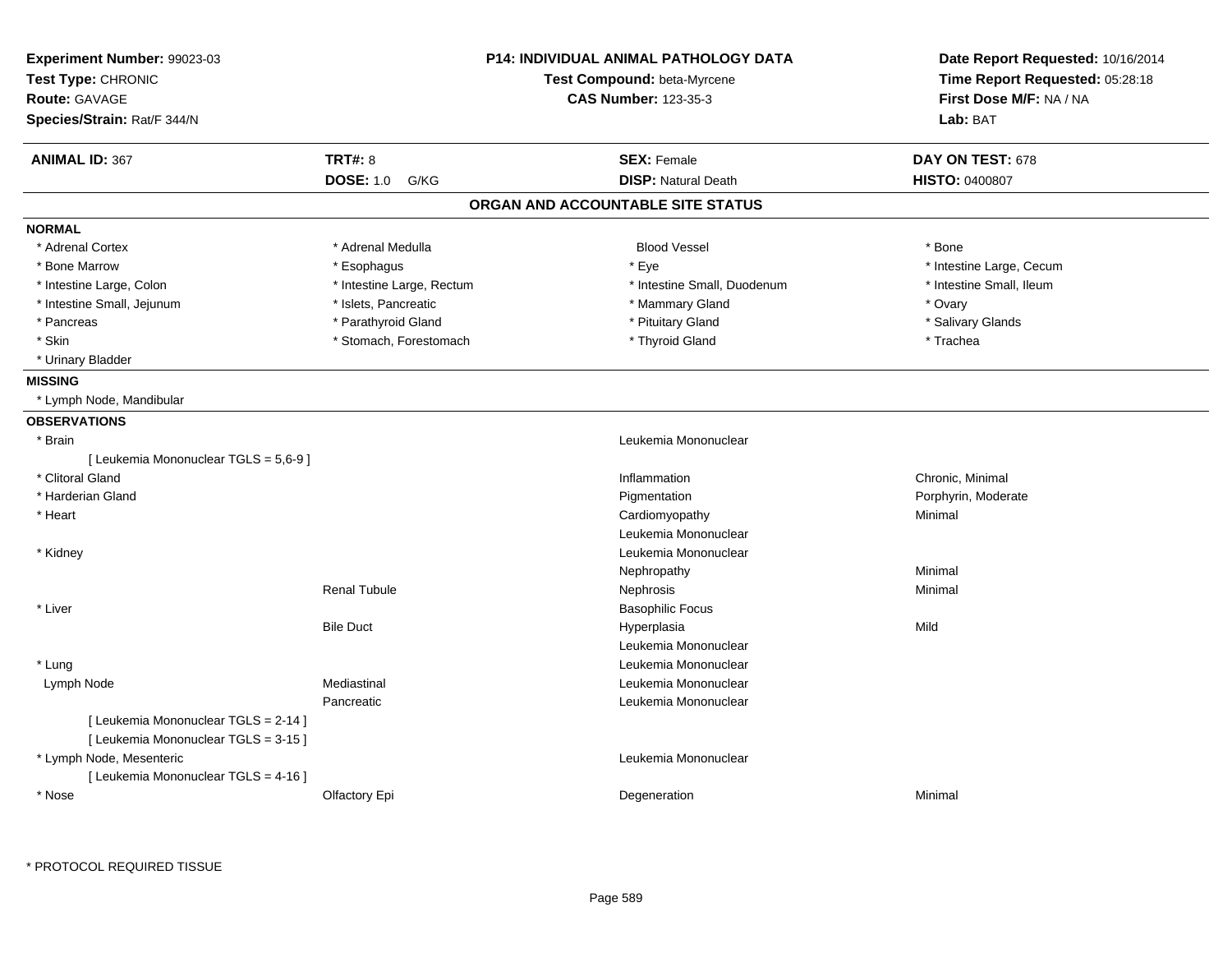**Experiment Number:** 99023-03
**Test Type:** CHRONIC
**Route:** GAVAGE
**Species/Strain:** Rat/F 344/N

**P14: INDIVIDUAL ANIMAL PATHOLOGY DATA**
**Test Compound:** beta-Myrcene
**CAS Number:** 123-35-3

**Date Report Requested:** 10/16/2014
**Time Report Requested:** 05:28:18
**First Dose M/F:** NA / NA
**Lab:** BAT

| **ANIMAL ID:** 367 | **TRT#:** 8 | **SEX:** Female | **DAY ON TEST:** 678 |
|---|---|---|---|
| | **DOSE:** 1.0 G/KG | **DISP:** Natural Death | **HISTO:** 0400807 |

## ORGAN AND ACCOUNTABLE SITE STATUS

**NORMAL**

| | | | |
|---|---|---|---|
| * Adrenal Cortex | * Adrenal Medulla | Blood Vessel | * Bone |
| * Bone Marrow | * Esophagus | * Eye | * Intestine Large, Cecum |
| * Intestine Large, Colon | * Intestine Large, Rectum | * Intestine Small, Duodenum | * Intestine Small, Ileum |
| * Intestine Small, Jejunum | * Islets, Pancreatic | * Mammary Gland | * Ovary |
| * Pancreas | * Parathyroid Gland | * Pituitary Gland | * Salivary Glands |
| * Skin | * Stomach, Forestomach | * Thyroid Gland | * Trachea |
| * Urinary Bladder | | | |

**MISSING**

* Lymph Node, Mandibular

**OBSERVATIONS**

| Organ | Site | Observation | Severity |
|---|---|---|---|
| * Brain | | Leukemia Mononuclear | |
| [ Leukemia Mononuclear TGLS = 5,6-9 ] | | | |
| * Clitoral Gland | | Inflammation | Chronic, Minimal |
| * Harderian Gland | | Pigmentation | Porphyrin, Moderate |
| * Heart | | Cardiomyopathy | Minimal |
| | | Leukemia Mononuclear | |
| * Kidney | | Leukemia Mononuclear | |
| | | Nephropathy | Minimal |
| | Renal Tubule | Nephrosis | Minimal |
| * Liver | | Basophilic Focus | |
| | Bile Duct | Hyperplasia | Mild |
| | | Leukemia Mononuclear | |
| * Lung | | Leukemia Mononuclear | |
| Lymph Node | Mediastinal | Leukemia Mononuclear | |
| | Pancreatic | Leukemia Mononuclear | |
| [ Leukemia Mononuclear TGLS = 2-14 ] | | | |
| [ Leukemia Mononuclear TGLS = 3-15 ] | | | |
| * Lymph Node, Mesenteric | | Leukemia Mononuclear | |
| [ Leukemia Mononuclear TGLS = 4-16 ] | | | |
| * Nose | Olfactory Epi | Degeneration | Minimal |

* PROTOCOL REQUIRED TISSUE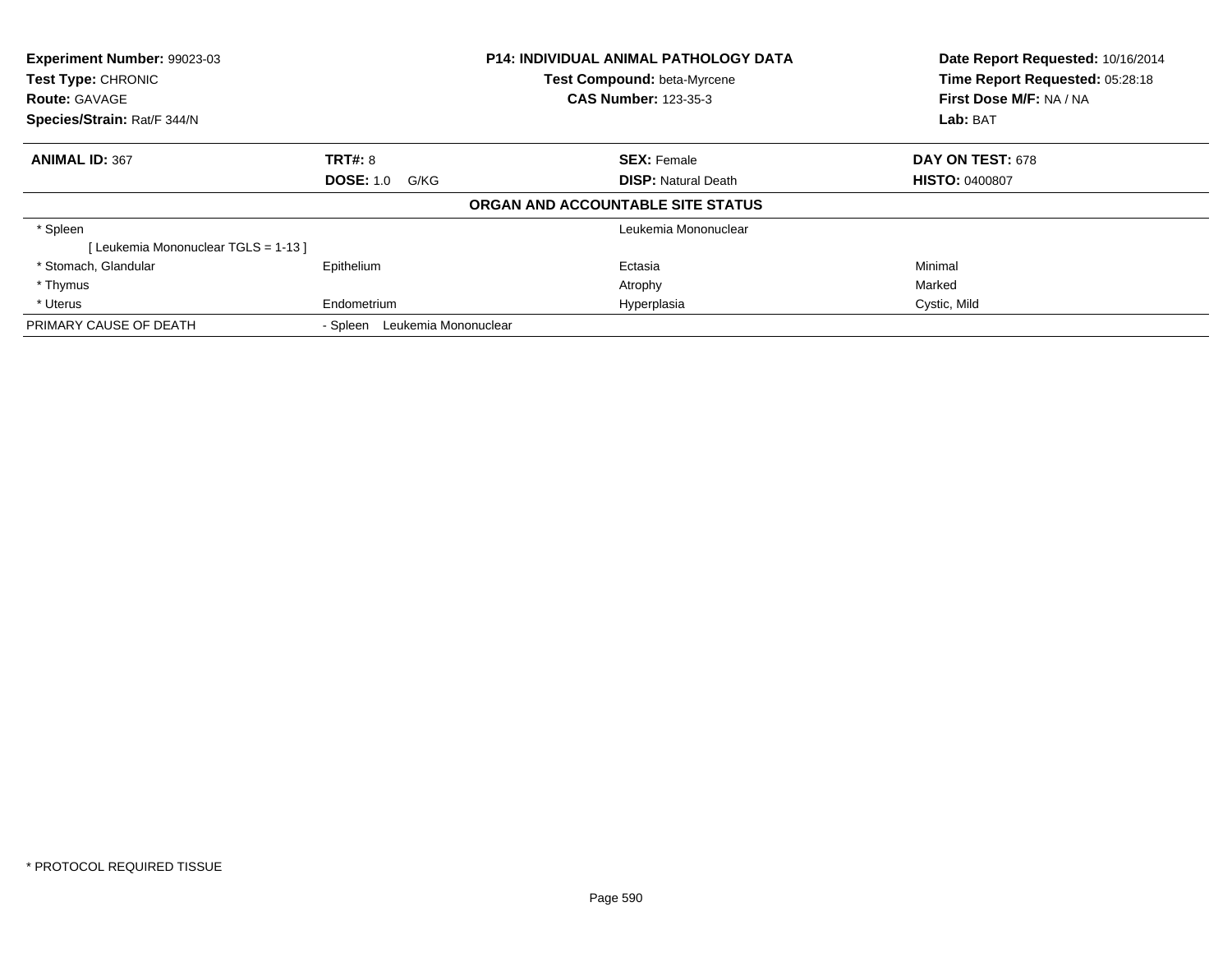**Experiment Number:** 99023-03
**Test Type:** CHRONIC
**Route:** GAVAGE
**Species/Strain:** Rat/F 344/N

**P14: INDIVIDUAL ANIMAL PATHOLOGY DATA**
**Test Compound:** beta-Myrcene
**CAS Number:** 123-35-3

**Date Report Requested:** 10/16/2014
**Time Report Requested:** 05:28:18
**First Dose M/F:** NA / NA
**Lab:** BAT

| **ANIMAL ID:** 367 | **TRT#:** 8 | **SEX:** Female | **DAY ON TEST:** 678 |
|---|---|---|---|
| | **DOSE:** 1.0 G/KG | **DISP:** Natural Death | **HISTO:** 0400807 |

**ORGAN AND ACCOUNTABLE SITE STATUS**

| | | | |
|---|---|---|---|
| * Spleen | | Leukemia Mononuclear | |
| [ Leukemia Mononuclear TGLS = 1-13 ] | | | |
| * Stomach, Glandular | Epithelium | Ectasia | Minimal |
| * Thymus | | Atrophy | Marked |
| * Uterus | Endometrium | Hyperplasia | Cystic, Mild |
| PRIMARY CAUSE OF DEATH | - Spleen Leukemia Mononuclear | | |

* PROTOCOL REQUIRED TISSUE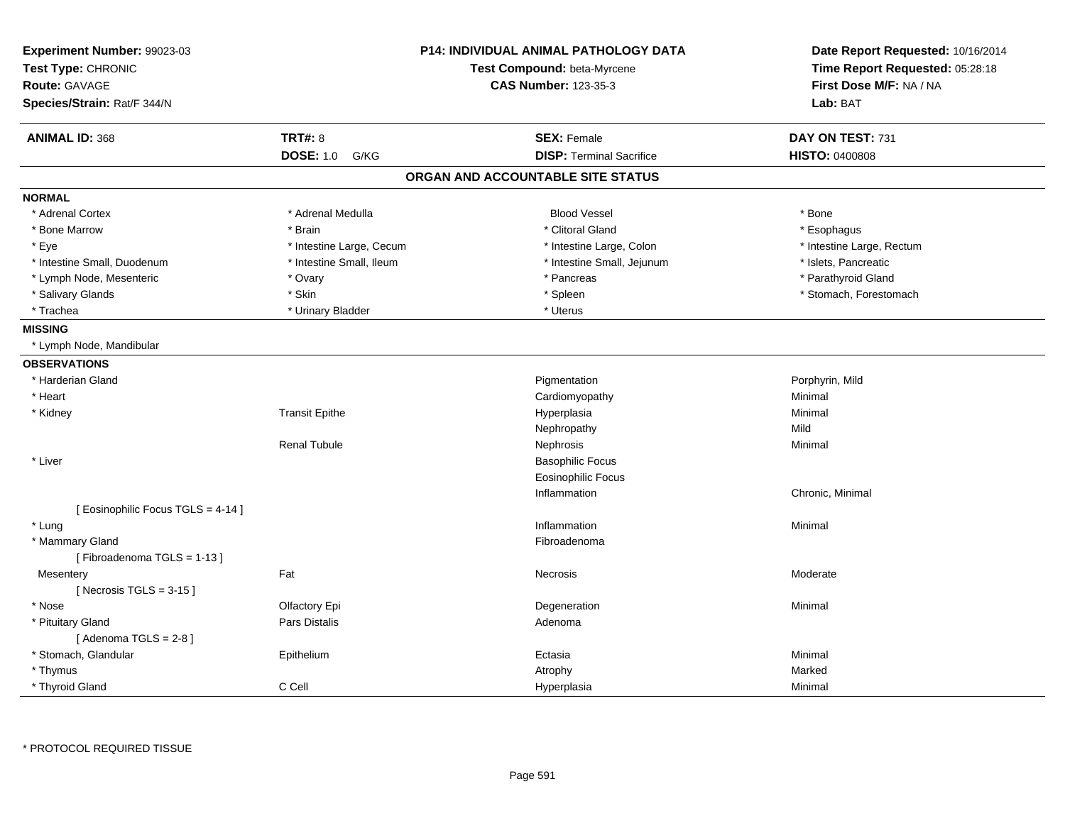**Experiment Number:** 99023-03
**Test Type:** CHRONIC
**Route:** GAVAGE
**Species/Strain:** Rat/F 344/N

**P14: INDIVIDUAL ANIMAL PATHOLOGY DATA**
**Test Compound:** beta-Myrcene
**CAS Number:** 123-35-3

**Date Report Requested:** 10/16/2014
**Time Report Requested:** 05:28:18
**First Dose M/F:** NA / NA
**Lab:** BAT

| **ANIMAL ID:** 368 | **TRT#:** 8 | **SEX:** Female | **DAY ON TEST:** 731 |
|---|---|---|---|
| | **DOSE:** 1.0 G/KG | **DISP:** Terminal Sacrifice | **HISTO:** 0400808 |

## ORGAN AND ACCOUNTABLE SITE STATUS

**NORMAL**

| | | | |
|---|---|---|---|
| * Adrenal Cortex | * Adrenal Medulla | Blood Vessel | * Bone |
| * Bone Marrow | * Brain | * Clitoral Gland | * Esophagus |
| * Eye | * Intestine Large, Cecum | * Intestine Large, Colon | * Intestine Large, Rectum |
| * Intestine Small, Duodenum | * Intestine Small, Ileum | * Intestine Small, Jejunum | * Islets, Pancreatic |
| * Lymph Node, Mesenteric | * Ovary | * Pancreas | * Parathyroid Gland |
| * Salivary Glands | * Skin | * Spleen | * Stomach, Forestomach |
| * Trachea | * Urinary Bladder | * Uterus | |

**MISSING**

* Lymph Node, Mandibular

**OBSERVATIONS**

| | | | |
|---|---|---|---|
| * Harderian Gland | | Pigmentation | Porphyrin, Mild |
| * Heart | | Cardiomyopathy | Minimal |
| * Kidney | Transit Epithe | Hyperplasia | Minimal |
| | | Nephropathy | Mild |
| | Renal Tubule | Nephrosis | Minimal |
| * Liver | | Basophilic Focus | |
| | | Eosinophilic Focus | |
| | | Inflammation | Chronic, Minimal |
| [ Eosinophilic Focus TGLS = 4-14 ] | | | |
| * Lung | | Inflammation | Minimal |
| * Mammary Gland | | Fibroadenoma | |
| [ Fibroadenoma TGLS = 1-13 ] | | | |
| Mesentery | Fat | Necrosis | Moderate |
| [ Necrosis TGLS = 3-15 ] | | | |
| * Nose | Olfactory Epi | Degeneration | Minimal |
| * Pituitary Gland | Pars Distalis | Adenoma | |
| [ Adenoma TGLS = 2-8 ] | | | |
| * Stomach, Glandular | Epithelium | Ectasia | Minimal |
| * Thymus | | Atrophy | Marked |
| * Thyroid Gland | C Cell | Hyperplasia | Minimal |

\* PROTOCOL REQUIRED TISSUE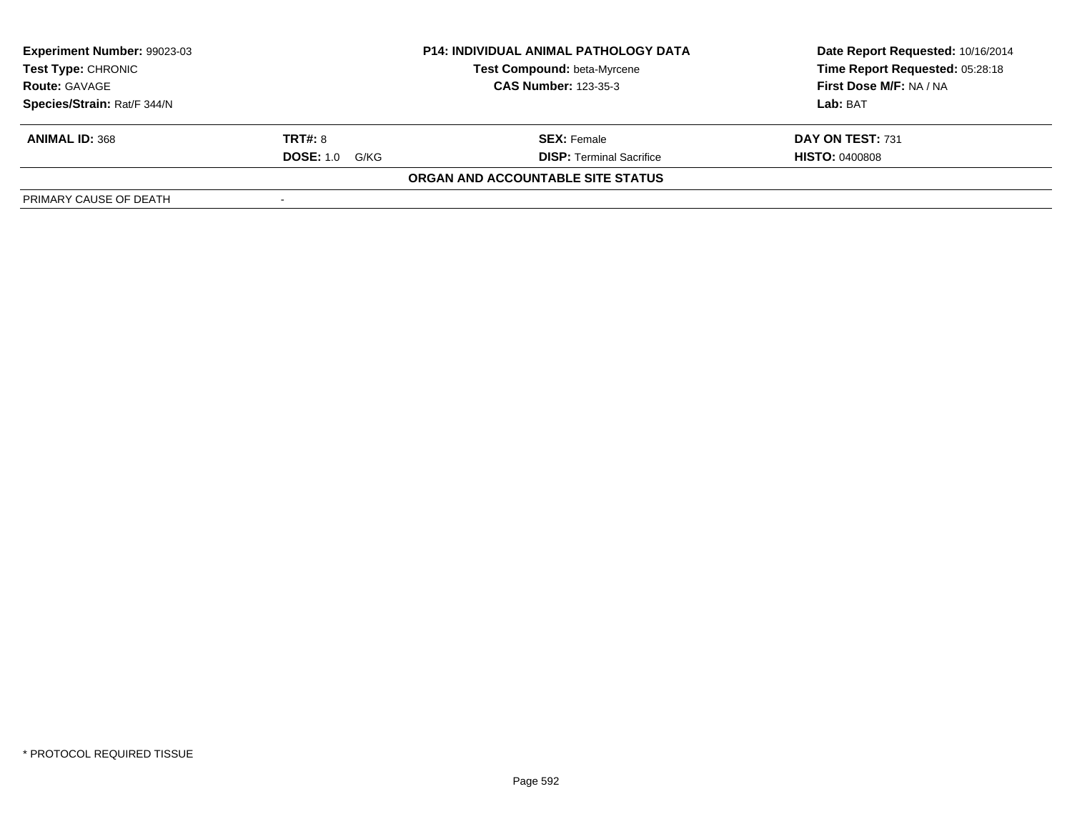| Experiment Number: 99023-03 | P14: INDIVIDUAL ANIMAL PATHOLOGY DATA | Date Report Requested: 10/16/2014 |
|---|---|---|
| Test Type: CHRONIC | Test Compound: beta-Myrcene | Time Report Requested: 05:28:18 |
| Route: GAVAGE | CAS Number: 123-35-3 | First Dose M/F: NA / NA |
| Species/Strain: Rat/F 344/N | | Lab: BAT |

| ANIMAL ID: 368 | TRT#: 8 | SEX: Female | DAY ON TEST: 731 |
|---|---|---|---|
| | DOSE: 1.0 G/KG | DISP: Terminal Sacrifice | HISTO: 0400808 |

**ORGAN AND ACCOUNTABLE SITE STATUS**

| PRIMARY CAUSE OF DEATH | - |
|---|---|

* PROTOCOL REQUIRED TISSUE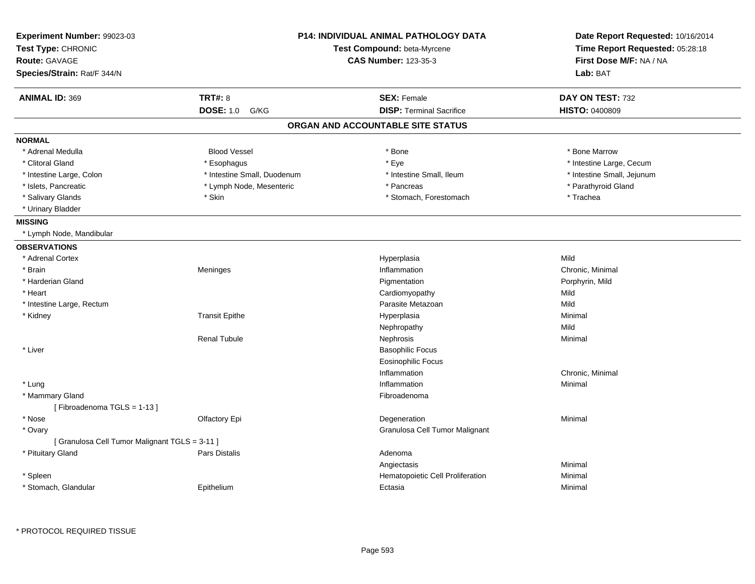**Experiment Number:** 99023-03
**Test Type:** CHRONIC
**Route:** GAVAGE
**Species/Strain:** Rat/F 344/N

**P14: INDIVIDUAL ANIMAL PATHOLOGY DATA**
**Test Compound:** beta-Myrcene
**CAS Number:** 123-35-3

**Date Report Requested:** 10/16/2014
**Time Report Requested:** 05:28:18
**First Dose M/F:** NA / NA
**Lab:** BAT

| **ANIMAL ID:** 369 | **TRT#:** 8 | **SEX:** Female | **DAY ON TEST:** 732 |
|---|---|---|---|
| | **DOSE:** 1.0 G/KG | **DISP:** Terminal Sacrifice | **HISTO:** 0400809 |

## ORGAN AND ACCOUNTABLE SITE STATUS

**NORMAL**

| | | | |
|---|---|---|---|
| * Adrenal Medulla | Blood Vessel | * Bone | * Bone Marrow |
| * Clitoral Gland | * Esophagus | * Eye | * Intestine Large, Cecum |
| * Intestine Large, Colon | * Intestine Small, Duodenum | * Intestine Small, Ileum | * Intestine Small, Jejunum |
| * Islets, Pancreatic | * Lymph Node, Mesenteric | * Pancreas | * Parathyroid Gland |
| * Salivary Glands | * Skin | * Stomach, Forestomach | * Trachea |
| * Urinary Bladder | | | |

**MISSING**

* Lymph Node, Mandibular

**OBSERVATIONS**

| | | | |
|---|---|---|---|
| * Adrenal Cortex | | Hyperplasia | Mild |
| * Brain | Meninges | Inflammation | Chronic, Minimal |
| * Harderian Gland | | Pigmentation | Porphyrin, Mild |
| * Heart | | Cardiomyopathy | Mild |
| * Intestine Large, Rectum | | Parasite Metazoan | Mild |
| * Kidney | Transit Epithe | Hyperplasia | Minimal |
| | | Nephropathy | Mild |
| | Renal Tubule | Nephrosis | Minimal |
| * Liver | | Basophilic Focus | |
| | | Eosinophilic Focus | |
| | | Inflammation | Chronic, Minimal |
| * Lung | | Inflammation | Minimal |
| * Mammary Gland | | Fibroadenoma | |
| [ Fibroadenoma TGLS = 1-13 ] | | | |
| * Nose | Olfactory Epi | Degeneration | Minimal |
| * Ovary | | Granulosa Cell Tumor Malignant | |
| [ Granulosa Cell Tumor Malignant TGLS = 3-11 ] | | | |
| * Pituitary Gland | Pars Distalis | Adenoma | |
| | | Angiectasis | Minimal |
| * Spleen | | Hematopoietic Cell Proliferation | Minimal |
| * Stomach, Glandular | Epithelium | Ectasia | Minimal |

* PROTOCOL REQUIRED TISSUE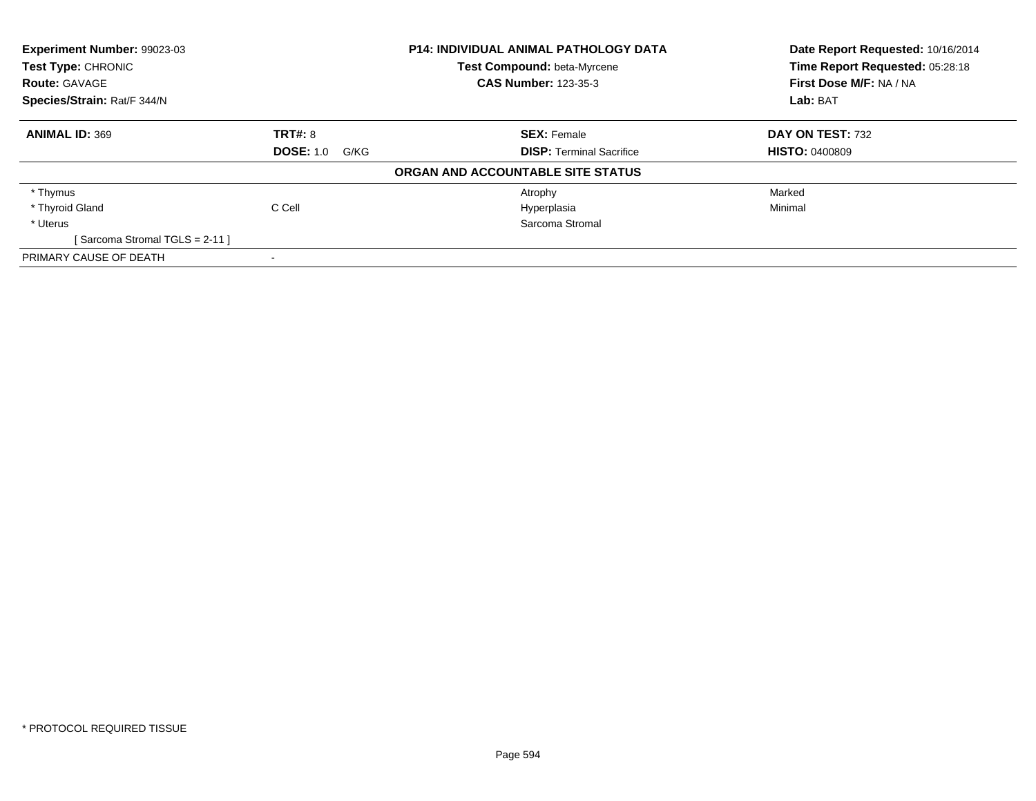**Experiment Number:** 99023-03
**Test Type:** CHRONIC
**Route:** GAVAGE
**Species/Strain:** Rat/F 344/N

**P14: INDIVIDUAL ANIMAL PATHOLOGY DATA**
**Test Compound:** beta-Myrcene
**CAS Number:** 123-35-3

**Date Report Requested:** 10/16/2014
**Time Report Requested:** 05:28:18
**First Dose M/F:** NA / NA
**Lab:** BAT

| **ANIMAL ID:** 369 | **TRT#:** 8 | **SEX:** Female | **DAY ON TEST:** 732 |
|---|---|---|---|
| | **DOSE:** 1.0 G/KG | **DISP:** Terminal Sacrifice | **HISTO:** 0400809 |

**ORGAN AND ACCOUNTABLE SITE STATUS**

| | | | |
|---|---|---|---|
| * Thymus | | Atrophy | Marked |
| * Thyroid Gland | C Cell | Hyperplasia | Minimal |
| * Uterus | | Sarcoma Stromal | |
| [ Sarcoma Stromal TGLS = 2-11 ] | | | |
| PRIMARY CAUSE OF DEATH | - | | |

* PROTOCOL REQUIRED TISSUE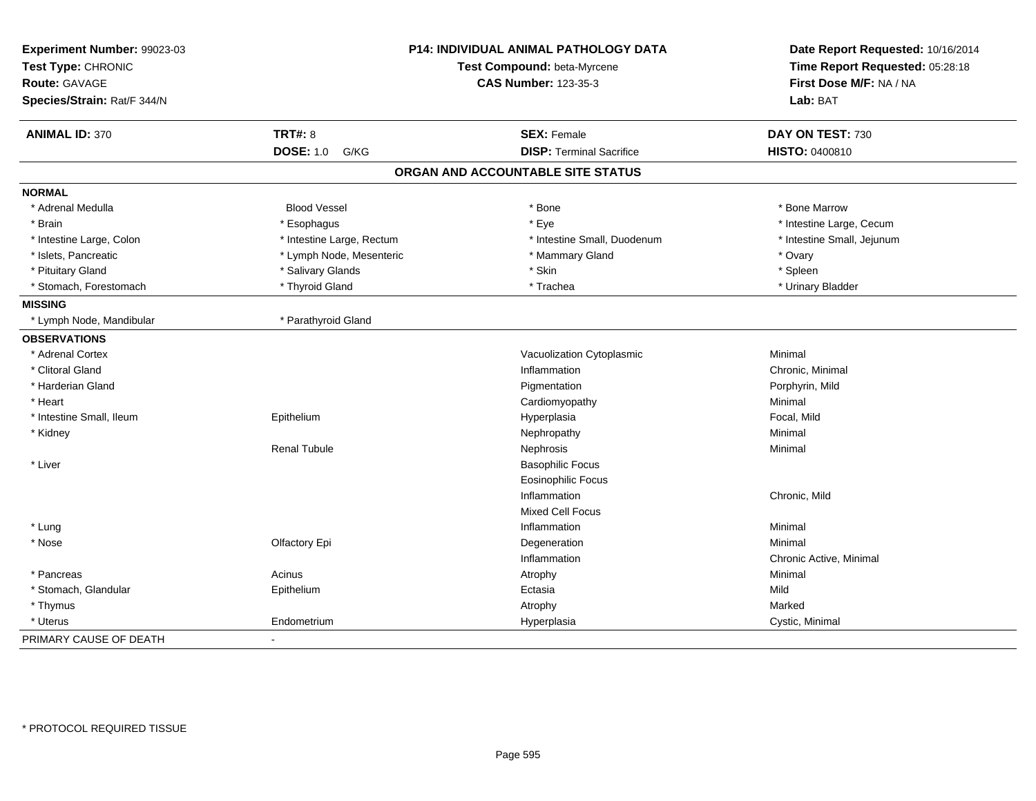**Experiment Number:** 99023-03
**Test Type:** CHRONIC
**Route:** GAVAGE
**Species/Strain:** Rat/F 344/N

**P14: INDIVIDUAL ANIMAL PATHOLOGY DATA**
**Test Compound:** beta-Myrcene
**CAS Number:** 123-35-3

**Date Report Requested:** 10/16/2014
**Time Report Requested:** 05:28:18
**First Dose M/F:** NA / NA
**Lab:** BAT

| **ANIMAL ID:** 370 | **TRT#:** 8 | **SEX:** Female | **DAY ON TEST:** 730 |
|---|---|---|---|
| | **DOSE:** 1.0 G/KG | **DISP:** Terminal Sacrifice | **HISTO:** 0400810 |

## ORGAN AND ACCOUNTABLE SITE STATUS

**NORMAL**

| | | | |
|---|---|---|---|
| * Adrenal Medulla | Blood Vessel | * Bone | * Bone Marrow |
| * Brain | * Esophagus | * Eye | * Intestine Large, Cecum |
| * Intestine Large, Colon | * Intestine Large, Rectum | * Intestine Small, Duodenum | * Intestine Small, Jejunum |
| * Islets, Pancreatic | * Lymph Node, Mesenteric | * Mammary Gland | * Ovary |
| * Pituitary Gland | * Salivary Glands | * Skin | * Spleen |
| * Stomach, Forestomach | * Thyroid Gland | * Trachea | * Urinary Bladder |

**MISSING**

| | |
|---|---|
| * Lymph Node, Mandibular | * Parathyroid Gland |

**OBSERVATIONS**

| Organ | Site | Observation | Severity |
|---|---|---|---|
| * Adrenal Cortex | | Vacuolization Cytoplasmic | Minimal |
| * Clitoral Gland | | Inflammation | Chronic, Minimal |
| * Harderian Gland | | Pigmentation | Porphyrin, Mild |
| * Heart | | Cardiomyopathy | Minimal |
| * Intestine Small, Ileum | Epithelium | Hyperplasia | Focal, Mild |
| * Kidney | | Nephropathy | Minimal |
| | Renal Tubule | Nephrosis | Minimal |
| * Liver | | Basophilic Focus | |
| | | Eosinophilic Focus | |
| | | Inflammation | Chronic, Mild |
| | | Mixed Cell Focus | |
| * Lung | | Inflammation | Minimal |
| * Nose | Olfactory Epi | Degeneration | Minimal |
| | | Inflammation | Chronic Active, Minimal |
| * Pancreas | Acinus | Atrophy | Minimal |
| * Stomach, Glandular | Epithelium | Ectasia | Mild |
| * Thymus | | Atrophy | Marked |
| * Uterus | Endometrium | Hyperplasia | Cystic, Minimal |

PRIMARY CAUSE OF DEATH -

* PROTOCOL REQUIRED TISSUE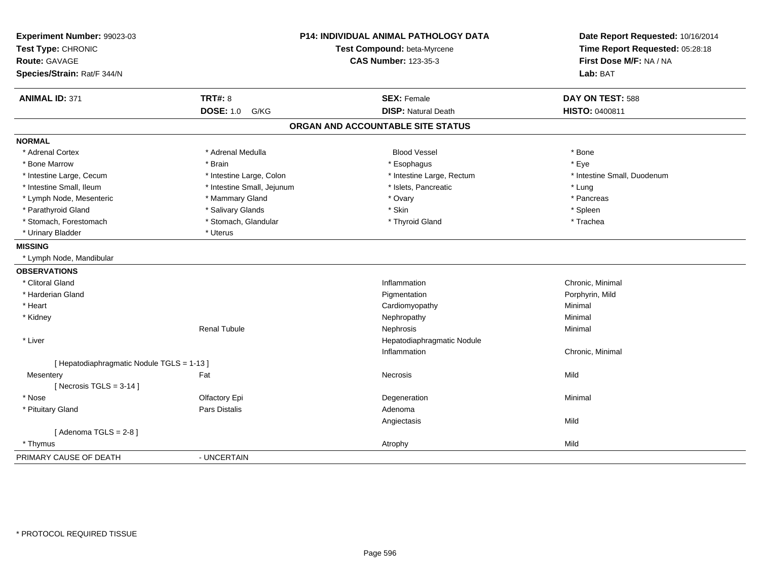**Experiment Number:** 99023-03
**Test Type:** CHRONIC
**Route:** GAVAGE
**Species/Strain:** Rat/F 344/N

**P14: INDIVIDUAL ANIMAL PATHOLOGY DATA**
**Test Compound:** beta-Myrcene
**CAS Number:** 123-35-3

**Date Report Requested:** 10/16/2014
**Time Report Requested:** 05:28:18
**First Dose M/F:** NA / NA
**Lab:** BAT

| **ANIMAL ID:** 371 | **TRT#:** 8 | **SEX:** Female | **DAY ON TEST:** 588 |
|---|---|---|---|
| | **DOSE:** 1.0 G/KG | **DISP:** Natural Death | **HISTO:** 0400811 |

## ORGAN AND ACCOUNTABLE SITE STATUS

**NORMAL**

| | | | |
|---|---|---|---|
| * Adrenal Cortex | * Adrenal Medulla | Blood Vessel | * Bone |
| * Bone Marrow | * Brain | * Esophagus | * Eye |
| * Intestine Large, Cecum | * Intestine Large, Colon | * Intestine Large, Rectum | * Intestine Small, Duodenum |
| * Intestine Small, Ileum | * Intestine Small, Jejunum | * Islets, Pancreatic | * Lung |
| * Lymph Node, Mesenteric | * Mammary Gland | * Ovary | * Pancreas |
| * Parathyroid Gland | * Salivary Glands | * Skin | * Spleen |
| * Stomach, Forestomach | * Stomach, Glandular | * Thyroid Gland | * Trachea |
| * Urinary Bladder | * Uterus | | |

**MISSING**

* Lymph Node, Mandibular

**OBSERVATIONS**

| | | | |
|---|---|---|---|
| * Clitoral Gland | | Inflammation | Chronic, Minimal |
| * Harderian Gland | | Pigmentation | Porphyrin, Mild |
| * Heart | | Cardiomyopathy | Minimal |
| * Kidney | | Nephropathy | Minimal |
| | Renal Tubule | Nephrosis | Minimal |
| * Liver | | Hepatodiaphragmatic Nodule | |
| | | Inflammation | Chronic, Minimal |
| [ Hepatodiaphragmatic Nodule TGLS = 1-13 ] | | | |
| Mesentery | Fat | Necrosis | Mild |
| [ Necrosis TGLS = 3-14 ] | | | |
| * Nose | Olfactory Epi | Degeneration | Minimal |
| * Pituitary Gland | Pars Distalis | Adenoma | |
| | | Angiectasis | Mild |
| [ Adenoma TGLS = 2-8 ] | | | |
| * Thymus | | Atrophy | Mild |

PRIMARY CAUSE OF DEATH - UNCERTAIN

* PROTOCOL REQUIRED TISSUE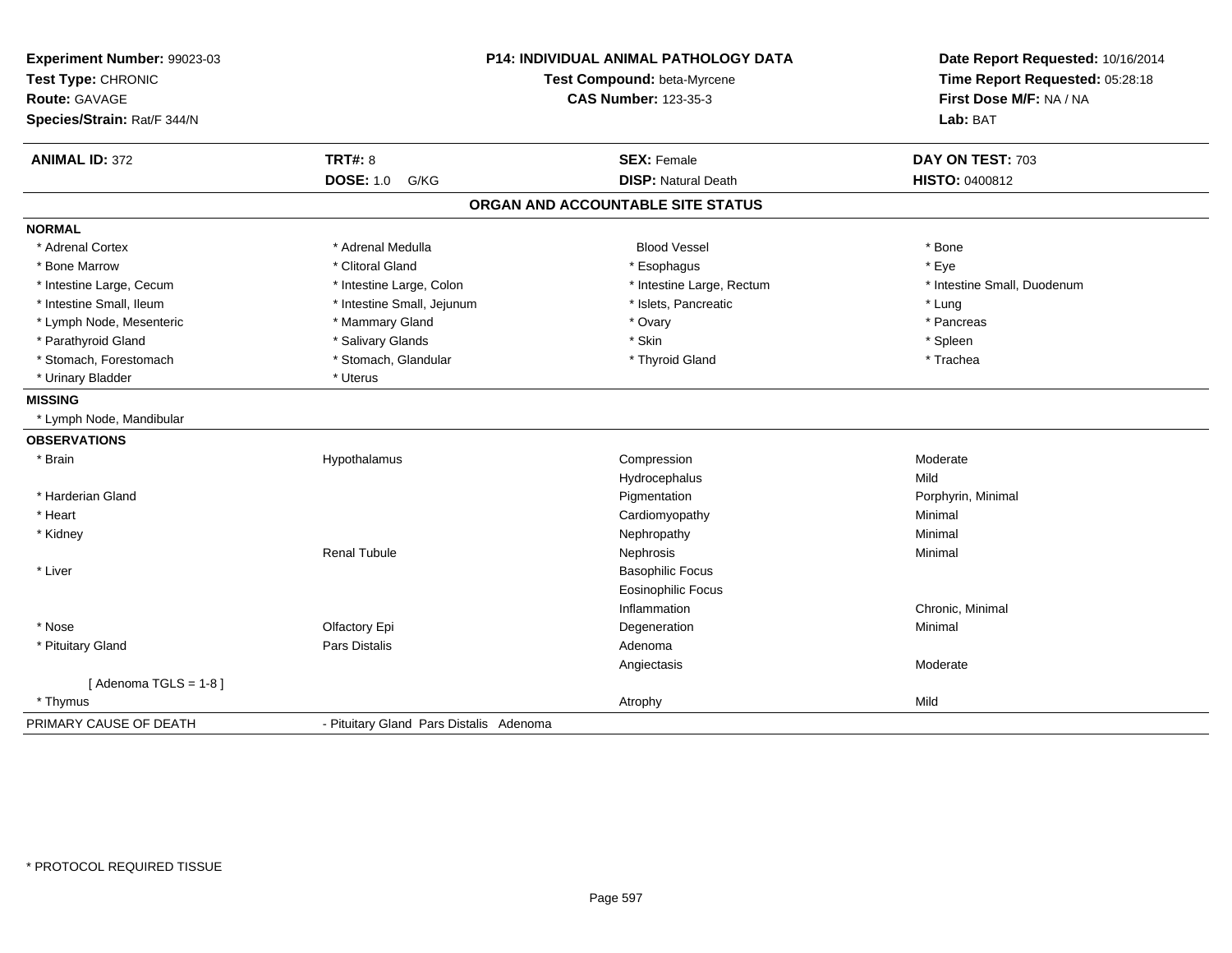**Experiment Number:** 99023-03
**Test Type:** CHRONIC
**Route:** GAVAGE
**Species/Strain:** Rat/F 344/N

**P14: INDIVIDUAL ANIMAL PATHOLOGY DATA**
**Test Compound:** beta-Myrcene
**CAS Number:** 123-35-3

**Date Report Requested:** 10/16/2014
**Time Report Requested:** 05:28:18
**First Dose M/F:** NA / NA
**Lab:** BAT

| **ANIMAL ID:** 372 | **TRT#:** 8 | **SEX:** Female | **DAY ON TEST:** 703 |
|---|---|---|---|
| | **DOSE:** 1.0 G/KG | **DISP:** Natural Death | **HISTO:** 0400812 |

## ORGAN AND ACCOUNTABLE SITE STATUS

**NORMAL**

| | | | |
|---|---|---|---|
| * Adrenal Cortex | * Adrenal Medulla | Blood Vessel | * Bone |
| * Bone Marrow | * Clitoral Gland | * Esophagus | * Eye |
| * Intestine Large, Cecum | * Intestine Large, Colon | * Intestine Large, Rectum | * Intestine Small, Duodenum |
| * Intestine Small, Ileum | * Intestine Small, Jejunum | * Islets, Pancreatic | * Lung |
| * Lymph Node, Mesenteric | * Mammary Gland | * Ovary | * Pancreas |
| * Parathyroid Gland | * Salivary Glands | * Skin | * Spleen |
| * Stomach, Forestomach | * Stomach, Glandular | * Thyroid Gland | * Trachea |
| * Urinary Bladder | * Uterus | | |

**MISSING**

* Lymph Node, Mandibular

**OBSERVATIONS**

| | | | |
|---|---|---|---|
| * Brain | Hypothalamus | Compression | Moderate |
| | | Hydrocephalus | Mild |
| * Harderian Gland | | Pigmentation | Porphyrin, Minimal |
| * Heart | | Cardiomyopathy | Minimal |
| * Kidney | | Nephropathy | Minimal |
| | Renal Tubule | Nephrosis | Minimal |
| * Liver | | Basophilic Focus | |
| | | Eosinophilic Focus | |
| | | Inflammation | Chronic, Minimal |
| * Nose | Olfactory Epi | Degeneration | Minimal |
| * Pituitary Gland | Pars Distalis | Adenoma | |
| | | Angiectasis | Moderate |
| [ Adenoma TGLS = 1-8 ] | | | |
| * Thymus | | Atrophy | Mild |

| PRIMARY CAUSE OF DEATH | - Pituitary Gland Pars Distalis Adenoma |
|---|---|

* PROTOCOL REQUIRED TISSUE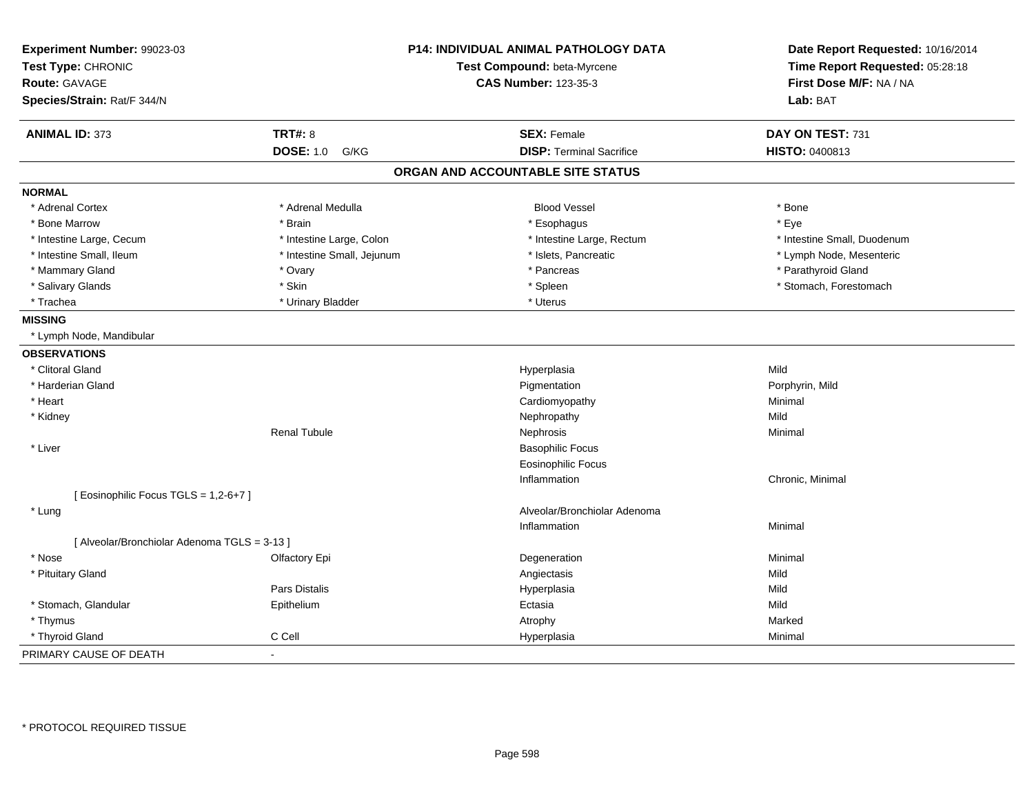**Experiment Number:** 99023-03
**Test Type:** CHRONIC
**Route:** GAVAGE
**Species/Strain:** Rat/F 344/N

**P14: INDIVIDUAL ANIMAL PATHOLOGY DATA**
**Test Compound:** beta-Myrcene
**CAS Number:** 123-35-3

**Date Report Requested:** 10/16/2014
**Time Report Requested:** 05:28:18
**First Dose M/F:** NA / NA
**Lab:** BAT

| **ANIMAL ID:** 373 | **TRT#:** 8 | **SEX:** Female | **DAY ON TEST:** 731 |
|---|---|---|---|
| | **DOSE:** 1.0 G/KG | **DISP:** Terminal Sacrifice | **HISTO:** 0400813 |

## ORGAN AND ACCOUNTABLE SITE STATUS

**NORMAL**

| | | | |
|---|---|---|---|
| * Adrenal Cortex | * Adrenal Medulla | Blood Vessel | * Bone |
| * Bone Marrow | * Brain | * Esophagus | * Eye |
| * Intestine Large, Cecum | * Intestine Large, Colon | * Intestine Large, Rectum | * Intestine Small, Duodenum |
| * Intestine Small, Ileum | * Intestine Small, Jejunum | * Islets, Pancreatic | * Lymph Node, Mesenteric |
| * Mammary Gland | * Ovary | * Pancreas | * Parathyroid Gland |
| * Salivary Glands | * Skin | * Spleen | * Stomach, Forestomach |
| * Trachea | * Urinary Bladder | * Uterus | |

**MISSING**

* Lymph Node, Mandibular

**OBSERVATIONS**

| Organ | Site | Observation | Severity |
|---|---|---|---|
| * Clitoral Gland | | Hyperplasia | Mild |
| * Harderian Gland | | Pigmentation | Porphyrin, Mild |
| * Heart | | Cardiomyopathy | Minimal |
| * Kidney | | Nephropathy | Mild |
| | Renal Tubule | Nephrosis | Minimal |
| * Liver | | Basophilic Focus | |
| | | Eosinophilic Focus | |
| | | Inflammation | Chronic, Minimal |
| [ Eosinophilic Focus TGLS = 1,2-6+7 ] | | | |
| * Lung | | Alveolar/Bronchiolar Adenoma | |
| | | Inflammation | Minimal |
| [ Alveolar/Bronchiolar Adenoma TGLS = 3-13 ] | | | |
| * Nose | Olfactory Epi | Degeneration | Minimal |
| * Pituitary Gland | | Angiectasis | Mild |
| | Pars Distalis | Hyperplasia | Mild |
| * Stomach, Glandular | Epithelium | Ectasia | Mild |
| * Thymus | | Atrophy | Marked |
| * Thyroid Gland | C Cell | Hyperplasia | Minimal |

PRIMARY CAUSE OF DEATH -

\* PROTOCOL REQUIRED TISSUE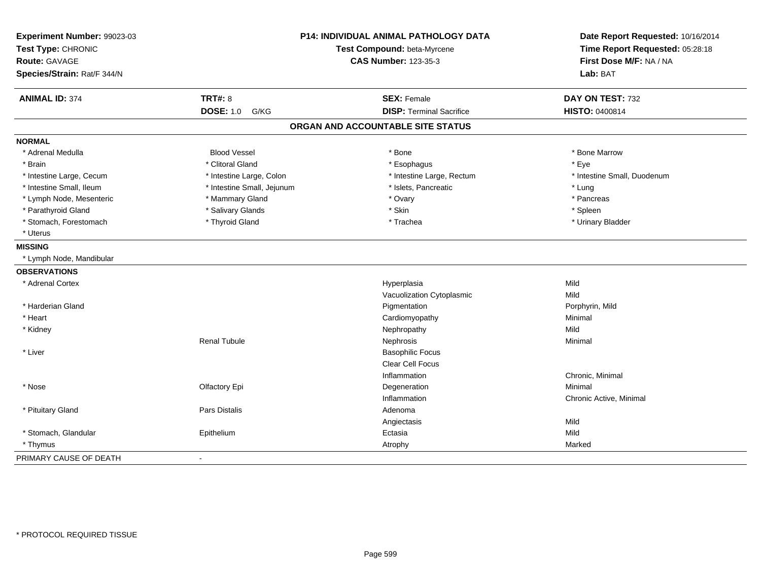**Experiment Number:** 99023-03
**Test Type:** CHRONIC
**Route:** GAVAGE
**Species/Strain:** Rat/F 344/N

**P14: INDIVIDUAL ANIMAL PATHOLOGY DATA**
**Test Compound:** beta-Myrcene
**CAS Number:** 123-35-3

**Date Report Requested:** 10/16/2014
**Time Report Requested:** 05:28:18
**First Dose M/F:** NA / NA
**Lab:** BAT

| **ANIMAL ID:** 374 | **TRT#:** 8 | **SEX:** Female | **DAY ON TEST:** 732 |
|---|---|---|---|
| | **DOSE:** 1.0 G/KG | **DISP:** Terminal Sacrifice | **HISTO:** 0400814 |

## ORGAN AND ACCOUNTABLE SITE STATUS

| | | | |
|---|---|---|---|
| **NORMAL** | | | |
| * Adrenal Medulla | Blood Vessel | * Bone | * Bone Marrow |
| * Brain | * Clitoral Gland | * Esophagus | * Eye |
| * Intestine Large, Cecum | * Intestine Large, Colon | * Intestine Large, Rectum | * Intestine Small, Duodenum |
| * Intestine Small, Ileum | * Intestine Small, Jejunum | * Islets, Pancreatic | * Lung |
| * Lymph Node, Mesenteric | * Mammary Gland | * Ovary | * Pancreas |
| * Parathyroid Gland | * Salivary Glands | * Skin | * Spleen |
| * Stomach, Forestomach | * Thyroid Gland | * Trachea | * Urinary Bladder |
| * Uterus | | | |
| **MISSING** | | | |
| * Lymph Node, Mandibular | | | |
| **OBSERVATIONS** | | | |
| * Adrenal Cortex | | Hyperplasia | Mild |
| | | Vacuolization Cytoplasmic | Mild |
| * Harderian Gland | | Pigmentation | Porphyrin, Mild |
| * Heart | | Cardiomyopathy | Minimal |
| * Kidney | | Nephropathy | Mild |
| | Renal Tubule | Nephrosis | Minimal |
| * Liver | | Basophilic Focus | |
| | | Clear Cell Focus | |
| | | Inflammation | Chronic, Minimal |
| * Nose | Olfactory Epi | Degeneration | Minimal |
| | | Inflammation | Chronic Active, Minimal |
| * Pituitary Gland | Pars Distalis | Adenoma | |
| | | Angiectasis | Mild |
| * Stomach, Glandular | Epithelium | Ectasia | Mild |
| * Thymus | | Atrophy | Marked |
| PRIMARY CAUSE OF DEATH | - | | |

* PROTOCOL REQUIRED TISSUE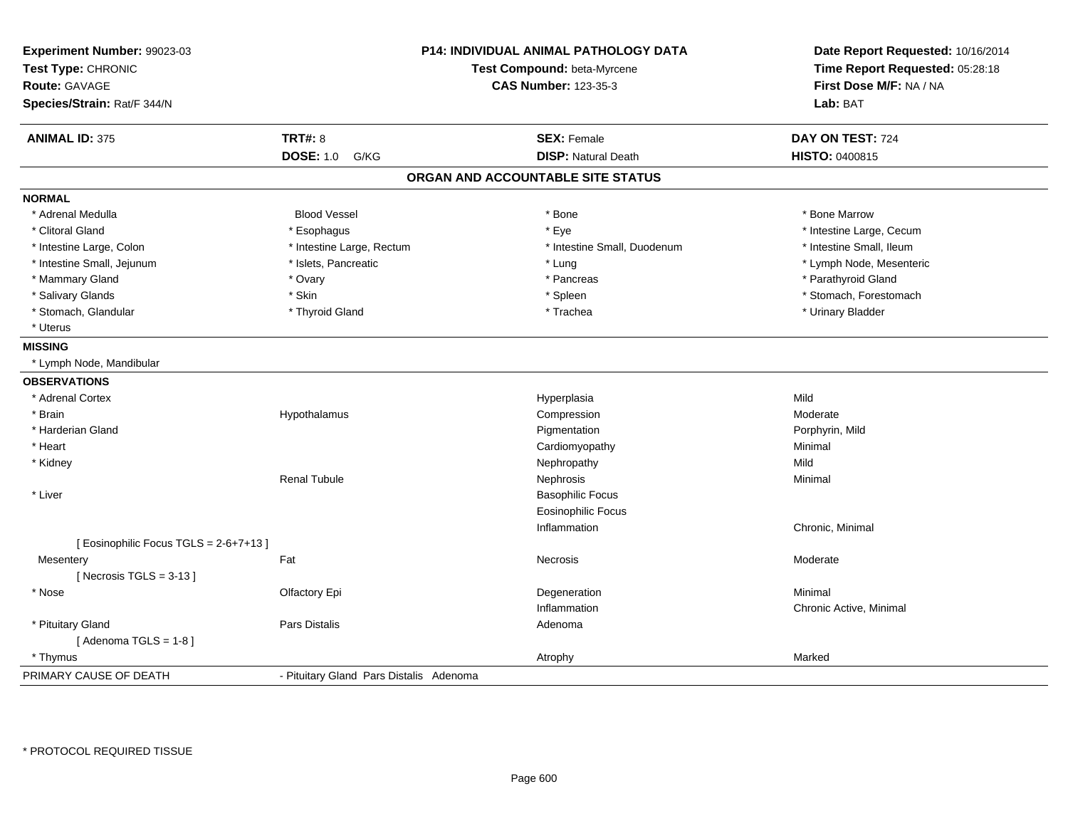**Experiment Number:** 99023-03
**Test Type:** CHRONIC
**Route:** GAVAGE
**Species/Strain:** Rat/F 344/N

**P14: INDIVIDUAL ANIMAL PATHOLOGY DATA**
**Test Compound:** beta-Myrcene
**CAS Number:** 123-35-3

**Date Report Requested:** 10/16/2014
**Time Report Requested:** 05:28:18
**First Dose M/F:** NA / NA
**Lab:** BAT

| **ANIMAL ID:** 375 | **TRT#:** 8 | **SEX:** Female | **DAY ON TEST:** 724 |
|---|---|---|---|
| | **DOSE:** 1.0 G/KG | **DISP:** Natural Death | **HISTO:** 0400815 |

## ORGAN AND ACCOUNTABLE SITE STATUS

**NORMAL**

| | | | |
|---|---|---|---|
| * Adrenal Medulla | Blood Vessel | * Bone | * Bone Marrow |
| * Clitoral Gland | * Esophagus | * Eye | * Intestine Large, Cecum |
| * Intestine Large, Colon | * Intestine Large, Rectum | * Intestine Small, Duodenum | * Intestine Small, Ileum |
| * Intestine Small, Jejunum | * Islets, Pancreatic | * Lung | * Lymph Node, Mesenteric |
| * Mammary Gland | * Ovary | * Pancreas | * Parathyroid Gland |
| * Salivary Glands | * Skin | * Spleen | * Stomach, Forestomach |
| * Stomach, Glandular | * Thyroid Gland | * Trachea | * Urinary Bladder |
| * Uterus | | | |

**MISSING**

* Lymph Node, Mandibular

**OBSERVATIONS**

| | | | |
|---|---|---|---|
| * Adrenal Cortex | | Hyperplasia | Mild |
| * Brain | Hypothalamus | Compression | Moderate |
| * Harderian Gland | | Pigmentation | Porphyrin, Mild |
| * Heart | | Cardiomyopathy | Minimal |
| * Kidney | | Nephropathy | Mild |
| | Renal Tubule | Nephrosis | Minimal |
| * Liver | | Basophilic Focus | |
| | | Eosinophilic Focus | |
| | | Inflammation | Chronic, Minimal |
| [ Eosinophilic Focus TGLS = 2-6+7+13 ] | | | |
| Mesentery | Fat | Necrosis | Moderate |
| [ Necrosis TGLS = 3-13 ] | | | |
| * Nose | Olfactory Epi | Degeneration | Minimal |
| | | Inflammation | Chronic Active, Minimal |
| * Pituitary Gland | Pars Distalis | Adenoma | |
| [ Adenoma TGLS = 1-8 ] | | | |
| * Thymus | | Atrophy | Marked |

PRIMARY CAUSE OF DEATH - Pituitary Gland Pars Distalis Adenoma

* PROTOCOL REQUIRED TISSUE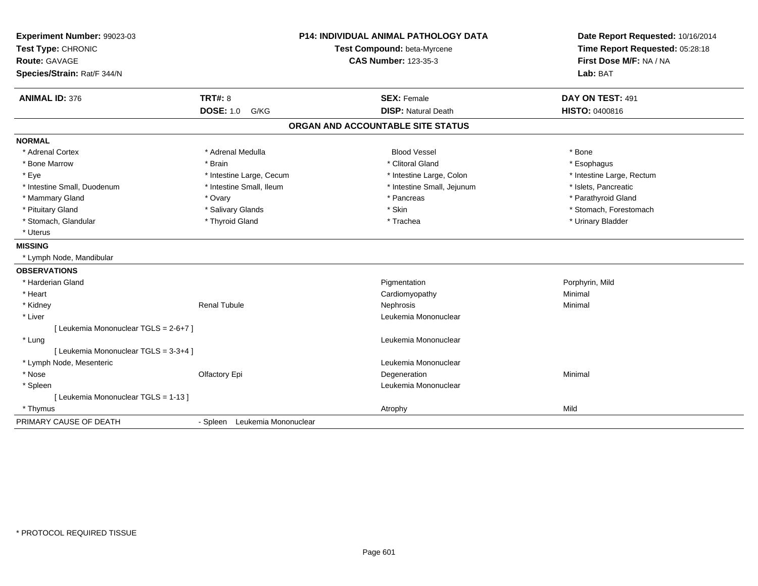**Experiment Number:** 99023-03
**Test Type:** CHRONIC
**Route:** GAVAGE
**Species/Strain:** Rat/F 344/N

**P14: INDIVIDUAL ANIMAL PATHOLOGY DATA**
**Test Compound:** beta-Myrcene
**CAS Number:** 123-35-3

**Date Report Requested:** 10/16/2014
**Time Report Requested:** 05:28:18
**First Dose M/F:** NA / NA
**Lab:** BAT

| **ANIMAL ID:** 376 | **TRT#:** 8 | **SEX:** Female | **DAY ON TEST:** 491 |
|---|---|---|---|
| | **DOSE:** 1.0 G/KG | **DISP:** Natural Death | **HISTO:** 0400816 |

## ORGAN AND ACCOUNTABLE SITE STATUS

**NORMAL**

| | | | |
|---|---|---|---|
| * Adrenal Cortex | * Adrenal Medulla | Blood Vessel | * Bone |
| * Bone Marrow | * Brain | * Clitoral Gland | * Esophagus |
| * Eye | * Intestine Large, Cecum | * Intestine Large, Colon | * Intestine Large, Rectum |
| * Intestine Small, Duodenum | * Intestine Small, Ileum | * Intestine Small, Jejunum | * Islets, Pancreatic |
| * Mammary Gland | * Ovary | * Pancreas | * Parathyroid Gland |
| * Pituitary Gland | * Salivary Glands | * Skin | * Stomach, Forestomach |
| * Stomach, Glandular | * Thyroid Gland | * Trachea | * Urinary Bladder |
| * Uterus | | | |

**MISSING**

* Lymph Node, Mandibular

**OBSERVATIONS**

| | | | |
|---|---|---|---|
| * Harderian Gland | | Pigmentation | Porphyrin, Mild |
| * Heart | | Cardiomyopathy | Minimal |
| * Kidney | Renal Tubule | Nephrosis | Minimal |
| * Liver | | Leukemia Mononuclear | |
| [ Leukemia Mononuclear TGLS = 2-6+7 ] | | | |
| * Lung | | Leukemia Mononuclear | |
| [ Leukemia Mononuclear TGLS = 3-3+4 ] | | | |
| * Lymph Node, Mesenteric | | Leukemia Mononuclear | |
| * Nose | Olfactory Epi | Degeneration | Minimal |
| * Spleen | | Leukemia Mononuclear | |
| [ Leukemia Mononuclear TGLS = 1-13 ] | | | |
| * Thymus | | Atrophy | Mild |

PRIMARY CAUSE OF DEATH - Spleen Leukemia Mononuclear

* PROTOCOL REQUIRED TISSUE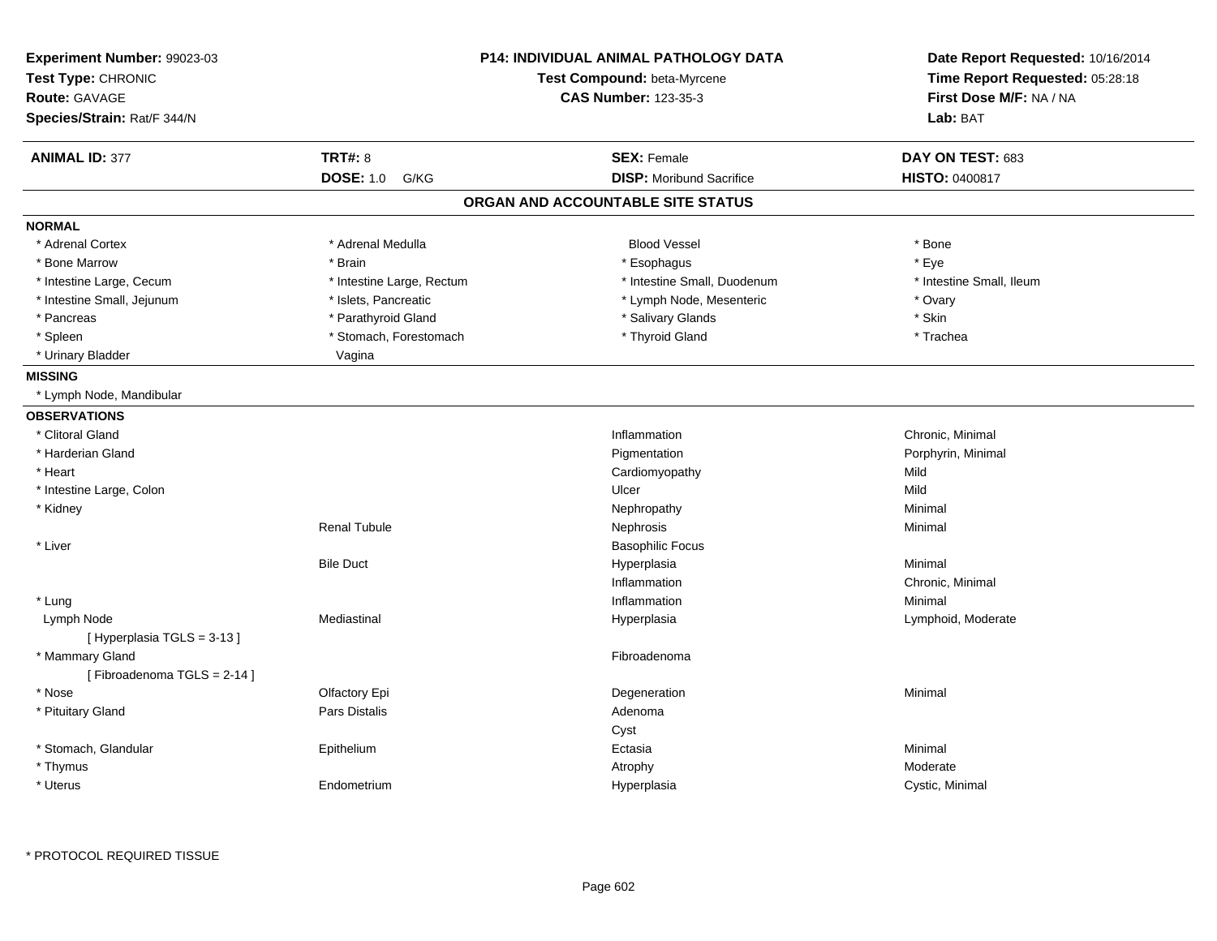**Experiment Number:** 99023-03
**Test Type:** CHRONIC
**Route:** GAVAGE
**Species/Strain:** Rat/F 344/N

**P14: INDIVIDUAL ANIMAL PATHOLOGY DATA**
**Test Compound:** beta-Myrcene
**CAS Number:** 123-35-3

**Date Report Requested:** 10/16/2014
**Time Report Requested:** 05:28:18
**First Dose M/F:** NA / NA
**Lab:** BAT

| **ANIMAL ID:** 377 | **TRT#:** 8 | **SEX:** Female | **DAY ON TEST:** 683 |
|---|---|---|---|
| | **DOSE:** 1.0 G/KG | **DISP:** Moribund Sacrifice | **HISTO:** 0400817 |

## ORGAN AND ACCOUNTABLE SITE STATUS

**NORMAL**

| | | | |
|---|---|---|---|
| * Adrenal Cortex | * Adrenal Medulla | Blood Vessel | * Bone |
| * Bone Marrow | * Brain | * Esophagus | * Eye |
| * Intestine Large, Cecum | * Intestine Large, Rectum | * Intestine Small, Duodenum | * Intestine Small, Ileum |
| * Intestine Small, Jejunum | * Islets, Pancreatic | * Lymph Node, Mesenteric | * Ovary |
| * Pancreas | * Parathyroid Gland | * Salivary Glands | * Skin |
| * Spleen | * Stomach, Forestomach | * Thyroid Gland | * Trachea |
| * Urinary Bladder | Vagina | | |

**MISSING**

* Lymph Node, Mandibular

**OBSERVATIONS**

| | | | |
|---|---|---|---|
| * Clitoral Gland | | Inflammation | Chronic, Minimal |
| * Harderian Gland | | Pigmentation | Porphyrin, Minimal |
| * Heart | | Cardiomyopathy | Mild |
| * Intestine Large, Colon | | Ulcer | Mild |
| * Kidney | | Nephropathy | Minimal |
| | Renal Tubule | Nephrosis | Minimal |
| * Liver | | Basophilic Focus | |
| | Bile Duct | Hyperplasia | Minimal |
| | | Inflammation | Chronic, Minimal |
| * Lung | | Inflammation | Minimal |
| Lymph Node | Mediastinal | Hyperplasia | Lymphoid, Moderate |
| [ Hyperplasia TGLS = 3-13 ] | | | |
| * Mammary Gland | | Fibroadenoma | |
| [ Fibroadenoma TGLS = 2-14 ] | | | |
| * Nose | Olfactory Epi | Degeneration | Minimal |
| * Pituitary Gland | Pars Distalis | Adenoma | |
| | | Cyst | |
| * Stomach, Glandular | Epithelium | Ectasia | Minimal |
| * Thymus | | Atrophy | Moderate |
| * Uterus | Endometrium | Hyperplasia | Cystic, Minimal |

* PROTOCOL REQUIRED TISSUE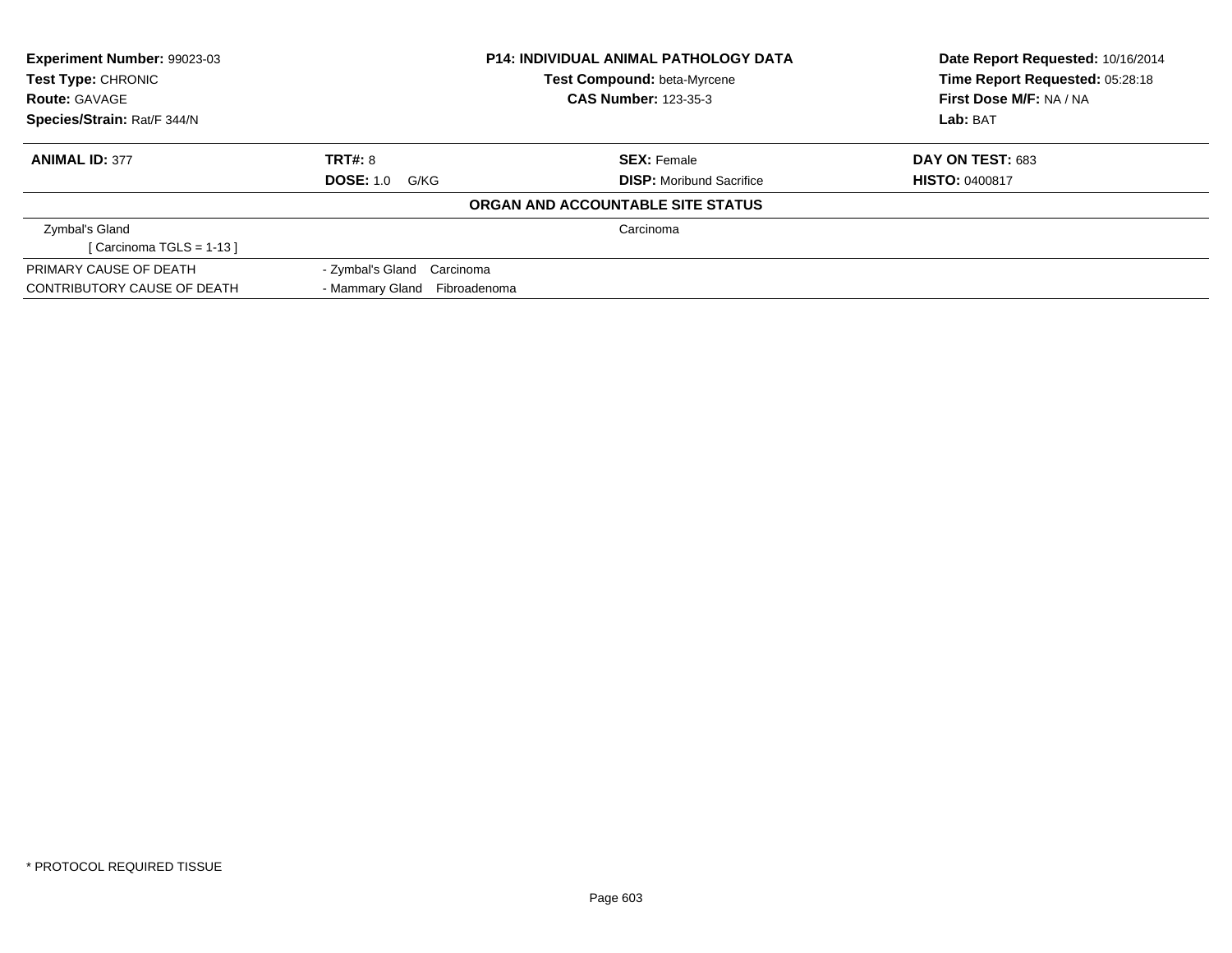| Experiment Number: 99023-03 | P14: INDIVIDUAL ANIMAL PATHOLOGY DATA | Date Report Requested: 10/16/2014 |
|---|---|---|
| Test Type: CHRONIC | Test Compound: beta-Myrcene | Time Report Requested: 05:28:18 |
| Route: GAVAGE | CAS Number: 123-35-3 | First Dose M/F: NA / NA |
| Species/Strain: Rat/F 344/N | | Lab: BAT |

| ANIMAL ID: 377 | TRT#: 8 | SEX: Female | DAY ON TEST: 683 |
|---|---|---|---|
| | DOSE: 1.0 G/KG | DISP: Moribund Sacrifice | HISTO: 0400817 |

**ORGAN AND ACCOUNTABLE SITE STATUS**

| | |
|---|---|
| Zymbal's Gland<br>[ Carcinoma TGLS = 1-13 ] | Carcinoma |
| PRIMARY CAUSE OF DEATH | - Zymbal's Gland Carcinoma |
| CONTRIBUTORY CAUSE OF DEATH | - Mammary Gland Fibroadenoma |

* PROTOCOL REQUIRED TISSUE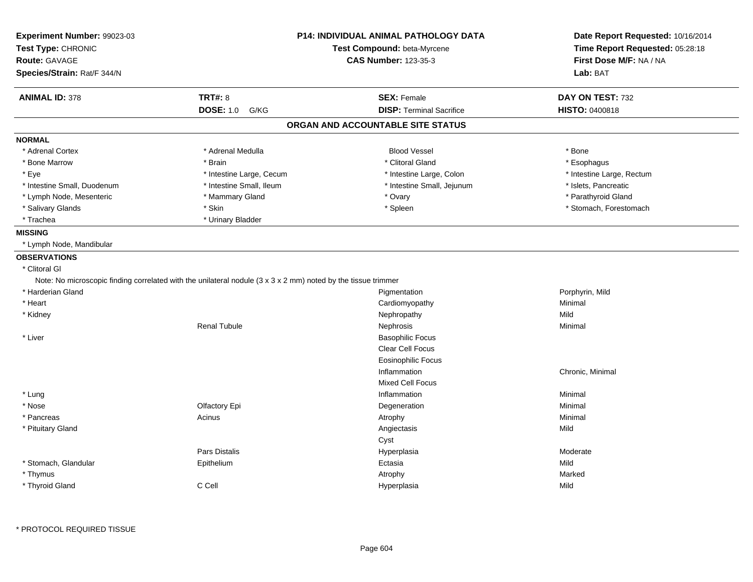**Experiment Number:** 99023-03
**Test Type:** CHRONIC
**Route:** GAVAGE
**Species/Strain:** Rat/F 344/N

**P14: INDIVIDUAL ANIMAL PATHOLOGY DATA**
**Test Compound:** beta-Myrcene
**CAS Number:** 123-35-3

**Date Report Requested:** 10/16/2014
**Time Report Requested:** 05:28:18
**First Dose M/F:** NA / NA
**Lab:** BAT

| **ANIMAL ID:** 378 | **TRT#:** 8 | **SEX:** Female | **DAY ON TEST:** 732 |
|---|---|---|---|
| | **DOSE:** 1.0 G/KG | **DISP:** Terminal Sacrifice | **HISTO:** 0400818 |

## ORGAN AND ACCOUNTABLE SITE STATUS

**NORMAL**

| | | | |
|---|---|---|---|
| * Adrenal Cortex | * Adrenal Medulla | Blood Vessel | * Bone |
| * Bone Marrow | * Brain | * Clitoral Gland | * Esophagus |
| * Eye | * Intestine Large, Cecum | * Intestine Large, Colon | * Intestine Large, Rectum |
| * Intestine Small, Duodenum | * Intestine Small, Ileum | * Intestine Small, Jejunum | * Islets, Pancreatic |
| * Lymph Node, Mesenteric | * Mammary Gland | * Ovary | * Parathyroid Gland |
| * Salivary Glands | * Skin | * Spleen | * Stomach, Forestomach |
| * Trachea | * Urinary Bladder | | |

**MISSING**

* Lymph Node, Mandibular

**OBSERVATIONS**

* Clitoral Gl

Note: No microscopic finding correlated with the unilateral nodule (3 x 3 x 2 mm) noted by the tissue trimmer

| Organ | Site | Observation | Severity |
|---|---|---|---|
| * Harderian Gland | | Pigmentation | Porphyrin, Mild |
| * Heart | | Cardiomyopathy | Minimal |
| * Kidney | | Nephropathy | Mild |
| | Renal Tubule | Nephrosis | Minimal |
| * Liver | | Basophilic Focus | |
| | | Clear Cell Focus | |
| | | Eosinophilic Focus | |
| | | Inflammation | Chronic, Minimal |
| | | Mixed Cell Focus | |
| * Lung | | Inflammation | Minimal |
| * Nose | Olfactory Epi | Degeneration | Minimal |
| * Pancreas | Acinus | Atrophy | Minimal |
| * Pituitary Gland | | Angiectasis | Mild |
| | | Cyst | |
| | Pars Distalis | Hyperplasia | Moderate |
| * Stomach, Glandular | Epithelium | Ectasia | Mild |
| * Thymus | | Atrophy | Marked |
| * Thyroid Gland | C Cell | Hyperplasia | Mild |

* PROTOCOL REQUIRED TISSUE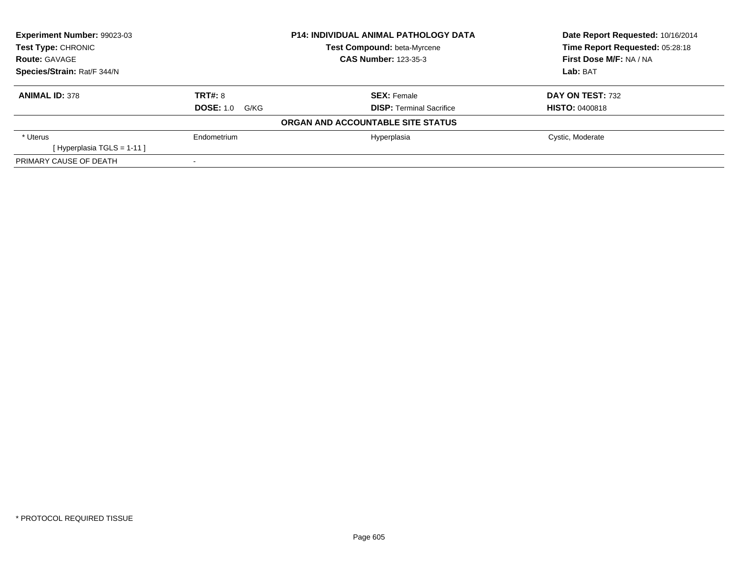| Experiment Number: 99023-03 | P14: INDIVIDUAL ANIMAL PATHOLOGY DATA | Date Report Requested: 10/16/2014 |
|---|---|---|
| Test Type: CHRONIC | Test Compound: beta-Myrcene | Time Report Requested: 05:28:18 |
| Route: GAVAGE | CAS Number: 123-35-3 | First Dose M/F: NA / NA |
| Species/Strain: Rat/F 344/N | | Lab: BAT |

| ANIMAL ID: 378 | TRT#: 8 | SEX: Female | DAY ON TEST: 732 |
|---|---|---|---|
| | DOSE: 1.0 G/KG | DISP: Terminal Sacrifice | HISTO: 0400818 |

**ORGAN AND ACCOUNTABLE SITE STATUS**

| | | | |
|---|---|---|---|
| * Uterus | Endometrium | Hyperplasia | Cystic, Moderate |
| [ Hyperplasia TGLS = 1-11 ] | | | |
| PRIMARY CAUSE OF DEATH | - | | |

* PROTOCOL REQUIRED TISSUE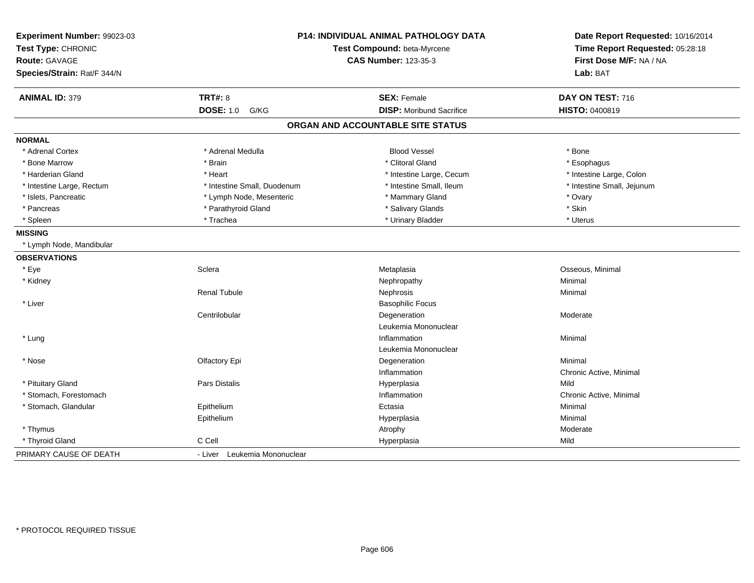**Experiment Number:** 99023-03
**Test Type:** CHRONIC
**Route:** GAVAGE
**Species/Strain:** Rat/F 344/N

**P14: INDIVIDUAL ANIMAL PATHOLOGY DATA**
**Test Compound:** beta-Myrcene
**CAS Number:** 123-35-3

**Date Report Requested:** 10/16/2014
**Time Report Requested:** 05:28:18
**First Dose M/F:** NA / NA
**Lab:** BAT

| **ANIMAL ID:** 379 | **TRT#:** 8 | **SEX:** Female | **DAY ON TEST:** 716 |
|---|---|---|---|
| | **DOSE:** 1.0 G/KG | **DISP:** Moribund Sacrifice | **HISTO:** 0400819 |

## ORGAN AND ACCOUNTABLE SITE STATUS

**NORMAL**

| | | | |
|---|---|---|---|
| * Adrenal Cortex | * Adrenal Medulla | Blood Vessel | * Bone |
| * Bone Marrow | * Brain | * Clitoral Gland | * Esophagus |
| * Harderian Gland | * Heart | * Intestine Large, Cecum | * Intestine Large, Colon |
| * Intestine Large, Rectum | * Intestine Small, Duodenum | * Intestine Small, Ileum | * Intestine Small, Jejunum |
| * Islets, Pancreatic | * Lymph Node, Mesenteric | * Mammary Gland | * Ovary |
| * Pancreas | * Parathyroid Gland | * Salivary Glands | * Skin |
| * Spleen | * Trachea | * Urinary Bladder | * Uterus |

**MISSING**

* Lymph Node, Mandibular

**OBSERVATIONS**

| Organ | Site | Observation | Severity |
|---|---|---|---|
| * Eye | Sclera | Metaplasia | Osseous, Minimal |
| * Kidney | | Nephropathy | Minimal |
| | Renal Tubule | Nephrosis | Minimal |
| * Liver | | Basophilic Focus | |
| | Centrilobular | Degeneration | Moderate |
| | | Leukemia Mononuclear | |
| * Lung | | Inflammation | Minimal |
| | | Leukemia Mononuclear | |
| * Nose | Olfactory Epi | Degeneration | Minimal |
| | | Inflammation | Chronic Active, Minimal |
| * Pituitary Gland | Pars Distalis | Hyperplasia | Mild |
| * Stomach, Forestomach | | Inflammation | Chronic Active, Minimal |
| * Stomach, Glandular | Epithelium | Ectasia | Minimal |
| | Epithelium | Hyperplasia | Minimal |
| * Thymus | | Atrophy | Moderate |
| * Thyroid Gland | C Cell | Hyperplasia | Mild |

PRIMARY CAUSE OF DEATH - Liver Leukemia Mononuclear

* PROTOCOL REQUIRED TISSUE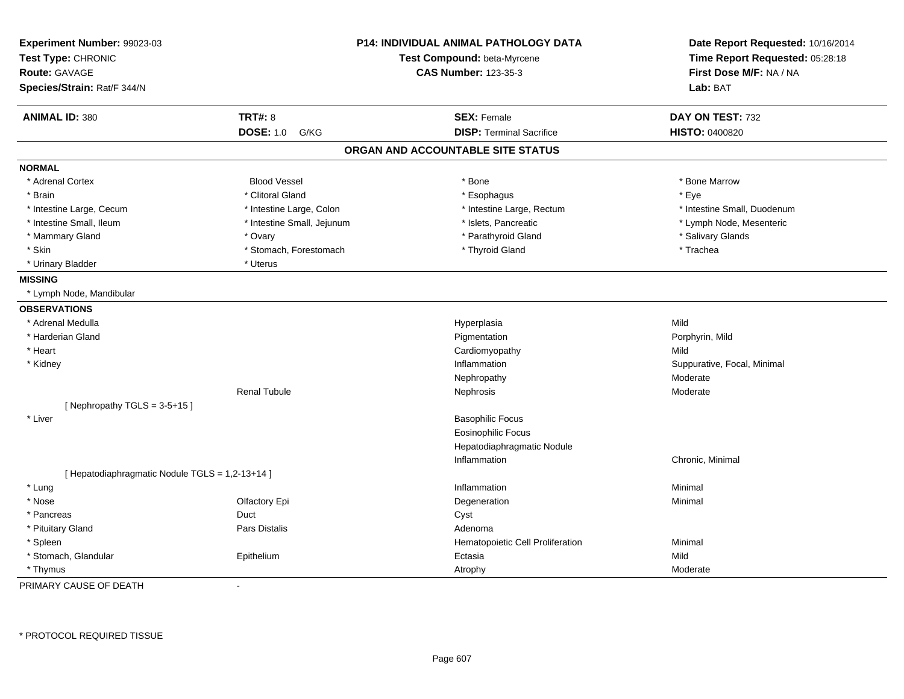**Experiment Number:** 99023-03
**Test Type:** CHRONIC
**Route:** GAVAGE
**Species/Strain:** Rat/F 344/N

**P14: INDIVIDUAL ANIMAL PATHOLOGY DATA**
**Test Compound:** beta-Myrcene
**CAS Number:** 123-35-3

**Date Report Requested:** 10/16/2014
**Time Report Requested:** 05:28:18
**First Dose M/F:** NA / NA
**Lab:** BAT

| **ANIMAL ID:** 380 | **TRT#:** 8 | **SEX:** Female | **DAY ON TEST:** 732 |
|---|---|---|---|
| | **DOSE:** 1.0 G/KG | **DISP:** Terminal Sacrifice | **HISTO:** 0400820 |

## ORGAN AND ACCOUNTABLE SITE STATUS

**NORMAL**

| | | | |
|---|---|---|---|
| * Adrenal Cortex | Blood Vessel | * Bone | * Bone Marrow |
| * Brain | * Clitoral Gland | * Esophagus | * Eye |
| * Intestine Large, Cecum | * Intestine Large, Colon | * Intestine Large, Rectum | * Intestine Small, Duodenum |
| * Intestine Small, Ileum | * Intestine Small, Jejunum | * Islets, Pancreatic | * Lymph Node, Mesenteric |
| * Mammary Gland | * Ovary | * Parathyroid Gland | * Salivary Glands |
| * Skin | * Stomach, Forestomach | * Thyroid Gland | * Trachea |
| * Urinary Bladder | * Uterus | | |

**MISSING**

* Lymph Node, Mandibular

**OBSERVATIONS**

| | | | |
|---|---|---|---|
| * Adrenal Medulla | | Hyperplasia | Mild |
| * Harderian Gland | | Pigmentation | Porphyrin, Mild |
| * Heart | | Cardiomyopathy | Mild |
| * Kidney | | Inflammation | Suppurative, Focal, Minimal |
| | | Nephropathy | Moderate |
| | Renal Tubule | Nephrosis | Moderate |
| [ Nephropathy TGLS = 3-5+15 ] | | | |
| * Liver | | Basophilic Focus | |
| | | Eosinophilic Focus | |
| | | Hepatodiaphragmatic Nodule | |
| | | Inflammation | Chronic, Minimal |
| [ Hepatodiaphragmatic Nodule TGLS = 1,2-13+14 ] | | | |
| * Lung | | Inflammation | Minimal |
| * Nose | Olfactory Epi | Degeneration | Minimal |
| * Pancreas | Duct | Cyst | |
| * Pituitary Gland | Pars Distalis | Adenoma | |
| * Spleen | | Hematopoietic Cell Proliferation | Minimal |
| * Stomach, Glandular | Epithelium | Ectasia | Mild |
| * Thymus | | Atrophy | Moderate |

PRIMARY CAUSE OF DEATH -

\* PROTOCOL REQUIRED TISSUE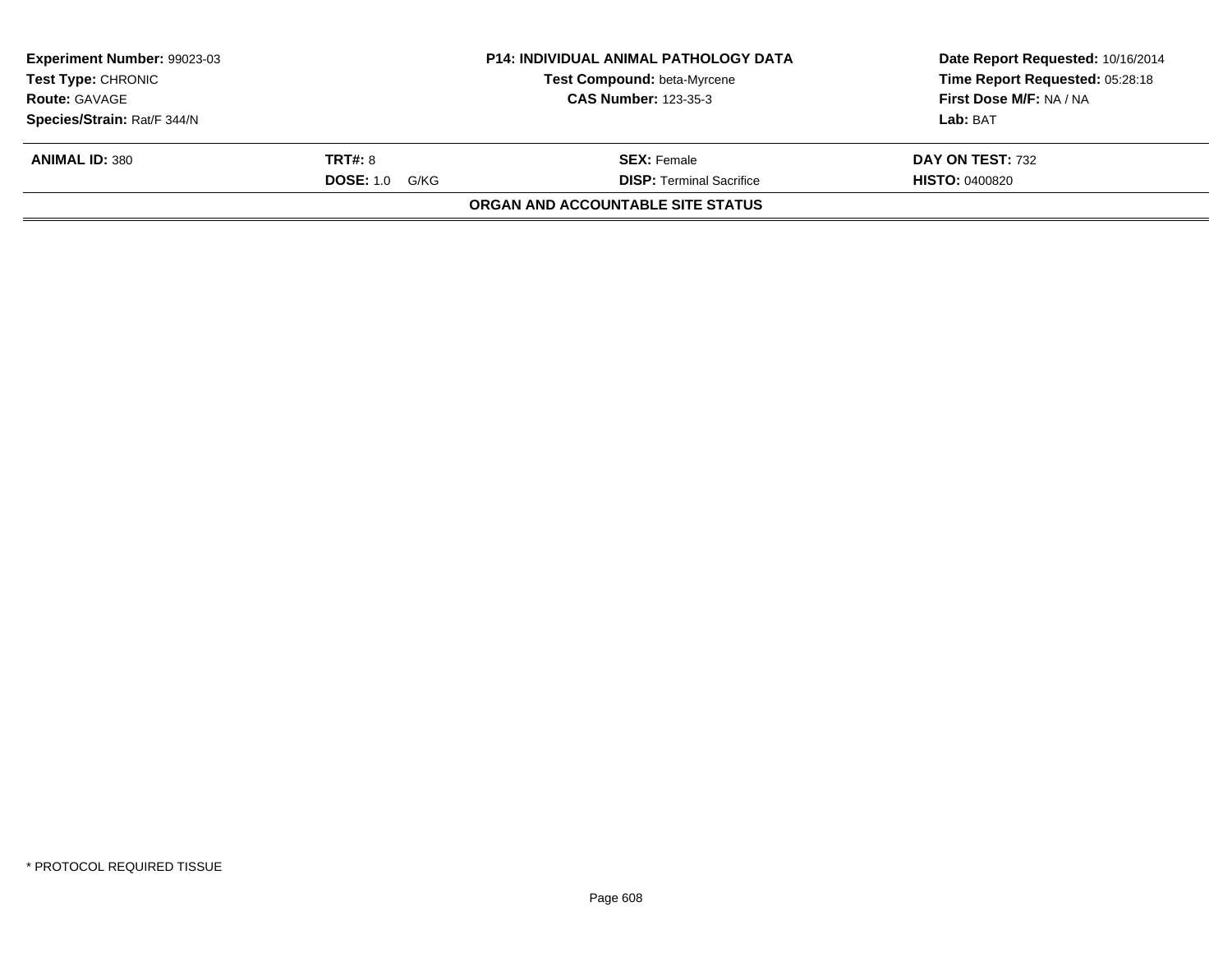| **Experiment Number:** 99023-03 | **P14: INDIVIDUAL ANIMAL PATHOLOGY DATA** | **Date Report Requested:** 10/16/2014 |
|---|---|---|
| **Test Type:** CHRONIC | **Test Compound:** beta-Myrcene | **Time Report Requested:** 05:28:18 |
| **Route:** GAVAGE | **CAS Number:** 123-35-3 | **First Dose M/F:** NA / NA |
| **Species/Strain:** Rat/F 344/N | | **Lab:** BAT |

| **ANIMAL ID:** 380 | **TRT#:** 8 | **SEX:** Female | **DAY ON TEST:** 732 |
|---|---|---|---|
| | **DOSE:** 1.0 G/KG | **DISP:** Terminal Sacrifice | **HISTO:** 0400820 |

**ORGAN AND ACCOUNTABLE SITE STATUS**

* PROTOCOL REQUIRED TISSUE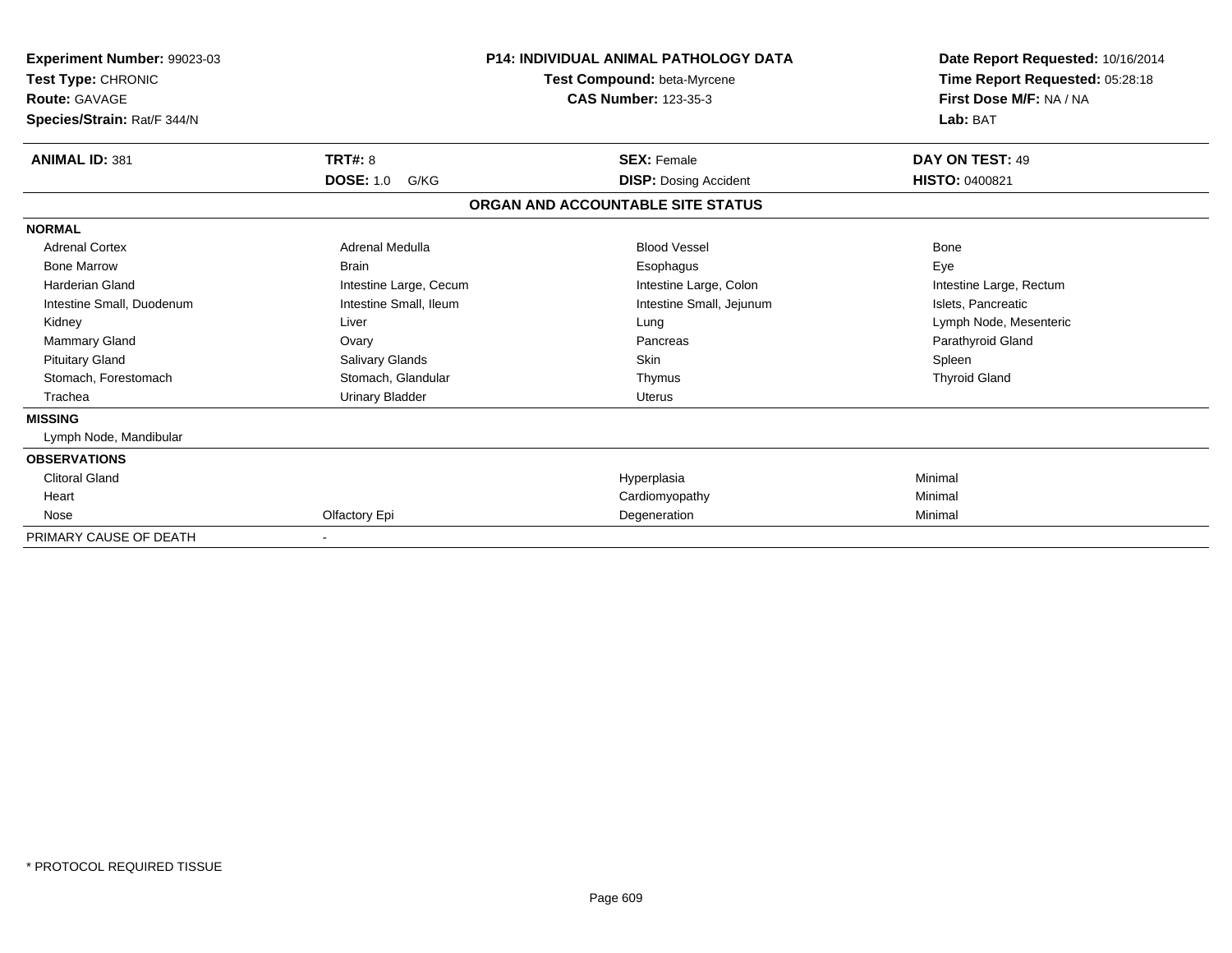**Experiment Number:** 99023-03
**Test Type:** CHRONIC
**Route:** GAVAGE
**Species/Strain:** Rat/F 344/N

**P14: INDIVIDUAL ANIMAL PATHOLOGY DATA**
**Test Compound:** beta-Myrcene
**CAS Number:** 123-35-3

**Date Report Requested:** 10/16/2014
**Time Report Requested:** 05:28:18
**First Dose M/F:** NA / NA
**Lab:** BAT

| **ANIMAL ID:** 381 | **TRT#:** 8 | **SEX:** Female | **DAY ON TEST:** 49 |
|---|---|---|---|
| | **DOSE:** 1.0 G/KG | **DISP:** Dosing Accident | **HISTO:** 0400821 |

## ORGAN AND ACCOUNTABLE SITE STATUS

| | | | |
|---|---|---|---|
| **NORMAL** | | | |
| Adrenal Cortex | Adrenal Medulla | Blood Vessel | Bone |
| Bone Marrow | Brain | Esophagus | Eye |
| Harderian Gland | Intestine Large, Cecum | Intestine Large, Colon | Intestine Large, Rectum |
| Intestine Small, Duodenum | Intestine Small, Ileum | Intestine Small, Jejunum | Islets, Pancreatic |
| Kidney | Liver | Lung | Lymph Node, Mesenteric |
| Mammary Gland | Ovary | Pancreas | Parathyroid Gland |
| Pituitary Gland | Salivary Glands | Skin | Spleen |
| Stomach, Forestomach | Stomach, Glandular | Thymus | Thyroid Gland |
| Trachea | Urinary Bladder | Uterus | |
| **MISSING** | | | |
| Lymph Node, Mandibular | | | |
| **OBSERVATIONS** | | | |
| Clitoral Gland | | Hyperplasia | Minimal |
| Heart | | Cardiomyopathy | Minimal |
| Nose | Olfactory Epi | Degeneration | Minimal |
| PRIMARY CAUSE OF DEATH | - | | |

\* PROTOCOL REQUIRED TISSUE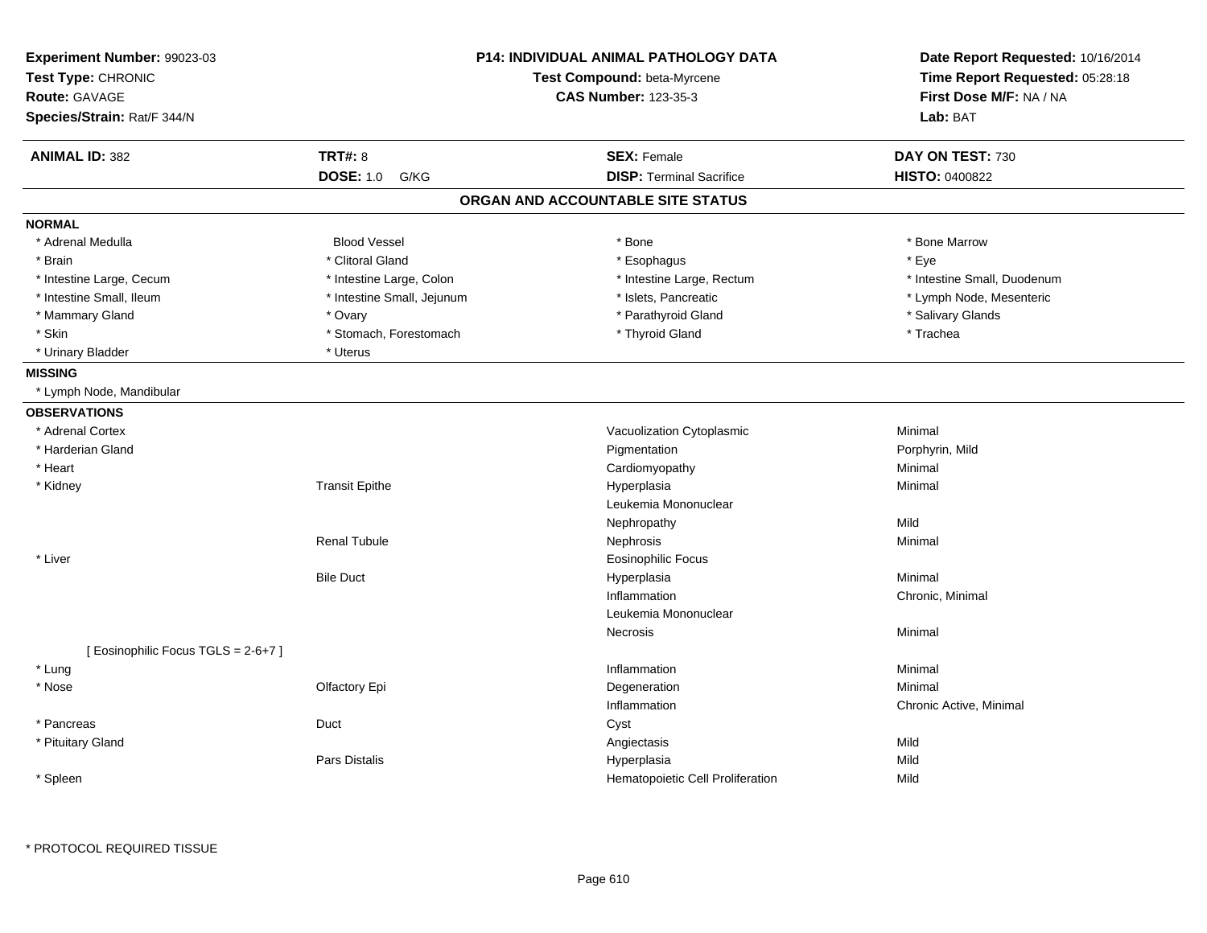**Experiment Number:** 99023-03
**Test Type:** CHRONIC
**Route:** GAVAGE
**Species/Strain:** Rat/F 344/N

**P14: INDIVIDUAL ANIMAL PATHOLOGY DATA**
**Test Compound:** beta-Myrcene
**CAS Number:** 123-35-3

**Date Report Requested:** 10/16/2014
**Time Report Requested:** 05:28:18
**First Dose M/F:** NA / NA
**Lab:** BAT

| **ANIMAL ID:** 382 | **TRT#:** 8 | **SEX:** Female | **DAY ON TEST:** 730 |
|---|---|---|---|
| | **DOSE:** 1.0 G/KG | **DISP:** Terminal Sacrifice | **HISTO:** 0400822 |

## ORGAN AND ACCOUNTABLE SITE STATUS

**NORMAL**

| | | | |
|---|---|---|---|
| * Adrenal Medulla | Blood Vessel | * Bone | * Bone Marrow |
| * Brain | * Clitoral Gland | * Esophagus | * Eye |
| * Intestine Large, Cecum | * Intestine Large, Colon | * Intestine Large, Rectum | * Intestine Small, Duodenum |
| * Intestine Small, Ileum | * Intestine Small, Jejunum | * Islets, Pancreatic | * Lymph Node, Mesenteric |
| * Mammary Gland | * Ovary | * Parathyroid Gland | * Salivary Glands |
| * Skin | * Stomach, Forestomach | * Thyroid Gland | * Trachea |
| * Urinary Bladder | * Uterus | | |

**MISSING**

* Lymph Node, Mandibular

**OBSERVATIONS**

| | | | |
|---|---|---|---|
| * Adrenal Cortex | | Vacuolization Cytoplasmic | Minimal |
| * Harderian Gland | | Pigmentation | Porphyrin, Mild |
| * Heart | | Cardiomyopathy | Minimal |
| * Kidney | Transit Epithe | Hyperplasia | Minimal |
| | | Leukemia Mononuclear | |
| | | Nephropathy | Mild |
| | Renal Tubule | Nephrosis | Minimal |
| * Liver | | Eosinophilic Focus | |
| | Bile Duct | Hyperplasia | Minimal |
| | | Inflammation | Chronic, Minimal |
| | | Leukemia Mononuclear | |
| | | Necrosis | Minimal |
| [ Eosinophilic Focus TGLS = 2-6+7 ] | | | |
| * Lung | | Inflammation | Minimal |
| * Nose | Olfactory Epi | Degeneration | Minimal |
| | | Inflammation | Chronic Active, Minimal |
| * Pancreas | Duct | Cyst | |
| * Pituitary Gland | | Angiectasis | Mild |
| | Pars Distalis | Hyperplasia | Mild |
| * Spleen | | Hematopoietic Cell Proliferation | Mild |

\* PROTOCOL REQUIRED TISSUE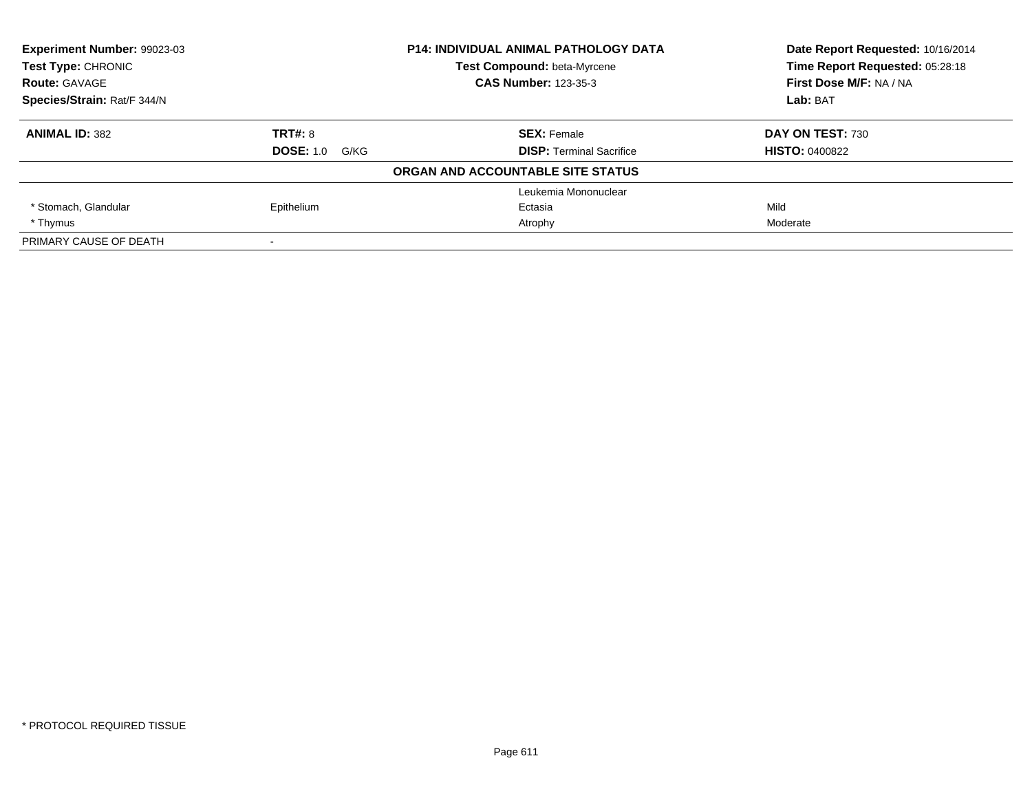| **Experiment Number:** 99023-03 | **P14: INDIVIDUAL ANIMAL PATHOLOGY DATA** | **Date Report Requested:** 10/16/2014 |
|---|---|---|
| **Test Type:** CHRONIC | **Test Compound:** beta-Myrcene | **Time Report Requested:** 05:28:18 |
| **Route:** GAVAGE | **CAS Number:** 123-35-3 | **First Dose M/F:** NA / NA |
| **Species/Strain:** Rat/F 344/N | | **Lab:** BAT |

| **ANIMAL ID:** 382 | **TRT#:** 8 | **SEX:** Female | **DAY ON TEST:** 730 |
|---|---|---|---|
| | **DOSE:** 1.0 G/KG | **DISP:** Terminal Sacrifice | **HISTO:** 0400822 |
| | | **ORGAN AND ACCOUNTABLE SITE STATUS** | |
| | | Leukemia Mononuclear | |
| * Stomach, Glandular | Epithelium | Ectasia | Mild |
| * Thymus | | Atrophy | Moderate |
| PRIMARY CAUSE OF DEATH | - | | |

* PROTOCOL REQUIRED TISSUE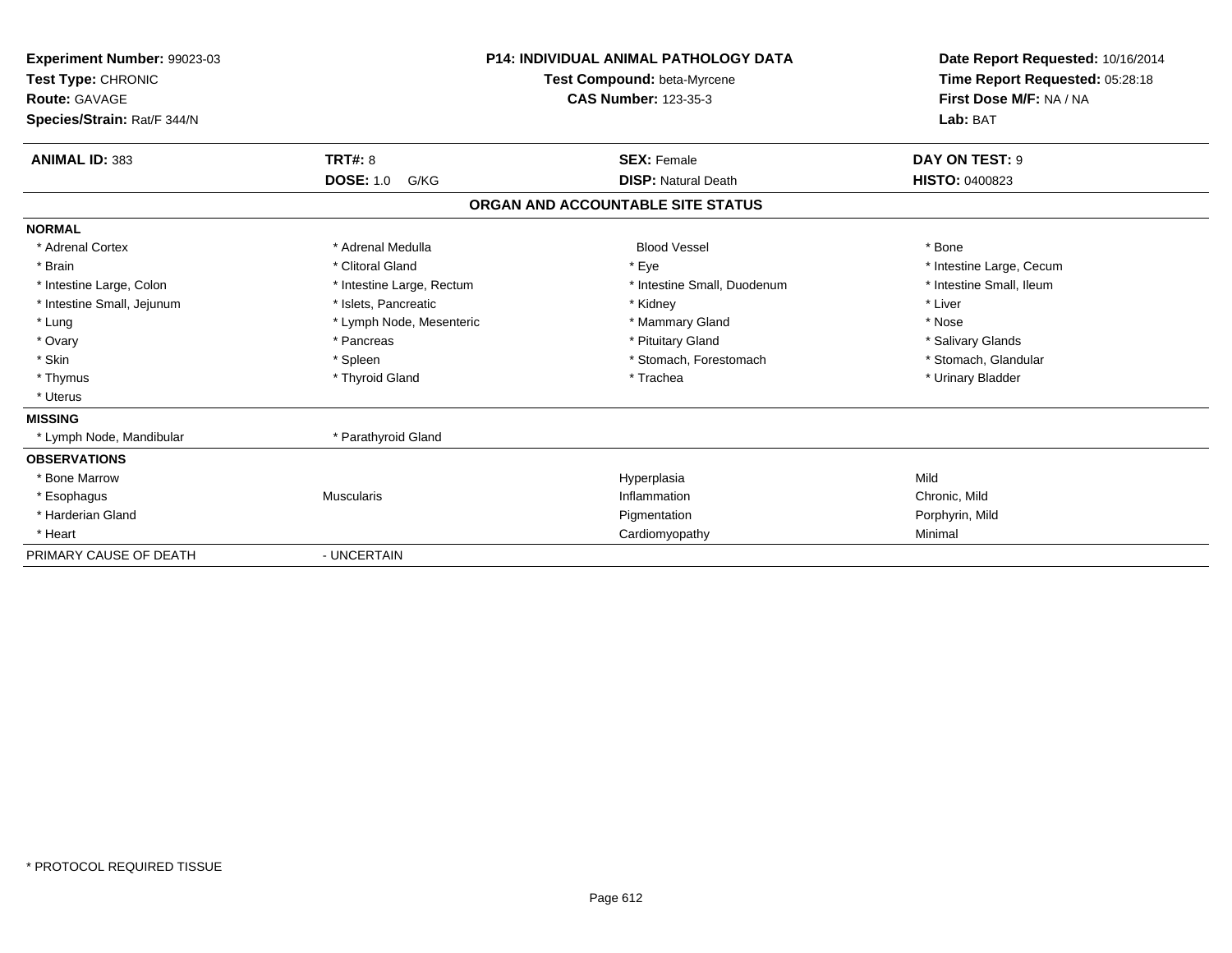**Experiment Number:** 99023-03
**Test Type:** CHRONIC
**Route:** GAVAGE
**Species/Strain:** Rat/F 344/N

**P14: INDIVIDUAL ANIMAL PATHOLOGY DATA**
**Test Compound:** beta-Myrcene
**CAS Number:** 123-35-3

**Date Report Requested:** 10/16/2014
**Time Report Requested:** 05:28:18
**First Dose M/F:** NA / NA
**Lab:** BAT

| **ANIMAL ID:** 383 | **TRT#:** 8 | **SEX:** Female | **DAY ON TEST:** 9 |
|---|---|---|---|
| | **DOSE:** 1.0 G/KG | **DISP:** Natural Death | **HISTO:** 0400823 |

## ORGAN AND ACCOUNTABLE SITE STATUS

| | | | |
|---|---|---|---|
| **NORMAL** | | | |
| * Adrenal Cortex | * Adrenal Medulla | Blood Vessel | * Bone |
| * Brain | * Clitoral Gland | * Eye | * Intestine Large, Cecum |
| * Intestine Large, Colon | * Intestine Large, Rectum | * Intestine Small, Duodenum | * Intestine Small, Ileum |
| * Intestine Small, Jejunum | * Islets, Pancreatic | * Kidney | * Liver |
| * Lung | * Lymph Node, Mesenteric | * Mammary Gland | * Nose |
| * Ovary | * Pancreas | * Pituitary Gland | * Salivary Glands |
| * Skin | * Spleen | * Stomach, Forestomach | * Stomach, Glandular |
| * Thymus | * Thyroid Gland | * Trachea | * Urinary Bladder |
| * Uterus | | | |
| **MISSING** | | | |
| * Lymph Node, Mandibular | * Parathyroid Gland | | |
| **OBSERVATIONS** | | | |
| * Bone Marrow | | Hyperplasia | Mild |
| * Esophagus | Muscularis | Inflammation | Chronic, Mild |
| * Harderian Gland | | Pigmentation | Porphyrin, Mild |
| * Heart | | Cardiomyopathy | Minimal |
| PRIMARY CAUSE OF DEATH | - UNCERTAIN | | |

* PROTOCOL REQUIRED TISSUE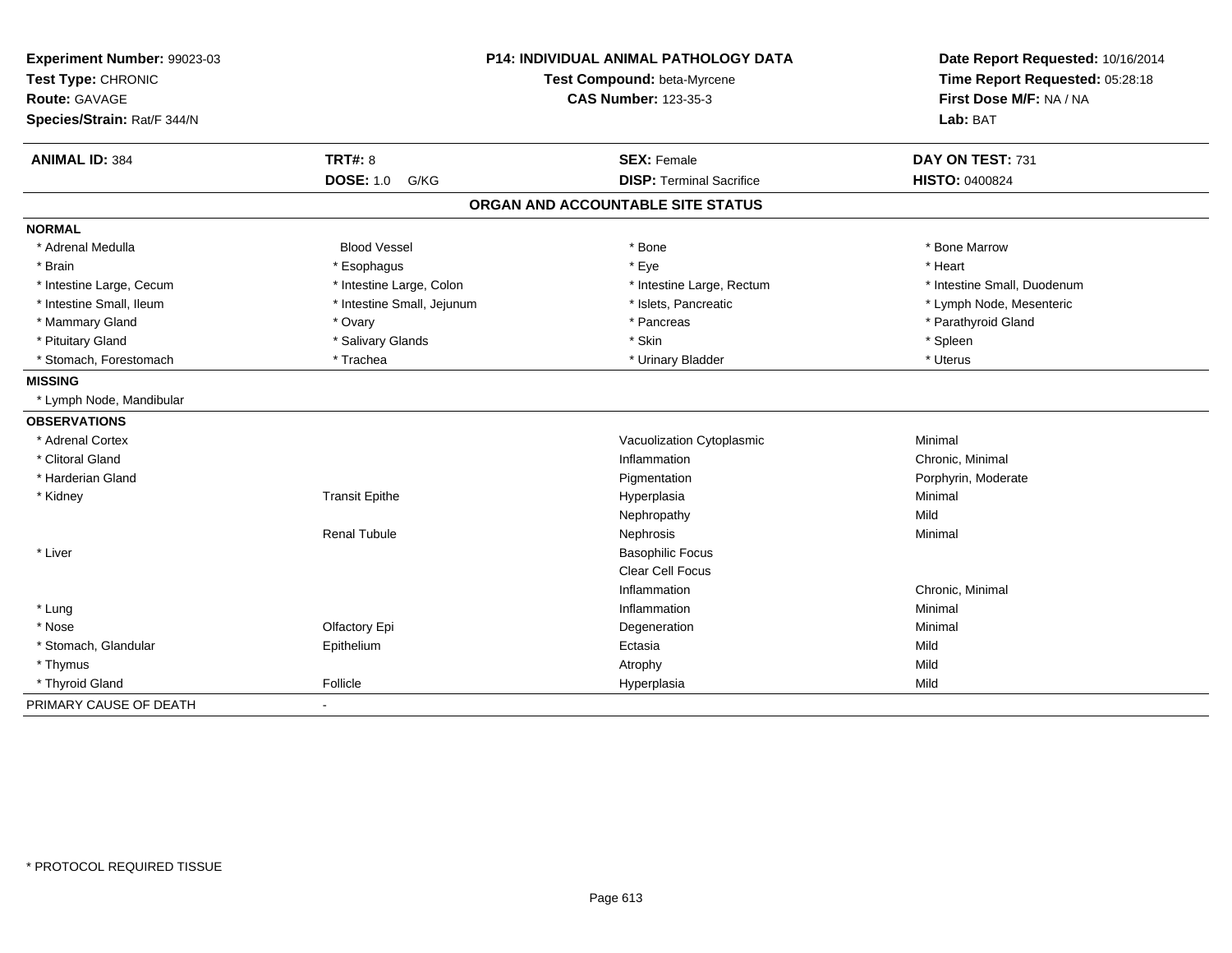**Experiment Number:** 99023-03
**Test Type:** CHRONIC
**Route:** GAVAGE
**Species/Strain:** Rat/F 344/N

**P14: INDIVIDUAL ANIMAL PATHOLOGY DATA**
**Test Compound:** beta-Myrcene
**CAS Number:** 123-35-3

**Date Report Requested:** 10/16/2014
**Time Report Requested:** 05:28:18
**First Dose M/F:** NA / NA
**Lab:** BAT

| **ANIMAL ID:** 384 | **TRT#:** 8 | **SEX:** Female | **DAY ON TEST:** 731 |
|---|---|---|---|
| | **DOSE:** 1.0 G/KG | **DISP:** Terminal Sacrifice | **HISTO:** 0400824 |

## ORGAN AND ACCOUNTABLE SITE STATUS

**NORMAL**

| | | | |
|---|---|---|---|
| * Adrenal Medulla | Blood Vessel | * Bone | * Bone Marrow |
| * Brain | * Esophagus | * Eye | * Heart |
| * Intestine Large, Cecum | * Intestine Large, Colon | * Intestine Large, Rectum | * Intestine Small, Duodenum |
| * Intestine Small, Ileum | * Intestine Small, Jejunum | * Islets, Pancreatic | * Lymph Node, Mesenteric |
| * Mammary Gland | * Ovary | * Pancreas | * Parathyroid Gland |
| * Pituitary Gland | * Salivary Glands | * Skin | * Spleen |
| * Stomach, Forestomach | * Trachea | * Urinary Bladder | * Uterus |

**MISSING**

* Lymph Node, Mandibular

**OBSERVATIONS**

| | | | |
|---|---|---|---|
| * Adrenal Cortex | | Vacuolization Cytoplasmic | Minimal |
| * Clitoral Gland | | Inflammation | Chronic, Minimal |
| * Harderian Gland | | Pigmentation | Porphyrin, Moderate |
| * Kidney | Transit Epithe | Hyperplasia | Minimal |
| | | Nephropathy | Mild |
| | Renal Tubule | Nephrosis | Minimal |
| * Liver | | Basophilic Focus | |
| | | Clear Cell Focus | |
| | | Inflammation | Chronic, Minimal |
| * Lung | | Inflammation | Minimal |
| * Nose | Olfactory Epi | Degeneration | Minimal |
| * Stomach, Glandular | Epithelium | Ectasia | Mild |
| * Thymus | | Atrophy | Mild |
| * Thyroid Gland | Follicle | Hyperplasia | Mild |

PRIMARY CAUSE OF DEATH -

* PROTOCOL REQUIRED TISSUE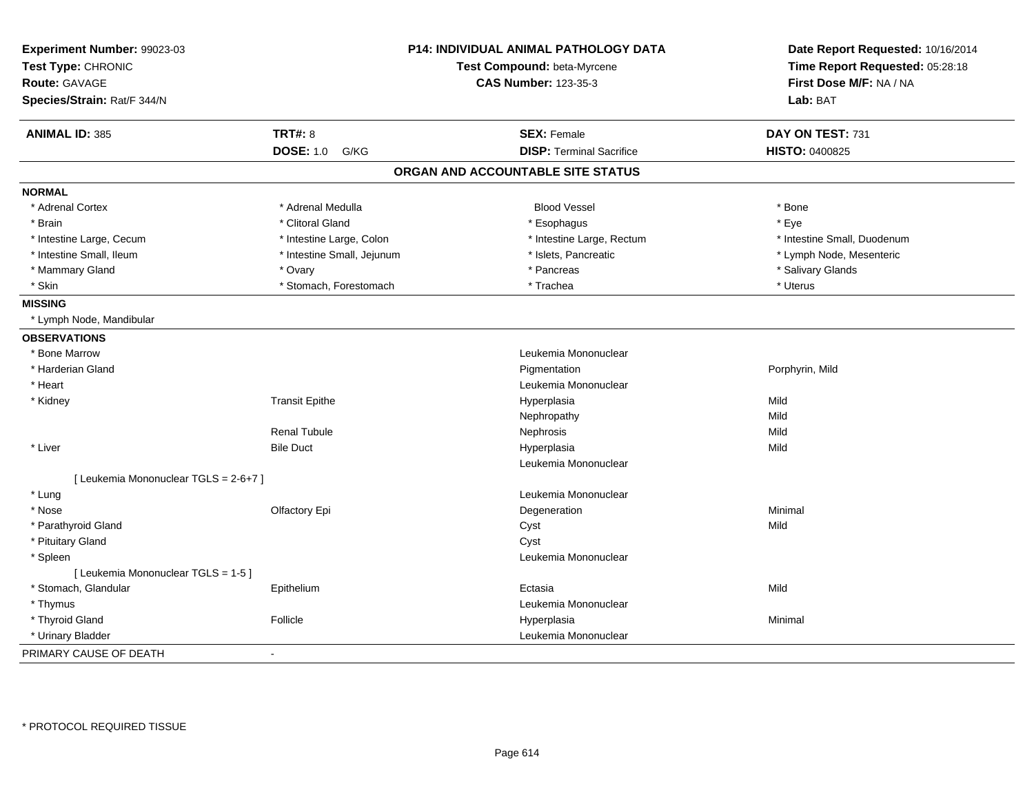**Experiment Number:** 99023-03
**Test Type:** CHRONIC
**Route:** GAVAGE
**Species/Strain:** Rat/F 344/N

**P14: INDIVIDUAL ANIMAL PATHOLOGY DATA**
**Test Compound:** beta-Myrcene
**CAS Number:** 123-35-3

**Date Report Requested:** 10/16/2014
**Time Report Requested:** 05:28:18
**First Dose M/F:** NA / NA
**Lab:** BAT

| **ANIMAL ID:** 385 | **TRT#:** 8 | **SEX:** Female | **DAY ON TEST:** 731 |
|---|---|---|---|
| | **DOSE:** 1.0 G/KG | **DISP:** Terminal Sacrifice | **HISTO:** 0400825 |

## ORGAN AND ACCOUNTABLE SITE STATUS

**NORMAL**

| | | | |
|---|---|---|---|
| * Adrenal Cortex | * Adrenal Medulla | Blood Vessel | * Bone |
| * Brain | * Clitoral Gland | * Esophagus | * Eye |
| * Intestine Large, Cecum | * Intestine Large, Colon | * Intestine Large, Rectum | * Intestine Small, Duodenum |
| * Intestine Small, Ileum | * Intestine Small, Jejunum | * Islets, Pancreatic | * Lymph Node, Mesenteric |
| * Mammary Gland | * Ovary | * Pancreas | * Salivary Glands |
| * Skin | * Stomach, Forestomach | * Trachea | * Uterus |

**MISSING**

* Lymph Node, Mandibular

**OBSERVATIONS**

| | | | |
|---|---|---|---|
| * Bone Marrow | | Leukemia Mononuclear | |
| * Harderian Gland | | Pigmentation | Porphyrin, Mild |
| * Heart | | Leukemia Mononuclear | |
| * Kidney | Transit Epithe | Hyperplasia | Mild |
| | | Nephropathy | Mild |
| | Renal Tubule | Nephrosis | Mild |
| * Liver | Bile Duct | Hyperplasia | Mild |
| | | Leukemia Mononuclear | |
| [ Leukemia Mononuclear TGLS = 2-6+7 ] | | | |
| * Lung | | Leukemia Mononuclear | |
| * Nose | Olfactory Epi | Degeneration | Minimal |
| * Parathyroid Gland | | Cyst | Mild |
| * Pituitary Gland | | Cyst | |
| * Spleen | | Leukemia Mononuclear | |
| [ Leukemia Mononuclear TGLS = 1-5 ] | | | |
| * Stomach, Glandular | Epithelium | Ectasia | Mild |
| * Thymus | | Leukemia Mononuclear | |
| * Thyroid Gland | Follicle | Hyperplasia | Minimal |
| * Urinary Bladder | | Leukemia Mononuclear | |

PRIMARY CAUSE OF DEATH -

* PROTOCOL REQUIRED TISSUE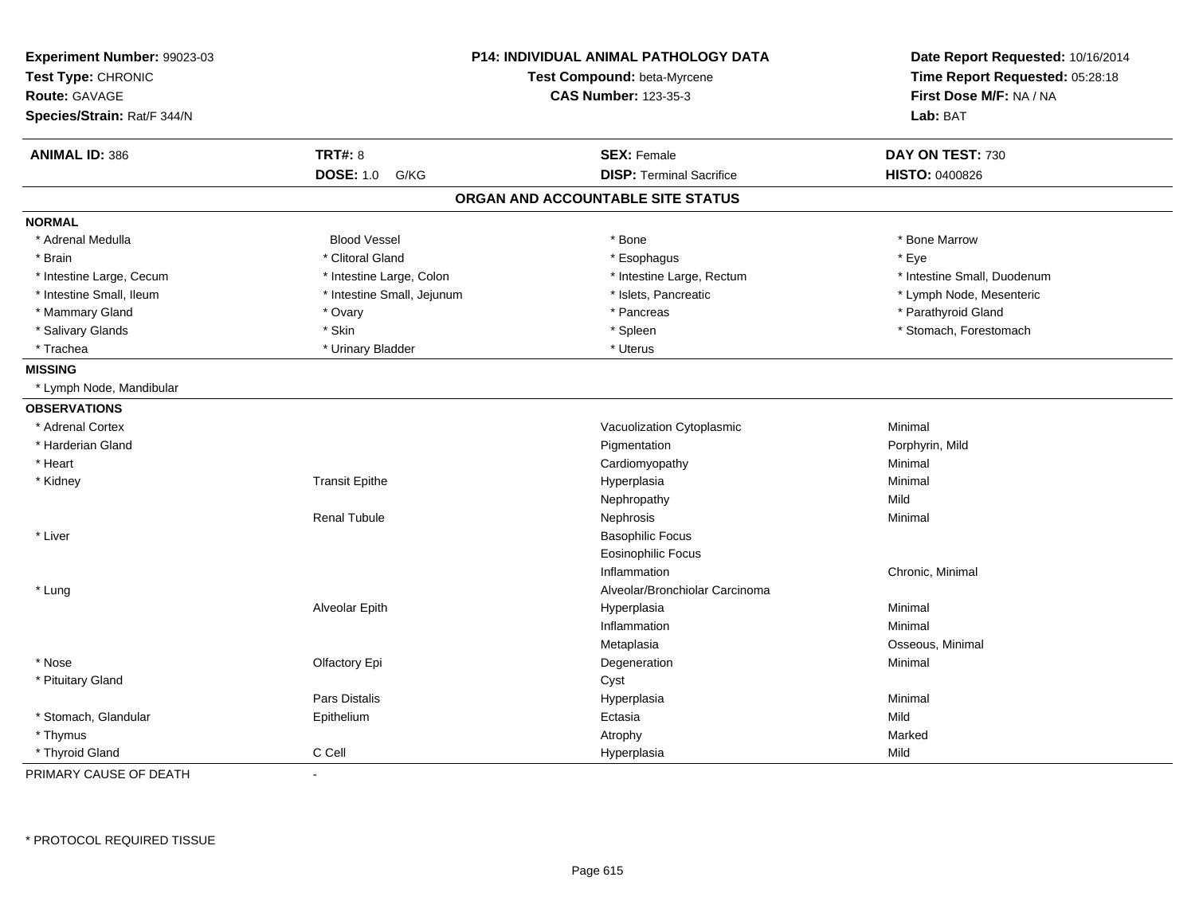**Experiment Number:** 99023-03
**Test Type:** CHRONIC
**Route:** GAVAGE
**Species/Strain:** Rat/F 344/N

**P14: INDIVIDUAL ANIMAL PATHOLOGY DATA**
**Test Compound:** beta-Myrcene
**CAS Number:** 123-35-3

**Date Report Requested:** 10/16/2014
**Time Report Requested:** 05:28:18
**First Dose M/F:** NA / NA
**Lab:** BAT

| **ANIMAL ID:** 386 | **TRT#:** 8 | **SEX:** Female | **DAY ON TEST:** 730 |
|---|---|---|---|
| | **DOSE:** 1.0 G/KG | **DISP:** Terminal Sacrifice | **HISTO:** 0400826 |

## ORGAN AND ACCOUNTABLE SITE STATUS

**NORMAL**

| | | | |
|---|---|---|---|
| * Adrenal Medulla | Blood Vessel | * Bone | * Bone Marrow |
| * Brain | * Clitoral Gland | * Esophagus | * Eye |
| * Intestine Large, Cecum | * Intestine Large, Colon | * Intestine Large, Rectum | * Intestine Small, Duodenum |
| * Intestine Small, Ileum | * Intestine Small, Jejunum | * Islets, Pancreatic | * Lymph Node, Mesenteric |
| * Mammary Gland | * Ovary | * Pancreas | * Parathyroid Gland |
| * Salivary Glands | * Skin | * Spleen | * Stomach, Forestomach |
| * Trachea | * Urinary Bladder | * Uterus | |

**MISSING**

* Lymph Node, Mandibular

**OBSERVATIONS**

| | | | |
|---|---|---|---|
| * Adrenal Cortex | | Vacuolization Cytoplasmic | Minimal |
| * Harderian Gland | | Pigmentation | Porphyrin, Mild |
| * Heart | | Cardiomyopathy | Minimal |
| * Kidney | Transit Epithe | Hyperplasia | Minimal |
| | | Nephropathy | Mild |
| | Renal Tubule | Nephrosis | Minimal |
| * Liver | | Basophilic Focus | |
| | | Eosinophilic Focus | |
| | | Inflammation | Chronic, Minimal |
| * Lung | | Alveolar/Bronchiolar Carcinoma | |
| | Alveolar Epith | Hyperplasia | Minimal |
| | | Inflammation | Minimal |
| | | Metaplasia | Osseous, Minimal |
| * Nose | Olfactory Epi | Degeneration | Minimal |
| * Pituitary Gland | | Cyst | |
| | Pars Distalis | Hyperplasia | Minimal |
| * Stomach, Glandular | Epithelium | Ectasia | Mild |
| * Thymus | | Atrophy | Marked |
| * Thyroid Gland | C Cell | Hyperplasia | Mild |

PRIMARY CAUSE OF DEATH -

\* PROTOCOL REQUIRED TISSUE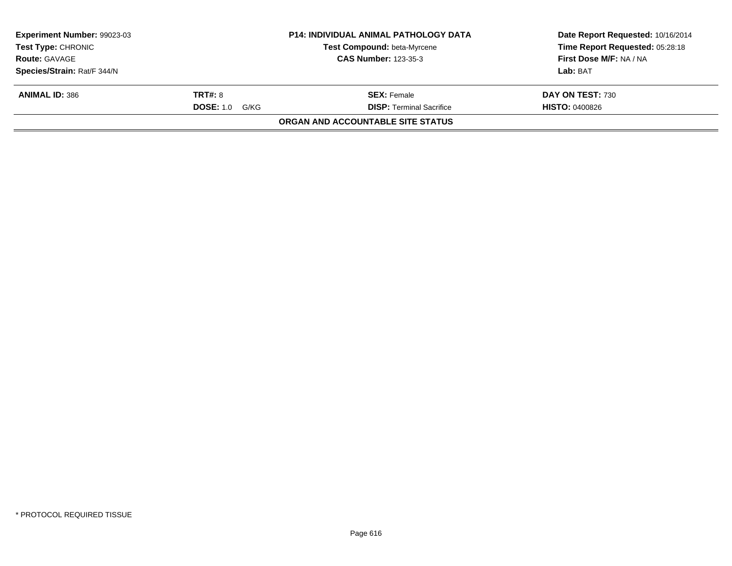| **Experiment Number:** 99023-03 | **P14: INDIVIDUAL ANIMAL PATHOLOGY DATA** | **Date Report Requested:** 10/16/2014 |
|---|---|---|
| **Test Type:** CHRONIC | **Test Compound:** beta-Myrcene | **Time Report Requested:** 05:28:18 |
| **Route:** GAVAGE | **CAS Number:** 123-35-3 | **First Dose M/F:** NA / NA |
| **Species/Strain:** Rat/F 344/N | | **Lab:** BAT |

| **ANIMAL ID:** 386 | **TRT#:** 8 | **SEX:** Female | **DAY ON TEST:** 730 |
|---|---|---|---|
| | **DOSE:** 1.0 G/KG | **DISP:** Terminal Sacrifice | **HISTO:** 0400826 |

**ORGAN AND ACCOUNTABLE SITE STATUS**

\* PROTOCOL REQUIRED TISSUE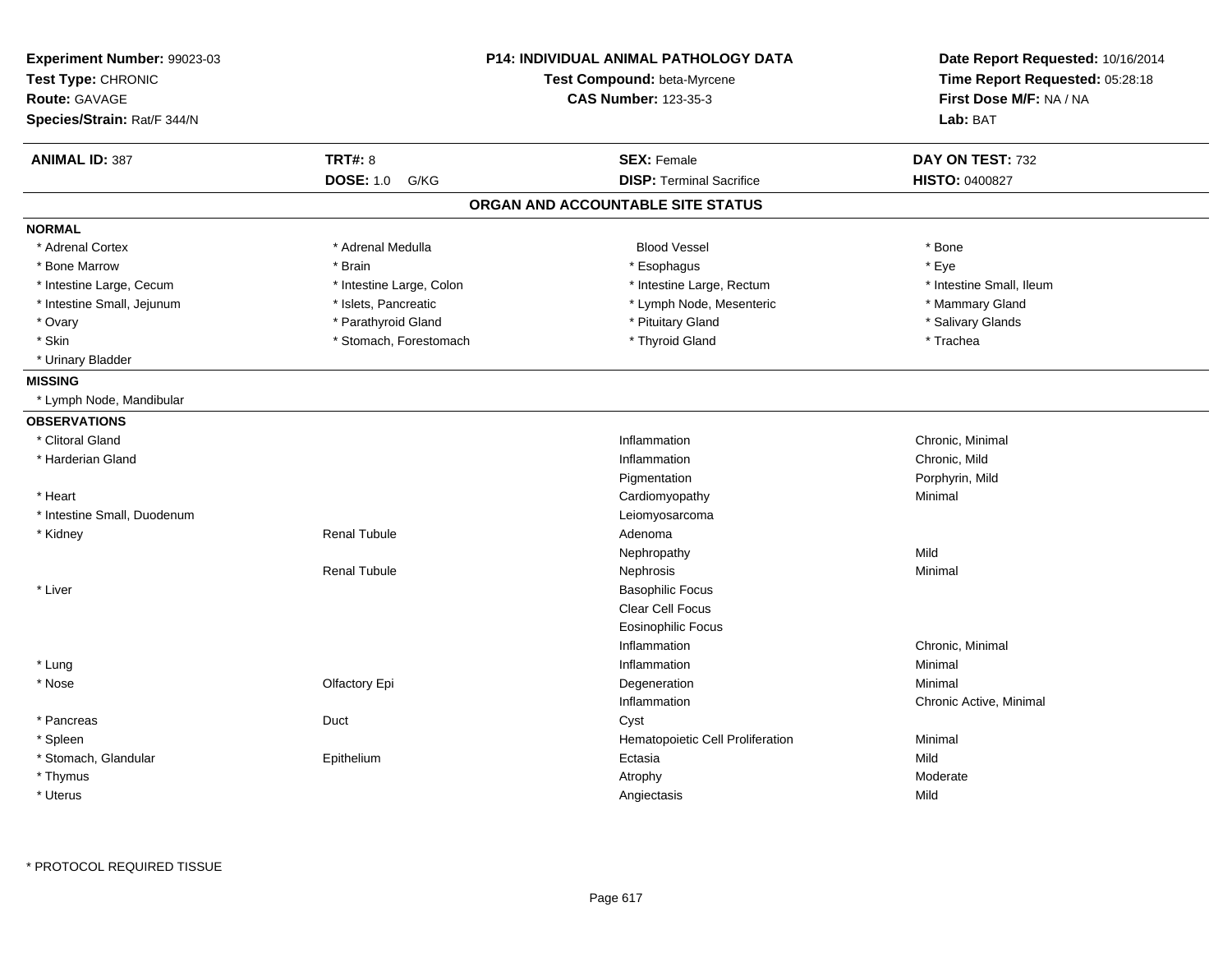**Experiment Number:** 99023-03
**Test Type:** CHRONIC
**Route:** GAVAGE
**Species/Strain:** Rat/F 344/N

**P14: INDIVIDUAL ANIMAL PATHOLOGY DATA**
**Test Compound:** beta-Myrcene
**CAS Number:** 123-35-3

**Date Report Requested:** 10/16/2014
**Time Report Requested:** 05:28:18
**First Dose M/F:** NA / NA
**Lab:** BAT

| **ANIMAL ID:** 387 | **TRT#:** 8 | **SEX:** Female | **DAY ON TEST:** 732 |
|---|---|---|---|
| | **DOSE:** 1.0 G/KG | **DISP:** Terminal Sacrifice | **HISTO:** 0400827 |

## ORGAN AND ACCOUNTABLE SITE STATUS

**NORMAL**

| | | | |
|---|---|---|---|
| * Adrenal Cortex | * Adrenal Medulla | Blood Vessel | * Bone |
| * Bone Marrow | * Brain | * Esophagus | * Eye |
| * Intestine Large, Cecum | * Intestine Large, Colon | * Intestine Large, Rectum | * Intestine Small, Ileum |
| * Intestine Small, Jejunum | * Islets, Pancreatic | * Lymph Node, Mesenteric | * Mammary Gland |
| * Ovary | * Parathyroid Gland | * Pituitary Gland | * Salivary Glands |
| * Skin | * Stomach, Forestomach | * Thyroid Gland | * Trachea |
| * Urinary Bladder | | | |

**MISSING**

* Lymph Node, Mandibular

**OBSERVATIONS**

| Organ | Site | Observation | Severity |
|---|---|---|---|
| * Clitoral Gland | | Inflammation | Chronic, Minimal |
| * Harderian Gland | | Inflammation | Chronic, Mild |
| | | Pigmentation | Porphyrin, Mild |
| * Heart | | Cardiomyopathy | Minimal |
| * Intestine Small, Duodenum | | Leiomyosarcoma | |
| * Kidney | Renal Tubule | Adenoma | |
| | | Nephropathy | Mild |
| | Renal Tubule | Nephrosis | Minimal |
| * Liver | | Basophilic Focus | |
| | | Clear Cell Focus | |
| | | Eosinophilic Focus | |
| | | Inflammation | Chronic, Minimal |
| * Lung | | Inflammation | Minimal |
| * Nose | Olfactory Epi | Degeneration | Minimal |
| | | Inflammation | Chronic Active, Minimal |
| * Pancreas | Duct | Cyst | |
| * Spleen | | Hematopoietic Cell Proliferation | Minimal |
| * Stomach, Glandular | Epithelium | Ectasia | Mild |
| * Thymus | | Atrophy | Moderate |
| * Uterus | | Angiectasis | Mild |

\* PROTOCOL REQUIRED TISSUE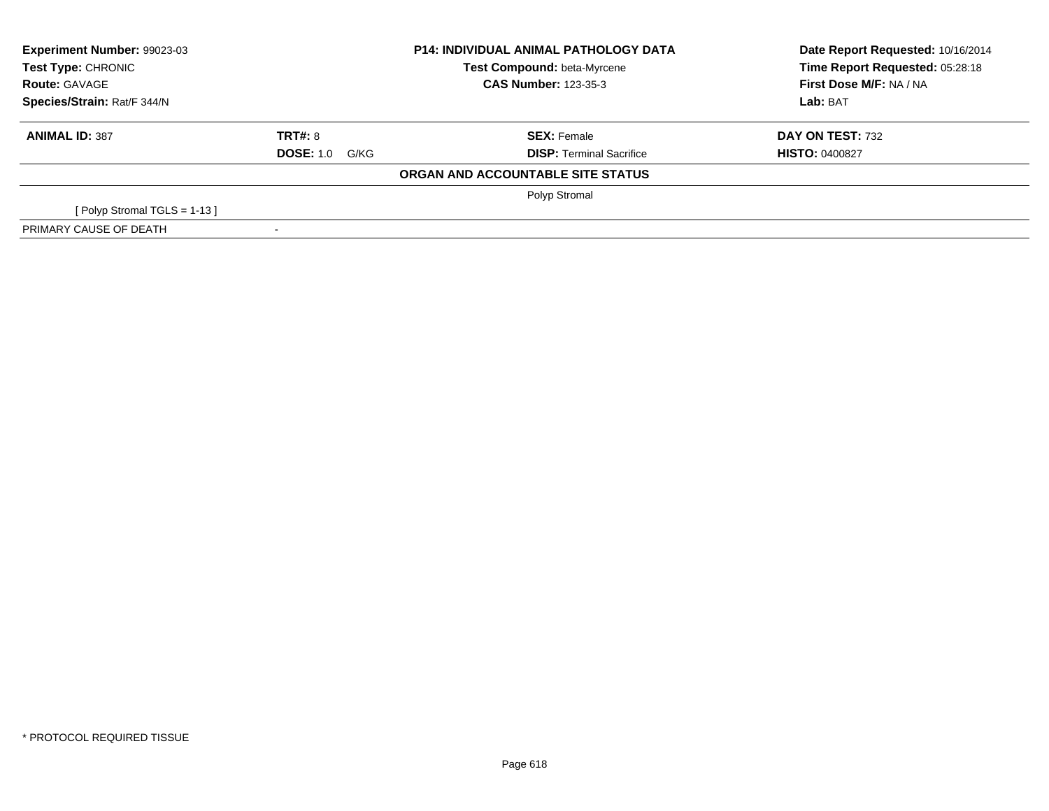| Experiment Number: 99023-03 | P14: INDIVIDUAL ANIMAL PATHOLOGY DATA | Date Report Requested: 10/16/2014 |
|---|---|---|
| Test Type: CHRONIC | Test Compound: beta-Myrcene | Time Report Requested: 05:28:18 |
| Route: GAVAGE | CAS Number: 123-35-3 | First Dose M/F: NA / NA |
| Species/Strain: Rat/F 344/N | | Lab: BAT |

| ANIMAL ID: 387 | TRT#: 8 | SEX: Female | DAY ON TEST: 732 |
|---|---|---|---|
| | DOSE: 1.0 G/KG | DISP: Terminal Sacrifice | HISTO: 0400827 |

**ORGAN AND ACCOUNTABLE SITE STATUS**

| | | |
|---|---|---|
| | | Polyp Stromal |
| [ Polyp Stromal TGLS = 1-13 ] | | |
| PRIMARY CAUSE OF DEATH | - | |

* PROTOCOL REQUIRED TISSUE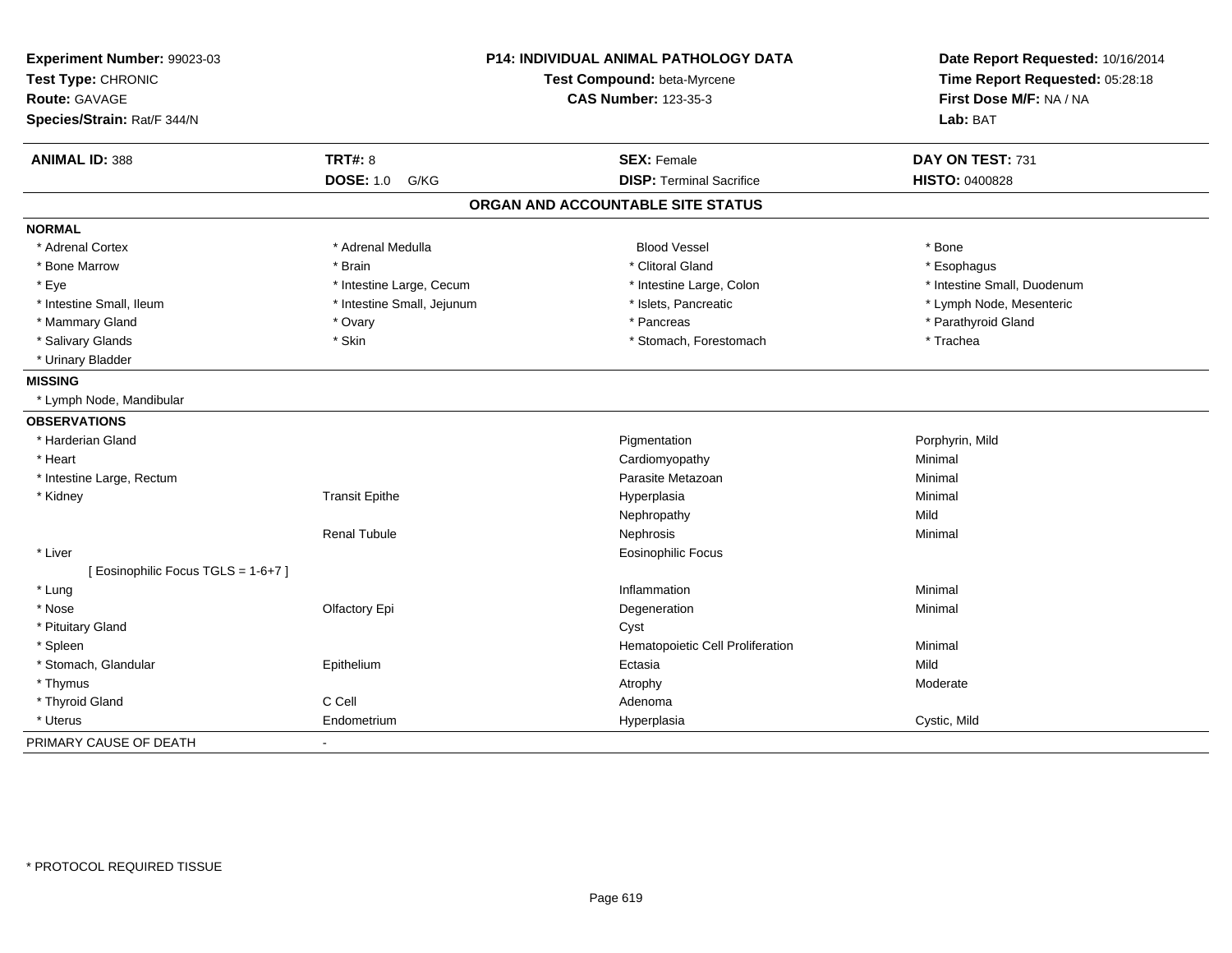| Experiment Number: 99023-03 | P14: INDIVIDUAL ANIMAL PATHOLOGY DATA | Date Report Requested: 10/16/2014 |
|---|---|---|
| Test Type: CHRONIC | Test Compound: beta-Myrcene | Time Report Requested: 05:28:18 |
| Route: GAVAGE | CAS Number: 123-35-3 | First Dose M/F: NA / NA |
| Species/Strain: Rat/F 344/N | | Lab: BAT |

| ANIMAL ID: 388 | TRT#: 8 | SEX: Female | DAY ON TEST: 731 |
|---|---|---|---|
| | DOSE: 1.0 G/KG | DISP: Terminal Sacrifice | HISTO: 0400828 |

## ORGAN AND ACCOUNTABLE SITE STATUS

**NORMAL**

| | | | |
|---|---|---|---|
| * Adrenal Cortex | * Adrenal Medulla | Blood Vessel | * Bone |
| * Bone Marrow | * Brain | * Clitoral Gland | * Esophagus |
| * Eye | * Intestine Large, Cecum | * Intestine Large, Colon | * Intestine Small, Duodenum |
| * Intestine Small, Ileum | * Intestine Small, Jejunum | * Islets, Pancreatic | * Lymph Node, Mesenteric |
| * Mammary Gland | * Ovary | * Pancreas | * Parathyroid Gland |
| * Salivary Glands | * Skin | * Stomach, Forestomach | * Trachea |
| * Urinary Bladder | | | |

**MISSING**

* Lymph Node, Mandibular

**OBSERVATIONS**

| Organ | Site | Observation | Severity |
|---|---|---|---|
| * Harderian Gland | | Pigmentation | Porphyrin, Mild |
| * Heart | | Cardiomyopathy | Minimal |
| * Intestine Large, Rectum | | Parasite Metazoan | Minimal |
| * Kidney | Transit Epithe | Hyperplasia | Minimal |
| | | Nephropathy | Mild |
| | Renal Tubule | Nephrosis | Minimal |
| * Liver | | Eosinophilic Focus | |
| [ Eosinophilic Focus TGLS = 1-6+7 ] | | | |
| * Lung | | Inflammation | Minimal |
| * Nose | Olfactory Epi | Degeneration | Minimal |
| * Pituitary Gland | | Cyst | |
| * Spleen | | Hematopoietic Cell Proliferation | Minimal |
| * Stomach, Glandular | Epithelium | Ectasia | Mild |
| * Thymus | | Atrophy | Moderate |
| * Thyroid Gland | C Cell | Adenoma | |
| * Uterus | Endometrium | Hyperplasia | Cystic, Mild |

PRIMARY CAUSE OF DEATH -

* PROTOCOL REQUIRED TISSUE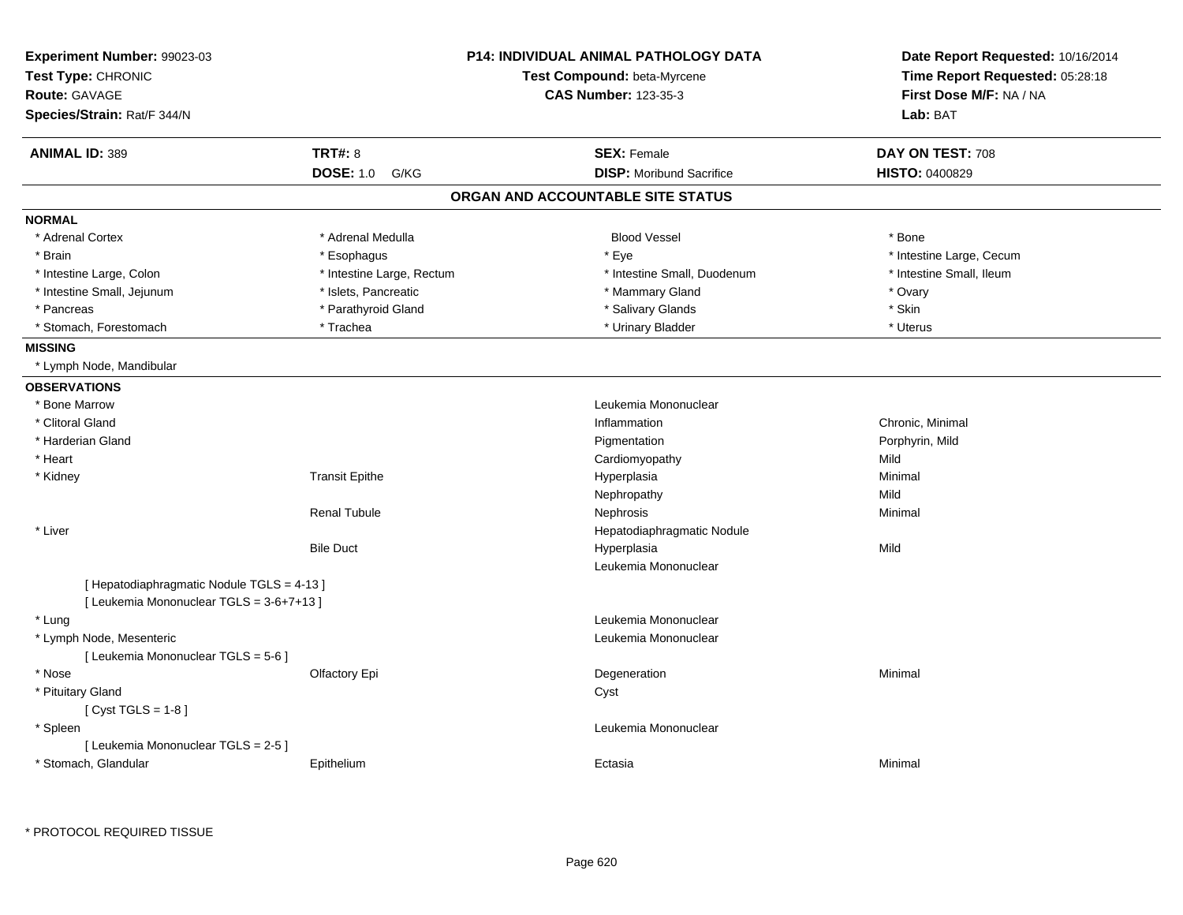**Experiment Number:** 99023-03
**Test Type:** CHRONIC
**Route:** GAVAGE
**Species/Strain:** Rat/F 344/N

**P14: INDIVIDUAL ANIMAL PATHOLOGY DATA**
**Test Compound:** beta-Myrcene
**CAS Number:** 123-35-3

**Date Report Requested:** 10/16/2014
**Time Report Requested:** 05:28:18
**First Dose M/F:** NA / NA
**Lab:** BAT

| **ANIMAL ID:** 389 | **TRT#:** 8 | **SEX:** Female | **DAY ON TEST:** 708 |
|---|---|---|---|
| | **DOSE:** 1.0 G/KG | **DISP:** Moribund Sacrifice | **HISTO:** 0400829 |

## ORGAN AND ACCOUNTABLE SITE STATUS

**NORMAL**

| | | | |
|---|---|---|---|
| * Adrenal Cortex | * Adrenal Medulla | Blood Vessel | * Bone |
| * Brain | * Esophagus | * Eye | * Intestine Large, Cecum |
| * Intestine Large, Colon | * Intestine Large, Rectum | * Intestine Small, Duodenum | * Intestine Small, Ileum |
| * Intestine Small, Jejunum | * Islets, Pancreatic | * Mammary Gland | * Ovary |
| * Pancreas | * Parathyroid Gland | * Salivary Glands | * Skin |
| * Stomach, Forestomach | * Trachea | * Urinary Bladder | * Uterus |

**MISSING**

* Lymph Node, Mandibular

**OBSERVATIONS**

| Organ | Site | Observation | Severity |
|---|---|---|---|
| * Bone Marrow | | Leukemia Mononuclear | |
| * Clitoral Gland | | Inflammation | Chronic, Minimal |
| * Harderian Gland | | Pigmentation | Porphyrin, Mild |
| * Heart | | Cardiomyopathy | Mild |
| * Kidney | Transit Epithe | Hyperplasia | Minimal |
| | | Nephropathy | Mild |
| | Renal Tubule | Nephrosis | Minimal |
| * Liver | | Hepatodiaphragmatic Nodule | |
| | Bile Duct | Hyperplasia | Mild |
| | | Leukemia Mononuclear | |
| [ Hepatodiaphragmatic Nodule TGLS = 4-13 ] | | | |
| [ Leukemia Mononuclear TGLS = 3-6+7+13 ] | | | |
| * Lung | | Leukemia Mononuclear | |
| * Lymph Node, Mesenteric | | Leukemia Mononuclear | |
| [ Leukemia Mononuclear TGLS = 5-6 ] | | | |
| * Nose | Olfactory Epi | Degeneration | Minimal |
| * Pituitary Gland | | Cyst | |
| [ Cyst TGLS = 1-8 ] | | | |
| * Spleen | | Leukemia Mononuclear | |
| [ Leukemia Mononuclear TGLS = 2-5 ] | | | |
| * Stomach, Glandular | Epithelium | Ectasia | Minimal |

* PROTOCOL REQUIRED TISSUE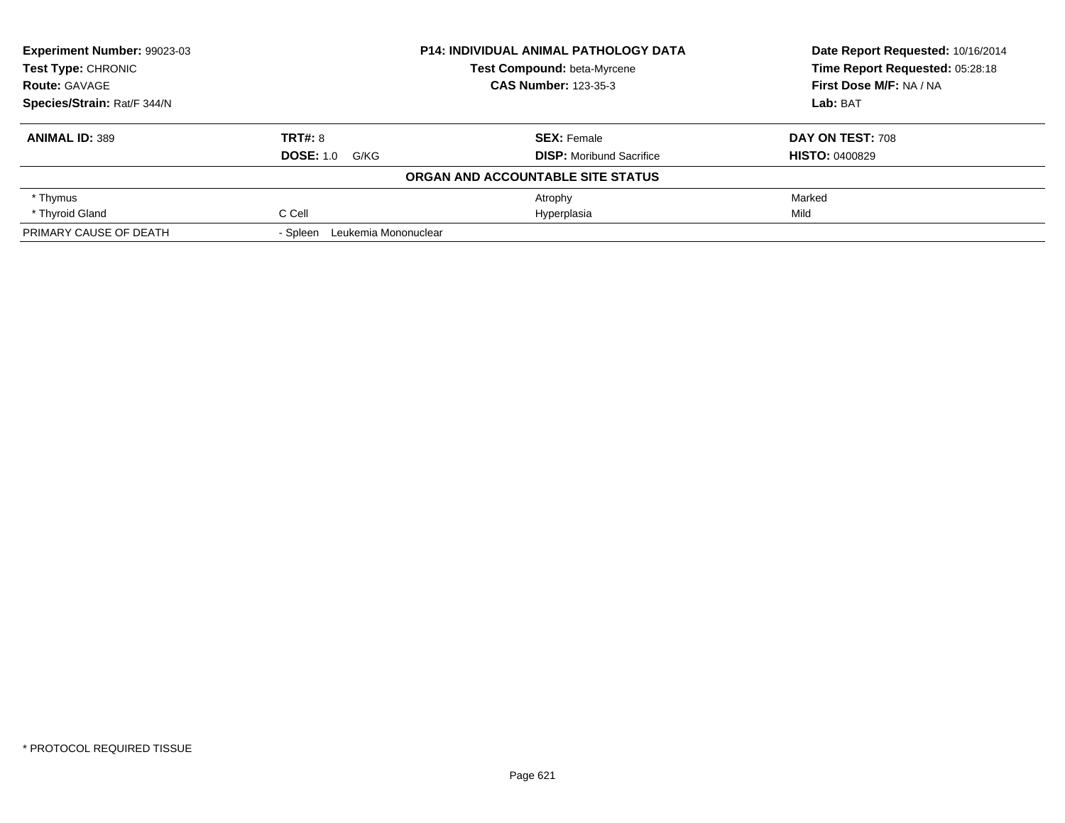**Experiment Number:** 99023-03
**Test Type:** CHRONIC
**Route:** GAVAGE
**Species/Strain:** Rat/F 344/N

**P14: INDIVIDUAL ANIMAL PATHOLOGY DATA**
**Test Compound:** beta-Myrcene
**CAS Number:** 123-35-3

**Date Report Requested:** 10/16/2014
**Time Report Requested:** 05:28:18
**First Dose M/F:** NA / NA
**Lab:** BAT

| **ANIMAL ID:** 389 | **TRT#:** 8 | **SEX:** Female | **DAY ON TEST:** 708 |
|---|---|---|---|
| | **DOSE:** 1.0 G/KG | **DISP:** Moribund Sacrifice | **HISTO:** 0400829 |
| | **ORGAN AND ACCOUNTABLE SITE STATUS** | | |
| * Thymus | | Atrophy | Marked |
| * Thyroid Gland | C Cell | Hyperplasia | Mild |
| PRIMARY CAUSE OF DEATH | - Spleen Leukemia Mononuclear | | |

* PROTOCOL REQUIRED TISSUE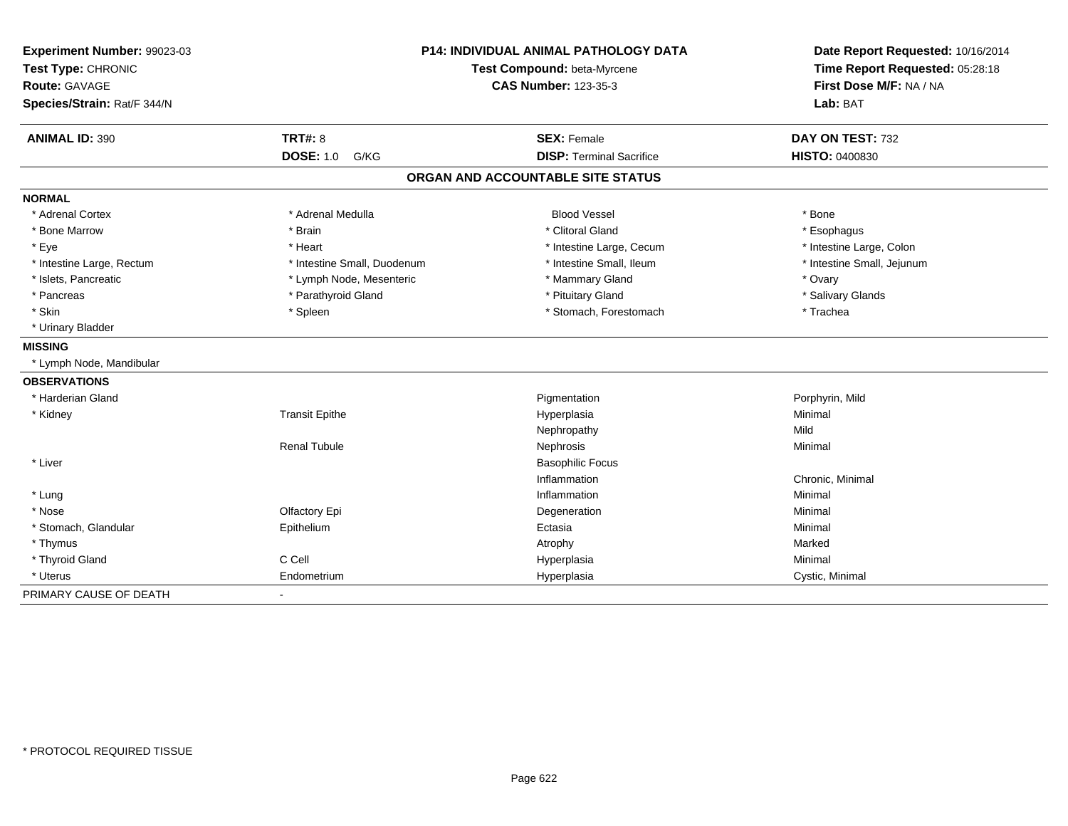**Experiment Number:** 99023-03
**Test Type:** CHRONIC
**Route:** GAVAGE
**Species/Strain:** Rat/F 344/N

**P14: INDIVIDUAL ANIMAL PATHOLOGY DATA**
**Test Compound:** beta-Myrcene
**CAS Number:** 123-35-3

**Date Report Requested:** 10/16/2014
**Time Report Requested:** 05:28:18
**First Dose M/F:** NA / NA
**Lab:** BAT

| **ANIMAL ID:** 390 | **TRT#:** 8 | **SEX:** Female | **DAY ON TEST:** 732 |
|---|---|---|---|
| | **DOSE:** 1.0 G/KG | **DISP:** Terminal Sacrifice | **HISTO:** 0400830 |

## ORGAN AND ACCOUNTABLE SITE STATUS

**NORMAL**

| | | | |
|---|---|---|---|
| * Adrenal Cortex | * Adrenal Medulla | Blood Vessel | * Bone |
| * Bone Marrow | * Brain | * Clitoral Gland | * Esophagus |
| * Eye | * Heart | * Intestine Large, Cecum | * Intestine Large, Colon |
| * Intestine Large, Rectum | * Intestine Small, Duodenum | * Intestine Small, Ileum | * Intestine Small, Jejunum |
| * Islets, Pancreatic | * Lymph Node, Mesenteric | * Mammary Gland | * Ovary |
| * Pancreas | * Parathyroid Gland | * Pituitary Gland | * Salivary Glands |
| * Skin | * Spleen | * Stomach, Forestomach | * Trachea |
| * Urinary Bladder | | | |

**MISSING**

* Lymph Node, Mandibular

**OBSERVATIONS**

| | | | |
|---|---|---|---|
| * Harderian Gland | | Pigmentation | Porphyrin, Mild |
| * Kidney | Transit Epithe | Hyperplasia | Minimal |
| | | Nephropathy | Mild |
| | Renal Tubule | Nephrosis | Minimal |
| * Liver | | Basophilic Focus | |
| | | Inflammation | Chronic, Minimal |
| * Lung | | Inflammation | Minimal |
| * Nose | Olfactory Epi | Degeneration | Minimal |
| * Stomach, Glandular | Epithelium | Ectasia | Minimal |
| * Thymus | | Atrophy | Marked |
| * Thyroid Gland | C Cell | Hyperplasia | Minimal |
| * Uterus | Endometrium | Hyperplasia | Cystic, Minimal |

PRIMARY CAUSE OF DEATH -

* PROTOCOL REQUIRED TISSUE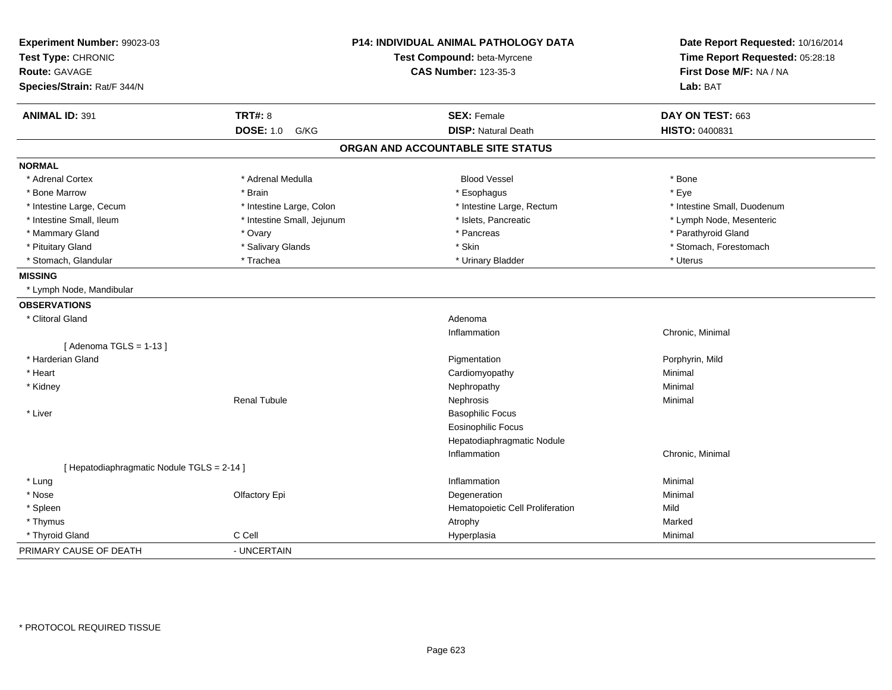**Experiment Number:** 99023-03
**Test Type:** CHRONIC
**Route:** GAVAGE
**Species/Strain:** Rat/F 344/N

**P14: INDIVIDUAL ANIMAL PATHOLOGY DATA**
**Test Compound:** beta-Myrcene
**CAS Number:** 123-35-3

**Date Report Requested:** 10/16/2014
**Time Report Requested:** 05:28:18
**First Dose M/F:** NA / NA
**Lab:** BAT

| **ANIMAL ID:** 391 | **TRT#:** 8 | **SEX:** Female | **DAY ON TEST:** 663 |
|---|---|---|---|
| | **DOSE:** 1.0 G/KG | **DISP:** Natural Death | **HISTO:** 0400831 |

## ORGAN AND ACCOUNTABLE SITE STATUS

| | | | |
|---|---|---|---|
| **NORMAL** | | | |
| * Adrenal Cortex | * Adrenal Medulla | Blood Vessel | * Bone |
| * Bone Marrow | * Brain | * Esophagus | * Eye |
| * Intestine Large, Cecum | * Intestine Large, Colon | * Intestine Large, Rectum | * Intestine Small, Duodenum |
| * Intestine Small, Ileum | * Intestine Small, Jejunum | * Islets, Pancreatic | * Lymph Node, Mesenteric |
| * Mammary Gland | * Ovary | * Pancreas | * Parathyroid Gland |
| * Pituitary Gland | * Salivary Glands | * Skin | * Stomach, Forestomach |
| * Stomach, Glandular | * Trachea | * Urinary Bladder | * Uterus |
| **MISSING** | | | |
| * Lymph Node, Mandibular | | | |
| **OBSERVATIONS** | | | |
| * Clitoral Gland | | Adenoma | |
| | | Inflammation | Chronic, Minimal |
| [ Adenoma TGLS = 1-13 ] | | | |
| * Harderian Gland | | Pigmentation | Porphyrin, Mild |
| * Heart | | Cardiomyopathy | Minimal |
| * Kidney | | Nephropathy | Minimal |
| | Renal Tubule | Nephrosis | Minimal |
| * Liver | | Basophilic Focus | |
| | | Eosinophilic Focus | |
| | | Hepatodiaphragmatic Nodule | |
| | | Inflammation | Chronic, Minimal |
| [ Hepatodiaphragmatic Nodule TGLS = 2-14 ] | | | |
| * Lung | | Inflammation | Minimal |
| * Nose | Olfactory Epi | Degeneration | Minimal |
| * Spleen | | Hematopoietic Cell Proliferation | Mild |
| * Thymus | | Atrophy | Marked |
| * Thyroid Gland | C Cell | Hyperplasia | Minimal |
| PRIMARY CAUSE OF DEATH | - UNCERTAIN | | |

* PROTOCOL REQUIRED TISSUE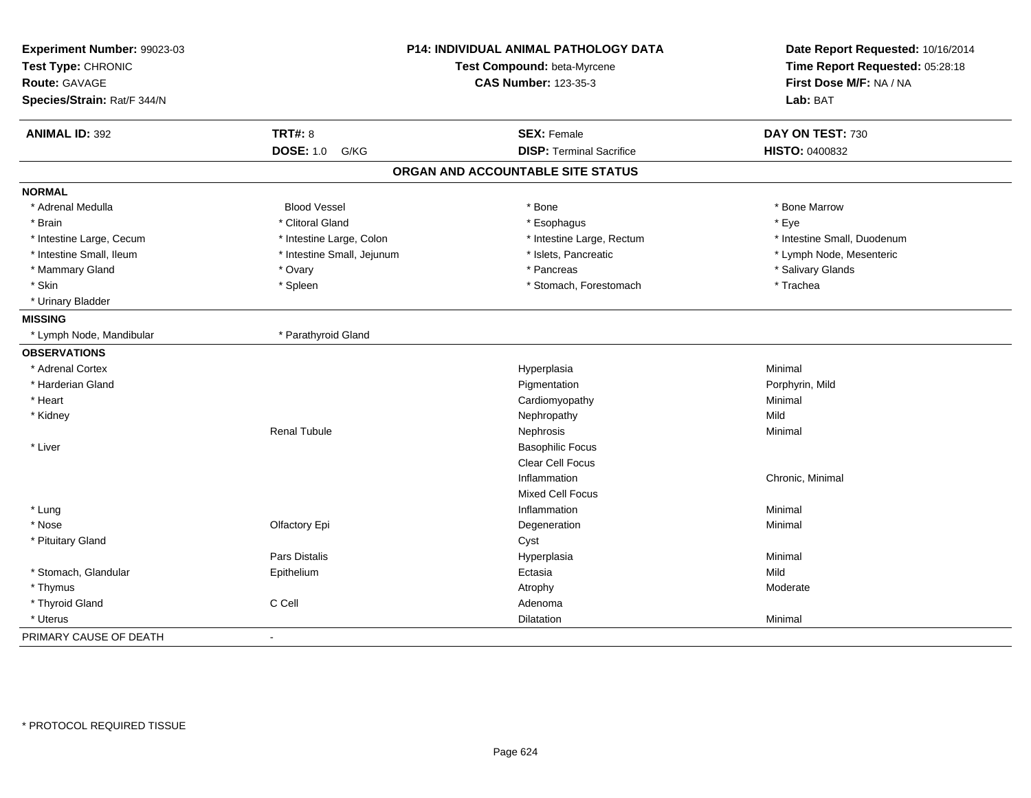**Experiment Number:** 99023-03
**Test Type:** CHRONIC
**Route:** GAVAGE
**Species/Strain:** Rat/F 344/N

**P14: INDIVIDUAL ANIMAL PATHOLOGY DATA**
**Test Compound:** beta-Myrcene
**CAS Number:** 123-35-3

**Date Report Requested:** 10/16/2014
**Time Report Requested:** 05:28:18
**First Dose M/F:** NA / NA
**Lab:** BAT

| **ANIMAL ID:** 392 | **TRT#:** 8 | **SEX:** Female | **DAY ON TEST:** 730 |
|---|---|---|---|
| | **DOSE:** 1.0 G/KG | **DISP:** Terminal Sacrifice | **HISTO:** 0400832 |

## ORGAN AND ACCOUNTABLE SITE STATUS

| | | | |
|---|---|---|---|
| **NORMAL** | | | |
| * Adrenal Medulla | Blood Vessel | * Bone | * Bone Marrow |
| * Brain | * Clitoral Gland | * Esophagus | * Eye |
| * Intestine Large, Cecum | * Intestine Large, Colon | * Intestine Large, Rectum | * Intestine Small, Duodenum |
| * Intestine Small, Ileum | * Intestine Small, Jejunum | * Islets, Pancreatic | * Lymph Node, Mesenteric |
| * Mammary Gland | * Ovary | * Pancreas | * Salivary Glands |
| * Skin | * Spleen | * Stomach, Forestomach | * Trachea |
| * Urinary Bladder | | | |
| **MISSING** | | | |
| * Lymph Node, Mandibular | * Parathyroid Gland | | |
| **OBSERVATIONS** | | | |
| * Adrenal Cortex | | Hyperplasia | Minimal |
| * Harderian Gland | | Pigmentation | Porphyrin, Mild |
| * Heart | | Cardiomyopathy | Minimal |
| * Kidney | | Nephropathy | Mild |
| | Renal Tubule | Nephrosis | Minimal |
| * Liver | | Basophilic Focus | |
| | | Clear Cell Focus | |
| | | Inflammation | Chronic, Minimal |
| | | Mixed Cell Focus | |
| * Lung | | Inflammation | Minimal |
| * Nose | Olfactory Epi | Degeneration | Minimal |
| * Pituitary Gland | | Cyst | |
| | Pars Distalis | Hyperplasia | Minimal |
| * Stomach, Glandular | Epithelium | Ectasia | Mild |
| * Thymus | | Atrophy | Moderate |
| * Thyroid Gland | C Cell | Adenoma | |
| * Uterus | | Dilatation | Minimal |
| PRIMARY CAUSE OF DEATH | - | | |

* PROTOCOL REQUIRED TISSUE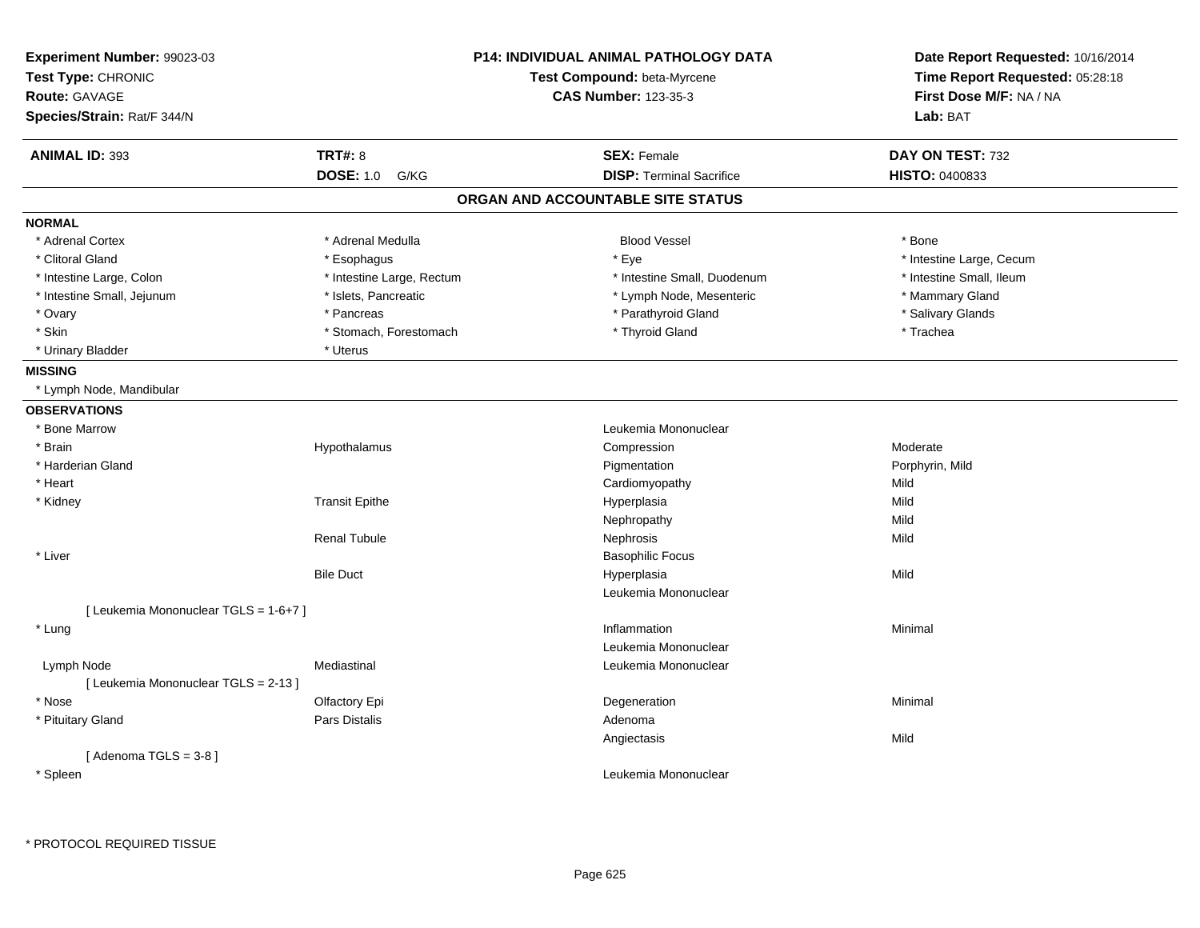**Experiment Number:** 99023-03
**Test Type:** CHRONIC
**Route:** GAVAGE
**Species/Strain:** Rat/F 344/N

**P14: INDIVIDUAL ANIMAL PATHOLOGY DATA**
**Test Compound:** beta-Myrcene
**CAS Number:** 123-35-3

**Date Report Requested:** 10/16/2014
**Time Report Requested:** 05:28:18
**First Dose M/F:** NA / NA
**Lab:** BAT

| **ANIMAL ID:** 393 | **TRT#:** 8 | **SEX:** Female | **DAY ON TEST:** 732 |
|---|---|---|---|
| | **DOSE:** 1.0 G/KG | **DISP:** Terminal Sacrifice | **HISTO:** 0400833 |

## ORGAN AND ACCOUNTABLE SITE STATUS

**NORMAL**

| | | | |
|---|---|---|---|
| * Adrenal Cortex | * Adrenal Medulla | Blood Vessel | * Bone |
| * Clitoral Gland | * Esophagus | * Eye | * Intestine Large, Cecum |
| * Intestine Large, Colon | * Intestine Large, Rectum | * Intestine Small, Duodenum | * Intestine Small, Ileum |
| * Intestine Small, Jejunum | * Islets, Pancreatic | * Lymph Node, Mesenteric | * Mammary Gland |
| * Ovary | * Pancreas | * Parathyroid Gland | * Salivary Glands |
| * Skin | * Stomach, Forestomach | * Thyroid Gland | * Trachea |
| * Urinary Bladder | * Uterus | | |

**MISSING**

* Lymph Node, Mandibular

**OBSERVATIONS**

| | | | |
|---|---|---|---|
| * Bone Marrow | | Leukemia Mononuclear | |
| * Brain | Hypothalamus | Compression | Moderate |
| * Harderian Gland | | Pigmentation | Porphyrin, Mild |
| * Heart | | Cardiomyopathy | Mild |
| * Kidney | Transit Epithe | Hyperplasia | Mild |
| | | Nephropathy | Mild |
| | Renal Tubule | Nephrosis | Mild |
| * Liver | | Basophilic Focus | |
| | Bile Duct | Hyperplasia | Mild |
| | | Leukemia Mononuclear | |
| [ Leukemia Mononuclear TGLS = 1-6+7 ] | | | |
| * Lung | | Inflammation | Minimal |
| | | Leukemia Mononuclear | |
| Lymph Node | Mediastinal | Leukemia Mononuclear | |
| [ Leukemia Mononuclear TGLS = 2-13 ] | | | |
| * Nose | Olfactory Epi | Degeneration | Minimal |
| * Pituitary Gland | Pars Distalis | Adenoma | |
| | | Angiectasis | Mild |
| [ Adenoma TGLS = 3-8 ] | | | |
| * Spleen | | Leukemia Mononuclear | |

\* PROTOCOL REQUIRED TISSUE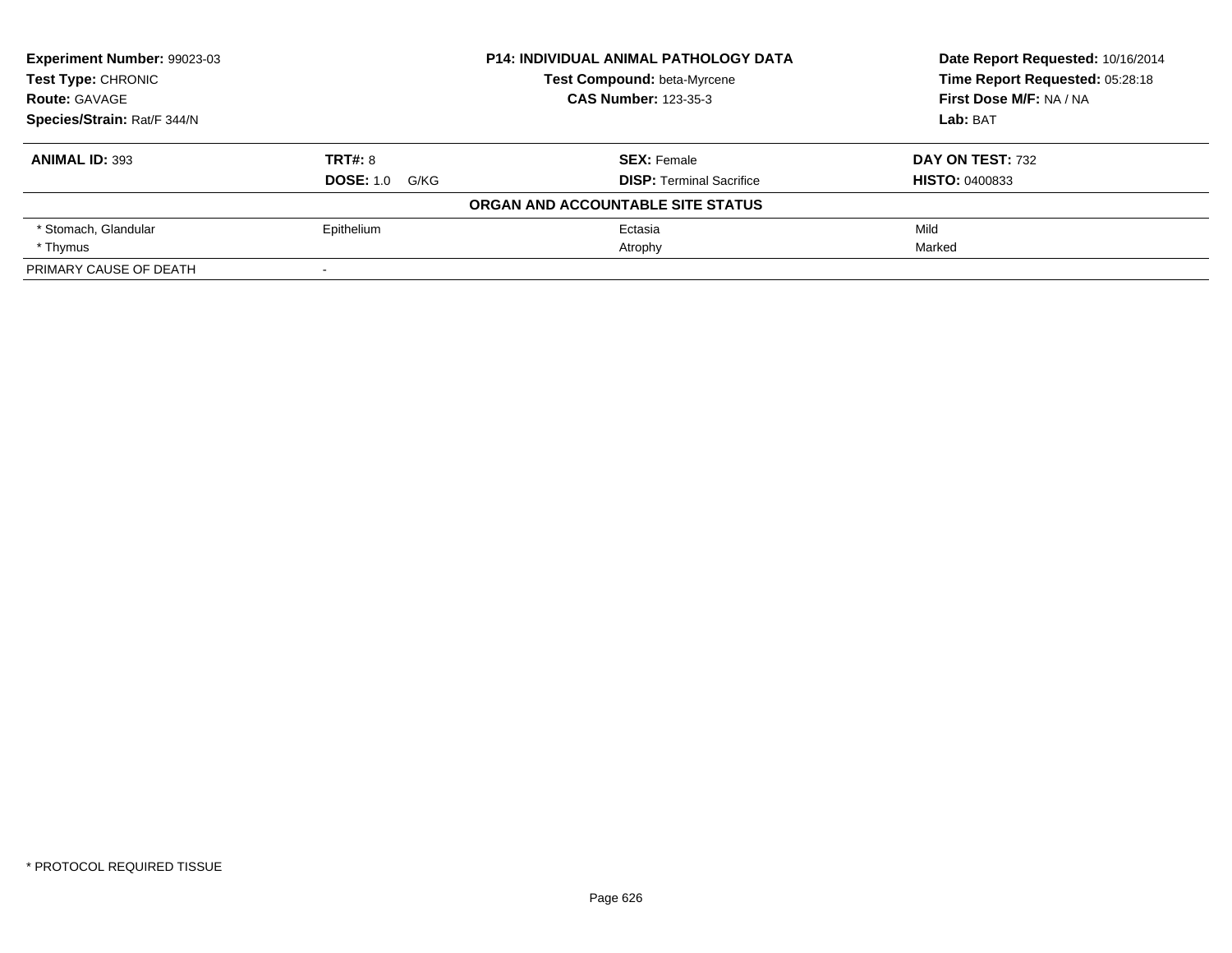**Experiment Number:** 99023-03
**Test Type:** CHRONIC
**Route:** GAVAGE
**Species/Strain:** Rat/F 344/N

**P14: INDIVIDUAL ANIMAL PATHOLOGY DATA**
**Test Compound:** beta-Myrcene
**CAS Number:** 123-35-3

**Date Report Requested:** 10/16/2014
**Time Report Requested:** 05:28:18
**First Dose M/F:** NA / NA
**Lab:** BAT

| **ANIMAL ID:** 393 | **TRT#:** 8 | **SEX:** Female | **DAY ON TEST:** 732 |
|---|---|---|---|
| | **DOSE:** 1.0 G/KG | **DISP:** Terminal Sacrifice | **HISTO:** 0400833 |
| | | **ORGAN AND ACCOUNTABLE SITE STATUS** | |
| * Stomach, Glandular | Epithelium | Ectasia | Mild |
| * Thymus | | Atrophy | Marked |
| PRIMARY CAUSE OF DEATH | - | | |

* PROTOCOL REQUIRED TISSUE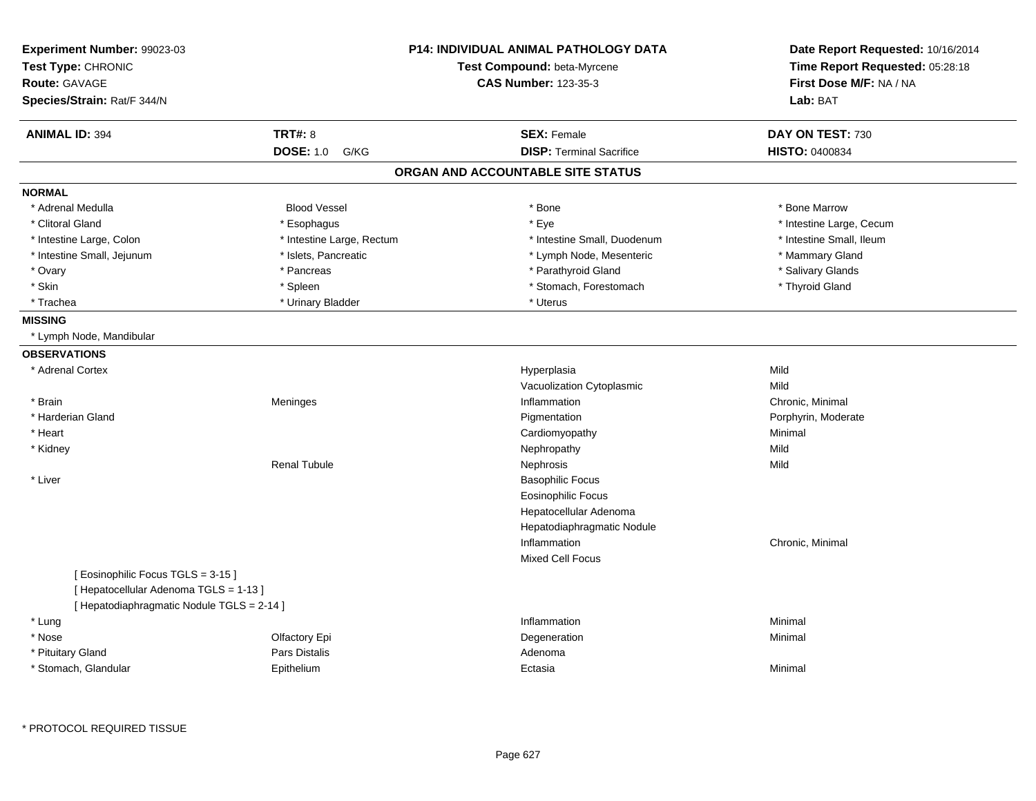**Experiment Number:** 99023-03
**Test Type:** CHRONIC
**Route:** GAVAGE
**Species/Strain:** Rat/F 344/N

**P14: INDIVIDUAL ANIMAL PATHOLOGY DATA**
**Test Compound:** beta-Myrcene
**CAS Number:** 123-35-3

**Date Report Requested:** 10/16/2014
**Time Report Requested:** 05:28:18
**First Dose M/F:** NA / NA
**Lab:** BAT

| **ANIMAL ID:** 394 | **TRT#:** 8 | **SEX:** Female | **DAY ON TEST:** 730 |
|---|---|---|---|
| | **DOSE:** 1.0 G/KG | **DISP:** Terminal Sacrifice | **HISTO:** 0400834 |

## ORGAN AND ACCOUNTABLE SITE STATUS

### NORMAL

| | | | |
|---|---|---|---|
| * Adrenal Medulla | Blood Vessel | * Bone | * Bone Marrow |
| * Clitoral Gland | * Esophagus | * Eye | * Intestine Large, Cecum |
| * Intestine Large, Colon | * Intestine Large, Rectum | * Intestine Small, Duodenum | * Intestine Small, Ileum |
| * Intestine Small, Jejunum | * Islets, Pancreatic | * Lymph Node, Mesenteric | * Mammary Gland |
| * Ovary | * Pancreas | * Parathyroid Gland | * Salivary Glands |
| * Skin | * Spleen | * Stomach, Forestomach | * Thyroid Gland |
| * Trachea | * Urinary Bladder | * Uterus | |

### MISSING

* Lymph Node, Mandibular

### OBSERVATIONS

| | | | |
|---|---|---|---|
| * Adrenal Cortex | | Hyperplasia | Mild |
| | | Vacuolization Cytoplasmic | Mild |
| * Brain | Meninges | Inflammation | Chronic, Minimal |
| * Harderian Gland | | Pigmentation | Porphyrin, Moderate |
| * Heart | | Cardiomyopathy | Minimal |
| * Kidney | | Nephropathy | Mild |
| | Renal Tubule | Nephrosis | Mild |
| * Liver | | Basophilic Focus | |
| | | Eosinophilic Focus | |
| | | Hepatocellular Adenoma | |
| | | Hepatodiaphragmatic Nodule | |
| | | Inflammation | Chronic, Minimal |
| | | Mixed Cell Focus | |
| [ Eosinophilic Focus TGLS = 3-15 ] | | | |
| [ Hepatocellular Adenoma TGLS = 1-13 ] | | | |
| [ Hepatodiaphragmatic Nodule TGLS = 2-14 ] | | | |
| * Lung | | Inflammation | Minimal |
| * Nose | Olfactory Epi | Degeneration | Minimal |
| * Pituitary Gland | Pars Distalis | Adenoma | |
| * Stomach, Glandular | Epithelium | Ectasia | Minimal |

\* PROTOCOL REQUIRED TISSUE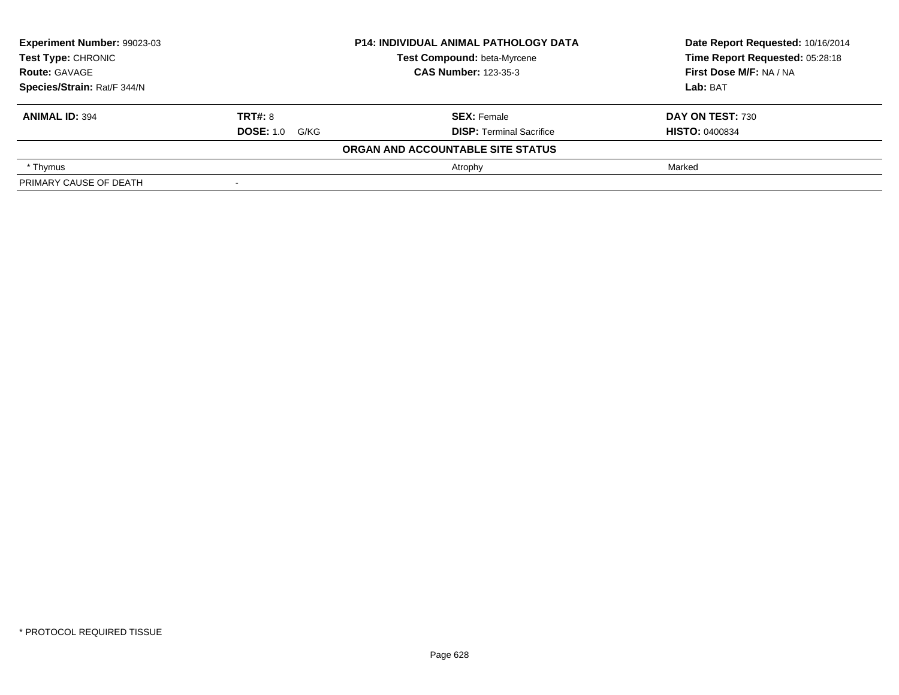| **Experiment Number:** 99023-03 | **P14: INDIVIDUAL ANIMAL PATHOLOGY DATA** | **Date Report Requested:** 10/16/2014 |
|---|---|---|
| **Test Type:** CHRONIC | **Test Compound:** beta-Myrcene | **Time Report Requested:** 05:28:18 |
| **Route:** GAVAGE | **CAS Number:** 123-35-3 | **First Dose M/F:** NA / NA |
| **Species/Strain:** Rat/F 344/N | | **Lab:** BAT |

| **ANIMAL ID:** 394 | **TRT#:** 8 | **SEX:** Female | **DAY ON TEST:** 730 |
|---|---|---|---|
| | **DOSE:** 1.0 G/KG | **DISP:** Terminal Sacrifice | **HISTO:** 0400834 |
| | | **ORGAN AND ACCOUNTABLE SITE STATUS** | |
| * Thymus | | Atrophy | Marked |
| PRIMARY CAUSE OF DEATH | - | | |

* PROTOCOL REQUIRED TISSUE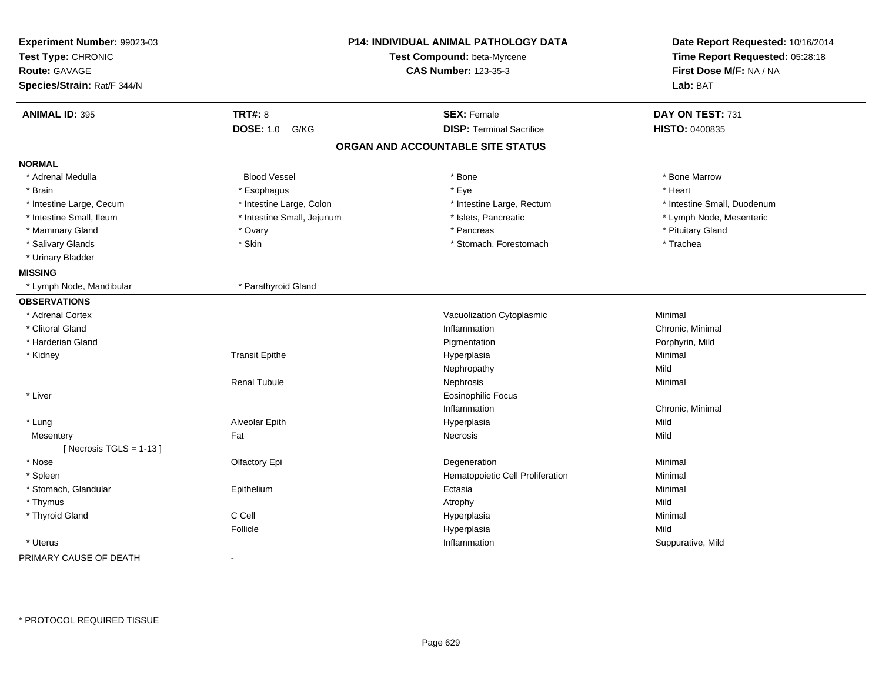**Experiment Number:** 99023-03
**Test Type:** CHRONIC
**Route:** GAVAGE
**Species/Strain:** Rat/F 344/N

**P14: INDIVIDUAL ANIMAL PATHOLOGY DATA**
**Test Compound:** beta-Myrcene
**CAS Number:** 123-35-3

**Date Report Requested:** 10/16/2014
**Time Report Requested:** 05:28:18
**First Dose M/F:** NA / NA
**Lab:** BAT

| **ANIMAL ID:** 395 | **TRT#:** 8 | **SEX:** Female | **DAY ON TEST:** 731 |
|---|---|---|---|
| | **DOSE:** 1.0 G/KG | **DISP:** Terminal Sacrifice | **HISTO:** 0400835 |

## ORGAN AND ACCOUNTABLE SITE STATUS

**NORMAL**

| | | | |
|---|---|---|---|
| * Adrenal Medulla | Blood Vessel | * Bone | * Bone Marrow |
| * Brain | * Esophagus | * Eye | * Heart |
| * Intestine Large, Cecum | * Intestine Large, Colon | * Intestine Large, Rectum | * Intestine Small, Duodenum |
| * Intestine Small, Ileum | * Intestine Small, Jejunum | * Islets, Pancreatic | * Lymph Node, Mesenteric |
| * Mammary Gland | * Ovary | * Pancreas | * Pituitary Gland |
| * Salivary Glands | * Skin | * Stomach, Forestomach | * Trachea |
| * Urinary Bladder | | | |

**MISSING**

| | |
|---|---|
| * Lymph Node, Mandibular | * Parathyroid Gland |

**OBSERVATIONS**

| Organ | Site | Observation | Severity |
|---|---|---|---|
| * Adrenal Cortex | | Vacuolization Cytoplasmic | Minimal |
| * Clitoral Gland | | Inflammation | Chronic, Minimal |
| * Harderian Gland | | Pigmentation | Porphyrin, Mild |
| * Kidney | Transit Epithe | Hyperplasia | Minimal |
| | | Nephropathy | Mild |
| | Renal Tubule | Nephrosis | Minimal |
| * Liver | | Eosinophilic Focus | |
| | | Inflammation | Chronic, Minimal |
| * Lung | Alveolar Epith | Hyperplasia | Mild |
| Mesentery | Fat | Necrosis | Mild |
| [ Necrosis TGLS = 1-13 ] | | | |
| * Nose | Olfactory Epi | Degeneration | Minimal |
| * Spleen | | Hematopoietic Cell Proliferation | Minimal |
| * Stomach, Glandular | Epithelium | Ectasia | Minimal |
| * Thymus | | Atrophy | Mild |
| * Thyroid Gland | C Cell | Hyperplasia | Minimal |
| | Follicle | Hyperplasia | Mild |
| * Uterus | | Inflammation | Suppurative, Mild |

PRIMARY CAUSE OF DEATH -

\* PROTOCOL REQUIRED TISSUE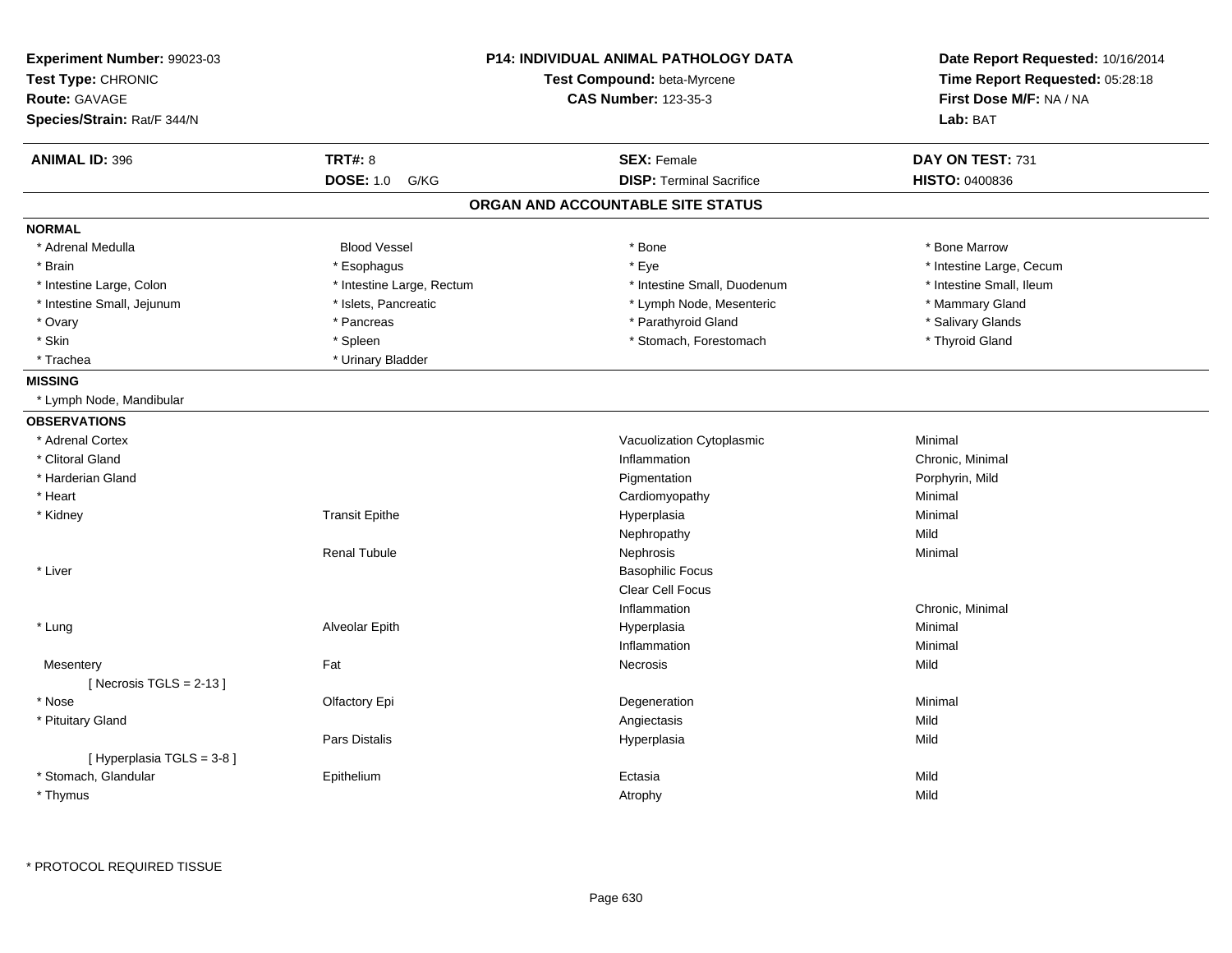**Experiment Number:** 99023-03
**Test Type:** CHRONIC
**Route:** GAVAGE
**Species/Strain:** Rat/F 344/N

**P14: INDIVIDUAL ANIMAL PATHOLOGY DATA**
**Test Compound:** beta-Myrcene
**CAS Number:** 123-35-3

**Date Report Requested:** 10/16/2014
**Time Report Requested:** 05:28:18
**First Dose M/F:** NA / NA
**Lab:** BAT

| **ANIMAL ID:** 396 | **TRT#:** 8 | **SEX:** Female | **DAY ON TEST:** 731 |
|---|---|---|---|
| | **DOSE:** 1.0 G/KG | **DISP:** Terminal Sacrifice | **HISTO:** 0400836 |

## ORGAN AND ACCOUNTABLE SITE STATUS

**NORMAL**

| | | | |
|---|---|---|---|
| * Adrenal Medulla | Blood Vessel | * Bone | * Bone Marrow |
| * Brain | * Esophagus | * Eye | * Intestine Large, Cecum |
| * Intestine Large, Colon | * Intestine Large, Rectum | * Intestine Small, Duodenum | * Intestine Small, Ileum |
| * Intestine Small, Jejunum | * Islets, Pancreatic | * Lymph Node, Mesenteric | * Mammary Gland |
| * Ovary | * Pancreas | * Parathyroid Gland | * Salivary Glands |
| * Skin | * Spleen | * Stomach, Forestomach | * Thyroid Gland |
| * Trachea | * Urinary Bladder | | |

**MISSING**

* Lymph Node, Mandibular

**OBSERVATIONS**

| Organ | Site | Observation | Severity |
|---|---|---|---|
| * Adrenal Cortex | | Vacuolization Cytoplasmic | Minimal |
| * Clitoral Gland | | Inflammation | Chronic, Minimal |
| * Harderian Gland | | Pigmentation | Porphyrin, Mild |
| * Heart | | Cardiomyopathy | Minimal |
| * Kidney | Transit Epithe | Hyperplasia | Minimal |
| | | Nephropathy | Mild |
| | Renal Tubule | Nephrosis | Minimal |
| * Liver | | Basophilic Focus | |
| | | Clear Cell Focus | |
| | | Inflammation | Chronic, Minimal |
| * Lung | Alveolar Epith | Hyperplasia | Minimal |
| | | Inflammation | Minimal |
| Mesentery | Fat | Necrosis | Mild |
| [ Necrosis TGLS = 2-13 ] | | | |
| * Nose | Olfactory Epi | Degeneration | Minimal |
| * Pituitary Gland | | Angiectasis | Mild |
| | Pars Distalis | Hyperplasia | Mild |
| [ Hyperplasia TGLS = 3-8 ] | | | |
| * Stomach, Glandular | Epithelium | Ectasia | Mild |
| * Thymus | | Atrophy | Mild |

\* PROTOCOL REQUIRED TISSUE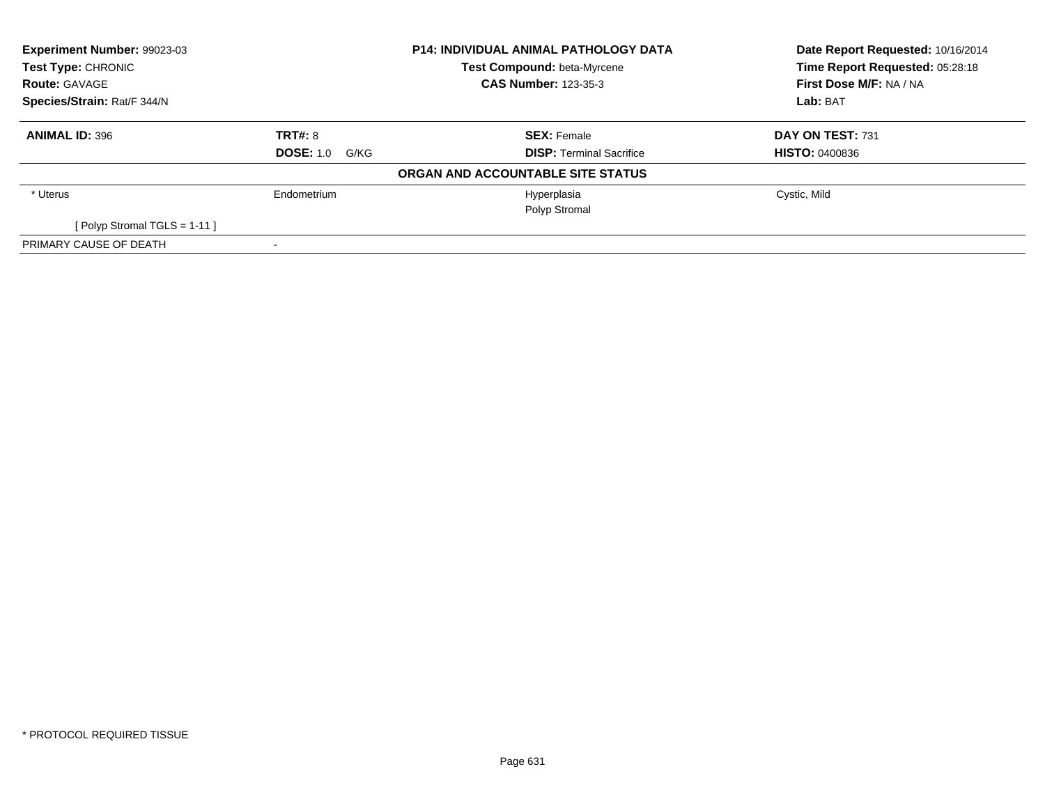**Experiment Number:** 99023-03
**Test Type:** CHRONIC
**Route:** GAVAGE
**Species/Strain:** Rat/F 344/N

**P14: INDIVIDUAL ANIMAL PATHOLOGY DATA**
**Test Compound:** beta-Myrcene
**CAS Number:** 123-35-3

**Date Report Requested:** 10/16/2014
**Time Report Requested:** 05:28:18
**First Dose M/F:** NA / NA
**Lab:** BAT

| **ANIMAL ID:** 396 | **TRT#:** 8 | **SEX:** Female | **DAY ON TEST:** 731 |
|---|---|---|---|
| | **DOSE:** 1.0 G/KG | **DISP:** Terminal Sacrifice | **HISTO:** 0400836 |

**ORGAN AND ACCOUNTABLE SITE STATUS**

| | | | |
|---|---|---|---|
| * Uterus | Endometrium | Hyperplasia | Cystic, Mild |
| | | Polyp Stromal | |
| [ Polyp Stromal TGLS = 1-11 ] | | | |
| PRIMARY CAUSE OF DEATH | - | | |

* PROTOCOL REQUIRED TISSUE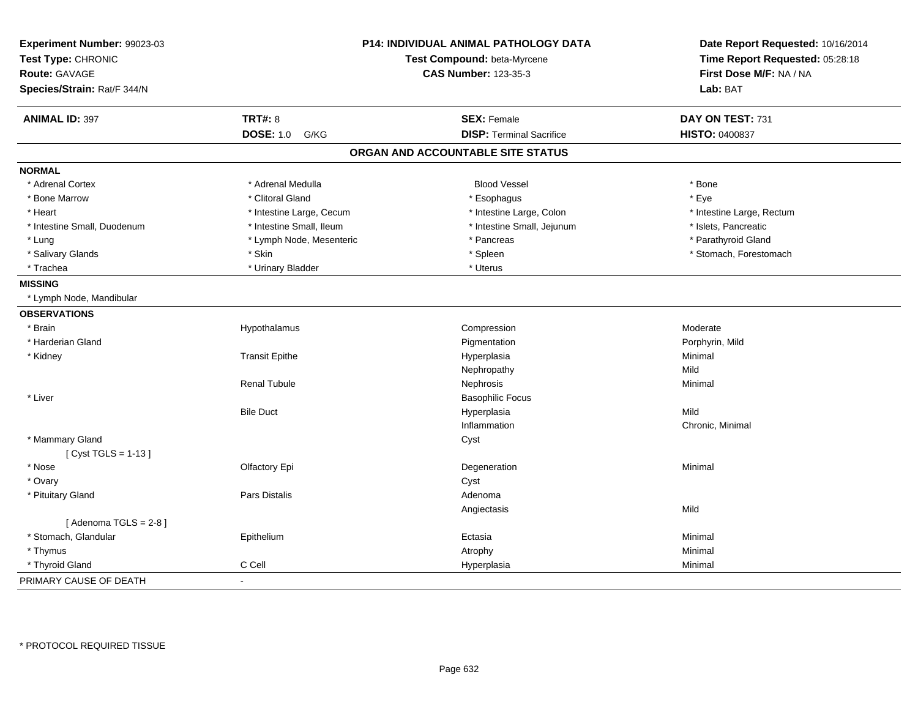**Experiment Number:** 99023-03
**Test Type:** CHRONIC
**Route:** GAVAGE
**Species/Strain:** Rat/F 344/N

**P14: INDIVIDUAL ANIMAL PATHOLOGY DATA**
**Test Compound:** beta-Myrcene
**CAS Number:** 123-35-3

**Date Report Requested:** 10/16/2014
**Time Report Requested:** 05:28:18
**First Dose M/F:** NA / NA
**Lab:** BAT

| **ANIMAL ID:** 397 | **TRT#:** 8 | **SEX:** Female | **DAY ON TEST:** 731 |
|---|---|---|---|
| | **DOSE:** 1.0 G/KG | **DISP:** Terminal Sacrifice | **HISTO:** 0400837 |

## ORGAN AND ACCOUNTABLE SITE STATUS

**NORMAL**

| | | | |
|---|---|---|---|
| * Adrenal Cortex | * Adrenal Medulla | Blood Vessel | * Bone |
| * Bone Marrow | * Clitoral Gland | * Esophagus | * Eye |
| * Heart | * Intestine Large, Cecum | * Intestine Large, Colon | * Intestine Large, Rectum |
| * Intestine Small, Duodenum | * Intestine Small, Ileum | * Intestine Small, Jejunum | * Islets, Pancreatic |
| * Lung | * Lymph Node, Mesenteric | * Pancreas | * Parathyroid Gland |
| * Salivary Glands | * Skin | * Spleen | * Stomach, Forestomach |
| * Trachea | * Urinary Bladder | * Uterus | |

**MISSING**

* Lymph Node, Mandibular

**OBSERVATIONS**

| | | | |
|---|---|---|---|
| * Brain | Hypothalamus | Compression | Moderate |
| * Harderian Gland | | Pigmentation | Porphyrin, Mild |
| * Kidney | Transit Epithe | Hyperplasia | Minimal |
| | | Nephropathy | Mild |
| | Renal Tubule | Nephrosis | Minimal |
| * Liver | | Basophilic Focus | |
| | Bile Duct | Hyperplasia | Mild |
| | | Inflammation | Chronic, Minimal |
| * Mammary Gland | | Cyst | |
| [ Cyst TGLS = 1-13 ] | | | |
| * Nose | Olfactory Epi | Degeneration | Minimal |
| * Ovary | | Cyst | |
| * Pituitary Gland | Pars Distalis | Adenoma | |
| | | Angiectasis | Mild |
| [ Adenoma TGLS = 2-8 ] | | | |
| * Stomach, Glandular | Epithelium | Ectasia | Minimal |
| * Thymus | | Atrophy | Minimal |
| * Thyroid Gland | C Cell | Hyperplasia | Minimal |

PRIMARY CAUSE OF DEATH -

* PROTOCOL REQUIRED TISSUE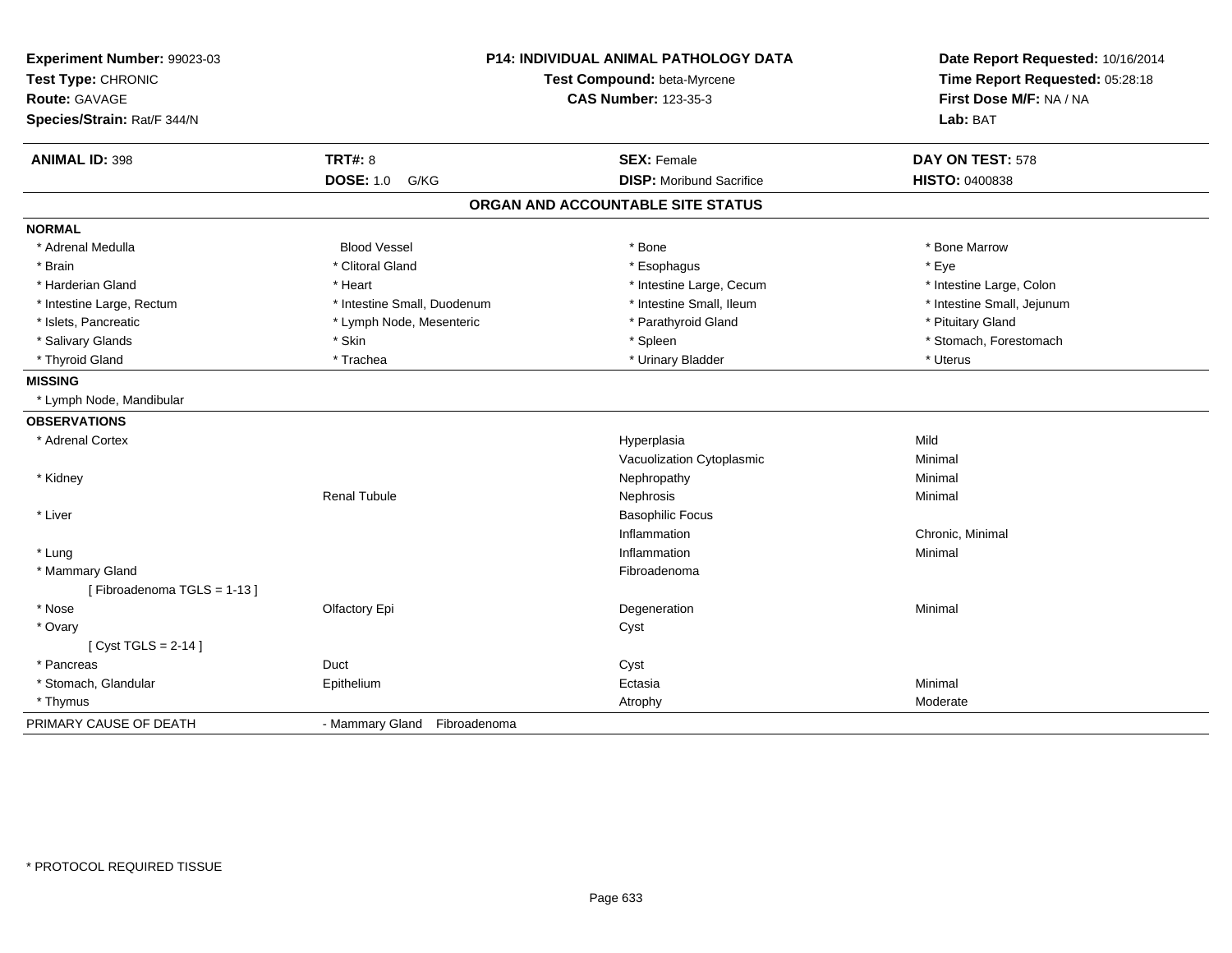**Experiment Number:** 99023-03
**Test Type:** CHRONIC
**Route:** GAVAGE
**Species/Strain:** Rat/F 344/N

**P14: INDIVIDUAL ANIMAL PATHOLOGY DATA**
**Test Compound:** beta-Myrcene
**CAS Number:** 123-35-3

**Date Report Requested:** 10/16/2014
**Time Report Requested:** 05:28:18
**First Dose M/F:** NA / NA
**Lab:** BAT

| **ANIMAL ID:** 398 | **TRT#:** 8 | **SEX:** Female | **DAY ON TEST:** 578 |
|---|---|---|---|
| | **DOSE:** 1.0 G/KG | **DISP:** Moribund Sacrifice | **HISTO:** 0400838 |

## ORGAN AND ACCOUNTABLE SITE STATUS

| | | | |
|---|---|---|---|
| **NORMAL** | | | |
| * Adrenal Medulla | Blood Vessel | * Bone | * Bone Marrow |
| * Brain | * Clitoral Gland | * Esophagus | * Eye |
| * Harderian Gland | * Heart | * Intestine Large, Cecum | * Intestine Large, Colon |
| * Intestine Large, Rectum | * Intestine Small, Duodenum | * Intestine Small, Ileum | * Intestine Small, Jejunum |
| * Islets, Pancreatic | * Lymph Node, Mesenteric | * Parathyroid Gland | * Pituitary Gland |
| * Salivary Glands | * Skin | * Spleen | * Stomach, Forestomach |
| * Thyroid Gland | * Trachea | * Urinary Bladder | * Uterus |
| **MISSING** | | | |
| * Lymph Node, Mandibular | | | |
| **OBSERVATIONS** | | | |
| * Adrenal Cortex | | Hyperplasia | Mild |
| | | Vacuolization Cytoplasmic | Minimal |
| * Kidney | | Nephropathy | Minimal |
| | Renal Tubule | Nephrosis | Minimal |
| * Liver | | Basophilic Focus | |
| | | Inflammation | Chronic, Minimal |
| * Lung | | Inflammation | Minimal |
| * Mammary Gland | | Fibroadenoma | |
| [ Fibroadenoma TGLS = 1-13 ] | | | |
| * Nose | Olfactory Epi | Degeneration | Minimal |
| * Ovary | | Cyst | |
| [ Cyst TGLS = 2-14 ] | | | |
| * Pancreas | Duct | Cyst | |
| * Stomach, Glandular | Epithelium | Ectasia | Minimal |
| * Thymus | | Atrophy | Moderate |
| PRIMARY CAUSE OF DEATH | - Mammary Gland Fibroadenoma | | |

\* PROTOCOL REQUIRED TISSUE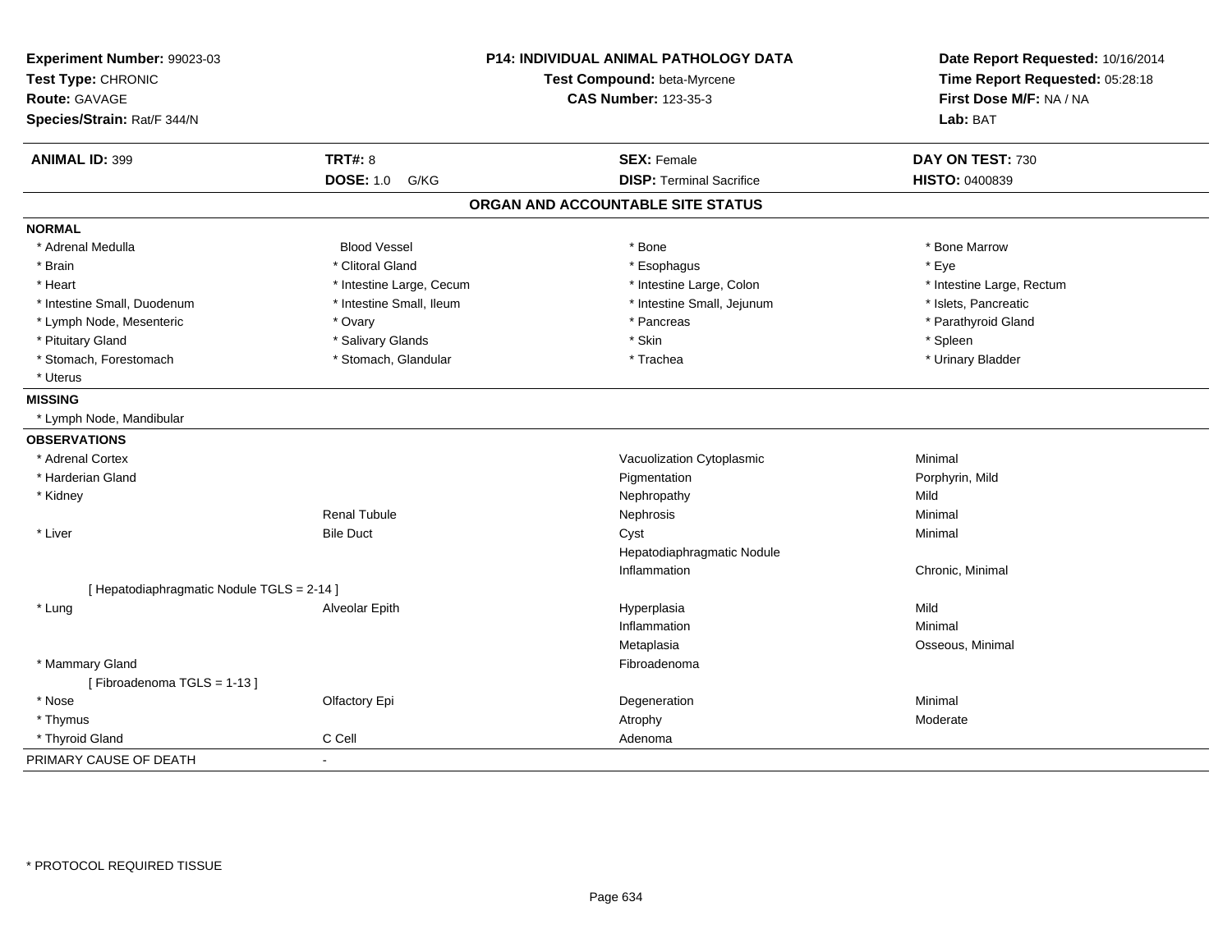**Experiment Number:** 99023-03
**Test Type:** CHRONIC
**Route:** GAVAGE
**Species/Strain:** Rat/F 344/N

**P14: INDIVIDUAL ANIMAL PATHOLOGY DATA**
**Test Compound:** beta-Myrcene
**CAS Number:** 123-35-3

**Date Report Requested:** 10/16/2014
**Time Report Requested:** 05:28:18
**First Dose M/F:** NA / NA
**Lab:** BAT

| **ANIMAL ID:** 399 | **TRT#:** 8 | **SEX:** Female | **DAY ON TEST:** 730 |
|---|---|---|---|
| | **DOSE:** 1.0 G/KG | **DISP:** Terminal Sacrifice | **HISTO:** 0400839 |

## ORGAN AND ACCOUNTABLE SITE STATUS

**NORMAL**

| | | | |
|---|---|---|---|
| * Adrenal Medulla | Blood Vessel | * Bone | * Bone Marrow |
| * Brain | * Clitoral Gland | * Esophagus | * Eye |
| * Heart | * Intestine Large, Cecum | * Intestine Large, Colon | * Intestine Large, Rectum |
| * Intestine Small, Duodenum | * Intestine Small, Ileum | * Intestine Small, Jejunum | * Islets, Pancreatic |
| * Lymph Node, Mesenteric | * Ovary | * Pancreas | * Parathyroid Gland |
| * Pituitary Gland | * Salivary Glands | * Skin | * Spleen |
| * Stomach, Forestomach | * Stomach, Glandular | * Trachea | * Urinary Bladder |
| * Uterus | | | |

**MISSING**

* Lymph Node, Mandibular

**OBSERVATIONS**

| | | | |
|---|---|---|---|
| * Adrenal Cortex | | Vacuolization Cytoplasmic | Minimal |
| * Harderian Gland | | Pigmentation | Porphyrin, Mild |
| * Kidney | | Nephropathy | Mild |
| | Renal Tubule | Nephrosis | Minimal |
| * Liver | Bile Duct | Cyst | Minimal |
| | | Hepatodiaphragmatic Nodule | |
| | | Inflammation | Chronic, Minimal |
| [ Hepatodiaphragmatic Nodule TGLS = 2-14 ] | | | |
| * Lung | Alveolar Epith | Hyperplasia | Mild |
| | | Inflammation | Minimal |
| | | Metaplasia | Osseous, Minimal |
| * Mammary Gland | | Fibroadenoma | |
| [ Fibroadenoma TGLS = 1-13 ] | | | |
| * Nose | Olfactory Epi | Degeneration | Minimal |
| * Thymus | | Atrophy | Moderate |
| * Thyroid Gland | C Cell | Adenoma | |

PRIMARY CAUSE OF DEATH -

* PROTOCOL REQUIRED TISSUE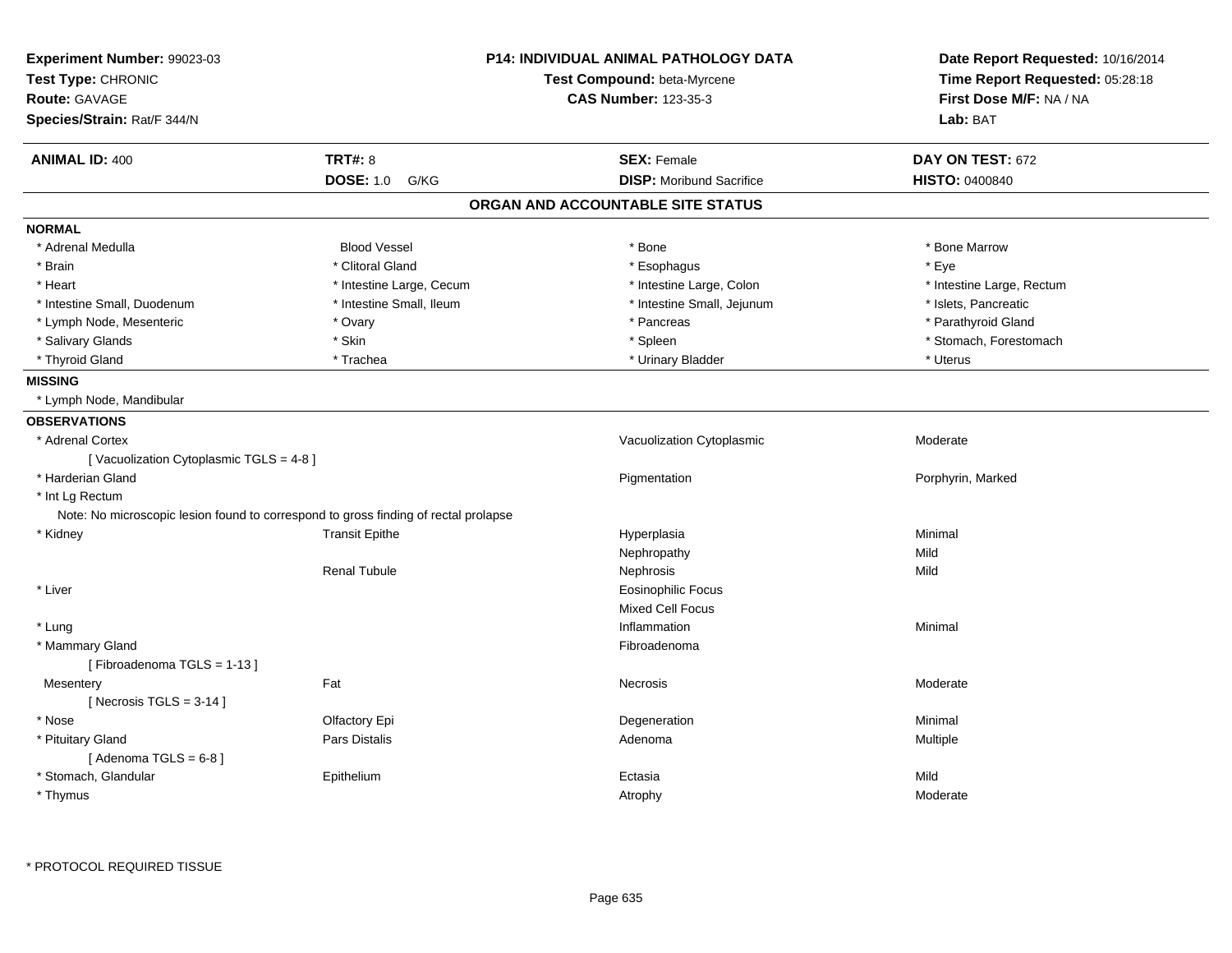**Experiment Number:** 99023-03
**Test Type:** CHRONIC
**Route:** GAVAGE
**Species/Strain:** Rat/F 344/N

**P14: INDIVIDUAL ANIMAL PATHOLOGY DATA**
**Test Compound:** beta-Myrcene
**CAS Number:** 123-35-3

**Date Report Requested:** 10/16/2014
**Time Report Requested:** 05:28:18
**First Dose M/F:** NA / NA
**Lab:** BAT

| **ANIMAL ID:** 400 | **TRT#:** 8 | **SEX:** Female | **DAY ON TEST:** 672 |
|---|---|---|---|
| | **DOSE:** 1.0 G/KG | **DISP:** Moribund Sacrifice | **HISTO:** 0400840 |

## ORGAN AND ACCOUNTABLE SITE STATUS

**NORMAL**

| | | | |
|---|---|---|---|
| * Adrenal Medulla | Blood Vessel | * Bone | * Bone Marrow |
| * Brain | * Clitoral Gland | * Esophagus | * Eye |
| * Heart | * Intestine Large, Cecum | * Intestine Large, Colon | * Intestine Large, Rectum |
| * Intestine Small, Duodenum | * Intestine Small, Ileum | * Intestine Small, Jejunum | * Islets, Pancreatic |
| * Lymph Node, Mesenteric | * Ovary | * Pancreas | * Parathyroid Gland |
| * Salivary Glands | * Skin | * Spleen | * Stomach, Forestomach |
| * Thyroid Gland | * Trachea | * Urinary Bladder | * Uterus |

**MISSING**

* Lymph Node, Mandibular

**OBSERVATIONS**

| | | | |
|---|---|---|---|
| * Adrenal Cortex | | Vacuolization Cytoplasmic | Moderate |
| [ Vacuolization Cytoplasmic TGLS = 4-8 ] | | | |
| * Harderian Gland | | Pigmentation | Porphyrin, Marked |
| * Int Lg Rectum | | | |
| Note: No microscopic lesion found to correspond to gross finding of rectal prolapse | | | |
| * Kidney | Transit Epithe | Hyperplasia | Minimal |
| | | Nephropathy | Mild |
| | Renal Tubule | Nephrosis | Mild |
| * Liver | | Eosinophilic Focus | |
| | | Mixed Cell Focus | |
| * Lung | | Inflammation | Minimal |
| * Mammary Gland | | Fibroadenoma | |
| [ Fibroadenoma TGLS = 1-13 ] | | | |
| Mesentery | Fat | Necrosis | Moderate |
| [ Necrosis TGLS = 3-14 ] | | | |
| * Nose | Olfactory Epi | Degeneration | Minimal |
| * Pituitary Gland | Pars Distalis | Adenoma | Multiple |
| [ Adenoma TGLS = 6-8 ] | | | |
| * Stomach, Glandular | Epithelium | Ectasia | Mild |
| * Thymus | | Atrophy | Moderate |

* PROTOCOL REQUIRED TISSUE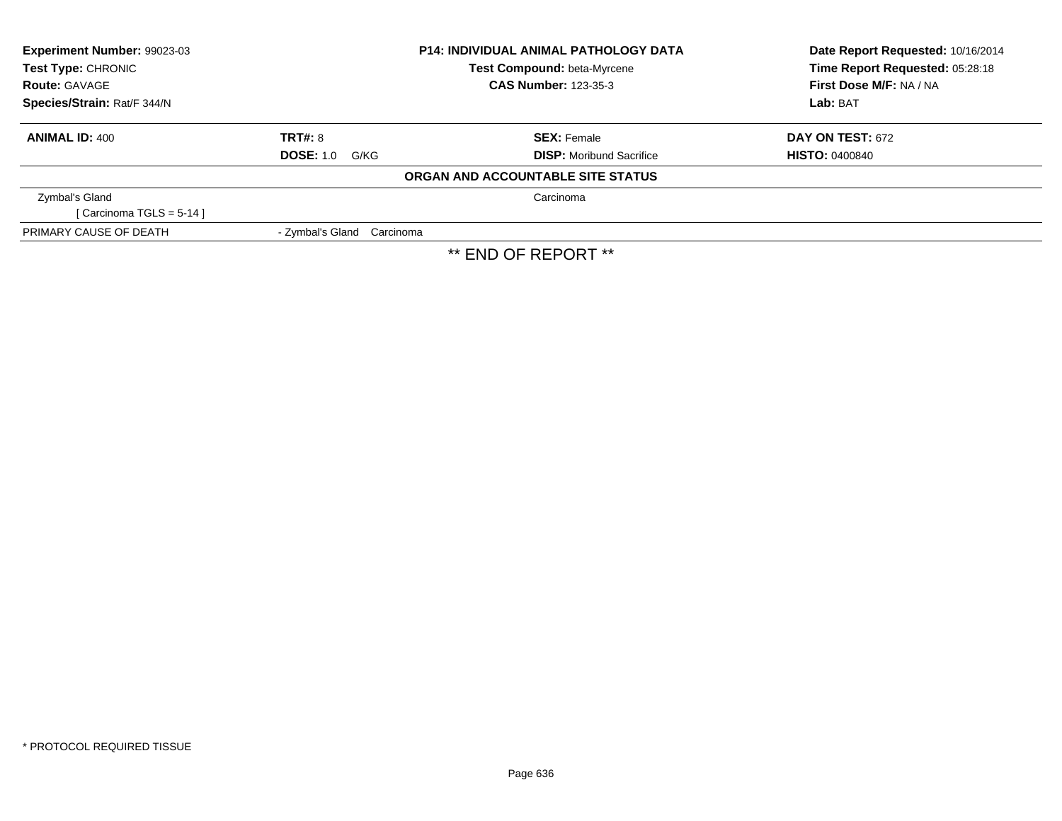**Experiment Number:** 99023-03
**Test Type:** CHRONIC
**Route:** GAVAGE
**Species/Strain:** Rat/F 344/N

**P14: INDIVIDUAL ANIMAL PATHOLOGY DATA**
**Test Compound:** beta-Myrcene
**CAS Number:** 123-35-3

**Date Report Requested:** 10/16/2014
**Time Report Requested:** 05:28:18
**First Dose M/F:** NA / NA
**Lab:** BAT

| | | | |
|---|---|---|---|
| **ANIMAL ID:** 400 | **TRT#:** 8 | **SEX:** Female | **DAY ON TEST:** 672 |
| | **DOSE:** 1.0 G/KG | **DISP:** Moribund Sacrifice | **HISTO:** 0400840 |

**ORGAN AND ACCOUNTABLE SITE STATUS**

| | | |
|---|---|---|
| Zymbal's Gland [ Carcinoma TGLS = 5-14 ] | | Carcinoma |
| PRIMARY CAUSE OF DEATH | - Zymbal's Gland Carcinoma | |

** END OF REPORT **

* PROTOCOL REQUIRED TISSUE